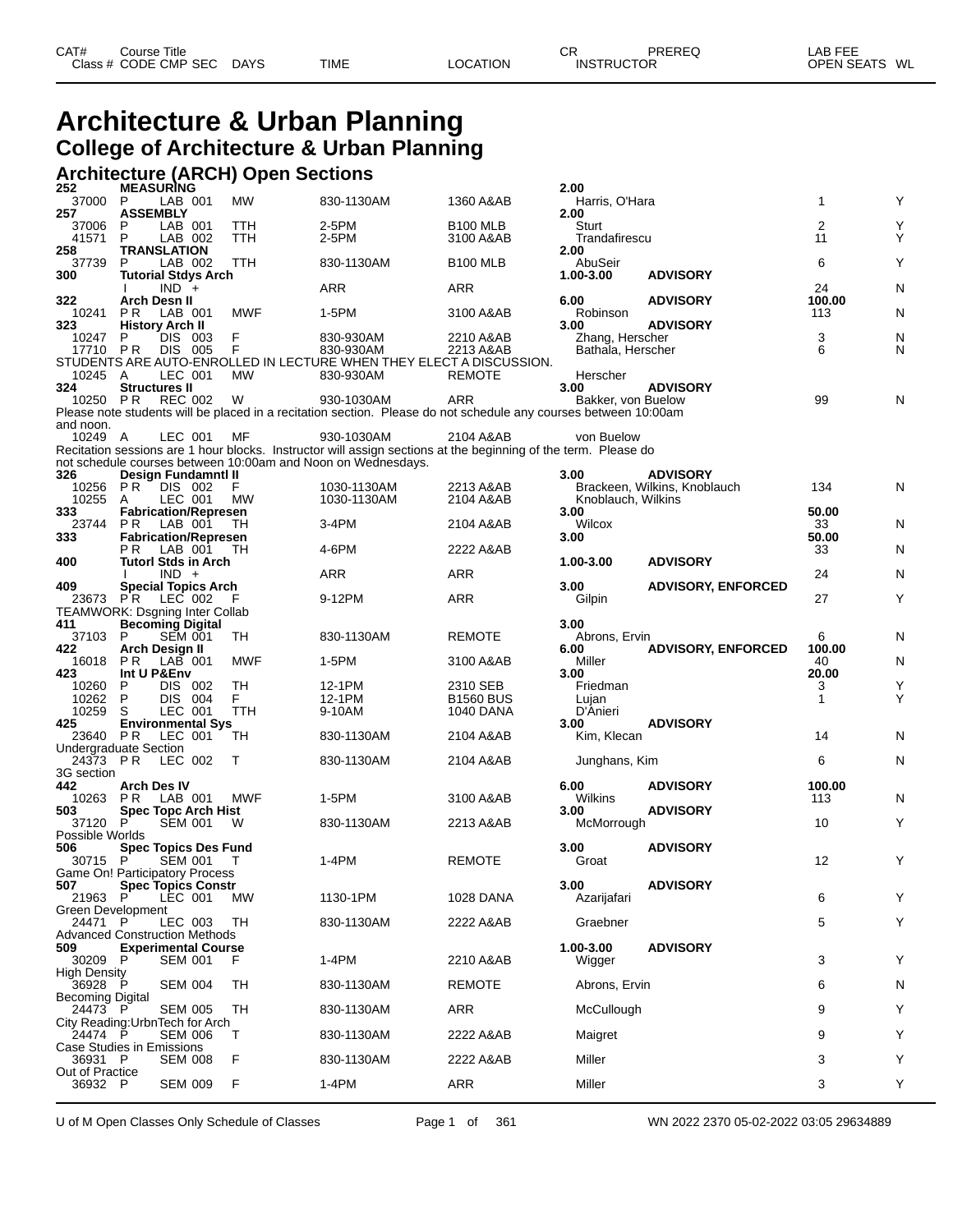| CAT# Class # | Course Title CODE | CMP | SEC | DAYS | TIME | LOCATION | CR INSTRUCTOR | PREREQ | LAB FEE OPEN SEATS | WL |
|---|---|---|---|---|---|---|---|---|---|---|

# Architecture & Urban Planning

## College of Architecture & Urban Planning

### Architecture (ARCH) Open Sections

| CAT# / Class # | CODE | CMP | SEC | DAYS | TIME | LOCATION | CR / INSTRUCTOR | PREREQ | LAB FEE / OPEN SEATS | WL |
|---|---|---|---|---|---|---|---|---|---|---|
| **252** | **MEASURING** | | | | | | **2.00** | | | |
| 37000 | P | LAB | 001 | MW | 830-1130AM | 1360 A&AB | Harris, O'Hara | | 1 | Y |
| **257** | **ASSEMBLY** | | | | | | **2.00** | | | |
| 37006 | P | LAB | 001 | TTH | 2-5PM | B100 MLB | Sturt | | 2 | Y |
| 41571 | P | LAB | 002 | TTH | 2-5PM | 3100 A&AB | Trandafirescu | | 11 | Y |
| **258** | **TRANSLATION** | | | | | | **2.00** | | | |
| 37739 | P | LAB | 002 | TTH | 830-1130AM | B100 MLB | AbuSeir | | 6 | Y |
| **300** | **Tutorial Stdys Arch** | | | | | | **1.00-3.00** | **ADVISORY** | | |
| | I | IND | + | | ARR | ARR | | | 24 | N |
| **322** | **Arch Desn II** | | | | | | **6.00** | **ADVISORY** | **100.00** | |
| 10241 | P R | LAB | 001 | MWF | 1-5PM | 3100 A&AB | Robinson | | 113 | N |
| **323** | **History Arch II** | | | | | | **3.00** | **ADVISORY** | | |
| 10247 | P | DIS | 003 | F | 830-930AM | 2210 A&AB | Zhang, Herscher | | 3 | N |
| 17710 | P R | DIS | 005 | F | 830-930AM | 2213 A&AB | Bathala, Herscher | | 6 | N |
| STUDENTS ARE AUTO-ENROLLED IN LECTURE WHEN THEY ELECT A DISCUSSION. | | | | | | | | | | |
| 10245 | A | LEC | 001 | MW | 830-930AM | REMOTE | Herscher | | | |
| **324** | **Structures II** | | | | | | **3.00** | **ADVISORY** | | |
| 10250 | P R | REC | 002 | W | 930-1030AM | ARR | Bakker, von Buelow | | 99 | N |
| Please note students will be placed in a recitation section. Please do not schedule any courses between 10:00am and noon. | | | | | | | | | | |
| 10249 | A | LEC | 001 | MF | 930-1030AM | 2104 A&AB | von Buelow | | | |
| Recitation sessions are 1 hour blocks. Instructor will assign sections at the beginning of the term. Please do not schedule courses between 10:00am and Noon on Wednesdays. | | | | | | | | | | |
| **326** | **Design Fundamntl II** | | | | | | **3.00** | **ADVISORY** | | |
| 10256 | P R | DIS | 002 | F | 1030-1130AM | 2213 A&AB | Brackeen, Wilkins, Knoblauch | | 134 | N |
| 10255 | A | LEC | 001 | MW | 1030-1130AM | 2104 A&AB | Knoblauch, Wilkins | | | |
| **333** | **Fabrication/Represen** | | | | | | **3.00** | | **50.00** | |
| 23744 | P R | LAB | 001 | TH | 3-4PM | 2104 A&AB | Wilcox | | 33 | N |
| **333** | **Fabrication/Represen** | | | | | | **3.00** | | **50.00** | |
| | P R | LAB | 001 | TH | 4-6PM | 2222 A&AB | | | 33 | N |
| **400** | **Tutorl Stds in Arch** | | | | | | **1.00-3.00** | **ADVISORY** | | |
| | I | IND | + | | ARR | ARR | | | 24 | N |
| **409** | **Special Topics Arch** | | | | | | **3.00** | **ADVISORY, ENFORCED** | | |
| 23673 | P R | LEC | 002 | F | 9-12PM | ARR | Gilpin | | 27 | Y |
| TEAMWORK: Dsgning Inter Collab | | | | | | | | | | |
| **411** | **Becoming Digital** | | | | | | **3.00** | | | |
| 37103 | P | SEM | 001 | TH | 830-1130AM | REMOTE | Abrons, Ervin | | 6 | N |
| **422** | **Arch Design II** | | | | | | **6.00** | **ADVISORY, ENFORCED** | **100.00** | |
| 16018 | P R | LAB | 001 | MWF | 1-5PM | 3100 A&AB | Miller | | 40 | N |
| **423** | **Int U P&Env** | | | | | | **3.00** | | **20.00** | |
| 10260 | P | DIS | 002 | TH | 12-1PM | 2310 SEB | Friedman | | 3 | Y |
| 10262 | P | DIS | 004 | F | 12-1PM | B1560 BUS | Lujan | | 1 | Y |
| 10259 | S | LEC | 001 | TTH | 9-10AM | 1040 DANA | D'Anieri | | | |
| **425** | **Environmental Sys** | | | | | | **3.00** | **ADVISORY** | | |
| 23640 | P R | LEC | 001 | TH | 830-1130AM | 2104 A&AB | Kim, Klecan | | 14 | N |
| Undergraduate Section | | | | | | | | | | |
| 24373 | P R | LEC | 002 | T | 830-1130AM | 2104 A&AB | Junghans, Kim | | 6 | N |
| 3G section | | | | | | | | | | |
| **442** | **Arch Des IV** | | | | | | **6.00** | **ADVISORY** | **100.00** | |
| 10263 | P R | LAB | 001 | MWF | 1-5PM | 3100 A&AB | Wilkins | | 113 | N |
| **503** | **Spec Topc Arch Hist** | | | | | | **3.00** | **ADVISORY** | | |
| 37120 | P | SEM | 001 | W | 830-1130AM | 2213 A&AB | McMorrough | | 10 | Y |
| Possible Worlds | | | | | | | | | | |
| **506** | **Spec Topics Des Fund** | | | | | | **3.00** | **ADVISORY** | | |
| 30715 | P | SEM | 001 | T | 1-4PM | REMOTE | Groat | | 12 | Y |
| Game On! Participatory Process | | | | | | | | | | |
| **507** | **Spec Topics Constr** | | | | | | **3.00** | **ADVISORY** | | |
| 21963 | P | LEC | 001 | MW | 1130-1PM | 1028 DANA | Azarijafari | | 6 | Y |
| Green Development | | | | | | | | | | |
| 24471 | P | LEC | 003 | TH | 830-1130AM | 2222 A&AB | Graebner | | 5 | Y |
| Advanced Construction Methods | | | | | | | | | | |
| **509** | **Experimental Course** | | | | | | **1.00-3.00** | **ADVISORY** | | |
| 30209 | P | SEM | 001 | F | 1-4PM | 2210 A&AB | Wigger | | 3 | Y |
| High Density | | | | | | | | | | |
| 36928 | P | SEM | 004 | TH | 830-1130AM | REMOTE | Abrons, Ervin | | 6 | N |
| Becoming Digital | | | | | | | | | | |
| 24473 | P | SEM | 005 | TH | 830-1130AM | ARR | McCullough | | 9 | Y |
| City Reading:UrbnTech for Arch | | | | | | | | | | |
| 24474 | P | SEM | 006 | T | 830-1130AM | 2222 A&AB | Maigret | | 9 | Y |
| Case Studies in Emissions | | | | | | | | | | |
| 36931 | P | SEM | 008 | F | 830-1130AM | 2222 A&AB | Miller | | 3 | Y |
| Out of Practice | | | | | | | | | | |
| 36932 | P | SEM | 009 | F | 1-4PM | ARR | Miller | | 3 | Y |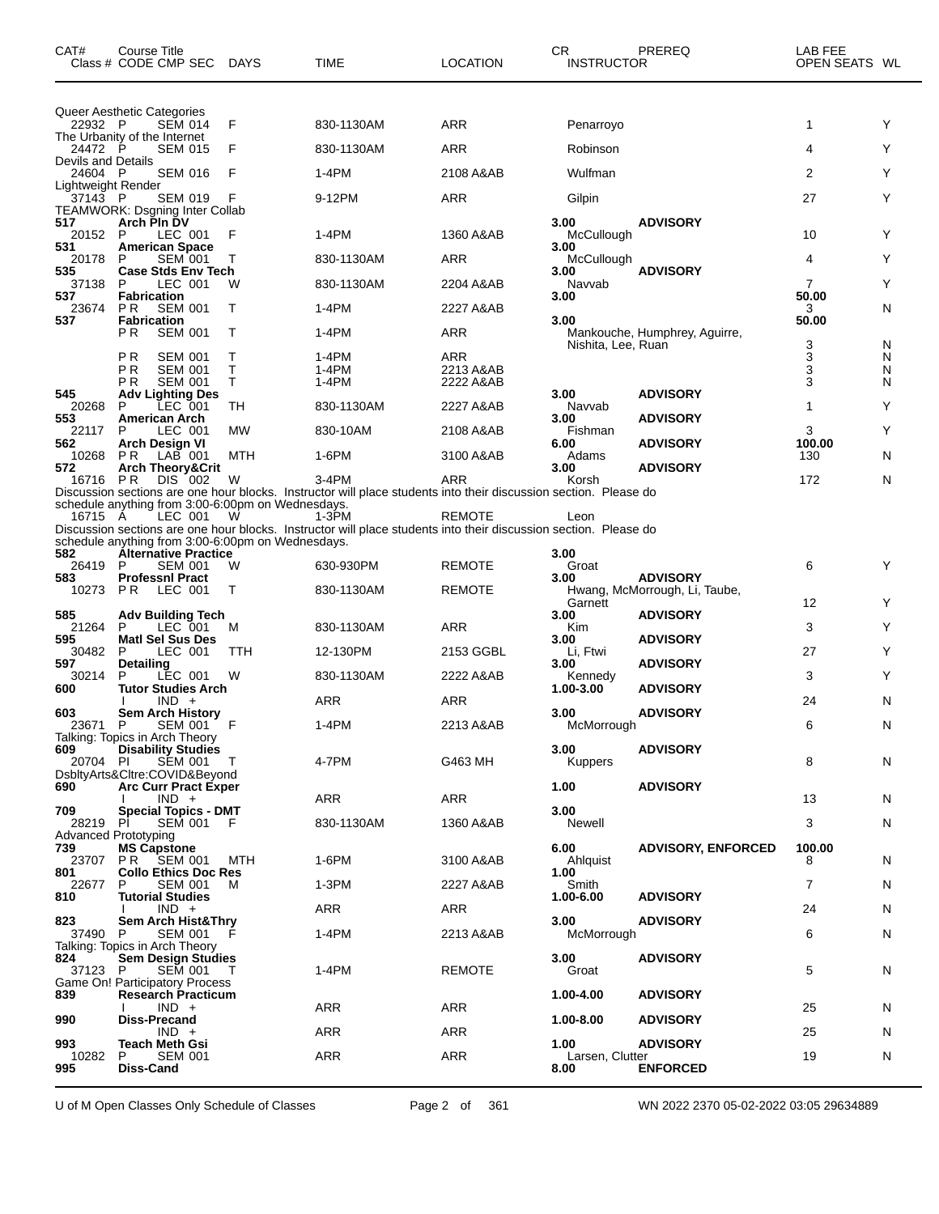| CAT# Class # | Course Title CODE CMP SEC | DAYS | TIME | LOCATION | CR INSTRUCTOR | PREREQ | LAB FEE OPEN SEATS | WL |
|---|---|---|---|---|---|---|---|---|
| | Queer Aesthetic Categories | | | | | | | |
| 22932 | P SEM 014 | F | 830-1130AM | ARR | Penarroyo | | 1 | Y |
| | The Urbanity of the Internet | | | | | | | |
| 24472 | P SEM 015 | F | 830-1130AM | ARR | Robinson | | 4 | Y |
| | Devils and Details | | | | | | | |
| 24604 | P SEM 016 | F | 1-4PM | 2108 A&AB | Wulfman | | 2 | Y |
| | Lightweight Render | | | | | | | |
| 37143 | P SEM 019 | F | 9-12PM | ARR | Gilpin | | 27 | Y |
| | TEAMWORK: Dsgning Inter Collab | | | | | | | |
| **517** | **Arch Pln DV** | | | | **3.00** | **ADVISORY** | | |
| 20152 | P LEC 001 | F | 1-4PM | 1360 A&AB | McCullough | | 10 | Y |
| **531** | **American Space** | | | | **3.00** | | | |
| 20178 | P SEM 001 | T | 830-1130AM | ARR | McCullough | | 4 | Y |
| **535** | **Case Stds Env Tech** | | | | **3.00** | **ADVISORY** | | |
| 37138 | P LEC 001 | W | 830-1130AM | 2204 A&AB | Navvab | | 7 | Y |
| **537** | **Fabrication** | | | | **3.00** | | **50.00** | |
| 23674 | P R SEM 001 | T | 1-4PM | 2227 A&AB | | | 3 | N |
| **537** | **Fabrication** | | | | **3.00** | | **50.00** | |
| | P R SEM 001 | T | 1-4PM | ARR | Mankouche, Humphrey, Aguirre, Nishita, Lee, Ruan | | 3 | N |
| | P R SEM 001 | T | 1-4PM | ARR | | | 3 | N |
| | P R SEM 001 | T | 1-4PM | 2213 A&AB | | | 3 | N |
| | P R SEM 001 | T | 1-4PM | 2222 A&AB | | | 3 | N |
| **545** | **Adv Lighting Des** | | | | **3.00** | **ADVISORY** | | |
| 20268 | P LEC 001 | TH | 830-1130AM | 2227 A&AB | Navvab | | 1 | Y |
| **553** | **American Arch** | | | | **3.00** | **ADVISORY** | | |
| 22117 | P LEC 001 | MW | 830-10AM | 2108 A&AB | Fishman | | 3 | Y |
| **562** | **Arch Design VI** | | | | **6.00** | **ADVISORY** | **100.00** | |
| 10268 | P R LAB 001 | MTH | 1-6PM | 3100 A&AB | Adams | | 130 | N |
| **572** | **Arch Theory&Crit** | | | | **3.00** | **ADVISORY** | | |
| 16716 | P R DIS 002 | W | 3-4PM | ARR | Korsh | | 172 | N |
| | Discussion sections are one hour blocks. Instructor will place students into their discussion section. Please do schedule anything from 3:00-6:00pm on Wednesdays. | | | | | | | |
| 16715 | A LEC 001 | W | 1-3PM | REMOTE | Leon | | | |
| | Discussion sections are one hour blocks. Instructor will place students into their discussion section. Please do schedule anything from 3:00-6:00pm on Wednesdays. | | | | | | | |
| **582** | **Alternative Practice** | | | | **3.00** | | | |
| 26419 | P SEM 001 | W | 630-930PM | REMOTE | Groat | | 6 | Y |
| **583** | **Professnl Pract** | | | | **3.00** | **ADVISORY** | | |
| 10273 | P R LEC 001 | T | 830-1130AM | REMOTE | Hwang, McMorrough, Li, Taube, Garnett | | 12 | Y |
| **585** | **Adv Building Tech** | | | | **3.00** | **ADVISORY** | | |
| 21264 | P LEC 001 | M | 830-1130AM | ARR | Kim | | 3 | Y |
| **595** | **Matl Sel Sus Des** | | | | **3.00** | **ADVISORY** | | |
| 30482 | P LEC 001 | TTH | 12-130PM | 2153 GGBL | Li, Ftwi | | 27 | Y |
| **597** | **Detailing** | | | | **3.00** | **ADVISORY** | | |
| 30214 | P LEC 001 | W | 830-1130AM | 2222 A&AB | Kennedy | | 3 | Y |
| **600** | **Tutor Studies Arch** | | | | **1.00-3.00** | **ADVISORY** | | |
| | I IND + | | ARR | ARR | | | 24 | N |
| **603** | **Sem Arch History** | | | | **3.00** | **ADVISORY** | | |
| 23671 | P SEM 001 | F | 1-4PM | 2213 A&AB | McMorrough | | 6 | N |
| | Talking: Topics in Arch Theory | | | | | | | |
| **609** | **Disability Studies** | | | | **3.00** | **ADVISORY** | | |
| 20704 | PI SEM 001 | T | 4-7PM | G463 MH | Kuppers | | 8 | N |
| | DsbltyArts&Cltre:COVID&Beyond | | | | | | | |
| **690** | **Arc Curr Pract Exper** | | | | **1.00** | **ADVISORY** | | |
| | I IND + | | ARR | ARR | | | 13 | N |
| **709** | **Special Topics - DMT** | | | | **3.00** | | | |
| 28219 | PI SEM 001 | F | 830-1130AM | 1360 A&AB | Newell | | 3 | N |
| | Advanced Prototyping | | | | | | | |
| **739** | **MS Capstone** | | | | **6.00** | **ADVISORY, ENFORCED** | **100.00** | |
| 23707 | P R SEM 001 | MTH | 1-6PM | 3100 A&AB | Ahlquist | | 8 | N |
| **801** | **Collo Ethics Doc Res** | | | | **1.00** | | | |
| 22677 | P SEM 001 | M | 1-3PM | 2227 A&AB | Smith | | 7 | N |
| **810** | **Tutorial Studies** | | | | **1.00-6.00** | **ADVISORY** | | |
| | I IND + | | ARR | ARR | | | 24 | N |
| **823** | **Sem Arch Hist&Thry** | | | | **3.00** | **ADVISORY** | | |
| 37490 | P SEM 001 | F | 1-4PM | 2213 A&AB | McMorrough | | 6 | N |
| | Talking: Topics in Arch Theory | | | | | | | |
| **824** | **Sem Design Studies** | | | | **3.00** | **ADVISORY** | | |
| 37123 | P SEM 001 | T | 1-4PM | REMOTE | Groat | | 5 | N |
| | Game On! Participatory Process | | | | | | | |
| **839** | **Research Practicum** | | | | **1.00-4.00** | **ADVISORY** | | |
| | I IND + | | ARR | ARR | | | 25 | N |
| **990** | **Diss-Precand** | | | | **1.00-8.00** | **ADVISORY** | | |
| | IND + | | ARR | ARR | | | 25 | N |
| **993** | **Teach Meth Gsi** | | | | **1.00** | **ADVISORY** | | |
| 10282 | P SEM 001 | | ARR | ARR | Larsen, Clutter | | 19 | N |
| **995** | **Diss-Cand** | | | | **8.00** | **ENFORCED** | | |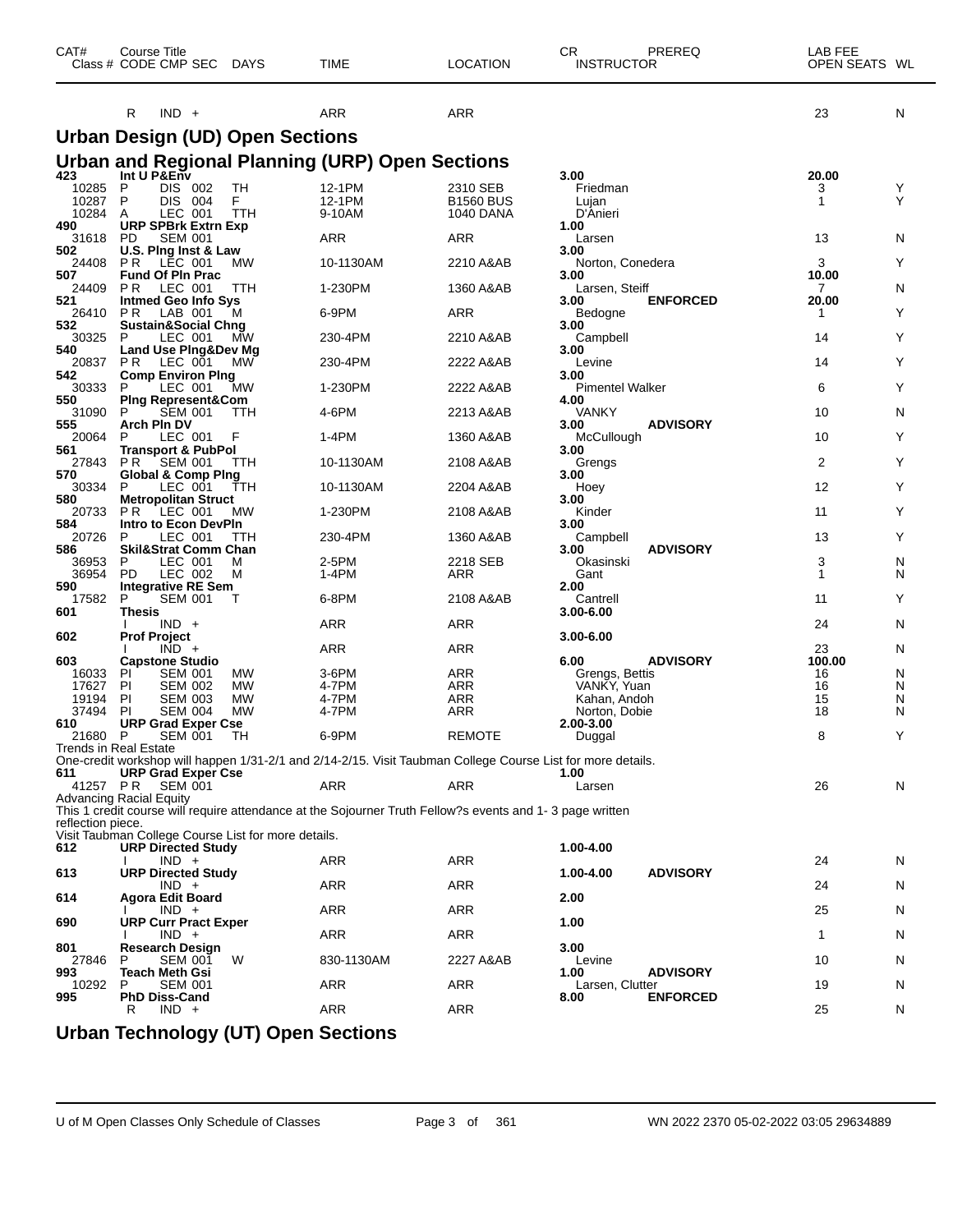| CAT# Class # | Course Title CODE CMP SEC | DAYS | TIME | LOCATION | CR INSTRUCTOR | PREREQ | LAB FEE OPEN SEATS | WL |
|---|---|---|---|---|---|---|---|---|
| | R IND + | | ARR | ARR | | | 23 | N |

## Urban Design (UD) Open Sections

## Urban and Regional Planning (URP) Open Sections

| CAT# Class # | Course Title CODE CMP SEC | DAYS | TIME | LOCATION | CR INSTRUCTOR | PREREQ | LAB FEE OPEN SEATS | WL |
|---|---|---|---|---|---|---|---|---|
| **423** | **Int U P&Env** | | | | **3.00** | | **20.00** | |
| 10285 | P DIS 002 | TH | 12-1PM | 2310 SEB | Friedman | | 3 | Y |
| 10287 | P DIS 004 | F | 12-1PM | B1560 BUS | Lujan | | 1 | Y |
| 10284 | A LEC 001 | TTH | 9-10AM | 1040 DANA | D'Anieri | | | |
| **490** | **URP SPBrk Extrn Exp** | | | | **1.00** | | | |
| 31618 | PD SEM 001 | | ARR | ARR | Larsen | | 13 | N |
| **502** | **U.S. Plng Inst & Law** | | | | **3.00** | | | |
| 24408 | P R LEC 001 | MW | 10-1130AM | 2210 A&AB | Norton, Conedera | | 3 | Y |
| **507** | **Fund Of Pln Prac** | | | | **3.00** | | **10.00** | |
| 24409 | P R LEC 001 | TTH | 1-230PM | 1360 A&AB | Larsen, Steiff | | 7 | N |
| **521** | **Intmed Geo Info Sys** | | | | **3.00** | **ENFORCED** | **20.00** | |
| 26410 | P R LAB 001 | M | 6-9PM | ARR | Bedogne | | 1 | Y |
| **532** | **Sustain&Social Chng** | | | | **3.00** | | | |
| 30325 | P LEC 001 | MW | 230-4PM | 2210 A&AB | Campbell | | 14 | Y |
| **540** | **Land Use Plng&Dev Mg** | | | | **3.00** | | | |
| 20837 | P R LEC 001 | MW | 230-4PM | 2222 A&AB | Levine | | 14 | Y |
| **542** | **Comp Environ Plng** | | | | **3.00** | | | |
| 30333 | P LEC 001 | MW | 1-230PM | 2222 A&AB | Pimentel Walker | | 6 | Y |
| **550** | **Plng Represent&Com** | | | | **4.00** | | | |
| 31090 | P SEM 001 | TTH | 4-6PM | 2213 A&AB | VANKY | | 10 | N |
| **555** | **Arch Pln DV** | | | | **3.00** | **ADVISORY** | | |
| 20064 | P LEC 001 | F | 1-4PM | 1360 A&AB | McCullough | | 10 | Y |
| **561** | **Transport & PubPol** | | | | **3.00** | | | |
| 27843 | P R SEM 001 | TTH | 10-1130AM | 2108 A&AB | Grengs | | 2 | Y |
| **570** | **Global & Comp Plng** | | | | **3.00** | | | |
| 30334 | P LEC 001 | TTH | 10-1130AM | 2204 A&AB | Hoey | | 12 | Y |
| **580** | **Metropolitan Struct** | | | | **3.00** | | | |
| 20733 | P R LEC 001 | MW | 1-230PM | 2108 A&AB | Kinder | | 11 | Y |
| **584** | **Intro to Econ DevPln** | | | | **3.00** | | | |
| 20726 | P LEC 001 | TTH | 230-4PM | 1360 A&AB | Campbell | | 13 | Y |
| **586** | **Skil&Strat Comm Chan** | | | | **3.00** | **ADVISORY** | | |
| 36953 | P LEC 001 | M | 2-5PM | 2218 SEB | Okasinski | | 3 | N |
| 36954 | PD LEC 002 | M | 1-4PM | ARR | Gant | | 1 | N |
| **590** | **Integrative RE Sem** | | | | **2.00** | | | |
| 17582 | P SEM 001 | T | 6-8PM | 2108 A&AB | Cantrell | | 11 | Y |
| **601** | **Thesis** | | | | **3.00-6.00** | | | |
| | I IND + | | ARR | ARR | | | 24 | N |
| **602** | **Prof Project** | | | | **3.00-6.00** | | | |
| | I IND + | | ARR | ARR | | | 23 | N |
| **603** | **Capstone Studio** | | | | **6.00** | **ADVISORY** | **100.00** | |
| 16033 | PI SEM 001 | MW | 3-6PM | ARR | Grengs, Bettis | | 16 | N |
| 17627 | PI SEM 002 | MW | 4-7PM | ARR | VANKY, Yuan | | 16 | N |
| 19194 | PI SEM 003 | MW | 4-7PM | ARR | Kahan, Andoh | | 15 | N |
| 37494 | PI SEM 004 | MW | 4-7PM | ARR | Norton, Dobie | | 18 | N |
| **610** | **URP Grad Exper Cse** | | | | **2.00-3.00** | | | |
| 21680 | P SEM 001 | TH | 6-9PM | REMOTE | Duggal | | 8 | Y |

Trends in Real Estate
One-credit workshop will happen 1/31-2/1 and 2/14-2/15. Visit Taubman College Course List for more details.

| CAT# Class # | Course Title CODE CMP SEC | DAYS | TIME | LOCATION | CR INSTRUCTOR | PREREQ | LAB FEE OPEN SEATS | WL |
|---|---|---|---|---|---|---|---|---|
| **611** | **URP Grad Exper Cse** | | | | **1.00** | | | |
| 41257 | P R SEM 001 | | ARR | ARR | Larsen | | 26 | N |

Advancing Racial Equity
This 1 credit course will require attendance at the Sojourner Truth Fellow?s events and 1- 3 page written reflection piece.
Visit Taubman College Course List for more details.

| CAT# Class # | Course Title CODE CMP SEC | DAYS | TIME | LOCATION | CR INSTRUCTOR | PREREQ | LAB FEE OPEN SEATS | WL |
|---|---|---|---|---|---|---|---|---|
| **612** | **URP Directed Study** | | | | **1.00-4.00** | | | |
| | I IND + | | ARR | ARR | | | 24 | N |
| **613** | **URP Directed Study** | | | | **1.00-4.00** | **ADVISORY** | | |
| | IND + | | ARR | ARR | | | 24 | N |
| **614** | **Agora Edit Board** | | | | **2.00** | | | |
| | I IND + | | ARR | ARR | | | 25 | N |
| **690** | **URP Curr Pract Exper** | | | | **1.00** | | | |
| | I IND + | | ARR | ARR | | | 1 | N |
| **801** | **Research Design** | | | | **3.00** | | | |
| 27846 | P SEM 001 | W | 830-1130AM | 2227 A&AB | Levine | | 10 | N |
| **993** | **Teach Meth Gsi** | | | | **1.00** | **ADVISORY** | | |
| 10292 | P SEM 001 | | ARR | ARR | Larsen, Clutter | | 19 | N |
| **995** | **PhD Diss-Cand** | | | | **8.00** | **ENFORCED** | | |
| | R IND + | | ARR | ARR | | | 25 | N |

## Urban Technology (UT) Open Sections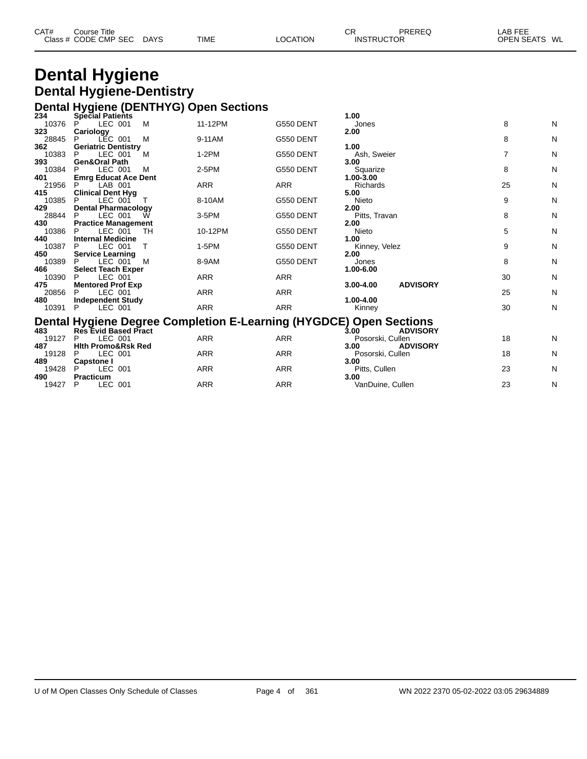| CAT# | Course Title | | | | | | CR | PREREQ | LAB FEE | |
|---|---|---|---|---|---|---|---|---|---|---|
| Class # | CODE | CMP SEC | DAYS | TIME | LOCATION | INSTRUCTOR | | | OPEN SEATS | WL |

# Dental Hygiene

## Dental Hygiene-Dentistry

### Dental Hygiene (DENTHYG) Open Sections

| CAT# / Class # | Course Title / CODE | CMP SEC | DAYS | TIME | LOCATION | CR / INSTRUCTOR | PREREQ | OPEN SEATS | WL |
|---|---|---|---|---|---|---|---|---|---|
| **234** | **Special Patients** | | | | | **1.00** | | | |
| 10376 | P | LEC 001 | M | 11-12PM | G550 DENT | Jones | | 8 | N |
| **323** | **Cariology** | | | | | **2.00** | | | |
| 28845 | P | LEC 001 | M | 9-11AM | G550 DENT | | | 8 | N |
| **362** | **Geriatric Dentistry** | | | | | **1.00** | | | |
| 10383 | P | LEC 001 | M | 1-2PM | G550 DENT | Ash, Sweier | | 7 | N |
| **393** | **Gen&Oral Path** | | | | | **3.00** | | | |
| 10384 | P | LEC 001 | M | 2-5PM | G550 DENT | Squarize | | 8 | N |
| **401** | **Emrg Educat Ace Dent** | | | | | **1.00-3.00** | | | |
| 21956 | P | LAB 001 | | ARR | ARR | Richards | | 25 | N |
| **415** | **Clinical Dent Hyg** | | | | | **5.00** | | | |
| 10385 | P | LEC 001 | T | 8-10AM | G550 DENT | Nieto | | 9 | N |
| **429** | **Dental Pharmacology** | | | | | **2.00** | | | |
| 28844 | P | LEC 001 | W | 3-5PM | G550 DENT | Pitts, Travan | | 8 | N |
| **430** | **Practice Management** | | | | | **2.00** | | | |
| 10386 | P | LEC 001 | TH | 10-12PM | G550 DENT | Nieto | | 5 | N |
| **440** | **Internal Medicine** | | | | | **1.00** | | | |
| 10387 | P | LEC 001 | T | 1-5PM | G550 DENT | Kinney, Velez | | 9 | N |
| **450** | **Service Learning** | | | | | **2.00** | | | |
| 10389 | P | LEC 001 | M | 8-9AM | G550 DENT | Jones | | 8 | N |
| **466** | **Select Teach Exper** | | | | | **1.00-6.00** | | | |
| 10390 | P | LEC 001 | | ARR | ARR | | | 30 | N |
| **475** | **Mentored Prof Exp** | | | | | **3.00-4.00** | **ADVISORY** | | |
| 20856 | P | LEC 001 | | ARR | ARR | | | 25 | N |
| **480** | **Independent Study** | | | | | **1.00-4.00** | | | |
| 10391 | P | LEC 001 | | ARR | ARR | Kinney | | 30 | N |

### Dental Hygiene Degree Completion E-Learning (HYGDCE) Open Sections

| CAT# / Class # | Course Title / CODE | CMP SEC | DAYS | TIME | LOCATION | CR / INSTRUCTOR | PREREQ | OPEN SEATS | WL |
|---|---|---|---|---|---|---|---|---|---|
| **483** | **Res Evid Based Pract** | | | | | **3.00** | **ADVISORY** | | |
| 19127 | P | LEC 001 | | ARR | ARR | Posorski, Cullen | | 18 | N |
| **487** | **Hlth Promo&Rsk Red** | | | | | **3.00** | **ADVISORY** | | |
| 19128 | P | LEC 001 | | ARR | ARR | Posorski, Cullen | | 18 | N |
| **489** | **Capstone I** | | | | | **3.00** | | | |
| 19428 | P | LEC 001 | | ARR | ARR | Pitts, Cullen | | 23 | N |
| **490** | **Practicum** | | | | | **3.00** | | | |
| 19427 | P | LEC 001 | | ARR | ARR | VanDuine, Cullen | | 23 | N |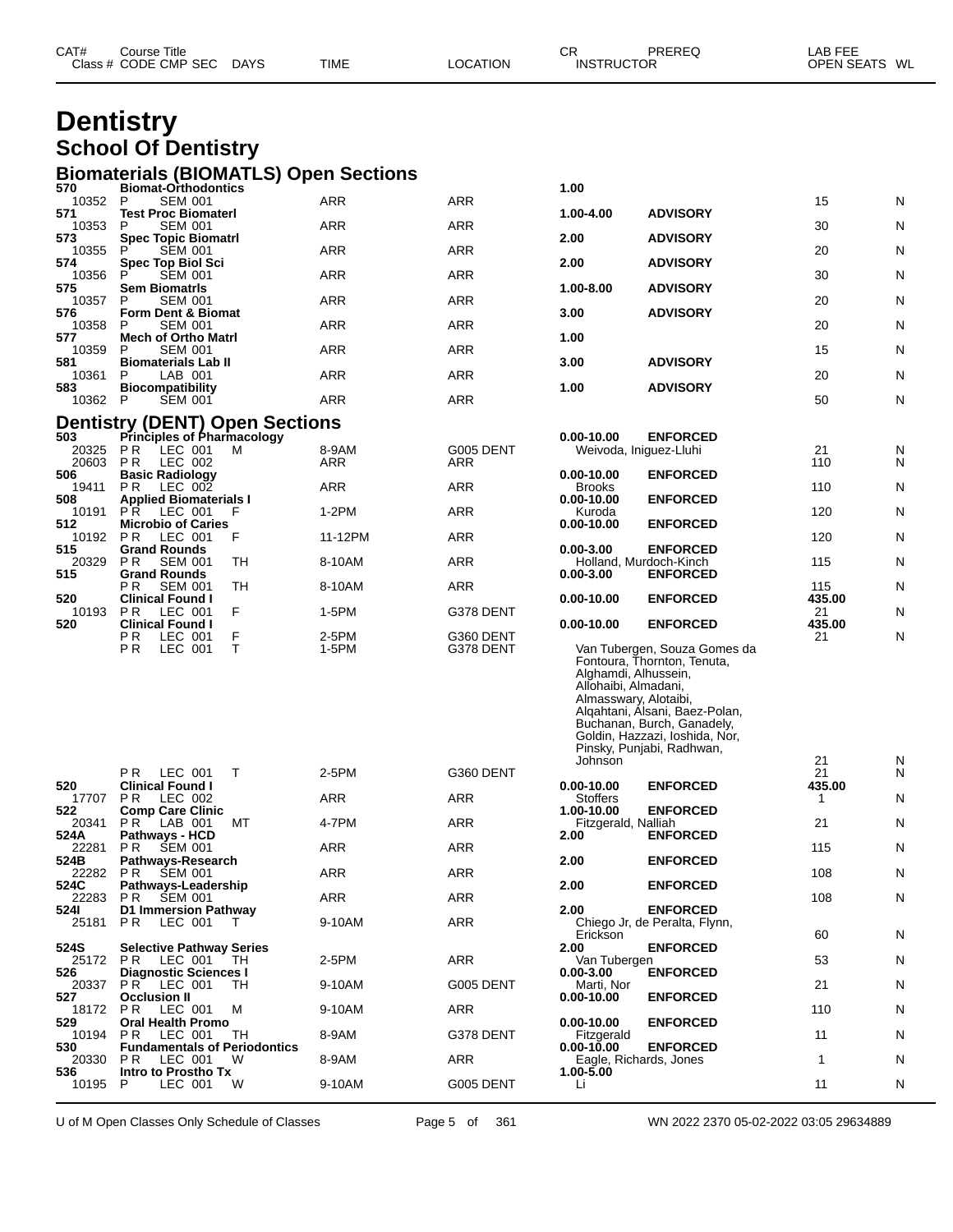# Dentistry

## School Of Dentistry

### Biomaterials (BIOMATLS) Open Sections

| CAT# / Class # | Course Title / CODE CMP SEC | DAYS | TIME | LOCATION | CR / INSTRUCTOR | PREREQ | LAB FEE / OPEN SEATS | WL |
|---|---|---|---|---|---|---|---|---|
| 570 | Biomat-Orthodontics | | | | 1.00 | | | |
| 10352 | P SEM 001 | | ARR | ARR | | | 15 | N |
| 571 | Test Proc Biomaterl | | | | 1.00-4.00 | ADVISORY | | |
| 10353 | P SEM 001 | | ARR | ARR | | | 30 | N |
| 573 | Spec Topic Biomatrl | | | | 2.00 | ADVISORY | | |
| 10355 | P SEM 001 | | ARR | ARR | | | 20 | N |
| 574 | Spec Top Biol Sci | | | | 2.00 | ADVISORY | | |
| 10356 | P SEM 001 | | ARR | ARR | | | 30 | N |
| 575 | Sem Biomatrls | | | | 1.00-8.00 | ADVISORY | | |
| 10357 | P SEM 001 | | ARR | ARR | | | 20 | N |
| 576 | Form Dent & Biomat | | | | 3.00 | ADVISORY | | |
| 10358 | P SEM 001 | | ARR | ARR | | | 20 | N |
| 577 | Mech of Ortho Matrl | | | | 1.00 | | | |
| 10359 | P SEM 001 | | ARR | ARR | | | 15 | N |
| 581 | Biomaterials Lab II | | | | 3.00 | ADVISORY | | |
| 10361 | P LAB 001 | | ARR | ARR | | | 20 | N |
| 583 | Biocompatibility | | | | 1.00 | ADVISORY | | |
| 10362 | P SEM 001 | | ARR | ARR | | | 50 | N |

### Dentistry (DENT) Open Sections

| CAT# / Class # | Course Title / CODE CMP SEC | DAYS | TIME | LOCATION | CR / INSTRUCTOR | PREREQ | LAB FEE / OPEN SEATS | WL |
|---|---|---|---|---|---|---|---|---|
| 503 | Principles of Pharmacology | | | | 0.00-10.00 | ENFORCED | | |
| 20325 | P R LEC 001 | M | 8-9AM | G005 DENT | Weivoda, Iniguez-Lluhi | | 21 | N |
| 20603 | P R LEC 002 | | ARR | ARR | | | 110 | N |
| 506 | Basic Radiology | | | | 0.00-10.00 | ENFORCED | | |
| 19411 | P R LEC 002 | | ARR | ARR | Brooks | | 110 | N |
| 508 | Applied Biomaterials I | | | | 0.00-10.00 | ENFORCED | | |
| 10191 | P R LEC 001 | F | 1-2PM | ARR | Kuroda | | 120 | N |
| 512 | Microbio of Caries | | | | 0.00-10.00 | ENFORCED | | |
| 10192 | P R LEC 001 | F | 11-12PM | ARR | | | 120 | N |
| 515 | Grand Rounds | | | | 0.00-3.00 | ENFORCED | | |
| 20329 | P R SEM 001 | TH | 8-10AM | ARR | Holland, Murdoch-Kinch | | 115 | N |
| 515 | Grand Rounds | | | | 0.00-3.00 | ENFORCED | | |
| | P R SEM 001 | TH | 8-10AM | ARR | | | 115 | N |
| 520 | Clinical Found I | | | | 0.00-10.00 | ENFORCED | 435.00 | |
| 10193 | P R LEC 001 | F | 1-5PM | G378 DENT | | | 21 | N |
| 520 | Clinical Found I | | | | 0.00-10.00 | ENFORCED | 435.00 | |
| | P R LEC 001 | F | 2-5PM | G360 DENT | | | 21 | N |
| | P R LEC 001 | T | 1-5PM | G378 DENT | Van Tubergen, Souza Gomes da Fontoura, Thornton, Tenuta, Alghamdi, Alhussein, Allohaibi, Almadani, Almasswary, Alotaibi, Alqahtani, Alsani, Baez-Polan, Buchanan, Burch, Ganadely, Goldin, Hazzazi, Ioshida, Nor, Pinsky, Punjabi, Radhwan, Johnson | | 21 | N |
| | P R LEC 001 | T | 2-5PM | G360 DENT | | | 21 | N |
| 520 | Clinical Found I | | | | 0.00-10.00 | ENFORCED | 435.00 | |
| 17707 | P R LEC 002 | | ARR | ARR | Stoffers | | 1 | N |
| 522 | Comp Care Clinic | | | | 1.00-10.00 | ENFORCED | | |
| 20341 | P R LAB 001 | MT | 4-7PM | ARR | Fitzgerald, Nalliah | | 21 | N |
| 524A | Pathways - HCD | | | | 2.00 | ENFORCED | | |
| 22281 | P R SEM 001 | | ARR | ARR | | | 115 | N |
| 524B | Pathways-Research | | | | 2.00 | ENFORCED | | |
| 22282 | P R SEM 001 | | ARR | ARR | | | 108 | N |
| 524C | Pathways-Leadership | | | | 2.00 | ENFORCED | | |
| 22283 | P R SEM 001 | | ARR | ARR | | | 108 | N |
| 524I | D1 Immersion Pathway | | | | 2.00 | ENFORCED | | |
| 25181 | P R LEC 001 | T | 9-10AM | ARR | Chiego Jr, de Peralta, Flynn, Erickson | | 60 | N |
| 524S | Selective Pathway Series | | | | 2.00 | ENFORCED | | |
| 25172 | P R LEC 001 | TH | 2-5PM | ARR | Van Tubergen | | 53 | N |
| 526 | Diagnostic Sciences I | | | | 0.00-3.00 | ENFORCED | | |
| 20337 | P R LEC 001 | TH | 9-10AM | G005 DENT | Marti, Nor | | 21 | N |
| 527 | Occlusion II | | | | 0.00-10.00 | ENFORCED | | |
| 18172 | P R LEC 001 | M | 9-10AM | ARR | | | 110 | N |
| 529 | Oral Health Promo | | | | 0.00-10.00 | ENFORCED | | |
| 10194 | P R LEC 001 | TH | 8-9AM | G378 DENT | Fitzgerald | | 11 | N |
| 530 | Fundamentals of Periodontics | | | | 0.00-10.00 | ENFORCED | | |
| 20330 | P R LEC 001 | W | 8-9AM | ARR | Eagle, Richards, Jones | | 1 | N |
| 536 | Intro to Prostho Tx | | | | 1.00-5.00 | | | |
| 10195 | P LEC 001 | W | 9-10AM | G005 DENT | Li | | 11 | N |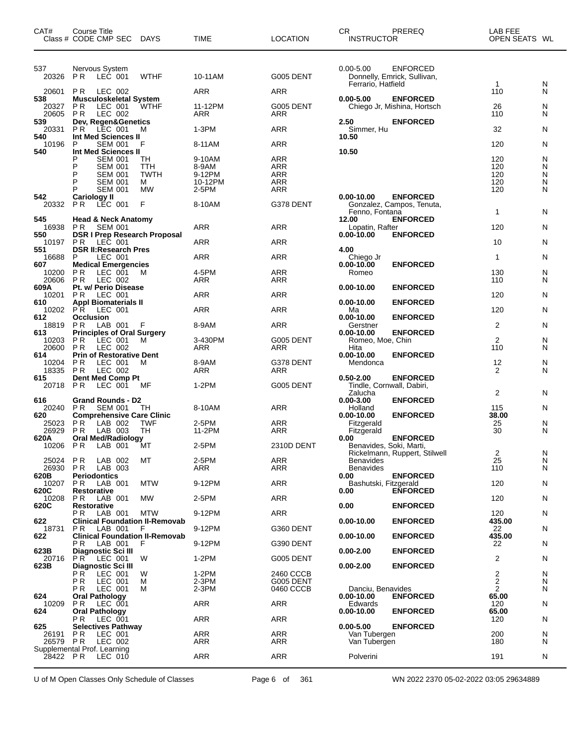| CAT# | Course Title Class # CODE CMP SEC | DAYS | TIME | LOCATION | CR INSTRUCTOR | PREREQ | LAB FEE OPEN SEATS | WL |
|---|---|---|---|---|---|---|---|---|
| 537 | Nervous System | | | | 0.00-5.00 | ENFORCED | | |
| 20326 | P R LEC 001 | WTHF | 10-11AM | G005 DENT | Donnelly, Emrick, Sullivan, Ferrario, Hatfield | | 1 | N |
| 20601 | P R LEC 002 | | ARR | ARR | | | 110 | N |
| **538** | **Musculoskeletal System** | | | | **0.00-5.00** | **ENFORCED** | | |
| 20327 | P R LEC 001 | WTHF | 11-12PM | G005 DENT | Chiego Jr, Mishina, Hortsch | | 26 | N |
| 20605 | P R LEC 002 | | ARR | ARR | | | 110 | N |
| **539** | **Dev, Regen&Genetics** | | | | **2.50** | **ENFORCED** | | |
| 20331 | P R LEC 001 | M | 1-3PM | ARR | Simmer, Hu | | 32 | N |
| **540** | **Int Med Sciences II** | | | | **10.50** | | | |
| 10196 | P SEM 001 | F | 8-11AM | ARR | | | 120 | N |
| **540** | **Int Med Sciences II** | | | | **10.50** | | | |
| | P SEM 001 | TH | 9-10AM | ARR | | | 120 | N |
| | P SEM 001 | TTH | 8-9AM | ARR | | | 120 | N |
| | P SEM 001 | TWTH | 9-12PM | ARR | | | 120 | N |
| | P SEM 001 | M | 10-12PM | ARR | | | 120 | N |
| | P SEM 001 | MW | 2-5PM | ARR | | | 120 | N |
| **542** | **Cariology II** | | | | **0.00-10.00** | **ENFORCED** | | |
| 20332 | P R LEC 001 | F | 8-10AM | G378 DENT | Gonzalez, Campos, Tenuta, Fenno, Fontana | | 1 | N |
| **545** | **Head & Neck Anatomy** | | | | **12.00** | **ENFORCED** | | |
| 16938 | P R SEM 001 | | ARR | ARR | Lopatin, Rafter | | 120 | N |
| **550** | **DSR I Prep Research Proposal** | | | | **0.00-10.00** | **ENFORCED** | | |
| 10197 | P R LEC 001 | | ARR | ARR | | | 10 | N |
| **551** | **DSR II:Research Pres** | | | | **4.00** | | | |
| 16688 | P LEC 001 | | ARR | ARR | Chiego Jr | | 1 | N |
| **607** | **Medical Emergencies** | | | | **0.00-10.00** | **ENFORCED** | | |
| 10200 | P R LEC 001 | M | 4-5PM | ARR | Romeo | | 130 | N |
| 20606 | P R LEC 002 | | ARR | ARR | | | 110 | N |
| **609A** | **Pt. w/ Perio Disease** | | | | **0.00-10.00** | **ENFORCED** | | |
| 10201 | P R LEC 001 | | ARR | ARR | | | 120 | N |
| **610** | **Appl Biomaterials II** | | | | **0.00-10.00** | **ENFORCED** | | |
| 10202 | P R LEC 001 | | ARR | ARR | Ma | | 120 | N |
| **612** | **Occlusion** | | | | **0.00-10.00** | **ENFORCED** | | |
| 18819 | P R LAB 001 | F | 8-9AM | ARR | Gerstner | | 2 | N |
| **613** | **Principles of Oral Surgery** | | | | **0.00-10.00** | **ENFORCED** | | |
| 10203 | P R LEC 001 | M | 3-430PM | G005 DENT | Romeo, Moe, Chin | | 2 | N |
| 20600 | P R LEC 002 | | ARR | ARR | Hita | | 110 | N |
| **614** | **Prin of Restorative Dent** | | | | **0.00-10.00** | **ENFORCED** | | |
| 10204 | P R LEC 001 | M | 8-9AM | G378 DENT | Mendonca | | 12 | N |
| 18335 | P R LEC 002 | | ARR | ARR | | | 2 | N |
| **615** | **Dent Med Comp Pt** | | | | **0.50-2.00** | **ENFORCED** | | |
| 20718 | P R LEC 001 | MF | 1-2PM | G005 DENT | Tindle, Cornwall, Dabiri, Zalucha | | 2 | N |
| **616** | **Grand Rounds - D2** | | | | **0.00-3.00** | **ENFORCED** | | |
| 20240 | P R SEM 001 | TH | 8-10AM | ARR | Holland | | 115 | N |
| **620** | **Comprehensive Care Clinic** | | | | **0.00-10.00** | **ENFORCED** | **38.00** | |
| 25023 | P R LAB 002 | TWF | 2-5PM | ARR | Fitzgerald | | 25 | N |
| 26929 | P R LAB 003 | TH | 11-2PM | ARR | Fitzgerald | | 30 | N |
| **620A** | **Oral Med/Radiology** | | | | **0.00** | **ENFORCED** | | |
| 10206 | P R LAB 001 | MT | 2-5PM | 2310D DENT | Benavides, Soki, Marti, Rickelmann, Ruppert, Stilwell | | 2 | N |
| 25024 | P R LAB 002 | MT | 2-5PM | ARR | Benavides | | 25 | N |
| 26930 | P R LAB 003 | | ARR | ARR | Benavides | | 110 | N |
| **620B** | **Periodontics** | | | | **0.00** | **ENFORCED** | | |
| 10207 | P R LAB 001 | MTW | 9-12PM | ARR | Bashutski, Fitzgerald | | 120 | N |
| **620C** | **Restorative** | | | | **0.00** | **ENFORCED** | | |
| 10208 | P R LAB 001 | MW | 2-5PM | ARR | | | 120 | N |
| **620C** | **Restorative** | | | | **0.00** | **ENFORCED** | | |
| | P R LAB 001 | MTW | 9-12PM | ARR | | | 120 | N |
| **622** | **Clinical Foundation II-Removab** | | | | **0.00-10.00** | **ENFORCED** | **435.00** | |
| 18731 | P R LAB 001 | F | 9-12PM | G360 DENT | | | 22 | N |
| **622** | **Clinical Foundation II-Removab** | | | | **0.00-10.00** | **ENFORCED** | **435.00** | |
| | P R LAB 001 | F | 9-12PM | G390 DENT | | | 22 | N |
| **623B** | **Diagnostic Sci III** | | | | **0.00-2.00** | **ENFORCED** | | |
| 20716 | P R LEC 001 | W | 1-2PM | G005 DENT | | | 2 | N |
| **623B** | **Diagnostic Sci III** | | | | **0.00-2.00** | **ENFORCED** | | |
| | P R LEC 001 | W | 1-2PM | 2460 CCCB | | | 2 | N |
| | P R LEC 001 | M | 2-3PM | G005 DENT | | | 2 | N |
| | P R LEC 001 | M | 2-3PM | 0460 CCCB | Danciu, Benavides | | 2 | N |
| **624** | **Oral Pathology** | | | | **0.00-10.00** | **ENFORCED** | **65.00** | |
| 10209 | P R LEC 001 | | ARR | ARR | Edwards | | 120 | N |
| **624** | **Oral Pathology** | | | | **0.00-10.00** | **ENFORCED** | **65.00** | |
| | P R LEC 001 | | ARR | ARR | | | 120 | N |
| **625** | **Selectives Pathway** | | | | **0.00-5.00** | **ENFORCED** | | |
| 26191 | P R LEC 001 | | ARR | ARR | Van Tubergen | | 200 | N |
| 26579 | P R LEC 002 | | ARR | ARR | Van Tubergen | | 180 | N |
| | Supplemental Prof. Learning | | | | | | | |
| 28422 | P R LEC 010 | | ARR | ARR | Polverini | | 191 | N |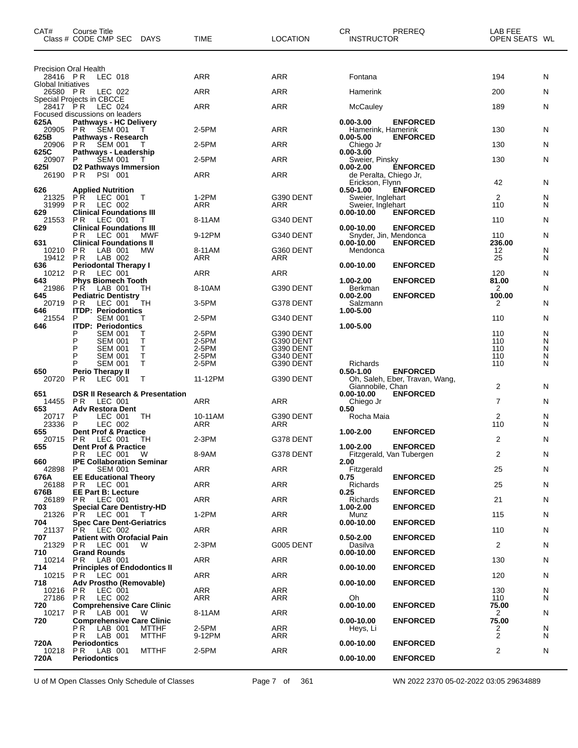| CAT# | Course Title Class # CODE CMP SEC | DAYS | TIME | LOCATION | CR INSTRUCTOR | PREREQ | LAB FEE OPEN SEATS | WL |
|---|---|---|---|---|---|---|---|---|
| | Precision Oral Health | | | | | | | |
| 28416 | P R LEC 018 | | ARR | ARR | Fontana | | 194 | N |
| | Global Initiatives | | | | | | | |
| 26580 | P R LEC 022 | | ARR | ARR | Hamerink | | 200 | N |
| | Special Projects in CBCCE | | | | | | | |
| 28417 | P R LEC 024 | | ARR | ARR | McCauley | | 189 | N |
| | Focused discussions on leaders | | | | | | | |
| **625A** | **Pathways - HC Delivery** | | | | **0.00-3.00** | **ENFORCED** | | |
| 20905 | P R SEM 001 | T | 2-5PM | ARR | Hamerink, Hamerink | | 130 | N |
| **625B** | **Pathways - Research** | | | | **0.00-5.00** | **ENFORCED** | | |
| 20906 | P R SEM 001 | T | 2-5PM | ARR | Chiego Jr | | 130 | N |
| **625C** | **Pathways - Leadership** | | | | **0.00-3.00** | | | |
| 20907 | P SEM 001 | T | 2-5PM | ARR | Sweier, Pinsky | | 130 | N |
| **625I** | **D2 Pathways Immersion** | | | | **0.00-2.00** | **ENFORCED** | | |
| 26190 | P R PSI 001 | | ARR | ARR | de Peralta, Chiego Jr, Erickson, Flynn | | 42 | N |
| **626** | **Applied Nutrition** | | | | **0.50-1.00** | **ENFORCED** | | |
| 21325 | P R LEC 001 | T | 1-2PM | G390 DENT | Sweier, Inglehart | | 2 | N |
| 31999 | P R LEC 002 | | ARR | ARR | Sweier, Inglehart | | 110 | N |
| **629** | **Clinical Foundations III** | | | | **0.00-10.00** | **ENFORCED** | | |
| 21553 | P R LEC 001 | T | 8-11AM | G340 DENT | | | 110 | N |
| **629** | **Clinical Foundations III** | | | | **0.00-10.00** | **ENFORCED** | | |
| | P R LEC 001 | MWF | 9-12PM | G340 DENT | Snyder, Jin, Mendonca | | 110 | N |
| **631** | **Clinical Foundations II** | | | | **0.00-10.00** | **ENFORCED** | **236.00** | |
| 10210 | P R LAB 001 | MW | 8-11AM | G360 DENT | Mendonca | | 12 | N |
| 19412 | P R LAB 002 | | ARR | ARR | | | 25 | N |
| **636** | **Periodontal Therapy I** | | | | **0.00-10.00** | **ENFORCED** | | |
| 10212 | P R LEC 001 | | ARR | ARR | | | 120 | N |
| **643** | **Phys Biomech Tooth** | | | | **1.00-2.00** | **ENFORCED** | **81.00** | |
| 21986 | P R LAB 001 | TH | 8-10AM | G390 DENT | Berkman | | 2 | N |
| **645** | **Pediatric Dentistry** | | | | **0.00-2.00** | **ENFORCED** | **100.00** | |
| 20719 | P R LEC 001 | TH | 3-5PM | G378 DENT | Salzmann | | 2 | N |
| **646** | **ITDP: Periodontics** | | | | **1.00-5.00** | | | |
| 21554 | P SEM 001 | T | 2-5PM | G340 DENT | | | 110 | N |
| **646** | **ITDP: Periodontics** | | | | **1.00-5.00** | | | |
| | P SEM 001 | T | 2-5PM | G390 DENT | | | 110 | N |
| | P SEM 001 | T | 2-5PM | G390 DENT | | | 110 | N |
| | P SEM 001 | T | 2-5PM | G390 DENT | | | 110 | N |
| | P SEM 001 | T | 2-5PM | G340 DENT | | | 110 | N |
| | P SEM 001 | T | 2-5PM | G390 DENT | Richards | | 110 | N |
| **650** | **Perio Therapy II** | | | | **0.50-1.00** | **ENFORCED** | | |
| 20720 | P R LEC 001 | T | 11-12PM | G390 DENT | Oh, Saleh, Eber, Travan, Wang, Giannobile, Chan | | 2 | N |
| **651** | **DSR II Research & Presentation** | | | | **0.00-10.00** | **ENFORCED** | | |
| 14455 | P R LEC 001 | | ARR | ARR | Chiego Jr | | 7 | N |
| **653** | **Adv Restora Dent** | | | | **0.50** | | | |
| 20717 | P LEC 001 | TH | 10-11AM | G390 DENT | Rocha Maia | | 2 | N |
| 23336 | P LEC 002 | | ARR | ARR | | | 110 | N |
| **655** | **Dent Prof & Practice** | | | | **1.00-2.00** | **ENFORCED** | | |
| 20715 | P R LEC 001 | TH | 2-3PM | G378 DENT | | | 2 | N |
| **655** | **Dent Prof & Practice** | | | | **1.00-2.00** | **ENFORCED** | | |
| | P R LEC 001 | W | 8-9AM | G378 DENT | Fitzgerald, Van Tubergen | | 2 | N |
| **660** | **IPE Collaboration Seminar** | | | | **2.00** | | | |
| 42898 | P SEM 001 | | ARR | ARR | Fitzgerald | | 25 | N |
| **676A** | **EE Educational Theory** | | | | **0.75** | **ENFORCED** | | |
| 26188 | P R LEC 001 | | ARR | ARR | Richards | | 25 | N |
| **676B** | **EE Part B: Lecture** | | | | **0.25** | **ENFORCED** | | |
| 26189 | P R LEC 001 | | ARR | ARR | Richards | | 21 | N |
| **703** | **Special Care Dentistry-HD** | | | | **1.00-2.00** | **ENFORCED** | | |
| 21326 | P R LEC 001 | T | 1-2PM | ARR | Munz | | 115 | N |
| **704** | **Spec Care Dent-Geriatrics** | | | | **0.00-10.00** | **ENFORCED** | | |
| 21137 | P R LEC 002 | | ARR | ARR | | | 110 | N |
| **707** | **Patient with Orofacial Pain** | | | | **0.50-2.00** | **ENFORCED** | | |
| 21329 | P R LEC 001 | W | 2-3PM | G005 DENT | Dasilva | | 2 | N |
| **710** | **Grand Rounds** | | | | **0.00-10.00** | **ENFORCED** | | |
| 10214 | P R LAB 001 | | ARR | ARR | | | 130 | N |
| **714** | **Principles of Endodontics II** | | | | **0.00-10.00** | **ENFORCED** | | |
| 10215 | P R LEC 001 | | ARR | ARR | | | 120 | N |
| **718** | **Adv Prostho (Removable)** | | | | **0.00-10.00** | **ENFORCED** | | |
| 10216 | P R LEC 001 | | ARR | ARR | | | 130 | N |
| 27186 | P R LEC 002 | | ARR | ARR | Oh | | 110 | N |
| **720** | **Comprehensive Care Clinic** | | | | **0.00-10.00** | **ENFORCED** | **75.00** | |
| 10217 | P R LAB 001 | W | 8-11AM | ARR | | | 2 | N |
| **720** | **Comprehensive Care Clinic** | | | | **0.00-10.00** | **ENFORCED** | **75.00** | |
| | P R LAB 001 | MTTHF | 2-5PM | ARR | Heys, Li | | 2 | N |
| | P R LAB 001 | MTTHF | 9-12PM | ARR | | | 2 | N |
| **720A** | **Periodontics** | | | | **0.00-10.00** | **ENFORCED** | | |
| 10218 | P R LAB 001 | MTTHF | 2-5PM | ARR | | | 2 | N |
| **720A** | **Periodontics** | | | | **0.00-10.00** | **ENFORCED** | | |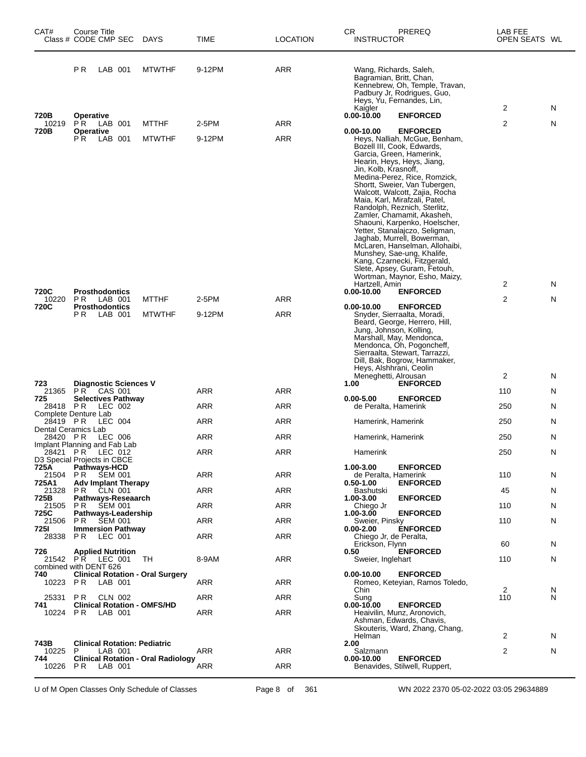| CAT# | Course Title Class # CODE CMP SEC | DAYS | TIME | LOCATION | CR INSTRUCTOR | PREREQ | LAB FEE OPEN SEATS | WL |
|---|---|---|---|---|---|---|---|---|
| | P R LAB 001 | MTWTHF | 9-12PM | ARR | Wang, Richards, Saleh, Bagramian, Britt, Chan, Kennebrew, Oh, Temple, Travan, Padbury Jr, Rodrigues, Guo, Heys, Yu, Fernandes, Lin, Kaigler | | 2 | N |
| 720B | **Operative** | | | | 0.00-10.00 | **ENFORCED** | | |
| 10219 | P R LAB 001 | MTTHF | 2-5PM | ARR | | | 2 | N |
| 720B | **Operative** | | | | 0.00-10.00 | **ENFORCED** | | |
| | P R LAB 001 | MTWTHF | 9-12PM | ARR | Heys, Nalliah, McGue, Benham, Bozell III, Cook, Edwards, Garcia, Green, Hamerink, Hearin, Heys, Heys, Jiang, Jin, Kolb, Krasnoff, Medina-Perez, Rice, Romzick, Shortt, Sweier, Van Tubergen, Walcott, Walcott, Zajia, Rocha Maia, Karl, Mirafzali, Patel, Randolph, Reznich, Sterlitz, Zamler, Chamamit, Akasheh, Shaouni, Karpenko, Hoelscher, Yetter, Stanalajczo, Seligman, Jaghab, Murrell, Bowerman, McLaren, Hanselman, Allohaibi, Munshey, Sae-ung, Khalife, Kang, Czarnecki, Fitzgerald, Slete, Apsey, Guram, Fetouh, Wortman, Maynor, Esho, Maizy, Hartzell, Amin | | 2 | N |
| 720C | **Prosthodontics** | | | | 0.00-10.00 | **ENFORCED** | | |
| 10220 | P R LAB 001 | MTTHF | 2-5PM | ARR | | | 2 | N |
| 720C | **Prosthodontics** | | | | 0.00-10.00 | **ENFORCED** | | |
| | P R LAB 001 | MTWTHF | 9-12PM | ARR | Snyder, Sierraalta, Moradi, Beard, George, Herrero, Hill, Jung, Johnson, Kolling, Marshall, May, Mendonca, Mendonca, Oh, Pogoncheff, Sierraalta, Stewart, Tarrazzi, Dill, Bak, Bogrow, Hammaker, Heys, Alshhrani, Ceolin Meneghetti, Alrousan | | 2 | N |
| 723 | **Diagnostic Sciences V** | | | | 1.00 | **ENFORCED** | | |
| 21365 | P R CAS 001 | | ARR | ARR | | | 110 | N |
| 725 | **Selectives Pathway** | | | | 0.00-5.00 | **ENFORCED** | | |
| 28418 | P R LEC 002 | | ARR | ARR | de Peralta, Hamerink | | 250 | N |
| Complete Denture Lab | | | | | | | | |
| 28419 | P R LEC 004 | | ARR | ARR | Hamerink, Hamerink | | 250 | N |
| Dental Ceramics Lab | | | | | | | | |
| 28420 | P R LEC 006 | | ARR | ARR | Hamerink, Hamerink | | 250 | N |
| Implant Planning and Fab Lab | | | | | | | | |
| 28421 | P R LEC 012 | | ARR | ARR | Hamerink | | 250 | N |
| D3 Special Projects in CBCE | | | | | | | | |
| 725A | **Pathways-HCD** | | | | 1.00-3.00 | **ENFORCED** | | |
| 21504 | P R SEM 001 | | ARR | ARR | de Peralta, Hamerink | | 110 | N |
| 725A1 | **Adv Implant Therapy** | | | | 0.50-1.00 | **ENFORCED** | | |
| 21328 | P R CLN 001 | | ARR | ARR | Bashutski | | 45 | N |
| 725B | **Pathways-Reseaarch** | | | | 1.00-3.00 | **ENFORCED** | | |
| 21505 | P R SEM 001 | | ARR | ARR | Chiego Jr | | 110 | N |
| 725C | **Pathways-Leadership** | | | | 1.00-3.00 | **ENFORCED** | | |
| 21506 | P R SEM 001 | | ARR | ARR | Sweier, Pinsky | | 110 | N |
| 725I | **Immersion Pathway** | | | | 0.00-2.00 | **ENFORCED** | | |
| 28338 | P R LEC 001 | | ARR | ARR | Chiego Jr, de Peralta, Erickson, Flynn | | 60 | N |
| 726 | **Applied Nutrition** | | | | 0.50 | **ENFORCED** | | |
| 21542 | P R LEC 001 | TH | 8-9AM | ARR | Sweier, Inglehart | | 110 | N |
| combined with DENT 626 | | | | | | | | |
| 740 | **Clinical Rotation - Oral Surgery** | | | | 0.00-10.00 | **ENFORCED** | | |
| 10223 | P R LAB 001 | | ARR | ARR | Romeo, Keteyian, Ramos Toledo, Chin | | 2 | N |
| 25331 | P R CLN 002 | | ARR | ARR | Sung | | 110 | N |
| 741 | **Clinical Rotation - OMFS/HD** | | | | 0.00-10.00 | **ENFORCED** | | |
| 10224 | P R LAB 001 | | ARR | ARR | Heaivilin, Munz, Aronovich, Ashman, Edwards, Chavis, Skouteris, Ward, Zhang, Chang, Helman | | 2 | N |
| 743B | **Clinical Rotation: Pediatric** | | | | 2.00 | | | |
| 10225 | P LAB 001 | | ARR | ARR | Salzmann | | 2 | N |
| 744 | **Clinical Rotation - Oral Radiology** | | | | 0.00-10.00 | **ENFORCED** | | |
| 10226 | P R LAB 001 | | ARR | ARR | Benavides, Stilwell, Ruppert, | | | |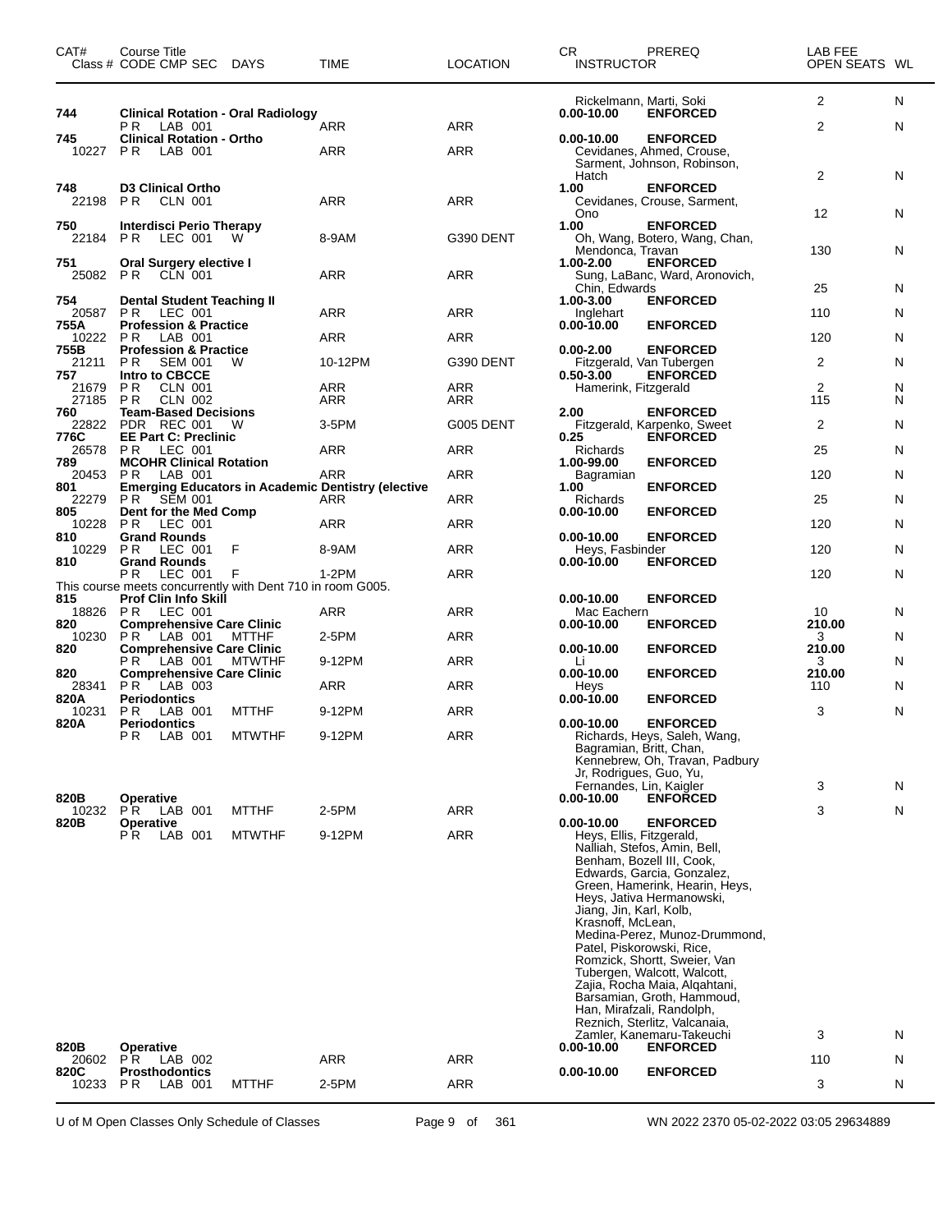| CAT# | Course Title Class # CODE CMP SEC | DAYS | TIME | LOCATION | CR INSTRUCTOR | PREREQ | LAB FEE OPEN SEATS | WL |
|---|---|---|---|---|---|---|---|---|
| | | | | | Rickelmann, Marti, Soki | | 2 | N |
| 744 | **Clinical Rotation - Oral Radiology** | | | | 0.00-10.00 | ENFORCED | | |
| | P R LAB 001 | | ARR | ARR | | | 2 | N |
| 745 | **Clinical Rotation - Ortho** | | | | 0.00-10.00 | ENFORCED | | |
| 10227 | P R LAB 001 | | ARR | ARR | Cevidanes, Ahmed, Crouse, Sarment, Johnson, Robinson, Hatch | | 2 | N |
| 748 | **D3 Clinical Ortho** | | | | 1.00 | ENFORCED | | |
| 22198 | P R CLN 001 | | ARR | ARR | Cevidanes, Crouse, Sarment, Ono | | 12 | N |
| 750 | **Interdisci Perio Therapy** | | | | 1.00 | ENFORCED | | |
| 22184 | P R LEC 001 | W | 8-9AM | G390 DENT | Oh, Wang, Botero, Wang, Chan, Mendonca, Travan | | 130 | N |
| 751 | **Oral Surgery elective I** | | | | 1.00-2.00 | ENFORCED | | |
| 25082 | P R CLN 001 | | ARR | ARR | Sung, LaBanc, Ward, Aronovich, Chin, Edwards | | 25 | N |
| 754 | **Dental Student Teaching II** | | | | 1.00-3.00 | ENFORCED | | |
| 20587 | P R LEC 001 | | ARR | ARR | Inglehart | | 110 | N |
| 755A | **Profession & Practice** | | | | 0.00-10.00 | ENFORCED | | |
| 10222 | P R LAB 001 | | ARR | ARR | | | 120 | N |
| 755B | **Profession & Practice** | | | | 0.00-2.00 | ENFORCED | | |
| 21211 | P R SEM 001 | W | 10-12PM | G390 DENT | Fitzgerald, Van Tubergen | | 2 | N |
| 757 | **Intro to CBCCE** | | | | 0.50-3.00 | ENFORCED | | |
| 21679 | P R CLN 001 | | ARR | ARR | Hamerink, Fitzgerald | | 2 | N |
| 27185 | P R CLN 002 | | ARR | ARR | | | 115 | N |
| 760 | **Team-Based Decisions** | | | | 2.00 | ENFORCED | | |
| 22822 | PDR REC 001 | W | 3-5PM | G005 DENT | Fitzgerald, Karpenko, Sweet | | 2 | N |
| 776C | **EE Part C: Preclinic** | | | | 0.25 | ENFORCED | | |
| 26578 | P R LEC 001 | | ARR | ARR | Richards | | 25 | N |
| 789 | **MCOHR Clinical Rotation** | | | | 1.00-99.00 | ENFORCED | | |
| 20453 | P R LAB 001 | | ARR | ARR | Bagramian | | 120 | N |
| 801 | **Emerging Educators in Academic Dentistry (elective** | | | | 1.00 | ENFORCED | | |
| 22279 | P R SEM 001 | | ARR | ARR | Richards | | 25 | N |
| 805 | **Dent for the Med Comp** | | | | 0.00-10.00 | ENFORCED | | |
| 10228 | P R LEC 001 | | ARR | ARR | | | 120 | N |
| 810 | **Grand Rounds** | | | | 0.00-10.00 | ENFORCED | | |
| 10229 | P R LEC 001 | F | 8-9AM | ARR | Heys, Fasbinder | | 120 | N |
| 810 | **Grand Rounds** | | | | 0.00-10.00 | ENFORCED | | |
| | P R LEC 001 | F | 1-2PM | ARR | | | 120 | N |
| | This course meets concurrently with Dent 710 in room G005. | | | | | | | |
| 815 | **Prof Clin Info Skill** | | | | 0.00-10.00 | ENFORCED | | |
| 18826 | P R LEC 001 | | ARR | ARR | Mac Eachern | | 10 | N |
| 820 | **Comprehensive Care Clinic** | | | | 0.00-10.00 | ENFORCED | 210.00 | |
| 10230 | P R LAB 001 | MTTHF | 2-5PM | ARR | | | 3 | N |
| 820 | **Comprehensive Care Clinic** | | | | 0.00-10.00 | ENFORCED | 210.00 | |
| | P R LAB 001 | MTWTHF | 9-12PM | ARR | Li | | 3 | N |
| 820 | **Comprehensive Care Clinic** | | | | 0.00-10.00 | ENFORCED | 210.00 | |
| 28341 | P R LAB 003 | | ARR | ARR | Heys | | 110 | N |
| 820A | **Periodontics** | | | | 0.00-10.00 | ENFORCED | | |
| 10231 | P R LAB 001 | MTTHF | 9-12PM | ARR | | | 3 | N |
| 820A | **Periodontics** | | | | 0.00-10.00 | ENFORCED | | |
| | P R LAB 001 | MTWTHF | 9-12PM | ARR | Richards, Heys, Saleh, Wang, Bagramian, Britt, Chan, Kennebrew, Oh, Travan, Padbury Jr, Rodrigues, Guo, Yu, Fernandes, Lin, Kaigler | | 3 | N |
| 820B | **Operative** | | | | 0.00-10.00 | ENFORCED | | |
| 10232 | P R LAB 001 | MTTHF | 2-5PM | ARR | | | 3 | N |
| 820B | **Operative** | | | | 0.00-10.00 | ENFORCED | | |
| | P R LAB 001 | MTWTHF | 9-12PM | ARR | Heys, Ellis, Fitzgerald, Nalliah, Stefos, Amin, Bell, Benham, Bozell III, Cook, Edwards, Garcia, Gonzalez, Green, Hamerink, Hearin, Heys, Heys, Jativa Hermanowski, Jiang, Jin, Karl, Kolb, Krasnoff, McLean, Medina-Perez, Munoz-Drummond, Patel, Piskorowski, Rice, Romzick, Shortt, Sweier, Van Tubergen, Walcott, Walcott, Zajia, Rocha Maia, Alqahtani, Barsamian, Groth, Hammoud, Han, Mirafzali, Randolph, Reznich, Sterlitz, Valcanaia, Zamler, Kanemaru-Takeuchi | | 3 | N |
| 820B | **Operative** | | | | 0.00-10.00 | ENFORCED | | |
| 20602 | P R LAB 002 | | ARR | ARR | | | 110 | N |
| 820C | **Prosthodontics** | | | | 0.00-10.00 | ENFORCED | | |
| 10233 | P R LAB 001 | MTTHF | 2-5PM | ARR | | | 3 | N |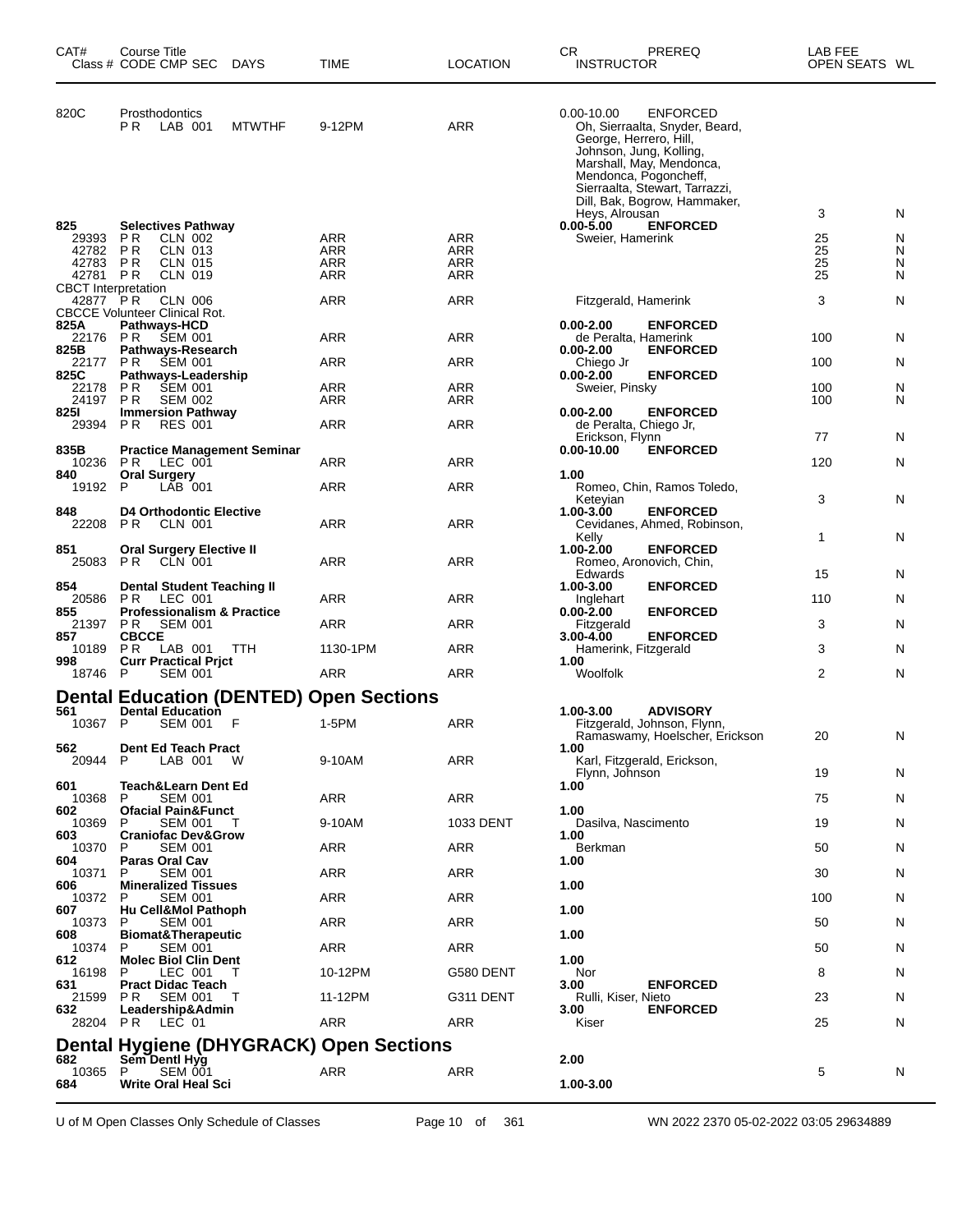| CAT# | Course Title Class # CODE CMP SEC DAYS | TIME | LOCATION | CR INSTRUCTOR | PREREQ | LAB FEE OPEN SEATS | WL |
|---|---|---|---|---|---|---|---|
| 820C | Prosthodontics | | | 0.00-10.00 | ENFORCED | | |
| | P R LAB 001 MTWTHF | 9-12PM | ARR | Oh, Sierraalta, Snyder, Beard, George, Herrero, Hill, Johnson, Jung, Kolling, Marshall, May, Mendonca, Mendonca, Pogoncheff, Sierraalta, Stewart, Tarrazzi, Dill, Bak, Bogrow, Hammaker, Heys, Alrousan | | 3 | N |
| 825 | Selectives Pathway | | | 0.00-5.00 | ENFORCED | | |
| 29393 | P R CLN 002 | ARR | ARR | Sweier, Hamerink | | 25 | N |
| 42782 | P R CLN 013 | ARR | ARR | | | 25 | N |
| 42783 | P R CLN 015 | ARR | ARR | | | 25 | N |
| 42781 | P R CLN 019 | ARR | ARR | | | 25 | N |
| CBCT Interpretation | | | | | | | |
| 42877 | P R CLN 006 | ARR | ARR | Fitzgerald, Hamerink | | 3 | N |
| CBCCE Volunteer Clinical Rot. | | | | | | | |
| 825A | Pathways-HCD | | | 0.00-2.00 | ENFORCED | | |
| 22176 | P R SEM 001 | ARR | ARR | de Peralta, Hamerink | | 100 | N |
| 825B | Pathways-Research | | | 0.00-2.00 | ENFORCED | | |
| 22177 | P R SEM 001 | ARR | ARR | Chiego Jr | | 100 | N |
| 825C | Pathways-Leadership | | | 0.00-2.00 | ENFORCED | | |
| 22178 | P R SEM 001 | ARR | ARR | Sweier, Pinsky | | 100 | N |
| 24197 | P R SEM 002 | ARR | ARR | | | 100 | N |
| 825I | Immersion Pathway | | | 0.00-2.00 | ENFORCED | | |
| 29394 | P R RES 001 | ARR | ARR | de Peralta, Chiego Jr, Erickson, Flynn | | 77 | N |
| 835B | Practice Management Seminar | | | 0.00-10.00 | ENFORCED | | |
| 10236 | P R LEC 001 | ARR | ARR | | | 120 | N |
| 840 | Oral Surgery | | | 1.00 | | | |
| 19192 | P LAB 001 | ARR | ARR | Romeo, Chin, Ramos Toledo, Keteyian | | 3 | N |
| 848 | D4 Orthodontic Elective | | | 1.00-3.00 | ENFORCED | | |
| 22208 | P R CLN 001 | ARR | ARR | Cevidanes, Ahmed, Robinson, Kelly | | 1 | N |
| 851 | Oral Surgery Elective II | | | 1.00-2.00 | ENFORCED | | |
| 25083 | P R CLN 001 | ARR | ARR | Romeo, Aronovich, Chin, Edwards | | 15 | N |
| 854 | Dental Student Teaching II | | | 1.00-3.00 | ENFORCED | | |
| 20586 | P R LEC 001 | ARR | ARR | Inglehart | | 110 | N |
| 855 | Professionalism & Practice | | | 0.00-2.00 | ENFORCED | | |
| 21397 | P R SEM 001 | ARR | ARR | Fitzgerald | | 3 | N |
| 857 | CBCCE | | | 3.00-4.00 | ENFORCED | | |
| 10189 | P R LAB 001 TTH | 1130-1PM | ARR | Hamerink, Fitzgerald | | 3 | N |
| 998 | Curr Practical Prjct | | | 1.00 | | | |
| 18746 | P SEM 001 | ARR | ARR | Woolfolk | | 2 | N |

## Dental Education (DENTED) Open Sections

| CAT# | Course Title Class # CODE CMP SEC DAYS | TIME | LOCATION | CR INSTRUCTOR | PREREQ | LAB FEE OPEN SEATS | WL |
|---|---|---|---|---|---|---|---|
| 561 | Dental Education | | | 1.00-3.00 | ADVISORY | | |
| 10367 | P SEM 001 F | 1-5PM | ARR | Fitzgerald, Johnson, Flynn, Ramaswamy, Hoelscher, Erickson | | 20 | N |
| 562 | Dent Ed Teach Pract | | | 1.00 | | | |
| 20944 | P LAB 001 W | 9-10AM | ARR | Karl, Fitzgerald, Erickson, Flynn, Johnson | | 19 | N |
| 601 | Teach&Learn Dent Ed | | | 1.00 | | | |
| 10368 | P SEM 001 | ARR | ARR | | | 75 | N |
| 602 | Ofacial Pain&Funct | | | 1.00 | | | |
| 10369 | P SEM 001 T | 9-10AM | 1033 DENT | Dasilva, Nascimento | | 19 | N |
| 603 | Craniofac Dev&Grow | | | 1.00 | | | |
| 10370 | P SEM 001 | ARR | ARR | Berkman | | 50 | N |
| 604 | Paras Oral Cav | | | 1.00 | | | |
| 10371 | P SEM 001 | ARR | ARR | | | 30 | N |
| 606 | Mineralized Tissues | | | 1.00 | | | |
| 10372 | P SEM 001 | ARR | ARR | | | 100 | N |
| 607 | Hu Cell&Mol Pathoph | | | 1.00 | | | |
| 10373 | P SEM 001 | ARR | ARR | | | 50 | N |
| 608 | Biomat&Therapeutic | | | 1.00 | | | |
| 10374 | P SEM 001 | ARR | ARR | | | 50 | N |
| 612 | Molec Biol Clin Dent | | | 1.00 | | | |
| 16198 | P LEC 001 T | 10-12PM | G580 DENT | Nor | | 8 | N |
| 631 | Pract Didac Teach | | | 3.00 | ENFORCED | | |
| 21599 | P R SEM 001 T | 11-12PM | G311 DENT | Rulli, Kiser, Nieto | | 23 | N |
| 632 | Leadership&Admin | | | 3.00 | ENFORCED | | |
| 28204 | P R LEC 01 | ARR | ARR | Kiser | | 25 | N |

## Dental Hygiene (DHYGRACK) Open Sections

| CAT# | Course Title Class # CODE CMP SEC DAYS | TIME | LOCATION | CR INSTRUCTOR | PREREQ | LAB FEE OPEN SEATS | WL |
|---|---|---|---|---|---|---|---|
| 682 | Sem Dentl Hyg | | | 2.00 | | | |
| 10365 | P SEM 001 | ARR | ARR | | | 5 | N |
| 684 | Write Oral Heal Sci | | | 1.00-3.00 | | | |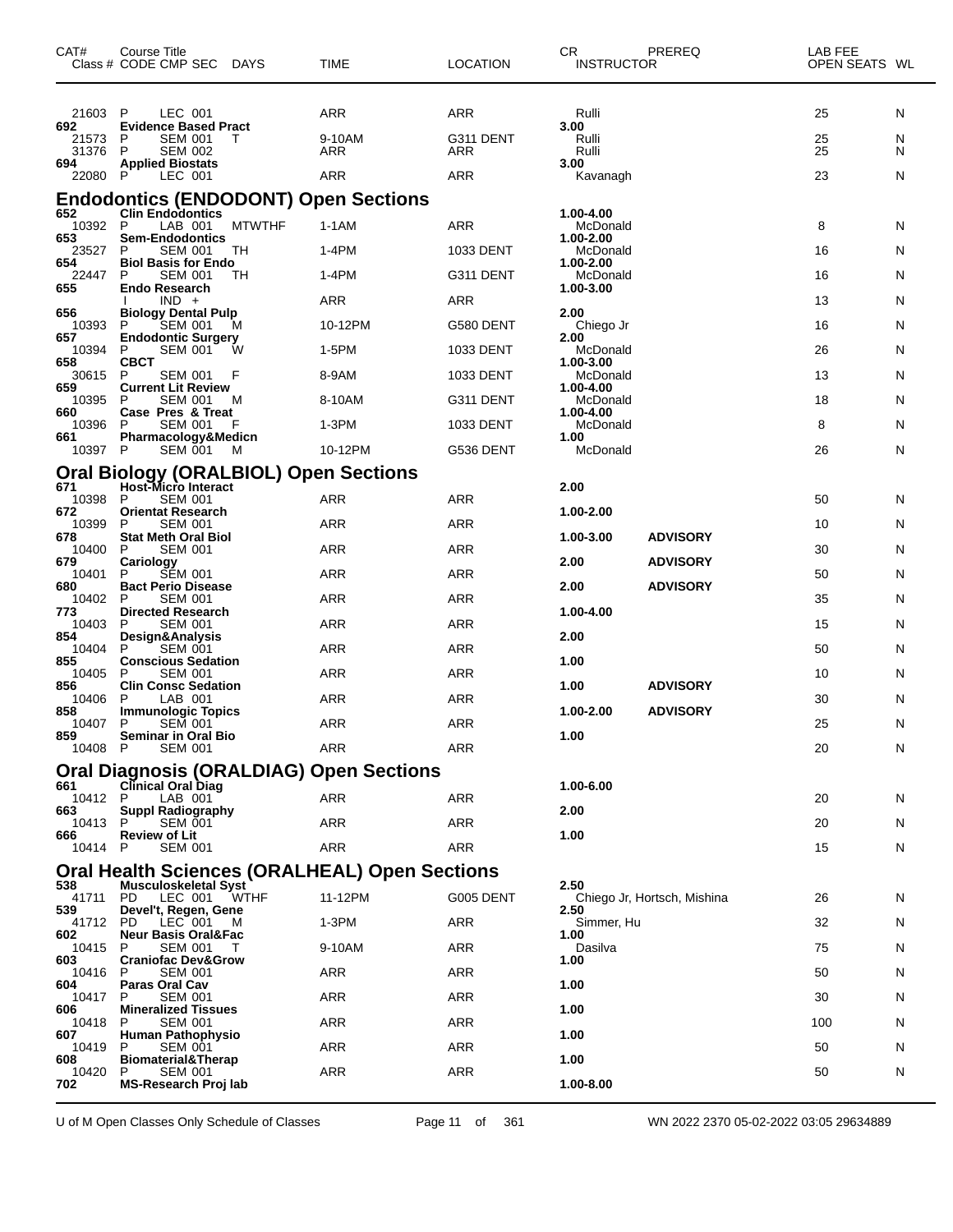| CAT# | Course Title Class # CODE CMP SEC | DAYS | TIME | LOCATION | CR INSTRUCTOR | PREREQ | LAB FEE OPEN SEATS | WL |
|---|---|---|---|---|---|---|---|---|
| 21603 | P LEC 001 | | ARR | ARR | Rulli | | 25 | N |
| **692** | **Evidence Based Pract** | | | | **3.00** | | | |
| 21573 | P SEM 001 | T | 9-10AM | G311 DENT | Rulli | | 25 | N |
| 31376 | P SEM 002 | | ARR | ARR | Rulli | | 25 | N |
| **694** | **Applied Biostats** | | | | **3.00** | | | |
| 22080 | P LEC 001 | | ARR | ARR | Kavanagh | | 23 | N |

## Endodontics (ENDODONT) Open Sections

| CAT# | Course Title Class # CODE CMP SEC | DAYS | TIME | LOCATION | CR INSTRUCTOR | PREREQ | LAB FEE OPEN SEATS | WL |
|---|---|---|---|---|---|---|---|---|
| **652** | **Clin Endodontics** | | | | **1.00-4.00** | | | |
| 10392 | P LAB 001 | MTWTHF | 1-1AM | ARR | McDonald | | 8 | N |
| **653** | **Sem-Endodontics** | | | | **1.00-2.00** | | | |
| 23527 | P SEM 001 | TH | 1-4PM | 1033 DENT | McDonald | | 16 | N |
| **654** | **Biol Basis for Endo** | | | | **1.00-2.00** | | | |
| 22447 | P SEM 001 | TH | 1-4PM | G311 DENT | McDonald | | 16 | N |
| **655** | **Endo Research** | | | | **1.00-3.00** | | | |
| | I IND + | | ARR | ARR | | | 13 | N |
| **656** | **Biology Dental Pulp** | | | | **2.00** | | | |
| 10393 | P SEM 001 | M | 10-12PM | G580 DENT | Chiego Jr | | 16 | N |
| **657** | **Endodontic Surgery** | | | | **2.00** | | | |
| 10394 | P SEM 001 | W | 1-5PM | 1033 DENT | McDonald | | 26 | N |
| **658** | **CBCT** | | | | **1.00-3.00** | | | |
| 30615 | P SEM 001 | F | 8-9AM | 1033 DENT | McDonald | | 13 | N |
| **659** | **Current Lit Review** | | | | **1.00-4.00** | | | |
| 10395 | P SEM 001 | M | 8-10AM | G311 DENT | McDonald | | 18 | N |
| **660** | **Case Pres & Treat** | | | | **1.00-4.00** | | | |
| 10396 | P SEM 001 | F | 1-3PM | 1033 DENT | McDonald | | 8 | N |
| **661** | **Pharmacology&Medicn** | | | | **1.00** | | | |
| 10397 | P SEM 001 | M | 10-12PM | G536 DENT | McDonald | | 26 | N |

## Oral Biology (ORALBIOL) Open Sections

| CAT# | Course Title Class # CODE CMP SEC | DAYS | TIME | LOCATION | CR INSTRUCTOR | PREREQ | LAB FEE OPEN SEATS | WL |
|---|---|---|---|---|---|---|---|---|
| **671** | **Host-Micro Interact** | | | | **2.00** | | | |
| 10398 | P SEM 001 | | ARR | ARR | | | 50 | N |
| **672** | **Orientat Research** | | | | **1.00-2.00** | | | |
| 10399 | P SEM 001 | | ARR | ARR | | | 10 | N |
| **678** | **Stat Meth Oral Biol** | | | | **1.00-3.00** | **ADVISORY** | | |
| 10400 | P SEM 001 | | ARR | ARR | | | 30 | N |
| **679** | **Cariology** | | | | **2.00** | **ADVISORY** | | |
| 10401 | P SEM 001 | | ARR | ARR | | | 50 | N |
| **680** | **Bact Perio Disease** | | | | **2.00** | **ADVISORY** | | |
| 10402 | P SEM 001 | | ARR | ARR | | | 35 | N |
| **773** | **Directed Research** | | | | **1.00-4.00** | | | |
| 10403 | P SEM 001 | | ARR | ARR | | | 15 | N |
| **854** | **Design&Analysis** | | | | **2.00** | | | |
| 10404 | P SEM 001 | | ARR | ARR | | | 50 | N |
| **855** | **Conscious Sedation** | | | | **1.00** | | | |
| 10405 | P SEM 001 | | ARR | ARR | | | 10 | N |
| **856** | **Clin Consc Sedation** | | | | **1.00** | **ADVISORY** | | |
| 10406 | P LAB 001 | | ARR | ARR | | | 30 | N |
| **858** | **Immunologic Topics** | | | | **1.00-2.00** | **ADVISORY** | | |
| 10407 | P SEM 001 | | ARR | ARR | | | 25 | N |
| **859** | **Seminar in Oral Bio** | | | | **1.00** | | | |
| 10408 | P SEM 001 | | ARR | ARR | | | 20 | N |

## Oral Diagnosis (ORALDIAG) Open Sections

| CAT# | Course Title Class # CODE CMP SEC | DAYS | TIME | LOCATION | CR INSTRUCTOR | PREREQ | LAB FEE OPEN SEATS | WL |
|---|---|---|---|---|---|---|---|---|
| **661** | **Clinical Oral Diag** | | | | **1.00-6.00** | | | |
| 10412 | P LAB 001 | | ARR | ARR | | | 20 | N |
| **663** | **Suppl Radiography** | | | | **2.00** | | | |
| 10413 | P SEM 001 | | ARR | ARR | | | 20 | N |
| **666** | **Review of Lit** | | | | **1.00** | | | |
| 10414 | P SEM 001 | | ARR | ARR | | | 15 | N |

## Oral Health Sciences (ORALHEAL) Open Sections

| CAT# | Course Title Class # CODE CMP SEC | DAYS | TIME | LOCATION | CR INSTRUCTOR | PREREQ | LAB FEE OPEN SEATS | WL |
|---|---|---|---|---|---|---|---|---|
| **538** | **Musculoskeletal Syst** | | | | **2.50** | | | |
| 41711 | PD LEC 001 | WTHF | 11-12PM | G005 DENT | Chiego Jr, Hortsch, Mishina | | 26 | N |
| **539** | **Devel't, Regen, Gene** | | | | **2.50** | | | |
| 41712 | PD LEC 001 | M | 1-3PM | ARR | Simmer, Hu | | 32 | N |
| **602** | **Neur Basis Oral&Fac** | | | | **1.00** | | | |
| 10415 | P SEM 001 | T | 9-10AM | ARR | Dasilva | | 75 | N |
| **603** | **Craniofac Dev&Grow** | | | | **1.00** | | | |
| 10416 | P SEM 001 | | ARR | ARR | | | 50 | N |
| **604** | **Paras Oral Cav** | | | | **1.00** | | | |
| 10417 | P SEM 001 | | ARR | ARR | | | 30 | N |
| **606** | **Mineralized Tissues** | | | | **1.00** | | | |
| 10418 | P SEM 001 | | ARR | ARR | | | 100 | N |
| **607** | **Human Pathophysio** | | | | **1.00** | | | |
| 10419 | P SEM 001 | | ARR | ARR | | | 50 | N |
| **608** | **Biomaterial&Therap** | | | | **1.00** | | | |
| 10420 | P SEM 001 | | ARR | ARR | | | 50 | N |
| **702** | **MS-Research Proj lab** | | | | **1.00-8.00** | | | |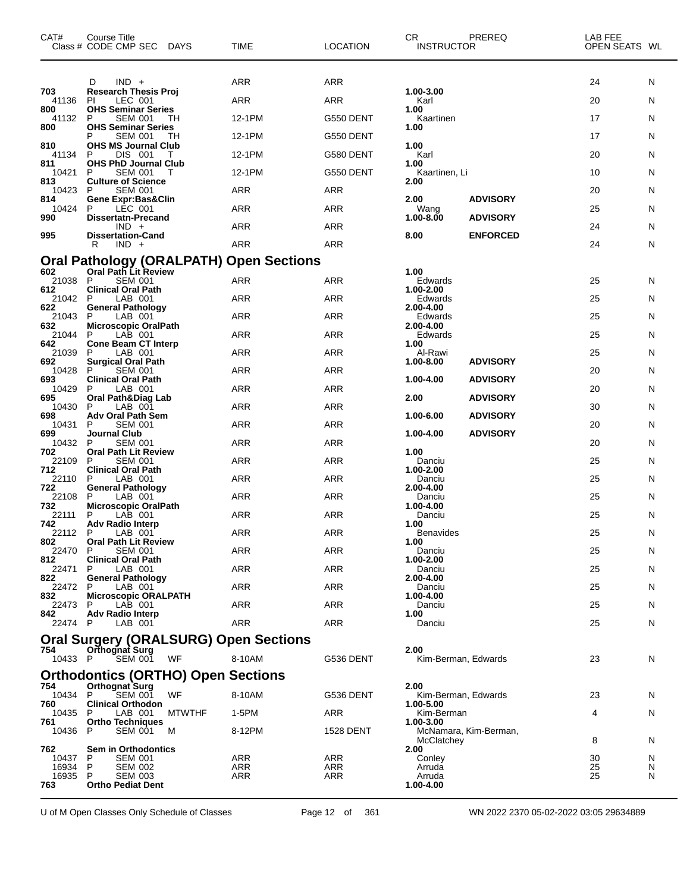| CAT# | Course Title<br>Class # CODE CMP SEC DAYS | TIME | LOCATION | CR INSTRUCTOR | PREREQ | LAB FEE OPEN SEATS | WL |
|---|---|---|---|---|---|---|---|
| | D IND + | ARR | ARR | | | 24 | N |
| 703 | **Research Thesis Proj** | | | **1.00-3.00** | | | |
| 41136 | PI LEC 001 | ARR | ARR | Karl | | 20 | N |
| 800 | **OHS Seminar Series** | | | **1.00** | | | |
| 41132 | P SEM 001 TH | 12-1PM | G550 DENT | Kaartinen | | 17 | N |
| 800 | **OHS Seminar Series** | | | **1.00** | | | |
| | P SEM 001 TH | 12-1PM | G550 DENT | | | 17 | N |
| 810 | **OHS MS Journal Club** | | | **1.00** | | | |
| 41134 | P DIS 001 T | 12-1PM | G580 DENT | Karl | | 20 | N |
| 811 | **OHS PhD Journal Club** | | | **1.00** | | | |
| 10421 | P SEM 001 T | 12-1PM | G550 DENT | Kaartinen, Li | | 10 | N |
| 813 | **Culture of Science** | | | **2.00** | | | |
| 10423 | P SEM 001 | ARR | ARR | | | 20 | N |
| 814 | **Gene Expr:Bas&Clin** | | | **2.00** | **ADVISORY** | | |
| 10424 | P LEC 001 | ARR | ARR | Wang | | 25 | N |
| 990 | **Dissertatn-Precand** | | | **1.00-8.00** | **ADVISORY** | | |
| | IND + | ARR | ARR | | | 24 | N |
| 995 | **Dissertation-Cand** | | | **8.00** | **ENFORCED** | | |
| | R IND + | ARR | ARR | | | 24 | N |

## Oral Pathology (ORALPATH) Open Sections

| CAT# | Course Title<br>Class # CODE CMP SEC DAYS | TIME | LOCATION | CR INSTRUCTOR | PREREQ | LAB FEE OPEN SEATS | WL |
|---|---|---|---|---|---|---|---|
| 602 | **Oral Path Lit Review** | | | **1.00** | | | |
| 21038 | P SEM 001 | ARR | ARR | Edwards | | 25 | N |
| 612 | **Clinical Oral Path** | | | **1.00-2.00** | | | |
| 21042 | P LAB 001 | ARR | ARR | Edwards | | 25 | N |
| 622 | **General Pathology** | | | **2.00-4.00** | | | |
| 21043 | P LAB 001 | ARR | ARR | Edwards | | 25 | N |
| 632 | **Microscopic OralPath** | | | **2.00-4.00** | | | |
| 21044 | P LAB 001 | ARR | ARR | Edwards | | 25 | N |
| 642 | **Cone Beam CT Interp** | | | **1.00** | | | |
| 21039 | P LAB 001 | ARR | ARR | Al-Rawi | | 25 | N |
| 692 | **Surgical Oral Path** | | | **1.00-8.00** | **ADVISORY** | | |
| 10428 | P SEM 001 | ARR | ARR | | | 20 | N |
| 693 | **Clinical Oral Path** | | | **1.00-4.00** | **ADVISORY** | | |
| 10429 | P LAB 001 | ARR | ARR | | | 20 | N |
| 695 | **Oral Path&Diag Lab** | | | **2.00** | **ADVISORY** | | |
| 10430 | P LAB 001 | ARR | ARR | | | 30 | N |
| 698 | **Adv Oral Path Sem** | | | **1.00-6.00** | **ADVISORY** | | |
| 10431 | P SEM 001 | ARR | ARR | | | 20 | N |
| 699 | **Journal Club** | | | **1.00-4.00** | **ADVISORY** | | |
| 10432 | P SEM 001 | ARR | ARR | | | 20 | N |
| 702 | **Oral Path Lit Review** | | | **1.00** | | | |
| 22109 | P SEM 001 | ARR | ARR | Danciu | | 25 | N |
| 712 | **Clinical Oral Path** | | | **1.00-2.00** | | | |
| 22110 | P LAB 001 | ARR | ARR | Danciu | | 25 | N |
| 722 | **General Pathology** | | | **2.00-4.00** | | | |
| 22108 | P LAB 001 | ARR | ARR | Danciu | | 25 | N |
| 732 | **Microscopic OralPath** | | | **1.00-4.00** | | | |
| 22111 | P LAB 001 | ARR | ARR | Danciu | | 25 | N |
| 742 | **Adv Radio Interp** | | | **1.00** | | | |
| 22112 | P LAB 001 | ARR | ARR | Benavides | | 25 | N |
| 802 | **Oral Path Lit Review** | | | **1.00** | | | |
| 22470 | P SEM 001 | ARR | ARR | Danciu | | 25 | N |
| 812 | **Clinical Oral Path** | | | **1.00-2.00** | | | |
| 22471 | P LAB 001 | ARR | ARR | Danciu | | 25 | N |
| 822 | **General Pathology** | | | **2.00-4.00** | | | |
| 22472 | P LAB 001 | ARR | ARR | Danciu | | 25 | N |
| 832 | **Microscopic ORALPATH** | | | **1.00-4.00** | | | |
| 22473 | P LAB 001 | ARR | ARR | Danciu | | 25 | N |
| 842 | **Adv Radio Interp** | | | **1.00** | | | |
| 22474 | P LAB 001 | ARR | ARR | Danciu | | 25 | N |

## Oral Surgery (ORALSURG) Open Sections

| CAT# | Course Title<br>Class # CODE CMP SEC DAYS | TIME | LOCATION | CR INSTRUCTOR | PREREQ | LAB FEE OPEN SEATS | WL |
|---|---|---|---|---|---|---|---|
| 754 | **Orthognat Surg** | | | **2.00** | | | |
| 10433 | P SEM 001 WF | 8-10AM | G536 DENT | Kim-Berman, Edwards | | 23 | N |

## Orthodontics (ORTHO) Open Sections

| CAT# | Course Title<br>Class # CODE CMP SEC DAYS | TIME | LOCATION | CR INSTRUCTOR | PREREQ | LAB FEE OPEN SEATS | WL |
|---|---|---|---|---|---|---|---|
| 754 | **Orthognat Surg** | | | **2.00** | | | |
| 10434 | P SEM 001 WF | 8-10AM | G536 DENT | Kim-Berman, Edwards | | 23 | N |
| 760 | **Clinical Orthodon** | | | **1.00-5.00** | | | |
| 10435 | P LAB 001 MTWTHF | 1-5PM | ARR | Kim-Berman | | 4 | N |
| 761 | **Ortho Techniques** | | | **1.00-3.00** | | | |
| 10436 | P SEM 001 M | 8-12PM | 1528 DENT | McNamara, Kim-Berman, McClatchey | | 8 | N |
| 762 | **Sem in Orthodontics** | | | **2.00** | | | |
| 10437 | P SEM 001 | ARR | ARR | Conley | | 30 | N |
| 16934 | P SEM 002 | ARR | ARR | Arruda | | 25 | N |
| 16935 | P SEM 003 | ARR | ARR | Arruda | | 25 | N |
| 763 | **Ortho Pediat Dent** | | | **1.00-4.00** | | | |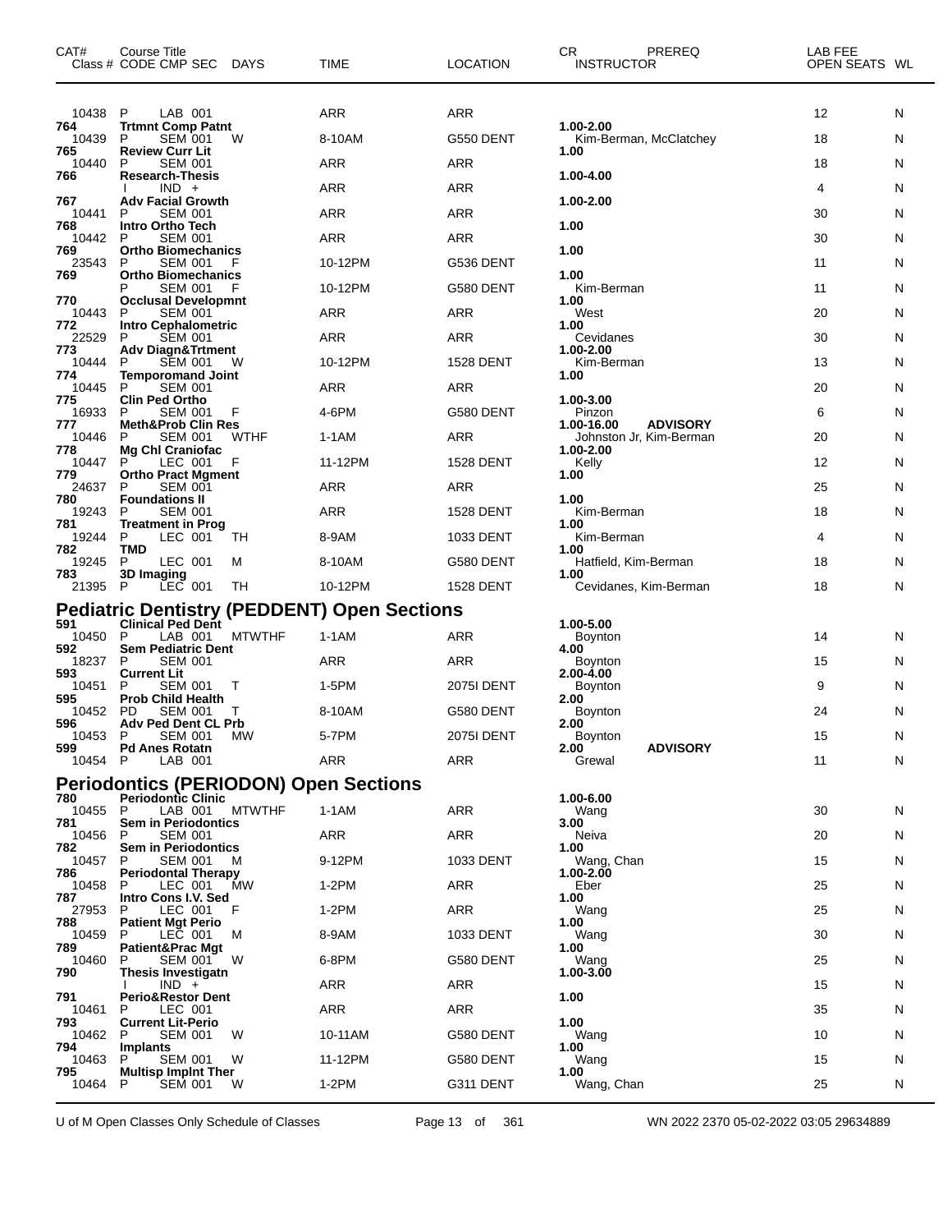| CAT# | Course Title Class # CODE CMP SEC DAYS | TIME | LOCATION | CR PREREQ INSTRUCTOR | LAB FEE OPEN SEATS | WL |
|---|---|---|---|---|---|---|
| | 10438 P LAB 001 | ARR | ARR | | 12 | N |
| 764 | **Trtmnt Comp Patnt** | | | **1.00-2.00** | | |
| | 10439 P SEM 001 W | 8-10AM | G550 DENT | Kim-Berman, McClatchey | 18 | N |
| 765 | **Review Curr Lit** | | | **1.00** | | |
| | 10440 P SEM 001 | ARR | ARR | | 18 | N |
| 766 | **Research-Thesis** | | | **1.00-4.00** | | |
| | I IND + | ARR | ARR | | 4 | N |
| 767 | **Adv Facial Growth** | | | **1.00-2.00** | | |
| | 10441 P SEM 001 | ARR | ARR | | 30 | N |
| 768 | **Intro Ortho Tech** | | | **1.00** | | |
| | 10442 P SEM 001 | ARR | ARR | | 30 | N |
| 769 | **Ortho Biomechanics** | | | **1.00** | | |
| | 23543 P SEM 001 F | 10-12PM | G536 DENT | | 11 | N |
| 769 | **Ortho Biomechanics** | | | **1.00** | | |
| | P SEM 001 F | 10-12PM | G580 DENT | Kim-Berman | 11 | N |
| 770 | **Occlusal Developmnt** | | | **1.00** | | |
| | 10443 P SEM 001 | ARR | ARR | West | 20 | N |
| 772 | **Intro Cephalometric** | | | **1.00** | | |
| | 22529 P SEM 001 | ARR | ARR | Cevidanes | 30 | N |
| 773 | **Adv Diagn&Trtment** | | | **1.00-2.00** | | |
| | 10444 P SEM 001 W | 10-12PM | 1528 DENT | Kim-Berman | 13 | N |
| 774 | **Temporomand Joint** | | | **1.00** | | |
| | 10445 P SEM 001 | ARR | ARR | | 20 | N |
| 775 | **Clin Ped Ortho** | | | **1.00-3.00** | | |
| | 16933 P SEM 001 F | 4-6PM | G580 DENT | Pinzon | 6 | N |
| 777 | **Meth&Prob Clin Res** | | | **1.00-16.00 ADVISORY** | | |
| | 10446 P SEM 001 WTHF | 1-1AM | ARR | Johnston Jr, Kim-Berman | 20 | N |
| 778 | **Mg Chl Craniofac** | | | **1.00-2.00** | | |
| | 10447 P LEC 001 F | 11-12PM | 1528 DENT | Kelly | 12 | N |
| 779 | **Ortho Pract Mgment** | | | **1.00** | | |
| | 24637 P SEM 001 | ARR | ARR | | 25 | N |
| 780 | **Foundations II** | | | **1.00** | | |
| | 19243 P SEM 001 | ARR | 1528 DENT | Kim-Berman | 18 | N |
| 781 | **Treatment in Prog** | | | **1.00** | | |
| | 19244 P LEC 001 TH | 8-9AM | 1033 DENT | Kim-Berman | 4 | N |
| 782 | **TMD** | | | **1.00** | | |
| | 19245 P LEC 001 M | 8-10AM | G580 DENT | Hatfield, Kim-Berman | 18 | N |
| 783 | **3D Imaging** | | | **1.00** | | |
| | 21395 P LEC 001 TH | 10-12PM | 1528 DENT | Cevidanes, Kim-Berman | 18 | N |

## Pediatric Dentistry (PEDDENT) Open Sections

| CAT# | Course Title Class # CODE CMP SEC DAYS | TIME | LOCATION | CR PREREQ INSTRUCTOR | LAB FEE OPEN SEATS | WL |
|---|---|---|---|---|---|---|
| 591 | **Clinical Ped Dent** | | | **1.00-5.00** | | |
| | 10450 P LAB 001 MTWTHF | 1-1AM | ARR | Boynton | 14 | N |
| 592 | **Sem Pediatric Dent** | | | **4.00** | | |
| | 18237 P SEM 001 | ARR | ARR | Boynton | 15 | N |
| 593 | **Current Lit** | | | **2.00-4.00** | | |
| | 10451 P SEM 001 T | 1-5PM | 2075I DENT | Boynton | 9 | N |
| 595 | **Prob Child Health** | | | **2.00** | | |
| | 10452 PD SEM 001 T | 8-10AM | G580 DENT | Boynton | 24 | N |
| 596 | **Adv Ped Dent CL Prb** | | | **2.00** | | |
| | 10453 P SEM 001 MW | 5-7PM | 2075I DENT | Boynton | 15 | N |
| 599 | **Pd Anes Rotatn** | | | **2.00 ADVISORY** | | |
| | 10454 P LAB 001 | ARR | ARR | Grewal | 11 | N |

## Periodontics (PERIODON) Open Sections

| CAT# | Course Title Class # CODE CMP SEC DAYS | TIME | LOCATION | CR PREREQ INSTRUCTOR | LAB FEE OPEN SEATS | WL |
|---|---|---|---|---|---|---|
| 780 | **Periodontic Clinic** | | | **1.00-6.00** | | |
| | 10455 P LAB 001 MTWTHF | 1-1AM | ARR | Wang | 30 | N |
| 781 | **Sem in Periodontics** | | | **3.00** | | |
| | 10456 P SEM 001 | ARR | ARR | Neiva | 20 | N |
| 782 | **Sem in Periodontics** | | | **1.00** | | |
| | 10457 P SEM 001 M | 9-12PM | 1033 DENT | Wang, Chan | 15 | N |
| 786 | **Periodontal Therapy** | | | **1.00-2.00** | | |
| | 10458 P LEC 001 MW | 1-2PM | ARR | Eber | 25 | N |
| 787 | **Intro Cons I.V. Sed** | | | **1.00** | | |
| | 27953 P LEC 001 F | 1-2PM | ARR | Wang | 25 | N |
| 788 | **Patient Mgt Perio** | | | **1.00** | | |
| | 10459 P LEC 001 M | 8-9AM | 1033 DENT | Wang | 30 | N |
| 789 | **Patient&Prac Mgt** | | | **1.00** | | |
| | 10460 P SEM 001 W | 6-8PM | G580 DENT | Wang | 25 | N |
| 790 | **Thesis Investigatn** | | | **1.00-3.00** | | |
| | I IND + | ARR | ARR | | 15 | N |
| 791 | **Perio&Restor Dent** | | | **1.00** | | |
| | 10461 P LEC 001 | ARR | ARR | | 35 | N |
| 793 | **Current Lit-Perio** | | | **1.00** | | |
| | 10462 P SEM 001 W | 10-11AM | G580 DENT | Wang | 10 | N |
| 794 | **Implants** | | | **1.00** | | |
| | 10463 P SEM 001 W | 11-12PM | G580 DENT | Wang | 15 | N |
| 795 | **Multisp Implnt Ther** | | | **1.00** | | |
| | 10464 P SEM 001 W | 1-2PM | G311 DENT | Wang, Chan | 25 | N |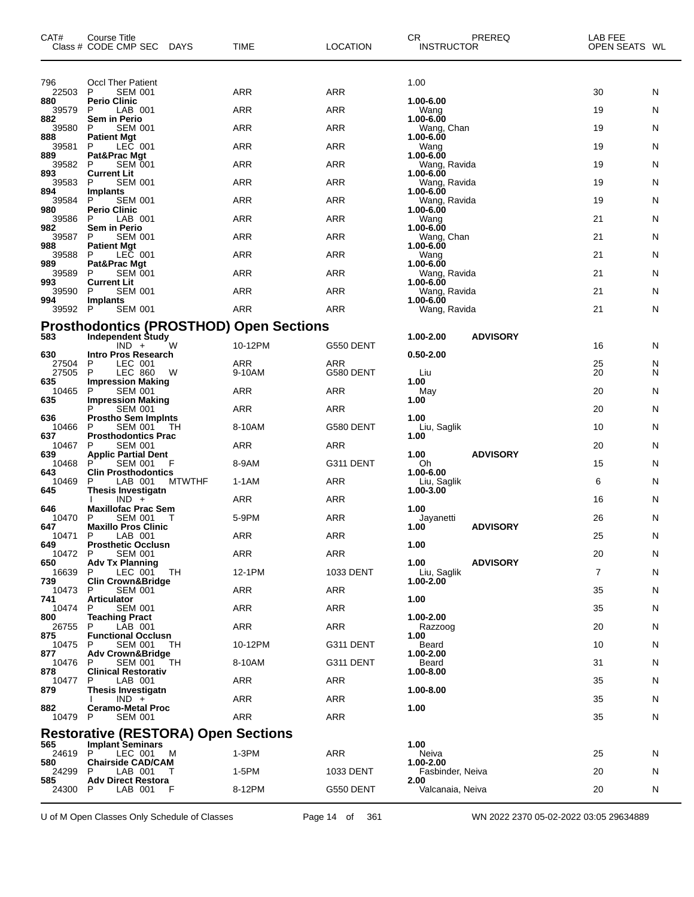| CAT# | Course Title Class # CODE CMP SEC DAYS | TIME | LOCATION | CR INSTRUCTOR | PREREQ | LAB FEE OPEN SEATS | WL |
|---|---|---|---|---|---|---|---|
| 796 | Occl Ther Patient | | | 1.00 | | | |
| 22503 | P SEM 001 | ARR | ARR | | | 30 | N |
| **880** | **Perio Clinic** | | | **1.00-6.00** | | | |
| 39579 | P LAB 001 | ARR | ARR | Wang | | 19 | N |
| **882** | **Sem in Perio** | | | **1.00-6.00** | | | |
| 39580 | P SEM 001 | ARR | ARR | Wang, Chan | | 19 | N |
| **888** | **Patient Mgt** | | | **1.00-6.00** | | | |
| 39581 | P LEC 001 | ARR | ARR | Wang | | 19 | N |
| **889** | **Pat&Prac Mgt** | | | **1.00-6.00** | | | |
| 39582 | P SEM 001 | ARR | ARR | Wang, Ravida | | 19 | N |
| **893** | **Current Lit** | | | **1.00-6.00** | | | |
| 39583 | P SEM 001 | ARR | ARR | Wang, Ravida | | 19 | N |
| **894** | **Implants** | | | **1.00-6.00** | | | |
| 39584 | P SEM 001 | ARR | ARR | Wang, Ravida | | 19 | N |
| **980** | **Perio Clinic** | | | **1.00-6.00** | | | |
| 39586 | P LAB 001 | ARR | ARR | Wang | | 21 | N |
| **982** | **Sem in Perio** | | | **1.00-6.00** | | | |
| 39587 | P SEM 001 | ARR | ARR | Wang, Chan | | 21 | N |
| **988** | **Patient Mgt** | | | **1.00-6.00** | | | |
| 39588 | P LEC 001 | ARR | ARR | Wang | | 21 | N |
| **989** | **Pat&Prac Mgt** | | | **1.00-6.00** | | | |
| 39589 | P SEM 001 | ARR | ARR | Wang, Ravida | | 21 | N |
| **993** | **Current Lit** | | | **1.00-6.00** | | | |
| 39590 | P SEM 001 | ARR | ARR | Wang, Ravida | | 21 | N |
| **994** | **Implants** | | | **1.00-6.00** | | | |
| 39592 | P SEM 001 | ARR | ARR | Wang, Ravida | | 21 | N |

## Prosthodontics (PROSTHOD) Open Sections

| CAT# | Course Title Class # CODE CMP SEC DAYS | TIME | LOCATION | CR INSTRUCTOR | PREREQ | LAB FEE OPEN SEATS | WL |
|---|---|---|---|---|---|---|---|
| **583** | **Independent Study** | | | **1.00-2.00** | **ADVISORY** | | |
| | IND + W | 10-12PM | G550 DENT | | | 16 | N |
| **630** | **Intro Pros Research** | | | **0.50-2.00** | | | |
| 27504 | P LEC 001 | ARR | ARR | | | 25 | N |
| 27505 | P LEC 860 W | 9-10AM | G580 DENT | Liu | | 20 | N |
| **635** | **Impression Making** | | | **1.00** | | | |
| 10465 | P SEM 001 | ARR | ARR | May | | 20 | N |
| **635** | **Impression Making** | | | **1.00** | | | |
| | P SEM 001 | ARR | ARR | | | 20 | N |
| **636** | **Prostho Sem Implnts** | | | **1.00** | | | |
| 10466 | P SEM 001 TH | 8-10AM | G580 DENT | Liu, Saglik | | 10 | N |
| **637** | **Prosthodontics Prac** | | | **1.00** | | | |
| 10467 | P SEM 001 | ARR | ARR | | | 20 | N |
| **639** | **Applic Partial Dent** | | | **1.00** | **ADVISORY** | | |
| 10468 | P SEM 001 F | 8-9AM | G311 DENT | Oh | | 15 | N |
| **643** | **Clin Prosthodontics** | | | **1.00-6.00** | | | |
| 10469 | P LAB 001 MTWTHF | 1-1AM | ARR | Liu, Saglik | | 6 | N |
| **645** | **Thesis Investigatn** | | | **1.00-3.00** | | | |
| | I IND + | ARR | ARR | | | 16 | N |
| **646** | **Maxillofac Prac Sem** | | | **1.00** | | | |
| 10470 | P SEM 001 T | 5-9PM | ARR | Jayanetti | | 26 | N |
| **647** | **Maxillo Pros Clinic** | | | **1.00** | **ADVISORY** | | |
| 10471 | P LAB 001 | ARR | ARR | | | 25 | N |
| **649** | **Prosthetic Occlusn** | | | **1.00** | | | |
| 10472 | P SEM 001 | ARR | ARR | | | 20 | N |
| **650** | **Adv Tx Planning** | | | **1.00** | **ADVISORY** | | |
| 16639 | P LEC 001 TH | 12-1PM | 1033 DENT | Liu, Saglik | | 7 | N |
| **739** | **Clin Crown&Bridge** | | | **1.00-2.00** | | | |
| 10473 | P SEM 001 | ARR | ARR | | | 35 | N |
| **741** | **Articulator** | | | **1.00** | | | |
| 10474 | P SEM 001 | ARR | ARR | | | 35 | N |
| **800** | **Teaching Pract** | | | **1.00-2.00** | | | |
| 26755 | P LAB 001 | ARR | ARR | Razzoog | | 20 | N |
| **875** | **Functional Occlusn** | | | **1.00** | | | |
| 10475 | P SEM 001 TH | 10-12PM | G311 DENT | Beard | | 10 | N |
| **877** | **Adv Crown&Bridge** | | | **1.00-2.00** | | | |
| 10476 | P SEM 001 TH | 8-10AM | G311 DENT | Beard | | 31 | N |
| **878** | **Clinical Restorativ** | | | **1.00-8.00** | | | |
| 10477 | P LAB 001 | ARR | ARR | | | 35 | N |
| **879** | **Thesis Investigatn** | | | **1.00-8.00** | | | |
| | I IND + | ARR | ARR | | | 35 | N |
| **882** | **Ceramo-Metal Proc** | | | **1.00** | | | |
| 10479 | P SEM 001 | ARR | ARR | | | 35 | N |

## Restorative (RESTORA) Open Sections

| CAT# | Course Title Class # CODE CMP SEC DAYS | TIME | LOCATION | CR INSTRUCTOR | PREREQ | LAB FEE OPEN SEATS | WL |
|---|---|---|---|---|---|---|---|
| **565** | **Implant Seminars** | | | **1.00** | | | |
| 24619 | P LEC 001 M | 1-3PM | ARR | Neiva | | 25 | N |
| **580** | **Chairside CAD/CAM** | | | **1.00-2.00** | | | |
| 24299 | P LAB 001 T | 1-5PM | 1033 DENT | Fasbinder, Neiva | | 20 | N |
| **585** | **Adv Direct Restora** | | | **2.00** | | | |
| 24300 | P LAB 001 F | 8-12PM | G550 DENT | Valcanaia, Neiva | | 20 | N |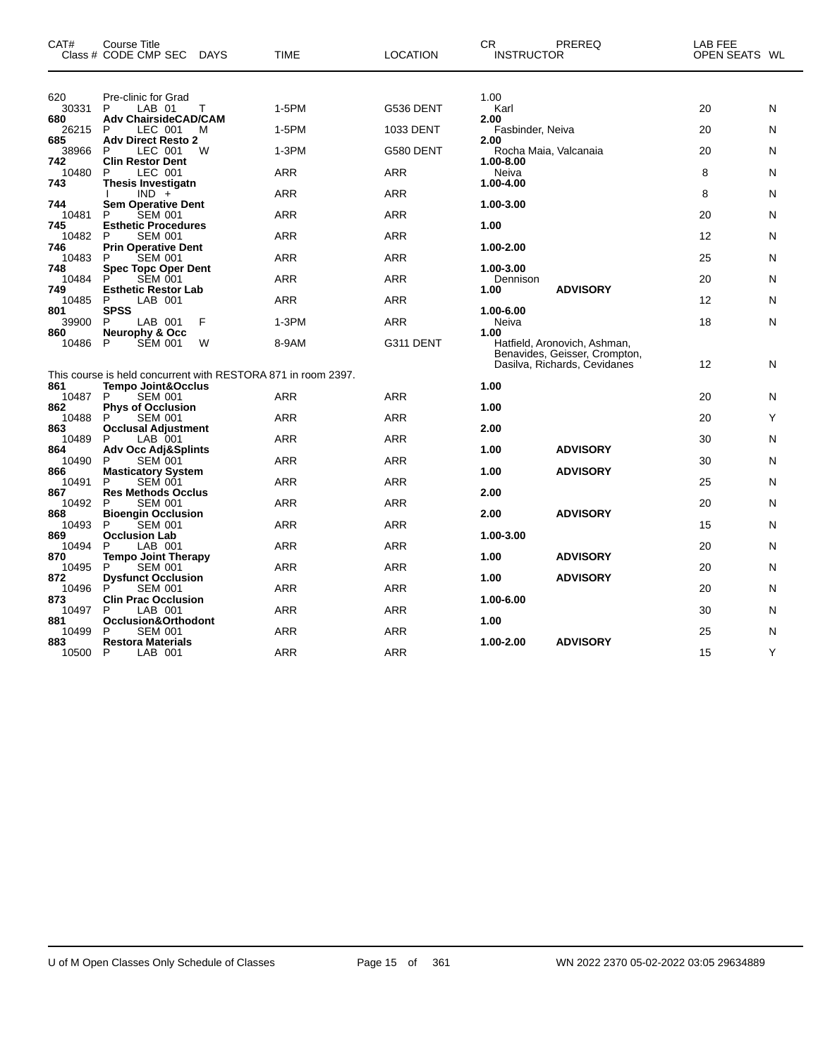| CAT# | Course Title Class # CODE CMP SEC DAYS | TIME | LOCATION | CR INSTRUCTOR | PREREQ | LAB FEE OPEN SEATS | WL |
|---|---|---|---|---|---|---|---|
| 620 | Pre-clinic for Grad | | | 1.00 | | | |
| 30331 | P LAB 01 T | 1-5PM | G536 DENT | Karl | | 20 | N |
| **680** | **Adv ChairsideCAD/CAM** | | | **2.00** | | | |
| 26215 | P LEC 001 M | 1-5PM | 1033 DENT | Fasbinder, Neiva | | 20 | N |
| **685** | **Adv Direct Resto 2** | | | **2.00** | | | |
| 38966 | P LEC 001 W | 1-3PM | G580 DENT | Rocha Maia, Valcanaia | | 20 | N |
| **742** | **Clin Restor Dent** | | | **1.00-8.00** | | | |
| 10480 | P LEC 001 | ARR | ARR | Neiva | | 8 | N |
| **743** | **Thesis Investigatn** | | | **1.00-4.00** | | | |
| | I IND + | ARR | ARR | | | 8 | N |
| **744** | **Sem Operative Dent** | | | **1.00-3.00** | | | |
| 10481 | P SEM 001 | ARR | ARR | | | 20 | N |
| **745** | **Esthetic Procedures** | | | **1.00** | | | |
| 10482 | P SEM 001 | ARR | ARR | | | 12 | N |
| **746** | **Prin Operative Dent** | | | **1.00-2.00** | | | |
| 10483 | P SEM 001 | ARR | ARR | | | 25 | N |
| **748** | **Spec Topc Oper Dent** | | | **1.00-3.00** | | | |
| 10484 | P SEM 001 | ARR | ARR | Dennison | | 20 | N |
| **749** | **Esthetic Restor Lab** | | | **1.00** | **ADVISORY** | | |
| 10485 | P LAB 001 | ARR | ARR | | | 12 | N |
| **801** | **SPSS** | | | **1.00-6.00** | | | |
| 39900 | P LAB 001 F | 1-3PM | ARR | Neiva | | 18 | N |
| **860** | **Neurophy & Occ** | | | **1.00** | | | |
| 10486 | P SEM 001 W | 8-9AM | G311 DENT | Hatfield, Aronovich, Ashman, Benavides, Geisser, Crompton, Dasilva, Richards, Cevidanes | | 12 | N |
| | This course is held concurrent with RESTORA 871 in room 2397. | | | | | | |
| **861** | **Tempo Joint&Occlus** | | | **1.00** | | | |
| 10487 | P SEM 001 | ARR | ARR | | | 20 | N |
| **862** | **Phys of Occlusion** | | | **1.00** | | | |
| 10488 | P SEM 001 | ARR | ARR | | | 20 | Y |
| **863** | **Occlusal Adjustment** | | | **2.00** | | | |
| 10489 | P LAB 001 | ARR | ARR | | | 30 | N |
| **864** | **Adv Occ Adj&Splints** | | | **1.00** | **ADVISORY** | | |
| 10490 | P SEM 001 | ARR | ARR | | | 30 | N |
| **866** | **Masticatory System** | | | **1.00** | **ADVISORY** | | |
| 10491 | P SEM 001 | ARR | ARR | | | 25 | N |
| **867** | **Res Methods Occlus** | | | **2.00** | | | |
| 10492 | P SEM 001 | ARR | ARR | | | 20 | N |
| **868** | **Bioengin Occlusion** | | | **2.00** | **ADVISORY** | | |
| 10493 | P SEM 001 | ARR | ARR | | | 15 | N |
| **869** | **Occlusion Lab** | | | **1.00-3.00** | | | |
| 10494 | P LAB 001 | ARR | ARR | | | 20 | N |
| **870** | **Tempo Joint Therapy** | | | **1.00** | **ADVISORY** | | |
| 10495 | P SEM 001 | ARR | ARR | | | 20 | N |
| **872** | **Dysfunct Occlusion** | | | **1.00** | **ADVISORY** | | |
| 10496 | P SEM 001 | ARR | ARR | | | 20 | N |
| **873** | **Clin Prac Occlusion** | | | **1.00-6.00** | | | |
| 10497 | P LAB 001 | ARR | ARR | | | 30 | N |
| **881** | **Occlusion&Orthodont** | | | **1.00** | | | |
| 10499 | P SEM 001 | ARR | ARR | | | 25 | N |
| **883** | **Restora Materials** | | | **1.00-2.00** | **ADVISORY** | | |
| 10500 | P LAB 001 | ARR | ARR | | | 15 | Y |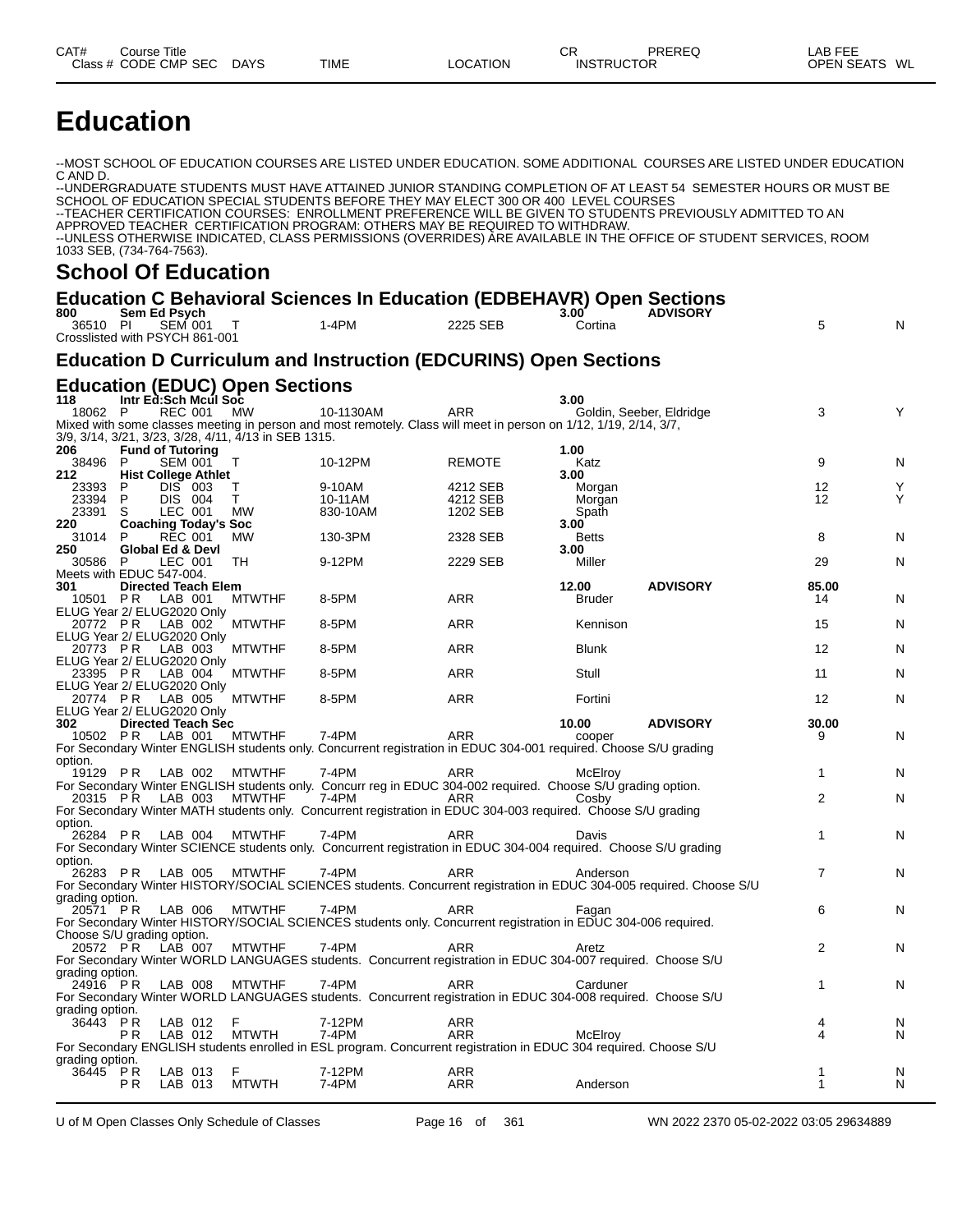# Education

--MOST SCHOOL OF EDUCATION COURSES ARE LISTED UNDER EDUCATION. SOME ADDITIONAL COURSES ARE LISTED UNDER EDUCATION C AND D.
--UNDERGRADUATE STUDENTS MUST HAVE ATTAINED JUNIOR STANDING COMPLETION OF AT LEAST 54 SEMESTER HOURS OR MUST BE SCHOOL OF EDUCATION SPECIAL STUDENTS BEFORE THEY MAY ELECT 300 OR 400 LEVEL COURSES
--TEACHER CERTIFICATION COURSES: ENROLLMENT PREFERENCE WILL BE GIVEN TO STUDENTS PREVIOUSLY ADMITTED TO AN APPROVED TEACHER CERTIFICATION PROGRAM: OTHERS MAY BE REQUIRED TO WITHDRAW.
--UNLESS OTHERWISE INDICATED, CLASS PERMISSIONS (OVERRIDES) ARE AVAILABLE IN THE OFFICE OF STUDENT SERVICES, ROOM 1033 SEB, (734-764-7563).

## School Of Education

### Education C Behavioral Sciences In Education (EDBEHAVR) Open Sections

| CAT# / Class # | Course Title / CODE CMP SEC | DAYS | TIME | LOCATION | CR / INSTRUCTOR | PREREQ | LAB FEE / OPEN SEATS | WL |
|---|---|---|---|---|---|---|---|---|
| **800** | **Sem Ed Psych** | | | | **3.00** | **ADVISORY** | | |
| 36510 | PI SEM 001 | T | 1-4PM | 2225 SEB | Cortina | | 5 | N |

Crosslisted with PSYCH 861-001

### Education D Curriculum and Instruction (EDCURINS) Open Sections

### Education (EDUC) Open Sections

| CAT# / Class # | Course Title / CODE CMP SEC | DAYS | TIME | LOCATION | CR / INSTRUCTOR | PREREQ | LAB FEE / OPEN SEATS | WL |
|---|---|---|---|---|---|---|---|---|
| **118** | **Intr Ed:Sch Mcul Soc** | | | | **3.00** | | | |
| 18062 | P REC 001 | MW | 10-1130AM | ARR | Goldin, Seeber, Eldridge | | 3 | Y |
| | Mixed with some classes meeting in person and most remotely. Class will meet in person on 1/12, 1/19, 2/14, 3/7, 3/9, 3/14, 3/21, 3/23, 3/28, 4/11, 4/13 in SEB 1315. | | | | | | | |
| **206** | **Fund of Tutoring** | | | | **1.00** | | | |
| 38496 | P SEM 001 | T | 10-12PM | REMOTE | Katz | | 9 | N |
| **212** | **Hist College Athlet** | | | | **3.00** | | | |
| 23393 | P DIS 003 | T | 9-10AM | 4212 SEB | Morgan | | 12 | Y |
| 23394 | P DIS 004 | T | 10-11AM | 4212 SEB | Morgan | | 12 | Y |
| 23391 | S LEC 001 | MW | 830-10AM | 1202 SEB | Spath | | | |
| **220** | **Coaching Today's Soc** | | | | **3.00** | | | |
| 31014 | P REC 001 | MW | 130-3PM | 2328 SEB | Betts | | 8 | N |
| **250** | **Global Ed & Devl** | | | | **3.00** | | | |
| 30586 | P LEC 001 | TH | 9-12PM | 2229 SEB | Miller | | 29 | N |
| | Meets with EDUC 547-004. | | | | | | | |
| **301** | **Directed Teach Elem** | | | | **12.00** | **ADVISORY** | **85.00** | |
| 10501 | PR LAB 001 | MTWTHF | 8-5PM | ARR | Bruder | | 14 | N |
| | ELUG Year 2/ ELUG2020 Only | | | | | | | |
| 20772 | PR LAB 002 | MTWTHF | 8-5PM | ARR | Kennison | | 15 | N |
| | ELUG Year 2/ ELUG2020 Only | | | | | | | |
| 20773 | PR LAB 003 | MTWTHF | 8-5PM | ARR | Blunk | | 12 | N |
| | ELUG Year 2/ ELUG2020 Only | | | | | | | |
| 23395 | PR LAB 004 | MTWTHF | 8-5PM | ARR | Stull | | 11 | N |
| | ELUG Year 2/ ELUG2020 Only | | | | | | | |
| 20774 | PR LAB 005 | MTWTHF | 8-5PM | ARR | Fortini | | 12 | N |
| | ELUG Year 2/ ELUG2020 Only | | | | | | | |
| **302** | **Directed Teach Sec** | | | | **10.00** | **ADVISORY** | **30.00** | |
| 10502 | PR LAB 001 | MTWTHF | 7-4PM | ARR | cooper | | 9 | N |
| | For Secondary Winter ENGLISH students only. Concurrent registration in EDUC 304-001 required. Choose S/U grading option. | | | | | | | |
| 19129 | PR LAB 002 | MTWTHF | 7-4PM | ARR | McElroy | | 1 | N |
| | For Secondary Winter ENGLISH students only. Concurr reg in EDUC 304-002 required. Choose S/U grading option. | | | | | | | |
| 20315 | PR LAB 003 | MTWTHF | 7-4PM | ARR | Cosby | | 2 | N |
| | For Secondary Winter MATH students only. Concurrent registration in EDUC 304-003 required. Choose S/U grading option. | | | | | | | |
| 26284 | PR LAB 004 | MTWTHF | 7-4PM | ARR | Davis | | 1 | N |
| | For Secondary Winter SCIENCE students only. Concurrent registration in EDUC 304-004 required. Choose S/U grading option. | | | | | | | |
| 26283 | PR LAB 005 | MTWTHF | 7-4PM | ARR | Anderson | | 7 | N |
| | For Secondary Winter HISTORY/SOCIAL SCIENCES students. Concurrent registration in EDUC 304-005 required. Choose S/U grading option. | | | | | | | |
| 20571 | PR LAB 006 | MTWTHF | 7-4PM | ARR | Fagan | | 6 | N |
| | For Secondary Winter HISTORY/SOCIAL SCIENCES students only. Concurrent registration in EDUC 304-006 required. Choose S/U grading option. | | | | | | | |
| 20572 | PR LAB 007 | MTWTHF | 7-4PM | ARR | Aretz | | 2 | N |
| | For Secondary Winter WORLD LANGUAGES students. Concurrent registration in EDUC 304-007 required. Choose S/U grading option. | | | | | | | |
| 24916 | PR LAB 008 | MTWTHF | 7-4PM | ARR | Carduner | | 1 | N |
| | For Secondary Winter WORLD LANGUAGES students. Concurrent registration in EDUC 304-008 required. Choose S/U grading option. | | | | | | | |
| 36443 | PR LAB 012 | F | 7-12PM | ARR | | | 4 | N |
| | PR LAB 012 | MTWTH | 7-4PM | ARR | McElroy | | 4 | N |
| | For Secondary ENGLISH students enrolled in ESL program. Concurrent registration in EDUC 304 required. Choose S/U grading option. | | | | | | | |
| 36445 | PR LAB 013 | F | 7-12PM | ARR | | | 1 | N |
| | PR LAB 013 | MTWTH | 7-4PM | ARR | Anderson | | 1 | N |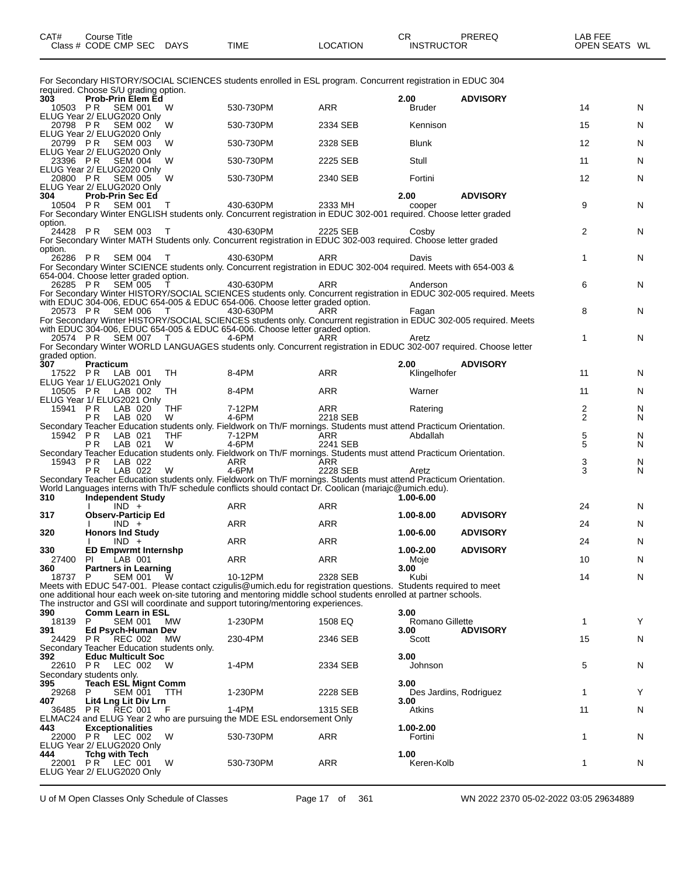| CAT# Class # | Course Title CODE | CMP SEC | DAYS | TIME | LOCATION | CR INSTRUCTOR | PREREQ | LAB FEE OPEN SEATS | WL |
|---|---|---|---|---|---|---|---|---|---|

For Secondary HISTORY/SOCIAL SCIENCES students enrolled in ESL program. Concurrent registration in EDUC 304 required. Choose S/U grading option.

**303 Prob-Prin Elem Ed** 2.00 ADVISORY

| Class # | CODE | CMP SEC | DAYS | TIME | LOCATION | INSTRUCTOR | OPEN SEATS | WL |
|---|---|---|---|---|---|---|---|---|
| 10503 | P R | SEM 001 | W | 530-730PM | ARR | Bruder | 14 | N |

ELUG Year 2/ ELUG2020 Only

| 20798 | P R | SEM 002 | W | 530-730PM | 2334 SEB | Kennison | 15 | N |
|---|---|---|---|---|---|---|---|---|

ELUG Year 2/ ELUG2020 Only

| 20799 | P R | SEM 003 | W | 530-730PM | 2328 SEB | Blunk | 12 | N |
|---|---|---|---|---|---|---|---|---|

ELUG Year 2/ ELUG2020 Only

| 23396 | P R | SEM 004 | W | 530-730PM | 2225 SEB | Stull | 11 | N |
|---|---|---|---|---|---|---|---|---|

ELUG Year 2/ ELUG2020 Only

| 20800 | P R | SEM 005 | W | 530-730PM | 2340 SEB | Fortini | 12 | N |
|---|---|---|---|---|---|---|---|---|

ELUG Year 2/ ELUG2020 Only

**304 Prob-Prin Sec Ed** 2.00 ADVISORY

| 10504 | P R | SEM 001 | T | 430-630PM | 2333 MH | cooper | 9 | N |
|---|---|---|---|---|---|---|---|---|

For Secondary Winter ENGLISH students only. Concurrent registration in EDUC 302-001 required. Choose letter graded option.

| 24428 | P R | SEM 003 | T | 430-630PM | 2225 SEB | Cosby | 2 | N |
|---|---|---|---|---|---|---|---|---|

For Secondary Winter MATH Students only. Concurrent registration in EDUC 302-003 required. Choose letter graded option.

| 26286 | P R | SEM 004 | T | 430-630PM | ARR | Davis | 1 | N |
|---|---|---|---|---|---|---|---|---|

For Secondary Winter SCIENCE students only. Concurrent registration in EDUC 302-004 required. Meets with 654-003 & 654-004. Choose letter graded option.

| 26285 | P R | SEM 005 | T | 430-630PM | ARR | Anderson | 6 | N |
|---|---|---|---|---|---|---|---|---|

For Secondary Winter HISTORY/SOCIAL SCIENCES students only. Concurrent registration in EDUC 302-005 required. Meets with EDUC 304-006, EDUC 654-005 & EDUC 654-006. Choose letter graded option.

| 20573 | P R | SEM 006 | T | 430-630PM | ARR | Fagan | 8 | N |
|---|---|---|---|---|---|---|---|---|

For Secondary Winter HISTORY/SOCIAL SCIENCES students only. Concurrent registration in EDUC 302-005 required. Meets with EDUC 304-006, EDUC 654-005 & EDUC 654-006. Choose letter graded option.

| 20574 | P R | SEM 007 | T | 4-6PM | ARR | Aretz | 1 | N |
|---|---|---|---|---|---|---|---|---|

For Secondary Winter WORLD LANGUAGES students only. Concurrent registration in EDUC 302-007 required. Choose letter graded option.

**307 Practicum** 2.00 ADVISORY

| 17522 | P R | LAB 001 | TH | 8-4PM | ARR | Klingelhofer | 11 | N |
|---|---|---|---|---|---|---|---|---|

ELUG Year 1/ ELUG2021 Only

| 10505 | P R | LAB 002 | TH | 8-4PM | ARR | Warner | 11 | N |
|---|---|---|---|---|---|---|---|---|

ELUG Year 1/ ELUG2021 Only

| 15941 | P R | LAB 020 | THF | 7-12PM | ARR | Ratering | 2 | N |
|---|---|---|---|---|---|---|---|---|
| | P R | LAB 020 | W | 4-6PM | 2218 SEB | | 2 | N |

Secondary Teacher Education students only. Fieldwork on Th/F mornings. Students must attend Practicum Orientation.

| 15942 | P R | LAB 021 | THF | 7-12PM | ARR | Abdallah | 5 | N |
|---|---|---|---|---|---|---|---|---|
| | P R | LAB 021 | W | 4-6PM | 2241 SEB | | 5 | N |

Secondary Teacher Education students only. Fieldwork on Th/F mornings. Students must attend Practicum Orientation.

| 15943 | P R | LAB 022 | | ARR | ARR | | 3 | N |
|---|---|---|---|---|---|---|---|---|
| | P R | LAB 022 | W | 4-6PM | 2228 SEB | Aretz | 3 | N |

Secondary Teacher Education students only. Fieldwork on Th/F mornings. Students must attend Practicum Orientation. World Languages interns with Th/F schedule conflicts should contact Dr. Coolican (mariajc@umich.edu).

**310 Independent Study** 1.00-6.00

| | I | IND + | | ARR | ARR | | 24 | N |
|---|---|---|---|---|---|---|---|---|

**317 Observ-Particip Ed** 1.00-8.00 ADVISORY

| | I | IND + | | ARR | ARR | | 24 | N |
|---|---|---|---|---|---|---|---|---|

**320 Honors Ind Study** 1.00-6.00 ADVISORY

| | I | IND + | | ARR | ARR | | 24 | N |
|---|---|---|---|---|---|---|---|---|

**330 ED Empwrmt Internshp** 1.00-2.00 ADVISORY

| 27400 | PI | LAB 001 | | ARR | ARR | Moje | 10 | N |
|---|---|---|---|---|---|---|---|---|

**360 Partners in Learning** 3.00

| 18737 | P | SEM 001 | W | 10-12PM | 2328 SEB | Kubi | 14 | N |
|---|---|---|---|---|---|---|---|---|

Meets with EDUC 547-001. Please contact czigulis@umich.edu for registration questions. Students required to meet one additional hour each week on-site tutoring and mentoring middle school students enrolled at partner schools. The instructor and GSI will coordinate and support tutoring/mentoring experiences.

**390 Comm Learn in ESL** 3.00

| 18139 | P | SEM 001 | MW | 1-230PM | 1508 EQ | Romano Gillette | 1 | Y |
|---|---|---|---|---|---|---|---|---|

**391 Ed Psych-Human Dev** 3.00 ADVISORY

| 24429 | P R | REC 002 | MW | 230-4PM | 2346 SEB | Scott | 15 | N |
|---|---|---|---|---|---|---|---|---|

Secondary Teacher Education students only.

**392 Educ Multicult Soc** 3.00

| 22610 | P R | LEC 002 | W | 1-4PM | 2334 SEB | Johnson | 5 | N |
|---|---|---|---|---|---|---|---|---|

Secondary students only.

**395 Teach ESL Mignt Comm** 3.00

| 29268 | P | SEM 001 | TTH | 1-230PM | 2228 SEB | Des Jardins, Rodriguez | 1 | Y |
|---|---|---|---|---|---|---|---|---|

**407 Lit4 Lng Lit Div Lrn** 3.00

| 36485 | P R | REC 001 | F | 1-4PM | 1315 SEB | Atkins | 11 | N |
|---|---|---|---|---|---|---|---|---|

ELMAC24 and ELUG Year 2 who are pursuing the MDE ESL endorsement Only

**443 Exceptionalities** 1.00-2.00

| 22000 | P R | LEC 002 | W | 530-730PM | ARR | Fortini | 1 | N |
|---|---|---|---|---|---|---|---|---|

ELUG Year 2/ ELUG2020 Only

**444 Tchg with Tech** 1.00

| 22001 | P R | LEC 001 | W | 530-730PM | ARR | Keren-Kolb | 1 | N |
|---|---|---|---|---|---|---|---|---|

ELUG Year 2/ ELUG2020 Only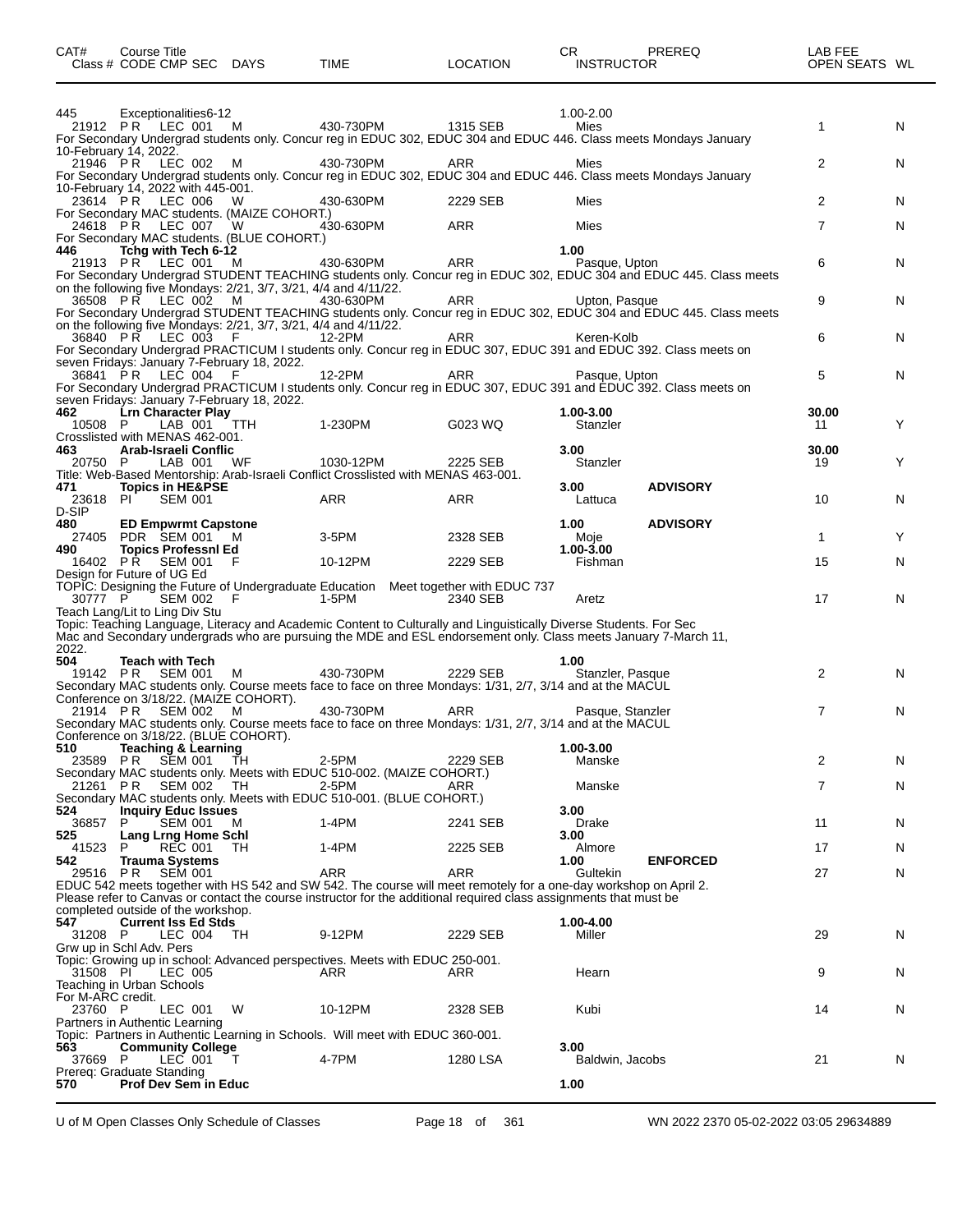| CAT# | Course Title | | | | | CR | PREREQ | LAB FEE | |
|---|---|---|---|---|---|---|---|---|---|
| Class # | CODE CMP SEC | DAYS | TIME | LOCATION | INSTRUCTOR | | | OPEN SEATS | WL |

**445** Exceptionalities6-12 — 1.00-2.00

| Class # | CODE CMP SEC | DAYS | TIME | LOCATION | INSTRUCTOR | OPEN SEATS | WL |
|---|---|---|---|---|---|---|---|
| 21912 | P R LEC 001 | M | 430-730PM | 1315 SEB | Mies | 1 | N |

For Secondary Undergrad students only. Concur reg in EDUC 302, EDUC 304 and EDUC 446. Class meets Mondays January 10-February 14, 2022.

| 21946 | P R LEC 002 | M | 430-730PM | ARR | Mies | 2 | N |
|---|---|---|---|---|---|---|---|

For Secondary Undergrad students only. Concur reg in EDUC 302, EDUC 304 and EDUC 446. Class meets Mondays January 10-February 14, 2022 with 445-001.

| 23614 | P R LEC 006 | W | 430-630PM | 2229 SEB | Mies | 2 | N |
|---|---|---|---|---|---|---|---|

For Secondary MAC students. (MAIZE COHORT.)

| 24618 | P R LEC 007 | W | 430-630PM | ARR | Mies | 7 | N |
|---|---|---|---|---|---|---|---|

For Secondary MAC students. (BLUE COHORT.)

**446** **Tchg with Tech 6-12** — **1.00**

| 21913 | P R LEC 001 | M | 430-630PM | ARR | Pasque, Upton | 6 | N |
|---|---|---|---|---|---|---|---|

For Secondary Undergrad STUDENT TEACHING students only. Concur reg in EDUC 302, EDUC 304 and EDUC 445. Class meets on the following five Mondays: 2/21, 3/7, 3/21, 4/4 and 4/11/22.

| 36508 | P R LEC 002 | M | 430-630PM | ARR | Upton, Pasque | 9 | N |
|---|---|---|---|---|---|---|---|

For Secondary Undergrad STUDENT TEACHING students only. Concur reg in EDUC 302, EDUC 304 and EDUC 445. Class meets on the following five Mondays: 2/21, 3/7, 3/21, 4/4 and 4/11/22.

| 36840 | P R LEC 003 | F | 12-2PM | ARR | Keren-Kolb | 6 | N |
|---|---|---|---|---|---|---|---|

For Secondary Undergrad PRACTICUM I students only. Concur reg in EDUC 307, EDUC 391 and EDUC 392. Class meets on seven Fridays: January 7-February 18, 2022.

| 36841 | P R LEC 004 | F | 12-2PM | ARR | Pasque, Upton | 5 | N |
|---|---|---|---|---|---|---|---|

For Secondary Undergrad PRACTICUM I students only. Concur reg in EDUC 307, EDUC 391 and EDUC 392. Class meets on seven Fridays: January 7-February 18, 2022.

**462** **Lrn Character Play** — **1.00-3.00** — Lab fee **30.00**

| 10508 | P LAB 001 | TTH | 1-230PM | G023 WQ | Stanzler | 11 | Y |
|---|---|---|---|---|---|---|---|

Crosslisted with MENAS 462-001.

**463** **Arab-Israeli Conflic** — **3.00** — Lab fee **30.00**

| 20750 | P LAB 001 | WF | 1030-12PM | 2225 SEB | Stanzler | 19 | Y |
|---|---|---|---|---|---|---|---|

Title: Web-Based Mentorship: Arab-Israeli Conflict Crosslisted with MENAS 463-001.

**471** **Topics in HE&PSE** — **3.00** — **ADVISORY**

| 23618 | PI SEM 001 | | ARR | ARR | Lattuca | 10 | N |
|---|---|---|---|---|---|---|---|

D-SIP

**480** **ED Empwrmt Capstone** — **1.00** — **ADVISORY**

| 27405 | PDR SEM 001 | M | 3-5PM | 2328 SEB | Moje | 1 | Y |
|---|---|---|---|---|---|---|---|

**490** **Topics Professnl Ed** — **1.00-3.00**

| 16402 | P R SEM 001 | F | 10-12PM | 2229 SEB | Fishman | 15 | N |
|---|---|---|---|---|---|---|---|

Design for Future of UG Ed
TOPIC: Designing the Future of Undergraduate Education Meet together with EDUC 737

| 30777 | P SEM 002 | F | 1-5PM | 2340 SEB | Aretz | 17 | N |
|---|---|---|---|---|---|---|---|

Teach Lang/Lit to Ling Div Stu
Topic: Teaching Language, Literacy and Academic Content to Culturally and Linguistically Diverse Students. For Sec Mac and Secondary undergrads who are pursuing the MDE and ESL endorsement only. Class meets January 7-March 11, 2022.

**504** **Teach with Tech** — **1.00**

| 19142 | P R SEM 001 | M | 430-730PM | 2229 SEB | Stanzler, Pasque | 2 | N |
|---|---|---|---|---|---|---|---|

Secondary MAC students only. Course meets face to face on three Mondays: 1/31, 2/7, 3/14 and at the MACUL Conference on 3/18/22. (MAIZE COHORT).

| 21914 | P R SEM 002 | M | 430-730PM | ARR | Pasque, Stanzler | 7 | N |
|---|---|---|---|---|---|---|---|

Secondary MAC students only. Course meets face to face on three Mondays: 1/31, 2/7, 3/14 and at the MACUL Conference on 3/18/22. (BLUE COHORT).

**510** **Teaching & Learning** — **1.00-3.00**

| 23589 | P R SEM 001 | TH | 2-5PM | 2229 SEB | Manske | 2 | N |
|---|---|---|---|---|---|---|---|

Secondary MAC students only. Meets with EDUC 510-002. (MAIZE COHORT.)

| 21261 | P R SEM 002 | TH | 2-5PM | ARR | Manske | 7 | N |
|---|---|---|---|---|---|---|---|

Secondary MAC students only. Meets with EDUC 510-001. (BLUE COHORT.)

**524** **Inquiry Educ Issues** — **3.00**

| 36857 | P SEM 001 | M | 1-4PM | 2241 SEB | Drake | 11 | N |
|---|---|---|---|---|---|---|---|

**525** **Lang Lrng Home Schl** — **3.00**

| 41523 | P REC 001 | TH | 1-4PM | 2225 SEB | Almore | 17 | N |
|---|---|---|---|---|---|---|---|

**542** **Trauma Systems** — **1.00** — **ENFORCED**

| 29516 | P R SEM 001 | | ARR | ARR | Gultekin | 27 | N |
|---|---|---|---|---|---|---|---|

EDUC 542 meets together with HS 542 and SW 542. The course will meet remotely for a one-day workshop on April 2. Please refer to Canvas or contact the course instructor for the additional required class assignments that must be completed outside of the workshop.

**547** **Current Iss Ed Stds** — **1.00-4.00**

| 31208 | P LEC 004 | TH | 9-12PM | 2229 SEB | Miller | 29 | N |
|---|---|---|---|---|---|---|---|

Grw up in Schl Adv. Pers
Topic: Growing up in school: Advanced perspectives. Meets with EDUC 250-001.

| 31508 | PI LEC 005 | | ARR | ARR | Hearn | 9 | N |
|---|---|---|---|---|---|---|---|

Teaching in Urban Schools
For M-ARC credit.

| 23760 | P LEC 001 | W | 10-12PM | 2328 SEB | Kubi | 14 | N |
|---|---|---|---|---|---|---|---|

Partners in Authentic Learning
Topic: Partners in Authentic Learning in Schools. Will meet with EDUC 360-001.

**563** **Community College** — **3.00**

| 37669 | P LEC 001 | T | 4-7PM | 1280 LSA | Baldwin, Jacobs | 21 | N |
|---|---|---|---|---|---|---|---|

Prereq: Graduate Standing

**570** **Prof Dev Sem in Educ** — **1.00**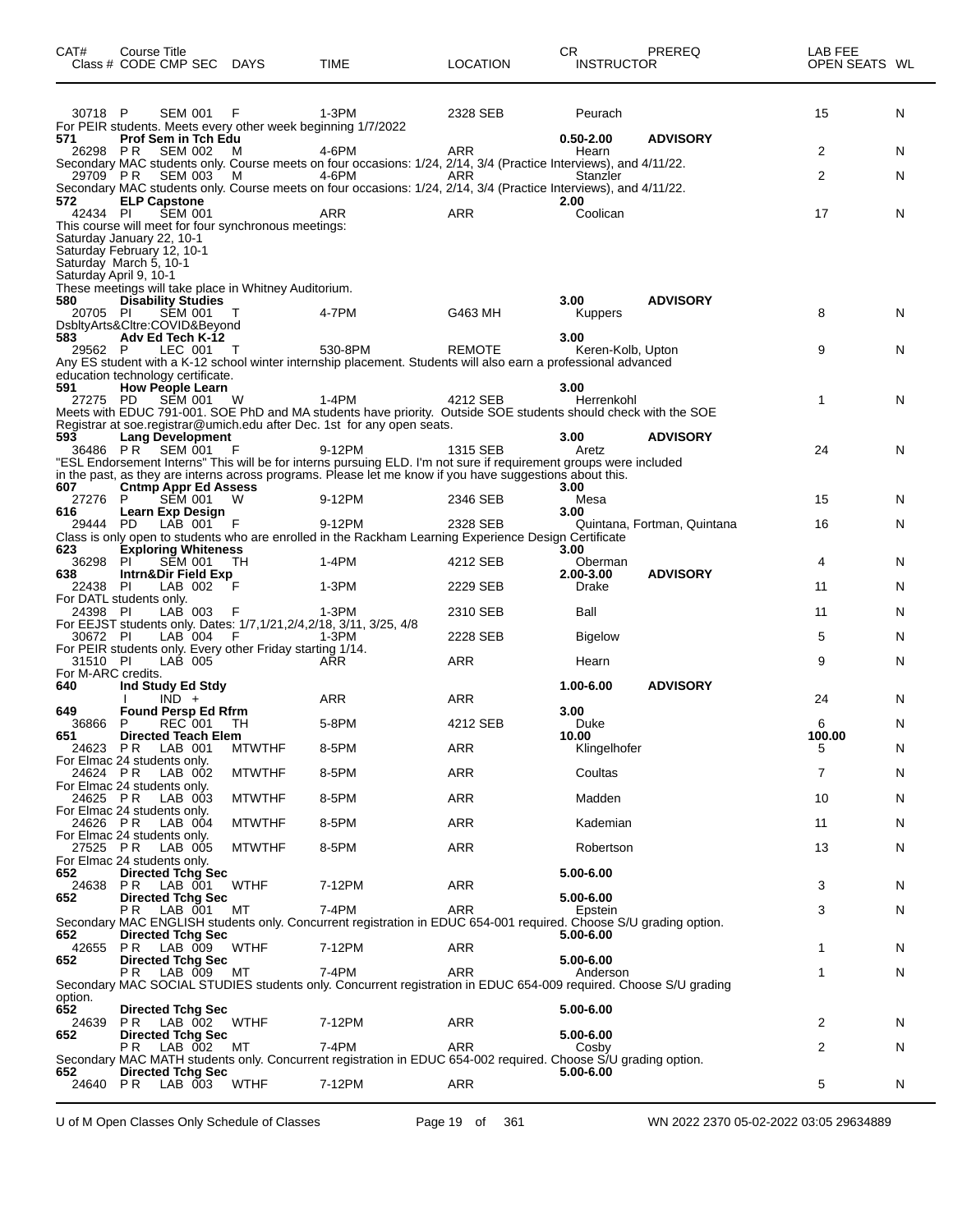| CAT# Class # | Course Title CODE | CMP SEC | DAYS | TIME | LOCATION | CR INSTRUCTOR | PREREQ | LAB FEE OPEN SEATS | WL |
|---|---|---|---|---|---|---|---|---|---|
| 30718 | P | SEM 001 | F | 1-3PM | 2328 SEB | Peurach | | 15 | N |
| For PEIR students. Meets every other week beginning 1/7/2022 | | | | | | | | | |
| **571** | **Prof Sem in Tch Edu** | | | | | **0.50-2.00** | **ADVISORY** | | |
| 26298 | P R | SEM 002 | M | 4-6PM | ARR | Hearn | | 2 | N |
| Secondary MAC students only. Course meets on four occasions: 1/24, 2/14, 3/4 (Practice Interviews), and 4/11/22. | | | | | | | | | |
| 29709 | P R | SEM 003 | M | 4-6PM | ARR | Stanzler | | 2 | N |
| Secondary MAC students only. Course meets on four occasions: 1/24, 2/14, 3/4 (Practice Interviews), and 4/11/22. | | | | | | | | | |
| **572** | **ELP Capstone** | | | | | **2.00** | | | |
| 42434 | PI | SEM 001 | | ARR | ARR | Coolican | | 17 | N |
| This course will meet for four synchronous meetings: Saturday January 22, 10-1 Saturday February 12, 10-1 Saturday March 5, 10-1 Saturday April 9, 10-1 These meetings will take place in Whitney Auditorium. | | | | | | | | | |
| **580** | **Disability Studies** | | | | | **3.00** | **ADVISORY** | | |
| 20705 | PI | SEM 001 | T | 4-7PM | G463 MH | Kuppers | | 8 | N |
| DsbltyArts&Cltre:COVID&Beyond | | | | | | | | | |
| **583** | **Adv Ed Tech K-12** | | | | | **3.00** | | | |
| 29562 | P | LEC 001 | T | 530-8PM | REMOTE | Keren-Kolb, Upton | | 9 | N |
| Any ES student with a K-12 school winter internship placement. Students will also earn a professional advanced education technology certificate. | | | | | | | | | |
| **591** | **How People Learn** | | | | | **3.00** | | | |
| 27275 | PD | SEM 001 | W | 1-4PM | 4212 SEB | Herrenkohl | | 1 | N |
| Meets with EDUC 791-001. SOE PhD and MA students have priority. Outside SOE students should check with the SOE Registrar at soe.registrar@umich.edu after Dec. 1st for any open seats. | | | | | | | | | |
| **593** | **Lang Development** | | | | | **3.00** | **ADVISORY** | | |
| 36486 | P R | SEM 001 | F | 9-12PM | 1315 SEB | Aretz | | 24 | N |
| "ESL Endorsement Interns" This will be for interns pursuing ELD. I'm not sure if requirement groups were included in the past, as they are interns across programs. Please let me know if you have suggestions about this. | | | | | | | | | |
| **607** | **Cntmp Appr Ed Assess** | | | | | **3.00** | | | |
| 27276 | P | SEM 001 | W | 9-12PM | 2346 SEB | Mesa | | 15 | N |
| **616** | **Learn Exp Design** | | | | | **3.00** | | | |
| 29444 | PD | LAB 001 | F | 9-12PM | 2328 SEB | Quintana, Fortman, Quintana | | 16 | N |
| Class is only open to students who are enrolled in the Rackham Learning Experience Design Certificate | | | | | | | | | |
| **623** | **Exploring Whiteness** | | | | | **3.00** | | | |
| 36298 | PI | SEM 001 | TH | 1-4PM | 4212 SEB | Oberman | | 4 | N |
| **638** | **Intrn&Dir Field Exp** | | | | | **2.00-3.00** | **ADVISORY** | | |
| 22438 | PI | LAB 002 | F | 1-3PM | 2229 SEB | Drake | | 11 | N |
| For DATL students only. | | | | | | | | | |
| 24398 | PI | LAB 003 | F | 1-3PM | 2310 SEB | Ball | | 11 | N |
| For EEJST students only. Dates: 1/7,1/21,2/4,2/18, 3/11, 3/25, 4/8 | | | | | | | | | |
| 30672 | PI | LAB 004 | F | 1-3PM | 2228 SEB | Bigelow | | 5 | N |
| For PEIR students only. Every other Friday starting 1/14. | | | | | | | | | |
| 31510 | PI | LAB 005 | | ARR | ARR | Hearn | | 9 | N |
| For M-ARC credits. | | | | | | | | | |
| **640** | **Ind Study Ed Stdy** | | | | | **1.00-6.00** | **ADVISORY** | | |
| | I | IND + | | ARR | ARR | | | 24 | N |
| **649** | **Found Persp Ed Rfrm** | | | | | **3.00** | | | |
| 36866 | P | REC 001 | TH | 5-8PM | 4212 SEB | Duke | | 6 | N |
| **651** | **Directed Teach Elem** | | | | | **10.00** | | **100.00** | |
| 24623 | P R | LAB 001 | MTWTHF | 8-5PM | ARR | Klingelhofer | | 5 | N |
| For Elmac 24 students only. | | | | | | | | | |
| 24624 | P R | LAB 002 | MTWTHF | 8-5PM | ARR | Coultas | | 7 | N |
| For Elmac 24 students only. | | | | | | | | | |
| 24625 | P R | LAB 003 | MTWTHF | 8-5PM | ARR | Madden | | 10 | N |
| For Elmac 24 students only. | | | | | | | | | |
| 24626 | P R | LAB 004 | MTWTHF | 8-5PM | ARR | Kademian | | 11 | N |
| For Elmac 24 students only. | | | | | | | | | |
| 27525 | P R | LAB 005 | MTWTHF | 8-5PM | ARR | Robertson | | 13 | N |
| For Elmac 24 students only. | | | | | | | | | |
| **652** | **Directed Tchg Sec** | | | | | **5.00-6.00** | | | |
| 24638 | P R | LAB 001 | WTHF | 7-12PM | ARR | | | 3 | N |
| **652** | **Directed Tchg Sec** | | | | | **5.00-6.00** | | | |
| | P R | LAB 001 | MT | 7-4PM | ARR | Epstein | | 3 | N |
| Secondary MAC ENGLISH students only. Concurrent registration in EDUC 654-001 required. Choose S/U grading option. | | | | | | | | | |
| **652** | **Directed Tchg Sec** | | | | | **5.00-6.00** | | | |
| 42655 | P R | LAB 009 | WTHF | 7-12PM | ARR | | | 1 | N |
| **652** | **Directed Tchg Sec** | | | | | **5.00-6.00** | | | |
| | P R | LAB 009 | MT | 7-4PM | ARR | Anderson | | 1 | N |
| Secondary MAC SOCIAL STUDIES students only. Concurrent registration in EDUC 654-009 required. Choose S/U grading option. | | | | | | | | | |
| **652** | **Directed Tchg Sec** | | | | | **5.00-6.00** | | | |
| 24639 | P R | LAB 002 | WTHF | 7-12PM | ARR | | | 2 | N |
| **652** | **Directed Tchg Sec** | | | | | **5.00-6.00** | | | |
| | P R | LAB 002 | MT | 7-4PM | ARR | Cosby | | 2 | N |
| Secondary MAC MATH students only. Concurrent registration in EDUC 654-002 required. Choose S/U grading option. | | | | | | | | | |
| **652** | **Directed Tchg Sec** | | | | | **5.00-6.00** | | | |
| 24640 | P R | LAB 003 | WTHF | 7-12PM | ARR | | | 5 | N |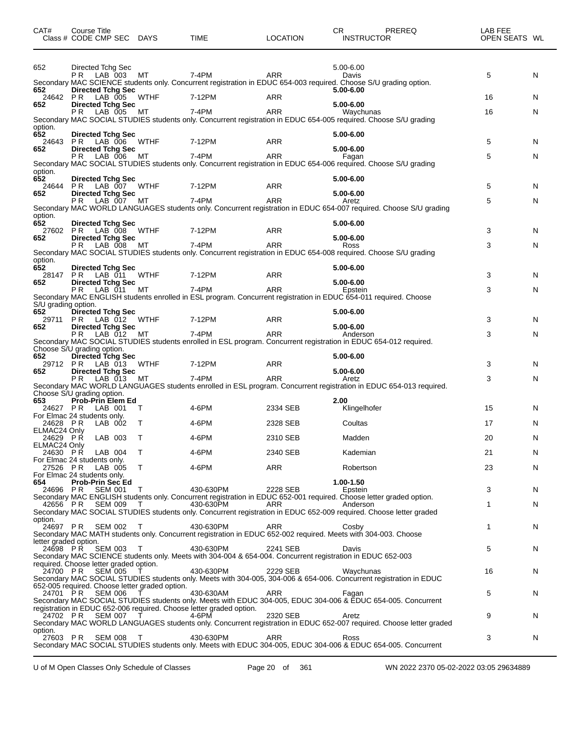| CAT# | Course Title<br>Class # CODE CMP SEC | DAYS | TIME | LOCATION | CR<br>INSTRUCTOR | PREREQ | LAB FEE<br>OPEN SEATS | WL |
|---|---|---|---|---|---|---|---|---|
| 652 | Directed Tchg Sec | | | | 5.00-6.00 | | | |
| | P R LAB 003 | MT | 7-4PM | ARR | Davis | | 5 | N |

Secondary MAC SCIENCE students only. Concurrent registration in EDUC 654-003 required. Choose S/U grading option.

| CAT# | Course Title<br>Class # CODE CMP SEC | DAYS | TIME | LOCATION | CR<br>INSTRUCTOR | PREREQ | LAB FEE<br>OPEN SEATS | WL |
|---|---|---|---|---|---|---|---|---|
| **652** | **Directed Tchg Sec** | | | | **5.00-6.00** | | | |
| 24642 | P R LAB 005 | WTHF | 7-12PM | ARR | | | 16 | N |
| **652** | **Directed Tchg Sec** | | | | **5.00-6.00** | | | |
| | P R LAB 005 | MT | 7-4PM | ARR | Waychunas | | 16 | N |

Secondary MAC SOCIAL STUDIES students only. Concurrent registration in EDUC 654-005 required. Choose S/U grading option.

| CAT# | Course Title<br>Class # CODE CMP SEC | DAYS | TIME | LOCATION | CR<br>INSTRUCTOR | PREREQ | LAB FEE<br>OPEN SEATS | WL |
|---|---|---|---|---|---|---|---|---|
| **652** | **Directed Tchg Sec** | | | | **5.00-6.00** | | | |
| 24643 | P R LAB 006 | WTHF | 7-12PM | ARR | | | 5 | N |
| **652** | **Directed Tchg Sec** | | | | **5.00-6.00** | | | |
| | P R LAB 006 | MT | 7-4PM | ARR | Fagan | | 5 | N |

Secondary MAC SOCIAL STUDIES students only. Concurrent registration in EDUC 654-006 required. Choose S/U grading option.

| CAT# | Course Title<br>Class # CODE CMP SEC | DAYS | TIME | LOCATION | CR<br>INSTRUCTOR | PREREQ | LAB FEE<br>OPEN SEATS | WL |
|---|---|---|---|---|---|---|---|---|
| **652** | **Directed Tchg Sec** | | | | **5.00-6.00** | | | |
| 24644 | P R LAB 007 | WTHF | 7-12PM | ARR | | | 5 | N |
| **652** | **Directed Tchg Sec** | | | | **5.00-6.00** | | | |
| | P R LAB 007 | MT | 7-4PM | ARR | Aretz | | 5 | N |

Secondary MAC WORLD LANGUAGES students only. Concurrent registration in EDUC 654-007 required. Choose S/U grading option.

| CAT# | Course Title<br>Class # CODE CMP SEC | DAYS | TIME | LOCATION | CR<br>INSTRUCTOR | PREREQ | LAB FEE<br>OPEN SEATS | WL |
|---|---|---|---|---|---|---|---|---|
| **652** | **Directed Tchg Sec** | | | | **5.00-6.00** | | | |
| 27602 | P R LAB 008 | WTHF | 7-12PM | ARR | | | 3 | N |
| **652** | **Directed Tchg Sec** | | | | **5.00-6.00** | | | |
| | P R LAB 008 | MT | 7-4PM | ARR | Ross | | 3 | N |

Secondary MAC SOCIAL STUDIES students only. Concurrent registration in EDUC 654-008 required. Choose S/U grading option.

| CAT# | Course Title<br>Class # CODE CMP SEC | DAYS | TIME | LOCATION | CR<br>INSTRUCTOR | PREREQ | LAB FEE<br>OPEN SEATS | WL |
|---|---|---|---|---|---|---|---|---|
| **652** | **Directed Tchg Sec** | | | | **5.00-6.00** | | | |
| 28147 | P R LAB 011 | WTHF | 7-12PM | ARR | | | 3 | N |
| **652** | **Directed Tchg Sec** | | | | **5.00-6.00** | | | |
| | P R LAB 011 | MT | 7-4PM | ARR | Epstein | | 3 | N |

Secondary MAC ENGLISH students enrolled in ESL program. Concurrent registration in EDUC 654-011 required. Choose S/U grading option.

| CAT# | Course Title<br>Class # CODE CMP SEC | DAYS | TIME | LOCATION | CR<br>INSTRUCTOR | PREREQ | LAB FEE<br>OPEN SEATS | WL |
|---|---|---|---|---|---|---|---|---|
| **652** | **Directed Tchg Sec** | | | | **5.00-6.00** | | | |
| 29711 | P R LAB 012 | WTHF | 7-12PM | ARR | | | 3 | N |
| **652** | **Directed Tchg Sec** | | | | **5.00-6.00** | | | |
| | P R LAB 012 | MT | 7-4PM | ARR | Anderson | | 3 | N |

Secondary MAC SOCIAL STUDIES students enrolled in ESL program. Concurrent registration in EDUC 654-012 required. Choose S/U grading option.

| CAT# | Course Title<br>Class # CODE CMP SEC | DAYS | TIME | LOCATION | CR<br>INSTRUCTOR | PREREQ | LAB FEE<br>OPEN SEATS | WL |
|---|---|---|---|---|---|---|---|---|
| **652** | **Directed Tchg Sec** | | | | **5.00-6.00** | | | |
| 29712 | P R LAB 013 | WTHF | 7-12PM | ARR | | | 3 | N |
| **652** | **Directed Tchg Sec** | | | | **5.00-6.00** | | | |
| | P R LAB 013 | MT | 7-4PM | ARR | Aretz | | 3 | N |

Secondary MAC WORLD LANGUAGES students enrolled in ESL program. Concurrent registration in EDUC 654-013 required. Choose S/U grading option.

| CAT# | Course Title<br>Class # CODE CMP SEC | DAYS | TIME | LOCATION | CR<br>INSTRUCTOR | PREREQ | LAB FEE<br>OPEN SEATS | WL |
|---|---|---|---|---|---|---|---|---|
| **653** | **Prob-Prin Elem Ed** | | | | **2.00** | | | |
| 24627 | P R LAB 001 | T | 4-6PM | 2334 SEB | Klingelhofer | | 15 | N |

For Elmac 24 students only.

| CAT# | Course Title<br>Class # CODE CMP SEC | DAYS | TIME | LOCATION | CR<br>INSTRUCTOR | PREREQ | LAB FEE<br>OPEN SEATS | WL |
|---|---|---|---|---|---|---|---|---|
| 24628 | P R LAB 002 | T | 4-6PM | 2328 SEB | Coultas | | 17 | N |

ELMAC24 Only

| CAT# | Course Title<br>Class # CODE CMP SEC | DAYS | TIME | LOCATION | CR<br>INSTRUCTOR | PREREQ | LAB FEE<br>OPEN SEATS | WL |
|---|---|---|---|---|---|---|---|---|
| 24629 | P R LAB 003 | T | 4-6PM | 2310 SEB | Madden | | 20 | N |

ELMAC24 Only

| CAT# | Course Title<br>Class # CODE CMP SEC | DAYS | TIME | LOCATION | CR<br>INSTRUCTOR | PREREQ | LAB FEE<br>OPEN SEATS | WL |
|---|---|---|---|---|---|---|---|---|
| 24630 | P R LAB 004 | T | 4-6PM | 2340 SEB | Kademian | | 21 | N |

For Elmac 24 students only.

| CAT# | Course Title<br>Class # CODE CMP SEC | DAYS | TIME | LOCATION | CR<br>INSTRUCTOR | PREREQ | LAB FEE<br>OPEN SEATS | WL |
|---|---|---|---|---|---|---|---|---|
| 27526 | P R LAB 005 | T | 4-6PM | ARR | Robertson | | 23 | N |

For Elmac 24 students only.

| CAT# | Course Title<br>Class # CODE CMP SEC | DAYS | TIME | LOCATION | CR<br>INSTRUCTOR | PREREQ | LAB FEE<br>OPEN SEATS | WL |
|---|---|---|---|---|---|---|---|---|
| **654** | **Prob-Prin Sec Ed** | | | | **1.00-1.50** | | | |
| 24696 | P R SEM 001 | T | 430-630PM | 2228 SEB | Epstein | | 3 | N |

Secondary MAC ENGLISH students only. Concurrent registration in EDUC 652-001 required. Choose letter graded option.

| CAT# | Course Title<br>Class # CODE CMP SEC | DAYS | TIME | LOCATION | CR<br>INSTRUCTOR | PREREQ | LAB FEE<br>OPEN SEATS | WL |
|---|---|---|---|---|---|---|---|---|
| 42656 | P R SEM 009 | T | 430-630PM | ARR | Anderson | | 1 | N |

Secondary MAC SOCIAL STUDIES students only. Concurrent registration in EDUC 652-009 required. Choose letter graded option.

| CAT# | Course Title<br>Class # CODE CMP SEC | DAYS | TIME | LOCATION | CR<br>INSTRUCTOR | PREREQ | LAB FEE<br>OPEN SEATS | WL |
|---|---|---|---|---|---|---|---|---|
| 24697 | P R SEM 002 | T | 430-630PM | ARR | Cosby | | 1 | N |

Secondary MAC MATH students only. Concurrent registration in EDUC 652-002 required. Meets with 304-003. Choose letter graded option.

| CAT# | Course Title<br>Class # CODE CMP SEC | DAYS | TIME | LOCATION | CR<br>INSTRUCTOR | PREREQ | LAB FEE<br>OPEN SEATS | WL |
|---|---|---|---|---|---|---|---|---|
| 24698 | P R SEM 003 | T | 430-630PM | 2241 SEB | Davis | | 5 | N |

Secondary MAC SCIENCE students only. Meets with 304-004 & 654-004. Concurrent registration in EDUC 652-003 required. Choose letter graded option.

| CAT# | Course Title<br>Class # CODE CMP SEC | DAYS | TIME | LOCATION | CR<br>INSTRUCTOR | PREREQ | LAB FEE<br>OPEN SEATS | WL |
|---|---|---|---|---|---|---|---|---|
| 24700 | P R SEM 005 | T | 430-630PM | 2229 SEB | Waychunas | | 16 | N |

Secondary MAC SOCIAL STUDIES students only. Meets with 304-005, 304-006 & 654-006. Concurrent registration in EDUC 652-005 required. Choose letter graded option.

| CAT# | Course Title<br>Class # CODE CMP SEC | DAYS | TIME | LOCATION | CR<br>INSTRUCTOR | PREREQ | LAB FEE<br>OPEN SEATS | WL |
|---|---|---|---|---|---|---|---|---|
| 24701 | P R SEM 006 | T | 430-630AM | ARR | Fagan | | 5 | N |

Secondary MAC SOCIAL STUDIES students only. Meets with EDUC 304-005, EDUC 304-006 & EDUC 654-005. Concurrent registration in EDUC 652-006 required. Choose letter graded option.

| CAT# | Course Title<br>Class # CODE CMP SEC | DAYS | TIME | LOCATION | CR<br>INSTRUCTOR | PREREQ | LAB FEE<br>OPEN SEATS | WL |
|---|---|---|---|---|---|---|---|---|
| 24702 | P R SEM 007 | T | 4-6PM | 2320 SEB | Aretz | | 9 | N |

Secondary MAC WORLD LANGUAGES students only. Concurrent registration in EDUC 652-007 required. Choose letter graded option.

| CAT# | Course Title<br>Class # CODE CMP SEC | DAYS | TIME | LOCATION | CR<br>INSTRUCTOR | PREREQ | LAB FEE<br>OPEN SEATS | WL |
|---|---|---|---|---|---|---|---|---|
| 27603 | P R SEM 008 | T | 430-630PM | ARR | Ross | | 3 | N |

Secondary MAC SOCIAL STUDIES students only. Meets with EDUC 304-005, EDUC 304-006 & EDUC 654-005. Concurrent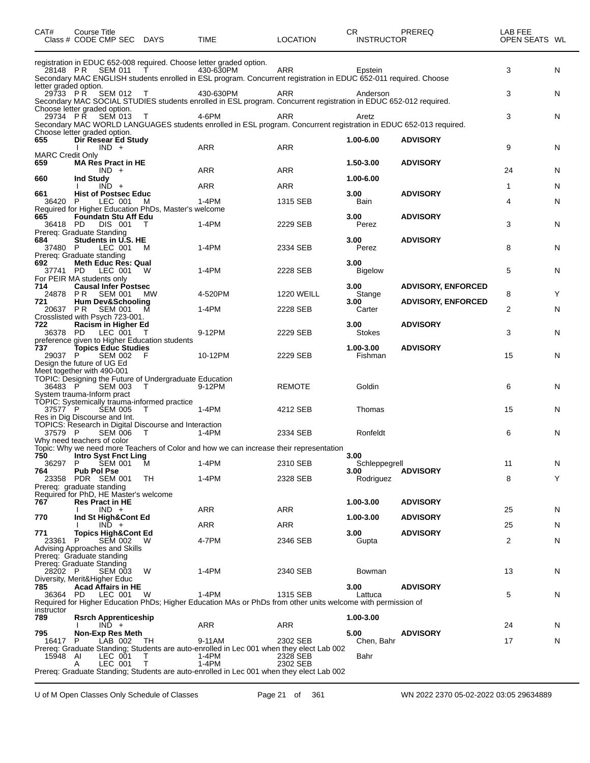| CAT# | Course Title Class # CODE CMP SEC | DAYS | TIME | LOCATION | CR INSTRUCTOR | PREREQ | LAB FEE OPEN SEATS | WL |
|---|---|---|---|---|---|---|---|---|
| registration in EDUC 652-008 required. Choose letter graded option. | | | | | | | | |
| 28148 | P R SEM 011 | T | 430-630PM | ARR | Epstein | | 3 | N |
| Secondary MAC ENGLISH students enrolled in ESL program. Concurrent registration in EDUC 652-011 required. Choose letter graded option. | | | | | | | | |
| 29733 | P R SEM 012 | T | 430-630PM | ARR | Anderson | | 3 | N |
| Secondary MAC SOCIAL STUDIES students enrolled in ESL program. Concurrent registration in EDUC 652-012 required. Choose letter graded option. | | | | | | | | |
| 29734 | P R SEM 013 | T | 4-6PM | ARR | Aretz | | 3 | N |
| Secondary MAC WORLD LANGUAGES students enrolled in ESL program. Concurrent registration in EDUC 652-013 required. Choose letter graded option. | | | | | | | | |
| **655** | **Dir Resear Ed Study** | | | | **1.00-6.00** | **ADVISORY** | | |
| | I IND + | | ARR | ARR | | | 9 | N |
| MARC Credit Only | | | | | | | | |
| **659** | **MA Res Pract in HE** | | | | **1.50-3.00** | **ADVISORY** | | |
| | IND + | | ARR | ARR | | | 24 | N |
| **660** | **Ind Study** | | | | **1.00-6.00** | | | |
| | I IND + | | ARR | ARR | | | 1 | N |
| **661** | **Hist of Postsec Educ** | | | | **3.00** | **ADVISORY** | | |
| 36420 | P LEC 001 | M | 1-4PM | 1315 SEB | Bain | | 4 | N |
| Required for Higher Education PhDs, Master's welcome | | | | | | | | |
| **665** | **Foundatn Stu Aff Edu** | | | | **3.00** | **ADVISORY** | | |
| 36418 | PD DIS 001 | T | 1-4PM | 2229 SEB | Perez | | 3 | N |
| Prereq: Graduate Standing | | | | | | | | |
| **684** | **Students in U.S. HE** | | | | **3.00** | **ADVISORY** | | |
| 37480 | P LEC 001 | M | 1-4PM | 2334 SEB | Perez | | 8 | N |
| Prereq: Graduate standing | | | | | | | | |
| **692** | **Meth Educ Res: Qual** | | | | **3.00** | | | |
| 37741 | PD LEC 001 | W | 1-4PM | 2228 SEB | Bigelow | | 5 | N |
| For PEIR MA students only | | | | | | | | |
| **714** | **Causal Infer Postsec** | | | | **3.00** | **ADVISORY, ENFORCED** | | |
| 24878 | P R SEM 001 | MW | 4-520PM | 1220 WEILL | Stange | | 8 | Y |
| **721** | **Hum Dev&Schooling** | | | | **3.00** | **ADVISORY, ENFORCED** | | |
| 20637 | P R SEM 001 | M | 1-4PM | 2228 SEB | Carter | | 2 | N |
| Crosslisted with Psych 723-001. | | | | | | | | |
| **722** | **Racism in Higher Ed** | | | | **3.00** | **ADVISORY** | | |
| 36378 | PD LEC 001 | T | 9-12PM | 2229 SEB | Stokes | | 3 | N |
| preference given to Higher Education students | | | | | | | | |
| **737** | **Topics Educ Studies** | | | | **1.00-3.00** | **ADVISORY** | | |
| 29037 | P SEM 002 | F | 10-12PM | 2229 SEB | Fishman | | 15 | N |
| Design the future of UG Ed<br>Meet together with 490-001<br>TOPIC: Designing the Future of Undergraduate Education | | | | | | | | |
| 36483 | P SEM 003 | T | 9-12PM | REMOTE | Goldin | | 6 | N |
| System trauma-Inform pract<br>TOPIC: Systemically trauma-informed practice | | | | | | | | |
| 37577 | P SEM 005 | T | 1-4PM | 4212 SEB | Thomas | | 15 | N |
| Res in Dig Discourse and Int.<br>TOPICS: Research in Digital Discourse and Interaction | | | | | | | | |
| 37579 | P SEM 006 | T | 1-4PM | 2334 SEB | Ronfeldt | | 6 | N |
| Why need teachers of color<br>Topic: Why we need more Teachers of Color and how we can increase their representation | | | | | | | | |
| **750** | **Intro Syst Fnct Ling** | | | | **3.00** | | | |
| 36297 | P SEM 001 | M | 1-4PM | 2310 SEB | Schleppegrell | | 11 | N |
| **764** | **Pub Pol Pse** | | | | **3.00** | **ADVISORY** | | |
| 23358 | PDR SEM 001 | TH | 1-4PM | 2328 SEB | Rodriguez | | 8 | Y |
| Prereq: graduate standing<br>Required for PhD, HE Master's welcome | | | | | | | | |
| **767** | **Res Pract in HE** | | | | **1.00-3.00** | **ADVISORY** | | |
| | I IND + | | ARR | ARR | | | 25 | N |
| **770** | **Ind St High&Cont Ed** | | | | **1.00-3.00** | **ADVISORY** | | |
| | I IND + | | ARR | ARR | | | 25 | N |
| **771** | **Topics High&Cont Ed** | | | | **3.00** | **ADVISORY** | | |
| 23361 | P SEM 002 | W | 4-7PM | 2346 SEB | Gupta | | 2 | N |
| Advising Approaches and Skills<br>Prereq: Graduate standing<br>Prereq: Graduate Standing | | | | | | | | |
| 28202 | P SEM 003 | W | 1-4PM | 2340 SEB | Bowman | | 13 | N |
| Diversity, Merit&Higher Educ | | | | | | | | |
| **785** | **Acad Affairs in HE** | | | | **3.00** | **ADVISORY** | | |
| 36364 | PD LEC 001 | W | 1-4PM | 1315 SEB | Lattuca | | 5 | N |
| Required for Higher Education PhDs; Higher Education MAs or PhDs from other units welcome with permission of instructor | | | | | | | | |
| **789** | **Rsrch Apprenticeship** | | | | **1.00-3.00** | | | |
| | I IND + | | ARR | ARR | | | 24 | N |
| **795** | **Non-Exp Res Meth** | | | | **5.00** | **ADVISORY** | | |
| 16417 | P LAB 002 | TH | 9-11AM | 2302 SEB | Chen, Bahr | | 17 | N |
| Prereq: Graduate Standing; Students are auto-enrolled in Lec 001 when they elect Lab 002 | | | | | | | | |
| 15948 | AI LEC 001 | T | 1-4PM | 2328 SEB | Bahr | | | |
| | A LEC 001 | T | 1-4PM | 2302 SEB | | | | |
| Prereq: Graduate Standing; Students are auto-enrolled in Lec 001 when they elect Lab 002 | | | | | | | | |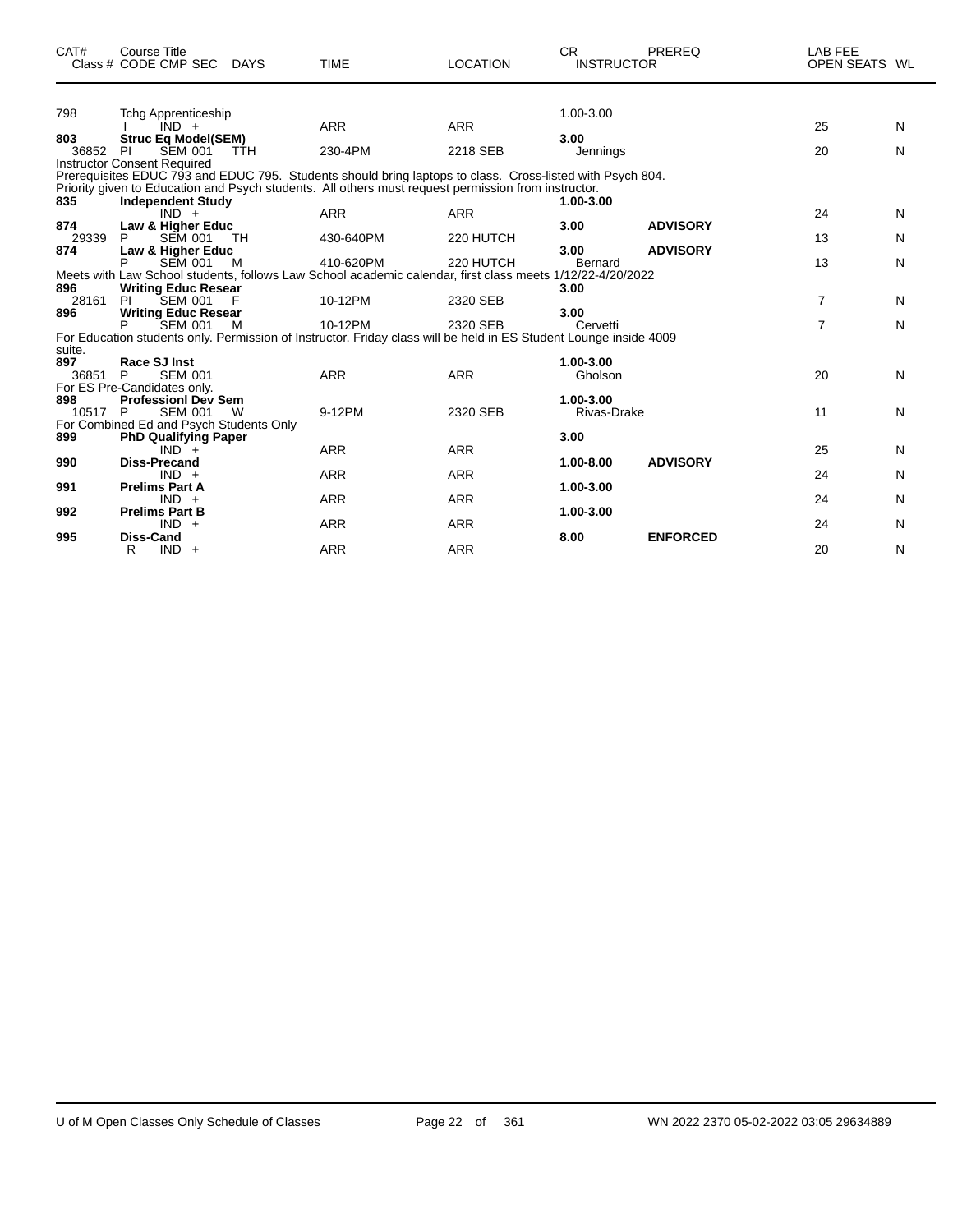| CAT# | Course Title Class # CODE CMP SEC | DAYS | TIME | LOCATION | CR INSTRUCTOR | PREREQ | LAB FEE OPEN SEATS | WL |
|---|---|---|---|---|---|---|---|---|
| 798 | Tchg Apprenticeship | | | | 1.00-3.00 | | | |
| | I IND + | | ARR | ARR | | | 25 | N |
| **803** | **Struc Eq Model(SEM)** | | | | **3.00** | | | |
| 36852 | PI SEM 001 | TTH | 230-4PM | 2218 SEB | Jennings | | 20 | N |

Instructor Consent Required
Prerequisites EDUC 793 and EDUC 795. Students should bring laptops to class. Cross-listed with Psych 804.
Priority given to Education and Psych students. All others must request permission from instructor.

| CAT# | Course Title Class # CODE CMP SEC | DAYS | TIME | LOCATION | CR INSTRUCTOR | PREREQ | LAB FEE OPEN SEATS | WL |
|---|---|---|---|---|---|---|---|---|
| **835** | **Independent Study** | | | | **1.00-3.00** | | | |
| | IND + | | ARR | ARR | | | 24 | N |
| **874** | **Law & Higher Educ** | | | | **3.00** | **ADVISORY** | | |
| 29339 | P SEM 001 | TH | 430-640PM | 220 HUTCH | | | 13 | N |
| **874** | **Law & Higher Educ** | | | | **3.00** | **ADVISORY** | | |
| | P SEM 001 | M | 410-620PM | 220 HUTCH | Bernard | | 13 | N |

Meets with Law School students, follows Law School academic calendar, first class meets 1/12/22-4/20/2022

| CAT# | Course Title Class # CODE CMP SEC | DAYS | TIME | LOCATION | CR INSTRUCTOR | PREREQ | LAB FEE OPEN SEATS | WL |
|---|---|---|---|---|---|---|---|---|
| **896** | **Writing Educ Resear** | | | | **3.00** | | | |
| 28161 | PI SEM 001 | F | 10-12PM | 2320 SEB | | | 7 | N |
| **896** | **Writing Educ Resear** | | | | **3.00** | | | |
| | P SEM 001 | M | 10-12PM | 2320 SEB | Cervetti | | 7 | N |

For Education students only. Permission of Instructor. Friday class will be held in ES Student Lounge inside 4009 suite.

| CAT# | Course Title Class # CODE CMP SEC | DAYS | TIME | LOCATION | CR INSTRUCTOR | PREREQ | LAB FEE OPEN SEATS | WL |
|---|---|---|---|---|---|---|---|---|
| **897** | **Race SJ Inst** | | | | **1.00-3.00** | | | |
| 36851 | P SEM 001 | | ARR | ARR | Gholson | | 20 | N |

For ES Pre-Candidates only.

| CAT# | Course Title Class # CODE CMP SEC | DAYS | TIME | LOCATION | CR INSTRUCTOR | PREREQ | LAB FEE OPEN SEATS | WL |
|---|---|---|---|---|---|---|---|---|
| **898** | **Professionl Dev Sem** | | | | **1.00-3.00** | | | |
| 10517 | P SEM 001 | W | 9-12PM | 2320 SEB | Rivas-Drake | | 11 | N |

For Combined Ed and Psych Students Only

| CAT# | Course Title Class # CODE CMP SEC | DAYS | TIME | LOCATION | CR INSTRUCTOR | PREREQ | LAB FEE OPEN SEATS | WL |
|---|---|---|---|---|---|---|---|---|
| **899** | **PhD Qualifying Paper** | | | | **3.00** | | | |
| | IND + | | ARR | ARR | | | 25 | N |
| **990** | **Diss-Precand** | | | | **1.00-8.00** | **ADVISORY** | | |
| | IND + | | ARR | ARR | | | 24 | N |
| **991** | **Prelims Part A** | | | | **1.00-3.00** | | | |
| | IND + | | ARR | ARR | | | 24 | N |
| **992** | **Prelims Part B** | | | | **1.00-3.00** | | | |
| | IND + | | ARR | ARR | | | 24 | N |
| **995** | **Diss-Cand** | | | | **8.00** | **ENFORCED** | | |
| | R IND + | | ARR | ARR | | | 20 | N |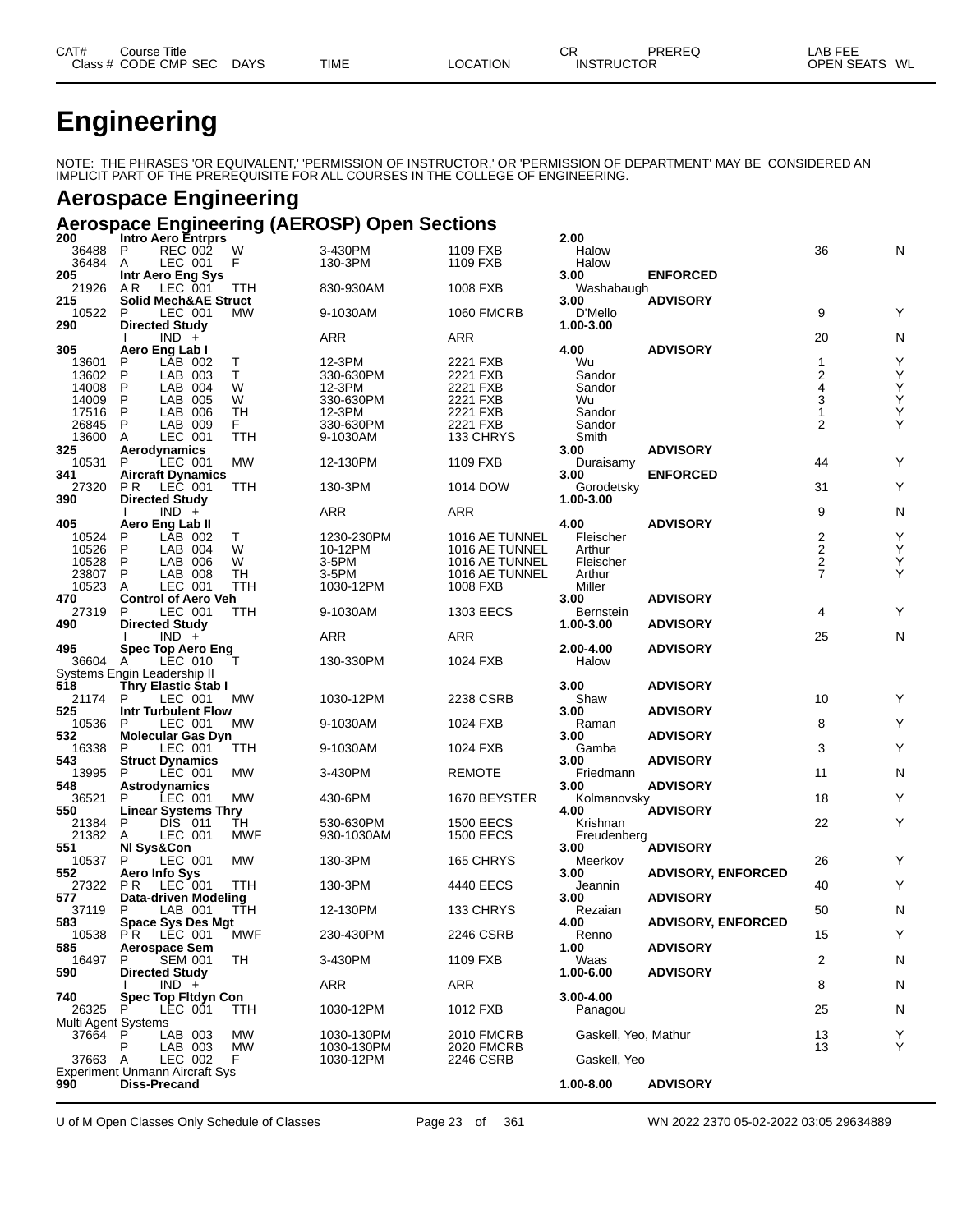# Engineering

NOTE: THE PHRASES 'OR EQUIVALENT,' 'PERMISSION OF INSTRUCTOR,' OR 'PERMISSION OF DEPARTMENT' MAY BE CONSIDERED AN IMPLICIT PART OF THE PREREQUISITE FOR ALL COURSES IN THE COLLEGE OF ENGINEERING.

## Aerospace Engineering

### Aerospace Engineering (AEROSP) Open Sections

| CAT# / Class # | Course Title / CODE CMP SEC | DAYS | TIME | LOCATION | CR / INSTRUCTOR | PREREQ | OPEN SEATS | WL |
|---|---|---|---|---|---|---|---|---|
| **200** | **Intro Aero Entrprs** | | | | **2.00** | | | |
| 36488 | P REC 002 | W | 3-430PM | 1109 FXB | Halow | | 36 | N |
| 36484 | A LEC 001 | F | 130-3PM | 1109 FXB | Halow | | | |
| **205** | **Intr Aero Eng Sys** | | | | **3.00** | **ENFORCED** | | |
| 21926 | A R LEC 001 | TTH | 830-930AM | 1008 FXB | Washabaugh | | | |
| **215** | **Solid Mech&AE Struct** | | | | **3.00** | **ADVISORY** | | |
| 10522 | P LEC 001 | MW | 9-1030AM | 1060 FMCRB | D'Mello | | 9 | Y |
| **290** | **Directed Study** | | | | **1.00-3.00** | | | |
| | I IND + | | ARR | ARR | | | 20 | N |
| **305** | **Aero Eng Lab I** | | | | **4.00** | **ADVISORY** | | |
| 13601 | P LAB 002 | T | 12-3PM | 2221 FXB | Wu | | 1 | Y |
| 13602 | P LAB 003 | T | 330-630PM | 2221 FXB | Sandor | | 2 | Y |
| 14008 | P LAB 004 | W | 12-3PM | 2221 FXB | Sandor | | 4 | Y |
| 14009 | P LAB 005 | W | 330-630PM | 2221 FXB | Wu | | 3 | Y |
| 17516 | P LAB 006 | TH | 12-3PM | 2221 FXB | Sandor | | 1 | Y |
| 26845 | P LAB 009 | F | 330-630PM | 2221 FXB | Sandor | | 2 | Y |
| 13600 | A LEC 001 | TTH | 9-1030AM | 133 CHRYS | Smith | | | |
| **325** | **Aerodynamics** | | | | **3.00** | **ADVISORY** | | |
| 10531 | P LEC 001 | MW | 12-130PM | 1109 FXB | Duraisamy | | 44 | Y |
| **341** | **Aircraft Dynamics** | | | | **3.00** | **ENFORCED** | | |
| 27320 | P R LEC 001 | TTH | 130-3PM | 1014 DOW | Gorodetsky | | 31 | Y |
| **390** | **Directed Study** | | | | **1.00-3.00** | | | |
| | I IND + | | ARR | ARR | | | 9 | N |
| **405** | **Aero Eng Lab II** | | | | **4.00** | **ADVISORY** | | |
| 10524 | P LAB 002 | T | 1230-230PM | 1016 AE TUNNEL | Fleischer | | 2 | Y |
| 10526 | P LAB 004 | W | 10-12PM | 1016 AE TUNNEL | Arthur | | 2 | Y |
| 10528 | P LAB 006 | W | 3-5PM | 1016 AE TUNNEL | Fleischer | | 2 | Y |
| 23807 | P LAB 008 | TH | 3-5PM | 1016 AE TUNNEL | Arthur | | 7 | Y |
| 10523 | A LEC 001 | TTH | 1030-12PM | 1008 FXB | Miller | | | |
| **470** | **Control of Aero Veh** | | | | **3.00** | **ADVISORY** | | |
| 27319 | P LEC 001 | TTH | 9-1030AM | 1303 EECS | Bernstein | | 4 | Y |
| **490** | **Directed Study** | | | | **1.00-3.00** | **ADVISORY** | | |
| | I IND + | | ARR | ARR | | | 25 | N |
| **495** | **Spec Top Aero Eng** | | | | **2.00-4.00** | **ADVISORY** | | |
| 36604 | A LEC 010 | T | 130-330PM | 1024 FXB | Halow | | | |
| Systems Engin Leadership II | | | | | | | | |
| **518** | **Thry Elastic Stab I** | | | | **3.00** | **ADVISORY** | | |
| 21174 | P LEC 001 | MW | 1030-12PM | 2238 CSRB | Shaw | | 10 | Y |
| **525** | **Intr Turbulent Flow** | | | | **3.00** | **ADVISORY** | | |
| 10536 | P LEC 001 | MW | 9-1030AM | 1024 FXB | Raman | | 8 | Y |
| **532** | **Molecular Gas Dyn** | | | | **3.00** | **ADVISORY** | | |
| 16338 | P LEC 001 | TTH | 9-1030AM | 1024 FXB | Gamba | | 3 | Y |
| **543** | **Struct Dynamics** | | | | **3.00** | **ADVISORY** | | |
| 13995 | P LEC 001 | MW | 3-430PM | REMOTE | Friedmann | | 11 | N |
| **548** | **Astrodynamics** | | | | **3.00** | **ADVISORY** | | |
| 36521 | P LEC 001 | MW | 430-6PM | 1670 BEYSTER | Kolmanovsky | | 18 | Y |
| **550** | **Linear Systems Thry** | | | | **4.00** | **ADVISORY** | | |
| 21384 | P DIS 011 | TH | 530-630PM | 1500 EECS | Krishnan | | 22 | Y |
| 21382 | A LEC 001 | MWF | 930-1030AM | 1500 EECS | Freudenberg | | | |
| **551** | **Nl Sys&Con** | | | | **3.00** | **ADVISORY** | | |
| 10537 | P LEC 001 | MW | 130-3PM | 165 CHRYS | Meerkov | | 26 | Y |
| **552** | **Aero Info Sys** | | | | **3.00** | **ADVISORY, ENFORCED** | | |
| 27322 | P R LEC 001 | TTH | 130-3PM | 4440 EECS | Jeannin | | 40 | Y |
| **577** | **Data-driven Modeling** | | | | **3.00** | **ADVISORY** | | |
| 37119 | P LAB 001 | TTH | 12-130PM | 133 CHRYS | Rezaian | | 50 | N |
| **583** | **Space Sys Des Mgt** | | | | **4.00** | **ADVISORY, ENFORCED** | | |
| 10538 | P R LEC 001 | MWF | 230-430PM | 2246 CSRB | Renno | | 15 | Y |
| **585** | **Aerospace Sem** | | | | **1.00** | **ADVISORY** | | |
| 16497 | P SEM 001 | TH | 3-430PM | 1109 FXB | Waas | | 2 | N |
| **590** | **Directed Study** | | | | **1.00-6.00** | **ADVISORY** | | |
| | I IND + | | ARR | ARR | | | 8 | N |
| **740** | **Spec Top Fltdyn Con** | | | | **3.00-4.00** | | | |
| 26325 | P LEC 001 | TTH | 1030-12PM | 1012 FXB | Panagou | | 25 | N |
| Multi Agent Systems | | | | | | | | |
| 37664 | P LAB 003 | MW | 1030-130PM | 2010 FMCRB | Gaskell, Yeo, Mathur | | 13 | Y |
| | P LAB 003 | MW | 1030-130PM | 2020 FMCRB | | | 13 | Y |
| 37663 | A LEC 002 | F | 1030-12PM | 2246 CSRB | Gaskell, Yeo | | | |
| Experiment Unmann Aircraft Sys | | | | | | | | |
| **990** | **Diss-Precand** | | | | **1.00-8.00** | **ADVISORY** | | |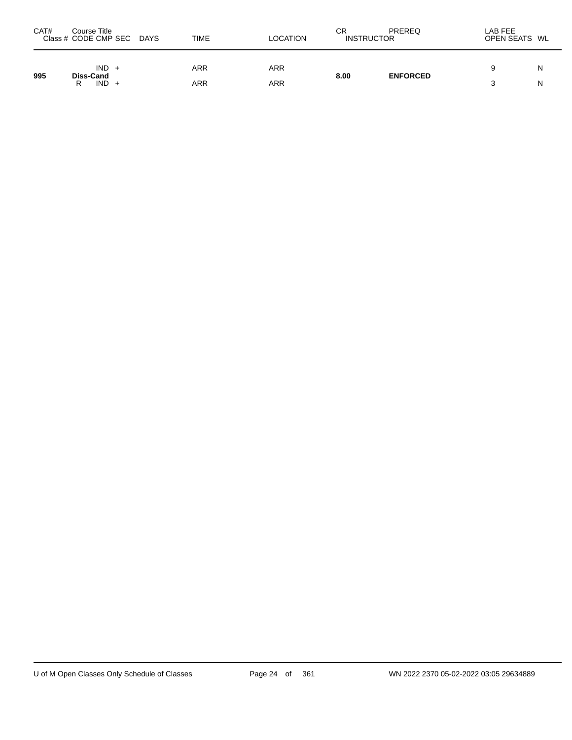| CAT# | Course Title<br>Class # CODE CMP SEC | DAYS | TIME | LOCATION | CR<br>INSTRUCTOR | PREREQ | LAB FEE<br>OPEN SEATS | WL |
|---|---|---|---|---|---|---|---|---|
| 995 | **Diss-Cand** | | | | **8.00** | **ENFORCED** | | |
| | IND + | | ARR | ARR | | | 9 | N |
| | R IND + | | ARR | ARR | | | 3 | N |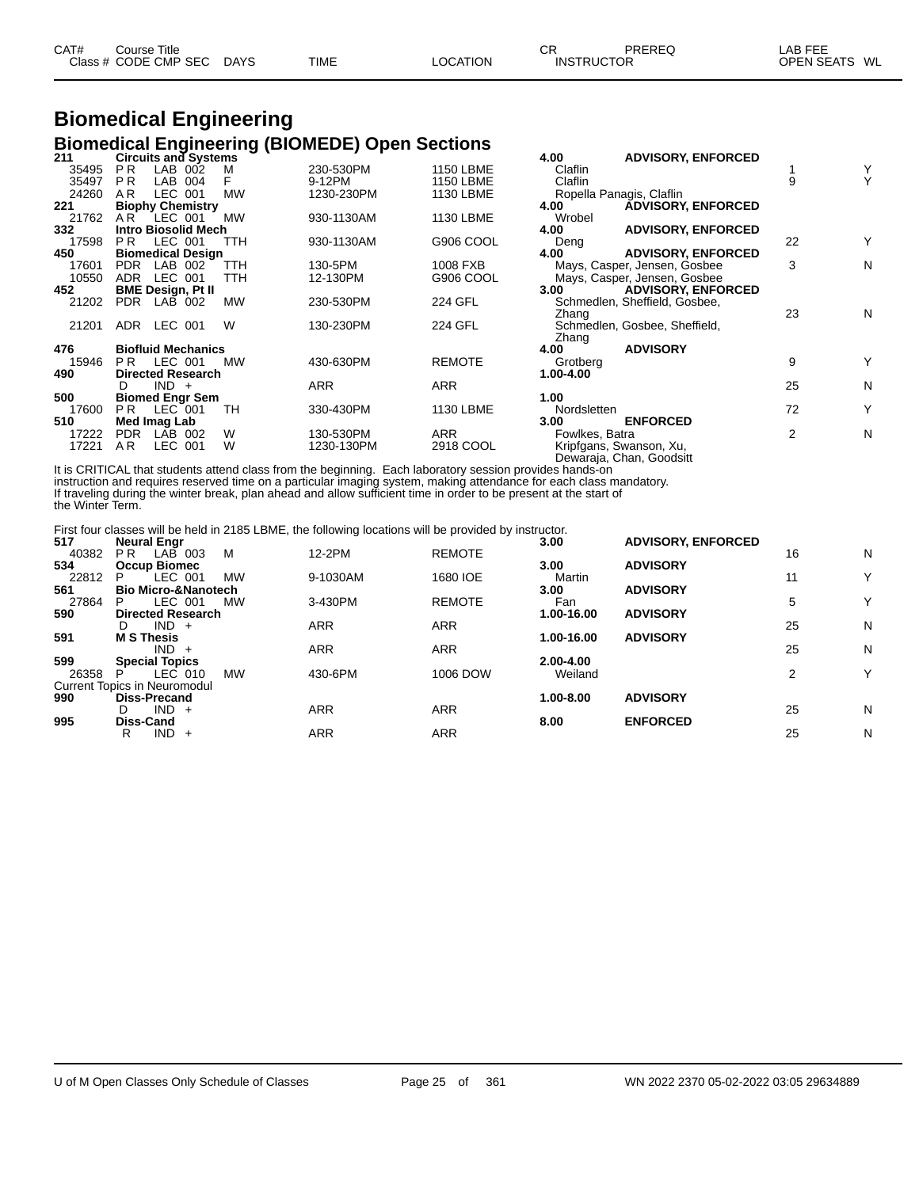# Biomedical Engineering

## Biomedical Engineering (BIOMEDE) Open Sections

| CAT# / Class # | Course Title / CODE CMP SEC | DAYS | TIME | LOCATION | CR / INSTRUCTOR | PREREQ | LAB FEE / OPEN SEATS | WL |
|---|---|---|---|---|---|---|---|---|
| **211** | **Circuits and Systems** | | | | **4.00** | **ADVISORY, ENFORCED** | | |
| 35495 | P R LAB 002 | M | 230-530PM | 1150 LBME | Claflin | | 1 | Y |
| 35497 | P R LAB 004 | F | 9-12PM | 1150 LBME | Claflin | | 9 | Y |
| 24260 | A R LEC 001 | MW | 1230-230PM | 1130 LBME | Ropella Panagis, Claflin | | | |
| **221** | **Biophy Chemistry** | | | | **4.00** | **ADVISORY, ENFORCED** | | |
| 21762 | A R LEC 001 | MW | 930-1130AM | 1130 LBME | Wrobel | | | |
| **332** | **Intro Biosolid Mech** | | | | **4.00** | **ADVISORY, ENFORCED** | | |
| 17598 | P R LEC 001 | TTH | 930-1130AM | G906 COOL | Deng | | 22 | Y |
| **450** | **Biomedical Design** | | | | **4.00** | **ADVISORY, ENFORCED** | | |
| 17601 | PDR LAB 002 | TTH | 130-5PM | 1008 FXB | Mays, Casper, Jensen, Gosbee | | 3 | N |
| 10550 | ADR LEC 001 | TTH | 12-130PM | G906 COOL | Mays, Casper, Jensen, Gosbee | | | |
| **452** | **BME Design, Pt II** | | | | **3.00** | **ADVISORY, ENFORCED** | | |
| 21202 | PDR LAB 002 | MW | 230-530PM | 224 GFL | Schmedlen, Sheffield, Gosbee, Zhang | | 23 | N |
| 21201 | ADR LEC 001 | W | 130-230PM | 224 GFL | Schmedlen, Gosbee, Sheffield, Zhang | | | |
| **476** | **Biofluid Mechanics** | | | | **4.00** | **ADVISORY** | | |
| 15946 | P R LEC 001 | MW | 430-630PM | REMOTE | Grotberg | | 9 | Y |
| **490** | **Directed Research** | | | | **1.00-4.00** | | | |
| | D IND + | | ARR | ARR | | | 25 | N |
| **500** | **Biomed Engr Sem** | | | | **1.00** | | | |
| 17600 | P R LEC 001 | TH | 330-430PM | 1130 LBME | Nordsletten | | 72 | Y |
| **510** | **Med Imag Lab** | | | | **3.00** | **ENFORCED** | | |
| 17222 | PDR LAB 002 | W | 130-530PM | ARR | Fowlkes, Batra | | 2 | N |
| 17221 | A R LEC 001 | W | 1230-130PM | 2918 COOL | Kripfgans, Swanson, Xu, Dewaraja, Chan, Goodsitt | | | |

It is CRITICAL that students attend class from the beginning. Each laboratory session provides hands-on instruction and requires reserved time on a particular imaging system, making attendance for each class mandatory. If traveling during the winter break, plan ahead and allow sufficient time in order to be present at the start of the Winter Term.

First four classes will be held in 2185 LBME, the following locations will be provided by instructor.

| CAT# / Class # | Course Title / CODE CMP SEC | DAYS | TIME | LOCATION | CR / INSTRUCTOR | PREREQ | LAB FEE / OPEN SEATS | WL |
|---|---|---|---|---|---|---|---|---|
| **517** | **Neural Engr** | | | | **3.00** | **ADVISORY, ENFORCED** | | |
| 40382 | P R LAB 003 | M | 12-2PM | REMOTE | | | 16 | N |
| **534** | **Occup Biomec** | | | | **3.00** | **ADVISORY** | | |
| 22812 | P LEC 001 | MW | 9-1030AM | 1680 IOE | Martin | | 11 | Y |
| **561** | **Bio Micro-&Nanotech** | | | | **3.00** | **ADVISORY** | | |
| 27864 | P LEC 001 | MW | 3-430PM | REMOTE | Fan | | 5 | Y |
| **590** | **Directed Research** | | | | **1.00-16.00** | **ADVISORY** | | |
| | D IND + | | ARR | ARR | | | 25 | N |
| **591** | **M S Thesis** | | | | **1.00-16.00** | **ADVISORY** | | |
| | IND + | | ARR | ARR | | | 25 | N |
| **599** | **Special Topics** | | | | **2.00-4.00** | | | |
| 26358 | P LEC 010 | MW | 430-6PM | 1006 DOW | Weiland | | 2 | Y |
| | Current Topics in Neuromodul | | | | | | | |
| **990** | **Diss-Precand** | | | | **1.00-8.00** | **ADVISORY** | | |
| | D IND + | | ARR | ARR | | | 25 | N |
| **995** | **Diss-Cand** | | | | **8.00** | **ENFORCED** | | |
| | R IND + | | ARR | ARR | | | 25 | N |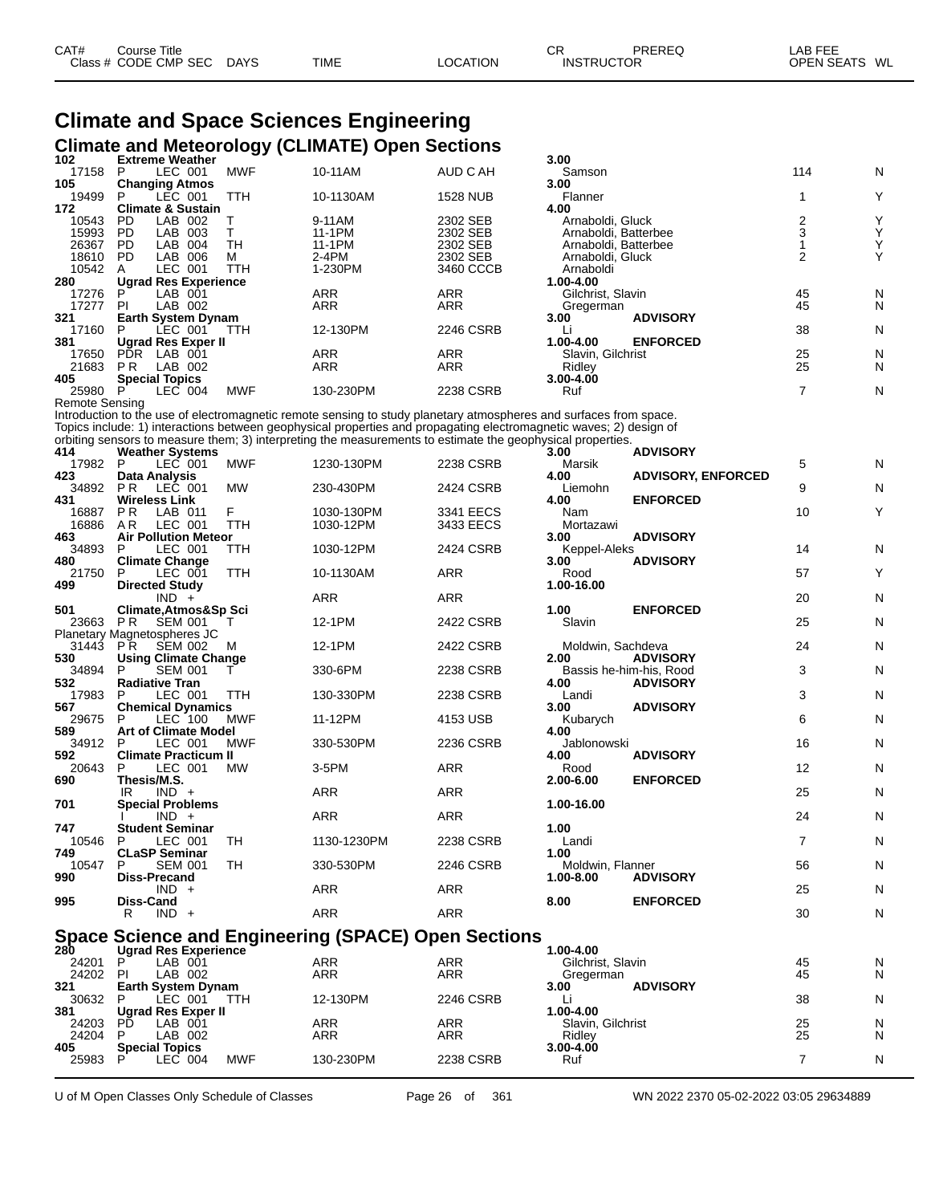| CAT# Class # | Course Title CODE CMP SEC | DAYS | TIME | LOCATION | CR INSTRUCTOR | PREREQ | LAB FEE OPEN SEATS | WL |
|---|---|---|---|---|---|---|---|---|

# Climate and Space Sciences Engineering

## Climate and Meteorology (CLIMATE) Open Sections

| CAT# Class # | Course Title CODE CMP SEC | DAYS | TIME | LOCATION | CR INSTRUCTOR | PREREQ | OPEN SEATS | WL |
|---|---|---|---|---|---|---|---|---|
| **102** | **Extreme Weather** | | | | **3.00** | | | |
| 17158 | P LEC 001 | MWF | 10-11AM | AUD C AH | Samson | | 114 | N |
| **105** | **Changing Atmos** | | | | **3.00** | | | |
| 19499 | P LEC 001 | TTH | 10-1130AM | 1528 NUB | Flanner | | 1 | Y |
| **172** | **Climate & Sustain** | | | | **4.00** | | | |
| 10543 | PD LAB 002 | T | 9-11AM | 2302 SEB | Arnaboldi, Gluck | | 2 | Y |
| 15993 | PD LAB 003 | T | 11-1PM | 2302 SEB | Arnaboldi, Batterbee | | 3 | Y |
| 26367 | PD LAB 004 | TH | 11-1PM | 2302 SEB | Arnaboldi, Batterbee | | 1 | Y |
| 18610 | PD LAB 006 | M | 2-4PM | 2302 SEB | Arnaboldi, Gluck | | 2 | Y |
| 10542 | A LEC 001 | TTH | 1-230PM | 3460 CCCB | Arnaboldi | | | |
| **280** | **Ugrad Res Experience** | | | | **1.00-4.00** | | | |
| 17276 | P LAB 001 | | ARR | ARR | Gilchrist, Slavin | | 45 | N |
| 17277 | PI LAB 002 | | ARR | ARR | Gregerman | | 45 | N |
| **321** | **Earth System Dynam** | | | | **3.00** | **ADVISORY** | | |
| 17160 | P LEC 001 | TTH | 12-130PM | 2246 CSRB | Li | | 38 | N |
| **381** | **Ugrad Res Exper II** | | | | **1.00-4.00** | **ENFORCED** | | |
| 17650 | PDR LAB 001 | | ARR | ARR | Slavin, Gilchrist | | 25 | N |
| 21683 | P R LAB 002 | | ARR | ARR | Ridley | | 25 | N |
| **405** | **Special Topics** | | | | **3.00-4.00** | | | |
| 25980 | P LEC 004 | MWF | 130-230PM | 2238 CSRB | Ruf | | 7 | N |

Remote Sensing
Introduction to the use of electromagnetic remote sensing to study planetary atmospheres and surfaces from space. Topics include: 1) interactions between geophysical properties and propagating electromagnetic waves; 2) design of orbiting sensors to measure them; 3) interpreting the measurements to estimate the geophysical properties.

| CAT# Class # | Course Title CODE CMP SEC | DAYS | TIME | LOCATION | CR INSTRUCTOR | PREREQ | OPEN SEATS | WL |
|---|---|---|---|---|---|---|---|---|
| **414** | **Weather Systems** | | | | **3.00** | **ADVISORY** | | |
| 17982 | P LEC 001 | MWF | 1230-130PM | 2238 CSRB | Marsik | | 5 | N |
| **423** | **Data Analysis** | | | | **4.00** | **ADVISORY, ENFORCED** | | |
| 34892 | P R LEC 001 | MW | 230-430PM | 2424 CSRB | Liemohn | | 9 | N |
| **431** | **Wireless Link** | | | | **4.00** | **ENFORCED** | | |
| 16887 | P R LAB 011 | F | 1030-130PM | 3341 EECS | Nam | | 10 | Y |
| 16886 | A R LEC 001 | TTH | 1030-12PM | 3433 EECS | Mortazawi | | | |
| **463** | **Air Pollution Meteor** | | | | **3.00** | **ADVISORY** | | |
| 34893 | P LEC 001 | TTH | 1030-12PM | 2424 CSRB | Keppel-Aleks | | 14 | N |
| **480** | **Climate Change** | | | | **3.00** | **ADVISORY** | | |
| 21750 | P LEC 001 | TTH | 10-1130AM | ARR | Rood | | 57 | Y |
| **499** | **Directed Study** | | | | **1.00-16.00** | | | |
| | IND + | | ARR | ARR | | | 20 | N |
| **501** | **Climate,Atmos&Sp Sci** | | | | **1.00** | **ENFORCED** | | |
| 23663 | P R SEM 001 | T | 12-1PM | 2422 CSRB | Slavin | | 25 | N |
| | Planetary Magnetospheres JC | | | | | | | |
| 31443 | P R SEM 002 | M | 12-1PM | 2422 CSRB | Moldwin, Sachdeva | | 24 | N |
| **530** | **Using Climate Change** | | | | **2.00** | **ADVISORY** | | |
| 34894 | P SEM 001 | T | 330-6PM | 2238 CSRB | Bassis he-him-his, Rood | | 3 | N |
| **532** | **Radiative Tran** | | | | **4.00** | **ADVISORY** | | |
| 17983 | P LEC 001 | TTH | 130-330PM | 2238 CSRB | Landi | | 3 | N |
| **567** | **Chemical Dynamics** | | | | **3.00** | **ADVISORY** | | |
| 29675 | P LEC 100 | MWF | 11-12PM | 4153 USB | Kubarych | | 6 | N |
| **589** | **Art of Climate Model** | | | | **4.00** | | | |
| 34912 | P LEC 001 | MWF | 330-530PM | 2236 CSRB | Jablonowski | | 16 | N |
| **592** | **Climate Practicum II** | | | | **4.00** | **ADVISORY** | | |
| 20643 | P LEC 001 | MW | 3-5PM | ARR | Rood | | 12 | N |
| **690** | **Thesis/M.S.** | | | | **2.00-6.00** | **ENFORCED** | | |
| | IR IND + | | ARR | ARR | | | 25 | N |
| **701** | **Special Problems** | | | | **1.00-16.00** | | | |
| | I IND + | | ARR | ARR | | | 24 | N |
| **747** | **Student Seminar** | | | | **1.00** | | | |
| 10546 | P LEC 001 | TH | 1130-1230PM | 2238 CSRB | Landi | | 7 | N |
| **749** | **CLaSP Seminar** | | | | **1.00** | | | |
| 10547 | P SEM 001 | TH | 330-530PM | 2246 CSRB | Moldwin, Flanner | | 56 | N |
| **990** | **Diss-Precand** | | | | **1.00-8.00** | **ADVISORY** | | |
| | IND + | | ARR | ARR | | | 25 | N |
| **995** | **Diss-Cand** | | | | **8.00** | **ENFORCED** | | |
| | R IND + | | ARR | ARR | | | 30 | N |

## Space Science and Engineering (SPACE) Open Sections

| CAT# Class # | Course Title CODE CMP SEC | DAYS | TIME | LOCATION | CR INSTRUCTOR | PREREQ | OPEN SEATS | WL |
|---|---|---|---|---|---|---|---|---|
| **280** | **Ugrad Res Experience** | | | | **1.00-4.00** | | | |
| 24201 | P LAB 001 | | ARR | ARR | Gilchrist, Slavin | | 45 | N |
| 24202 | PI LAB 002 | | ARR | ARR | Gregerman | | 45 | N |
| **321** | **Earth System Dynam** | | | | **3.00** | **ADVISORY** | | |
| 30632 | P LEC 001 | TTH | 12-130PM | 2246 CSRB | Li | | 38 | N |
| **381** | **Ugrad Res Exper II** | | | | **1.00-4.00** | | | |
| 24203 | PD LAB 001 | | ARR | ARR | Slavin, Gilchrist | | 25 | N |
| 24204 | P LAB 002 | | ARR | ARR | Ridley | | 25 | N |
| **405** | **Special Topics** | | | | **3.00-4.00** | | | |
| 25983 | P LEC 004 | MWF | 130-230PM | 2238 CSRB | Ruf | | 7 | N |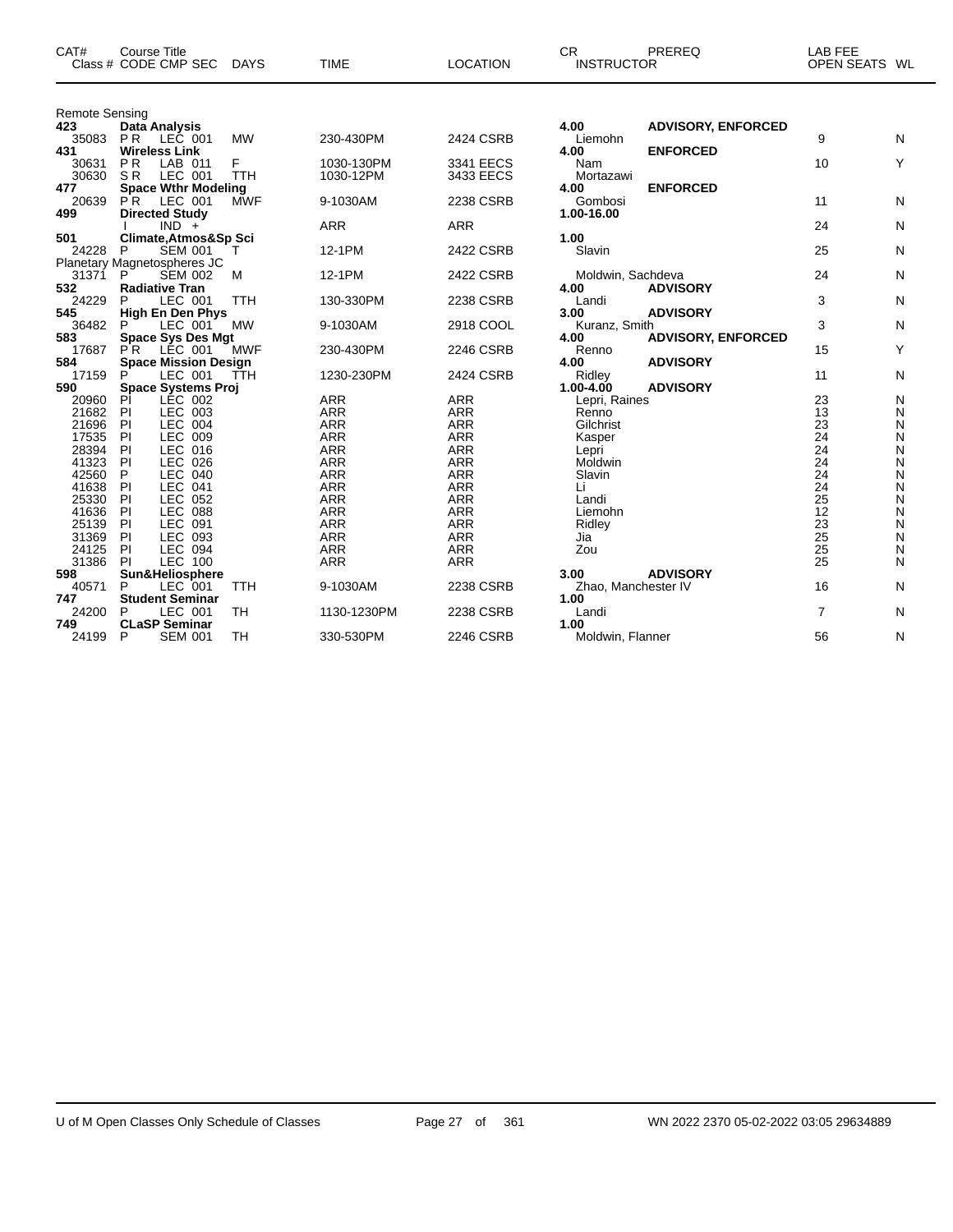| CAT# | Course Title Class # CODE CMP SEC | DAYS | TIME | LOCATION | CR INSTRUCTOR | PREREQ | LAB FEE OPEN SEATS | WL |
|---|---|---|---|---|---|---|---|---|
| Remote Sensing | | | | | | | | |
| **423** | **Data Analysis** | | | | **4.00** | **ADVISORY, ENFORCED** | | |
| 35083 | P R LEC 001 | MW | 230-430PM | 2424 CSRB | Liemohn | | 9 | N |
| **431** | **Wireless Link** | | | | **4.00** | **ENFORCED** | | |
| 30631 | P R LAB 011 | F | 1030-130PM | 3341 EECS | Nam | | 10 | Y |
| 30630 | S R LEC 001 | TTH | 1030-12PM | 3433 EECS | Mortazawi | | | |
| **477** | **Space Wthr Modeling** | | | | **4.00** | **ENFORCED** | | |
| 20639 | P R LEC 001 | MWF | 9-1030AM | 2238 CSRB | Gombosi | | 11 | N |
| **499** | **Directed Study** | | | | **1.00-16.00** | | | |
| | I IND + | | ARR | ARR | | | 24 | N |
| **501** | **Climate,Atmos&Sp Sci** | | | | **1.00** | | | |
| 24228 | P SEM 001 | T | 12-1PM | 2422 CSRB | Slavin | | 25 | N |
| | Planetary Magnetospheres JC | | | | | | | |
| 31371 | P SEM 002 | M | 12-1PM | 2422 CSRB | Moldwin, Sachdeva | | 24 | N |
| **532** | **Radiative Tran** | | | | **4.00** | **ADVISORY** | | |
| 24229 | P LEC 001 | TTH | 130-330PM | 2238 CSRB | Landi | | 3 | N |
| **545** | **High En Den Phys** | | | | **3.00** | **ADVISORY** | | |
| 36482 | P LEC 001 | MW | 9-1030AM | 2918 COOL | Kuranz, Smith | | 3 | N |
| **583** | **Space Sys Des Mgt** | | | | **4.00** | **ADVISORY, ENFORCED** | | |
| 17687 | P R LEC 001 | MWF | 230-430PM | 2246 CSRB | Renno | | 15 | Y |
| **584** | **Space Mission Design** | | | | **4.00** | **ADVISORY** | | |
| 17159 | P LEC 001 | TTH | 1230-230PM | 2424 CSRB | Ridley | | 11 | N |
| **590** | **Space Systems Proj** | | | | **1.00-4.00** | **ADVISORY** | | |
| 20960 | PI LEC 002 | | ARR | ARR | Lepri, Raines | | 23 | N |
| 21682 | PI LEC 003 | | ARR | ARR | Renno | | 13 | N |
| 21696 | PI LEC 004 | | ARR | ARR | Gilchrist | | 23 | N |
| 17535 | PI LEC 009 | | ARR | ARR | Kasper | | 24 | N |
| 28394 | PI LEC 016 | | ARR | ARR | Lepri | | 24 | N |
| 41323 | PI LEC 026 | | ARR | ARR | Moldwin | | 24 | N |
| 42560 | P LEC 040 | | ARR | ARR | Slavin | | 24 | N |
| 41638 | PI LEC 041 | | ARR | ARR | Li | | 24 | N |
| 25330 | PI LEC 052 | | ARR | ARR | Landi | | 25 | N |
| 41636 | PI LEC 088 | | ARR | ARR | Liemohn | | 12 | N |
| 25139 | PI LEC 091 | | ARR | ARR | Ridley | | 23 | N |
| 31369 | PI LEC 093 | | ARR | ARR | Jia | | 25 | N |
| 24125 | PI LEC 094 | | ARR | ARR | Zou | | 25 | N |
| 31386 | PI LEC 100 | | ARR | ARR | | | 25 | N |
| **598** | **Sun&Heliosphere** | | | | **3.00** | **ADVISORY** | | |
| 40571 | P LEC 001 | TTH | 9-1030AM | 2238 CSRB | Zhao, Manchester IV | | 16 | N |
| **747** | **Student Seminar** | | | | **1.00** | | | |
| 24200 | P LEC 001 | TH | 1130-1230PM | 2238 CSRB | Landi | | 7 | N |
| **749** | **CLaSP Seminar** | | | | **1.00** | | | |
| 24199 | P SEM 001 | TH | 330-530PM | 2246 CSRB | Moldwin, Flanner | | 56 | N |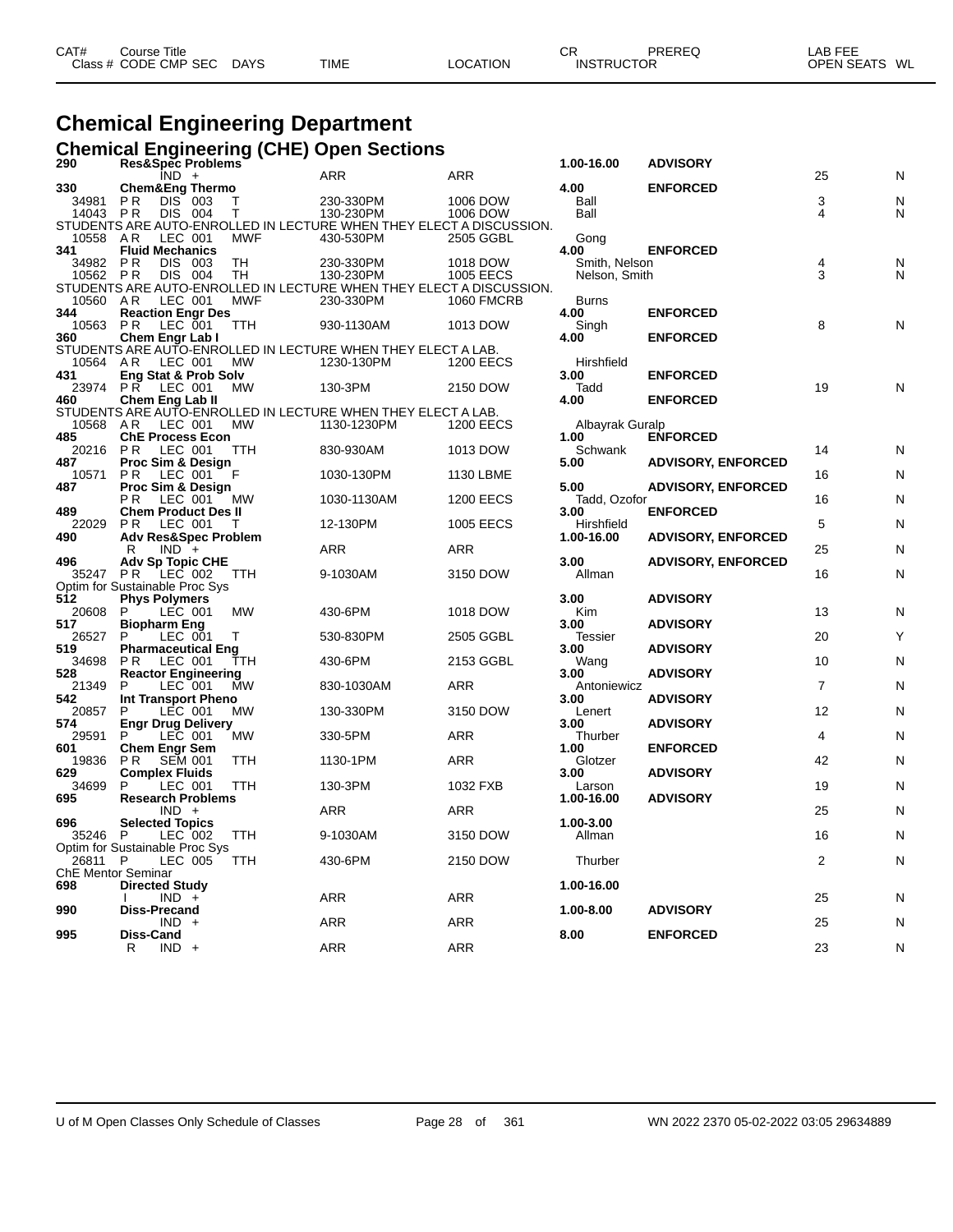# Chemical Engineering Department

## Chemical Engineering (CHE) Open Sections

| CAT# / Class # | Course Title / CODE CMP SEC | DAYS | TIME | LOCATION | CR / INSTRUCTOR | PREREQ | LAB FEE / OPEN SEATS | WL |
|---|---|---|---|---|---|---|---|---|
| **290** | **Res&Spec Problems** | | | | **1.00-16.00** | **ADVISORY** | | |
| | IND + | | ARR | ARR | | | 25 | N |
| **330** | **Chem&Eng Thermo** | | | | **4.00** | **ENFORCED** | | |
| 34981 | P R DIS 003 | T | 230-330PM | 1006 DOW | Ball | | 3 | N |
| 14043 | P R DIS 004 | T | 130-230PM | 1006 DOW | Ball | | 4 | N |
| STUDENTS ARE AUTO-ENROLLED IN LECTURE WHEN THEY ELECT A DISCUSSION. | | | | | | | | |
| 10558 | A R LEC 001 | MWF | 430-530PM | 2505 GGBL | Gong | | | |
| **341** | **Fluid Mechanics** | | | | **4.00** | **ENFORCED** | | |
| 34982 | P R DIS 003 | TH | 230-330PM | 1018 DOW | Smith, Nelson | | 4 | N |
| 10562 | P R DIS 004 | TH | 130-230PM | 1005 EECS | Nelson, Smith | | 3 | N |
| STUDENTS ARE AUTO-ENROLLED IN LECTURE WHEN THEY ELECT A DISCUSSION. | | | | | | | | |
| 10560 | A R LEC 001 | MWF | 230-330PM | 1060 FMCRB | Burns | | | |
| **344** | **Reaction Engr Des** | | | | **4.00** | **ENFORCED** | | |
| 10563 | P R LEC 001 | TTH | 930-1130AM | 1013 DOW | Singh | | 8 | N |
| **360** | **Chem Engr Lab I** | | | | **4.00** | **ENFORCED** | | |
| STUDENTS ARE AUTO-ENROLLED IN LECTURE WHEN THEY ELECT A LAB. | | | | | | | | |
| 10564 | A R LEC 001 | MW | 1230-130PM | 1200 EECS | Hirshfield | | | |
| **431** | **Eng Stat & Prob Solv** | | | | **3.00** | **ENFORCED** | | |
| 23974 | P R LEC 001 | MW | 130-3PM | 2150 DOW | Tadd | | 19 | N |
| **460** | **Chem Eng Lab II** | | | | **4.00** | **ENFORCED** | | |
| STUDENTS ARE AUTO-ENROLLED IN LECTURE WHEN THEY ELECT A LAB. | | | | | | | | |
| 10568 | A R LEC 001 | MW | 1130-1230PM | 1200 EECS | Albayrak Guralp | | | |
| **485** | **ChE Process Econ** | | | | **1.00** | **ENFORCED** | | |
| 20216 | P R LEC 001 | TTH | 830-930AM | 1013 DOW | Schwank | | 14 | N |
| **487** | **Proc Sim & Design** | | | | **5.00** | **ADVISORY, ENFORCED** | | |
| 10571 | P R LEC 001 | F | 1030-130PM | 1130 LBME | | | 16 | N |
| **487** | **Proc Sim & Design** | | | | **5.00** | **ADVISORY, ENFORCED** | | |
| | P R LEC 001 | MW | 1030-1130AM | 1200 EECS | Tadd, Ozofor | | 16 | N |
| **489** | **Chem Product Des II** | | | | **3.00** | **ENFORCED** | | |
| 22029 | P R LEC 001 | T | 12-130PM | 1005 EECS | Hirshfield | | 5 | N |
| **490** | **Adv Res&Spec Problem** | | | | **1.00-16.00** | **ADVISORY, ENFORCED** | | |
| | R IND + | | ARR | ARR | | | 25 | N |
| **496** | **Adv Sp Topic CHE** | | | | **3.00** | **ADVISORY, ENFORCED** | | |
| 35247 | P R LEC 002 | TTH | 9-1030AM | 3150 DOW | Allman | | 16 | N |
| Optim for Sustainable Proc Sys | | | | | | | | |
| **512** | **Phys Polymers** | | | | **3.00** | **ADVISORY** | | |
| 20608 | P LEC 001 | MW | 430-6PM | 1018 DOW | Kim | | 13 | N |
| **517** | **Biopharm Eng** | | | | **3.00** | **ADVISORY** | | |
| 26527 | P LEC 001 | T | 530-830PM | 2505 GGBL | Tessier | | 20 | Y |
| **519** | **Pharmaceutical Eng** | | | | **3.00** | **ADVISORY** | | |
| 34698 | P R LEC 001 | TTH | 430-6PM | 2153 GGBL | Wang | | 10 | N |
| **528** | **Reactor Engineering** | | | | **3.00** | **ADVISORY** | | |
| 21349 | P LEC 001 | MW | 830-1030AM | ARR | Antoniewicz | | 7 | N |
| **542** | **Int Transport Pheno** | | | | **3.00** | **ADVISORY** | | |
| 20857 | P LEC 001 | MW | 130-330PM | 3150 DOW | Lenert | | 12 | N |
| **574** | **Engr Drug Delivery** | | | | **3.00** | **ADVISORY** | | |
| 29591 | P LEC 001 | MW | 330-5PM | ARR | Thurber | | 4 | N |
| **601** | **Chem Engr Sem** | | | | **1.00** | **ENFORCED** | | |
| 19836 | P R SEM 001 | TTH | 1130-1PM | ARR | Glotzer | | 42 | N |
| **629** | **Complex Fluids** | | | | **3.00** | **ADVISORY** | | |
| 34699 | P LEC 001 | TTH | 130-3PM | 1032 FXB | Larson | | 19 | N |
| **695** | **Research Problems** | | | | **1.00-16.00** | **ADVISORY** | | |
| | IND + | | ARR | ARR | | | 25 | N |
| **696** | **Selected Topics** | | | | **1.00-3.00** | | | |
| 35246 | P LEC 002 | TTH | 9-1030AM | 3150 DOW | Allman | | 16 | N |
| Optim for Sustainable Proc Sys | | | | | | | | |
| 26811 | P LEC 005 | TTH | 430-6PM | 2150 DOW | Thurber | | 2 | N |
| ChE Mentor Seminar | | | | | | | | |
| **698** | **Directed Study** | | | | **1.00-16.00** | | | |
| | I IND + | | ARR | ARR | | | 25 | N |
| **990** | **Diss-Precand** | | | | **1.00-8.00** | **ADVISORY** | | |
| | IND + | | ARR | ARR | | | 25 | N |
| **995** | **Diss-Cand** | | | | **8.00** | **ENFORCED** | | |
| | R IND + | | ARR | ARR | | | 23 | N |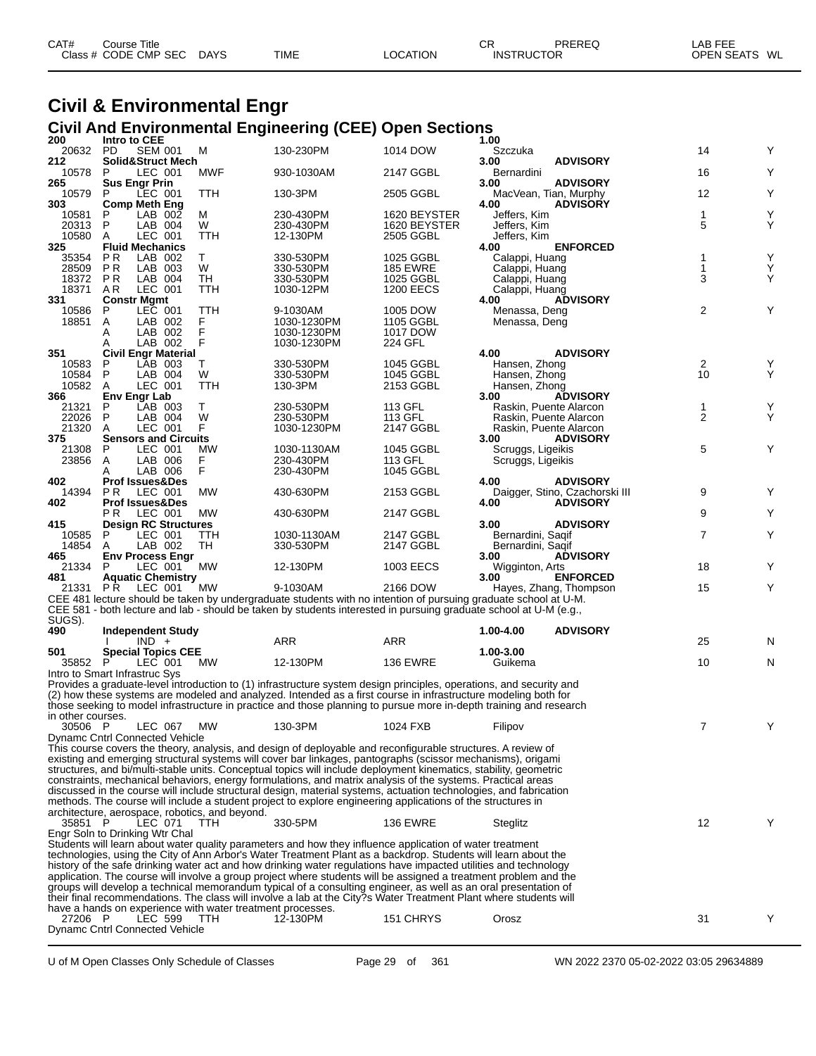# Civil & Environmental Engr

## Civil And Environmental Engineering (CEE) Open Sections

| CAT# Class # | Course Title CODE CMP SEC | DAYS | TIME | LOCATION | CR INSTRUCTOR | PREREQ | LAB FEE OPEN SEATS | WL |
|---|---|---|---|---|---|---|---|---|
| **200** | **Intro to CEE** | | | | **1.00** | | | |
| 20632 | PD SEM 001 | M | 130-230PM | 1014 DOW | Szczuka | | 14 | Y |
| **212** | **Solid&Struct Mech** | | | | **3.00** | **ADVISORY** | | |
| 10578 | P LEC 001 | MWF | 930-1030AM | 2147 GGBL | Bernardini | | 16 | Y |
| **265** | **Sus Engr Prin** | | | | **3.00** | **ADVISORY** | | |
| 10579 | P LEC 001 | TTH | 130-3PM | 2505 GGBL | MacVean, Tian, Murphy | | 12 | Y |
| **303** | **Comp Meth Eng** | | | | **4.00** | **ADVISORY** | | |
| 10581 | P LAB 002 | M | 230-430PM | 1620 BEYSTER | Jeffers, Kim | | 1 | Y |
| 20313 | P LAB 004 | W | 230-430PM | 1620 BEYSTER | Jeffers, Kim | | 5 | Y |
| 10580 | A LEC 001 | TTH | 12-130PM | 2505 GGBL | Jeffers, Kim | | | |
| **325** | **Fluid Mechanics** | | | | **4.00** | **ENFORCED** | | |
| 35354 | P R LAB 002 | T | 330-530PM | 1025 GGBL | Calappi, Huang | | 1 | Y |
| 28509 | P R LAB 003 | W | 330-530PM | 185 EWRE | Calappi, Huang | | 1 | Y |
| 18372 | P R LAB 004 | TH | 330-530PM | 1025 GGBL | Calappi, Huang | | 3 | Y |
| 18371 | A R LEC 001 | TTH | 1030-12PM | 1200 EECS | Calappi, Huang | | | |
| **331** | **Constr Mgmt** | | | | **4.00** | **ADVISORY** | | |
| 10586 | P LEC 001 | TTH | 9-1030AM | 1005 DOW | Menassa, Deng | | 2 | Y |
| 18851 | A LAB 002 | F | 1030-1230PM | 1105 GGBL | Menassa, Deng | | | |
| | A LAB 002 | F | 1030-1230PM | 1017 DOW | | | | |
| | A LAB 002 | F | 1030-1230PM | 224 GFL | | | | |
| **351** | **Civil Engr Material** | | | | **4.00** | **ADVISORY** | | |
| 10583 | P LAB 003 | T | 330-530PM | 1045 GGBL | Hansen, Zhong | | 2 | Y |
| 10584 | P LAB 004 | W | 330-530PM | 1045 GGBL | Hansen, Zhong | | 10 | Y |
| 10582 | A LEC 001 | TTH | 130-3PM | 2153 GGBL | Hansen, Zhong | | | |
| **366** | **Env Engr Lab** | | | | **3.00** | **ADVISORY** | | |
| 21321 | P LAB 003 | T | 230-530PM | 113 GFL | Raskin, Puente Alarcon | | 1 | Y |
| 22026 | P LAB 004 | W | 230-530PM | 113 GFL | Raskin, Puente Alarcon | | 2 | Y |
| 21320 | A LEC 001 | F | 1030-1230PM | 2147 GGBL | Raskin, Puente Alarcon | | | |
| **375** | **Sensors and Circuits** | | | | **3.00** | **ADVISORY** | | |
| 21308 | P LEC 001 | MW | 1030-1130AM | 1045 GGBL | Scruggs, Ligeikis | | 5 | Y |
| 23856 | A LAB 006 | F | 230-430PM | 113 GFL | Scruggs, Ligeikis | | | |
| | A LAB 006 | F | 230-430PM | 1045 GGBL | | | | |
| **402** | **Prof Issues&Des** | | | | **4.00** | **ADVISORY** | | |
| 14394 | P R LEC 001 | MW | 430-630PM | 2153 GGBL | Daigger, Stino, Czachorski III | | 9 | Y |
| **402** | **Prof Issues&Des** | | | | **4.00** | **ADVISORY** | | |
| | P R LEC 001 | MW | 430-630PM | 2147 GGBL | | | 9 | Y |
| **415** | **Design RC Structures** | | | | **3.00** | **ADVISORY** | | |
| 10585 | P LEC 001 | TTH | 1030-1130AM | 2147 GGBL | Bernardini, Saqif | | 7 | Y |
| 14854 | A LAB 002 | TH | 330-530PM | 2147 GGBL | Bernardini, Saqif | | | |
| **465** | **Env Process Engr** | | | | **3.00** | **ADVISORY** | | |
| 21334 | P LEC 001 | MW | 12-130PM | 1003 EECS | Wigginton, Arts | | 18 | Y |
| **481** | **Aquatic Chemistry** | | | | **3.00** | **ENFORCED** | | |
| 21331 | P R LEC 001 | MW | 9-1030AM | 2166 DOW | Hayes, Zhang, Thompson | | 15 | Y |

CEE 481 lecture should be taken by undergraduate students with no intention of pursuing graduate school at U-M.
CEE 581 - both lecture and lab - should be taken by students interested in pursuing graduate school at U-M (e.g., SUGS).

| CAT# Class # | Course Title CODE CMP SEC | DAYS | TIME | LOCATION | CR INSTRUCTOR | PREREQ | LAB FEE OPEN SEATS | WL |
|---|---|---|---|---|---|---|---|---|
| **490** | **Independent Study** | | | | **1.00-4.00** | **ADVISORY** | | |
| | I IND + | | ARR | ARR | | | 25 | N |
| **501** | **Special Topics CEE** | | | | **1.00-3.00** | | | |
| 35852 | P LEC 001 | MW | 12-130PM | 136 EWRE | Guikema | | 10 | N |

Intro to Smart Infrastruc Sys

Provides a graduate-level introduction to (1) infrastructure system design principles, operations, and security and (2) how these systems are modeled and analyzed. Intended as a first course in infrastructure modeling both for those seeking to model infrastructure in practice and those planning to pursue more in-depth training and research in other courses.

| | | | | | | | | |
|---|---|---|---|---|---|---|---|---|
| 30506 | P LEC 067 | MW | 130-3PM | 1024 FXB | Filipov | | 7 | Y |

Dynamc Cntrl Connected Vehicle

This course covers the theory, analysis, and design of deployable and reconfigurable structures. A review of existing and emerging structural systems will cover bar linkages, pantographs (scissor mechanisms), origami structures, and bi/multi-stable units. Conceptual topics will include deployment kinematics, stability, geometric constraints, mechanical behaviors, energy formulations, and matrix analysis of the systems. Practical areas discussed in the course will include structural design, material systems, actuation technologies, and fabrication methods. The course will include a student project to explore engineering applications of the structures in architecture, aerospace, robotics, and beyond.

| | | | | | | | | |
|---|---|---|---|---|---|---|---|---|
| 35851 | P LEC 071 | TTH | 330-5PM | 136 EWRE | Steglitz | | 12 | Y |

Engr Soln to Drinking Wtr Chal

Students will learn about water quality parameters and how they influence application of water treatment technologies, using the City of Ann Arbor's Water Treatment Plant as a backdrop. Students will learn about the history of the safe drinking water act and how drinking water regulations have impacted utilities and technology application. The course will involve a group project where students will be assigned a treatment problem and the groups will develop a technical memorandum typical of a consulting engineer, as well as an oral presentation of their final recommendations. The class will involve a lab at the City?s Water Treatment Plant where students will have a hands on experience with water treatment processes.

| | | | | | | | | |
|---|---|---|---|---|---|---|---|---|
| 27206 | P LEC 599 | TTH | 12-130PM | 151 CHRYS | Orosz | | 31 | Y |

Dynamc Cntrl Connected Vehicle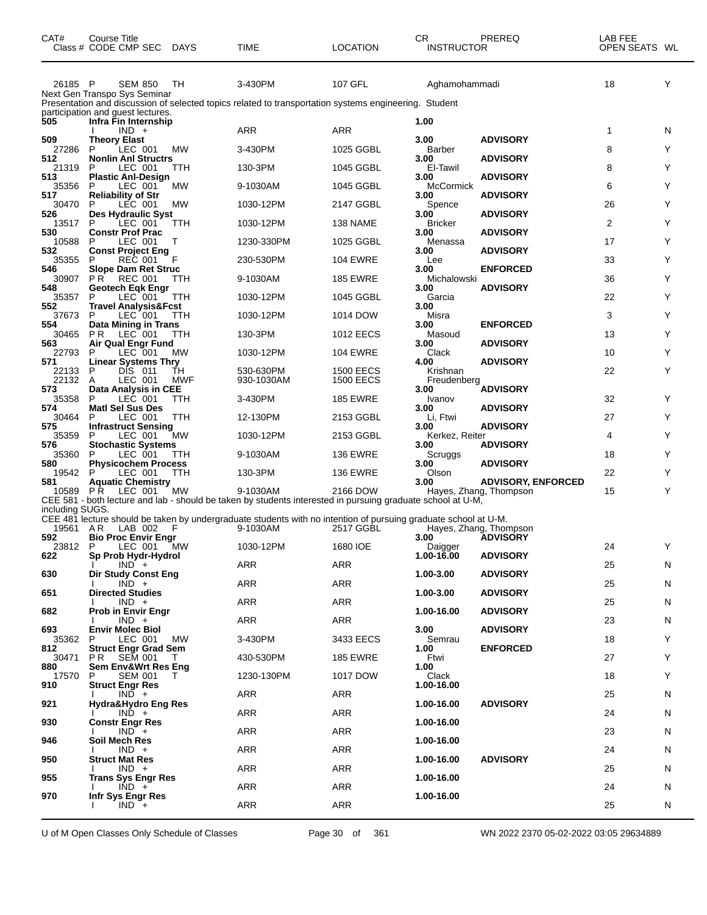| CAT# Class # | Course Title CODE CMP SEC | DAYS | TIME | LOCATION | CR INSTRUCTOR | PREREQ | LAB FEE OPEN SEATS | WL |
|---|---|---|---|---|---|---|---|---|
| 26185 | P SEM 850 | TH | 3-430PM | 107 GFL | Aghamohammadi | | 18 | Y |
| Next Gen Transpo Sys Seminar | | | | | | | | |
| Presentation and discussion of selected topics related to transportation systems engineering. Student participation and guest lectures. | | | | | | | | |
| 505 | Infra Fin Internship | | | | 1.00 | | | |
| | I IND + | | ARR | ARR | | | 1 | N |
| 509 | Theory Elast | | | | 3.00 | ADVISORY | | |
| 27286 | P LEC 001 | MW | 3-430PM | 1025 GGBL | Barber | | 8 | Y |
| 512 | Nonlin Anl Structrs | | | | 3.00 | ADVISORY | | |
| 21319 | P LEC 001 | TTH | 130-3PM | 1045 GGBL | El-Tawil | | 8 | Y |
| 513 | Plastic Anl-Design | | | | 3.00 | ADVISORY | | |
| 35356 | P LEC 001 | MW | 9-1030AM | 1045 GGBL | McCormick | | 6 | Y |
| 517 | Reliability of Str | | | | 3.00 | ADVISORY | | |
| 30470 | P LEC 001 | MW | 1030-12PM | 2147 GGBL | Spence | | 26 | Y |
| 526 | Des Hydraulic Syst | | | | 3.00 | ADVISORY | | |
| 13517 | P LEC 001 | TTH | 1030-12PM | 138 NAME | Bricker | | 2 | Y |
| 530 | Constr Prof Prac | | | | 3.00 | ADVISORY | | |
| 10588 | P LEC 001 | T | 1230-330PM | 1025 GGBL | Menassa | | 17 | Y |
| 532 | Const Project Eng | | | | 3.00 | ADVISORY | | |
| 35355 | P REC 001 | F | 230-530PM | 104 EWRE | Lee | | 33 | Y |
| 546 | Slope Dam Ret Struc | | | | 3.00 | ENFORCED | | |
| 30907 | P R REC 001 | TTH | 9-1030AM | 185 EWRE | Michalowski | | 36 | Y |
| 548 | Geotech Eqk Engr | | | | 3.00 | ADVISORY | | |
| 35357 | P LEC 001 | TTH | 1030-12PM | 1045 GGBL | Garcia | | 22 | Y |
| 552 | Travel Analysis&Fcst | | | | 3.00 | | | |
| 37673 | P LEC 001 | TTH | 1030-12PM | 1014 DOW | Misra | | 3 | Y |
| 554 | Data Mining in Trans | | | | 3.00 | ENFORCED | | |
| 30465 | P R LEC 001 | TTH | 130-3PM | 1012 EECS | Masoud | | 13 | Y |
| 563 | Air Qual Engr Fund | | | | 3.00 | ADVISORY | | |
| 22793 | P LEC 001 | MW | 1030-12PM | 104 EWRE | Clack | | 10 | Y |
| 571 | Linear Systems Thry | | | | 4.00 | ADVISORY | | |
| 22133 | P DIS 011 | TH | 530-630PM | 1500 EECS | Krishnan | | 22 | Y |
| 22132 | A LEC 001 | MWF | 930-1030AM | 1500 EECS | Freudenberg | | | |
| 573 | Data Analysis in CEE | | | | 3.00 | ADVISORY | | |
| 35358 | P LEC 001 | TTH | 3-430PM | 185 EWRE | Ivanov | | 32 | Y |
| 574 | Matl Sel Sus Des | | | | 3.00 | ADVISORY | | |
| 30464 | P LEC 001 | TTH | 12-130PM | 2153 GGBL | Li, Ftwi | | 27 | Y |
| 575 | Infrastruct Sensing | | | | 3.00 | ADVISORY | | |
| 35359 | P LEC 001 | MW | 1030-12PM | 2153 GGBL | Kerkez, Reiter | | 4 | Y |
| 576 | Stochastic Systems | | | | 3.00 | ADVISORY | | |
| 35360 | P LEC 001 | TTH | 9-1030AM | 136 EWRE | Scruggs | | 18 | Y |
| 580 | Physicochem Process | | | | 3.00 | ADVISORY | | |
| 19542 | P LEC 001 | TTH | 130-3PM | 136 EWRE | Olson | | 22 | Y |
| 581 | Aquatic Chemistry | | | | 3.00 | ADVISORY, ENFORCED | | |
| 10589 | P R LEC 001 | MW | 9-1030AM | 2166 DOW | Hayes, Zhang, Thompson | | 15 | Y |
| CEE 581 - both lecture and lab - should be taken by students interested in pursuing graduate school at U-M, including SUGS. | | | | | | | | |
| CEE 481 lecture should be taken by undergraduate students with no intention of pursuing graduate school at U-M. | | | | | | | | |
| 19561 | A R LAB 002 | F | 9-1030AM | 2517 GGBL | Hayes, Zhang, Thompson | | | |
| 592 | Bio Proc Envir Engr | | | | 3.00 | ADVISORY | | |
| 23812 | P LEC 001 | MW | 1030-12PM | 1680 IOE | Daigger | | 24 | Y |
| 622 | Sp Prob Hydr-Hydrol | | | | 1.00-16.00 | ADVISORY | | |
| | I IND + | | ARR | ARR | | | 25 | N |
| 630 | Dir Study Const Eng | | | | 1.00-3.00 | ADVISORY | | |
| | I IND + | | ARR | ARR | | | 25 | N |
| 651 | Directed Studies | | | | 1.00-3.00 | ADVISORY | | |
| | I IND + | | ARR | ARR | | | 25 | N |
| 682 | Prob in Envir Engr | | | | 1.00-16.00 | ADVISORY | | |
| | I IND + | | ARR | ARR | | | 23 | N |
| 693 | Envir Molec Biol | | | | 3.00 | ADVISORY | | |
| 35362 | P LEC 001 | MW | 3-430PM | 3433 EECS | Semrau | | 18 | Y |
| 812 | Struct Engr Grad Sem | | | | 1.00 | ENFORCED | | |
| 30471 | P R SEM 001 | T | 430-530PM | 185 EWRE | Ftwi | | 27 | Y |
| 880 | Sem Env&Wrt Res Eng | | | | 1.00 | | | |
| 17570 | P SEM 001 | T | 1230-130PM | 1017 DOW | Clack | | 18 | Y |
| 910 | Struct Engr Res | | | | 1.00-16.00 | | | |
| | I IND + | | ARR | ARR | | | 25 | N |
| 921 | Hydra&Hydro Eng Res | | | | 1.00-16.00 | ADVISORY | | |
| | I IND + | | ARR | ARR | | | 24 | N |
| 930 | Constr Engr Res | | | | 1.00-16.00 | | | |
| | I IND + | | ARR | ARR | | | 23 | N |
| 946 | Soil Mech Res | | | | 1.00-16.00 | | | |
| | I IND + | | ARR | ARR | | | 24 | N |
| 950 | Struct Mat Res | | | | 1.00-16.00 | ADVISORY | | |
| | I IND + | | ARR | ARR | | | 25 | N |
| 955 | Trans Sys Engr Res | | | | 1.00-16.00 | | | |
| | I IND + | | ARR | ARR | | | 24 | N |
| 970 | Infr Sys Engr Res | | | | 1.00-16.00 | | | |
| | I IND + | | ARR | ARR | | | 25 | N |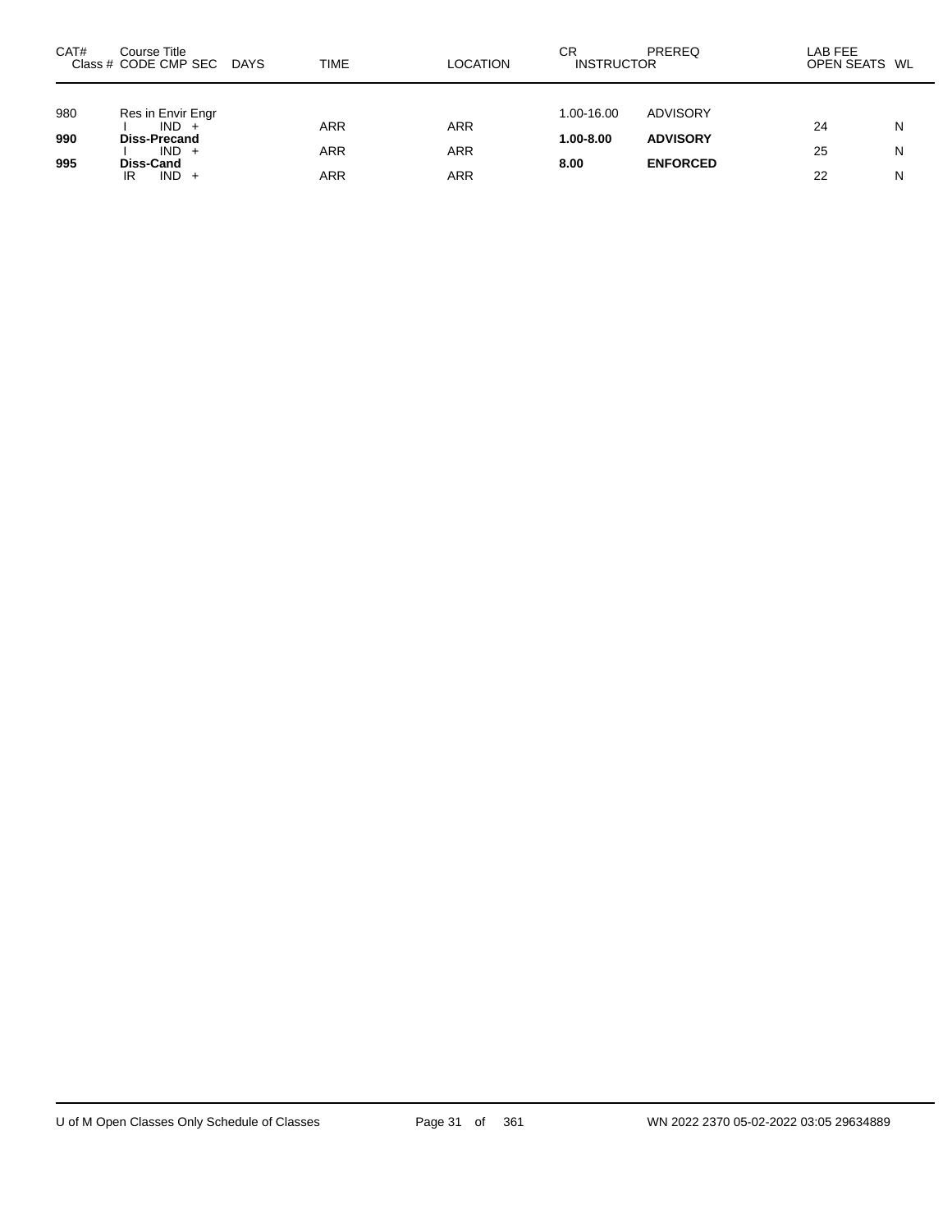| CAT# | Course Title<br>Class # CODE CMP SEC | DAYS | TIME | LOCATION | CR<br>INSTRUCTOR | PREREQ | LAB FEE<br>OPEN SEATS | WL |
|---|---|---|---|---|---|---|---|---|
| 980 | Res in Envir Engr | | | | 1.00-16.00 | ADVISORY | | |
| | I IND + | | ARR | ARR | | | 24 | N |
| **990** | **Diss-Precand** | | | | **1.00-8.00** | **ADVISORY** | | |
| | I IND + | | ARR | ARR | | | 25 | N |
| **995** | **Diss-Cand** | | | | **8.00** | **ENFORCED** | | |
| | IR IND + | | ARR | ARR | | | 22 | N |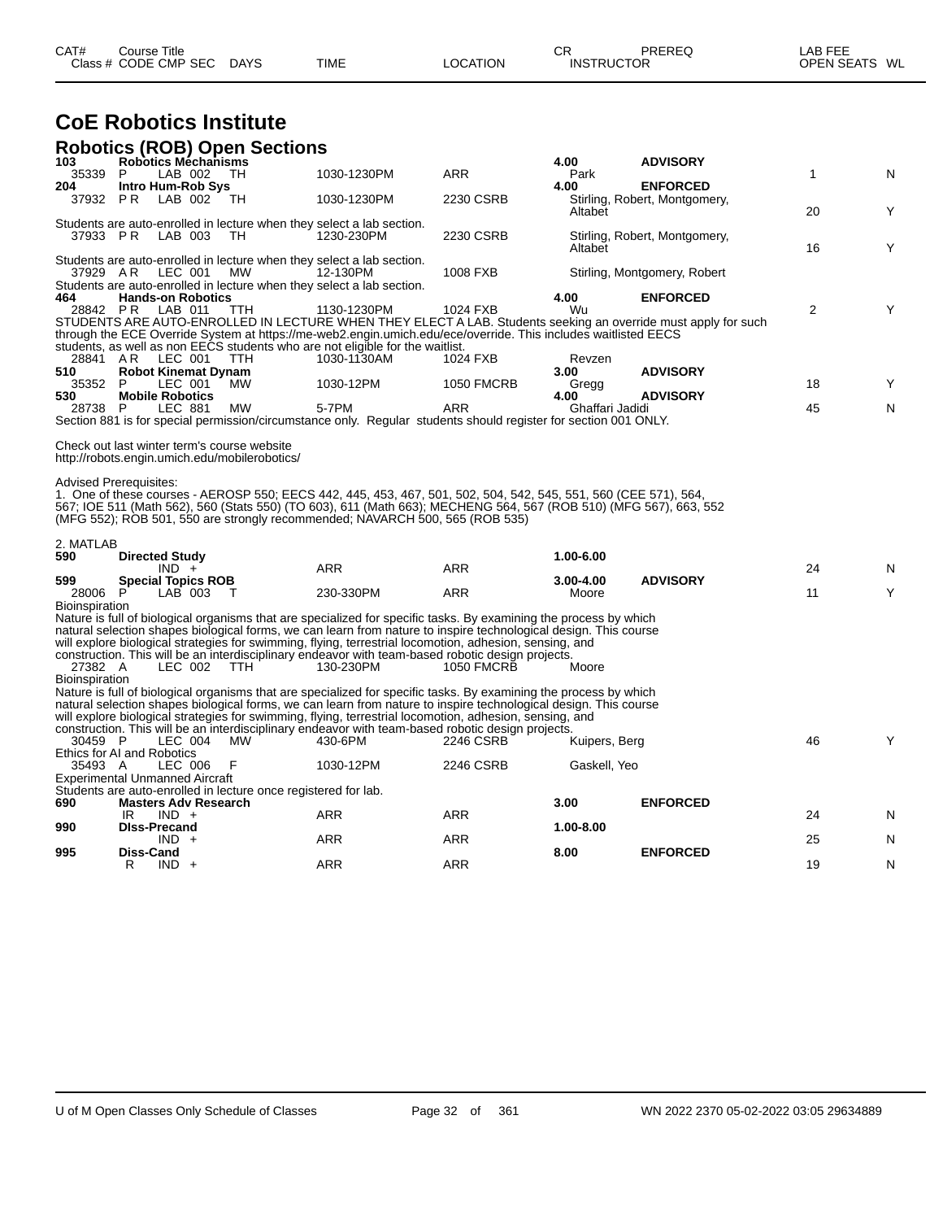| CAT# Class # | Course Title CODE CMP SEC | DAYS | TIME | LOCATION | CR INSTRUCTOR | PREREQ | LAB FEE OPEN SEATS | WL |
|---|---|---|---|---|---|---|---|---|

# CoE Robotics Institute

## Robotics (ROB) Open Sections

**103 Robotics Mechanisms** — 4.00 — ADVISORY

| 35339 | P | LAB 002 | TH | 1030-1230PM | ARR | Park | 1 | N |
|---|---|---|---|---|---|---|---|---|

**204 Intro Hum-Rob Sys** — 4.00 — ENFORCED

| 37932 | P R | LAB 002 | TH | 1030-1230PM | 2230 CSRB | Stirling, Robert, Montgomery, Altabet | 20 | Y |
|---|---|---|---|---|---|---|---|---|

Students are auto-enrolled in lecture when they select a lab section.

| 37933 | P R | LAB 003 | TH | 1230-230PM | 2230 CSRB | Stirling, Robert, Montgomery, Altabet | 16 | Y |
|---|---|---|---|---|---|---|---|---|

Students are auto-enrolled in lecture when they select a lab section.

| 37929 | A R | LEC 001 | MW | 12-130PM | 1008 FXB | Stirling, Montgomery, Robert | | |
|---|---|---|---|---|---|---|---|---|

Students are auto-enrolled in lecture when they select a lab section.

**464 Hands-on Robotics** — 4.00 — ENFORCED

| 28842 | P R | LAB 011 | TTH | 1130-1230PM | 1024 FXB | Wu | 2 | Y |
|---|---|---|---|---|---|---|---|---|

STUDENTS ARE AUTO-ENROLLED IN LECTURE WHEN THEY ELECT A LAB. Students seeking an override must apply for such through the ECE Override System at https://me-web2.engin.umich.edu/ece/override. This includes waitlisted EECS students, as well as non EECS students who are not eligible for the waitlist.

| 28841 | A R | LEC 001 | TTH | 1030-1130AM | 1024 FXB | Revzen | | |
|---|---|---|---|---|---|---|---|---|

**510 Robot Kinemat Dynam** — 3.00 — ADVISORY

| 35352 | P | LEC 001 | MW | 1030-12PM | 1050 FMCRB | Gregg | 18 | Y |
|---|---|---|---|---|---|---|---|---|

**530 Mobile Robotics** — 4.00 — ADVISORY

| 28738 | P | LEC 881 | MW | 5-7PM | ARR | Ghaffari Jadidi | 45 | N |
|---|---|---|---|---|---|---|---|---|

Section 881 is for special permission/circumstance only. Regular students should register for section 001 ONLY.

Check out last winter term's course website
http://robots.engin.umich.edu/mobilerobotics/

Advised Prerequisites:
1. One of these courses - AEROSP 550; EECS 442, 445, 453, 467, 501, 502, 504, 542, 545, 551, 560 (CEE 571), 564, 567; IOE 511 (Math 562), 560 (Stats 550) (TO 603), 611 (Math 663); MECHENG 564, 567 (ROB 510) (MFG 567), 663, 552 (MFG 552); ROB 501, 550 are strongly recommended; NAVARCH 500, 565 (ROB 535)

2. MATLAB

**590 Directed Study** — 1.00-6.00

| | | IND + | | ARR | ARR | | 24 | N |
|---|---|---|---|---|---|---|---|---|

**599 Special Topics ROB** — 3.00-4.00 — ADVISORY

| 28006 | P | LAB 003 | T | 230-330PM | ARR | Moore | 11 | Y |
|---|---|---|---|---|---|---|---|---|

Bioinspiration
Nature is full of biological organisms that are specialized for specific tasks. By examining the process by which natural selection shapes biological forms, we can learn from nature to inspire technological design. This course will explore biological strategies for swimming, flying, terrestrial locomotion, adhesion, sensing, and construction. This will be an interdisciplinary endeavor with team-based robotic design projects.

| 27382 | A | LEC 002 | TTH | 130-230PM | 1050 FMCRB | Moore | | |
|---|---|---|---|---|---|---|---|---|

Bioinspiration
Nature is full of biological organisms that are specialized for specific tasks. By examining the process by which natural selection shapes biological forms, we can learn from nature to inspire technological design. This course will explore biological strategies for swimming, flying, terrestrial locomotion, adhesion, sensing, and construction. This will be an interdisciplinary endeavor with team-based robotic design projects.

| 30459 | P | LEC 004 | MW | 430-6PM | 2246 CSRB | Kuipers, Berg | 46 | Y |
|---|---|---|---|---|---|---|---|---|

Ethics for AI and Robotics

| 35493 | A | LEC 006 | F | 1030-12PM | 2246 CSRB | Gaskell, Yeo | | |
|---|---|---|---|---|---|---|---|---|

Experimental Unmanned Aircraft
Students are auto-enrolled in lecture once registered for lab.

**690 Masters Adv Research** — 3.00 — ENFORCED

| | IR | IND + | | ARR | ARR | | 24 | N |
|---|---|---|---|---|---|---|---|---|

**990 Diss-Precand** — 1.00-8.00

| | | IND + | | ARR | ARR | | 25 | N |
|---|---|---|---|---|---|---|---|---|

**995 Diss-Cand** — 8.00 — ENFORCED

| | R | IND + | | ARR | ARR | | 19 | N |
|---|---|---|---|---|---|---|---|---|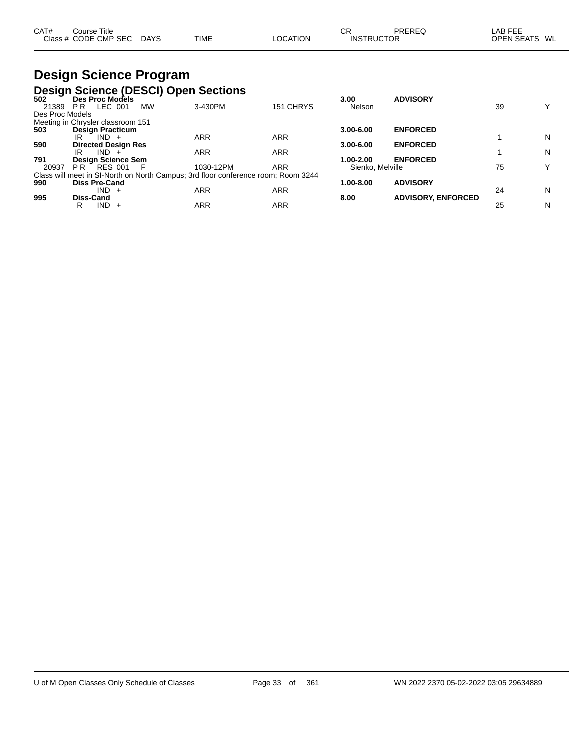| CAT# Class # | Course Title CODE | CMP | SEC | DAYS | TIME | LOCATION | CR INSTRUCTOR | PREREQ | LAB FEE OPEN SEATS | WL |
|---|---|---|---|---|---|---|---|---|---|---|

# Design Science Program

## Design Science (DESCI) Open Sections

| CAT# Class # | Course Title CODE | CMP | SEC | DAYS | TIME | LOCATION | CR INSTRUCTOR | PREREQ | OPEN SEATS | WL |
|---|---|---|---|---|---|---|---|---|---|---|
| **502** | **Des Proc Models** | | | | | | **3.00** | **ADVISORY** | | |
| 21389 | P R | LEC | 001 | MW | 3-430PM | 151 CHRYS | Nelson | | 39 | Y |
| Des Proc Models | | | | | | | | | | |
| Meeting in Chrysler classroom 151 | | | | | | | | | | |
| **503** | **Design Practicum** | | | | | | **3.00-6.00** | **ENFORCED** | | |
| | IR | IND | + | | ARR | ARR | | | 1 | N |
| **590** | **Directed Design Res** | | | | | | **3.00-6.00** | **ENFORCED** | | |
| | IR | IND | + | | ARR | ARR | | | 1 | N |
| **791** | **Design Science Sem** | | | | | | **1.00-2.00** | **ENFORCED** | | |
| 20937 | P R | RES | 001 | F | 1030-12PM | ARR | Sienko, Melville | | 75 | Y |
| Class will meet in SI-North on North Campus; 3rd floor conference room; Room 3244 | | | | | | | | | | |
| **990** | **Diss Pre-Cand** | | | | | | **1.00-8.00** | **ADVISORY** | | |
| | | IND | + | | ARR | ARR | | | 24 | N |
| **995** | **Diss-Cand** | | | | | | **8.00** | **ADVISORY, ENFORCED** | | |
| | R | IND | + | | ARR | ARR | | | 25 | N |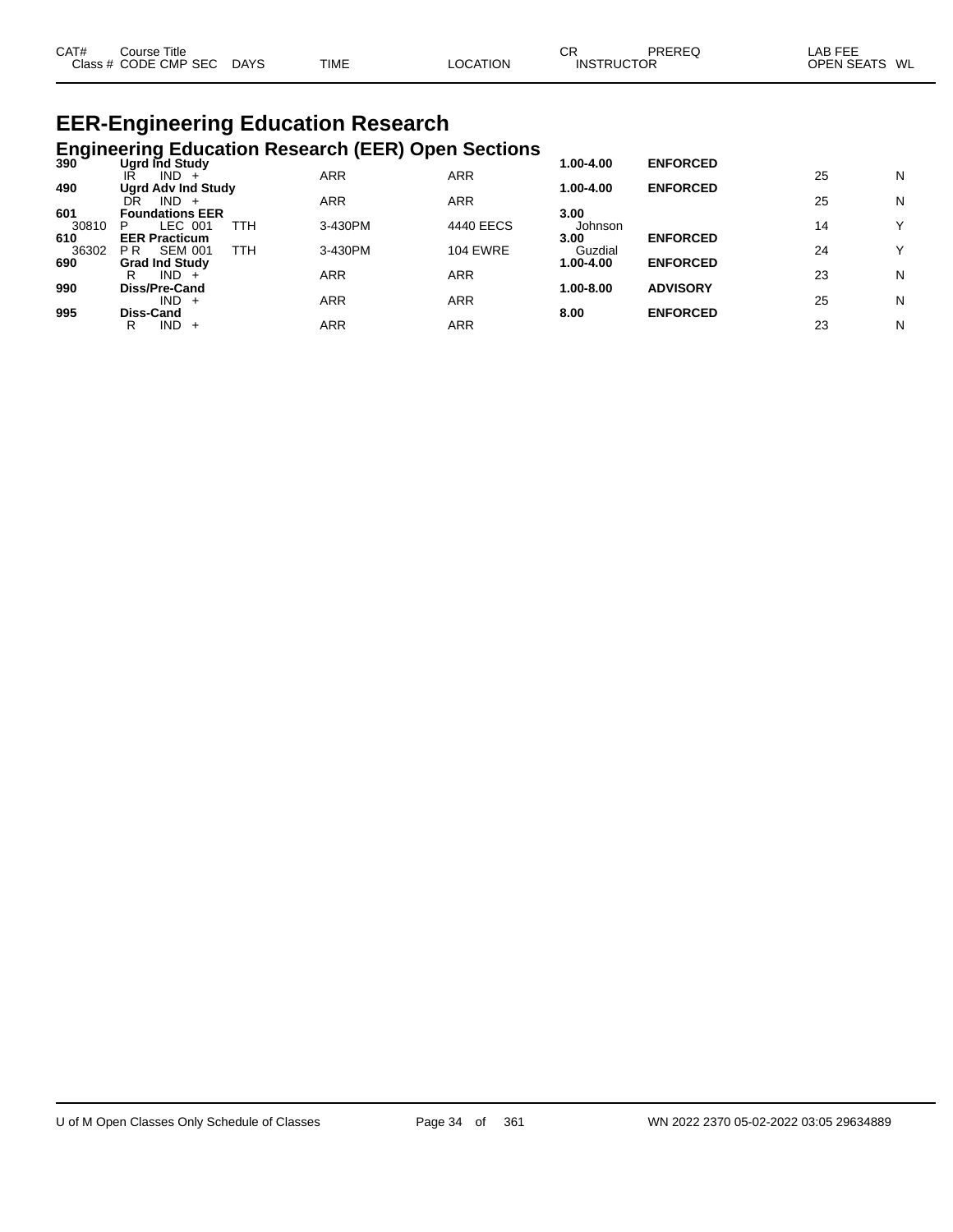| CAT# Class # | Course Title CODE CMP SEC | DAYS | TIME | LOCATION | CR INSTRUCTOR | PREREQ | LAB FEE OPEN SEATS | WL |
|---|---|---|---|---|---|---|---|---|

# EER-Engineering Education Research

## Engineering Education Research (EER) Open Sections

| CAT# Class # | Course Title CODE CMP SEC | DAYS | TIME | LOCATION | CR INSTRUCTOR | PREREQ | LAB FEE OPEN SEATS | WL |
|---|---|---|---|---|---|---|---|---|
| **390** | **Ugrd Ind Study** | | | | **1.00-4.00** | **ENFORCED** | | |
| | IR IND + | | ARR | ARR | | | 25 | N |
| **490** | **Ugrd Adv Ind Study** | | | | **1.00-4.00** | **ENFORCED** | | |
| | DR IND + | | ARR | ARR | | | 25 | N |
| **601** | **Foundations EER** | | | | **3.00** | | | |
| 30810 | P LEC 001 | TTH | 3-430PM | 4440 EECS | Johnson | | 14 | Y |
| **610** | **EER Practicum** | | | | **3.00** | **ENFORCED** | | |
| 36302 | P R SEM 001 | TTH | 3-430PM | 104 EWRE | Guzdial | | 24 | Y |
| **690** | **Grad Ind Study** | | | | **1.00-4.00** | **ENFORCED** | | |
| | R IND + | | ARR | ARR | | | 23 | N |
| **990** | **Diss/Pre-Cand** | | | | **1.00-8.00** | **ADVISORY** | | |
| | IND + | | ARR | ARR | | | 25 | N |
| **995** | **Diss-Cand** | | | | **8.00** | **ENFORCED** | | |
| | R IND + | | ARR | ARR | | | 23 | N |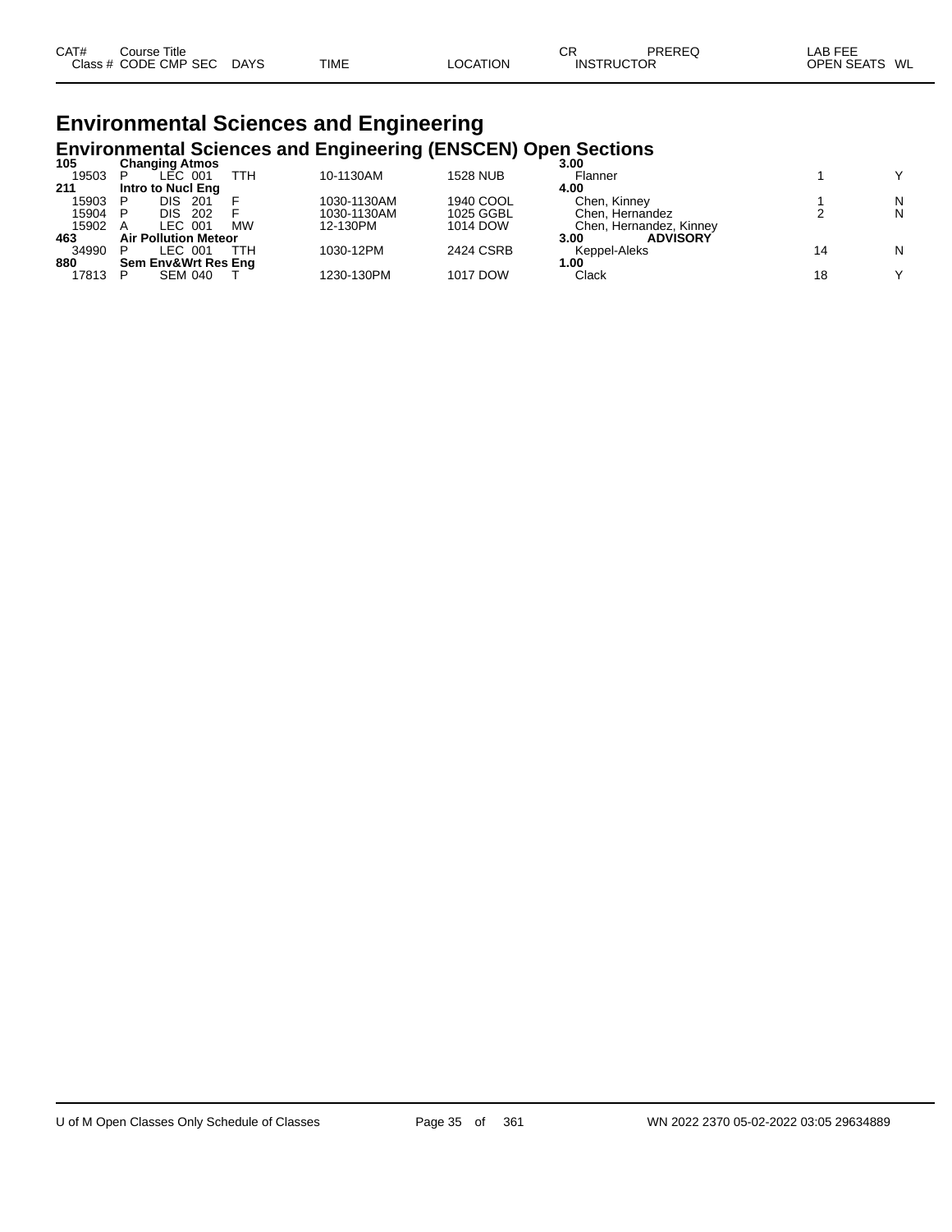| CAT# Class # | Course Title CODE | CMP | SEC | DAYS | TIME | LOCATION | CR INSTRUCTOR | PREREQ | LAB FEE OPEN SEATS | WL |
|---|---|---|---|---|---|---|---|---|---|---|

# Environmental Sciences and Engineering

## Environmental Sciences and Engineering (ENSCEN) Open Sections

| CAT# Class # | Course Title CODE | CMP | SEC | DAYS | TIME | LOCATION | CR INSTRUCTOR | PREREQ | LAB FEE OPEN SEATS | WL |
|---|---|---|---|---|---|---|---|---|---|---|
| **105** | **Changing Atmos** | | | | | | **3.00** | | | |
| 19503 | P | LEC | 001 | TTH | 10-1130AM | 1528 NUB | Flanner | | 1 | Y |
| **211** | **Intro to Nucl Eng** | | | | | | **4.00** | | | |
| 15903 | P | DIS | 201 | F | 1030-1130AM | 1940 COOL | Chen, Kinney | | 1 | N |
| 15904 | P | DIS | 202 | F | 1030-1130AM | 1025 GGBL | Chen, Hernandez | | 2 | N |
| 15902 | A | LEC | 001 | MW | 12-130PM | 1014 DOW | Chen, Hernandez, Kinney | | | |
| **463** | **Air Pollution Meteor** | | | | | | **3.00** | **ADVISORY** | | |
| 34990 | P | LEC | 001 | TTH | 1030-12PM | 2424 CSRB | Keppel-Aleks | | 14 | N |
| **880** | **Sem Env&Wrt Res Eng** | | | | | | **1.00** | | | |
| 17813 | P | SEM | 040 | T | 1230-130PM | 1017 DOW | Clack | | 18 | Y |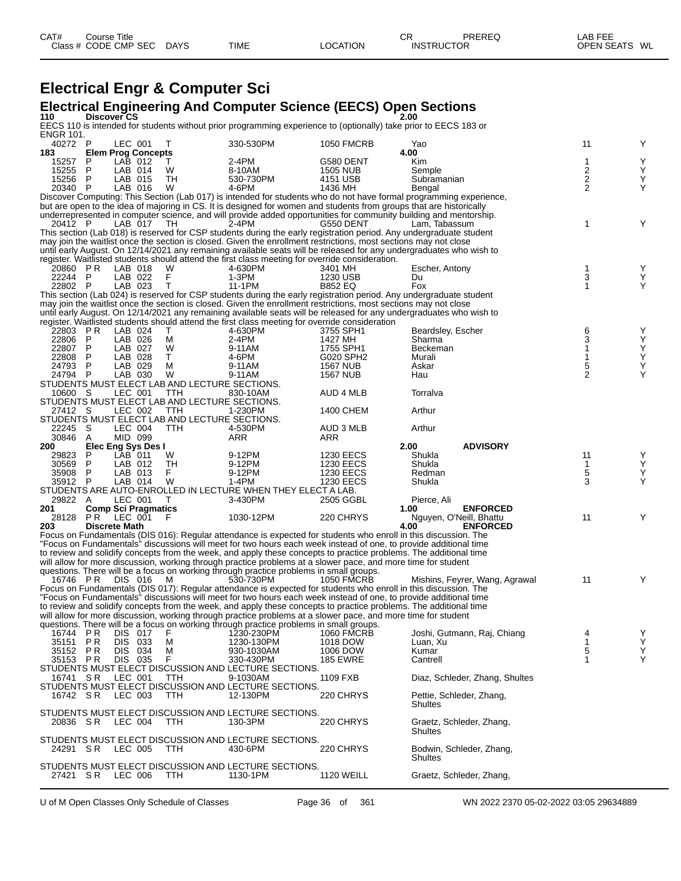# Electrical Engr & Computer Sci

## Electrical Engineering And Computer Science (EECS) Open Sections

| CAT# / Class # | Course Title / CODE | CMP | SEC | DAYS | TIME | LOCATION | CR / INSTRUCTOR | PREREQ | LAB FEE / OPEN SEATS | WL |
|---|---|---|---|---|---|---|---|---|---|---|
| **110** | **Discover CS** | | | | | | **2.00** | | | |

EECS 110 is intended for students without prior programming experience to (optionally) take prior to EECS 183 or ENGR 101.

| Class # | CODE | CMP | SEC | DAYS | TIME | LOCATION | INSTRUCTOR | PREREQ | OPEN SEATS | WL |
|---|---|---|---|---|---|---|---|---|---|---|
| 40272 | P | LEC | 001 | T | 330-530PM | 1050 FMCRB | Yao | | 11 | Y |
| **183** | **Elem Prog Concepts** | | | | | | **4.00** | | | |
| 15257 | P | LAB | 012 | T | 2-4PM | G580 DENT | Kim | | 1 | Y |
| 15255 | P | LAB | 014 | W | 8-10AM | 1505 NUB | Semple | | 2 | Y |
| 15256 | P | LAB | 015 | TH | 530-730PM | 4151 USB | Subramanian | | 2 | Y |
| 20340 | P | LAB | 016 | W | 4-6PM | 1436 MH | Bengal | | 2 | Y |

Discover Computing: This Section (Lab 017) is intended for students who do not have formal programming experience, but are open to the idea of majoring in CS. It is designed for women and students from groups that are historically underrepresented in computer science, and will provide added opportunities for community building and mentorship.

| Class # | CODE | CMP | SEC | DAYS | TIME | LOCATION | INSTRUCTOR | PREREQ | OPEN SEATS | WL |
|---|---|---|---|---|---|---|---|---|---|---|
| 20412 | P | LAB | 017 | TH | 2-4PM | G550 DENT | Lam, Tabassum | | 1 | Y |

This section (Lab 018) is reserved for CSP students during the early registration period. Any undergraduate student may join the waitlist once the section is closed. Given the enrollment restrictions, most sections may not close until early August. On 12/14/2021 any remaining available seats will be released for any undergraduates who wish to register. Waitlisted students should attend the first class meeting for override consideration.

| Class # | CODE | CMP | SEC | DAYS | TIME | LOCATION | INSTRUCTOR | PREREQ | OPEN SEATS | WL |
|---|---|---|---|---|---|---|---|---|---|---|
| 20860 | P R | LAB | 018 | W | 4-630PM | 3401 MH | Escher, Antony | | 1 | Y |
| 22244 | P | LAB | 022 | F | 1-3PM | 1230 USB | Du | | 3 | Y |
| 22802 | P | LAB | 023 | T | 11-1PM | B852 EQ | Fox | | 1 | Y |

This section (Lab 024) is reserved for CSP students during the early registration period. Any undergraduate student may join the waitlist once the section is closed. Given the enrollment restrictions, most sections may not close until early August. On 12/14/2021 any remaining available seats will be released for any undergraduates who wish to register. Waitlisted students should attend the first class meeting for override consideration

| Class # | CODE | CMP | SEC | DAYS | TIME | LOCATION | INSTRUCTOR | PREREQ | OPEN SEATS | WL |
|---|---|---|---|---|---|---|---|---|---|---|
| 22803 | P R | LAB | 024 | T | 4-630PM | 3755 SPH1 | Beardsley, Escher | | 6 | Y |
| 22806 | P | LAB | 026 | M | 2-4PM | 1427 MH | Sharma | | 3 | Y |
| 22807 | P | LAB | 027 | W | 9-11AM | 1755 SPH1 | Beckeman | | 1 | Y |
| 22808 | P | LAB | 028 | T | 4-6PM | G020 SPH2 | Murali | | 1 | Y |
| 24793 | P | LAB | 029 | M | 9-11AM | 1567 NUB | Askar | | 5 | Y |
| 24794 | P | LAB | 030 | W | 9-11AM | 1567 NUB | Hau | | 2 | Y |

STUDENTS MUST ELECT LAB AND LECTURE SECTIONS.

| Class # | CODE | CMP | SEC | DAYS | TIME | LOCATION | INSTRUCTOR | PREREQ | OPEN SEATS | WL |
|---|---|---|---|---|---|---|---|---|---|---|
| 10600 | S | LEC | 001 | TTH | 830-10AM | AUD 4 MLB | Torralva | | | |

STUDENTS MUST ELECT LAB AND LECTURE SECTIONS.

| Class # | CODE | CMP | SEC | DAYS | TIME | LOCATION | INSTRUCTOR | PREREQ | OPEN SEATS | WL |
|---|---|---|---|---|---|---|---|---|---|---|
| 27412 | S | LEC | 002 | TTH | 1-230PM | 1400 CHEM | Arthur | | | |

STUDENTS MUST ELECT LAB AND LECTURE SECTIONS.

| Class # | CODE | CMP | SEC | DAYS | TIME | LOCATION | INSTRUCTOR | PREREQ | OPEN SEATS | WL |
|---|---|---|---|---|---|---|---|---|---|---|
| 22245 | S | LEC | 004 | TTH | 4-530PM | AUD 3 MLB | Arthur | | | |
| 30846 | A | MID | 099 | | ARR | ARR | | | | |
| **200** | **Elec Eng Sys Des I** | | | | | | **2.00** | **ADVISORY** | | |
| 29823 | P | LAB | 011 | W | 9-12PM | 1230 EECS | Shukla | | 11 | Y |
| 30569 | P | LAB | 012 | TH | 9-12PM | 1230 EECS | Shukla | | 1 | Y |
| 35908 | P | LAB | 013 | F | 9-12PM | 1230 EECS | Redman | | 5 | Y |
| 35912 | P | LAB | 014 | W | 1-4PM | 1230 EECS | Shukla | | 3 | Y |

STUDENTS ARE AUTO-ENROLLED IN LECTURE WHEN THEY ELECT A LAB.

| Class # | CODE | CMP | SEC | DAYS | TIME | LOCATION | INSTRUCTOR | PREREQ | OPEN SEATS | WL |
|---|---|---|---|---|---|---|---|---|---|---|
| 29822 | A | LEC | 001 | T | 3-430PM | 2505 GGBL | Pierce, Ali | | | |
| **201** | **Comp Sci Pragmatics** | | | | | | **1.00** | **ENFORCED** | | |
| 28128 | P R | LEC | 001 | F | 1030-12PM | 220 CHRYS | Nguyen, O'Neill, Bhattu | | 11 | Y |
| **203** | **Discrete Math** | | | | | | **4.00** | **ENFORCED** | | |

Focus on Fundamentals (DIS 016): Regular attendance is expected for students who enroll in this discussion. The "Focus on Fundamentals" discussions will meet for two hours each week instead of one, to provide additional time to review and solidify concepts from the week, and apply these concepts to practice problems. The additional time will allow for more discussion, working through practice problems at a slower pace, and more time for student questions. There will be a focus on working through practice problems in small groups.

| Class # | CODE | CMP | SEC | DAYS | TIME | LOCATION | INSTRUCTOR | PREREQ | OPEN SEATS | WL |
|---|---|---|---|---|---|---|---|---|---|---|
| 16746 | P R | DIS | 016 | M | 530-730PM | 1050 FMCRB | Mishins, Feyrer, Wang, Agrawal | | 11 | Y |

Focus on Fundamentals (DIS 017): Regular attendance is expected for students who enroll in this discussion. The "Focus on Fundamentals" discussions will meet for two hours each week instead of one, to provide additional time to review and solidify concepts from the week, and apply these concepts to practice problems. The additional time will allow for more discussion, working through practice problems at a slower pace, and more time for student questions. There will be a focus on working through practice problems in small groups.

| Class # | CODE | CMP | SEC | DAYS | TIME | LOCATION | INSTRUCTOR | PREREQ | OPEN SEATS | WL |
|---|---|---|---|---|---|---|---|---|---|---|
| 16744 | P R | DIS | 017 | F | 1230-230PM | 1060 FMCRB | Joshi, Gutmann, Raj, Chiang | | 4 | Y |
| 35151 | P R | DIS | 033 | M | 1230-130PM | 1018 DOW | Luan, Xu | | 1 | Y |
| 35152 | P R | DIS | 034 | M | 930-1030AM | 1006 DOW | Kumar | | 5 | Y |
| 35153 | P R | DIS | 035 | F | 330-430PM | 185 EWRE | Cantrell | | 1 | Y |

STUDENTS MUST ELECT DISCUSSION AND LECTURE SECTIONS.

| Class # | CODE | CMP | SEC | DAYS | TIME | LOCATION | INSTRUCTOR | PREREQ | OPEN SEATS | WL |
|---|---|---|---|---|---|---|---|---|---|---|
| 16741 | S R | LEC | 001 | TTH | 9-1030AM | 1109 FXB | Diaz, Schleder, Zhang, Shultes | | | |

STUDENTS MUST ELECT DISCUSSION AND LECTURE SECTIONS.

| Class # | CODE | CMP | SEC | DAYS | TIME | LOCATION | INSTRUCTOR | PREREQ | OPEN SEATS | WL |
|---|---|---|---|---|---|---|---|---|---|---|
| 16742 | S R | LEC | 003 | TTH | 12-130PM | 220 CHRYS | Pettie, Schleder, Zhang, Shultes | | | |

STUDENTS MUST ELECT DISCUSSION AND LECTURE SECTIONS.

| Class # | CODE | CMP | SEC | DAYS | TIME | LOCATION | INSTRUCTOR | PREREQ | OPEN SEATS | WL |
|---|---|---|---|---|---|---|---|---|---|---|
| 20836 | S R | LEC | 004 | TTH | 130-3PM | 220 CHRYS | Graetz, Schleder, Zhang, Shultes | | | |

STUDENTS MUST ELECT DISCUSSION AND LECTURE SECTIONS.

| Class # | CODE | CMP | SEC | DAYS | TIME | LOCATION | INSTRUCTOR | PREREQ | OPEN SEATS | WL |
|---|---|---|---|---|---|---|---|---|---|---|
| 24291 | S R | LEC | 005 | TTH | 430-6PM | 220 CHRYS | Bodwin, Schleder, Zhang, Shultes | | | |

STUDENTS MUST ELECT DISCUSSION AND LECTURE SECTIONS.

| Class # | CODE | CMP | SEC | DAYS | TIME | LOCATION | INSTRUCTOR | PREREQ | OPEN SEATS | WL |
|---|---|---|---|---|---|---|---|---|---|---|
| 27421 | S R | LEC | 006 | TTH | 1130-1PM | 1120 WEILL | Graetz, Schleder, Zhang, | | | |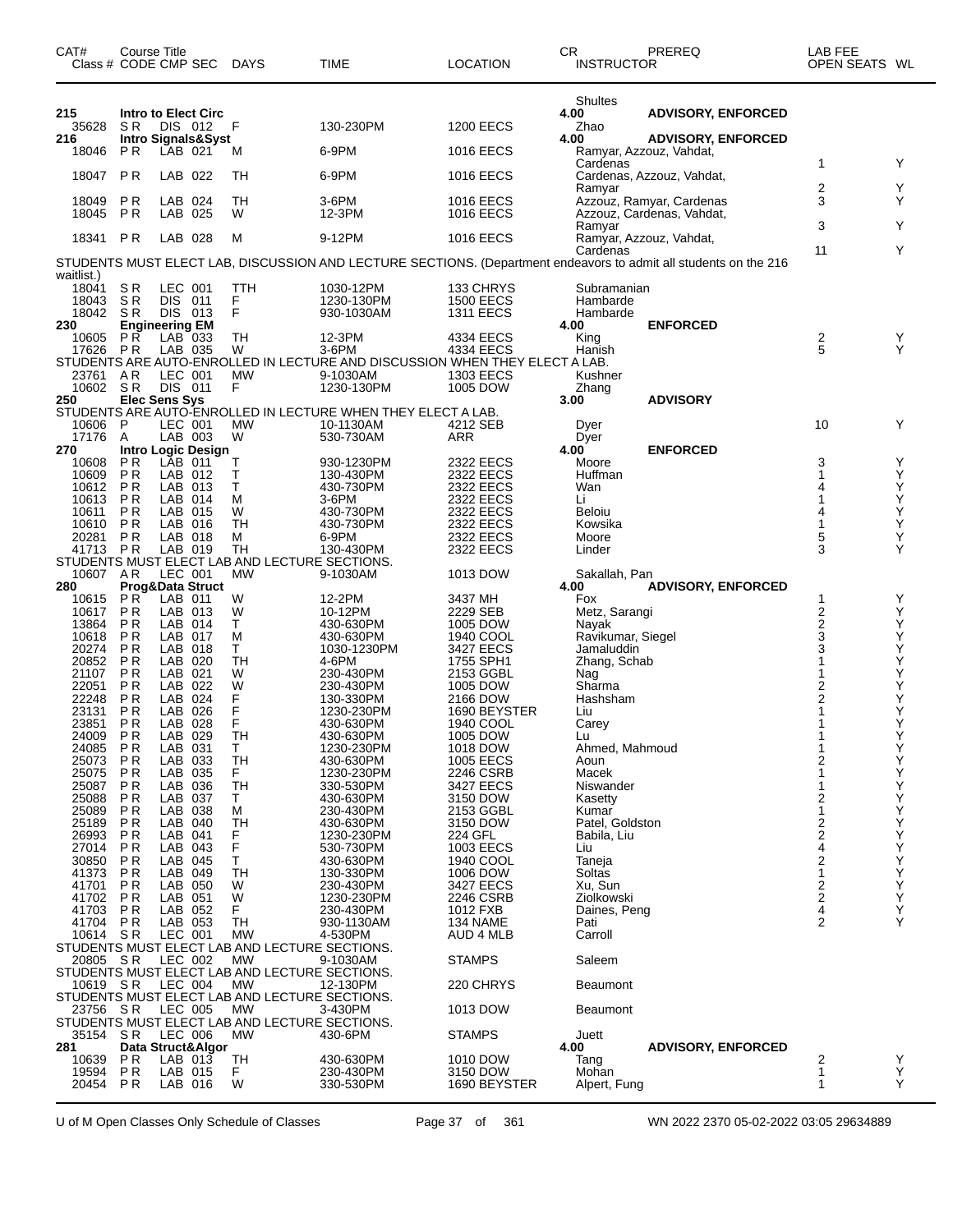| CAT# Class # | Course Title CODE | CMP | SEC | DAYS | TIME | LOCATION | CR INSTRUCTOR | PREREQ | LAB FEE OPEN SEATS | WL |
|---|---|---|---|---|---|---|---|---|---|---|
| | | | | | | | Shultes | | | |
| 215 | Intro to Elect Circ | | | | | | 4.00 | ADVISORY, ENFORCED | | |
| 35628 | S R | DIS | 012 | F | 130-230PM | 1200 EECS | Zhao | | | |
| 216 | Intro Signals&Syst | | | | | | 4.00 | ADVISORY, ENFORCED | | |
| 18046 | P R | LAB | 021 | M | 6-9PM | 1016 EECS | Ramyar, Azzouz, Vahdat, Cardenas | | 1 | Y |
| 18047 | P R | LAB | 022 | TH | 6-9PM | 1016 EECS | Cardenas, Azzouz, Vahdat, Ramyar | | 2 | Y |
| 18049 | P R | LAB | 024 | TH | 3-6PM | 1016 EECS | Azzouz, Ramyar, Cardenas | | 3 | Y |
| 18045 | P R | LAB | 025 | W | 12-3PM | 1016 EECS | Azzouz, Cardenas, Vahdat, Ramyar | | 3 | Y |
| 18341 | P R | LAB | 028 | M | 9-12PM | 1016 EECS | Ramyar, Azzouz, Vahdat, Cardenas | | 11 | Y |
| STUDENTS MUST ELECT LAB, DISCUSSION AND LECTURE SECTIONS. (Department endeavors to admit all students on the 216 waitlist.) | | | | | | | | | | |
| 18041 | S R | LEC | 001 | TTH | 1030-12PM | 133 CHRYS | Subramanian | | | |
| 18043 | S R | DIS | 011 | F | 1230-130PM | 1500 EECS | Hambarde | | | |
| 18042 | S R | DIS | 013 | F | 930-1030AM | 1311 EECS | Hambarde | | | |
| 230 | Engineering EM | | | | | | 4.00 | ENFORCED | | |
| 10605 | P R | LAB | 033 | TH | 12-3PM | 4334 EECS | King | | 2 | Y |
| 17626 | P R | LAB | 035 | W | 3-6PM | 4334 EECS | Hanish | | 5 | Y |
| STUDENTS ARE AUTO-ENROLLED IN LECTURE AND DISCUSSION WHEN THEY ELECT A LAB. | | | | | | | | | | |
| 23761 | A R | LEC | 001 | MW | 9-1030AM | 1303 EECS | Kushner | | | |
| 10602 | S R | DIS | 011 | F | 1230-130PM | 1005 DOW | Zhang | | | |
| 250 | Elec Sens Sys | | | | | | 3.00 | ADVISORY | | |
| STUDENTS ARE AUTO-ENROLLED IN LECTURE WHEN THEY ELECT A LAB. | | | | | | | | | | |
| 10606 | P | LEC | 001 | MW | 10-1130AM | 4212 SEB | Dyer | | 10 | Y |
| 17176 | A | LAB | 003 | W | 530-730AM | ARR | Dyer | | | |
| 270 | Intro Logic Design | | | | | | 4.00 | ENFORCED | | |
| 10608 | P R | LAB | 011 | T | 930-1230PM | 2322 EECS | Moore | | 3 | Y |
| 10609 | P R | LAB | 012 | T | 130-430PM | 2322 EECS | Huffman | | 1 | Y |
| 10612 | P R | LAB | 013 | T | 430-730PM | 2322 EECS | Wan | | 4 | Y |
| 10613 | P R | LAB | 014 | M | 3-6PM | 2322 EECS | Li | | 1 | Y |
| 10611 | P R | LAB | 015 | W | 430-730PM | 2322 EECS | Beloiu | | 4 | Y |
| 10610 | P R | LAB | 016 | TH | 430-730PM | 2322 EECS | Kowsika | | 1 | Y |
| 20281 | P R | LAB | 018 | M | 6-9PM | 2322 EECS | Moore | | 5 | Y |
| 41713 | P R | LAB | 019 | TH | 130-430PM | 2322 EECS | Linder | | 3 | Y |
| STUDENTS MUST ELECT LAB AND LECTURE SECTIONS. | | | | | | | | | | |
| 10607 | A R | LEC | 001 | MW | 9-1030AM | 1013 DOW | Sakallah, Pan | | | |
| 280 | Prog&Data Struct | | | | | | 4.00 | ADVISORY, ENFORCED | | |
| 10615 | P R | LAB | 011 | W | 12-2PM | 3437 MH | Fox | | 1 | Y |
| 10617 | P R | LAB | 013 | W | 10-12PM | 2229 SEB | Metz, Sarangi | | 2 | Y |
| 13864 | P R | LAB | 014 | T | 430-630PM | 1005 DOW | Nayak | | 2 | Y |
| 10618 | P R | LAB | 017 | M | 430-630PM | 1940 COOL | Ravikumar, Siegel | | 3 | Y |
| 20274 | P R | LAB | 018 | T | 1030-1230PM | 3427 EECS | Jamaluddin | | 3 | Y |
| 20852 | P R | LAB | 020 | TH | 4-6PM | 1755 SPH1 | Zhang, Schab | | 1 | Y |
| 21107 | P R | LAB | 021 | W | 230-430PM | 2153 GGBL | Nag | | 1 | Y |
| 22051 | P R | LAB | 022 | W | 230-430PM | 1005 DOW | Sharma | | 2 | Y |
| 22248 | P R | LAB | 024 | F | 130-330PM | 2166 DOW | Hashsham | | 2 | Y |
| 23131 | P R | LAB | 026 | F | 1230-230PM | 1690 BEYSTER | Liu | | 1 | Y |
| 23851 | P R | LAB | 028 | F | 430-630PM | 1940 COOL | Carey | | 1 | Y |
| 24009 | P R | LAB | 029 | TH | 430-630PM | 1005 DOW | Lu | | 1 | Y |
| 24085 | P R | LAB | 031 | T | 1230-230PM | 1018 DOW | Ahmed, Mahmoud | | 1 | Y |
| 25073 | P R | LAB | 033 | TH | 430-630PM | 1005 EECS | Aoun | | 2 | Y |
| 25075 | P R | LAB | 035 | F | 1230-230PM | 2246 CSRB | Macek | | 1 | Y |
| 25087 | P R | LAB | 036 | TH | 330-530PM | 3427 EECS | Niswander | | 1 | Y |
| 25088 | P R | LAB | 037 | T | 430-630PM | 3150 DOW | Kasetty | | 2 | Y |
| 25089 | P R | LAB | 038 | M | 230-430PM | 2153 GGBL | Kumar | | 1 | Y |
| 25189 | P R | LAB | 040 | TH | 430-630PM | 3150 DOW | Patel, Goldston | | 2 | Y |
| 26993 | P R | LAB | 041 | F | 1230-230PM | 224 GFL | Babila, Liu | | 2 | Y |
| 27014 | P R | LAB | 043 | F | 530-730PM | 1003 EECS | Liu | | 4 | Y |
| 30850 | P R | LAB | 045 | T | 430-630PM | 1940 COOL | Taneja | | 2 | Y |
| 41373 | P R | LAB | 049 | TH | 130-330PM | 1006 DOW | Soltas | | 1 | Y |
| 41701 | P R | LAB | 050 | W | 230-430PM | 3427 EECS | Xu, Sun | | 2 | Y |
| 41702 | P R | LAB | 051 | W | 1230-230PM | 2246 CSRB | Ziolkowski | | 2 | Y |
| 41703 | P R | LAB | 052 | F | 230-430PM | 1012 FXB | Daines, Peng | | 4 | Y |
| 41704 | P R | LAB | 053 | TH | 930-1130AM | 134 NAME | Pati | | 2 | Y |
| 10614 | S R | LEC | 001 | MW | 4-530PM | AUD 4 MLB | Carroll | | | |
| STUDENTS MUST ELECT LAB AND LECTURE SECTIONS. | | | | | | | | | | |
| 20805 | S R | LEC | 002 | MW | 9-1030AM | STAMPS | Saleem | | | |
| STUDENTS MUST ELECT LAB AND LECTURE SECTIONS. | | | | | | | | | | |
| 10619 | S R | LEC | 004 | MW | 12-130PM | 220 CHRYS | Beaumont | | | |
| STUDENTS MUST ELECT LAB AND LECTURE SECTIONS. | | | | | | | | | | |
| 23756 | S R | LEC | 005 | MW | 3-430PM | 1013 DOW | Beaumont | | | |
| STUDENTS MUST ELECT LAB AND LECTURE SECTIONS. | | | | | | | | | | |
| 35154 | S R | LEC | 006 | MW | 430-6PM | STAMPS | Juett | | | |
| 281 | Data Struct&Algor | | | | | | 4.00 | ADVISORY, ENFORCED | | |
| 10639 | P R | LAB | 013 | TH | 430-630PM | 1010 DOW | Tang | | 2 | Y |
| 19594 | P R | LAB | 015 | F | 230-430PM | 3150 DOW | Mohan | | 1 | Y |
| 20454 | P R | LAB | 016 | W | 330-530PM | 1690 BEYSTER | Alpert, Fung | | 1 | Y |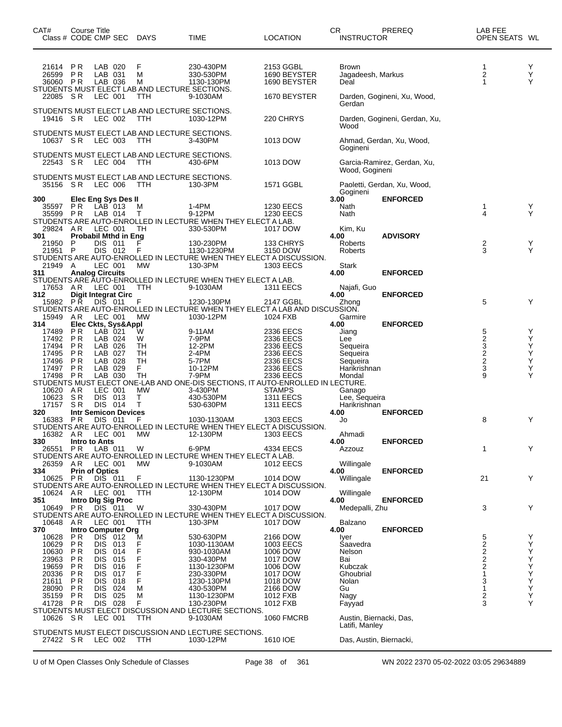| CAT# Class # | Course Title CODE | CMP | SEC | DAYS | TIME | LOCATION | CR INSTRUCTOR | PREREQ | LAB FEE OPEN SEATS | WL |
|---|---|---|---|---|---|---|---|---|---|---|
| 21614 | PR | LAB | 020 | F | 230-430PM | 2153 GGBL | Brown | | 1 | Y |
| 26599 | PR | LAB | 031 | M | 330-530PM | 1690 BEYSTER | Jagadeesh, Markus | | 2 | Y |
| 36060 | PR | LAB | 036 | M | 1130-130PM | 1690 BEYSTER | Deal | | 1 | Y |
| STUDENTS MUST ELECT LAB AND LECTURE SECTIONS. | | | | | | | | | | |
| 22085 | SR | LEC | 001 | TTH | 9-1030AM | 1670 BEYSTER | Darden, Gogineni, Xu, Wood, Gerdan | | | |
| STUDENTS MUST ELECT LAB AND LECTURE SECTIONS. | | | | | | | | | | |
| 19416 | SR | LEC | 002 | TTH | 1030-12PM | 220 CHRYS | Darden, Gogineni, Gerdan, Xu, Wood | | | |
| STUDENTS MUST ELECT LAB AND LECTURE SECTIONS. | | | | | | | | | | |
| 10637 | SR | LEC | 003 | TTH | 3-430PM | 1013 DOW | Ahmad, Gerdan, Xu, Wood, Gogineni | | | |
| STUDENTS MUST ELECT LAB AND LECTURE SECTIONS. | | | | | | | | | | |
| 22543 | SR | LEC | 004 | TTH | 430-6PM | 1013 DOW | Garcia-Ramirez, Gerdan, Xu, Wood, Gogineni | | | |
| STUDENTS MUST ELECT LAB AND LECTURE SECTIONS. | | | | | | | | | | |
| 35156 | SR | LEC | 006 | TTH | 130-3PM | 1571 GGBL | Paoletti, Gerdan, Xu, Wood, Gogineni | | | |
| **300** | **Elec Eng Sys Des II** | | | | | | **3.00** | **ENFORCED** | | |
| 35597 | PR | LAB | 013 | M | 1-4PM | 1230 EECS | Nath | | 1 | Y |
| 35599 | PR | LAB | 014 | T | 9-12PM | 1230 EECS | Nath | | 4 | Y |
| STUDENTS ARE AUTO-ENROLLED IN LECTURE WHEN THEY ELECT A LAB. | | | | | | | | | | |
| 29824 | AR | LEC | 001 | TH | 330-530PM | 1017 DOW | Kim, Ku | | | |
| **301** | **Probabil Mthd in Eng** | | | | | | **4.00** | **ADVISORY** | | |
| 21950 | P | DIS | 011 | F | 130-230PM | 133 CHRYS | Roberts | | 2 | Y |
| 21951 | P | DIS | 012 | F | 1130-1230PM | 3150 DOW | Roberts | | 3 | Y |
| STUDENTS ARE AUTO-ENROLLED IN LECTURE WHEN THEY ELECT A DISCUSSION. | | | | | | | | | | |
| 21949 | A | LEC | 001 | MW | 130-3PM | 1303 EECS | Stark | | | |
| **311** | **Analog Circuits** | | | | | | **4.00** | **ENFORCED** | | |
| STUDENTS ARE AUTO-ENROLLED IN LECTURE WHEN THEY ELECT A LAB. | | | | | | | | | | |
| 17653 | AR | LEC | 001 | TTH | 9-1030AM | 1311 EECS | Najafi, Guo | | | |
| **312** | **Digit Integrat Circ** | | | | | | **4.00** | **ENFORCED** | | |
| 15982 | PR | DIS | 011 | F | 1230-130PM | 2147 GGBL | Zhong | | 5 | Y |
| STUDENTS ARE AUTO-ENROLLED IN LECTURE WHEN THEY ELECT A LAB AND DISCUSSION. | | | | | | | | | | |
| 15949 | AR | LEC | 001 | MW | 1030-12PM | 1024 FXB | Garmire | | | |
| **314** | **Elec Ckts, Sys&Appl** | | | | | | **4.00** | **ENFORCED** | | |
| 17489 | PR | LAB | 021 | W | 9-11AM | 2336 EECS | Jiang | | 5 | Y |
| 17492 | PR | LAB | 024 | W | 7-9PM | 2336 EECS | Lee | | 2 | Y |
| 17494 | PR | LAB | 026 | TH | 12-2PM | 2336 EECS | Sequeira | | 3 | Y |
| 17495 | PR | LAB | 027 | TH | 2-4PM | 2336 EECS | Sequeira | | 2 | Y |
| 17496 | PR | LAB | 028 | TH | 5-7PM | 2336 EECS | Sequeira | | 2 | Y |
| 17497 | PR | LAB | 029 | F | 10-12PM | 2336 EECS | Harikrishnan | | 3 | Y |
| 17498 | PR | LAB | 030 | TH | 7-9PM | 2336 EECS | Mondal | | 9 | Y |
| STUDENTS MUST ELECT ONE-LAB AND ONE-DIS SECTIONS, IT AUTO-ENROLLED IN LECTURE. | | | | | | | | | | |
| 10620 | AR | LEC | 001 | MW | 3-430PM | STAMPS | Ganago | | | |
| 10623 | SR | DIS | 013 | T | 430-530PM | 1311 EECS | Lee, Sequeira | | | |
| 17157 | SR | DIS | 014 | T | 530-630PM | 1311 EECS | Harikrishnan | | | |
| **320** | **Intr Semicon Devices** | | | | | | **4.00** | **ENFORCED** | | |
| 16383 | PR | DIS | 011 | F | 1030-1130AM | 1303 EECS | Jo | | 8 | Y |
| STUDENTS ARE AUTO-ENROLLED IN LECTURE WHEN THEY ELECT A DISCUSSION. | | | | | | | | | | |
| 16382 | AR | LEC | 001 | MW | 12-130PM | 1303 EECS | Ahmadi | | | |
| **330** | **Intro to Ants** | | | | | | **4.00** | **ENFORCED** | | |
| 26551 | PR | LAB | 011 | W | 6-9PM | 4334 EECS | Azzouz | | 1 | Y |
| STUDENTS ARE AUTO-ENROLLED IN LECTURE WHEN THEY ELECT A LAB. | | | | | | | | | | |
| 26359 | AR | LEC | 001 | MW | 9-1030AM | 1012 EECS | Willingale | | | |
| **334** | **Prin of Optics** | | | | | | **4.00** | **ENFORCED** | | |
| 10625 | PR | DIS | 011 | F | 1130-1230PM | 1014 DOW | Willingale | | 21 | Y |
| STUDENTS ARE AUTO-ENROLLED IN LECTURE WHEN THEY ELECT A DISCUSSION. | | | | | | | | | | |
| 10624 | AR | LEC | 001 | TTH | 12-130PM | 1014 DOW | Willingale | | | |
| **351** | **Intro Dlg Sig Proc** | | | | | | **4.00** | **ENFORCED** | | |
| 10649 | PR | DIS | 011 | W | 330-430PM | 1017 DOW | Medepalli, Zhu | | 3 | Y |
| STUDENTS ARE AUTO-ENROLLED IN LECTURE WHEN THEY ELECT A DISCUSSION. | | | | | | | | | | |
| 10648 | AR | LEC | 001 | TTH | 130-3PM | 1017 DOW | Balzano | | | |
| **370** | **Intro Computer Org** | | | | | | **4.00** | **ENFORCED** | | |
| 10628 | PR | DIS | 012 | M | 530-630PM | 2166 DOW | Iyer | | 5 | Y |
| 10629 | PR | DIS | 013 | F | 1030-1130AM | 1003 EECS | Saavedra | | 2 | Y |
| 10630 | PR | DIS | 014 | F | 930-1030AM | 1006 DOW | Nelson | | 2 | Y |
| 23963 | PR | DIS | 015 | F | 330-430PM | 1017 DOW | Bai | | 2 | Y |
| 19659 | PR | DIS | 016 | F | 1130-1230PM | 1006 DOW | Kubczak | | 2 | Y |
| 20336 | PR | DIS | 017 | F | 230-330PM | 1017 DOW | Ghoubrial | | 1 | Y |
| 21611 | PR | DIS | 018 | F | 1230-130PM | 1018 DOW | Nolan | | 3 | Y |
| 28090 | PR | DIS | 024 | M | 430-530PM | 2166 DOW | Gu | | 1 | Y |
| 35159 | PR | DIS | 025 | M | 1130-1230PM | 1012 FXB | Nagy | | 2 | Y |
| 41728 | PR | DIS | 028 | F | 130-230PM | 1012 FXB | Fayyad | | 3 | Y |
| STUDENTS MUST ELECT DISCUSSION AND LECTURE SECTIONS. | | | | | | | | | | |
| 10626 | SR | LEC | 001 | TTH | 9-1030AM | 1060 FMCRB | Austin, Biernacki, Das, Latifi, Manley | | | |
| STUDENTS MUST ELECT DISCUSSION AND LECTURE SECTIONS. | | | | | | | | | | |
| 27422 | SR | LEC | 002 | TTH | 1030-12PM | 1610 IOE | Das, Austin, Biernacki, | | | |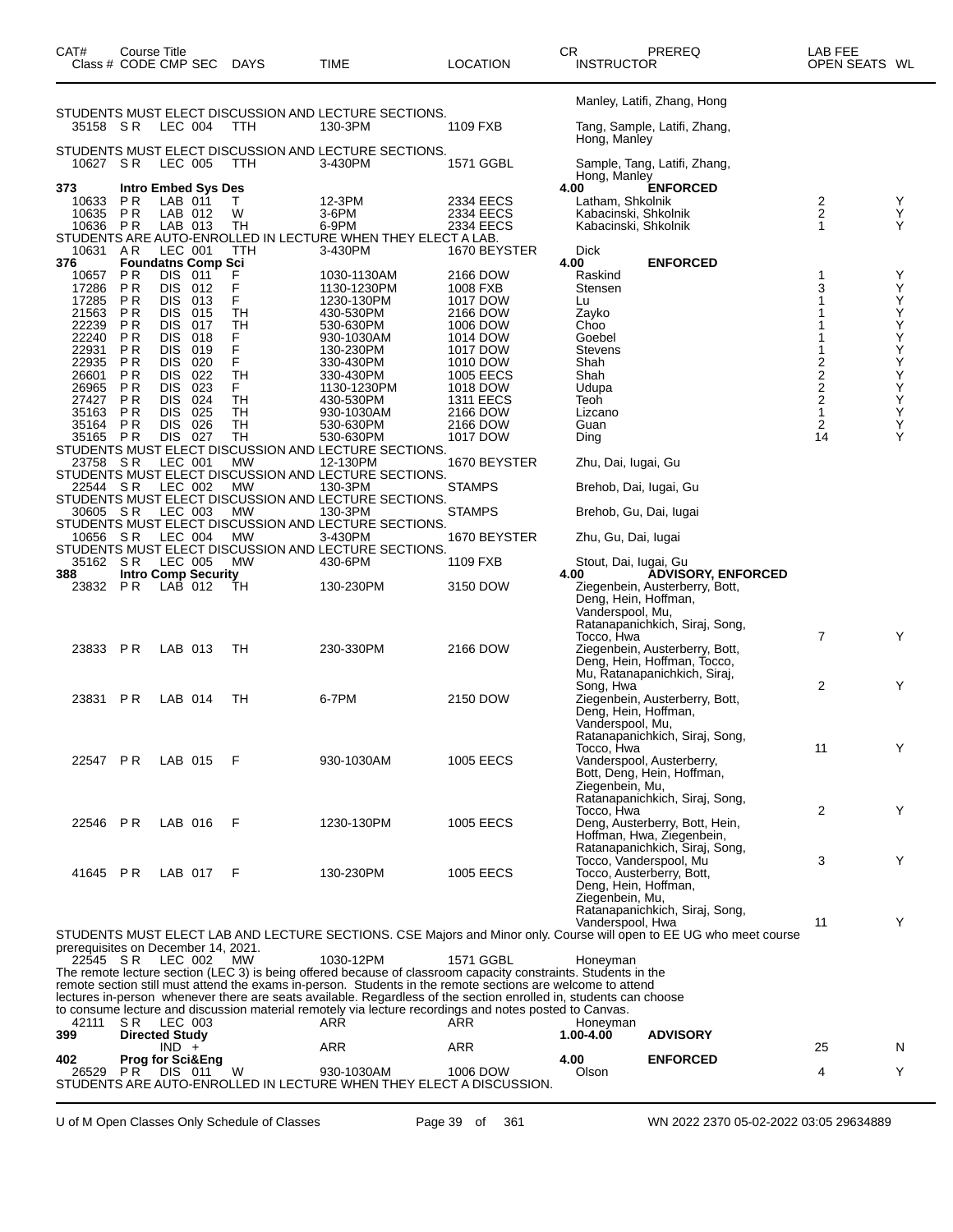| CAT# Class # | Course Title CODE | CMP | SEC | DAYS | TIME | LOCATION | CR INSTRUCTOR | PREREQ | LAB FEE OPEN SEATS | WL |
|---|---|---|---|---|---|---|---|---|---|---|
| | | | | | | | Manley, Latifi, Zhang, Hong | | | |

STUDENTS MUST ELECT DISCUSSION AND LECTURE SECTIONS.

| CAT# Class # | Course Title CODE | CMP | SEC | DAYS | TIME | LOCATION | CR INSTRUCTOR | PREREQ | LAB FEE OPEN SEATS | WL |
|---|---|---|---|---|---|---|---|---|---|---|
| 35158 | SR | LEC | 004 | TTH | 130-3PM | 1109 FXB | Tang, Sample, Latifi, Zhang, Hong, Manley | | | |

STUDENTS MUST ELECT DISCUSSION AND LECTURE SECTIONS.

| CAT# Class # | Course Title CODE | CMP | SEC | DAYS | TIME | LOCATION | CR INSTRUCTOR | PREREQ | LAB FEE OPEN SEATS | WL |
|---|---|---|---|---|---|---|---|---|---|---|
| 10627 | SR | LEC | 005 | TTH | 3-430PM | 1571 GGBL | Sample, Tang, Latifi, Zhang, Hong, Manley | | | |
| **373** | **Intro Embed Sys Des** | | | | | | 4.00 | **ENFORCED** | | |
| 10633 | PR | LAB | 011 | T | 12-3PM | 2334 EECS | Latham, Shkolnik | | 2 | Y |
| 10635 | PR | LAB | 012 | W | 3-6PM | 2334 EECS | Kabacinski, Shkolnik | | 2 | Y |
| 10636 | PR | LAB | 013 | TH | 6-9PM | 2334 EECS | Kabacinski, Shkolnik | | 1 | Y |

STUDENTS ARE AUTO-ENROLLED IN LECTURE WHEN THEY ELECT A LAB.

| CAT# Class # | Course Title CODE | CMP | SEC | DAYS | TIME | LOCATION | CR INSTRUCTOR | PREREQ | LAB FEE OPEN SEATS | WL |
|---|---|---|---|---|---|---|---|---|---|---|
| 10631 | AR | LEC | 001 | TTH | 3-430PM | 1670 BEYSTER | Dick | | | |
| **376** | **Foundatns Comp Sci** | | | | | | 4.00 | **ENFORCED** | | |
| 10657 | PR | DIS | 011 | F | 1030-1130AM | 2166 DOW | Raskind | | 1 | Y |
| 17286 | PR | DIS | 012 | F | 1130-1230PM | 1008 FXB | Stensen | | 3 | Y |
| 17285 | PR | DIS | 013 | F | 1230-130PM | 1017 DOW | Lu | | 1 | Y |
| 21563 | PR | DIS | 015 | TH | 430-530PM | 2166 DOW | Zayko | | 1 | Y |
| 22239 | PR | DIS | 017 | TH | 530-630PM | 1006 DOW | Choo | | 1 | Y |
| 22240 | PR | DIS | 018 | F | 930-1030AM | 1014 DOW | Goebel | | 1 | Y |
| 22931 | PR | DIS | 019 | F | 130-230PM | 1017 DOW | Stevens | | 1 | Y |
| 22935 | PR | DIS | 020 | F | 330-430PM | 1010 DOW | Shah | | 2 | Y |
| 26601 | PR | DIS | 022 | TH | 330-430PM | 1005 EECS | Shah | | 2 | Y |
| 26965 | PR | DIS | 023 | F | 1130-1230PM | 1018 DOW | Udupa | | 2 | Y |
| 27427 | PR | DIS | 024 | TH | 430-530PM | 1311 EECS | Teoh | | 2 | Y |
| 35163 | PR | DIS | 025 | TH | 930-1030AM | 2166 DOW | Lizcano | | 1 | Y |
| 35164 | PR | DIS | 026 | TH | 530-630PM | 2166 DOW | Guan | | 2 | Y |
| 35165 | PR | DIS | 027 | TH | 530-630PM | 1017 DOW | Ding | | 14 | Y |

STUDENTS MUST ELECT DISCUSSION AND LECTURE SECTIONS.

| CAT# Class # | Course Title CODE | CMP | SEC | DAYS | TIME | LOCATION | CR INSTRUCTOR | PREREQ | LAB FEE OPEN SEATS | WL |
|---|---|---|---|---|---|---|---|---|---|---|
| 23758 | SR | LEC | 001 | MW | 12-130PM | 1670 BEYSTER | Zhu, Dai, Iugai, Gu | | | |

STUDENTS MUST ELECT DISCUSSION AND LECTURE SECTIONS.

| CAT# Class # | Course Title CODE | CMP | SEC | DAYS | TIME | LOCATION | CR INSTRUCTOR | PREREQ | LAB FEE OPEN SEATS | WL |
|---|---|---|---|---|---|---|---|---|---|---|
| 22544 | SR | LEC | 002 | MW | 130-3PM | STAMPS | Brehob, Dai, Iugai, Gu | | | |

STUDENTS MUST ELECT DISCUSSION AND LECTURE SECTIONS.

| CAT# Class # | Course Title CODE | CMP | SEC | DAYS | TIME | LOCATION | CR INSTRUCTOR | PREREQ | LAB FEE OPEN SEATS | WL |
|---|---|---|---|---|---|---|---|---|---|---|
| 30605 | SR | LEC | 003 | MW | 130-3PM | STAMPS | Brehob, Gu, Dai, Iugai | | | |

STUDENTS MUST ELECT DISCUSSION AND LECTURE SECTIONS.

| CAT# Class # | Course Title CODE | CMP | SEC | DAYS | TIME | LOCATION | CR INSTRUCTOR | PREREQ | LAB FEE OPEN SEATS | WL |
|---|---|---|---|---|---|---|---|---|---|---|
| 10656 | SR | LEC | 004 | MW | 3-430PM | 1670 BEYSTER | Zhu, Gu, Dai, Iugai | | | |

STUDENTS MUST ELECT DISCUSSION AND LECTURE SECTIONS.

| CAT# Class # | Course Title CODE | CMP | SEC | DAYS | TIME | LOCATION | CR INSTRUCTOR | PREREQ | LAB FEE OPEN SEATS | WL |
|---|---|---|---|---|---|---|---|---|---|---|
| 35162 | SR | LEC | 005 | MW | 430-6PM | 1109 FXB | Stout, Dai, Iugai, Gu | | | |
| **388** | **Intro Comp Security** | | | | | | 4.00 | **ADVISORY, ENFORCED** | | |
| 23832 | PR | LAB | 012 | TH | 130-230PM | 3150 DOW | Ziegenbein, Austerberry, Bott, Deng, Hein, Hoffman, Vanderspool, Mu, Ratanapanichkich, Siraj, Song, Tocco, Hwa | | 7 | Y |
| 23833 | PR | LAB | 013 | TH | 230-330PM | 2166 DOW | Ziegenbein, Austerberry, Bott, Deng, Hein, Hoffman, Tocco, Mu, Ratanapanichkich, Siraj, Song, Hwa | | 2 | Y |
| 23831 | PR | LAB | 014 | TH | 6-7PM | 2150 DOW | Ziegenbein, Austerberry, Bott, Deng, Hein, Hoffman, Vanderspool, Mu, Ratanapanichkich, Siraj, Song, Tocco, Hwa | | 11 | Y |
| 22547 | PR | LAB | 015 | F | 930-1030AM | 1005 EECS | Vanderspool, Austerberry, Bott, Deng, Hein, Hoffman, Ziegenbein, Mu, Ratanapanichkich, Siraj, Song, Tocco, Hwa | | 2 | Y |
| 22546 | PR | LAB | 016 | F | 1230-130PM | 1005 EECS | Deng, Austerberry, Bott, Hein, Hoffman, Hwa, Ziegenbein, Ratanapanichkich, Siraj, Song, Tocco, Vanderspool, Mu | | 3 | Y |
| 41645 | PR | LAB | 017 | F | 130-230PM | 1005 EECS | Tocco, Austerberry, Bott, Deng, Hein, Hoffman, Ziegenbein, Mu, Ratanapanichkich, Siraj, Song, Vanderspool, Hwa | | 11 | Y |

STUDENTS MUST ELECT LAB AND LECTURE SECTIONS. CSE Majors and Minor only. Course will open to EE UG who meet course prerequisites on December 14, 2021.

| CAT# Class # | Course Title CODE | CMP | SEC | DAYS | TIME | LOCATION | CR INSTRUCTOR | PREREQ | LAB FEE OPEN SEATS | WL |
|---|---|---|---|---|---|---|---|---|---|---|
| 22545 | SR | LEC | 002 | MW | 1030-12PM | 1571 GGBL | Honeyman | | | |

The remote lecture section (LEC 3) is being offered because of classroom capacity constraints. Students in the remote section still must attend the exams in-person. Students in the remote sections are welcome to attend lectures in-person whenever there are seats available. Regardless of the section enrolled in, students can choose to consume lecture and discussion material remotely via lecture recordings and notes posted to Canvas.

| CAT# Class # | Course Title CODE | CMP | SEC | DAYS | TIME | LOCATION | CR INSTRUCTOR | PREREQ | LAB FEE OPEN SEATS | WL |
|---|---|---|---|---|---|---|---|---|---|---|
| 42111 | SR | LEC | 003 | | ARR | ARR | Honeyman | | | |
| **399** | **Directed Study** | | | | | | 1.00-4.00 | **ADVISORY** | | |
| | | IND | + | | ARR | ARR | | | 25 | N |
| **402** | **Prog for Sci&Eng** | | | | | | 4.00 | **ENFORCED** | | |
| 26529 | PR | DIS | 011 | W | 930-1030AM | 1006 DOW | Olson | | 4 | Y |

STUDENTS ARE AUTO-ENROLLED IN LECTURE WHEN THEY ELECT A DISCUSSION.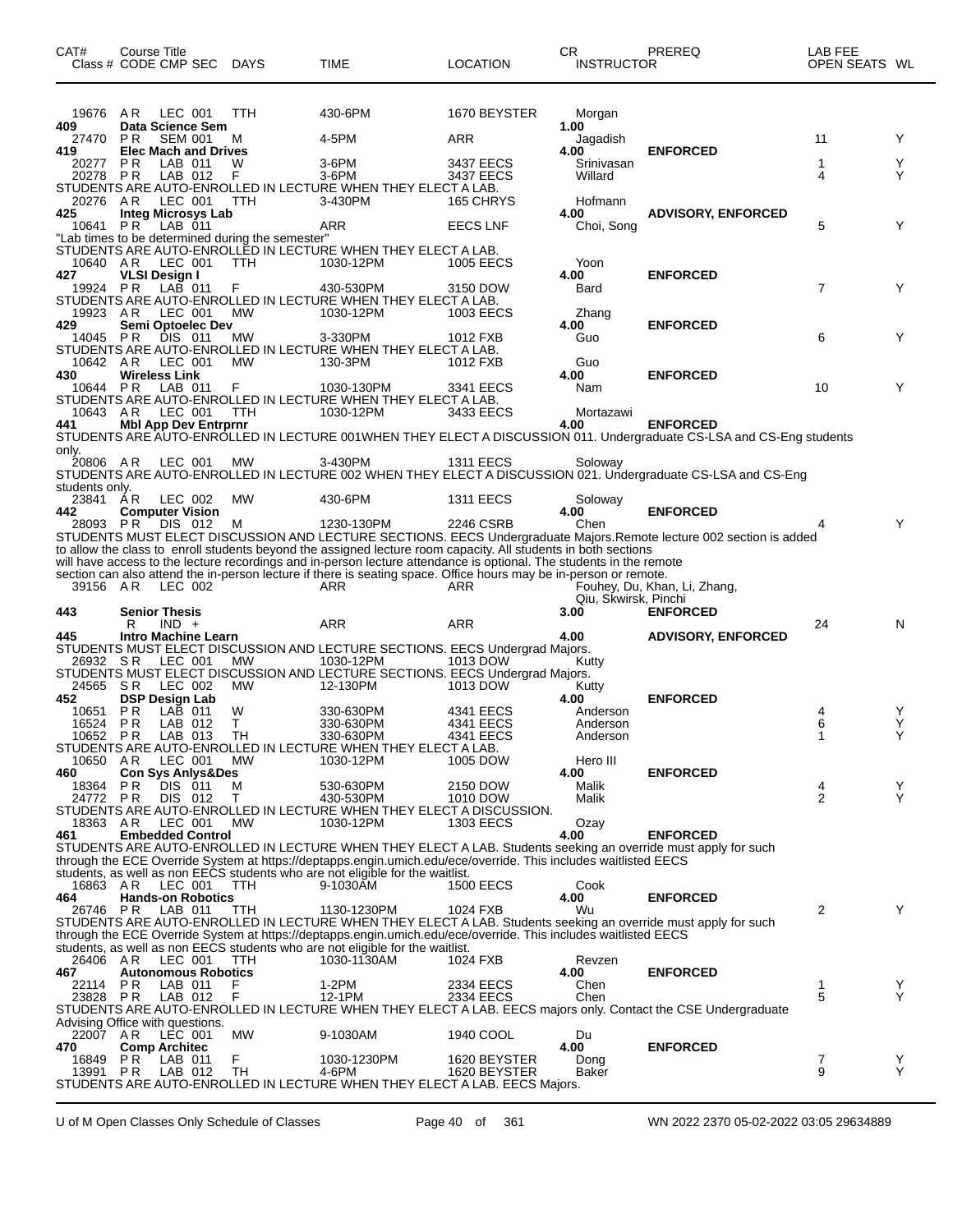| CAT# Class # | Course Title CODE CMP SEC | DAYS | TIME | LOCATION | CR INSTRUCTOR | PREREQ | LAB FEE OPEN SEATS | WL |
|---|---|---|---|---|---|---|---|---|
| 19676 | A R LEC 001 | TTH | 430-6PM | 1670 BEYSTER | Morgan | | | |
| 409 | Data Science Sem | | | | 1.00 | | | |
| 27470 | P R SEM 001 | M | 4-5PM | ARR | Jagadish | | 11 | Y |
| 419 | Elec Mach and Drives | | | | 4.00 | ENFORCED | | |
| 20277 | P R LAB 011 | W | 3-6PM | 3437 EECS | Srinivasan | | 1 | Y |
| 20278 | P R LAB 012 | F | 3-6PM | 3437 EECS | Willard | | 4 | Y |
| | STUDENTS ARE AUTO-ENROLLED IN LECTURE WHEN THEY ELECT A LAB. | | | | | | | |
| 20276 | A R LEC 001 | TTH | 3-430PM | 165 CHRYS | Hofmann | | | |
| 425 | Integ Microsys Lab | | | | 4.00 | ADVISORY, ENFORCED | | |
| 10641 | P R LAB 011 | | ARR | EECS LNF | Choi, Song | | 5 | Y |
| | "Lab times to be determined during the semester" | | | | | | | |
| | STUDENTS ARE AUTO-ENROLLED IN LECTURE WHEN THEY ELECT A LAB. | | | | | | | |
| 10640 | A R LEC 001 | TTH | 1030-12PM | 1005 EECS | Yoon | | | |
| 427 | VLSI Design I | | | | 4.00 | ENFORCED | | |
| 19924 | P R LAB 011 | F | 430-530PM | 3150 DOW | Bard | | 7 | Y |
| | STUDENTS ARE AUTO-ENROLLED IN LECTURE WHEN THEY ELECT A LAB. | | | | | | | |
| 19923 | A R LEC 001 | MW | 1030-12PM | 1003 EECS | Zhang | | | |
| 429 | Semi Optoelec Dev | | | | 4.00 | ENFORCED | | |
| 14045 | P R DIS 011 | MW | 3-330PM | 1012 FXB | Guo | | 6 | Y |
| | STUDENTS ARE AUTO-ENROLLED IN LECTURE WHEN THEY ELECT A LAB. | | | | | | | |
| 10642 | A R LEC 001 | MW | 130-3PM | 1012 FXB | Guo | | | |
| 430 | Wireless Link | | | | 4.00 | ENFORCED | | |
| 10644 | P R LAB 011 | F | 1030-130PM | 3341 EECS | Nam | | 10 | Y |
| | STUDENTS ARE AUTO-ENROLLED IN LECTURE WHEN THEY ELECT A LAB. | | | | | | | |
| 10643 | A R LEC 001 | TTH | 1030-12PM | 3433 EECS | Mortazawi | | | |
| 441 | Mbl App Dev Entrprnr | | | | 4.00 | ENFORCED | | |
| | STUDENTS ARE AUTO-ENROLLED IN LECTURE 001WHEN THEY ELECT A DISCUSSION 011. Undergraduate CS-LSA and CS-Eng students only. | | | | | | | |
| 20806 | A R LEC 001 | MW | 3-430PM | 1311 EECS | Soloway | | | |
| | STUDENTS ARE AUTO-ENROLLED IN LECTURE 002 WHEN THEY ELECT A DISCUSSION 021. Undergraduate CS-LSA and CS-Eng students only. | | | | | | | |
| 23841 | A R LEC 002 | MW | 430-6PM | 1311 EECS | Soloway | | | |
| 442 | Computer Vision | | | | 4.00 | ENFORCED | | |
| 28093 | P R DIS 012 | M | 1230-130PM | 2246 CSRB | Chen | | 4 | Y |
| | STUDENTS MUST ELECT DISCUSSION AND LECTURE SECTIONS. EECS Undergraduate Majors.Remote lecture 002 section is added to allow the class to enroll students beyond the assigned lecture room capacity. All students in both sections will have access to the lecture recordings and in-person lecture attendance is optional. The students in the remote section can also attend the in-person lecture if there is seating space. Office hours may be in-person or remote. | | | | | | | |
| 39156 | A R LEC 002 | | ARR | ARR | Fouhey, Du, Khan, Li, Zhang, Qiu, Skwirsk, Pinchi | | | |
| 443 | Senior Thesis | | | | 3.00 | ENFORCED | | |
| | R IND + | | ARR | ARR | | | 24 | N |
| 445 | Intro Machine Learn | | | | 4.00 | ADVISORY, ENFORCED | | |
| | STUDENTS MUST ELECT DISCUSSION AND LECTURE SECTIONS. EECS Undergrad Majors. | | | | | | | |
| 26932 | S R LEC 001 | MW | 1030-12PM | 1013 DOW | Kutty | | | |
| | STUDENTS MUST ELECT DISCUSSION AND LECTURE SECTIONS. EECS Undergrad Majors. | | | | | | | |
| 24565 | S R LEC 002 | MW | 12-130PM | 1013 DOW | Kutty | | | |
| 452 | DSP Design Lab | | | | 4.00 | ENFORCED | | |
| 10651 | P R LAB 011 | W | 330-630PM | 4341 EECS | Anderson | | 4 | Y |
| 16524 | P R LAB 012 | T | 330-630PM | 4341 EECS | Anderson | | 6 | Y |
| 10652 | P R LAB 013 | TH | 330-630PM | 4341 EECS | Anderson | | 1 | Y |
| | STUDENTS ARE AUTO-ENROLLED IN LECTURE WHEN THEY ELECT A LAB. | | | | | | | |
| 10650 | A R LEC 001 | MW | 1030-12PM | 1005 DOW | Hero III | | | |
| 460 | Con Sys Anlys&Des | | | | 4.00 | ENFORCED | | |
| 18364 | P R DIS 011 | M | 530-630PM | 2150 DOW | Malik | | 4 | Y |
| 24772 | P R DIS 012 | T | 430-530PM | 1010 DOW | Malik | | 2 | Y |
| | STUDENTS ARE AUTO-ENROLLED IN LECTURE WHEN THEY ELECT A DISCUSSION. | | | | | | | |
| 18363 | A R LEC 001 | MW | 1030-12PM | 1303 EECS | Ozay | | | |
| 461 | Embedded Control | | | | 4.00 | ENFORCED | | |
| | STUDENTS ARE AUTO-ENROLLED IN LECTURE WHEN THEY ELECT A LAB. Students seeking an override must apply for such through the ECE Override System at https://deptapps.engin.umich.edu/ece/override. This includes waitlisted EECS students, as well as non EECS students who are not eligible for the waitlist. | | | | | | | |
| 16863 | A R LEC 001 | TTH | 9-1030AM | 1500 EECS | Cook | | | |
| 464 | Hands-on Robotics | | | | 4.00 | ENFORCED | | |
| 26746 | P R LAB 011 | TTH | 1130-1230PM | 1024 FXB | Wu | | 2 | Y |
| | STUDENTS ARE AUTO-ENROLLED IN LECTURE WHEN THEY ELECT A LAB. Students seeking an override must apply for such through the ECE Override System at https://deptapps.engin.umich.edu/ece/override. This includes waitlisted EECS students, as well as non EECS students who are not eligible for the waitlist. | | | | | | | |
| 26406 | A R LEC 001 | TTH | 1030-1130AM | 1024 FXB | Revzen | | | |
| 467 | Autonomous Robotics | | | | 4.00 | ENFORCED | | |
| 22114 | P R LAB 011 | F | 1-2PM | 2334 EECS | Chen | | 1 | Y |
| 23828 | P R LAB 012 | F | 12-1PM | 2334 EECS | Chen | | 5 | Y |
| | STUDENTS ARE AUTO-ENROLLED IN LECTURE WHEN THEY ELECT A LAB. EECS majors only. Contact the CSE Undergraduate Advising Office with questions. | | | | | | | |
| 22007 | A R LEC 001 | MW | 9-1030AM | 1940 COOL | Du | | | |
| 470 | Comp Architec | | | | 4.00 | ENFORCED | | |
| 16849 | P R LAB 011 | F | 1030-1230PM | 1620 BEYSTER | Dong | | 7 | Y |
| 13991 | P R LAB 012 | TH | 4-6PM | 1620 BEYSTER | Baker | | 9 | Y |
| | STUDENTS ARE AUTO-ENROLLED IN LECTURE WHEN THEY ELECT A LAB. EECS Majors. | | | | | | | |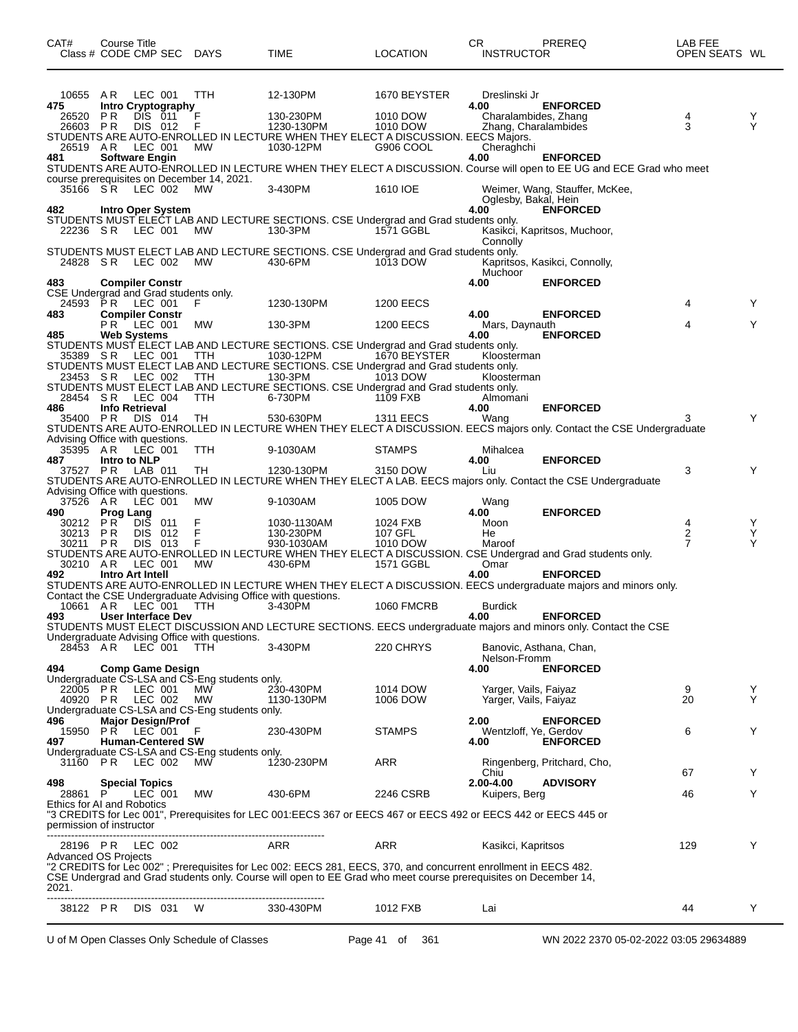| CAT# Class # | Course Title CODE CMP SEC | DAYS | TIME | LOCATION | CR INSTRUCTOR | PREREQ | LAB FEE OPEN SEATS | WL |
|---|---|---|---|---|---|---|---|---|
| 10655 | A R LEC 001 | TTH | 12-130PM | 1670 BEYSTER | Dreslinski Jr | | | |
| 475 | Intro Cryptography | | | | 4.00 | ENFORCED | | |
| 26520 | P R DIS 011 | F | 130-230PM | 1010 DOW | Charalambides, Zhang | | 4 | Y |
| 26603 | P R DIS 012 | F | 1230-130PM | 1010 DOW | Zhang, Charalambides | | 3 | Y |

STUDENTS ARE AUTO-ENROLLED IN LECTURE WHEN THEY ELECT A DISCUSSION. EECS Majors.

| CAT# Class # | Course Title CODE CMP SEC | DAYS | TIME | LOCATION | CR INSTRUCTOR | PREREQ | LAB FEE OPEN SEATS | WL |
|---|---|---|---|---|---|---|---|---|
| 26519 | A R LEC 001 | MW | 1030-12PM | G906 COOL | Cheraghchi | | | |
| 481 | Software Engin | | | | 4.00 | ENFORCED | | |

STUDENTS ARE AUTO-ENROLLED IN LECTURE WHEN THEY ELECT A DISCUSSION. Course will open to EE UG and ECE Grad who meet course prerequisites on December 14, 2021.

| CAT# Class # | Course Title CODE CMP SEC | DAYS | TIME | LOCATION | CR INSTRUCTOR | PREREQ | LAB FEE OPEN SEATS | WL |
|---|---|---|---|---|---|---|---|---|
| 35166 | S R LEC 002 | MW | 3-430PM | 1610 IOE | Weimer, Wang, Stauffer, McKee, Oglesby, Bakal, Hein | | | |
| 482 | Intro Oper System | | | | 4.00 | ENFORCED | | |

STUDENTS MUST ELECT LAB AND LECTURE SECTIONS. CSE Undergrad and Grad students only.

| CAT# Class # | Course Title CODE CMP SEC | DAYS | TIME | LOCATION | CR INSTRUCTOR | PREREQ | LAB FEE OPEN SEATS | WL |
|---|---|---|---|---|---|---|---|---|
| 22236 | S R LEC 001 | MW | 130-3PM | 1571 GGBL | Kasikci, Kapritsos, Muchoor, Connolly | | | |

STUDENTS MUST ELECT LAB AND LECTURE SECTIONS. CSE Undergrad and Grad students only.

| CAT# Class # | Course Title CODE CMP SEC | DAYS | TIME | LOCATION | CR INSTRUCTOR | PREREQ | LAB FEE OPEN SEATS | WL |
|---|---|---|---|---|---|---|---|---|
| 24828 | S R LEC 002 | MW | 430-6PM | 1013 DOW | Kapritsos, Kasikci, Connolly, Muchoor | | | |
| 483 | Compiler Constr | | | | 4.00 | ENFORCED | | |

CSE Undergrad and Grad students only.

| CAT# Class # | Course Title CODE CMP SEC | DAYS | TIME | LOCATION | CR INSTRUCTOR | PREREQ | LAB FEE OPEN SEATS | WL |
|---|---|---|---|---|---|---|---|---|
| 24593 | P R LEC 001 | F | 1230-130PM | 1200 EECS | | | 4 | Y |
| 483 | Compiler Constr | | | | 4.00 | ENFORCED | | |
| | P R LEC 001 | MW | 130-3PM | 1200 EECS | Mars, Daynauth | | 4 | Y |
| 485 | Web Systems | | | | 4.00 | ENFORCED | | |

STUDENTS MUST ELECT LAB AND LECTURE SECTIONS. CSE Undergrad and Grad students only.

| CAT# Class # | Course Title CODE CMP SEC | DAYS | TIME | LOCATION | CR INSTRUCTOR | PREREQ | LAB FEE OPEN SEATS | WL |
|---|---|---|---|---|---|---|---|---|
| 35389 | S R LEC 001 | TTH | 1030-12PM | 1670 BEYSTER | Kloosterman | | | |

STUDENTS MUST ELECT LAB AND LECTURE SECTIONS. CSE Undergrad and Grad students only.

| CAT# Class # | Course Title CODE CMP SEC | DAYS | TIME | LOCATION | CR INSTRUCTOR | PREREQ | LAB FEE OPEN SEATS | WL |
|---|---|---|---|---|---|---|---|---|
| 23453 | S R LEC 002 | TTH | 130-3PM | 1013 DOW | Kloosterman | | | |

STUDENTS MUST ELECT LAB AND LECTURE SECTIONS. CSE Undergrad and Grad students only.

| CAT# Class # | Course Title CODE CMP SEC | DAYS | TIME | LOCATION | CR INSTRUCTOR | PREREQ | LAB FEE OPEN SEATS | WL |
|---|---|---|---|---|---|---|---|---|
| 28454 | S R LEC 004 | TTH | 6-730PM | 1109 FXB | Almomani | | | |
| 486 | Info Retrieval | | | | 4.00 | ENFORCED | | |
| 35400 | P R DIS 014 | TH | 530-630PM | 1311 EECS | Wang | | 3 | Y |

STUDENTS ARE AUTO-ENROLLED IN LECTURE WHEN THEY ELECT A DISCUSSION. EECS majors only. Contact the CSE Undergraduate Advising Office with questions.

| CAT# Class # | Course Title CODE CMP SEC | DAYS | TIME | LOCATION | CR INSTRUCTOR | PREREQ | LAB FEE OPEN SEATS | WL |
|---|---|---|---|---|---|---|---|---|
| 35395 | A R LEC 001 | TTH | 9-1030AM | STAMPS | Mihalcea | | | |
| 487 | Intro to NLP | | | | 4.00 | ENFORCED | | |
| 37527 | P R LAB 011 | TH | 1230-130PM | 3150 DOW | Liu | | 3 | Y |

STUDENTS ARE AUTO-ENROLLED IN LECTURE WHEN THEY ELECT A LAB. EECS majors only. Contact the CSE Undergraduate Advising Office with questions.

| CAT# Class # | Course Title CODE CMP SEC | DAYS | TIME | LOCATION | CR INSTRUCTOR | PREREQ | LAB FEE OPEN SEATS | WL |
|---|---|---|---|---|---|---|---|---|
| 37526 | A R LEC 001 | MW | 9-1030AM | 1005 DOW | Wang | | | |
| 490 | Prog Lang | | | | 4.00 | ENFORCED | | |
| 30212 | P R DIS 011 | F | 1030-1130AM | 1024 FXB | Moon | | 4 | Y |
| 30213 | P R DIS 012 | F | 130-230PM | 107 GFL | He | | 2 | Y |
| 30211 | P R DIS 013 | F | 930-1030AM | 1010 DOW | Maroof | | 7 | Y |

STUDENTS ARE AUTO-ENROLLED IN LECTURE WHEN THEY ELECT A DISCUSSION. CSE Undergrad and Grad students only.

| CAT# Class # | Course Title CODE CMP SEC | DAYS | TIME | LOCATION | CR INSTRUCTOR | PREREQ | LAB FEE OPEN SEATS | WL |
|---|---|---|---|---|---|---|---|---|
| 30210 | A R LEC 001 | MW | 430-6PM | 1571 GGBL | Omar | | | |
| 492 | Intro Art Intell | | | | 4.00 | ENFORCED | | |

STUDENTS ARE AUTO-ENROLLED IN LECTURE WHEN THEY ELECT A DISCUSSION. EECS undergraduate majors and minors only. Contact the CSE Undergraduate Advising Office with questions.

| CAT# Class # | Course Title CODE CMP SEC | DAYS | TIME | LOCATION | CR INSTRUCTOR | PREREQ | LAB FEE OPEN SEATS | WL |
|---|---|---|---|---|---|---|---|---|
| 10661 | A R LEC 001 | TTH | 3-430PM | 1060 FMCRB | Burdick | | | |
| 493 | User Interface Dev | | | | 4.00 | ENFORCED | | |

STUDENTS MUST ELECT DISCUSSION AND LECTURE SECTIONS. EECS undergraduate majors and minors only. Contact the CSE Undergraduate Advising Office with questions.

| CAT# Class # | Course Title CODE CMP SEC | DAYS | TIME | LOCATION | CR INSTRUCTOR | PREREQ | LAB FEE OPEN SEATS | WL |
|---|---|---|---|---|---|---|---|---|
| 28453 | A R LEC 001 | TTH | 3-430PM | 220 CHRYS | Banovic, Asthana, Chan, Nelson-Fromm | | | |
| 494 | Comp Game Design | | | | 4.00 | ENFORCED | | |

Undergraduate CS-LSA and CS-Eng students only.

| CAT# Class # | Course Title CODE CMP SEC | DAYS | TIME | LOCATION | CR INSTRUCTOR | PREREQ | LAB FEE OPEN SEATS | WL |
|---|---|---|---|---|---|---|---|---|
| 22005 | P R LEC 001 | MW | 230-430PM | 1014 DOW | Yarger, Vails, Faiyaz | | 9 | Y |
| 40920 | P R LEC 002 | MW | 1130-130PM | 1006 DOW | Yarger, Vails, Faiyaz | | 20 | Y |

Undergraduate CS-LSA and CS-Eng students only.

| CAT# Class # | Course Title CODE CMP SEC | DAYS | TIME | LOCATION | CR INSTRUCTOR | PREREQ | LAB FEE OPEN SEATS | WL |
|---|---|---|---|---|---|---|---|---|
| 496 | Major Design/Prof | | | | 2.00 | ENFORCED | | |
| 15950 | P R LEC 001 | F | 230-430PM | STAMPS | Wentzloff, Ye, Gerdov | | 6 | Y |
| 497 | Human-Centered SW | | | | 4.00 | ENFORCED | | |

Undergraduate CS-LSA and CS-Eng students only.

| CAT# Class # | Course Title CODE CMP SEC | DAYS | TIME | LOCATION | CR INSTRUCTOR | PREREQ | LAB FEE OPEN SEATS | WL |
|---|---|---|---|---|---|---|---|---|
| 31160 | P R LEC 002 | MW | 1230-230PM | ARR | Ringenberg, Pritchard, Cho, Chiu | | 67 | Y |
| 498 | Special Topics | | | | 2.00-4.00 | ADVISORY | | |
| 28861 | P LEC 001 | MW | 430-6PM | 2246 CSRB | Kuipers, Berg | | 46 | Y |

Ethics for AI and Robotics
"3 CREDITS for Lec 001", Prerequisites for LEC 001:EECS 367 or EECS 467 or EECS 492 or EECS 442 or EECS 445 or permission of instructor

---

| CAT# Class # | Course Title CODE CMP SEC | DAYS | TIME | LOCATION | CR INSTRUCTOR | PREREQ | LAB FEE OPEN SEATS | WL |
|---|---|---|---|---|---|---|---|---|
| 28196 | P R LEC 002 | | ARR | ARR | Kasikci, Kapritsos | | 129 | Y |

Advanced OS Projects
"2 CREDITS for Lec 002" ; Prerequisites for Lec 002: EECS 281, EECS, 370, and concurrent enrollment in EECS 482. CSE Undergrad and Grad students only. Course will open to EE Grad who meet course prerequisites on December 14, 2021.

---

| CAT# Class # | Course Title CODE CMP SEC | DAYS | TIME | LOCATION | CR INSTRUCTOR | PREREQ | LAB FEE OPEN SEATS | WL |
|---|---|---|---|---|---|---|---|---|
| 38122 | P R DIS 031 | W | 330-430PM | 1012 FXB | Lai | | 44 | Y |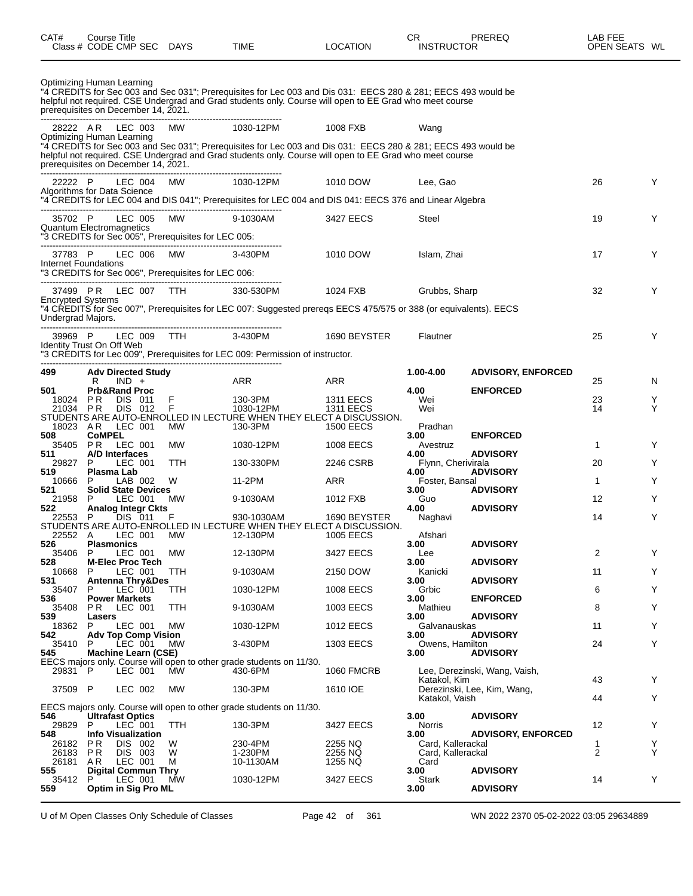| CAT# Class # | Course Title CODE CMP SEC | DAYS | TIME | LOCATION | CR INSTRUCTOR | PREREQ | LAB FEE OPEN SEATS | WL |
|---|---|---|---|---|---|---|---|---|

Optimizing Human Learning
"4 CREDITS for Sec 003 and Sec 031"; Prerequisites for Lec 003 and Dis 031: EECS 280 & 281; EECS 493 would be helpful not required. CSE Undergrad and Grad students only. Course will open to EE Grad who meet course prerequisites on December 14, 2021.

| CAT# Class # | Course Title CODE CMP SEC | DAYS | TIME | LOCATION | CR INSTRUCTOR | PREREQ | LAB FEE OPEN SEATS | WL |
|---|---|---|---|---|---|---|---|---|
| 28222 | A R LEC 003 | MW | 1030-12PM | 1008 FXB | Wang | | | |

Optimizing Human Learning
"4 CREDITS for Sec 003 and Sec 031"; Prerequisites for Lec 003 and Dis 031: EECS 280 & 281; EECS 493 would be helpful not required. CSE Undergrad and Grad students only. Course will open to EE Grad who meet course prerequisites on December 14, 2021.

| CAT# Class # | Course Title CODE CMP SEC | DAYS | TIME | LOCATION | CR INSTRUCTOR | PREREQ | LAB FEE OPEN SEATS | WL |
|---|---|---|---|---|---|---|---|---|
| 22222 | P LEC 004 | MW | 1030-12PM | 1010 DOW | Lee, Gao | | 26 | Y |

Algorithms for Data Science
"4 CREDITS for LEC 004 and DIS 041"; Prerequisites for LEC 004 and DIS 041: EECS 376 and Linear Algebra

| CAT# Class # | Course Title CODE CMP SEC | DAYS | TIME | LOCATION | CR INSTRUCTOR | PREREQ | LAB FEE OPEN SEATS | WL |
|---|---|---|---|---|---|---|---|---|
| 35702 | P LEC 005 | MW | 9-1030AM | 3427 EECS | Steel | | 19 | Y |

Quantum Electromagnetics
"3 CREDITS for Sec 005", Prerequisites for LEC 005:

| CAT# Class # | Course Title CODE CMP SEC | DAYS | TIME | LOCATION | CR INSTRUCTOR | PREREQ | LAB FEE OPEN SEATS | WL |
|---|---|---|---|---|---|---|---|---|
| 37783 | P LEC 006 | MW | 3-430PM | 1010 DOW | Islam, Zhai | | 17 | Y |

Internet Foundations
"3 CREDITS for Sec 006", Prerequisites for LEC 006:

| CAT# Class # | Course Title CODE CMP SEC | DAYS | TIME | LOCATION | CR INSTRUCTOR | PREREQ | LAB FEE OPEN SEATS | WL |
|---|---|---|---|---|---|---|---|---|
| 37499 | P R LEC 007 | TTH | 330-530PM | 1024 FXB | Grubbs, Sharp | | 32 | Y |

Encrypted Systems
"4 CREDITS for Sec 007", Prerequisites for LEC 007: Suggested prereqs EECS 475/575 or 388 (or equivalents). EECS Undergrad Majors.

| CAT# Class # | Course Title CODE CMP SEC | DAYS | TIME | LOCATION | CR INSTRUCTOR | PREREQ | LAB FEE OPEN SEATS | WL |
|---|---|---|---|---|---|---|---|---|
| 39969 | P LEC 009 | TTH | 3-430PM | 1690 BEYSTER | Flautner | | 25 | Y |

Identity Trust On Off Web
"3 CREDITS for Lec 009", Prerequisites for LEC 009: Permission of instructor.

| CAT# Class # | Course Title CODE CMP SEC | DAYS | TIME | LOCATION | CR INSTRUCTOR | PREREQ | LAB FEE OPEN SEATS | WL |
|---|---|---|---|---|---|---|---|---|
| **499** | **Adv Directed Study** | | | | **1.00-4.00** | **ADVISORY, ENFORCED** | | |
| | R IND + | | ARR | ARR | | | 25 | N |
| **501** | **Prb&Rand Proc** | | | | **4.00** | **ENFORCED** | | |
| 18024 | P R DIS 011 | F | 130-3PM | 1311 EECS | Wei | | 23 | Y |
| 21034 | P R DIS 012 | F | 1030-12PM | 1311 EECS | Wei | | 14 | Y |
| | STUDENTS ARE AUTO-ENROLLED IN LECTURE WHEN THEY ELECT A DISCUSSION. | | | | | | | |
| 18023 | A R LEC 001 | MW | 130-3PM | 1500 EECS | Pradhan | | | |
| **508** | **CoMPEL** | | | | **3.00** | **ENFORCED** | | |
| 35405 | P R LEC 001 | MW | 1030-12PM | 1008 EECS | Avestruz | | 1 | Y |
| **511** | **A/D Interfaces** | | | | **4.00** | **ADVISORY** | | |
| 29827 | P LEC 001 | TTH | 130-330PM | 2246 CSRB | Flynn, Cherivirala | | 20 | Y |
| **519** | **Plasma Lab** | | | | **4.00** | **ADVISORY** | | |
| 10666 | P LAB 002 | W | 11-2PM | ARR | Foster, Bansal | | 1 | Y |
| **521** | **Solid State Devices** | | | | **3.00** | **ADVISORY** | | |
| 21958 | P LEC 001 | MW | 9-1030AM | 1012 FXB | Guo | | 12 | Y |
| **522** | **Analog Integr Ckts** | | | | **4.00** | **ADVISORY** | | |
| 22553 | P DIS 011 | F | 930-1030AM | 1690 BEYSTER | Naghavi | | 14 | Y |
| | STUDENTS ARE AUTO-ENROLLED IN LECTURE WHEN THEY ELECT A DISCUSSION. | | | | | | | |
| 22552 | A LEC 001 | MW | 12-130PM | 1005 EECS | Afshari | | | |
| **526** | **Plasmonics** | | | | **3.00** | **ADVISORY** | | |
| 35406 | P LEC 001 | MW | 12-130PM | 3427 EECS | Lee | | 2 | Y |
| **528** | **M-Elec Proc Tech** | | | | **3.00** | **ADVISORY** | | |
| 10668 | P LEC 001 | TTH | 9-1030AM | 2150 DOW | Kanicki | | 11 | Y |
| **531** | **Antenna Thry&Des** | | | | **3.00** | **ADVISORY** | | |
| 35407 | P LEC 001 | TTH | 1030-12PM | 1008 EECS | Grbic | | 6 | Y |
| **536** | **Power Markets** | | | | **3.00** | **ENFORCED** | | |
| 35408 | P R LEC 001 | TTH | 9-1030AM | 1003 EECS | Mathieu | | 8 | Y |
| **539** | **Lasers** | | | | **3.00** | **ADVISORY** | | |
| 18362 | P LEC 001 | MW | 1030-12PM | 1012 EECS | Galvanauskas | | 11 | Y |
| **542** | **Adv Top Comp Vision** | | | | **3.00** | **ADVISORY** | | |
| 35410 | P LEC 001 | MW | 3-430PM | 1303 EECS | Owens, Hamilton | | 24 | Y |
| **545** | **Machine Learn (CSE)** | | | | **3.00** | **ADVISORY** | | |
| | EECS majors only. Course will open to other grade students on 11/30. | | | | | | | |
| 29831 | P LEC 001 | MW | 430-6PM | 1060 FMCRB | Lee, Derezinski, Wang, Vaish, Katakol, Kim | | 43 | Y |
| 37509 | P LEC 002 | MW | 130-3PM | 1610 IOE | Derezinski, Lee, Kim, Wang, Katakol, Vaish | | 44 | Y |
| | EECS majors only. Course will open to other grade students on 11/30. | | | | | | | |
| **546** | **Ultrafast Optics** | | | | **3.00** | **ADVISORY** | | |
| 29829 | P LEC 001 | TTH | 130-3PM | 3427 EECS | Norris | | 12 | Y |
| **548** | **Info Visualization** | | | | **3.00** | **ADVISORY, ENFORCED** | | |
| 26182 | P R DIS 002 | W | 230-4PM | 2255 NQ | Card, Kallerackal | | 1 | Y |
| 26183 | P R DIS 003 | W | 1-230PM | 2255 NQ | Card, Kallerackal | | 2 | Y |
| 26181 | A R LEC 001 | M | 10-1130AM | 1255 NQ | Card | | | |
| **555** | **Digital Commun Thry** | | | | **3.00** | **ADVISORY** | | |
| 35412 | P LEC 001 | MW | 1030-12PM | 3427 EECS | Stark | | 14 | Y |
| **559** | **Optim in Sig Pro ML** | | | | **3.00** | **ADVISORY** | | |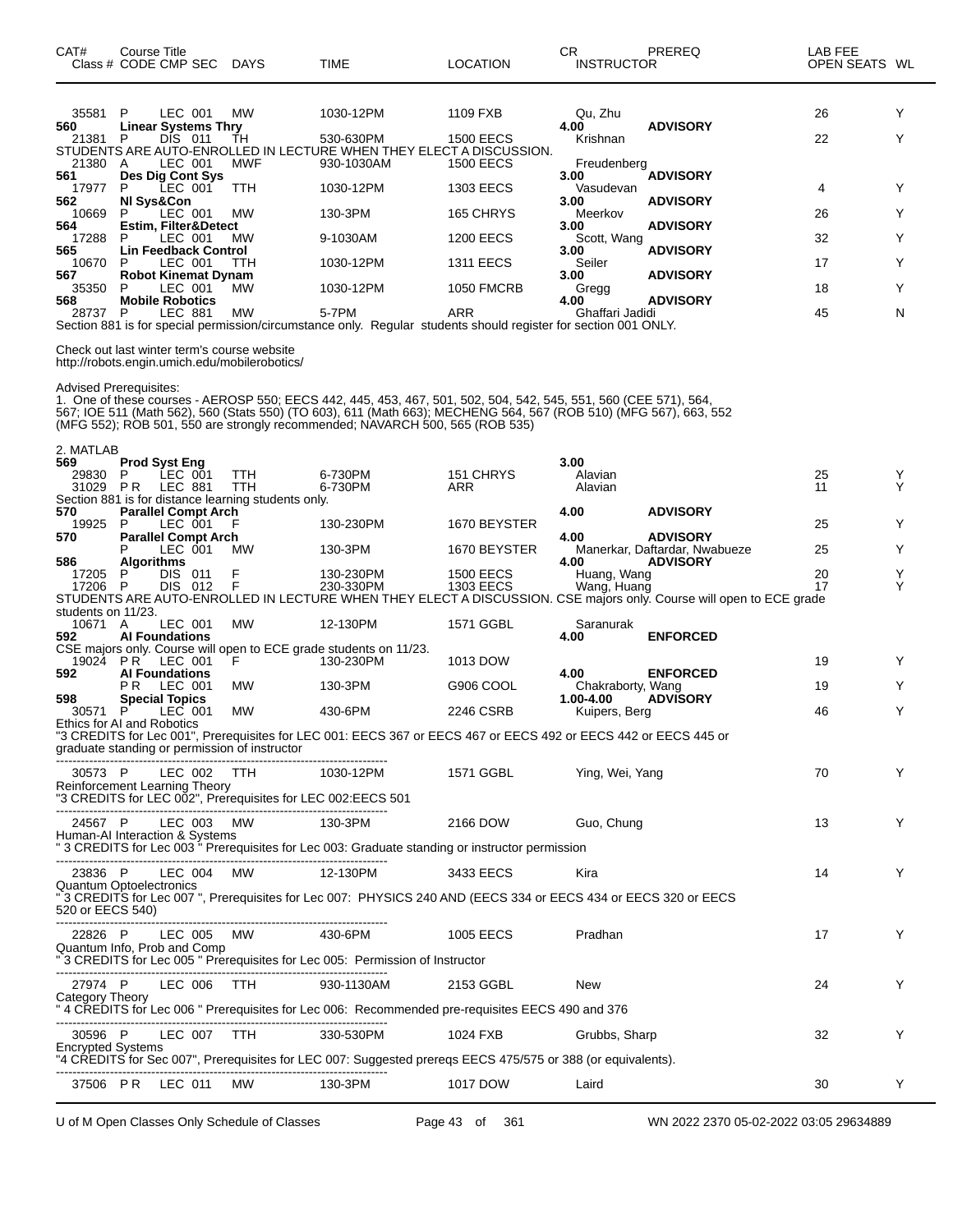| CAT# Class # | Course Title CODE CMP SEC | DAYS | TIME | LOCATION | CR INSTRUCTOR | PREREQ | LAB FEE OPEN SEATS | WL |
|---|---|---|---|---|---|---|---|---|
| 35581 | P LEC 001 | MW | 1030-12PM | 1109 FXB | Qu, Zhu | | 26 | Y |
| **560** | **Linear Systems Thry** | | | | **4.00** | **ADVISORY** | | |
| 21381 | P DIS 011 | TH | 530-630PM | 1500 EECS | Krishnan | | 22 | Y |

STUDENTS ARE AUTO-ENROLLED IN LECTURE WHEN THEY ELECT A DISCUSSION.

| CAT# Class # | Course Title CODE CMP SEC | DAYS | TIME | LOCATION | CR INSTRUCTOR | PREREQ | LAB FEE OPEN SEATS | WL |
|---|---|---|---|---|---|---|---|---|
| 21380 | A LEC 001 | MWF | 930-1030AM | 1500 EECS | Freudenberg | | | |
| **561** | **Des Dig Cont Sys** | | | | **3.00** | **ADVISORY** | | |
| 17977 | P LEC 001 | TTH | 1030-12PM | 1303 EECS | Vasudevan | | 4 | Y |
| **562** | **Nl Sys&Con** | | | | **3.00** | **ADVISORY** | | |
| 10669 | P LEC 001 | MW | 130-3PM | 165 CHRYS | Meerkov | | 26 | Y |
| **564** | **Estim, Filter&Detect** | | | | **3.00** | **ADVISORY** | | |
| 17288 | P LEC 001 | MW | 9-1030AM | 1200 EECS | Scott, Wang | | 32 | Y |
| **565** | **Lin Feedback Control** | | | | **3.00** | **ADVISORY** | | |
| 10670 | P LEC 001 | TTH | 1030-12PM | 1311 EECS | Seiler | | 17 | Y |
| **567** | **Robot Kinemat Dynam** | | | | **3.00** | **ADVISORY** | | |
| 35350 | P LEC 001 | MW | 1030-12PM | 1050 FMCRB | Gregg | | 18 | Y |
| **568** | **Mobile Robotics** | | | | **4.00** | **ADVISORY** | | |
| 28737 | P LEC 881 | MW | 5-7PM | ARR | Ghaffari Jadidi | | 45 | N |

Section 881 is for special permission/circumstance only. Regular students should register for section 001 ONLY.

Check out last winter term's course website
http://robots.engin.umich.edu/mobilerobotics/

Advised Prerequisites:
1. One of these courses - AEROSP 550; EECS 442, 445, 453, 467, 501, 502, 504, 542, 545, 551, 560 (CEE 571), 564, 567; IOE 511 (Math 562), 560 (Stats 550) (TO 603), 611 (Math 663); MECHENG 564, 567 (ROB 510) (MFG 567), 663, 552 (MFG 552); ROB 501, 550 are strongly recommended; NAVARCH 500, 565 (ROB 535)

2. MATLAB

| CAT# Class # | Course Title CODE CMP SEC | DAYS | TIME | LOCATION | CR INSTRUCTOR | PREREQ | LAB FEE OPEN SEATS | WL |
|---|---|---|---|---|---|---|---|---|
| **569** | **Prod Syst Eng** | | | | **3.00** | | | |
| 29830 | P LEC 001 | TTH | 6-730PM | 151 CHRYS | Alavian | | 25 | Y |
| 31029 | P R LEC 881 | TTH | 6-730PM | ARR | Alavian | | 11 | Y |

Section 881 is for distance learning students only.

| CAT# Class # | Course Title CODE CMP SEC | DAYS | TIME | LOCATION | CR INSTRUCTOR | PREREQ | LAB FEE OPEN SEATS | WL |
|---|---|---|---|---|---|---|---|---|
| **570** | **Parallel Compt Arch** | | | | **4.00** | **ADVISORY** | | |
| 19925 | P LEC 001 | F | 130-230PM | 1670 BEYSTER | | | 25 | Y |
| **570** | **Parallel Compt Arch** | | | | **4.00** | **ADVISORY** | | |
| | P LEC 001 | MW | 130-3PM | 1670 BEYSTER | Manerkar, Daftardar, Nwabueze | | 25 | Y |
| **586** | **Algorithms** | | | | **4.00** | **ADVISORY** | | |
| 17205 | P DIS 011 | F | 130-230PM | 1500 EECS | Huang, Wang | | 20 | Y |
| 17206 | P DIS 012 | F | 230-330PM | 1303 EECS | Wang, Huang | | 17 | Y |

STUDENTS ARE AUTO-ENROLLED IN LECTURE WHEN THEY ELECT A DISCUSSION. CSE majors only. Course will open to ECE grade students on 11/23.

| CAT# Class # | Course Title CODE CMP SEC | DAYS | TIME | LOCATION | CR INSTRUCTOR | PREREQ | LAB FEE OPEN SEATS | WL |
|---|---|---|---|---|---|---|---|---|
| 10671 | A LEC 001 | MW | 12-130PM | 1571 GGBL | Saranurak | | | |
| **592** | **AI Foundations** | | | | **4.00** | **ENFORCED** | | |

CSE majors only. Course will open to ECE grade students on 11/23.

| CAT# Class # | Course Title CODE CMP SEC | DAYS | TIME | LOCATION | CR INSTRUCTOR | PREREQ | LAB FEE OPEN SEATS | WL |
|---|---|---|---|---|---|---|---|---|
| 19024 | P R LEC 001 | F | 130-230PM | 1013 DOW | | | 19 | Y |
| **592** | **AI Foundations** | | | | **4.00** | **ENFORCED** | | |
| | P R LEC 001 | MW | 130-3PM | G906 COOL | Chakraborty, Wang | | 19 | Y |
| **598** | **Special Topics** | | | | **1.00-4.00** | **ADVISORY** | | |
| 30571 | P LEC 001 | MW | 430-6PM | 2246 CSRB | Kuipers, Berg | | 46 | Y |

Ethics for AI and Robotics
"3 CREDITS for Lec 001", Prerequisites for LEC 001: EECS 367 or EECS 467 or EECS 492 or EECS 442 or EECS 445 or graduate standing or permission of instructor

---

| 30573 | P LEC 002 | TTH | 1030-12PM | 1571 GGBL | Ying, Wei, Yang | | 70 | Y |
|---|---|---|---|---|---|---|---|---|

Reinforcement Learning Theory
"3 CREDITS for LEC 002", Prerequisites for LEC 002:EECS 501

---

| 24567 | P LEC 003 | MW | 130-3PM | 2166 DOW | Guo, Chung | | 13 | Y |
|---|---|---|---|---|---|---|---|---|

Human-AI Interaction & Systems
" 3 CREDITS for Lec 003 " Prerequisites for Lec 003: Graduate standing or instructor permission

---

| 23836 | P LEC 004 | MW | 12-130PM | 3433 EECS | Kira | | 14 | Y |
|---|---|---|---|---|---|---|---|---|

Quantum Optoelectronics
" 3 CREDITS for Lec 007 ", Prerequisites for Lec 007: PHYSICS 240 AND (EECS 334 or EECS 434 or EECS 320 or EECS 520 or EECS 540)

---

| 22826 | P LEC 005 | MW | 430-6PM | 1005 EECS | Pradhan | | 17 | Y |
|---|---|---|---|---|---|---|---|---|

Quantum Info, Prob and Comp
" 3 CREDITS for Lec 005 " Prerequisites for Lec 005: Permission of Instructor

---

| 27974 | P LEC 006 | TTH | 930-1130AM | 2153 GGBL | New | | 24 | Y |
|---|---|---|---|---|---|---|---|---|

Category Theory
" 4 CREDITS for Lec 006 " Prerequisites for Lec 006: Recommended pre-requisites EECS 490 and 376

---

| 30596 | P LEC 007 | TTH | 330-530PM | 1024 FXB | Grubbs, Sharp | | 32 | Y |
|---|---|---|---|---|---|---|---|---|

Encrypted Systems
"4 CREDITS for Sec 007", Prerequisites for LEC 007: Suggested prereqs EECS 475/575 or 388 (or equivalents).

---

| 37506 | P R LEC 011 | MW | 130-3PM | 1017 DOW | Laird | | 30 | Y |
|---|---|---|---|---|---|---|---|---|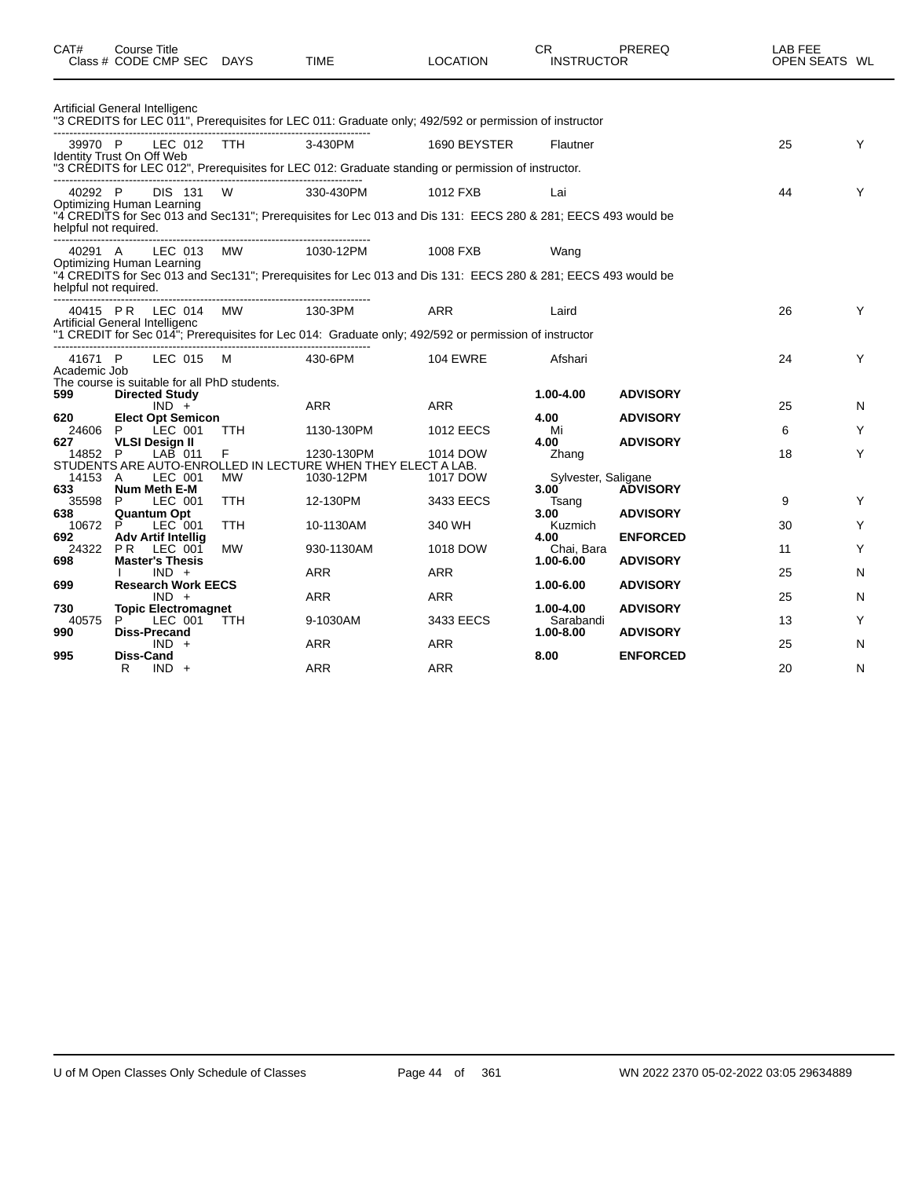| CAT# Class # | Course Title CODE CMP SEC | DAYS | TIME | LOCATION | CR INSTRUCTOR | PREREQ | LAB FEE OPEN SEATS | WL |
|---|---|---|---|---|---|---|---|---|

Artificial General Intelligenc
"3 CREDITS for LEC 011", Prerequisites for LEC 011: Graduate only; 492/592 or permission of instructor

| CAT# Class # | Course Title CODE CMP SEC | DAYS | TIME | LOCATION | CR INSTRUCTOR | PREREQ | LAB FEE OPEN SEATS | WL |
|---|---|---|---|---|---|---|---|---|
| 39970 | P LEC 012 | TTH | 3-430PM | 1690 BEYSTER | Flautner | | 25 | Y |

Identity Trust On Off Web
"3 CREDITS for LEC 012", Prerequisites for LEC 012: Graduate standing or permission of instructor.

| CAT# Class # | Course Title CODE CMP SEC | DAYS | TIME | LOCATION | CR INSTRUCTOR | PREREQ | LAB FEE OPEN SEATS | WL |
|---|---|---|---|---|---|---|---|---|
| 40292 | P DIS 131 | W | 330-430PM | 1012 FXB | Lai | | 44 | Y |

Optimizing Human Learning
"4 CREDITS for Sec 013 and Sec131"; Prerequisites for Lec 013 and Dis 131: EECS 280 & 281; EECS 493 would be helpful not required.

| CAT# Class # | Course Title CODE CMP SEC | DAYS | TIME | LOCATION | CR INSTRUCTOR | PREREQ | LAB FEE OPEN SEATS | WL |
|---|---|---|---|---|---|---|---|---|
| 40291 | A LEC 013 | MW | 1030-12PM | 1008 FXB | Wang | | | |

Optimizing Human Learning
"4 CREDITS for Sec 013 and Sec131"; Prerequisites for Lec 013 and Dis 131: EECS 280 & 281; EECS 493 would be helpful not required.

| CAT# Class # | Course Title CODE CMP SEC | DAYS | TIME | LOCATION | CR INSTRUCTOR | PREREQ | LAB FEE OPEN SEATS | WL |
|---|---|---|---|---|---|---|---|---|
| 40415 | P R LEC 014 | MW | 130-3PM | ARR | Laird | | 26 | Y |

Artificial General Intelligenc
"1 CREDIT for Sec 014"; Prerequisites for Lec 014: Graduate only; 492/592 or permission of instructor

| CAT# Class # | Course Title CODE CMP SEC | DAYS | TIME | LOCATION | CR INSTRUCTOR | PREREQ | LAB FEE OPEN SEATS | WL |
|---|---|---|---|---|---|---|---|---|
| 41671 | P LEC 015 | M | 430-6PM | 104 EWRE | Afshari | | 24 | Y |

Academic Job
The course is suitable for all PhD students.

| CAT# Class # | Course Title CODE CMP SEC | DAYS | TIME | LOCATION | CR INSTRUCTOR | PREREQ | LAB FEE OPEN SEATS | WL |
|---|---|---|---|---|---|---|---|---|
| **599** | **Directed Study** | | | | **1.00-4.00** | **ADVISORY** | | |
| | IND + | | ARR | ARR | | | 25 | N |
| **620** | **Elect Opt Semicon** | | | | **4.00** | **ADVISORY** | | |
| 24606 | P LEC 001 | TTH | 1130-130PM | 1012 EECS | Mi | | 6 | Y |
| **627** | **VLSI Design II** | | | | **4.00** | **ADVISORY** | | |
| 14852 | P LAB 011 | F | 1230-130PM | 1014 DOW | Zhang | | 18 | Y |
| | STUDENTS ARE AUTO-ENROLLED IN LECTURE WHEN THEY ELECT A LAB. | | | | | | | |
| 14153 | A LEC 001 | MW | 1030-12PM | 1017 DOW | Sylvester, Saligane | | | |
| **633** | **Num Meth E-M** | | | | **3.00** | **ADVISORY** | | |
| 35598 | P LEC 001 | TTH | 12-130PM | 3433 EECS | Tsang | | 9 | Y |
| **638** | **Quantum Opt** | | | | **3.00** | **ADVISORY** | | |
| 10672 | P LEC 001 | TTH | 10-1130AM | 340 WH | Kuzmich | | 30 | Y |
| **692** | **Adv Artif Intellig** | | | | **4.00** | **ENFORCED** | | |
| 24322 | P R LEC 001 | MW | 930-1130AM | 1018 DOW | Chai, Bara | | 11 | Y |
| **698** | **Master's Thesis** | | | | **1.00-6.00** | **ADVISORY** | | |
| | I IND + | | ARR | ARR | | | 25 | N |
| **699** | **Research Work EECS** | | | | **1.00-6.00** | **ADVISORY** | | |
| | IND + | | ARR | ARR | | | 25 | N |
| **730** | **Topic Electromagnet** | | | | **1.00-4.00** | **ADVISORY** | | |
| 40575 | P LEC 001 | TTH | 9-1030AM | 3433 EECS | Sarabandi | | 13 | Y |
| **990** | **Diss-Precand** | | | | **1.00-8.00** | **ADVISORY** | | |
| | IND + | | ARR | ARR | | | 25 | N |
| **995** | **Diss-Cand** | | | | **8.00** | **ENFORCED** | | |
| | R IND + | | ARR | ARR | | | 20 | N |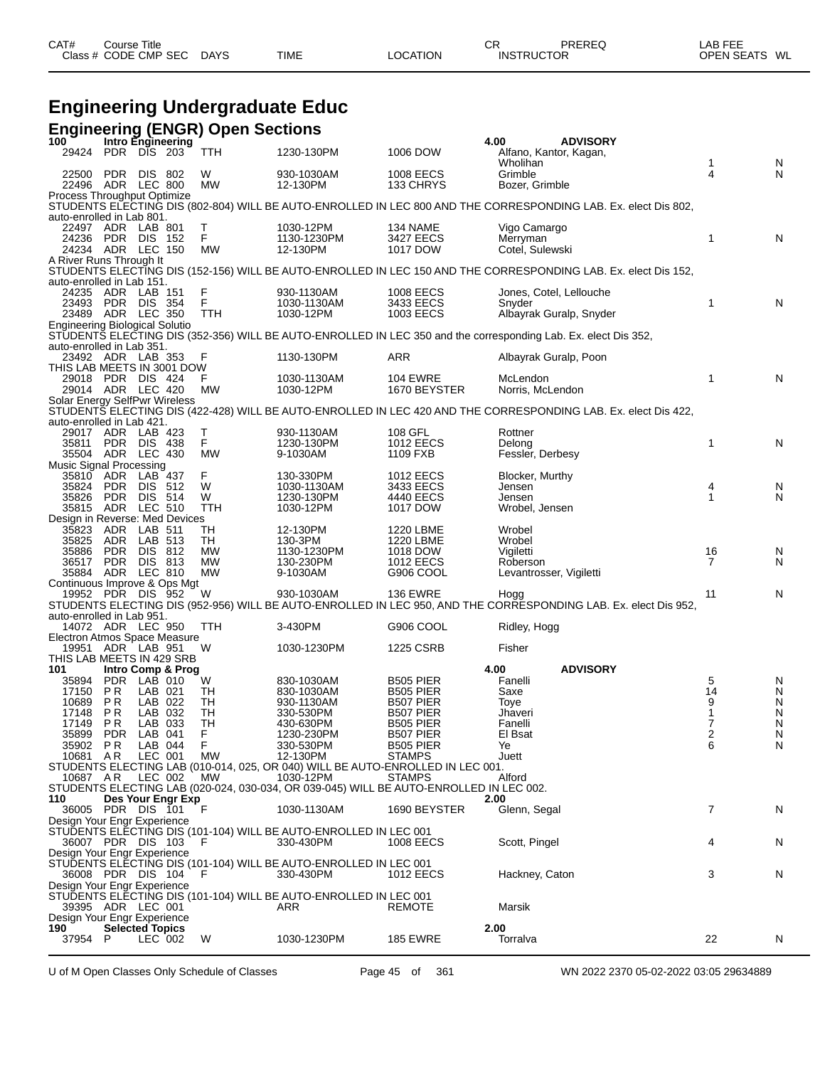| CAT# | Course Title | | | | | | CR | PREREQ | LAB FEE | |
|---|---|---|---|---|---|---|---|---|---|---|
| Class # | CODE | CMP | SEC | DAYS | TIME | LOCATION | INSTRUCTOR | | OPEN SEATS | WL |

# Engineering Undergraduate Educ

## Engineering (ENGR) Open Sections

**100 Intro Engineering** — 4.00 ADVISORY

| Class # | CODE | CMP | SEC | DAYS | TIME | LOCATION | INSTRUCTOR | OPEN SEATS | WL |
|---|---|---|---|---|---|---|---|---|---|
| 29424 | PDR | DIS | 203 | TTH | 1230-130PM | 1006 DOW | Alfano, Kantor, Kagan, Wholihan | 1 | N |
| 22500 | PDR | DIS | 802 | W | 930-1030AM | 1008 EECS | Grimble | 4 | N |
| 22496 | ADR | LEC | 800 | MW | 12-130PM | 133 CHRYS | Bozer, Grimble | | |

Process Throughput Optimize
STUDENTS ELECTING DIS (802-804) WILL BE AUTO-ENROLLED IN LEC 800 AND THE CORRESPONDING LAB. Ex. elect Dis 802, auto-enrolled in Lab 801.

| Class # | CODE | CMP | SEC | DAYS | TIME | LOCATION | INSTRUCTOR | OPEN SEATS | WL |
|---|---|---|---|---|---|---|---|---|---|
| 22497 | ADR | LAB | 801 | T | 1030-12PM | 134 NAME | Vigo Camargo | | |
| 24236 | PDR | DIS | 152 | F | 1130-1230PM | 3427 EECS | Merryman | 1 | N |
| 24234 | ADR | LEC | 150 | MW | 12-130PM | 1017 DOW | Cotel, Sulewski | | |

A River Runs Through It
STUDENTS ELECTING DIS (152-156) WILL BE AUTO-ENROLLED IN LEC 150 AND THE CORRESPONDING LAB. Ex. elect Dis 152, auto-enrolled in Lab 151.

| Class # | CODE | CMP | SEC | DAYS | TIME | LOCATION | INSTRUCTOR | OPEN SEATS | WL |
|---|---|---|---|---|---|---|---|---|---|
| 24235 | ADR | LAB | 151 | F | 930-1130AM | 1008 EECS | Jones, Cotel, Lellouche | | |
| 23493 | PDR | DIS | 354 | F | 1030-1130AM | 3433 EECS | Snyder | 1 | N |
| 23489 | ADR | LEC | 350 | TTH | 1030-12PM | 1003 EECS | Albayrak Guralp, Snyder | | |

Engineering Biological Solutio
STUDENTS ELECTING DIS (352-356) WILL BE AUTO-ENROLLED IN LEC 350 and the corresponding Lab. Ex. elect Dis 352, auto-enrolled in Lab 351.

| Class # | CODE | CMP | SEC | DAYS | TIME | LOCATION | INSTRUCTOR | OPEN SEATS | WL |
|---|---|---|---|---|---|---|---|---|---|
| 23492 | ADR | LAB | 353 | F | 1130-130PM | ARR | Albayrak Guralp, Poon | | |

THIS LAB MEETS IN 3001 DOW

| Class # | CODE | CMP | SEC | DAYS | TIME | LOCATION | INSTRUCTOR | OPEN SEATS | WL |
|---|---|---|---|---|---|---|---|---|---|
| 29018 | PDR | DIS | 424 | F | 1030-1130AM | 104 EWRE | McLendon | 1 | N |
| 29014 | ADR | LEC | 420 | MW | 1030-12PM | 1670 BEYSTER | Norris, McLendon | | |

Solar Energy SelfPwr Wireless
STUDENTS ELECTING DIS (422-428) WILL BE AUTO-ENROLLED IN LEC 420 AND THE CORRESPONDING LAB. Ex. elect Dis 422, auto-enrolled in Lab 421.

| Class # | CODE | CMP | SEC | DAYS | TIME | LOCATION | INSTRUCTOR | OPEN SEATS | WL |
|---|---|---|---|---|---|---|---|---|---|
| 29017 | ADR | LAB | 423 | T | 930-1130AM | 108 GFL | Rottner | | |
| 35811 | PDR | DIS | 438 | F | 1230-130PM | 1012 EECS | Delong | 1 | N |
| 35504 | ADR | LEC | 430 | MW | 9-1030AM | 1109 FXB | Fessler, Derbesy | | |

Music Signal Processing

| Class # | CODE | CMP | SEC | DAYS | TIME | LOCATION | INSTRUCTOR | OPEN SEATS | WL |
|---|---|---|---|---|---|---|---|---|---|
| 35810 | ADR | LAB | 437 | F | 130-330PM | 1012 EECS | Blocker, Murthy | | |
| 35824 | PDR | DIS | 512 | W | 1030-1130AM | 3433 EECS | Jensen | 4 | N |
| 35826 | PDR | DIS | 514 | W | 1230-130PM | 4440 EECS | Jensen | 1 | N |
| 35815 | ADR | LEC | 510 | TTH | 1030-12PM | 1017 DOW | Wrobel, Jensen | | |

Design in Reverse: Med Devices

| Class # | CODE | CMP | SEC | DAYS | TIME | LOCATION | INSTRUCTOR | OPEN SEATS | WL |
|---|---|---|---|---|---|---|---|---|---|
| 35823 | ADR | LAB | 511 | TH | 12-130PM | 1220 LBME | Wrobel | | |
| 35825 | ADR | LAB | 513 | TH | 130-3PM | 1220 LBME | Wrobel | | |
| 35886 | PDR | DIS | 812 | MW | 1130-1230PM | 1018 DOW | Vigiletti | 16 | N |
| 36517 | PDR | DIS | 813 | MW | 130-230PM | 1012 EECS | Roberson | 7 | N |
| 35884 | ADR | LEC | 810 | MW | 9-1030AM | G906 COOL | Levantrosser, Vigiletti | | |

Continuous Improve & Ops Mgt

| Class # | CODE | CMP | SEC | DAYS | TIME | LOCATION | INSTRUCTOR | OPEN SEATS | WL |
|---|---|---|---|---|---|---|---|---|---|
| 19952 | PDR | DIS | 952 | W | 930-1030AM | 136 EWRE | Hogg | 11 | N |

STUDENTS ELECTING DIS (952-956) WILL BE AUTO-ENROLLED IN LEC 950, AND THE CORRESPONDING LAB. Ex. elect Dis 952, auto-enrolled in Lab 951.

| Class # | CODE | CMP | SEC | DAYS | TIME | LOCATION | INSTRUCTOR | OPEN SEATS | WL |
|---|---|---|---|---|---|---|---|---|---|
| 14072 | ADR | LEC | 950 | TTH | 3-430PM | G906 COOL | Ridley, Hogg | | |

Electron Atmos Space Measure

| Class # | CODE | CMP | SEC | DAYS | TIME | LOCATION | INSTRUCTOR | OPEN SEATS | WL |
|---|---|---|---|---|---|---|---|---|---|
| 19951 | ADR | LAB | 951 | W | 1030-1230PM | 1225 CSRB | Fisher | | |

THIS LAB MEETS IN 429 SRB

**101 Intro Comp & Prog** — 4.00 ADVISORY

| Class # | CODE | CMP | SEC | DAYS | TIME | LOCATION | INSTRUCTOR | OPEN SEATS | WL |
|---|---|---|---|---|---|---|---|---|---|
| 35894 | PDR | LAB | 010 | W | 830-1030AM | B505 PIER | Fanelli | 5 | N |
| 17150 | P R | LAB | 021 | TH | 830-1030AM | B505 PIER | Saxe | 14 | N |
| 10689 | P R | LAB | 022 | TH | 930-1130AM | B507 PIER | Toye | 9 | N |
| 17148 | P R | LAB | 032 | TH | 330-530PM | B507 PIER | Jhaveri | 1 | N |
| 17149 | P R | LAB | 033 | TH | 430-630PM | B505 PIER | Fanelli | 7 | N |
| 35899 | PDR | LAB | 041 | F | 1230-230PM | B507 PIER | El Bsat | 2 | N |
| 35902 | P R | LAB | 044 | F | 330-530PM | B505 PIER | Ye | 6 | N |
| 10681 | A R | LEC | 001 | MW | 12-130PM | STAMPS | Juett | | |

STUDENTS ELECTING LAB (010-014, 025, OR 040) WILL BE AUTO-ENROLLED IN LEC 001.

| Class # | CODE | CMP | SEC | DAYS | TIME | LOCATION | INSTRUCTOR | OPEN SEATS | WL |
|---|---|---|---|---|---|---|---|---|---|
| 10687 | A R | LEC | 002 | MW | 1030-12PM | STAMPS | Alford | | |

STUDENTS ELECTING LAB (020-024, 030-034, OR 039-045) WILL BE AUTO-ENROLLED IN LEC 002.

**110 Des Your Engr Exp** — 2.00

| Class # | CODE | CMP | SEC | DAYS | TIME | LOCATION | INSTRUCTOR | OPEN SEATS | WL |
|---|---|---|---|---|---|---|---|---|---|
| 36005 | PDR | DIS | 101 | F | 1030-1130AM | 1690 BEYSTER | Glenn, Segal | 7 | N |

Design Your Engr Experience
STUDENTS ELECTING DIS (101-104) WILL BE AUTO-ENROLLED IN LEC 001

| Class # | CODE | CMP | SEC | DAYS | TIME | LOCATION | INSTRUCTOR | OPEN SEATS | WL |
|---|---|---|---|---|---|---|---|---|---|
| 36007 | PDR | DIS | 103 | F | 330-430PM | 1008 EECS | Scott, Pingel | 4 | N |

Design Your Engr Experience
STUDENTS ELECTING DIS (101-104) WILL BE AUTO-ENROLLED IN LEC 001

| Class # | CODE | CMP | SEC | DAYS | TIME | LOCATION | INSTRUCTOR | OPEN SEATS | WL |
|---|---|---|---|---|---|---|---|---|---|
| 36008 | PDR | DIS | 104 | F | 330-430PM | 1012 EECS | Hackney, Caton | 3 | N |

Design Your Engr Experience
STUDENTS ELECTING DIS (101-104) WILL BE AUTO-ENROLLED IN LEC 001

| Class # | CODE | CMP | SEC | DAYS | TIME | LOCATION | INSTRUCTOR | OPEN SEATS | WL |
|---|---|---|---|---|---|---|---|---|---|
| 39395 | ADR | LEC | 001 | | ARR | REMOTE | Marsik | | |

Design Your Engr Experience

**190 Selected Topics** — 2.00

| Class # | CODE | CMP | SEC | DAYS | TIME | LOCATION | INSTRUCTOR | OPEN SEATS | WL |
|---|---|---|---|---|---|---|---|---|---|
| 37954 | P | LEC | 002 | W | 1030-1230PM | 185 EWRE | Torralva | 22 | N |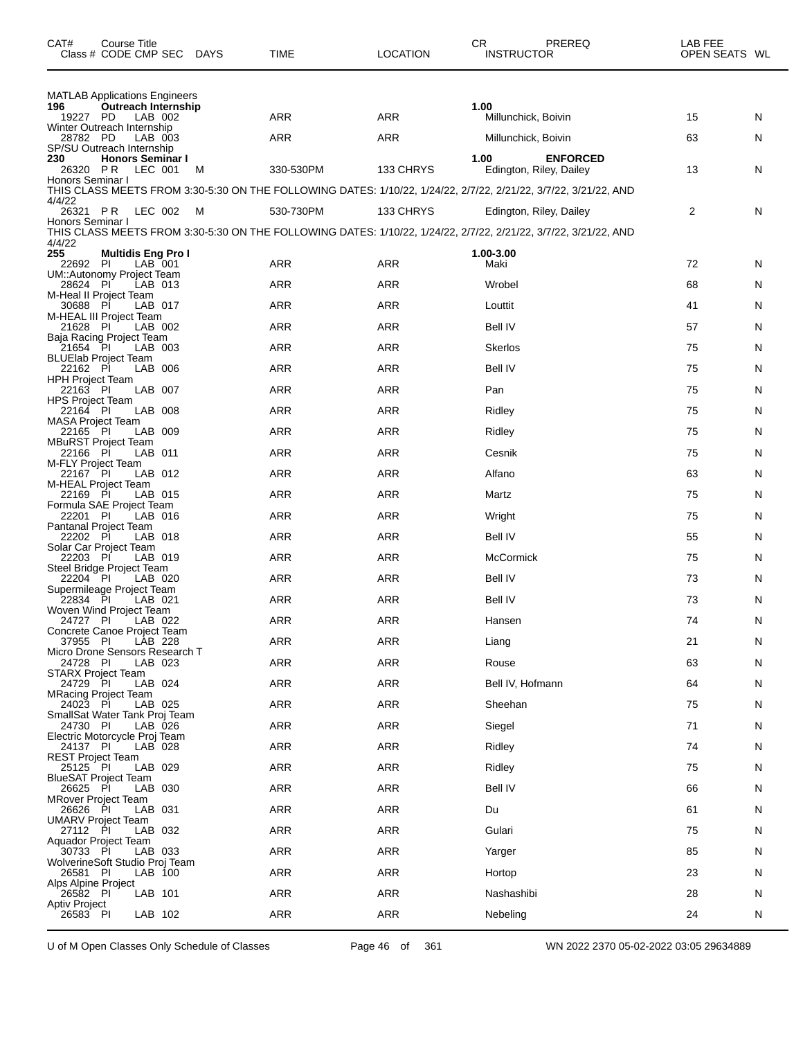| CAT# | Course Title Class # CODE CMP SEC | DAYS | TIME | LOCATION | CR INSTRUCTOR | PREREQ | LAB FEE OPEN SEATS | WL |
|---|---|---|---|---|---|---|---|---|
| | MATLAB Applications Engineers | | | | | | | |
| 196 | **Outreach Internship** | | | | 1.00 | | | |
| | 19227 PD LAB 002 | | ARR | ARR | Millunchick, Boivin | | 15 | N |
| | Winter Outreach Internship | | | | | | | |
| | 28782 PD LAB 003 | | ARR | ARR | Millunchick, Boivin | | 63 | N |
| | SP/SU Outreach Internship | | | | | | | |
| 230 | **Honors Seminar I** | | | | 1.00 | **ENFORCED** | | |
| | 26320 P R LEC 001 | M | 330-530PM | 133 CHRYS | Edington, Riley, Dailey | | 13 | N |
| | Honors Seminar I | | | | | | | |
| | THIS CLASS MEETS FROM 3:30-5:30 ON THE FOLLOWING DATES: 1/10/22, 1/24/22, 2/7/22, 2/21/22, 3/7/22, 3/21/22, AND 4/4/22 | | | | | | | |
| | 26321 P R LEC 002 | M | 530-730PM | 133 CHRYS | Edington, Riley, Dailey | | 2 | N |
| | Honors Seminar I | | | | | | | |
| | THIS CLASS MEETS FROM 3:30-5:30 ON THE FOLLOWING DATES: 1/10/22, 1/24/22, 2/7/22, 2/21/22, 3/7/22, 3/21/22, AND 4/4/22 | | | | | | | |
| 255 | **Multidis Eng Pro I** | | | | 1.00-3.00 | | | |
| | 22692 PI LAB 001 | | ARR | ARR | Maki | | 72 | N |
| | UM::Autonomy Project Team | | | | | | | |
| | 28624 PI LAB 013 | | ARR | ARR | Wrobel | | 68 | N |
| | M-Heal II Project Team | | | | | | | |
| | 30688 PI LAB 017 | | ARR | ARR | Louttit | | 41 | N |
| | M-HEAL III Project Team | | | | | | | |
| | 21628 PI LAB 002 | | ARR | ARR | Bell IV | | 57 | N |
| | Baja Racing Project Team | | | | | | | |
| | 21654 PI LAB 003 | | ARR | ARR | Skerlos | | 75 | N |
| | BLUElab Project Team | | | | | | | |
| | 22162 PI LAB 006 | | ARR | ARR | Bell IV | | 75 | N |
| | HPH Project Team | | | | | | | |
| | 22163 PI LAB 007 | | ARR | ARR | Pan | | 75 | N |
| | HPS Project Team | | | | | | | |
| | 22164 PI LAB 008 | | ARR | ARR | Ridley | | 75 | N |
| | MASA Project Team | | | | | | | |
| | 22165 PI LAB 009 | | ARR | ARR | Ridley | | 75 | N |
| | MBuRST Project Team | | | | | | | |
| | 22166 PI LAB 011 | | ARR | ARR | Cesnik | | 75 | N |
| | M-FLY Project Team | | | | | | | |
| | 22167 PI LAB 012 | | ARR | ARR | Alfano | | 63 | N |
| | M-HEAL Project Team | | | | | | | |
| | 22169 PI LAB 015 | | ARR | ARR | Martz | | 75 | N |
| | Formula SAE Project Team | | | | | | | |
| | 22201 PI LAB 016 | | ARR | ARR | Wright | | 75 | N |
| | Pantanal Project Team | | | | | | | |
| | 22202 PI LAB 018 | | ARR | ARR | Bell IV | | 55 | N |
| | Solar Car Project Team | | | | | | | |
| | 22203 PI LAB 019 | | ARR | ARR | McCormick | | 75 | N |
| | Steel Bridge Project Team | | | | | | | |
| | 22204 PI LAB 020 | | ARR | ARR | Bell IV | | 73 | N |
| | Supermileage Project Team | | | | | | | |
| | 22834 PI LAB 021 | | ARR | ARR | Bell IV | | 73 | N |
| | Woven Wind Project Team | | | | | | | |
| | 24727 PI LAB 022 | | ARR | ARR | Hansen | | 74 | N |
| | Concrete Canoe Project Team | | | | | | | |
| | 37955 PI LAB 228 | | ARR | ARR | Liang | | 21 | N |
| | Micro Drone Sensors Research T | | | | | | | |
| | 24728 PI LAB 023 | | ARR | ARR | Rouse | | 63 | N |
| | STARX Project Team | | | | | | | |
| | 24729 PI LAB 024 | | ARR | ARR | Bell IV, Hofmann | | 64 | N |
| | MRacing Project Team | | | | | | | |
| | 24023 PI LAB 025 | | ARR | ARR | Sheehan | | 75 | N |
| | SmallSat Water Tank Proj Team | | | | | | | |
| | 24730 PI LAB 026 | | ARR | ARR | Siegel | | 71 | N |
| | Electric Motorcycle Proj Team | | | | | | | |
| | 24137 PI LAB 028 | | ARR | ARR | Ridley | | 74 | N |
| | REST Project Team | | | | | | | |
| | 25125 PI LAB 029 | | ARR | ARR | Ridley | | 75 | N |
| | BlueSAT Project Team | | | | | | | |
| | 26625 PI LAB 030 | | ARR | ARR | Bell IV | | 66 | N |
| | MRover Project Team | | | | | | | |
| | 26626 PI LAB 031 | | ARR | ARR | Du | | 61 | N |
| | UMARV Project Team | | | | | | | |
| | 27112 PI LAB 032 | | ARR | ARR | Gulari | | 75 | N |
| | Aquador Project Team | | | | | | | |
| | 30733 PI LAB 033 | | ARR | ARR | Yarger | | 85 | N |
| | WolverineSoft Studio Proj Team | | | | | | | |
| | 26581 PI LAB 100 | | ARR | ARR | Hortop | | 23 | N |
| | Alps Alpine Project | | | | | | | |
| | 26582 PI LAB 101 | | ARR | ARR | Nashashibi | | 28 | N |
| | Aptiv Project | | | | | | | |
| | 26583 PI LAB 102 | | ARR | ARR | Nebeling | | 24 | N |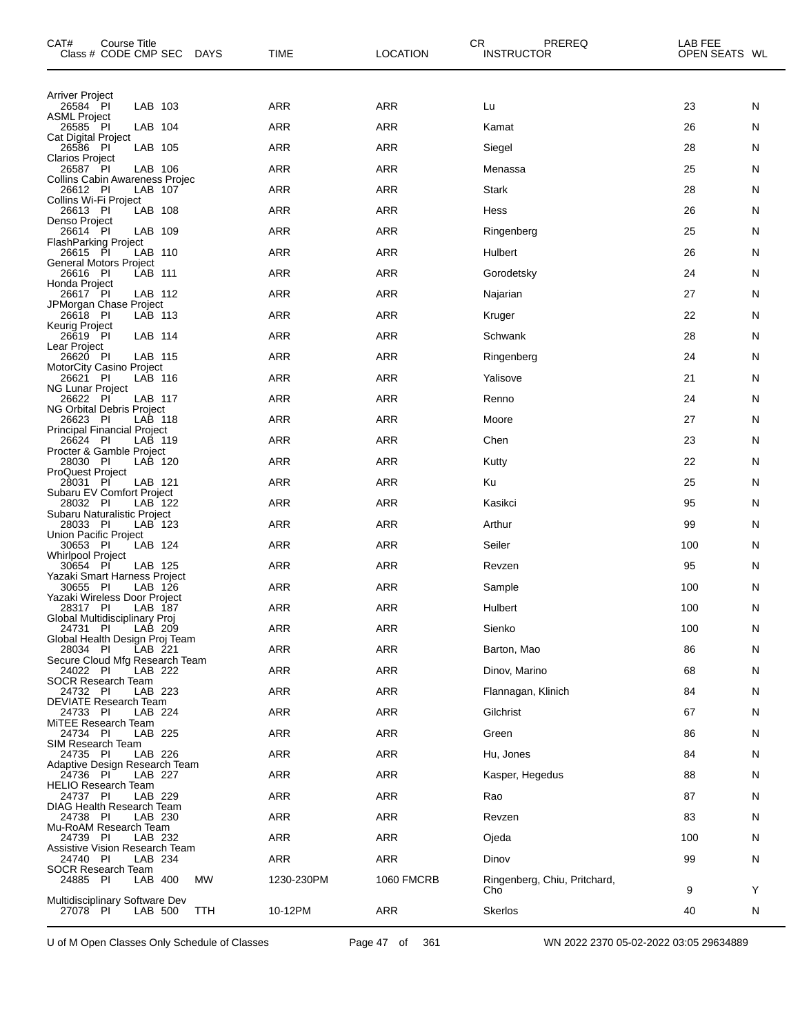| CAT# Class # | Course Title CODE | CMP | SEC | DAYS | TIME | LOCATION | CR INSTRUCTOR | PREREQ | LAB FEE OPEN SEATS | WL |
|---|---|---|---|---|---|---|---|---|---|---|
| Arriver Project | | | | | | | | | | |
| 26584 | PI | LAB | 103 | | ARR | ARR | Lu | | 23 | N |
| ASML Project | | | | | | | | | | |
| 26585 | PI | LAB | 104 | | ARR | ARR | Kamat | | 26 | N |
| Cat Digital Project | | | | | | | | | | |
| 26586 | PI | LAB | 105 | | ARR | ARR | Siegel | | 28 | N |
| Clarios Project | | | | | | | | | | |
| 26587 | PI | LAB | 106 | | ARR | ARR | Menassa | | 25 | N |
| Collins Cabin Awareness Projec | | | | | | | | | | |
| 26612 | PI | LAB | 107 | | ARR | ARR | Stark | | 28 | N |
| Collins Wi-Fi Project | | | | | | | | | | |
| 26613 | PI | LAB | 108 | | ARR | ARR | Hess | | 26 | N |
| Denso Project | | | | | | | | | | |
| 26614 | PI | LAB | 109 | | ARR | ARR | Ringenberg | | 25 | N |
| FlashParking Project | | | | | | | | | | |
| 26615 | PI | LAB | 110 | | ARR | ARR | Hulbert | | 26 | N |
| General Motors Project | | | | | | | | | | |
| 26616 | PI | LAB | 111 | | ARR | ARR | Gorodetsky | | 24 | N |
| Honda Project | | | | | | | | | | |
| 26617 | PI | LAB | 112 | | ARR | ARR | Najarian | | 27 | N |
| JPMorgan Chase Project | | | | | | | | | | |
| 26618 | PI | LAB | 113 | | ARR | ARR | Kruger | | 22 | N |
| Keurig Project | | | | | | | | | | |
| 26619 | PI | LAB | 114 | | ARR | ARR | Schwank | | 28 | N |
| Lear Project | | | | | | | | | | |
| 26620 | PI | LAB | 115 | | ARR | ARR | Ringenberg | | 24 | N |
| MotorCity Casino Project | | | | | | | | | | |
| 26621 | PI | LAB | 116 | | ARR | ARR | Yalisove | | 21 | N |
| NG Lunar Project | | | | | | | | | | |
| 26622 | PI | LAB | 117 | | ARR | ARR | Renno | | 24 | N |
| NG Orbital Debris Project | | | | | | | | | | |
| 26623 | PI | LAB | 118 | | ARR | ARR | Moore | | 27 | N |
| Principal Financial Project | | | | | | | | | | |
| 26624 | PI | LAB | 119 | | ARR | ARR | Chen | | 23 | N |
| Procter & Gamble Project | | | | | | | | | | |
| 28030 | PI | LAB | 120 | | ARR | ARR | Kutty | | 22 | N |
| ProQuest Project | | | | | | | | | | |
| 28031 | PI | LAB | 121 | | ARR | ARR | Ku | | 25 | N |
| Subaru EV Comfort Project | | | | | | | | | | |
| 28032 | PI | LAB | 122 | | ARR | ARR | Kasikci | | 95 | N |
| Subaru Naturalistic Project | | | | | | | | | | |
| 28033 | PI | LAB | 123 | | ARR | ARR | Arthur | | 99 | N |
| Union Pacific Project | | | | | | | | | | |
| 30653 | PI | LAB | 124 | | ARR | ARR | Seiler | | 100 | N |
| Whirlpool Project | | | | | | | | | | |
| 30654 | PI | LAB | 125 | | ARR | ARR | Revzen | | 95 | N |
| Yazaki Smart Harness Project | | | | | | | | | | |
| 30655 | PI | LAB | 126 | | ARR | ARR | Sample | | 100 | N |
| Yazaki Wireless Door Project | | | | | | | | | | |
| 28317 | PI | LAB | 187 | | ARR | ARR | Hulbert | | 100 | N |
| Global Multidisciplinary Proj | | | | | | | | | | |
| 24731 | PI | LAB | 209 | | ARR | ARR | Sienko | | 100 | N |
| Global Health Design Proj Team | | | | | | | | | | |
| 28034 | PI | LAB | 221 | | ARR | ARR | Barton, Mao | | 86 | N |
| Secure Cloud Mfg Research Team | | | | | | | | | | |
| 24022 | PI | LAB | 222 | | ARR | ARR | Dinov, Marino | | 68 | N |
| SOCR Research Team | | | | | | | | | | |
| 24732 | PI | LAB | 223 | | ARR | ARR | Flannagan, Klinich | | 84 | N |
| DEVIATE Research Team | | | | | | | | | | |
| 24733 | PI | LAB | 224 | | ARR | ARR | Gilchrist | | 67 | N |
| MiTEE Research Team | | | | | | | | | | |
| 24734 | PI | LAB | 225 | | ARR | ARR | Green | | 86 | N |
| SIM Research Team | | | | | | | | | | |
| 24735 | PI | LAB | 226 | | ARR | ARR | Hu, Jones | | 84 | N |
| Adaptive Design Research Team | | | | | | | | | | |
| 24736 | PI | LAB | 227 | | ARR | ARR | Kasper, Hegedus | | 88 | N |
| HELIO Research Team | | | | | | | | | | |
| 24737 | PI | LAB | 229 | | ARR | ARR | Rao | | 87 | N |
| DIAG Health Research Team | | | | | | | | | | |
| 24738 | PI | LAB | 230 | | ARR | ARR | Revzen | | 83 | N |
| Mu-RoAM Research Team | | | | | | | | | | |
| 24739 | PI | LAB | 232 | | ARR | ARR | Ojeda | | 100 | N |
| Assistive Vision Research Team | | | | | | | | | | |
| 24740 | PI | LAB | 234 | | ARR | ARR | Dinov | | 99 | N |
| SOCR Research Team | | | | | | | | | | |
| 24885 | PI | LAB | 400 | MW | 1230-230PM | 1060 FMCRB | Ringenberg, Chiu, Pritchard, Cho | | 9 | Y |
| Multidisciplinary Software Dev | | | | | | | | | | |
| 27078 | PI | LAB | 500 | TTH | 10-12PM | ARR | Skerlos | | 40 | N |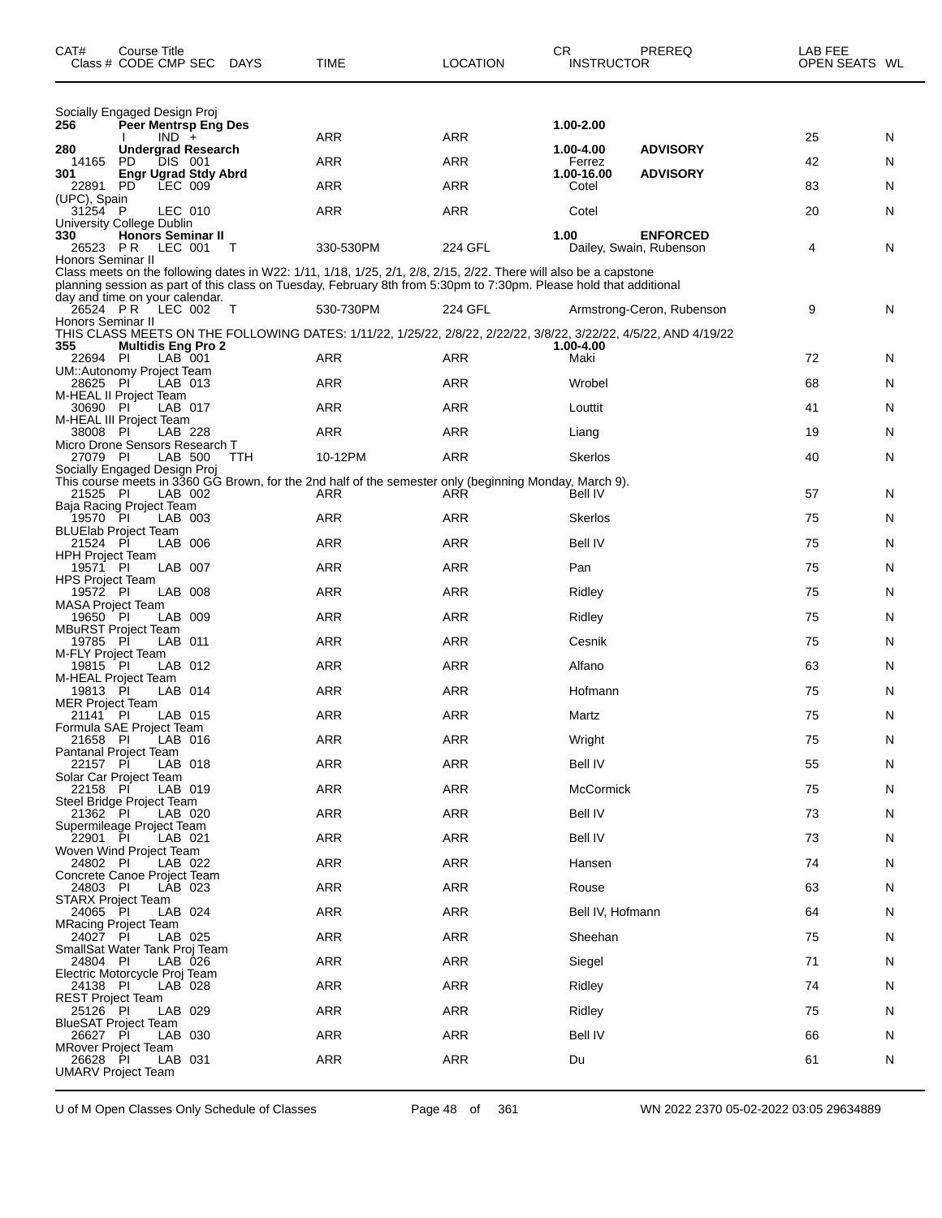| CAT# Class # | Course Title CODE | CMP | SEC | DAYS | TIME | LOCATION | CR INSTRUCTOR | PREREQ | LAB FEE OPEN SEATS | WL |
|---|---|---|---|---|---|---|---|---|---|---|
| Socially Engaged Design Proj | | | | | | | | | | |
| 256 | Peer Mentrsp Eng Des | | | | | | 1.00-2.00 | | | |
| | I | IND | + | | ARR | ARR | | | 25 | N |
| 280 | Undergrad Research | | | | | | 1.00-4.00 | ADVISORY | | |
| 14165 | PD | DIS | 001 | | ARR | ARR | Ferrez | | 42 | N |
| 301 | Engr Ugrad Stdy Abrd | | | | | | 1.00-16.00 | ADVISORY | | |
| 22891 | PD | LEC | 009 | | ARR | ARR | Cotel | | 83 | N |
| (UPC), Spain | | | | | | | | | | |
| 31254 | P | LEC | 010 | | ARR | ARR | Cotel | | 20 | N |
| University College Dublin | | | | | | | | | | |
| 330 | Honors Seminar II | | | | | | 1.00 | ENFORCED | | |
| 26523 | P R | LEC | 001 | T | 330-530PM | 224 GFL | Dailey, Swain, Rubenson | | 4 | N |
| Honors Seminar II | | | | | | | | | | |
| Class meets on the following dates in W22: 1/11, 1/18, 1/25, 2/1, 2/8, 2/15, 2/22. There will also be a capstone planning session as part of this class on Tuesday, February 8th from 5:30pm to 7:30pm. Please hold that additional day and time on your calendar. | | | | | | | | | | |
| 26524 | P R | LEC | 002 | T | 530-730PM | 224 GFL | Armstrong-Ceron, Rubenson | | 9 | N |
| Honors Seminar II | | | | | | | | | | |
| THIS CLASS MEETS ON THE FOLLOWING DATES: 1/11/22, 1/25/22, 2/8/22, 2/22/22, 3/8/22, 3/22/22, 4/5/22, AND 4/19/22 | | | | | | | | | | |
| 355 | Multidis Eng Pro 2 | | | | | | 1.00-4.00 | | | |
| 22694 | PI | LAB | 001 | | ARR | ARR | Maki | | 72 | N |
| UM::Autonomy Project Team | | | | | | | | | | |
| 28625 | PI | LAB | 013 | | ARR | ARR | Wrobel | | 68 | N |
| M-HEAL II Project Team | | | | | | | | | | |
| 30690 | PI | LAB | 017 | | ARR | ARR | Louttit | | 41 | N |
| M-HEAL III Project Team | | | | | | | | | | |
| 38008 | PI | LAB | 228 | | ARR | ARR | Liang | | 19 | N |
| Micro Drone Sensors Research T | | | | | | | | | | |
| 27079 | PI | LAB | 500 | TTH | 10-12PM | ARR | Skerlos | | 40 | N |
| Socially Engaged Design Proj | | | | | | | | | | |
| This course meets in 3360 GG Brown, for the 2nd half of the semester only (beginning Monday, March 9). | | | | | | | | | | |
| 21525 | PI | LAB | 002 | | ARR | ARR | Bell IV | | 57 | N |
| Baja Racing Project Team | | | | | | | | | | |
| 19570 | PI | LAB | 003 | | ARR | ARR | Skerlos | | 75 | N |
| BLUElab Project Team | | | | | | | | | | |
| 21524 | PI | LAB | 006 | | ARR | ARR | Bell IV | | 75 | N |
| HPH Project Team | | | | | | | | | | |
| 19571 | PI | LAB | 007 | | ARR | ARR | Pan | | 75 | N |
| HPS Project Team | | | | | | | | | | |
| 19572 | PI | LAB | 008 | | ARR | ARR | Ridley | | 75 | N |
| MASA Project Team | | | | | | | | | | |
| 19650 | PI | LAB | 009 | | ARR | ARR | Ridley | | 75 | N |
| MBuRST Project Team | | | | | | | | | | |
| 19785 | PI | LAB | 011 | | ARR | ARR | Cesnik | | 75 | N |
| M-FLY Project Team | | | | | | | | | | |
| 19815 | PI | LAB | 012 | | ARR | ARR | Alfano | | 63 | N |
| M-HEAL Project Team | | | | | | | | | | |
| 19813 | PI | LAB | 014 | | ARR | ARR | Hofmann | | 75 | N |
| MER Project Team | | | | | | | | | | |
| 21141 | PI | LAB | 015 | | ARR | ARR | Martz | | 75 | N |
| Formula SAE Project Team | | | | | | | | | | |
| 21658 | PI | LAB | 016 | | ARR | ARR | Wright | | 75 | N |
| Pantanal Project Team | | | | | | | | | | |
| 22157 | PI | LAB | 018 | | ARR | ARR | Bell IV | | 55 | N |
| Solar Car Project Team | | | | | | | | | | |
| 22158 | PI | LAB | 019 | | ARR | ARR | McCormick | | 75 | N |
| Steel Bridge Project Team | | | | | | | | | | |
| 21362 | PI | LAB | 020 | | ARR | ARR | Bell IV | | 73 | N |
| Supermileage Project Team | | | | | | | | | | |
| 22901 | PI | LAB | 021 | | ARR | ARR | Bell IV | | 73 | N |
| Woven Wind Project Team | | | | | | | | | | |
| 24802 | PI | LAB | 022 | | ARR | ARR | Hansen | | 74 | N |
| Concrete Canoe Project Team | | | | | | | | | | |
| 24803 | PI | LAB | 023 | | ARR | ARR | Rouse | | 63 | N |
| STARX Project Team | | | | | | | | | | |
| 24065 | PI | LAB | 024 | | ARR | ARR | Bell IV, Hofmann | | 64 | N |
| MRacing Project Team | | | | | | | | | | |
| 24027 | PI | LAB | 025 | | ARR | ARR | Sheehan | | 75 | N |
| SmallSat Water Tank Proj Team | | | | | | | | | | |
| 24804 | PI | LAB | 026 | | ARR | ARR | Siegel | | 71 | N |
| Electric Motorcycle Proj Team | | | | | | | | | | |
| 24138 | PI | LAB | 028 | | ARR | ARR | Ridley | | 74 | N |
| REST Project Team | | | | | | | | | | |
| 25126 | PI | LAB | 029 | | ARR | ARR | Ridley | | 75 | N |
| BlueSAT Project Team | | | | | | | | | | |
| 26627 | PI | LAB | 030 | | ARR | ARR | Bell IV | | 66 | N |
| MRover Project Team | | | | | | | | | | |
| 26628 | PI | LAB | 031 | | ARR | ARR | Du | | 61 | N |
| UMARV Project Team | | | | | | | | | | |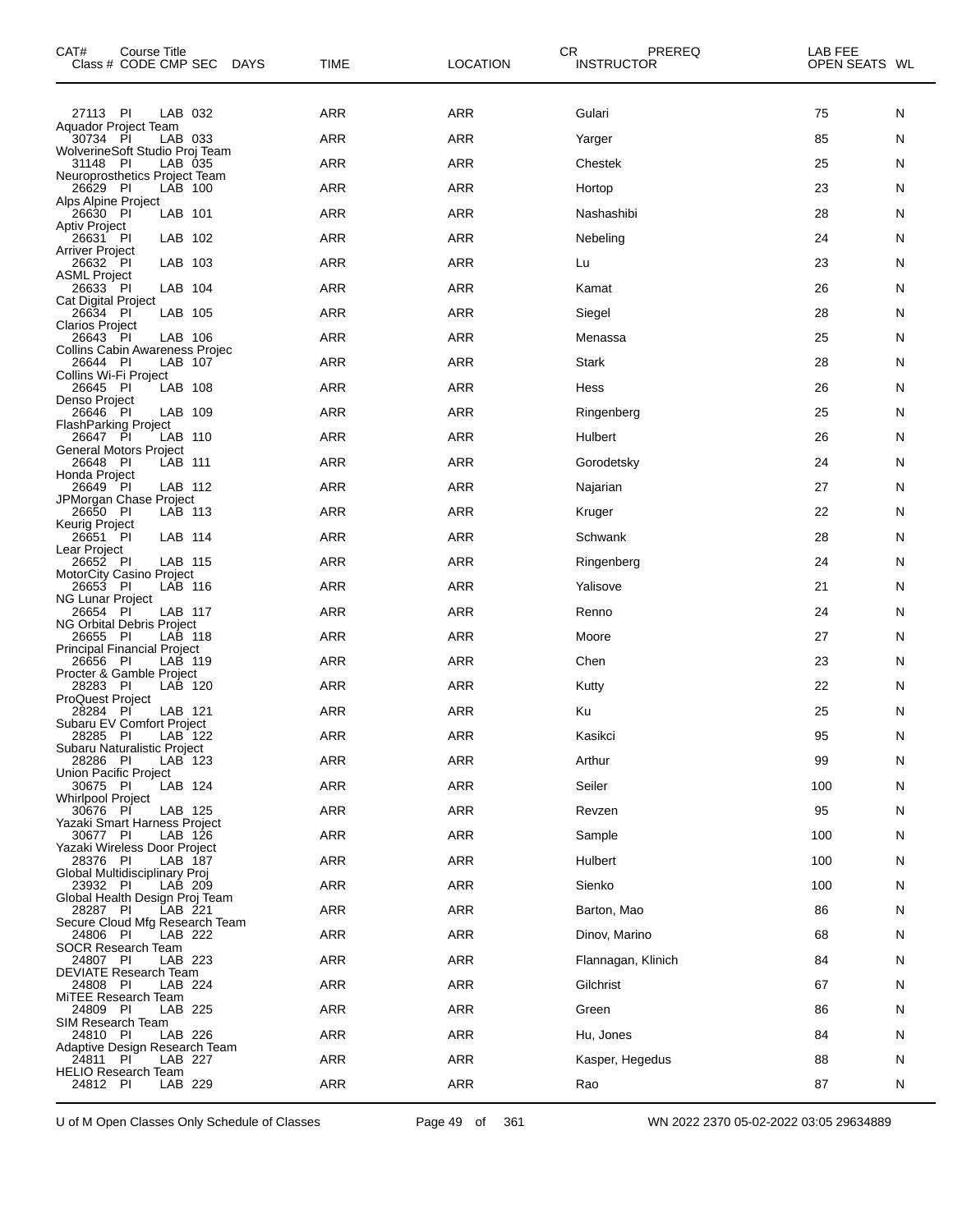| CAT# Course Title Class # | CODE | CMP | SEC | DAYS | TIME | LOCATION | CR INSTRUCTOR | PREREQ | LAB FEE OPEN SEATS | WL |
|---|---|---|---|---|---|---|---|---|---|---|
| 27113 | PI | LAB | 032 | | ARR | ARR | Gulari | | 75 | N |
| Aquador Project Team | | | | | | | | | | |
| 30734 | PI | LAB | 033 | | ARR | ARR | Yarger | | 85 | N |
| WolverineSoft Studio Proj Team | | | | | | | | | | |
| 31148 | PI | LAB | 035 | | ARR | ARR | Chestek | | 25 | N |
| Neuroprosthetics Project Team | | | | | | | | | | |
| 26629 | PI | LAB | 100 | | ARR | ARR | Hortop | | 23 | N |
| Alps Alpine Project | | | | | | | | | | |
| 26630 | PI | LAB | 101 | | ARR | ARR | Nashashibi | | 28 | N |
| Aptiv Project | | | | | | | | | | |
| 26631 | PI | LAB | 102 | | ARR | ARR | Nebeling | | 24 | N |
| Arriver Project | | | | | | | | | | |
| 26632 | PI | LAB | 103 | | ARR | ARR | Lu | | 23 | N |
| ASML Project | | | | | | | | | | |
| 26633 | PI | LAB | 104 | | ARR | ARR | Kamat | | 26 | N |
| Cat Digital Project | | | | | | | | | | |
| 26634 | PI | LAB | 105 | | ARR | ARR | Siegel | | 28 | N |
| Clarios Project | | | | | | | | | | |
| 26643 | PI | LAB | 106 | | ARR | ARR | Menassa | | 25 | N |
| Collins Cabin Awareness Projec | | | | | | | | | | |
| 26644 | PI | LAB | 107 | | ARR | ARR | Stark | | 28 | N |
| Collins Wi-Fi Project | | | | | | | | | | |
| 26645 | PI | LAB | 108 | | ARR | ARR | Hess | | 26 | N |
| Denso Project | | | | | | | | | | |
| 26646 | PI | LAB | 109 | | ARR | ARR | Ringenberg | | 25 | N |
| FlashParking Project | | | | | | | | | | |
| 26647 | PI | LAB | 110 | | ARR | ARR | Hulbert | | 26 | N |
| General Motors Project | | | | | | | | | | |
| 26648 | PI | LAB | 111 | | ARR | ARR | Gorodetsky | | 24 | N |
| Honda Project | | | | | | | | | | |
| 26649 | PI | LAB | 112 | | ARR | ARR | Najarian | | 27 | N |
| JPMorgan Chase Project | | | | | | | | | | |
| 26650 | PI | LAB | 113 | | ARR | ARR | Kruger | | 22 | N |
| Keurig Project | | | | | | | | | | |
| 26651 | PI | LAB | 114 | | ARR | ARR | Schwank | | 28 | N |
| Lear Project | | | | | | | | | | |
| 26652 | PI | LAB | 115 | | ARR | ARR | Ringenberg | | 24 | N |
| MotorCity Casino Project | | | | | | | | | | |
| 26653 | PI | LAB | 116 | | ARR | ARR | Yalisove | | 21 | N |
| NG Lunar Project | | | | | | | | | | |
| 26654 | PI | LAB | 117 | | ARR | ARR | Renno | | 24 | N |
| NG Orbital Debris Project | | | | | | | | | | |
| 26655 | PI | LAB | 118 | | ARR | ARR | Moore | | 27 | N |
| Principal Financial Project | | | | | | | | | | |
| 26656 | PI | LAB | 119 | | ARR | ARR | Chen | | 23 | N |
| Procter & Gamble Project | | | | | | | | | | |
| 28283 | PI | LAB | 120 | | ARR | ARR | Kutty | | 22 | N |
| ProQuest Project | | | | | | | | | | |
| 28284 | PI | LAB | 121 | | ARR | ARR | Ku | | 25 | N |
| Subaru EV Comfort Project | | | | | | | | | | |
| 28285 | PI | LAB | 122 | | ARR | ARR | Kasikci | | 95 | N |
| Subaru Naturalistic Project | | | | | | | | | | |
| 28286 | PI | LAB | 123 | | ARR | ARR | Arthur | | 99 | N |
| Union Pacific Project | | | | | | | | | | |
| 30675 | PI | LAB | 124 | | ARR | ARR | Seiler | | 100 | N |
| Whirlpool Project | | | | | | | | | | |
| 30676 | PI | LAB | 125 | | ARR | ARR | Revzen | | 95 | N |
| Yazaki Smart Harness Project | | | | | | | | | | |
| 30677 | PI | LAB | 126 | | ARR | ARR | Sample | | 100 | N |
| Yazaki Wireless Door Project | | | | | | | | | | |
| 28376 | PI | LAB | 187 | | ARR | ARR | Hulbert | | 100 | N |
| Global Multidisciplinary Proj | | | | | | | | | | |
| 23932 | PI | LAB | 209 | | ARR | ARR | Sienko | | 100 | N |
| Global Health Design Proj Team | | | | | | | | | | |
| 28287 | PI | LAB | 221 | | ARR | ARR | Barton, Mao | | 86 | N |
| Secure Cloud Mfg Research Team | | | | | | | | | | |
| 24806 | PI | LAB | 222 | | ARR | ARR | Dinov, Marino | | 68 | N |
| SOCR Research Team | | | | | | | | | | |
| 24807 | PI | LAB | 223 | | ARR | ARR | Flannagan, Klinich | | 84 | N |
| DEVIATE Research Team | | | | | | | | | | |
| 24808 | PI | LAB | 224 | | ARR | ARR | Gilchrist | | 67 | N |
| MiTEE Research Team | | | | | | | | | | |
| 24809 | PI | LAB | 225 | | ARR | ARR | Green | | 86 | N |
| SIM Research Team | | | | | | | | | | |
| 24810 | PI | LAB | 226 | | ARR | ARR | Hu, Jones | | 84 | N |
| Adaptive Design Research Team | | | | | | | | | | |
| 24811 | PI | LAB | 227 | | ARR | ARR | Kasper, Hegedus | | 88 | N |
| HELIO Research Team | | | | | | | | | | |
| 24812 | PI | LAB | 229 | | ARR | ARR | Rao | | 87 | N |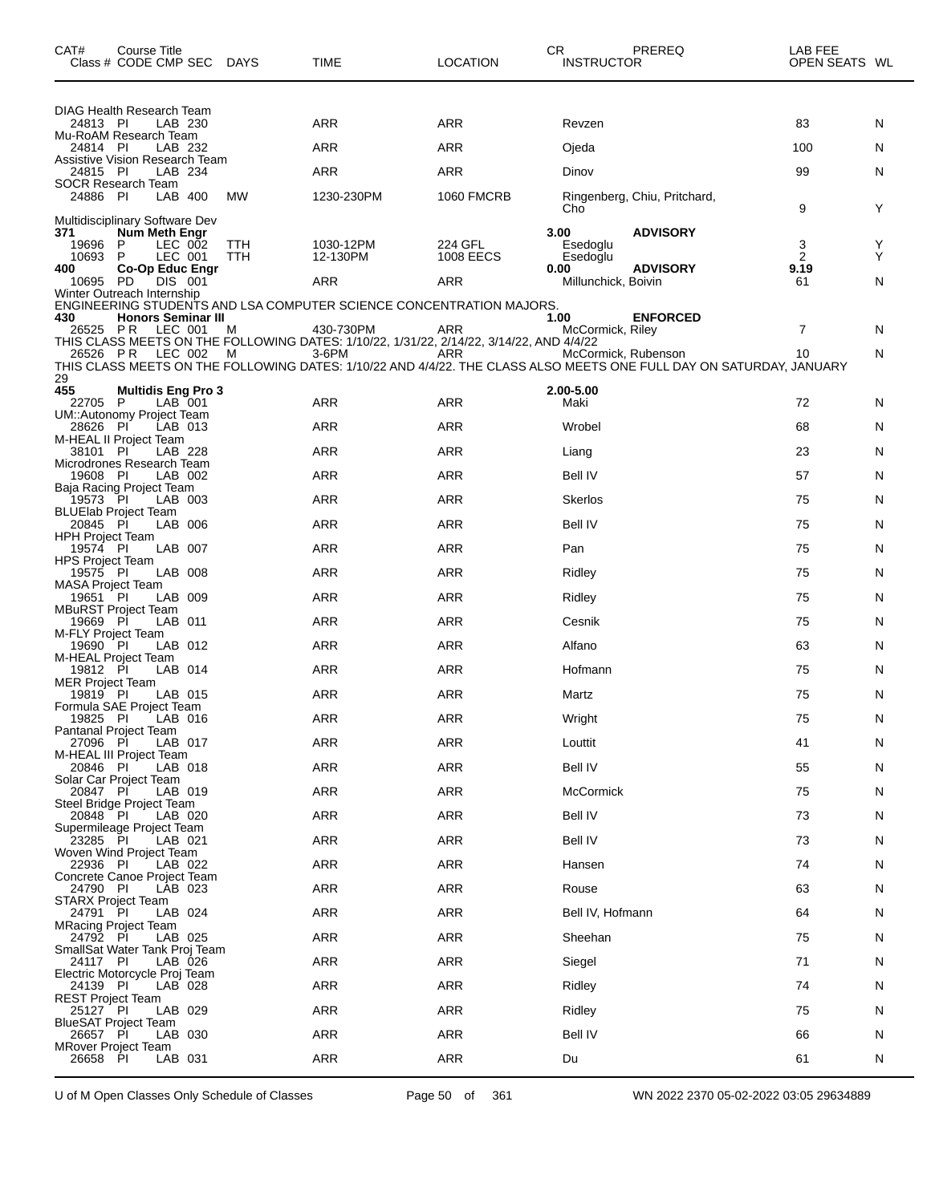| CAT# | Course Title Class # CODE CMP SEC | DAYS | TIME | LOCATION | CR INSTRUCTOR | PREREQ | LAB FEE OPEN SEATS | WL |
|---|---|---|---|---|---|---|---|---|
| | DIAG Health Research Team | | | | | | | |
| | 24813 PI LAB 230 | | ARR | ARR | Revzen | | 83 | N |
| | Mu-RoAM Research Team | | | | | | | |
| | 24814 PI LAB 232 | | ARR | ARR | Ojeda | | 100 | N |
| | Assistive Vision Research Team | | | | | | | |
| | 24815 PI LAB 234 | | ARR | ARR | Dinov | | 99 | N |
| | SOCR Research Team | | | | | | | |
| | 24886 PI LAB 400 | MW | 1230-230PM | 1060 FMCRB | Ringenberg, Chiu, Pritchard, Cho | | 9 | Y |
| | Multidisciplinary Software Dev | | | | | | | |
| **371** | **Num Meth Engr** | | | | **3.00** | **ADVISORY** | | |
| | 19696 P LEC 002 | TTH | 1030-12PM | 224 GFL | Esedoglu | | 3 | Y |
| | 10693 P LEC 001 | TTH | 12-130PM | 1008 EECS | Esedoglu | | 2 | Y |
| **400** | **Co-Op Educ Engr** | | | | **0.00** | **ADVISORY** | **9.19** | |
| | 10695 PD DIS 001 | | ARR | ARR | Millunchick, Boivin | | 61 | N |
| | Winter Outreach Internship | | | | | | | |
| | ENGINEERING STUDENTS AND LSA COMPUTER SCIENCE CONCENTRATION MAJORS. | | | | | | | |
| **430** | **Honors Seminar III** | | | | **1.00** | **ENFORCED** | | |
| | 26525 P R LEC 001 | M | 430-730PM | ARR | McCormick, Riley | | 7 | N |
| | THIS CLASS MEETS ON THE FOLLOWING DATES: 1/10/22, 1/31/22, 2/14/22, 3/14/22, AND 4/4/22 | | | | | | | |
| | 26526 P R LEC 002 | M | 3-6PM | ARR | McCormick, Rubenson | | 10 | N |
| | THIS CLASS MEETS ON THE FOLLOWING DATES: 1/10/22 AND 4/4/22. THE CLASS ALSO MEETS ONE FULL DAY ON SATURDAY, JANUARY 29 | | | | | | | |
| **455** | **Multidis Eng Pro 3** | | | | **2.00-5.00** | | | |
| | 22705 P LAB 001 | | ARR | ARR | Maki | | 72 | N |
| | UM::Autonomy Project Team | | | | | | | |
| | 28626 PI LAB 013 | | ARR | ARR | Wrobel | | 68 | N |
| | M-HEAL II Project Team | | | | | | | |
| | 38101 PI LAB 228 | | ARR | ARR | Liang | | 23 | N |
| | Microdrones Research Team | | | | | | | |
| | 19608 PI LAB 002 | | ARR | ARR | Bell IV | | 57 | N |
| | Baja Racing Project Team | | | | | | | |
| | 19573 PI LAB 003 | | ARR | ARR | Skerlos | | 75 | N |
| | BLUElab Project Team | | | | | | | |
| | 20845 PI LAB 006 | | ARR | ARR | Bell IV | | 75 | N |
| | HPH Project Team | | | | | | | |
| | 19574 PI LAB 007 | | ARR | ARR | Pan | | 75 | N |
| | HPS Project Team | | | | | | | |
| | 19575 PI LAB 008 | | ARR | ARR | Ridley | | 75 | N |
| | MASA Project Team | | | | | | | |
| | 19651 PI LAB 009 | | ARR | ARR | Ridley | | 75 | N |
| | MBuRST Project Team | | | | | | | |
| | 19669 PI LAB 011 | | ARR | ARR | Cesnik | | 75 | N |
| | M-FLY Project Team | | | | | | | |
| | 19690 PI LAB 012 | | ARR | ARR | Alfano | | 63 | N |
| | M-HEAL Project Team | | | | | | | |
| | 19812 PI LAB 014 | | ARR | ARR | Hofmann | | 75 | N |
| | MER Project Team | | | | | | | |
| | 19819 PI LAB 015 | | ARR | ARR | Martz | | 75 | N |
| | Formula SAE Project Team | | | | | | | |
| | 19825 PI LAB 016 | | ARR | ARR | Wright | | 75 | N |
| | Pantanal Project Team | | | | | | | |
| | 27096 PI LAB 017 | | ARR | ARR | Louttit | | 41 | N |
| | M-HEAL III Project Team | | | | | | | |
| | 20846 PI LAB 018 | | ARR | ARR | Bell IV | | 55 | N |
| | Solar Car Project Team | | | | | | | |
| | 20847 PI LAB 019 | | ARR | ARR | McCormick | | 75 | N |
| | Steel Bridge Project Team | | | | | | | |
| | 20848 PI LAB 020 | | ARR | ARR | Bell IV | | 73 | N |
| | Supermileage Project Team | | | | | | | |
| | 23285 PI LAB 021 | | ARR | ARR | Bell IV | | 73 | N |
| | Woven Wind Project Team | | | | | | | |
| | 22936 PI LAB 022 | | ARR | ARR | Hansen | | 74 | N |
| | Concrete Canoe Project Team | | | | | | | |
| | 24790 PI LAB 023 | | ARR | ARR | Rouse | | 63 | N |
| | STARX Project Team | | | | | | | |
| | 24791 PI LAB 024 | | ARR | ARR | Bell IV, Hofmann | | 64 | N |
| | MRacing Project Team | | | | | | | |
| | 24792 PI LAB 025 | | ARR | ARR | Sheehan | | 75 | N |
| | SmallSat Water Tank Proj Team | | | | | | | |
| | 24117 PI LAB 026 | | ARR | ARR | Siegel | | 71 | N |
| | Electric Motorcycle Proj Team | | | | | | | |
| | 24139 PI LAB 028 | | ARR | ARR | Ridley | | 74 | N |
| | REST Project Team | | | | | | | |
| | 25127 PI LAB 029 | | ARR | ARR | Ridley | | 75 | N |
| | BlueSAT Project Team | | | | | | | |
| | 26657 PI LAB 030 | | ARR | ARR | Bell IV | | 66 | N |
| | MRover Project Team | | | | | | | |
| | 26658 PI LAB 031 | | ARR | ARR | Du | | 61 | N |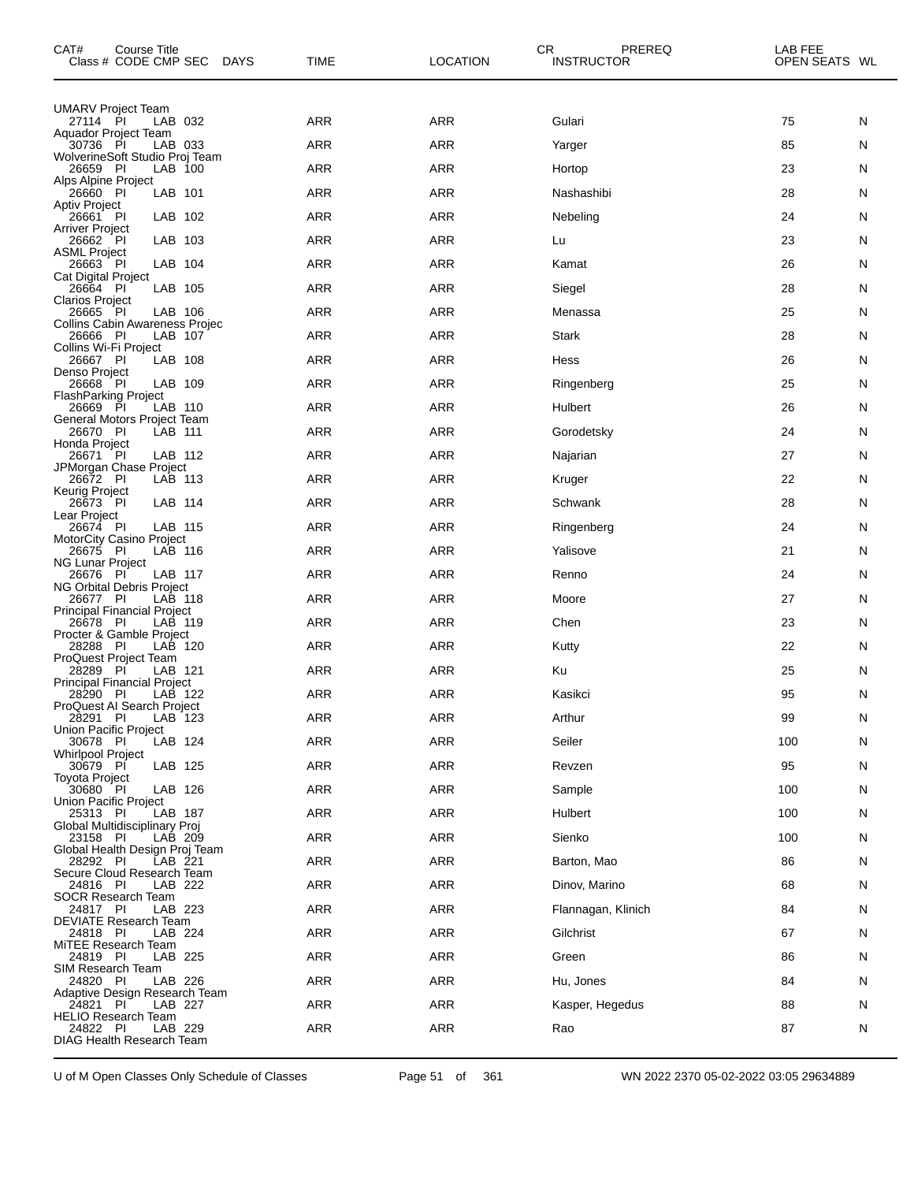| CAT# | Course Title Class # CODE CMP SEC | DAYS | TIME | LOCATION | CR INSTRUCTOR | PREREQ | LAB FEE OPEN SEATS | WL |
|---|---|---|---|---|---|---|---|---|
| | UMARV Project Team | | | | | | | |
| | 27114 PI LAB 032 | | ARR | ARR | Gulari | | 75 | N |
| | Aquador Project Team | | | | | | | |
| | 30736 PI LAB 033 | | ARR | ARR | Yarger | | 85 | N |
| | WolverineSoft Studio Proj Team | | | | | | | |
| | 26659 PI LAB 100 | | ARR | ARR | Hortop | | 23 | N |
| | Alps Alpine Project | | | | | | | |
| | 26660 PI LAB 101 | | ARR | ARR | Nashashibi | | 28 | N |
| | Aptiv Project | | | | | | | |
| | 26661 PI LAB 102 | | ARR | ARR | Nebeling | | 24 | N |
| | Arriver Project | | | | | | | |
| | 26662 PI LAB 103 | | ARR | ARR | Lu | | 23 | N |
| | ASML Project | | | | | | | |
| | 26663 PI LAB 104 | | ARR | ARR | Kamat | | 26 | N |
| | Cat Digital Project | | | | | | | |
| | 26664 PI LAB 105 | | ARR | ARR | Siegel | | 28 | N |
| | Clarios Project | | | | | | | |
| | 26665 PI LAB 106 | | ARR | ARR | Menassa | | 25 | N |
| | Collins Cabin Awareness Projec | | | | | | | |
| | 26666 PI LAB 107 | | ARR | ARR | Stark | | 28 | N |
| | Collins Wi-Fi Project | | | | | | | |
| | 26667 PI LAB 108 | | ARR | ARR | Hess | | 26 | N |
| | Denso Project | | | | | | | |
| | 26668 PI LAB 109 | | ARR | ARR | Ringenberg | | 25 | N |
| | FlashParking Project | | | | | | | |
| | 26669 PI LAB 110 | | ARR | ARR | Hulbert | | 26 | N |
| | General Motors Project Team | | | | | | | |
| | 26670 PI LAB 111 | | ARR | ARR | Gorodetsky | | 24 | N |
| | Honda Project | | | | | | | |
| | 26671 PI LAB 112 | | ARR | ARR | Najarian | | 27 | N |
| | JPMorgan Chase Project | | | | | | | |
| | 26672 PI LAB 113 | | ARR | ARR | Kruger | | 22 | N |
| | Keurig Project | | | | | | | |
| | 26673 PI LAB 114 | | ARR | ARR | Schwank | | 28 | N |
| | Lear Project | | | | | | | |
| | 26674 PI LAB 115 | | ARR | ARR | Ringenberg | | 24 | N |
| | MotorCity Casino Project | | | | | | | |
| | 26675 PI LAB 116 | | ARR | ARR | Yalisove | | 21 | N |
| | NG Lunar Project | | | | | | | |
| | 26676 PI LAB 117 | | ARR | ARR | Renno | | 24 | N |
| | NG Orbital Debris Project | | | | | | | |
| | 26677 PI LAB 118 | | ARR | ARR | Moore | | 27 | N |
| | Principal Financial Project | | | | | | | |
| | 26678 PI LAB 119 | | ARR | ARR | Chen | | 23 | N |
| | Procter & Gamble Project | | | | | | | |
| | 28288 PI LAB 120 | | ARR | ARR | Kutty | | 22 | N |
| | ProQuest Project Team | | | | | | | |
| | 28289 PI LAB 121 | | ARR | ARR | Ku | | 25 | N |
| | Principal Financial Project | | | | | | | |
| | 28290 PI LAB 122 | | ARR | ARR | Kasikci | | 95 | N |
| | ProQuest AI Search Project | | | | | | | |
| | 28291 PI LAB 123 | | ARR | ARR | Arthur | | 99 | N |
| | Union Pacific Project | | | | | | | |
| | 30678 PI LAB 124 | | ARR | ARR | Seiler | | 100 | N |
| | Whirlpool Project | | | | | | | |
| | 30679 PI LAB 125 | | ARR | ARR | Revzen | | 95 | N |
| | Toyota Project | | | | | | | |
| | 30680 PI LAB 126 | | ARR | ARR | Sample | | 100 | N |
| | Union Pacific Project | | | | | | | |
| | 25313 PI LAB 187 | | ARR | ARR | Hulbert | | 100 | N |
| | Global Multidisciplinary Proj | | | | | | | |
| | 23158 PI LAB 209 | | ARR | ARR | Sienko | | 100 | N |
| | Global Health Design Proj Team | | | | | | | |
| | 28292 PI LAB 221 | | ARR | ARR | Barton, Mao | | 86 | N |
| | Secure Cloud Research Team | | | | | | | |
| | 24816 PI LAB 222 | | ARR | ARR | Dinov, Marino | | 68 | N |
| | SOCR Research Team | | | | | | | |
| | 24817 PI LAB 223 | | ARR | ARR | Flannagan, Klinich | | 84 | N |
| | DEVIATE Research Team | | | | | | | |
| | 24818 PI LAB 224 | | ARR | ARR | Gilchrist | | 67 | N |
| | MiTEE Research Team | | | | | | | |
| | 24819 PI LAB 225 | | ARR | ARR | Green | | 86 | N |
| | SIM Research Team | | | | | | | |
| | 24820 PI LAB 226 | | ARR | ARR | Hu, Jones | | 84 | N |
| | Adaptive Design Research Team | | | | | | | |
| | 24821 PI LAB 227 | | ARR | ARR | Kasper, Hegedus | | 88 | N |
| | HELIO Research Team | | | | | | | |
| | 24822 PI LAB 229 | | ARR | ARR | Rao | | 87 | N |
| | DIAG Health Research Team | | | | | | | |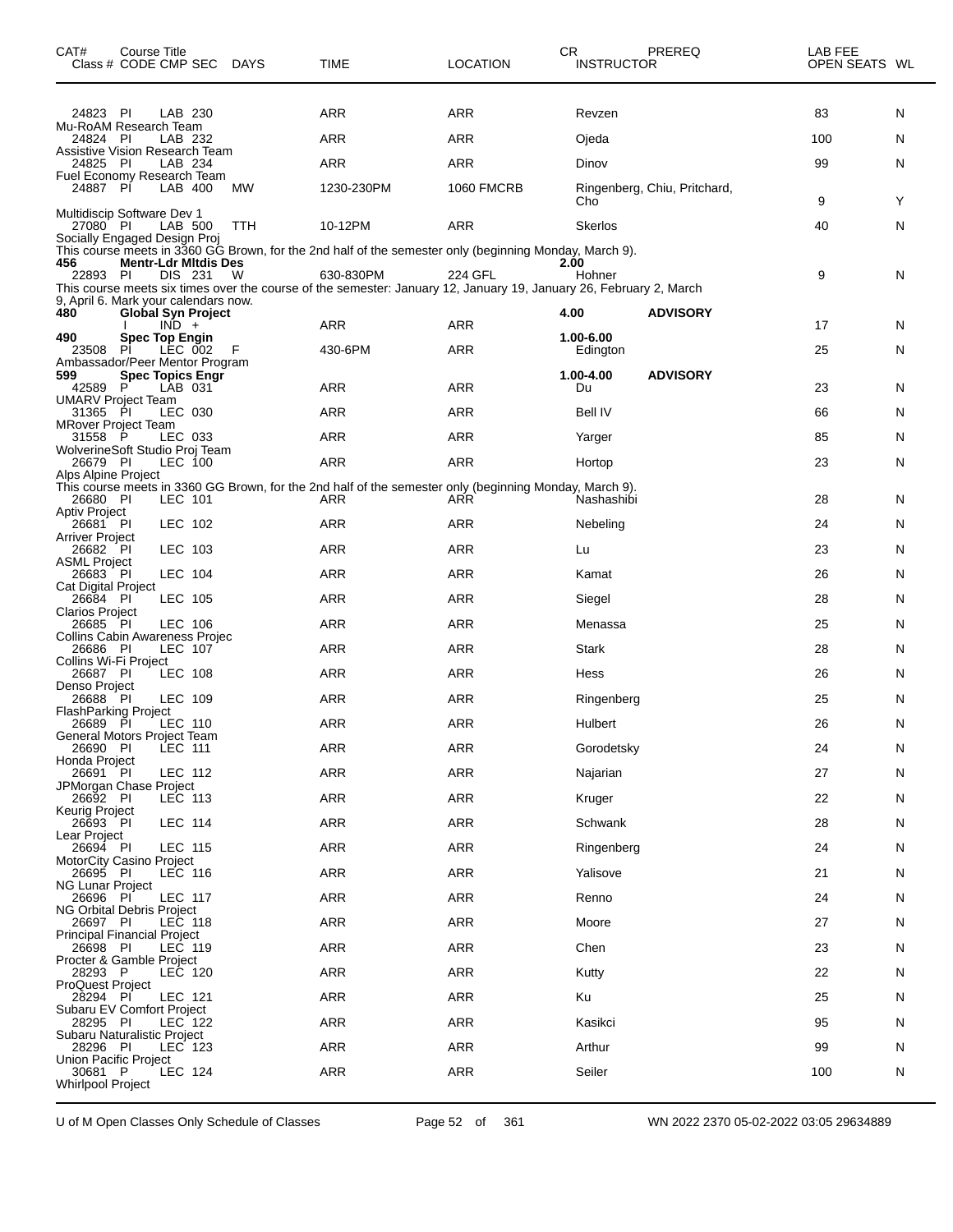| CAT# Class # | Course Title CODE CMP SEC | DAYS | TIME | LOCATION | CR INSTRUCTOR | PREREQ | LAB FEE OPEN SEATS | WL |
|---|---|---|---|---|---|---|---|---|
| 24823 | PI LAB 230 | | ARR | ARR | Revzen | | 83 | N |
| Mu-RoAM Research Team | | | | | | | | |
| 24824 | PI LAB 232 | | ARR | ARR | Ojeda | | 100 | N |
| Assistive Vision Research Team | | | | | | | | |
| 24825 | PI LAB 234 | | ARR | ARR | Dinov | | 99 | N |
| Fuel Economy Research Team | | | | | | | | |
| 24887 | PI LAB 400 | MW | 1230-230PM | 1060 FMCRB | Ringenberg, Chiu, Pritchard, Cho | | 9 | Y |
| Multidiscip Software Dev 1 | | | | | | | | |
| 27080 | PI LAB 500 | TTH | 10-12PM | ARR | Skerlos | | 40 | N |
| Socially Engaged Design Proj | | | | | | | | |
| This course meets in 3360 GG Brown, for the 2nd half of the semester only (beginning Monday, March 9). | | | | | | | | |
| **456** | **Mentr-Ldr Mltdis Des** | | | | **2.00** | | | |
| 22893 | PI DIS 231 | W | 630-830PM | 224 GFL | Hohner | | 9 | N |
| This course meets six times over the course of the semester: January 12, January 19, January 26, February 2, March 9, April 6. Mark your calendars now. | | | | | | | | |
| **480** | **Global Syn Project** | | | | **4.00** | **ADVISORY** | | |
| | I IND + | | ARR | ARR | | | 17 | N |
| **490** | **Spec Top Engin** | | | | **1.00-6.00** | | | |
| 23508 | PI LEC 002 | F | 430-6PM | ARR | Edington | | 25 | N |
| Ambassador/Peer Mentor Program | | | | | | | | |
| **599** | **Spec Topics Engr** | | | | **1.00-4.00** | **ADVISORY** | | |
| 42589 | P LAB 031 | | ARR | ARR | Du | | 23 | N |
| UMARV Project Team | | | | | | | | |
| 31365 | PI LEC 030 | | ARR | ARR | Bell IV | | 66 | N |
| MRover Project Team | | | | | | | | |
| 31558 | P LEC 033 | | ARR | ARR | Yarger | | 85 | N |
| WolverineSoft Studio Proj Team | | | | | | | | |
| 26679 | PI LEC 100 | | ARR | ARR | Hortop | | 23 | N |
| Alps Alpine Project | | | | | | | | |
| This course meets in 3360 GG Brown, for the 2nd half of the semester only (beginning Monday, March 9). | | | | | | | | |
| 26680 | PI LEC 101 | | ARR | ARR | Nashashibi | | 28 | N |
| Aptiv Project | | | | | | | | |
| 26681 | PI LEC 102 | | ARR | ARR | Nebeling | | 24 | N |
| Arriver Project | | | | | | | | |
| 26682 | PI LEC 103 | | ARR | ARR | Lu | | 23 | N |
| ASML Project | | | | | | | | |
| 26683 | PI LEC 104 | | ARR | ARR | Kamat | | 26 | N |
| Cat Digital Project | | | | | | | | |
| 26684 | PI LEC 105 | | ARR | ARR | Siegel | | 28 | N |
| Clarios Project | | | | | | | | |
| 26685 | PI LEC 106 | | ARR | ARR | Menassa | | 25 | N |
| Collins Cabin Awareness Projec | | | | | | | | |
| 26686 | PI LEC 107 | | ARR | ARR | Stark | | 28 | N |
| Collins Wi-Fi Project | | | | | | | | |
| 26687 | PI LEC 108 | | ARR | ARR | Hess | | 26 | N |
| Denso Project | | | | | | | | |
| 26688 | PI LEC 109 | | ARR | ARR | Ringenberg | | 25 | N |
| FlashParking Project | | | | | | | | |
| 26689 | PI LEC 110 | | ARR | ARR | Hulbert | | 26 | N |
| General Motors Project Team | | | | | | | | |
| 26690 | PI LEC 111 | | ARR | ARR | Gorodetsky | | 24 | N |
| Honda Project | | | | | | | | |
| 26691 | PI LEC 112 | | ARR | ARR | Najarian | | 27 | N |
| JPMorgan Chase Project | | | | | | | | |
| 26692 | PI LEC 113 | | ARR | ARR | Kruger | | 22 | N |
| Keurig Project | | | | | | | | |
| 26693 | PI LEC 114 | | ARR | ARR | Schwank | | 28 | N |
| Lear Project | | | | | | | | |
| 26694 | PI LEC 115 | | ARR | ARR | Ringenberg | | 24 | N |
| MotorCity Casino Project | | | | | | | | |
| 26695 | PI LEC 116 | | ARR | ARR | Yalisove | | 21 | N |
| NG Lunar Project | | | | | | | | |
| 26696 | PI LEC 117 | | ARR | ARR | Renno | | 24 | N |
| NG Orbital Debris Project | | | | | | | | |
| 26697 | PI LEC 118 | | ARR | ARR | Moore | | 27 | N |
| Principal Financial Project | | | | | | | | |
| 26698 | PI LEC 119 | | ARR | ARR | Chen | | 23 | N |
| Procter & Gamble Project | | | | | | | | |
| 28293 | P LEC 120 | | ARR | ARR | Kutty | | 22 | N |
| ProQuest Project | | | | | | | | |
| 28294 | PI LEC 121 | | ARR | ARR | Ku | | 25 | N |
| Subaru EV Comfort Project | | | | | | | | |
| 28295 | PI LEC 122 | | ARR | ARR | Kasikci | | 95 | N |
| Subaru Naturalistic Project | | | | | | | | |
| 28296 | PI LEC 123 | | ARR | ARR | Arthur | | 99 | N |
| Union Pacific Project | | | | | | | | |
| 30681 | P LEC 124 | | ARR | ARR | Seiler | | 100 | N |
| Whirlpool Project | | | | | | | | |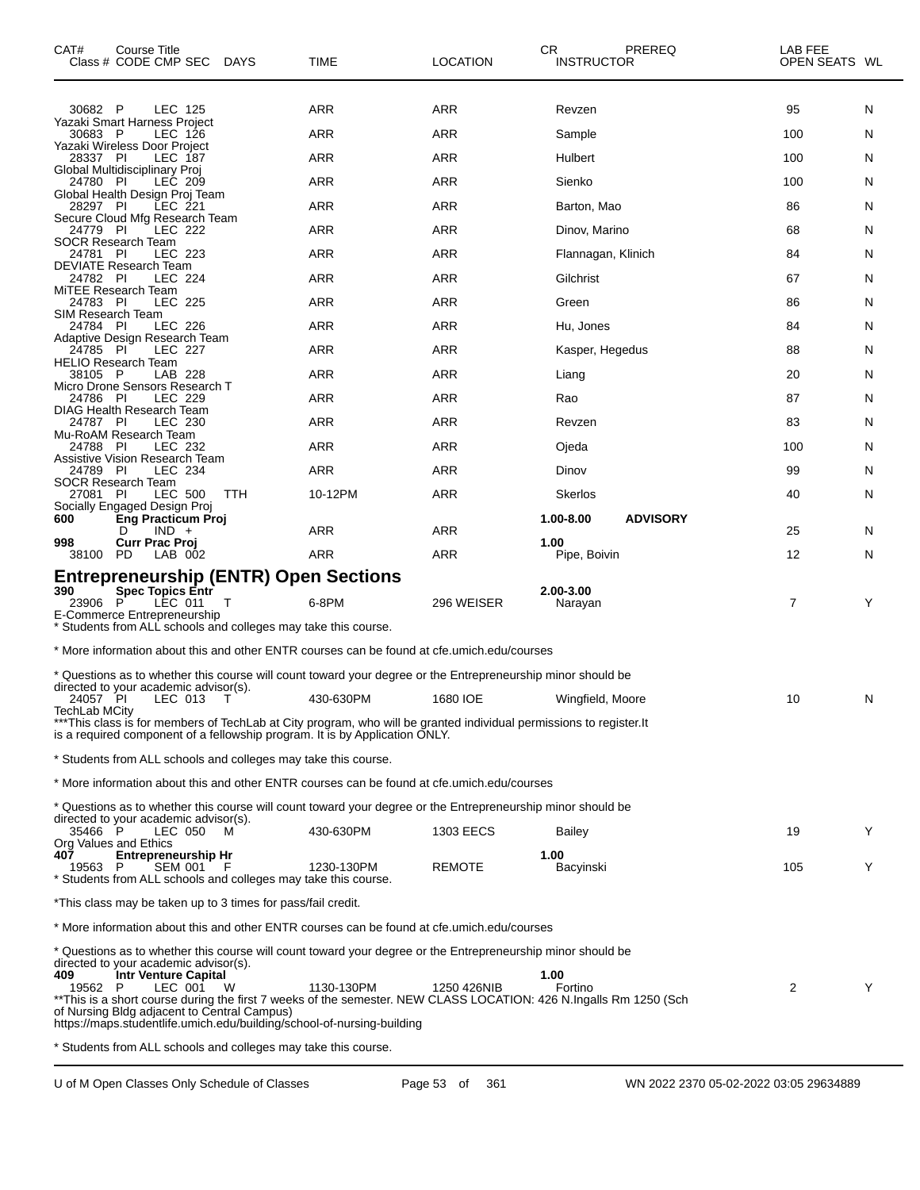| CAT# Class # | Course Title CODE CMP SEC | DAYS | TIME | LOCATION | CR INSTRUCTOR | PREREQ | LAB FEE OPEN SEATS | WL |
|---|---|---|---|---|---|---|---|---|
| 30682 | P LEC 125 | | ARR | ARR | Revzen | | 95 | N |
| Yazaki Smart Harness Project | | | | | | | | |
| 30683 | P LEC 126 | | ARR | ARR | Sample | | 100 | N |
| Yazaki Wireless Door Project | | | | | | | | |
| 28337 | PI LEC 187 | | ARR | ARR | Hulbert | | 100 | N |
| Global Multidisciplinary Proj | | | | | | | | |
| 24780 | PI LEC 209 | | ARR | ARR | Sienko | | 100 | N |
| Global Health Design Proj Team | | | | | | | | |
| 28297 | PI LEC 221 | | ARR | ARR | Barton, Mao | | 86 | N |
| Secure Cloud Mfg Research Team | | | | | | | | |
| 24779 | PI LEC 222 | | ARR | ARR | Dinov, Marino | | 68 | N |
| SOCR Research Team | | | | | | | | |
| 24781 | PI LEC 223 | | ARR | ARR | Flannagan, Klinich | | 84 | N |
| DEVIATE Research Team | | | | | | | | |
| 24782 | PI LEC 224 | | ARR | ARR | Gilchrist | | 67 | N |
| MiTEE Research Team | | | | | | | | |
| 24783 | PI LEC 225 | | ARR | ARR | Green | | 86 | N |
| SIM Research Team | | | | | | | | |
| 24784 | PI LEC 226 | | ARR | ARR | Hu, Jones | | 84 | N |
| Adaptive Design Research Team | | | | | | | | |
| 24785 | PI LEC 227 | | ARR | ARR | Kasper, Hegedus | | 88 | N |
| HELIO Research Team | | | | | | | | |
| 38105 | P LAB 228 | | ARR | ARR | Liang | | 20 | N |
| Micro Drone Sensors Research T | | | | | | | | |
| 24786 | PI LEC 229 | | ARR | ARR | Rao | | 87 | N |
| DIAG Health Research Team | | | | | | | | |
| 24787 | PI LEC 230 | | ARR | ARR | Revzen | | 83 | N |
| Mu-RoAM Research Team | | | | | | | | |
| 24788 | PI LEC 232 | | ARR | ARR | Ojeda | | 100 | N |
| Assistive Vision Research Team | | | | | | | | |
| 24789 | PI LEC 234 | | ARR | ARR | Dinov | | 99 | N |
| SOCR Research Team | | | | | | | | |
| 27081 | PI LEC 500 | TTH | 10-12PM | ARR | Skerlos | | 40 | N |
| Socially Engaged Design Proj | | | | | | | | |
| **600** | **Eng Practicum Proj** | | | | **1.00-8.00** | **ADVISORY** | | |
| | D IND + | | ARR | ARR | | | 25 | N |
| **998** | **Curr Prac Proj** | | | | **1.00** | | | |
| 38100 | PD LAB 002 | | ARR | ARR | Pipe, Boivin | | 12 | N |

## Entrepreneurship (ENTR) Open Sections

| CAT# Class # | Course Title CODE CMP SEC | DAYS | TIME | LOCATION | CR INSTRUCTOR | PREREQ | OPEN SEATS | WL |
|---|---|---|---|---|---|---|---|---|
| **390** | **Spec Topics Entr** | | | | **2.00-3.00** | | | |
| 23906 | P LEC 011 | T | 6-8PM | 296 WEISER | Narayan | | 7 | Y |

E-Commerce Entrepreneurship
* Students from ALL schools and colleges may take this course.

* More information about this and other ENTR courses can be found at cfe.umich.edu/courses

* Questions as to whether this course will count toward your degree or the Entrepreneurship minor should be directed to your academic advisor(s).

| CAT# Class # | Course Title CODE CMP SEC | DAYS | TIME | LOCATION | CR INSTRUCTOR | PREREQ | OPEN SEATS | WL |
|---|---|---|---|---|---|---|---|---|
| 24057 | PI LEC 013 | T | 430-630PM | 1680 IOE | Wingfield, Moore | | 10 | N |

TechLab MCity
***This class is for members of TechLab at City program, who will be granted individual permissions to register.It is a required component of a fellowship program. It is by Application ONLY.

* Students from ALL schools and colleges may take this course.

* More information about this and other ENTR courses can be found at cfe.umich.edu/courses

* Questions as to whether this course will count toward your degree or the Entrepreneurship minor should be directed to your academic advisor(s).

| CAT# Class # | Course Title CODE CMP SEC | DAYS | TIME | LOCATION | CR INSTRUCTOR | PREREQ | OPEN SEATS | WL |
|---|---|---|---|---|---|---|---|---|
| 35466 | P LEC 050 | M | 430-630PM | 1303 EECS | Bailey | | 19 | Y |
| Org Values and Ethics | | | | | | | | |
| **407** | **Entrepreneurship Hr** | | | | **1.00** | | | |
| 19563 | P SEM 001 | F | 1230-130PM | REMOTE | Bacyinski | | 105 | Y |

* Students from ALL schools and colleges may take this course.

*This class may be taken up to 3 times for pass/fail credit.

* More information about this and other ENTR courses can be found at cfe.umich.edu/courses

* Questions as to whether this course will count toward your degree or the Entrepreneurship minor should be directed to your academic advisor(s).

| CAT# Class # | Course Title CODE CMP SEC | DAYS | TIME | LOCATION | CR INSTRUCTOR | PREREQ | OPEN SEATS | WL |
|---|---|---|---|---|---|---|---|---|
| **409** | **Intr Venture Capital** | | | | **1.00** | | | |
| 19562 | P LEC 001 | W | 1130-130PM | 1250 426NIB | Fortino | | 2 | Y |

**This is a short course during the first 7 weeks of the semester. NEW CLASS LOCATION: 426 N.Ingalls Rm 1250 (Sch of Nursing Bldg adjacent to Central Campus)
https://maps.studentlife.umich.edu/building/school-of-nursing-building

* Students from ALL schools and colleges may take this course.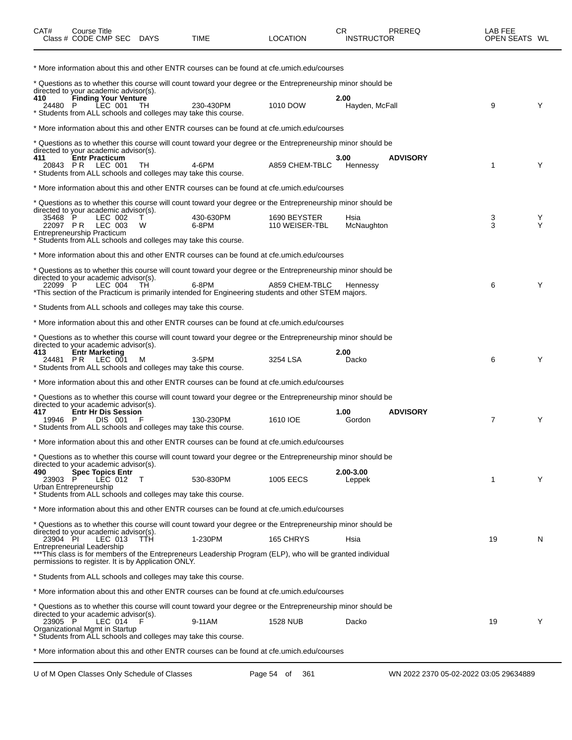| CAT# | Course Title | | | | | | | CR | PREREQ | LAB FEE | |
|---|---|---|---|---|---|---|---|---|---|---|---|
| Class # | CODE | CMP | SEC | DAYS | TIME | LOCATION | INSTRUCTOR | | | OPEN SEATS | WL |

* More information about this and other ENTR courses can be found at cfe.umich.edu/courses

* Questions as to whether this course will count toward your degree or the Entrepreneurship minor should be directed to your academic advisor(s).

**410 Finding Your Venture** — 2.00

| Class # | CODE | CMP | SEC | DAYS | TIME | LOCATION | INSTRUCTOR | OPEN SEATS | WL |
|---|---|---|---|---|---|---|---|---|---|
| 24480 | P | LEC | 001 | TH | 230-430PM | 1010 DOW | Hayden, McFall | 9 | Y |

* Students from ALL schools and colleges may take this course.

* More information about this and other ENTR courses can be found at cfe.umich.edu/courses

* Questions as to whether this course will count toward your degree or the Entrepreneurship minor should be directed to your academic advisor(s).

**411 Entr Practicum** — 3.00 — ADVISORY

| Class # | CODE | CMP | SEC | DAYS | TIME | LOCATION | INSTRUCTOR | OPEN SEATS | WL |
|---|---|---|---|---|---|---|---|---|---|
| 20843 | P R | LEC | 001 | TH | 4-6PM | A859 CHEM-TBLC | Hennessy | 1 | Y |

* Students from ALL schools and colleges may take this course.

* More information about this and other ENTR courses can be found at cfe.umich.edu/courses

* Questions as to whether this course will count toward your degree or the Entrepreneurship minor should be directed to your academic advisor(s).

| Class # | CODE | CMP | SEC | DAYS | TIME | LOCATION | INSTRUCTOR | OPEN SEATS | WL |
|---|---|---|---|---|---|---|---|---|---|
| 35468 | P | LEC | 002 | T | 430-630PM | 1690 BEYSTER | Hsia | 3 | Y |
| 22097 | P R | LEC | 003 | W | 6-8PM | 110 WEISER-TBL | McNaughton | 3 | Y |

Entrepreneurship Practicum

* Students from ALL schools and colleges may take this course.

* More information about this and other ENTR courses can be found at cfe.umich.edu/courses

* Questions as to whether this course will count toward your degree or the Entrepreneurship minor should be directed to your academic advisor(s).

| Class # | CODE | CMP | SEC | DAYS | TIME | LOCATION | INSTRUCTOR | OPEN SEATS | WL |
|---|---|---|---|---|---|---|---|---|---|
| 22099 | P | LEC | 004 | TH | 6-8PM | A859 CHEM-TBLC | Hennessy | 6 | Y |

*This section of the Practicum is primarily intended for Engineering students and other STEM majors.

* Students from ALL schools and colleges may take this course.

* More information about this and other ENTR courses can be found at cfe.umich.edu/courses

* Questions as to whether this course will count toward your degree or the Entrepreneurship minor should be directed to your academic advisor(s).

**413 Entr Marketing** — 2.00

| Class # | CODE | CMP | SEC | DAYS | TIME | LOCATION | INSTRUCTOR | OPEN SEATS | WL |
|---|---|---|---|---|---|---|---|---|---|
| 24481 | P R | LEC | 001 | M | 3-5PM | 3254 LSA | Dacko | 6 | Y |

* Students from ALL schools and colleges may take this course.

* More information about this and other ENTR courses can be found at cfe.umich.edu/courses

* Questions as to whether this course will count toward your degree or the Entrepreneurship minor should be directed to your academic advisor(s).

**417 Entr Hr Dis Session** — 1.00 — ADVISORY

| Class # | CODE | CMP | SEC | DAYS | TIME | LOCATION | INSTRUCTOR | OPEN SEATS | WL |
|---|---|---|---|---|---|---|---|---|---|
| 19946 | P | DIS | 001 | F | 130-230PM | 1610 IOE | Gordon | 7 | Y |

* Students from ALL schools and colleges may take this course.

* More information about this and other ENTR courses can be found at cfe.umich.edu/courses

* Questions as to whether this course will count toward your degree or the Entrepreneurship minor should be directed to your academic advisor(s).

**490 Spec Topics Entr** — 2.00-3.00

| Class # | CODE | CMP | SEC | DAYS | TIME | LOCATION | INSTRUCTOR | OPEN SEATS | WL |
|---|---|---|---|---|---|---|---|---|---|
| 23903 | P | LEC | 012 | T | 530-830PM | 1005 EECS | Leppek | 1 | Y |

Urban Entrepreneurship

* Students from ALL schools and colleges may take this course.

* More information about this and other ENTR courses can be found at cfe.umich.edu/courses

* Questions as to whether this course will count toward your degree or the Entrepreneurship minor should be directed to your academic advisor(s).

| Class # | CODE | CMP | SEC | DAYS | TIME | LOCATION | INSTRUCTOR | OPEN SEATS | WL |
|---|---|---|---|---|---|---|---|---|---|
| 23904 | PI | LEC | 013 | TTH | 1-230PM | 165 CHRYS | Hsia | 19 | N |

Entrepreneurial Leadership

***This class is for members of the Entrepreneurs Leadership Program (ELP), who will be granted individual permissions to register. It is by Application ONLY.

* Students from ALL schools and colleges may take this course.

* More information about this and other ENTR courses can be found at cfe.umich.edu/courses

* Questions as to whether this course will count toward your degree or the Entrepreneurship minor should be directed to your academic advisor(s).

| Class # | CODE | CMP | SEC | DAYS | TIME | LOCATION | INSTRUCTOR | OPEN SEATS | WL |
|---|---|---|---|---|---|---|---|---|---|
| 23905 | P | LEC | 014 | F | 9-11AM | 1528 NUB | Dacko | 19 | Y |

Organizational Mgmt in Startup

* Students from ALL schools and colleges may take this course.

* More information about this and other ENTR courses can be found at cfe.umich.edu/courses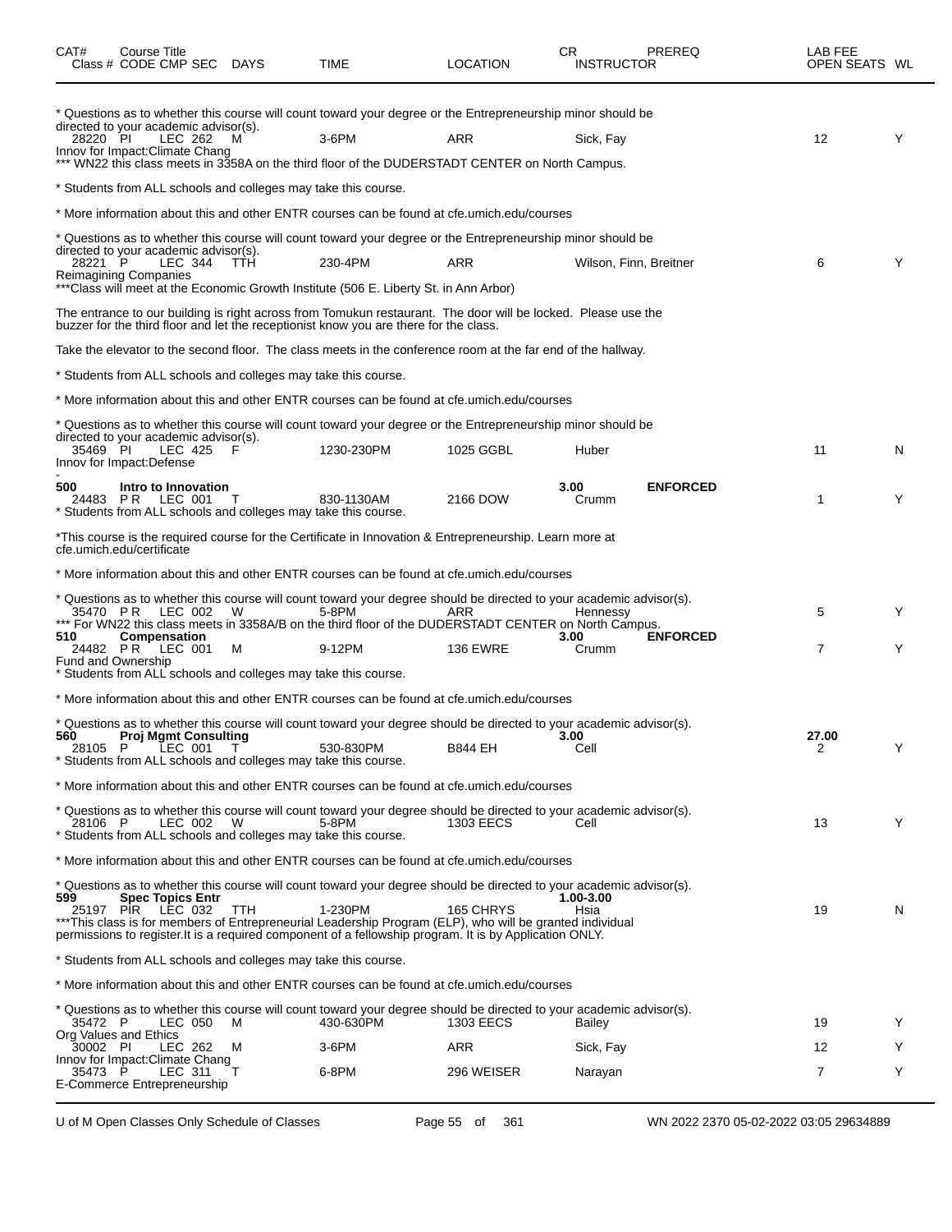| CAT# | Course Title Class # CODE CMP SEC | DAYS | TIME | LOCATION | CR INSTRUCTOR | PREREQ | LAB FEE OPEN SEATS | WL |
|---|---|---|---|---|---|---|---|---|

* Questions as to whether this course will count toward your degree or the Entrepreneurship minor should be directed to your academic advisor(s).

| 28220 PI LEC 262 | M | 3-6PM | ARR | Sick, Fay | | 12 | Y |
|---|---|---|---|---|---|---|---|

Innov for Impact:Climate Chang

*** WN22 this class meets in 3358A on the third floor of the DUDERSTADT CENTER on North Campus.

* Students from ALL schools and colleges may take this course.

* More information about this and other ENTR courses can be found at cfe.umich.edu/courses

* Questions as to whether this course will count toward your degree or the Entrepreneurship minor should be directed to your academic advisor(s).

| 28221 P LEC 344 | TTH | 230-4PM | ARR | Wilson, Finn, Breitner | | 6 | Y |
|---|---|---|---|---|---|---|---|

Reimagining Companies

***Class will meet at the Economic Growth Institute (506 E. Liberty St. in Ann Arbor)

The entrance to our building is right across from Tomukun restaurant. The door will be locked. Please use the buzzer for the third floor and let the receptionist know you are there for the class.

Take the elevator to the second floor. The class meets in the conference room at the far end of the hallway.

* Students from ALL schools and colleges may take this course.

* More information about this and other ENTR courses can be found at cfe.umich.edu/courses

* Questions as to whether this course will count toward your degree or the Entrepreneurship minor should be directed to your academic advisor(s).

| 35469 PI LEC 425 | F | 1230-230PM | 1025 GGBL | Huber | | 11 | N |
|---|---|---|---|---|---|---|---|

Innov for Impact:Defense

-

**500 Intro to Innovation** **3.00** **ENFORCED**

| 24483 P R LEC 001 | T | 830-1130AM | 2166 DOW | Crumm | | 1 | Y |
|---|---|---|---|---|---|---|---|

* Students from ALL schools and colleges may take this course.

*This course is the required course for the Certificate in Innovation & Entrepreneurship. Learn more at cfe.umich.edu/certificate

* More information about this and other ENTR courses can be found at cfe.umich.edu/courses

* Questions as to whether this course will count toward your degree should be directed to your academic advisor(s).

| 35470 P R LEC 002 | W | 5-8PM | ARR | Hennessy | | 5 | Y |
|---|---|---|---|---|---|---|---|

*** For WN22 this class meets in 3358A/B on the third floor of the DUDERSTADT CENTER on North Campus.

**510 Compensation** **3.00** **ENFORCED**

| 24482 P R LEC 001 | M | 9-12PM | 136 EWRE | Crumm | | 7 | Y |
|---|---|---|---|---|---|---|---|

Fund and Ownership

* Students from ALL schools and colleges may take this course.

* More information about this and other ENTR courses can be found at cfe.umich.edu/courses

* Questions as to whether this course will count toward your degree should be directed to your academic advisor(s).

**560 Proj Mgmt Consulting** **3.00** **27.00**

| 28105 P LEC 001 | T | 530-830PM | B844 EH | Cell | | 2 | Y |
|---|---|---|---|---|---|---|---|

* Students from ALL schools and colleges may take this course.

* More information about this and other ENTR courses can be found at cfe.umich.edu/courses

* Questions as to whether this course will count toward your degree should be directed to your academic advisor(s).

| 28106 P LEC 002 | W | 5-8PM | 1303 EECS | Cell | | 13 | Y |
|---|---|---|---|---|---|---|---|

* Students from ALL schools and colleges may take this course.

* More information about this and other ENTR courses can be found at cfe.umich.edu/courses

* Questions as to whether this course will count toward your degree should be directed to your academic advisor(s).

**599 Spec Topics Entr** **1.00-3.00**

| 25197 PIR LEC 032 | TTH | 1-230PM | 165 CHRYS | Hsia | | 19 | N |
|---|---|---|---|---|---|---|---|

***This class is for members of Entrepreneurial Leadership Program (ELP), who will be granted individual permissions to register.It is a required component of a fellowship program. It is by Application ONLY.

* Students from ALL schools and colleges may take this course.

* More information about this and other ENTR courses can be found at cfe.umich.edu/courses

* Questions as to whether this course will count toward your degree should be directed to your academic advisor(s).

| 35472 P LEC 050 | M | 430-630PM | 1303 EECS | Bailey | | 19 | Y |
|---|---|---|---|---|---|---|---|

Org Values and Ethics

| 30002 PI LEC 262 | M | 3-6PM | ARR | Sick, Fay | | 12 | Y |
|---|---|---|---|---|---|---|---|

Innov for Impact:Climate Chang

| 35473 P LEC 311 | T | 6-8PM | 296 WEISER | Narayan | | 7 | Y |
|---|---|---|---|---|---|---|---|

E-Commerce Entrepreneurship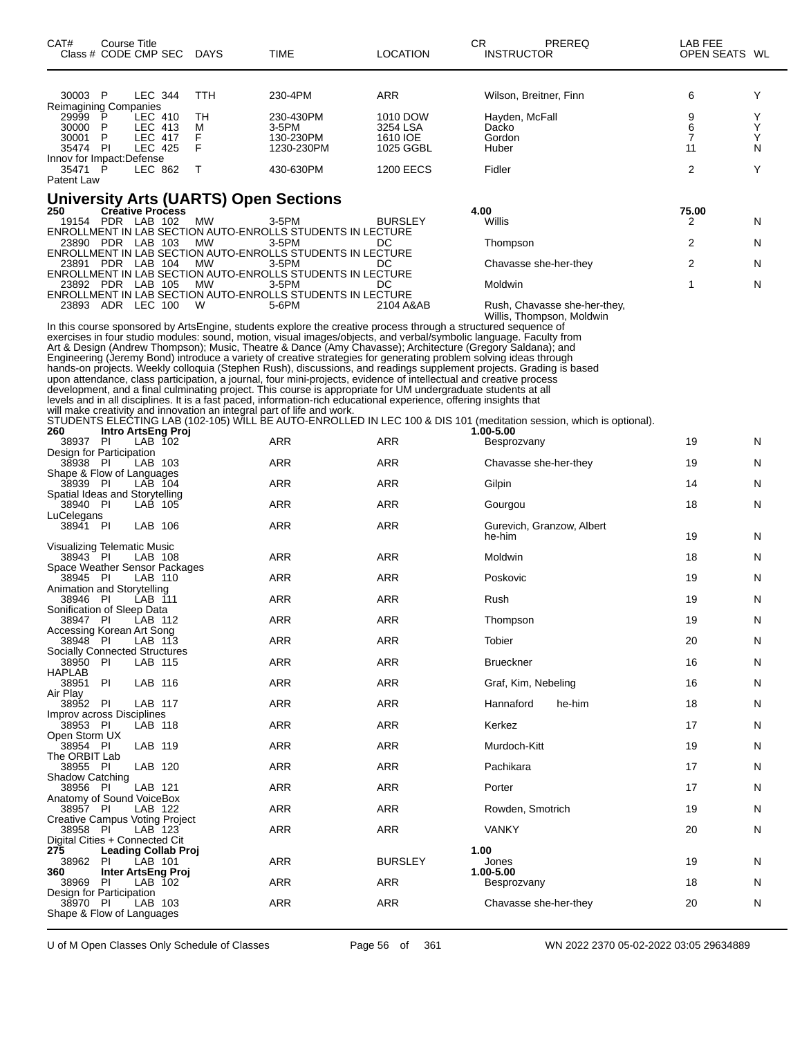| CAT# Class # | Course Title CODE | CMP | SEC | DAYS | TIME | LOCATION | CR INSTRUCTOR | PREREQ | LAB FEE OPEN SEATS | WL |
|---|---|---|---|---|---|---|---|---|---|---|
| 30003 | P | LEC | 344 | TTH | 230-4PM | ARR | Wilson, Breitner, Finn | | 6 | Y |
| Reimagining Companies | | | | | | | | | | |
| 29999 | P | LEC | 410 | TH | 230-430PM | 1010 DOW | Hayden, McFall | | 9 | Y |
| 30000 | P | LEC | 413 | M | 3-5PM | 3254 LSA | Dacko | | 6 | Y |
| 30001 | P | LEC | 417 | F | 130-230PM | 1610 IOE | Gordon | | 7 | Y |
| 35474 | PI | LEC | 425 | F | 1230-230PM | 1025 GGBL | Huber | | 11 | N |
| Innov for Impact:Defense | | | | | | | | | | |
| 35471 | P | LEC | 862 | T | 430-630PM | 1200 EECS | Fidler | | 2 | Y |
| Patent Law | | | | | | | | | | |

## University Arts (UARTS) Open Sections

**250 Creative Process** — 4.00 — Lab fee 75.00

| Class # | CODE | CMP | SEC | DAYS | TIME | LOCATION | INSTRUCTOR | OPEN SEATS | WL |
|---|---|---|---|---|---|---|---|---|---|
| 19154 | PDR | LAB | 102 | MW | 3-5PM | BURSLEY | Willis | 2 | N |
| ENROLLMENT IN LAB SECTION AUTO-ENROLLS STUDENTS IN LECTURE | | | | | | | | | |
| 23890 | PDR | LAB | 103 | MW | 3-5PM | DC | Thompson | 2 | N |
| ENROLLMENT IN LAB SECTION AUTO-ENROLLS STUDENTS IN LECTURE | | | | | | | | | |
| 23891 | PDR | LAB | 104 | MW | 3-5PM | DC | Chavasse she-her-they | 2 | N |
| ENROLLMENT IN LAB SECTION AUTO-ENROLLS STUDENTS IN LECTURE | | | | | | | | | |
| 23892 | PDR | LAB | 105 | MW | 3-5PM | DC | Moldwin | 1 | N |
| ENROLLMENT IN LAB SECTION AUTO-ENROLLS STUDENTS IN LECTURE | | | | | | | | | |
| 23893 | ADR | LEC | 100 | W | 5-6PM | 2104 A&AB | Rush, Chavasse she-her-they, Willis, Thompson, Moldwin | | |

In this course sponsored by ArtsEngine, students explore the creative process through a structured sequence of exercises in four studio modules: sound, motion, visual images/objects, and verbal/symbolic language. Faculty from Art & Design (Andrew Thompson); Music, Theatre & Dance (Amy Chavasse); Architecture (Gregory Saldana); and Engineering (Jeremy Bond) introduce a variety of creative strategies for generating problem solving ideas through hands-on projects. Weekly colloquia (Stephen Rush), discussions, and readings supplement projects. Grading is based upon attendance, class participation, a journal, four mini-projects, evidence of intellectual and creative process development, and a final culminating project. This course is appropriate for UM undergraduate students at all levels and in all disciplines. It is a fast paced, information-rich educational experience, offering insights that will make creativity and innovation an integral part of life and work.

STUDENTS ELECTING LAB (102-105) WILL BE AUTO-ENROLLED IN LEC 100 & DIS 101 (meditation session, which is optional).

**260 Intro ArtsEng Proj** — 1.00-5.00

| Class # | CODE | CMP | SEC | TIME | LOCATION | INSTRUCTOR | OPEN SEATS | WL |
|---|---|---|---|---|---|---|---|---|
| 38937 | PI | LAB | 102 | ARR | ARR | Besprozvany | 19 | N |
| Design for Participation | | | | | | | | |
| 38938 | PI | LAB | 103 | ARR | ARR | Chavasse she-her-they | 19 | N |
| Shape & Flow of Languages | | | | | | | | |
| 38939 | PI | LAB | 104 | ARR | ARR | Gilpin | 14 | N |
| Spatial Ideas and Storytelling | | | | | | | | |
| 38940 | PI | LAB | 105 | ARR | ARR | Gourgou | 18 | N |
| LuCelegans | | | | | | | | |
| 38941 | PI | LAB | 106 | ARR | ARR | Gurevich, Granzow, Albert he-him | 19 | N |
| Visualizing Telematic Music | | | | | | | | |
| 38943 | PI | LAB | 108 | ARR | ARR | Moldwin | 18 | N |
| Space Weather Sensor Packages | | | | | | | | |
| 38945 | PI | LAB | 110 | ARR | ARR | Poskovic | 19 | N |
| Animation and Storytelling | | | | | | | | |
| 38946 | PI | LAB | 111 | ARR | ARR | Rush | 19 | N |
| Sonification of Sleep Data | | | | | | | | |
| 38947 | PI | LAB | 112 | ARR | ARR | Thompson | 19 | N |
| Accessing Korean Art Song | | | | | | | | |
| 38948 | PI | LAB | 113 | ARR | ARR | Tobier | 20 | N |
| Socially Connected Structures | | | | | | | | |
| 38950 | PI | LAB | 115 | ARR | ARR | Brueckner | 16 | N |
| HAPLAB | | | | | | | | |
| 38951 | PI | LAB | 116 | ARR | ARR | Graf, Kim, Nebeling | 16 | N |
| Air Play | | | | | | | | |
| 38952 | PI | LAB | 117 | ARR | ARR | Hannaford he-him | 18 | N |
| Improv across Disciplines | | | | | | | | |
| 38953 | PI | LAB | 118 | ARR | ARR | Kerkez | 17 | N |
| Open Storm UX | | | | | | | | |
| 38954 | PI | LAB | 119 | ARR | ARR | Murdoch-Kitt | 19 | N |
| The ORBIT Lab | | | | | | | | |
| 38955 | PI | LAB | 120 | ARR | ARR | Pachikara | 17 | N |
| Shadow Catching | | | | | | | | |
| 38956 | PI | LAB | 121 | ARR | ARR | Porter | 17 | N |
| Anatomy of Sound VoiceBox | | | | | | | | |
| 38957 | PI | LAB | 122 | ARR | ARR | Rowden, Smotrich | 19 | N |
| Creative Campus Voting Project | | | | | | | | |
| 38958 | PI | LAB | 123 | ARR | ARR | VANKY | 20 | N |
| Digital Cities + Connected Cit | | | | | | | | |

**275 Leading Collab Proj** — 1.00

| Class # | CODE | CMP | SEC | TIME | LOCATION | INSTRUCTOR | OPEN SEATS | WL |
|---|---|---|---|---|---|---|---|---|
| 38962 | PI | LAB | 101 | ARR | BURSLEY | Jones | 19 | N |

**360 Inter ArtsEng Proj** — 1.00-5.00

| Class # | CODE | CMP | SEC | TIME | LOCATION | INSTRUCTOR | OPEN SEATS | WL |
|---|---|---|---|---|---|---|---|---|
| 38969 | PI | LAB | 102 | ARR | ARR | Besprozvany | 18 | N |
| Design for Participation | | | | | | | | |
| 38970 | PI | LAB | 103 | ARR | ARR | Chavasse she-her-they | 20 | N |
| Shape & Flow of Languages | | | | | | | | |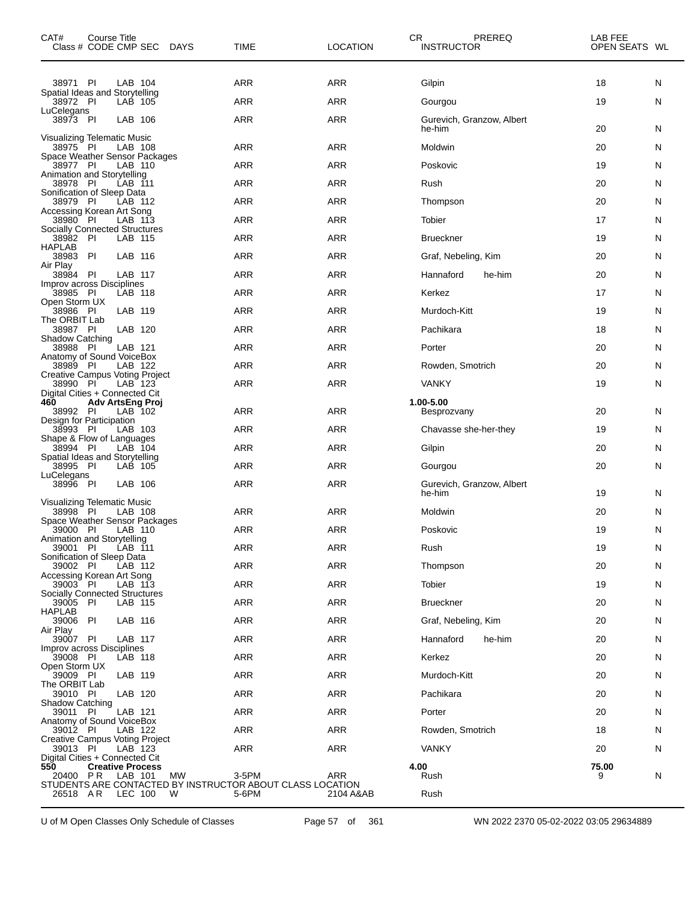| CAT# Class # | Course Title CODE | CMP | SEC | DAYS | TIME | LOCATION | CR INSTRUCTOR | PREREQ | LAB FEE OPEN SEATS | WL |
|---|---|---|---|---|---|---|---|---|---|---|
| 38971 | PI | LAB | 104 | | ARR | ARR | Gilpin | | 18 | N |
| Spatial Ideas and Storytelling | | | | | | | | | | |
| 38972 | PI | LAB | 105 | | ARR | ARR | Gourgou | | 19 | N |
| LuCelegans | | | | | | | | | | |
| 38973 | PI | LAB | 106 | | ARR | ARR | Gurevich, Granzow, Albert he-him | | 20 | N |
| Visualizing Telematic Music | | | | | | | | | | |
| 38975 | PI | LAB | 108 | | ARR | ARR | Moldwin | | 20 | N |
| Space Weather Sensor Packages | | | | | | | | | | |
| 38977 | PI | LAB | 110 | | ARR | ARR | Poskovic | | 19 | N |
| Animation and Storytelling | | | | | | | | | | |
| 38978 | PI | LAB | 111 | | ARR | ARR | Rush | | 20 | N |
| Sonification of Sleep Data | | | | | | | | | | |
| 38979 | PI | LAB | 112 | | ARR | ARR | Thompson | | 20 | N |
| Accessing Korean Art Song | | | | | | | | | | |
| 38980 | PI | LAB | 113 | | ARR | ARR | Tobier | | 17 | N |
| Socially Connected Structures | | | | | | | | | | |
| 38982 | PI | LAB | 115 | | ARR | ARR | Brueckner | | 19 | N |
| HAPLAB | | | | | | | | | | |
| 38983 | PI | LAB | 116 | | ARR | ARR | Graf, Nebeling, Kim | | 20 | N |
| Air Play | | | | | | | | | | |
| 38984 | PI | LAB | 117 | | ARR | ARR | Hannaford he-him | | 20 | N |
| Improv across Disciplines | | | | | | | | | | |
| 38985 | PI | LAB | 118 | | ARR | ARR | Kerkez | | 17 | N |
| Open Storm UX | | | | | | | | | | |
| 38986 | PI | LAB | 119 | | ARR | ARR | Murdoch-Kitt | | 19 | N |
| The ORBIT Lab | | | | | | | | | | |
| 38987 | PI | LAB | 120 | | ARR | ARR | Pachikara | | 18 | N |
| Shadow Catching | | | | | | | | | | |
| 38988 | PI | LAB | 121 | | ARR | ARR | Porter | | 20 | N |
| Anatomy of Sound VoiceBox | | | | | | | | | | |
| 38989 | PI | LAB | 122 | | ARR | ARR | Rowden, Smotrich | | 20 | N |
| Creative Campus Voting Project | | | | | | | | | | |
| 38990 | PI | LAB | 123 | | ARR | ARR | VANKY | | 19 | N |
| Digital Cities + Connected Cit | | | | | | | | | | |
| **460** | **Adv ArtsEng Proj** | | | | | | **1.00-5.00** | | | |
| 38992 | PI | LAB | 102 | | ARR | ARR | Besprozvany | | 20 | N |
| Design for Participation | | | | | | | | | | |
| 38993 | PI | LAB | 103 | | ARR | ARR | Chavasse she-her-they | | 19 | N |
| Shape & Flow of Languages | | | | | | | | | | |
| 38994 | PI | LAB | 104 | | ARR | ARR | Gilpin | | 20 | N |
| Spatial Ideas and Storytelling | | | | | | | | | | |
| 38995 | PI | LAB | 105 | | ARR | ARR | Gourgou | | 20 | N |
| LuCelegans | | | | | | | | | | |
| 38996 | PI | LAB | 106 | | ARR | ARR | Gurevich, Granzow, Albert he-him | | 19 | N |
| Visualizing Telematic Music | | | | | | | | | | |
| 38998 | PI | LAB | 108 | | ARR | ARR | Moldwin | | 20 | N |
| Space Weather Sensor Packages | | | | | | | | | | |
| 39000 | PI | LAB | 110 | | ARR | ARR | Poskovic | | 19 | N |
| Animation and Storytelling | | | | | | | | | | |
| 39001 | PI | LAB | 111 | | ARR | ARR | Rush | | 19 | N |
| Sonification of Sleep Data | | | | | | | | | | |
| 39002 | PI | LAB | 112 | | ARR | ARR | Thompson | | 20 | N |
| Accessing Korean Art Song | | | | | | | | | | |
| 39003 | PI | LAB | 113 | | ARR | ARR | Tobier | | 19 | N |
| Socially Connected Structures | | | | | | | | | | |
| 39005 | PI | LAB | 115 | | ARR | ARR | Brueckner | | 20 | N |
| HAPLAB | | | | | | | | | | |
| 39006 | PI | LAB | 116 | | ARR | ARR | Graf, Nebeling, Kim | | 20 | N |
| Air Play | | | | | | | | | | |
| 39007 | PI | LAB | 117 | | ARR | ARR | Hannaford he-him | | 20 | N |
| Improv across Disciplines | | | | | | | | | | |
| 39008 | PI | LAB | 118 | | ARR | ARR | Kerkez | | 20 | N |
| Open Storm UX | | | | | | | | | | |
| 39009 | PI | LAB | 119 | | ARR | ARR | Murdoch-Kitt | | 20 | N |
| The ORBIT Lab | | | | | | | | | | |
| 39010 | PI | LAB | 120 | | ARR | ARR | Pachikara | | 20 | N |
| Shadow Catching | | | | | | | | | | |
| 39011 | PI | LAB | 121 | | ARR | ARR | Porter | | 20 | N |
| Anatomy of Sound VoiceBox | | | | | | | | | | |
| 39012 | PI | LAB | 122 | | ARR | ARR | Rowden, Smotrich | | 18 | N |
| Creative Campus Voting Project | | | | | | | | | | |
| 39013 | PI | LAB | 123 | | ARR | ARR | VANKY | | 20 | N |
| Digital Cities + Connected Cit | | | | | | | | | | |
| **550** | **Creative Process** | | | | | | **4.00** | | **75.00** | |
| 20400 | P R | LAB | 101 | MW | 3-5PM | ARR | Rush | | 9 | N |
| STUDENTS ARE CONTACTED BY INSTRUCTOR ABOUT CLASS LOCATION | | | | | | | | | | |
| 26518 | A R | LEC | 100 | W | 5-6PM | 2104 A&AB | Rush | | | |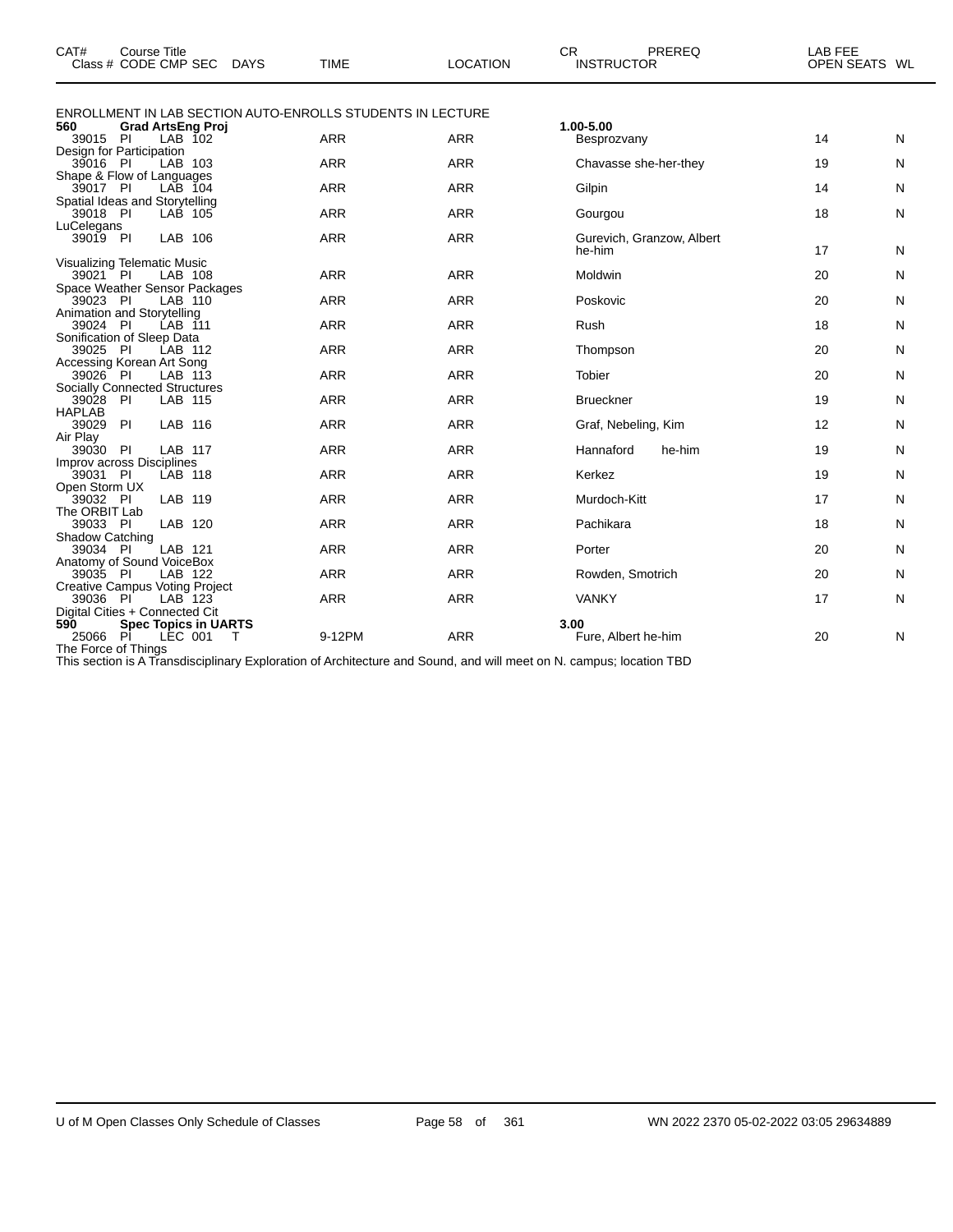| CAT# Class # | Course Title CODE | CMP | SEC | DAYS | TIME | LOCATION | CR INSTRUCTOR | PREREQ | LAB FEE OPEN SEATS | WL |
|---|---|---|---|---|---|---|---|---|---|---|
| ENROLLMENT IN LAB SECTION AUTO-ENROLLS STUDENTS IN LECTURE | | | | | | | | | | |
| **560** | **Grad ArtsEng Proj** | | | | | | **1.00-5.00** | | | |
| 39015 | PI | LAB | 102 | | ARR | ARR | Besprozvany | | 14 | N |
| Design for Participation | | | | | | | | | | |
| 39016 | PI | LAB | 103 | | ARR | ARR | Chavasse she-her-they | | 19 | N |
| Shape & Flow of Languages | | | | | | | | | | |
| 39017 | PI | LAB | 104 | | ARR | ARR | Gilpin | | 14 | N |
| Spatial Ideas and Storytelling | | | | | | | | | | |
| 39018 | PI | LAB | 105 | | ARR | ARR | Gourgou | | 18 | N |
| LuCelegans | | | | | | | | | | |
| 39019 | PI | LAB | 106 | | ARR | ARR | Gurevich, Granzow, Albert he-him | | 17 | N |
| Visualizing Telematic Music | | | | | | | | | | |
| 39021 | PI | LAB | 108 | | ARR | ARR | Moldwin | | 20 | N |
| Space Weather Sensor Packages | | | | | | | | | | |
| 39023 | PI | LAB | 110 | | ARR | ARR | Poskovic | | 20 | N |
| Animation and Storytelling | | | | | | | | | | |
| 39024 | PI | LAB | 111 | | ARR | ARR | Rush | | 18 | N |
| Sonification of Sleep Data | | | | | | | | | | |
| 39025 | PI | LAB | 112 | | ARR | ARR | Thompson | | 20 | N |
| Accessing Korean Art Song | | | | | | | | | | |
| 39026 | PI | LAB | 113 | | ARR | ARR | Tobier | | 20 | N |
| Socially Connected Structures | | | | | | | | | | |
| 39028 | PI | LAB | 115 | | ARR | ARR | Brueckner | | 19 | N |
| HAPLAB | | | | | | | | | | |
| 39029 | PI | LAB | 116 | | ARR | ARR | Graf, Nebeling, Kim | | 12 | N |
| Air Play | | | | | | | | | | |
| 39030 | PI | LAB | 117 | | ARR | ARR | Hannaford he-him | | 19 | N |
| Improv across Disciplines | | | | | | | | | | |
| 39031 | PI | LAB | 118 | | ARR | ARR | Kerkez | | 19 | N |
| Open Storm UX | | | | | | | | | | |
| 39032 | PI | LAB | 119 | | ARR | ARR | Murdoch-Kitt | | 17 | N |
| The ORBIT Lab | | | | | | | | | | |
| 39033 | PI | LAB | 120 | | ARR | ARR | Pachikara | | 18 | N |
| Shadow Catching | | | | | | | | | | |
| 39034 | PI | LAB | 121 | | ARR | ARR | Porter | | 20 | N |
| Anatomy of Sound VoiceBox | | | | | | | | | | |
| 39035 | PI | LAB | 122 | | ARR | ARR | Rowden, Smotrich | | 20 | N |
| Creative Campus Voting Project | | | | | | | | | | |
| 39036 | PI | LAB | 123 | | ARR | ARR | VANKY | | 17 | N |
| Digital Cities + Connected Cit | | | | | | | | | | |
| **590** | **Spec Topics in UARTS** | | | | | | **3.00** | | | |
| 25066 | PI | LEC | 001 | T | 9-12PM | ARR | Fure, Albert he-him | | 20 | N |
| The Force of Things | | | | | | | | | | |

This section is A Transdisciplinary Exploration of Architecture and Sound, and will meet on N. campus; location TBD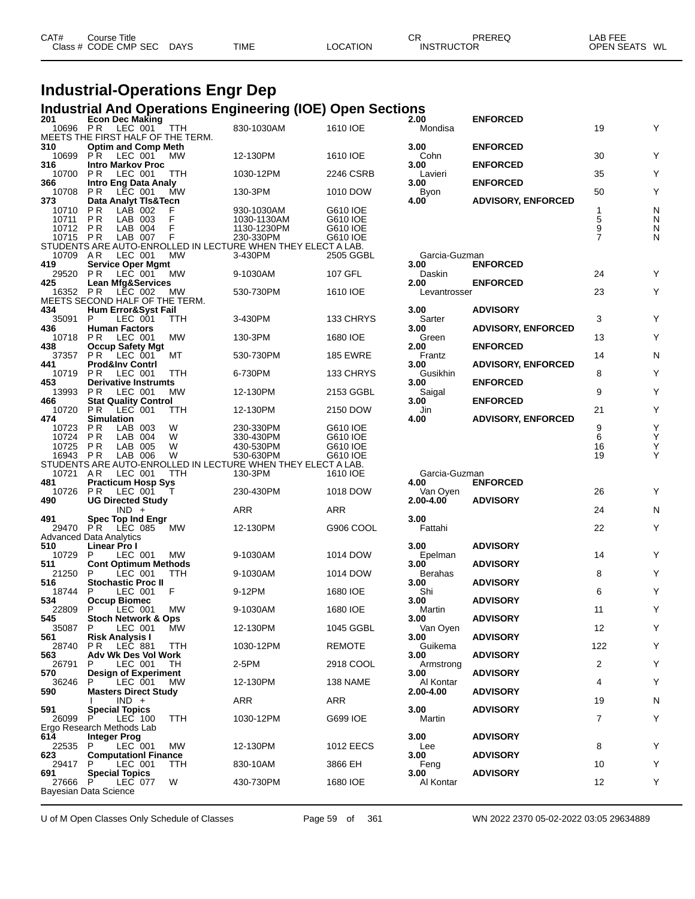| CAT# Class # | Course Title CODE CMP SEC | DAYS | TIME | LOCATION | CR INSTRUCTOR | PREREQ | LAB FEE OPEN SEATS | WL |
|---|---|---|---|---|---|---|---|---|

# Industrial-Operations Engr Dep

## Industrial And Operations Engineering (IOE) Open Sections

| CAT# Class # | Course Title CODE CMP SEC | DAYS | TIME | LOCATION | CR INSTRUCTOR | PREREQ | OPEN SEATS | WL |
|---|---|---|---|---|---|---|---|---|
| 201 | Econ Dec Making | | | | 2.00 | ENFORCED | | |
| 10696 | P R LEC 001 | TTH | 830-1030AM | 1610 IOE | Mondisa | | 19 | Y |
| MEETS THE FIRST HALF OF THE TERM. | | | | | | | | |
| 310 | Optim and Comp Meth | | | | 3.00 | ENFORCED | | |
| 10699 | P R LEC 001 | MW | 12-130PM | 1610 IOE | Cohn | | 30 | Y |
| 316 | Intro Markov Proc | | | | 3.00 | ENFORCED | | |
| 10700 | P R LEC 001 | TTH | 1030-12PM | 2246 CSRB | Lavieri | | 35 | Y |
| 366 | Intro Eng Data Analy | | | | 3.00 | ENFORCED | | |
| 10708 | P R LEC 001 | MW | 130-3PM | 1010 DOW | Byon | | 50 | Y |
| 373 | Data Analyt Tls&Tecn | | | | 4.00 | ADVISORY, ENFORCED | | |
| 10710 | P R LAB 002 | F | 930-1030AM | G610 IOE | | | 1 | N |
| 10711 | P R LAB 003 | F | 1030-1130AM | G610 IOE | | | 5 | N |
| 10712 | P R LAB 004 | F | 1130-1230PM | G610 IOE | | | 9 | N |
| 10715 | P R LAB 007 | F | 230-330PM | G610 IOE | | | 7 | N |
| STUDENTS ARE AUTO-ENROLLED IN LECTURE WHEN THEY ELECT A LAB. | | | | | | | | |
| 10709 | A R LEC 001 | MW | 3-430PM | 2505 GGBL | Garcia-Guzman | | | |
| 419 | Service Oper Mgmt | | | | 3.00 | ENFORCED | | |
| 29520 | P R LEC 001 | MW | 9-1030AM | 107 GFL | Daskin | | 24 | Y |
| 425 | Lean Mfg&Services | | | | 2.00 | ENFORCED | | |
| 16352 | P R LEC 002 | MW | 530-730PM | 1610 IOE | Levantrosser | | 23 | Y |
| MEETS SECOND HALF OF THE TERM. | | | | | | | | |
| 434 | Hum Error&Syst Fail | | | | 3.00 | ADVISORY | | |
| 35091 | P LEC 001 | TTH | 3-430PM | 133 CHRYS | Sarter | | 3 | Y |
| 436 | Human Factors | | | | 3.00 | ADVISORY, ENFORCED | | |
| 10718 | P R LEC 001 | MW | 130-3PM | 1680 IOE | Green | | 13 | Y |
| 438 | Occup Safety Mgt | | | | 2.00 | ENFORCED | | |
| 37357 | P R LEC 001 | MT | 530-730PM | 185 EWRE | Frantz | | 14 | N |
| 441 | Prod&Inv Contrl | | | | 3.00 | ADVISORY, ENFORCED | | |
| 10719 | P R LEC 001 | TTH | 6-730PM | 133 CHRYS | Gusikhin | | 8 | Y |
| 453 | Derivative Instrumts | | | | 3.00 | ENFORCED | | |
| 13993 | P R LEC 001 | MW | 12-130PM | 2153 GGBL | Saigal | | 9 | Y |
| 466 | Stat Quality Control | | | | 3.00 | ENFORCED | | |
| 10720 | P R LEC 001 | TTH | 12-130PM | 2150 DOW | Jin | | 21 | Y |
| 474 | Simulation | | | | 4.00 | ADVISORY, ENFORCED | | |
| 10723 | P R LAB 003 | W | 230-330PM | G610 IOE | | | 9 | Y |
| 10724 | P R LAB 004 | W | 330-430PM | G610 IOE | | | 6 | Y |
| 10725 | P R LAB 005 | W | 430-530PM | G610 IOE | | | 16 | Y |
| 16943 | P R LAB 006 | W | 530-630PM | G610 IOE | | | 19 | Y |
| STUDENTS ARE AUTO-ENROLLED IN LECTURE WHEN THEY ELECT A LAB. | | | | | | | | |
| 10721 | A R LEC 001 | TTH | 130-3PM | 1610 IOE | Garcia-Guzman | | | |
| 481 | Practicum Hosp Sys | | | | 4.00 | ENFORCED | | |
| 10726 | P R LEC 001 | T | 230-430PM | 1018 DOW | Van Oyen | | 26 | Y |
| 490 | UG Directed Study | | | | 2.00-4.00 | ADVISORY | | |
| | IND + | | ARR | ARR | | | 24 | N |
| 491 | Spec Top Ind Engr | | | | 3.00 | | | |
| 29470 | P R LEC 085 | MW | 12-130PM | G906 COOL | Fattahi | | 22 | Y |
| Advanced Data Analytics | | | | | | | | |
| 510 | Linear Pro I | | | | 3.00 | ADVISORY | | |
| 10729 | P LEC 001 | MW | 9-1030AM | 1014 DOW | Epelman | | 14 | Y |
| 511 | Cont Optimum Methods | | | | 3.00 | ADVISORY | | |
| 21250 | P LEC 001 | TTH | 9-1030AM | 1014 DOW | Berahas | | 8 | Y |
| 516 | Stochastic Proc II | | | | 3.00 | ADVISORY | | |
| 18744 | P LEC 001 | F | 9-12PM | 1680 IOE | Shi | | 6 | Y |
| 534 | Occup Biomec | | | | 3.00 | ADVISORY | | |
| 22809 | P LEC 001 | MW | 9-1030AM | 1680 IOE | Martin | | 11 | Y |
| 545 | Stoch Network & Ops | | | | 3.00 | ADVISORY | | |
| 35087 | P LEC 001 | MW | 12-130PM | 1045 GGBL | Van Oyen | | 12 | Y |
| 561 | Risk Analysis I | | | | 3.00 | ADVISORY | | |
| 28740 | P R LEC 881 | TTH | 1030-12PM | REMOTE | Guikema | | 122 | Y |
| 563 | Adv Wk Des Vol Work | | | | 3.00 | ADVISORY | | |
| 26791 | P LEC 001 | TH | 2-5PM | 2918 COOL | Armstrong | | 2 | Y |
| 570 | Design of Experiment | | | | 3.00 | ADVISORY | | |
| 36246 | P LEC 001 | MW | 12-130PM | 138 NAME | Al Kontar | | 4 | Y |
| 590 | Masters Direct Study | | | | 2.00-4.00 | ADVISORY | | |
| | I IND + | | ARR | ARR | | | 19 | N |
| 591 | Special Topics | | | | 3.00 | ADVISORY | | |
| 26099 | P LEC 100 | TTH | 1030-12PM | G699 IOE | Martin | | 7 | Y |
| Ergo Research Methods Lab | | | | | | | | |
| 614 | Integer Prog | | | | 3.00 | ADVISORY | | |
| 22535 | P LEC 001 | MW | 12-130PM | 1012 EECS | Lee | | 8 | Y |
| 623 | Computationl Finance | | | | 3.00 | ADVISORY | | |
| 29417 | P LEC 001 | TTH | 830-10AM | 3866 EH | Feng | | 10 | Y |
| 691 | Special Topics | | | | 3.00 | ADVISORY | | |
| 27666 | P LEC 077 | W | 430-730PM | 1680 IOE | Al Kontar | | 12 | Y |
| Bayesian Data Science | | | | | | | | |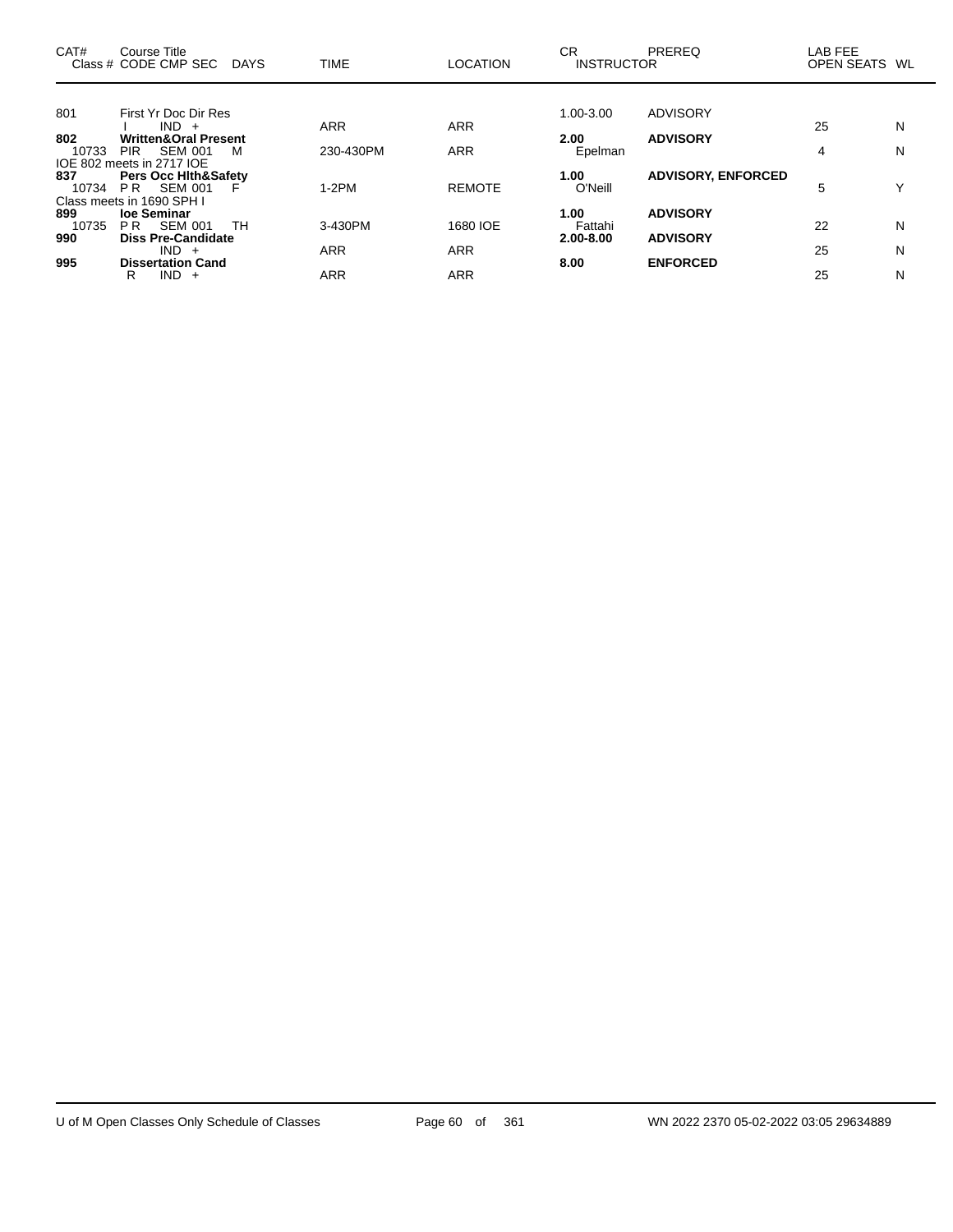| CAT# | Course Title<br>Class # CODE CMP SEC DAYS | TIME | LOCATION | CR<br>INSTRUCTOR | PREREQ | LAB FEE<br>OPEN SEATS | WL |
|---|---|---|---|---|---|---|---|
| 801 | First Yr Doc Dir Res | | | 1.00-3.00 | ADVISORY | | |
| | I IND + | ARR | ARR | | | 25 | N |
| **802** | **Written&Oral Present** | | | **2.00** | **ADVISORY** | | |
| 10733 | PIR SEM 001 M | 230-430PM | ARR | Epelman | | 4 | N |
| IOE 802 meets in 2717 IOE | | | | | | | |
| **837** | **Pers Occ Hlth&Safety** | | | **1.00** | **ADVISORY, ENFORCED** | | |
| 10734 | P R SEM 001 F | 1-2PM | REMOTE | O'Neill | | 5 | Y |
| Class meets in 1690 SPH I | | | | | | | |
| **899** | **Ioe Seminar** | | | **1.00** | **ADVISORY** | | |
| 10735 | P R SEM 001 TH | 3-430PM | 1680 IOE | Fattahi | | 22 | N |
| **990** | **Diss Pre-Candidate** | | | **2.00-8.00** | **ADVISORY** | | |
| | IND + | ARR | ARR | | | 25 | N |
| **995** | **Dissertation Cand** | | | **8.00** | **ENFORCED** | | |
| | R IND + | ARR | ARR | | | 25 | N |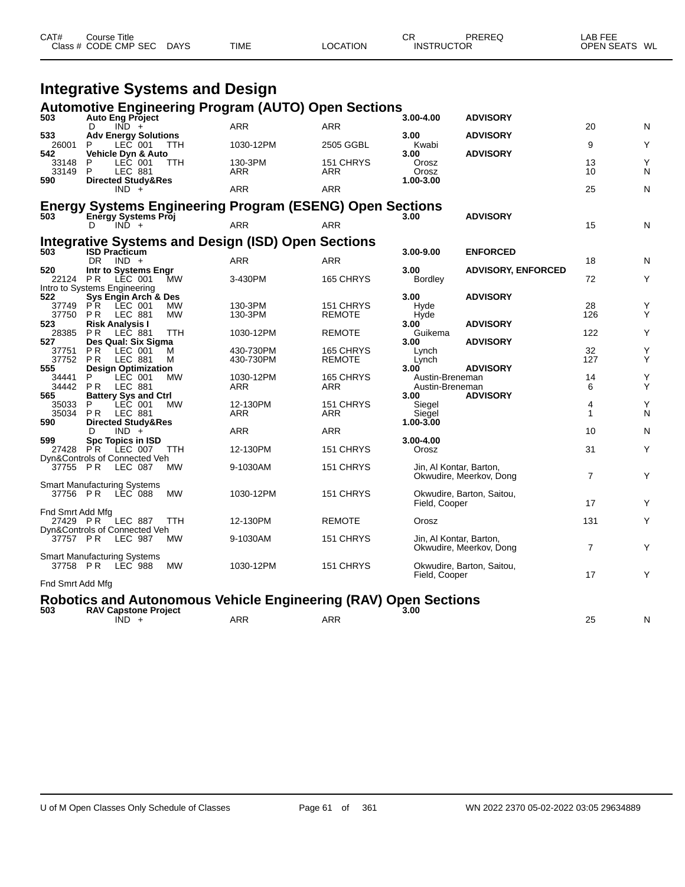# Integrative Systems and Design

## Automotive Engineering Program (AUTO) Open Sections

| CAT# Class # | Course Title CODE CMP SEC | DAYS | TIME | LOCATION | CR INSTRUCTOR | PREREQ | LAB FEE OPEN SEATS | WL |
|---|---|---|---|---|---|---|---|---|
| **503** | **Auto Eng Project** | | | | **3.00-4.00** | **ADVISORY** | | |
| | D IND + | | ARR | ARR | | | 20 | N |
| **533** | **Adv Energy Solutions** | | | | **3.00** | **ADVISORY** | | |
| 26001 | P LEC 001 | TTH | 1030-12PM | 2505 GGBL | Kwabi | | 9 | Y |
| **542** | **Vehicle Dyn & Auto** | | | | **3.00** | **ADVISORY** | | |
| 33148 | P LEC 001 | TTH | 130-3PM | 151 CHRYS | Orosz | | 13 | Y |
| 33149 | P LEC 881 | | ARR | ARR | Orosz | | 10 | N |
| **590** | **Directed Study&Res** | | | | **1.00-3.00** | | | |
| | IND + | | ARR | ARR | | | 25 | N |

## Energy Systems Engineering Program (ESENG) Open Sections

| CAT# Class # | Course Title CODE CMP SEC | DAYS | TIME | LOCATION | CR INSTRUCTOR | PREREQ | LAB FEE OPEN SEATS | WL |
|---|---|---|---|---|---|---|---|---|
| **503** | **Energy Systems Proj** | | | | **3.00** | **ADVISORY** | | |
| | D IND + | | ARR | ARR | | | 15 | N |

## Integrative Systems and Design (ISD) Open Sections

| CAT# Class # | Course Title CODE CMP SEC | DAYS | TIME | LOCATION | CR INSTRUCTOR | PREREQ | LAB FEE OPEN SEATS | WL |
|---|---|---|---|---|---|---|---|---|
| **503** | **ISD Practicum** | | | | **3.00-9.00** | **ENFORCED** | | |
| | DR IND + | | ARR | ARR | | | 18 | N |
| **520** | **Intr to Systems Engr** | | | | **3.00** | **ADVISORY, ENFORCED** | | |
| 22124 | PR LEC 001 | MW | 3-430PM | 165 CHRYS | Bordley | | 72 | Y |
| Intro to Systems Engineering | | | | | | | | |
| **522** | **Sys Engin Arch & Des** | | | | **3.00** | **ADVISORY** | | |
| 37749 | PR LEC 001 | MW | 130-3PM | 151 CHRYS | Hyde | | 28 | Y |
| 37750 | PR LEC 881 | MW | 130-3PM | REMOTE | Hyde | | 126 | Y |
| **523** | **Risk Analysis I** | | | | **3.00** | **ADVISORY** | | |
| 28385 | PR LEC 881 | TTH | 1030-12PM | REMOTE | Guikema | | 122 | Y |
| **527** | **Des Qual: Six Sigma** | | | | **3.00** | **ADVISORY** | | |
| 37751 | PR LEC 001 | M | 430-730PM | 165 CHRYS | Lynch | | 32 | Y |
| 37752 | PR LEC 881 | M | 430-730PM | REMOTE | Lynch | | 127 | Y |
| **555** | **Design Optimization** | | | | **3.00** | **ADVISORY** | | |
| 34441 | P LEC 001 | MW | 1030-12PM | 165 CHRYS | Austin-Breneman | | 14 | Y |
| 34442 | PR LEC 881 | | ARR | ARR | Austin-Breneman | | 6 | Y |
| **565** | **Battery Sys and Ctrl** | | | | **3.00** | **ADVISORY** | | |
| 35033 | P LEC 001 | MW | 12-130PM | 151 CHRYS | Siegel | | 4 | Y |
| 35034 | PR LEC 881 | | ARR | ARR | Siegel | | 1 | N |
| **590** | **Directed Study&Res** | | | | **1.00-3.00** | | | |
| | D IND + | | ARR | ARR | | | 10 | N |
| **599** | **Spc Topics in ISD** | | | | **3.00-4.00** | | | |
| 27428 | PR LEC 007 | TTH | 12-130PM | 151 CHRYS | Orosz | | 31 | Y |
| Dyn&Controls of Connected Veh | | | | | | | | |
| 37755 | PR LEC 087 | MW | 9-1030AM | 151 CHRYS | Jin, Al Kontar, Barton, Okwudire, Meerkov, Dong | | 7 | Y |
| Smart Manufacturing Systems | | | | | | | | |
| 37756 | PR LEC 088 | MW | 1030-12PM | 151 CHRYS | Okwudire, Barton, Saitou, Field, Cooper | | 17 | Y |
| Fnd Smrt Add Mfg | | | | | | | | |
| 27429 | PR LEC 887 | TTH | 12-130PM | REMOTE | Orosz | | 131 | Y |
| Dyn&Controls of Connected Veh | | | | | | | | |
| 37757 | PR LEC 987 | MW | 9-1030AM | 151 CHRYS | Jin, Al Kontar, Barton, Okwudire, Meerkov, Dong | | 7 | Y |
| Smart Manufacturing Systems | | | | | | | | |
| 37758 | PR LEC 988 | MW | 1030-12PM | 151 CHRYS | Okwudire, Barton, Saitou, Field, Cooper | | 17 | Y |
| Fnd Smrt Add Mfg | | | | | | | | |

## Robotics and Autonomous Vehicle Engineering (RAV) Open Sections

| CAT# Class # | Course Title CODE CMP SEC | DAYS | TIME | LOCATION | CR INSTRUCTOR | PREREQ | LAB FEE OPEN SEATS | WL |
|---|---|---|---|---|---|---|---|---|
| **503** | **RAV Capstone Project** | | | | **3.00** | | | |
| | IND + | | ARR | ARR | | | 25 | N |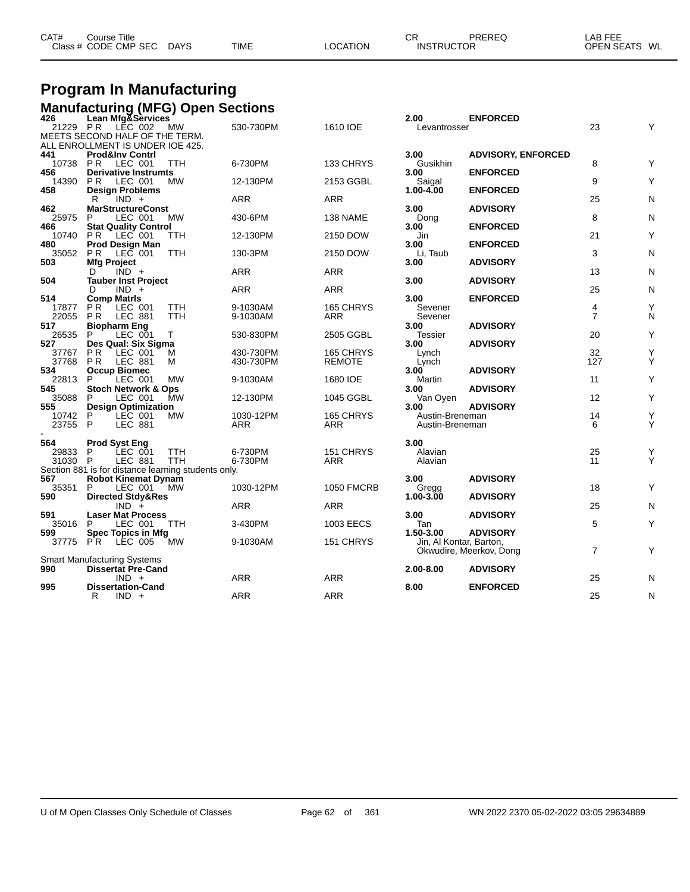# Program In Manufacturing

## Manufacturing (MFG) Open Sections

| CAT# | Course Title / Class # | CODE CMP SEC | DAYS | TIME | LOCATION | CR / INSTRUCTOR | PREREQ | LAB FEE / OPEN SEATS | WL |
|---|---|---|---|---|---|---|---|---|---|
| 426 | Lean Mfg&Services | | | | | 2.00 | ENFORCED | | |
| | 21229 | P R LEC 002 | MW | 530-730PM | 1610 IOE | Levantrosser | | 23 | Y |
| | MEETS SECOND HALF OF THE TERM. ALL ENROLLMENT IS UNDER IOE 425. | | | | | | | | |
| 441 | Prod&Inv Contrl | | | | | 3.00 | ADVISORY, ENFORCED | | |
| | 10738 | P R LEC 001 | TTH | 6-730PM | 133 CHRYS | Gusikhin | | 8 | Y |
| 456 | Derivative Instrumts | | | | | 3.00 | ENFORCED | | |
| | 14390 | P R LEC 001 | MW | 12-130PM | 2153 GGBL | Saigal | | 9 | Y |
| 458 | Design Problems | | | | | 1.00-4.00 | ENFORCED | | |
| | | R IND + | | ARR | ARR | | | 25 | N |
| 462 | MarStructureConst | | | | | 3.00 | ADVISORY | | |
| | 25975 | P LEC 001 | MW | 430-6PM | 138 NAME | Dong | | 8 | N |
| 466 | Stat Quality Control | | | | | 3.00 | ENFORCED | | |
| | 10740 | P R LEC 001 | TTH | 12-130PM | 2150 DOW | Jin | | 21 | Y |
| 480 | Prod Design Man | | | | | 3.00 | ENFORCED | | |
| | 35052 | P R LEC 001 | TTH | 130-3PM | 2150 DOW | Li, Taub | | 3 | N |
| 503 | Mfg Project | | | | | 3.00 | ADVISORY | | |
| | | D IND + | | ARR | ARR | | | 13 | N |
| 504 | Tauber Inst Project | | | | | 3.00 | ADVISORY | | |
| | | D IND + | | ARR | ARR | | | 25 | N |
| 514 | Comp Matrls | | | | | 3.00 | ENFORCED | | |
| | 17877 | P R LEC 001 | TTH | 9-1030AM | 165 CHRYS | Sevener | | 4 | Y |
| | 22055 | P R LEC 881 | TTH | 9-1030AM | ARR | Sevener | | 7 | N |
| 517 | Biopharm Eng | | | | | 3.00 | ADVISORY | | |
| | 26535 | P LEC 001 | T | 530-830PM | 2505 GGBL | Tessier | | 20 | Y |
| 527 | Des Qual: Six Sigma | | | | | 3.00 | ADVISORY | | |
| | 37767 | P R LEC 001 | M | 430-730PM | 165 CHRYS | Lynch | | 32 | Y |
| | 37768 | P R LEC 881 | M | 430-730PM | REMOTE | Lynch | | 127 | Y |
| 534 | Occup Biomec | | | | | 3.00 | ADVISORY | | |
| | 22813 | P LEC 001 | MW | 9-1030AM | 1680 IOE | Martin | | 11 | Y |
| 545 | Stoch Network & Ops | | | | | 3.00 | ADVISORY | | |
| | 35088 | P LEC 001 | MW | 12-130PM | 1045 GGBL | Van Oyen | | 12 | Y |
| 555 | Design Optimization | | | | | 3.00 | ADVISORY | | |
| | 10742 | P LEC 001 | MW | 1030-12PM | 165 CHRYS | Austin-Breneman | | 14 | Y |
| | 23755 | P LEC 881 | | ARR | ARR | Austin-Breneman | | 6 | Y |
| - | | | | | | | | | |
| 564 | Prod Syst Eng | | | | | 3.00 | | | |
| | 29833 | P LEC 001 | TTH | 6-730PM | 151 CHRYS | Alavian | | 25 | Y |
| | 31030 | P LEC 881 | TTH | 6-730PM | ARR | Alavian | | 11 | Y |
| | Section 881 is for distance learning students only. | | | | | | | | |
| 567 | Robot Kinemat Dynam | | | | | 3.00 | ADVISORY | | |
| | 35351 | P LEC 001 | MW | 1030-12PM | 1050 FMCRB | Gregg | | 18 | Y |
| 590 | Directed Stdy&Res | | | | | 1.00-3.00 | ADVISORY | | |
| | | IND + | | ARR | ARR | | | 25 | N |
| 591 | Laser Mat Process | | | | | 3.00 | ADVISORY | | |
| | 35016 | P LEC 001 | TTH | 3-430PM | 1003 EECS | Tan | | 5 | Y |
| 599 | Spec Topics in Mfg | | | | | 1.50-3.00 | ADVISORY | | |
| | 37775 | P R LEC 005 | MW | 9-1030AM | 151 CHRYS | Jin, Al Kontar, Barton, Okwudire, Meerkov, Dong | | 7 | Y |
| | Smart Manufacturing Systems | | | | | | | | |
| 990 | Dissertat Pre-Cand | | | | | 2.00-8.00 | ADVISORY | | |
| | | IND + | | ARR | ARR | | | 25 | N |
| 995 | Dissertation-Cand | | | | | 8.00 | ENFORCED | | |
| | | R IND + | | ARR | ARR | | | 25 | N |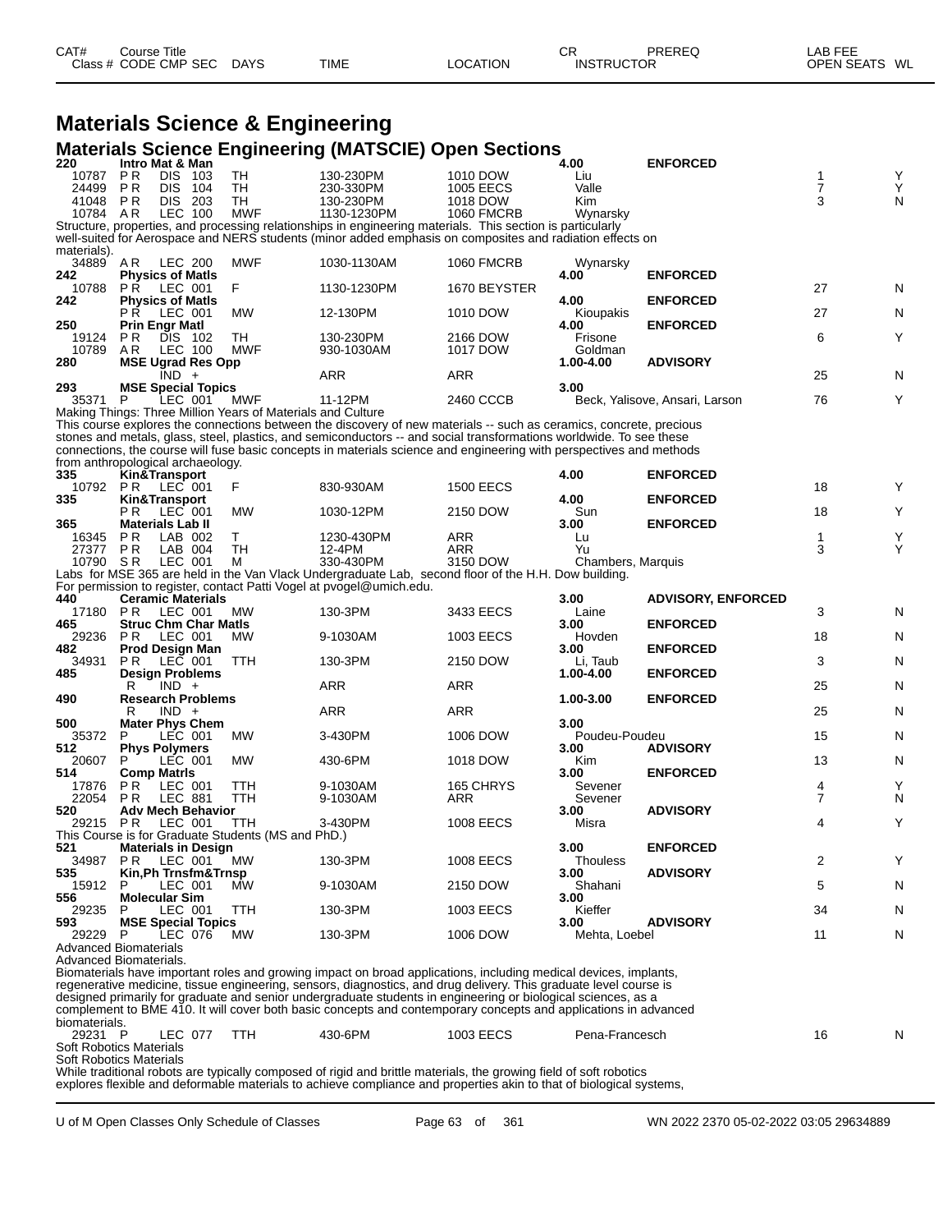# Materials Science & Engineering

## Materials Science Engineering (MATSCIE) Open Sections

| CAT# / Class # | Course Title / CODE CMP SEC | DAYS | TIME | LOCATION | CR / INSTRUCTOR | PREREQ | LAB FEE / OPEN SEATS | WL |
|---|---|---|---|---|---|---|---|---|
| **220** | **Intro Mat & Man** | | | | **4.00** | **ENFORCED** | | |
| 10787 | P R DIS 103 | TH | 130-230PM | 1010 DOW | Liu | | 1 | Y |
| 24499 | P R DIS 104 | TH | 230-330PM | 1005 EECS | Valle | | 7 | Y |
| 41048 | P R DIS 203 | TH | 130-230PM | 1018 DOW | Kim | | 3 | N |
| 10784 | A R LEC 100 | MWF | 1130-1230PM | 1060 FMCRB | Wynarsky | | | |

Structure, properties, and processing relationships in engineering materials. This section is particularly well-suited for Aerospace and NERS students (minor added emphasis on composites and radiation effects on materials).

| CAT# / Class # | Course Title / CODE CMP SEC | DAYS | TIME | LOCATION | CR / INSTRUCTOR | PREREQ | LAB FEE / OPEN SEATS | WL |
|---|---|---|---|---|---|---|---|---|
| 34889 | A R LEC 200 | MWF | 1030-1130AM | 1060 FMCRB | Wynarsky | | | |
| **242** | **Physics of Matls** | | | | **4.00** | **ENFORCED** | | |
| 10788 | P R LEC 001 | F | 1130-1230PM | 1670 BEYSTER | | | 27 | N |
| **242** | **Physics of Matls** | | | | **4.00** | **ENFORCED** | | |
| | P R LEC 001 | MW | 12-130PM | 1010 DOW | Kioupakis | | 27 | N |
| **250** | **Prin Engr Matl** | | | | **4.00** | **ENFORCED** | | |
| 19124 | P R DIS 102 | TH | 130-230PM | 2166 DOW | Frisone | | 6 | Y |
| 10789 | A R LEC 100 | MWF | 930-1030AM | 1017 DOW | Goldman | | | |
| **280** | **MSE Ugrad Res Opp** | | | | **1.00-4.00** | **ADVISORY** | | |
| | IND + | | ARR | ARR | | | 25 | N |
| **293** | **MSE Special Topics** | | | | **3.00** | | | |
| 35371 | P LEC 001 | MWF | 11-12PM | 2460 CCCB | Beck, Yalisove, Ansari, Larson | | 76 | Y |

Making Things: Three Million Years of Materials and Culture

This course explores the connections between the discovery of new materials -- such as ceramics, concrete, precious stones and metals, glass, steel, plastics, and semiconductors -- and social transformations worldwide. To see these connections, the course will fuse basic concepts in materials science and engineering with perspectives and methods from anthropological archaeology.

| CAT# / Class # | Course Title / CODE CMP SEC | DAYS | TIME | LOCATION | CR / INSTRUCTOR | PREREQ | LAB FEE / OPEN SEATS | WL |
|---|---|---|---|---|---|---|---|---|
| **335** | **Kin&Transport** | | | | **4.00** | **ENFORCED** | | |
| 10792 | P R LEC 001 | F | 830-930AM | 1500 EECS | | | 18 | Y |
| **335** | **Kin&Transport** | | | | **4.00** | **ENFORCED** | | |
| | P R LEC 001 | MW | 1030-12PM | 2150 DOW | Sun | | 18 | Y |
| **365** | **Materials Lab II** | | | | **3.00** | **ENFORCED** | | |
| 16345 | P R LAB 002 | T | 1230-430PM | ARR | Lu | | 1 | Y |
| 27377 | P R LAB 004 | TH | 12-4PM | ARR | Yu | | 3 | Y |
| 10790 | S R LEC 001 | M | 330-430PM | 3150 DOW | Chambers, Marquis | | | |

Labs for MSE 365 are held in the Van Vlack Undergraduate Lab, second floor of the H.H. Dow building.
For permission to register, contact Patti Vogel at pvogel@umich.edu.

| CAT# / Class # | Course Title / CODE CMP SEC | DAYS | TIME | LOCATION | CR / INSTRUCTOR | PREREQ | LAB FEE / OPEN SEATS | WL |
|---|---|---|---|---|---|---|---|---|
| **440** | **Ceramic Materials** | | | | **3.00** | **ADVISORY, ENFORCED** | | |
| 17180 | P R LEC 001 | MW | 130-3PM | 3433 EECS | Laine | | 3 | N |
| **465** | **Struc Chm Char Matls** | | | | **3.00** | **ENFORCED** | | |
| 29236 | P R LEC 001 | MW | 9-1030AM | 1003 EECS | Hovden | | 18 | N |
| **482** | **Prod Design Man** | | | | **3.00** | **ENFORCED** | | |
| 34931 | P R LEC 001 | TTH | 130-3PM | 2150 DOW | Li, Taub | | 3 | N |
| **485** | **Design Problems** | | | | **1.00-4.00** | **ENFORCED** | | |
| | R IND + | | ARR | ARR | | | 25 | N |
| **490** | **Research Problems** | | | | **1.00-3.00** | **ENFORCED** | | |
| | R IND + | | ARR | ARR | | | 25 | N |
| **500** | **Mater Phys Chem** | | | | **3.00** | | | |
| 35372 | P LEC 001 | MW | 3-430PM | 1006 DOW | Poudeu-Poudeu | | 15 | N |
| **512** | **Phys Polymers** | | | | **3.00** | **ADVISORY** | | |
| 20607 | P LEC 001 | MW | 430-6PM | 1018 DOW | Kim | | 13 | N |
| **514** | **Comp Matrls** | | | | **3.00** | **ENFORCED** | | |
| 17876 | P R LEC 001 | TTH | 9-1030AM | 165 CHRYS | Sevener | | 4 | Y |
| 22054 | P R LEC 881 | TTH | 9-1030AM | ARR | Sevener | | 7 | N |
| **520** | **Adv Mech Behavior** | | | | **3.00** | **ADVISORY** | | |
| 29215 | P R LEC 001 | TTH | 3-430PM | 1008 EECS | Misra | | 4 | Y |

This Course is for Graduate Students (MS and PhD.)

| CAT# / Class # | Course Title / CODE CMP SEC | DAYS | TIME | LOCATION | CR / INSTRUCTOR | PREREQ | LAB FEE / OPEN SEATS | WL |
|---|---|---|---|---|---|---|---|---|
| **521** | **Materials in Design** | | | | **3.00** | **ENFORCED** | | |
| 34987 | P R LEC 001 | MW | 130-3PM | 1008 EECS | Thouless | | 2 | Y |
| **535** | **Kin,Ph Trnsfm&Trnsp** | | | | **3.00** | **ADVISORY** | | |
| 15912 | P LEC 001 | MW | 9-1030AM | 2150 DOW | Shahani | | 5 | N |
| **556** | **Molecular Sim** | | | | **3.00** | | | |
| 29235 | P LEC 001 | TTH | 130-3PM | 1003 EECS | Kieffer | | 34 | N |
| **593** | **MSE Special Topics** | | | | **3.00** | **ADVISORY** | | |
| 29229 | P LEC 076 | MW | 130-3PM | 1006 DOW | Mehta, Loebel | | 11 | N |

Advanced Biomaterials
Advanced Biomaterials.
Biomaterials have important roles and growing impact on broad applications, including medical devices, implants, regenerative medicine, tissue engineering, sensors, diagnostics, and drug delivery. This graduate level course is designed primarily for graduate and senior undergraduate students in engineering or biological sciences, as a complement to BME 410. It will cover both basic concepts and contemporary concepts and applications in advanced biomaterials.

| CAT# / Class # | Course Title / CODE CMP SEC | DAYS | TIME | LOCATION | CR / INSTRUCTOR | PREREQ | LAB FEE / OPEN SEATS | WL |
|---|---|---|---|---|---|---|---|---|
| 29231 | P LEC 077 | TTH | 430-6PM | 1003 EECS | Pena-Francesch | | 16 | N |

Soft Robotics Materials
Soft Robotics Materials
While traditional robots are typically composed of rigid and brittle materials, the growing field of soft robotics explores flexible and deformable materials to achieve compliance and properties akin to that of biological systems,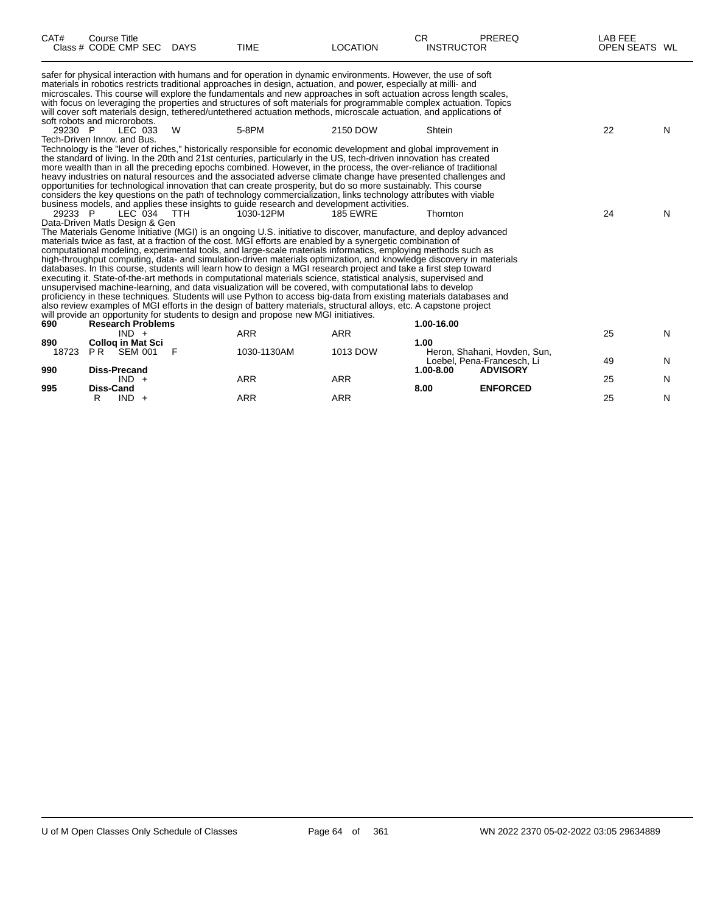| CAT# | Course Title Class # CODE CMP SEC | DAYS | TIME | LOCATION | CR INSTRUCTOR | PREREQ | LAB FEE OPEN SEATS | WL |
|---|---|---|---|---|---|---|---|---|

safer for physical interaction with humans and for operation in dynamic environments. However, the use of soft materials in robotics restricts traditional approaches in design, actuation, and power, especially at milli- and microscales. This course will explore the fundamentals and new approaches in soft actuation across length scales, with focus on leveraging the properties and structures of soft materials for programmable complex actuation. Topics will cover soft materials design, tethered/untethered actuation methods, microscale actuation, and applications of soft robots and microrobots.

| CAT# | Class # CODE CMP SEC | DAYS | TIME | LOCATION | CR / INSTRUCTOR | PREREQ | OPEN SEATS | WL |
|---|---|---|---|---|---|---|---|---|
| 29230 | P LEC 033 | W | 5-8PM | 2150 DOW | Shtein | | 22 | N |

Tech-Driven Innov. and Bus.

Technology is the "lever of riches," historically responsible for economic development and global improvement in the standard of living. In the 20th and 21st centuries, particularly in the US, tech-driven innovation has created more wealth than in all the preceding epochs combined. However, in the process, the over-reliance of traditional heavy industries on natural resources and the associated adverse climate change have presented challenges and opportunities for technological innovation that can create prosperity, but do so more sustainably. This course considers the key questions on the path of technology commercialization, links technology attributes with viable business models, and applies these insights to guide research and development activities.

| CAT# | Class # CODE CMP SEC | DAYS | TIME | LOCATION | CR / INSTRUCTOR | PREREQ | OPEN SEATS | WL |
|---|---|---|---|---|---|---|---|---|
| 29233 | P LEC 034 | TTH | 1030-12PM | 185 EWRE | Thornton | | 24 | N |

Data-Driven Matls Design & Gen

The Materials Genome Initiative (MGI) is an ongoing U.S. initiative to discover, manufacture, and deploy advanced materials twice as fast, at a fraction of the cost. MGI efforts are enabled by a synergetic combination of computational modeling, experimental tools, and large-scale materials informatics, employing methods such as high-throughput computing, data- and simulation-driven materials optimization, and knowledge discovery in materials databases. In this course, students will learn how to design a MGI research project and take a first step toward executing it. State-of-the-art methods in computational materials science, statistical analysis, supervised and unsupervised machine-learning, and data visualization will be covered, with computational labs to develop proficiency in these techniques. Students will use Python to access big-data from existing materials databases and also review examples of MGI efforts in the design of battery materials, structural alloys, etc. A capstone project will provide an opportunity for students to design and propose new MGI initiatives.

| CAT# | Course Title / Class # CODE CMP SEC | DAYS | TIME | LOCATION | CR / INSTRUCTOR | PREREQ | OPEN SEATS | WL |
|---|---|---|---|---|---|---|---|---|
| **690** | **Research Problems** | | | | **1.00-16.00** | | | |
| | IND + | | ARR | ARR | | | 25 | N |
| **890** | **Colloq in Mat Sci** | | | | **1.00** | | | |
| 18723 | P R SEM 001 | F | 1030-1130AM | 1013 DOW | Heron, Shahani, Hovden, Sun, Loebel, Pena-Francesch, Li | | 49 | N |
| **990** | **Diss-Precand** | | | | **1.00-8.00** | **ADVISORY** | | |
| | IND + | | ARR | ARR | | | 25 | N |
| **995** | **Diss-Cand** | | | | **8.00** | **ENFORCED** | | |
| | R IND + | | ARR | ARR | | | 25 | N |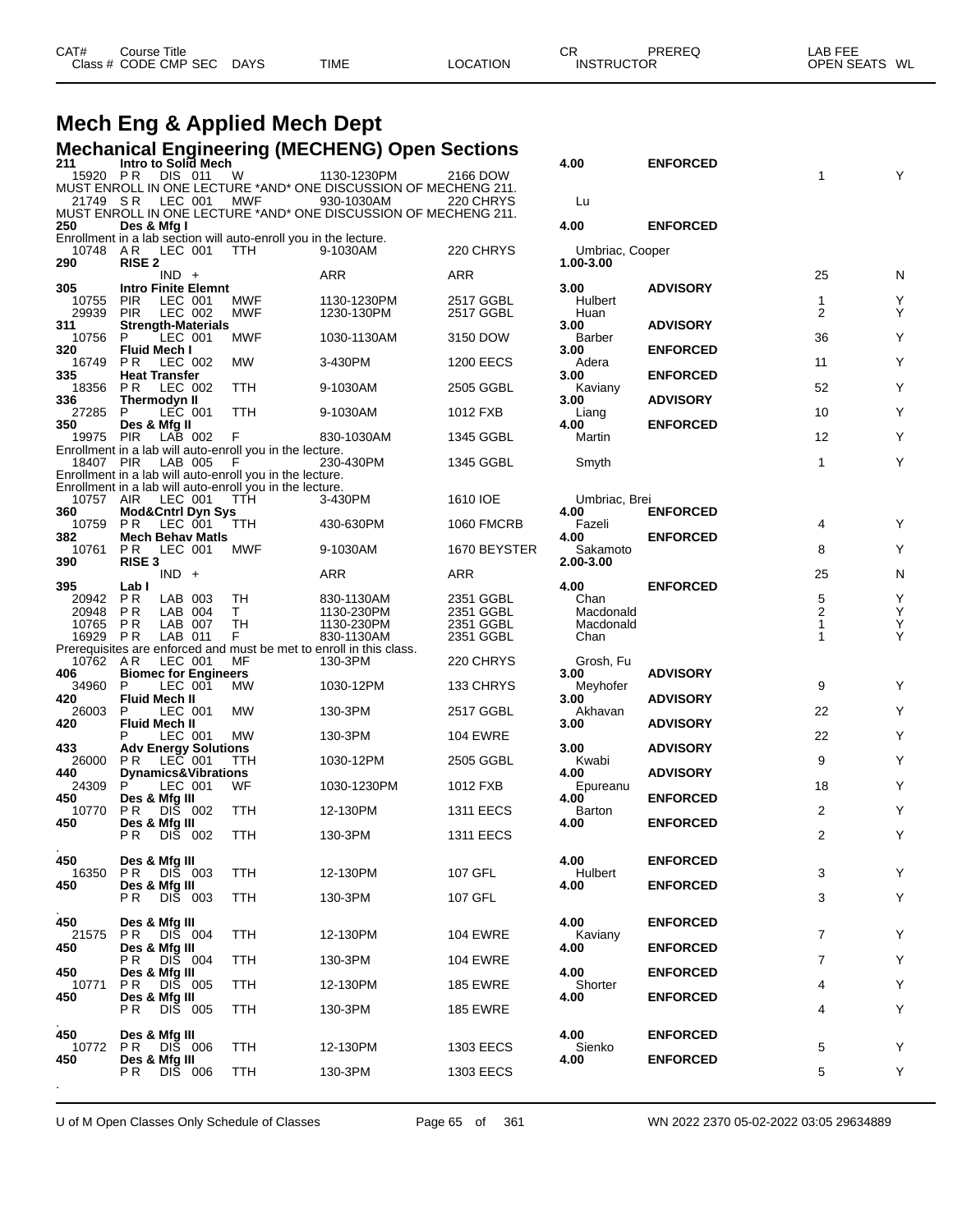# Mech Eng & Applied Mech Dept

## Mechanical Engineering (MECHENG) Open Sections

| CAT# Class # | Course Title CODE CMP SEC | DAYS | TIME | LOCATION | CR INSTRUCTOR | PREREQ | LAB FEE OPEN SEATS | WL |
|---|---|---|---|---|---|---|---|---|
| 211 | Intro to Solid Mech | | | | 4.00 | ENFORCED | | |
| 15920 | P R DIS 011 | W | 1130-1230PM | 2166 DOW | | | 1 | Y |
| MUST ENROLL IN ONE LECTURE *AND* ONE DISCUSSION OF MECHENG 211. | | | | | | | | |
| 21749 | S R LEC 001 | MWF | 930-1030AM | 220 CHRYS | Lu | | | |
| MUST ENROLL IN ONE LECTURE *AND* ONE DISCUSSION OF MECHENG 211. | | | | | | | | |
| 250 | Des & Mfg I | | | | 4.00 | ENFORCED | | |
| Enrollment in a lab section will auto-enroll you in the lecture. | | | | | | | | |
| 10748 | A R LEC 001 | TTH | 9-1030AM | 220 CHRYS | Umbriac, Cooper | | | |
| 290 | RISE 2 | | | | 1.00-3.00 | | | |
| | IND + | | ARR | ARR | | | 25 | N |
| 305 | Intro Finite Elemnt | | | | 3.00 | ADVISORY | | |
| 10755 | PIR LEC 001 | MWF | 1130-1230PM | 2517 GGBL | Hulbert | | 1 | Y |
| 29939 | PIR LEC 002 | MWF | 1230-130PM | 2517 GGBL | Huan | | 2 | Y |
| 311 | Strength-Materials | | | | 3.00 | ADVISORY | | |
| 10756 | P LEC 001 | MWF | 1030-1130AM | 3150 DOW | Barber | | 36 | Y |
| 320 | Fluid Mech I | | | | 3.00 | ENFORCED | | |
| 16749 | P R LEC 002 | MW | 3-430PM | 1200 EECS | Adera | | 11 | Y |
| 335 | Heat Transfer | | | | 3.00 | ENFORCED | | |
| 18356 | P R LEC 002 | TTH | 9-1030AM | 2505 GGBL | Kaviany | | 52 | Y |
| 336 | Thermodyn II | | | | 3.00 | ADVISORY | | |
| 27285 | P LEC 001 | TTH | 9-1030AM | 1012 FXB | Liang | | 10 | Y |
| 350 | Des & Mfg II | | | | 4.00 | ENFORCED | | |
| 19975 | PIR LAB 002 | F | 830-1030AM | 1345 GGBL | Martin | | 12 | Y |
| Enrollment in a lab will auto-enroll you in the lecture. | | | | | | | | |
| 18407 | PIR LAB 005 | F | 230-430PM | 1345 GGBL | Smyth | | 1 | Y |
| Enrollment in a lab will auto-enroll you in the lecture. | | | | | | | | |
| Enrollment in a lab will auto-enroll you in the lecture. | | | | | | | | |
| 10757 | AIR LEC 001 | TTH | 3-430PM | 1610 IOE | Umbriac, Brei | | | |
| 360 | Mod&Cntrl Dyn Sys | | | | 4.00 | ENFORCED | | |
| 10759 | P R LEC 001 | TTH | 430-630PM | 1060 FMCRB | Fazeli | | 4 | Y |
| 382 | Mech Behav Matls | | | | 4.00 | ENFORCED | | |
| 10761 | P R LEC 001 | MWF | 9-1030AM | 1670 BEYSTER | Sakamoto | | 8 | Y |
| 390 | RISE 3 | | | | 2.00-3.00 | | | |
| | IND + | | ARR | ARR | | | 25 | N |
| 395 | Lab I | | | | 4.00 | ENFORCED | | |
| 20942 | P R LAB 003 | TH | 830-1130AM | 2351 GGBL | Chan | | 5 | Y |
| 20948 | P R LAB 004 | T | 1130-230PM | 2351 GGBL | Macdonald | | 2 | Y |
| 10765 | P R LAB 007 | TH | 1130-230PM | 2351 GGBL | Macdonald | | 1 | Y |
| 16929 | P R LAB 011 | F | 830-1130AM | 2351 GGBL | Chan | | 1 | Y |
| Prerequisites are enforced and must be met to enroll in this class. | | | | | | | | |
| 10762 | A R LEC 001 | MF | 130-3PM | 220 CHRYS | Grosh, Fu | | | |
| 406 | Biomec for Engineers | | | | 3.00 | ADVISORY | | |
| 34960 | P LEC 001 | MW | 1030-12PM | 133 CHRYS | Meyhofer | | 9 | Y |
| 420 | Fluid Mech II | | | | 3.00 | ADVISORY | | |
| 26003 | P LEC 001 | MW | 130-3PM | 2517 GGBL | Akhavan | | 22 | Y |
| 420 | Fluid Mech II | | | | 3.00 | ADVISORY | | |
| | P LEC 001 | MW | 130-3PM | 104 EWRE | | | 22 | Y |
| 433 | Adv Energy Solutions | | | | 3.00 | ADVISORY | | |
| 26000 | P R LEC 001 | TTH | 1030-12PM | 2505 GGBL | Kwabi | | 9 | Y |
| 440 | Dynamics&Vibrations | | | | 4.00 | ADVISORY | | |
| 24309 | P LEC 001 | WF | 1030-1230PM | 1012 FXB | Epureanu | | 18 | Y |
| 450 | Des & Mfg III | | | | 4.00 | ENFORCED | | |
| 10770 | P R DIS 002 | TTH | 12-130PM | 1311 EECS | Barton | | 2 | Y |
| 450 | Des & Mfg III | | | | 4.00 | ENFORCED | | |
| | P R DIS 002 | TTH | 130-3PM | 1311 EECS | | | 2 | Y |
| 450 | Des & Mfg III | | | | 4.00 | ENFORCED | | |
| 16350 | P R DIS 003 | TTH | 12-130PM | 107 GFL | Hulbert | | 3 | Y |
| 450 | Des & Mfg III | | | | 4.00 | ENFORCED | | |
| | P R DIS 003 | TTH | 130-3PM | 107 GFL | | | 3 | Y |
| 450 | Des & Mfg III | | | | 4.00 | ENFORCED | | |
| 21575 | P R DIS 004 | TTH | 12-130PM | 104 EWRE | Kaviany | | 7 | Y |
| 450 | Des & Mfg III | | | | 4.00 | ENFORCED | | |
| | P R DIS 004 | TTH | 130-3PM | 104 EWRE | | | 7 | Y |
| 450 | Des & Mfg III | | | | 4.00 | ENFORCED | | |
| 10771 | P R DIS 005 | TTH | 12-130PM | 185 EWRE | Shorter | | 4 | Y |
| 450 | Des & Mfg III | | | | 4.00 | ENFORCED | | |
| | P R DIS 005 | TTH | 130-3PM | 185 EWRE | | | 4 | Y |
| 450 | Des & Mfg III | | | | 4.00 | ENFORCED | | |
| 10772 | P R DIS 006 | TTH | 12-130PM | 1303 EECS | Sienko | | 5 | Y |
| 450 | Des & Mfg III | | | | 4.00 | ENFORCED | | |
| | P R DIS 006 | TTH | 130-3PM | 1303 EECS | | | 5 | Y |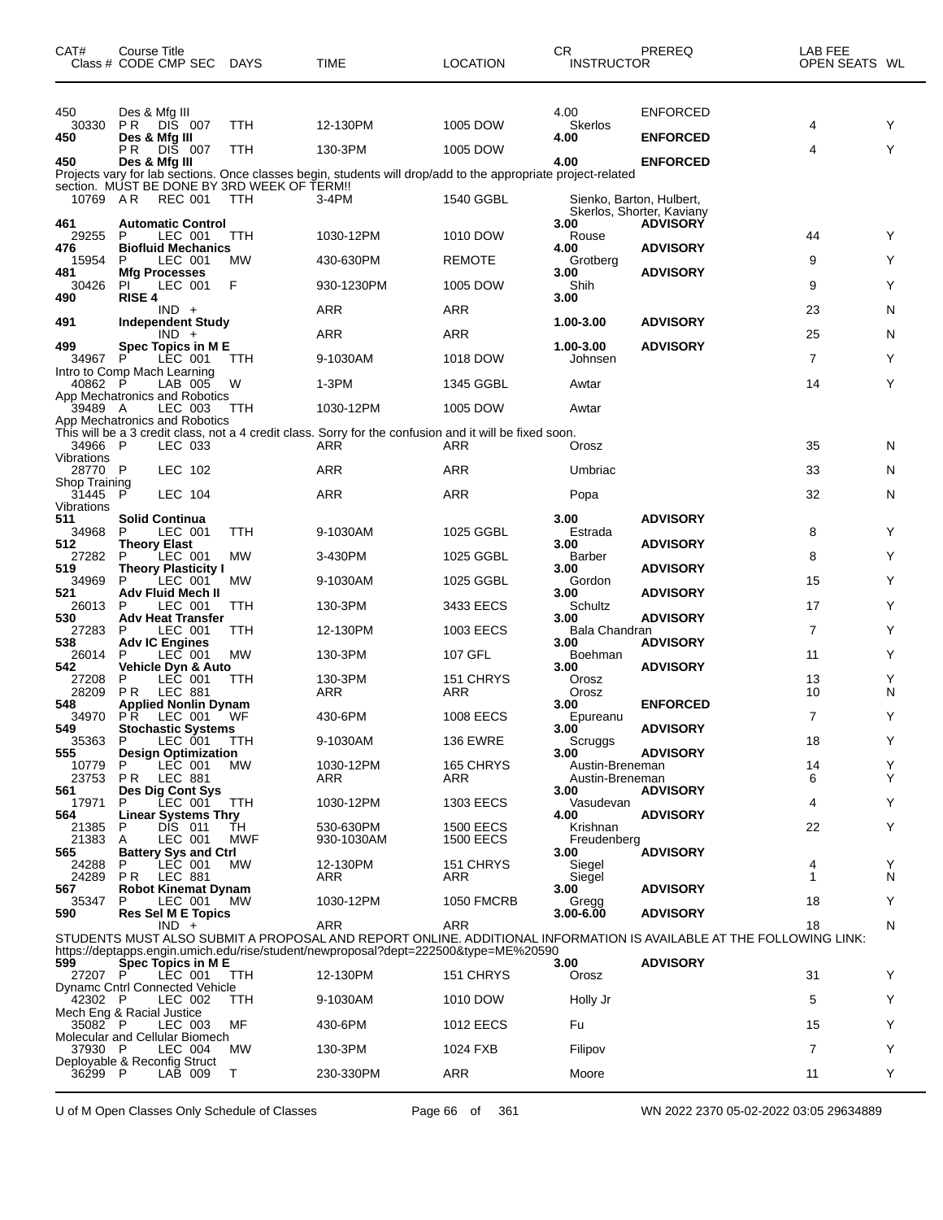| CAT# | Course Title Class # CODE CMP SEC | DAYS | TIME | LOCATION | CR INSTRUCTOR | PREREQ | LAB FEE OPEN SEATS | WL |
|---|---|---|---|---|---|---|---|---|
| 450 | Des & Mfg III | | | | 4.00 | ENFORCED | | |
| 30330 | P R DIS 007 | TTH | 12-130PM | 1005 DOW | Skerlos | | 4 | Y |
| **450** | **Des & Mfg III** | | | | **4.00** | **ENFORCED** | | |
| | P R DIS 007 | TTH | 130-3PM | 1005 DOW | | | 4 | Y |
| **450** | **Des & Mfg III** | | | | **4.00** | **ENFORCED** | | |
| Projects vary for lab sections. Once classes begin, students will drop/add to the appropriate project-related section. MUST BE DONE BY 3RD WEEK OF TERM!! | | | | | | | | |
| 10769 | A R REC 001 | TTH | 3-4PM | 1540 GGBL | Sienko, Barton, Hulbert, Skerlos, Shorter, Kaviany | | | |
| **461** | **Automatic Control** | | | | **3.00** | **ADVISORY** | | |
| 29255 | P LEC 001 | TTH | 1030-12PM | 1010 DOW | Rouse | | 44 | Y |
| **476** | **Biofluid Mechanics** | | | | **4.00** | **ADVISORY** | | |
| 15954 | P LEC 001 | MW | 430-630PM | REMOTE | Grotberg | | 9 | Y |
| **481** | **Mfg Processes** | | | | **3.00** | **ADVISORY** | | |
| 30426 | PI LEC 001 | F | 930-1230PM | 1005 DOW | Shih | | 9 | Y |
| **490** | **RISE 4** | | | | **3.00** | | | |
| | IND + | | ARR | ARR | | | 23 | N |
| **491** | **Independent Study** | | | | **1.00-3.00** | **ADVISORY** | | |
| | IND + | | ARR | ARR | | | 25 | N |
| **499** | **Spec Topics in M E** | | | | **1.00-3.00** | **ADVISORY** | | |
| 34967 | P LEC 001 | TTH | 9-1030AM | 1018 DOW | Johnsen | | 7 | Y |
| Intro to Comp Mach Learning | | | | | | | | |
| 40862 | P LAB 005 | W | 1-3PM | 1345 GGBL | Awtar | | 14 | Y |
| App Mechatronics and Robotics | | | | | | | | |
| 39489 | A LEC 003 | TTH | 1030-12PM | 1005 DOW | Awtar | | | |
| App Mechatronics and Robotics | | | | | | | | |
| This will be a 3 credit class, not a 4 credit class. Sorry for the confusion and it will be fixed soon. | | | | | | | | |
| 34966 | P LEC 033 | | ARR | ARR | Orosz | | 35 | N |
| Vibrations | | | | | | | | |
| 28770 | P LEC 102 | | ARR | ARR | Umbriac | | 33 | N |
| Shop Training | | | | | | | | |
| 31445 | P LEC 104 | | ARR | ARR | Popa | | 32 | N |
| Vibrations | | | | | | | | |
| **511** | **Solid Continua** | | | | **3.00** | **ADVISORY** | | |
| 34968 | P LEC 001 | TTH | 9-1030AM | 1025 GGBL | Estrada | | 8 | Y |
| **512** | **Theory Elast** | | | | **3.00** | **ADVISORY** | | |
| 27282 | P LEC 001 | MW | 3-430PM | 1025 GGBL | Barber | | 8 | Y |
| **519** | **Theory Plasticity I** | | | | **3.00** | **ADVISORY** | | |
| 34969 | P LEC 001 | MW | 9-1030AM | 1025 GGBL | Gordon | | 15 | Y |
| **521** | **Adv Fluid Mech II** | | | | **3.00** | **ADVISORY** | | |
| 26013 | P LEC 001 | TTH | 130-3PM | 3433 EECS | Schultz | | 17 | Y |
| **530** | **Adv Heat Transfer** | | | | **3.00** | **ADVISORY** | | |
| 27283 | P LEC 001 | TTH | 12-130PM | 1003 EECS | Bala Chandran | | 7 | Y |
| **538** | **Adv IC Engines** | | | | **3.00** | **ADVISORY** | | |
| 26014 | P LEC 001 | MW | 130-3PM | 107 GFL | Boehman | | 11 | Y |
| **542** | **Vehicle Dyn & Auto** | | | | **3.00** | **ADVISORY** | | |
| 27208 | P LEC 001 | TTH | 130-3PM | 151 CHRYS | Orosz | | 13 | Y |
| 28209 | P R LEC 881 | | ARR | ARR | Orosz | | 10 | N |
| **548** | **Applied Nonlin Dynam** | | | | **3.00** | **ENFORCED** | | |
| 34970 | P R LEC 001 | WF | 430-6PM | 1008 EECS | Epureanu | | 7 | Y |
| **549** | **Stochastic Systems** | | | | **3.00** | **ADVISORY** | | |
| 35363 | P LEC 001 | TTH | 9-1030AM | 136 EWRE | Scruggs | | 18 | Y |
| **555** | **Design Optimization** | | | | **3.00** | **ADVISORY** | | |
| 10779 | P LEC 001 | MW | 1030-12PM | 165 CHRYS | Austin-Breneman | | 14 | Y |
| 23753 | P R LEC 881 | | ARR | ARR | Austin-Breneman | | 6 | Y |
| **561** | **Des Dig Cont Sys** | | | | **3.00** | **ADVISORY** | | |
| 17971 | P LEC 001 | TTH | 1030-12PM | 1303 EECS | Vasudevan | | 4 | Y |
| **564** | **Linear Systems Thry** | | | | **4.00** | **ADVISORY** | | |
| 21385 | P DIS 011 | TH | 530-630PM | 1500 EECS | Krishnan | | 22 | Y |
| 21383 | A LEC 001 | MWF | 930-1030AM | 1500 EECS | Freudenberg | | | |
| **565** | **Battery Sys and Ctrl** | | | | **3.00** | **ADVISORY** | | |
| 24288 | P LEC 001 | MW | 12-130PM | 151 CHRYS | Siegel | | 4 | Y |
| 24289 | P R LEC 881 | | ARR | ARR | Siegel | | 1 | N |
| **567** | **Robot Kinemat Dynam** | | | | **3.00** | **ADVISORY** | | |
| 35347 | P LEC 001 | MW | 1030-12PM | 1050 FMCRB | Gregg | | 18 | Y |
| **590** | **Res Sel M E Topics** | | | | **3.00-6.00** | **ADVISORY** | | |
| | IND + | | ARR | ARR | | | 18 | N |
| STUDENTS MUST ALSO SUBMIT A PROPOSAL AND REPORT ONLINE. ADDITIONAL INFORMATION IS AVAILABLE AT THE FOLLOWING LINK: https://deptapps.engin.umich.edu/rise/student/newproposal?dept=222500&type=ME%20590 | | | | | | | | |
| **599** | **Spec Topics in M E** | | | | **3.00** | **ADVISORY** | | |
| 27207 | P LEC 001 | TTH | 12-130PM | 151 CHRYS | Orosz | | 31 | Y |
| Dynamc Cntrl Connected Vehicle | | | | | | | | |
| 42302 | P LEC 002 | TTH | 9-1030AM | 1010 DOW | Holly Jr | | 5 | Y |
| Mech Eng & Racial Justice | | | | | | | | |
| 35082 | P LEC 003 | MF | 430-6PM | 1012 EECS | Fu | | 15 | Y |
| Molecular and Cellular Biomech | | | | | | | | |
| 37930 | P LEC 004 | MW | 130-3PM | 1024 FXB | Filipov | | 7 | Y |
| Deployable & Reconfig Struct | | | | | | | | |
| 36299 | P LAB 009 | T | 230-330PM | ARR | Moore | | 11 | Y |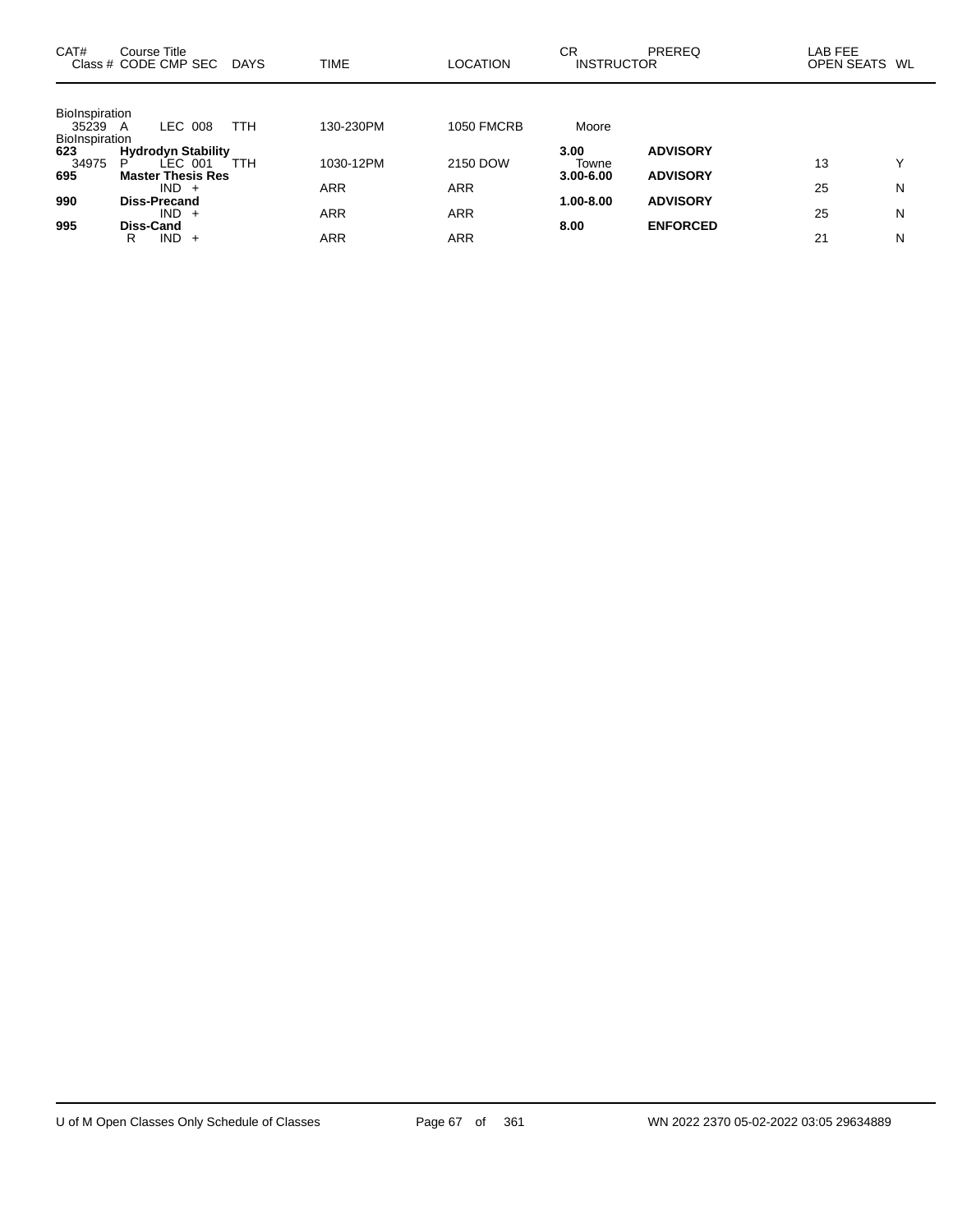| CAT# | Course Title Class # CODE CMP SEC | DAYS | TIME | LOCATION | CR INSTRUCTOR | PREREQ | LAB FEE OPEN SEATS | WL |
|---|---|---|---|---|---|---|---|---|
| BioInspiration | | | | | | | | |
| 35239 | A LEC 008 | TTH | 130-230PM | 1050 FMCRB | Moore | | | |
| BioInspiration | | | | | | | | |
| **623** | **Hydrodyn Stability** | | | | **3.00** | **ADVISORY** | | |
| 34975 | P LEC 001 | TTH | 1030-12PM | 2150 DOW | Towne | | 13 | Y |
| **695** | **Master Thesis Res** | | | | **3.00-6.00** | **ADVISORY** | | |
| | IND + | | ARR | ARR | | | 25 | N |
| **990** | **Diss-Precand** | | | | **1.00-8.00** | **ADVISORY** | | |
| | IND + | | ARR | ARR | | | 25 | N |
| **995** | **Diss-Cand** | | | | **8.00** | **ENFORCED** | | |
| | R IND + | | ARR | ARR | | | 21 | N |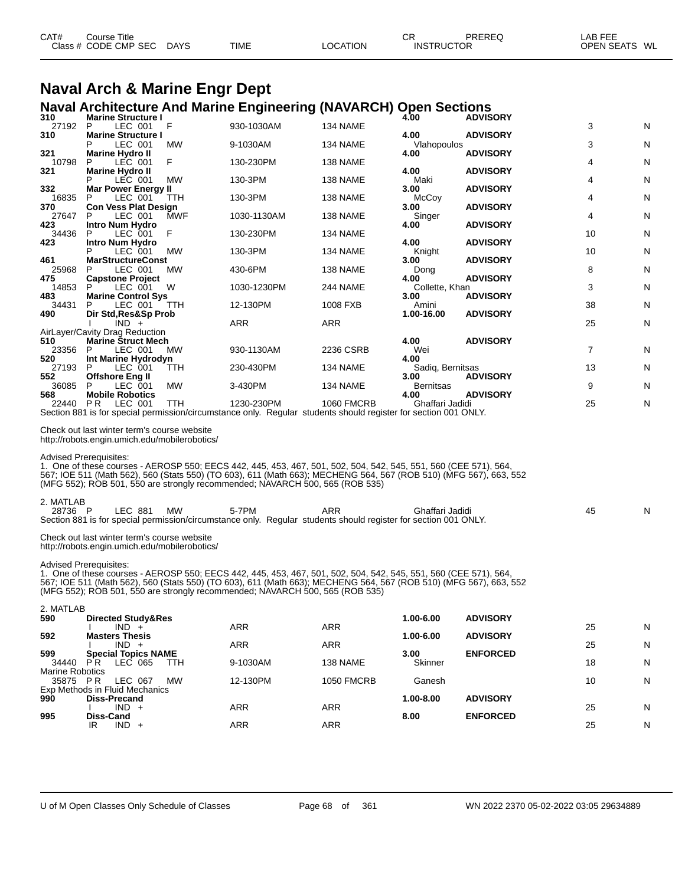| CAT# | Course Title | | | | | CR | PREREQ | LAB FEE | |
|---|---|---|---|---|---|---|---|---|---|
| Class # | CODE CMP SEC | DAYS | TIME | LOCATION | | INSTRUCTOR | | OPEN SEATS | WL |

# Naval Arch & Marine Engr Dept

## Naval Architecture And Marine Engineering (NAVARCH) Open Sections

| CAT# / Class # | Course Title / CODE CMP SEC | DAYS | TIME | LOCATION | CR / INSTRUCTOR | PREREQ | OPEN SEATS | WL |
|---|---|---|---|---|---|---|---|---|
| **310** | **Marine Structure I** | | | | **4.00** | **ADVISORY** | | |
| 27192 | P LEC 001 | F | 930-1030AM | 134 NAME | | | 3 | N |
| **310** | **Marine Structure I** | | | | **4.00** | **ADVISORY** | | |
| | P LEC 001 | MW | 9-1030AM | 134 NAME | Vlahopoulos | | 3 | N |
| **321** | **Marine Hydro II** | | | | **4.00** | **ADVISORY** | | |
| 10798 | P LEC 001 | F | 130-230PM | 138 NAME | | | 4 | N |
| **321** | **Marine Hydro II** | | | | **4.00** | **ADVISORY** | | |
| | P LEC 001 | MW | 130-3PM | 138 NAME | Maki | | 4 | N |
| **332** | **Mar Power Energy II** | | | | **3.00** | **ADVISORY** | | |
| 16835 | P LEC 001 | TTH | 130-3PM | 138 NAME | McCoy | | 4 | N |
| **370** | **Con Vess Plat Design** | | | | **3.00** | **ADVISORY** | | |
| 27647 | P LEC 001 | MWF | 1030-1130AM | 138 NAME | Singer | | 4 | N |
| **423** | **Intro Num Hydro** | | | | **4.00** | **ADVISORY** | | |
| 34436 | P LEC 001 | F | 130-230PM | 134 NAME | | | 10 | N |
| **423** | **Intro Num Hydro** | | | | **4.00** | **ADVISORY** | | |
| | P LEC 001 | MW | 130-3PM | 134 NAME | Knight | | 10 | N |
| **461** | **MarStructureConst** | | | | **3.00** | **ADVISORY** | | |
| 25968 | P LEC 001 | MW | 430-6PM | 138 NAME | Dong | | 8 | N |
| **475** | **Capstone Project** | | | | **4.00** | **ADVISORY** | | |
| 14853 | P LEC 001 | W | 1030-1230PM | 244 NAME | Collette, Khan | | 3 | N |
| **483** | **Marine Control Sys** | | | | **3.00** | **ADVISORY** | | |
| 34431 | P LEC 001 | TTH | 12-130PM | 1008 FXB | Amini | | 38 | N |
| **490** | **Dir Std,Res&Sp Prob** | | | | **1.00-16.00** | **ADVISORY** | | |
| | I IND + | | ARR | ARR | | | 25 | N |
| | AirLayer/Cavity Drag Reduction | | | | | | | |
| **510** | **Marine Struct Mech** | | | | **4.00** | **ADVISORY** | | |
| 23356 | P LEC 001 | MW | 930-1130AM | 2236 CSRB | Wei | | 7 | N |
| **520** | **Int Marine Hydrodyn** | | | | **4.00** | | | |
| 27193 | P LEC 001 | TTH | 230-430PM | 134 NAME | Sadiq, Bernitsas | | 13 | N |
| **552** | **Offshore Eng II** | | | | **3.00** | **ADVISORY** | | |
| 36085 | P LEC 001 | MW | 3-430PM | 134 NAME | Bernitsas | | 9 | N |
| **568** | **Mobile Robotics** | | | | **4.00** | **ADVISORY** | | |
| 22440 | P R LEC 001 | TTH | 1230-230PM | 1060 FMCRB | Ghaffari Jadidi | | 25 | N |

Section 881 is for special permission/circumstance only. Regular students should register for section 001 ONLY.

Check out last winter term's course website
http://robots.engin.umich.edu/mobilerobotics/

Advised Prerequisites:
1. One of these courses - AEROSP 550; EECS 442, 445, 453, 467, 501, 502, 504, 542, 545, 551, 560 (CEE 571), 564, 567; IOE 511 (Math 562), 560 (Stats 550) (TO 603), 611 (Math 663); MECHENG 564, 567 (ROB 510) (MFG 567), 663, 552 (MFG 552); ROB 501, 550 are strongly recommended; NAVARCH 500, 565 (ROB 535)

2. MATLAB

| Class # | CODE CMP SEC | DAYS | TIME | LOCATION | INSTRUCTOR | OPEN SEATS | WL |
|---|---|---|---|---|---|---|---|
| 28736 | P LEC 881 | MW | 5-7PM | ARR | Ghaffari Jadidi | 45 | N |

Section 881 is for special permission/circumstance only. Regular students should register for section 001 ONLY.

Check out last winter term's course website
http://robots.engin.umich.edu/mobilerobotics/

Advised Prerequisites:
1. One of these courses - AEROSP 550; EECS 442, 445, 453, 467, 501, 502, 504, 542, 545, 551, 560 (CEE 571), 564, 567; IOE 511 (Math 562), 560 (Stats 550) (TO 603), 611 (Math 663); MECHENG 564, 567 (ROB 510) (MFG 567), 663, 552 (MFG 552); ROB 501, 550 are strongly recommended; NAVARCH 500, 565 (ROB 535)

2. MATLAB

| CAT# / Class # | Course Title / CODE CMP SEC | DAYS | TIME | LOCATION | CR / INSTRUCTOR | PREREQ | OPEN SEATS | WL |
|---|---|---|---|---|---|---|---|---|
| **590** | **Directed Study&Res** | | | | **1.00-6.00** | **ADVISORY** | | |
| | I IND + | | ARR | ARR | | | 25 | N |
| **592** | **Masters Thesis** | | | | **1.00-6.00** | **ADVISORY** | | |
| | I IND + | | ARR | ARR | | | 25 | N |
| **599** | **Special Topics NAME** | | | | **3.00** | **ENFORCED** | | |
| 34440 | P R LEC 065 | TTH | 9-1030AM | 138 NAME | Skinner | | 18 | N |
| | Marine Robotics | | | | | | | |
| 35875 | P R LEC 067 | MW | 12-130PM | 1050 FMCRB | Ganesh | | 10 | N |
| | Exp Methods in Fluid Mechanics | | | | | | | |
| **990** | **Diss-Precand** | | | | **1.00-8.00** | **ADVISORY** | | |
| | I IND + | | ARR | ARR | | | 25 | N |
| **995** | **Diss-Cand** | | | | **8.00** | **ENFORCED** | | |
| | IR IND + | | ARR | ARR | | | 25 | N |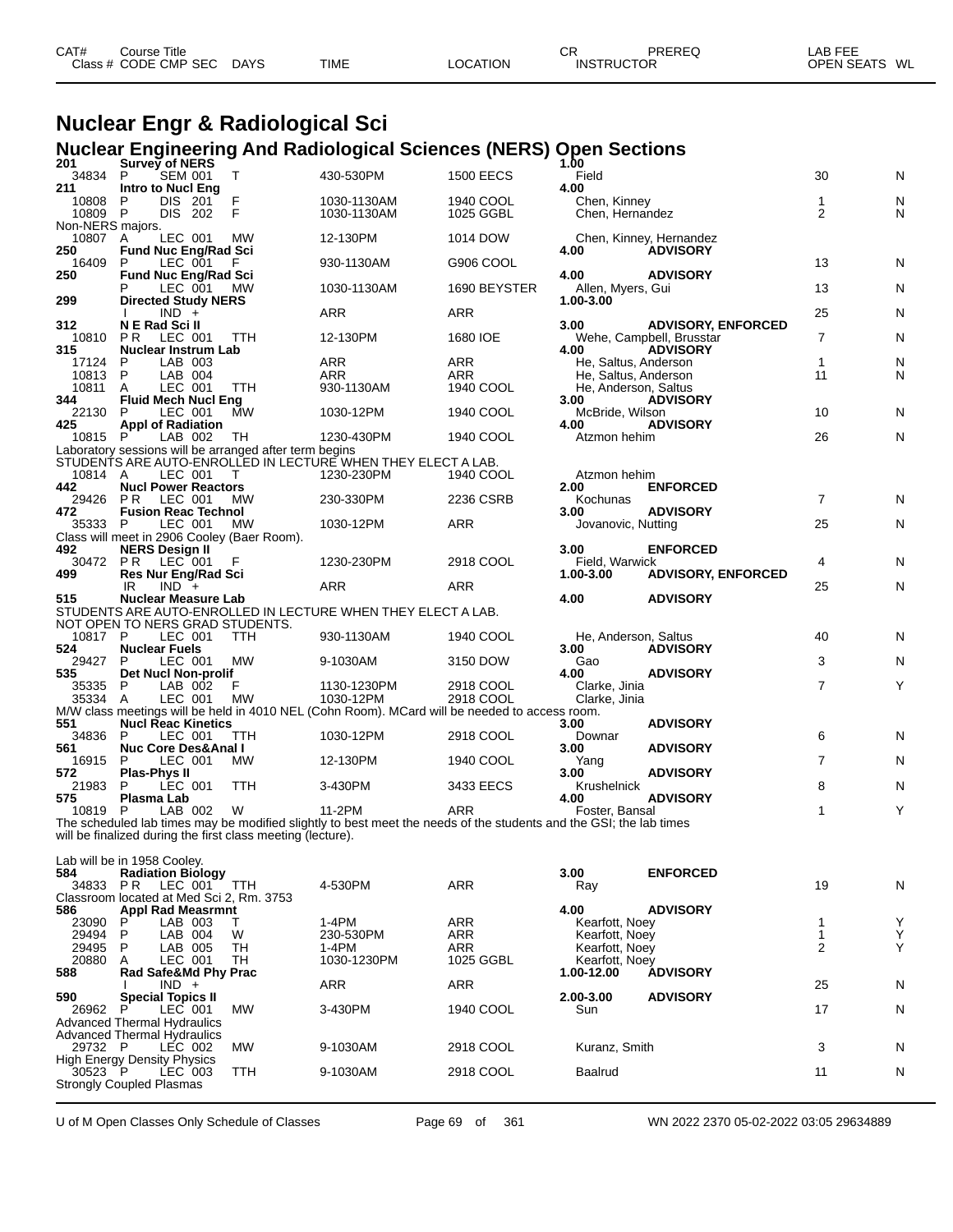| CAT# | Course Title | | | | | CR | PREREQ | LAB FEE | |
|---|---|---|---|---|---|---|---|---|---|
| Class # | CODE CMP SEC | DAYS | TIME | LOCATION | INSTRUCTOR | | | OPEN SEATS | WL |

# Nuclear Engr & Radiological Sci

## Nuclear Engineering And Radiological Sciences (NERS) Open Sections

| CAT# / Class # | CODE CMP SEC | DAYS | TIME | LOCATION | CR / INSTRUCTOR | PREREQ | OPEN SEATS | WL |
|---|---|---|---|---|---|---|---|---|
| **201** | **Survey of NERS** | | | | **1.00** | | | |
| 34834 | P SEM 001 | T | 430-530PM | 1500 EECS | Field | | 30 | N |
| **211** | **Intro to Nucl Eng** | | | | **4.00** | | | |
| 10808 | P DIS 201 | F | 1030-1130AM | 1940 COOL | Chen, Kinney | | 1 | N |
| 10809 | P DIS 202 | F | 1030-1130AM | 1025 GGBL | Chen, Hernandez | | 2 | N |
| Non-NERS majors. | | | | | | | | |
| 10807 | A LEC 001 | MW | 12-130PM | 1014 DOW | Chen, Kinney, Hernandez | | | |
| **250** | **Fund Nuc Eng/Rad Sci** | | | | **4.00** | **ADVISORY** | | |
| 16409 | P LEC 001 | F | 930-1130AM | G906 COOL | | | 13 | N |
| **250** | **Fund Nuc Eng/Rad Sci** | | | | **4.00** | **ADVISORY** | | |
| | P LEC 001 | MW | 1030-1130AM | 1690 BEYSTER | Allen, Myers, Gui | | 13 | N |
| **299** | **Directed Study NERS** | | | | **1.00-3.00** | | | |
| | I IND + | | ARR | ARR | | | 25 | N |
| **312** | **N E Rad Sci II** | | | | **3.00** | **ADVISORY, ENFORCED** | | |
| 10810 | P R LEC 001 | TTH | 12-130PM | 1680 IOE | Wehe, Campbell, Brusstar | | 7 | N |
| **315** | **Nuclear Instrum Lab** | | | | **4.00** | **ADVISORY** | | |
| 17124 | P LAB 003 | | ARR | ARR | He, Saltus, Anderson | | 1 | N |
| 10813 | P LAB 004 | | ARR | ARR | He, Saltus, Anderson | | 11 | N |
| 10811 | A LEC 001 | TTH | 930-1130AM | 1940 COOL | He, Anderson, Saltus | | | |
| **344** | **Fluid Mech Nucl Eng** | | | | **3.00** | **ADVISORY** | | |
| 22130 | P LEC 001 | MW | 1030-12PM | 1940 COOL | McBride, Wilson | | 10 | N |
| **425** | **Appl of Radiation** | | | | **4.00** | **ADVISORY** | | |
| 10815 | P LAB 002 | TH | 1230-430PM | 1940 COOL | Atzmon hehim | | 26 | N |
| Laboratory sessions will be arranged after term begins | | | | | | | | |
| STUDENTS ARE AUTO-ENROLLED IN LECTURE WHEN THEY ELECT A LAB. | | | | | | | | |
| 10814 | A LEC 001 | T | 1230-230PM | 1940 COOL | Atzmon hehim | | | |
| **442** | **Nucl Power Reactors** | | | | **2.00** | **ENFORCED** | | |
| 29426 | P R LEC 001 | MW | 230-330PM | 2236 CSRB | Kochunas | | 7 | N |
| **472** | **Fusion Reac Technol** | | | | **3.00** | **ADVISORY** | | |
| 35333 | P LEC 001 | MW | 1030-12PM | ARR | Jovanovic, Nutting | | 25 | N |
| Class will meet in 2906 Cooley (Baer Room). | | | | | | | | |
| **492** | **NERS Design II** | | | | **3.00** | **ENFORCED** | | |
| 30472 | P R LEC 001 | F | 1230-230PM | 2918 COOL | Field, Warwick | | 4 | N |
| **499** | **Res Nur Eng/Rad Sci** | | | | **1.00-3.00** | **ADVISORY, ENFORCED** | | |
| | IR IND + | | ARR | ARR | | | 25 | N |
| **515** | **Nuclear Measure Lab** | | | | **4.00** | **ADVISORY** | | |
| STUDENTS ARE AUTO-ENROLLED IN LECTURE WHEN THEY ELECT A LAB. NOT OPEN TO NERS GRAD STUDENTS. | | | | | | | | |
| 10817 | P LEC 001 | TTH | 930-1130AM | 1940 COOL | He, Anderson, Saltus | | 40 | N |
| **524** | **Nuclear Fuels** | | | | **3.00** | **ADVISORY** | | |
| 29427 | P LEC 001 | MW | 9-1030AM | 3150 DOW | Gao | | 3 | N |
| **535** | **Det Nucl Non-prolif** | | | | **4.00** | **ADVISORY** | | |
| 35335 | P LAB 002 | F | 1130-1230PM | 2918 COOL | Clarke, Jinia | | 7 | Y |
| 35334 | A LEC 001 | MW | 1030-12PM | 2918 COOL | Clarke, Jinia | | | |
| M/W class meetings will be held in 4010 NEL (Cohn Room). MCard will be needed to access room. | | | | | | | | |
| **551** | **Nucl Reac Kinetics** | | | | **3.00** | **ADVISORY** | | |
| 34836 | P LEC 001 | TTH | 1030-12PM | 2918 COOL | Downar | | 6 | N |
| **561** | **Nuc Core Des&Anal I** | | | | **3.00** | **ADVISORY** | | |
| 16915 | P LEC 001 | MW | 12-130PM | 1940 COOL | Yang | | 7 | N |
| **572** | **Plas-Phys II** | | | | **3.00** | **ADVISORY** | | |
| 21983 | P LEC 001 | TTH | 3-430PM | 3433 EECS | Krushelnick | | 8 | N |
| **575** | **Plasma Lab** | | | | **4.00** | **ADVISORY** | | |
| 10819 | P LAB 002 | W | 11-2PM | ARR | Foster, Bansal | | 1 | Y |
| The scheduled lab times may be modified slightly to best meet the needs of the students and the GSI; the lab times will be finalized during the first class meeting (lecture). | | | | | | | | |
| Lab will be in 1958 Cooley. | | | | | | | | |
| **584** | **Radiation Biology** | | | | **3.00** | **ENFORCED** | | |
| 34833 | P R LEC 001 | TTH | 4-530PM | ARR | Ray | | 19 | N |
| Classroom located at Med Sci 2, Rm. 3753 | | | | | | | | |
| **586** | **Appl Rad Measrmnt** | | | | **4.00** | **ADVISORY** | | |
| 23090 | P LAB 003 | T | 1-4PM | ARR | Kearfott, Noey | | 1 | Y |
| 29494 | P LAB 004 | W | 230-530PM | ARR | Kearfott, Noey | | 1 | Y |
| 29495 | P LAB 005 | TH | 1-4PM | ARR | Kearfott, Noey | | 2 | Y |
| 20880 | A LEC 001 | TH | 1030-1230PM | 1025 GGBL | Kearfott, Noey | | | |
| **588** | **Rad Safe&Md Phy Prac** | | | | **1.00-12.00** | **ADVISORY** | | |
| | I IND + | | ARR | ARR | | | 25 | N |
| **590** | **Special Topics II** | | | | **2.00-3.00** | **ADVISORY** | | |
| 26962 | P LEC 001 | MW | 3-430PM | 1940 COOL | Sun | | 17 | N |
| Advanced Thermal Hydraulics | | | | | | | | |
| Advanced Thermal Hydraulics | | | | | | | | |
| 29732 | P LEC 002 | MW | 9-1030AM | 2918 COOL | Kuranz, Smith | | 3 | N |
| High Energy Density Physics | | | | | | | | |
| 30523 | P LEC 003 | TTH | 9-1030AM | 2918 COOL | Baalrud | | 11 | N |
| Strongly Coupled Plasmas | | | | | | | | |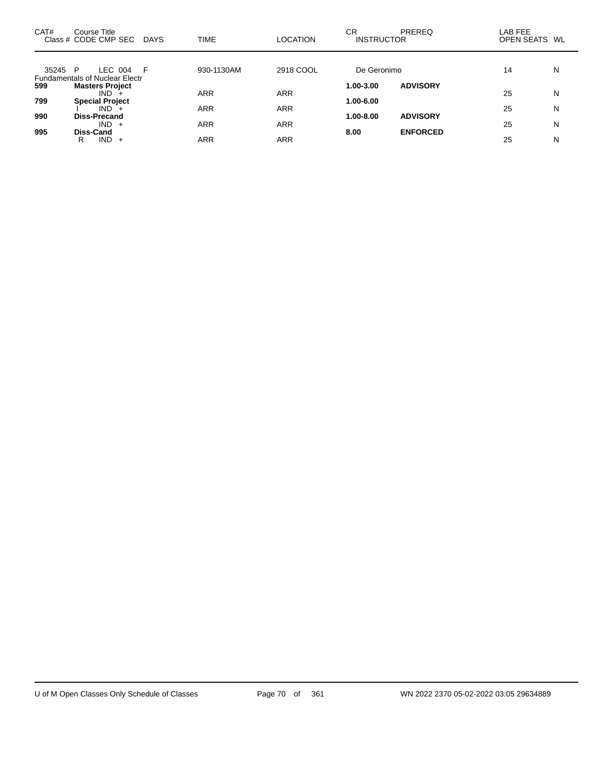| CAT# Class # | Course Title CODE | CMP | SEC | DAYS | TIME | LOCATION | CR INSTRUCTOR | PREREQ | LAB FEE OPEN SEATS | WL |
|---|---|---|---|---|---|---|---|---|---|---|
| 35245 | P | LEC | 004 | F | 930-1130AM | 2918 COOL | De Geronimo | | 14 | N |
| | Fundamentals of Nuclear Electr | | | | | | | | | |
| **599** | **Masters Project** | | | | | | **1.00-3.00** | **ADVISORY** | | |
| | | IND | + | | ARR | ARR | | | 25 | N |
| **799** | **Special Project** | | | | | | **1.00-6.00** | | | |
| | I | IND | + | | ARR | ARR | | | 25 | N |
| **990** | **Diss-Precand** | | | | | | **1.00-8.00** | **ADVISORY** | | |
| | | IND | + | | ARR | ARR | | | 25 | N |
| **995** | **Diss-Cand** | | | | | | **8.00** | **ENFORCED** | | |
| | R | IND | + | | ARR | ARR | | | 25 | N |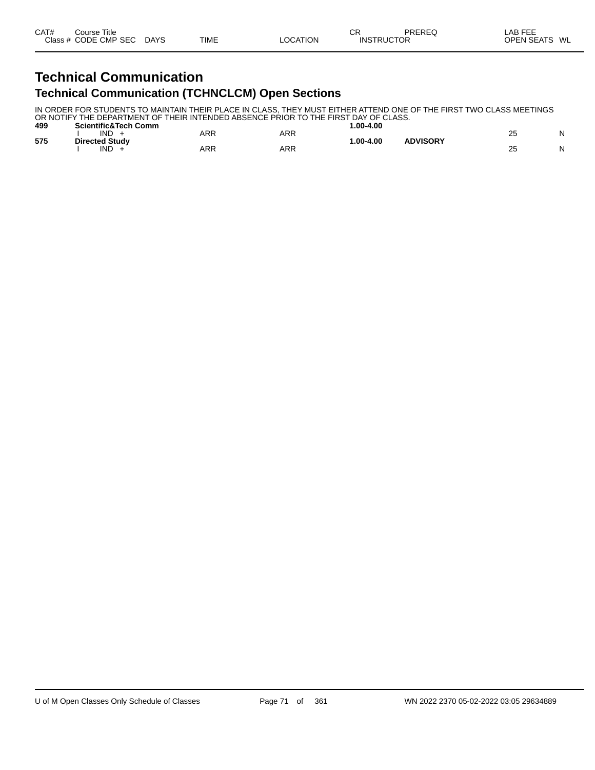| CAT# Class # | Course Title CODE | CMP | SEC | DAYS | TIME | LOCATION | CR INSTRUCTOR | PREREQ | LAB FEE OPEN SEATS | WL |
|---|---|---|---|---|---|---|---|---|---|---|

# Technical Communication

## Technical Communication (TCHNCLCM) Open Sections

IN ORDER FOR STUDENTS TO MAINTAIN THEIR PLACE IN CLASS, THEY MUST EITHER ATTEND ONE OF THE FIRST TWO CLASS MEETINGS OR NOTIFY THE DEPARTMENT OF THEIR INTENDED ABSENCE PRIOR TO THE FIRST DAY OF CLASS.

| CAT# Class # | Course Title CODE | CMP | SEC | DAYS | TIME | LOCATION | CR INSTRUCTOR | PREREQ | LAB FEE OPEN SEATS | WL |
|---|---|---|---|---|---|---|---|---|---|---|
| **499** | **Scientific&Tech Comm** | | | | | | **1.00-4.00** | | | |
| | I | IND | + | | ARR | ARR | | | 25 | N |
| **575** | **Directed Study** | | | | | | **1.00-4.00** | **ADVISORY** | | |
| | I | IND | + | | ARR | ARR | | | 25 | N |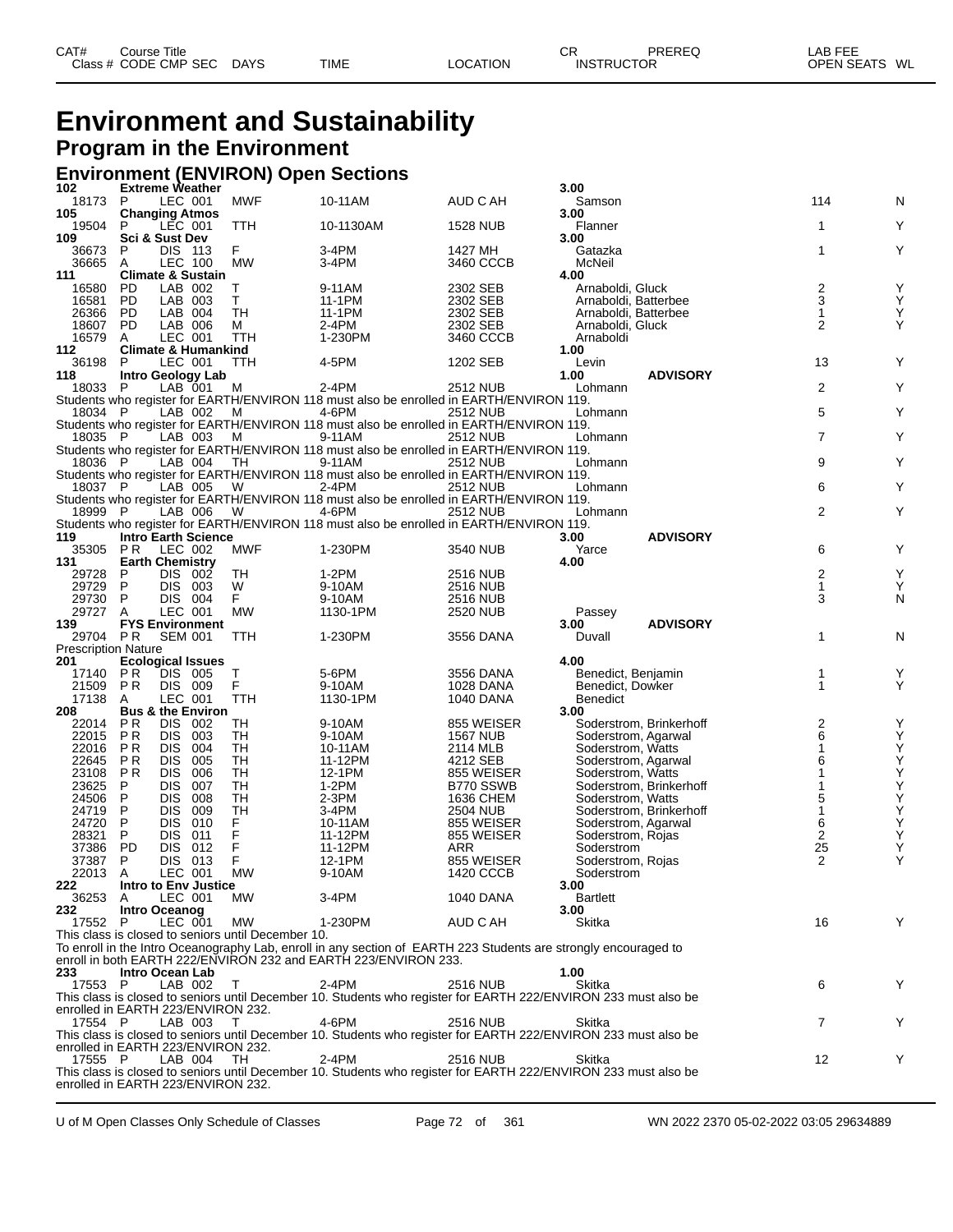# Environment and Sustainability

## Program in the Environment

### Environment (ENVIRON) Open Sections

| CAT# Class # | Course Title CODE | CMP SEC | DAYS | TIME | LOCATION | CR INSTRUCTOR | PREREQ | LAB FEE OPEN SEATS | WL |
|---|---|---|---|---|---|---|---|---|---|
| **102** | **Extreme Weather** | | | | | **3.00** | | | |
| 18173 | P | LEC 001 | MWF | 10-11AM | AUD C AH | Samson | | 114 | N |
| **105** | **Changing Atmos** | | | | | **3.00** | | | |
| 19504 | P | LEC 001 | TTH | 10-1130AM | 1528 NUB | Flanner | | 1 | Y |
| **109** | **Sci & Sust Dev** | | | | | **3.00** | | | |
| 36673 | P | DIS 113 | F | 3-4PM | 1427 MH | Gatazka | | 1 | Y |
| 36665 | A | LEC 100 | MW | 3-4PM | 3460 CCCB | McNeil | | | |
| **111** | **Climate & Sustain** | | | | | **4.00** | | | |
| 16580 | PD | LAB 002 | T | 9-11AM | 2302 SEB | Arnaboldi, Gluck | | 2 | Y |
| 16581 | PD | LAB 003 | T | 11-1PM | 2302 SEB | Arnaboldi, Batterbee | | 3 | Y |
| 26366 | PD | LAB 004 | TH | 11-1PM | 2302 SEB | Arnaboldi, Batterbee | | 1 | Y |
| 18607 | PD | LAB 006 | M | 2-4PM | 2302 SEB | Arnaboldi, Gluck | | 2 | Y |
| 16579 | A | LEC 001 | TTH | 1-230PM | 3460 CCCB | Arnaboldi | | | |
| **112** | **Climate & Humankind** | | | | | **1.00** | | | |
| 36198 | P | LEC 001 | TTH | 4-5PM | 1202 SEB | Levin | | 13 | Y |
| **118** | **Intro Geology Lab** | | | | | **1.00** | **ADVISORY** | | |
| 18033 | P | LAB 001 | M | 2-4PM | 2512 NUB | Lohmann | | 2 | Y |
| Students who register for EARTH/ENVIRON 118 must also be enrolled in EARTH/ENVIRON 119. | | | | | | | | | |
| 18034 | P | LAB 002 | M | 4-6PM | 2512 NUB | Lohmann | | 5 | Y |
| Students who register for EARTH/ENVIRON 118 must also be enrolled in EARTH/ENVIRON 119. | | | | | | | | | |
| 18035 | P | LAB 003 | M | 9-11AM | 2512 NUB | Lohmann | | 7 | Y |
| Students who register for EARTH/ENVIRON 118 must also be enrolled in EARTH/ENVIRON 119. | | | | | | | | | |
| 18036 | P | LAB 004 | TH | 9-11AM | 2512 NUB | Lohmann | | 9 | Y |
| Students who register for EARTH/ENVIRON 118 must also be enrolled in EARTH/ENVIRON 119. | | | | | | | | | |
| 18037 | P | LAB 005 | W | 2-4PM | 2512 NUB | Lohmann | | 6 | Y |
| Students who register for EARTH/ENVIRON 118 must also be enrolled in EARTH/ENVIRON 119. | | | | | | | | | |
| 18999 | P | LAB 006 | W | 4-6PM | 2512 NUB | Lohmann | | 2 | Y |
| Students who register for EARTH/ENVIRON 118 must also be enrolled in EARTH/ENVIRON 119. | | | | | | | | | |
| **119** | **Intro Earth Science** | | | | | **3.00** | **ADVISORY** | | |
| 35305 | P R | LEC 002 | MWF | 1-230PM | 3540 NUB | Yarce | | 6 | Y |
| **131** | **Earth Chemistry** | | | | | **4.00** | | | |
| 29728 | P | DIS 002 | TH | 1-2PM | 2516 NUB | | | 2 | Y |
| 29729 | P | DIS 003 | W | 9-10AM | 2516 NUB | | | 1 | Y |
| 29730 | P | DIS 004 | F | 9-10AM | 2516 NUB | | | 3 | N |
| 29727 | A | LEC 001 | MW | 1130-1PM | 2520 NUB | Passey | | | |
| **139** | **FYS Environment** | | | | | **3.00** | **ADVISORY** | | |
| 29704 | P R | SEM 001 | TTH | 1-230PM | 3556 DANA | Duvall | | 1 | N |
| Prescription Nature | | | | | | | | | |
| **201** | **Ecological Issues** | | | | | **4.00** | | | |
| 17140 | P R | DIS 005 | T | 5-6PM | 3556 DANA | Benedict, Benjamin | | 1 | Y |
| 21509 | P R | DIS 009 | F | 9-10AM | 1028 DANA | Benedict, Dowker | | 1 | Y |
| 17138 | A | LEC 001 | TTH | 1130-1PM | 1040 DANA | Benedict | | | |
| **208** | **Bus & the Environ** | | | | | **3.00** | | | |
| 22014 | P R | DIS 002 | TH | 9-10AM | 855 WEISER | Soderstrom, Brinkerhoff | | 2 | Y |
| 22015 | P R | DIS 003 | TH | 9-10AM | 1567 NUB | Soderstrom, Agarwal | | 6 | Y |
| 22016 | P R | DIS 004 | TH | 10-11AM | 2114 MLB | Soderstrom, Watts | | 1 | Y |
| 22645 | P R | DIS 005 | TH | 11-12PM | 4212 SEB | Soderstrom, Agarwal | | 6 | Y |
| 23108 | P R | DIS 006 | TH | 12-1PM | 855 WEISER | Soderstrom, Watts | | 1 | Y |
| 23625 | P | DIS 007 | TH | 1-2PM | B770 SSWB | Soderstrom, Brinkerhoff | | 1 | Y |
| 24506 | P | DIS 008 | TH | 2-3PM | 1636 CHEM | Soderstrom, Watts | | 5 | Y |
| 24719 | P | DIS 009 | TH | 3-4PM | 2504 NUB | Soderstrom, Brinkerhoff | | 1 | Y |
| 24720 | P | DIS 010 | F | 10-11AM | 855 WEISER | Soderstrom, Agarwal | | 6 | Y |
| 28321 | P | DIS 011 | F | 11-12PM | 855 WEISER | Soderstrom, Rojas | | 2 | Y |
| 37386 | PD | DIS 012 | F | 11-12PM | ARR | Soderstrom | | 25 | Y |
| 37387 | P | DIS 013 | F | 12-1PM | 855 WEISER | Soderstrom, Rojas | | 2 | Y |
| 22013 | A | LEC 001 | MW | 9-10AM | 1420 CCCB | Soderstrom | | | |
| **222** | **Intro to Env Justice** | | | | | **3.00** | | | |
| 36253 | A | LEC 001 | MW | 3-4PM | 1040 DANA | Bartlett | | | |
| **232** | **Intro Oceanog** | | | | | **3.00** | | | |
| 17552 | P | LEC 001 | MW | 1-230PM | AUD C AH | Skitka | | 16 | Y |
| This class is closed to seniors until December 10. To enroll in the Intro Oceanography Lab, enroll in any section of EARTH 223 Students are strongly encouraged to enroll in both EARTH 222/ENVIRON 232 and EARTH 223/ENVIRON 233. | | | | | | | | | |
| **233** | **Intro Ocean Lab** | | | | | **1.00** | | | |
| 17553 | P | LAB 002 | T | 2-4PM | 2516 NUB | Skitka | | 6 | Y |
| This class is closed to seniors until December 10. Students who register for EARTH 222/ENVIRON 233 must also be enrolled in EARTH 223/ENVIRON 232. | | | | | | | | | |
| 17554 | P | LAB 003 | T | 4-6PM | 2516 NUB | Skitka | | 7 | Y |
| This class is closed to seniors until December 10. Students who register for EARTH 222/ENVIRON 233 must also be enrolled in EARTH 223/ENVIRON 232. | | | | | | | | | |
| 17555 | P | LAB 004 | TH | 2-4PM | 2516 NUB | Skitka | | 12 | Y |
| This class is closed to seniors until December 10. Students who register for EARTH 222/ENVIRON 233 must also be enrolled in EARTH 223/ENVIRON 232. | | | | | | | | | |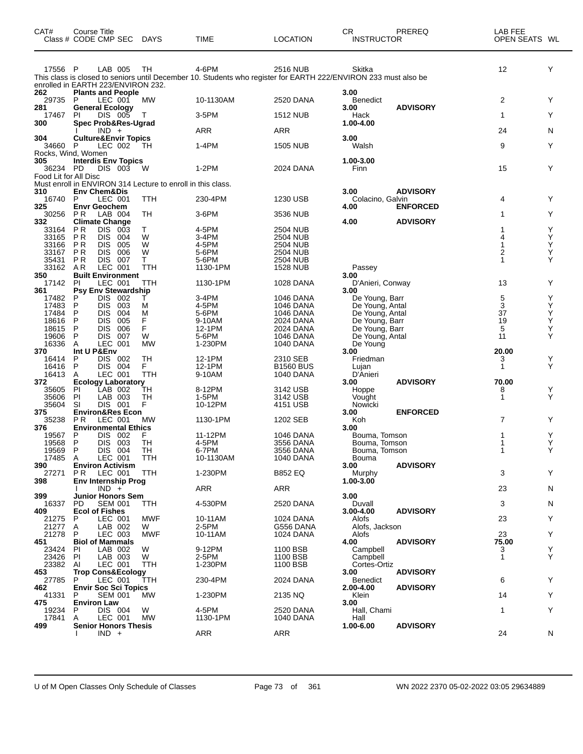| CAT# Class # | Course Title CODE CMP SEC | DAYS | TIME | LOCATION | CR INSTRUCTOR | PREREQ | LAB FEE OPEN SEATS | WL |
|---|---|---|---|---|---|---|---|---|
| 17556 | P LAB 005 | TH | 4-6PM | 2516 NUB | Skitka | | 12 | Y |
| This class is closed to seniors until December 10. Students who register for EARTH 222/ENVIRON 233 must also be enrolled in EARTH 223/ENVIRON 232. | | | | | | | | |
| **262** | **Plants and People** | | | | **3.00** | | | |
| 29735 | P LEC 001 | MW | 10-1130AM | 2520 DANA | Benedict | | 2 | Y |
| **281** | **General Ecology** | | | | **3.00** | **ADVISORY** | | |
| 17467 | PI DIS 005 | T | 3-5PM | 1512 NUB | Hack | | 1 | Y |
| **300** | **Spec Prob&Res-Ugrad** | | | | **1.00-4.00** | | | |
| | I IND + | | ARR | ARR | | | 24 | N |
| **304** | **Culture&Envir Topics** | | | | **3.00** | | | |
| 34660 | P LEC 002 | TH | 1-4PM | 1505 NUB | Walsh | | 9 | Y |
| Rocks, Wind, Women | | | | | | | | |
| **305** | **Interdis Env Topics** | | | | **1.00-3.00** | | | |
| 36234 | PD DIS 003 | W | 1-2PM | 2024 DANA | Finn | | 15 | Y |
| Food Lit for All Disc | | | | | | | | |
| Must enroll in ENVIRON 314 Lecture to enroll in this class. | | | | | | | | |
| **310** | **Env Chem&Dis** | | | | **3.00** | **ADVISORY** | | |
| 16740 | P LEC 001 | TTH | 230-4PM | 1230 USB | Colacino, Galvin | | 4 | Y |
| **325** | **Envr Geochem** | | | | **4.00** | **ENFORCED** | | |
| 30256 | P R LAB 004 | TH | 3-6PM | 3536 NUB | | | 1 | Y |
| **332** | **Climate Change** | | | | **4.00** | **ADVISORY** | | |
| 33164 | P R DIS 003 | T | 4-5PM | 2504 NUB | | | 1 | Y |
| 33165 | P R DIS 004 | W | 3-4PM | 2504 NUB | | | 4 | Y |
| 33166 | P R DIS 005 | W | 4-5PM | 2504 NUB | | | 1 | Y |
| 33167 | P R DIS 006 | W | 5-6PM | 2504 NUB | | | 2 | Y |
| 35431 | P R DIS 007 | T | 5-6PM | 2504 NUB | | | 1 | Y |
| 33162 | A R LEC 001 | TTH | 1130-1PM | 1528 NUB | Passey | | | |
| **350** | **Built Environment** | | | | **3.00** | | | |
| 17142 | PI LEC 001 | TTH | 1130-1PM | 1028 DANA | D'Anieri, Conway | | 13 | Y |
| **361** | **Psy Env Stewardship** | | | | **3.00** | | | |
| 17482 | P DIS 002 | T | 3-4PM | 1046 DANA | De Young, Barr | | 5 | Y |
| 17483 | P DIS 003 | M | 4-5PM | 1046 DANA | De Young, Antal | | 3 | Y |
| 17484 | P DIS 004 | M | 5-6PM | 1046 DANA | De Young, Antal | | 37 | Y |
| 18616 | P DIS 005 | F | 9-10AM | 2024 DANA | De Young, Barr | | 19 | Y |
| 18615 | P DIS 006 | F | 12-1PM | 2024 DANA | De Young, Barr | | 5 | Y |
| 19606 | P DIS 007 | W | 5-6PM | 1046 DANA | De Young, Antal | | 11 | Y |
| 16336 | A LEC 001 | MW | 1-230PM | 1040 DANA | De Young | | | |
| **370** | **Int U P&Env** | | | | **3.00** | | **20.00** | |
| 16414 | P DIS 002 | TH | 12-1PM | 2310 SEB | Friedman | | 3 | Y |
| 16416 | P DIS 004 | F | 12-1PM | B1560 BUS | Lujan | | 1 | Y |
| 16413 | A LEC 001 | TTH | 9-10AM | 1040 DANA | D'Anieri | | | |
| **372** | **Ecology Laboratory** | | | | **3.00** | **ADVISORY** | **70.00** | |
| 35605 | PI LAB 002 | TH | 8-12PM | 3142 USB | Hoppe | | 8 | Y |
| 35606 | PI LAB 003 | TH | 1-5PM | 3142 USB | Vought | | 1 | Y |
| 35604 | SI DIS 001 | F | 10-12PM | 4151 USB | Nowicki | | | |
| **375** | **Environ&Res Econ** | | | | **3.00** | **ENFORCED** | | |
| 35238 | P R LEC 001 | MW | 1130-1PM | 1202 SEB | Koh | | 7 | Y |
| **376** | **Environmental Ethics** | | | | **3.00** | | | |
| 19567 | P DIS 002 | F | 11-12PM | 1046 DANA | Bouma, Tomson | | 1 | Y |
| 19568 | P DIS 003 | TH | 4-5PM | 3556 DANA | Bouma, Tomson | | 1 | Y |
| 19569 | P DIS 004 | TH | 6-7PM | 3556 DANA | Bouma, Tomson | | 1 | Y |
| 17485 | A LEC 001 | TTH | 10-1130AM | 1040 DANA | Bouma | | | |
| **390** | **Environ Activism** | | | | **3.00** | **ADVISORY** | | |
| 27271 | P R LEC 001 | TTH | 1-230PM | B852 EQ | Murphy | | 3 | Y |
| **398** | **Env Internship Prog** | | | | **1.00-3.00** | | | |
| | I IND + | | ARR | ARR | | | 23 | N |
| **399** | **Junior Honors Sem** | | | | **3.00** | | | |
| 16337 | PD SEM 001 | TTH | 4-530PM | 2520 DANA | Duvall | | 3 | N |
| **409** | **Ecol of Fishes** | | | | **3.00-4.00** | **ADVISORY** | | |
| 21275 | P LEC 001 | MWF | 10-11AM | 1024 DANA | Alofs | | 23 | Y |
| 21277 | A LAB 002 | W | 2-5PM | G556 DANA | Alofs, Jackson | | | |
| 21278 | P LEC 003 | MWF | 10-11AM | 1024 DANA | Alofs | | 23 | Y |
| **451** | **Biol of Mammals** | | | | **4.00** | **ADVISORY** | **75.00** | |
| 23424 | PI LAB 002 | W | 9-12PM | 1100 BSB | Campbell | | 3 | Y |
| 23426 | PI LAB 003 | W | 2-5PM | 1100 BSB | Campbell | | 1 | Y |
| 23382 | AI LEC 001 | TTH | 1-230PM | 1100 BSB | Cortes-Ortiz | | | |
| **453** | **Trop Cons&Ecology** | | | | **3.00** | **ADVISORY** | | |
| 27785 | P LEC 001 | TTH | 230-4PM | 2024 DANA | Benedict | | 6 | Y |
| **462** | **Envir Soc Sci Topics** | | | | **2.00-4.00** | **ADVISORY** | | |
| 41331 | P SEM 001 | MW | 1-230PM | 2135 NQ | Klein | | 14 | Y |
| **475** | **Environ Law** | | | | **3.00** | | | |
| 19234 | P DIS 004 | W | 4-5PM | 2520 DANA | Hall, Chami | | 1 | Y |
| 17841 | A LEC 001 | MW | 1130-1PM | 1040 DANA | Hall | | | |
| **499** | **Senior Honors Thesis** | | | | **1.00-6.00** | **ADVISORY** | | |
| | I IND + | | ARR | ARR | | | 24 | N |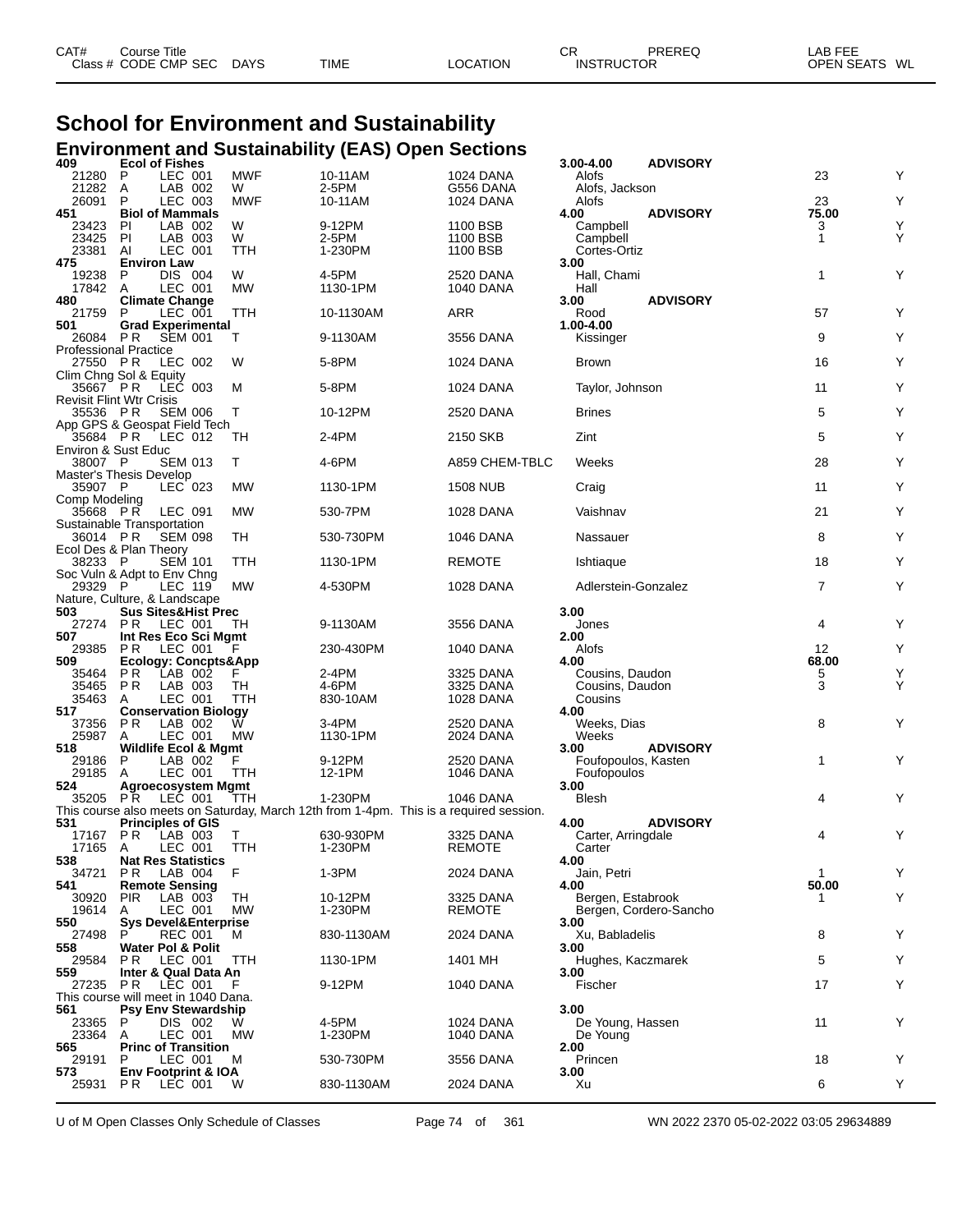## School for Environment and Sustainability

### Environment and Sustainability (EAS) Open Sections

| CAT# / Class # | Course Title / CODE | CMP | SEC | DAYS | TIME | LOCATION | CR / INSTRUCTOR | PREREQ | LAB FEE / OPEN SEATS | WL |
|---|---|---|---|---|---|---|---|---|---|---|
| **409** | **Ecol of Fishes** | | | | | | **3.00-4.00** | **ADVISORY** | | |
| 21280 | P | LEC | 001 | MWF | 10-11AM | 1024 DANA | Alofs | | 23 | Y |
| 21282 | A | LAB | 002 | W | 2-5PM | G556 DANA | Alofs, Jackson | | | |
| 26091 | P | LEC | 003 | MWF | 10-11AM | 1024 DANA | Alofs | | 23 | Y |
| **451** | **Biol of Mammals** | | | | | | **4.00** | **ADVISORY** | **75.00** | |
| 23423 | PI | LAB | 002 | W | 9-12PM | 1100 BSB | Campbell | | 3 | Y |
| 23425 | PI | LAB | 003 | W | 2-5PM | 1100 BSB | Campbell | | 1 | Y |
| 23381 | AI | LEC | 001 | TTH | 1-230PM | 1100 BSB | Cortes-Ortiz | | | |
| **475** | **Environ Law** | | | | | | **3.00** | | | |
| 19238 | P | DIS | 004 | W | 4-5PM | 2520 DANA | Hall, Chami | | 1 | Y |
| 17842 | A | LEC | 001 | MW | 1130-1PM | 1040 DANA | Hall | | | |
| **480** | **Climate Change** | | | | | | **3.00** | **ADVISORY** | | |
| 21759 | P | LEC | 001 | TTH | 10-1130AM | ARR | Rood | | 57 | Y |
| **501** | **Grad Experimental** | | | | | | **1.00-4.00** | | | |
| 26084 | P R | SEM | 001 | T | 9-1130AM | 3556 DANA | Kissinger | | 9 | Y |
| Professional Practice | | | | | | | | | | |
| 27550 | P R | LEC | 002 | W | 5-8PM | 1024 DANA | Brown | | 16 | Y |
| Clim Chng Sol & Equity | | | | | | | | | | |
| 35667 | P R | LEC | 003 | M | 5-8PM | 1024 DANA | Taylor, Johnson | | 11 | Y |
| Revisit Flint Wtr Crisis | | | | | | | | | | |
| 35536 | P R | SEM | 006 | T | 10-12PM | 2520 DANA | Brines | | 5 | Y |
| App GPS & Geospat Field Tech | | | | | | | | | | |
| 35684 | P R | LEC | 012 | TH | 2-4PM | 2150 SKB | Zint | | 5 | Y |
| Environ & Sust Educ | | | | | | | | | | |
| 38007 | P | SEM | 013 | T | 4-6PM | A859 CHEM-TBLC | Weeks | | 28 | Y |
| Master's Thesis Develop | | | | | | | | | | |
| 35907 | P | LEC | 023 | MW | 1130-1PM | 1508 NUB | Craig | | 11 | Y |
| Comp Modeling | | | | | | | | | | |
| 35668 | P R | LEC | 091 | MW | 530-7PM | 1028 DANA | Vaishnav | | 21 | Y |
| Sustainable Transportation | | | | | | | | | | |
| 36014 | P R | SEM | 098 | TH | 530-730PM | 1046 DANA | Nassauer | | 8 | Y |
| Ecol Des & Plan Theory | | | | | | | | | | |
| 38233 | P | SEM | 101 | TTH | 1130-1PM | REMOTE | Ishtiaque | | 18 | Y |
| Soc Vuln & Adpt to Env Chng | | | | | | | | | | |
| 29329 | P | LEC | 119 | MW | 4-530PM | 1028 DANA | Adlerstein-Gonzalez | | 7 | Y |
| Nature, Culture, & Landscape | | | | | | | | | | |
| **503** | **Sus Sites&Hist Prec** | | | | | | **3.00** | | | |
| 27274 | P R | LEC | 001 | TH | 9-1130AM | 3556 DANA | Jones | | 4 | Y |
| **507** | **Int Res Eco Sci Mgmt** | | | | | | **2.00** | | | |
| 29385 | P R | LEC | 001 | F | 230-430PM | 1040 DANA | Alofs | | 12 | Y |
| **509** | **Ecology: Concpts&App** | | | | | | **4.00** | | **68.00** | |
| 35464 | P R | LAB | 002 | F | 2-4PM | 3325 DANA | Cousins, Daudon | | 5 | Y |
| 35465 | P R | LAB | 003 | TH | 4-6PM | 3325 DANA | Cousins, Daudon | | 3 | Y |
| 35463 | A | LEC | 001 | TTH | 830-10AM | 1028 DANA | Cousins | | | |
| **517** | **Conservation Biology** | | | | | | **4.00** | | | |
| 37356 | P R | LAB | 002 | W | 3-4PM | 2520 DANA | Weeks, Dias | | 8 | Y |
| 25987 | A | LEC | 001 | MW | 1130-1PM | 2024 DANA | Weeks | | | |
| **518** | **Wildlife Ecol & Mgmt** | | | | | | **3.00** | **ADVISORY** | | |
| 29186 | P | LAB | 002 | F | 9-12PM | 2520 DANA | Foufopoulos, Kasten | | 1 | Y |
| 29185 | A | LEC | 001 | TTH | 12-1PM | 1046 DANA | Foufopoulos | | | |
| **524** | **Agroecosystem Mgmt** | | | | | | **3.00** | | | |
| 35205 | P R | LEC | 001 | TTH | 1-230PM | 1046 DANA | Blesh | | 4 | Y |
| This course also meets on Saturday, March 12th from 1-4pm. This is a required session. | | | | | | | | | | |
| **531** | **Principles of GIS** | | | | | | **4.00** | **ADVISORY** | | |
| 17167 | P R | LAB | 003 | T | 630-930PM | 3325 DANA | Carter, Arringdale | | 4 | Y |
| 17165 | A | LEC | 001 | TTH | 1-230PM | REMOTE | Carter | | | |
| **538** | **Nat Res Statistics** | | | | | | **4.00** | | | |
| 34721 | P R | LAB | 004 | F | 1-3PM | 2024 DANA | Jain, Petri | | 1 | Y |
| **541** | **Remote Sensing** | | | | | | **4.00** | | **50.00** | |
| 30920 | PIR | LAB | 003 | TH | 10-12PM | 3325 DANA | Bergen, Estabrook | | 1 | Y |
| 19614 | A | LEC | 001 | MW | 1-230PM | REMOTE | Bergen, Cordero-Sancho | | | |
| **550** | **Sys Devel&Enterprise** | | | | | | **3.00** | | | |
| 27498 | P | REC | 001 | M | 830-1130AM | 2024 DANA | Xu, Babladelis | | 8 | Y |
| **558** | **Water Pol & Polit** | | | | | | **3.00** | | | |
| 29584 | P R | LEC | 001 | TTH | 1130-1PM | 1401 MH | Hughes, Kaczmarek | | 5 | Y |
| **559** | **Inter & Qual Data An** | | | | | | **3.00** | | | |
| 27235 | P R | LEC | 001 | F | 9-12PM | 1040 DANA | Fischer | | 17 | Y |
| This course will meet in 1040 Dana. | | | | | | | | | | |
| **561** | **Psy Env Stewardship** | | | | | | **3.00** | | | |
| 23365 | P | DIS | 002 | W | 4-5PM | 1024 DANA | De Young, Hassen | | 11 | Y |
| 23364 | A | LEC | 001 | MW | 1-230PM | 1040 DANA | De Young | | | |
| **565** | **Princ of Transition** | | | | | | **2.00** | | | |
| 29191 | P | LEC | 001 | M | 530-730PM | 3556 DANA | Princen | | 18 | Y |
| **573** | **Env Footprint & IOA** | | | | | | **3.00** | | | |
| 25931 | P R | LEC | 001 | W | 830-1130AM | 2024 DANA | Xu | | 6 | Y |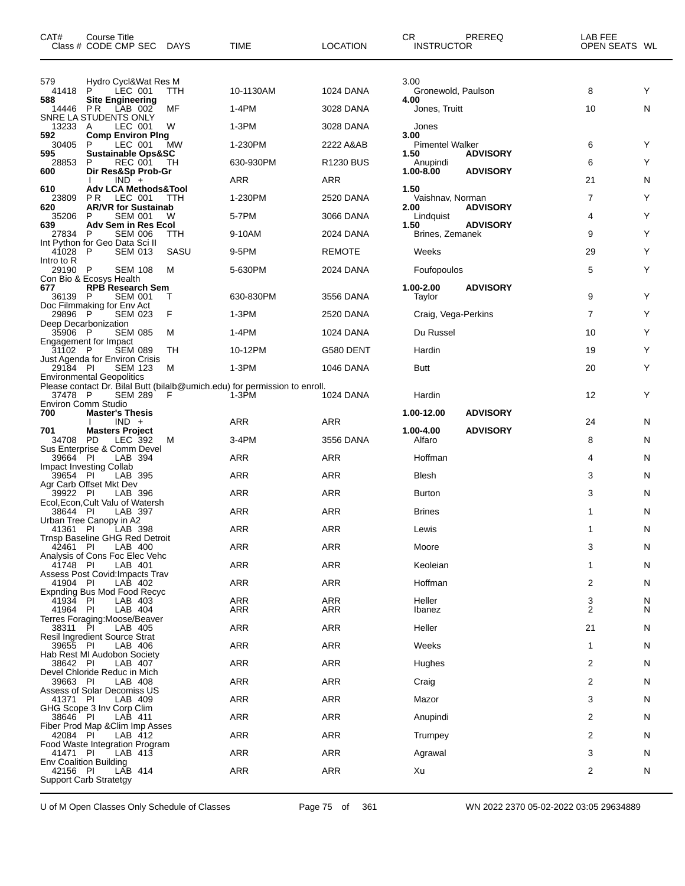| CAT# Class # | Course Title CODE | CMP SEC | DAYS | TIME | LOCATION | CR INSTRUCTOR | PREREQ | LAB FEE OPEN SEATS | WL |
|---|---|---|---|---|---|---|---|---|---|
| 579 | Hydro Cycl&Wat Res M | | | | | 3.00 | | | |
| 41418 | P | LEC 001 | TTH | 10-1130AM | 1024 DANA | Gronewold, Paulson | | 8 | Y |
| **588** | **Site Engineering** | | | | | **4.00** | | | |
| 14446 | P R | LAB 002 | MF | 1-4PM | 3028 DANA | Jones, Truitt | | 10 | N |
| SNRE LA STUDENTS ONLY | | | | | | | | | |
| 13233 | A | LEC 001 | W | 1-3PM | 3028 DANA | Jones | | | |
| **592** | **Comp Environ Plng** | | | | | **3.00** | | | |
| 30405 | P | LEC 001 | MW | 1-230PM | 2222 A&AB | Pimentel Walker | | 6 | Y |
| **595** | **Sustainable Ops&SC** | | | | | **1.50** | **ADVISORY** | | |
| 28853 | P | REC 001 | TH | 630-930PM | R1230 BUS | Anupindi | | 6 | Y |
| **600** | **Dir Res&Sp Prob-Gr** | | | | | **1.00-8.00** | **ADVISORY** | | |
| | I | IND + | | ARR | ARR | | | 21 | N |
| **610** | **Adv LCA Methods&Tool** | | | | | **1.50** | | | |
| 23809 | P R | LEC 001 | TTH | 1-230PM | 2520 DANA | Vaishnav, Norman | | 7 | Y |
| **620** | **AR/VR for Sustainab** | | | | | **2.00** | **ADVISORY** | | |
| 35206 | P | SEM 001 | W | 5-7PM | 3066 DANA | Lindquist | | 4 | Y |
| **639** | **Adv Sem in Res Ecol** | | | | | **1.50** | **ADVISORY** | | |
| 27834 | P | SEM 006 | TTH | 9-10AM | 2024 DANA | Brines, Zemanek | | 9 | Y |
| Int Python for Geo Data Sci II | | | | | | | | | |
| 41028 | P | SEM 013 | SASU | 9-5PM | REMOTE | Weeks | | 29 | Y |
| Intro to R | | | | | | | | | |
| 29190 | P | SEM 108 | M | 5-630PM | 2024 DANA | Foufopoulos | | 5 | Y |
| Con Bio & Ecosys Health | | | | | | | | | |
| **677** | **RPB Research Sem** | | | | | **1.00-2.00** | **ADVISORY** | | |
| 36139 | P | SEM 001 | T | 630-830PM | 3556 DANA | Taylor | | 9 | Y |
| Doc Filmmaking for Env Act | | | | | | | | | |
| 29896 | P | SEM 023 | F | 1-3PM | 2520 DANA | Craig, Vega-Perkins | | 7 | Y |
| Deep Decarbonization | | | | | | | | | |
| 35906 | P | SEM 085 | M | 1-4PM | 1024 DANA | Du Russel | | 10 | Y |
| Engagement for Impact | | | | | | | | | |
| 31102 | P | SEM 089 | TH | 10-12PM | G580 DENT | Hardin | | 19 | Y |
| Just Agenda for Environ Crisis | | | | | | | | | |
| 29184 | PI | SEM 123 | M | 1-3PM | 1046 DANA | Butt | | 20 | Y |
| Environmental Geopolitics | | | | | | | | | |
| Please contact Dr. Bilal Butt (bilalb@umich.edu) for permission to enroll. | | | | | | | | | |
| 37478 | P | SEM 289 | F | 1-3PM | 1024 DANA | Hardin | | 12 | Y |
| Environ Comm Studio | | | | | | | | | |
| **700** | **Master's Thesis** | | | | | **1.00-12.00** | **ADVISORY** | | |
| | I | IND + | | ARR | ARR | | | 24 | N |
| **701** | **Masters Project** | | | | | **1.00-4.00** | **ADVISORY** | | |
| 34708 | PD | LEC 392 | M | 3-4PM | 3556 DANA | Alfaro | | 8 | N |
| Sus Enterprise & Comm Devel | | | | | | | | | |
| 39664 | PI | LAB 394 | | ARR | ARR | Hoffman | | 4 | N |
| Impact Investing Collab | | | | | | | | | |
| 39654 | PI | LAB 395 | | ARR | ARR | Blesh | | 3 | N |
| Agr Carb Offset Mkt Dev | | | | | | | | | |
| 39922 | PI | LAB 396 | | ARR | ARR | Burton | | 3 | N |
| Ecol,Econ,Cult Valu of Watersh | | | | | | | | | |
| 38644 | PI | LAB 397 | | ARR | ARR | Brines | | 1 | N |
| Urban Tree Canopy in A2 | | | | | | | | | |
| 41361 | PI | LAB 398 | | ARR | ARR | Lewis | | 1 | N |
| Trnsp Baseline GHG Red Detroit | | | | | | | | | |
| 42461 | PI | LAB 400 | | ARR | ARR | Moore | | 3 | N |
| Analysis of Cons Foc Elec Vehc | | | | | | | | | |
| 41748 | PI | LAB 401 | | ARR | ARR | Keoleian | | 1 | N |
| Assess Post Covid:Impacts Trav | | | | | | | | | |
| 41904 | PI | LAB 402 | | ARR | ARR | Hoffman | | 2 | N |
| Expnding Bus Mod Food Recyc | | | | | | | | | |
| 41934 | PI | LAB 403 | | ARR | ARR | Heller | | 3 | N |
| 41964 | PI | LAB 404 | | ARR | ARR | Ibanez | | 2 | N |
| Terres Foraging:Moose/Beaver | | | | | | | | | |
| 38311 | PI | LAB 405 | | ARR | ARR | Heller | | 21 | N |
| Resil Ingredient Source Strat | | | | | | | | | |
| 39655 | PI | LAB 406 | | ARR | ARR | Weeks | | 1 | N |
| Hab Rest MI Audobon Society | | | | | | | | | |
| 38642 | PI | LAB 407 | | ARR | ARR | Hughes | | 2 | N |
| Devel Chloride Reduc in Mich | | | | | | | | | |
| 39663 | PI | LAB 408 | | ARR | ARR | Craig | | 2 | N |
| Assess of Solar Decomiss US | | | | | | | | | |
| 41371 | PI | LAB 409 | | ARR | ARR | Mazor | | 3 | N |
| GHG Scope 3 Inv Corp Clim | | | | | | | | | |
| 38646 | PI | LAB 411 | | ARR | ARR | Anupindi | | 2 | N |
| Fiber Prod Map &Clim Imp Asses | | | | | | | | | |
| 42084 | PI | LAB 412 | | ARR | ARR | Trumpey | | 2 | N |
| Food Waste Integration Program | | | | | | | | | |
| 41471 | PI | LAB 413 | | ARR | ARR | Agrawal | | 3 | N |
| Env Coalition Building | | | | | | | | | |
| 42156 | PI | LAB 414 | | ARR | ARR | Xu | | 2 | N |
| Support Carb Stratetgy | | | | | | | | | |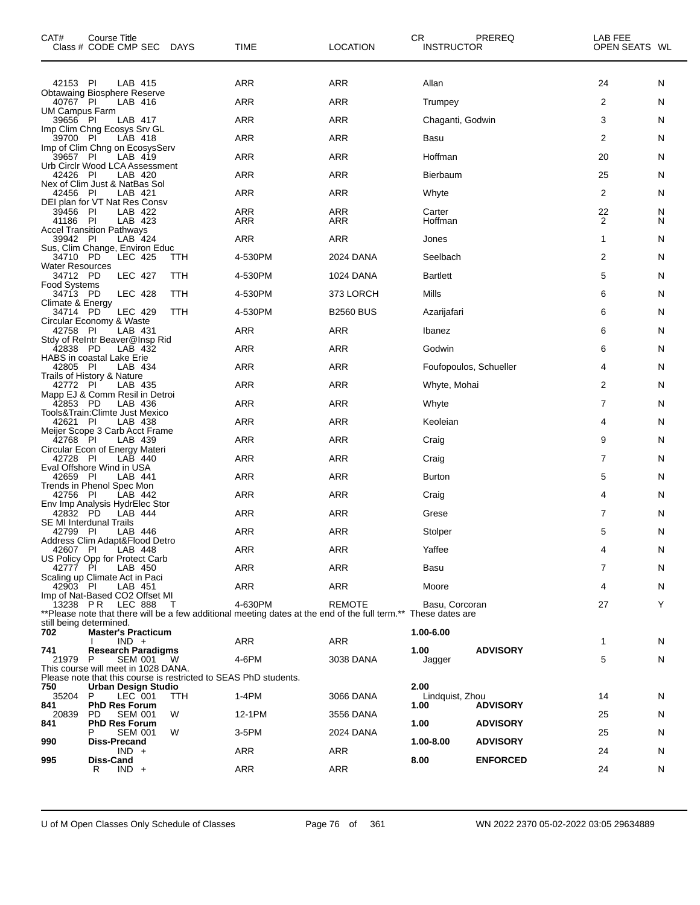| CAT# | Course Title Class # CODE CMP SEC | DAYS | TIME | LOCATION | CR INSTRUCTOR | PREREQ | LAB FEE OPEN SEATS | WL |
|---|---|---|---|---|---|---|---|---|
| | 42153 PI LAB 415 | | ARR | ARR | Allan | | 24 | N |
| | Obtawaing Biosphere Reserve | | | | | | | |
| | 40767 PI LAB 416 | | ARR | ARR | Trumpey | | 2 | N |
| | UM Campus Farm | | | | | | | |
| | 39656 PI LAB 417 | | ARR | ARR | Chaganti, Godwin | | 3 | N |
| | Imp Clim Chng Ecosys Srv GL | | | | | | | |
| | 39700 PI LAB 418 | | ARR | ARR | Basu | | 2 | N |
| | Imp of Clim Chng on EcosysServ | | | | | | | |
| | 39657 PI LAB 419 | | ARR | ARR | Hoffman | | 20 | N |
| | Urb Circlr Wood LCA Assessment | | | | | | | |
| | 42426 PI LAB 420 | | ARR | ARR | Bierbaum | | 25 | N |
| | Nex of Clim Just & NatBas Sol | | | | | | | |
| | 42456 PI LAB 421 | | ARR | ARR | Whyte | | 2 | N |
| | DEI plan for VT Nat Res Consv | | | | | | | |
| | 39456 PI LAB 422 | | ARR | ARR | Carter | | 22 | N |
| | 41186 PI LAB 423 | | ARR | ARR | Hoffman | | 2 | N |
| | Accel Transition Pathways | | | | | | | |
| | 39942 PI LAB 424 | | ARR | ARR | Jones | | 1 | N |
| | Sus, Clim Change, Environ Educ | | | | | | | |
| | 34710 PD LEC 425 | TTH | 4-530PM | 2024 DANA | Seelbach | | 2 | N |
| | Water Resources | | | | | | | |
| | 34712 PD LEC 427 | TTH | 4-530PM | 1024 DANA | Bartlett | | 5 | N |
| | Food Systems | | | | | | | |
| | 34713 PD LEC 428 | TTH | 4-530PM | 373 LORCH | Mills | | 6 | N |
| | Climate & Energy | | | | | | | |
| | 34714 PD LEC 429 | TTH | 4-530PM | B2560 BUS | Azarijafari | | 6 | N |
| | Circular Economy & Waste | | | | | | | |
| | 42758 PI LAB 431 | | ARR | ARR | Ibanez | | 6 | N |
| | Stdy of Relntr Beaver@Insp Rid | | | | | | | |
| | 42838 PD LAB 432 | | ARR | ARR | Godwin | | 6 | N |
| | HABS in coastal Lake Erie | | | | | | | |
| | 42805 PI LAB 434 | | ARR | ARR | Foufopoulos, Schueller | | 4 | N |
| | Trails of History & Nature | | | | | | | |
| | 42772 PI LAB 435 | | ARR | ARR | Whyte, Mohai | | 2 | N |
| | Mapp EJ & Comm Resil in Detroi | | | | | | | |
| | 42853 PD LAB 436 | | ARR | ARR | Whyte | | 7 | N |
| | Tools&Train:Climte Just Mexico | | | | | | | |
| | 42621 PI LAB 438 | | ARR | ARR | Keoleian | | 4 | N |
| | Meijer Scope 3 Carb Acct Frame | | | | | | | |
| | 42768 PI LAB 439 | | ARR | ARR | Craig | | 9 | N |
| | Circular Econ of Energy Materi | | | | | | | |
| | 42728 PI LAB 440 | | ARR | ARR | Craig | | 7 | N |
| | Eval Offshore Wind in USA | | | | | | | |
| | 42659 PI LAB 441 | | ARR | ARR | Burton | | 5 | N |
| | Trends in Phenol Spec Mon | | | | | | | |
| | 42756 PI LAB 442 | | ARR | ARR | Craig | | 4 | N |
| | Env Imp Analysis HydrElec Stor | | | | | | | |
| | 42832 PD LAB 444 | | ARR | ARR | Grese | | 7 | N |
| | SE MI Interdunal Trails | | | | | | | |
| | 42799 PI LAB 446 | | ARR | ARR | Stolper | | 5 | N |
| | Address Clim Adapt&Flood Detro | | | | | | | |
| | 42607 PI LAB 448 | | ARR | ARR | Yaffee | | 4 | N |
| | US Policy Opp for Protect Carb | | | | | | | |
| | 42777 PI LAB 450 | | ARR | ARR | Basu | | 7 | N |
| | Scaling up Climate Act in Paci | | | | | | | |
| | 42903 PI LAB 451 | | ARR | ARR | Moore | | 4 | N |
| | Imp of Nat-Based CO2 Offset MI | | | | | | | |
| | 13238 P R LEC 888 | T | 4-630PM | REMOTE | Basu, Corcoran | | 27 | Y |
| | **Please note that there will be a few additional meeting dates at the end of the full term.** These dates are still being determined. | | | | | | | |
| **702** | **Master's Practicum** | | | | **1.00-6.00** | | | |
| | I IND + | | ARR | ARR | | | 1 | N |
| **741** | **Research Paradigms** | | | | **1.00** | **ADVISORY** | | |
| | 21979 P SEM 001 | W | 4-6PM | 3038 DANA | Jagger | | 5 | N |
| | This course will meet in 1028 DANA. Please note that this course is restricted to SEAS PhD students. | | | | | | | |
| **750** | **Urban Design Studio** | | | | **2.00** | | | |
| | 35204 P LEC 001 | TTH | 1-4PM | 3066 DANA | Lindquist, Zhou | | 14 | N |
| **841** | **PhD Res Forum** | | | | **1.00** | **ADVISORY** | | |
| | 20839 PD SEM 001 | W | 12-1PM | 3556 DANA | | | 25 | N |
| **841** | **PhD Res Forum** | | | | **1.00** | **ADVISORY** | | |
| | P SEM 001 | W | 3-5PM | 2024 DANA | | | 25 | N |
| **990** | **Diss-Precand** | | | | **1.00-8.00** | **ADVISORY** | | |
| | IND + | | ARR | ARR | | | 24 | N |
| **995** | **Diss-Cand** | | | | **8.00** | **ENFORCED** | | |
| | R IND + | | ARR | ARR | | | 24 | N |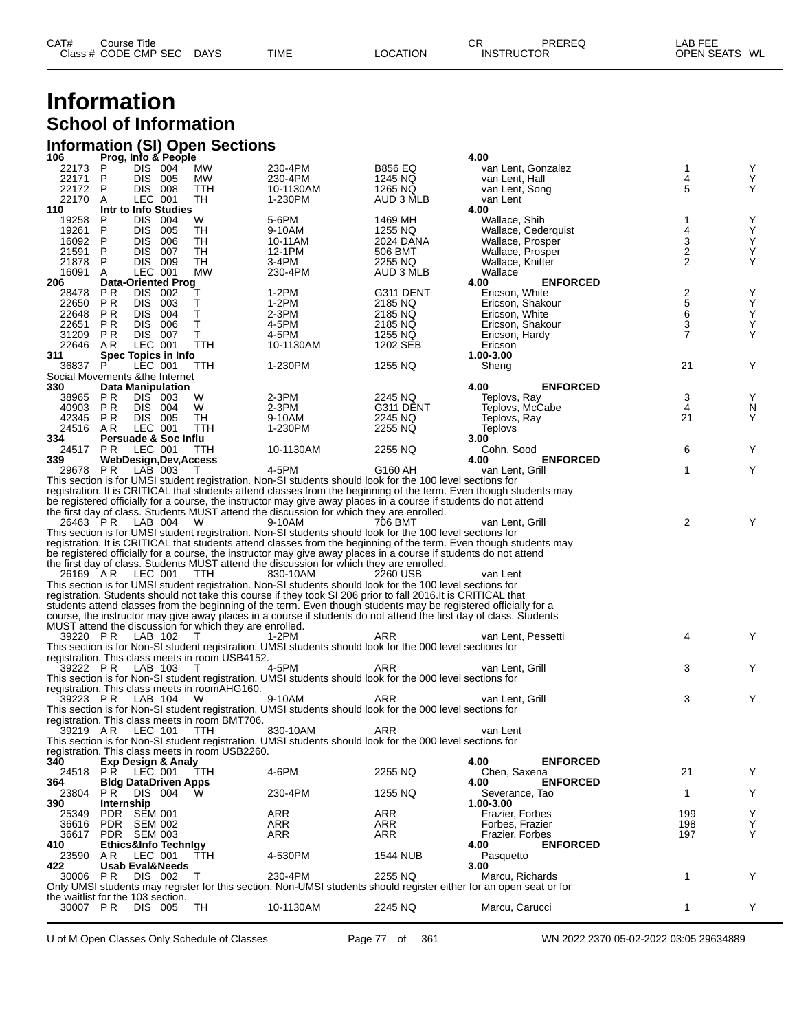# Information

## School of Information

### Information (SI) Open Sections

| CAT# / Class # | Course Title / CODE CMP SEC | DAYS | TIME | LOCATION | CR / INSTRUCTOR | PREREQ | OPEN SEATS | WL |
|---|---|---|---|---|---|---|---|---|
| **106** | **Prog, Info & People** | | | | **4.00** | | | |
| 22173 | P DIS 004 | MW | 230-4PM | B856 EQ | van Lent, Gonzalez | | 1 | Y |
| 22171 | P DIS 005 | MW | 230-4PM | 1245 NQ | van Lent, Hall | | 4 | Y |
| 22172 | P DIS 008 | TTH | 10-1130AM | 1265 NQ | van Lent, Song | | 5 | Y |
| 22170 | A LEC 001 | TH | 1-230PM | AUD 3 MLB | van Lent | | | |
| **110** | **Intr to Info Studies** | | | | **4.00** | | | |
| 19258 | P DIS 004 | W | 5-6PM | 1469 MH | Wallace, Shih | | 1 | Y |
| 19261 | P DIS 005 | TH | 9-10AM | 1255 NQ | Wallace, Cederquist | | 4 | Y |
| 16092 | P DIS 006 | TH | 10-11AM | 2024 DANA | Wallace, Prosper | | 3 | Y |
| 21591 | P DIS 007 | TH | 12-1PM | 506 BMT | Wallace, Prosper | | 2 | Y |
| 21878 | P DIS 009 | TH | 3-4PM | 2255 NQ | Wallace, Knitter | | 2 | Y |
| 16091 | A LEC 001 | MW | 230-4PM | AUD 3 MLB | Wallace | | | |
| **206** | **Data-Oriented Prog** | | | | **4.00** | **ENFORCED** | | |
| 28478 | P R DIS 002 | T | 1-2PM | G311 DENT | Ericson, White | | 2 | Y |
| 22650 | P R DIS 003 | T | 1-2PM | 2185 NQ | Ericson, Shakour | | 5 | Y |
| 22648 | P R DIS 004 | T | 2-3PM | 2185 NQ | Ericson, White | | 6 | Y |
| 22651 | P R DIS 006 | T | 4-5PM | 2185 NQ | Ericson, Shakour | | 3 | Y |
| 31209 | P R DIS 007 | T | 4-5PM | 1255 NQ | Ericson, Hardy | | 7 | Y |
| 22646 | A R LEC 001 | TTH | 10-1130AM | 1202 SEB | Ericson | | | |
| **311** | **Spec Topics in Info** | | | | **1.00-3.00** | | | |
| 36837 | P LEC 001 | TTH | 1-230PM | 1255 NQ | Sheng | | 21 | Y |

Social Movements &the Internet

| CAT# / Class # | Course Title / CODE CMP SEC | DAYS | TIME | LOCATION | CR / INSTRUCTOR | PREREQ | OPEN SEATS | WL |
|---|---|---|---|---|---|---|---|---|
| **330** | **Data Manipulation** | | | | **4.00** | **ENFORCED** | | |
| 38965 | P R DIS 003 | W | 2-3PM | 2245 NQ | Teplovs, Ray | | 3 | Y |
| 40903 | P R DIS 004 | W | 2-3PM | G311 DENT | Teplovs, McCabe | | 4 | N |
| 42345 | P R DIS 005 | TH | 9-10AM | 2245 NQ | Teplovs, Ray | | 21 | Y |
| 24516 | A R LEC 001 | TTH | 1-230PM | 2255 NQ | Teplovs | | | |
| **334** | **Persuade & Soc Influ** | | | | **3.00** | | | |
| 24517 | P R LEC 001 | TTH | 10-1130AM | 2255 NQ | Cohn, Sood | | 6 | Y |
| **339** | **WebDesign,Dev,Access** | | | | **4.00** | **ENFORCED** | | |
| 29678 | P R LAB 003 | T | 4-5PM | G160 AH | van Lent, Grill | | 1 | Y |

This section is for UMSI student registration. Non-SI students should look for the 100 level sections for registration. It is CRITICAL that students attend classes from the beginning of the term. Even though students may be registered officially for a course, the instructor may give away places in a course if students do not attend the first day of class. Students MUST attend the discussion for which they are enrolled.

| Class # | CODE CMP SEC | DAYS | TIME | LOCATION | INSTRUCTOR | OPEN SEATS | WL |
|---|---|---|---|---|---|---|---|
| 26463 | P R LAB 004 | W | 9-10AM | 706 BMT | van Lent, Grill | 2 | Y |

This section is for UMSI student registration. Non-SI students should look for the 100 level sections for registration. It is CRITICAL that students attend classes from the beginning of the term. Even though students may be registered officially for a course, the instructor may give away places in a course if students do not attend the first day of class. Students MUST attend the discussion for which they are enrolled.

| Class # | CODE CMP SEC | DAYS | TIME | LOCATION | INSTRUCTOR | OPEN SEATS | WL |
|---|---|---|---|---|---|---|---|
| 26169 | A R LEC 001 | TTH | 830-10AM | 2260 USB | van Lent | | |

This section is for UMSI student registration. Non-SI students should look for the 100 level sections for registration. Students should not take this course if they took SI 206 prior to fall 2016.It is CRITICAL that students attend classes from the beginning of the term. Even though students may be registered officially for a course, the instructor may give away places in a course if students do not attend the first day of class. Students MUST attend the discussion for which they are enrolled.

| Class # | CODE CMP SEC | DAYS | TIME | LOCATION | INSTRUCTOR | OPEN SEATS | WL |
|---|---|---|---|---|---|---|---|
| 39220 | P R LAB 102 | T | 1-2PM | ARR | van Lent, Pessetti | 4 | Y |

This section is for Non-SI student registration. UMSI students should look for the 000 level sections for registration. This class meets in room USB4152.

| Class # | CODE CMP SEC | DAYS | TIME | LOCATION | INSTRUCTOR | OPEN SEATS | WL |
|---|---|---|---|---|---|---|---|
| 39222 | P R LAB 103 | T | 4-5PM | ARR | van Lent, Grill | 3 | Y |

This section is for Non-SI student registration. UMSI students should look for the 000 level sections for registration. This class meets in roomAHG160.

| Class # | CODE CMP SEC | DAYS | TIME | LOCATION | INSTRUCTOR | OPEN SEATS | WL |
|---|---|---|---|---|---|---|---|
| 39223 | P R LAB 104 | W | 9-10AM | ARR | van Lent, Grill | 3 | Y |

This section is for Non-SI student registration. UMSI students should look for the 000 level sections for registration. This class meets in room BMT706.

| Class # | CODE CMP SEC | DAYS | TIME | LOCATION | INSTRUCTOR | OPEN SEATS | WL |
|---|---|---|---|---|---|---|---|
| 39219 | A R LEC 101 | TTH | 830-10AM | ARR | van Lent | | |

This section is for Non-SI student registration. UMSI students should look for the 000 level sections for registration. This class meets in room USB2260.

| CAT# / Class # | Course Title / CODE CMP SEC | DAYS | TIME | LOCATION | CR / INSTRUCTOR | PREREQ | OPEN SEATS | WL |
|---|---|---|---|---|---|---|---|---|
| **340** | **Exp Design & Analy** | | | | **4.00** | **ENFORCED** | | |
| 24518 | P R LEC 001 | TTH | 4-6PM | 2255 NQ | Chen, Saxena | | 21 | Y |
| **364** | **Bldg DataDriven Apps** | | | | **4.00** | **ENFORCED** | | |
| 23804 | P R DIS 004 | W | 230-4PM | 1255 NQ | Severance, Tao | | 1 | Y |
| **390** | **Internship** | | | | **1.00-3.00** | | | |
| 25349 | PDR SEM 001 | | ARR | ARR | Frazier, Forbes | | 199 | Y |
| 36616 | PDR SEM 002 | | ARR | ARR | Forbes, Frazier | | 198 | Y |
| 36617 | PDR SEM 003 | | ARR | ARR | Frazier, Forbes | | 197 | Y |
| **410** | **Ethics&Info Technlgy** | | | | **4.00** | **ENFORCED** | | |
| 23590 | A R LEC 001 | TTH | 4-530PM | 1544 NUB | Pasquetto | | | |
| **422** | **Usab Eval&Needs** | | | | **3.00** | | | |
| 30006 | P R DIS 002 | T | 230-4PM | 2255 NQ | Marcu, Richards | | 1 | Y |

Only UMSI students may register for this section. Non-UMSI students should register either for an open seat or for the waitlist for the 103 section.

| Class # | CODE CMP SEC | DAYS | TIME | LOCATION | INSTRUCTOR | OPEN SEATS | WL |
|---|---|---|---|---|---|---|---|
| 30007 | P R DIS 005 | TH | 10-1130AM | 2245 NQ | Marcu, Carucci | 1 | Y |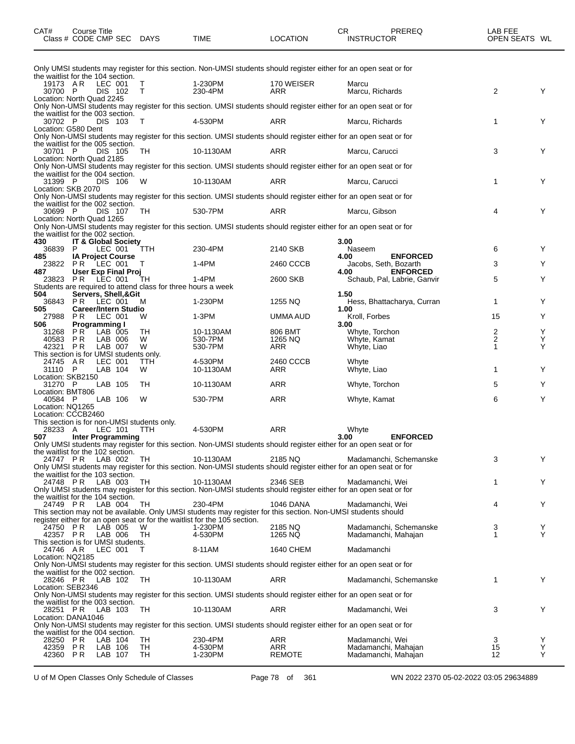| CAT# Class # | Course Title CODE | CMP | SEC | DAYS | TIME | LOCATION | CR INSTRUCTOR | PREREQ | LAB FEE OPEN SEATS | WL |
|---|---|---|---|---|---|---|---|---|---|---|

Only UMSI students may register for this section. Non-UMSI students should register either for an open seat or for the waitlist for the 104 section.

| | | | | | | | | | | |
|---|---|---|---|---|---|---|---|---|---|---|
| 19173 | A R | LEC | 001 | T | 1-230PM | 170 WEISER | Marcu | | | |
| 30700 | P | DIS | 102 | T | 230-4PM | ARR | Marcu, Richards | | 2 | Y |

Location: North Quad 2245
Only Non-UMSI students may register for this section. UMSI students should register either for an open seat or for the waitlist for the 003 section.

| | | | | | | | | | | |
|---|---|---|---|---|---|---|---|---|---|---|
| 30702 | P | DIS | 103 | T | 4-530PM | ARR | Marcu, Richards | | 1 | Y |

Location: G580 Dent
Only Non-UMSI students may register for this section. UMSI students should register either for an open seat or for the waitlist for the 005 section.

| | | | | | | | | | | |
|---|---|---|---|---|---|---|---|---|---|---|
| 30701 | P | DIS | 105 | TH | 10-1130AM | ARR | Marcu, Carucci | | 3 | Y |

Location: North Quad 2185
Only Non-UMSI students may register for this section. UMSI students should register either for an open seat or for the waitlist for the 004 section.

| | | | | | | | | | | |
|---|---|---|---|---|---|---|---|---|---|---|
| 31399 | P | DIS | 106 | W | 10-1130AM | ARR | Marcu, Carucci | | 1 | Y |

Location: SKB 2070
Only Non-UMSI students may register for this section. UMSI students should register either for an open seat or for the waitlist for the 002 section.

| | | | | | | | | | | |
|---|---|---|---|---|---|---|---|---|---|---|
| 30699 | P | DIS | 107 | TH | 530-7PM | ARR | Marcu, Gibson | | 4 | Y |

Location: North Quad 1265
Only Non-UMSI students may register for this section. UMSI students should register either for an open seat or for the waitlist for the 002 section.

| | | | | | | | | | | |
|---|---|---|---|---|---|---|---|---|---|---|
| **430** | **IT & Global Society** | | | | | | **3.00** | | | |
| 36839 | P | LEC | 001 | TTH | 230-4PM | 2140 SKB | Naseem | | 6 | Y |
| **485** | **IA Project Course** | | | | | | **4.00** | **ENFORCED** | | |
| 23822 | P R | LEC | 001 | T | 1-4PM | 2460 CCCB | Jacobs, Seth, Bozarth | | 3 | Y |
| **487** | **User Exp Final Proj** | | | | | | **4.00** | **ENFORCED** | | |
| 23823 | P R | LEC | 001 | TH | 1-4PM | 2600 SKB | Schaub, Pal, Labrie, Ganvir | | 5 | Y |

Students are required to attend class for three hours a week

| | | | | | | | | | | |
|---|---|---|---|---|---|---|---|---|---|---|
| **504** | **Servers, Shell,&Git** | | | | | | **1.50** | | | |
| 36843 | P R | LEC | 001 | M | 1-230PM | 1255 NQ | Hess, Bhattacharya, Curran | | 1 | Y |
| **505** | **Career/Intern Studio** | | | | | | **1.00** | | | |
| 27988 | P R | LEC | 001 | W | 1-3PM | UMMA AUD | Kroll, Forbes | | 15 | Y |
| **506** | **Programming I** | | | | | | **3.00** | | | |
| 31268 | P R | LAB | 005 | TH | 10-1130AM | 806 BMT | Whyte, Torchon | | 2 | Y |
| 40583 | P R | LAB | 006 | W | 530-7PM | 1265 NQ | Whyte, Kamat | | 2 | Y |
| 42321 | P R | LAB | 007 | W | 530-7PM | ARR | Whyte, Liao | | 1 | Y |

This section is for UMSI students only.

| | | | | | | | | | | |
|---|---|---|---|---|---|---|---|---|---|---|
| 24745 | A R | LEC | 001 | TTH | 4-530PM | 2460 CCCB | Whyte | | | |
| 31110 | P | LAB | 104 | W | 10-1130AM | ARR | Whyte, Liao | | 1 | Y |

Location: SKB2150

| | | | | | | | | | | |
|---|---|---|---|---|---|---|---|---|---|---|
| 31270 | P | LAB | 105 | TH | 10-1130AM | ARR | Whyte, Torchon | | 5 | Y |

Location: BMT806

| | | | | | | | | | | |
|---|---|---|---|---|---|---|---|---|---|---|
| 40584 | P | LAB | 106 | W | 530-7PM | ARR | Whyte, Kamat | | 6 | Y |

Location: NQ1265
Location: CCCB2460
This section is for non-UMSI students only.

| | | | | | | | | | | |
|---|---|---|---|---|---|---|---|---|---|---|
| 28233 | A | LEC | 101 | TTH | 4-530PM | ARR | Whyte | | | |
| **507** | **Inter Programming** | | | | | | **3.00** | **ENFORCED** | | |

Only UMSI students may register for this section. Non-UMSI students should register either for an open seat or for the waitlist for the 102 section.

| | | | | | | | | | | |
|---|---|---|---|---|---|---|---|---|---|---|
| 24747 | P R | LAB | 002 | TH | 10-1130AM | 2185 NQ | Madamanchi, Schemanske | | 3 | Y |

Only UMSI students may register for this section. Non-UMSI students should register either for an open seat or for the waitlist for the 103 section.

| | | | | | | | | | | |
|---|---|---|---|---|---|---|---|---|---|---|
| 24748 | P R | LAB | 003 | TH | 10-1130AM | 2346 SEB | Madamanchi, Wei | | 1 | Y |

Only UMSI students may register for this section. Non-UMSI students should register either for an open seat or for the waitlist for the 104 section.

| | | | | | | | | | | |
|---|---|---|---|---|---|---|---|---|---|---|
| 24749 | P R | LAB | 004 | TH | 230-4PM | 1046 DANA | Madamanchi, Wei | | 4 | Y |

This section may not be available. Only UMSI students may register for this section. Non-UMSI students should register either for an open seat or for the waitlist for the 105 section.

| | | | | | | | | | | |
|---|---|---|---|---|---|---|---|---|---|---|
| 24750 | P R | LAB | 005 | W | 1-230PM | 2185 NQ | Madamanchi, Schemanske | | 3 | Y |
| 42357 | P R | LAB | 006 | TH | 4-530PM | 1265 NQ | Madamanchi, Mahajan | | 1 | Y |

This section is for UMSI students.

| | | | | | | | | | | |
|---|---|---|---|---|---|---|---|---|---|---|
| 24746 | A R | LEC | 001 | T | 8-11AM | 1640 CHEM | Madamanchi | | | |

Location: NQ2185
Only Non-UMSI students may register for this section. UMSI students should register either for an open seat or for the waitlist for the 002 section.

| | | | | | | | | | | |
|---|---|---|---|---|---|---|---|---|---|---|
| 28246 | P R | LAB | 102 | TH | 10-1130AM | ARR | Madamanchi, Schemanske | | 1 | Y |

Location: SEB2346
Only Non-UMSI students may register for this section. UMSI students should register either for an open seat or for the waitlist for the 003 section.

| | | | | | | | | | | |
|---|---|---|---|---|---|---|---|---|---|---|
| 28251 | P R | LAB | 103 | TH | 10-1130AM | ARR | Madamanchi, Wei | | 3 | Y |

Location: DANA1046
Only Non-UMSI students may register for this section. UMSI students should register either for an open seat or for the waitlist for the 004 section.

| | | | | | | | | | | |
|---|---|---|---|---|---|---|---|---|---|---|
| 28250 | P R | LAB | 104 | TH | 230-4PM | ARR | Madamanchi, Wei | | 3 | Y |
| 42359 | P R | LAB | 106 | TH | 4-530PM | ARR | Madamanchi, Mahajan | | 15 | Y |
| 42360 | P R | LAB | 107 | TH | 1-230PM | REMOTE | Madamanchi, Mahajan | | 12 | Y |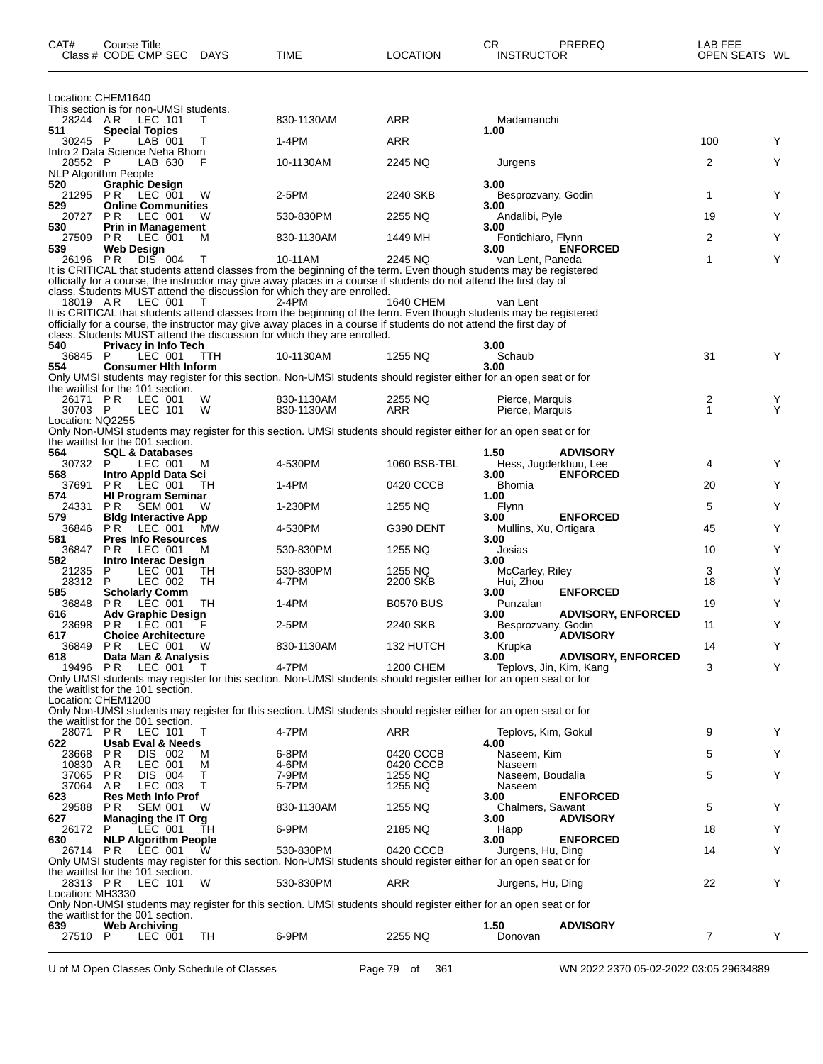| CAT# Class # | Course Title CODE CMP SEC | DAYS | TIME | LOCATION | CR INSTRUCTOR | PREREQ | LAB FEE OPEN SEATS | WL |
|---|---|---|---|---|---|---|---|---|
| Location: CHEM1640 | | | | | | | | |
| This section is for non-UMSI students. | | | | | | | | |
| 28244 | AR LEC 101 | T | 830-1130AM | ARR | Madamanchi | | | |
| 511 | Special Topics | | | | 1.00 | | | |
| 30245 | P LAB 001 | T | 1-4PM | ARR | | | 100 | Y |
| Intro 2 Data Science Neha Bhom | | | | | | | | |
| 28552 | P LAB 630 | F | 10-1130AM | 2245 NQ | Jurgens | | 2 | Y |
| NLP Algorithm People | | | | | | | | |
| 520 | Graphic Design | | | | 3.00 | | | |
| 21295 | PR LEC 001 | W | 2-5PM | 2240 SKB | Besprozvany, Godin | | 1 | Y |
| 529 | Online Communities | | | | 3.00 | | | |
| 20727 | PR LEC 001 | W | 530-830PM | 2255 NQ | Andalibi, Pyle | | 19 | Y |
| 530 | Prin in Management | | | | 3.00 | | | |
| 27509 | PR LEC 001 | M | 830-1130AM | 1449 MH | Fontichiaro, Flynn | | 2 | Y |
| 539 | Web Design | | | | 3.00 | ENFORCED | | |
| 26196 | PR DIS 004 | T | 10-11AM | 2245 NQ | van Lent, Paneda | | 1 | Y |
| It is CRITICAL that students attend classes from the beginning of the term. Even though students may be registered officially for a course, the instructor may give away places in a course if students do not attend the first day of class. Students MUST attend the discussion for which they are enrolled. | | | | | | | | |
| 18019 | AR LEC 001 | T | 2-4PM | 1640 CHEM | van Lent | | | |
| It is CRITICAL that students attend classes from the beginning of the term. Even though students may be registered officially for a course, the instructor may give away places in a course if students do not attend the first day of class. Students MUST attend the discussion for which they are enrolled. | | | | | | | | |
| 540 | Privacy in Info Tech | | | | 3.00 | | | |
| 36845 | P LEC 001 | TTH | 10-1130AM | 1255 NQ | Schaub | | 31 | Y |
| 554 | Consumer Hlth Inform | | | | 3.00 | | | |
| Only UMSI students may register for this section. Non-UMSI students should register either for an open seat or for the waitlist for the 101 section. | | | | | | | | |
| 26171 | PR LEC 001 | W | 830-1130AM | 2255 NQ | Pierce, Marquis | | 2 | Y |
| 30703 | P LEC 101 | W | 830-1130AM | ARR | Pierce, Marquis | | 1 | Y |
| Location: NQ2255 | | | | | | | | |
| Only Non-UMSI students may register for this section. UMSI students should register either for an open seat or for the waitlist for the 001 section. | | | | | | | | |
| 564 | SQL & Databases | | | | 1.50 | ADVISORY | | |
| 30732 | P LEC 001 | M | 4-530PM | 1060 BSB-TBL | Hess, Jugderkhuu, Lee | | 4 | Y |
| 568 | Intro Appld Data Sci | | | | 3.00 | ENFORCED | | |
| 37691 | PR LEC 001 | TH | 1-4PM | 0420 CCCB | Bhomia | | 20 | Y |
| 574 | HI Program Seminar | | | | 1.00 | | | |
| 24331 | PR SEM 001 | W | 1-230PM | 1255 NQ | Flynn | | 5 | Y |
| 579 | Bldg Interactive App | | | | 3.00 | ENFORCED | | |
| 36846 | PR LEC 001 | MW | 4-530PM | G390 DENT | Mullins, Xu, Ortigara | | 45 | Y |
| 581 | Pres Info Resources | | | | 3.00 | | | |
| 36847 | PR LEC 001 | M | 530-830PM | 1255 NQ | Josias | | 10 | Y |
| 582 | Intro Interac Design | | | | 3.00 | | | |
| 21235 | P LEC 001 | TH | 530-830PM | 1255 NQ | McCarley, Riley | | 3 | Y |
| 28312 | P LEC 002 | TH | 4-7PM | 2200 SKB | Hui, Zhou | | 18 | Y |
| 585 | Scholarly Comm | | | | 3.00 | ENFORCED | | |
| 36848 | PR LEC 001 | TH | 1-4PM | B0570 BUS | Punzalan | | 19 | Y |
| 616 | Adv Graphic Design | | | | 3.00 | ADVISORY, ENFORCED | | |
| 23698 | PR LEC 001 | F | 2-5PM | 2240 SKB | Besprozvany, Godin | | 11 | Y |
| 617 | Choice Architecture | | | | 3.00 | ADVISORY | | |
| 36849 | PR LEC 001 | W | 830-1130AM | 132 HUTCH | Krupka | | 14 | Y |
| 618 | Data Man & Analysis | | | | 3.00 | ADVISORY, ENFORCED | | |
| 19496 | PR LEC 001 | T | 4-7PM | 1200 CHEM | Teplovs, Jin, Kim, Kang | | 3 | Y |
| Only UMSI students may register for this section. Non-UMSI students should register either for an open seat or for the waitlist for the 101 section. | | | | | | | | |
| Location: CHEM1200 | | | | | | | | |
| Only Non-UMSI students may register for this section. UMSI students should register either for an open seat or for the waitlist for the 001 section. | | | | | | | | |
| 28071 | PR LEC 101 | T | 4-7PM | ARR | Teplovs, Kim, Gokul | | 9 | Y |
| 622 | Usab Eval & Needs | | | | 4.00 | | | |
| 23668 | PR DIS 002 | M | 6-8PM | 0420 CCCB | Naseem, Kim | | 5 | Y |
| 10830 | AR LEC 001 | M | 4-6PM | 0420 CCCB | Naseem | | | |
| 37065 | PR DIS 004 | T | 7-9PM | 1255 NQ | Naseem, Boudalia | | 5 | Y |
| 37064 | AR LEC 003 | T | 5-7PM | 1255 NQ | Naseem | | | |
| 623 | Res Meth Info Prof | | | | 3.00 | ENFORCED | | |
| 29588 | PR SEM 001 | W | 830-1130AM | 1255 NQ | Chalmers, Sawant | | 5 | Y |
| 627 | Managing the IT Org | | | | 3.00 | ADVISORY | | |
| 26172 | P LEC 001 | TH | 6-9PM | 2185 NQ | Happ | | 18 | Y |
| 630 | NLP Algorithm People | | | | 3.00 | ENFORCED | | |
| 26714 | PR LEC 001 | W | 530-830PM | 0420 CCCB | Jurgens, Hu, Ding | | 14 | Y |
| Only UMSI students may register for this section. Non-UMSI students should register either for an open seat or for the waitlist for the 101 section. | | | | | | | | |
| 28313 | PR LEC 101 | W | 530-830PM | ARR | Jurgens, Hu, Ding | | 22 | Y |
| Location: MH3330 | | | | | | | | |
| Only Non-UMSI students may register for this section. UMSI students should register either for an open seat or for the waitlist for the 001 section. | | | | | | | | |
| 639 | Web Archiving | | | | 1.50 | ADVISORY | | |
| 27510 | P LEC 001 | TH | 6-9PM | 2255 NQ | Donovan | | 7 | Y |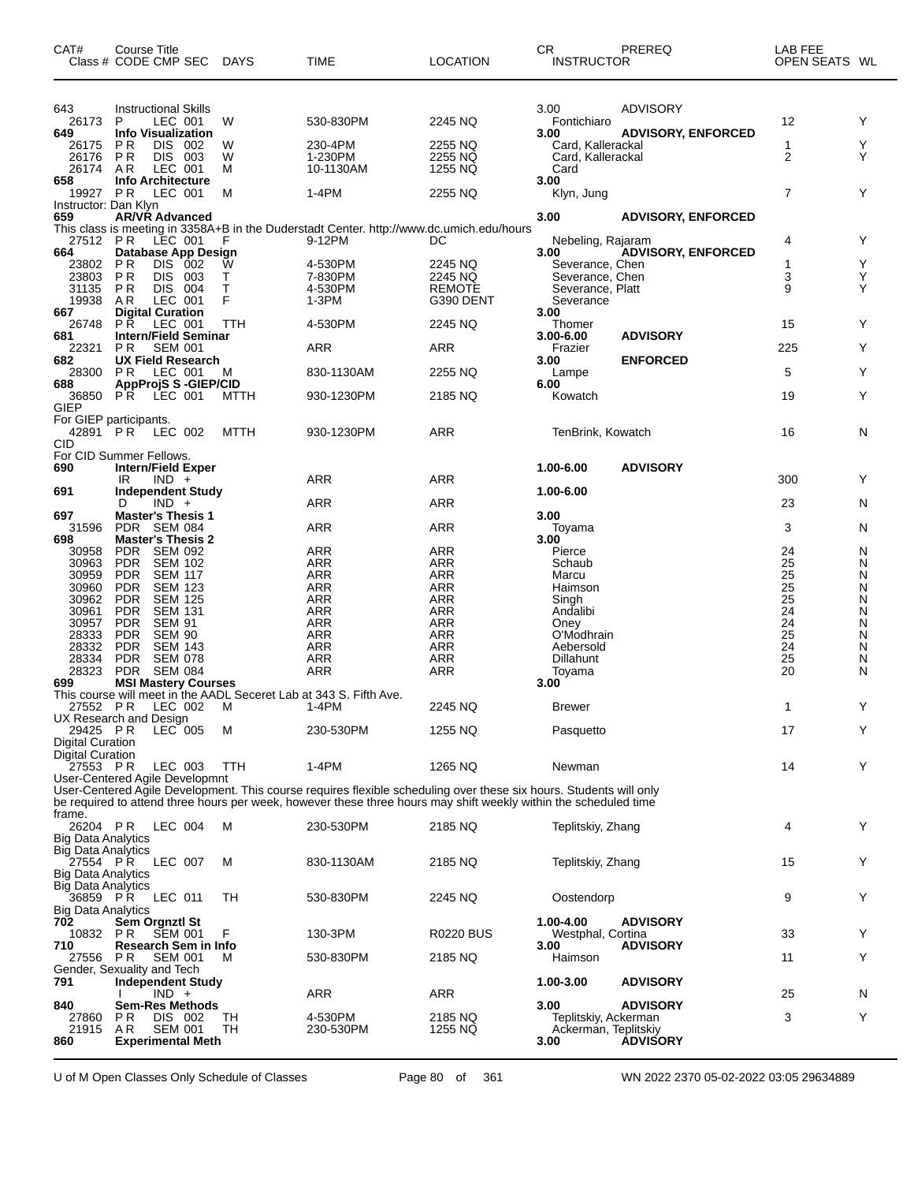| CAT# Class # | Course Title CODE CMP SEC | DAYS | TIME | LOCATION | CR INSTRUCTOR | PREREQ | LAB FEE OPEN SEATS | WL |
|---|---|---|---|---|---|---|---|---|
| **643** | **Instructional Skills** | | | | 3.00 | ADVISORY | | |
| 26173 | P LEC 001 | W | 530-830PM | 2245 NQ | Fontichiaro | | 12 | Y |
| **649** | **Info Visualization** | | | | **3.00** | **ADVISORY, ENFORCED** | | |
| 26175 | PR DIS 002 | W | 230-4PM | 2255 NQ | Card, Kallerackal | | 1 | Y |
| 26176 | PR DIS 003 | W | 1-230PM | 2255 NQ | Card, Kallerackal | | 2 | Y |
| 26174 | AR LEC 001 | M | 10-1130AM | 1255 NQ | Card | | | |
| **658** | **Info Architecture** | | | | **3.00** | | | |
| 19927 | PR LEC 001 | M | 1-4PM | 2255 NQ | Klyn, Jung | | 7 | Y |
| Instructor: Dan Klyn | | | | | | | | |
| **659** | **AR/VR Advanced** | | | | **3.00** | **ADVISORY, ENFORCED** | | |
| This class is meeting in 3358A+B in the Duderstadt Center. http://www.dc.umich.edu/hours | | | | | | | | |
| 27512 | PR LEC 001 | F | 9-12PM | DC | Nebeling, Rajaram | | 4 | Y |
| **664** | **Database App Design** | | | | **3.00** | **ADVISORY, ENFORCED** | | |
| 23802 | PR DIS 002 | W | 4-530PM | 2245 NQ | Severance, Chen | | 1 | Y |
| 23803 | PR DIS 003 | T | 7-830PM | 2245 NQ | Severance, Chen | | 3 | Y |
| 31135 | PR DIS 004 | T | 4-530PM | REMOTE | Severance, Platt | | 9 | Y |
| 19938 | AR LEC 001 | F | 1-3PM | G390 DENT | Severance | | | |
| **667** | **Digital Curation** | | | | **3.00** | | | |
| 26748 | PR LEC 001 | TTH | 4-530PM | 2245 NQ | Thomer | | 15 | Y |
| **681** | **Intern/Field Seminar** | | | | **3.00-6.00** | **ADVISORY** | | |
| 22321 | PR SEM 001 | | ARR | ARR | Frazier | | 225 | Y |
| **682** | **UX Field Research** | | | | **3.00** | **ENFORCED** | | |
| 28300 | PR LEC 001 | M | 830-1130AM | 2255 NQ | Lampe | | 5 | Y |
| **688** | **AppProjS S -GIEP/CID** | | | | **6.00** | | | |
| 36850 | PR LEC 001 | MTTH | 930-1230PM | 2185 NQ | Kowatch | | 19 | Y |
| GIEP | | | | | | | | |
| For GIEP participants. | | | | | | | | |
| 42891 | PR LEC 002 | MTTH | 930-1230PM | ARR | TenBrink, Kowatch | | 16 | N |
| CID | | | | | | | | |
| For CID Summer Fellows. | | | | | | | | |
| **690** | **Intern/Field Exper** | | | | **1.00-6.00** | **ADVISORY** | | |
| | IR IND + | | ARR | ARR | | | 300 | Y |
| **691** | **Independent Study** | | | | **1.00-6.00** | | | |
| | D IND + | | ARR | ARR | | | 23 | N |
| **697** | **Master's Thesis 1** | | | | **3.00** | | | |
| 31596 | PDR SEM 084 | | ARR | ARR | Toyama | | 3 | N |
| **698** | **Master's Thesis 2** | | | | **3.00** | | | |
| 30958 | PDR SEM 092 | | ARR | ARR | Pierce | | 24 | N |
| 30963 | PDR SEM 102 | | ARR | ARR | Schaub | | 25 | N |
| 30959 | PDR SEM 117 | | ARR | ARR | Marcu | | 25 | N |
| 30960 | PDR SEM 123 | | ARR | ARR | Haimson | | 25 | N |
| 30962 | PDR SEM 125 | | ARR | ARR | Singh | | 25 | N |
| 30961 | PDR SEM 131 | | ARR | ARR | Andalibi | | 24 | N |
| 30957 | PDR SEM 91 | | ARR | ARR | Oney | | 24 | N |
| 28333 | PDR SEM 90 | | ARR | ARR | O'Modhrain | | 25 | N |
| 28332 | PDR SEM 143 | | ARR | ARR | Aebersold | | 24 | N |
| 28334 | PDR SEM 078 | | ARR | ARR | Dillahunt | | 25 | N |
| 28323 | PDR SEM 084 | | ARR | ARR | Toyama | | 20 | N |
| **699** | **MSI Mastery Courses** | | | | **3.00** | | | |
| This course will meet in the AADL Seceret Lab at 343 S. Fifth Ave. | | | | | | | | |
| 27552 | PR LEC 002 | M | 1-4PM | 2245 NQ | Brewer | | 1 | Y |
| UX Research and Design | | | | | | | | |
| 29425 | PR LEC 005 | M | 230-530PM | 1255 NQ | Pasquetto | | 17 | Y |
| Digital Curation | | | | | | | | |
| Digital Curation | | | | | | | | |
| 27553 | PR LEC 003 | TTH | 1-4PM | 1265 NQ | Newman | | 14 | Y |
| User-Centered Agile Developmnt | | | | | | | | |
| User-Centered Agile Development. This course requires flexible scheduling over these six hours. Students will only be required to attend three hours per week, however these three hours may shift weekly within the scheduled time frame. | | | | | | | | |
| 26204 | PR LEC 004 | M | 230-530PM | 2185 NQ | Teplitskiy, Zhang | | 4 | Y |
| Big Data Analytics | | | | | | | | |
| Big Data Analytics | | | | | | | | |
| 27554 | PR LEC 007 | M | 830-1130AM | 2185 NQ | Teplitskiy, Zhang | | 15 | Y |
| Big Data Analytics | | | | | | | | |
| Big Data Analytics | | | | | | | | |
| 36859 | PR LEC 011 | TH | 530-830PM | 2245 NQ | Oostendorp | | 9 | Y |
| Big Data Analytics | | | | | | | | |
| **702** | **Sem Orgnztl St** | | | | **1.00-4.00** | **ADVISORY** | | |
| 10832 | PR SEM 001 | F | 130-3PM | R0220 BUS | Westphal, Cortina | | 33 | Y |
| **710** | **Research Sem in Info** | | | | **3.00** | **ADVISORY** | | |
| 27556 | PR SEM 001 | M | 530-830PM | 2185 NQ | Haimson | | 11 | Y |
| Gender, Sexuality and Tech | | | | | | | | |
| **791** | **Independent Study** | | | | **1.00-3.00** | **ADVISORY** | | |
| | I IND + | | ARR | ARR | | | 25 | N |
| **840** | **Sem-Res Methods** | | | | **3.00** | **ADVISORY** | | |
| 27860 | PR DIS 002 | TH | 4-530PM | 2185 NQ | Teplitskiy, Ackerman | | 3 | Y |
| 21915 | AR SEM 001 | TH | 230-530PM | 1255 NQ | Ackerman, Teplitskiy | | | |
| **860** | **Experimental Meth** | | | | **3.00** | **ADVISORY** | | |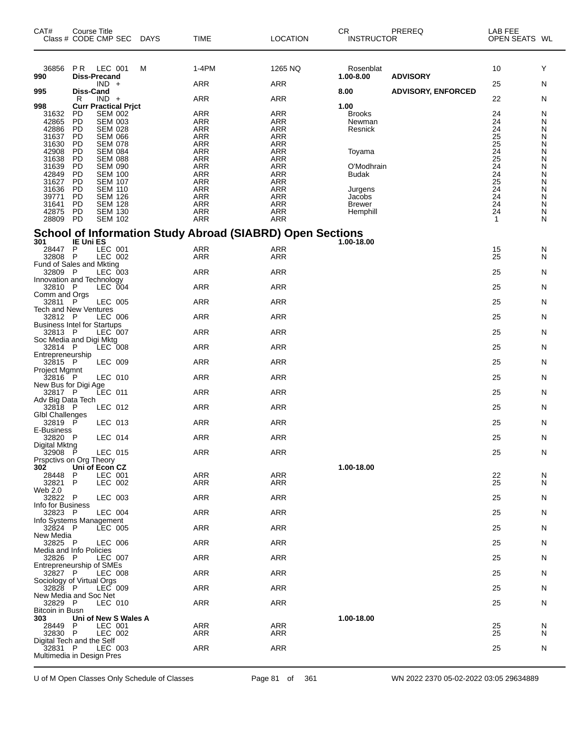| CAT# Class # | Course Title CODE | CMP SEC | DAYS | TIME | LOCATION | CR INSTRUCTOR | PREREQ | LAB FEE OPEN SEATS | WL |
|---|---|---|---|---|---|---|---|---|---|
| 36856 | P R | LEC 001 | M | 1-4PM | 1265 NQ | Rosenblat | | 10 | Y |
| 990 | Diss-Precand | | | | | 1.00-8.00 | ADVISORY | | |
| | | IND + | | ARR | ARR | | | 25 | N |
| 995 | Diss-Cand | | | | | 8.00 | ADVISORY, ENFORCED | | |
| | R | IND + | | ARR | ARR | | | 22 | N |
| 998 | Curr Practical Prjct | | | | | 1.00 | | | |
| 31632 | PD | SEM 002 | | ARR | ARR | Brooks | | 24 | N |
| 42865 | PD | SEM 003 | | ARR | ARR | Newman | | 24 | N |
| 42886 | PD | SEM 028 | | ARR | ARR | Resnick | | 24 | N |
| 31637 | PD | SEM 066 | | ARR | ARR | | | 25 | N |
| 31630 | PD | SEM 078 | | ARR | ARR | | | 25 | N |
| 42908 | PD | SEM 084 | | ARR | ARR | Toyama | | 24 | N |
| 31638 | PD | SEM 088 | | ARR | ARR | | | 25 | N |
| 31639 | PD | SEM 090 | | ARR | ARR | O'Modhrain | | 24 | N |
| 42849 | PD | SEM 100 | | ARR | ARR | Budak | | 24 | N |
| 31627 | PD | SEM 107 | | ARR | ARR | | | 25 | N |
| 31636 | PD | SEM 110 | | ARR | ARR | Jurgens | | 24 | N |
| 39771 | PD | SEM 126 | | ARR | ARR | Jacobs | | 24 | N |
| 31641 | PD | SEM 128 | | ARR | ARR | Brewer | | 24 | N |
| 42875 | PD | SEM 130 | | ARR | ARR | Hemphill | | 24 | N |
| 28809 | PD | SEM 102 | | ARR | ARR | | | 1 | N |

## School of Information Study Abroad (SIABRD) Open Sections

| CAT# Class # | Course Title CODE | CMP SEC | DAYS | TIME | LOCATION | CR INSTRUCTOR | PREREQ | LAB FEE OPEN SEATS | WL |
|---|---|---|---|---|---|---|---|---|---|
| 301 | IE Uni ES | | | | | 1.00-18.00 | | | |
| 28447 | P | LEC 001 | | ARR | ARR | | | 15 | N |
| 32808 | P | LEC 002 | | ARR | ARR | | | 25 | N |
| Fund of Sales and Mkting | | | | | | | | | |
| 32809 | P | LEC 003 | | ARR | ARR | | | 25 | N |
| Innovation and Technology | | | | | | | | | |
| 32810 | P | LEC 004 | | ARR | ARR | | | 25 | N |
| Comm and Orgs | | | | | | | | | |
| 32811 | P | LEC 005 | | ARR | ARR | | | 25 | N |
| Tech and New Ventures | | | | | | | | | |
| 32812 | P | LEC 006 | | ARR | ARR | | | 25 | N |
| Business Intel for Startups | | | | | | | | | |
| 32813 | P | LEC 007 | | ARR | ARR | | | 25 | N |
| Soc Media and Digi Mktg | | | | | | | | | |
| 32814 | P | LEC 008 | | ARR | ARR | | | 25 | N |
| Entrepreneurship | | | | | | | | | |
| 32815 | P | LEC 009 | | ARR | ARR | | | 25 | N |
| Project Mgmnt | | | | | | | | | |
| 32816 | P | LEC 010 | | ARR | ARR | | | 25 | N |
| New Bus for Digi Age | | | | | | | | | |
| 32817 | P | LEC 011 | | ARR | ARR | | | 25 | N |
| Adv Big Data Tech | | | | | | | | | |
| 32818 | P | LEC 012 | | ARR | ARR | | | 25 | N |
| Glbl Challenges | | | | | | | | | |
| 32819 | P | LEC 013 | | ARR | ARR | | | 25 | N |
| E-Business | | | | | | | | | |
| 32820 | P | LEC 014 | | ARR | ARR | | | 25 | N |
| Digital Mktng | | | | | | | | | |
| 32908 | P | LEC 015 | | ARR | ARR | | | 25 | N |
| Prspctivs on Org Theory | | | | | | | | | |
| 302 | Uni of Econ CZ | | | | | 1.00-18.00 | | | |
| 28448 | P | LEC 001 | | ARR | ARR | | | 22 | N |
| 32821 | P | LEC 002 | | ARR | ARR | | | 25 | N |
| Web 2.0 | | | | | | | | | |
| 32822 | P | LEC 003 | | ARR | ARR | | | 25 | N |
| Info for Business | | | | | | | | | |
| 32823 | P | LEC 004 | | ARR | ARR | | | 25 | N |
| Info Systems Management | | | | | | | | | |
| 32824 | P | LEC 005 | | ARR | ARR | | | 25 | N |
| New Media | | | | | | | | | |
| 32825 | P | LEC 006 | | ARR | ARR | | | 25 | N |
| Media and Info Policies | | | | | | | | | |
| 32826 | P | LEC 007 | | ARR | ARR | | | 25 | N |
| Entrepreneurship of SMEs | | | | | | | | | |
| 32827 | P | LEC 008 | | ARR | ARR | | | 25 | N |
| Sociology of Virtual Orgs | | | | | | | | | |
| 32828 | P | LEC 009 | | ARR | ARR | | | 25 | N |
| New Media and Soc Net | | | | | | | | | |
| 32829 | P | LEC 010 | | ARR | ARR | | | 25 | N |
| Bitcoin in Busn | | | | | | | | | |
| 303 | Uni of New S Wales A | | | | | 1.00-18.00 | | | |
| 28449 | P | LEC 001 | | ARR | ARR | | | 25 | N |
| 32830 | P | LEC 002 | | ARR | ARR | | | 25 | N |
| Digital Tech and the Self | | | | | | | | | |
| 32831 | P | LEC 003 | | ARR | ARR | | | 25 | N |
| Multimedia in Design Pres | | | | | | | | | |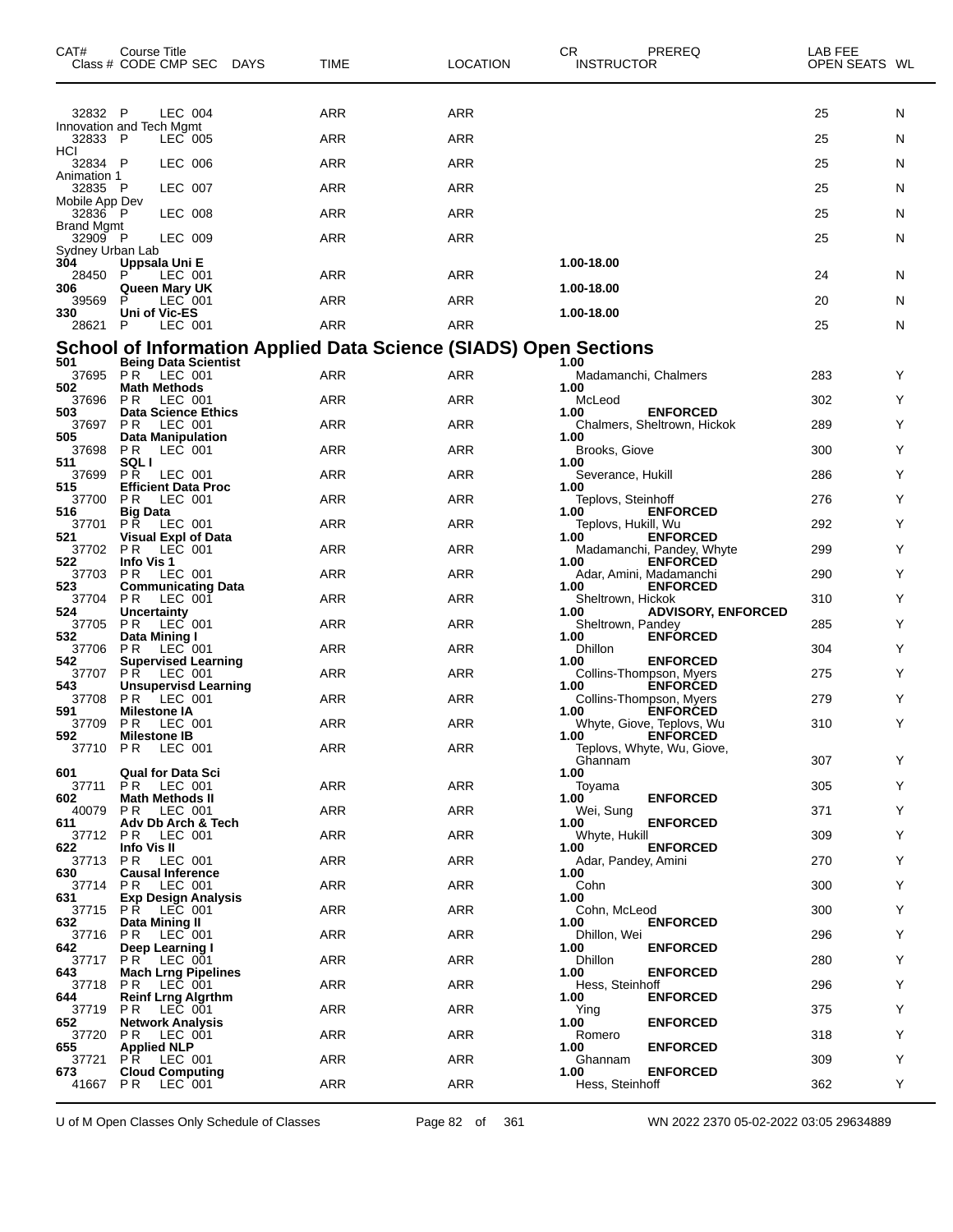| CAT# | Course Title<br>Class # CODE CMP SEC DAYS | TIME | LOCATION | CR PREREQ<br>INSTRUCTOR | LAB FEE<br>OPEN SEATS | WL |
|---|---|---|---|---|---|---|
| 32832 | P LEC 004 | ARR | ARR | | 25 | N |
| | Innovation and Tech Mgmt | | | | | |
| 32833 | P LEC 005 | ARR | ARR | | 25 | N |
| | HCI | | | | | |
| 32834 | P LEC 006 | ARR | ARR | | 25 | N |
| | Animation 1 | | | | | |
| 32835 | P LEC 007 | ARR | ARR | | 25 | N |
| | Mobile App Dev | | | | | |
| 32836 | P LEC 008 | ARR | ARR | | 25 | N |
| | Brand Mgmt | | | | | |
| 32909 | P LEC 009 | ARR | ARR | | 25 | N |
| | Sydney Urban Lab | | | | | |
| **304** | **Uppsala Uni E** | | | **1.00-18.00** | | |
| 28450 | P LEC 001 | ARR | ARR | | 24 | N |
| **306** | **Queen Mary UK** | | | **1.00-18.00** | | |
| 39569 | P LEC 001 | ARR | ARR | | 20 | N |
| **330** | **Uni of Vic-ES** | | | **1.00-18.00** | | |
| 28621 | P LEC 001 | ARR | ARR | | 25 | N |

## School of Information Applied Data Science (SIADS) Open Sections

| CAT# | Course Title<br>Class # CODE CMP SEC DAYS | TIME | LOCATION | CR PREREQ<br>INSTRUCTOR | LAB FEE<br>OPEN SEATS | WL |
|---|---|---|---|---|---|---|
| **501** | **Being Data Scientist** | | | **1.00** | | |
| 37695 | PR LEC 001 | ARR | ARR | Madamanchi, Chalmers | 283 | Y |
| **502** | **Math Methods** | | | **1.00** | | |
| 37696 | PR LEC 001 | ARR | ARR | McLeod | 302 | Y |
| **503** | **Data Science Ethics** | | | **1.00 ENFORCED** | | |
| 37697 | PR LEC 001 | ARR | ARR | Chalmers, Sheltrown, Hickok | 289 | Y |
| **505** | **Data Manipulation** | | | **1.00** | | |
| 37698 | PR LEC 001 | ARR | ARR | Brooks, Giove | 300 | Y |
| **511** | **SQL I** | | | **1.00** | | |
| 37699 | PR LEC 001 | ARR | ARR | Severance, Hukill | 286 | Y |
| **515** | **Efficient Data Proc** | | | **1.00** | | |
| 37700 | PR LEC 001 | ARR | ARR | Teplovs, Steinhoff | 276 | Y |
| **516** | **Big Data** | | | **1.00 ENFORCED** | | |
| 37701 | PR LEC 001 | ARR | ARR | Teplovs, Hukill, Wu | 292 | Y |
| **521** | **Visual Expl of Data** | | | **1.00 ENFORCED** | | |
| 37702 | PR LEC 001 | ARR | ARR | Madamanchi, Pandey, Whyte | 299 | Y |
| **522** | **Info Vis 1** | | | **1.00 ENFORCED** | | |
| 37703 | PR LEC 001 | ARR | ARR | Adar, Amini, Madamanchi | 290 | Y |
| **523** | **Communicating Data** | | | **1.00 ENFORCED** | | |
| 37704 | PR LEC 001 | ARR | ARR | Sheltrown, Hickok | 310 | Y |
| **524** | **Uncertainty** | | | **1.00 ADVISORY, ENFORCED** | | |
| 37705 | PR LEC 001 | ARR | ARR | Sheltrown, Pandey | 285 | Y |
| **532** | **Data Mining I** | | | **1.00 ENFORCED** | | |
| 37706 | PR LEC 001 | ARR | ARR | Dhillon | 304 | Y |
| **542** | **Supervised Learning** | | | **1.00 ENFORCED** | | |
| 37707 | PR LEC 001 | ARR | ARR | Collins-Thompson, Myers | 275 | Y |
| **543** | **Unsupervisd Learning** | | | **1.00 ENFORCED** | | |
| 37708 | PR LEC 001 | ARR | ARR | Collins-Thompson, Myers | 279 | Y |
| **591** | **Milestone IA** | | | **1.00 ENFORCED** | | |
| 37709 | PR LEC 001 | ARR | ARR | Whyte, Giove, Teplovs, Wu | 310 | Y |
| **592** | **Milestone IB** | | | **1.00 ENFORCED** | | |
| 37710 | PR LEC 001 | ARR | ARR | Teplovs, Whyte, Wu, Giove, Ghannam | 307 | Y |
| **601** | **Qual for Data Sci** | | | **1.00** | | |
| 37711 | PR LEC 001 | ARR | ARR | Toyama | 305 | Y |
| **602** | **Math Methods II** | | | **1.00 ENFORCED** | | |
| 40079 | PR LEC 001 | ARR | ARR | Wei, Sung | 371 | Y |
| **611** | **Adv Db Arch & Tech** | | | **1.00 ENFORCED** | | |
| 37712 | PR LEC 001 | ARR | ARR | Whyte, Hukill | 309 | Y |
| **622** | **Info Vis II** | | | **1.00 ENFORCED** | | |
| 37713 | PR LEC 001 | ARR | ARR | Adar, Pandey, Amini | 270 | Y |
| **630** | **Causal Inference** | | | **1.00** | | |
| 37714 | PR LEC 001 | ARR | ARR | Cohn | 300 | Y |
| **631** | **Exp Design Analysis** | | | **1.00** | | |
| 37715 | PR LEC 001 | ARR | ARR | Cohn, McLeod | 300 | Y |
| **632** | **Data Mining II** | | | **1.00 ENFORCED** | | |
| 37716 | PR LEC 001 | ARR | ARR | Dhillon, Wei | 296 | Y |
| **642** | **Deep Learning I** | | | **1.00 ENFORCED** | | |
| 37717 | PR LEC 001 | ARR | ARR | Dhillon | 280 | Y |
| **643** | **Mach Lrng Pipelines** | | | **1.00 ENFORCED** | | |
| 37718 | PR LEC 001 | ARR | ARR | Hess, Steinhoff | 296 | Y |
| **644** | **Reinf Lrng Algrthm** | | | **1.00 ENFORCED** | | |
| 37719 | PR LEC 001 | ARR | ARR | Ying | 375 | Y |
| **652** | **Network Analysis** | | | **1.00 ENFORCED** | | |
| 37720 | PR LEC 001 | ARR | ARR | Romero | 318 | Y |
| **655** | **Applied NLP** | | | **1.00 ENFORCED** | | |
| 37721 | PR LEC 001 | ARR | ARR | Ghannam | 309 | Y |
| **673** | **Cloud Computing** | | | **1.00 ENFORCED** | | |
| 41667 | PR LEC 001 | ARR | ARR | Hess, Steinhoff | 362 | Y |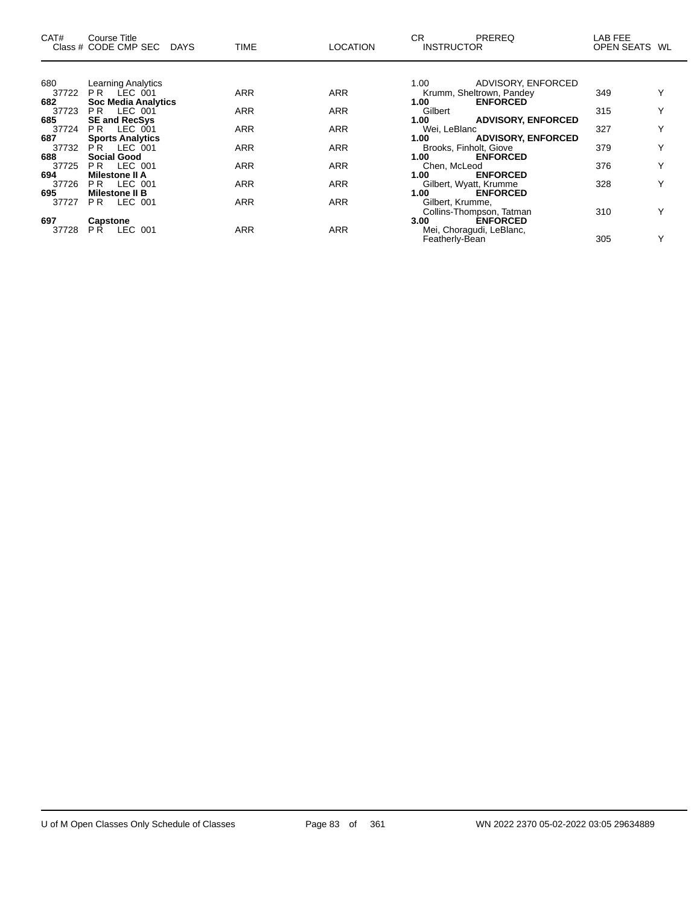| CAT# | Course Title Class # CODE CMP SEC | DAYS | TIME | LOCATION | CR INSTRUCTOR | PREREQ | LAB FEE OPEN SEATS | WL |
|---|---|---|---|---|---|---|---|---|
| 680 | Learning Analytics | | | | 1.00 | ADVISORY, ENFORCED | | |
| 37722 | P R LEC 001 | | ARR | ARR | Krumm, Sheltrown, Pandey | | 349 | Y |
| **682** | **Soc Media Analytics** | | | | **1.00** | **ENFORCED** | | |
| 37723 | P R LEC 001 | | ARR | ARR | Gilbert | | 315 | Y |
| **685** | **SE and RecSys** | | | | **1.00** | **ADVISORY, ENFORCED** | | |
| 37724 | P R LEC 001 | | ARR | ARR | Wei, LeBlanc | | 327 | Y |
| **687** | **Sports Analytics** | | | | **1.00** | **ADVISORY, ENFORCED** | | |
| 37732 | P R LEC 001 | | ARR | ARR | Brooks, Finholt, Giove | | 379 | Y |
| **688** | **Social Good** | | | | **1.00** | **ENFORCED** | | |
| 37725 | P R LEC 001 | | ARR | ARR | Chen, McLeod | | 376 | Y |
| **694** | **Milestone II A** | | | | **1.00** | **ENFORCED** | | |
| 37726 | P R LEC 001 | | ARR | ARR | Gilbert, Wyatt, Krumme | | 328 | Y |
| **695** | **Milestone II B** | | | | **1.00** | **ENFORCED** | | |
| 37727 | P R LEC 001 | | ARR | ARR | Gilbert, Krumme, Collins-Thompson, Tatman | | 310 | Y |
| **697** | **Capstone** | | | | **3.00** | **ENFORCED** | | |
| 37728 | P R LEC 001 | | ARR | ARR | Mei, Choragudi, LeBlanc, Featherly-Bean | | 305 | Y |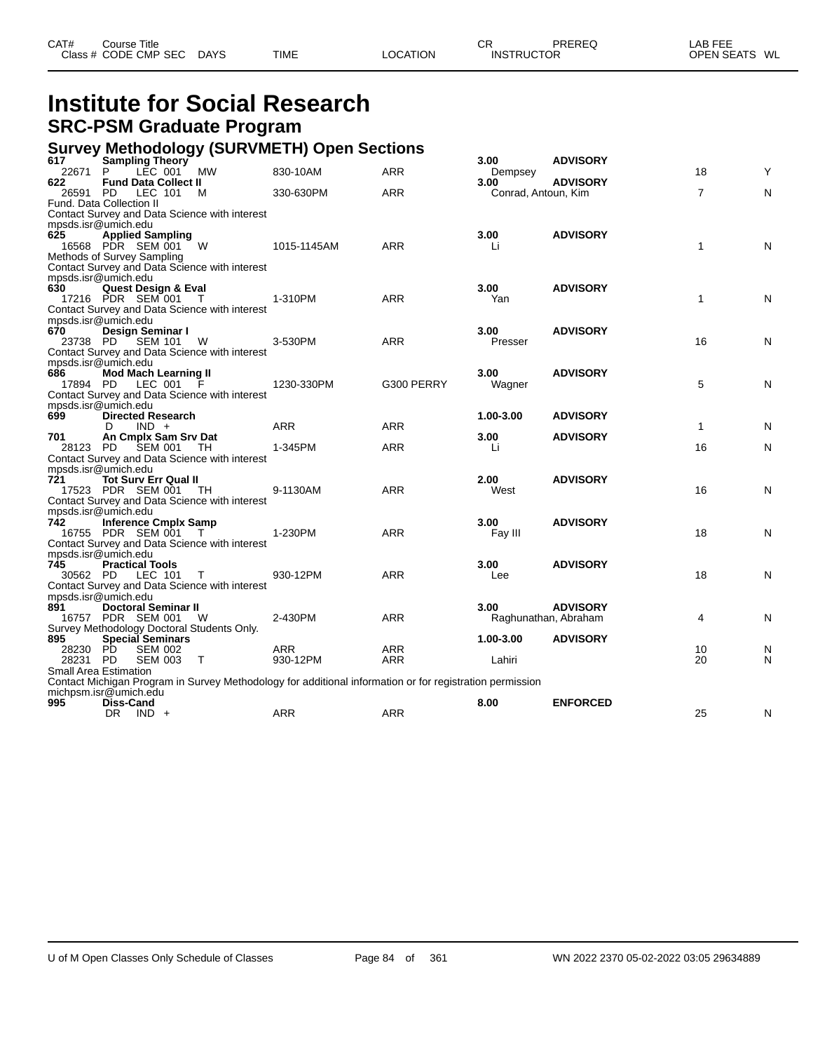# Institute for Social Research

## SRC-PSM Graduate Program

### Survey Methodology (SURVMETH) Open Sections

| CAT# | Course Title | | | | | | CR | PREREQ | LAB FEE |
|---|---|---|---|---|---|---|---|---|---|
| Class # | CODE CMP SEC | DAYS | TIME | LOCATION | INSTRUCTOR | | | | OPEN SEATS | WL |

| CAT# / Class # | CODE CMP SEC | DAYS | TIME | LOCATION | CR / INSTRUCTOR | PREREQ | OPEN SEATS | WL |
|---|---|---|---|---|---|---|---|---|
| **617** | **Sampling Theory** | | | | **3.00** | **ADVISORY** | | |
| 22671 | P LEC 001 | MW | 830-10AM | ARR | Dempsey | | 18 | Y |
| **622** | **Fund Data Collect II** | | | | **3.00** | **ADVISORY** | | |
| 26591 | PD LEC 101 | M | 330-630PM | ARR | Conrad, Antoun, Kim | | 7 | N |
| | Fund. Data Collection II<br>Contact Survey and Data Science with interest<br>mpsds.isr@umich.edu | | | | | | | |
| **625** | **Applied Sampling** | | | | **3.00** | **ADVISORY** | | |
| 16568 | PDR SEM 001 | W | 1015-1145AM | ARR | Li | | 1 | N |
| | Methods of Survey Sampling<br>Contact Survey and Data Science with interest<br>mpsds.isr@umich.edu | | | | | | | |
| **630** | **Quest Design & Eval** | | | | **3.00** | **ADVISORY** | | |
| 17216 | PDR SEM 001 | T | 1-310PM | ARR | Yan | | 1 | N |
| | Contact Survey and Data Science with interest<br>mpsds.isr@umich.edu | | | | | | | |
| **670** | **Design Seminar I** | | | | **3.00** | **ADVISORY** | | |
| 23738 | PD SEM 101 | W | 3-530PM | ARR | Presser | | 16 | N |
| | Contact Survey and Data Science with interest<br>mpsds.isr@umich.edu | | | | | | | |
| **686** | **Mod Mach Learning II** | | | | **3.00** | **ADVISORY** | | |
| 17894 | PD LEC 001 | F | 1230-330PM | G300 PERRY | Wagner | | 5 | N |
| | Contact Survey and Data Science with interest<br>mpsds.isr@umich.edu | | | | | | | |
| **699** | **Directed Research** | | | | **1.00-3.00** | **ADVISORY** | | |
| | D IND + | | ARR | ARR | | | 1 | N |
| **701** | **An Cmplx Sam Srv Dat** | | | | **3.00** | **ADVISORY** | | |
| 28123 | PD SEM 001 | TH | 1-345PM | ARR | Li | | 16 | N |
| | Contact Survey and Data Science with interest<br>mpsds.isr@umich.edu | | | | | | | |
| **721** | **Tot Surv Err Qual II** | | | | **2.00** | **ADVISORY** | | |
| 17523 | PDR SEM 001 | TH | 9-1130AM | ARR | West | | 16 | N |
| | Contact Survey and Data Science with interest<br>mpsds.isr@umich.edu | | | | | | | |
| **742** | **Inference Cmplx Samp** | | | | **3.00** | **ADVISORY** | | |
| 16755 | PDR SEM 001 | T | 1-230PM | ARR | Fay III | | 18 | N |
| | Contact Survey and Data Science with interest<br>mpsds.isr@umich.edu | | | | | | | |
| **745** | **Practical Tools** | | | | **3.00** | **ADVISORY** | | |
| 30562 | PD LEC 101 | T | 930-12PM | ARR | Lee | | 18 | N |
| | Contact Survey and Data Science with interest<br>mpsds.isr@umich.edu | | | | | | | |
| **891** | **Doctoral Seminar II** | | | | **3.00** | **ADVISORY** | | |
| 16757 | PDR SEM 001 | W | 2-430PM | ARR | Raghunathan, Abraham | | 4 | N |
| | Survey Methodology Doctoral Students Only. | | | | | | | |
| **895** | **Special Seminars** | | | | **1.00-3.00** | **ADVISORY** | | |
| 28230 | PD SEM 002 | | ARR | ARR | | | 10 | N |
| 28231 | PD SEM 003 | T | 930-12PM | ARR | Lahiri | | 20 | N |
| | Small Area Estimation<br>Contact Michigan Program in Survey Methodology for additional information or for registration permission<br>michpsm.isr@umich.edu | | | | | | | |
| **995** | **Diss-Cand** | | | | **8.00** | **ENFORCED** | | |
| | DR IND + | | ARR | ARR | | | 25 | N |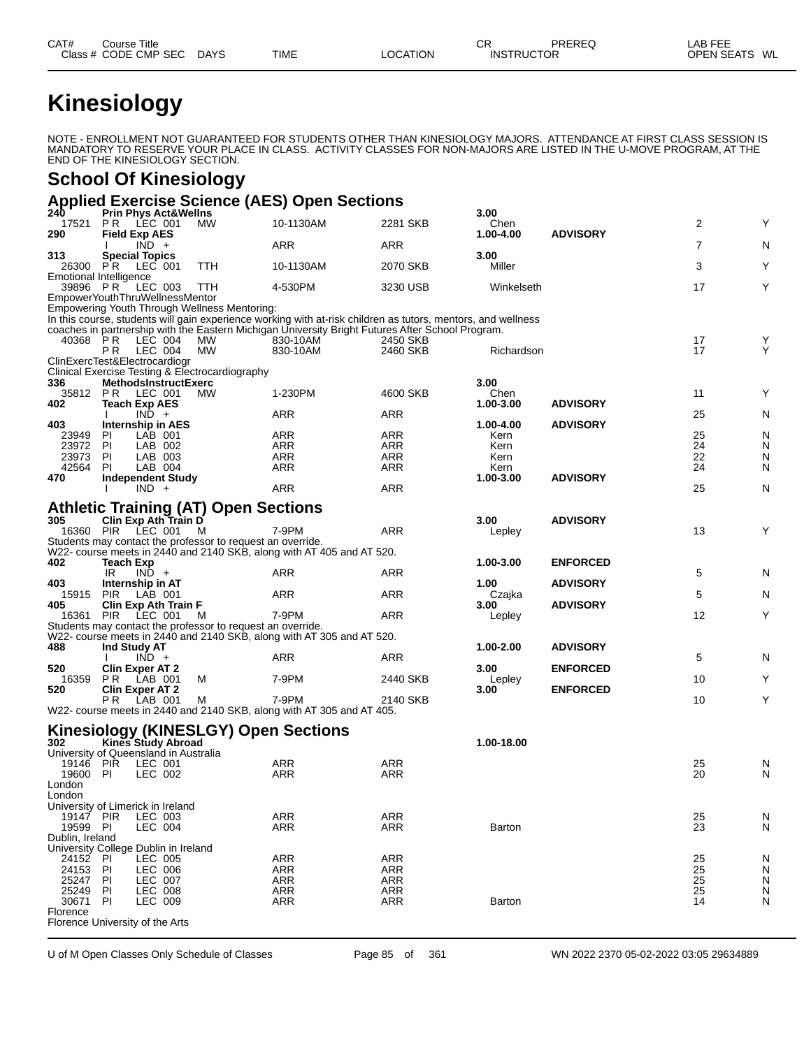| CAT# | Course Title | | | | CR | PREREQ | LAB FEE |
|---|---|---|---|---|---|---|---|
| Class # | CODE CMP SEC | DAYS | TIME | LOCATION | INSTRUCTOR | | OPEN SEATS WL |

# Kinesiology

NOTE - ENROLLMENT NOT GUARANTEED FOR STUDENTS OTHER THAN KINESIOLOGY MAJORS. ATTENDANCE AT FIRST CLASS SESSION IS MANDATORY TO RESERVE YOUR PLACE IN CLASS. ACTIVITY CLASSES FOR NON-MAJORS ARE LISTED IN THE U-MOVE PROGRAM, AT THE END OF THE KINESIOLOGY SECTION.

## School Of Kinesiology

### Applied Exercise Science (AES) Open Sections

| CAT#/Class # | CODE CMP SEC | DAYS | TIME | LOCATION | CR/INSTRUCTOR | PREREQ | OPEN SEATS | WL |
|---|---|---|---|---|---|---|---|---|
| **240** | **Prin Phys Act&Wellns** | | | | **3.00** | | | |
| 17521 | P R LEC 001 | MW | 10-1130AM | 2281 SKB | Chen | | 2 | Y |
| **290** | **Field Exp AES** | | | | **1.00-4.00** | **ADVISORY** | | |
| | I IND + | | ARR | ARR | | | 7 | N |
| **313** | **Special Topics** | | | | **3.00** | | | |
| 26300 | P R LEC 001 | TTH | 10-1130AM | 2070 SKB | Miller | | 3 | Y |
| Emotional Intelligence | | | | | | | | |
| 39896 | P R LEC 003 | TTH | 4-530PM | 3230 USB | Winkelseth | | 17 | Y |
| EmpowerYouthThruWellnessMentor | | | | | | | | |
| Empowering Youth Through Wellness Mentoring: | | | | | | | | |
| In this course, students will gain experience working with at-risk children as tutors, mentors, and wellness coaches in partnership with the Eastern Michigan University Bright Futures After School Program. | | | | | | | | |
| 40368 | P R LEC 004 | MW | 830-10AM | 2450 SKB | | | 17 | Y |
| | P R LEC 004 | MW | 830-10AM | 2460 SKB | Richardson | | 17 | Y |
| ClinExercTest&Electrocardiogr | | | | | | | | |
| Clinical Exercise Testing & Electrocardiography | | | | | | | | |
| **336** | **MethodsInstructExerc** | | | | **3.00** | | | |
| 35812 | P R LEC 001 | MW | 1-230PM | 4600 SKB | Chen | | 11 | Y |
| **402** | **Teach Exp AES** | | | | **1.00-3.00** | **ADVISORY** | | |
| | I IND + | | ARR | ARR | | | 25 | N |
| **403** | **Internship in AES** | | | | **1.00-4.00** | **ADVISORY** | | |
| 23949 | PI LAB 001 | | ARR | ARR | Kern | | 25 | N |
| 23972 | PI LAB 002 | | ARR | ARR | Kern | | 24 | N |
| 23973 | PI LAB 003 | | ARR | ARR | Kern | | 22 | N |
| 42564 | PI LAB 004 | | ARR | ARR | Kern | | 24 | N |
| **470** | **Independent Study** | | | | **1.00-3.00** | **ADVISORY** | | |
| | I IND + | | ARR | ARR | | | 25 | N |

### Athletic Training (AT) Open Sections

| CAT#/Class # | CODE CMP SEC | DAYS | TIME | LOCATION | CR/INSTRUCTOR | PREREQ | OPEN SEATS | WL |
|---|---|---|---|---|---|---|---|---|
| **305** | **Clin Exp Ath Train D** | | | | **3.00** | **ADVISORY** | | |
| 16360 | PIR LEC 001 | M | 7-9PM | ARR | Lepley | | 13 | Y |
| Students may contact the professor to request an override. | | | | | | | | |
| W22- course meets in 2440 and 2140 SKB, along with AT 405 and AT 520. | | | | | | | | |
| **402** | **Teach Exp** | | | | **1.00-3.00** | **ENFORCED** | | |
| | IR IND + | | ARR | ARR | | | 5 | N |
| **403** | **Internship in AT** | | | | **1.00** | **ADVISORY** | | |
| 15915 | PIR LAB 001 | | ARR | ARR | Czajka | | 5 | N |
| **405** | **Clin Exp Ath Train F** | | | | **3.00** | **ADVISORY** | | |
| 16361 | PIR LEC 001 | M | 7-9PM | ARR | Lepley | | 12 | Y |
| Students may contact the professor to request an override. | | | | | | | | |
| W22- course meets in 2440 and 2140 SKB, along with AT 305 and AT 520. | | | | | | | | |
| **488** | **Ind Study AT** | | | | **1.00-2.00** | **ADVISORY** | | |
| | I IND + | | ARR | ARR | | | 5 | N |
| **520** | **Clin Exper AT 2** | | | | **3.00** | **ENFORCED** | | |
| 16359 | P R LAB 001 | M | 7-9PM | 2440 SKB | Lepley | | 10 | Y |
| **520** | **Clin Exper AT 2** | | | | **3.00** | **ENFORCED** | | |
| | P R LAB 001 | M | 7-9PM | 2140 SKB | | | 10 | Y |
| W22- course meets in 2440 and 2140 SKB, along with AT 305 and AT 405. | | | | | | | | |

### Kinesiology (KINESLGY) Open Sections

| CAT#/Class # | CODE CMP SEC | DAYS | TIME | LOCATION | CR/INSTRUCTOR | PREREQ | OPEN SEATS | WL |
|---|---|---|---|---|---|---|---|---|
| **302** | **Kines Study Abroad** | | | | **1.00-18.00** | | | |
| University of Queensland in Australia | | | | | | | | |
| 19146 | PIR LEC 001 | | ARR | ARR | | | 25 | N |
| 19600 | PI LEC 002 | | ARR | ARR | | | 20 | N |
| London | | | | | | | | |
| London | | | | | | | | |
| University of Limerick in Ireland | | | | | | | | |
| 19147 | PIR LEC 003 | | ARR | ARR | | | 25 | N |
| 19599 | PI LEC 004 | | ARR | ARR | Barton | | 23 | N |
| Dublin, Ireland | | | | | | | | |
| University College Dublin in Ireland | | | | | | | | |
| 24152 | PI LEC 005 | | ARR | ARR | | | 25 | N |
| 24153 | PI LEC 006 | | ARR | ARR | | | 25 | N |
| 25247 | PI LEC 007 | | ARR | ARR | | | 25 | N |
| 25249 | PI LEC 008 | | ARR | ARR | | | 25 | N |
| 30671 | PI LEC 009 | | ARR | ARR | Barton | | 14 | N |
| Florence | | | | | | | | |
| Florence University of the Arts | | | | | | | | |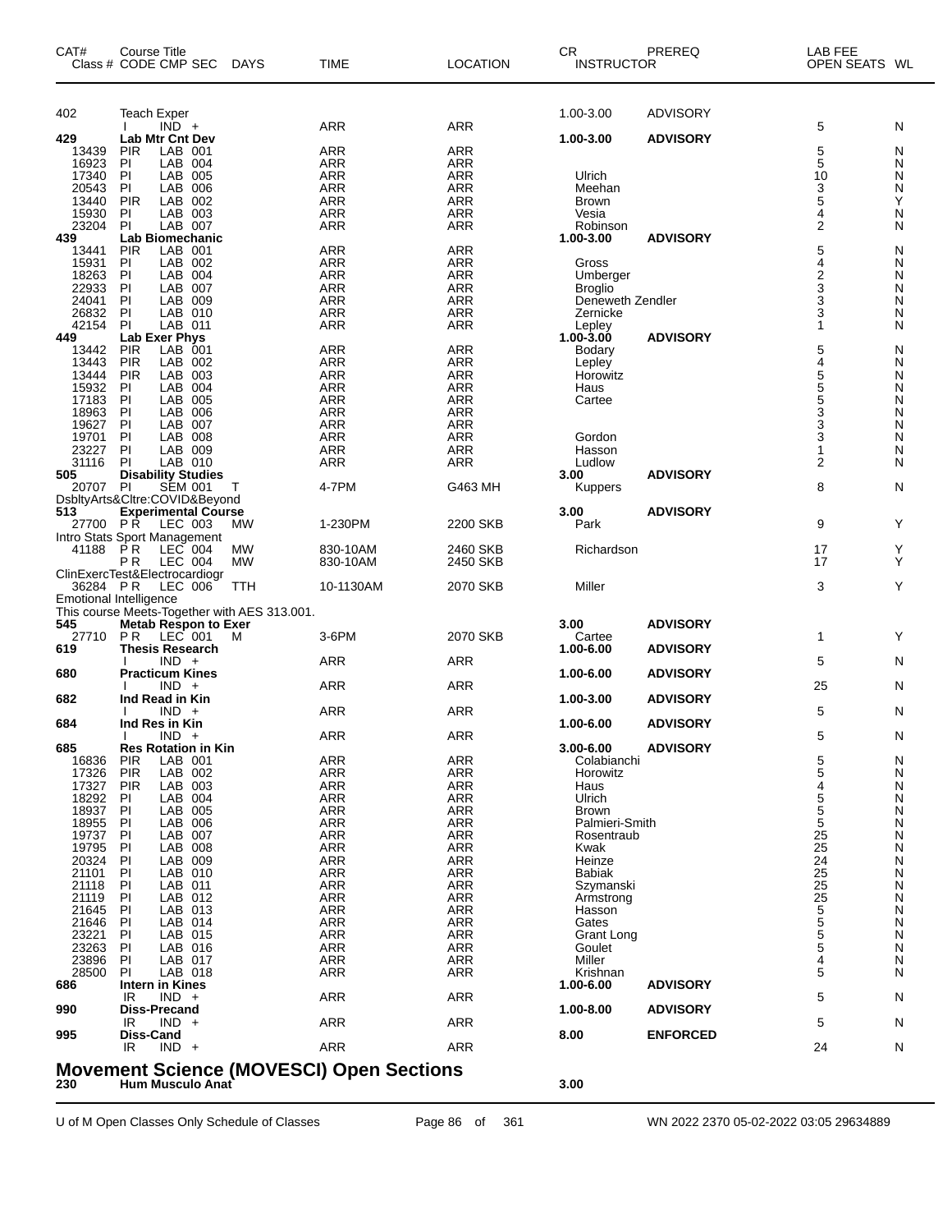| CAT# | Course Title Class # CODE CMP SEC | DAYS | TIME | LOCATION | CR INSTRUCTOR | PREREQ | LAB FEE OPEN SEATS | WL |
|---|---|---|---|---|---|---|---|---|
| 402 | Teach Exper | | | | 1.00-3.00 | ADVISORY | | |
| | I IND + | | ARR | ARR | | | 5 | N |
| **429** | **Lab Mtr Cnt Dev** | | | | **1.00-3.00** | **ADVISORY** | | |
| 13439 | PIR LAB 001 | | ARR | ARR | | | 5 | N |
| 16923 | PI LAB 004 | | ARR | ARR | | | 5 | N |
| 17340 | PI LAB 005 | | ARR | ARR | Ulrich | | 10 | N |
| 20543 | PI LAB 006 | | ARR | ARR | Meehan | | 3 | N |
| 13440 | PIR LAB 002 | | ARR | ARR | Brown | | 5 | Y |
| 15930 | PI LAB 003 | | ARR | ARR | Vesia | | 4 | N |
| 23204 | PI LAB 007 | | ARR | ARR | Robinson | | 2 | N |
| **439** | **Lab Biomechanic** | | | | **1.00-3.00** | **ADVISORY** | | |
| 13441 | PIR LAB 001 | | ARR | ARR | | | 5 | N |
| 15931 | PI LAB 002 | | ARR | ARR | Gross | | 4 | N |
| 18263 | PI LAB 004 | | ARR | ARR | Umberger | | 2 | N |
| 22933 | PI LAB 007 | | ARR | ARR | Broglio | | 3 | N |
| 24041 | PI LAB 009 | | ARR | ARR | Deneweth Zendler | | 3 | N |
| 26832 | PI LAB 010 | | ARR | ARR | Zernicke | | 3 | N |
| 42154 | PI LAB 011 | | ARR | ARR | Lepley | | 1 | N |
| **449** | **Lab Exer Phys** | | | | **1.00-3.00** | **ADVISORY** | | |
| 13442 | PIR LAB 001 | | ARR | ARR | Bodary | | 5 | N |
| 13443 | PIR LAB 002 | | ARR | ARR | Lepley | | 4 | N |
| 13444 | PIR LAB 003 | | ARR | ARR | Horowitz | | 5 | N |
| 15932 | PI LAB 004 | | ARR | ARR | Haus | | 5 | N |
| 17183 | PI LAB 005 | | ARR | ARR | Cartee | | 5 | N |
| 18963 | PI LAB 006 | | ARR | ARR | | | 3 | N |
| 19627 | PI LAB 007 | | ARR | ARR | | | 3 | N |
| 19701 | PI LAB 008 | | ARR | ARR | Gordon | | 3 | N |
| 23227 | PI LAB 009 | | ARR | ARR | Hasson | | 1 | N |
| 31116 | PI LAB 010 | | ARR | ARR | Ludlow | | 2 | N |
| **505** | **Disability Studies** | | | | **3.00** | **ADVISORY** | | |
| 20707 | PI SEM 001 | T | 4-7PM | G463 MH | Kuppers | | 8 | N |
| DsbltyArts&Cltre:COVID&Beyond | | | | | | | | |
| **513** | **Experimental Course** | | | | **3.00** | **ADVISORY** | | |
| 27700 | P R LEC 003 | MW | 1-230PM | 2200 SKB | Park | | 9 | Y |
| Intro Stats Sport Management | | | | | | | | |
| 41188 | P R LEC 004 | MW | 830-10AM | 2460 SKB | Richardson | | 17 | Y |
| | P R LEC 004 | MW | 830-10AM | 2450 SKB | | | 17 | Y |
| ClinExercTest&Electrocardiogr | | | | | | | | |
| 36284 | P R LEC 006 | TTH | 10-1130AM | 2070 SKB | Miller | | 3 | Y |
| Emotional Intelligence | | | | | | | | |
| This course Meets-Together with AES 313.001. | | | | | | | | |
| **545** | **Metab Respon to Exer** | | | | **3.00** | **ADVISORY** | | |
| 27710 | P R LEC 001 | M | 3-6PM | 2070 SKB | Cartee | | 1 | Y |
| **619** | **Thesis Research** | | | | **1.00-6.00** | **ADVISORY** | | |
| | I IND + | | ARR | ARR | | | 5 | N |
| **680** | **Practicum Kines** | | | | **1.00-6.00** | **ADVISORY** | | |
| | I IND + | | ARR | ARR | | | 25 | N |
| **682** | **Ind Read in Kin** | | | | **1.00-3.00** | **ADVISORY** | | |
| | I IND + | | ARR | ARR | | | 5 | N |
| **684** | **Ind Res in Kin** | | | | **1.00-6.00** | **ADVISORY** | | |
| | I IND + | | ARR | ARR | | | 5 | N |
| **685** | **Res Rotation in Kin** | | | | **3.00-6.00** | **ADVISORY** | | |
| 16836 | PIR LAB 001 | | ARR | ARR | Colabianchi | | 5 | N |
| 17326 | PIR LAB 002 | | ARR | ARR | Horowitz | | 5 | N |
| 17327 | PIR LAB 003 | | ARR | ARR | Haus | | 4 | N |
| 18292 | PI LAB 004 | | ARR | ARR | Ulrich | | 5 | N |
| 18937 | PI LAB 005 | | ARR | ARR | Brown | | 5 | N |
| 18955 | PI LAB 006 | | ARR | ARR | Palmieri-Smith | | 5 | N |
| 19737 | PI LAB 007 | | ARR | ARR | Rosentraub | | 25 | N |
| 19795 | PI LAB 008 | | ARR | ARR | Kwak | | 25 | N |
| 20324 | PI LAB 009 | | ARR | ARR | Heinze | | 24 | N |
| 21101 | PI LAB 010 | | ARR | ARR | Babiak | | 25 | N |
| 21118 | PI LAB 011 | | ARR | ARR | Szymanski | | 25 | N |
| 21119 | PI LAB 012 | | ARR | ARR | Armstrong | | 25 | N |
| 21645 | PI LAB 013 | | ARR | ARR | Hasson | | 5 | N |
| 21646 | PI LAB 014 | | ARR | ARR | Gates | | 5 | N |
| 23221 | PI LAB 015 | | ARR | ARR | Grant Long | | 5 | N |
| 23263 | PI LAB 016 | | ARR | ARR | Goulet | | 5 | N |
| 23896 | PI LAB 017 | | ARR | ARR | Miller | | 4 | N |
| 28500 | PI LAB 018 | | ARR | ARR | Krishnan | | 5 | N |
| **686** | **Intern in Kines** | | | | **1.00-6.00** | **ADVISORY** | | |
| | IR IND + | | ARR | ARR | | | 5 | N |
| **990** | **Diss-Precand** | | | | **1.00-8.00** | **ADVISORY** | | |
| | IR IND + | | ARR | ARR | | | 5 | N |
| **995** | **Diss-Cand** | | | | **8.00** | **ENFORCED** | | |
| | IR IND + | | ARR | ARR | | | 24 | N |

# Movement Science (MOVESCI) Open Sections

| CAT# | Course Title | CR |
|---|---|---|
| **230** | **Hum Musculo Anat** | **3.00** |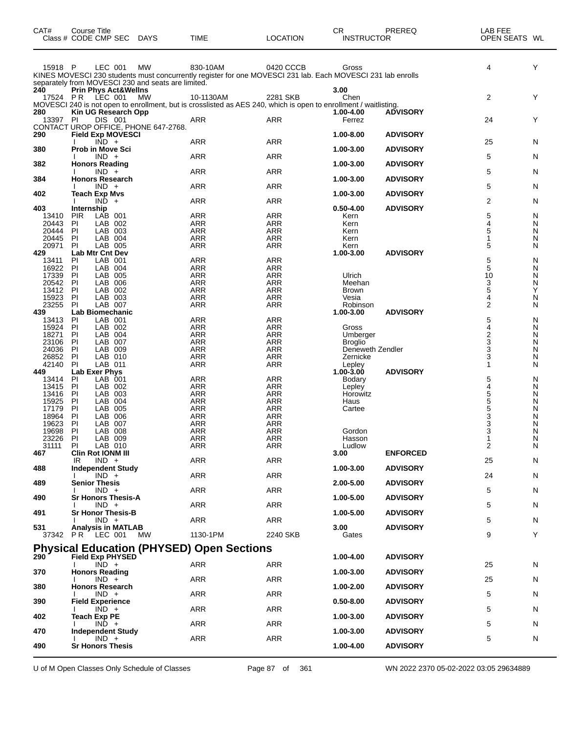| CAT# | Course Title Class # CODE CMP SEC | DAYS | TIME | LOCATION | CR INSTRUCTOR | PREREQ | LAB FEE OPEN SEATS | WL |
|---|---|---|---|---|---|---|---|---|
| 15918 | P LEC 001 | MW | 830-10AM | 0420 CCCB | Gross | | 4 | Y |

KINES MOVESCI 230 students must concurrently register for one MOVESCI 231 lab. Each MOVESCI 231 lab enrolls separately from MOVESCI 230 and seats are limited.

| CAT# | Course Title Class # CODE CMP SEC | DAYS | TIME | LOCATION | CR INSTRUCTOR | PREREQ | LAB FEE OPEN SEATS | WL |
|---|---|---|---|---|---|---|---|---|
| **240** | **Prin Phys Act&Wellns** | | | | **3.00** | | | |
| 17524 | P R LEC 001 | MW | 10-1130AM | 2281 SKB | Chen | | 2 | Y |

MOVESCI 240 is not open to enrollment, but is crosslisted as AES 240, which is open to enrollment / waitlisting.

| CAT# | Course Title Class # CODE CMP SEC | DAYS | TIME | LOCATION | CR INSTRUCTOR | PREREQ | LAB FEE OPEN SEATS | WL |
|---|---|---|---|---|---|---|---|---|
| **280** | **Kin UG Research Opp** | | | | **1.00-4.00** | **ADVISORY** | | |
| 13397 | PI DIS 001 | | ARR | ARR | Ferrez | | 24 | Y |

CONTACT UROP OFFICE, PHONE 647-2768.

| CAT# | Course Title Class # CODE CMP SEC | DAYS | TIME | LOCATION | CR INSTRUCTOR | PREREQ | LAB FEE OPEN SEATS | WL |
|---|---|---|---|---|---|---|---|---|
| **290** | **Field Exp MOVESCI** | | | | **1.00-8.00** | **ADVISORY** | | |
| | I IND + | | ARR | ARR | | | 25 | N |
| **380** | **Prob in Move Sci** | | | | **1.00-3.00** | **ADVISORY** | | |
| | I IND + | | ARR | ARR | | | 5 | N |
| **382** | **Honors Reading** | | | | **1.00-3.00** | **ADVISORY** | | |
| | I IND + | | ARR | ARR | | | 5 | N |
| **384** | **Honors Research** | | | | **1.00-3.00** | **ADVISORY** | | |
| | I IND + | | ARR | ARR | | | 5 | N |
| **402** | **Teach Exp Mvs** | | | | **1.00-3.00** | **ADVISORY** | | |
| | I IND + | | ARR | ARR | | | 2 | N |
| **403** | **Internship** | | | | **0.50-4.00** | **ADVISORY** | | |
| 13410 | PIR LAB 001 | | ARR | ARR | Kern | | 5 | N |
| 20443 | PI LAB 002 | | ARR | ARR | Kern | | 4 | N |
| 20444 | PI LAB 003 | | ARR | ARR | Kern | | 5 | N |
| 20445 | PI LAB 004 | | ARR | ARR | Kern | | 1 | N |
| 20971 | PI LAB 005 | | ARR | ARR | Kern | | 5 | N |
| **429** | **Lab Mtr Cnt Dev** | | | | **1.00-3.00** | **ADVISORY** | | |
| 13411 | PI LAB 001 | | ARR | ARR | | | 5 | N |
| 16922 | PI LAB 004 | | ARR | ARR | | | 5 | N |
| 17339 | PI LAB 005 | | ARR | ARR | Ulrich | | 10 | N |
| 20542 | PI LAB 006 | | ARR | ARR | Meehan | | 3 | N |
| 13412 | PI LAB 002 | | ARR | ARR | Brown | | 5 | Y |
| 15923 | PI LAB 003 | | ARR | ARR | Vesia | | 4 | N |
| 23255 | PI LAB 007 | | ARR | ARR | Robinson | | 2 | N |
| **439** | **Lab Biomechanic** | | | | **1.00-3.00** | **ADVISORY** | | |
| 13413 | PI LAB 001 | | ARR | ARR | | | 5 | N |
| 15924 | PI LAB 002 | | ARR | ARR | Gross | | 4 | N |
| 18271 | PI LAB 004 | | ARR | ARR | Umberger | | 2 | N |
| 23106 | PI LAB 007 | | ARR | ARR | Broglio | | 3 | N |
| 24036 | PI LAB 009 | | ARR | ARR | Deneweth Zendler | | 3 | N |
| 26852 | PI LAB 010 | | ARR | ARR | Zernicke | | 3 | N |
| 42140 | PI LAB 011 | | ARR | ARR | Lepley | | 1 | N |
| **449** | **Lab Exer Phys** | | | | **1.00-3.00** | **ADVISORY** | | |
| 13414 | PI LAB 001 | | ARR | ARR | Bodary | | 5 | N |
| 13415 | PI LAB 002 | | ARR | ARR | Lepley | | 4 | N |
| 13416 | PI LAB 003 | | ARR | ARR | Horowitz | | 5 | N |
| 15925 | PI LAB 004 | | ARR | ARR | Haus | | 5 | N |
| 17179 | PI LAB 005 | | ARR | ARR | Cartee | | 5 | N |
| 18964 | PI LAB 006 | | ARR | ARR | | | 3 | N |
| 19623 | PI LAB 007 | | ARR | ARR | | | 3 | N |
| 19698 | PI LAB 008 | | ARR | ARR | Gordon | | 3 | N |
| 23226 | PI LAB 009 | | ARR | ARR | Hasson | | 1 | N |
| 31111 | PI LAB 010 | | ARR | ARR | Ludlow | | 2 | N |
| **467** | **Clin Rot IONM III** | | | | **3.00** | **ENFORCED** | | |
| | IR IND + | | ARR | ARR | | | 25 | N |
| **488** | **Independent Study** | | | | **1.00-3.00** | **ADVISORY** | | |
| | I IND + | | ARR | ARR | | | 24 | N |
| **489** | **Senior Thesis** | | | | **2.00-5.00** | **ADVISORY** | | |
| | I IND + | | ARR | ARR | | | 5 | N |
| **490** | **Sr Honors Thesis-A** | | | | **1.00-5.00** | **ADVISORY** | | |
| | I IND + | | ARR | ARR | | | 5 | N |
| **491** | **Sr Honor Thesis-B** | | | | **1.00-5.00** | **ADVISORY** | | |
| | I IND + | | ARR | ARR | | | 5 | N |
| **531** | **Analysis in MATLAB** | | | | **3.00** | **ADVISORY** | | |
| 37342 | P R LEC 001 | MW | 1130-1PM | 2240 SKB | Gates | | 9 | Y |

## Physical Education (PHYSED) Open Sections

| CAT# | Course Title Class # CODE CMP SEC | DAYS | TIME | LOCATION | CR INSTRUCTOR | PREREQ | LAB FEE OPEN SEATS | WL |
|---|---|---|---|---|---|---|---|---|
| **290** | **Field Exp PHYSED** | | | | **1.00-4.00** | **ADVISORY** | | |
| | I IND + | | ARR | ARR | | | 25 | N |
| **370** | **Honors Reading** | | | | **1.00-3.00** | **ADVISORY** | | |
| | I IND + | | ARR | ARR | | | 25 | N |
| **380** | **Honors Research** | | | | **1.00-2.00** | **ADVISORY** | | |
| | I IND + | | ARR | ARR | | | 5 | N |
| **390** | **Field Experience** | | | | **0.50-8.00** | **ADVISORY** | | |
| | I IND + | | ARR | ARR | | | 5 | N |
| **402** | **Teach Exp PE** | | | | **1.00-3.00** | **ADVISORY** | | |
| | I IND + | | ARR | ARR | | | 5 | N |
| **470** | **Independent Study** | | | | **1.00-3.00** | **ADVISORY** | | |
| | I IND + | | ARR | ARR | | | 5 | N |
| **490** | **Sr Honors Thesis** | | | | **1.00-4.00** | **ADVISORY** | | |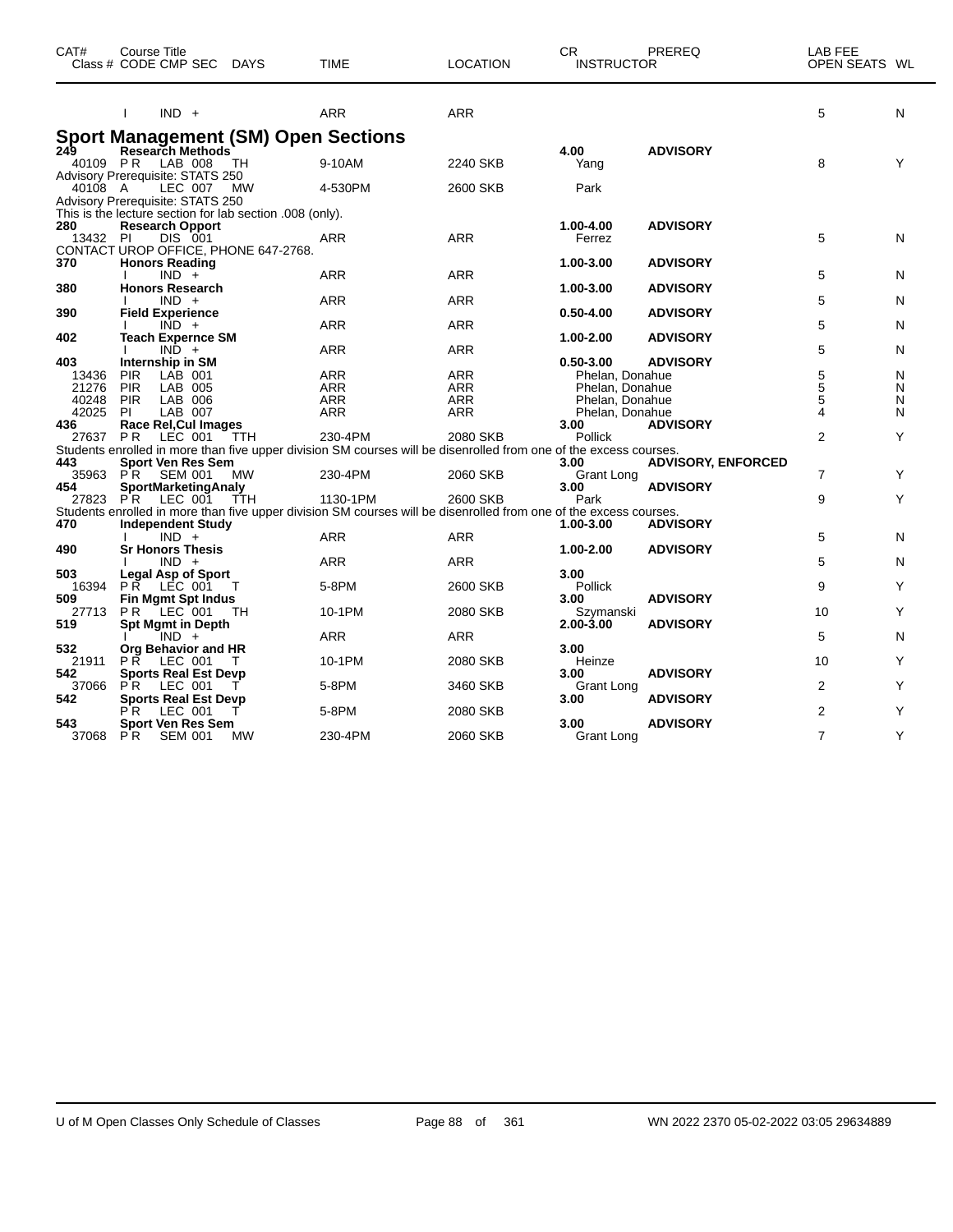| CAT# | Course Title Class # CODE CMP SEC | DAYS | TIME | LOCATION | CR INSTRUCTOR | PREREQ | LAB FEE OPEN SEATS | WL |
|---|---|---|---|---|---|---|---|---|
| | I IND + | | ARR | ARR | | | 5 | N |

## Sport Management (SM) Open Sections

| CAT# | Course Title Class # CODE CMP SEC | DAYS | TIME | LOCATION | CR INSTRUCTOR | PREREQ | LAB FEE OPEN SEATS | WL |
|---|---|---|---|---|---|---|---|---|
| **249** | **Research Methods** | | | | **4.00** | **ADVISORY** | | |
| 40109 | P R LAB 008 | TH | 9-10AM | 2240 SKB | Yang | | 8 | Y |
| Advisory Prerequisite: STATS 250 | | | | | | | | |
| 40108 | A LEC 007 | MW | 4-530PM | 2600 SKB | Park | | | |
| Advisory Prerequisite: STATS 250 | | | | | | | | |
| This is the lecture section for lab section .008 (only). | | | | | | | | |
| **280** | **Research Opport** | | | | **1.00-4.00** | **ADVISORY** | | |
| 13432 | PI DIS 001 | | ARR | ARR | Ferrez | | 5 | N |
| CONTACT UROP OFFICE, PHONE 647-2768. | | | | | | | | |
| **370** | **Honors Reading** | | | | **1.00-3.00** | **ADVISORY** | | |
| | I IND + | | ARR | ARR | | | 5 | N |
| **380** | **Honors Research** | | | | **1.00-3.00** | **ADVISORY** | | |
| | I IND + | | ARR | ARR | | | 5 | N |
| **390** | **Field Experience** | | | | **0.50-4.00** | **ADVISORY** | | |
| | I IND + | | ARR | ARR | | | 5 | N |
| **402** | **Teach Expernce SM** | | | | **1.00-2.00** | **ADVISORY** | | |
| | I IND + | | ARR | ARR | | | 5 | N |
| **403** | **Internship in SM** | | | | **0.50-3.00** | **ADVISORY** | | |
| 13436 | PIR LAB 001 | | ARR | ARR | Phelan, Donahue | | 5 | N |
| 21276 | PIR LAB 005 | | ARR | ARR | Phelan, Donahue | | 5 | N |
| 40248 | PIR LAB 006 | | ARR | ARR | Phelan, Donahue | | 5 | N |
| 42025 | PI LAB 007 | | ARR | ARR | Phelan, Donahue | | 4 | N |
| **436** | **Race Rel,Cul Images** | | | | **3.00** | **ADVISORY** | | |
| 27637 | P R LEC 001 | TTH | 230-4PM | 2080 SKB | Pollick | | 2 | Y |
| Students enrolled in more than five upper division SM courses will be disenrolled from one of the excess courses. | | | | | | | | |
| **443** | **Sport Ven Res Sem** | | | | **3.00** | **ADVISORY, ENFORCED** | | |
| 35963 | P R SEM 001 | MW | 230-4PM | 2060 SKB | Grant Long | | 7 | Y |
| **454** | **SportMarketingAnaly** | | | | **3.00** | **ADVISORY** | | |
| 27823 | P R LEC 001 | TTH | 1130-1PM | 2600 SKB | Park | | 9 | Y |
| Students enrolled in more than five upper division SM courses will be disenrolled from one of the excess courses. | | | | | | | | |
| **470** | **Independent Study** | | | | **1.00-3.00** | **ADVISORY** | | |
| | I IND + | | ARR | ARR | | | 5 | N |
| **490** | **Sr Honors Thesis** | | | | **1.00-2.00** | **ADVISORY** | | |
| | I IND + | | ARR | ARR | | | 5 | N |
| **503** | **Legal Asp of Sport** | | | | **3.00** | | | |
| 16394 | P R LEC 001 | T | 5-8PM | 2600 SKB | Pollick | | 9 | Y |
| **509** | **Fin Mgmt Spt Indus** | | | | **3.00** | **ADVISORY** | | |
| 27713 | P R LEC 001 | TH | 10-1PM | 2080 SKB | Szymanski | | 10 | Y |
| **519** | **Spt Mgmt in Depth** | | | | **2.00-3.00** | **ADVISORY** | | |
| | I IND + | | ARR | ARR | | | 5 | N |
| **532** | **Org Behavior and HR** | | | | **3.00** | | | |
| 21911 | P R LEC 001 | T | 10-1PM | 2080 SKB | Heinze | | 10 | Y |
| **542** | **Sports Real Est Devp** | | | | **3.00** | **ADVISORY** | | |
| 37066 | P R LEC 001 | T | 5-8PM | 3460 SKB | Grant Long | | 2 | Y |
| **542** | **Sports Real Est Devp** | | | | **3.00** | **ADVISORY** | | |
| | P R LEC 001 | T | 5-8PM | 2080 SKB | | | 2 | Y |
| **543** | **Sport Ven Res Sem** | | | | **3.00** | **ADVISORY** | | |
| 37068 | P R SEM 001 | MW | 230-4PM | 2060 SKB | Grant Long | | 7 | Y |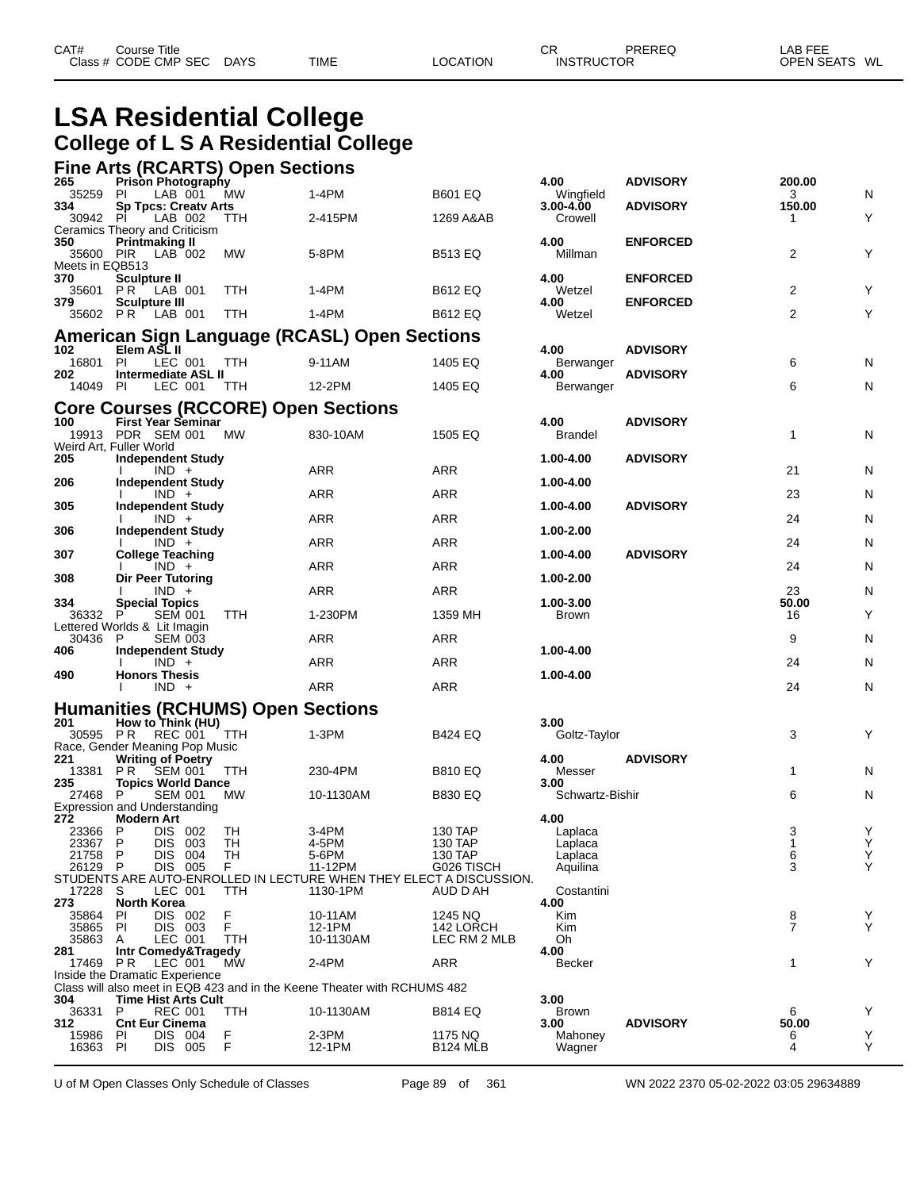# LSA Residential College

## College of L S A Residential College

### Fine Arts (RCARTS) Open Sections

| CAT# / Class # | Course Title / CODE CMP SEC | DAYS | TIME | LOCATION | CR / INSTRUCTOR | PREREQ | LAB FEE / OPEN SEATS | WL |
|---|---|---|---|---|---|---|---|---|
| **265** | **Prison Photography** | | | | **4.00** | **ADVISORY** | **200.00** | |
| 35259 | PI LAB 001 | MW | 1-4PM | B601 EQ | Wingfield | | 3 | N |
| **334** | **Sp Tpcs: Creatv Arts** | | | | **3.00-4.00** | **ADVISORY** | **150.00** | |
| 30942 | PI LAB 002 | TTH | 2-415PM | 1269 A&AB | Crowell | | 1 | Y |
| Ceramics Theory and Criticism | | | | | | | | |
| **350** | **Printmaking II** | | | | **4.00** | **ENFORCED** | | |
| 35600 | PIR LAB 002 | MW | 5-8PM | B513 EQ | Millman | | 2 | Y |
| Meets in EQB513 | | | | | | | | |
| **370** | **Sculpture II** | | | | **4.00** | **ENFORCED** | | |
| 35601 | P R LAB 001 | TTH | 1-4PM | B612 EQ | Wetzel | | 2 | Y |
| **379** | **Sculpture III** | | | | **4.00** | **ENFORCED** | | |
| 35602 | P R LAB 001 | TTH | 1-4PM | B612 EQ | Wetzel | | 2 | Y |

### American Sign Language (RCASL) Open Sections

| CAT# / Class # | Course Title / CODE CMP SEC | DAYS | TIME | LOCATION | CR / INSTRUCTOR | PREREQ | LAB FEE / OPEN SEATS | WL |
|---|---|---|---|---|---|---|---|---|
| **102** | **Elem ASL II** | | | | **4.00** | **ADVISORY** | | |
| 16801 | PI LEC 001 | TTH | 9-11AM | 1405 EQ | Berwanger | | 6 | N |
| **202** | **Intermediate ASL II** | | | | **4.00** | **ADVISORY** | | |
| 14049 | PI LEC 001 | TTH | 12-2PM | 1405 EQ | Berwanger | | 6 | N |

### Core Courses (RCCORE) Open Sections

| CAT# / Class # | Course Title / CODE CMP SEC | DAYS | TIME | LOCATION | CR / INSTRUCTOR | PREREQ | LAB FEE / OPEN SEATS | WL |
|---|---|---|---|---|---|---|---|---|
| **100** | **First Year Seminar** | | | | **4.00** | **ADVISORY** | | |
| 19913 | PDR SEM 001 | MW | 830-10AM | 1505 EQ | Brandel | | 1 | N |
| Weird Art, Fuller World | | | | | | | | |
| **205** | **Independent Study** | | | | **1.00-4.00** | **ADVISORY** | | |
| | I IND + | | ARR | ARR | | | 21 | N |
| **206** | **Independent Study** | | | | **1.00-4.00** | | | |
| | I IND + | | ARR | ARR | | | 23 | N |
| **305** | **Independent Study** | | | | **1.00-4.00** | **ADVISORY** | | |
| | I IND + | | ARR | ARR | | | 24 | N |
| **306** | **Independent Study** | | | | **1.00-2.00** | | | |
| | I IND + | | ARR | ARR | | | 24 | N |
| **307** | **College Teaching** | | | | **1.00-4.00** | **ADVISORY** | | |
| | I IND + | | ARR | ARR | | | 24 | N |
| **308** | **Dir Peer Tutoring** | | | | **1.00-2.00** | | | |
| | I IND + | | ARR | ARR | | | 23 | N |
| **334** | **Special Topics** | | | | **1.00-3.00** | | **50.00** | |
| 36332 | P SEM 001 | TTH | 1-230PM | 1359 MH | Brown | | 16 | Y |
| Lettered Worlds & Lit Imagin | | | | | | | | |
| 30436 | P SEM 003 | | ARR | ARR | | | 9 | N |
| **406** | **Independent Study** | | | | **1.00-4.00** | | | |
| | I IND + | | ARR | ARR | | | 24 | N |
| **490** | **Honors Thesis** | | | | **1.00-4.00** | | | |
| | I IND + | | ARR | ARR | | | 24 | N |

### Humanities (RCHUMS) Open Sections

| CAT# / Class # | Course Title / CODE CMP SEC | DAYS | TIME | LOCATION | CR / INSTRUCTOR | PREREQ | LAB FEE / OPEN SEATS | WL |
|---|---|---|---|---|---|---|---|---|
| **201** | **How to Think (HU)** | | | | **3.00** | | | |
| 30595 | P R REC 001 | TTH | 1-3PM | B424 EQ | Goltz-Taylor | | 3 | Y |
| Race, Gender Meaning Pop Music | | | | | | | | |
| **221** | **Writing of Poetry** | | | | **4.00** | **ADVISORY** | | |
| 13381 | P R SEM 001 | TTH | 230-4PM | B810 EQ | Messer | | 1 | N |
| **235** | **Topics World Dance** | | | | **3.00** | | | |
| 27468 | P SEM 001 | MW | 10-1130AM | B830 EQ | Schwartz-Bishir | | 6 | N |
| Expression and Understanding | | | | | | | | |
| **272** | **Modern Art** | | | | **4.00** | | | |
| 23366 | P DIS 002 | TH | 3-4PM | 130 TAP | Laplaca | | 3 | Y |
| 23367 | P DIS 003 | TH | 4-5PM | 130 TAP | Laplaca | | 1 | Y |
| 21758 | P DIS 004 | TH | 5-6PM | 130 TAP | Laplaca | | 6 | Y |
| 26129 | P DIS 005 | F | 11-12PM | G026 TISCH | Aquilina | | 3 | Y |
| STUDENTS ARE AUTO-ENROLLED IN LECTURE WHEN THEY ELECT A DISCUSSION. | | | | | | | | |
| 17228 | S LEC 001 | TTH | 1130-1PM | AUD D AH | Costantini | | | |
| **273** | **North Korea** | | | | **4.00** | | | |
| 35864 | PI DIS 002 | F | 10-11AM | 1245 NQ | Kim | | 8 | Y |
| 35865 | PI DIS 003 | F | 12-1PM | 142 LORCH | Kim | | 7 | Y |
| 35863 | A LEC 001 | TTH | 10-1130AM | LEC RM 2 MLB | Oh | | | |
| **281** | **Intr Comedy&Tragedy** | | | | **4.00** | | | |
| 17469 | P R LEC 001 | MW | 2-4PM | ARR | Becker | | 1 | Y |
| Inside the Dramatic Experience | | | | | | | | |
| Class will also meet in EQB 423 and in the Keene Theater with RCHUMS 482 | | | | | | | | |
| **304** | **Time Hist Arts Cult** | | | | **3.00** | | | |
| 36331 | P REC 001 | TTH | 10-1130AM | B814 EQ | Brown | | 6 | Y |
| **312** | **Cnt Eur Cinema** | | | | **3.00** | **ADVISORY** | **50.00** | |
| 15986 | PI DIS 004 | F | 2-3PM | 1175 NQ | Mahoney | | 6 | Y |
| 16363 | PI DIS 005 | F | 12-1PM | B124 MLB | Wagner | | 4 | Y |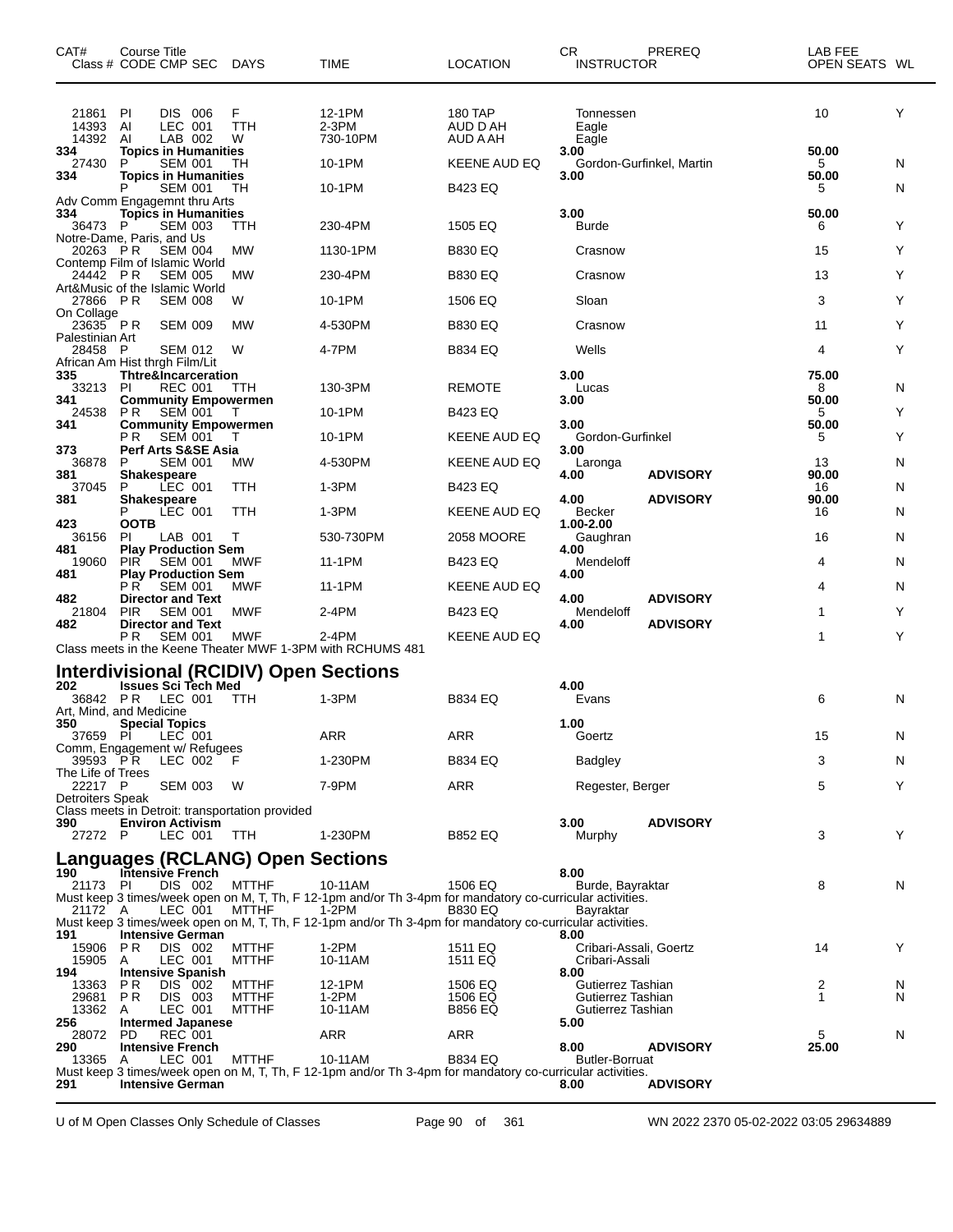| CAT# Class # | Course Title CODE | CMP | SEC | DAYS | TIME | LOCATION | CR INSTRUCTOR | PREREQ | LAB FEE OPEN SEATS | WL |
|---|---|---|---|---|---|---|---|---|---|---|
| 21861 | PI | DIS | 006 | F | 12-1PM | 180 TAP | Tonnessen | | 10 | Y |
| 14393 | AI | LEC | 001 | TTH | 2-3PM | AUD D AH | Eagle | | | |
| 14392 | AI | LAB | 002 | W | 730-10PM | AUD A AH | Eagle | | | |
| **334** | **Topics in Humanities** | | | | | | **3.00** | | **50.00** | |
| 27430 | P | SEM | 001 | TH | 10-1PM | KEENE AUD EQ | Gordon-Gurfinkel, Martin | | 5 | N |
| **334** | **Topics in Humanities** | | | | | | **3.00** | | **50.00** | |
| | P | SEM | 001 | TH | 10-1PM | B423 EQ | | | 5 | N |
| Adv Comm Engagemnt thru Arts | | | | | | | | | | |
| **334** | **Topics in Humanities** | | | | | | **3.00** | | **50.00** | |
| 36473 | P | SEM | 003 | TTH | 230-4PM | 1505 EQ | Burde | | 6 | Y |
| Notre-Dame, Paris, and Us | | | | | | | | | | |
| 20263 | P R | SEM | 004 | MW | 1130-1PM | B830 EQ | Crasnow | | 15 | Y |
| Contemp Film of Islamic World | | | | | | | | | | |
| 24442 | P R | SEM | 005 | MW | 230-4PM | B830 EQ | Crasnow | | 13 | Y |
| Art&Music of the Islamic World | | | | | | | | | | |
| 27866 | P R | SEM | 008 | W | 10-1PM | 1506 EQ | Sloan | | 3 | Y |
| On Collage | | | | | | | | | | |
| 23635 | P R | SEM | 009 | MW | 4-530PM | B830 EQ | Crasnow | | 11 | Y |
| Palestinian Art | | | | | | | | | | |
| 28458 | P | SEM | 012 | W | 4-7PM | B834 EQ | Wells | | 4 | Y |
| African Am Hist thrgh Film/Lit | | | | | | | | | | |
| **335** | **Thtre&Incarceration** | | | | | | **3.00** | | **75.00** | |
| 33213 | PI | REC | 001 | TTH | 130-3PM | REMOTE | Lucas | | 8 | N |
| **341** | **Community Empowermen** | | | | | | **3.00** | | **50.00** | |
| 24538 | P R | SEM | 001 | T | 10-1PM | B423 EQ | | | 5 | Y |
| **341** | **Community Empowermen** | | | | | | **3.00** | | **50.00** | |
| | P R | SEM | 001 | T | 10-1PM | KEENE AUD EQ | Gordon-Gurfinkel | | 5 | Y |
| **373** | **Perf Arts S&SE Asia** | | | | | | **3.00** | | | |
| 36878 | P | SEM | 001 | MW | 4-530PM | KEENE AUD EQ | Laronga | | 13 | N |
| **381** | **Shakespeare** | | | | | | **4.00** | **ADVISORY** | **90.00** | |
| 37045 | P | LEC | 001 | TTH | 1-3PM | B423 EQ | | | 16 | N |
| **381** | **Shakespeare** | | | | | | **4.00** | **ADVISORY** | **90.00** | |
| | P | LEC | 001 | TTH | 1-3PM | KEENE AUD EQ | Becker | | 16 | N |
| **423** | **OOTB** | | | | | | **1.00-2.00** | | | |
| 36156 | PI | LAB | 001 | T | 530-730PM | 2058 MOORE | Gaughran | | 16 | N |
| **481** | **Play Production Sem** | | | | | | **4.00** | | | |
| 19060 | PIR | SEM | 001 | MWF | 11-1PM | B423 EQ | Mendeloff | | 4 | N |
| **481** | **Play Production Sem** | | | | | | **4.00** | | | |
| | P R | SEM | 001 | MWF | 11-1PM | KEENE AUD EQ | | | 4 | N |
| **482** | **Director and Text** | | | | | | **4.00** | **ADVISORY** | | |
| 21804 | PIR | SEM | 001 | MWF | 2-4PM | B423 EQ | Mendeloff | | 1 | Y |
| **482** | **Director and Text** | | | | | | **4.00** | **ADVISORY** | | |
| | P R | SEM | 001 | MWF | 2-4PM | KEENE AUD EQ | | | 1 | Y |
| Class meets in the Keene Theater MWF 1-3PM with RCHUMS 481 | | | | | | | | | | |

## Interdivisional (RCIDIV) Open Sections

| CAT# Class # | Course Title CODE | CMP | SEC | DAYS | TIME | LOCATION | CR INSTRUCTOR | PREREQ | LAB FEE OPEN SEATS | WL |
|---|---|---|---|---|---|---|---|---|---|---|
| **202** | **Issues Sci Tech Med** | | | | | | **4.00** | | | |
| 36842 | P R | LEC | 001 | TTH | 1-3PM | B834 EQ | Evans | | 6 | N |
| Art, Mind, and Medicine | | | | | | | | | | |
| **350** | **Special Topics** | | | | | | **1.00** | | | |
| 37659 | PI | LEC | 001 | | ARR | ARR | Goertz | | 15 | N |
| Comm, Engagement w/ Refugees | | | | | | | | | | |
| 39593 | P R | LEC | 002 | F | 1-230PM | B834 EQ | Badgley | | 3 | N |
| The Life of Trees | | | | | | | | | | |
| 22217 | P | SEM | 003 | W | 7-9PM | ARR | Regester, Berger | | 5 | Y |
| Detroiters Speak | | | | | | | | | | |
| Class meets in Detroit: transportation provided | | | | | | | | | | |
| **390** | **Environ Activism** | | | | | | **3.00** | **ADVISORY** | | |
| 27272 | P | LEC | 001 | TTH | 1-230PM | B852 EQ | Murphy | | 3 | Y |

## Languages (RCLANG) Open Sections

| CAT# Class # | Course Title CODE | CMP | SEC | DAYS | TIME | LOCATION | CR INSTRUCTOR | PREREQ | LAB FEE OPEN SEATS | WL |
|---|---|---|---|---|---|---|---|---|---|---|
| **190** | **Intensive French** | | | | | | **8.00** | | | |
| 21173 | PI | DIS | 002 | MTTHF | 10-11AM | 1506 EQ | Burde, Bayraktar | | 8 | N |
| Must keep 3 times/week open on M, T, Th, F 12-1pm and/or Th 3-4pm for mandatory co-curricular activities. | | | | | | | | | | |
| 21172 | A | LEC | 001 | MTTHF | 1-2PM | B830 EQ | Bayraktar | | | |
| Must keep 3 times/week open on M, T, Th, F 12-1pm and/or Th 3-4pm for mandatory co-curricular activities. | | | | | | | | | | |
| **191** | **Intensive German** | | | | | | **8.00** | | | |
| 15906 | P R | DIS | 002 | MTTHF | 1-2PM | 1511 EQ | Cribari-Assali, Goertz | | 14 | Y |
| 15905 | A | LEC | 001 | MTTHF | 10-11AM | 1511 EQ | Cribari-Assali | | | |
| **194** | **Intensive Spanish** | | | | | | **8.00** | | | |
| 13363 | P R | DIS | 002 | MTTHF | 12-1PM | 1506 EQ | Gutierrez Tashian | | 2 | N |
| 29681 | P R | DIS | 003 | MTTHF | 1-2PM | 1506 EQ | Gutierrez Tashian | | 1 | N |
| 13362 | A | LEC | 001 | MTTHF | 10-11AM | B856 EQ | Gutierrez Tashian | | | |
| **256** | **Intermed Japanese** | | | | | | **5.00** | | | |
| 28072 | PD | REC | 001 | | ARR | ARR | | | 5 | N |
| **290** | **Intensive French** | | | | | | **8.00** | **ADVISORY** | **25.00** | |
| 13365 | A | LEC | 001 | MTTHF | 10-11AM | B834 EQ | Butler-Borruat | | | |
| Must keep 3 times/week open on M, T, Th, F 12-1pm and/or Th 3-4pm for mandatory co-curricular activities. | | | | | | | | | | |
| **291** | **Intensive German** | | | | | | **8.00** | **ADVISORY** | | |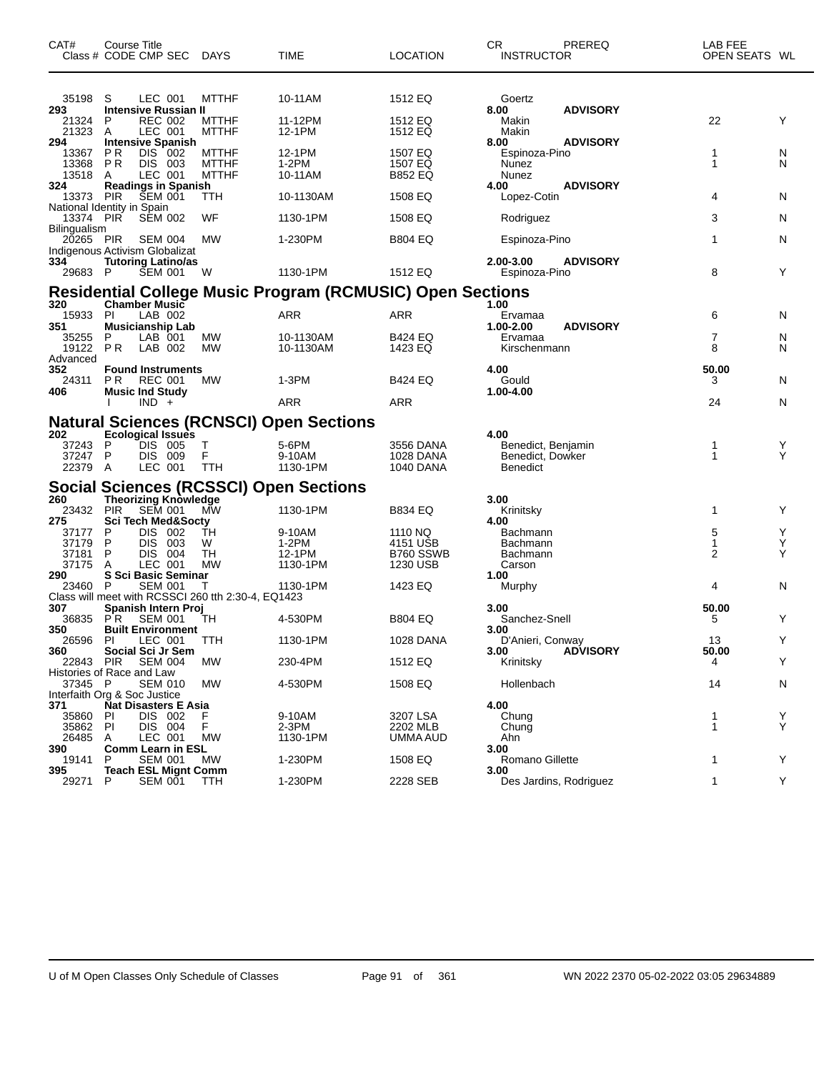| CAT# Class # | Course Title CODE | CMP | SEC | DAYS | TIME | LOCATION | CR INSTRUCTOR | PREREQ | LAB FEE OPEN SEATS | WL |
|---|---|---|---|---|---|---|---|---|---|---|
| 35198 | S | LEC | 001 | MTTHF | 10-11AM | 1512 EQ | Goertz | | | |
| **293** | **Intensive Russian II** | | | | | | **8.00** | **ADVISORY** | | |
| 21324 | P | REC | 002 | MTTHF | 11-12PM | 1512 EQ | Makin | | 22 | Y |
| 21323 | A | LEC | 001 | MTTHF | 12-1PM | 1512 EQ | Makin | | | |
| **294** | **Intensive Spanish** | | | | | | **8.00** | **ADVISORY** | | |
| 13367 | P R | DIS | 002 | MTTHF | 12-1PM | 1507 EQ | Espinoza-Pino | | 1 | N |
| 13368 | P R | DIS | 003 | MTTHF | 1-2PM | 1507 EQ | Nunez | | 1 | N |
| 13518 | A | LEC | 001 | MTTHF | 10-11AM | B852 EQ | Nunez | | | |
| **324** | **Readings in Spanish** | | | | | | **4.00** | **ADVISORY** | | |
| 13373 | PIR | SEM | 001 | TTH | 10-1130AM | 1508 EQ | Lopez-Cotin | | 4 | N |
| National Identity in Spain | | | | | | | | | | |
| 13374 | PIR | SEM | 002 | WF | 1130-1PM | 1508 EQ | Rodriguez | | 3 | N |
| Bilingualism | | | | | | | | | | |
| 20265 | PIR | SEM | 004 | MW | 1-230PM | B804 EQ | Espinoza-Pino | | 1 | N |
| Indigenous Activism Globalizat | | | | | | | | | | |
| **334** | **Tutoring Latino/as** | | | | | | **2.00-3.00** | **ADVISORY** | | |
| 29683 | P | SEM | 001 | W | 1130-1PM | 1512 EQ | Espinoza-Pino | | 8 | Y |

## Residential College Music Program (RCMUSIC) Open Sections

| CAT# Class # | Course Title CODE | CMP | SEC | DAYS | TIME | LOCATION | CR INSTRUCTOR | PREREQ | LAB FEE OPEN SEATS | WL |
|---|---|---|---|---|---|---|---|---|---|---|
| **320** | **Chamber Music** | | | | | | **1.00** | | | |
| 15933 | PI | LAB | 002 | | ARR | ARR | Ervamaa | | 6 | N |
| **351** | **Musicianship Lab** | | | | | | **1.00-2.00** | **ADVISORY** | | |
| 35255 | P | LAB | 001 | MW | 10-1130AM | B424 EQ | Ervamaa | | 7 | N |
| 19122 | P R | LAB | 002 | MW | 10-1130AM | 1423 EQ | Kirschenmann | | 8 | N |
| Advanced | | | | | | | | | | |
| **352** | **Found Instruments** | | | | | | **4.00** | | **50.00** | |
| 24311 | P R | REC | 001 | MW | 1-3PM | B424 EQ | Gould | | 3 | N |
| **406** | **Music Ind Study** | | | | | | **1.00-4.00** | | | |
| | I | IND | + | | ARR | ARR | | | 24 | N |

## Natural Sciences (RCNSCI) Open Sections

| CAT# Class # | Course Title CODE | CMP | SEC | DAYS | TIME | LOCATION | CR INSTRUCTOR | PREREQ | LAB FEE OPEN SEATS | WL |
|---|---|---|---|---|---|---|---|---|---|---|
| **202** | **Ecological Issues** | | | | | | **4.00** | | | |
| 37243 | P | DIS | 005 | T | 5-6PM | 3556 DANA | Benedict, Benjamin | | 1 | Y |
| 37247 | P | DIS | 009 | F | 9-10AM | 1028 DANA | Benedict, Dowker | | 1 | Y |
| 22379 | A | LEC | 001 | TTH | 1130-1PM | 1040 DANA | Benedict | | | |

## Social Sciences (RCSSCI) Open Sections

| CAT# Class # | Course Title CODE | CMP | SEC | DAYS | TIME | LOCATION | CR INSTRUCTOR | PREREQ | LAB FEE OPEN SEATS | WL |
|---|---|---|---|---|---|---|---|---|---|---|
| **260** | **Theorizing Knowledge** | | | | | | **3.00** | | | |
| 23432 | PIR | SEM | 001 | MW | 1130-1PM | B834 EQ | Krinitsky | | 1 | Y |
| **275** | **Sci Tech Med&Socty** | | | | | | **4.00** | | | |
| 37177 | P | DIS | 002 | TH | 9-10AM | 1110 NQ | Bachmann | | 5 | Y |
| 37179 | P | DIS | 003 | W | 1-2PM | 4151 USB | Bachmann | | 1 | Y |
| 37181 | P | DIS | 004 | TH | 12-1PM | B760 SSWB | Bachmann | | 2 | Y |
| 37175 | A | LEC | 001 | MW | 1130-1PM | 1230 USB | Carson | | | |
| **290** | **S Sci Basic Seminar** | | | | | | **1.00** | | | |
| 23460 | P | SEM | 001 | T | 1130-1PM | 1423 EQ | Murphy | | 4 | N |
| Class will meet with RCSSCI 260 tth 2:30-4, EQ1423 | | | | | | | | | | |
| **307** | **Spanish Intern Proj** | | | | | | **3.00** | | **50.00** | |
| 36835 | P R | SEM | 001 | TH | 4-530PM | B804 EQ | Sanchez-Snell | | 5 | Y |
| **350** | **Built Environment** | | | | | | **3.00** | | | |
| 26596 | PI | LEC | 001 | TTH | 1130-1PM | 1028 DANA | D'Anieri, Conway | | 13 | Y |
| **360** | **Social Sci Jr Sem** | | | | | | **3.00** | **ADVISORY** | **50.00** | |
| 22843 | PIR | SEM | 004 | MW | 230-4PM | 1512 EQ | Krinitsky | | 4 | Y |
| Histories of Race and Law | | | | | | | | | | |
| 37345 | P | SEM | 010 | MW | 4-530PM | 1508 EQ | Hollenbach | | 14 | N |
| Interfaith Org & Soc Justice | | | | | | | | | | |
| **371** | **Nat Disasters E Asia** | | | | | | **4.00** | | | |
| 35860 | PI | DIS | 002 | F | 9-10AM | 3207 LSA | Chung | | 1 | Y |
| 35862 | PI | DIS | 004 | F | 2-3PM | 2202 MLB | Chung | | 1 | Y |
| 26485 | A | LEC | 001 | MW | 1130-1PM | UMMA AUD | Ahn | | | |
| **390** | **Comm Learn in ESL** | | | | | | **3.00** | | | |
| 19141 | P | SEM | 001 | MW | 1-230PM | 1508 EQ | Romano Gillette | | 1 | Y |
| **395** | **Teach ESL Mignt Comm** | | | | | | **3.00** | | | |
| 29271 | P | SEM | 001 | TTH | 1-230PM | 2228 SEB | Des Jardins, Rodriguez | | 1 | Y |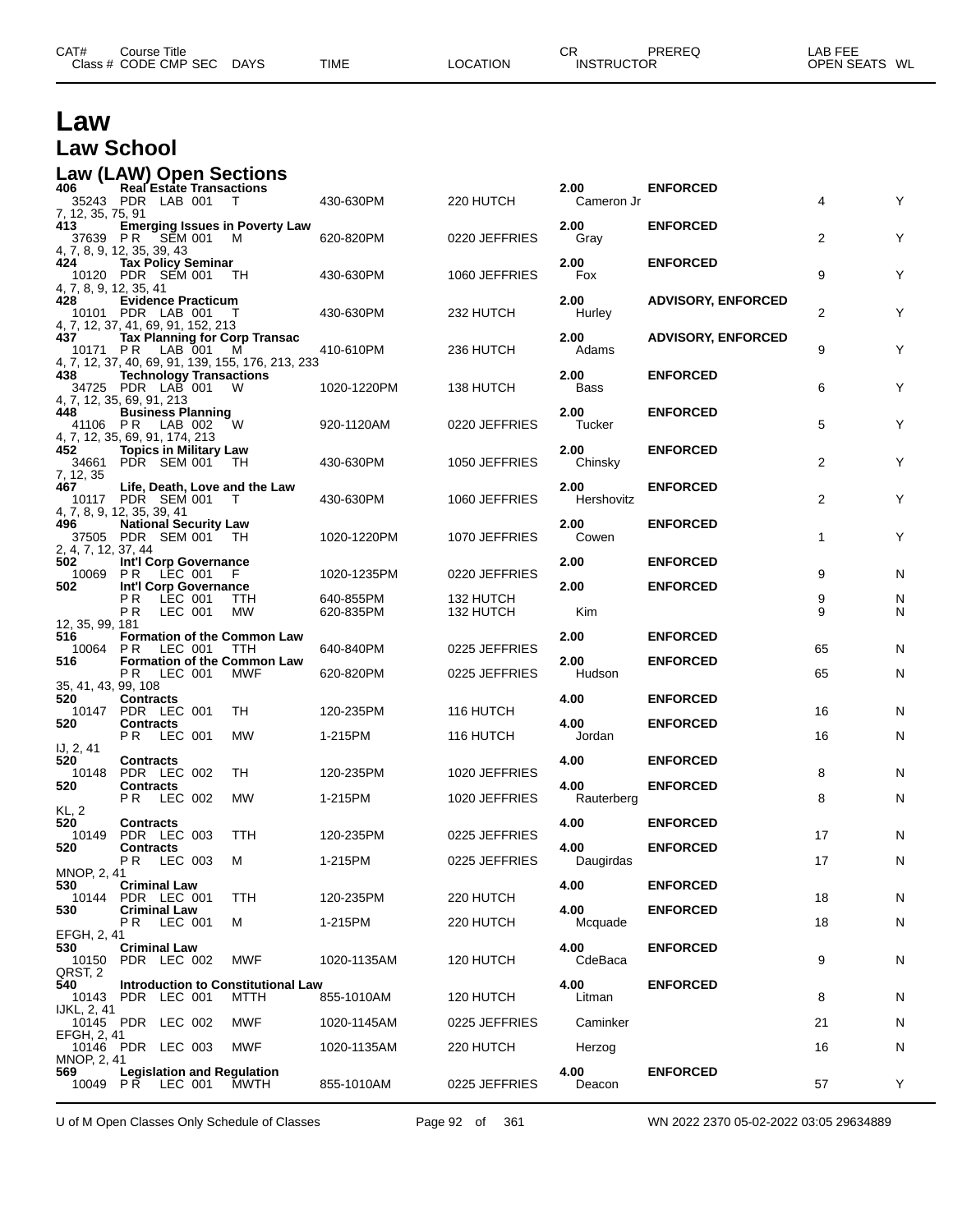# Law

## Law School

### Law (LAW) Open Sections

| CAT# | Course Title | | | | | | CR | PREREQ | LAB FEE | |
|---|---|---|---|---|---|---|---|---|---|---|
| Class # | CODE | CMP SEC | DAYS | TIME | LOCATION | INSTRUCTOR | | | OPEN SEATS | WL |
| **406** | **Real Estate Transactions** | | | | | | **2.00** | **ENFORCED** | | |
| 35243 | PDR | LAB 001 | T | 430-630PM | 220 HUTCH | Cameron Jr | | | 4 | Y |
| 7, 12, 35, 75, 91 | | | | | | | | | | |
| **413** | **Emerging Issues in Poverty Law** | | | | | | **2.00** | **ENFORCED** | | |
| 37639 | P R | SEM 001 | M | 620-820PM | 0220 JEFFRIES | Gray | | | 2 | Y |
| 4, 7, 8, 9, 12, 35, 39, 43 | | | | | | | | | | |
| **424** | **Tax Policy Seminar** | | | | | | **2.00** | **ENFORCED** | | |
| 10120 | PDR | SEM 001 | TH | 430-630PM | 1060 JEFFRIES | Fox | | | 9 | Y |
| 4, 7, 8, 9, 12, 35, 41 | | | | | | | | | | |
| **428** | **Evidence Practicum** | | | | | | **2.00** | **ADVISORY, ENFORCED** | | |
| 10101 | PDR | LAB 001 | T | 430-630PM | 232 HUTCH | Hurley | | | 2 | Y |
| 4, 7, 12, 37, 41, 69, 91, 152, 213 | | | | | | | | | | |
| **437** | **Tax Planning for Corp Transac** | | | | | | **2.00** | **ADVISORY, ENFORCED** | | |
| 10171 | P R | LAB 001 | M | 410-610PM | 236 HUTCH | Adams | | | 9 | Y |
| 4, 7, 12, 37, 40, 69, 91, 139, 155, 176, 213, 233 | | | | | | | | | | |
| **438** | **Technology Transactions** | | | | | | **2.00** | **ENFORCED** | | |
| 34725 | PDR | LAB 001 | W | 1020-1220PM | 138 HUTCH | Bass | | | 6 | Y |
| 4, 7, 12, 35, 69, 91, 213 | | | | | | | | | | |
| **448** | **Business Planning** | | | | | | **2.00** | **ENFORCED** | | |
| 41106 | P R | LAB 002 | W | 920-1120AM | 0220 JEFFRIES | Tucker | | | 5 | Y |
| 4, 7, 12, 35, 69, 91, 174, 213 | | | | | | | | | | |
| **452** | **Topics in Military Law** | | | | | | **2.00** | **ENFORCED** | | |
| 34661 | PDR | SEM 001 | TH | 430-630PM | 1050 JEFFRIES | Chinsky | | | 2 | Y |
| 7, 12, 35 | | | | | | | | | | |
| **467** | **Life, Death, Love and the Law** | | | | | | **2.00** | **ENFORCED** | | |
| 10117 | PDR | SEM 001 | T | 430-630PM | 1060 JEFFRIES | Hershovitz | | | 2 | Y |
| 4, 7, 8, 9, 12, 35, 39, 41 | | | | | | | | | | |
| **496** | **National Security Law** | | | | | | **2.00** | **ENFORCED** | | |
| 37505 | PDR | SEM 001 | TH | 1020-1220PM | 1070 JEFFRIES | Cowen | | | 1 | Y |
| 2, 4, 7, 12, 37, 44 | | | | | | | | | | |
| **502** | **Int'l Corp Governance** | | | | | | **2.00** | **ENFORCED** | | |
| 10069 | P R | LEC 001 | F | 1020-1235PM | 0220 JEFFRIES | | | | 9 | N |
| **502** | **Int'l Corp Governance** | | | | | | **2.00** | **ENFORCED** | | |
| | P R | LEC 001 | TTH | 640-855PM | 132 HUTCH | | | | 9 | N |
| | P R | LEC 001 | MW | 620-835PM | 132 HUTCH | Kim | | | 9 | N |
| 12, 35, 99, 181 | | | | | | | | | | |
| **516** | **Formation of the Common Law** | | | | | | **2.00** | **ENFORCED** | | |
| 10064 | P R | LEC 001 | TTH | 640-840PM | 0225 JEFFRIES | | | | 65 | N |
| **516** | **Formation of the Common Law** | | | | | | **2.00** | **ENFORCED** | | |
| | P R | LEC 001 | MWF | 620-820PM | 0225 JEFFRIES | Hudson | | | 65 | N |
| 35, 41, 43, 99, 108 | | | | | | | | | | |
| **520** | **Contracts** | | | | | | **4.00** | **ENFORCED** | | |
| 10147 | PDR | LEC 001 | TH | 120-235PM | 116 HUTCH | | | | 16 | N |
| **520** | **Contracts** | | | | | | **4.00** | **ENFORCED** | | |
| | P R | LEC 001 | MW | 1-215PM | 116 HUTCH | Jordan | | | 16 | N |
| IJ, 2, 41 | | | | | | | | | | |
| **520** | **Contracts** | | | | | | **4.00** | **ENFORCED** | | |
| 10148 | PDR | LEC 002 | TH | 120-235PM | 1020 JEFFRIES | | | | 8 | N |
| **520** | **Contracts** | | | | | | **4.00** | **ENFORCED** | | |
| | P R | LEC 002 | MW | 1-215PM | 1020 JEFFRIES | Rauterberg | | | 8 | N |
| KL, 2 | | | | | | | | | | |
| **520** | **Contracts** | | | | | | **4.00** | **ENFORCED** | | |
| 10149 | PDR | LEC 003 | TTH | 120-235PM | 0225 JEFFRIES | | | | 17 | N |
| **520** | **Contracts** | | | | | | **4.00** | **ENFORCED** | | |
| | P R | LEC 003 | M | 1-215PM | 0225 JEFFRIES | Daugirdas | | | 17 | N |
| MNOP, 2, 41 | | | | | | | | | | |
| **530** | **Criminal Law** | | | | | | **4.00** | **ENFORCED** | | |
| 10144 | PDR | LEC 001 | TTH | 120-235PM | 220 HUTCH | | | | 18 | N |
| **530** | **Criminal Law** | | | | | | **4.00** | **ENFORCED** | | |
| | P R | LEC 001 | M | 1-215PM | 220 HUTCH | Mcquade | | | 18 | N |
| EFGH, 2, 41 | | | | | | | | | | |
| **530** | **Criminal Law** | | | | | | **4.00** | **ENFORCED** | | |
| 10150 | PDR | LEC 002 | MWF | 1020-1135AM | 120 HUTCH | CdeBaca | | | 9 | N |
| QRST, 2 | | | | | | | | | | |
| **540** | **Introduction to Constitutional Law** | | | | | | **4.00** | **ENFORCED** | | |
| 10143 | PDR | LEC 001 | MTTH | 855-1010AM | 120 HUTCH | Litman | | | 8 | N |
| IJKL, 2, 41 | | | | | | | | | | |
| 10145 | PDR | LEC 002 | MWF | 1020-1145AM | 0225 JEFFRIES | Caminker | | | 21 | N |
| EFGH, 2, 41 | | | | | | | | | | |
| 10146 | PDR | LEC 003 | MWF | 1020-1135AM | 220 HUTCH | Herzog | | | 16 | N |
| MNOP, 2, 41 | | | | | | | | | | |
| **569** | **Legislation and Regulation** | | | | | | **4.00** | **ENFORCED** | | |
| 10049 | P R | LEC 001 | MWTH | 855-1010AM | 0225 JEFFRIES | Deacon | | | 57 | Y |

U of M Open Classes Only Schedule of Classes — WN 2022 2370 05-02-2022 03:05 29634889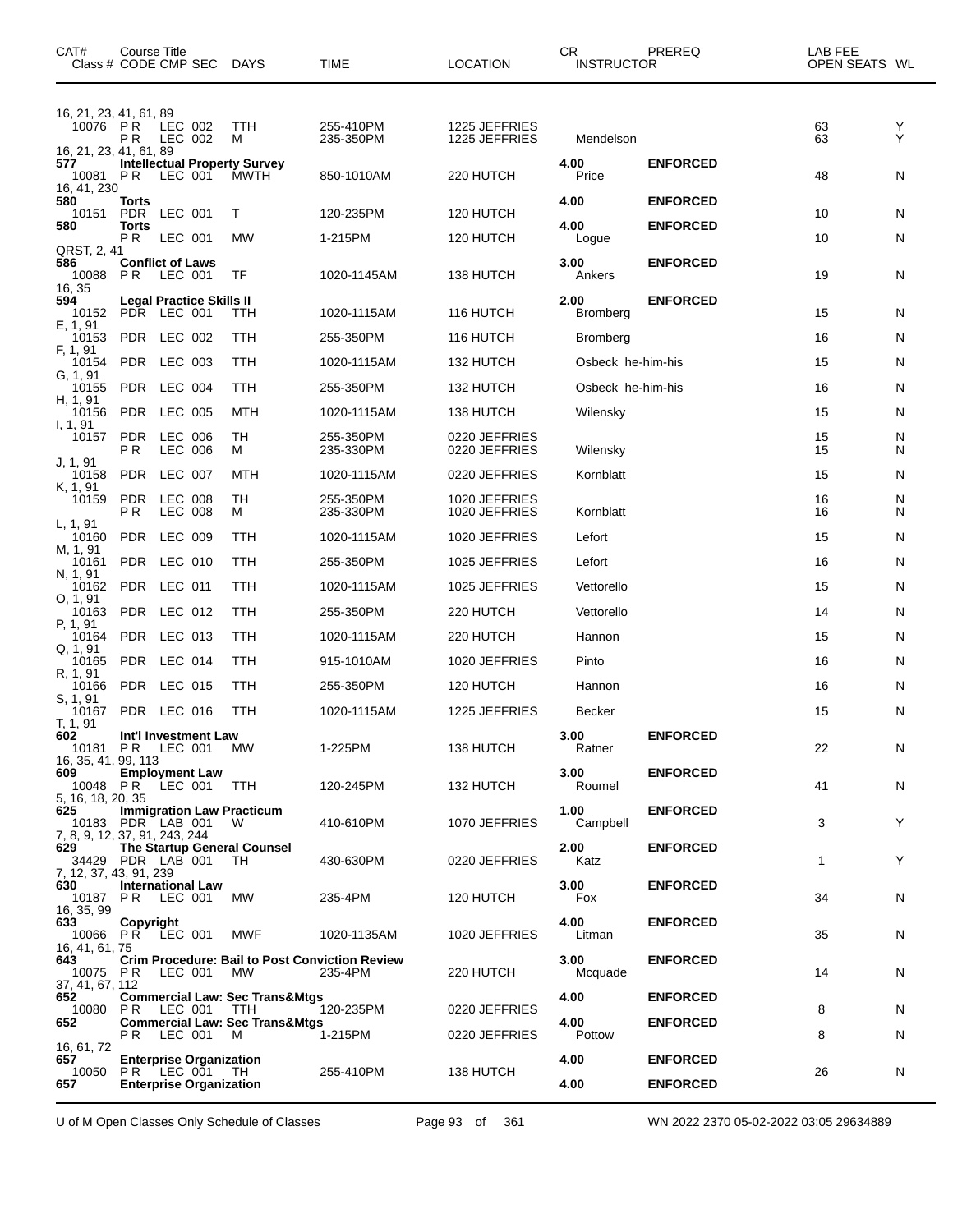| CAT# | Course Title Class # CODE CMP SEC | DAYS | TIME | LOCATION | CR INSTRUCTOR | PREREQ | LAB FEE OPEN SEATS | WL |
|---|---|---|---|---|---|---|---|---|
| 16, 21, 23, 41, 61, 89 | | | | | | | | |
| 10076 | P R LEC 002 | TTH | 255-410PM | 1225 JEFFRIES | | | 63 | Y |
| | P R LEC 002 | M | 235-350PM | 1225 JEFFRIES | Mendelson | | 63 | Y |
| 16, 21, 23, 41, 61, 89 | | | | | | | | |
| **577** | **Intellectual Property Survey** | | | | **4.00** | **ENFORCED** | | |
| 10081 | P R LEC 001 | MWTH | 850-1010AM | 220 HUTCH | Price | | 48 | N |
| 16, 41, 230 | | | | | | | | |
| **580** | **Torts** | | | | **4.00** | **ENFORCED** | | |
| 10151 | PDR LEC 001 | T | 120-235PM | 120 HUTCH | | | 10 | N |
| **580** | **Torts** | | | | **4.00** | **ENFORCED** | | |
| | P R LEC 001 | MW | 1-215PM | 120 HUTCH | Logue | | 10 | N |
| QRST, 2, 41 | | | | | | | | |
| **586** | **Conflict of Laws** | | | | **3.00** | **ENFORCED** | | |
| 10088 | P R LEC 001 | TF | 1020-1145AM | 138 HUTCH | Ankers | | 19 | N |
| 16, 35 | | | | | | | | |
| **594** | **Legal Practice Skills II** | | | | **2.00** | **ENFORCED** | | |
| 10152 | PDR LEC 001 | TTH | 1020-1115AM | 116 HUTCH | Bromberg | | 15 | N |
| E, 1, 91 | | | | | | | | |
| 10153 | PDR LEC 002 | TTH | 255-350PM | 116 HUTCH | Bromberg | | 16 | N |
| F, 1, 91 | | | | | | | | |
| 10154 | PDR LEC 003 | TTH | 1020-1115AM | 132 HUTCH | Osbeck he-him-his | | 15 | N |
| G, 1, 91 | | | | | | | | |
| 10155 | PDR LEC 004 | TTH | 255-350PM | 132 HUTCH | Osbeck he-him-his | | 16 | N |
| H, 1, 91 | | | | | | | | |
| 10156 | PDR LEC 005 | MTH | 1020-1115AM | 138 HUTCH | Wilensky | | 15 | N |
| I, 1, 91 | | | | | | | | |
| 10157 | PDR LEC 006 | TH | 255-350PM | 0220 JEFFRIES | | | 15 | N |
| | P R LEC 006 | M | 235-330PM | 0220 JEFFRIES | Wilensky | | 15 | N |
| J, 1, 91 | | | | | | | | |
| 10158 | PDR LEC 007 | MTH | 1020-1115AM | 0220 JEFFRIES | Kornblatt | | 15 | N |
| K, 1, 91 | | | | | | | | |
| 10159 | PDR LEC 008 | TH | 255-350PM | 1020 JEFFRIES | | | 16 | N |
| | P R LEC 008 | M | 235-330PM | 1020 JEFFRIES | Kornblatt | | 16 | N |
| L, 1, 91 | | | | | | | | |
| 10160 | PDR LEC 009 | TTH | 1020-1115AM | 1020 JEFFRIES | Lefort | | 15 | N |
| M, 1, 91 | | | | | | | | |
| 10161 | PDR LEC 010 | TTH | 255-350PM | 1025 JEFFRIES | Lefort | | 16 | N |
| N, 1, 91 | | | | | | | | |
| 10162 | PDR LEC 011 | TTH | 1020-1115AM | 1025 JEFFRIES | Vettorello | | 15 | N |
| O, 1, 91 | | | | | | | | |
| 10163 | PDR LEC 012 | TTH | 255-350PM | 220 HUTCH | Vettorello | | 14 | N |
| P, 1, 91 | | | | | | | | |
| 10164 | PDR LEC 013 | TTH | 1020-1115AM | 220 HUTCH | Hannon | | 15 | N |
| Q, 1, 91 | | | | | | | | |
| 10165 | PDR LEC 014 | TTH | 915-1010AM | 1020 JEFFRIES | Pinto | | 16 | N |
| R, 1, 91 | | | | | | | | |
| 10166 | PDR LEC 015 | TTH | 255-350PM | 120 HUTCH | Hannon | | 16 | N |
| S, 1, 91 | | | | | | | | |
| 10167 | PDR LEC 016 | TTH | 1020-1115AM | 1225 JEFFRIES | Becker | | 15 | N |
| T, 1, 91 | | | | | | | | |
| **602** | **Int'l Investment Law** | | | | **3.00** | **ENFORCED** | | |
| 10181 | P R LEC 001 | MW | 1-225PM | 138 HUTCH | Ratner | | 22 | N |
| 16, 35, 41, 99, 113 | | | | | | | | |
| **609** | **Employment Law** | | | | **3.00** | **ENFORCED** | | |
| 10048 | P R LEC 001 | TTH | 120-245PM | 132 HUTCH | Roumel | | 41 | N |
| 5, 16, 18, 20, 35 | | | | | | | | |
| **625** | **Immigration Law Practicum** | | | | **1.00** | **ENFORCED** | | |
| 10183 | PDR LAB 001 | W | 410-610PM | 1070 JEFFRIES | Campbell | | 3 | Y |
| 7, 8, 9, 12, 37, 91, 243, 244 | | | | | | | | |
| **629** | **The Startup General Counsel** | | | | **2.00** | **ENFORCED** | | |
| 34429 | PDR LAB 001 | TH | 430-630PM | 0220 JEFFRIES | Katz | | 1 | Y |
| 7, 12, 37, 43, 91, 239 | | | | | | | | |
| **630** | **International Law** | | | | **3.00** | **ENFORCED** | | |
| 10187 | P R LEC 001 | MW | 235-4PM | 120 HUTCH | Fox | | 34 | N |
| 16, 35, 99 | | | | | | | | |
| **633** | **Copyright** | | | | **4.00** | **ENFORCED** | | |
| 10066 | P R LEC 001 | MWF | 1020-1135AM | 1020 JEFFRIES | Litman | | 35 | N |
| 16, 41, 61, 75 | | | | | | | | |
| **643** | **Crim Procedure: Bail to Post Conviction Review** | | | | **3.00** | **ENFORCED** | | |
| 10075 | P R LEC 001 | MW | 235-4PM | 220 HUTCH | Mcquade | | 14 | N |
| 37, 41, 67, 112 | | | | | | | | |
| **652** | **Commercial Law: Sec Trans&Mtgs** | | | | **4.00** | **ENFORCED** | | |
| 10080 | P R LEC 001 | TTH | 120-235PM | 0220 JEFFRIES | | | 8 | N |
| **652** | **Commercial Law: Sec Trans&Mtgs** | | | | **4.00** | **ENFORCED** | | |
| | P R LEC 001 | M | 1-215PM | 0220 JEFFRIES | Pottow | | 8 | N |
| 16, 61, 72 | | | | | | | | |
| **657** | **Enterprise Organization** | | | | **4.00** | **ENFORCED** | | |
| 10050 | P R LEC 001 | TH | 255-410PM | 138 HUTCH | | | 26 | N |
| **657** | **Enterprise Organization** | | | | **4.00** | **ENFORCED** | | |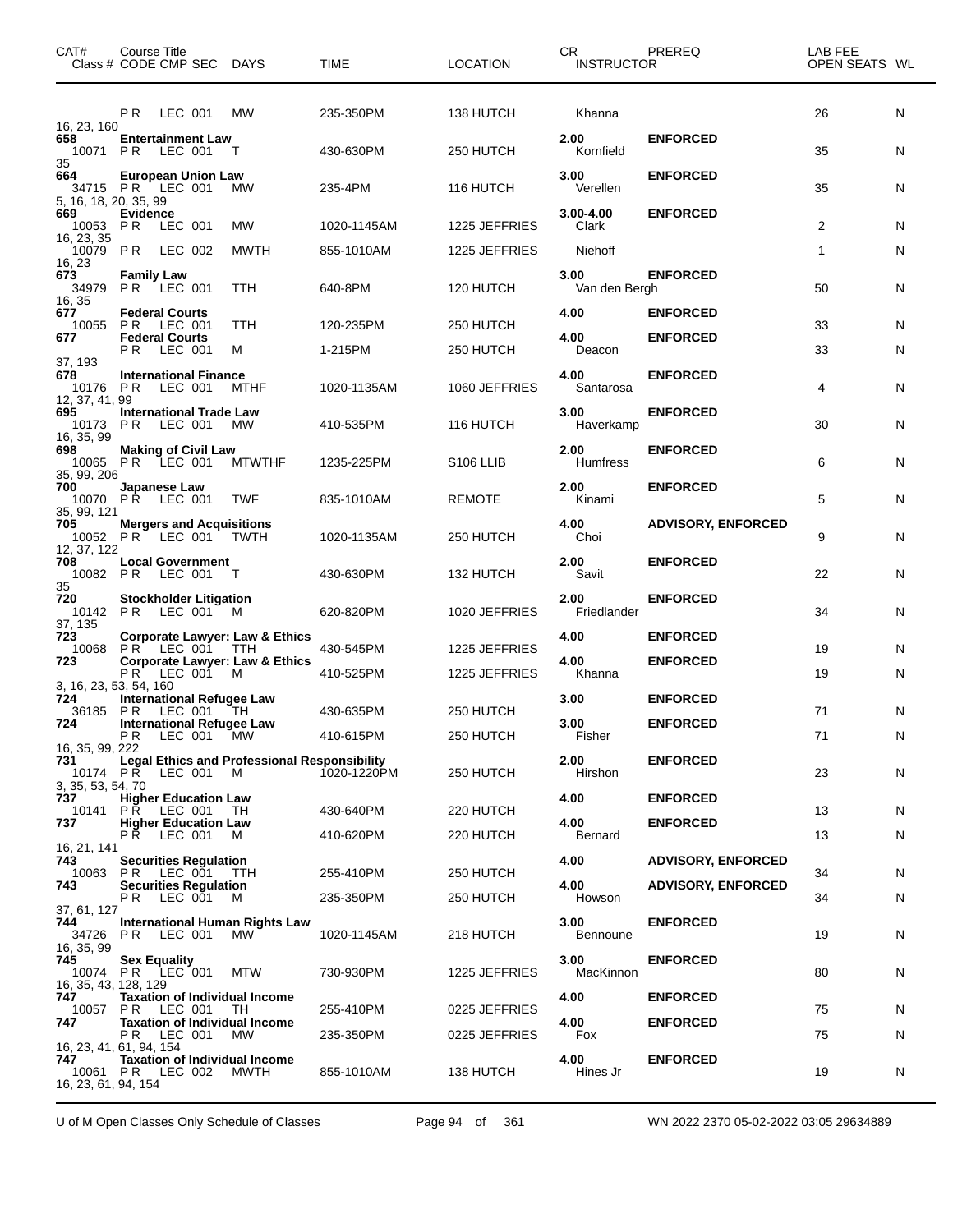| CAT# Class # | Course Title CODE CMP SEC | DAYS | TIME | LOCATION | CR INSTRUCTOR | PREREQ | LAB FEE OPEN SEATS | WL |
|---|---|---|---|---|---|---|---|---|
| | PR LEC 001 | MW | 235-350PM | 138 HUTCH | Khanna | | 26 | N |
| 16, 23, 160 | | | | | | | | |
| **658** | **Entertainment Law** | | | | **2.00** | **ENFORCED** | | |
| 10071 | PR LEC 001 | T | 430-630PM | 250 HUTCH | Kornfield | | 35 | N |
| 35 | | | | | | | | |
| **664** | **European Union Law** | | | | **3.00** | **ENFORCED** | | |
| 34715 | PR LEC 001 | MW | 235-4PM | 116 HUTCH | Verellen | | 35 | N |
| 5, 16, 18, 20, 35, 99 | | | | | | | | |
| **669** | **Evidence** | | | | **3.00-4.00** | **ENFORCED** | | |
| 10053 | PR LEC 001 | MW | 1020-1145AM | 1225 JEFFRIES | Clark | | 2 | N |
| 16, 23, 35 | | | | | | | | |
| 10079 | PR LEC 002 | MWTH | 855-1010AM | 1225 JEFFRIES | Niehoff | | 1 | N |
| 16, 23 | | | | | | | | |
| **673** | **Family Law** | | | | **3.00** | **ENFORCED** | | |
| 34979 | PR LEC 001 | TTH | 640-8PM | 120 HUTCH | Van den Bergh | | 50 | N |
| 16, 35 | | | | | | | | |
| **677** | **Federal Courts** | | | | **4.00** | **ENFORCED** | | |
| 10055 | PR LEC 001 | TTH | 120-235PM | 250 HUTCH | | | 33 | N |
| **677** | **Federal Courts** | | | | **4.00** | **ENFORCED** | | |
| | PR LEC 001 | M | 1-215PM | 250 HUTCH | Deacon | | 33 | N |
| 37, 193 | | | | | | | | |
| **678** | **International Finance** | | | | **4.00** | **ENFORCED** | | |
| 10176 | PR LEC 001 | MTHF | 1020-1135AM | 1060 JEFFRIES | Santarosa | | 4 | N |
| 12, 37, 41, 99 | | | | | | | | |
| **695** | **International Trade Law** | | | | **3.00** | **ENFORCED** | | |
| 10173 | PR LEC 001 | MW | 410-535PM | 116 HUTCH | Haverkamp | | 30 | N |
| 16, 35, 99 | | | | | | | | |
| **698** | **Making of Civil Law** | | | | **2.00** | **ENFORCED** | | |
| 10065 | PR LEC 001 | MTWTHF | 1235-225PM | S106 LLIB | Humfress | | 6 | N |
| 35, 99, 206 | | | | | | | | |
| **700** | **Japanese Law** | | | | **2.00** | **ENFORCED** | | |
| 10070 | PR LEC 001 | TWF | 835-1010AM | REMOTE | Kinami | | 5 | N |
| 35, 99, 121 | | | | | | | | |
| **705** | **Mergers and Acquisitions** | | | | **4.00** | **ADVISORY, ENFORCED** | | |
| 10052 | PR LEC 001 | TWTH | 1020-1135AM | 250 HUTCH | Choi | | 9 | N |
| 12, 37, 122 | | | | | | | | |
| **708** | **Local Government** | | | | **2.00** | **ENFORCED** | | |
| 10082 | PR LEC 001 | T | 430-630PM | 132 HUTCH | Savit | | 22 | N |
| 35 | | | | | | | | |
| **720** | **Stockholder Litigation** | | | | **2.00** | **ENFORCED** | | |
| 10142 | PR LEC 001 | M | 620-820PM | 1020 JEFFRIES | Friedlander | | 34 | N |
| 37, 135 | | | | | | | | |
| **723** | **Corporate Lawyer: Law & Ethics** | | | | **4.00** | **ENFORCED** | | |
| 10068 | PR LEC 001 | TTH | 430-545PM | 1225 JEFFRIES | | | 19 | N |
| **723** | **Corporate Lawyer: Law & Ethics** | | | | **4.00** | **ENFORCED** | | |
| | PR LEC 001 | M | 410-525PM | 1225 JEFFRIES | Khanna | | 19 | N |
| 3, 16, 23, 53, 54, 160 | | | | | | | | |
| **724** | **International Refugee Law** | | | | **3.00** | **ENFORCED** | | |
| 36185 | PR LEC 001 | TH | 430-635PM | 250 HUTCH | | | 71 | N |
| **724** | **International Refugee Law** | | | | **3.00** | **ENFORCED** | | |
| | PR LEC 001 | MW | 410-615PM | 250 HUTCH | Fisher | | 71 | N |
| 16, 35, 99, 222 | | | | | | | | |
| **731** | **Legal Ethics and Professional Responsibility** | | | | **2.00** | **ENFORCED** | | |
| 10174 | PR LEC 001 | M | 1020-1220PM | 250 HUTCH | Hirshon | | 23 | N |
| 3, 35, 53, 54, 70 | | | | | | | | |
| **737** | **Higher Education Law** | | | | **4.00** | **ENFORCED** | | |
| 10141 | PR LEC 001 | TH | 430-640PM | 220 HUTCH | | | 13 | N |
| **737** | **Higher Education Law** | | | | **4.00** | **ENFORCED** | | |
| | PR LEC 001 | M | 410-620PM | 220 HUTCH | Bernard | | 13 | N |
| 16, 21, 141 | | | | | | | | |
| **743** | **Securities Regulation** | | | | **4.00** | **ADVISORY, ENFORCED** | | |
| 10063 | PR LEC 001 | TTH | 255-410PM | 250 HUTCH | | | 34 | N |
| **743** | **Securities Regulation** | | | | **4.00** | **ADVISORY, ENFORCED** | | |
| | PR LEC 001 | M | 235-350PM | 250 HUTCH | Howson | | 34 | N |
| 37, 61, 127 | | | | | | | | |
| **744** | **International Human Rights Law** | | | | **3.00** | **ENFORCED** | | |
| 34726 | PR LEC 001 | MW | 1020-1145AM | 218 HUTCH | Bennoune | | 19 | N |
| 16, 35, 99 | | | | | | | | |
| **745** | **Sex Equality** | | | | **3.00** | **ENFORCED** | | |
| 10074 | PR LEC 001 | MTW | 730-930PM | 1225 JEFFRIES | MacKinnon | | 80 | N |
| 16, 35, 43, 128, 129 | | | | | | | | |
| **747** | **Taxation of Individual Income** | | | | **4.00** | **ENFORCED** | | |
| 10057 | PR LEC 001 | TH | 255-410PM | 0225 JEFFRIES | | | 75 | N |
| **747** | **Taxation of Individual Income** | | | | **4.00** | **ENFORCED** | | |
| | PR LEC 001 | MW | 235-350PM | 0225 JEFFRIES | Fox | | 75 | N |
| 16, 23, 41, 61, 94, 154 | | | | | | | | |
| **747** | **Taxation of Individual Income** | | | | **4.00** | **ENFORCED** | | |
| 10061 | PR LEC 002 | MWTH | 855-1010AM | 138 HUTCH | Hines Jr | | 19 | N |
| 16, 23, 61, 94, 154 | | | | | | | | |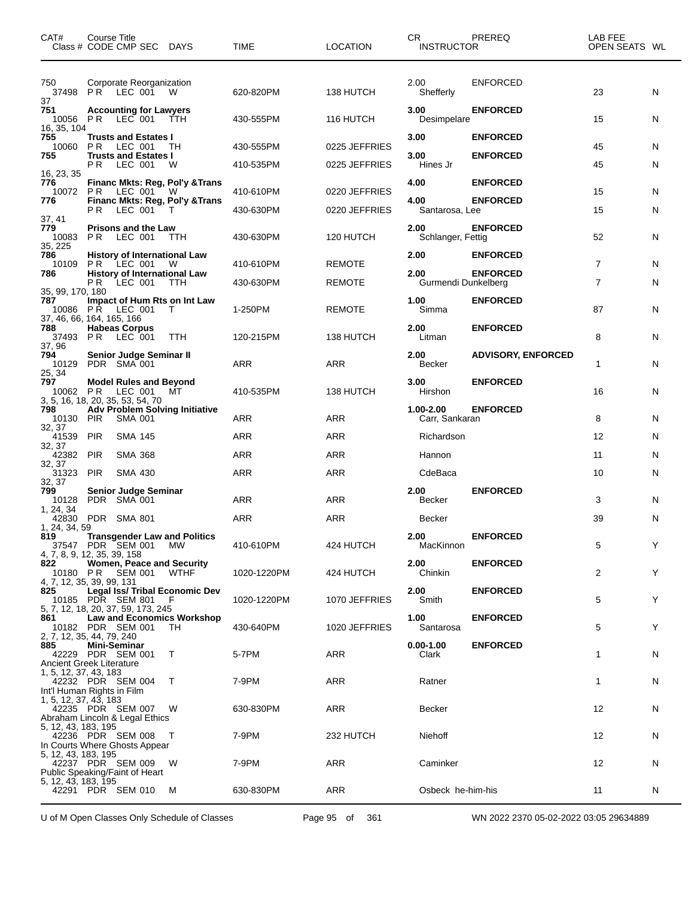| CAT# | Course Title Class # CODE CMP SEC | DAYS | TIME | LOCATION | CR INSTRUCTOR | PREREQ | LAB FEE OPEN SEATS | WL |
|---|---|---|---|---|---|---|---|---|
| 750 | Corporate Reorganization | | | | 2.00 | ENFORCED | | |
| | 37498 P R LEC 001 | W | 620-820PM | 138 HUTCH | Shefferly | | 23 | N |
| 37 | | | | | | | | |
| **751** | **Accounting for Lawyers** | | | | **3.00** | **ENFORCED** | | |
| | 10056 P R LEC 001 | TTH | 430-555PM | 116 HUTCH | Desimpelare | | 15 | N |
| 16, 35, 104 | | | | | | | | |
| **755** | **Trusts and Estates I** | | | | **3.00** | **ENFORCED** | | |
| | 10060 P R LEC 001 | TH | 430-555PM | 0225 JEFFRIES | | | 45 | N |
| **755** | **Trusts and Estates I** | | | | **3.00** | **ENFORCED** | | |
| | P R LEC 001 | W | 410-535PM | 0225 JEFFRIES | Hines Jr | | 45 | N |
| 16, 23, 35 | | | | | | | | |
| **776** | **Financ Mkts: Reg, Pol'y &Trans** | | | | **4.00** | **ENFORCED** | | |
| | 10072 P R LEC 001 | W | 410-610PM | 0220 JEFFRIES | | | 15 | N |
| **776** | **Financ Mkts: Reg, Pol'y &Trans** | | | | **4.00** | **ENFORCED** | | |
| | P R LEC 001 | T | 430-630PM | 0220 JEFFRIES | Santarosa, Lee | | 15 | N |
| 37, 41 | | | | | | | | |
| **779** | **Prisons and the Law** | | | | **2.00** | **ENFORCED** | | |
| | 10083 P R LEC 001 | TTH | 430-630PM | 120 HUTCH | Schlanger, Fettig | | 52 | N |
| 35, 225 | | | | | | | | |
| **786** | **History of International Law** | | | | **2.00** | **ENFORCED** | | |
| | 10109 P R LEC 001 | W | 410-610PM | REMOTE | | | 7 | N |
| **786** | **History of International Law** | | | | **2.00** | **ENFORCED** | | |
| | P R LEC 001 | TTH | 430-630PM | REMOTE | Gurmendi Dunkelberg | | 7 | N |
| 35, 99, 170, 180 | | | | | | | | |
| **787** | **Impact of Hum Rts on Int Law** | | | | **1.00** | **ENFORCED** | | |
| | 10086 P R LEC 001 | T | 1-250PM | REMOTE | Simma | | 87 | N |
| 37, 46, 66, 164, 165, 166 | | | | | | | | |
| **788** | **Habeas Corpus** | | | | **2.00** | **ENFORCED** | | |
| | 37493 P R LEC 001 | TTH | 120-215PM | 138 HUTCH | Litman | | 8 | N |
| 37, 96 | | | | | | | | |
| **794** | **Senior Judge Seminar II** | | | | **2.00** | **ADVISORY, ENFORCED** | | |
| | 10129 PDR SMA 001 | | ARR | ARR | Becker | | 1 | N |
| 25, 34 | | | | | | | | |
| **797** | **Model Rules and Beyond** | | | | **3.00** | **ENFORCED** | | |
| | 10062 P R LEC 001 | MT | 410-535PM | 138 HUTCH | Hirshon | | 16 | N |
| 3, 5, 16, 18, 20, 35, 53, 54, 70 | | | | | | | | |
| **798** | **Adv Problem Solving Initiative** | | | | **1.00-2.00** | **ENFORCED** | | |
| | 10130 PIR SMA 001 | | ARR | ARR | Carr, Sankaran | | 8 | N |
| 32, 37 | | | | | | | | |
| | 41539 PIR SMA 145 | | ARR | ARR | Richardson | | 12 | N |
| 32, 37 | | | | | | | | |
| | 42382 PIR SMA 368 | | ARR | ARR | Hannon | | 11 | N |
| 32, 37 | | | | | | | | |
| | 31323 PIR SMA 430 | | ARR | ARR | CdeBaca | | 10 | N |
| 32, 37 | | | | | | | | |
| **799** | **Senior Judge Seminar** | | | | **2.00** | **ENFORCED** | | |
| | 10128 PDR SMA 001 | | ARR | ARR | Becker | | 3 | N |
| 1, 24, 34 | | | | | | | | |
| | 42830 PDR SMA 801 | | ARR | ARR | Becker | | 39 | N |
| 1, 24, 34, 59 | | | | | | | | |
| **819** | **Transgender Law and Politics** | | | | **2.00** | **ENFORCED** | | |
| | 37547 PDR SEM 001 | MW | 410-610PM | 424 HUTCH | MacKinnon | | 5 | Y |
| 4, 7, 8, 9, 12, 35, 39, 158 | | | | | | | | |
| **822** | **Women, Peace and Security** | | | | **2.00** | **ENFORCED** | | |
| | 10180 P R SEM 001 | WTHF | 1020-1220PM | 424 HUTCH | Chinkin | | 2 | Y |
| 4, 7, 12, 35, 39, 99, 131 | | | | | | | | |
| **825** | **Legal Iss/ Tribal Economic Dev** | | | | **2.00** | **ENFORCED** | | |
| | 10185 PDR SEM 801 | F | 1020-1220PM | 1070 JEFFRIES | Smith | | 5 | Y |
| 5, 7, 12, 18, 20, 37, 59, 173, 245 | | | | | | | | |
| **861** | **Law and Economics Workshop** | | | | **1.00** | **ENFORCED** | | |
| | 10182 PDR SEM 001 | TH | 430-640PM | 1020 JEFFRIES | Santarosa | | 5 | Y |
| 2, 7, 12, 35, 44, 79, 240 | | | | | | | | |
| **885** | **Mini-Seminar** | | | | **0.00-1.00** | **ENFORCED** | | |
| | 42229 PDR SEM 001 | T | 5-7PM | ARR | Clark | | 1 | N |
| | Ancient Greek Literature | | | | | | | |
| 1, 5, 12, 37, 43, 183 | | | | | | | | |
| | 42232 PDR SEM 004 | T | 7-9PM | ARR | Ratner | | 1 | N |
| | Int'l Human Rights in Film | | | | | | | |
| 1, 5, 12, 37, 43, 183 | | | | | | | | |
| | 42235 PDR SEM 007 | W | 630-830PM | ARR | Becker | | 12 | N |
| | Abraham Lincoln & Legal Ethics | | | | | | | |
| 5, 12, 43, 183, 195 | | | | | | | | |
| | 42236 PDR SEM 008 | T | 7-9PM | 232 HUTCH | Niehoff | | 12 | N |
| | In Courts Where Ghosts Appear | | | | | | | |
| 5, 12, 43, 183, 195 | | | | | | | | |
| | 42237 PDR SEM 009 | W | 7-9PM | ARR | Caminker | | 12 | N |
| | Public Speaking/Faint of Heart | | | | | | | |
| 5, 12, 43, 183, 195 | | | | | | | | |
| | 42291 PDR SEM 010 | M | 630-830PM | ARR | Osbeck he-him-his | | 11 | N |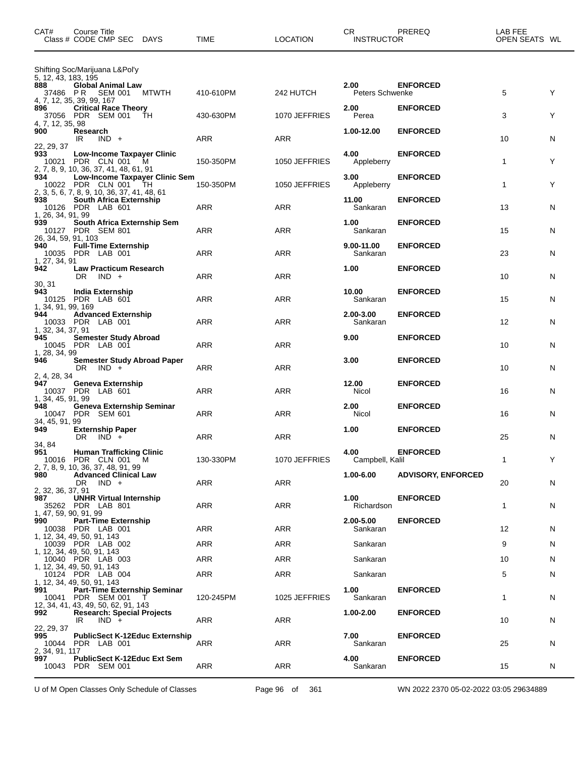| CAT# | Course Title<br>Class # CODE CMP SEC DAYS | TIME | LOCATION | CR<br>INSTRUCTOR | PREREQ | LAB FEE<br>OPEN SEATS | WL |
|---|---|---|---|---|---|---|---|
| | Shifting Soc/Marijuana L&Pol'y | | | | | | |
| 5, 12, 43, 183, 195 | | | | | | | |
| **888** | **Global Animal Law** | | | **2.00** | **ENFORCED** | | |
| | 37486 P R SEM 001 MTWTH | 410-610PM | 242 HUTCH | Peters Schwenke | | 5 | Y |
| 4, 7, 12, 35, 39, 99, 167 | | | | | | | |
| **896** | **Critical Race Theory** | | | **2.00** | **ENFORCED** | | |
| | 37056 PDR SEM 001 TH | 430-630PM | 1070 JEFFRIES | Perea | | 3 | Y |
| 4, 7, 12, 35, 98 | | | | | | | |
| **900** | **Research** | | | **1.00-12.00** | **ENFORCED** | | |
| | IR IND + | ARR | ARR | | | 10 | N |
| 22, 29, 37 | | | | | | | |
| **933** | **Low-Income Taxpayer Clinic** | | | **4.00** | **ENFORCED** | | |
| | 10021 PDR CLN 001 M | 150-350PM | 1050 JEFFRIES | Appleberry | | 1 | Y |
| 2, 7, 8, 9, 10, 36, 37, 41, 48, 61, 91 | | | | | | | |
| **934** | **Low-Income Taxpayer Clinic Sem** | | | **3.00** | **ENFORCED** | | |
| | 10022 PDR CLN 001 TH | 150-350PM | 1050 JEFFRIES | Appleberry | | 1 | Y |
| 2, 3, 5, 6, 7, 8, 9, 10, 36, 37, 41, 48, 61 | | | | | | | |
| **938** | **South Africa Externship** | | | **11.00** | **ENFORCED** | | |
| | 10126 PDR LAB 601 | ARR | ARR | Sankaran | | 13 | N |
| 1, 26, 34, 91, 99 | | | | | | | |
| **939** | **South Africa Externship Sem** | | | **1.00** | **ENFORCED** | | |
| | 10127 PDR SEM 801 | ARR | ARR | Sankaran | | 15 | N |
| 26, 34, 59, 91, 103 | | | | | | | |
| **940** | **Full-Time Externship** | | | **9.00-11.00** | **ENFORCED** | | |
| | 10035 PDR LAB 001 | ARR | ARR | Sankaran | | 23 | N |
| 1, 27, 34, 91 | | | | | | | |
| **942** | **Law Practicum Research** | | | **1.00** | **ENFORCED** | | |
| | DR IND + | ARR | ARR | | | 10 | N |
| 30, 31 | | | | | | | |
| **943** | **India Externship** | | | **10.00** | **ENFORCED** | | |
| | 10125 PDR LAB 601 | ARR | ARR | Sankaran | | 15 | N |
| 1, 34, 91, 99, 169 | | | | | | | |
| **944** | **Advanced Externship** | | | **2.00-3.00** | **ENFORCED** | | |
| | 10033 PDR LAB 001 | ARR | ARR | Sankaran | | 12 | N |
| 1, 32, 34, 37, 91 | | | | | | | |
| **945** | **Semester Study Abroad** | | | **9.00** | **ENFORCED** | | |
| | 10045 PDR LAB 001 | ARR | ARR | | | 10 | N |
| 1, 28, 34, 99 | | | | | | | |
| **946** | **Semester Study Abroad Paper** | | | **3.00** | **ENFORCED** | | |
| | DR IND + | ARR | ARR | | | 10 | N |
| 2, 4, 28, 34 | | | | | | | |
| **947** | **Geneva Externship** | | | **12.00** | **ENFORCED** | | |
| | 10037 PDR LAB 601 | ARR | ARR | Nicol | | 16 | N |
| 1, 34, 45, 91, 99 | | | | | | | |
| **948** | **Geneva Externship Seminar** | | | **2.00** | **ENFORCED** | | |
| | 10047 PDR SEM 601 | ARR | ARR | Nicol | | 16 | N |
| 34, 45, 91, 99 | | | | | | | |
| **949** | **Externship Paper** | | | **1.00** | **ENFORCED** | | |
| | DR IND + | ARR | ARR | | | 25 | N |
| 34, 84 | | | | | | | |
| **951** | **Human Trafficking Clinic** | | | **4.00** | **ENFORCED** | | |
| | 10016 PDR CLN 001 M | 130-330PM | 1070 JEFFRIES | Campbell, Kalil | | 1 | Y |
| 2, 7, 8, 9, 10, 36, 37, 48, 91, 99 | | | | | | | |
| **980** | **Advanced Clinical Law** | | | **1.00-6.00** | **ADVISORY, ENFORCED** | | |
| | DR IND + | ARR | ARR | | | 20 | N |
| 2, 32, 36, 37, 91 | | | | | | | |
| **987** | **UNHR Virtual Internship** | | | **1.00** | **ENFORCED** | | |
| | 35262 PDR LAB 801 | ARR | ARR | Richardson | | 1 | N |
| 1, 47, 59, 90, 91, 99 | | | | | | | |
| **990** | **Part-Time Externship** | | | **2.00-5.00** | **ENFORCED** | | |
| | 10038 PDR LAB 001 | ARR | ARR | Sankaran | | 12 | N |
| 1, 12, 34, 49, 50, 91, 143 | | | | | | | |
| | 10039 PDR LAB 002 | ARR | ARR | Sankaran | | 9 | N |
| 1, 12, 34, 49, 50, 91, 143 | | | | | | | |
| | 10040 PDR LAB 003 | ARR | ARR | Sankaran | | 10 | N |
| 1, 12, 34, 49, 50, 91, 143 | | | | | | | |
| | 10124 PDR LAB 004 | ARR | ARR | Sankaran | | 5 | N |
| 1, 12, 34, 49, 50, 91, 143 | | | | | | | |
| **991** | **Part-Time Externship Seminar** | | | **1.00** | **ENFORCED** | | |
| | 10041 PDR SEM 001 T | 120-245PM | 1025 JEFFRIES | Sankaran | | 1 | N |
| 12, 34, 41, 43, 49, 50, 62, 91, 143 | | | | | | | |
| **992** | **Research: Special Projects** | | | **1.00-2.00** | **ENFORCED** | | |
| | IR IND + | ARR | ARR | | | 10 | N |
| 22, 29, 37 | | | | | | | |
| **995** | **PublicSect K-12Educ Externship** | | | **7.00** | **ENFORCED** | | |
| | 10044 PDR LAB 001 | ARR | ARR | Sankaran | | 25 | N |
| 2, 34, 91, 117 | | | | | | | |
| **997** | **PublicSect K-12Educ Ext Sem** | | | **4.00** | **ENFORCED** | | |
| | 10043 PDR SEM 001 | ARR | ARR | Sankaran | | 15 | N |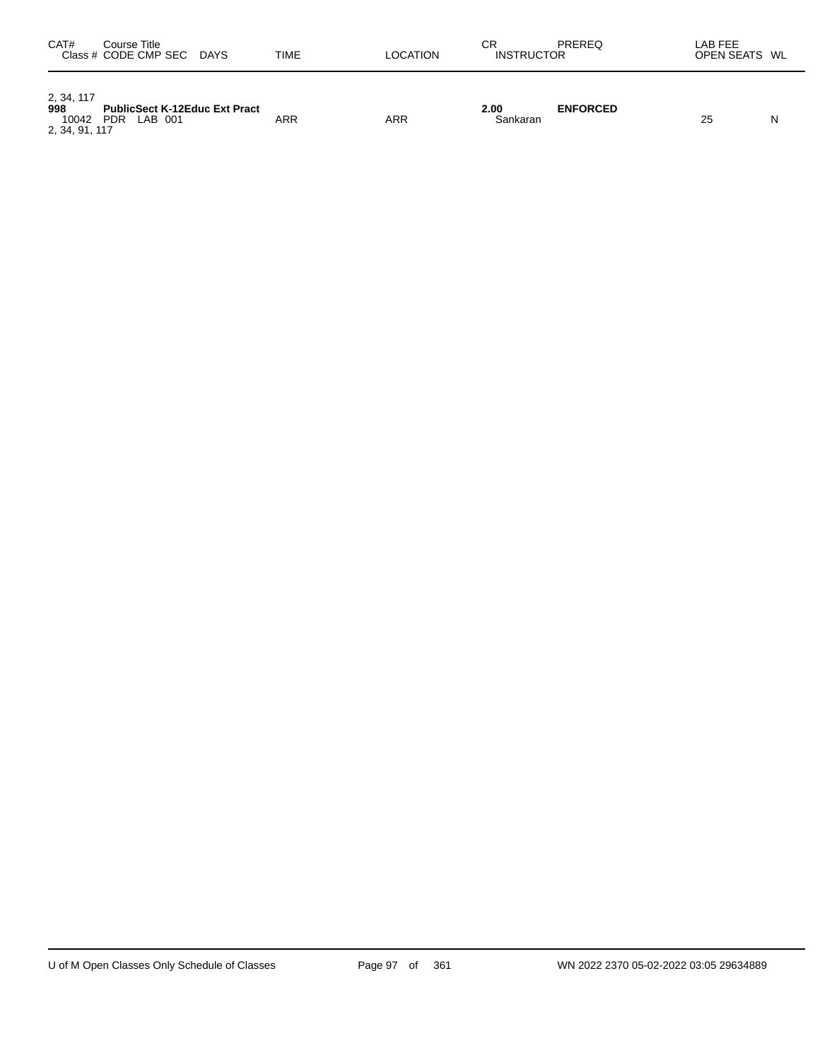| CAT# Class # | Course Title CODE | CMP | SEC | DAYS | TIME | LOCATION | CR INSTRUCTOR | PREREQ | LAB FEE | OPEN SEATS | WL |
|---|---|---|---|---|---|---|---|---|---|---|---|
| 2, 34, 117 | | | | | | | | | | | |
| **998** | **PublicSect K-12Educ Ext Pract** | | | | | | **2.00** | **ENFORCED** | | | |
| 10042 | PDR | LAB | 001 | | ARR | ARR | Sankaran | | | 25 | N |
| 2, 34, 91, 117 | | | | | | | | | | | |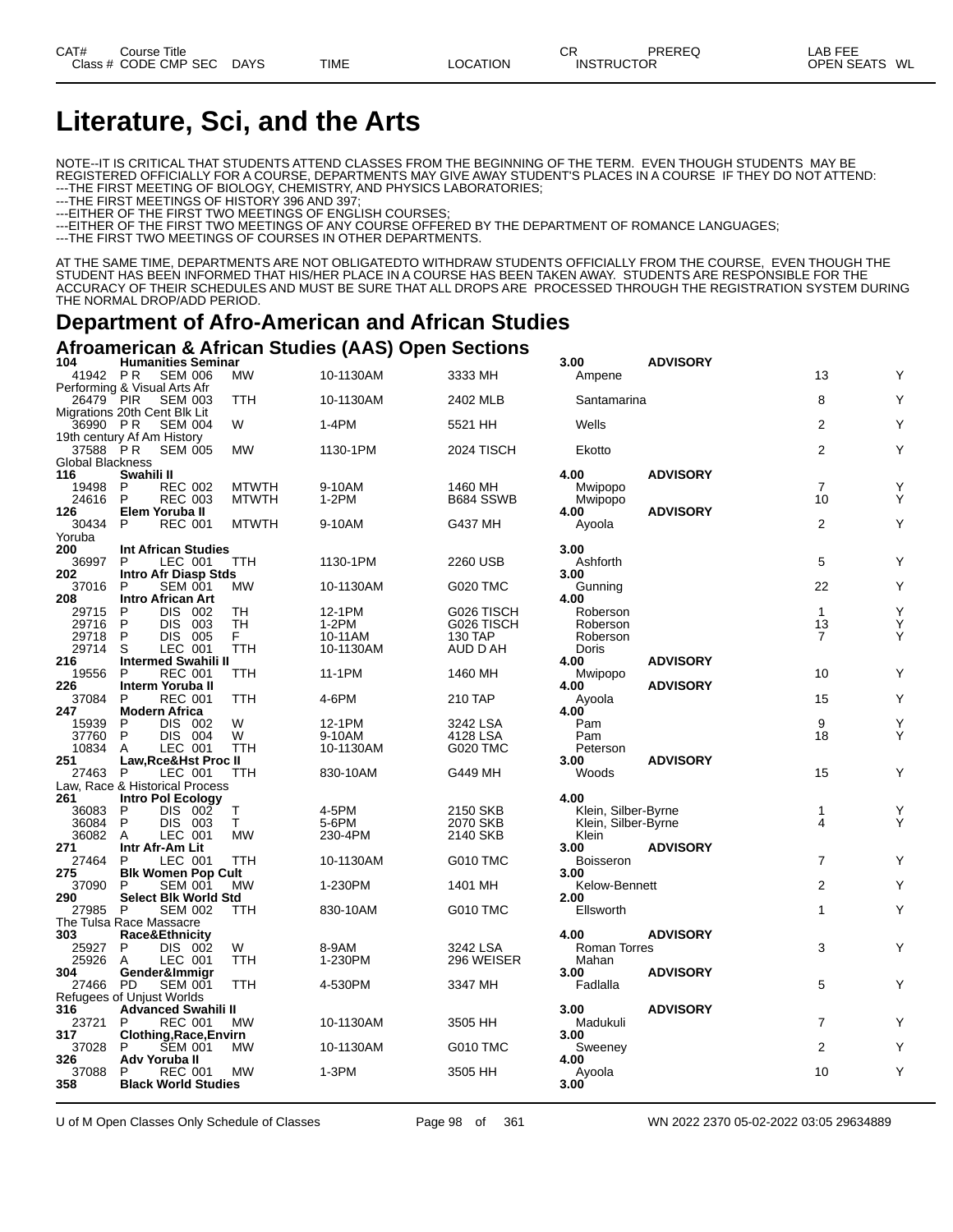| CAT# Class # | Course Title CODE CMP SEC | DAYS | TIME | LOCATION | CR INSTRUCTOR | PREREQ | LAB FEE OPEN SEATS | WL |
|---|---|---|---|---|---|---|---|---|

# Literature, Sci, and the Arts

NOTE--IT IS CRITICAL THAT STUDENTS ATTEND CLASSES FROM THE BEGINNING OF THE TERM. EVEN THOUGH STUDENTS MAY BE REGISTERED OFFICIALLY FOR A COURSE, DEPARTMENTS MAY GIVE AWAY STUDENT'S PLACES IN A COURSE IF THEY DO NOT ATTEND:
---THE FIRST MEETING OF BIOLOGY, CHEMISTRY, AND PHYSICS LABORATORIES;
---THE FIRST MEETINGS OF HISTORY 396 AND 397;
---EITHER OF THE FIRST TWO MEETINGS OF ENGLISH COURSES;
---EITHER OF THE FIRST TWO MEETINGS OF ANY COURSE OFFERED BY THE DEPARTMENT OF ROMANCE LANGUAGES;
---THE FIRST TWO MEETINGS OF COURSES IN OTHER DEPARTMENTS.

AT THE SAME TIME, DEPARTMENTS ARE NOT OBLIGATEDTO WITHDRAW STUDENTS OFFICIALLY FROM THE COURSE, EVEN THOUGH THE STUDENT HAS BEEN INFORMED THAT HIS/HER PLACE IN A COURSE HAS BEEN TAKEN AWAY. STUDENTS ARE RESPONSIBLE FOR THE ACCURACY OF THEIR SCHEDULES AND MUST BE SURE THAT ALL DROPS ARE PROCESSED THROUGH THE REGISTRATION SYSTEM DURING THE NORMAL DROP/ADD PERIOD.

## Department of Afro-American and African Studies

### Afroamerican & African Studies (AAS) Open Sections

| CAT# / Class # | Course Title / CODE CMP SEC | DAYS | TIME | LOCATION | CR / INSTRUCTOR | PREREQ | OPEN SEATS | WL |
|---|---|---|---|---|---|---|---|---|
| **104** | **Humanities Seminar** | | | | **3.00** | **ADVISORY** | | |
| 41942 | P R SEM 006 | MW | 10-1130AM | 3333 MH | Ampene | | 13 | Y |
| Performing & Visual Arts Afr | | | | | | | | |
| 26479 | PIR SEM 003 | TTH | 10-1130AM | 2402 MLB | Santamarina | | 8 | Y |
| Migrations 20th Cent Blk Lit | | | | | | | | |
| 36990 | P R SEM 004 | W | 1-4PM | 5521 HH | Wells | | 2 | Y |
| 19th century Af Am History | | | | | | | | |
| 37588 | P R SEM 005 | MW | 1130-1PM | 2024 TISCH | Ekotto | | 2 | Y |
| Global Blackness | | | | | | | | |
| **116** | **Swahili II** | | | | **4.00** | **ADVISORY** | | |
| 19498 | P REC 002 | MTWTH | 9-10AM | 1460 MH | Mwipopo | | 7 | Y |
| 24616 | P REC 003 | MTWTH | 1-2PM | B684 SSWB | Mwipopo | | 10 | Y |
| **126** | **Elem Yoruba II** | | | | **4.00** | **ADVISORY** | | |
| 30434 | P REC 001 | MTWTH | 9-10AM | G437 MH | Ayoola | | 2 | Y |
| Yoruba | | | | | | | | |
| **200** | **Int African Studies** | | | | **3.00** | | | |
| 36997 | P LEC 001 | TTH | 1130-1PM | 2260 USB | Ashforth | | 5 | Y |
| **202** | **Intro Afr Diasp Stds** | | | | **3.00** | | | |
| 37016 | P SEM 001 | MW | 10-1130AM | G020 TMC | Gunning | | 22 | Y |
| **208** | **Intro African Art** | | | | **4.00** | | | |
| 29715 | P DIS 002 | TH | 12-1PM | G026 TISCH | Roberson | | 1 | Y |
| 29716 | P DIS 003 | TH | 1-2PM | G026 TISCH | Roberson | | 13 | Y |
| 29718 | P DIS 005 | F | 10-11AM | 130 TAP | Roberson | | 7 | Y |
| 29714 | S LEC 001 | TTH | 10-1130AM | AUD D AH | Doris | | | |
| **216** | **Intermed Swahili II** | | | | **4.00** | **ADVISORY** | | |
| 19556 | P REC 001 | TTH | 11-1PM | 1460 MH | Mwipopo | | 10 | Y |
| **226** | **Interm Yoruba II** | | | | **4.00** | **ADVISORY** | | |
| 37084 | P REC 001 | TTH | 4-6PM | 210 TAP | Ayoola | | 15 | Y |
| **247** | **Modern Africa** | | | | **4.00** | | | |
| 15939 | P DIS 002 | W | 12-1PM | 3242 LSA | Pam | | 9 | Y |
| 37760 | P DIS 004 | W | 9-10AM | 4128 LSA | Pam | | 18 | Y |
| 10834 | A LEC 001 | TTH | 10-1130AM | G020 TMC | Peterson | | | |
| **251** | **Law,Rce&Hst Proc II** | | | | **3.00** | **ADVISORY** | | |
| 27463 | P LEC 001 | TTH | 830-10AM | G449 MH | Woods | | 15 | Y |
| Law, Race & Historical Process | | | | | | | | |
| **261** | **Intro Pol Ecology** | | | | **4.00** | | | |
| 36083 | P DIS 002 | T | 4-5PM | 2150 SKB | Klein, Silber-Byrne | | 1 | Y |
| 36084 | P DIS 003 | T | 5-6PM | 2070 SKB | Klein, Silber-Byrne | | 4 | Y |
| 36082 | A LEC 001 | MW | 230-4PM | 2140 SKB | Klein | | | |
| **271** | **Intr Afr-Am Lit** | | | | **3.00** | **ADVISORY** | | |
| 27464 | P LEC 001 | TTH | 10-1130AM | G010 TMC | Boisseron | | 7 | Y |
| **275** | **Blk Women Pop Cult** | | | | **3.00** | | | |
| 37090 | P SEM 001 | MW | 1-230PM | 1401 MH | Kelow-Bennett | | 2 | Y |
| **290** | **Select Blk World Std** | | | | **2.00** | | | |
| 27985 | P SEM 002 | TTH | 830-10AM | G010 TMC | Ellsworth | | 1 | Y |
| The Tulsa Race Massacre | | | | | | | | |
| **303** | **Race&Ethnicity** | | | | **4.00** | **ADVISORY** | | |
| 25927 | P DIS 002 | W | 8-9AM | 3242 LSA | Roman Torres | | 3 | Y |
| 25926 | A LEC 001 | TTH | 1-230PM | 296 WEISER | Mahan | | | |
| **304** | **Gender&Immigr** | | | | **3.00** | **ADVISORY** | | |
| 27466 | PD SEM 001 | TTH | 4-530PM | 3347 MH | Fadlalla | | 5 | Y |
| Refugees of Unjust Worlds | | | | | | | | |
| **316** | **Advanced Swahili II** | | | | **3.00** | **ADVISORY** | | |
| 23721 | P REC 001 | MW | 10-1130AM | 3505 HH | Madukuli | | 7 | Y |
| **317** | **Clothing,Race,Envirn** | | | | **3.00** | | | |
| 37028 | P SEM 001 | MW | 10-1130AM | G010 TMC | Sweeney | | 2 | Y |
| **326** | **Adv Yoruba II** | | | | **4.00** | | | |
| 37088 | P REC 001 | MW | 1-3PM | 3505 HH | Ayoola | | 10 | Y |
| **358** | **Black World Studies** | | | | **3.00** | | | |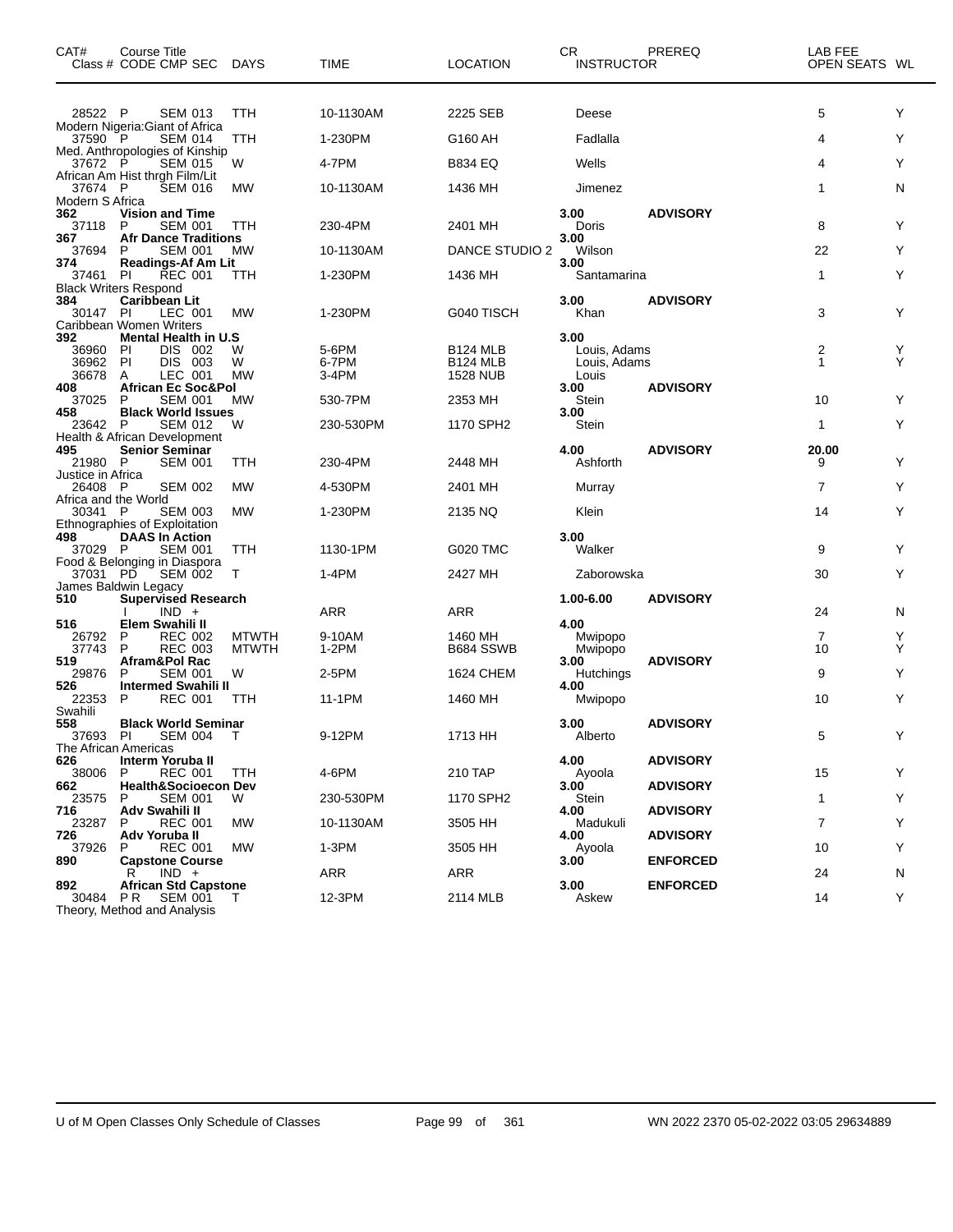| CAT# | Course Title | | | | | | CR | PREREQ | LAB FEE | |
|---|---|---|---|---|---|---|---|---|---|---|
| Class # | CODE CMP SEC | DAYS | TIME | LOCATION | INSTRUCTOR | | | | OPEN SEATS | WL |
| 28522 | P SEM 013 | TTH | 10-1130AM | 2225 SEB | Deese | | | | 5 | Y |
| Modern Nigeria:Giant of Africa | | | | | | | | | | |
| 37590 | P SEM 014 | TTH | 1-230PM | G160 AH | Fadlalla | | | | 4 | Y |
| Med. Anthropologies of Kinship | | | | | | | | | | |
| 37672 | P SEM 015 | W | 4-7PM | B834 EQ | Wells | | | | 4 | Y |
| African Am Hist thrgh Film/Lit | | | | | | | | | | |
| 37674 | P SEM 016 | MW | 10-1130AM | 1436 MH | Jimenez | | | | 1 | N |
| Modern S Africa | | | | | | | | | | |
| **362** | **Vision and Time** | | | | | | **3.00** | **ADVISORY** | | |
| 37118 | P SEM 001 | TTH | 230-4PM | 2401 MH | Doris | | | | 8 | Y |
| **367** | **Afr Dance Traditions** | | | | | | **3.00** | | | |
| 37694 | P SEM 001 | MW | 10-1130AM | DANCE STUDIO 2 | Wilson | | | | 22 | Y |
| **374** | **Readings-Af Am Lit** | | | | | | **3.00** | | | |
| 37461 | PI REC 001 | TTH | 1-230PM | 1436 MH | Santamarina | | | | 1 | Y |
| Black Writers Respond | | | | | | | | | | |
| **384** | **Caribbean Lit** | | | | | | **3.00** | **ADVISORY** | | |
| 30147 | PI LEC 001 | MW | 1-230PM | G040 TISCH | Khan | | | | 3 | Y |
| Caribbean Women Writers | | | | | | | | | | |
| **392** | **Mental Health in U.S** | | | | | | **3.00** | | | |
| 36960 | PI DIS 002 | W | 5-6PM | B124 MLB | Louis, Adams | | | | 2 | Y |
| 36962 | PI DIS 003 | W | 6-7PM | B124 MLB | Louis, Adams | | | | 1 | Y |
| 36678 | A LEC 001 | MW | 3-4PM | 1528 NUB | Louis | | | | | |
| **408** | **African Ec Soc&Pol** | | | | | | **3.00** | **ADVISORY** | | |
| 37025 | P SEM 001 | MW | 530-7PM | 2353 MH | Stein | | | | 10 | Y |
| **458** | **Black World Issues** | | | | | | **3.00** | | | |
| 23642 | P SEM 012 | W | 230-530PM | 1170 SPH2 | Stein | | | | 1 | Y |
| Health & African Development | | | | | | | | | | |
| **495** | **Senior Seminar** | | | | | | **4.00** | **ADVISORY** | **20.00** | |
| 21980 | P SEM 001 | TTH | 230-4PM | 2448 MH | Ashforth | | | | 9 | Y |
| Justice in Africa | | | | | | | | | | |
| 26408 | P SEM 002 | MW | 4-530PM | 2401 MH | Murray | | | | 7 | Y |
| Africa and the World | | | | | | | | | | |
| 30341 | P SEM 003 | MW | 1-230PM | 2135 NQ | Klein | | | | 14 | Y |
| Ethnographies of Exploitation | | | | | | | | | | |
| **498** | **DAAS In Action** | | | | | | **3.00** | | | |
| 37029 | P SEM 001 | TTH | 1130-1PM | G020 TMC | Walker | | | | 9 | Y |
| Food & Belonging in Diaspora | | | | | | | | | | |
| 37031 | PD SEM 002 | T | 1-4PM | 2427 MH | Zaborowska | | | | 30 | Y |
| James Baldwin Legacy | | | | | | | | | | |
| **510** | **Supervised Research** | | | | | | **1.00-6.00** | **ADVISORY** | | |
| | I IND + | | ARR | ARR | | | | | 24 | N |
| **516** | **Elem Swahili II** | | | | | | **4.00** | | | |
| 26792 | P REC 002 | MTWTH | 9-10AM | 1460 MH | Mwipopo | | | | 7 | Y |
| 37743 | P REC 003 | MTWTH | 1-2PM | B684 SSWB | Mwipopo | | | | 10 | Y |
| **519** | **Afram&Pol Rac** | | | | | | **3.00** | **ADVISORY** | | |
| 29876 | P SEM 001 | W | 2-5PM | 1624 CHEM | Hutchings | | | | 9 | Y |
| **526** | **Intermed Swahili II** | | | | | | **4.00** | | | |
| 22353 | P REC 001 | TTH | 11-1PM | 1460 MH | Mwipopo | | | | 10 | Y |
| Swahili | | | | | | | | | | |
| **558** | **Black World Seminar** | | | | | | **3.00** | **ADVISORY** | | |
| 37693 | PI SEM 004 | T | 9-12PM | 1713 HH | Alberto | | | | 5 | Y |
| The African Americas | | | | | | | | | | |
| **626** | **Interm Yoruba II** | | | | | | **4.00** | **ADVISORY** | | |
| 38006 | P REC 001 | TTH | 4-6PM | 210 TAP | Ayoola | | | | 15 | Y |
| **662** | **Health&Socioecon Dev** | | | | | | **3.00** | **ADVISORY** | | |
| 23575 | P SEM 001 | W | 230-530PM | 1170 SPH2 | Stein | | | | 1 | Y |
| **716** | **Adv Swahili II** | | | | | | **4.00** | **ADVISORY** | | |
| 23287 | P REC 001 | MW | 10-1130AM | 3505 HH | Madukuli | | | | 7 | Y |
| **726** | **Adv Yoruba II** | | | | | | **4.00** | **ADVISORY** | | |
| 37926 | P REC 001 | MW | 1-3PM | 3505 HH | Ayoola | | | | 10 | Y |
| **890** | **Capstone Course** | | | | | | **3.00** | **ENFORCED** | | |
| | R IND + | | ARR | ARR | | | | | 24 | N |
| **892** | **African Std Capstone** | | | | | | **3.00** | **ENFORCED** | | |
| 30484 | PR SEM 001 | T | 12-3PM | 2114 MLB | Askew | | | | 14 | Y |
| Theory, Method and Analysis | | | | | | | | | | |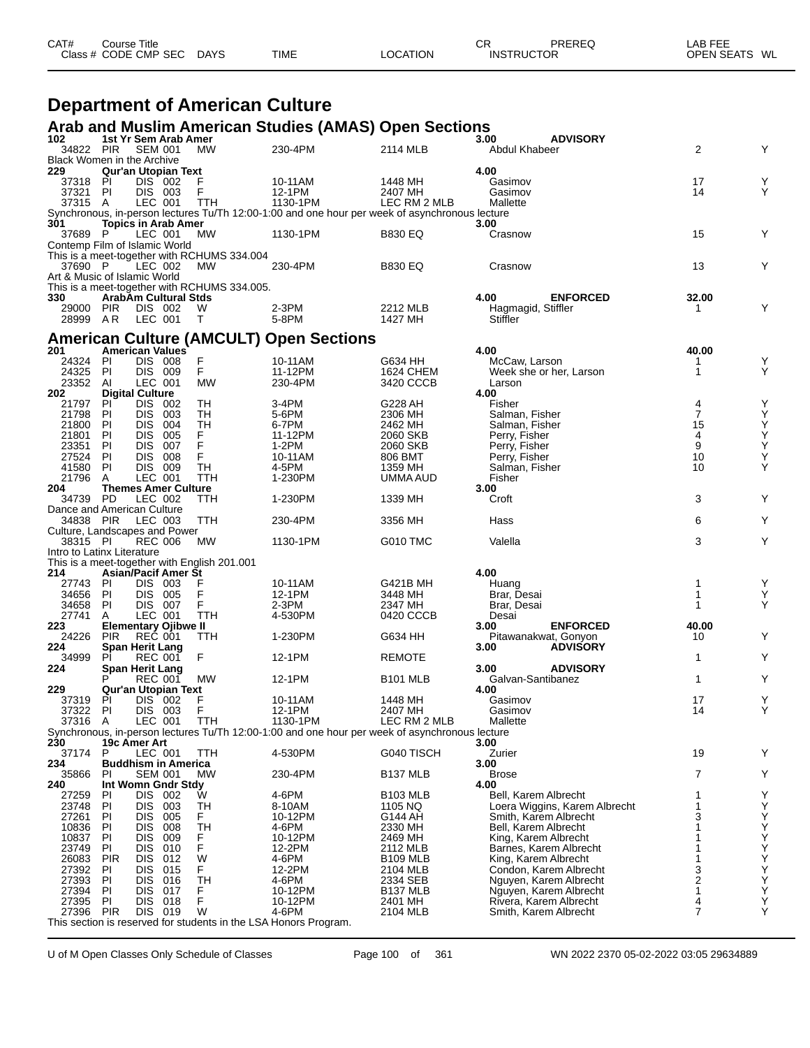| CAT# Class # | Course Title CODE | CMP | SEC | DAYS | TIME | LOCATION | CR INSTRUCTOR | PREREQ | LAB FEE OPEN SEATS | WL |
|---|---|---|---|---|---|---|---|---|---|---|

# Department of American Culture

## Arab and Muslim American Studies (AMAS) Open Sections

| CAT# Class # | CODE | CMP | SEC | DAYS | TIME | LOCATION | CR / INSTRUCTOR | PREREQ | LAB FEE / OPEN SEATS | WL |
|---|---|---|---|---|---|---|---|---|---|---|
| **102** | **1st Yr Sem Arab Amer** | | | | | | **3.00** | **ADVISORY** | | |
| 34822 | PIR | SEM | 001 | MW | 230-4PM | 2114 MLB | Abdul Khabeer | | 2 | Y |
| Black Women in the Archive | | | | | | | | | | |
| **229** | **Qur'an Utopian Text** | | | | | | **4.00** | | | |
| 37318 | PI | DIS | 002 | F | 10-11AM | 1448 MH | Gasimov | | 17 | Y |
| 37321 | PI | DIS | 003 | F | 12-1PM | 2407 MH | Gasimov | | 14 | Y |
| 37315 | A | LEC | 001 | TTH | 1130-1PM | LEC RM 2 MLB | Mallette | | | |
| Synchronous, in-person lectures Tu/Th 12:00-1:00 and one hour per week of asynchronous lecture | | | | | | | | | | |
| **301** | **Topics in Arab Amer** | | | | | | **3.00** | | | |
| 37689 | P | LEC | 001 | MW | 1130-1PM | B830 EQ | Crasnow | | 15 | Y |
| Contemp Film of Islamic World | | | | | | | | | | |
| This is a meet-together with RCHUMS 334.004 | | | | | | | | | | |
| 37690 | P | LEC | 002 | MW | 230-4PM | B830 EQ | Crasnow | | 13 | Y |
| Art & Music of Islamic World | | | | | | | | | | |
| This is a meet-together with RCHUMS 334.005. | | | | | | | | | | |
| **330** | **ArabAm Cultural Stds** | | | | | | **4.00** | **ENFORCED** | **32.00** | |
| 29000 | PIR | DIS | 002 | W | 2-3PM | 2212 MLB | Hagmagid, Stiffler | | 1 | Y |
| 28999 | A R | LEC | 001 | T | 5-8PM | 1427 MH | Stiffler | | | |

## American Culture (AMCULT) Open Sections

| CAT# Class # | CODE | CMP | SEC | DAYS | TIME | LOCATION | CR / INSTRUCTOR | PREREQ | LAB FEE / OPEN SEATS | WL |
|---|---|---|---|---|---|---|---|---|---|---|
| **201** | **American Values** | | | | | | **4.00** | | **40.00** | |
| 24324 | PI | DIS | 008 | F | 10-11AM | G634 HH | McCaw, Larson | | 1 | Y |
| 24325 | PI | DIS | 009 | F | 11-12PM | 1624 CHEM | Week she or her, Larson | | 1 | Y |
| 23352 | AI | LEC | 001 | MW | 230-4PM | 3420 CCCB | Larson | | | |
| **202** | **Digital Culture** | | | | | | **4.00** | | | |
| 21797 | PI | DIS | 002 | TH | 3-4PM | G228 AH | Fisher | | 4 | Y |
| 21798 | PI | DIS | 003 | TH | 5-6PM | 2306 MH | Salman, Fisher | | 7 | Y |
| 21800 | PI | DIS | 004 | TH | 6-7PM | 2462 MH | Salman, Fisher | | 15 | Y |
| 21801 | PI | DIS | 005 | F | 11-12PM | 2060 SKB | Perry, Fisher | | 4 | Y |
| 23351 | PI | DIS | 007 | F | 1-2PM | 2060 SKB | Perry, Fisher | | 9 | Y |
| 27524 | PI | DIS | 008 | F | 10-11AM | 806 BMT | Perry, Fisher | | 10 | Y |
| 41580 | PI | DIS | 009 | TH | 4-5PM | 1359 MH | Salman, Fisher | | 10 | Y |
| 21796 | A | LEC | 001 | TTH | 1-230PM | UMMA AUD | Fisher | | | |
| **204** | **Themes Amer Culture** | | | | | | **3.00** | | | |
| 34739 | PD | LEC | 002 | TTH | 1-230PM | 1339 MH | Croft | | 3 | Y |
| Dance and American Culture | | | | | | | | | | |
| 34838 | PIR | LEC | 003 | TTH | 230-4PM | 3356 MH | Hass | | 6 | Y |
| Culture, Landscapes and Power | | | | | | | | | | |
| 38315 | PI | REC | 006 | MW | 1130-1PM | G010 TMC | Valella | | 3 | Y |
| Intro to Latinx Literature | | | | | | | | | | |
| This is a meet-together with English 201.001 | | | | | | | | | | |
| **214** | **Asian/Pacif Amer St** | | | | | | **4.00** | | | |
| 27743 | PI | DIS | 003 | F | 10-11AM | G421B MH | Huang | | 1 | Y |
| 34656 | PI | DIS | 005 | F | 12-1PM | 3448 MH | Brar, Desai | | 1 | Y |
| 34658 | PI | DIS | 007 | F | 2-3PM | 2347 MH | Brar, Desai | | 1 | Y |
| 27741 | A | LEC | 001 | TTH | 4-530PM | 0420 CCCB | Desai | | | |
| **223** | **Elementary Ojibwe II** | | | | | | **3.00** | **ENFORCED** | **40.00** | |
| 24226 | PIR | REC | 001 | TTH | 1-230PM | G634 HH | Pitawanakwat, Gonyon | | 10 | Y |
| **224** | **Span Herit Lang** | | | | | | **3.00** | **ADVISORY** | | |
| 34999 | PI | REC | 001 | F | 12-1PM | REMOTE | | | 1 | Y |
| **224** | **Span Herit Lang** | | | | | | **3.00** | **ADVISORY** | | |
| | P | REC | 001 | MW | 12-1PM | B101 MLB | Galvan-Santibanez | | 1 | Y |
| **229** | **Qur'an Utopian Text** | | | | | | **4.00** | | | |
| 37319 | PI | DIS | 002 | F | 10-11AM | 1448 MH | Gasimov | | 17 | Y |
| 37322 | PI | DIS | 003 | F | 12-1PM | 2407 MH | Gasimov | | 14 | Y |
| 37316 | A | LEC | 001 | TTH | 1130-1PM | LEC RM 2 MLB | Mallette | | | |
| Synchronous, in-person lectures Tu/Th 12:00-1:00 and one hour per week of asynchronous lecture | | | | | | | | | | |
| **230** | **19c Amer Art** | | | | | | **3.00** | | | |
| 37174 | P | LEC | 001 | TTH | 4-530PM | G040 TISCH | Zurier | | 19 | Y |
| **234** | **Buddhism in America** | | | | | | **3.00** | | | |
| 35866 | PI | SEM | 001 | MW | 230-4PM | B137 MLB | Brose | | 7 | Y |
| **240** | **Int Womn Gndr Stdy** | | | | | | **4.00** | | | |
| 27259 | PI | DIS | 002 | W | 4-6PM | B103 MLB | Bell, Karem Albrecht | | 1 | Y |
| 23748 | PI | DIS | 003 | TH | 8-10AM | 1105 NQ | Loera Wiggins, Karem Albrecht | | 1 | Y |
| 27261 | PI | DIS | 005 | F | 10-12PM | G144 AH | Smith, Karem Albrecht | | 3 | Y |
| 10836 | PI | DIS | 008 | TH | 4-6PM | 2330 MH | Bell, Karem Albrecht | | 1 | Y |
| 10837 | PI | DIS | 009 | F | 10-12PM | 2469 MH | King, Karem Albrecht | | 1 | Y |
| 23749 | PI | DIS | 010 | F | 12-2PM | 2112 MLB | Barnes, Karem Albrecht | | 1 | Y |
| 26083 | PIR | DIS | 012 | W | 4-6PM | B109 MLB | King, Karem Albrecht | | 1 | Y |
| 27392 | PI | DIS | 015 | F | 12-2PM | 2104 MLB | Condon, Karem Albrecht | | 3 | Y |
| 27393 | PI | DIS | 016 | TH | 4-6PM | 2334 SEB | Nguyen, Karem Albrecht | | 2 | Y |
| 27394 | PI | DIS | 017 | F | 10-12PM | B137 MLB | Nguyen, Karem Albrecht | | 1 | Y |
| 27395 | PI | DIS | 018 | F | 10-12PM | 2401 MH | Rivera, Karem Albrecht | | 4 | Y |
| 27396 | PIR | DIS | 019 | W | 4-6PM | 2104 MLB | Smith, Karem Albrecht | | 7 | Y |
| This section is reserved for students in the LSA Honors Program. | | | | | | | | | | |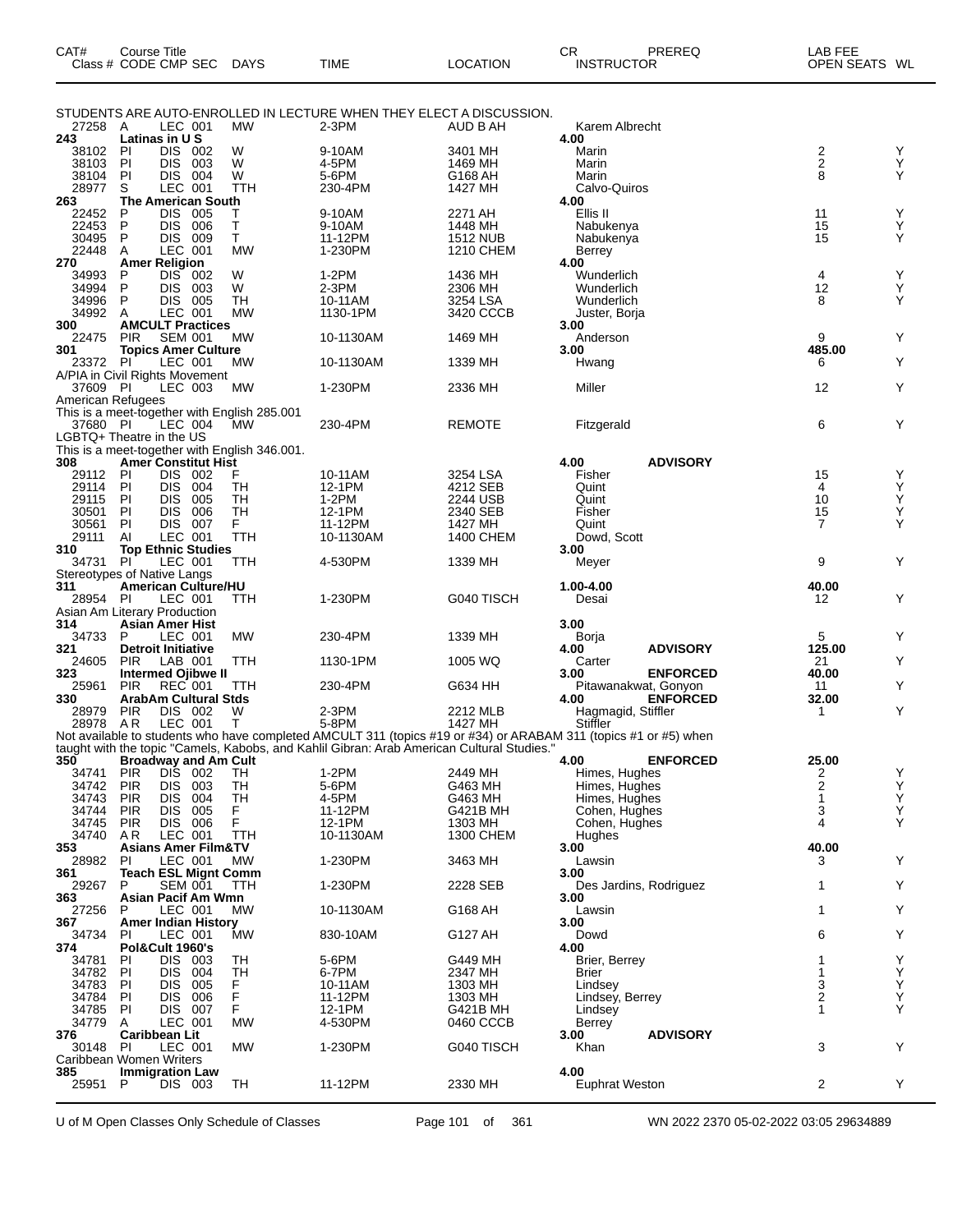| CAT# Class # | Course Title CODE | CMP | SEC | DAYS | TIME | LOCATION | CR INSTRUCTOR | PREREQ | LAB FEE OPEN SEATS | WL |
|---|---|---|---|---|---|---|---|---|---|---|
| STUDENTS ARE AUTO-ENROLLED IN LECTURE WHEN THEY ELECT A DISCUSSION. | | | | | | | | | | |
| 27258 | A | LEC | 001 | MW | 2-3PM | AUD B AH | Karem Albrecht | | | |
| **243** | **Latinas in U S** | | | | | | **4.00** | | | |
| 38102 | PI | DIS | 002 | W | 9-10AM | 3401 MH | Marin | | 2 | Y |
| 38103 | PI | DIS | 003 | W | 4-5PM | 1469 MH | Marin | | 2 | Y |
| 38104 | PI | DIS | 004 | W | 5-6PM | G168 AH | Marin | | 8 | Y |
| 28977 | S | LEC | 001 | TTH | 230-4PM | 1427 MH | Calvo-Quiros | | | |
| **263** | **The American South** | | | | | | **4.00** | | | |
| 22452 | P | DIS | 005 | T | 9-10AM | 2271 AH | Ellis II | | 11 | Y |
| 22453 | P | DIS | 006 | T | 9-10AM | 1448 MH | Nabukenya | | 15 | Y |
| 30495 | P | DIS | 009 | T | 11-12PM | 1512 NUB | Nabukenya | | 15 | Y |
| 22448 | A | LEC | 001 | MW | 1-230PM | 1210 CHEM | Berrey | | | |
| **270** | **Amer Religion** | | | | | | **4.00** | | | |
| 34993 | P | DIS | 002 | W | 1-2PM | 1436 MH | Wunderlich | | 4 | Y |
| 34994 | P | DIS | 003 | W | 2-3PM | 2306 MH | Wunderlich | | 12 | Y |
| 34996 | P | DIS | 005 | TH | 10-11AM | 3254 LSA | Wunderlich | | 8 | Y |
| 34992 | A | LEC | 001 | MW | 1130-1PM | 3420 CCCB | Juster, Borja | | | |
| **300** | **AMCULT Practices** | | | | | | **3.00** | | | |
| 22475 | PIR | SEM | 001 | MW | 10-1130AM | 1469 MH | Anderson | | 9 | Y |
| **301** | **Topics Amer Culture** | | | | | | **3.00** | | **485.00** | |
| 23372 | PI | LEC | 001 | MW | 10-1130AM | 1339 MH | Hwang | | 6 | Y |
| A/PIA in Civil Rights Movement | | | | | | | | | | |
| 37609 | PI | LEC | 003 | MW | 1-230PM | 2336 MH | Miller | | 12 | Y |
| American Refugees | | | | | | | | | | |
| This is a meet-together with English 285.001 | | | | | | | | | | |
| 37680 | PI | LEC | 004 | MW | 230-4PM | REMOTE | Fitzgerald | | 6 | Y |
| LGBTQ+ Theatre in the US | | | | | | | | | | |
| This is a meet-together with English 346.001. | | | | | | | | | | |
| **308** | **Amer Constitut Hist** | | | | | | **4.00** | **ADVISORY** | | |
| 29112 | PI | DIS | 002 | F | 10-11AM | 3254 LSA | Fisher | | 15 | Y |
| 29114 | PI | DIS | 004 | TH | 12-1PM | 4212 SEB | Quint | | 4 | Y |
| 29115 | PI | DIS | 005 | TH | 1-2PM | 2244 USB | Quint | | 10 | Y |
| 30501 | PI | DIS | 006 | TH | 12-1PM | 2340 SEB | Fisher | | 15 | Y |
| 30561 | PI | DIS | 007 | F | 11-12PM | 1427 MH | Quint | | 7 | Y |
| 29111 | AI | LEC | 001 | TTH | 10-1130AM | 1400 CHEM | Dowd, Scott | | | |
| **310** | **Top Ethnic Studies** | | | | | | **3.00** | | | |
| 34731 | PI | LEC | 001 | TTH | 4-530PM | 1339 MH | Meyer | | 9 | Y |
| Stereotypes of Native Langs | | | | | | | | | | |
| **311** | **American Culture/HU** | | | | | | **1.00-4.00** | | **40.00** | |
| 28954 | PI | LEC | 001 | TTH | 1-230PM | G040 TISCH | Desai | | 12 | Y |
| Asian Am Literary Production | | | | | | | | | | |
| **314** | **Asian Amer Hist** | | | | | | **3.00** | | | |
| 34733 | P | LEC | 001 | MW | 230-4PM | 1339 MH | Borja | | 5 | Y |
| **321** | **Detroit Initiative** | | | | | | **4.00** | **ADVISORY** | **125.00** | |
| 24605 | PIR | LAB | 001 | TTH | 1130-1PM | 1005 WQ | Carter | | 21 | Y |
| **323** | **Intermed Ojibwe II** | | | | | | **3.00** | **ENFORCED** | **40.00** | |
| 25961 | PIR | REC | 001 | TTH | 230-4PM | G634 HH | Pitawanakwat, Gonyon | | 11 | Y |
| **330** | **ArabAm Cultural Stds** | | | | | | **4.00** | **ENFORCED** | **32.00** | |
| 28979 | PIR | DIS | 002 | W | 2-3PM | 2212 MLB | Hagmagid, Stiffler | | 1 | Y |
| 28978 | A R | LEC | 001 | T | 5-8PM | 1427 MH | Stiffler | | | |
| Not available to students who have completed AMCULT 311 (topics #19 or #34) or ARABAM 311 (topics #1 or #5) when taught with the topic "Camels, Kabobs, and Kahlil Gibran: Arab American Cultural Studies." | | | | | | | | | | |
| **350** | **Broadway and Am Cult** | | | | | | **4.00** | **ENFORCED** | **25.00** | |
| 34741 | PIR | DIS | 002 | TH | 1-2PM | 2449 MH | Himes, Hughes | | 2 | Y |
| 34742 | PIR | DIS | 003 | TH | 5-6PM | G463 MH | Himes, Hughes | | 2 | Y |
| 34743 | PIR | DIS | 004 | TH | 4-5PM | G463 MH | Himes, Hughes | | 1 | Y |
| 34744 | PIR | DIS | 005 | F | 11-12PM | G421B MH | Cohen, Hughes | | 3 | Y |
| 34745 | PIR | DIS | 006 | F | 12-1PM | 1303 MH | Cohen, Hughes | | 4 | Y |
| 34740 | A R | LEC | 001 | TTH | 10-1130AM | 1300 CHEM | Hughes | | | |
| **353** | **Asians Amer Film&TV** | | | | | | **3.00** | | **40.00** | |
| 28982 | PI | LEC | 001 | MW | 1-230PM | 3463 MH | Lawsin | | 3 | Y |
| **361** | **Teach ESL Mignt Comm** | | | | | | **3.00** | | | |
| 29267 | P | SEM | 001 | TTH | 1-230PM | 2228 SEB | Des Jardins, Rodriguez | | 1 | Y |
| **363** | **Asian Pacif Am Wmn** | | | | | | **3.00** | | | |
| 27256 | P | LEC | 001 | MW | 10-1130AM | G168 AH | Lawsin | | 1 | Y |
| **367** | **Amer Indian History** | | | | | | **3.00** | | | |
| 34734 | PI | LEC | 001 | MW | 830-10AM | G127 AH | Dowd | | 6 | Y |
| **374** | **Pol&Cult 1960's** | | | | | | **4.00** | | | |
| 34781 | PI | DIS | 003 | TH | 5-6PM | G449 MH | Brier, Berrey | | 1 | Y |
| 34782 | PI | DIS | 004 | TH | 6-7PM | 2347 MH | Brier | | 1 | Y |
| 34783 | PI | DIS | 005 | F | 10-11AM | 1303 MH | Lindsey | | 3 | Y |
| 34784 | PI | DIS | 006 | F | 11-12PM | 1303 MH | Lindsey, Berrey | | 2 | Y |
| 34785 | PI | DIS | 007 | F | 12-1PM | G421B MH | Lindsey | | 1 | Y |
| 34779 | A | LEC | 001 | MW | 4-530PM | 0460 CCCB | Berrey | | | |
| **376** | **Caribbean Lit** | | | | | | **3.00** | **ADVISORY** | | |
| 30148 | PI | LEC | 001 | MW | 1-230PM | G040 TISCH | Khan | | 3 | Y |
| Caribbean Women Writers | | | | | | | | | | |
| **385** | **Immigration Law** | | | | | | **4.00** | | | |
| 25951 | P | DIS | 003 | TH | 11-12PM | 2330 MH | Euphrat Weston | | 2 | Y |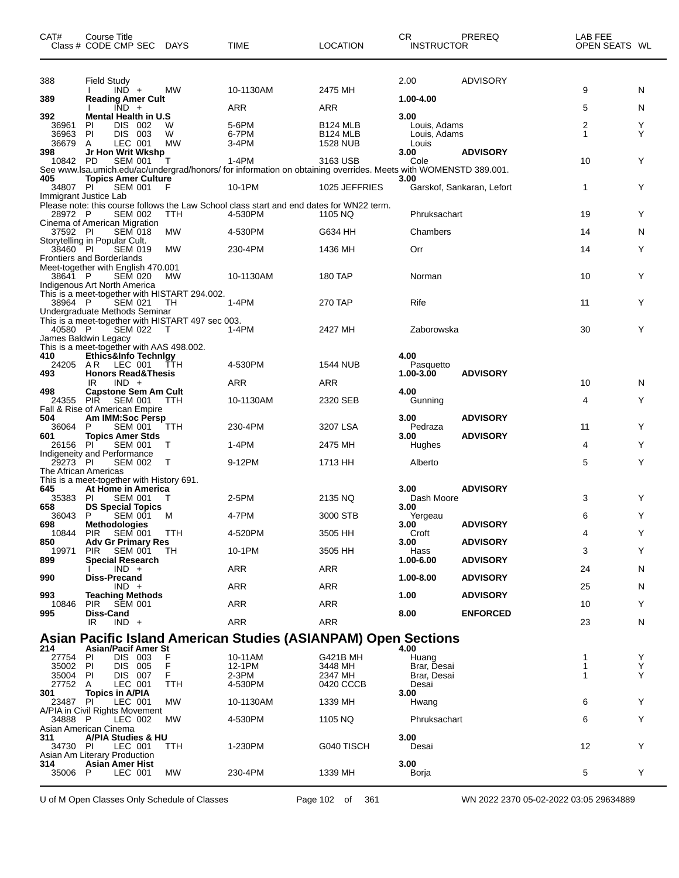| CAT# | Course Title<br>Class # CODE CMP SEC | DAYS | TIME | LOCATION | CR<br>INSTRUCTOR | PREREQ | LAB FEE<br>OPEN SEATS | WL |
|---|---|---|---|---|---|---|---|---|
| 388 | Field Study | | | | 2.00 | ADVISORY | | |
| | I IND + | MW | 10-1130AM | 2475 MH | | | 9 | N |
| **389** | **Reading Amer Cult** | | | | **1.00-4.00** | | | |
| | I IND + | | ARR | ARR | | | 5 | N |
| **392** | **Mental Health in U.S** | | | | **3.00** | | | |
| 36961 | PI DIS 002 | W | 5-6PM | B124 MLB | Louis, Adams | | 2 | Y |
| 36963 | PI DIS 003 | W | 6-7PM | B124 MLB | Louis, Adams | | 1 | Y |
| 36679 | A LEC 001 | MW | 3-4PM | 1528 NUB | Louis | | | |
| **398** | **Jr Hon Writ Wkshp** | | | | **3.00** | **ADVISORY** | | |
| 10842 | PD SEM 001 | T | 1-4PM | 3163 USB | Cole | | 10 | Y |
| | See www.lsa.umich.edu/ac/undergrad/honors/ for information on obtaining overrides. Meets with WOMENSTD 389.001. | | | | | | | |
| **405** | **Topics Amer Culture** | | | | **3.00** | | | |
| 34807 | PI SEM 001 | F | 10-1PM | 1025 JEFFRIES | Garskof, Sankaran, Lefort | | 1 | Y |
| | Immigrant Justice Lab<br>Please note: this course follows the Law School class start and end dates for WN22 term. | | | | | | | |
| 28972 | P SEM 002 | TTH | 4-530PM | 1105 NQ | Phruksachart | | 19 | Y |
| | Cinema of American Migration | | | | | | | |
| 37592 | PI SEM 018 | MW | 4-530PM | G634 HH | Chambers | | 14 | N |
| | Storytelling in Popular Cult. | | | | | | | |
| 38460 | PI SEM 019 | MW | 230-4PM | 1436 MH | Orr | | 14 | Y |
| | Frontiers and Borderlands<br>Meet-together with English 470.001 | | | | | | | |
| 38641 | P SEM 020 | MW | 10-1130AM | 180 TAP | Norman | | 10 | Y |
| | Indigenous Art North America<br>This is a meet-together with HISTART 294.002. | | | | | | | |
| 38964 | P SEM 021 | TH | 1-4PM | 270 TAP | Rife | | 11 | Y |
| | Undergraduate Methods Seminar<br>This is a meet-together with HISTART 497 sec 003. | | | | | | | |
| 40580 | P SEM 022 | T | 1-4PM | 2427 MH | Zaborowska | | 30 | Y |
| | James Baldwin Legacy<br>This is a meet-together with AAS 498.002. | | | | | | | |
| **410** | **Ethics&Info Technlgy** | | | | **4.00** | | | |
| 24205 | AR LEC 001 | TTH | 4-530PM | 1544 NUB | Pasquetto | | | |
| **493** | **Honors Read&Thesis** | | | | **1.00-3.00** | **ADVISORY** | | |
| | IR IND + | | ARR | ARR | | | 10 | N |
| **498** | **Capstone Sem Am Cult** | | | | **4.00** | | | |
| 24355 | PIR SEM 001 | TTH | 10-1130AM | 2320 SEB | Gunning | | 4 | Y |
| | Fall & Rise of American Empire | | | | | | | |
| **504** | **Am IMM:Soc Persp** | | | | **3.00** | **ADVISORY** | | |
| 36064 | P SEM 001 | TTH | 230-4PM | 3207 LSA | Pedraza | | 11 | Y |
| **601** | **Topics Amer Stds** | | | | **3.00** | **ADVISORY** | | |
| 26156 | PI SEM 001 | T | 1-4PM | 2475 MH | Hughes | | 4 | Y |
| | Indigeneity and Performance | | | | | | | |
| 29273 | PI SEM 002 | T | 9-12PM | 1713 HH | Alberto | | 5 | Y |
| | The African Americas<br>This is a meet-together with History 691. | | | | | | | |
| **645** | **At Home in America** | | | | **3.00** | **ADVISORY** | | |
| 35383 | PI SEM 001 | T | 2-5PM | 2135 NQ | Dash Moore | | 3 | Y |
| **658** | **DS Special Topics** | | | | **3.00** | | | |
| 36043 | P SEM 001 | M | 4-7PM | 3000 STB | Yergeau | | 6 | Y |
| **698** | **Methodologies** | | | | **3.00** | **ADVISORY** | | |
| 10844 | PIR SEM 001 | TTH | 4-520PM | 3505 HH | Croft | | 4 | Y |
| **850** | **Adv Gr Primary Res** | | | | **3.00** | **ADVISORY** | | |
| 19971 | PIR SEM 001 | TH | 10-1PM | 3505 HH | Hass | | 3 | Y |
| **899** | **Special Research** | | | | **1.00-6.00** | **ADVISORY** | | |
| | I IND + | | ARR | ARR | | | 24 | N |
| **990** | **Diss-Precand** | | | | **1.00-8.00** | **ADVISORY** | | |
| | IND + | | ARR | ARR | | | 25 | N |
| **993** | **Teaching Methods** | | | | **1.00** | **ADVISORY** | | |
| 10846 | PIR SEM 001 | | ARR | ARR | | | 10 | Y |
| **995** | **Diss-Cand** | | | | **8.00** | **ENFORCED** | | |
| | IR IND + | | ARR | ARR | | | 23 | N |

## Asian Pacific Island American Studies (ASIANPAM) Open Sections

| CAT# | Course Title<br>Class # CODE CMP SEC | DAYS | TIME | LOCATION | CR<br>INSTRUCTOR | PREREQ | LAB FEE<br>OPEN SEATS | WL |
|---|---|---|---|---|---|---|---|---|
| **214** | **Asian/Pacif Amer St** | | | | **4.00** | | | |
| 27754 | PI DIS 003 | F | 10-11AM | G421B MH | Huang | | 1 | Y |
| 35002 | PI DIS 005 | F | 12-1PM | 3448 MH | Brar, Desai | | 1 | Y |
| 35004 | PI DIS 007 | F | 2-3PM | 2347 MH | Brar, Desai | | 1 | Y |
| 27752 | A LEC 001 | TTH | 4-530PM | 0420 CCCB | Desai | | | |
| **301** | **Topics in A/PIA** | | | | **3.00** | | | |
| 23487 | PI LEC 001 | MW | 10-1130AM | 1339 MH | Hwang | | 6 | Y |
| | A/PIA in Civil Rights Movement | | | | | | | |
| 34888 | P LEC 002 | MW | 4-530PM | 1105 NQ | Phruksachart | | 6 | Y |
| | Asian American Cinema | | | | | | | |
| **311** | **A/PIA Studies & HU** | | | | **3.00** | | | |
| 34730 | PI LEC 001 | TTH | 1-230PM | G040 TISCH | Desai | | 12 | Y |
| | Asian Am Literary Production | | | | | | | |
| **314** | **Asian Amer Hist** | | | | **3.00** | | | |
| 35006 | P LEC 001 | MW | 230-4PM | 1339 MH | Borja | | 5 | Y |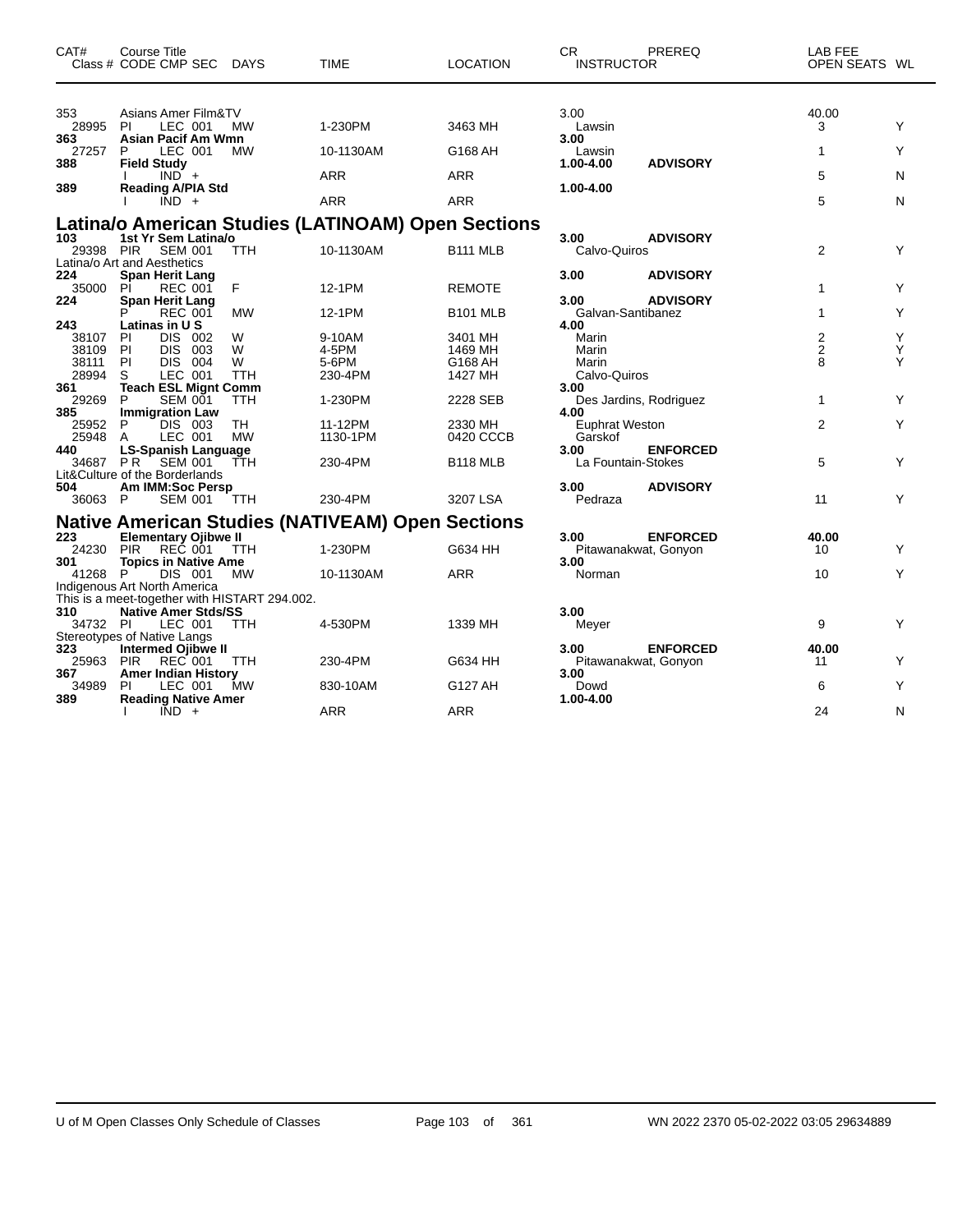| CAT# | Course Title Class # CODE CMP SEC | DAYS | TIME | LOCATION | CR INSTRUCTOR | PREREQ | LAB FEE OPEN SEATS | WL |
|---|---|---|---|---|---|---|---|---|
| 353 | Asians Amer Film&TV | | | | 3.00 | | 40.00 | |
| 28995 | PI LEC 001 | MW | 1-230PM | 3463 MH | Lawsin | | 3 | Y |
| **363** | **Asian Pacif Am Wmn** | | | | **3.00** | | | |
| 27257 | P LEC 001 | MW | 10-1130AM | G168 AH | Lawsin | | 1 | Y |
| **388** | **Field Study** | | | | **1.00-4.00** | **ADVISORY** | | |
| | I IND + | | ARR | ARR | | | 5 | N |
| **389** | **Reading A/PIA Std** | | | | **1.00-4.00** | | | |
| | I IND + | | ARR | ARR | | | 5 | N |

## Latina/o American Studies (LATINOAM) Open Sections

| CAT# | Course Title Class # CODE CMP SEC | DAYS | TIME | LOCATION | CR INSTRUCTOR | PREREQ | LAB FEE OPEN SEATS | WL |
|---|---|---|---|---|---|---|---|---|
| **103** | **1st Yr Sem Latina/o** | | | | **3.00** | **ADVISORY** | | |
| 29398 | PIR SEM 001 | TTH | 10-1130AM | B111 MLB | Calvo-Quiros | | 2 | Y |
| | Latina/o Art and Aesthetics | | | | | | | |
| **224** | **Span Herit Lang** | | | | **3.00** | **ADVISORY** | | |
| 35000 | PI REC 001 | F | 12-1PM | REMOTE | | | 1 | Y |
| **224** | **Span Herit Lang** | | | | **3.00** | **ADVISORY** | | |
| | P REC 001 | MW | 12-1PM | B101 MLB | Galvan-Santibanez | | 1 | Y |
| **243** | **Latinas in U S** | | | | **4.00** | | | |
| 38107 | PI DIS 002 | W | 9-10AM | 3401 MH | Marin | | 2 | Y |
| 38109 | PI DIS 003 | W | 4-5PM | 1469 MH | Marin | | 2 | Y |
| 38111 | PI DIS 004 | W | 5-6PM | G168 AH | Marin | | 8 | Y |
| 28994 | S LEC 001 | TTH | 230-4PM | 1427 MH | Calvo-Quiros | | | |
| **361** | **Teach ESL Mignt Comm** | | | | **3.00** | | | |
| 29269 | P SEM 001 | TTH | 1-230PM | 2228 SEB | Des Jardins, Rodriguez | | 1 | Y |
| **385** | **Immigration Law** | | | | **4.00** | | | |
| 25952 | P DIS 003 | TH | 11-12PM | 2330 MH | Euphrat Weston | | 2 | Y |
| 25948 | A LEC 001 | MW | 1130-1PM | 0420 CCCB | Garskof | | | |
| **440** | **LS-Spanish Language** | | | | **3.00** | **ENFORCED** | | |
| 34687 | P R SEM 001 | TTH | 230-4PM | B118 MLB | La Fountain-Stokes | | 5 | Y |
| | Lit&Culture of the Borderlands | | | | | | | |
| **504** | **Am IMM:Soc Persp** | | | | **3.00** | **ADVISORY** | | |
| 36063 | P SEM 001 | TTH | 230-4PM | 3207 LSA | Pedraza | | 11 | Y |

## Native American Studies (NATIVEAM) Open Sections

| CAT# | Course Title Class # CODE CMP SEC | DAYS | TIME | LOCATION | CR INSTRUCTOR | PREREQ | LAB FEE OPEN SEATS | WL |
|---|---|---|---|---|---|---|---|---|
| **223** | **Elementary Ojibwe II** | | | | **3.00** | **ENFORCED** | **40.00** | |
| 24230 | PIR REC 001 | TTH | 1-230PM | G634 HH | Pitawanakwat, Gonyon | | 10 | Y |
| **301** | **Topics in Native Ame** | | | | **3.00** | | | |
| 41268 | P DIS 001 | MW | 10-1130AM | ARR | Norman | | 10 | Y |
| | Indigenous Art North America | | | | | | | |
| | This is a meet-together with HISTART 294.002. | | | | | | | |
| **310** | **Native Amer Stds/SS** | | | | **3.00** | | | |
| 34732 | PI LEC 001 | TTH | 4-530PM | 1339 MH | Meyer | | 9 | Y |
| | Stereotypes of Native Langs | | | | | | | |
| **323** | **Intermed Ojibwe II** | | | | **3.00** | **ENFORCED** | **40.00** | |
| 25963 | PIR REC 001 | TTH | 230-4PM | G634 HH | Pitawanakwat, Gonyon | | 11 | Y |
| **367** | **Amer Indian History** | | | | **3.00** | | | |
| 34989 | PI LEC 001 | MW | 830-10AM | G127 AH | Dowd | | 6 | Y |
| **389** | **Reading Native Amer** | | | | **1.00-4.00** | | | |
| | I IND + | | ARR | ARR | | | 24 | N |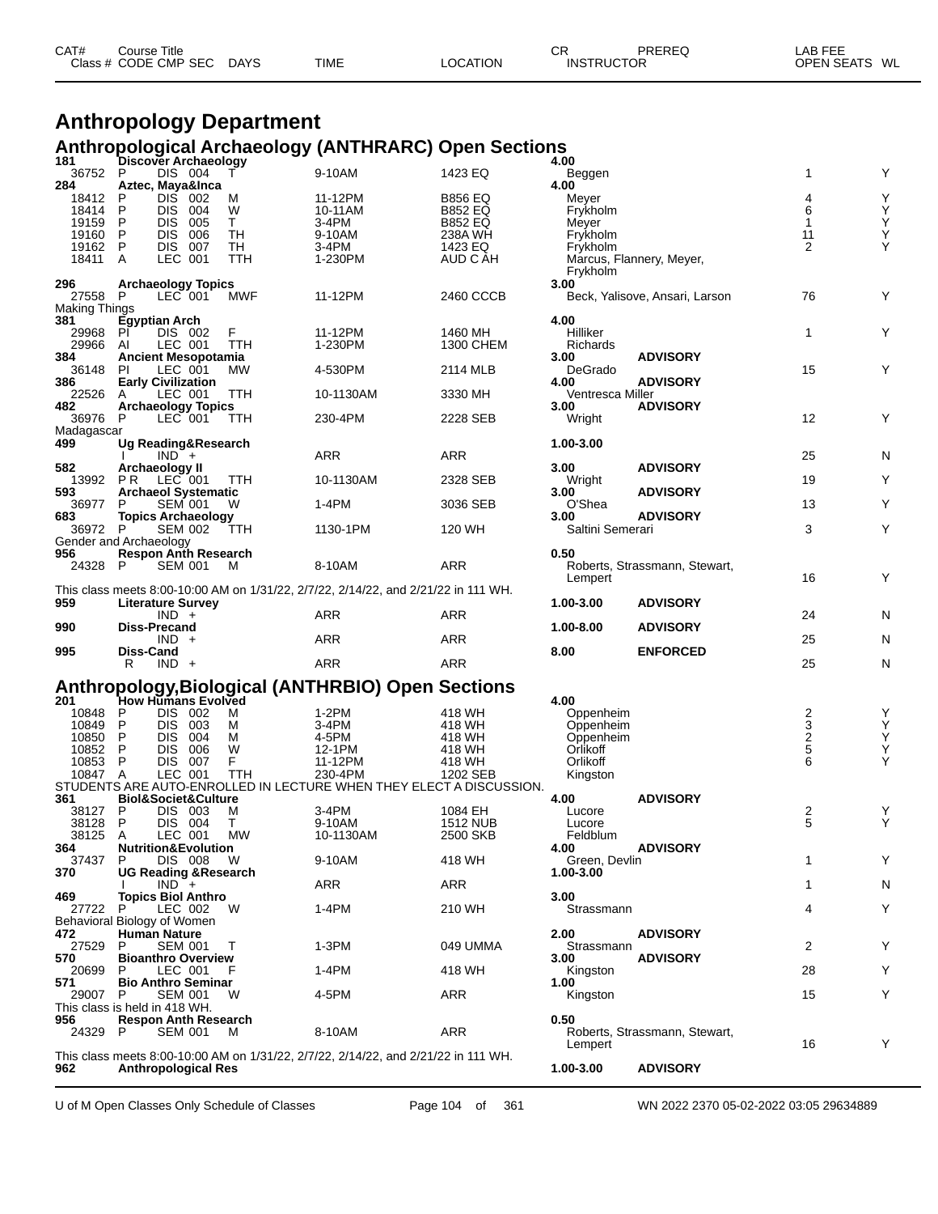# Anthropology Department

## Anthropological Archaeology (ANTHRARC) Open Sections

| CAT# / Class # | Course Title / CODE | CMP | SEC | DAYS | TIME | LOCATION | CR / INSTRUCTOR | PREREQ | OPEN SEATS | WL |
|---|---|---|---|---|---|---|---|---|---|---|
| **181** | **Discover Archaeology** | | | | | | **4.00** | | | |
| 36752 | P | DIS | 004 | T | 9-10AM | 1423 EQ | Beggen | | 1 | Y |
| **284** | **Aztec, Maya&Inca** | | | | | | **4.00** | | | |
| 18412 | P | DIS | 002 | M | 11-12PM | B856 EQ | Meyer | | 4 | Y |
| 18414 | P | DIS | 004 | W | 10-11AM | B852 EQ | Frykholm | | 6 | Y |
| 19159 | P | DIS | 005 | T | 3-4PM | B852 EQ | Meyer | | 1 | Y |
| 19160 | P | DIS | 006 | TH | 9-10AM | 238A WH | Frykholm | | 11 | Y |
| 19162 | P | DIS | 007 | TH | 3-4PM | 1423 EQ | Frykholm | | 2 | Y |
| 18411 | A | LEC | 001 | TTH | 1-230PM | AUD C AH | Marcus, Flannery, Meyer, Frykholm | | | |
| **296** | **Archaeology Topics** | | | | | | **3.00** | | | |
| 27558 | P | LEC | 001 | MWF | 11-12PM | 2460 CCCB | Beck, Yalisove, Ansari, Larson | | 76 | Y |
| Making Things | | | | | | | | | | |
| **381** | **Egyptian Arch** | | | | | | **4.00** | | | |
| 29968 | PI | DIS | 002 | F | 11-12PM | 1460 MH | Hilliker | | 1 | Y |
| 29966 | AI | LEC | 001 | TTH | 1-230PM | 1300 CHEM | Richards | | | |
| **384** | **Ancient Mesopotamia** | | | | | | **3.00** | **ADVISORY** | | |
| 36148 | PI | LEC | 001 | MW | 4-530PM | 2114 MLB | DeGrado | | 15 | Y |
| **386** | **Early Civilization** | | | | | | **4.00** | **ADVISORY** | | |
| 22526 | A | LEC | 001 | TTH | 10-1130AM | 3330 MH | Ventresca Miller | | | |
| **482** | **Archaeology Topics** | | | | | | **3.00** | **ADVISORY** | | |
| 36976 | P | LEC | 001 | TTH | 230-4PM | 2228 SEB | Wright | | 12 | Y |
| Madagascar | | | | | | | | | | |
| **499** | **Ug Reading&Research** | | | | | | **1.00-3.00** | | | |
| | I | IND | + | | ARR | ARR | | | 25 | N |
| **582** | **Archaeology II** | | | | | | **3.00** | **ADVISORY** | | |
| 13992 | P R | LEC | 001 | TTH | 10-1130AM | 2328 SEB | Wright | | 19 | Y |
| **593** | **Archaeol Systematic** | | | | | | **3.00** | **ADVISORY** | | |
| 36977 | P | SEM | 001 | W | 1-4PM | 3036 SEB | O'Shea | | 13 | Y |
| **683** | **Topics Archaeology** | | | | | | **3.00** | **ADVISORY** | | |
| 36972 | P | SEM | 002 | TTH | 1130-1PM | 120 WH | Saltini Semerari | | 3 | Y |
| Gender and Archaeology | | | | | | | | | | |
| **956** | **Respon Anth Research** | | | | | | **0.50** | | | |
| 24328 | P | SEM | 001 | M | 8-10AM | ARR | Roberts, Strassmann, Stewart, Lempert | | 16 | Y |
| This class meets 8:00-10:00 AM on 1/31/22, 2/7/22, 2/14/22, and 2/21/22 in 111 WH. | | | | | | | | | | |
| **959** | **Literature Survey** | | | | | | **1.00-3.00** | **ADVISORY** | | |
| | | IND | + | | ARR | ARR | | | 24 | N |
| **990** | **Diss-Precand** | | | | | | **1.00-8.00** | **ADVISORY** | | |
| | | IND | + | | ARR | ARR | | | 25 | N |
| **995** | **Diss-Cand** | | | | | | **8.00** | **ENFORCED** | | |
| | R | IND | + | | ARR | ARR | | | 25 | N |

## Anthropology,Biological (ANTHRBIO) Open Sections

| CAT# / Class # | Course Title / CODE | CMP | SEC | DAYS | TIME | LOCATION | CR / INSTRUCTOR | PREREQ | OPEN SEATS | WL |
|---|---|---|---|---|---|---|---|---|---|---|
| **201** | **How Humans Evolved** | | | | | | **4.00** | | | |
| 10848 | P | DIS | 002 | M | 1-2PM | 418 WH | Oppenheim | | 2 | Y |
| 10849 | P | DIS | 003 | M | 3-4PM | 418 WH | Oppenheim | | 3 | Y |
| 10850 | P | DIS | 004 | M | 4-5PM | 418 WH | Oppenheim | | 2 | Y |
| 10852 | P | DIS | 006 | W | 12-1PM | 418 WH | Orlikoff | | 5 | Y |
| 10853 | P | DIS | 007 | F | 11-12PM | 418 WH | Orlikoff | | 6 | Y |
| 10847 | A | LEC | 001 | TTH | 230-4PM | 1202 SEB | Kingston | | | |
| STUDENTS ARE AUTO-ENROLLED IN LECTURE WHEN THEY ELECT A DISCUSSION. | | | | | | | | | | |
| **361** | **Biol&Societ&Culture** | | | | | | **4.00** | **ADVISORY** | | |
| 38127 | P | DIS | 003 | M | 3-4PM | 1084 EH | Lucore | | 2 | Y |
| 38128 | P | DIS | 004 | T | 9-10AM | 1512 NUB | Lucore | | 5 | Y |
| 38125 | A | LEC | 001 | MW | 10-1130AM | 2500 SKB | Feldblum | | | |
| **364** | **Nutrition&Evolution** | | | | | | **4.00** | **ADVISORY** | | |
| 37437 | P | DIS | 008 | W | 9-10AM | 418 WH | Green, Devlin | | 1 | Y |
| **370** | **UG Reading &Research** | | | | | | **1.00-3.00** | | | |
| | I | IND | + | | ARR | ARR | | | 1 | N |
| **469** | **Topics Biol Anthro** | | | | | | **3.00** | | | |
| 27722 | P | LEC | 002 | W | 1-4PM | 210 WH | Strassmann | | 4 | Y |
| Behavioral Biology of Women | | | | | | | | | | |
| **472** | **Human Nature** | | | | | | **2.00** | **ADVISORY** | | |
| 27529 | P | SEM | 001 | T | 1-3PM | 049 UMMA | Strassmann | | 2 | Y |
| **570** | **Bioanthro Overview** | | | | | | **3.00** | **ADVISORY** | | |
| 20699 | P | LEC | 001 | F | 1-4PM | 418 WH | Kingston | | 28 | Y |
| **571** | **Bio Anthro Seminar** | | | | | | **1.00** | | | |
| 29007 | P | SEM | 001 | W | 4-5PM | ARR | Kingston | | 15 | Y |
| This class is held in 418 WH. | | | | | | | | | | |
| **956** | **Respon Anth Research** | | | | | | **0.50** | | | |
| 24329 | P | SEM | 001 | M | 8-10AM | ARR | Roberts, Strassmann, Stewart, Lempert | | 16 | Y |
| This class meets 8:00-10:00 AM on 1/31/22, 2/7/22, 2/14/22, and 2/21/22 in 111 WH. | | | | | | | | | | |
| **962** | **Anthropological Res** | | | | | | **1.00-3.00** | **ADVISORY** | | |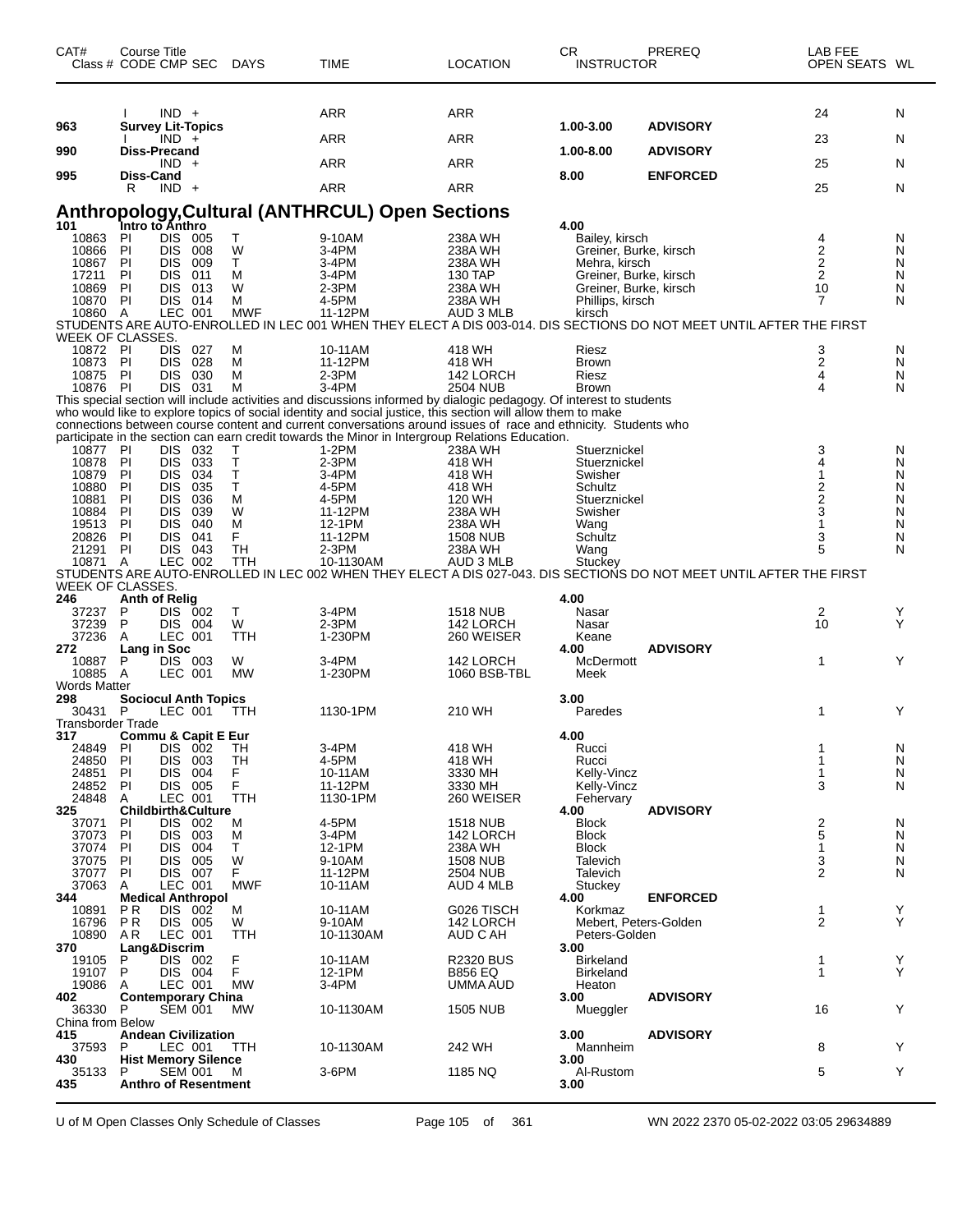| CAT# Class # | Course Title CODE | CMP | SEC | DAYS | TIME | LOCATION | CR INSTRUCTOR | PREREQ | LAB FEE OPEN SEATS | WL |
|---|---|---|---|---|---|---|---|---|---|---|
| | I | IND | + | | ARR | ARR | | | 24 | N |
| **963** | **Survey Lit-Topics** | | | | | | **1.00-3.00** | **ADVISORY** | | |
| | I | IND | + | | ARR | ARR | | | 23 | N |
| **990** | **Diss-Precand** | | | | | | **1.00-8.00** | **ADVISORY** | | |
| | | IND | + | | ARR | ARR | | | 25 | N |
| **995** | **Diss-Cand** | | | | | | **8.00** | **ENFORCED** | | |
| | R | IND | + | | ARR | ARR | | | 25 | N |

## Anthropology,Cultural (ANTHRCUL) Open Sections

| CAT# Class # | CODE | CMP | SEC | DAYS | TIME | LOCATION | INSTRUCTOR | PREREQ | OPEN SEATS | WL |
|---|---|---|---|---|---|---|---|---|---|---|
| **101** | **Intro to Anthro** | | | | | | **4.00** | | | |
| 10863 | PI | DIS | 005 | T | 9-10AM | 238A WH | Bailey, kirsch | | 4 | N |
| 10866 | PI | DIS | 008 | W | 3-4PM | 238A WH | Greiner, Burke, kirsch | | 2 | N |
| 10867 | PI | DIS | 009 | T | 3-4PM | 238A WH | Mehra, kirsch | | 2 | N |
| 17211 | PI | DIS | 011 | M | 3-4PM | 130 TAP | Greiner, Burke, kirsch | | 2 | N |
| 10869 | PI | DIS | 013 | W | 2-3PM | 238A WH | Greiner, Burke, kirsch | | 10 | N |
| 10870 | PI | DIS | 014 | M | 4-5PM | 238A WH | Phillips, kirsch | | 7 | N |
| 10860 | A | LEC | 001 | MWF | 11-12PM | AUD 3 MLB | kirsch | | | |
| STUDENTS ARE AUTO-ENROLLED IN LEC 001 WHEN THEY ELECT A DIS 003-014. DIS SECTIONS DO NOT MEET UNTIL AFTER THE FIRST WEEK OF CLASSES. | | | | | | | | | | |
| 10872 | PI | DIS | 027 | M | 10-11AM | 418 WH | Riesz | | 3 | N |
| 10873 | PI | DIS | 028 | M | 11-12PM | 418 WH | Brown | | 2 | N |
| 10875 | PI | DIS | 030 | M | 2-3PM | 142 LORCH | Riesz | | 4 | N |
| 10876 | PI | DIS | 031 | M | 3-4PM | 2504 NUB | Brown | | 4 | N |
| This special section will include activities and discussions informed by dialogic pedagogy. Of interest to students who would like to explore topics of social identity and social justice, this section will allow them to make connections between course content and current conversations around issues of race and ethnicity. Students who participate in the section can earn credit towards the Minor in Intergroup Relations Education. | | | | | | | | | | |
| 10877 | PI | DIS | 032 | T | 1-2PM | 238A WH | Stuerznickel | | 3 | N |
| 10878 | PI | DIS | 033 | T | 2-3PM | 418 WH | Stuerznickel | | 4 | N |
| 10879 | PI | DIS | 034 | T | 3-4PM | 418 WH | Swisher | | 1 | N |
| 10880 | PI | DIS | 035 | T | 4-5PM | 418 WH | Schultz | | 2 | N |
| 10881 | PI | DIS | 036 | M | 4-5PM | 120 WH | Stuerznickel | | 2 | N |
| 10884 | PI | DIS | 039 | W | 11-12PM | 238A WH | Swisher | | 3 | N |
| 19513 | PI | DIS | 040 | M | 12-1PM | 238A WH | Wang | | 1 | N |
| 20826 | PI | DIS | 041 | F | 11-12PM | 1508 NUB | Schultz | | 3 | N |
| 21291 | PI | DIS | 043 | TH | 2-3PM | 238A WH | Wang | | 5 | N |
| 10871 | A | LEC | 002 | TTH | 10-1130AM | AUD 3 MLB | Stuckey | | | |
| STUDENTS ARE AUTO-ENROLLED IN LEC 002 WHEN THEY ELECT A DIS 027-043. DIS SECTIONS DO NOT MEET UNTIL AFTER THE FIRST WEEK OF CLASSES. | | | | | | | | | | |
| **246** | **Anth of Relig** | | | | | | **4.00** | | | |
| 37237 | P | DIS | 002 | T | 3-4PM | 1518 NUB | Nasar | | 2 | Y |
| 37239 | P | DIS | 004 | W | 2-3PM | 142 LORCH | Nasar | | 10 | Y |
| 37236 | A | LEC | 001 | TTH | 1-230PM | 260 WEISER | Keane | | | |
| **272** | **Lang in Soc** | | | | | | **4.00** | **ADVISORY** | | |
| 10887 | P | DIS | 003 | W | 3-4PM | 142 LORCH | McDermott | | 1 | Y |
| 10885 | A | LEC | 001 | MW | 1-230PM | 1060 BSB-TBL | Meek | | | |
| Words Matter | | | | | | | | | | |
| **298** | **Sociocul Anth Topics** | | | | | | **3.00** | | | |
| 30431 | P | LEC | 001 | TTH | 1130-1PM | 210 WH | Paredes | | 1 | Y |
| Transborder Trade | | | | | | | | | | |
| **317** | **Commu & Capit E Eur** | | | | | | **4.00** | | | |
| 24849 | PI | DIS | 002 | TH | 3-4PM | 418 WH | Rucci | | 1 | N |
| 24850 | PI | DIS | 003 | TH | 4-5PM | 418 WH | Rucci | | 1 | N |
| 24851 | PI | DIS | 004 | F | 10-11AM | 3330 MH | Kelly-Vincz | | 1 | N |
| 24852 | PI | DIS | 005 | F | 11-12PM | 3330 MH | Kelly-Vincz | | 3 | N |
| 24848 | A | LEC | 001 | TTH | 1130-1PM | 260 WEISER | Fehervary | | | |
| **325** | **Childbirth&Culture** | | | | | | **4.00** | **ADVISORY** | | |
| 37071 | PI | DIS | 002 | M | 4-5PM | 1518 NUB | Block | | 2 | N |
| 37073 | PI | DIS | 003 | M | 3-4PM | 142 LORCH | Block | | 5 | N |
| 37074 | PI | DIS | 004 | T | 12-1PM | 238A WH | Block | | 1 | N |
| 37075 | PI | DIS | 005 | W | 9-10AM | 1508 NUB | Talevich | | 3 | N |
| 37077 | PI | DIS | 007 | F | 11-12PM | 2504 NUB | Talevich | | 2 | N |
| 37063 | A | LEC | 001 | MWF | 10-11AM | AUD 4 MLB | Stuckey | | | |
| **344** | **Medical Anthropol** | | | | | | **4.00** | **ENFORCED** | | |
| 10891 | P R | DIS | 002 | M | 10-11AM | G026 TISCH | Korkmaz | | 1 | Y |
| 16796 | P R | DIS | 005 | W | 9-10AM | 142 LORCH | Mebert, Peters-Golden | | 2 | Y |
| 10890 | A R | LEC | 001 | TTH | 10-1130AM | AUD C AH | Peters-Golden | | | |
| **370** | **Lang&Discrim** | | | | | | **3.00** | | | |
| 19105 | P | DIS | 002 | F | 10-11AM | R2320 BUS | Birkeland | | 1 | Y |
| 19107 | P | DIS | 004 | F | 12-1PM | B856 EQ | Birkeland | | 1 | Y |
| 19086 | A | LEC | 001 | MW | 3-4PM | UMMA AUD | Heaton | | | |
| **402** | **Contemporary China** | | | | | | **3.00** | **ADVISORY** | | |
| 36330 | P | SEM | 001 | MW | 10-1130AM | 1505 NUB | Mueggler | | 16 | Y |
| China from Below | | | | | | | | | | |
| **415** | **Andean Civilization** | | | | | | **3.00** | **ADVISORY** | | |
| 37593 | P | LEC | 001 | TTH | 10-1130AM | 242 WH | Mannheim | | 8 | Y |
| **430** | **Hist Memory Silence** | | | | | | **3.00** | | | |
| 35133 | P | SEM | 001 | M | 3-6PM | 1185 NQ | Al-Rustom | | 5 | Y |
| **435** | **Anthro of Resentment** | | | | | | **3.00** | | | |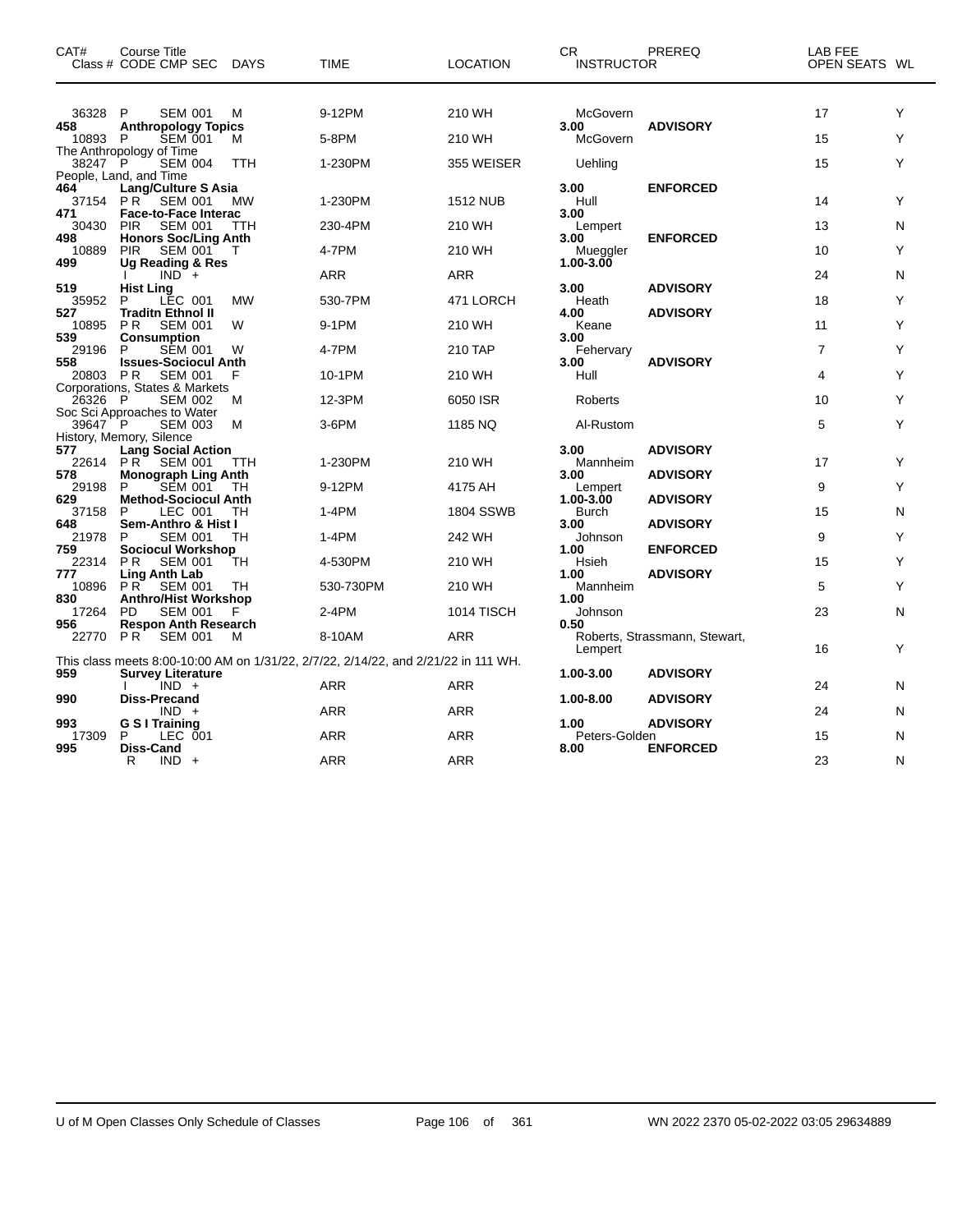| CAT# | Course Title Class # CODE CMP SEC | DAYS | TIME | LOCATION | CR INSTRUCTOR | PREREQ | LAB FEE OPEN SEATS | WL |
|---|---|---|---|---|---|---|---|---|
| | 36328 P SEM 001 | M | 9-12PM | 210 WH | McGovern | | 17 | Y |
| 458 | **Anthropology Topics** | | | | 3.00 | **ADVISORY** | | |
| | 10893 P SEM 001 | M | 5-8PM | 210 WH | McGovern | | 15 | Y |
| | The Anthropology of Time | | | | | | | |
| | 38247 P SEM 004 | TTH | 1-230PM | 355 WEISER | Uehling | | 15 | Y |
| | People, Land, and Time | | | | | | | |
| 464 | **Lang/Culture S Asia** | | | | 3.00 | **ENFORCED** | | |
| | 37154 P R SEM 001 | MW | 1-230PM | 1512 NUB | Hull | | 14 | Y |
| 471 | **Face-to-Face Interac** | | | | 3.00 | | | |
| | 30430 PIR SEM 001 | TTH | 230-4PM | 210 WH | Lempert | | 13 | N |
| 498 | **Honors Soc/Ling Anth** | | | | 3.00 | **ENFORCED** | | |
| | 10889 PIR SEM 001 | T | 4-7PM | 210 WH | Mueggler | | 10 | Y |
| 499 | **Ug Reading & Res** | | | | 1.00-3.00 | | | |
| | I IND + | | ARR | ARR | | | 24 | N |
| 519 | **Hist Ling** | | | | 3.00 | **ADVISORY** | | |
| | 35952 P LEC 001 | MW | 530-7PM | 471 LORCH | Heath | | 18 | Y |
| 527 | **Traditn Ethnol II** | | | | 4.00 | **ADVISORY** | | |
| | 10895 P R SEM 001 | W | 9-1PM | 210 WH | Keane | | 11 | Y |
| 539 | **Consumption** | | | | 3.00 | | | |
| | 29196 P SEM 001 | W | 4-7PM | 210 TAP | Fehervary | | 7 | Y |
| 558 | **Issues-Sociocul Anth** | | | | 3.00 | **ADVISORY** | | |
| | 20803 P R SEM 001 | F | 10-1PM | 210 WH | Hull | | 4 | Y |
| | Corporations, States & Markets | | | | | | | |
| | 26326 P SEM 002 | M | 12-3PM | 6050 ISR | Roberts | | 10 | Y |
| | Soc Sci Approaches to Water | | | | | | | |
| | 39647 P SEM 003 | M | 3-6PM | 1185 NQ | Al-Rustom | | 5 | Y |
| | History, Memory, Silence | | | | | | | |
| 577 | **Lang Social Action** | | | | 3.00 | **ADVISORY** | | |
| | 22614 P R SEM 001 | TTH | 1-230PM | 210 WH | Mannheim | | 17 | Y |
| 578 | **Monograph Ling Anth** | | | | 3.00 | **ADVISORY** | | |
| | 29198 P SEM 001 | TH | 9-12PM | 4175 AH | Lempert | | 9 | Y |
| 629 | **Method-Sociocul Anth** | | | | 1.00-3.00 | **ADVISORY** | | |
| | 37158 P LEC 001 | TH | 1-4PM | 1804 SSWB | Burch | | 15 | N |
| 648 | **Sem-Anthro & Hist I** | | | | 3.00 | **ADVISORY** | | |
| | 21978 P SEM 001 | TH | 1-4PM | 242 WH | Johnson | | 9 | Y |
| 759 | **Sociocul Workshop** | | | | 1.00 | **ENFORCED** | | |
| | 22314 P R SEM 001 | TH | 4-530PM | 210 WH | Hsieh | | 15 | Y |
| 777 | **Ling Anth Lab** | | | | 1.00 | **ADVISORY** | | |
| | 10896 P R SEM 001 | TH | 530-730PM | 210 WH | Mannheim | | 5 | Y |
| 830 | **Anthro/Hist Workshop** | | | | 1.00 | | | |
| | 17264 PD SEM 001 | F | 2-4PM | 1014 TISCH | Johnson | | 23 | N |
| 956 | **Respon Anth Research** | | | | 0.50 | | | |
| | 22770 P R SEM 001 | M | 8-10AM | ARR | Roberts, Strassmann, Stewart, Lempert | | 16 | Y |
| | This class meets 8:00-10:00 AM on 1/31/22, 2/7/22, 2/14/22, and 2/21/22 in 111 WH. | | | | | | | |
| 959 | **Survey Literature** | | | | 1.00-3.00 | **ADVISORY** | | |
| | I IND + | | ARR | ARR | | | 24 | N |
| 990 | **Diss-Precand** | | | | 1.00-8.00 | **ADVISORY** | | |
| | IND + | | ARR | ARR | | | 24 | N |
| 993 | **G S I Training** | | | | 1.00 | **ADVISORY** | | |
| | 17309 P LEC 001 | | ARR | ARR | Peters-Golden | | 15 | N |
| 995 | **Diss-Cand** | | | | 8.00 | **ENFORCED** | | |
| | R IND + | | ARR | ARR | | | 23 | N |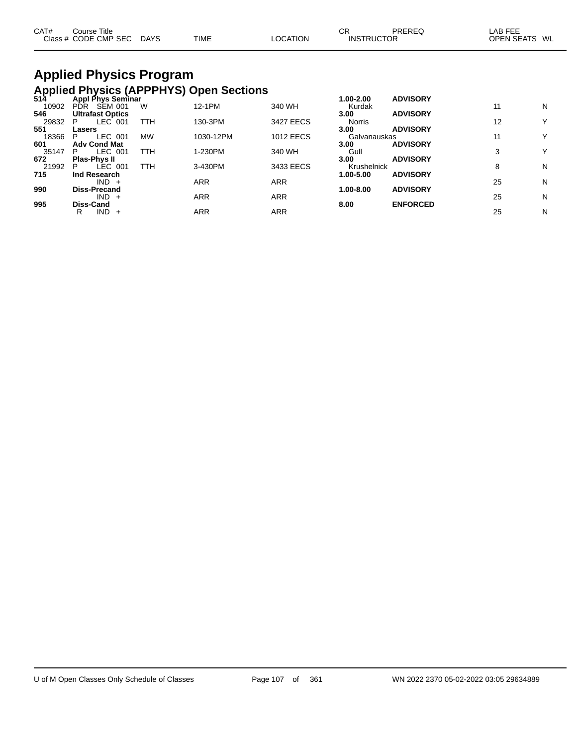# Applied Physics Program

## Applied Physics (APPPHYS) Open Sections

| CAT# / Class # | Course Title / CODE CMP SEC | DAYS | TIME | LOCATION | CR / INSTRUCTOR | PREREQ | LAB FEE / OPEN SEATS | WL |
|---|---|---|---|---|---|---|---|---|
| **514** | **Appl Phys Seminar** | | | | **1.00-2.00** | **ADVISORY** | | |
| 10902 | PDR SEM 001 | W | 12-1PM | 340 WH | Kurdak | | 11 | N |
| **546** | **Ultrafast Optics** | | | | **3.00** | **ADVISORY** | | |
| 29832 | P LEC 001 | TTH | 130-3PM | 3427 EECS | Norris | | 12 | Y |
| **551** | **Lasers** | | | | **3.00** | **ADVISORY** | | |
| 18366 | P LEC 001 | MW | 1030-12PM | 1012 EECS | Galvanauskas | | 11 | Y |
| **601** | **Adv Cond Mat** | | | | **3.00** | **ADVISORY** | | |
| 35147 | P LEC 001 | TTH | 1-230PM | 340 WH | Gull | | 3 | Y |
| **672** | **Plas-Phys II** | | | | **3.00** | **ADVISORY** | | |
| 21992 | P LEC 001 | TTH | 3-430PM | 3433 EECS | Krushelnick | | 8 | N |
| **715** | **Ind Research** | | | | **1.00-5.00** | **ADVISORY** | | |
| | IND + | | ARR | ARR | | | 25 | N |
| **990** | **Diss-Precand** | | | | **1.00-8.00** | **ADVISORY** | | |
| | IND + | | ARR | ARR | | | 25 | N |
| **995** | **Diss-Cand** | | | | **8.00** | **ENFORCED** | | |
| | R IND + | | ARR | ARR | | | 25 | N |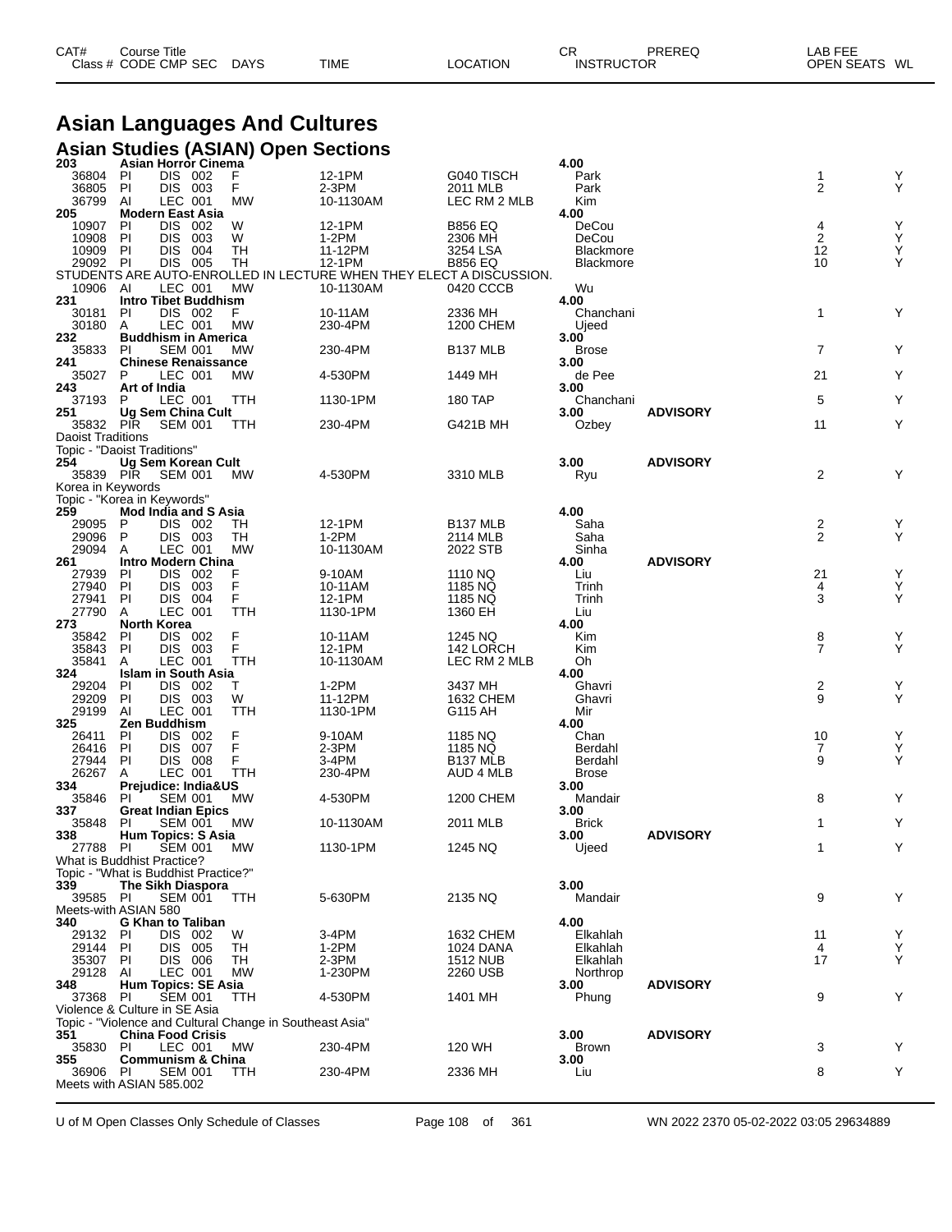| CAT# | Course Title | | | | | | CR | PREREQ | LAB FEE | |
|---|---|---|---|---|---|---|---|---|---|---|
| Class # | CODE | CMP | SEC | DAYS | TIME | LOCATION | INSTRUCTOR | | OPEN SEATS | WL |

# Asian Languages And Cultures

## Asian Studies (ASIAN) Open Sections

| Class # | CODE | CMP | SEC | DAYS | TIME | LOCATION | INSTRUCTOR | PREREQ | OPEN SEATS | WL |
|---|---|---|---|---|---|---|---|---|---|---|
| **203** | **Asian Horror Cinema** | | | | | | **4.00** | | | |
| 36804 | PI | DIS | 002 | F | 12-1PM | G040 TISCH | Park | | 1 | Y |
| 36805 | PI | DIS | 003 | F | 2-3PM | 2011 MLB | Park | | 2 | Y |
| 36799 | AI | LEC | 001 | MW | 10-1130AM | LEC RM 2 MLB | Kim | | | |
| **205** | **Modern East Asia** | | | | | | **4.00** | | | |
| 10907 | PI | DIS | 002 | W | 12-1PM | B856 EQ | DeCou | | 4 | Y |
| 10908 | PI | DIS | 003 | W | 1-2PM | 2306 MH | DeCou | | 2 | Y |
| 10909 | PI | DIS | 004 | TH | 11-12PM | 3254 LSA | Blackmore | | 12 | Y |
| 29092 | PI | DIS | 005 | TH | 12-1PM | B856 EQ | Blackmore | | 10 | Y |
| STUDENTS ARE AUTO-ENROLLED IN LECTURE WHEN THEY ELECT A DISCUSSION. | | | | | | | | | | |
| 10906 | AI | LEC | 001 | MW | 10-1130AM | 0420 CCCB | Wu | | | |
| **231** | **Intro Tibet Buddhism** | | | | | | **4.00** | | | |
| 30181 | PI | DIS | 002 | F | 10-11AM | 2336 MH | Chanchani | | 1 | Y |
| 30180 | A | LEC | 001 | MW | 230-4PM | 1200 CHEM | Ujeed | | | |
| **232** | **Buddhism in America** | | | | | | **3.00** | | | |
| 35833 | PI | SEM | 001 | MW | 230-4PM | B137 MLB | Brose | | 7 | Y |
| **241** | **Chinese Renaissance** | | | | | | **3.00** | | | |
| 35027 | P | LEC | 001 | MW | 4-530PM | 1449 MH | de Pee | | 21 | Y |
| **243** | **Art of India** | | | | | | **3.00** | | | |
| 37193 | P | LEC | 001 | TTH | 1130-1PM | 180 TAP | Chanchani | | 5 | Y |
| **251** | **Ug Sem China Cult** | | | | | | **3.00** | **ADVISORY** | | |
| 35832 | PIR | SEM | 001 | TTH | 230-4PM | G421B MH | Ozbey | | 11 | Y |
| Daoist Traditions | | | | | | | | | | |
| Topic - "Daoist Traditions" | | | | | | | | | | |
| **254** | **Ug Sem Korean Cult** | | | | | | **3.00** | **ADVISORY** | | |
| 35839 | PIR | SEM | 001 | MW | 4-530PM | 3310 MLB | Ryu | | 2 | Y |
| Korea in Keywords | | | | | | | | | | |
| Topic - "Korea in Keywords" | | | | | | | | | | |
| **259** | **Mod India and S Asia** | | | | | | **4.00** | | | |
| 29095 | P | DIS | 002 | TH | 12-1PM | B137 MLB | Saha | | 2 | Y |
| 29096 | P | DIS | 003 | TH | 1-2PM | 2114 MLB | Saha | | 2 | Y |
| 29094 | A | LEC | 001 | MW | 10-1130AM | 2022 STB | Sinha | | | |
| **261** | **Intro Modern China** | | | | | | **4.00** | **ADVISORY** | | |
| 27939 | PI | DIS | 002 | F | 9-10AM | 1110 NQ | Liu | | 21 | Y |
| 27940 | PI | DIS | 003 | F | 10-11AM | 1185 NQ | Trinh | | 4 | Y |
| 27941 | PI | DIS | 004 | F | 12-1PM | 1185 NQ | Trinh | | 3 | Y |
| 27790 | A | LEC | 001 | TTH | 1130-1PM | 1360 EH | Liu | | | |
| **273** | **North Korea** | | | | | | **4.00** | | | |
| 35842 | PI | DIS | 002 | F | 10-11AM | 1245 NQ | Kim | | 8 | Y |
| 35843 | PI | DIS | 003 | F | 12-1PM | 142 LORCH | Kim | | 7 | Y |
| 35841 | A | LEC | 001 | TTH | 10-1130AM | LEC RM 2 MLB | Oh | | | |
| **324** | **Islam in South Asia** | | | | | | **4.00** | | | |
| 29204 | PI | DIS | 002 | T | 1-2PM | 3437 MH | Ghavri | | 2 | Y |
| 29209 | PI | DIS | 003 | W | 11-12PM | 1632 CHEM | Ghavri | | 9 | Y |
| 29199 | AI | LEC | 001 | TTH | 1130-1PM | G115 AH | Mir | | | |
| **325** | **Zen Buddhism** | | | | | | **4.00** | | | |
| 26411 | PI | DIS | 002 | F | 9-10AM | 1185 NQ | Chan | | 10 | Y |
| 26416 | PI | DIS | 007 | F | 2-3PM | 1185 NQ | Berdahl | | 7 | Y |
| 27944 | PI | DIS | 008 | F | 3-4PM | B137 MLB | Berdahl | | 9 | Y |
| 26267 | A | LEC | 001 | TTH | 230-4PM | AUD 4 MLB | Brose | | | |
| **334** | **Prejudice: India&US** | | | | | | **3.00** | | | |
| 35846 | PI | SEM | 001 | MW | 4-530PM | 1200 CHEM | Mandair | | 8 | Y |
| **337** | **Great Indian Epics** | | | | | | **3.00** | | | |
| 35848 | PI | SEM | 001 | MW | 10-1130AM | 2011 MLB | Brick | | 1 | Y |
| **338** | **Hum Topics: S Asia** | | | | | | **3.00** | **ADVISORY** | | |
| 27788 | PI | SEM | 001 | MW | 1130-1PM | 1245 NQ | Ujeed | | 1 | Y |
| What is Buddhist Practice? | | | | | | | | | | |
| Topic - "What is Buddhist Practice?" | | | | | | | | | | |
| **339** | **The Sikh Diaspora** | | | | | | **3.00** | | | |
| 39585 | PI | SEM | 001 | TTH | 5-630PM | 2135 NQ | Mandair | | 9 | Y |
| Meets-with ASIAN 580 | | | | | | | | | | |
| **340** | **G Khan to Taliban** | | | | | | **4.00** | | | |
| 29132 | PI | DIS | 002 | W | 3-4PM | 1632 CHEM | Elkahlah | | 11 | Y |
| 29144 | PI | DIS | 005 | TH | 1-2PM | 1024 DANA | Elkahlah | | 4 | Y |
| 35307 | PI | DIS | 006 | TH | 2-3PM | 1512 NUB | Elkahlah | | 17 | Y |
| 29128 | AI | LEC | 001 | MW | 1-230PM | 2260 USB | Northrop | | | |
| **348** | **Hum Topics: SE Asia** | | | | | | **3.00** | **ADVISORY** | | |
| 37368 | PI | SEM | 001 | TTH | 4-530PM | 1401 MH | Phung | | 9 | Y |
| Violence & Culture in SE Asia | | | | | | | | | | |
| Topic - "Violence and Cultural Change in Southeast Asia" | | | | | | | | | | |
| **351** | **China Food Crisis** | | | | | | **3.00** | **ADVISORY** | | |
| 35830 | PI | LEC | 001 | MW | 230-4PM | 120 WH | Brown | | 3 | Y |
| **355** | **Communism & China** | | | | | | **3.00** | | | |
| 36906 | PI | SEM | 001 | TTH | 230-4PM | 2336 MH | Liu | | 8 | Y |
| Meets with ASIAN 585.002 | | | | | | | | | | |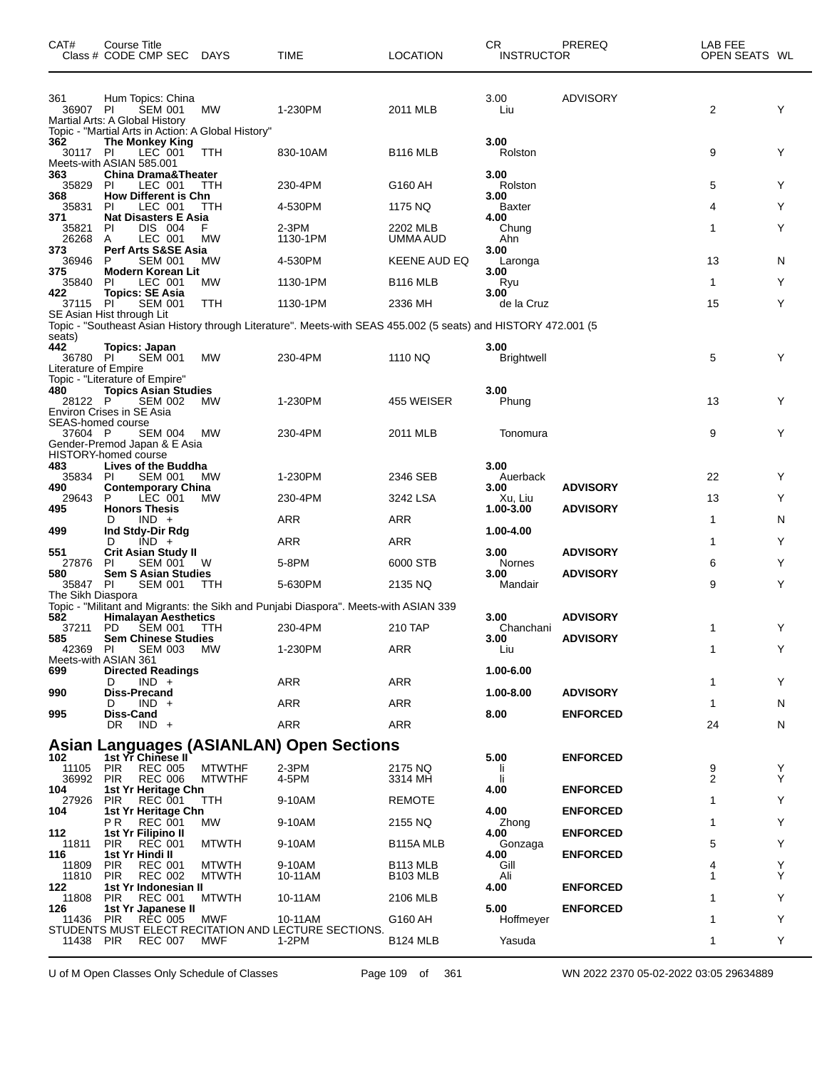| CAT# | Course Title Class # CODE CMP SEC | DAYS | TIME | LOCATION | CR INSTRUCTOR | PREREQ | LAB FEE OPEN SEATS | WL |
|---|---|---|---|---|---|---|---|---|
| 361 | Hum Topics: China | | | | 3.00 | ADVISORY | | |
| 36907 | PI SEM 001 | MW | 1-230PM | 2011 MLB | Liu | | 2 | Y |
| | Martial Arts: A Global History | | | | | | | |
| | Topic - "Martial Arts in Action: A Global History" | | | | | | | |
| **362** | **The Monkey King** | | | | **3.00** | | | |
| 30117 | PI LEC 001 | TTH | 830-10AM | B116 MLB | Rolston | | 9 | Y |
| | Meets-with ASIAN 585.001 | | | | | | | |
| **363** | **China Drama&Theater** | | | | **3.00** | | | |
| 35829 | PI LEC 001 | TTH | 230-4PM | G160 AH | Rolston | | 5 | Y |
| **368** | **How Different is Chn** | | | | **3.00** | | | |
| 35831 | PI LEC 001 | TTH | 4-530PM | 1175 NQ | Baxter | | 4 | Y |
| **371** | **Nat Disasters E Asia** | | | | **4.00** | | | |
| 35821 | PI DIS 004 | F | 2-3PM | 2202 MLB | Chung | | 1 | Y |
| 26268 | A LEC 001 | MW | 1130-1PM | UMMA AUD | Ahn | | | |
| **373** | **Perf Arts S&SE Asia** | | | | **3.00** | | | |
| 36946 | P SEM 001 | MW | 4-530PM | KEENE AUD EQ | Laronga | | 13 | N |
| **375** | **Modern Korean Lit** | | | | **3.00** | | | |
| 35840 | PI LEC 001 | MW | 1130-1PM | B116 MLB | Ryu | | 1 | Y |
| **422** | **Topics: SE Asia** | | | | **3.00** | | | |
| 37115 | PI SEM 001 | TTH | 1130-1PM | 2336 MH | de la Cruz | | 15 | Y |
| | SE Asian Hist through Lit | | | | | | | |
| | Topic - "Southeast Asian History through Literature". Meets-with SEAS 455.002 (5 seats) and HISTORY 472.001 (5 seats) | | | | | | | |
| **442** | **Topics: Japan** | | | | **3.00** | | | |
| 36780 | PI SEM 001 | MW | 230-4PM | 1110 NQ | Brightwell | | 5 | Y |
| | Literature of Empire | | | | | | | |
| | Topic - "Literature of Empire" | | | | | | | |
| **480** | **Topics Asian Studies** | | | | **3.00** | | | |
| 28122 | P SEM 002 | MW | 1-230PM | 455 WEISER | Phung | | 13 | Y |
| | Environ Crises in SE Asia | | | | | | | |
| | SEAS-homed course | | | | | | | |
| 37604 | P SEM 004 | MW | 230-4PM | 2011 MLB | Tonomura | | 9 | Y |
| | Gender-Premod Japan & E Asia | | | | | | | |
| | HISTORY-homed course | | | | | | | |
| **483** | **Lives of the Buddha** | | | | **3.00** | | | |
| 35834 | PI SEM 001 | MW | 1-230PM | 2346 SEB | Auerback | | 22 | Y |
| **490** | **Contemporary China** | | | | **3.00** | **ADVISORY** | | |
| 29643 | P LEC 001 | MW | 230-4PM | 3242 LSA | Xu, Liu | | 13 | Y |
| **495** | **Honors Thesis** | | | | **1.00-3.00** | **ADVISORY** | | |
| | D IND + | | ARR | ARR | | | 1 | N |
| **499** | **Ind Stdy-Dir Rdg** | | | | **1.00-4.00** | | | |
| | D IND + | | ARR | ARR | | | 1 | Y |
| **551** | **Crit Asian Study II** | | | | **3.00** | **ADVISORY** | | |
| 27876 | PI SEM 001 | W | 5-8PM | 6000 STB | Nornes | | 6 | Y |
| **580** | **Sem S Asian Studies** | | | | **3.00** | **ADVISORY** | | |
| 35847 | PI SEM 001 | TTH | 5-630PM | 2135 NQ | Mandair | | 9 | Y |
| | The Sikh Diaspora | | | | | | | |
| | Topic - "Militant and Migrants: the Sikh and Punjabi Diaspora". Meets-with ASIAN 339 | | | | | | | |
| **582** | **Himalayan Aesthetics** | | | | **3.00** | **ADVISORY** | | |
| 37211 | PD SEM 001 | TTH | 230-4PM | 210 TAP | Chanchani | | 1 | Y |
| **585** | **Sem Chinese Studies** | | | | **3.00** | **ADVISORY** | | |
| 42369 | PI SEM 003 | MW | 1-230PM | ARR | Liu | | 1 | Y |
| | Meets-with ASIAN 361 | | | | | | | |
| **699** | **Directed Readings** | | | | **1.00-6.00** | | | |
| | D IND + | | ARR | ARR | | | 1 | Y |
| **990** | **Diss-Precand** | | | | **1.00-8.00** | **ADVISORY** | | |
| | D IND + | | ARR | ARR | | | 1 | N |
| **995** | **Diss-Cand** | | | | **8.00** | **ENFORCED** | | |
| | DR IND + | | ARR | ARR | | | 24 | N |

## Asian Languages (ASIANLAN) Open Sections

| CAT# | Course Title Class # CODE CMP SEC | DAYS | TIME | LOCATION | CR INSTRUCTOR | PREREQ | LAB FEE OPEN SEATS | WL |
|---|---|---|---|---|---|---|---|---|
| **102** | **1st Yr Chinese II** | | | | **5.00** | **ENFORCED** | | |
| 11105 | PIR REC 005 | MTWTHF | 2-3PM | 2175 NQ | li | | 9 | Y |
| 36992 | PIR REC 006 | MTWTHF | 4-5PM | 3314 MH | li | | 2 | Y |
| **104** | **1st Yr Heritage Chn** | | | | **4.00** | **ENFORCED** | | |
| 27926 | PIR REC 001 | TTH | 9-10AM | REMOTE | | | 1 | Y |
| **104** | **1st Yr Heritage Chn** | | | | **4.00** | **ENFORCED** | | |
| | P R REC 001 | MW | 9-10AM | 2155 NQ | Zhong | | 1 | Y |
| **112** | **1st Yr Filipino II** | | | | **4.00** | **ENFORCED** | | |
| 11811 | PIR REC 001 | MTWTH | 9-10AM | B115A MLB | Gonzaga | | 5 | Y |
| **116** | **1st Yr Hindi II** | | | | **4.00** | **ENFORCED** | | |
| 11809 | PIR REC 001 | MTWTH | 9-10AM | B113 MLB | Gill | | 4 | Y |
| 11810 | PIR REC 002 | MTWTH | 10-11AM | B103 MLB | Ali | | 1 | Y |
| **122** | **1st Yr Indonesian II** | | | | **4.00** | **ENFORCED** | | |
| 11808 | PIR REC 001 | MTWTH | 10-11AM | 2106 MLB | | | 1 | Y |
| **126** | **1st Yr Japanese II** | | | | **5.00** | **ENFORCED** | | |
| 11436 | PIR REC 005 | MWF | 10-11AM | G160 AH | Hoffmeyer | | 1 | Y |
| | STUDENTS MUST ELECT RECITATION AND LECTURE SECTIONS. | | | | | | | |
| 11438 | PIR REC 007 | MWF | 1-2PM | B124 MLB | Yasuda | | 1 | Y |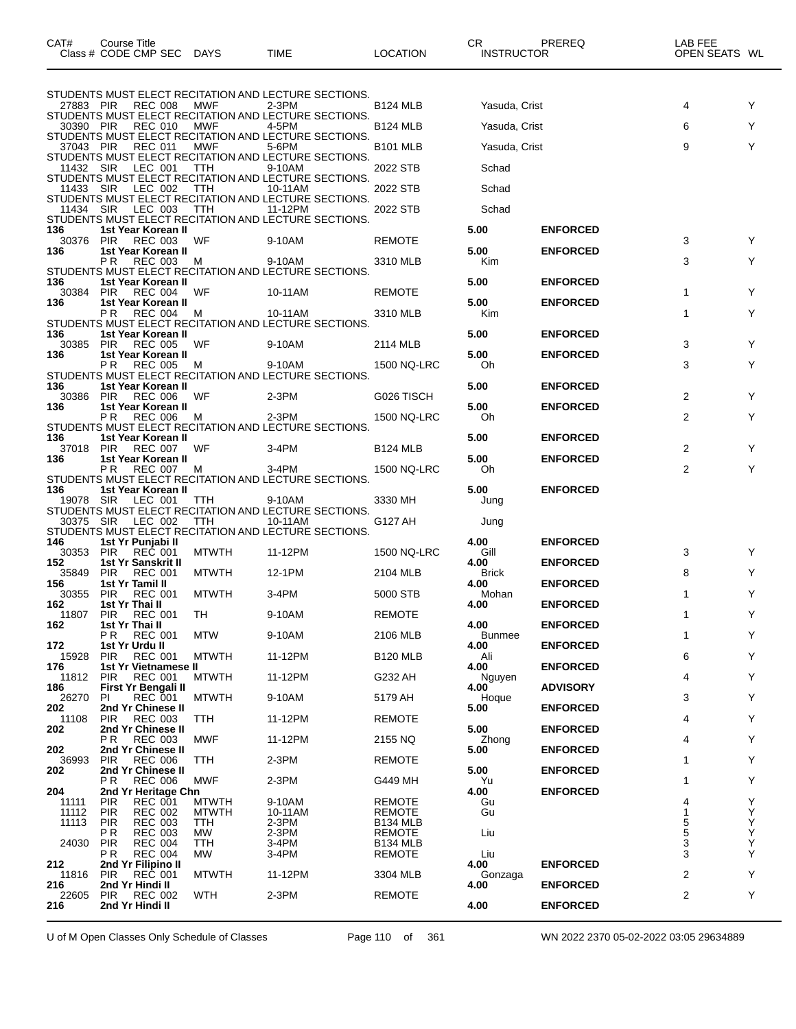| CAT# | Course Title / Class # CODE CMP SEC | DAYS | TIME | LOCATION | CR / INSTRUCTOR | PREREQ | LAB FEE / OPEN SEATS | WL |
|---|---|---|---|---|---|---|---|---|
| | STUDENTS MUST ELECT RECITATION AND LECTURE SECTIONS. | | | | | | | |
| 27883 | PIR REC 008 | MWF | 2-3PM | B124 MLB | Yasuda, Crist | | 4 | Y |
| | STUDENTS MUST ELECT RECITATION AND LECTURE SECTIONS. | | | | | | | |
| 30390 | PIR REC 010 | MWF | 4-5PM | B124 MLB | Yasuda, Crist | | 6 | Y |
| | STUDENTS MUST ELECT RECITATION AND LECTURE SECTIONS. | | | | | | | |
| 37043 | PIR REC 011 | MWF | 5-6PM | B101 MLB | Yasuda, Crist | | 9 | Y |
| | STUDENTS MUST ELECT RECITATION AND LECTURE SECTIONS. | | | | | | | |
| 11432 | SIR LEC 001 | TTH | 9-10AM | 2022 STB | Schad | | | |
| | STUDENTS MUST ELECT RECITATION AND LECTURE SECTIONS. | | | | | | | |
| 11433 | SIR LEC 002 | TTH | 10-11AM | 2022 STB | Schad | | | |
| | STUDENTS MUST ELECT RECITATION AND LECTURE SECTIONS. | | | | | | | |
| 11434 | SIR LEC 003 | TTH | 11-12PM | 2022 STB | Schad | | | |
| | STUDENTS MUST ELECT RECITATION AND LECTURE SECTIONS. | | | | | | | |
| **136** | **1st Year Korean II** | | | | **5.00** | **ENFORCED** | | |
| 30376 | PIR REC 003 | WF | 9-10AM | REMOTE | | | 3 | Y |
| **136** | **1st Year Korean II** | | | | **5.00** | **ENFORCED** | | |
| | P R REC 003 | M | 9-10AM | 3310 MLB | Kim | | 3 | Y |
| | STUDENTS MUST ELECT RECITATION AND LECTURE SECTIONS. | | | | | | | |
| **136** | **1st Year Korean II** | | | | **5.00** | **ENFORCED** | | |
| 30384 | PIR REC 004 | WF | 10-11AM | REMOTE | | | 1 | Y |
| **136** | **1st Year Korean II** | | | | **5.00** | **ENFORCED** | | |
| | P R REC 004 | M | 10-11AM | 3310 MLB | Kim | | 1 | Y |
| | STUDENTS MUST ELECT RECITATION AND LECTURE SECTIONS. | | | | | | | |
| **136** | **1st Year Korean II** | | | | **5.00** | **ENFORCED** | | |
| 30385 | PIR REC 005 | WF | 9-10AM | 2114 MLB | | | 3 | Y |
| **136** | **1st Year Korean II** | | | | **5.00** | **ENFORCED** | | |
| | P R REC 005 | M | 9-10AM | 1500 NQ-LRC | Oh | | 3 | Y |
| | STUDENTS MUST ELECT RECITATION AND LECTURE SECTIONS. | | | | | | | |
| **136** | **1st Year Korean II** | | | | **5.00** | **ENFORCED** | | |
| 30386 | PIR REC 006 | WF | 2-3PM | G026 TISCH | | | 2 | Y |
| **136** | **1st Year Korean II** | | | | **5.00** | **ENFORCED** | | |
| | P R REC 006 | M | 2-3PM | 1500 NQ-LRC | Oh | | 2 | Y |
| | STUDENTS MUST ELECT RECITATION AND LECTURE SECTIONS. | | | | | | | |
| **136** | **1st Year Korean II** | | | | **5.00** | **ENFORCED** | | |
| 37018 | PIR REC 007 | WF | 3-4PM | B124 MLB | | | 2 | Y |
| **136** | **1st Year Korean II** | | | | **5.00** | **ENFORCED** | | |
| | P R REC 007 | M | 3-4PM | 1500 NQ-LRC | Oh | | 2 | Y |
| | STUDENTS MUST ELECT RECITATION AND LECTURE SECTIONS. | | | | | | | |
| **136** | **1st Year Korean II** | | | | **5.00** | **ENFORCED** | | |
| 19078 | SIR LEC 001 | TTH | 9-10AM | 3330 MH | Jung | | | |
| | STUDENTS MUST ELECT RECITATION AND LECTURE SECTIONS. | | | | | | | |
| 30375 | SIR LEC 002 | TTH | 10-11AM | G127 AH | Jung | | | |
| | STUDENTS MUST ELECT RECITATION AND LECTURE SECTIONS. | | | | | | | |
| **146** | **1st Yr Punjabi II** | | | | **4.00** | **ENFORCED** | | |
| 30353 | PIR REC 001 | MTWTH | 11-12PM | 1500 NQ-LRC | Gill | | 3 | Y |
| **152** | **1st Yr Sanskrit II** | | | | **4.00** | **ENFORCED** | | |
| 35849 | PIR REC 001 | MTWTH | 12-1PM | 2104 MLB | Brick | | 8 | Y |
| **156** | **1st Yr Tamil II** | | | | **4.00** | **ENFORCED** | | |
| 30355 | PIR REC 001 | MTWTH | 3-4PM | 5000 STB | Mohan | | 1 | Y |
| **162** | **1st Yr Thai II** | | | | **4.00** | **ENFORCED** | | |
| 11807 | PIR REC 001 | TH | 9-10AM | REMOTE | | | 1 | Y |
| **162** | **1st Yr Thai II** | | | | **4.00** | **ENFORCED** | | |
| | P R REC 001 | MTW | 9-10AM | 2106 MLB | Bunmee | | 1 | Y |
| **172** | **1st Yr Urdu II** | | | | **4.00** | **ENFORCED** | | |
| 15928 | PIR REC 001 | MTWTH | 11-12PM | B120 MLB | Ali | | 6 | Y |
| **176** | **1st Yr Vietnamese II** | | | | **4.00** | **ENFORCED** | | |
| 11812 | PIR REC 001 | MTWTH | 11-12PM | G232 AH | Nguyen | | 4 | Y |
| **186** | **First Yr Bengali II** | | | | **4.00** | **ADVISORY** | | |
| 26270 | PI REC 001 | MTWTH | 9-10AM | 5179 AH | Hoque | | 3 | Y |
| **202** | **2nd Yr Chinese II** | | | | **5.00** | **ENFORCED** | | |
| 11108 | PIR REC 003 | TTH | 11-12PM | REMOTE | | | 4 | Y |
| **202** | **2nd Yr Chinese II** | | | | **5.00** | **ENFORCED** | | |
| | P R REC 003 | MWF | 11-12PM | 2155 NQ | Zhong | | 4 | Y |
| **202** | **2nd Yr Chinese II** | | | | **5.00** | **ENFORCED** | | |
| 36993 | PIR REC 006 | TTH | 2-3PM | REMOTE | | | 1 | Y |
| **202** | **2nd Yr Chinese II** | | | | **5.00** | **ENFORCED** | | |
| | P R REC 006 | MWF | 2-3PM | G449 MH | Yu | | 1 | Y |
| **204** | **2nd Yr Heritage Chn** | | | | **4.00** | **ENFORCED** | | |
| 11111 | PIR REC 001 | MTWTH | 9-10AM | REMOTE | Gu | | 4 | Y |
| 11112 | PIR REC 002 | MTWTH | 10-11AM | REMOTE | Gu | | 1 | Y |
| 11113 | PIR REC 003 | TTH | 2-3PM | B134 MLB | | | 5 | Y |
| | P R REC 003 | MW | 2-3PM | REMOTE | Liu | | 5 | Y |
| 24030 | PIR REC 004 | TTH | 3-4PM | B134 MLB | | | 3 | Y |
| | P R REC 004 | MW | 3-4PM | REMOTE | Liu | | 3 | Y |
| **212** | **2nd Yr Filipino II** | | | | **4.00** | **ENFORCED** | | |
| 11816 | PIR REC 001 | MTWTH | 11-12PM | 3304 MLB | Gonzaga | | 2 | Y |
| **216** | **2nd Yr Hindi II** | | | | **4.00** | **ENFORCED** | | |
| 22605 | PIR REC 002 | WTH | 2-3PM | REMOTE | | | 2 | Y |
| **216** | **2nd Yr Hindi II** | | | | **4.00** | **ENFORCED** | | |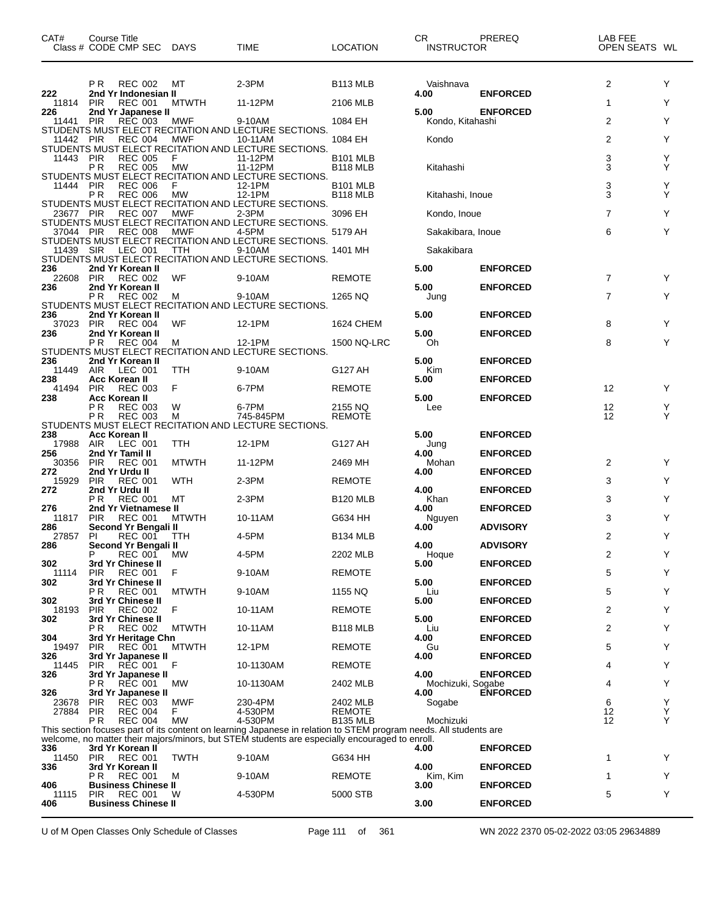| CAT# Class # | Course Title CODE CMP SEC | DAYS | TIME | LOCATION | CR INSTRUCTOR | PREREQ | LAB FEE OPEN SEATS | WL |
|---|---|---|---|---|---|---|---|---|
| | P R REC 002 | MT | 2-3PM | B113 MLB | Vaishnava | | 2 | Y |
| 222 | 2nd Yr Indonesian II | | | | 4.00 | ENFORCED | | |
| 11814 | PIR REC 001 | MTWTH | 11-12PM | 2106 MLB | | | 1 | Y |
| 226 | 2nd Yr Japanese II | | | | 5.00 | ENFORCED | | |
| 11441 | PIR REC 003 | MWF | 9-10AM | 1084 EH | Kondo, Kitahashi | | 2 | Y |
| | STUDENTS MUST ELECT RECITATION AND LECTURE SECTIONS. | | | | | | | |
| 11442 | PIR REC 004 | MWF | 10-11AM | 1084 EH | Kondo | | 2 | Y |
| | STUDENTS MUST ELECT RECITATION AND LECTURE SECTIONS. | | | | | | | |
| 11443 | PIR REC 005 | F | 11-12PM | B101 MLB | | | 3 | Y |
| | P R REC 005 | MW | 11-12PM | B118 MLB | Kitahashi | | 3 | Y |
| | STUDENTS MUST ELECT RECITATION AND LECTURE SECTIONS. | | | | | | | |
| 11444 | PIR REC 006 | F | 12-1PM | B101 MLB | | | 3 | Y |
| | P R REC 006 | MW | 12-1PM | B118 MLB | Kitahashi, Inoue | | 3 | Y |
| | STUDENTS MUST ELECT RECITATION AND LECTURE SECTIONS. | | | | | | | |
| 23677 | PIR REC 007 | MWF | 2-3PM | 3096 EH | Kondo, Inoue | | 7 | Y |
| | STUDENTS MUST ELECT RECITATION AND LECTURE SECTIONS. | | | | | | | |
| 37044 | PIR REC 008 | MWF | 4-5PM | 5179 AH | Sakakibara, Inoue | | 6 | Y |
| | STUDENTS MUST ELECT RECITATION AND LECTURE SECTIONS. | | | | | | | |
| 11439 | SIR LEC 001 | TTH | 9-10AM | 1401 MH | Sakakibara | | | |
| | STUDENTS MUST ELECT RECITATION AND LECTURE SECTIONS. | | | | | | | |
| 236 | 2nd Yr Korean II | | | | 5.00 | ENFORCED | | |
| 22608 | PIR REC 002 | WF | 9-10AM | REMOTE | | | 7 | Y |
| 236 | 2nd Yr Korean II | | | | 5.00 | ENFORCED | | |
| | P R REC 002 | M | 9-10AM | 1265 NQ | Jung | | 7 | Y |
| | STUDENTS MUST ELECT RECITATION AND LECTURE SECTIONS. | | | | | | | |
| 236 | 2nd Yr Korean II | | | | 5.00 | ENFORCED | | |
| 37023 | PIR REC 004 | WF | 12-1PM | 1624 CHEM | | | 8 | Y |
| 236 | 2nd Yr Korean II | | | | 5.00 | ENFORCED | | |
| | P R REC 004 | M | 12-1PM | 1500 NQ-LRC | Oh | | 8 | Y |
| | STUDENTS MUST ELECT RECITATION AND LECTURE SECTIONS. | | | | | | | |
| 236 | 2nd Yr Korean II | | | | 5.00 | ENFORCED | | |
| 11449 | AIR LEC 001 | TTH | 9-10AM | G127 AH | Kim | | | |
| 238 | Acc Korean II | | | | 5.00 | ENFORCED | | |
| 41494 | PIR REC 003 | F | 6-7PM | REMOTE | | | 12 | Y |
| 238 | Acc Korean II | | | | 5.00 | ENFORCED | | |
| | P R REC 003 | W | 6-7PM | 2155 NQ | Lee | | 12 | Y |
| | P R REC 003 | M | 745-845PM | REMOTE | | | 12 | Y |
| | STUDENTS MUST ELECT RECITATION AND LECTURE SECTIONS. | | | | | | | |
| 238 | Acc Korean II | | | | 5.00 | ENFORCED | | |
| 17988 | AIR LEC 001 | TTH | 12-1PM | G127 AH | Jung | | | |
| 256 | 2nd Yr Tamil II | | | | 4.00 | ENFORCED | | |
| 30356 | PIR REC 001 | MTWTH | 11-12PM | 2469 MH | Mohan | | 2 | Y |
| 272 | 2nd Yr Urdu II | | | | 4.00 | ENFORCED | | |
| 15929 | PIR REC 001 | WTH | 2-3PM | REMOTE | | | 3 | Y |
| 272 | 2nd Yr Urdu II | | | | 4.00 | ENFORCED | | |
| | P R REC 001 | MT | 2-3PM | B120 MLB | Khan | | 3 | Y |
| 276 | 2nd Yr Vietnamese II | | | | 4.00 | ENFORCED | | |
| 11817 | PIR REC 001 | MTWTH | 10-11AM | G634 HH | Nguyen | | 3 | Y |
| 286 | Second Yr Bengali II | | | | 4.00 | ADVISORY | | |
| 27857 | PI REC 001 | TTH | 4-5PM | B134 MLB | | | 2 | Y |
| 286 | Second Yr Bengali II | | | | 4.00 | ADVISORY | | |
| | P REC 001 | MW | 4-5PM | 2202 MLB | Hoque | | 2 | Y |
| 302 | 3rd Yr Chinese II | | | | 5.00 | ENFORCED | | |
| 11114 | PIR REC 001 | F | 9-10AM | REMOTE | | | 5 | Y |
| 302 | 3rd Yr Chinese II | | | | 5.00 | ENFORCED | | |
| | P R REC 001 | MTWTH | 9-10AM | 1155 NQ | Liu | | 5 | Y |
| 302 | 3rd Yr Chinese II | | | | 5.00 | ENFORCED | | |
| 18193 | PIR REC 002 | F | 10-11AM | REMOTE | | | 2 | Y |
| 302 | 3rd Yr Chinese II | | | | 5.00 | ENFORCED | | |
| | P R REC 002 | MTWTH | 10-11AM | B118 MLB | Liu | | 2 | Y |
| 304 | 3rd Yr Heritage Chn | | | | 4.00 | ENFORCED | | |
| 19497 | PIR REC 001 | MTWTH | 12-1PM | REMOTE | Gu | | 5 | Y |
| 326 | 3rd Yr Japanese II | | | | 4.00 | ENFORCED | | |
| 11445 | PIR REC 001 | F | 10-1130AM | REMOTE | | | 4 | Y |
| 326 | 3rd Yr Japanese II | | | | 4.00 | ENFORCED | | |
| | P R REC 001 | MW | 10-1130AM | 2402 MLB | Mochizuki, Sogabe | | 4 | Y |
| 326 | 3rd Yr Japanese II | | | | 4.00 | ENFORCED | | |
| 23678 | PIR REC 003 | MWF | 230-4PM | 2402 MLB | Sogabe | | 6 | Y |
| 27884 | PIR REC 004 | F | 4-530PM | REMOTE | | | 12 | Y |
| | P R REC 004 | MW | 4-530PM | B135 MLB | Mochizuki | | 12 | Y |
| | This section focuses part of its content on learning Japanese in relation to STEM program needs. All students are welcome, no matter their majors/minors, but STEM students are especially encouraged to enroll. | | | | | | | |
| 336 | 3rd Yr Korean II | | | | 4.00 | ENFORCED | | |
| 11450 | PIR REC 001 | TWTH | 9-10AM | G634 HH | | | 1 | Y |
| 336 | 3rd Yr Korean II | | | | 4.00 | ENFORCED | | |
| | P R REC 001 | M | 9-10AM | REMOTE | Kim, Kim | | 1 | Y |
| 406 | Business Chinese II | | | | 3.00 | ENFORCED | | |
| 11115 | PIR REC 001 | W | 4-530PM | 5000 STB | | | 5 | Y |
| 406 | Business Chinese II | | | | 3.00 | ENFORCED | | |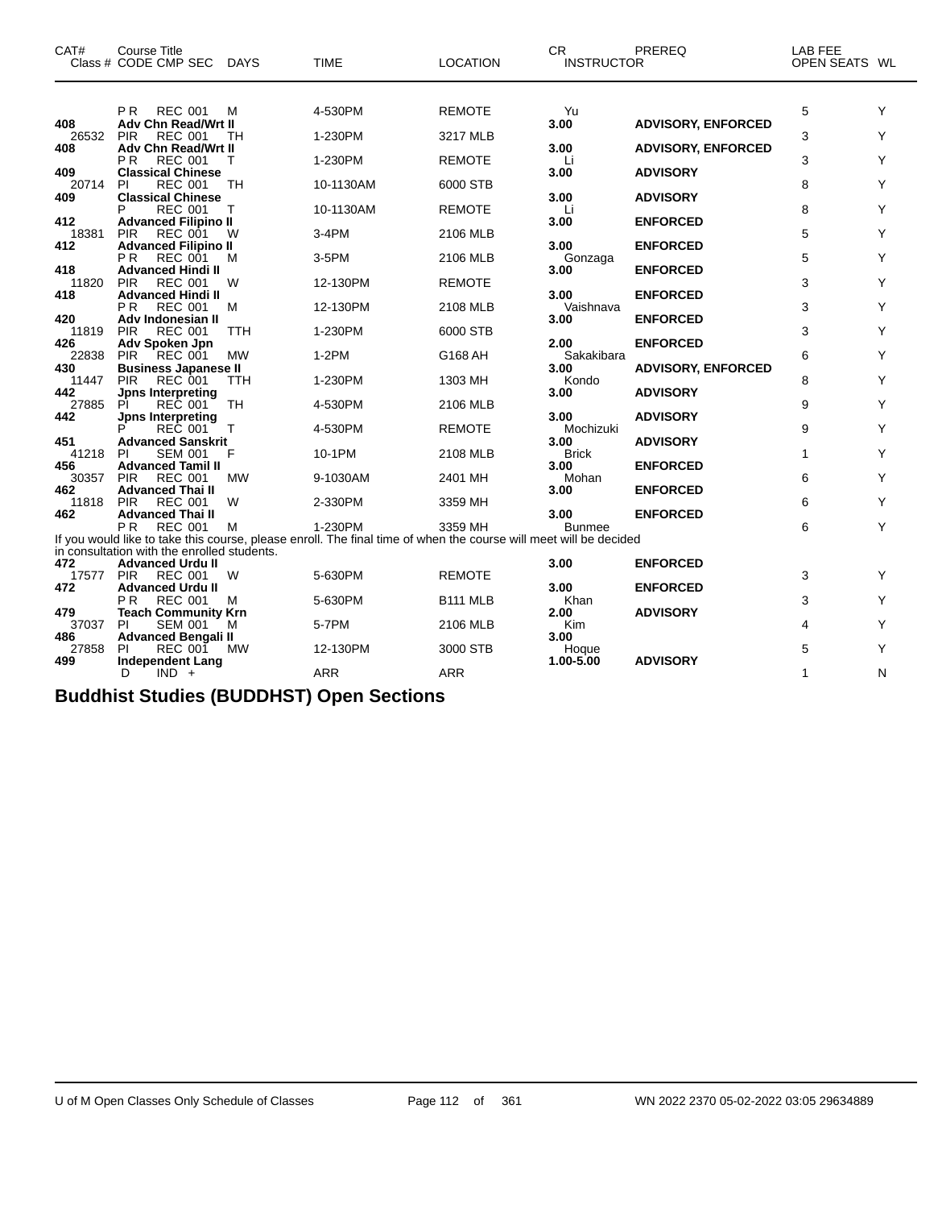| CAT# | Course Title<br>Class # CODE CMP SEC | DAYS | TIME | LOCATION | CR<br>INSTRUCTOR | PREREQ | LAB FEE<br>OPEN SEATS | WL |
|---|---|---|---|---|---|---|---|---|
| | P R REC 001 | M | 4-530PM | REMOTE | Yu | | 5 | Y |
| 408 | **Adv Chn Read/Wrt II** | | | | **3.00** | **ADVISORY, ENFORCED** | | |
| 26532 | PIR REC 001 | TH | 1-230PM | 3217 MLB | | | 3 | Y |
| 408 | **Adv Chn Read/Wrt II** | | | | **3.00** | **ADVISORY, ENFORCED** | | |
| | P R REC 001 | T | 1-230PM | REMOTE | Li | | 3 | Y |
| 409 | **Classical Chinese** | | | | **3.00** | **ADVISORY** | | |
| 20714 | PI REC 001 | TH | 10-1130AM | 6000 STB | | | 8 | Y |
| 409 | **Classical Chinese** | | | | **3.00** | **ADVISORY** | | |
| | P REC 001 | T | 10-1130AM | REMOTE | Li | | 8 | Y |
| 412 | **Advanced Filipino II** | | | | **3.00** | **ENFORCED** | | |
| 18381 | PIR REC 001 | W | 3-4PM | 2106 MLB | | | 5 | Y |
| 412 | **Advanced Filipino II** | | | | **3.00** | **ENFORCED** | | |
| | P R REC 001 | M | 3-5PM | 2106 MLB | Gonzaga | | 5 | Y |
| 418 | **Advanced Hindi II** | | | | **3.00** | **ENFORCED** | | |
| 11820 | PIR REC 001 | W | 12-130PM | REMOTE | | | 3 | Y |
| 418 | **Advanced Hindi II** | | | | **3.00** | **ENFORCED** | | |
| | P R REC 001 | M | 12-130PM | 2108 MLB | Vaishnava | | 3 | Y |
| 420 | **Adv Indonesian II** | | | | **3.00** | **ENFORCED** | | |
| 11819 | PIR REC 001 | TTH | 1-230PM | 6000 STB | | | 3 | Y |
| 426 | **Adv Spoken Jpn** | | | | **2.00** | **ENFORCED** | | |
| 22838 | PIR REC 001 | MW | 1-2PM | G168 AH | Sakakibara | | 6 | Y |
| 430 | **Business Japanese II** | | | | **3.00** | **ADVISORY, ENFORCED** | | |
| 11447 | PIR REC 001 | TTH | 1-230PM | 1303 MH | Kondo | | 8 | Y |
| 442 | **Jpns Interpreting** | | | | **3.00** | **ADVISORY** | | |
| 27885 | PI REC 001 | TH | 4-530PM | 2106 MLB | | | 9 | Y |
| 442 | **Jpns Interpreting** | | | | **3.00** | **ADVISORY** | | |
| | P REC 001 | T | 4-530PM | REMOTE | Mochizuki | | 9 | Y |
| 451 | **Advanced Sanskrit** | | | | **3.00** | **ADVISORY** | | |
| 41218 | PI SEM 001 | F | 10-1PM | 2108 MLB | Brick | | 1 | Y |
| 456 | **Advanced Tamil II** | | | | **3.00** | **ENFORCED** | | |
| 30357 | PIR REC 001 | MW | 9-1030AM | 2401 MH | Mohan | | 6 | Y |
| 462 | **Advanced Thai II** | | | | **3.00** | **ENFORCED** | | |
| 11818 | PIR REC 001 | W | 2-330PM | 3359 MH | | | 6 | Y |
| 462 | **Advanced Thai II** | | | | **3.00** | **ENFORCED** | | |
| | P R REC 001 | M | 1-230PM | 3359 MH | Bunmee | | 6 | Y |
| | If you would like to take this course, please enroll. The final time of when the course will meet will be decided in consultation with the enrolled students. | | | | | | | |
| 472 | **Advanced Urdu II** | | | | **3.00** | **ENFORCED** | | |
| 17577 | PIR REC 001 | W | 5-630PM | REMOTE | | | 3 | Y |
| 472 | **Advanced Urdu II** | | | | **3.00** | **ENFORCED** | | |
| | P R REC 001 | M | 5-630PM | B111 MLB | Khan | | 3 | Y |
| 479 | **Teach Community Krn** | | | | **2.00** | **ADVISORY** | | |
| 37037 | PI SEM 001 | M | 5-7PM | 2106 MLB | Kim | | 4 | Y |
| 486 | **Advanced Bengali II** | | | | **3.00** | | | |
| 27858 | PI REC 001 | MW | 12-130PM | 3000 STB | Hoque | | 5 | Y |
| 499 | **Independent Lang** | | | | **1.00-5.00** | **ADVISORY** | | |
| | D IND + | | ARR | ARR | | | 1 | N |

# Buddhist Studies (BUDDHST) Open Sections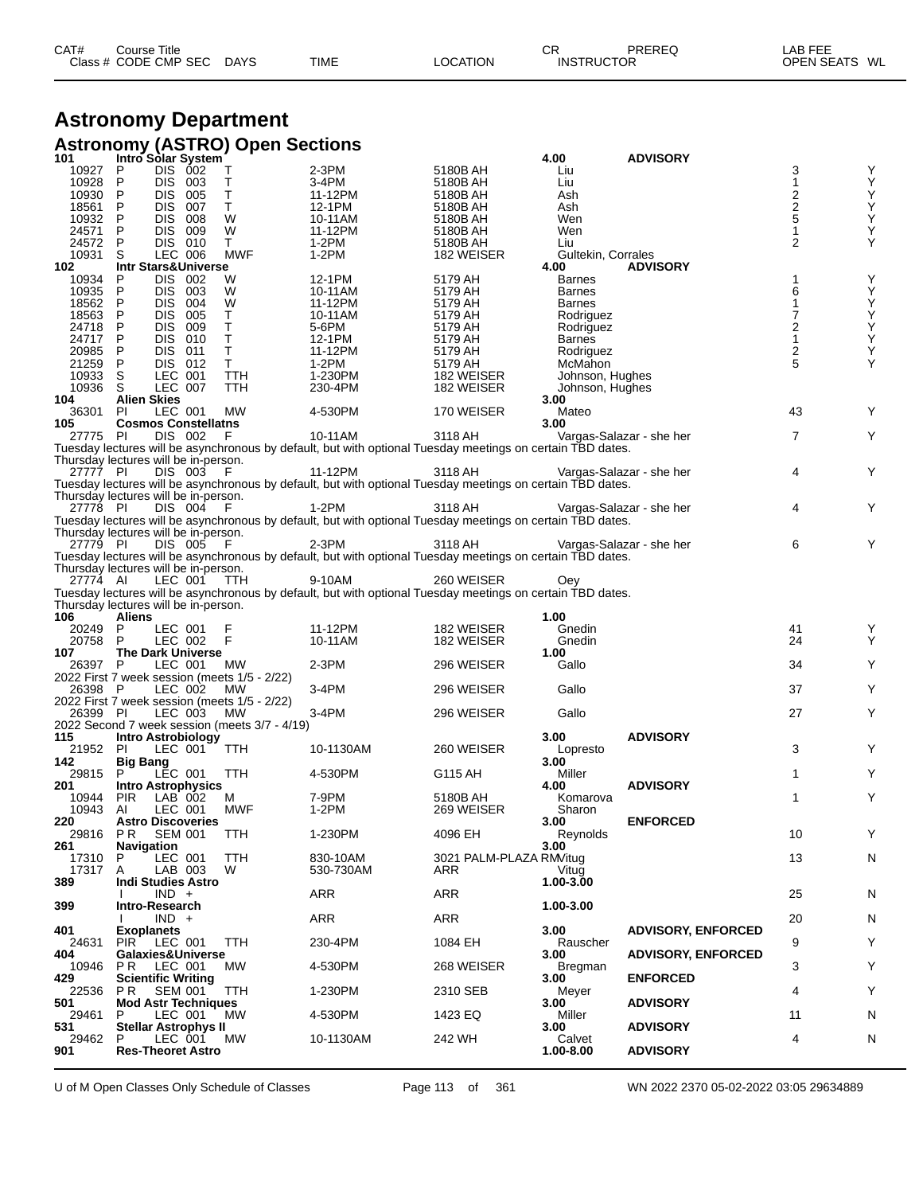# Astronomy Department

## Astronomy (ASTRO) Open Sections

| CAT# Class # | Course Title CODE | CMP | SEC | DAYS | TIME | LOCATION | CR INSTRUCTOR | PREREQ | LAB FEE OPEN SEATS | WL |
|---|---|---|---|---|---|---|---|---|---|---|
| **101** | **Intro Solar System** | | | | | | **4.00** | **ADVISORY** | | |
| 10927 | P | DIS | 002 | T | 2-3PM | 5180B AH | Liu | | 3 | Y |
| 10928 | P | DIS | 003 | T | 3-4PM | 5180B AH | Liu | | 1 | Y |
| 10930 | P | DIS | 005 | T | 11-12PM | 5180B AH | Ash | | 2 | Y |
| 18561 | P | DIS | 007 | T | 12-1PM | 5180B AH | Ash | | 2 | Y |
| 10932 | P | DIS | 008 | W | 10-11AM | 5180B AH | Wen | | 5 | Y |
| 24571 | P | DIS | 009 | W | 11-12PM | 5180B AH | Wen | | 1 | Y |
| 24572 | P | DIS | 010 | T | 1-2PM | 5180B AH | Liu | | 2 | Y |
| 10931 | S | LEC | 006 | MWF | 1-2PM | 182 WEISER | Gultekin, Corrales | | | |
| **102** | **Intr Stars&Universe** | | | | | | **4.00** | **ADVISORY** | | |
| 10934 | P | DIS | 002 | W | 12-1PM | 5179 AH | Barnes | | 1 | Y |
| 10935 | P | DIS | 003 | W | 10-11AM | 5179 AH | Barnes | | 6 | Y |
| 18562 | P | DIS | 004 | W | 11-12PM | 5179 AH | Barnes | | 1 | Y |
| 18563 | P | DIS | 005 | T | 10-11AM | 5179 AH | Rodriguez | | 7 | Y |
| 24718 | P | DIS | 009 | T | 5-6PM | 5179 AH | Rodriguez | | 2 | Y |
| 24717 | P | DIS | 010 | T | 12-1PM | 5179 AH | Barnes | | 1 | Y |
| 20985 | P | DIS | 011 | T | 11-12PM | 5179 AH | Rodriguez | | 2 | Y |
| 21259 | P | DIS | 012 | T | 1-2PM | 5179 AH | McMahon | | 5 | Y |
| 10933 | S | LEC | 001 | TTH | 1-230PM | 182 WEISER | Johnson, Hughes | | | |
| 10936 | S | LEC | 007 | TTH | 230-4PM | 182 WEISER | Johnson, Hughes | | | |
| **104** | **Alien Skies** | | | | | | **3.00** | | | |
| 36301 | PI | LEC | 001 | MW | 4-530PM | 170 WEISER | Mateo | | 43 | Y |
| **105** | **Cosmos Constellatns** | | | | | | **3.00** | | | |
| 27775 | PI | DIS | 002 | F | 10-11AM | 3118 AH | Vargas-Salazar - she her | | 7 | Y |
| | Tuesday lectures will be asynchronous by default, but with optional Tuesday meetings on certain TBD dates. Thursday lectures will be in-person. | | | | | | | | | |
| 27777 | PI | DIS | 003 | F | 11-12PM | 3118 AH | Vargas-Salazar - she her | | 4 | Y |
| | Tuesday lectures will be asynchronous by default, but with optional Tuesday meetings on certain TBD dates. Thursday lectures will be in-person. | | | | | | | | | |
| 27778 | PI | DIS | 004 | F | 1-2PM | 3118 AH | Vargas-Salazar - she her | | 4 | Y |
| | Tuesday lectures will be asynchronous by default, but with optional Tuesday meetings on certain TBD dates. Thursday lectures will be in-person. | | | | | | | | | |
| 27779 | PI | DIS | 005 | F | 2-3PM | 3118 AH | Vargas-Salazar - she her | | 6 | Y |
| | Tuesday lectures will be asynchronous by default, but with optional Tuesday meetings on certain TBD dates. Thursday lectures will be in-person. | | | | | | | | | |
| 27774 | AI | LEC | 001 | TTH | 9-10AM | 260 WEISER | Oey | | | |
| | Tuesday lectures will be asynchronous by default, but with optional Tuesday meetings on certain TBD dates. Thursday lectures will be in-person. | | | | | | | | | |
| **106** | **Aliens** | | | | | | **1.00** | | | |
| 20249 | P | LEC | 001 | F | 11-12PM | 182 WEISER | Gnedin | | 41 | Y |
| 20758 | P | LEC | 002 | F | 10-11AM | 182 WEISER | Gnedin | | 24 | Y |
| **107** | **The Dark Universe** | | | | | | **1.00** | | | |
| 26397 | P | LEC | 001 | MW | 2-3PM | 296 WEISER | Gallo | | 34 | Y |
| | 2022 First 7 week session (meets 1/5 - 2/22) | | | | | | | | | |
| 26398 | P | LEC | 002 | MW | 3-4PM | 296 WEISER | Gallo | | 37 | Y |
| | 2022 First 7 week session (meets 1/5 - 2/22) | | | | | | | | | |
| 26399 | PI | LEC | 003 | MW | 3-4PM | 296 WEISER | Gallo | | 27 | Y |
| | 2022 Second 7 week session (meets 3/7 - 4/19) | | | | | | | | | |
| **115** | **Intro Astrobiology** | | | | | | **3.00** | **ADVISORY** | | |
| 21952 | PI | LEC | 001 | TTH | 10-1130AM | 260 WEISER | Lopresto | | 3 | Y |
| **142** | **Big Bang** | | | | | | **3.00** | | | |
| 29815 | P | LEC | 001 | TTH | 4-530PM | G115 AH | Miller | | 1 | Y |
| **201** | **Intro Astrophysics** | | | | | | **4.00** | **ADVISORY** | | |
| 10944 | PIR | LAB | 002 | M | 7-9PM | 5180B AH | Komarova | | 1 | Y |
| 10943 | AI | LEC | 001 | MWF | 1-2PM | 269 WEISER | Sharon | | | |
| **220** | **Astro Discoveries** | | | | | | **3.00** | **ENFORCED** | | |
| 29816 | P R | SEM | 001 | TTH | 1-230PM | 4096 EH | Reynolds | | 10 | Y |
| **261** | **Navigation** | | | | | | **3.00** | | | |
| 17310 | P | LEC | 001 | TTH | 830-10AM | 3021 PALM-PLAZA RM | Vitug | | 13 | N |
| 17317 | A | LAB | 003 | W | 530-730AM | ARR | Vitug | | | |
| **389** | **Indi Studies Astro** | | | | | | **1.00-3.00** | | | |
| | I | IND | + | | ARR | ARR | | | 25 | N |
| **399** | **Intro-Research** | | | | | | **1.00-3.00** | | | |
| | I | IND | + | | ARR | ARR | | | 20 | N |
| **401** | **Exoplanets** | | | | | | **3.00** | **ADVISORY, ENFORCED** | | |
| 24631 | PIR | LEC | 001 | TTH | 230-4PM | 1084 EH | Rauscher | | 9 | Y |
| **404** | **Galaxies&Universe** | | | | | | **3.00** | **ADVISORY, ENFORCED** | | |
| 10946 | P R | LEC | 001 | MW | 4-530PM | 268 WEISER | Bregman | | 3 | Y |
| **429** | **Scientific Writing** | | | | | | **3.00** | **ENFORCED** | | |
| 22536 | P R | SEM | 001 | TTH | 1-230PM | 2310 SEB | Meyer | | 4 | Y |
| **501** | **Mod Astr Techniques** | | | | | | **3.00** | **ADVISORY** | | |
| 29461 | P | LEC | 001 | MW | 4-530PM | 1423 EQ | Miller | | 11 | N |
| **531** | **Stellar Astrophys II** | | | | | | **3.00** | **ADVISORY** | | |
| 29462 | P | LEC | 001 | MW | 10-1130AM | 242 WH | Calvet | | 4 | N |
| **901** | **Res-Theoret Astro** | | | | | | **1.00-8.00** | **ADVISORY** | | |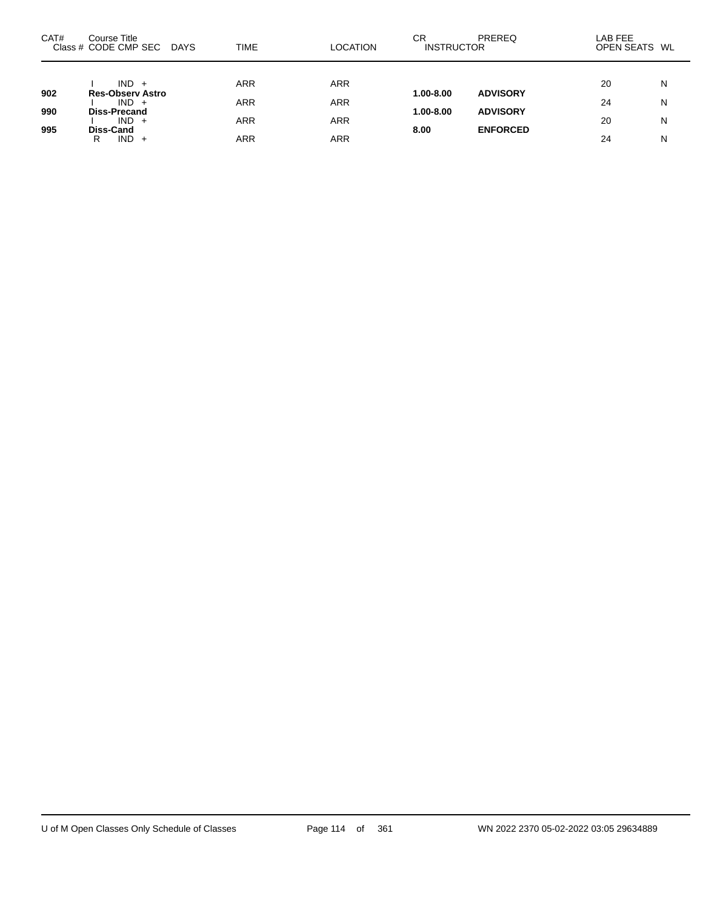| CAT# | Course Title<br>Class # CODE CMP SEC DAYS | TIME | LOCATION | CR<br>INSTRUCTOR | PREREQ | LAB FEE<br>OPEN SEATS | WL |
|---|---|---|---|---|---|---|---|
| | I IND + | ARR | ARR | | | 20 | N |
| **902** | **Res-Observ Astro** | | | **1.00-8.00** | **ADVISORY** | | |
| | I IND + | ARR | ARR | | | 24 | N |
| **990** | **Diss-Precand** | | | **1.00-8.00** | **ADVISORY** | | |
| | I IND + | ARR | ARR | | | 20 | N |
| **995** | **Diss-Cand** | | | **8.00** | **ENFORCED** | | |
| | R IND + | ARR | ARR | | | 24 | N |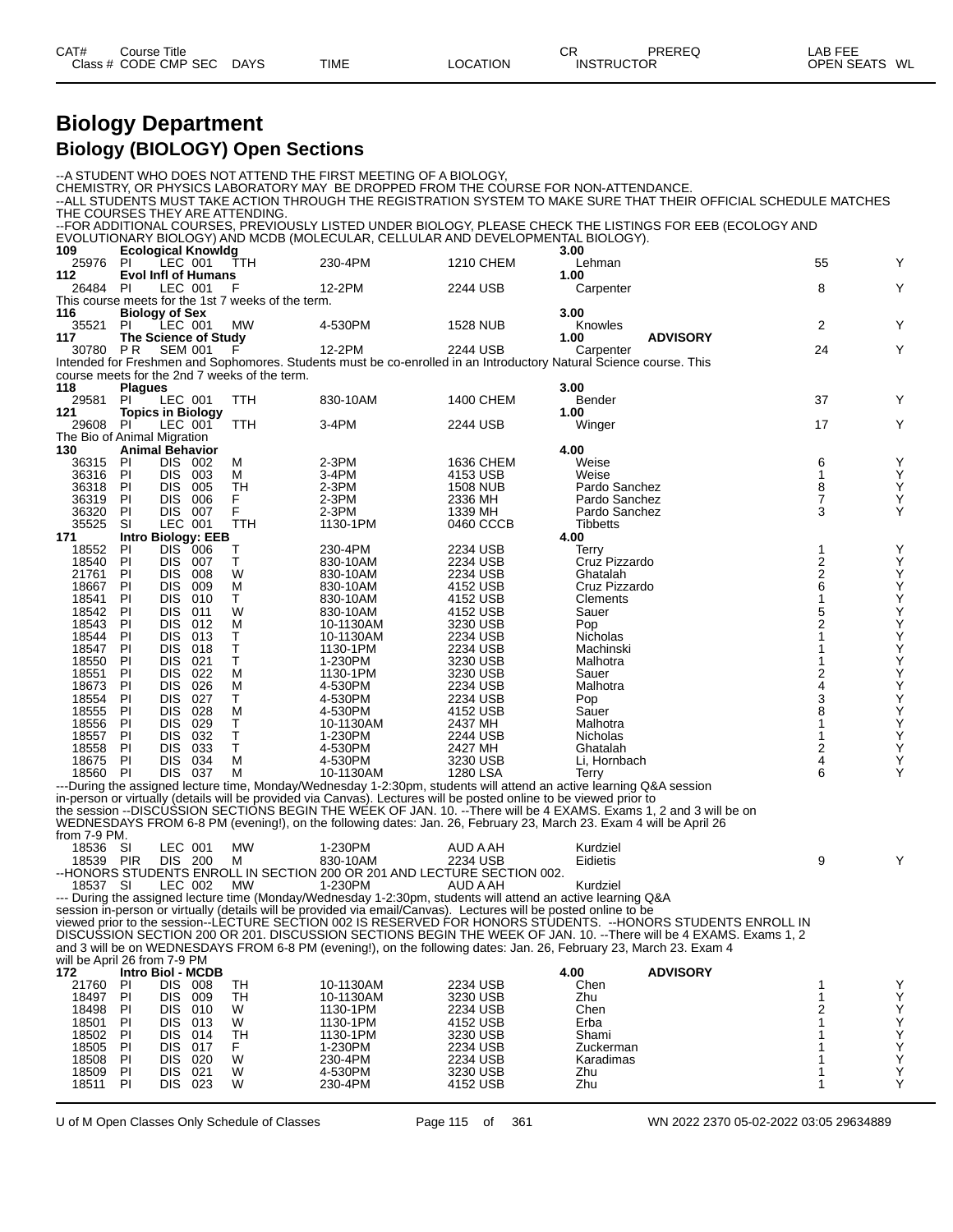| CAT# Class # | Course Title CODE | CMP | SEC | DAYS | TIME | LOCATION | CR INSTRUCTOR | PREREQ | LAB FEE OPEN SEATS | WL |
|---|---|---|---|---|---|---|---|---|---|---|

# Biology Department

## Biology (BIOLOGY) Open Sections

--A STUDENT WHO DOES NOT ATTEND THE FIRST MEETING OF A BIOLOGY, CHEMISTRY, OR PHYSICS LABORATORY MAY BE DROPPED FROM THE COURSE FOR NON-ATTENDANCE.
--ALL STUDENTS MUST TAKE ACTION THROUGH THE REGISTRATION SYSTEM TO MAKE SURE THAT THEIR OFFICIAL SCHEDULE MATCHES THE COURSES THEY ARE ATTENDING.
--FOR ADDITIONAL COURSES, PREVIOUSLY LISTED UNDER BIOLOGY, PLEASE CHECK THE LISTINGS FOR EEB (ECOLOGY AND EVOLUTIONARY BIOLOGY) AND MCDB (MOLECULAR, CELLULAR AND DEVELOPMENTAL BIOLOGY).

| CAT# / Class # | CODE | CMP | SEC | DAYS | TIME | LOCATION | INSTRUCTOR | CR / PREREQ | OPEN SEATS | WL |
|---|---|---|---|---|---|---|---|---|---|---|
| **109** | **Ecological Knowldg** | | | | | | | 3.00 | | |
| 25976 | PI | LEC | 001 | TTH | 230-4PM | 1210 CHEM | Lehman | | 55 | Y |
| **112** | **Evol Infl of Humans** | | | | | | | 1.00 | | |
| 26484 | PI | LEC | 001 | F | 12-2PM | 2244 USB | Carpenter | | 8 | Y |

This course meets for the 1st 7 weeks of the term.

| CAT# / Class # | CODE | CMP | SEC | DAYS | TIME | LOCATION | INSTRUCTOR | CR / PREREQ | OPEN SEATS | WL |
|---|---|---|---|---|---|---|---|---|---|---|
| **116** | **Biology of Sex** | | | | | | | 3.00 | | |
| 35521 | PI | LEC | 001 | MW | 4-530PM | 1528 NUB | Knowles | | 2 | Y |
| **117** | **The Science of Study** | | | | | | | 1.00 ADVISORY | | |
| 30780 | P R | SEM | 001 | F | 12-2PM | 2244 USB | Carpenter | | 24 | Y |

Intended for Freshmen and Sophomores. Students must be co-enrolled in an Introductory Natural Science course. This course meets for the 2nd 7 weeks of the term.

| CAT# / Class # | CODE | CMP | SEC | DAYS | TIME | LOCATION | INSTRUCTOR | CR / PREREQ | OPEN SEATS | WL |
|---|---|---|---|---|---|---|---|---|---|---|
| **118** | **Plagues** | | | | | | | 3.00 | | |
| 29581 | PI | LEC | 001 | TTH | 830-10AM | 1400 CHEM | Bender | | 37 | Y |
| **121** | **Topics in Biology** | | | | | | | 1.00 | | |
| 29608 | PI | LEC | 001 | TTH | 3-4PM | 2244 USB | Winger | | 17 | Y |

The Bio of Animal Migration

| CAT# / Class # | CODE | CMP | SEC | DAYS | TIME | LOCATION | INSTRUCTOR | CR / PREREQ | OPEN SEATS | WL |
|---|---|---|---|---|---|---|---|---|---|---|
| **130** | **Animal Behavior** | | | | | | | 4.00 | | |
| 36315 | PI | DIS | 002 | M | 2-3PM | 1636 CHEM | Weise | | 6 | Y |
| 36316 | PI | DIS | 003 | M | 3-4PM | 4153 USB | Weise | | 1 | Y |
| 36318 | PI | DIS | 005 | TH | 2-3PM | 1508 NUB | Pardo Sanchez | | 8 | Y |
| 36319 | PI | DIS | 006 | F | 2-3PM | 2336 MH | Pardo Sanchez | | 7 | Y |
| 36320 | PI | DIS | 007 | F | 2-3PM | 1339 MH | Pardo Sanchez | | 3 | Y |
| 35525 | SI | LEC | 001 | TTH | 1130-1PM | 0460 CCCB | Tibbetts | | | |
| **171** | **Intro Biology: EEB** | | | | | | | 4.00 | | |
| 18552 | PI | DIS | 006 | T | 230-4PM | 2234 USB | Terry | | 1 | Y |
| 18540 | PI | DIS | 007 | T | 830-10AM | 2234 USB | Cruz Pizzardo | | 2 | Y |
| 21761 | PI | DIS | 008 | W | 830-10AM | 2234 USB | Ghatalah | | 2 | Y |
| 18667 | PI | DIS | 009 | M | 830-10AM | 4152 USB | Cruz Pizzardo | | 6 | Y |
| 18541 | PI | DIS | 010 | T | 830-10AM | 4152 USB | Clements | | 1 | Y |
| 18542 | PI | DIS | 011 | W | 830-10AM | 4152 USB | Sauer | | 5 | Y |
| 18543 | PI | DIS | 012 | M | 10-1130AM | 3230 USB | Pop | | 2 | Y |
| 18544 | PI | DIS | 013 | T | 10-1130AM | 2234 USB | Nicholas | | 1 | Y |
| 18547 | PI | DIS | 018 | T | 1130-1PM | 2234 USB | Machinski | | 1 | Y |
| 18550 | PI | DIS | 021 | T | 1-230PM | 3230 USB | Malhotra | | 1 | Y |
| 18551 | PI | DIS | 022 | M | 1130-1PM | 3230 USB | Sauer | | 2 | Y |
| 18673 | PI | DIS | 026 | M | 4-530PM | 2234 USB | Malhotra | | 4 | Y |
| 18554 | PI | DIS | 027 | T | 4-530PM | 2234 USB | Pop | | 3 | Y |
| 18555 | PI | DIS | 028 | M | 4-530PM | 4152 USB | Sauer | | 8 | Y |
| 18556 | PI | DIS | 029 | T | 10-1130AM | 2437 MH | Malhotra | | 1 | Y |
| 18557 | PI | DIS | 032 | T | 1-230PM | 2244 USB | Nicholas | | 1 | Y |
| 18558 | PI | DIS | 033 | T | 4-530PM | 2427 MH | Ghatalah | | 2 | Y |
| 18675 | PI | DIS | 034 | M | 4-530PM | 3230 USB | Li, Hornbach | | 4 | Y |
| 18560 | PI | DIS | 037 | M | 10-1130AM | 1280 LSA | Terry | | 6 | Y |

---During the assigned lecture time, Monday/Wednesday 1-2:30pm, students will attend an active learning Q&A session in-person or virtually (details will be provided via Canvas). Lectures will be posted online to be viewed prior to the session --DISCUSSION SECTIONS BEGIN THE WEEK OF JAN. 10. --There will be 4 EXAMS. Exams 1, 2 and 3 will be on WEDNESDAYS FROM 6-8 PM (evening!), on the following dates: Jan. 26, February 23, March 23. Exam 4 will be April 26 from 7-9 PM.

| CAT# / Class # | CODE | CMP | SEC | DAYS | TIME | LOCATION | INSTRUCTOR | CR / PREREQ | OPEN SEATS | WL |
|---|---|---|---|---|---|---|---|---|---|---|
| 18536 | SI | LEC | 001 | MW | 1-230PM | AUD A AH | Kurdziel | | | |
| 18539 | PIR | DIS | 200 | M | 830-10AM | 2234 USB | Eidietis | | 9 | Y |

--HONORS STUDENTS ENROLL IN SECTION 200 OR 201 AND LECTURE SECTION 002.

| CAT# / Class # | CODE | CMP | SEC | DAYS | TIME | LOCATION | INSTRUCTOR | CR / PREREQ | OPEN SEATS | WL |
|---|---|---|---|---|---|---|---|---|---|---|
| 18537 | SI | LEC | 002 | MW | 1-230PM | AUD A AH | Kurdziel | | | |

--- During the assigned lecture time (Monday/Wednesday 1-2:30pm, students will attend an active learning Q&A session in-person or virtually (details will be provided via email/Canvas). Lectures will be posted online to be viewed prior to the session--LECTURE SECTION 002 IS RESERVED FOR HONORS STUDENTS. --HONORS STUDENTS ENROLL IN DISCUSSION SECTION 200 OR 201. DISCUSSION SECTIONS BEGIN THE WEEK OF JAN. 10. --There will be 4 EXAMS. Exams 1, 2 and 3 will be on WEDNESDAYS FROM 6-8 PM (evening!), on the following dates: Jan. 26, February 23, March 23. Exam 4 will be April 26 from 7-9 PM

| CAT# / Class # | CODE | CMP | SEC | DAYS | TIME | LOCATION | INSTRUCTOR | CR / PREREQ | OPEN SEATS | WL |
|---|---|---|---|---|---|---|---|---|---|---|
| **172** | **Intro Biol - MCDB** | | | | | | | 4.00 ADVISORY | | |
| 21760 | PI | DIS | 008 | TH | 10-1130AM | 2234 USB | Chen | | 1 | Y |
| 18497 | PI | DIS | 009 | TH | 10-1130AM | 3230 USB | Zhu | | 1 | Y |
| 18498 | PI | DIS | 010 | W | 1130-1PM | 2234 USB | Chen | | 2 | Y |
| 18501 | PI | DIS | 013 | W | 1130-1PM | 4152 USB | Erba | | 1 | Y |
| 18502 | PI | DIS | 014 | TH | 1130-1PM | 3230 USB | Shami | | 1 | Y |
| 18505 | PI | DIS | 017 | F | 1-230PM | 2234 USB | Zuckerman | | 1 | Y |
| 18508 | PI | DIS | 020 | W | 230-4PM | 2234 USB | Karadimas | | 1 | Y |
| 18509 | PI | DIS | 021 | W | 4-530PM | 3230 USB | Zhu | | 1 | Y |
| 18511 | PI | DIS | 023 | W | 230-4PM | 4152 USB | Zhu | | 1 | Y |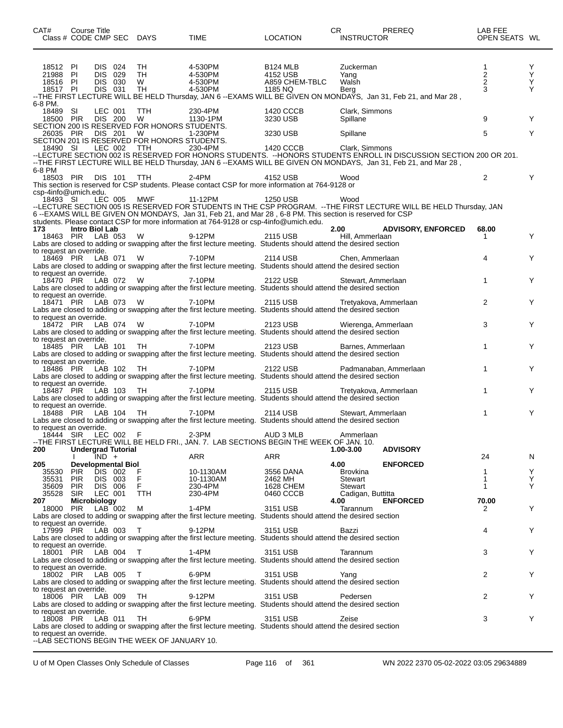| CAT# Class # | Course Title CODE | CMP | SEC | DAYS | TIME | LOCATION | CR INSTRUCTOR | PREREQ | LAB FEE OPEN SEATS | WL |
|---|---|---|---|---|---|---|---|---|---|---|
| 18512 | PI | DIS | 024 | TH | 4-530PM | B124 MLB | Zuckerman | | 1 | Y |
| 21988 | PI | DIS | 029 | TH | 4-530PM | 4152 USB | Yang | | 2 | Y |
| 18516 | PI | DIS | 030 | W | 4-530PM | A859 CHEM-TBLC | Walsh | | 2 | Y |
| 18517 | PI | DIS | 031 | TH | 4-530PM | 1185 NQ | Berg | | 3 | Y |

--THE FIRST LECTURE WILL BE HELD Thursday, JAN 6 --EXAMS WILL BE GIVEN ON MONDAYS, Jan 31, Feb 21, and Mar 28, 6-8 PM.

| | | | | | | | | | | |
|---|---|---|---|---|---|---|---|---|---|---|
| 18489 | SI | LEC | 001 | TTH | 230-4PM | 1420 CCCB | Clark, Simmons | | | |
| 18500 | PIR | DIS | 200 | W | 1130-1PM | 3230 USB | Spillane | | 9 | Y |

SECTION 200 IS RESERVED FOR HONORS STUDENTS.

| | | | | | | | | | | |
|---|---|---|---|---|---|---|---|---|---|---|
| 26035 | PIR | DIS | 201 | W | 1-230PM | 3230 USB | Spillane | | 5 | Y |

SECTION 201 IS RESERVED FOR HONORS STUDENTS.

| | | | | | | | | | | |
|---|---|---|---|---|---|---|---|---|---|---|
| 18490 | SI | LEC | 002 | TTH | 230-4PM | 1420 CCCB | Clark, Simmons | | | |

--LECTURE SECTION 002 IS RESERVED FOR HONORS STUDENTS. --HONORS STUDENTS ENROLL IN DISCUSSION SECTION 200 OR 201.
--THE FIRST LECTURE WILL BE HELD Thursday, JAN 6 --EXAMS WILL BE GIVEN ON MONDAYS, Jan 31, Feb 21, and Mar 28, 6-8 PM

| | | | | | | | | | | |
|---|---|---|---|---|---|---|---|---|---|---|
| 18503 | PIR | DIS | 101 | TTH | 2-4PM | 4152 USB | Wood | | 2 | Y |

This section is reserved for CSP students. Please contact CSP for more information at 764-9128 or csp-4info@umich.edu.

| | | | | | | | | | | |
|---|---|---|---|---|---|---|---|---|---|---|
| 18493 | SI | LEC | 005 | MWF | 11-12PM | 1250 USB | Wood | | | |

--LECTURE SECTION 005 IS RESERVED FOR STUDENTS IN THE CSP PROGRAM. --THE FIRST LECTURE WILL BE HELD Thursday, JAN 6 --EXAMS WILL BE GIVEN ON MONDAYS, Jan 31, Feb 21, and Mar 28, 6-8 PM. This section is reserved for CSP students. Please contact CSP for more information at 764-9128 or csp-4info@umich.edu.

**173 Intro Biol Lab** — 2.00 — ADVISORY, ENFORCED — 68.00

| | | | | | | | | | | |
|---|---|---|---|---|---|---|---|---|---|---|
| 18463 | PIR | LAB | 053 | W | 9-12PM | 2115 USB | Hill, Ammerlaan | | 1 | Y |

Labs are closed to adding or swapping after the first lecture meeting. Students should attend the desired section to request an override.

| | | | | | | | | | | |
|---|---|---|---|---|---|---|---|---|---|---|
| 18469 | PIR | LAB | 071 | W | 7-10PM | 2114 USB | Chen, Ammerlaan | | 4 | Y |

Labs are closed to adding or swapping after the first lecture meeting. Students should attend the desired section to request an override.

| | | | | | | | | | | |
|---|---|---|---|---|---|---|---|---|---|---|
| 18470 | PIR | LAB | 072 | W | 7-10PM | 2122 USB | Stewart, Ammerlaan | | 1 | Y |

Labs are closed to adding or swapping after the first lecture meeting. Students should attend the desired section to request an override.

| | | | | | | | | | | |
|---|---|---|---|---|---|---|---|---|---|---|
| 18471 | PIR | LAB | 073 | W | 7-10PM | 2115 USB | Tretyakova, Ammerlaan | | 2 | Y |

Labs are closed to adding or swapping after the first lecture meeting. Students should attend the desired section to request an override.

| | | | | | | | | | | |
|---|---|---|---|---|---|---|---|---|---|---|
| 18472 | PIR | LAB | 074 | W | 7-10PM | 2123 USB | Wierenga, Ammerlaan | | 3 | Y |

Labs are closed to adding or swapping after the first lecture meeting. Students should attend the desired section to request an override.

| | | | | | | | | | | |
|---|---|---|---|---|---|---|---|---|---|---|
| 18485 | PIR | LAB | 101 | TH | 7-10PM | 2123 USB | Barnes, Ammerlaan | | 1 | Y |

Labs are closed to adding or swapping after the first lecture meeting. Students should attend the desired section to request an override.

| | | | | | | | | | | |
|---|---|---|---|---|---|---|---|---|---|---|
| 18486 | PIR | LAB | 102 | TH | 7-10PM | 2122 USB | Padmanaban, Ammerlaan | | 1 | Y |

Labs are closed to adding or swapping after the first lecture meeting. Students should attend the desired section to request an override.

| | | | | | | | | | | |
|---|---|---|---|---|---|---|---|---|---|---|
| 18487 | PIR | LAB | 103 | TH | 7-10PM | 2115 USB | Tretyakova, Ammerlaan | | 1 | Y |

Labs are closed to adding or swapping after the first lecture meeting. Students should attend the desired section to request an override.

| | | | | | | | | | | |
|---|---|---|---|---|---|---|---|---|---|---|
| 18488 | PIR | LAB | 104 | TH | 7-10PM | 2114 USB | Stewart, Ammerlaan | | 1 | Y |

Labs are closed to adding or swapping after the first lecture meeting. Students should attend the desired section to request an override.

| | | | | | | | | | | |
|---|---|---|---|---|---|---|---|---|---|---|
| 18444 | SIR | LEC | 002 | F | 2-3PM | AUD 3 MLB | Ammerlaan | | | |

--THE FIRST LECTURE WILL BE HELD FRI., JAN. 7. LAB SECTIONS BEGIN THE WEEK OF JAN. 10.

**200 Undergrad Tutorial** — 1.00-3.00 — ADVISORY

| | | | | | | | | | | |
|---|---|---|---|---|---|---|---|---|---|---|
| | I | IND | + | | ARR | ARR | | | 24 | N |

**205 Developmental Biol** — 4.00 — ENFORCED

| | | | | | | | | | | |
|---|---|---|---|---|---|---|---|---|---|---|
| 35530 | PIR | DIS | 002 | F | 10-1130AM | 3556 DANA | Brovkina | | 1 | Y |
| 35531 | PIR | DIS | 003 | F | 10-1130AM | 2462 MH | Stewart | | 1 | Y |
| 35609 | PIR | DIS | 006 | F | 230-4PM | 1628 CHEM | Stewart | | 1 | Y |
| 35528 | SIR | LEC | 001 | TTH | 230-4PM | 0460 CCCB | Cadigan, Buttitta | | | |

**207 Microbiology** — 4.00 — ENFORCED — 70.00

| | | | | | | | | | | |
|---|---|---|---|---|---|---|---|---|---|---|
| 18000 | PIR | LAB | 002 | M | 1-4PM | 3151 USB | Tarannum | | 2 | Y |

Labs are closed to adding or swapping after the first lecture meeting. Students should attend the desired section to request an override.

| | | | | | | | | | | |
|---|---|---|---|---|---|---|---|---|---|---|
| 17999 | PIR | LAB | 003 | T | 9-12PM | 3151 USB | Bazzi | | 4 | Y |

Labs are closed to adding or swapping after the first lecture meeting. Students should attend the desired section to request an override.

| | | | | | | | | | | |
|---|---|---|---|---|---|---|---|---|---|---|
| 18001 | PIR | LAB | 004 | T | 1-4PM | 3151 USB | Tarannum | | 3 | Y |

Labs are closed to adding or swapping after the first lecture meeting. Students should attend the desired section to request an override.

| | | | | | | | | | | |
|---|---|---|---|---|---|---|---|---|---|---|
| 18002 | PIR | LAB | 005 | T | 6-9PM | 3151 USB | Yang | | 2 | Y |

Labs are closed to adding or swapping after the first lecture meeting. Students should attend the desired section to request an override.

| | | | | | | | | | | |
|---|---|---|---|---|---|---|---|---|---|---|
| 18006 | PIR | LAB | 009 | TH | 9-12PM | 3151 USB | Pedersen | | 2 | Y |

Labs are closed to adding or swapping after the first lecture meeting. Students should attend the desired section to request an override.

| | | | | | | | | | | |
|---|---|---|---|---|---|---|---|---|---|---|
| 18008 | PIR | LAB | 011 | TH | 6-9PM | 3151 USB | Zeise | | 3 | Y |

Labs are closed to adding or swapping after the first lecture meeting. Students should attend the desired section to request an override.
--LAB SECTIONS BEGIN THE WEEK OF JANUARY 10.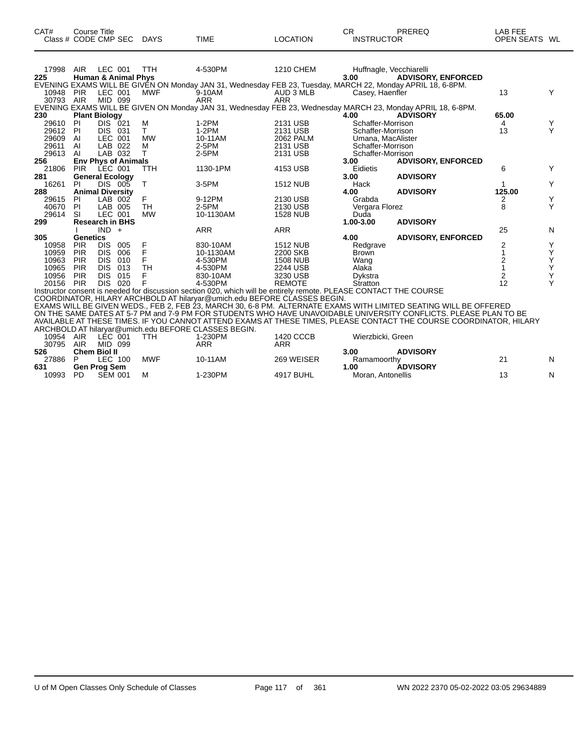| CAT# Class # | Course Title CODE | CMP | SEC | DAYS | TIME | LOCATION | CR INSTRUCTOR | PREREQ | LAB FEE OPEN SEATS | WL |
|---|---|---|---|---|---|---|---|---|---|---|
| 17998 | AIR | LEC | 001 | TTH | 4-530PM | 1210 CHEM | Huffnagle, Vecchiarelli | | | |
| **225** | **Human & Animal Phys** | | | | | | **3.00** | **ADVISORY, ENFORCED** | | |
| EVENING EXAMS WILL BE GIVEN ON Monday JAN 31, Wednesday FEB 23, Tuesday, MARCH 22, Monday APRIL 18, 6-8PM. | | | | | | | | | | |
| 10948 | PIR | LEC | 001 | MWF | 9-10AM | AUD 3 MLB | Casey, Haenfler | | 13 | Y |
| 30793 | AIR | MID | 099 | | ARR | ARR | | | | |
| EVENING EXAMS WILL BE GIVEN ON Monday JAN 31, Wednesday FEB 23, Wednesday MARCH 23, Monday APRIL 18, 6-8PM. | | | | | | | | | | |
| **230** | **Plant Biology** | | | | | | **4.00** | **ADVISORY** | **65.00** | |
| 29610 | PI | DIS | 021 | M | 1-2PM | 2131 USB | Schaffer-Morrison | | 4 | Y |
| 29612 | PI | DIS | 031 | T | 1-2PM | 2131 USB | Schaffer-Morrison | | 13 | Y |
| 29609 | AI | LEC | 001 | MW | 10-11AM | 2062 PALM | Umana, MacAlister | | | |
| 29611 | AI | LAB | 022 | M | 2-5PM | 2131 USB | Schaffer-Morrison | | | |
| 29613 | AI | LAB | 032 | T | 2-5PM | 2131 USB | Schaffer-Morrison | | | |
| **256** | **Env Phys of Animals** | | | | | | **3.00** | **ADVISORY, ENFORCED** | | |
| 21806 | PIR | LEC | 001 | TTH | 1130-1PM | 4153 USB | Eidietis | | 6 | Y |
| **281** | **General Ecology** | | | | | | **3.00** | **ADVISORY** | | |
| 16261 | PI | DIS | 005 | T | 3-5PM | 1512 NUB | Hack | | 1 | Y |
| **288** | **Animal Diversity** | | | | | | **4.00** | **ADVISORY** | **125.00** | |
| 29615 | PI | LAB | 002 | F | 9-12PM | 2130 USB | Grabda | | 2 | Y |
| 40670 | PI | LAB | 005 | TH | 2-5PM | 2130 USB | Vergara Florez | | 8 | Y |
| 29614 | SI | LEC | 001 | MW | 10-1130AM | 1528 NUB | Duda | | | |
| **299** | **Research in BHS** | | | | | | **1.00-3.00** | **ADVISORY** | | |
| | I | IND | + | | ARR | ARR | | | 25 | N |
| **305** | **Genetics** | | | | | | **4.00** | **ADVISORY, ENFORCED** | | |
| 10958 | PIR | DIS | 005 | F | 830-10AM | 1512 NUB | Redgrave | | 2 | Y |
| 10959 | PIR | DIS | 006 | F | 10-1130AM | 2200 SKB | Brown | | 1 | Y |
| 10963 | PIR | DIS | 010 | F | 4-530PM | 1508 NUB | Wang | | 2 | Y |
| 10965 | PIR | DIS | 013 | TH | 4-530PM | 2244 USB | Alaka | | 1 | Y |
| 10956 | PIR | DIS | 015 | F | 830-10AM | 3230 USB | Dykstra | | 2 | Y |
| 20156 | PIR | DIS | 020 | F | 4-530PM | REMOTE | Stratton | | 12 | Y |
| Instructor consent is needed for discussion section 020, which will be entirely remote. PLEASE CONTACT THE COURSE COORDINATOR, HILARY ARCHBOLD AT hilaryar@umich.edu BEFORE CLASSES BEGIN. | | | | | | | | | | |
| EXAMS WILL BE GIVEN WEDS., FEB 2, FEB 23, MARCH 30, 6-8 PM. ALTERNATE EXAMS WITH LIMITED SEATING WILL BE OFFERED ON THE SAME DATES AT 5-7 PM and 7-9 PM FOR STUDENTS WHO HAVE UNAVOIDABLE UNIVERSITY CONFLICTS. PLEASE PLAN TO BE AVAILABLE AT THESE TIMES. IF YOU CANNOT ATTEND EXAMS AT THESE TIMES, PLEASE CONTACT THE COURSE COORDINATOR, HILARY ARCHBOLD AT hilaryar@umich.edu BEFORE CLASSES BEGIN. | | | | | | | | | | |
| 10954 | AIR | LEC | 001 | TTH | 1-230PM | 1420 CCCB | Wierzbicki, Green | | | |
| 30795 | AIR | MID | 099 | | ARR | ARR | | | | |
| **526** | **Chem Biol II** | | | | | | **3.00** | **ADVISORY** | | |
| 27886 | P | LEC | 100 | MWF | 10-11AM | 269 WEISER | Ramamoorthy | | 21 | N |
| **631** | **Gen Prog Sem** | | | | | | **1.00** | **ADVISORY** | | |
| 10993 | PD | SEM | 001 | M | 1-230PM | 4917 BUHL | Moran, Antonellis | | 13 | N |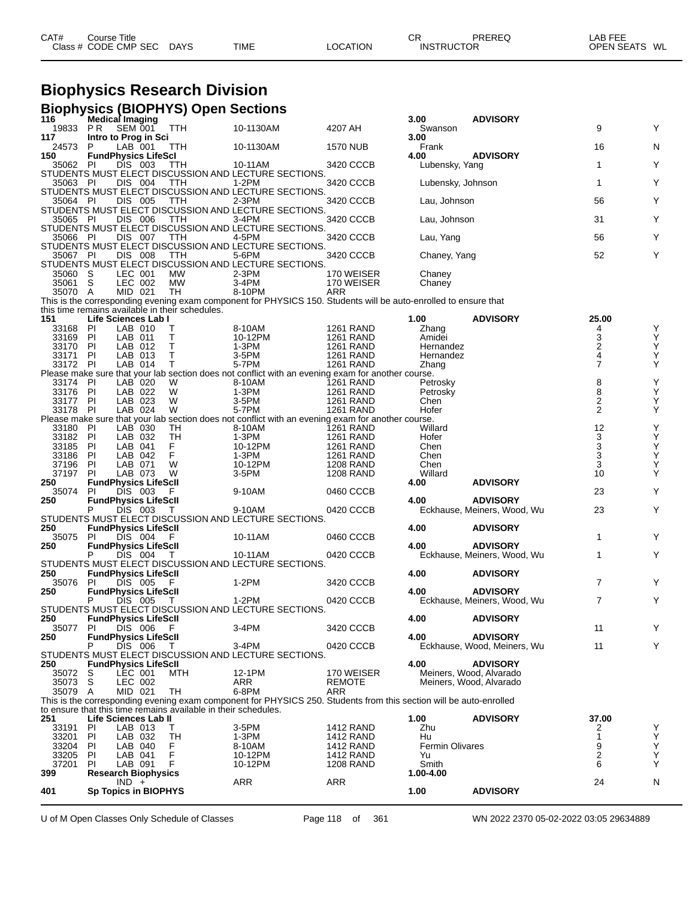| CAT# | Course Title | | | | | | CR | PREREQ | LAB FEE | |
|---|---|---|---|---|---|---|---|---|---|---|
| Class # | CODE CMP SEC | DAYS | TIME | LOCATION | | INSTRUCTOR | | | OPEN SEATS | WL |

# Biophysics Research Division

## Biophysics (BIOPHYS) Open Sections

| CAT# / Class # | CODE | CMP SEC | DAYS | TIME | LOCATION | CR / INSTRUCTOR | PREREQ | LAB FEE / OPEN SEATS | WL |
|---|---|---|---|---|---|---|---|---|---|
| **116** | **Medical Imaging** | | | | | 3.00 | ADVISORY | | |
| 19833 | P R | SEM 001 | TTH | 10-1130AM | 4207 AH | Swanson | | 9 | Y |
| **117** | **Intro to Prog in Sci** | | | | | 3.00 | | | |
| 24573 | P | LAB 001 | TTH | 10-1130AM | 1570 NUB | Frank | | 16 | N |
| **150** | **FundPhysics LifeSci** | | | | | 4.00 | ADVISORY | | |
| 35062 | PI | DIS 003 | TTH | 10-11AM | 3420 CCCB | Lubensky, Yang | | 1 | Y |
| STUDENTS MUST ELECT DISCUSSION AND LECTURE SECTIONS. | | | | | | | | | |
| 35063 | PI | DIS 004 | TTH | 1-2PM | 3420 CCCB | Lubensky, Johnson | | 1 | Y |
| STUDENTS MUST ELECT DISCUSSION AND LECTURE SECTIONS. | | | | | | | | | |
| 35064 | PI | DIS 005 | TTH | 2-3PM | 3420 CCCB | Lau, Johnson | | 56 | Y |
| STUDENTS MUST ELECT DISCUSSION AND LECTURE SECTIONS. | | | | | | | | | |
| 35065 | PI | DIS 006 | TTH | 3-4PM | 3420 CCCB | Lau, Johnson | | 31 | Y |
| STUDENTS MUST ELECT DISCUSSION AND LECTURE SECTIONS. | | | | | | | | | |
| 35066 | PI | DIS 007 | TTH | 4-5PM | 3420 CCCB | Lau, Yang | | 56 | Y |
| STUDENTS MUST ELECT DISCUSSION AND LECTURE SECTIONS. | | | | | | | | | |
| 35067 | PI | DIS 008 | TTH | 5-6PM | 3420 CCCB | Chaney, Yang | | 52 | Y |
| STUDENTS MUST ELECT DISCUSSION AND LECTURE SECTIONS. | | | | | | | | | |
| 35060 | S | LEC 001 | MW | 2-3PM | 170 WEISER | Chaney | | | |
| 35061 | S | LEC 002 | MW | 3-4PM | 170 WEISER | Chaney | | | |
| 35070 | A | MID 021 | TH | 8-10PM | ARR | | | | |
| This is the corresponding evening exam component for PHYSICS 150. Students will be auto-enrolled to ensure that this time remains available in their schedules. | | | | | | | | | |
| **151** | **Life Sciences Lab I** | | | | | 1.00 | ADVISORY | 25.00 | |
| 33168 | PI | LAB 010 | T | 8-10AM | 1261 RAND | Zhang | | 4 | Y |
| 33169 | PI | LAB 011 | T | 10-12PM | 1261 RAND | Amidei | | 3 | Y |
| 33170 | PI | LAB 012 | T | 1-3PM | 1261 RAND | Hernandez | | 2 | Y |
| 33171 | PI | LAB 013 | T | 3-5PM | 1261 RAND | Hernandez | | 4 | Y |
| 33172 | PI | LAB 014 | T | 5-7PM | 1261 RAND | Zhang | | 7 | Y |
| Please make sure that your lab section does not conflict with an evening exam for another course. | | | | | | | | | |
| 33174 | PI | LAB 020 | W | 8-10AM | 1261 RAND | Petrosky | | 8 | Y |
| 33176 | PI | LAB 022 | W | 1-3PM | 1261 RAND | Petrosky | | 8 | Y |
| 33177 | PI | LAB 023 | W | 3-5PM | 1261 RAND | Chen | | 2 | Y |
| 33178 | PI | LAB 024 | W | 5-7PM | 1261 RAND | Hofer | | 2 | Y |
| Please make sure that your lab section does not conflict with an evening exam for another course. | | | | | | | | | |
| 33180 | PI | LAB 030 | TH | 8-10AM | 1261 RAND | Willard | | 12 | Y |
| 33182 | PI | LAB 032 | TH | 1-3PM | 1261 RAND | Hofer | | 3 | Y |
| 33185 | PI | LAB 041 | F | 10-12PM | 1261 RAND | Chen | | 3 | Y |
| 33186 | PI | LAB 042 | F | 1-3PM | 1261 RAND | Chen | | 3 | Y |
| 37196 | PI | LAB 071 | W | 10-12PM | 1208 RAND | Chen | | 3 | Y |
| 37197 | PI | LAB 073 | W | 3-5PM | 1208 RAND | Willard | | 10 | Y |
| **250** | **FundPhysics LifeScII** | | | | | 4.00 | ADVISORY | | |
| 35074 | PI | DIS 003 | F | 9-10AM | 0460 CCCB | | | 23 | Y |
| **250** | **FundPhysics LifeScII** | | | | | 4.00 | ADVISORY | | |
| | P | DIS 003 | T | 9-10AM | 0420 CCCB | Eckhause, Meiners, Wood, Wu | | 23 | Y |
| STUDENTS MUST ELECT DISCUSSION AND LECTURE SECTIONS. | | | | | | | | | |
| **250** | **FundPhysics LifeScII** | | | | | 4.00 | ADVISORY | | |
| 35075 | PI | DIS 004 | F | 10-11AM | 0460 CCCB | | | 1 | Y |
| **250** | **FundPhysics LifeScII** | | | | | 4.00 | ADVISORY | | |
| | P | DIS 004 | T | 10-11AM | 0420 CCCB | Eckhause, Meiners, Wood, Wu | | 1 | Y |
| STUDENTS MUST ELECT DISCUSSION AND LECTURE SECTIONS. | | | | | | | | | |
| **250** | **FundPhysics LifeScII** | | | | | 4.00 | ADVISORY | | |
| 35076 | PI | DIS 005 | F | 1-2PM | 3420 CCCB | | | 7 | Y |
| **250** | **FundPhysics LifeScII** | | | | | 4.00 | ADVISORY | | |
| | P | DIS 005 | T | 1-2PM | 0420 CCCB | Eckhause, Meiners, Wood, Wu | | 7 | Y |
| STUDENTS MUST ELECT DISCUSSION AND LECTURE SECTIONS. | | | | | | | | | |
| **250** | **FundPhysics LifeScII** | | | | | 4.00 | ADVISORY | | |
| 35077 | PI | DIS 006 | F | 3-4PM | 3420 CCCB | | | 11 | Y |
| **250** | **FundPhysics LifeScII** | | | | | 4.00 | ADVISORY | | |
| | P | DIS 006 | T | 3-4PM | 0420 CCCB | Eckhause, Wood, Meiners, Wu | | 11 | Y |
| STUDENTS MUST ELECT DISCUSSION AND LECTURE SECTIONS. | | | | | | | | | |
| **250** | **FundPhysics LifeScII** | | | | | 4.00 | ADVISORY | | |
| 35072 | S | LEC 001 | MTH | 12-1PM | 170 WEISER | Meiners, Wood, Alvarado | | | |
| 35073 | S | LEC 002 | | ARR | REMOTE | Meiners, Wood, Alvarado | | | |
| 35079 | A | MID 021 | TH | 6-8PM | ARR | | | | |
| This is the corresponding evening exam component for PHYSICS 250. Students from this section will be auto-enrolled to ensure that this time remains available in their schedules. | | | | | | | | | |
| **251** | **Life Sciences Lab II** | | | | | 1.00 | ADVISORY | 37.00 | |
| 33191 | PI | LAB 013 | T | 3-5PM | 1412 RAND | Zhu | | 2 | Y |
| 33201 | PI | LAB 032 | TH | 1-3PM | 1412 RAND | Hu | | 1 | Y |
| 33204 | PI | LAB 040 | F | 8-10AM | 1412 RAND | Fermin Olivares | | 9 | Y |
| 33205 | PI | LAB 041 | F | 10-12PM | 1412 RAND | Yu | | 2 | Y |
| 37201 | PI | LAB 091 | F | 10-12PM | 1208 RAND | Smith | | 6 | Y |
| **399** | **Research Biophysics** | | | | | 1.00-4.00 | | | |
| | | IND + | | ARR | ARR | | | 24 | N |
| **401** | **Sp Topics in BIOPHYS** | | | | | 1.00 | ADVISORY | | |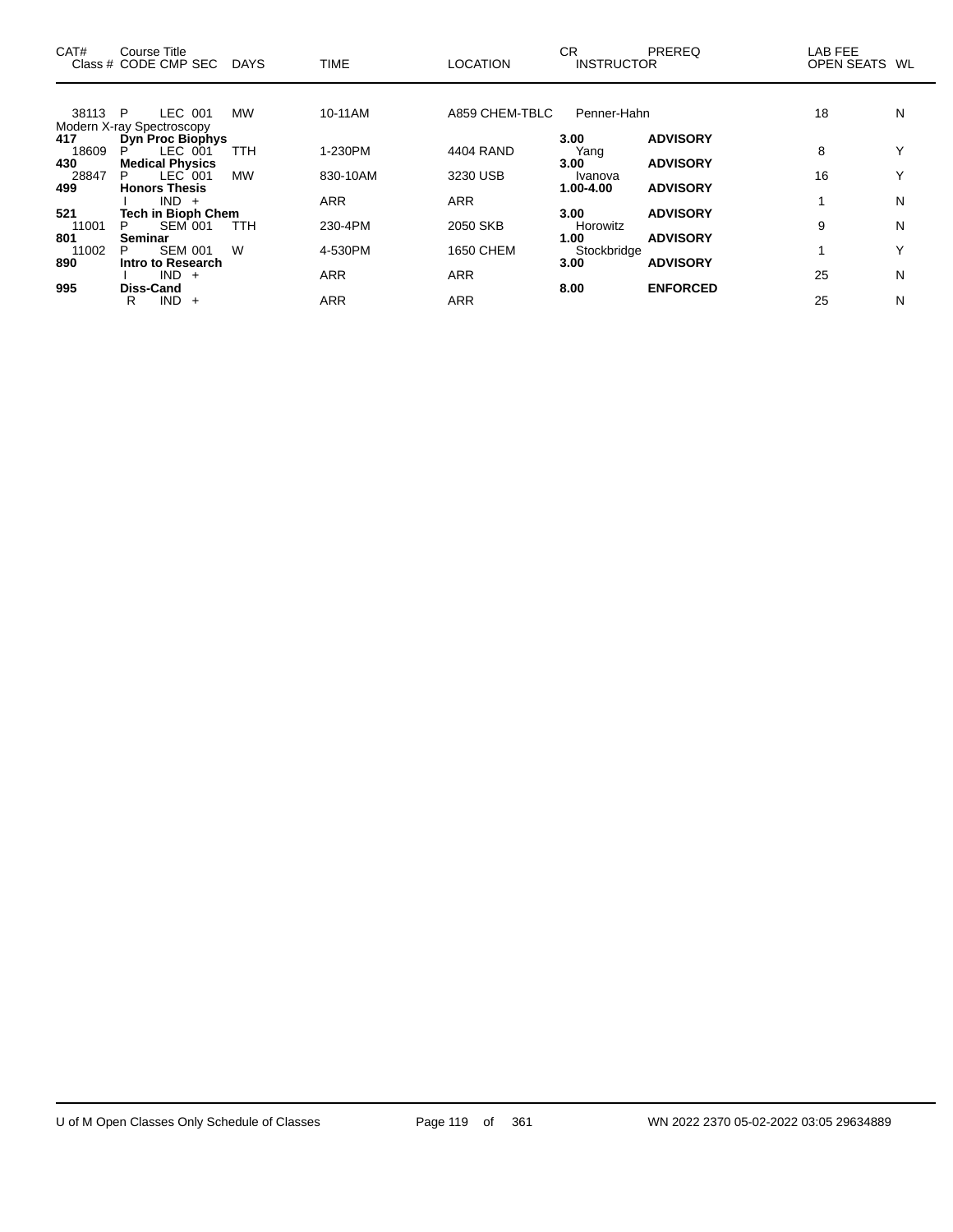| CAT# | Course Title<br>Class # CODE CMP SEC | DAYS | TIME | LOCATION | CR<br>INSTRUCTOR | PREREQ | LAB FEE<br>OPEN SEATS | WL |
|---|---|---|---|---|---|---|---|---|
| 38113 | P LEC 001 | MW | 10-11AM | A859 CHEM-TBLC | Penner-Hahn | | 18 | N |
| | Modern X-ray Spectroscopy | | | | | | | |
| **417** | **Dyn Proc Biophys** | | | | **3.00** | **ADVISORY** | | |
| 18609 | P LEC 001 | TTH | 1-230PM | 4404 RAND | Yang | | 8 | Y |
| **430** | **Medical Physics** | | | | **3.00** | **ADVISORY** | | |
| 28847 | P LEC 001 | MW | 830-10AM | 3230 USB | Ivanova | | 16 | Y |
| **499** | **Honors Thesis** | | | | **1.00-4.00** | **ADVISORY** | | |
| | I IND + | | ARR | ARR | | | 1 | N |
| **521** | **Tech in Bioph Chem** | | | | **3.00** | **ADVISORY** | | |
| 11001 | P SEM 001 | TTH | 230-4PM | 2050 SKB | Horowitz | | 9 | N |
| **801** | **Seminar** | | | | **1.00** | **ADVISORY** | | |
| 11002 | P SEM 001 | W | 4-530PM | 1650 CHEM | Stockbridge | | 1 | Y |
| **890** | **Intro to Research** | | | | **3.00** | **ADVISORY** | | |
| | I IND + | | ARR | ARR | | | 25 | N |
| **995** | **Diss-Cand** | | | | **8.00** | **ENFORCED** | | |
| | R IND + | | ARR | ARR | | | 25 | N |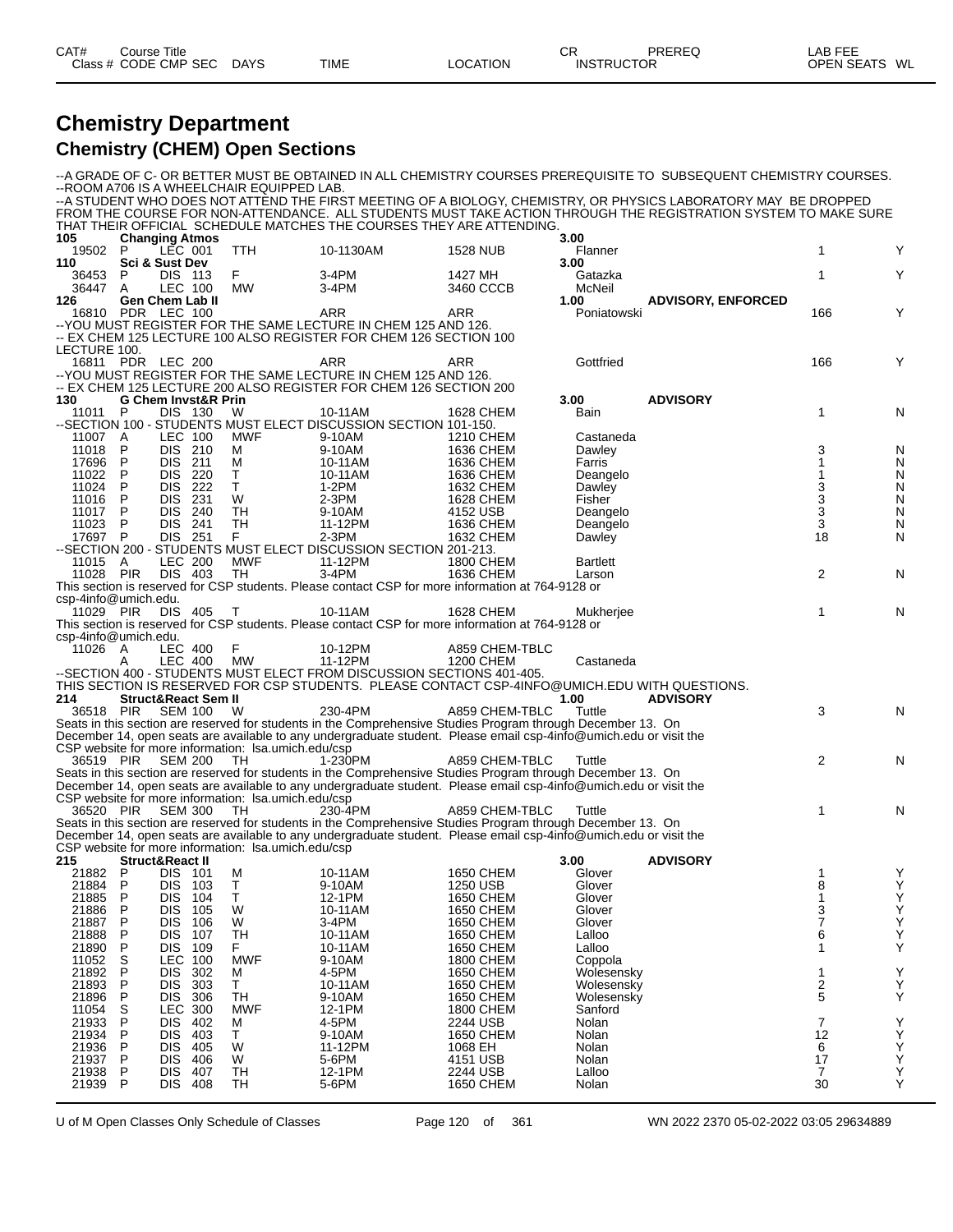# Chemistry Department

## Chemistry (CHEM) Open Sections

--A GRADE OF C- OR BETTER MUST BE OBTAINED IN ALL CHEMISTRY COURSES PREREQUISITE TO SUBSEQUENT CHEMISTRY COURSES.
--ROOM A706 IS A WHEELCHAIR EQUIPPED LAB.
--A STUDENT WHO DOES NOT ATTEND THE FIRST MEETING OF A BIOLOGY, CHEMISTRY, OR PHYSICS LABORATORY MAY BE DROPPED FROM THE COURSE FOR NON-ATTENDANCE. ALL STUDENTS MUST TAKE ACTION THROUGH THE REGISTRATION SYSTEM TO MAKE SURE THAT THEIR OFFICIAL SCHEDULE MATCHES THE COURSES THEY ARE ATTENDING.

| CAT# / Class # | Course Title / CODE | CMP | SEC | DAYS | TIME | LOCATION | CR / INSTRUCTOR | PREREQ | OPEN SEATS | WL |
|---|---|---|---|---|---|---|---|---|---|---|
| **105** | **Changing Atmos** | | | | | | **3.00** | | | |
| 19502 | P | LEC | 001 | TTH | 10-1130AM | 1528 NUB | Flanner | | 1 | Y |
| **110** | **Sci & Sust Dev** | | | | | | **3.00** | | | |
| 36453 | P | DIS | 113 | F | 3-4PM | 1427 MH | Gatazka | | 1 | Y |
| 36447 | A | LEC | 100 | MW | 3-4PM | 3460 CCCB | McNeil | | | |
| **126** | **Gen Chem Lab II** | | | | | | **1.00** | **ADVISORY, ENFORCED** | | |
| 16810 | PDR | LEC | 100 | | ARR | ARR | Poniatowski | | 166 | Y |

--YOU MUST REGISTER FOR THE SAME LECTURE IN CHEM 125 AND 126.
-- EX CHEM 125 LECTURE 100 ALSO REGISTER FOR CHEM 126 SECTION 100 LECTURE 100.

| Class # | CODE | CMP | SEC | DAYS | TIME | LOCATION | INSTRUCTOR | PREREQ | OPEN SEATS | WL |
|---|---|---|---|---|---|---|---|---|---|---|
| 16811 | PDR | LEC | 200 | | ARR | ARR | Gottfried | | 166 | Y |

--YOU MUST REGISTER FOR THE SAME LECTURE IN CHEM 125 AND 126.
-- EX CHEM 125 LECTURE 200 ALSO REGISTER FOR CHEM 126 SECTION 200

| CAT# / Class # | Course Title / CODE | CMP | SEC | DAYS | TIME | LOCATION | CR / INSTRUCTOR | PREREQ | OPEN SEATS | WL |
|---|---|---|---|---|---|---|---|---|---|---|
| **130** | **G Chem Invst&R Prin** | | | | | | **3.00** | **ADVISORY** | | |
| 11011 | P | DIS | 130 | W | 10-11AM | 1628 CHEM | Bain | | 1 | N |

--SECTION 100 - STUDENTS MUST ELECT DISCUSSION SECTION 101-150.

| Class # | CODE | CMP | SEC | DAYS | TIME | LOCATION | INSTRUCTOR | PREREQ | OPEN SEATS | WL |
|---|---|---|---|---|---|---|---|---|---|---|
| 11007 | A | LEC | 100 | MWF | 9-10AM | 1210 CHEM | Castaneda | | | |
| 11018 | P | DIS | 210 | M | 9-10AM | 1636 CHEM | Dawley | | 3 | N |
| 17696 | P | DIS | 211 | M | 10-11AM | 1636 CHEM | Farris | | 1 | N |
| 11022 | P | DIS | 220 | T | 10-11AM | 1636 CHEM | Deangelo | | 1 | N |
| 11024 | P | DIS | 222 | T | 1-2PM | 1632 CHEM | Dawley | | 3 | N |
| 11016 | P | DIS | 231 | W | 2-3PM | 1628 CHEM | Fisher | | 3 | N |
| 11017 | P | DIS | 240 | TH | 9-10AM | 4152 USB | Deangelo | | 3 | N |
| 11023 | P | DIS | 241 | TH | 11-12PM | 1636 CHEM | Deangelo | | 3 | N |
| 17697 | P | DIS | 251 | F | 2-3PM | 1632 CHEM | Dawley | | 18 | N |

--SECTION 200 - STUDENTS MUST ELECT DISCUSSION SECTION 201-213.

| Class # | CODE | CMP | SEC | DAYS | TIME | LOCATION | INSTRUCTOR | PREREQ | OPEN SEATS | WL |
|---|---|---|---|---|---|---|---|---|---|---|
| 11015 | A | LEC | 200 | MWF | 11-12PM | 1800 CHEM | Bartlett | | | |
| 11028 | PIR | DIS | 403 | TH | 3-4PM | 1636 CHEM | Larson | | 2 | N |

This section is reserved for CSP students. Please contact CSP for more information at 764-9128 or csp-4info@umich.edu.

| Class # | CODE | CMP | SEC | DAYS | TIME | LOCATION | INSTRUCTOR | PREREQ | OPEN SEATS | WL |
|---|---|---|---|---|---|---|---|---|---|---|
| 11029 | PIR | DIS | 405 | T | 10-11AM | 1628 CHEM | Mukherjee | | 1 | N |

This section is reserved for CSP students. Please contact CSP for more information at 764-9128 or csp-4info@umich.edu.

| Class # | CODE | CMP | SEC | DAYS | TIME | LOCATION | INSTRUCTOR | PREREQ | OPEN SEATS | WL |
|---|---|---|---|---|---|---|---|---|---|---|
| 11026 | A | LEC | 400 | F | 10-12PM | A859 CHEM-TBLC | | | | |
| | A | LEC | 400 | MW | 11-12PM | 1200 CHEM | Castaneda | | | |

--SECTION 400 - STUDENTS MUST ELECT FROM DISCUSSION SECTIONS 401-405.
THIS SECTION IS RESERVED FOR CSP STUDENTS. PLEASE CONTACT CSP-4INFO@UMICH.EDU WITH QUESTIONS.

| CAT# / Class # | Course Title / CODE | CMP | SEC | DAYS | TIME | LOCATION | CR / INSTRUCTOR | PREREQ | OPEN SEATS | WL |
|---|---|---|---|---|---|---|---|---|---|---|
| **214** | **Struct&React Sem II** | | | | | | **1.00** | **ADVISORY** | | |
| 36518 | PIR | SEM | 100 | W | 230-4PM | A859 CHEM-TBLC | Tuttle | | 3 | N |

Seats in this section are reserved for students in the Comprehensive Studies Program through December 13. On December 14, open seats are available to any undergraduate student. Please email csp-4info@umich.edu or visit the CSP website for more information: lsa.umich.edu/csp

| Class # | CODE | CMP | SEC | DAYS | TIME | LOCATION | INSTRUCTOR | PREREQ | OPEN SEATS | WL |
|---|---|---|---|---|---|---|---|---|---|---|
| 36519 | PIR | SEM | 200 | TH | 1-230PM | A859 CHEM-TBLC | Tuttle | | 2 | N |

Seats in this section are reserved for students in the Comprehensive Studies Program through December 13. On December 14, open seats are available to any undergraduate student. Please email csp-4info@umich.edu or visit the CSP website for more information: lsa.umich.edu/csp

| Class # | CODE | CMP | SEC | DAYS | TIME | LOCATION | INSTRUCTOR | PREREQ | OPEN SEATS | WL |
|---|---|---|---|---|---|---|---|---|---|---|
| 36520 | PIR | SEM | 300 | TH | 230-4PM | A859 CHEM-TBLC | Tuttle | | 1 | N |

Seats in this section are reserved for students in the Comprehensive Studies Program through December 13. On December 14, open seats are available to any undergraduate student. Please email csp-4info@umich.edu or visit the CSP website for more information: lsa.umich.edu/csp

| CAT# / Class # | Course Title / CODE | CMP | SEC | DAYS | TIME | LOCATION | CR / INSTRUCTOR | PREREQ | OPEN SEATS | WL |
|---|---|---|---|---|---|---|---|---|---|---|
| **215** | **Struct&React II** | | | | | | **3.00** | **ADVISORY** | | |
| 21882 | P | DIS | 101 | M | 10-11AM | 1650 CHEM | Glover | | 1 | Y |
| 21884 | P | DIS | 103 | T | 9-10AM | 1250 USB | Glover | | 8 | Y |
| 21885 | P | DIS | 104 | T | 12-1PM | 1650 CHEM | Glover | | 1 | Y |
| 21886 | P | DIS | 105 | W | 10-11AM | 1650 CHEM | Glover | | 3 | Y |
| 21887 | P | DIS | 106 | W | 3-4PM | 1650 CHEM | Glover | | 7 | Y |
| 21888 | P | DIS | 107 | TH | 10-11AM | 1650 CHEM | Lalloo | | 6 | Y |
| 21890 | P | DIS | 109 | F | 10-11AM | 1650 CHEM | Lalloo | | 1 | Y |
| 11052 | S | LEC | 100 | MWF | 9-10AM | 1800 CHEM | Coppola | | | |
| 21892 | P | DIS | 302 | M | 4-5PM | 1650 CHEM | Wolesensky | | 1 | Y |
| 21893 | P | DIS | 303 | T | 10-11AM | 1650 CHEM | Wolesensky | | 2 | Y |
| 21896 | P | DIS | 306 | TH | 9-10AM | 1650 CHEM | Wolesensky | | 5 | Y |
| 11054 | S | LEC | 300 | MWF | 12-1PM | 1800 CHEM | Sanford | | | |
| 21933 | P | DIS | 402 | M | 4-5PM | 2244 USB | Nolan | | 7 | Y |
| 21934 | P | DIS | 403 | T | 9-10AM | 1650 CHEM | Nolan | | 12 | Y |
| 21936 | P | DIS | 405 | W | 11-12PM | 1068 EH | Nolan | | 6 | Y |
| 21937 | P | DIS | 406 | W | 5-6PM | 4151 USB | Nolan | | 17 | Y |
| 21938 | P | DIS | 407 | TH | 12-1PM | 2244 USB | Lalloo | | 7 | Y |
| 21939 | P | DIS | 408 | TH | 5-6PM | 1650 CHEM | Nolan | | 30 | Y |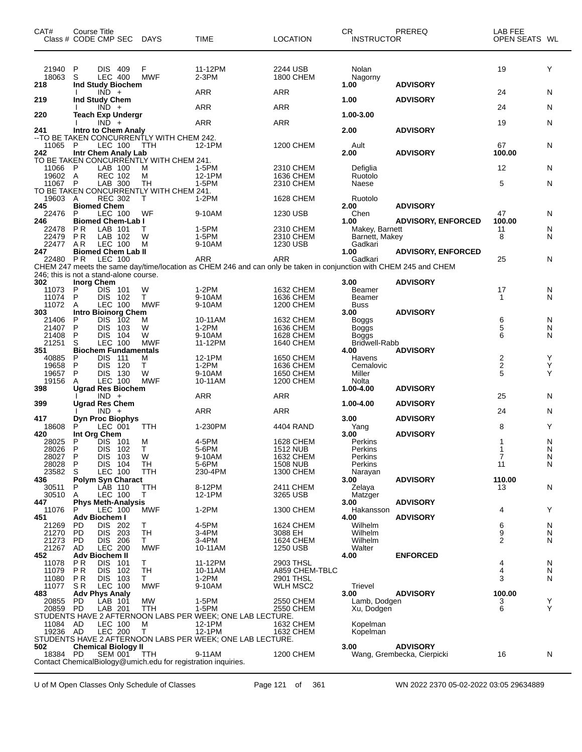| CAT# | Class # | CODE | CMP | SEC | DAYS | TIME | LOCATION | CR | INSTRUCTOR | PREREQ | LAB FEE | OPEN SEATS | WL |
|---|---|---|---|---|---|---|---|---|---|---|---|---|---|
| | 21940 | P | DIS | 409 | F | 11-12PM | 2244 USB | | Nolan | | | 19 | Y |
| | 18063 | S | LEC | 400 | MWF | 2-3PM | 1800 CHEM | | Nagorny | | | | |
| 218 | Ind Study Biochem | | | | | | | 1.00 | | ADVISORY | | | |
| | | I | IND | + | | ARR | ARR | | | | | 24 | N |
| 219 | Ind Study Chem | | | | | | | 1.00 | | ADVISORY | | | |
| | | I | IND | + | | ARR | ARR | | | | | 24 | N |
| 220 | Teach Exp Undergr | | | | | | | 1.00-3.00 | | | | | |
| | | I | IND | + | | ARR | ARR | | | | | 19 | N |
| 241 | Intro to Chem Analy | | | | | | | 2.00 | | ADVISORY | | | |
| --TO BE TAKEN CONCURRENTLY WITH CHEM 242. | | | | | | | | | | | | | |
| | 11065 | P | LEC | 100 | TTH | 12-1PM | 1200 CHEM | | Ault | | | 67 | N |
| 242 | Intr Chem Analy Lab | | | | | | | 2.00 | | ADVISORY | 100.00 | | |
| TO BE TAKEN CONCURRENTLY WITH CHEM 241. | | | | | | | | | | | | | |
| | 11066 | P | LAB | 100 | M | 1-5PM | 2310 CHEM | | Defiglia | | | 12 | N |
| | 19602 | A | REC | 102 | M | 12-1PM | 1636 CHEM | | Ruotolo | | | | |
| | 11067 | P | LAB | 300 | TH | 1-5PM | 2310 CHEM | | Naese | | | 5 | N |
| TO BE TAKEN CONCURRENTLY WITH CHEM 241. | | | | | | | | | | | | | |
| | 19603 | A | REC | 302 | T | 1-2PM | 1628 CHEM | | Ruotolo | | | | |
| 245 | Biomed Chem | | | | | | | 2.00 | | ADVISORY | | | |
| | 22476 | P | LEC | 100 | WF | 9-10AM | 1230 USB | | Chen | | | 47 | N |
| 246 | Biomed Chem-Lab I | | | | | | | 1.00 | | ADVISORY, ENFORCED | 100.00 | | |
| | 22478 | P R | LAB | 101 | T | 1-5PM | 2310 CHEM | | Makey, Barnett | | | 11 | N |
| | 22479 | P R | LAB | 102 | W | 1-5PM | 2310 CHEM | | Barnett, Makey | | | 8 | N |
| | 22477 | A R | LEC | 100 | M | 9-10AM | 1230 USB | | Gadkari | | | | |
| 247 | Biomed Chem Lab II | | | | | | | 1.00 | | ADVISORY, ENFORCED | | | |
| | 22480 | P R | LEC | 100 | | ARR | ARR | | Gadkari | | | 25 | N |
| CHEM 247 meets the same day/time/location as CHEM 246 and can only be taken in conjunction with CHEM 245 and CHEM 246; this is not a stand-alone course. | | | | | | | | | | | | | |
| 302 | Inorg Chem | | | | | | | 3.00 | | ADVISORY | | | |
| | 11073 | P | DIS | 101 | W | 1-2PM | 1632 CHEM | | Beamer | | | 17 | N |
| | 11074 | P | DIS | 102 | T | 9-10AM | 1636 CHEM | | Beamer | | | 1 | N |
| | 11072 | A | LEC | 100 | MWF | 9-10AM | 1200 CHEM | | Buss | | | | |
| 303 | Intro Bioinorg Chem | | | | | | | 3.00 | | ADVISORY | | | |
| | 21406 | P | DIS | 102 | M | 10-11AM | 1632 CHEM | | Boggs | | | 6 | N |
| | 21407 | P | DIS | 103 | W | 1-2PM | 1636 CHEM | | Boggs | | | 5 | N |
| | 21408 | P | DIS | 104 | W | 9-10AM | 1628 CHEM | | Boggs | | | 6 | N |
| | 21251 | S | LEC | 100 | MWF | 11-12PM | 1640 CHEM | | Bridwell-Rabb | | | | |
| 351 | Biochem Fundamentals | | | | | | | 4.00 | | ADVISORY | | | |
| | 40885 | P | DIS | 111 | M | 12-1PM | 1650 CHEM | | Havens | | | 2 | Y |
| | 19658 | P | DIS | 120 | T | 1-2PM | 1636 CHEM | | Cemalovic | | | 2 | Y |
| | 19657 | P | DIS | 130 | W | 9-10AM | 1650 CHEM | | Miller | | | 5 | Y |
| | 19156 | A | LEC | 100 | MWF | 10-11AM | 1200 CHEM | | Nolta | | | | |
| 398 | Ugrad Res Biochem | | | | | | | 1.00-4.00 | | ADVISORY | | | |
| | | I | IND | + | | ARR | ARR | | | | | 25 | N |
| 399 | Ugrad Res Chem | | | | | | | 1.00-4.00 | | ADVISORY | | | |
| | | I | IND | + | | ARR | ARR | | | | | 24 | N |
| 417 | Dyn Proc Biophys | | | | | | | 3.00 | | ADVISORY | | | |
| | 18608 | P | LEC | 001 | TTH | 1-230PM | 4404 RAND | | Yang | | | 8 | Y |
| 420 | Int Org Chem | | | | | | | 3.00 | | ADVISORY | | | |
| | 28025 | P | DIS | 101 | M | 4-5PM | 1628 CHEM | | Perkins | | | 1 | N |
| | 28026 | P | DIS | 102 | T | 5-6PM | 1512 NUB | | Perkins | | | 1 | N |
| | 28027 | P | DIS | 103 | W | 9-10AM | 1632 CHEM | | Perkins | | | 7 | N |
| | 28028 | P | DIS | 104 | TH | 5-6PM | 1508 NUB | | Perkins | | | 11 | N |
| | 23582 | S | LEC | 100 | TTH | 230-4PM | 1300 CHEM | | Narayan | | | | |
| 436 | Polym Syn Charact | | | | | | | 3.00 | | ADVISORY | 110.00 | | |
| | 30511 | P | LAB | 110 | TTH | 8-12PM | 2411 CHEM | | Zelaya | | | 13 | N |
| | 30510 | A | LEC | 100 | T | 12-1PM | 3265 USB | | Matzger | | | | |
| 447 | Phys Meth-Analysis | | | | | | | 3.00 | | ADVISORY | | | |
| | 11076 | P | LEC | 100 | MWF | 1-2PM | 1300 CHEM | | Hakansson | | | 4 | Y |
| 451 | Adv Biochem I | | | | | | | 4.00 | | ADVISORY | | | |
| | 21269 | PD | DIS | 202 | T | 4-5PM | 1624 CHEM | | Wilhelm | | | 6 | N |
| | 21270 | PD | DIS | 203 | TH | 3-4PM | 3088 EH | | Wilhelm | | | 9 | N |
| | 21273 | PD | DIS | 206 | T | 3-4PM | 1624 CHEM | | Wilhelm | | | 2 | N |
| | 21267 | AD | LEC | 200 | MWF | 10-11AM | 1250 USB | | Walter | | | | |
| 452 | Adv Biochem II | | | | | | | 4.00 | | ENFORCED | | | |
| | 11078 | P R | DIS | 101 | T | 11-12PM | 2903 THSL | | | | | 4 | N |
| | 11079 | P R | DIS | 102 | TH | 10-11AM | A859 CHEM-TBLC | | | | | 4 | N |
| | 11080 | P R | DIS | 103 | T | 1-2PM | 2901 THSL | | | | | 3 | N |
| | 11077 | S R | LEC | 100 | MWF | 9-10AM | WLH MSC2 | | Trievel | | | | |
| 483 | Adv Phys Analy | | | | | | | 3.00 | | ADVISORY | 100.00 | | |
| | 20855 | PD | LAB | 101 | MW | 1-5PM | 2550 CHEM | | Lamb, Dodgen | | | 3 | Y |
| | 20859 | PD | LAB | 201 | TTH | 1-5PM | 2550 CHEM | | Xu, Dodgen | | | 6 | Y |
| STUDENTS HAVE 2 AFTERNOON LABS PER WEEK; ONE LAB LECTURE. | | | | | | | | | | | | | |
| | 11084 | AD | LEC | 100 | M | 12-1PM | 1632 CHEM | | Kopelman | | | | |
| | 19236 | AD | LEC | 200 | T | 12-1PM | 1632 CHEM | | Kopelman | | | | |
| STUDENTS HAVE 2 AFTERNOON LABS PER WEEK; ONE LAB LECTURE. | | | | | | | | | | | | | |
| 502 | Chemical Biology II | | | | | | | 3.00 | | ADVISORY | | | |
| | 18384 | PD | SEM | 001 | TTH | 9-11AM | 1200 CHEM | | Wang, Grembecka, Cierpicki | | | 16 | N |
| Contact ChemicalBiology@umich.edu for registration inquiries. | | | | | | | | | | | | | |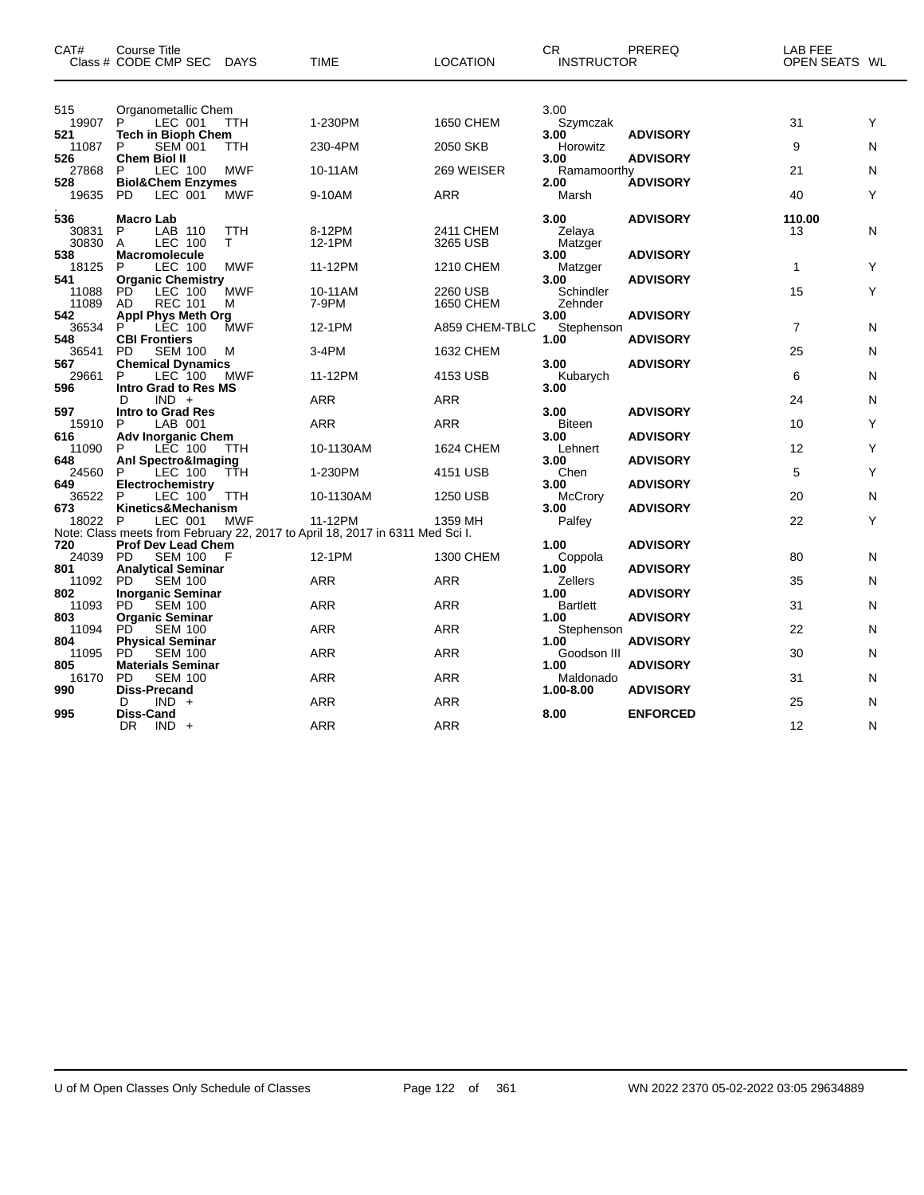| CAT# | Course Title Class # CODE CMP SEC | DAYS | TIME | LOCATION | CR INSTRUCTOR | PREREQ | LAB FEE OPEN SEATS | WL |
|---|---|---|---|---|---|---|---|---|
| 515 | Organometallic Chem | | | | 3.00 | | | |
| 19907 | P LEC 001 | TTH | 1-230PM | 1650 CHEM | Szymczak | | 31 | Y |
| **521** | **Tech in Bioph Chem** | | | | **3.00** | **ADVISORY** | | |
| 11087 | P SEM 001 | TTH | 230-4PM | 2050 SKB | Horowitz | | 9 | N |
| **526** | **Chem Biol II** | | | | **3.00** | **ADVISORY** | | |
| 27868 | P LEC 100 | MWF | 10-11AM | 269 WEISER | Ramamoorthy | | 21 | N |
| **528** | **Biol&Chem Enzymes** | | | | **2.00** | **ADVISORY** | | |
| 19635 | PD LEC 001 | MWF | 9-10AM | ARR | Marsh | | 40 | Y |
| **536** | **Macro Lab** | | | | **3.00** | **ADVISORY** | **110.00** | |
| 30831 | P LAB 110 | TTH | 8-12PM | 2411 CHEM | Zelaya | | 13 | N |
| 30830 | A LEC 100 | T | 12-1PM | 3265 USB | Matzger | | | |
| **538** | **Macromolecule** | | | | **3.00** | **ADVISORY** | | |
| 18125 | P LEC 100 | MWF | 11-12PM | 1210 CHEM | Matzger | | 1 | Y |
| **541** | **Organic Chemistry** | | | | **3.00** | **ADVISORY** | | |
| 11088 | PD LEC 100 | MWF | 10-11AM | 2260 USB | Schindler | | 15 | Y |
| 11089 | AD REC 101 | M | 7-9PM | 1650 CHEM | Zehnder | | | |
| **542** | **Appl Phys Meth Org** | | | | **3.00** | **ADVISORY** | | |
| 36534 | P LEC 100 | MWF | 12-1PM | A859 CHEM-TBLC | Stephenson | | 7 | N |
| **548** | **CBI Frontiers** | | | | **1.00** | **ADVISORY** | | |
| 36541 | PD SEM 100 | M | 3-4PM | 1632 CHEM | | | 25 | N |
| **567** | **Chemical Dynamics** | | | | **3.00** | **ADVISORY** | | |
| 29661 | P LEC 100 | MWF | 11-12PM | 4153 USB | Kubarych | | 6 | N |
| **596** | **Intro Grad to Res MS** | | | | **3.00** | | | |
| | D IND + | | ARR | ARR | | | 24 | N |
| **597** | **Intro to Grad Res** | | | | **3.00** | **ADVISORY** | | |
| 15910 | P LAB 001 | | ARR | ARR | Biteen | | 10 | Y |
| **616** | **Adv Inorganic Chem** | | | | **3.00** | **ADVISORY** | | |
| 11090 | P LEC 100 | TTH | 10-1130AM | 1624 CHEM | Lehnert | | 12 | Y |
| **648** | **Anl Spectro&Imaging** | | | | **3.00** | **ADVISORY** | | |
| 24560 | P LEC 100 | TTH | 1-230PM | 4151 USB | Chen | | 5 | Y |
| **649** | **Electrochemistry** | | | | **3.00** | **ADVISORY** | | |
| 36522 | P LEC 100 | TTH | 10-1130AM | 1250 USB | McCrory | | 20 | N |
| **673** | **Kinetics&Mechanism** | | | | **3.00** | **ADVISORY** | | |
| 18022 | P LEC 001 | MWF | 11-12PM | 1359 MH | Palfey | | 22 | Y |
| Note: Class meets from February 22, 2017 to April 18, 2017 in 6311 Med Sci I. | | | | | | | | |
| **720** | **Prof Dev Lead Chem** | | | | **1.00** | **ADVISORY** | | |
| 24039 | PD SEM 100 | F | 12-1PM | 1300 CHEM | Coppola | | 80 | N |
| **801** | **Analytical Seminar** | | | | **1.00** | **ADVISORY** | | |
| 11092 | PD SEM 100 | | ARR | ARR | Zellers | | 35 | N |
| **802** | **Inorganic Seminar** | | | | **1.00** | **ADVISORY** | | |
| 11093 | PD SEM 100 | | ARR | ARR | Bartlett | | 31 | N |
| **803** | **Organic Seminar** | | | | **1.00** | **ADVISORY** | | |
| 11094 | PD SEM 100 | | ARR | ARR | Stephenson | | 22 | N |
| **804** | **Physical Seminar** | | | | **1.00** | **ADVISORY** | | |
| 11095 | PD SEM 100 | | ARR | ARR | Goodson III | | 30 | N |
| **805** | **Materials Seminar** | | | | **1.00** | **ADVISORY** | | |
| 16170 | PD SEM 100 | | ARR | ARR | Maldonado | | 31 | N |
| **990** | **Diss-Precand** | | | | **1.00-8.00** | **ADVISORY** | | |
| | D IND + | | ARR | ARR | | | 25 | N |
| **995** | **Diss-Cand** | | | | **8.00** | **ENFORCED** | | |
| | DR IND + | | ARR | ARR | | | 12 | N |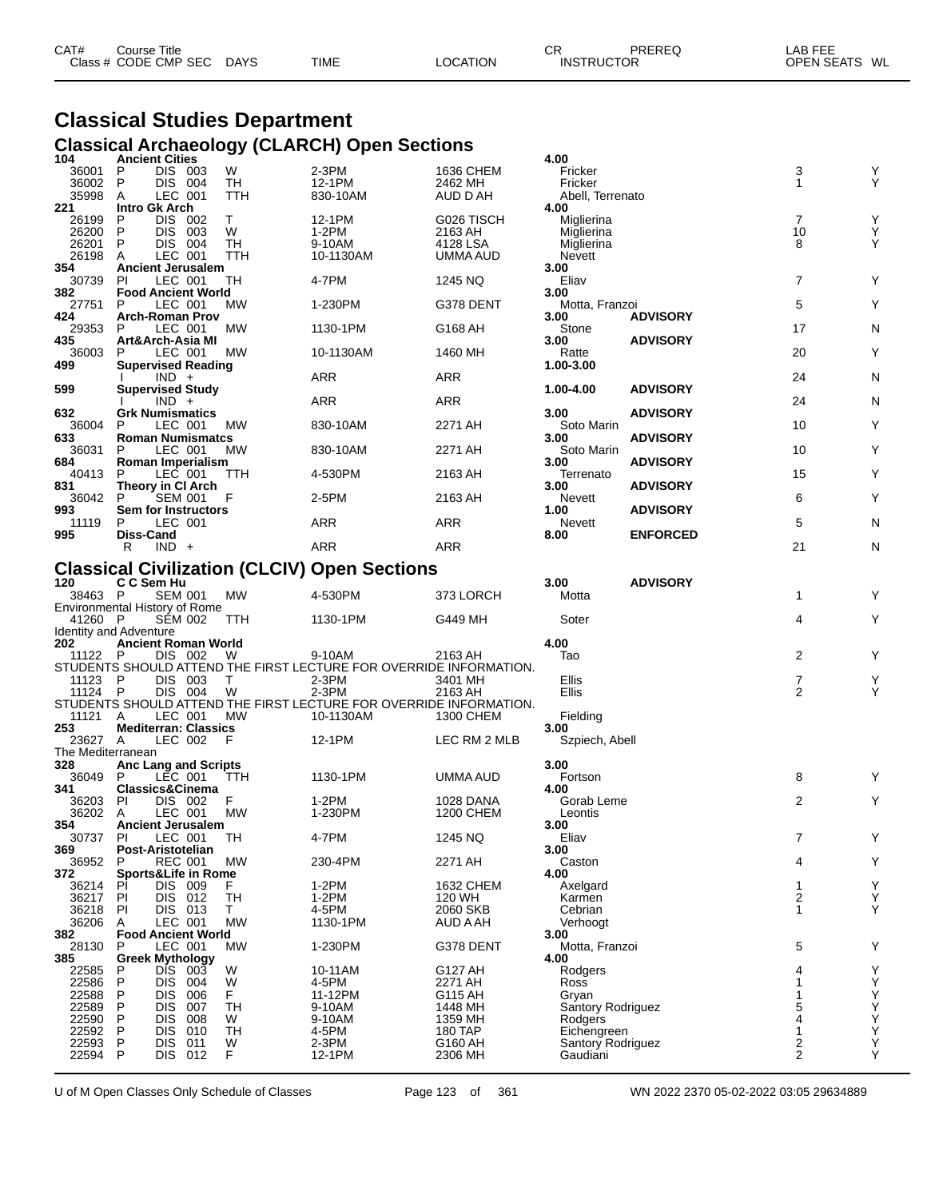# Classical Studies Department

## Classical Archaeology (CLARCH) Open Sections

| CAT# / Class # | Course Title / CODE | CMP | SEC | DAYS | TIME | LOCATION | CR / INSTRUCTOR | PREREQ | OPEN SEATS | WL |
|---|---|---|---|---|---|---|---|---|---|---|
| **104** | **Ancient Cities** | | | | | | **4.00** | | | |
| 36001 | P | DIS | 003 | W | 2-3PM | 1636 CHEM | Fricker | | 3 | Y |
| 36002 | P | DIS | 004 | TH | 12-1PM | 2462 MH | Fricker | | 1 | Y |
| 35998 | A | LEC | 001 | TTH | 830-10AM | AUD D AH | Abell, Terrenato | | | |
| **221** | **Intro Gk Arch** | | | | | | **4.00** | | | |
| 26199 | P | DIS | 002 | T | 12-1PM | G026 TISCH | Miglierina | | 7 | Y |
| 26200 | P | DIS | 003 | W | 1-2PM | 2163 AH | Miglierina | | 10 | Y |
| 26201 | P | DIS | 004 | TH | 9-10AM | 4128 LSA | Miglierina | | 8 | Y |
| 26198 | A | LEC | 001 | TTH | 10-1130AM | UMMA AUD | Nevett | | | |
| **354** | **Ancient Jerusalem** | | | | | | **3.00** | | | |
| 30739 | PI | LEC | 001 | TH | 4-7PM | 1245 NQ | Eliav | | 7 | Y |
| **382** | **Food Ancient World** | | | | | | **3.00** | | | |
| 27751 | P | LEC | 001 | MW | 1-230PM | G378 DENT | Motta, Franzoi | | 5 | Y |
| **424** | **Arch-Roman Prov** | | | | | | **3.00** | **ADVISORY** | | |
| 29353 | P | LEC | 001 | MW | 1130-1PM | G168 AH | Stone | | 17 | N |
| **435** | **Art&Arch-Asia MI** | | | | | | **3.00** | **ADVISORY** | | |
| 36003 | P | LEC | 001 | MW | 10-1130AM | 1460 MH | Ratte | | 20 | Y |
| **499** | **Supervised Reading** | | | | | | **1.00-3.00** | | | |
| | I | IND | + | | ARR | ARR | | | 24 | N |
| **599** | **Supervised Study** | | | | | | **1.00-4.00** | **ADVISORY** | | |
| | I | IND | + | | ARR | ARR | | | 24 | N |
| **632** | **Grk Numismatics** | | | | | | **3.00** | **ADVISORY** | | |
| 36004 | P | LEC | 001 | MW | 830-10AM | 2271 AH | Soto Marin | | 10 | Y |
| **633** | **Roman Numismatcs** | | | | | | **3.00** | **ADVISORY** | | |
| 36031 | P | LEC | 001 | MW | 830-10AM | 2271 AH | Soto Marin | | 10 | Y |
| **684** | **Roman Imperialism** | | | | | | **3.00** | **ADVISORY** | | |
| 40413 | P | LEC | 001 | TTH | 4-530PM | 2163 AH | Terrenato | | 15 | Y |
| **831** | **Theory in Cl Arch** | | | | | | **3.00** | **ADVISORY** | | |
| 36042 | P | SEM | 001 | F | 2-5PM | 2163 AH | Nevett | | 6 | Y |
| **993** | **Sem for Instructors** | | | | | | **1.00** | **ADVISORY** | | |
| 11119 | P | LEC | 001 | | ARR | ARR | Nevett | | 5 | N |
| **995** | **Diss-Cand** | | | | | | **8.00** | **ENFORCED** | | |
| | R | IND | + | | ARR | ARR | | | 21 | N |

## Classical Civilization (CLCIV) Open Sections

| CAT# / Class # | Course Title / CODE | CMP | SEC | DAYS | TIME | LOCATION | CR / INSTRUCTOR | PREREQ | OPEN SEATS | WL |
|---|---|---|---|---|---|---|---|---|---|---|
| **120** | **C C Sem Hu** | | | | | | **3.00** | **ADVISORY** | | |
| 38463 | P | SEM | 001 | MW | 4-530PM | 373 LORCH | Motta | | 1 | Y |
| Environmental History of Rome | | | | | | | | | | |
| 41260 | P | SEM | 002 | TTH | 1130-1PM | G449 MH | Soter | | 4 | Y |
| Identity and Adventure | | | | | | | | | | |
| **202** | **Ancient Roman World** | | | | | | **4.00** | | | |
| 11122 | P | DIS | 002 | W | 9-10AM | 2163 AH | Tao | | 2 | Y |
| STUDENTS SHOULD ATTEND THE FIRST LECTURE FOR OVERRIDE INFORMATION. | | | | | | | | | | |
| 11123 | P | DIS | 003 | T | 2-3PM | 3401 MH | Ellis | | 7 | Y |
| 11124 | P | DIS | 004 | W | 2-3PM | 2163 AH | Ellis | | 2 | Y |
| STUDENTS SHOULD ATTEND THE FIRST LECTURE FOR OVERRIDE INFORMATION. | | | | | | | | | | |
| 11121 | A | LEC | 001 | MW | 10-1130AM | 1300 CHEM | Fielding | | | |
| **253** | **Mediterran: Classics** | | | | | | **3.00** | | | |
| 23627 | A | LEC | 002 | F | 12-1PM | LEC RM 2 MLB | Szpiech, Abell | | | |
| The Mediterranean | | | | | | | | | | |
| **328** | **Anc Lang and Scripts** | | | | | | **3.00** | | | |
| 36049 | P | LEC | 001 | TTH | 1130-1PM | UMMA AUD | Fortson | | 8 | Y |
| **341** | **Classics&Cinema** | | | | | | **4.00** | | | |
| 36203 | PI | DIS | 002 | F | 1-2PM | 1028 DANA | Gorab Leme | | 2 | Y |
| 36202 | A | LEC | 001 | MW | 1-230PM | 1200 CHEM | Leontis | | | |
| **354** | **Ancient Jerusalem** | | | | | | **3.00** | | | |
| 30737 | PI | LEC | 001 | TH | 4-7PM | 1245 NQ | Eliav | | 7 | Y |
| **369** | **Post-Aristotelian** | | | | | | **3.00** | | | |
| 36952 | P | REC | 001 | MW | 230-4PM | 2271 AH | Caston | | 4 | Y |
| **372** | **Sports&Life in Rome** | | | | | | **4.00** | | | |
| 36214 | PI | DIS | 009 | F | 1-2PM | 1632 CHEM | Axelgard | | 1 | Y |
| 36217 | PI | DIS | 012 | TH | 1-2PM | 120 WH | Karmen | | 2 | Y |
| 36218 | PI | DIS | 013 | T | 4-5PM | 2060 SKB | Cebrian | | 1 | Y |
| 36206 | A | LEC | 001 | MW | 1130-1PM | AUD A AH | Verhoogt | | | |
| **382** | **Food Ancient World** | | | | | | **3.00** | | | |
| 28130 | P | LEC | 001 | MW | 1-230PM | G378 DENT | Motta, Franzoi | | 5 | Y |
| **385** | **Greek Mythology** | | | | | | **4.00** | | | |
| 22585 | P | DIS | 003 | W | 10-11AM | G127 AH | Rodgers | | 4 | Y |
| 22586 | P | DIS | 004 | W | 4-5PM | 2271 AH | Ross | | 1 | Y |
| 22588 | P | DIS | 006 | F | 11-12PM | G115 AH | Gryan | | 1 | Y |
| 22589 | P | DIS | 007 | TH | 9-10AM | 1448 MH | Santory Rodriguez | | 5 | Y |
| 22590 | P | DIS | 008 | W | 9-10AM | 1359 MH | Rodgers | | 4 | Y |
| 22592 | P | DIS | 010 | TH | 4-5PM | 180 TAP | Eichengreen | | 1 | Y |
| 22593 | P | DIS | 011 | W | 2-3PM | G160 AH | Santory Rodriguez | | 2 | Y |
| 22594 | P | DIS | 012 | F | 12-1PM | 2306 MH | Gaudiani | | 2 | Y |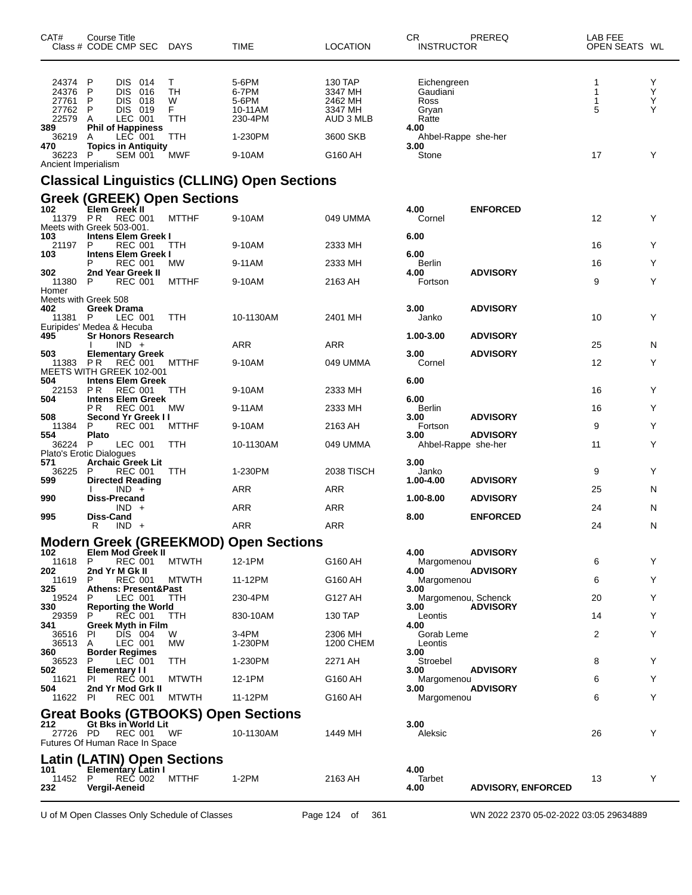| CAT# | Class # | CODE | CMP | SEC | DAYS | TIME | LOCATION | CR | INSTRUCTOR | PREREQ | LAB FEE | OPEN SEATS | WL |
|---|---|---|---|---|---|---|---|---|---|---|---|---|---|
| | 24374 | P | DIS | 014 | T | 5-6PM | 130 TAP | | Eichengreen | | | 1 | Y |
| | 24376 | P | DIS | 016 | TH | 6-7PM | 3347 MH | | Gaudiani | | | 1 | Y |
| | 27761 | P | DIS | 018 | W | 5-6PM | 2462 MH | | Ross | | | 1 | Y |
| | 27762 | P | DIS | 019 | F | 10-11AM | 3347 MH | | Gryan | | | 5 | Y |
| | 22579 | A | LEC | 001 | TTH | 230-4PM | AUD 3 MLB | | Ratte | | | | |
| 389 | Phil of Happiness | | | | | | | 4.00 | | | | | |
| | 36219 | A | LEC | 001 | TTH | 1-230PM | 3600 SKB | | Ahbel-Rappe she-her | | | | |
| 470 | Topics in Antiquity | | | | | | | 3.00 | | | | | |
| | 36223 | P | SEM | 001 | MWF | 9-10AM | G160 AH | | Stone | | | 17 | Y |

Ancient Imperialism

## Classical Linguistics (CLLING) Open Sections

## Greek (GREEK) Open Sections

| CAT# | Class # | CODE | CMP | SEC | DAYS | TIME | LOCATION | CR | INSTRUCTOR | PREREQ | LAB FEE | OPEN SEATS | WL |
|---|---|---|---|---|---|---|---|---|---|---|---|---|---|
| 102 | Elem Greek II | | | | | | | 4.00 | | ENFORCED | | | |
| | 11379 | P R | REC | 001 | MTTHF | 9-10AM | 049 UMMA | | Cornel | | | 12 | Y |
| | Meets with Greek 503-001. | | | | | | | | | | | | |
| 103 | Intens Elem Greek I | | | | | | | 6.00 | | | | | |
| | 21197 | P | REC | 001 | TTH | 9-10AM | 2333 MH | | | | | 16 | Y |
| 103 | Intens Elem Greek I | | | | | | | 6.00 | | | | | |
| | | P | REC | 001 | MW | 9-11AM | 2333 MH | | Berlin | | | 16 | Y |
| 302 | 2nd Year Greek II | | | | | | | 4.00 | | ADVISORY | | | |
| | 11380 | P | REC | 001 | MTTHF | 9-10AM | 2163 AH | | Fortson | | | 9 | Y |
| | Homer | | | | | | | | | | | | |
| | Meets with Greek 508 | | | | | | | | | | | | |
| 402 | Greek Drama | | | | | | | 3.00 | | ADVISORY | | | |
| | 11381 | P | LEC | 001 | TTH | 10-1130AM | 2401 MH | | Janko | | | 10 | Y |
| | Euripides' Medea & Hecuba | | | | | | | | | | | | |
| 495 | Sr Honors Research | | | | | | | 1.00-3.00 | | ADVISORY | | | |
| | | I | IND | + | | ARR | ARR | | | | | 25 | N |
| 503 | Elementary Greek | | | | | | | 3.00 | | ADVISORY | | | |
| | 11383 | P R | REC | 001 | MTTHF | 9-10AM | 049 UMMA | | Cornel | | | 12 | Y |
| | MEETS WITH GREEK 102-001 | | | | | | | | | | | | |
| 504 | Intens Elem Greek | | | | | | | 6.00 | | | | | |
| | 22153 | P R | REC | 001 | TTH | 9-10AM | 2333 MH | | | | | 16 | Y |
| 504 | Intens Elem Greek | | | | | | | 6.00 | | | | | |
| | | P R | REC | 001 | MW | 9-11AM | 2333 MH | | Berlin | | | 16 | Y |
| 508 | Second Yr Greek I I | | | | | | | 3.00 | | ADVISORY | | | |
| | 11384 | P | REC | 001 | MTTHF | 9-10AM | 2163 AH | | Fortson | | | 9 | Y |
| 554 | Plato | | | | | | | 3.00 | | ADVISORY | | | |
| | 36224 | P | LEC | 001 | TTH | 10-1130AM | 049 UMMA | | Ahbel-Rappe she-her | | | 11 | Y |
| | Plato's Erotic Dialogues | | | | | | | | | | | | |
| 571 | Archaic Greek Lit | | | | | | | 3.00 | | | | | |
| | 36225 | P | REC | 001 | TTH | 1-230PM | 2038 TISCH | | Janko | | | 9 | Y |
| 599 | Directed Reading | | | | | | | 1.00-4.00 | | ADVISORY | | | |
| | | I | IND | + | | ARR | ARR | | | | | 25 | N |
| 990 | Diss-Precand | | | | | | | 1.00-8.00 | | ADVISORY | | | |
| | | | IND | + | | ARR | ARR | | | | | 24 | N |
| 995 | Diss-Cand | | | | | | | 8.00 | | ENFORCED | | | |
| | | R | IND | + | | ARR | ARR | | | | | 24 | N |

## Modern Greek (GREEKMOD) Open Sections

| CAT# | Class # | CODE | CMP | SEC | DAYS | TIME | LOCATION | CR | INSTRUCTOR | PREREQ | LAB FEE | OPEN SEATS | WL |
|---|---|---|---|---|---|---|---|---|---|---|---|---|---|
| 102 | Elem Mod Greek II | | | | | | | 4.00 | | ADVISORY | | | |
| | 11618 | P | REC | 001 | MTWTH | 12-1PM | G160 AH | | Margomenou | | | 6 | Y |
| 202 | 2nd Yr M Gk II | | | | | | | 4.00 | | ADVISORY | | | |
| | 11619 | P | REC | 001 | MTWTH | 11-12PM | G160 AH | | Margomenou | | | 6 | Y |
| 325 | Athens: Present&Past | | | | | | | 3.00 | | | | | |
| | 19524 | P | LEC | 001 | TTH | 230-4PM | G127 AH | | Margomenou, Schenck | | | 20 | Y |
| 330 | Reporting the World | | | | | | | 3.00 | | ADVISORY | | | |
| | 29359 | P | REC | 001 | TTH | 830-10AM | 130 TAP | | Leontis | | | 14 | Y |
| 341 | Greek Myth in Film | | | | | | | 4.00 | | | | | |
| | 36516 | PI | DIS | 004 | W | 3-4PM | 2306 MH | | Gorab Leme | | | 2 | Y |
| | 36513 | A | LEC | 001 | MW | 1-230PM | 1200 CHEM | | Leontis | | | | |
| 360 | Border Regimes | | | | | | | 3.00 | | | | | |
| | 36523 | P | LEC | 001 | TTH | 1-230PM | 2271 AH | | Stroebel | | | 8 | Y |
| 502 | Elementary I I | | | | | | | 3.00 | | ADVISORY | | | |
| | 11621 | PI | REC | 001 | MTWTH | 12-1PM | G160 AH | | Margomenou | | | 6 | Y |
| 504 | 2nd Yr Mod Grk II | | | | | | | 3.00 | | ADVISORY | | | |
| | 11622 | PI | REC | 001 | MTWTH | 11-12PM | G160 AH | | Margomenou | | | 6 | Y |

## Great Books (GTBOOKS) Open Sections

| CAT# | Class # | CODE | CMP | SEC | DAYS | TIME | LOCATION | CR | INSTRUCTOR | PREREQ | LAB FEE | OPEN SEATS | WL |
|---|---|---|---|---|---|---|---|---|---|---|---|---|---|
| 212 | Gt Bks in World Lit | | | | | | | 3.00 | | | | | |
| | 27726 | PD | REC | 001 | WF | 10-1130AM | 1449 MH | | Aleksic | | | 26 | Y |
| | Futures Of Human Race In Space | | | | | | | | | | | | |

## Latin (LATIN) Open Sections

| CAT# | Class # | CODE | CMP | SEC | DAYS | TIME | LOCATION | CR | INSTRUCTOR | PREREQ | LAB FEE | OPEN SEATS | WL |
|---|---|---|---|---|---|---|---|---|---|---|---|---|---|
| 101 | Elementary Latin I | | | | | | | 4.00 | | | | | |
| | 11452 | P | REC | 002 | MTTHF | 1-2PM | 2163 AH | | Tarbet | | | 13 | Y |
| 232 | Vergil-Aeneid | | | | | | | 4.00 | | ADVISORY, ENFORCED | | | |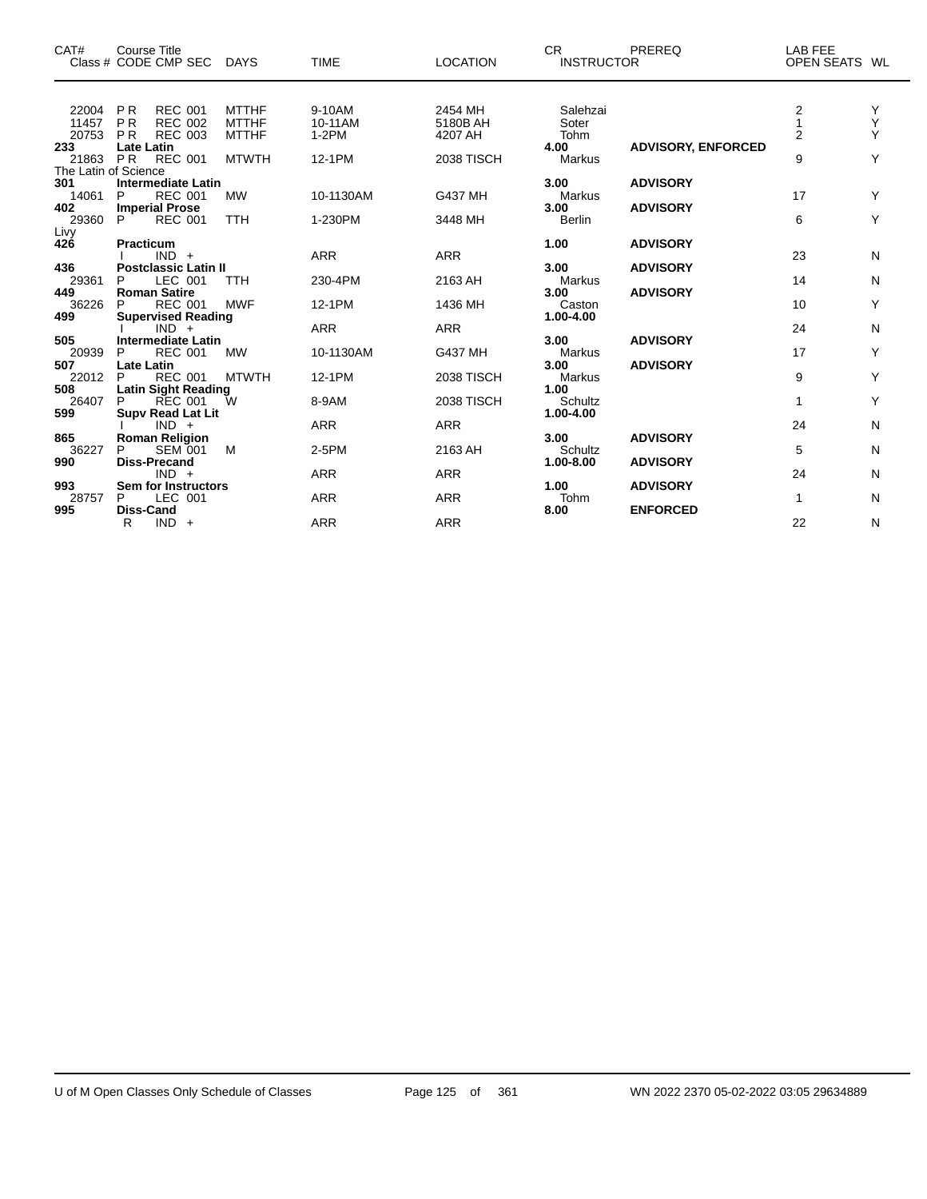| CAT# | Course Title Class # CODE CMP SEC | DAYS | TIME | LOCATION | CR INSTRUCTOR | PREREQ | LAB FEE OPEN SEATS | WL |
|---|---|---|---|---|---|---|---|---|
| 22004 | P R REC 001 | MTTHF | 9-10AM | 2454 MH | Salehzai | | 2 | Y |
| 11457 | P R REC 002 | MTTHF | 10-11AM | 5180B AH | Soter | | 1 | Y |
| 20753 | P R REC 003 | MTTHF | 1-2PM | 4207 AH | Tohm | | 2 | Y |
| **233** | **Late Latin** | | | | **4.00** | **ADVISORY, ENFORCED** | | |
| 21863 | P R REC 001 | MTWTH | 12-1PM | 2038 TISCH | Markus | | 9 | Y |
| The Latin of Science | | | | | | | | |
| **301** | **Intermediate Latin** | | | | **3.00** | **ADVISORY** | | |
| 14061 | P REC 001 | MW | 10-1130AM | G437 MH | Markus | | 17 | Y |
| **402** | **Imperial Prose** | | | | **3.00** | **ADVISORY** | | |
| 29360 | P REC 001 | TTH | 1-230PM | 3448 MH | Berlin | | 6 | Y |
| Livy | | | | | | | | |
| **426** | **Practicum** | | | | **1.00** | **ADVISORY** | | |
| | I IND + | | ARR | ARR | | | 23 | N |
| **436** | **Postclassic Latin II** | | | | **3.00** | **ADVISORY** | | |
| 29361 | P LEC 001 | TTH | 230-4PM | 2163 AH | Markus | | 14 | N |
| **449** | **Roman Satire** | | | | **3.00** | **ADVISORY** | | |
| 36226 | P REC 001 | MWF | 12-1PM | 1436 MH | Caston | | 10 | Y |
| **499** | **Supervised Reading** | | | | **1.00-4.00** | | | |
| | I IND + | | ARR | ARR | | | 24 | N |
| **505** | **Intermediate Latin** | | | | **3.00** | **ADVISORY** | | |
| 20939 | P REC 001 | MW | 10-1130AM | G437 MH | Markus | | 17 | Y |
| **507** | **Late Latin** | | | | **3.00** | **ADVISORY** | | |
| 22012 | P REC 001 | MTWTH | 12-1PM | 2038 TISCH | Markus | | 9 | Y |
| **508** | **Latin Sight Reading** | | | | **1.00** | | | |
| 26407 | P REC 001 | W | 8-9AM | 2038 TISCH | Schultz | | 1 | Y |
| **599** | **Supv Read Lat Lit** | | | | **1.00-4.00** | | | |
| | I IND + | | ARR | ARR | | | 24 | N |
| **865** | **Roman Religion** | | | | **3.00** | **ADVISORY** | | |
| 36227 | P SEM 001 | M | 2-5PM | 2163 AH | Schultz | | 5 | N |
| **990** | **Diss-Precand** | | | | **1.00-8.00** | **ADVISORY** | | |
| | IND + | | ARR | ARR | | | 24 | N |
| **993** | **Sem for Instructors** | | | | **1.00** | **ADVISORY** | | |
| 28757 | P LEC 001 | | ARR | ARR | Tohm | | 1 | N |
| **995** | **Diss-Cand** | | | | **8.00** | **ENFORCED** | | |
| | R IND + | | ARR | ARR | | | 22 | N |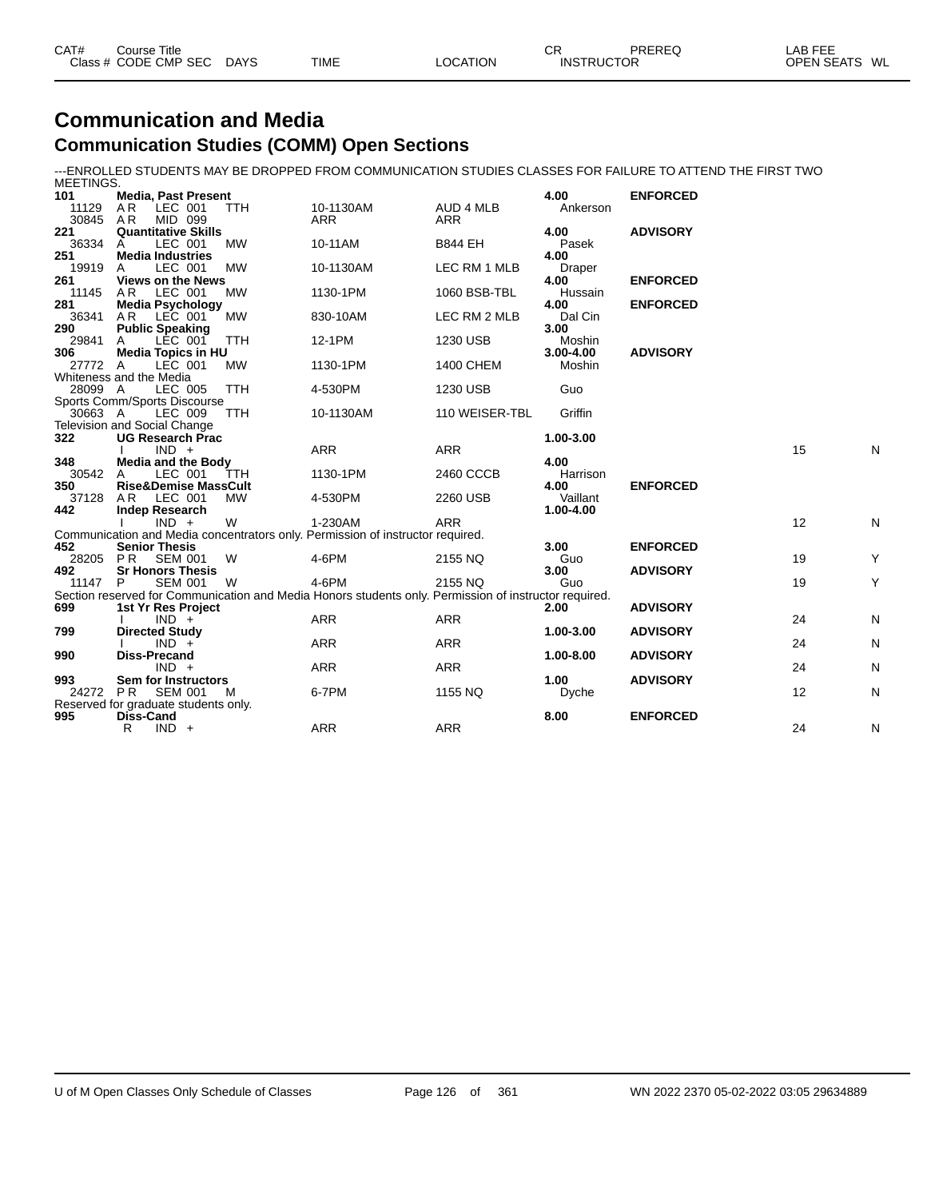# Communication and Media

## Communication Studies (COMM) Open Sections

---ENROLLED STUDENTS MAY BE DROPPED FROM COMMUNICATION STUDIES CLASSES FOR FAILURE TO ATTEND THE FIRST TWO MEETINGS.

| CAT# / Class # | Course Title / CODE CMP SEC | DAYS | TIME | LOCATION | CR / INSTRUCTOR | PREREQ | OPEN SEATS | WL |
|---|---|---|---|---|---|---|---|---|
| **101** | **Media, Past Present** | | | | **4.00** | **ENFORCED** | | |
| 11129 | A R LEC 001 | TTH | 10-1130AM | AUD 4 MLB | Ankerson | | | |
| 30845 | A R MID 099 | | ARR | ARR | | | | |
| **221** | **Quantitative Skills** | | | | **4.00** | **ADVISORY** | | |
| 36334 | A LEC 001 | MW | 10-11AM | B844 EH | Pasek | | | |
| **251** | **Media Industries** | | | | **4.00** | | | |
| 19919 | A LEC 001 | MW | 10-1130AM | LEC RM 1 MLB | Draper | | | |
| **261** | **Views on the News** | | | | **4.00** | **ENFORCED** | | |
| 11145 | A R LEC 001 | MW | 1130-1PM | 1060 BSB-TBL | Hussain | | | |
| **281** | **Media Psychology** | | | | **4.00** | **ENFORCED** | | |
| 36341 | A R LEC 001 | MW | 830-10AM | LEC RM 2 MLB | Dal Cin | | | |
| **290** | **Public Speaking** | | | | **3.00** | | | |
| 29841 | A LEC 001 | TTH | 12-1PM | 1230 USB | Moshin | | | |
| **306** | **Media Topics in HU** | | | | **3.00-4.00** | **ADVISORY** | | |
| 27772 | A LEC 001 | MW | 1130-1PM | 1400 CHEM | Moshin | | | |
| Whiteness and the Media | | | | | | | | |
| 28099 | A LEC 005 | TTH | 4-530PM | 1230 USB | Guo | | | |
| Sports Comm/Sports Discourse | | | | | | | | |
| 30663 | A LEC 009 | TTH | 10-1130AM | 110 WEISER-TBL | Griffin | | | |
| Television and Social Change | | | | | | | | |
| **322** | **UG Research Prac** | | | | **1.00-3.00** | | | |
| | I IND + | | ARR | ARR | | | 15 | N |
| **348** | **Media and the Body** | | | | **4.00** | | | |
| 30542 | A LEC 001 | TTH | 1130-1PM | 2460 CCCB | Harrison | | | |
| **350** | **Rise&Demise MassCult** | | | | **4.00** | **ENFORCED** | | |
| 37128 | A R LEC 001 | MW | 4-530PM | 2260 USB | Vaillant | | | |
| **442** | **Indep Research** | | | | **1.00-4.00** | | | |
| | I IND + | W | 1-230AM | ARR | | | 12 | N |
| Communication and Media concentrators only. Permission of instructor required. | | | | | | | | |
| **452** | **Senior Thesis** | | | | **3.00** | **ENFORCED** | | |
| 28205 | P R SEM 001 | W | 4-6PM | 2155 NQ | Guo | | 19 | Y |
| **492** | **Sr Honors Thesis** | | | | **3.00** | **ADVISORY** | | |
| 11147 | P SEM 001 | W | 4-6PM | 2155 NQ | Guo | | 19 | Y |
| Section reserved for Communication and Media Honors students only. Permission of instructor required. | | | | | | | | |
| **699** | **1st Yr Res Project** | | | | **2.00** | **ADVISORY** | | |
| | I IND + | | ARR | ARR | | | 24 | N |
| **799** | **Directed Study** | | | | **1.00-3.00** | **ADVISORY** | | |
| | I IND + | | ARR | ARR | | | 24 | N |
| **990** | **Diss-Precand** | | | | **1.00-8.00** | **ADVISORY** | | |
| | IND + | | ARR | ARR | | | 24 | N |
| **993** | **Sem for Instructors** | | | | **1.00** | **ADVISORY** | | |
| 24272 | P R SEM 001 | M | 6-7PM | 1155 NQ | Dyche | | 12 | N |
| Reserved for graduate students only. | | | | | | | | |
| **995** | **Diss-Cand** | | | | **8.00** | **ENFORCED** | | |
| | R IND + | | ARR | ARR | | | 24 | N |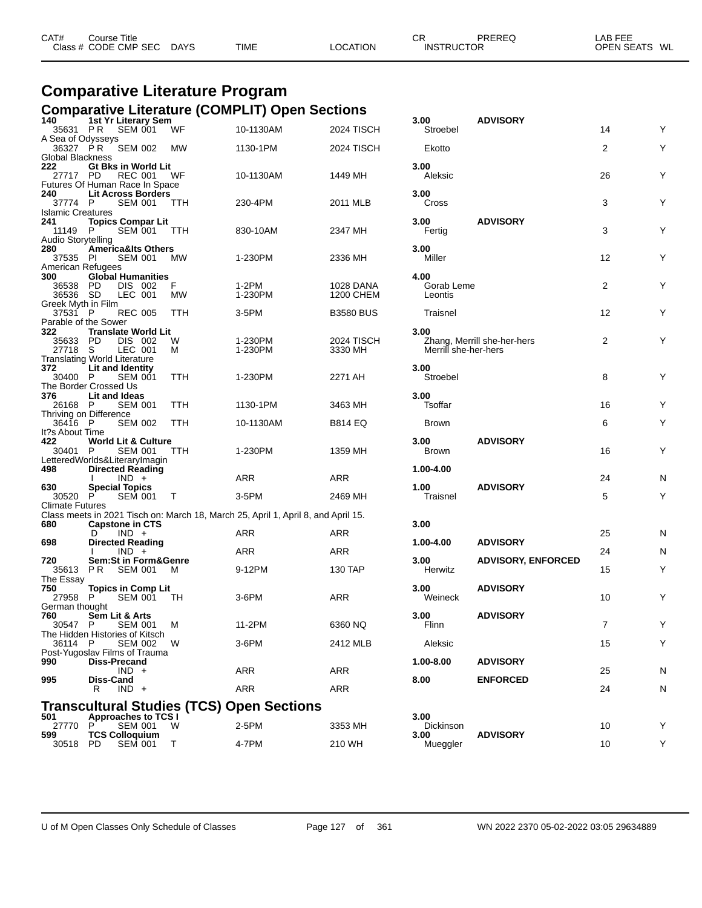# Comparative Literature Program

## Comparative Literature (COMPLIT) Open Sections

| CAT# / Class # | Course Title / CODE CMP SEC | DAYS | TIME | LOCATION | CR / INSTRUCTOR | PREREQ | LAB FEE / OPEN SEATS | WL |
|---|---|---|---|---|---|---|---|---|
| 140 | 1st Yr Literary Sem | | | | 3.00 | ADVISORY | | |
| 35631 | P R SEM 001 | WF | 10-1130AM | 2024 TISCH | Stroebel | | 14 | Y |
| A Sea of Odysseys | | | | | | | | |
| 36327 | P R SEM 002 | MW | 1130-1PM | 2024 TISCH | Ekotto | | 2 | Y |
| Global Blackness | | | | | | | | |
| 222 | Gt Bks in World Lit | | | | 3.00 | | | |
| 27717 | PD REC 001 | WF | 10-1130AM | 1449 MH | Aleksic | | 26 | Y |
| Futures Of Human Race In Space | | | | | | | | |
| 240 | Lit Across Borders | | | | 3.00 | | | |
| 37774 | P SEM 001 | TTH | 230-4PM | 2011 MLB | Cross | | 3 | Y |
| Islamic Creatures | | | | | | | | |
| 241 | Topics Compar Lit | | | | 3.00 | ADVISORY | | |
| 11149 | P SEM 001 | TTH | 830-10AM | 2347 MH | Fertig | | 3 | Y |
| Audio Storytelling | | | | | | | | |
| 280 | America&Its Others | | | | 3.00 | | | |
| 37535 | PI SEM 001 | MW | 1-230PM | 2336 MH | Miller | | 12 | Y |
| American Refugees | | | | | | | | |
| 300 | Global Humanities | | | | 4.00 | | | |
| 36538 | PD DIS 002 | F | 1-2PM | 1028 DANA | Gorab Leme | | 2 | Y |
| 36536 | SD LEC 001 | MW | 1-230PM | 1200 CHEM | Leontis | | | |
| Greek Myth in Film | | | | | | | | |
| 37531 | P REC 005 | TTH | 3-5PM | B3580 BUS | Traisnel | | 12 | Y |
| Parable of the Sower | | | | | | | | |
| 322 | Translate World Lit | | | | 3.00 | | | |
| 35633 | PD DIS 002 | W | 1-230PM | 2024 TISCH | Zhang, Merrill she-her-hers | | 2 | Y |
| 27718 | S LEC 001 | M | 1-230PM | 3330 MH | Merrill she-her-hers | | | |
| Translating World Literature | | | | | | | | |
| 372 | Lit and Identity | | | | 3.00 | | | |
| 30400 | P SEM 001 | TTH | 1-230PM | 2271 AH | Stroebel | | 8 | Y |
| The Border Crossed Us | | | | | | | | |
| 376 | Lit and Ideas | | | | 3.00 | | | |
| 26168 | P SEM 001 | TTH | 1130-1PM | 3463 MH | Tsoffar | | 16 | Y |
| Thriving on Difference | | | | | | | | |
| 36416 | P SEM 002 | TTH | 10-1130AM | B814 EQ | Brown | | 6 | Y |
| It?s About Time | | | | | | | | |
| 422 | World Lit & Culture | | | | 3.00 | ADVISORY | | |
| 30401 | P SEM 001 | TTH | 1-230PM | 1359 MH | Brown | | 16 | Y |
| LetteredWorlds&LiteraryImagin | | | | | | | | |
| 498 | Directed Reading | | | | 1.00-4.00 | | | |
| | I IND + | | ARR | ARR | | | 24 | N |
| 630 | Special Topics | | | | 1.00 | ADVISORY | | |
| 30520 | P SEM 001 | T | 3-5PM | 2469 MH | Traisnel | | 5 | Y |
| Climate Futures | | | | | | | | |
| Class meets in 2021 Tisch on: March 18, March 25, April 1, April 8, and April 15. | | | | | | | | |
| 680 | Capstone in CTS | | | | 3.00 | | | |
| | D IND + | | ARR | ARR | | | 25 | N |
| 698 | Directed Reading | | | | 1.00-4.00 | ADVISORY | | |
| | I IND + | | ARR | ARR | | | 24 | N |
| 720 | Sem:St in Form&Genre | | | | 3.00 | ADVISORY, ENFORCED | | |
| 35613 | P R SEM 001 | M | 9-12PM | 130 TAP | Herwitz | | 15 | Y |
| The Essay | | | | | | | | |
| 750 | Topics in Comp Lit | | | | 3.00 | ADVISORY | | |
| 27958 | P SEM 001 | TH | 3-6PM | ARR | Weineck | | 10 | Y |
| German thought | | | | | | | | |
| 760 | Sem Lit & Arts | | | | 3.00 | ADVISORY | | |
| 30547 | P SEM 001 | M | 11-2PM | 6360 NQ | Flinn | | 7 | Y |
| The Hidden Histories of Kitsch | | | | | | | | |
| 36114 | P SEM 002 | W | 3-6PM | 2412 MLB | Aleksic | | 15 | Y |
| Post-Yugoslav Films of Trauma | | | | | | | | |
| 990 | Diss-Precand | | | | 1.00-8.00 | ADVISORY | | |
| | IND + | | ARR | ARR | | | 25 | N |
| 995 | Diss-Cand | | | | 8.00 | ENFORCED | | |
| | R IND + | | ARR | ARR | | | 24 | N |

## Transcultural Studies (TCS) Open Sections

| CAT# / Class # | Course Title / CODE CMP SEC | DAYS | TIME | LOCATION | CR / INSTRUCTOR | PREREQ | LAB FEE / OPEN SEATS | WL |
|---|---|---|---|---|---|---|---|---|
| 501 | Approaches to TCS I | | | | 3.00 | | | |
| 27770 | P SEM 001 | W | 2-5PM | 3353 MH | Dickinson | | 10 | Y |
| 599 | TCS Colloquium | | | | 3.00 | ADVISORY | | |
| 30518 | PD SEM 001 | T | 4-7PM | 210 WH | Mueggler | | 10 | Y |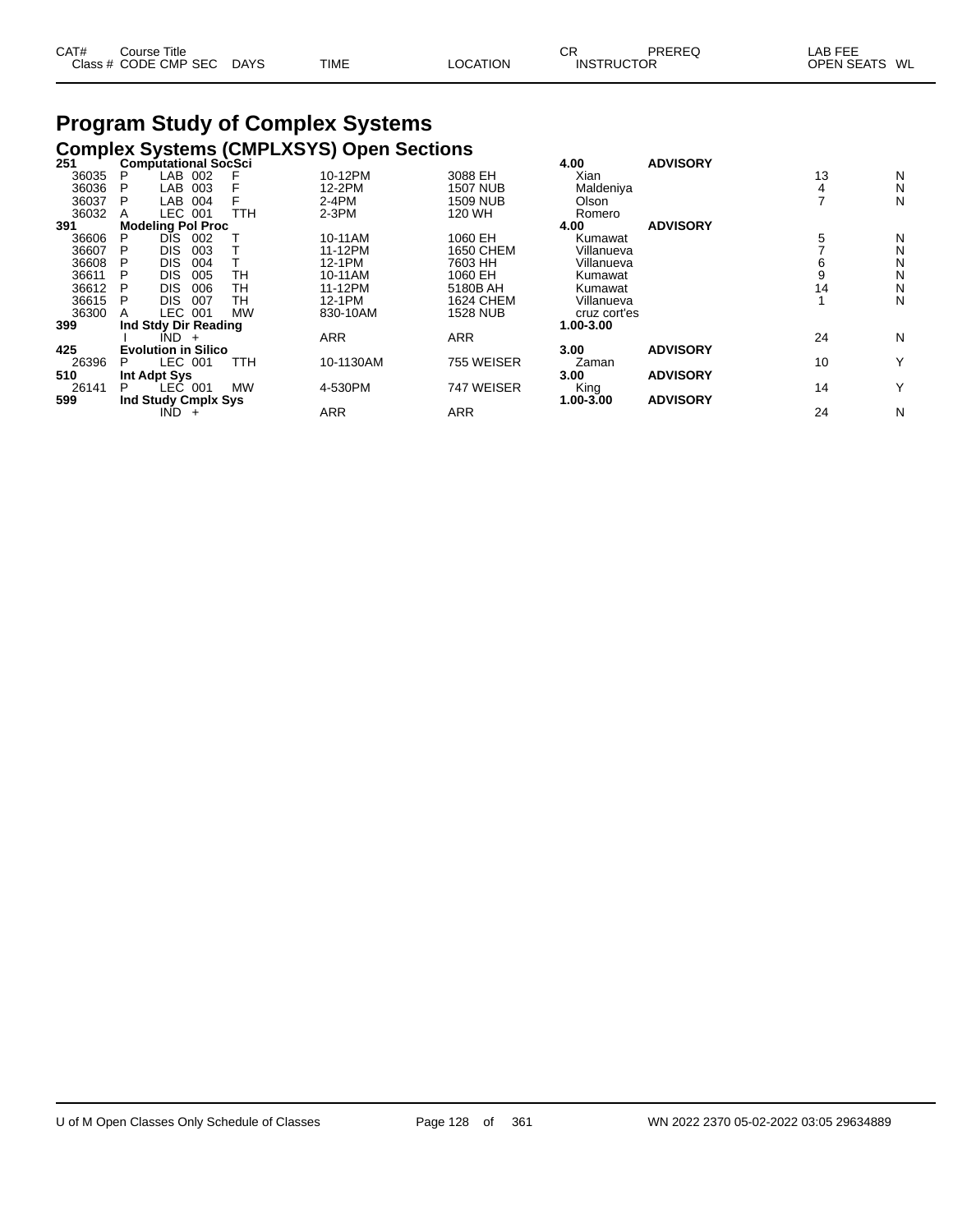# Program Study of Complex Systems

## Complex Systems (CMPLXSYS) Open Sections

| CAT# Class # | Course Title CODE | CMP | SEC | DAYS | TIME | LOCATION | CR INSTRUCTOR | PREREQ | LAB FEE OPEN SEATS | WL |
|---|---|---|---|---|---|---|---|---|---|---|
| **251** | **Computational SocSci** | | | | | | **4.00** | **ADVISORY** | | |
| 36035 | P | LAB | 002 | F | 10-12PM | 3088 EH | Xian | | 13 | N |
| 36036 | P | LAB | 003 | F | 12-2PM | 1507 NUB | Maldeniya | | 4 | N |
| 36037 | P | LAB | 004 | F | 2-4PM | 1509 NUB | Olson | | 7 | N |
| 36032 | A | LEC | 001 | TTH | 2-3PM | 120 WH | Romero | | | |
| **391** | **Modeling Pol Proc** | | | | | | **4.00** | **ADVISORY** | | |
| 36606 | P | DIS | 002 | T | 10-11AM | 1060 EH | Kumawat | | 5 | N |
| 36607 | P | DIS | 003 | T | 11-12PM | 1650 CHEM | Villanueva | | 7 | N |
| 36608 | P | DIS | 004 | T | 12-1PM | 7603 HH | Villanueva | | 6 | N |
| 36611 | P | DIS | 005 | TH | 10-11AM | 1060 EH | Kumawat | | 9 | N |
| 36612 | P | DIS | 006 | TH | 11-12PM | 5180B AH | Kumawat | | 14 | N |
| 36615 | P | DIS | 007 | TH | 12-1PM | 1624 CHEM | Villanueva | | 1 | N |
| 36300 | A | LEC | 001 | MW | 830-10AM | 1528 NUB | cruz cort'es | | | |
| **399** | **Ind Stdy Dir Reading** | | | | | | **1.00-3.00** | | | |
| | I | IND | + | | ARR | ARR | | | 24 | N |
| **425** | **Evolution in Silico** | | | | | | **3.00** | **ADVISORY** | | |
| 26396 | P | LEC | 001 | TTH | 10-1130AM | 755 WEISER | Zaman | | 10 | Y |
| **510** | **Int Adpt Sys** | | | | | | **3.00** | **ADVISORY** | | |
| 26141 | P | LEC | 001 | MW | 4-530PM | 747 WEISER | King | | 14 | Y |
| **599** | **Ind Study Cmplx Sys** | | | | | | **1.00-3.00** | **ADVISORY** | | |
| | | IND | + | | ARR | ARR | | | 24 | N |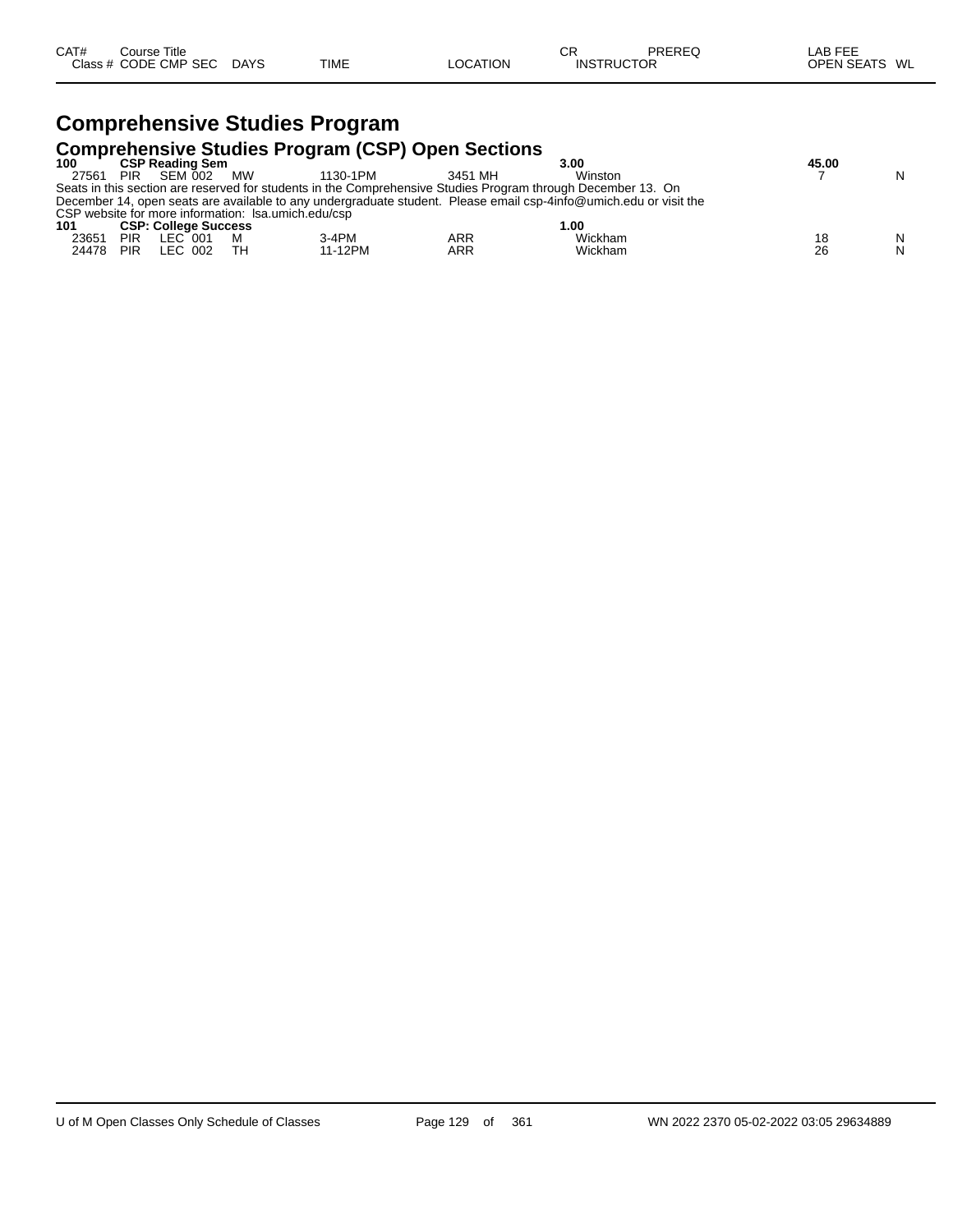| CAT# | Course Title | | | | | | CR | PREREQ | LAB FEE | |
|---|---|---|---|---|---|---|---|---|---|---|
| Class # | CODE | CMP | SEC | DAYS | TIME | LOCATION | INSTRUCTOR | | OPEN SEATS | WL |

# Comprehensive Studies Program

## Comprehensive Studies Program (CSP) Open Sections

| CAT# | Course Title | | | | | | CR | PREREQ | LAB FEE | |
|---|---|---|---|---|---|---|---|---|---|---|
| **100** | **CSP Reading Sem** | | | | | | **3.00** | | **45.00** | |
| 27561 | PIR | SEM | 002 | MW | 1130-1PM | 3451 MH | Winston | | 7 | N |

Seats in this section are reserved for students in the Comprehensive Studies Program through December 13. On December 14, open seats are available to any undergraduate student. Please email csp-4info@umich.edu or visit the CSP website for more information: lsa.umich.edu/csp

| CAT# | Course Title | | | | | | CR | PREREQ | LAB FEE | |
|---|---|---|---|---|---|---|---|---|---|---|
| **101** | **CSP: College Success** | | | | | | **1.00** | | | |
| 23651 | PIR | LEC | 001 | M | 3-4PM | ARR | Wickham | | 18 | N |
| 24478 | PIR | LEC | 002 | TH | 11-12PM | ARR | Wickham | | 26 | N |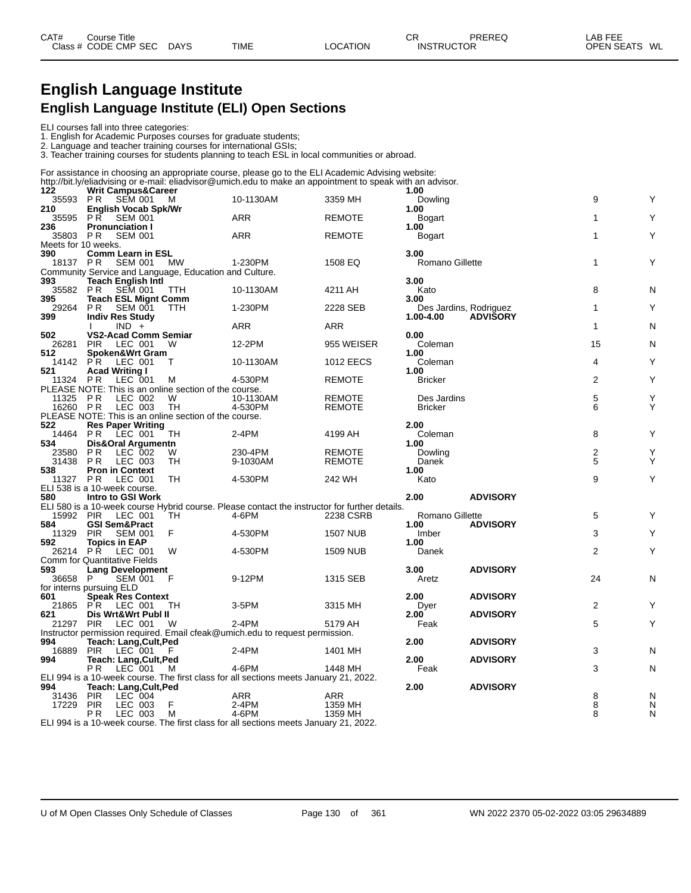# English Language Institute

## English Language Institute (ELI) Open Sections

ELI courses fall into three categories:
1. English for Academic Purposes courses for graduate students;
2. Language and teacher training courses for international GSIs;
3. Teacher training courses for students planning to teach ESL in local communities or abroad.

For assistance in choosing an appropriate course, please go to the ELI Academic Advising website:
http://bit.ly/eliadvising or e-mail: eliadvisor@umich.edu to make an appointment to speak with an advisor.

| CAT# / Class # | Course Title / CODE CMP SEC | DAYS | TIME | LOCATION | CR / INSTRUCTOR | PREREQ | LAB FEE / OPEN SEATS | WL |
|---|---|---|---|---|---|---|---|---|
| 122 | Writ Campus&Career | | | | 1.00 | | | |
| 35593 | P R SEM 001 | M | 10-1130AM | 3359 MH | Dowling | | 9 | Y |
| 210 | English Vocab Spk/Wr | | | | 1.00 | | | |
| 35595 | P R SEM 001 | | ARR | REMOTE | Bogart | | 1 | Y |
| 236 | Pronunciation I | | | | 1.00 | | | |
| 35803 | P R SEM 001 | | ARR | REMOTE | Bogart | | 1 | Y |
| Meets for 10 weeks. | | | | | | | | |
| 390 | Comm Learn in ESL | | | | 3.00 | | | |
| 18137 | P R SEM 001 | MW | 1-230PM | 1508 EQ | Romano Gillette | | 1 | Y |
| Community Service and Language, Education and Culture. | | | | | | | | |
| 393 | Teach English Intl | | | | 3.00 | | | |
| 35582 | P R SEM 001 | TTH | 10-1130AM | 4211 AH | Kato | | 8 | N |
| 395 | Teach ESL Mignt Comm | | | | 3.00 | | | |
| 29264 | P R SEM 001 | TTH | 1-230PM | 2228 SEB | Des Jardins, Rodriguez | | 1 | Y |
| 399 | Indiv Res Study | | | | 1.00-4.00 | ADVISORY | | |
| | I IND + | | ARR | ARR | | | 1 | N |
| 502 | VS2-Acad Comm Semiar | | | | 0.00 | | | |
| 26281 | PIR LEC 001 | W | 12-2PM | 955 WEISER | Coleman | | 15 | N |
| 512 | Spoken&Wrt Gram | | | | 1.00 | | | |
| 14142 | P R LEC 001 | T | 10-1130AM | 1012 EECS | Coleman | | 4 | Y |
| 521 | Acad Writing I | | | | 1.00 | | | |
| 11324 | P R LEC 001 | M | 4-530PM | REMOTE | Bricker | | 2 | Y |
| PLEASE NOTE: This is an online section of the course. | | | | | | | | |
| 11325 | P R LEC 002 | W | 10-1130AM | REMOTE | Des Jardins | | 5 | Y |
| 16260 | P R LEC 003 | TH | 4-530PM | REMOTE | Bricker | | 6 | Y |
| PLEASE NOTE: This is an online section of the course. | | | | | | | | |
| 522 | Res Paper Writing | | | | 2.00 | | | |
| 14464 | P R LEC 001 | TH | 2-4PM | 4199 AH | Coleman | | 8 | Y |
| 534 | Dis&Oral Argumentn | | | | 1.00 | | | |
| 23580 | P R LEC 002 | W | 230-4PM | REMOTE | Dowling | | 2 | Y |
| 31438 | P R LEC 003 | TH | 9-1030AM | REMOTE | Danek | | 5 | Y |
| 538 | Pron in Context | | | | 1.00 | | | |
| 11327 | P R LEC 001 | TH | 4-530PM | 242 WH | Kato | | 9 | Y |
| ELI 538 is a 10-week course. | | | | | | | | |
| 580 | Intro to GSI Work | | | | 2.00 | ADVISORY | | |
| ELI 580 is a 10-week course Hybrid course. Please contact the instructor for further details. | | | | | | | | |
| 15992 | PIR LEC 001 | TH | 4-6PM | 2238 CSRB | Romano Gillette | | 5 | Y |
| 584 | GSI Sem&Pract | | | | 1.00 | ADVISORY | | |
| 11329 | PIR SEM 001 | F | 4-530PM | 1507 NUB | Imber | | 3 | Y |
| 592 | Topics in EAP | | | | 1.00 | | | |
| 26214 | P R LEC 001 | W | 4-530PM | 1509 NUB | Danek | | 2 | Y |
| Comm for Quantitative Fields | | | | | | | | |
| 593 | Lang Development | | | | 3.00 | ADVISORY | | |
| 36658 | P SEM 001 | F | 9-12PM | 1315 SEB | Aretz | | 24 | N |
| for interns pursuing ELD | | | | | | | | |
| 601 | Speak Res Context | | | | 2.00 | ADVISORY | | |
| 21865 | P R LEC 001 | TH | 3-5PM | 3315 MH | Dyer | | 2 | Y |
| 621 | Dis Wrt&Wrt Publ II | | | | 2.00 | ADVISORY | | |
| 21297 | PIR LEC 001 | W | 2-4PM | 5179 AH | Feak | | 5 | Y |
| Instructor permission required. Email cfeak@umich.edu to request permission. | | | | | | | | |
| 994 | Teach: Lang,Cult,Ped | | | | 2.00 | ADVISORY | | |
| 16889 | PIR LEC 001 | F | 2-4PM | 1401 MH | | | 3 | N |
| 994 | Teach: Lang,Cult,Ped | | | | 2.00 | ADVISORY | | |
| | P R LEC 001 | M | 4-6PM | 1448 MH | Feak | | 3 | N |
| ELI 994 is a 10-week course. The first class for all sections meets January 21, 2022. | | | | | | | | |
| 994 | Teach: Lang,Cult,Ped | | | | 2.00 | ADVISORY | | |
| 31436 | PIR LEC 004 | | ARR | ARR | | | 8 | N |
| 17229 | PIR LEC 003 | F | 2-4PM | 1359 MH | | | 8 | N |
| | P R LEC 003 | M | 4-6PM | 1359 MH | | | 8 | N |
| ELI 994 is a 10-week course. The first class for all sections meets January 21, 2022. | | | | | | | | |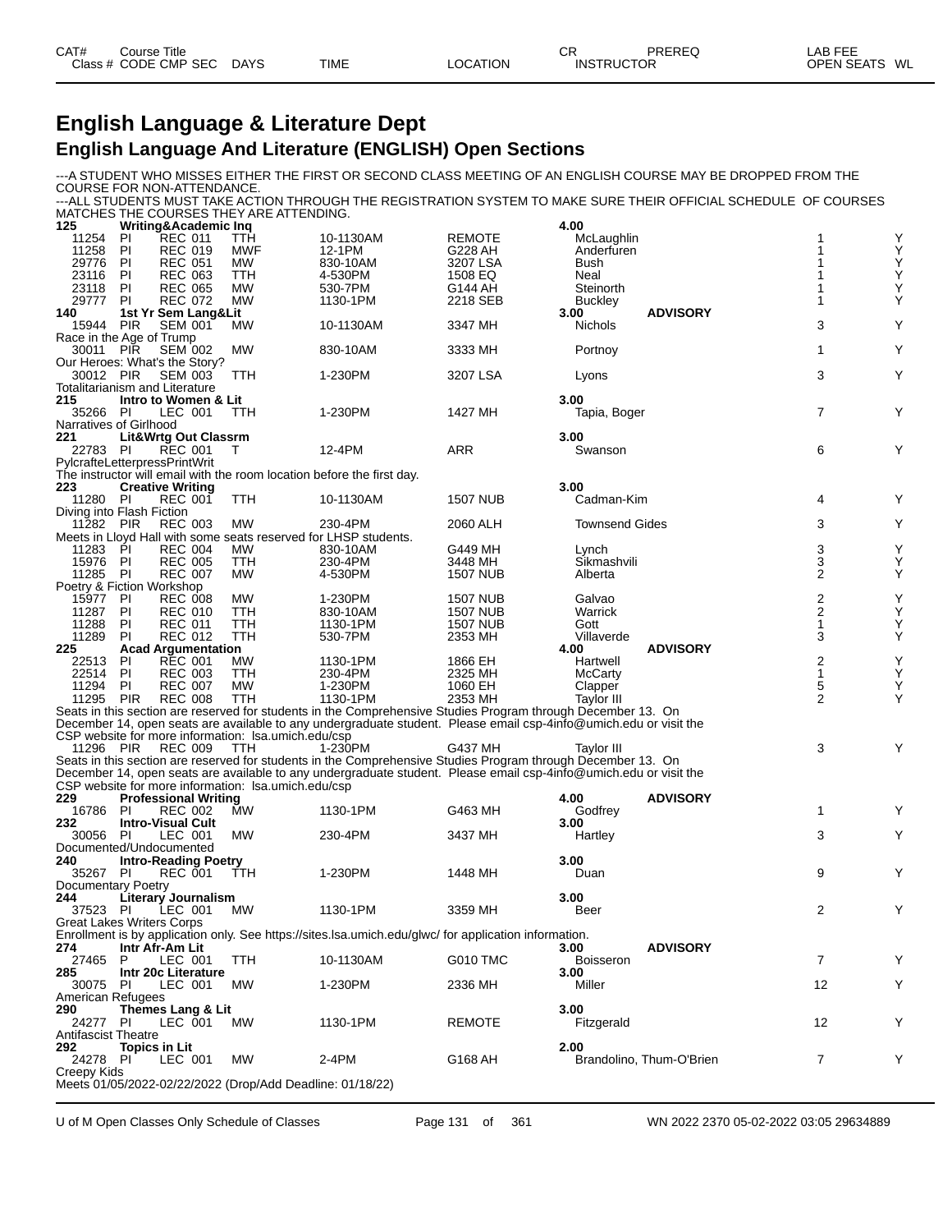| CAT# Class # | Course Title CODE CMP SEC | DAYS | TIME | LOCATION | CR INSTRUCTOR | PREREQ | LAB FEE OPEN SEATS | WL |
|---|---|---|---|---|---|---|---|---|

# English Language & Literature Dept

## English Language And Literature (ENGLISH) Open Sections

---A STUDENT WHO MISSES EITHER THE FIRST OR SECOND CLASS MEETING OF AN ENGLISH COURSE MAY BE DROPPED FROM THE COURSE FOR NON-ATTENDANCE.
---ALL STUDENTS MUST TAKE ACTION THROUGH THE REGISTRATION SYSTEM TO MAKE SURE THEIR OFFICIAL SCHEDULE OF COURSES MATCHES THE COURSES THEY ARE ATTENDING.

| CAT# / Class # | Course Title / CODE CMP SEC | DAYS | TIME | LOCATION | CR / INSTRUCTOR | PREREQ | OPEN SEATS | WL |
|---|---|---|---|---|---|---|---|---|
| **125** | **Writing&Academic Inq** | | | | 4.00 | | | |
| 11254 | PI REC 011 | TTH | 10-1130AM | REMOTE | McLaughlin | | 1 | Y |
| 11258 | PI REC 019 | MWF | 12-1PM | G228 AH | Anderfuren | | 1 | Y |
| 29776 | PI REC 051 | MW | 830-10AM | 3207 LSA | Bush | | 1 | Y |
| 23116 | PI REC 063 | TTH | 4-530PM | 1508 EQ | Neal | | 1 | Y |
| 23118 | PI REC 065 | MW | 530-7PM | G144 AH | Steinorth | | 1 | Y |
| 29777 | PI REC 072 | MW | 1130-1PM | 2218 SEB | Buckley | | 1 | Y |
| **140** | **1st Yr Sem Lang&Lit** | | | | 3.00 | ADVISORY | | |
| 15944 | PIR SEM 001 | MW | 10-1130AM | 3347 MH | Nichols | | 3 | Y |
| | Race in the Age of Trump | | | | | | | |
| 30011 | PIR SEM 002 | MW | 830-10AM | 3333 MH | Portnoy | | 1 | Y |
| | Our Heroes: What's the Story? | | | | | | | |
| 30012 | PIR SEM 003 | TTH | 1-230PM | 3207 LSA | Lyons | | 3 | Y |
| | Totalitarianism and Literature | | | | | | | |
| **215** | **Intro to Women & Lit** | | | | 3.00 | | | |
| 35266 | PI LEC 001 | TTH | 1-230PM | 1427 MH | Tapia, Boger | | 7 | Y |
| | Narratives of Girlhood | | | | | | | |
| **221** | **Lit&Wrtg Out Classrm** | | | | 3.00 | | | |
| 22783 | PI REC 001 | T | 12-4PM | ARR | Swanson | | 6 | Y |
| | PylcrafteLetterpressPrintWrit | | | | | | | |
| | The instructor will email with the room location before the first day. | | | | | | | |
| **223** | **Creative Writing** | | | | 3.00 | | | |
| 11280 | PI REC 001 | TTH | 10-1130AM | 1507 NUB | Cadman-Kim | | 4 | Y |
| | Diving into Flash Fiction | | | | | | | |
| 11282 | PIR REC 003 | MW | 230-4PM | 2060 ALH | Townsend Gides | | 3 | Y |
| | Meets in Lloyd Hall with some seats reserved for LHSP students. | | | | | | | |
| 11283 | PI REC 004 | MW | 830-10AM | G449 MH | Lynch | | 3 | Y |
| 15976 | PI REC 005 | TTH | 230-4PM | 3448 MH | Sikmashvili | | 3 | Y |
| 11285 | PI REC 007 | MW | 4-530PM | 1507 NUB | Alberta | | 2 | Y |
| | Poetry & Fiction Workshop | | | | | | | |
| 15977 | PI REC 008 | MW | 1-230PM | 1507 NUB | Galvao | | 2 | Y |
| 11287 | PI REC 010 | TTH | 830-10AM | 1507 NUB | Warrick | | 2 | Y |
| 11288 | PI REC 011 | TTH | 1130-1PM | 1507 NUB | Gott | | 1 | Y |
| 11289 | PI REC 012 | TTH | 530-7PM | 2353 MH | Villaverde | | 3 | Y |
| **225** | **Acad Argumentation** | | | | 4.00 | ADVISORY | | |
| 22513 | PI REC 001 | MW | 1130-1PM | 1866 EH | Hartwell | | 2 | Y |
| 22514 | PI REC 003 | TTH | 230-4PM | 2325 MH | McCarty | | 1 | Y |
| 11294 | PI REC 007 | MW | 1-230PM | 1060 EH | Clapper | | 5 | Y |
| 11295 | PIR REC 008 | TTH | 1130-1PM | 2353 MH | Taylor III | | 2 | Y |
| | Seats in this section are reserved for students in the Comprehensive Studies Program through December 13. On December 14, open seats are available to any undergraduate student. Please email csp-4info@umich.edu or visit the CSP website for more information: lsa.umich.edu/csp | | | | | | | |
| 11296 | PIR REC 009 | TTH | 1-230PM | G437 MH | Taylor III | | 3 | Y |
| | Seats in this section are reserved for students in the Comprehensive Studies Program through December 13. On December 14, open seats are available to any undergraduate student. Please email csp-4info@umich.edu or visit the CSP website for more information: lsa.umich.edu/csp | | | | | | | |
| **229** | **Professional Writing** | | | | 4.00 | ADVISORY | | |
| 16786 | PI REC 002 | MW | 1130-1PM | G463 MH | Godfrey | | 1 | Y |
| **232** | **Intro-Visual Cult** | | | | 3.00 | | | |
| 30056 | PI LEC 001 | MW | 230-4PM | 3437 MH | Hartley | | 3 | Y |
| | Documented/Undocumented | | | | | | | |
| **240** | **Intro-Reading Poetry** | | | | 3.00 | | | |
| 35267 | PI REC 001 | TTH | 1-230PM | 1448 MH | Duan | | 9 | Y |
| | Documentary Poetry | | | | | | | |
| **244** | **Literary Journalism** | | | | 3.00 | | | |
| 37523 | PI LEC 001 | MW | 1130-1PM | 3359 MH | Beer | | 2 | Y |
| | Great Lakes Writers Corps | | | | | | | |
| | Enrollment is by application only. See https://sites.lsa.umich.edu/glwc/ for application information. | | | | | | | |
| **274** | **Intr Afr-Am Lit** | | | | 3.00 | ADVISORY | | |
| 27465 | P LEC 001 | TTH | 10-1130AM | G010 TMC | Boisseron | | 7 | Y |
| **285** | **Intr 20c Literature** | | | | 3.00 | | | |
| 30075 | PI LEC 001 | MW | 1-230PM | 2336 MH | Miller | | 12 | Y |
| | American Refugees | | | | | | | |
| **290** | **Themes Lang & Lit** | | | | 3.00 | | | |
| 24277 | PI LEC 001 | MW | 1130-1PM | REMOTE | Fitzgerald | | 12 | Y |
| | Antifascist Theatre | | | | | | | |
| **292** | **Topics in Lit** | | | | 2.00 | | | |
| 24278 | PI LEC 001 | MW | 2-4PM | G168 AH | Brandolino, Thum-O'Brien | | 7 | Y |
| | Creepy Kids | | | | | | | |
| | Meets 01/05/2022-02/22/2022 (Drop/Add Deadline: 01/18/22) | | | | | | | |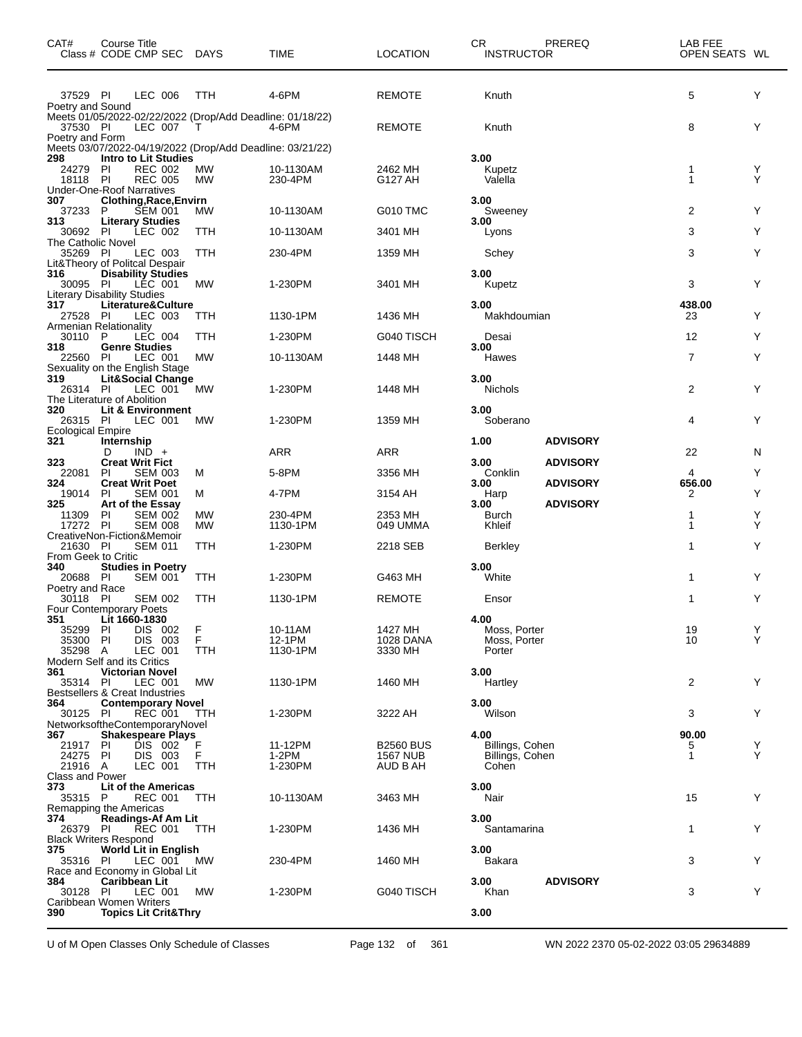| CAT# Class # | Course Title CODE | CMP | SEC | DAYS | TIME | LOCATION | CR INSTRUCTOR | PREREQ | LAB FEE OPEN SEATS | WL |
|---|---|---|---|---|---|---|---|---|---|---|
| 37529 | PI | LEC | 006 | TTH | 4-6PM | REMOTE | Knuth | | 5 | Y |
| Poetry and Sound | | | | | | | | | | |
| Meets 01/05/2022-02/22/2022 (Drop/Add Deadline: 01/18/22) | | | | | | | | | | |
| 37530 | PI | LEC | 007 | T | 4-6PM | REMOTE | Knuth | | 8 | Y |
| Poetry and Form | | | | | | | | | | |
| Meets 03/07/2022-04/19/2022 (Drop/Add Deadline: 03/21/22) | | | | | | | | | | |
| **298** | **Intro to Lit Studies** | | | | | | **3.00** | | | |
| 24279 | PI | REC | 002 | MW | 10-1130AM | 2462 MH | Kupetz | | 1 | Y |
| 18118 | PI | REC | 005 | MW | 230-4PM | G127 AH | Valella | | 1 | Y |
| Under-One-Roof Narratives | | | | | | | | | | |
| **307** | **Clothing,Race,Envirn** | | | | | | **3.00** | | | |
| 37233 | P | SEM | 001 | MW | 10-1130AM | G010 TMC | Sweeney | | 2 | Y |
| **313** | **Literary Studies** | | | | | | **3.00** | | | |
| 30692 | PI | LEC | 002 | TTH | 10-1130AM | 3401 MH | Lyons | | 3 | Y |
| The Catholic Novel | | | | | | | | | | |
| 35269 | PI | LEC | 003 | TTH | 230-4PM | 1359 MH | Schey | | 3 | Y |
| Lit&Theory of Politcal Despair | | | | | | | | | | |
| **316** | **Disability Studies** | | | | | | **3.00** | | | |
| 30095 | PI | LEC | 001 | MW | 1-230PM | 3401 MH | Kupetz | | 3 | Y |
| Literary Disability Studies | | | | | | | | | | |
| **317** | **Literature&Culture** | | | | | | **3.00** | | **438.00** | |
| 27528 | PI | LEC | 003 | TTH | 1130-1PM | 1436 MH | Makhdoumian | | 23 | Y |
| Armenian Relationality | | | | | | | | | | |
| 30110 | P | LEC | 004 | TTH | 1-230PM | G040 TISCH | Desai | | 12 | Y |
| **318** | **Genre Studies** | | | | | | **3.00** | | | |
| 22560 | PI | LEC | 001 | MW | 10-1130AM | 1448 MH | Hawes | | 7 | Y |
| Sexuality on the English Stage | | | | | | | | | | |
| **319** | **Lit&Social Change** | | | | | | **3.00** | | | |
| 26314 | PI | LEC | 001 | MW | 1-230PM | 1448 MH | Nichols | | 2 | Y |
| The Literature of Abolition | | | | | | | | | | |
| **320** | **Lit & Environment** | | | | | | **3.00** | | | |
| 26315 | PI | LEC | 001 | MW | 1-230PM | 1359 MH | Soberano | | 4 | Y |
| Ecological Empire | | | | | | | | | | |
| **321** | **Internship** | | | | | | **1.00** | **ADVISORY** | | |
| | D | IND | + | | ARR | ARR | | | 22 | N |
| **323** | **Creat Writ Fict** | | | | | | **3.00** | **ADVISORY** | | |
| 22081 | PI | SEM | 003 | M | 5-8PM | 3356 MH | Conklin | | 4 | Y |
| **324** | **Creat Writ Poet** | | | | | | **3.00** | **ADVISORY** | **656.00** | |
| 19014 | PI | SEM | 001 | M | 4-7PM | 3154 AH | Harp | | 2 | Y |
| **325** | **Art of the Essay** | | | | | | **3.00** | **ADVISORY** | | |
| 11309 | PI | SEM | 002 | MW | 230-4PM | 2353 MH | Burch | | 1 | Y |
| 17272 | PI | SEM | 008 | MW | 1130-1PM | 049 UMMA | Khleif | | 1 | Y |
| CreativeNon-Fiction&Memoir | | | | | | | | | | |
| 21630 | PI | SEM | 011 | TTH | 1-230PM | 2218 SEB | Berkley | | 1 | Y |
| From Geek to Critic | | | | | | | | | | |
| **340** | **Studies in Poetry** | | | | | | **3.00** | | | |
| 20688 | PI | SEM | 001 | TTH | 1-230PM | G463 MH | White | | 1 | Y |
| Poetry and Race | | | | | | | | | | |
| 30118 | PI | SEM | 002 | TTH | 1130-1PM | REMOTE | Ensor | | 1 | Y |
| Four Contemporary Poets | | | | | | | | | | |
| **351** | **Lit 1660-1830** | | | | | | **4.00** | | | |
| 35299 | PI | DIS | 002 | F | 10-11AM | 1427 MH | Moss, Porter | | 19 | Y |
| 35300 | PI | DIS | 003 | F | 12-1PM | 1028 DANA | Moss, Porter | | 10 | Y |
| 35298 | A | LEC | 001 | TTH | 1130-1PM | 3330 MH | Porter | | | |
| Modern Self and its Critics | | | | | | | | | | |
| **361** | **Victorian Novel** | | | | | | **3.00** | | | |
| 35314 | PI | LEC | 001 | MW | 1130-1PM | 1460 MH | Hartley | | 2 | Y |
| Bestsellers & Creat Industries | | | | | | | | | | |
| **364** | **Contemporary Novel** | | | | | | **3.00** | | | |
| 30125 | PI | REC | 001 | TTH | 1-230PM | 3222 AH | Wilson | | 3 | Y |
| NetworksoftheContemporaryNovel | | | | | | | | | | |
| **367** | **Shakespeare Plays** | | | | | | **4.00** | | **90.00** | |
| 21917 | PI | DIS | 002 | F | 11-12PM | B2560 BUS | Billings, Cohen | | 5 | Y |
| 24275 | PI | DIS | 003 | F | 1-2PM | 1567 NUB | Billings, Cohen | | 1 | Y |
| 21916 | A | LEC | 001 | TTH | 1-230PM | AUD B AH | Cohen | | | |
| Class and Power | | | | | | | | | | |
| **373** | **Lit of the Americas** | | | | | | **3.00** | | | |
| 35315 | P | REC | 001 | TTH | 10-1130AM | 3463 MH | Nair | | 15 | Y |
| Remapping the Americas | | | | | | | | | | |
| **374** | **Readings-Af Am Lit** | | | | | | **3.00** | | | |
| 26379 | PI | REC | 001 | TTH | 1-230PM | 1436 MH | Santamarina | | 1 | Y |
| Black Writers Respond | | | | | | | | | | |
| **375** | **World Lit in English** | | | | | | **3.00** | | | |
| 35316 | PI | LEC | 001 | MW | 230-4PM | 1460 MH | Bakara | | 3 | Y |
| Race and Economy in Global Lit | | | | | | | | | | |
| **384** | **Caribbean Lit** | | | | | | **3.00** | **ADVISORY** | | |
| 30128 | PI | LEC | 001 | MW | 1-230PM | G040 TISCH | Khan | | 3 | Y |
| Caribbean Women Writers | | | | | | | | | | |
| **390** | **Topics Lit Crit&Thry** | | | | | | **3.00** | | | |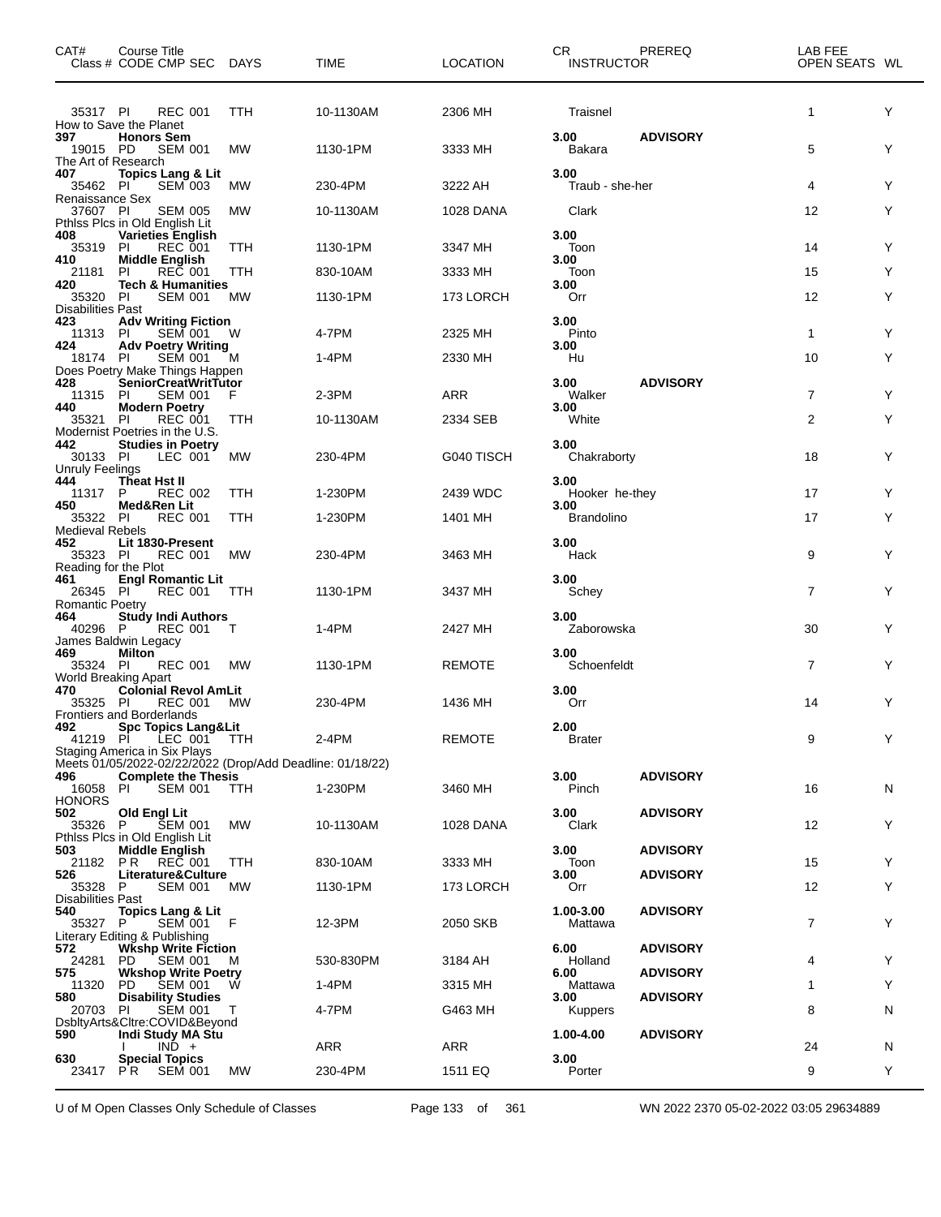| CAT# Class # | Course Title CODE CMP SEC | DAYS | TIME | LOCATION | CR INSTRUCTOR | PREREQ | LAB FEE OPEN SEATS | WL |
|---|---|---|---|---|---|---|---|---|
| 35317 | PI REC 001 | TTH | 10-1130AM | 2306 MH | Traisnel | | 1 | Y |
| How to Save the Planet | | | | | | | | |
| 397 | **Honors Sem** | | | | 3.00 | **ADVISORY** | | |
| 19015 | PD SEM 001 | MW | 1130-1PM | 3333 MH | Bakara | | 5 | Y |
| The Art of Research | | | | | | | | |
| 407 | **Topics Lang & Lit** | | | | 3.00 | | | |
| 35462 | PI SEM 003 | MW | 230-4PM | 3222 AH | Traub - she-her | | 4 | Y |
| Renaissance Sex | | | | | | | | |
| 37607 | PI SEM 005 | MW | 10-1130AM | 1028 DANA | Clark | | 12 | Y |
| Pthlss Plcs in Old English Lit | | | | | | | | |
| 408 | **Varieties English** | | | | 3.00 | | | |
| 35319 | PI REC 001 | TTH | 1130-1PM | 3347 MH | Toon | | 14 | Y |
| 410 | **Middle English** | | | | 3.00 | | | |
| 21181 | PI REC 001 | TTH | 830-10AM | 3333 MH | Toon | | 15 | Y |
| 420 | **Tech & Humanities** | | | | 3.00 | | | |
| 35320 | PI SEM 001 | MW | 1130-1PM | 173 LORCH | Orr | | 12 | Y |
| Disabilities Past | | | | | | | | |
| 423 | **Adv Writing Fiction** | | | | 3.00 | | | |
| 11313 | PI SEM 001 | W | 4-7PM | 2325 MH | Pinto | | 1 | Y |
| 424 | **Adv Poetry Writing** | | | | 3.00 | | | |
| 18174 | PI SEM 001 | M | 1-4PM | 2330 MH | Hu | | 10 | Y |
| Does Poetry Make Things Happen | | | | | | | | |
| 428 | **SeniorCreatWritTutor** | | | | 3.00 | **ADVISORY** | | |
| 11315 | PI SEM 001 | F | 2-3PM | ARR | Walker | | 7 | Y |
| 440 | **Modern Poetry** | | | | 3.00 | | | |
| 35321 | PI REC 001 | TTH | 10-1130AM | 2334 SEB | White | | 2 | Y |
| Modernist Poetries in the U.S. | | | | | | | | |
| 442 | **Studies in Poetry** | | | | 3.00 | | | |
| 30133 | PI LEC 001 | MW | 230-4PM | G040 TISCH | Chakraborty | | 18 | Y |
| Unruly Feelings | | | | | | | | |
| 444 | **Theat Hst II** | | | | 3.00 | | | |
| 11317 | P REC 002 | TTH | 1-230PM | 2439 WDC | Hooker he-they | | 17 | Y |
| 450 | **Med&Ren Lit** | | | | 3.00 | | | |
| 35322 | PI REC 001 | TTH | 1-230PM | 1401 MH | Brandolino | | 17 | Y |
| Medieval Rebels | | | | | | | | |
| 452 | **Lit 1830-Present** | | | | 3.00 | | | |
| 35323 | PI REC 001 | MW | 230-4PM | 3463 MH | Hack | | 9 | Y |
| Reading for the Plot | | | | | | | | |
| 461 | **Engl Romantic Lit** | | | | 3.00 | | | |
| 26345 | PI REC 001 | TTH | 1130-1PM | 3437 MH | Schey | | 7 | Y |
| Romantic Poetry | | | | | | | | |
| 464 | **Study Indi Authors** | | | | 3.00 | | | |
| 40296 | P REC 001 | T | 1-4PM | 2427 MH | Zaborowska | | 30 | Y |
| James Baldwin Legacy | | | | | | | | |
| 469 | **Milton** | | | | 3.00 | | | |
| 35324 | PI REC 001 | MW | 1130-1PM | REMOTE | Schoenfeldt | | 7 | Y |
| World Breaking Apart | | | | | | | | |
| 470 | **Colonial Revol AmLit** | | | | 3.00 | | | |
| 35325 | PI REC 001 | MW | 230-4PM | 1436 MH | Orr | | 14 | Y |
| Frontiers and Borderlands | | | | | | | | |
| 492 | **Spc Topics Lang&Lit** | | | | 2.00 | | | |
| 41219 | PI LEC 001 | TTH | 2-4PM | REMOTE | Brater | | 9 | Y |
| Staging America in Six Plays | | | | | | | | |
| Meets 01/05/2022-02/22/2022 (Drop/Add Deadline: 01/18/22) | | | | | | | | |
| 496 | **Complete the Thesis** | | | | 3.00 | **ADVISORY** | | |
| 16058 | PI SEM 001 | TTH | 1-230PM | 3460 MH | Pinch | | 16 | N |
| HONORS | | | | | | | | |
| 502 | **Old Engl Lit** | | | | 3.00 | **ADVISORY** | | |
| 35326 | P SEM 001 | MW | 10-1130AM | 1028 DANA | Clark | | 12 | Y |
| Pthlss Plcs in Old English Lit | | | | | | | | |
| 503 | **Middle English** | | | | 3.00 | **ADVISORY** | | |
| 21182 | P R REC 001 | TTH | 830-10AM | 3333 MH | Toon | | 15 | Y |
| 526 | **Literature&Culture** | | | | 3.00 | **ADVISORY** | | |
| 35328 | P SEM 001 | MW | 1130-1PM | 173 LORCH | Orr | | 12 | Y |
| Disabilities Past | | | | | | | | |
| 540 | **Topics Lang & Lit** | | | | 1.00-3.00 | **ADVISORY** | | |
| 35327 | P SEM 001 | F | 12-3PM | 2050 SKB | Mattawa | | 7 | Y |
| Literary Editing & Publishing | | | | | | | | |
| 572 | **Wkshp Write Fiction** | | | | 6.00 | **ADVISORY** | | |
| 24281 | PD SEM 001 | M | 530-830PM | 3184 AH | Holland | | 4 | Y |
| 575 | **Wkshop Write Poetry** | | | | 6.00 | **ADVISORY** | | |
| 11320 | PD SEM 001 | W | 1-4PM | 3315 MH | Mattawa | | 1 | Y |
| 580 | **Disability Studies** | | | | 3.00 | **ADVISORY** | | |
| 20703 | PI SEM 001 | T | 4-7PM | G463 MH | Kuppers | | 8 | N |
| DsbltyArts&Cltre:COVID&Beyond | | | | | | | | |
| 590 | **Indi Study MA Stu** | | | | 1.00-4.00 | **ADVISORY** | | |
| | I IND + | | ARR | ARR | | | 24 | N |
| 630 | **Special Topics** | | | | 3.00 | | | |
| 23417 | P R SEM 001 | MW | 230-4PM | 1511 EQ | Porter | | 9 | Y |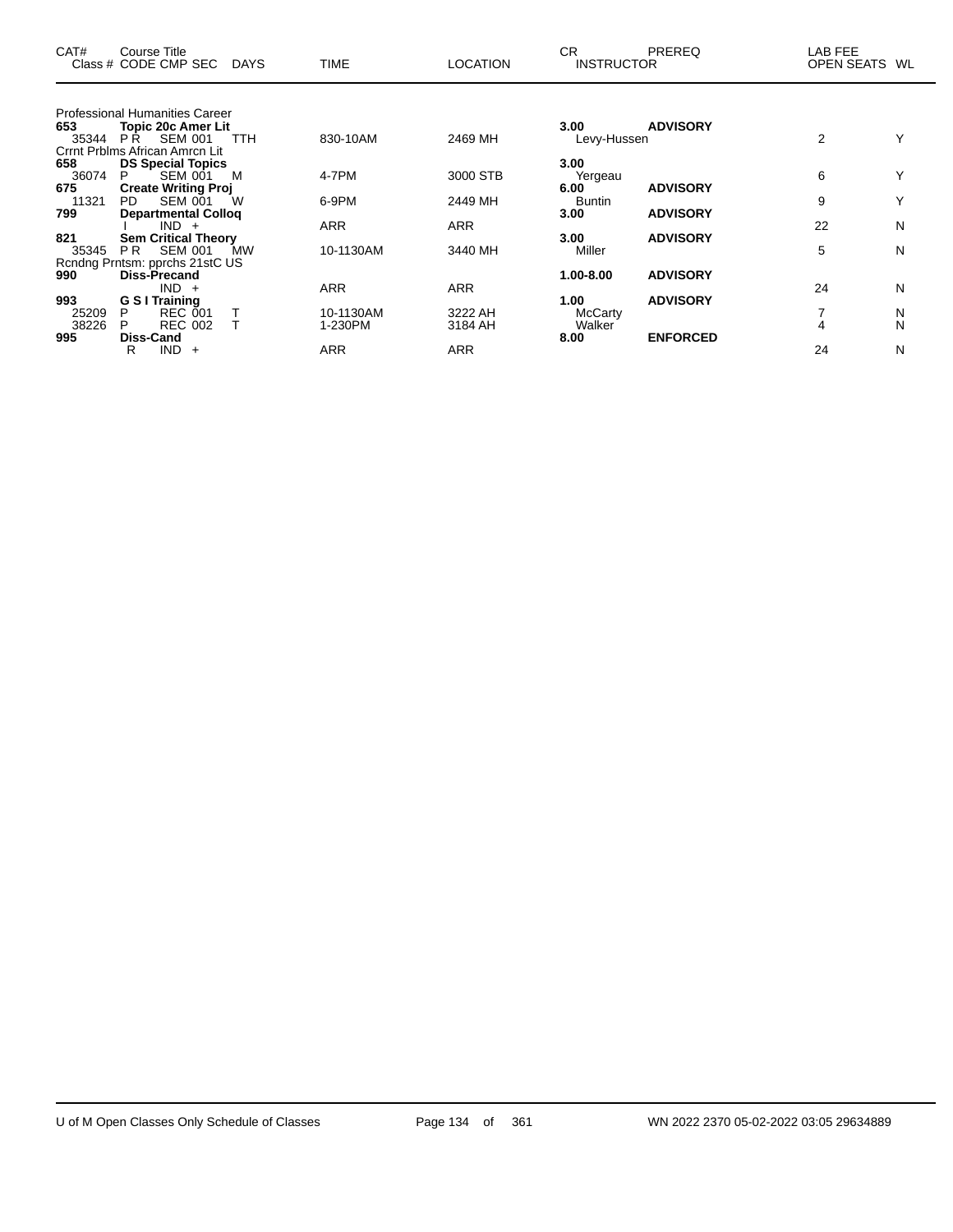| CAT# | Course Title Class # CODE CMP SEC | DAYS | TIME | LOCATION | CR INSTRUCTOR | PREREQ | LAB FEE OPEN SEATS | WL |
|---|---|---|---|---|---|---|---|---|
| | Professional Humanities Career | | | | | | | |
| **653** | **Topic 20c Amer Lit** | | | | **3.00** | **ADVISORY** | | |
| 35344 | P R SEM 001 | TTH | 830-10AM | 2469 MH | Levy-Hussen | | 2 | Y |
| | Crrnt Prblms African Amrcn Lit | | | | | | | |
| **658** | **DS Special Topics** | | | | **3.00** | | | |
| 36074 | P SEM 001 | M | 4-7PM | 3000 STB | Yergeau | | 6 | Y |
| **675** | **Create Writing Proj** | | | | **6.00** | **ADVISORY** | | |
| 11321 | PD SEM 001 | W | 6-9PM | 2449 MH | Buntin | | 9 | Y |
| **799** | **Departmental Colloq** | | | | **3.00** | **ADVISORY** | | |
| | I IND + | | ARR | ARR | | | 22 | N |
| **821** | **Sem Critical Theory** | | | | **3.00** | **ADVISORY** | | |
| 35345 | P R SEM 001 | MW | 10-1130AM | 3440 MH | Miller | | 5 | N |
| | Rcndng Prntsm: pprchs 21stC US | | | | | | | |
| **990** | **Diss-Precand** | | | | **1.00-8.00** | **ADVISORY** | | |
| | IND + | | ARR | ARR | | | 24 | N |
| **993** | **G S I Training** | | | | **1.00** | **ADVISORY** | | |
| 25209 | P REC 001 | T | 10-1130AM | 3222 AH | McCarty | | 7 | N |
| 38226 | P REC 002 | T | 1-230PM | 3184 AH | Walker | | 4 | N |
| **995** | **Diss-Cand** | | | | **8.00** | **ENFORCED** | | |
| | R IND + | | ARR | ARR | | | 24 | N |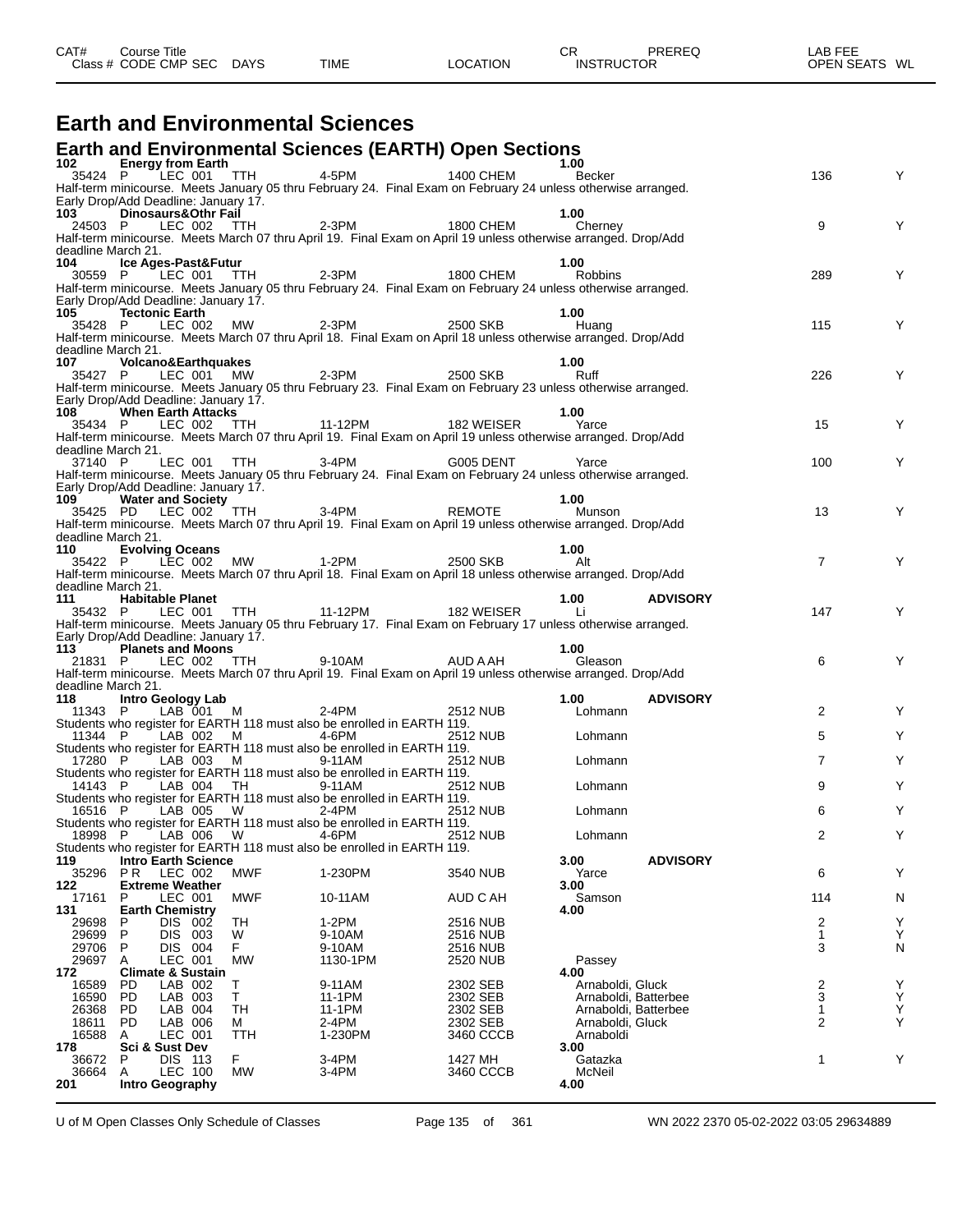| CAT# Class # | Course Title CODE | CMP | SEC | DAYS | TIME | LOCATION | CR INSTRUCTOR | PREREQ | LAB FEE OPEN SEATS | WL |
|---|---|---|---|---|---|---|---|---|---|---|

# Earth and Environmental Sciences

## Earth and Environmental Sciences (EARTH) Open Sections

**102 Energy from Earth** — **1.00**

| Class # | CODE | CMP | SEC | DAYS | TIME | LOCATION | INSTRUCTOR | OPEN SEATS | WL |
|---|---|---|---|---|---|---|---|---|---|
| 35424 | P | LEC | 001 | TTH | 4-5PM | 1400 CHEM | Becker | 136 | Y |

Half-term minicourse. Meets January 05 thru February 24. Final Exam on February 24 unless otherwise arranged. Early Drop/Add Deadline: January 17.

**103 Dinosaurs&Othr Fail** — **1.00**

| Class # | CODE | CMP | SEC | DAYS | TIME | LOCATION | INSTRUCTOR | OPEN SEATS | WL |
|---|---|---|---|---|---|---|---|---|---|
| 24503 | P | LEC | 002 | TTH | 2-3PM | 1800 CHEM | Cherney | 9 | Y |

Half-term minicourse. Meets March 07 thru April 19. Final Exam on April 19 unless otherwise arranged. Drop/Add deadline March 21.

**104 Ice Ages-Past&Futur** — **1.00**

| Class # | CODE | CMP | SEC | DAYS | TIME | LOCATION | INSTRUCTOR | OPEN SEATS | WL |
|---|---|---|---|---|---|---|---|---|---|
| 30559 | P | LEC | 001 | TTH | 2-3PM | 1800 CHEM | Robbins | 289 | Y |

Half-term minicourse. Meets January 05 thru February 24. Final Exam on February 24 unless otherwise arranged. Early Drop/Add Deadline: January 17.

**105 Tectonic Earth** — **1.00**

| Class # | CODE | CMP | SEC | DAYS | TIME | LOCATION | INSTRUCTOR | OPEN SEATS | WL |
|---|---|---|---|---|---|---|---|---|---|
| 35428 | P | LEC | 002 | MW | 2-3PM | 2500 SKB | Huang | 115 | Y |

Half-term minicourse. Meets March 07 thru April 18. Final Exam on April 18 unless otherwise arranged. Drop/Add deadline March 21.

**107 Volcano&Earthquakes** — **1.00**

| Class # | CODE | CMP | SEC | DAYS | TIME | LOCATION | INSTRUCTOR | OPEN SEATS | WL |
|---|---|---|---|---|---|---|---|---|---|
| 35427 | P | LEC | 001 | MW | 2-3PM | 2500 SKB | Ruff | 226 | Y |

Half-term minicourse. Meets January 05 thru February 23. Final Exam on February 23 unless otherwise arranged. Early Drop/Add Deadline: January 17.

**108 When Earth Attacks** — **1.00**

| Class # | CODE | CMP | SEC | DAYS | TIME | LOCATION | INSTRUCTOR | OPEN SEATS | WL |
|---|---|---|---|---|---|---|---|---|---|
| 35434 | P | LEC | 002 | TTH | 11-12PM | 182 WEISER | Yarce | 15 | Y |

Half-term minicourse. Meets March 07 thru April 19. Final Exam on April 19 unless otherwise arranged. Drop/Add deadline March 21.

| Class # | CODE | CMP | SEC | DAYS | TIME | LOCATION | INSTRUCTOR | OPEN SEATS | WL |
|---|---|---|---|---|---|---|---|---|---|
| 37140 | P | LEC | 001 | TTH | 3-4PM | G005 DENT | Yarce | 100 | Y |

Half-term minicourse. Meets January 05 thru February 24. Final Exam on February 24 unless otherwise arranged. Early Drop/Add Deadline: January 17.

**109 Water and Society** — **1.00**

| Class # | CODE | CMP | SEC | DAYS | TIME | LOCATION | INSTRUCTOR | OPEN SEATS | WL |
|---|---|---|---|---|---|---|---|---|---|
| 35425 | PD | LEC | 002 | TTH | 3-4PM | REMOTE | Munson | 13 | Y |

Half-term minicourse. Meets March 07 thru April 19. Final Exam on April 19 unless otherwise arranged. Drop/Add deadline March 21.

**110 Evolving Oceans** — **1.00**

| Class # | CODE | CMP | SEC | DAYS | TIME | LOCATION | INSTRUCTOR | OPEN SEATS | WL |
|---|---|---|---|---|---|---|---|---|---|
| 35422 | P | LEC | 002 | MW | 1-2PM | 2500 SKB | Alt | 7 | Y |

Half-term minicourse. Meets March 07 thru April 18. Final Exam on April 18 unless otherwise arranged. Drop/Add deadline March 21.

**111 Habitable Planet** — **1.00** — **ADVISORY**

| Class # | CODE | CMP | SEC | DAYS | TIME | LOCATION | INSTRUCTOR | OPEN SEATS | WL |
|---|---|---|---|---|---|---|---|---|---|
| 35432 | P | LEC | 001 | TTH | 11-12PM | 182 WEISER | Li | 147 | Y |

Half-term minicourse. Meets January 05 thru February 17. Final Exam on February 17 unless otherwise arranged. Early Drop/Add Deadline: January 17.

**113 Planets and Moons** — **1.00**

| Class # | CODE | CMP | SEC | DAYS | TIME | LOCATION | INSTRUCTOR | OPEN SEATS | WL |
|---|---|---|---|---|---|---|---|---|---|
| 21831 | P | LEC | 002 | TTH | 9-10AM | AUD A AH | Gleason | 6 | Y |

Half-term minicourse. Meets March 07 thru April 19. Final Exam on April 19 unless otherwise arranged. Drop/Add deadline March 21.

**118 Intro Geology Lab** — **1.00** — **ADVISORY**

| Class # | CODE | CMP | SEC | DAYS | TIME | LOCATION | INSTRUCTOR | OPEN SEATS | WL |
|---|---|---|---|---|---|---|---|---|---|
| 11343 | P | LAB | 001 | M | 2-4PM | 2512 NUB | Lohmann | 2 | Y |

Students who register for EARTH 118 must also be enrolled in EARTH 119.

| Class # | CODE | CMP | SEC | DAYS | TIME | LOCATION | INSTRUCTOR | OPEN SEATS | WL |
|---|---|---|---|---|---|---|---|---|---|
| 11344 | P | LAB | 002 | M | 4-6PM | 2512 NUB | Lohmann | 5 | Y |

Students who register for EARTH 118 must also be enrolled in EARTH 119.

| Class # | CODE | CMP | SEC | DAYS | TIME | LOCATION | INSTRUCTOR | OPEN SEATS | WL |
|---|---|---|---|---|---|---|---|---|---|
| 17280 | P | LAB | 003 | M | 9-11AM | 2512 NUB | Lohmann | 7 | Y |

Students who register for EARTH 118 must also be enrolled in EARTH 119.

| Class # | CODE | CMP | SEC | DAYS | TIME | LOCATION | INSTRUCTOR | OPEN SEATS | WL |
|---|---|---|---|---|---|---|---|---|---|
| 14143 | P | LAB | 004 | TH | 9-11AM | 2512 NUB | Lohmann | 9 | Y |

Students who register for EARTH 118 must also be enrolled in EARTH 119.

| Class # | CODE | CMP | SEC | DAYS | TIME | LOCATION | INSTRUCTOR | OPEN SEATS | WL |
|---|---|---|---|---|---|---|---|---|---|
| 16516 | P | LAB | 005 | W | 2-4PM | 2512 NUB | Lohmann | 6 | Y |

Students who register for EARTH 118 must also be enrolled in EARTH 119.

| Class # | CODE | CMP | SEC | DAYS | TIME | LOCATION | INSTRUCTOR | OPEN SEATS | WL |
|---|---|---|---|---|---|---|---|---|---|
| 18998 | P | LAB | 006 | W | 4-6PM | 2512 NUB | Lohmann | 2 | Y |

Students who register for EARTH 118 must also be enrolled in EARTH 119.

**119 Intro Earth Science** — **3.00** — **ADVISORY**

| Class # | CODE | CMP | SEC | DAYS | TIME | LOCATION | INSTRUCTOR | OPEN SEATS | WL |
|---|---|---|---|---|---|---|---|---|---|
| 35296 | P R | LEC | 002 | MWF | 1-230PM | 3540 NUB | Yarce | 6 | Y |

**122 Extreme Weather** — **3.00**

| Class # | CODE | CMP | SEC | DAYS | TIME | LOCATION | INSTRUCTOR | OPEN SEATS | WL |
|---|---|---|---|---|---|---|---|---|---|
| 17161 | P | LEC | 001 | MWF | 10-11AM | AUD C AH | Samson | 114 | N |

**131 Earth Chemistry** — **4.00**

| Class # | CODE | CMP | SEC | DAYS | TIME | LOCATION | INSTRUCTOR | OPEN SEATS | WL |
|---|---|---|---|---|---|---|---|---|---|
| 29698 | P | DIS | 002 | TH | 1-2PM | 2516 NUB | | 2 | Y |
| 29699 | P | DIS | 003 | W | 9-10AM | 2516 NUB | | 1 | Y |
| 29706 | P | DIS | 004 | F | 9-10AM | 2516 NUB | | 3 | N |
| 29697 | A | LEC | 001 | MW | 1130-1PM | 2520 NUB | Passey | | |

**172 Climate & Sustain** — **4.00**

| Class # | CODE | CMP | SEC | DAYS | TIME | LOCATION | INSTRUCTOR | OPEN SEATS | WL |
|---|---|---|---|---|---|---|---|---|---|
| 16589 | PD | LAB | 002 | T | 9-11AM | 2302 SEB | Arnaboldi, Gluck | 2 | Y |
| 16590 | PD | LAB | 003 | T | 11-1PM | 2302 SEB | Arnaboldi, Batterbee | 3 | Y |
| 26368 | PD | LAB | 004 | TH | 11-1PM | 2302 SEB | Arnaboldi, Batterbee | 1 | Y |
| 18611 | PD | LAB | 006 | M | 2-4PM | 2302 SEB | Arnaboldi, Gluck | 2 | Y |
| 16588 | A | LEC | 001 | TTH | 1-230PM | 3460 CCCB | Arnaboldi | | |

**178 Sci & Sust Dev** — **3.00**

| Class # | CODE | CMP | SEC | DAYS | TIME | LOCATION | INSTRUCTOR | OPEN SEATS | WL |
|---|---|---|---|---|---|---|---|---|---|
| 36672 | P | DIS | 113 | F | 3-4PM | 1427 MH | Gatazka | 1 | Y |
| 36664 | A | LEC | 100 | MW | 3-4PM | 3460 CCCB | McNeil | | |

**201 Intro Geography** — **4.00**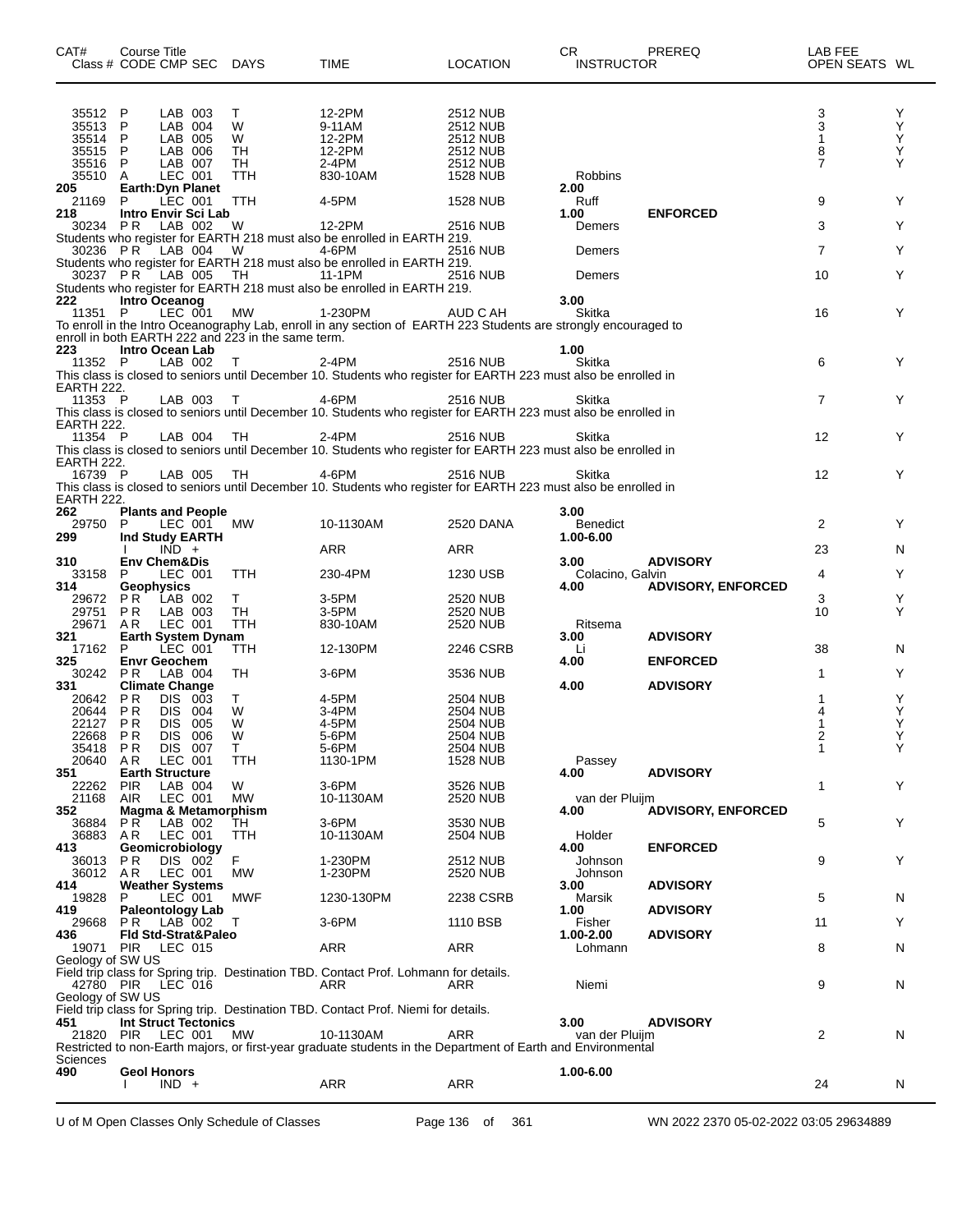| CAT# | Course Title Class # CODE CMP SEC | DAYS | TIME | LOCATION | CR INSTRUCTOR | PREREQ | LAB FEE OPEN SEATS | WL |
|---|---|---|---|---|---|---|---|---|
| 35512 | P LAB 003 | T | 12-2PM | 2512 NUB | | | 3 | Y |
| 35513 | P LAB 004 | W | 9-11AM | 2512 NUB | | | 3 | Y |
| 35514 | P LAB 005 | W | 12-2PM | 2512 NUB | | | 1 | Y |
| 35515 | P LAB 006 | TH | 12-2PM | 2512 NUB | | | 8 | Y |
| 35516 | P LAB 007 | TH | 2-4PM | 2512 NUB | | | 7 | Y |
| 35510 | A LEC 001 | TTH | 830-10AM | 1528 NUB | Robbins | | | |
| **205** | **Earth:Dyn Planet** | | | | **2.00** | | | |
| 21169 | P LEC 001 | TTH | 4-5PM | 1528 NUB | Ruff | | 9 | Y |
| **218** | **Intro Envir Sci Lab** | | | | **1.00** | **ENFORCED** | | |
| 30234 | P R LAB 002 | W | 12-2PM | 2516 NUB | Demers | | 3 | Y |
| | Students who register for EARTH 218 must also be enrolled in EARTH 219. | | | | | | | |
| 30236 | P R LAB 004 | W | 4-6PM | 2516 NUB | Demers | | 7 | Y |
| | Students who register for EARTH 218 must also be enrolled in EARTH 219. | | | | | | | |
| 30237 | P R LAB 005 | TH | 11-1PM | 2516 NUB | Demers | | 10 | Y |
| | Students who register for EARTH 218 must also be enrolled in EARTH 219. | | | | | | | |
| **222** | **Intro Oceanog** | | | | **3.00** | | | |
| 11351 | P LEC 001 | MW | 1-230PM | AUD C AH | Skitka | | 16 | Y |
| | To enroll in the Intro Oceanography Lab, enroll in any section of EARTH 223 Students are strongly encouraged to enroll in both EARTH 222 and 223 in the same term. | | | | | | | |
| **223** | **Intro Ocean Lab** | | | | **1.00** | | | |
| 11352 | P LAB 002 | T | 2-4PM | 2516 NUB | Skitka | | 6 | Y |
| | This class is closed to seniors until December 10. Students who register for EARTH 223 must also be enrolled in EARTH 222. | | | | | | | |
| 11353 | P LAB 003 | T | 4-6PM | 2516 NUB | Skitka | | 7 | Y |
| | This class is closed to seniors until December 10. Students who register for EARTH 223 must also be enrolled in EARTH 222. | | | | | | | |
| 11354 | P LAB 004 | TH | 2-4PM | 2516 NUB | Skitka | | 12 | Y |
| | This class is closed to seniors until December 10. Students who register for EARTH 223 must also be enrolled in EARTH 222. | | | | | | | |
| 16739 | P LAB 005 | TH | 4-6PM | 2516 NUB | Skitka | | 12 | Y |
| | This class is closed to seniors until December 10. Students who register for EARTH 223 must also be enrolled in EARTH 222. | | | | | | | |
| **262** | **Plants and People** | | | | **3.00** | | | |
| 29750 | P LEC 001 | MW | 10-1130AM | 2520 DANA | Benedict | | 2 | Y |
| **299** | **Ind Study EARTH** | | | | **1.00-6.00** | | | |
| | I IND + | | ARR | ARR | | | 23 | N |
| **310** | **Env Chem&Dis** | | | | **3.00** | **ADVISORY** | | |
| 33158 | P LEC 001 | TTH | 230-4PM | 1230 USB | Colacino, Galvin | | 4 | Y |
| **314** | **Geophysics** | | | | **4.00** | **ADVISORY, ENFORCED** | | |
| 29672 | P R LAB 002 | T | 3-5PM | 2520 NUB | | | 3 | Y |
| 29751 | P R LAB 003 | TH | 3-5PM | 2520 NUB | | | 10 | Y |
| 29671 | A R LEC 001 | TTH | 830-10AM | 2520 NUB | Ritsema | | | |
| **321** | **Earth System Dynam** | | | | **3.00** | **ADVISORY** | | |
| 17162 | P LEC 001 | TTH | 12-130PM | 2246 CSRB | Li | | 38 | N |
| **325** | **Envr Geochem** | | | | **4.00** | **ENFORCED** | | |
| 30242 | P R LAB 004 | TH | 3-6PM | 3536 NUB | | | 1 | Y |
| **331** | **Climate Change** | | | | **4.00** | **ADVISORY** | | |
| 20642 | P R DIS 003 | T | 4-5PM | 2504 NUB | | | 1 | Y |
| 20644 | P R DIS 004 | W | 3-4PM | 2504 NUB | | | 4 | Y |
| 22127 | P R DIS 005 | W | 4-5PM | 2504 NUB | | | 1 | Y |
| 22668 | P R DIS 006 | W | 5-6PM | 2504 NUB | | | 2 | Y |
| 35418 | P R DIS 007 | T | 5-6PM | 2504 NUB | | | 1 | Y |
| 20640 | A R LEC 001 | TTH | 1130-1PM | 1528 NUB | Passey | | | |
| **351** | **Earth Structure** | | | | **4.00** | **ADVISORY** | | |
| 22262 | PIR LAB 004 | W | 3-6PM | 3526 NUB | | | 1 | Y |
| 21168 | AIR LEC 001 | MW | 10-1130AM | 2520 NUB | van der Pluijm | | | |
| **352** | **Magma & Metamorphism** | | | | **4.00** | **ADVISORY, ENFORCED** | | |
| 36884 | P R LAB 002 | TH | 3-6PM | 3530 NUB | | | 5 | Y |
| 36883 | A R LEC 001 | TTH | 10-1130AM | 2504 NUB | Holder | | | |
| **413** | **Geomicrobiology** | | | | **4.00** | **ENFORCED** | | |
| 36013 | P R DIS 002 | F | 1-230PM | 2512 NUB | Johnson | | 9 | Y |
| 36012 | A R LEC 001 | MW | 1-230PM | 2520 NUB | Johnson | | | |
| **414** | **Weather Systems** | | | | **3.00** | **ADVISORY** | | |
| 19828 | P LEC 001 | MWF | 1230-130PM | 2238 CSRB | Marsik | | 5 | N |
| **419** | **Paleontology Lab** | | | | **1.00** | **ADVISORY** | | |
| 29668 | P R LAB 002 | T | 3-6PM | 1110 BSB | Fisher | | 11 | Y |
| **436** | **Fld Std-Strat&Paleo** | | | | **1.00-2.00** | **ADVISORY** | | |
| 19071 | PIR LEC 015 | | ARR | ARR | Lohmann | | 8 | N |
| | Geology of SW US | | | | | | | |
| | Field trip class for Spring trip. Destination TBD. Contact Prof. Lohmann for details. | | | | | | | |
| 42780 | PIR LEC 016 | | ARR | ARR | Niemi | | 9 | N |
| | Geology of SW US | | | | | | | |
| | Field trip class for Spring trip. Destination TBD. Contact Prof. Niemi for details. | | | | | | | |
| **451** | **Int Struct Tectonics** | | | | **3.00** | **ADVISORY** | | |
| 21820 | PIR LEC 001 | MW | 10-1130AM | ARR | van der Pluijm | | 2 | N |
| | Restricted to non-Earth majors, or first-year graduate students in the Department of Earth and Environmental Sciences | | | | | | | |
| **490** | **Geol Honors** | | | | **1.00-6.00** | | | |
| | I IND + | | ARR | ARR | | | 24 | N |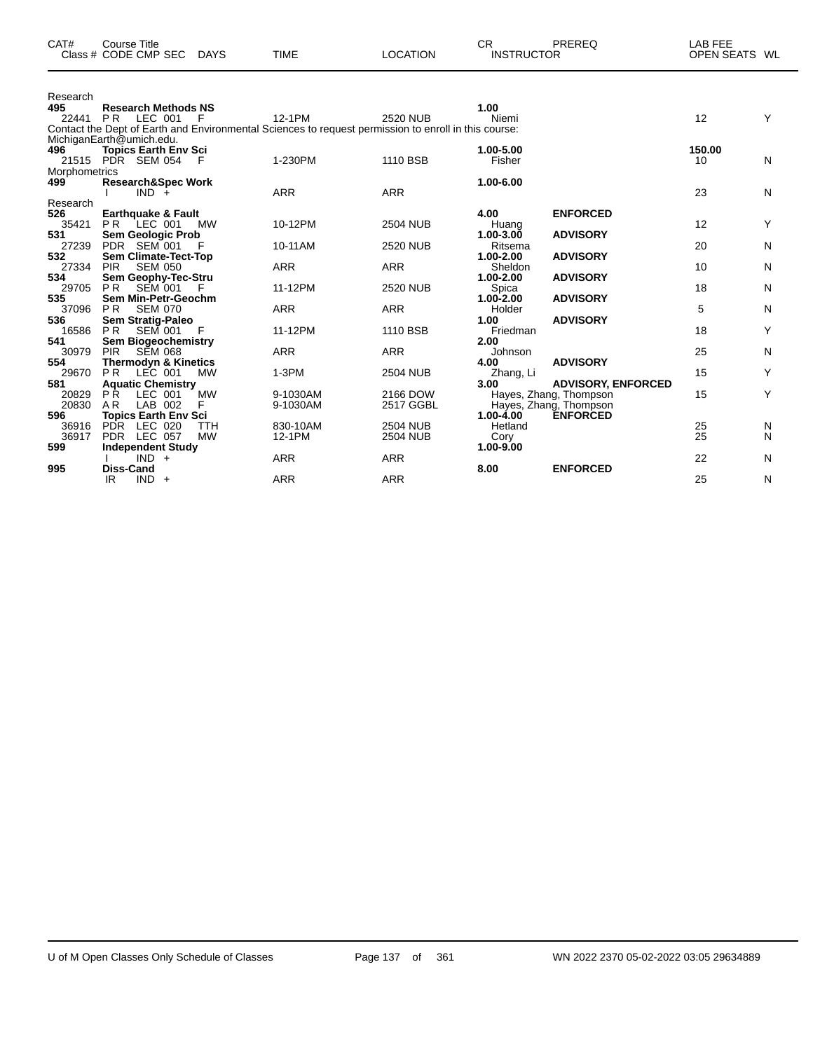| CAT# | Course Title<br>Class # CODE CMP SEC DAYS | TIME | LOCATION | CR<br>INSTRUCTOR | PREREQ | LAB FEE<br>OPEN SEATS | WL |
|---|---|---|---|---|---|---|---|
| Research | | | | | | | |
| **495** | **Research Methods NS** | | | **1.00** | | | |
| 22441 | PR LEC 001 F | 12-1PM | 2520 NUB | Niemi | | 12 | Y |
| Contact the Dept of Earth and Environmental Sciences to request permission to enroll in this course: MichiganEarth@umich.edu. | | | | | | | |
| **496** | **Topics Earth Env Sci** | | | **1.00-5.00** | | **150.00** | |
| 21515 | PDR SEM 054 F | 1-230PM | 1110 BSB | Fisher | | 10 | N |
| Morphometrics | | | | | | | |
| **499** | **Research&Spec Work** | | | **1.00-6.00** | | | |
| | I IND + | ARR | ARR | | | 23 | N |
| Research | | | | | | | |
| **526** | **Earthquake & Fault** | | | **4.00** | **ENFORCED** | | |
| 35421 | PR LEC 001 MW | 10-12PM | 2504 NUB | Huang | | 12 | Y |
| **531** | **Sem Geologic Prob** | | | **1.00-3.00** | **ADVISORY** | | |
| 27239 | PDR SEM 001 F | 10-11AM | 2520 NUB | Ritsema | | 20 | N |
| **532** | **Sem Climate-Tect-Top** | | | **1.00-2.00** | **ADVISORY** | | |
| 27334 | PIR SEM 050 | ARR | ARR | Sheldon | | 10 | N |
| **534** | **Sem Geophy-Tec-Stru** | | | **1.00-2.00** | **ADVISORY** | | |
| 29705 | PR SEM 001 F | 11-12PM | 2520 NUB | Spica | | 18 | N |
| **535** | **Sem Min-Petr-Geochm** | | | **1.00-2.00** | **ADVISORY** | | |
| 37096 | PR SEM 070 | ARR | ARR | Holder | | 5 | N |
| **536** | **Sem Stratig-Paleo** | | | **1.00** | **ADVISORY** | | |
| 16586 | PR SEM 001 F | 11-12PM | 1110 BSB | Friedman | | 18 | Y |
| **541** | **Sem Biogeochemistry** | | | **2.00** | | | |
| 30979 | PIR SEM 068 | ARR | ARR | Johnson | | 25 | N |
| **554** | **Thermodyn & Kinetics** | | | **4.00** | **ADVISORY** | | |
| 29670 | PR LEC 001 MW | 1-3PM | 2504 NUB | Zhang, Li | | 15 | Y |
| **581** | **Aquatic Chemistry** | | | **3.00** | **ADVISORY, ENFORCED** | | |
| 20829 | PR LEC 001 MW | 9-1030AM | 2166 DOW | Hayes, Zhang, Thompson | | 15 | Y |
| 20830 | AR LAB 002 F | 9-1030AM | 2517 GGBL | Hayes, Zhang, Thompson | | | |
| **596** | **Topics Earth Env Sci** | | | **1.00-4.00** | **ENFORCED** | | |
| 36916 | PDR LEC 020 TTH | 830-10AM | 2504 NUB | Hetland | | 25 | N |
| 36917 | PDR LEC 057 MW | 12-1PM | 2504 NUB | Cory | | 25 | N |
| **599** | **Independent Study** | | | **1.00-9.00** | | | |
| | I IND + | ARR | ARR | | | 22 | N |
| **995** | **Diss-Cand** | | | **8.00** | **ENFORCED** | | |
| | IR IND + | ARR | ARR | | | 25 | N |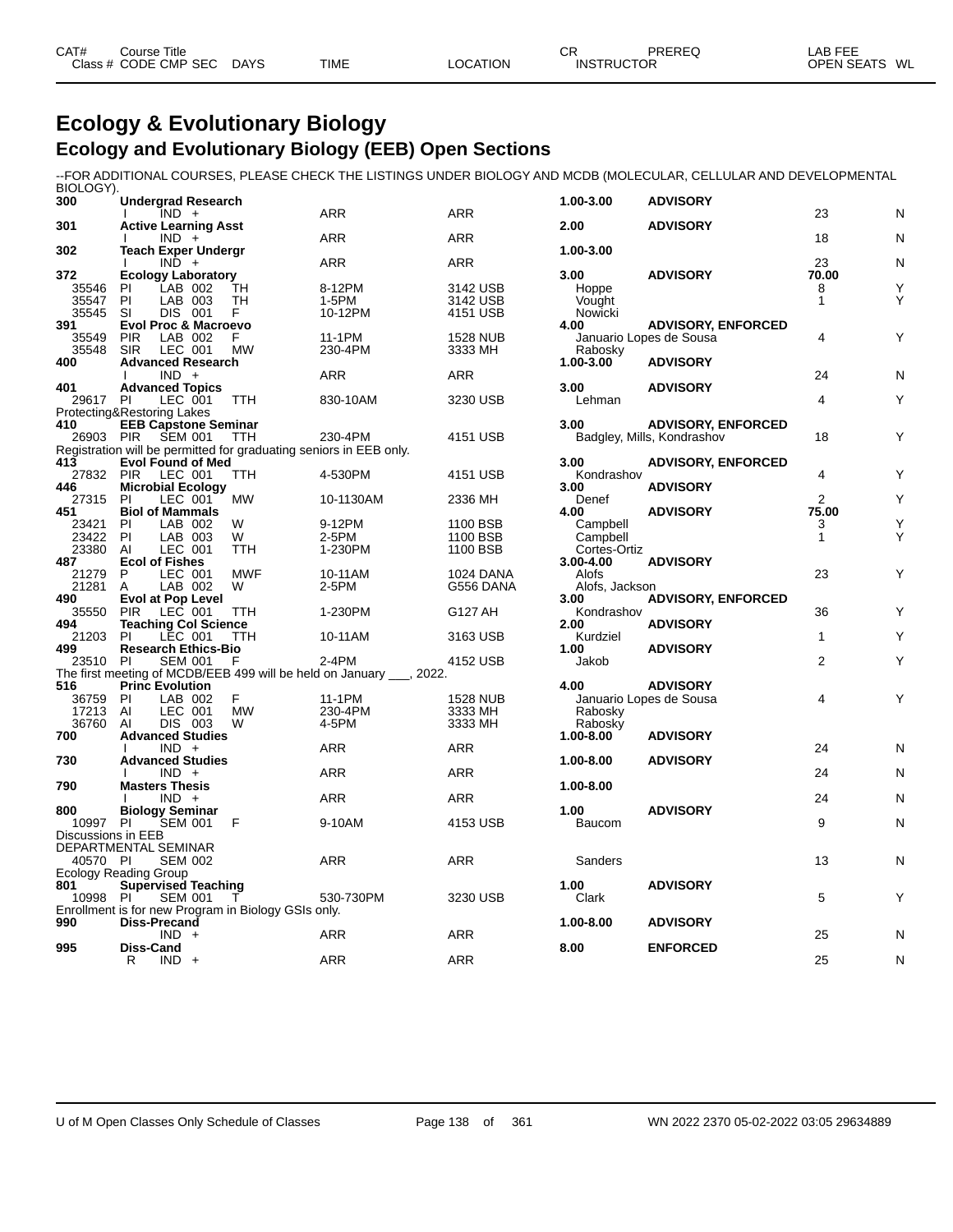# Ecology & Evolutionary Biology

## Ecology and Evolutionary Biology (EEB) Open Sections

--FOR ADDITIONAL COURSES, PLEASE CHECK THE LISTINGS UNDER BIOLOGY AND MCDB (MOLECULAR, CELLULAR AND DEVELOPMENTAL BIOLOGY).

| CAT# / Class # | Course Title / CODE CMP SEC | DAYS | TIME | LOCATION | CR / INSTRUCTOR | PREREQ | LAB FEE / OPEN SEATS | WL |
|---|---|---|---|---|---|---|---|---|
| **300** | **Undergrad Research** | | | | **1.00-3.00** | **ADVISORY** | | |
| | I IND + | | ARR | ARR | | | 23 | N |
| **301** | **Active Learning Asst** | | | | **2.00** | **ADVISORY** | | |
| | I IND + | | ARR | ARR | | | 18 | N |
| **302** | **Teach Exper Undergr** | | | | **1.00-3.00** | | | |
| | I IND + | | ARR | ARR | | | 23 | N |
| **372** | **Ecology Laboratory** | | | | **3.00** | **ADVISORY** | **70.00** | |
| 35546 | PI LAB 002 | TH | 8-12PM | 3142 USB | Hoppe | | 8 | Y |
| 35547 | PI LAB 003 | TH | 1-5PM | 3142 USB | Vought | | 1 | Y |
| 35545 | SI DIS 001 | F | 10-12PM | 4151 USB | Nowicki | | | |
| **391** | **Evol Proc & Macroevo** | | | | **4.00** | **ADVISORY, ENFORCED** | | |
| 35549 | PIR LAB 002 | F | 11-1PM | 1528 NUB | Januario Lopes de Sousa | | 4 | Y |
| 35548 | SIR LEC 001 | MW | 230-4PM | 3333 MH | Rabosky | | | |
| **400** | **Advanced Research** | | | | **1.00-3.00** | **ADVISORY** | | |
| | I IND + | | ARR | ARR | | | 24 | N |
| **401** | **Advanced Topics** | | | | **3.00** | **ADVISORY** | | |
| 29617 | PI LEC 001 | TTH | 830-10AM | 3230 USB | Lehman | | 4 | Y |
| Protecting&Restoring Lakes | | | | | | | | |
| **410** | **EEB Capstone Seminar** | | | | **3.00** | **ADVISORY, ENFORCED** | | |
| 26903 | PIR SEM 001 | TTH | 230-4PM | 4151 USB | Badgley, Mills, Kondrashov | | 18 | Y |
| Registration will be permitted for graduating seniors in EEB only. | | | | | | | | |
| **413** | **Evol Found of Med** | | | | **3.00** | **ADVISORY, ENFORCED** | | |
| 27832 | PIR LEC 001 | TTH | 4-530PM | 4151 USB | Kondrashov | | 4 | Y |
| **446** | **Microbial Ecology** | | | | **3.00** | **ADVISORY** | | |
| 27315 | PI LEC 001 | MW | 10-1130AM | 2336 MH | Denef | | 2 | Y |
| **451** | **Biol of Mammals** | | | | **4.00** | **ADVISORY** | **75.00** | |
| 23421 | PI LAB 002 | W | 9-12PM | 1100 BSB | Campbell | | 3 | Y |
| 23422 | PI LAB 003 | W | 2-5PM | 1100 BSB | Campbell | | 1 | Y |
| 23380 | AI LEC 001 | TTH | 1-230PM | 1100 BSB | Cortes-Ortiz | | | |
| **487** | **Ecol of Fishes** | | | | **3.00-4.00** | **ADVISORY** | | |
| 21279 | P LEC 001 | MWF | 10-11AM | 1024 DANA | Alofs | | 23 | Y |
| 21281 | A LAB 002 | W | 2-5PM | G556 DANA | Alofs, Jackson | | | |
| **490** | **Evol at Pop Level** | | | | **3.00** | **ADVISORY, ENFORCED** | | |
| 35550 | PIR LEC 001 | TTH | 1-230PM | G127 AH | Kondrashov | | 36 | Y |
| **494** | **Teaching Col Science** | | | | **2.00** | **ADVISORY** | | |
| 21203 | PI LEC 001 | TTH | 10-11AM | 3163 USB | Kurdziel | | 1 | Y |
| **499** | **Research Ethics-Bio** | | | | **1.00** | **ADVISORY** | | |
| 23510 | PI SEM 001 | F | 2-4PM | 4152 USB | Jakob | | 2 | Y |
| The first meeting of MCDB/EEB 499 will be held on January ___, 2022. | | | | | | | | |
| **516** | **Princ Evolution** | | | | **4.00** | **ADVISORY** | | |
| 36759 | PI LAB 002 | F | 11-1PM | 1528 NUB | Januario Lopes de Sousa | | 4 | Y |
| 17213 | AI LEC 001 | MW | 230-4PM | 3333 MH | Rabosky | | | |
| 36760 | AI DIS 003 | W | 4-5PM | 3333 MH | Rabosky | | | |
| **700** | **Advanced Studies** | | | | **1.00-8.00** | **ADVISORY** | | |
| | I IND + | | ARR | ARR | | | 24 | N |
| **730** | **Advanced Studies** | | | | **1.00-8.00** | **ADVISORY** | | |
| | I IND + | | ARR | ARR | | | 24 | N |
| **790** | **Masters Thesis** | | | | **1.00-8.00** | | | |
| | I IND + | | ARR | ARR | | | 24 | N |
| **800** | **Biology Seminar** | | | | **1.00** | **ADVISORY** | | |
| 10997 | PI SEM 001 | F | 9-10AM | 4153 USB | Baucom | | 9 | N |
| Discussions in EEB | | | | | | | | |
| DEPARTMENTAL SEMINAR | | | | | | | | |
| 40570 | PI SEM 002 | | ARR | ARR | Sanders | | 13 | N |
| Ecology Reading Group | | | | | | | | |
| **801** | **Supervised Teaching** | | | | **1.00** | **ADVISORY** | | |
| 10998 | PI SEM 001 | T | 530-730PM | 3230 USB | Clark | | 5 | Y |
| Enrollment is for new Program in Biology GSIs only. | | | | | | | | |
| **990** | **Diss-Precand** | | | | **1.00-8.00** | **ADVISORY** | | |
| | IND + | | ARR | ARR | | | 25 | N |
| **995** | **Diss-Cand** | | | | **8.00** | **ENFORCED** | | |
| | R IND + | | ARR | ARR | | | 25 | N |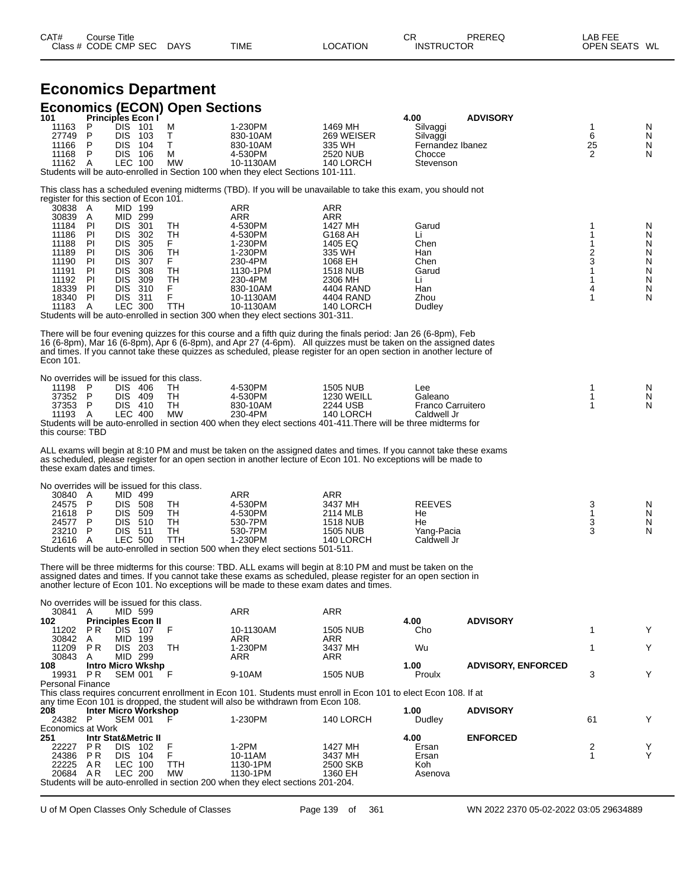# Economics Department

## Economics (ECON) Open Sections

| CAT# Class # | Course Title CODE | CMP | SEC | DAYS | TIME | LOCATION | CR INSTRUCTOR | PREREQ | LAB FEE OPEN SEATS | WL |
|---|---|---|---|---|---|---|---|---|---|---|
| **101** | **Principles Econ I** | | | | | | **4.00** | **ADVISORY** | | |
| 11163 | P | DIS | 101 | M | 1-230PM | 1469 MH | Silvaggi | | 1 | N |
| 27749 | P | DIS | 103 | T | 830-10AM | 269 WEISER | Silvaggi | | 6 | N |
| 11166 | P | DIS | 104 | T | 830-10AM | 335 WH | Fernandez Ibanez | | 25 | N |
| 11168 | P | DIS | 106 | M | 4-530PM | 2520 NUB | Chocce | | 2 | N |
| 11162 | A | LEC | 100 | MW | 10-1130AM | 140 LORCH | Stevenson | | | |

Students will be auto-enrolled in Section 100 when they elect Sections 101-111.

This class has a scheduled evening midterms (TBD). If you will be unavailable to take this exam, you should not register for this section of Econ 101.

| Class # | CODE | CMP | SEC | DAYS | TIME | LOCATION | INSTRUCTOR | OPEN SEATS | WL |
|---|---|---|---|---|---|---|---|---|---|
| 30838 | A | MID | 199 | | ARR | ARR | | | |
| 30839 | A | MID | 299 | | ARR | ARR | | | |
| 11184 | PI | DIS | 301 | TH | 4-530PM | 1427 MH | Garud | 1 | N |
| 11186 | PI | DIS | 302 | TH | 4-530PM | G168 AH | Li | 1 | N |
| 11188 | PI | DIS | 305 | F | 1-230PM | 1405 EQ | Chen | 1 | N |
| 11189 | PI | DIS | 306 | TH | 1-230PM | 335 WH | Han | 2 | N |
| 11190 | PI | DIS | 307 | F | 230-4PM | 1068 EH | Chen | 3 | N |
| 11191 | PI | DIS | 308 | TH | 1130-1PM | 1518 NUB | Garud | 1 | N |
| 11192 | PI | DIS | 309 | TH | 230-4PM | 2306 MH | Li | 1 | N |
| 18339 | PI | DIS | 310 | F | 830-10AM | 4404 RAND | Han | 4 | N |
| 18340 | PI | DIS | 311 | F | 10-1130AM | 4404 RAND | Zhou | 1 | N |
| 11183 | A | LEC | 300 | TTH | 10-1130AM | 140 LORCH | Dudley | | |

Students will be auto-enrolled in section 300 when they elect sections 301-311.

There will be four evening quizzes for this course and a fifth quiz during the finals period: Jan 26 (6-8pm), Feb 16 (6-8pm), Mar 16 (6-8pm), Apr 6 (6-8pm), and Apr 27 (4-6pm). All quizzes must be taken on the assigned dates and times. If you cannot take these quizzes as scheduled, please register for an open section in another lecture of Econ 101.

No overrides will be issued for this class.

| Class # | CODE | CMP | SEC | DAYS | TIME | LOCATION | INSTRUCTOR | OPEN SEATS | WL |
|---|---|---|---|---|---|---|---|---|---|
| 11198 | P | DIS | 406 | TH | 4-530PM | 1505 NUB | Lee | 1 | N |
| 37352 | P | DIS | 409 | TH | 4-530PM | 1230 WEILL | Galeano | 1 | N |
| 37353 | P | DIS | 410 | TH | 830-10AM | 2244 USB | Franco Carruitero | 1 | N |
| 11193 | A | LEC | 400 | MW | 230-4PM | 140 LORCH | Caldwell Jr | | |

Students will be auto-enrolled in section 400 when they elect sections 401-411.There will be three midterms for this course: TBD

ALL exams will begin at 8:10 PM and must be taken on the assigned dates and times. If you cannot take these exams as scheduled, please register for an open section in another lecture of Econ 101. No exceptions will be made to these exam dates and times.

No overrides will be issued for this class.

| Class # | CODE | CMP | SEC | DAYS | TIME | LOCATION | INSTRUCTOR | OPEN SEATS | WL |
|---|---|---|---|---|---|---|---|---|---|
| 30840 | A | MID | 499 | | ARR | ARR | | | |
| 24575 | P | DIS | 508 | TH | 4-530PM | 3437 MH | REEVES | 3 | N |
| 21618 | P | DIS | 509 | TH | 4-530PM | 2114 MLB | He | 1 | N |
| 24577 | P | DIS | 510 | TH | 530-7PM | 1518 NUB | He | 3 | N |
| 23210 | P | DIS | 511 | TH | 530-7PM | 1505 NUB | Yang-Pacia | 3 | N |
| 21616 | A | LEC | 500 | TTH | 1-230PM | 140 LORCH | Caldwell Jr | | |

Students will be auto-enrolled in section 500 when they elect sections 501-511.

There will be three midterms for this course: TBD. ALL exams will begin at 8:10 PM and must be taken on the assigned dates and times. If you cannot take these exams as scheduled, please register for an open section in another lecture of Econ 101. No exceptions will be made to these exam dates and times.

No overrides will be issued for this class.

| CAT# Class # | Course Title CODE | CMP | SEC | DAYS | TIME | LOCATION | CR INSTRUCTOR | PREREQ | OPEN SEATS | WL |
|---|---|---|---|---|---|---|---|---|---|---|
| 30841 | A | MID | 599 | | ARR | ARR | | | | |
| **102** | **Principles Econ II** | | | | | | **4.00** | **ADVISORY** | | |
| 11202 | PR | DIS | 107 | F | 10-1130AM | 1505 NUB | Cho | | 1 | Y |
| 30842 | A | MID | 199 | | ARR | ARR | | | | |
| 11209 | PR | DIS | 203 | TH | 1-230PM | 3437 MH | Wu | | 1 | Y |
| 30843 | A | MID | 299 | | ARR | ARR | | | | |
| **108** | **Intro Micro Wkshp** | | | | | | **1.00** | **ADVISORY, ENFORCED** | | |
| 19931 | PR | SEM | 001 | F | 9-10AM | 1505 NUB | Proulx | | 3 | Y |

Personal Finance

This class requires concurrent enrollment in Econ 101. Students must enroll in Econ 101 to elect Econ 108. If at any time Econ 101 is dropped, the student will also be withdrawn from Econ 108.

| CAT# Class # | Course Title CODE | CMP | SEC | DAYS | TIME | LOCATION | CR INSTRUCTOR | PREREQ | OPEN SEATS | WL |
|---|---|---|---|---|---|---|---|---|---|---|
| **208** | **Inter Micro Workshop** | | | | | | **1.00** | **ADVISORY** | | |
| 24382 | P | SEM | 001 | F | 1-230PM | 140 LORCH | Dudley | | 61 | Y |

Economics at Work

| CAT# Class # | Course Title CODE | CMP | SEC | DAYS | TIME | LOCATION | CR INSTRUCTOR | PREREQ | OPEN SEATS | WL |
|---|---|---|---|---|---|---|---|---|---|---|
| **251** | **Intr Stat&Metric II** | | | | | | **4.00** | **ENFORCED** | | |
| 22227 | PR | DIS | 102 | F | 1-2PM | 1427 MH | Ersan | | 2 | Y |
| 24386 | PR | DIS | 104 | F | 10-11AM | 3437 MH | Ersan | | 1 | Y |
| 22225 | AR | LEC | 100 | TTH | 1130-1PM | 2500 SKB | Koh | | | |
| 20684 | AR | LEC | 200 | MW | 1130-1PM | 1360 EH | Asenova | | | |

Students will be auto-enrolled in section 200 when they elect sections 201-204.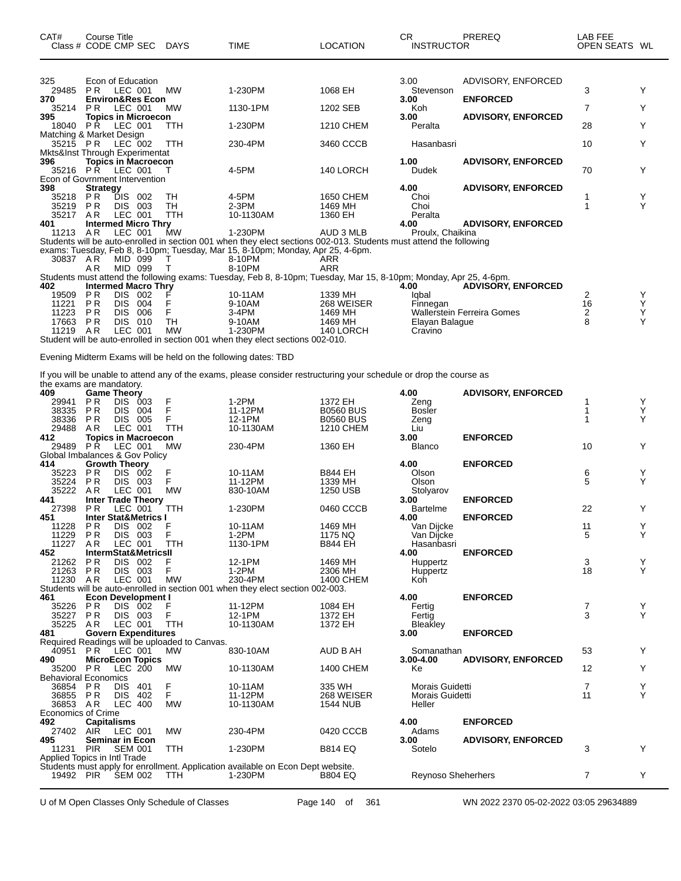| CAT# Class # | Course Title CODE CMP SEC | DAYS | TIME | LOCATION | CR INSTRUCTOR | PREREQ | LAB FEE OPEN SEATS | WL |
|---|---|---|---|---|---|---|---|---|
| 325 | Econ of Education | | | | 3.00 | ADVISORY, ENFORCED | | |
| 29485 | P R LEC 001 | MW | 1-230PM | 1068 EH | Stevenson | | 3 | Y |
| **370** | **Environ&Res Econ** | | | | **3.00** | **ENFORCED** | | |
| 35214 | P R LEC 001 | MW | 1130-1PM | 1202 SEB | Koh | | 7 | Y |
| **395** | **Topics in Microecon** | | | | **3.00** | **ADVISORY, ENFORCED** | | |
| 18040 | P R LEC 001 | TTH | 1-230PM | 1210 CHEM | Peralta | | 28 | Y |
| Matching & Market Design | | | | | | | | |
| 35215 | P R LEC 002 | TTH | 230-4PM | 3460 CCCB | Hasanbasri | | 10 | Y |
| Mkts&Inst Through Experimentat | | | | | | | | |
| **396** | **Topics in Macroecon** | | | | **1.00** | **ADVISORY, ENFORCED** | | |
| 35216 | P R LEC 001 | T | 4-5PM | 140 LORCH | Dudek | | 70 | Y |
| Econ of Govrnment Intervention | | | | | | | | |
| **398** | **Strategy** | | | | **4.00** | **ADVISORY, ENFORCED** | | |
| 35218 | P R DIS 002 | TH | 4-5PM | 1650 CHEM | Choi | | 1 | Y |
| 35219 | P R DIS 003 | TH | 2-3PM | 1469 MH | Choi | | 1 | Y |
| 35217 | A R LEC 001 | TTH | 10-1130AM | 1360 EH | Peralta | | | |
| **401** | **Intermed Micro Thry** | | | | **4.00** | **ADVISORY, ENFORCED** | | |
| 11213 | A R LEC 001 | MW | 1-230PM | AUD 3 MLB | Proulx, Chaikina | | | |
| Students will be auto-enrolled in section 001 when they elect sections 002-013. Students must attend the following exams: Tuesday, Feb 8, 8-10pm; Tuesday, Mar 15, 8-10pm; Monday, Apr 25, 4-6pm. | | | | | | | | |
| 30837 | A R MID 099 | T | 8-10PM | ARR | | | | |
| | A R MID 099 | T | 8-10PM | ARR | | | | |
| Students must attend the following exams: Tuesday, Feb 8, 8-10pm; Tuesday, Mar 15, 8-10pm; Monday, Apr 25, 4-6pm. | | | | | | | | |
| **402** | **Intermed Macro Thry** | | | | **4.00** | **ADVISORY, ENFORCED** | | |
| 19509 | P R DIS 002 | F | 10-11AM | 1339 MH | Iqbal | | 2 | Y |
| 11221 | P R DIS 004 | F | 9-10AM | 268 WEISER | Finnegan | | 16 | Y |
| 11223 | P R DIS 006 | F | 3-4PM | 1469 MH | Wallerstein Ferreira Gomes | | 2 | Y |
| 17663 | P R DIS 010 | TH | 9-10AM | 1469 MH | Elayan Balague | | 8 | Y |
| 11219 | A R LEC 001 | MW | 1-230PM | 140 LORCH | Cravino | | | |
| Student will be auto-enrolled in section 001 when they elect sections 002-010. | | | | | | | | |
| Evening Midterm Exams will be held on the following dates: TBD | | | | | | | | |
| If you will be unable to attend any of the exams, please consider restructuring your schedule or drop the course as the exams are mandatory. | | | | | | | | |
| **409** | **Game Theory** | | | | **4.00** | **ADVISORY, ENFORCED** | | |
| 29941 | P R DIS 003 | F | 1-2PM | 1372 EH | Zeng | | 1 | Y |
| 38335 | P R DIS 004 | F | 11-12PM | B0560 BUS | Bosler | | 1 | Y |
| 38336 | P R DIS 005 | F | 12-1PM | B0560 BUS | Zeng | | 1 | Y |
| 29488 | A R LEC 001 | TTH | 10-1130AM | 1210 CHEM | Liu | | | |
| **412** | **Topics in Macroecon** | | | | **3.00** | **ENFORCED** | | |
| 29489 | P R LEC 001 | MW | 230-4PM | 1360 EH | Blanco | | 10 | Y |
| Global Imbalances & Gov Policy | | | | | | | | |
| **414** | **Growth Theory** | | | | **4.00** | **ENFORCED** | | |
| 35223 | P R DIS 002 | F | 10-11AM | B844 EH | Olson | | 6 | Y |
| 35224 | P R DIS 003 | F | 11-12PM | 1339 MH | Olson | | 5 | Y |
| 35222 | A R LEC 001 | MW | 830-10AM | 1250 USB | Stolyarov | | | |
| **441** | **Inter Trade Theory** | | | | **3.00** | **ENFORCED** | | |
| 27398 | P R LEC 001 | TTH | 1-230PM | 0460 CCCB | Bartelme | | 22 | Y |
| **451** | **Inter Stat&Metrics I** | | | | **4.00** | **ENFORCED** | | |
| 11228 | P R DIS 002 | F | 10-11AM | 1469 MH | Van Dijcke | | 11 | Y |
| 11229 | P R DIS 003 | F | 1-2PM | 1175 NQ | Van Dijcke | | 5 | Y |
| 11227 | A R LEC 001 | TTH | 1130-1PM | B844 EH | Hasanbasri | | | |
| **452** | **IntermStat&MetricsII** | | | | **4.00** | **ENFORCED** | | |
| 21262 | P R DIS 002 | F | 12-1PM | 1469 MH | Huppertz | | 3 | Y |
| 21263 | P R DIS 003 | F | 1-2PM | 2306 MH | Huppertz | | 18 | Y |
| 11230 | A R LEC 001 | MW | 230-4PM | 1400 CHEM | Koh | | | |
| Students will be auto-enrolled in section 001 when they elect section 002-003. | | | | | | | | |
| **461** | **Econ Development I** | | | | **4.00** | **ENFORCED** | | |
| 35226 | P R DIS 002 | F | 11-12PM | 1084 EH | Fertig | | 7 | Y |
| 35227 | P R DIS 003 | F | 12-1PM | 1372 EH | Fertig | | 3 | Y |
| 35225 | A R LEC 001 | TTH | 10-1130AM | 1372 EH | Bleakley | | | |
| **481** | **Govern Expenditures** | | | | **3.00** | **ENFORCED** | | |
| Required Readings will be uploaded to Canvas. | | | | | | | | |
| 40951 | P R LEC 001 | MW | 830-10AM | AUD B AH | Somanathan | | 53 | Y |
| **490** | **MicroEcon Topics** | | | | **3.00-4.00** | **ADVISORY, ENFORCED** | | |
| 35200 | P R LEC 200 | MW | 10-1130AM | 1400 CHEM | Ke | | 12 | Y |
| Behavioral Economics | | | | | | | | |
| 36854 | P R DIS 401 | F | 10-11AM | 335 WH | Morais Guidetti | | 7 | Y |
| 36855 | P R DIS 402 | F | 11-12PM | 268 WEISER | Morais Guidetti | | 11 | Y |
| 36853 | A R LEC 400 | MW | 10-1130AM | 1544 NUB | Heller | | | |
| Economics of Crime | | | | | | | | |
| **492** | **Capitalisms** | | | | **4.00** | **ENFORCED** | | |
| 27402 | AIR LEC 001 | MW | 230-4PM | 0420 CCCB | Adams | | | |
| **495** | **Seminar in Econ** | | | | **3.00** | **ADVISORY, ENFORCED** | | |
| 11231 | PIR SEM 001 | TTH | 1-230PM | B814 EQ | Sotelo | | 3 | Y |
| Applied Topics in Intl Trade | | | | | | | | |
| Students must apply for enrollment. Application available on Econ Dept website. | | | | | | | | |
| 19492 | PIR SEM 002 | TTH | 1-230PM | B804 EQ | Reynoso Sheherhers | | 7 | Y |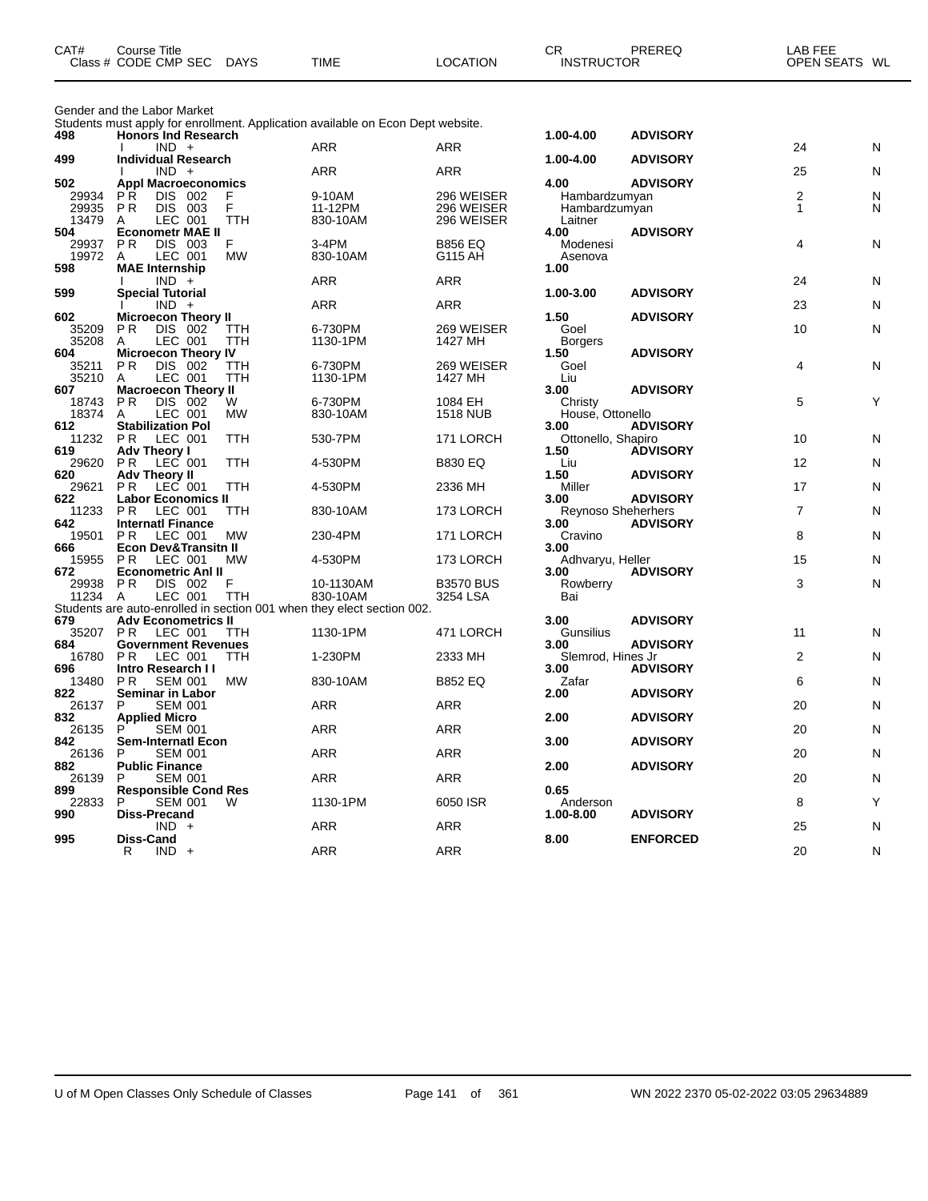| CAT# Class # | Course Title CODE CMP SEC | DAYS | TIME | LOCATION | CR INSTRUCTOR | PREREQ | LAB FEE OPEN SEATS | WL |
|---|---|---|---|---|---|---|---|---|
| | Gender and the Labor Market | | | | | | | |
| | Students must apply for enrollment. Application available on Econ Dept website. | | | | | | | |
| **498** | **Honors Ind Research** | | | | **1.00-4.00** | **ADVISORY** | | |
| | I IND + | | ARR | ARR | | | 24 | N |
| **499** | **Individual Research** | | | | **1.00-4.00** | **ADVISORY** | | |
| | I IND + | | ARR | ARR | | | 25 | N |
| **502** | **Appl Macroeconomics** | | | | **4.00** | **ADVISORY** | | |
| 29934 | P R DIS 002 | F | 9-10AM | 296 WEISER | Hambardzumyan | | 2 | N |
| 29935 | P R DIS 003 | F | 11-12PM | 296 WEISER | Hambardzumyan | | 1 | N |
| 13479 | A LEC 001 | TTH | 830-10AM | 296 WEISER | Laitner | | | |
| **504** | **Econometr MAE II** | | | | **4.00** | **ADVISORY** | | |
| 29937 | P R DIS 003 | F | 3-4PM | B856 EQ | Modenesi | | 4 | N |
| 19972 | A LEC 001 | MW | 830-10AM | G115 AH | Asenova | | | |
| **598** | **MAE Internship** | | | | **1.00** | | | |
| | I IND + | | ARR | ARR | | | 24 | N |
| **599** | **Special Tutorial** | | | | **1.00-3.00** | **ADVISORY** | | |
| | I IND + | | ARR | ARR | | | 23 | N |
| **602** | **Microecon Theory II** | | | | **1.50** | **ADVISORY** | | |
| 35209 | P R DIS 002 | TTH | 6-730PM | 269 WEISER | Goel | | 10 | N |
| 35208 | A LEC 001 | TTH | 1130-1PM | 1427 MH | Borgers | | | |
| **604** | **Microecon Theory IV** | | | | **1.50** | **ADVISORY** | | |
| 35211 | P R DIS 002 | TTH | 6-730PM | 269 WEISER | Goel | | 4 | N |
| 35210 | A LEC 001 | TTH | 1130-1PM | 1427 MH | Liu | | | |
| **607** | **Macroecon Theory II** | | | | **3.00** | **ADVISORY** | | |
| 18743 | P R DIS 002 | W | 6-730PM | 1084 EH | Christy | | 5 | Y |
| 18374 | A LEC 001 | MW | 830-10AM | 1518 NUB | House, Ottonello | | | |
| **612** | **Stabilization Pol** | | | | **3.00** | **ADVISORY** | | |
| 11232 | P R LEC 001 | TTH | 530-7PM | 171 LORCH | Ottonello, Shapiro | | 10 | N |
| **619** | **Adv Theory I** | | | | **1.50** | **ADVISORY** | | |
| 29620 | P R LEC 001 | TTH | 4-530PM | B830 EQ | Liu | | 12 | N |
| **620** | **Adv Theory II** | | | | **1.50** | **ADVISORY** | | |
| 29621 | P R LEC 001 | TTH | 4-530PM | 2336 MH | Miller | | 17 | N |
| **622** | **Labor Economics II** | | | | **3.00** | **ADVISORY** | | |
| 11233 | P R LEC 001 | TTH | 830-10AM | 173 LORCH | Reynoso Sheherhers | | 7 | N |
| **642** | **Internatl Finance** | | | | **3.00** | **ADVISORY** | | |
| 19501 | P R LEC 001 | MW | 230-4PM | 171 LORCH | Cravino | | 8 | N |
| **666** | **Econ Dev&Transitn II** | | | | **3.00** | | | |
| 15955 | P R LEC 001 | MW | 4-530PM | 173 LORCH | Adhvaryu, Heller | | 15 | N |
| **672** | **Econometric Anl II** | | | | **3.00** | **ADVISORY** | | |
| 29938 | P R DIS 002 | F | 10-1130AM | B3570 BUS | Rowberry | | 3 | N |
| 11234 | A LEC 001 | TTH | 830-10AM | 3254 LSA | Bai | | | |
| | Students are auto-enrolled in section 001 when they elect section 002. | | | | | | | |
| **679** | **Adv Econometrics II** | | | | **3.00** | **ADVISORY** | | |
| 35207 | P R LEC 001 | TTH | 1130-1PM | 471 LORCH | Gunsilius | | 11 | N |
| **684** | **Government Revenues** | | | | **3.00** | **ADVISORY** | | |
| 16780 | P R LEC 001 | TTH | 1-230PM | 2333 MH | Slemrod, Hines Jr | | 2 | N |
| **696** | **Intro Research I I** | | | | **3.00** | **ADVISORY** | | |
| 13480 | P R SEM 001 | MW | 830-10AM | B852 EQ | Zafar | | 6 | N |
| **822** | **Seminar in Labor** | | | | **2.00** | **ADVISORY** | | |
| 26137 | P SEM 001 | | ARR | ARR | | | 20 | N |
| **832** | **Applied Micro** | | | | **2.00** | **ADVISORY** | | |
| 26135 | P SEM 001 | | ARR | ARR | | | 20 | N |
| **842** | **Sem-Internatl Econ** | | | | **3.00** | **ADVISORY** | | |
| 26136 | P SEM 001 | | ARR | ARR | | | 20 | N |
| **882** | **Public Finance** | | | | **2.00** | **ADVISORY** | | |
| 26139 | P SEM 001 | | ARR | ARR | | | 20 | N |
| **899** | **Responsible Cond Res** | | | | **0.65** | | | |
| 22833 | P SEM 001 | W | 1130-1PM | 6050 ISR | Anderson | | 8 | Y |
| **990** | **Diss-Precand** | | | | **1.00-8.00** | **ADVISORY** | | |
| | IND + | | ARR | ARR | | | 25 | N |
| **995** | **Diss-Cand** | | | | **8.00** | **ENFORCED** | | |
| | R IND + | | ARR | ARR | | | 20 | N |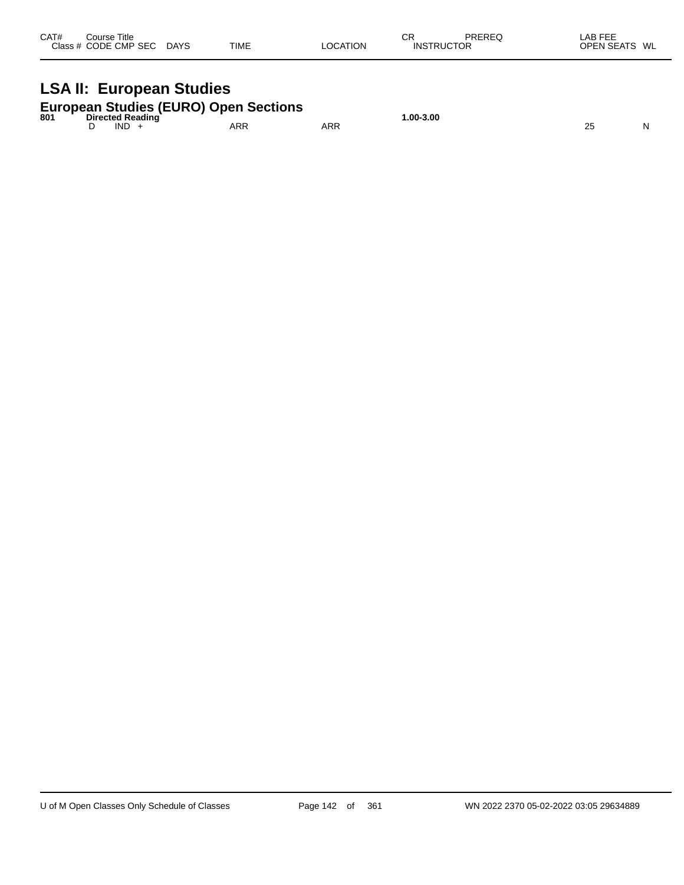| CAT# | Course Title | | | | | CR | PREREQ | LAB FEE | |
|---|---|---|---|---|---|---|---|---|---|
| Class # | CODE | CMP | SEC | DAYS | TIME | LOCATION | INSTRUCTOR | OPEN SEATS | WL |

# LSA II: European Studies

## European Studies (EURO) Open Sections

| CAT# | Course Title | | | | | CR | PREREQ | LAB FEE | |
|---|---|---|---|---|---|---|---|---|---|
| **801** | **Directed Reading** | | | | | **1.00-3.00** | | | |
| | D | IND | + | | ARR | ARR | | 25 | N |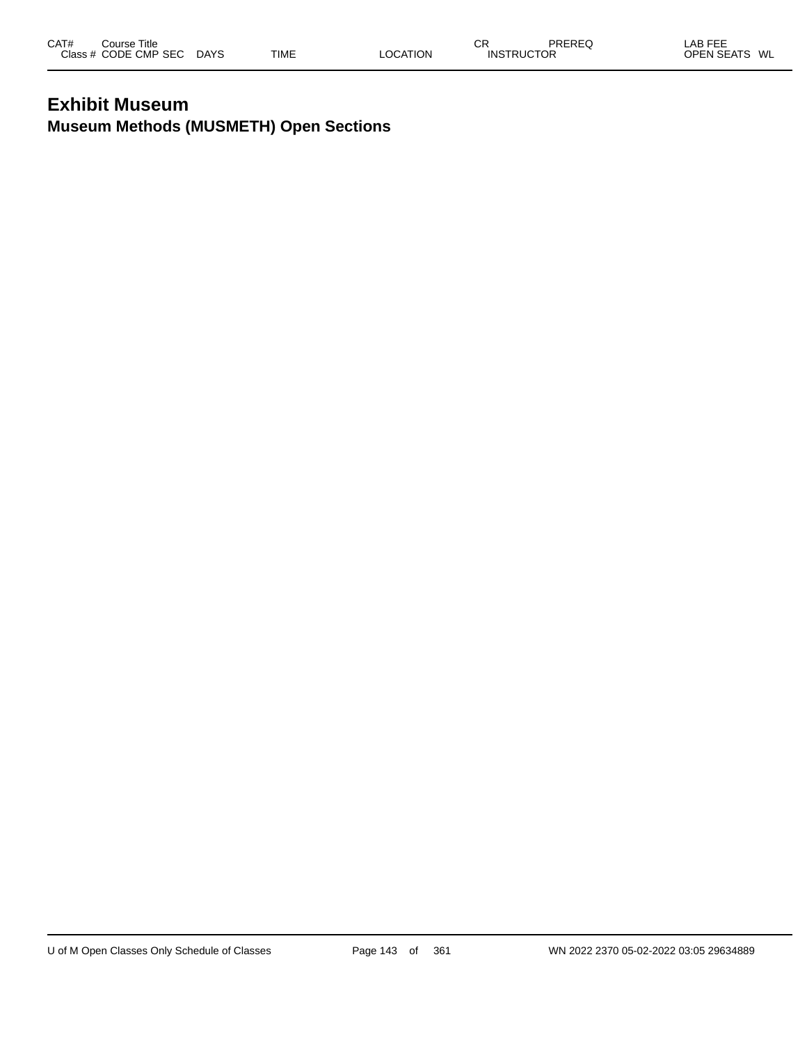# Exhibit Museum

## Museum Methods (MUSMETH) Open Sections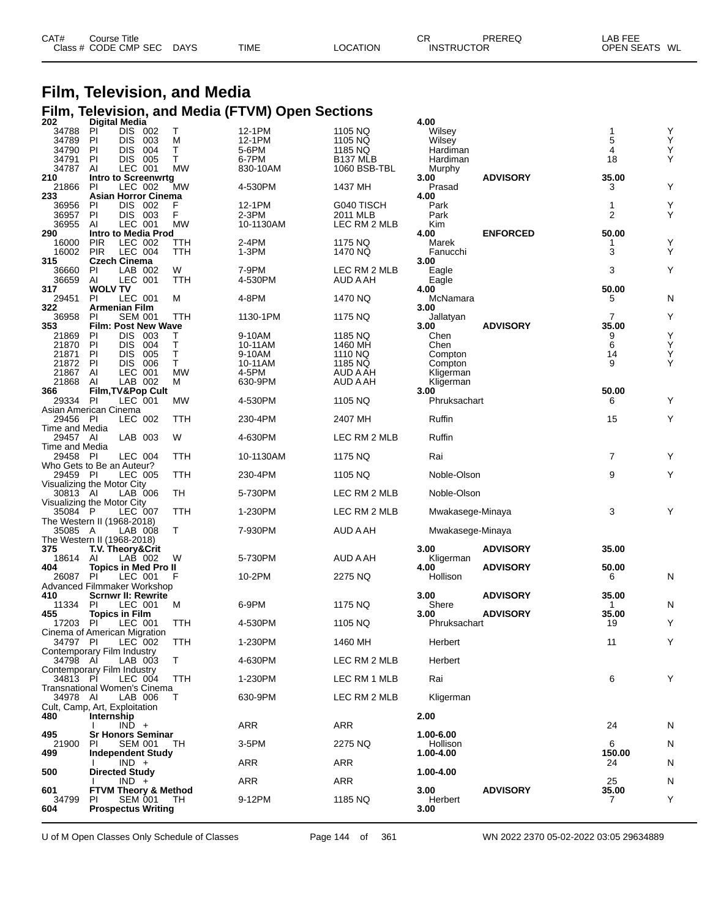# Film, Television, and Media

## Film, Television, and Media (FTVM) Open Sections

| CAT# / Class # | Course Title / CODE | CMP | SEC | DAYS | TIME | LOCATION | CR / INSTRUCTOR | PREREQ | LAB FEE / OPEN SEATS | WL |
|---|---|---|---|---|---|---|---|---|---|---|
| **202** | **Digital Media** | | | | | | **4.00** | | | |
| 34788 | PI | DIS | 002 | T | 12-1PM | 1105 NQ | Wilsey | | 1 | Y |
| 34789 | PI | DIS | 003 | M | 12-1PM | 1105 NQ | Wilsey | | 5 | Y |
| 34790 | PI | DIS | 004 | T | 5-6PM | 1185 NQ | Hardiman | | 4 | Y |
| 34791 | PI | DIS | 005 | T | 6-7PM | B137 MLB | Hardiman | | 18 | Y |
| 34787 | AI | LEC | 001 | MW | 830-10AM | 1060 BSB-TBL | Murphy | | | |
| **210** | **Intro to Screenwrtg** | | | | | | **3.00** | **ADVISORY** | **35.00** | |
| 21866 | PI | LEC | 002 | MW | 4-530PM | 1437 MH | Prasad | | 3 | Y |
| **233** | **Asian Horror Cinema** | | | | | | **4.00** | | | |
| 36956 | PI | DIS | 002 | F | 12-1PM | G040 TISCH | Park | | 1 | Y |
| 36957 | PI | DIS | 003 | F | 2-3PM | 2011 MLB | Park | | 2 | Y |
| 36955 | AI | LEC | 001 | MW | 10-1130AM | LEC RM 2 MLB | Kim | | | |
| **290** | **Intro to Media Prod** | | | | | | **4.00** | **ENFORCED** | **50.00** | |
| 16000 | PIR | LEC | 002 | TTH | 2-4PM | 1175 NQ | Marek | | 1 | Y |
| 16002 | PIR | LEC | 004 | TTH | 1-3PM | 1470 NQ | Fanucchi | | 3 | Y |
| **315** | **Czech Cinema** | | | | | | **3.00** | | | |
| 36660 | PI | LAB | 002 | W | 7-9PM | LEC RM 2 MLB | Eagle | | 3 | Y |
| 36659 | AI | LEC | 001 | TTH | 4-530PM | AUD A AH | Eagle | | | |
| **317** | **WOLV TV** | | | | | | **4.00** | | **50.00** | |
| 29451 | PI | LEC | 001 | M | 4-8PM | 1470 NQ | McNamara | | 5 | N |
| **322** | **Armenian Film** | | | | | | **3.00** | | | |
| 36958 | PI | SEM | 001 | TTH | 1130-1PM | 1175 NQ | Jallatyan | | 7 | Y |
| **353** | **Film: Post New Wave** | | | | | | **3.00** | **ADVISORY** | **35.00** | |
| 21869 | PI | DIS | 003 | T | 9-10AM | 1185 NQ | Chen | | 9 | Y |
| 21870 | PI | DIS | 004 | T | 10-11AM | 1460 MH | Chen | | 6 | Y |
| 21871 | PI | DIS | 005 | T | 9-10AM | 1110 NQ | Compton | | 14 | Y |
| 21872 | PI | DIS | 006 | T | 10-11AM | 1185 NQ | Compton | | 9 | Y |
| 21867 | AI | LEC | 001 | MW | 4-5PM | AUD A AH | Kligerman | | | |
| 21868 | AI | LAB | 002 | M | 630-9PM | AUD A AH | Kligerman | | | |
| **366** | **Film,TV&Pop Cult** | | | | | | **3.00** | | **50.00** | |
| 29334 | PI | LEC | 001 | MW | 4-530PM | 1105 NQ | Phruksachart | | 6 | Y |
| Asian American Cinema | | | | | | | | | | |
| 29456 | PI | LEC | 002 | TTH | 230-4PM | 2407 MH | Ruffin | | 15 | Y |
| Time and Media | | | | | | | | | | |
| 29457 | AI | LAB | 003 | W | 4-630PM | LEC RM 2 MLB | Ruffin | | | |
| Time and Media | | | | | | | | | | |
| 29458 | PI | LEC | 004 | TTH | 10-1130AM | 1175 NQ | Rai | | 7 | Y |
| Who Gets to Be an Auteur? | | | | | | | | | | |
| 29459 | PI | LEC | 005 | TTH | 230-4PM | 1105 NQ | Noble-Olson | | 9 | Y |
| Visualizing the Motor City | | | | | | | | | | |
| 30813 | AI | LAB | 006 | TH | 5-730PM | LEC RM 2 MLB | Noble-Olson | | | |
| Visualizing the Motor City | | | | | | | | | | |
| 35084 | P | LEC | 007 | TTH | 1-230PM | LEC RM 2 MLB | Mwakasege-Minaya | | 3 | Y |
| The Western II (1968-2018) | | | | | | | | | | |
| 35085 | A | LAB | 008 | T | 7-930PM | AUD A AH | Mwakasege-Minaya | | | |
| The Western II (1968-2018) | | | | | | | | | | |
| **375** | **T.V. Theory&Crit** | | | | | | **3.00** | **ADVISORY** | **35.00** | |
| 18614 | AI | LAB | 002 | W | 5-730PM | AUD A AH | Kligerman | | | |
| **404** | **Topics in Med Pro II** | | | | | | **4.00** | **ADVISORY** | **50.00** | |
| 26087 | PI | LEC | 001 | F | 10-2PM | 2275 NQ | Hollison | | 6 | N |
| Advanced Filmmaker Workshop | | | | | | | | | | |
| **410** | **Scrnwr II: Rewrite** | | | | | | **3.00** | **ADVISORY** | **35.00** | |
| 11334 | PI | LEC | 001 | M | 6-9PM | 1175 NQ | Shere | | 1 | N |
| **455** | **Topics in Film** | | | | | | **3.00** | **ADVISORY** | **35.00** | |
| 17203 | PI | LEC | 001 | TTH | 4-530PM | 1105 NQ | Phruksachart | | 19 | Y |
| Cinema of American Migration | | | | | | | | | | |
| 34797 | PI | LEC | 002 | TTH | 1-230PM | 1460 MH | Herbert | | 11 | Y |
| Contemporary Film Industry | | | | | | | | | | |
| 34798 | AI | LAB | 003 | T | 4-630PM | LEC RM 2 MLB | Herbert | | | |
| Contemporary Film Industry | | | | | | | | | | |
| 34813 | PI | LEC | 004 | TTH | 1-230PM | LEC RM 1 MLB | Rai | | 6 | Y |
| Transnational Women's Cinema | | | | | | | | | | |
| 34978 | AI | LAB | 006 | T | 630-9PM | LEC RM 2 MLB | Kligerman | | | |
| Cult, Camp, Art, Exploitation | | | | | | | | | | |
| **480** | **Internship** | | | | | | **2.00** | | | |
| | I | IND | + | | ARR | ARR | | | 24 | N |
| **495** | **Sr Honors Seminar** | | | | | | **1.00-6.00** | | | |
| 21900 | PI | SEM | 001 | TH | 3-5PM | 2275 NQ | Hollison | | 6 | N |
| **499** | **Independent Study** | | | | | | **1.00-4.00** | | **150.00** | |
| | I | IND | + | | ARR | ARR | | | 24 | N |
| **500** | **Directed Study** | | | | | | **1.00-4.00** | | | |
| | I | IND | + | | ARR | ARR | | | 25 | N |
| **601** | **FTVM Theory & Method** | | | | | | **3.00** | **ADVISORY** | **35.00** | |
| 34799 | PI | SEM | 001 | TH | 9-12PM | 1185 NQ | Herbert | | 7 | Y |
| **604** | **Prospectus Writing** | | | | | | **3.00** | | | |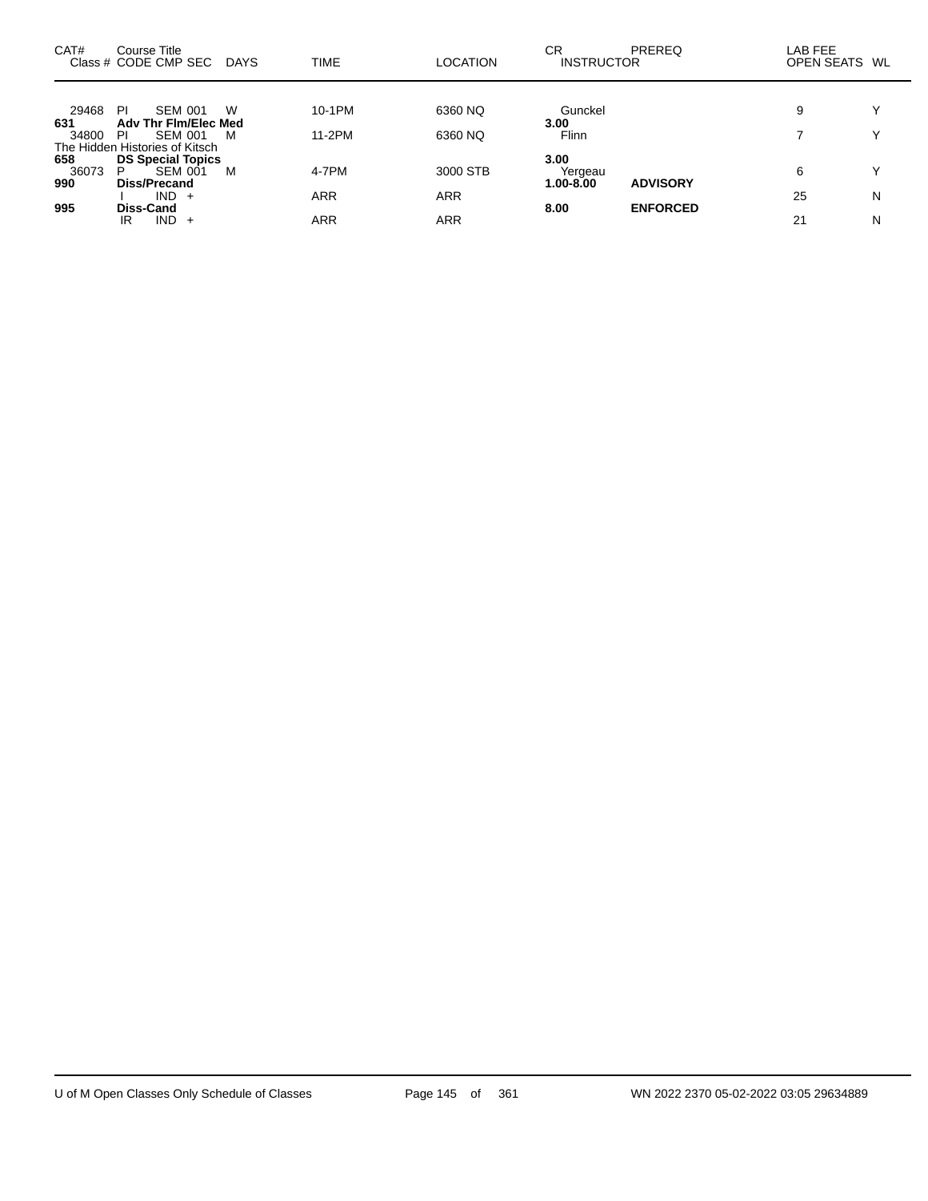| CAT# | Course Title Class # CODE CMP SEC | DAYS | TIME | LOCATION | CR INSTRUCTOR | PREREQ | LAB FEE OPEN SEATS | WL |
|---|---|---|---|---|---|---|---|---|
| 29468 | PI SEM 001 | W | 10-1PM | 6360 NQ | Gunckel | | 9 | Y |
| **631** | **Adv Thr Flm/Elec Med** | | | | **3.00** | | | |
| 34800 | PI SEM 001 | M | 11-2PM | 6360 NQ | Flinn | | 7 | Y |
| | The Hidden Histories of Kitsch | | | | | | | |
| **658** | **DS Special Topics** | | | | **3.00** | | | |
| 36073 | P SEM 001 | M | 4-7PM | 3000 STB | Yergeau | | 6 | Y |
| **990** | **Diss/Precand** | | | | **1.00-8.00** | **ADVISORY** | | |
| | I IND + | | ARR | ARR | | | 25 | N |
| **995** | **Diss-Cand** | | | | **8.00** | **ENFORCED** | | |
| | IR IND + | | ARR | ARR | | | 21 | N |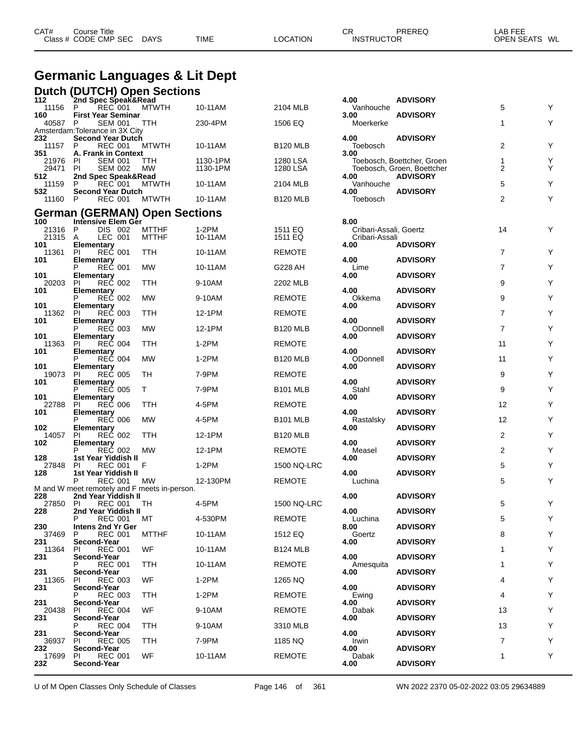# Germanic Languages & Lit Dept

## Dutch (DUTCH) Open Sections

| CAT# | Class # | CODE | CMP SEC | DAYS | TIME | LOCATION | CR | INSTRUCTOR | PREREQ | OPEN SEATS | WL |
|---|---|---|---|---|---|---|---|---|---|---|---|
| 112 | 2nd Spec Speak&Read | | | | | | 4.00 | | ADVISORY | | |
| | 11156 | P | REC 001 | MTWTH | 10-11AM | 2104 MLB | | Vanhouche | | 5 | Y |
| 160 | First Year Seminar | | | | | | 3.00 | | ADVISORY | | |
| | 40587 | P | SEM 001 | TTH | 230-4PM | 1506 EQ | | Moerkerke | | 1 | Y |
| | Amsterdam:Tolerance in 3X City | | | | | | | | | | |
| 232 | Second Year Dutch | | | | | | 4.00 | | ADVISORY | | |
| | 11157 | P | REC 001 | MTWTH | 10-11AM | B120 MLB | | Toebosch | | 2 | Y |
| 351 | A. Frank in Context | | | | | | 3.00 | | | | |
| | 21976 | PI | SEM 001 | TTH | 1130-1PM | 1280 LSA | | Toebosch, Boettcher, Groen | | 1 | Y |
| | 29471 | PI | SEM 002 | MW | 1130-1PM | 1280 LSA | | Toebosch, Groen, Boettcher | | 2 | Y |
| 512 | 2nd Spec Speak&Read | | | | | | 4.00 | | ADVISORY | | |
| | 11159 | P | REC 001 | MTWTH | 10-11AM | 2104 MLB | | Vanhouche | | 5 | Y |
| 532 | Second Year Dutch | | | | | | 4.00 | | ADVISORY | | |
| | 11160 | P | REC 001 | MTWTH | 10-11AM | B120 MLB | | Toebosch | | 2 | Y |

## German (GERMAN) Open Sections

| CAT# | Class # | CODE | CMP SEC | DAYS | TIME | LOCATION | CR | INSTRUCTOR | PREREQ | OPEN SEATS | WL |
|---|---|---|---|---|---|---|---|---|---|---|---|
| 100 | Intensive Elem Ger | | | | | | 8.00 | | | | |
| | 21316 | P | DIS 002 | MTTHF | 1-2PM | 1511 EQ | | Cribari-Assali, Goertz | | 14 | Y |
| | 21315 | A | LEC 001 | MTTHF | 10-11AM | 1511 EQ | | Cribari-Assali | | | |
| 101 | Elementary | | | | | | 4.00 | | ADVISORY | | |
| | 11361 | PI | REC 001 | TTH | 10-11AM | REMOTE | | | | 7 | Y |
| 101 | Elementary | | | | | | 4.00 | | ADVISORY | | |
| | | P | REC 001 | MW | 10-11AM | G228 AH | | Lime | | 7 | Y |
| 101 | Elementary | | | | | | 4.00 | | ADVISORY | | |
| | 20203 | PI | REC 002 | TTH | 9-10AM | 2202 MLB | | | | 9 | Y |
| 101 | Elementary | | | | | | 4.00 | | ADVISORY | | |
| | | P | REC 002 | MW | 9-10AM | REMOTE | | Okkema | | 9 | Y |
| 101 | Elementary | | | | | | 4.00 | | ADVISORY | | |
| | 11362 | PI | REC 003 | TTH | 12-1PM | REMOTE | | | | 7 | Y |
| 101 | Elementary | | | | | | 4.00 | | ADVISORY | | |
| | | P | REC 003 | MW | 12-1PM | B120 MLB | | ODonnell | | 7 | Y |
| 101 | Elementary | | | | | | 4.00 | | ADVISORY | | |
| | 11363 | PI | REC 004 | TTH | 1-2PM | REMOTE | | | | 11 | Y |
| 101 | Elementary | | | | | | 4.00 | | ADVISORY | | |
| | | P | REC 004 | MW | 1-2PM | B120 MLB | | ODonnell | | 11 | Y |
| 101 | Elementary | | | | | | 4.00 | | ADVISORY | | |
| | 19073 | PI | REC 005 | TH | 7-9PM | REMOTE | | | | 9 | Y |
| 101 | Elementary | | | | | | 4.00 | | ADVISORY | | |
| | | P | REC 005 | T | 7-9PM | B101 MLB | | Stahl | | 9 | Y |
| 101 | Elementary | | | | | | 4.00 | | ADVISORY | | |
| | 22788 | PI | REC 006 | TTH | 4-5PM | REMOTE | | | | 12 | Y |
| 101 | Elementary | | | | | | 4.00 | | ADVISORY | | |
| | | P | REC 006 | MW | 4-5PM | B101 MLB | | Rastalsky | | 12 | Y |
| 102 | Elementary | | | | | | 4.00 | | ADVISORY | | |
| | 14057 | PI | REC 002 | TTH | 12-1PM | B120 MLB | | | | 2 | Y |
| 102 | Elementary | | | | | | 4.00 | | ADVISORY | | |
| | | P | REC 002 | MW | 12-1PM | REMOTE | | Measel | | 2 | Y |
| 128 | 1st Year Yiddish II | | | | | | 4.00 | | ADVISORY | | |
| | 27848 | PI | REC 001 | F | 1-2PM | 1500 NQ-LRC | | | | 5 | Y |
| 128 | 1st Year Yiddish II | | | | | | 4.00 | | ADVISORY | | |
| | | P | REC 001 | MW | 12-130PM | REMOTE | | Luchina | | 5 | Y |
| | M and W meet remotely and F meets in-person. | | | | | | | | | | |
| 228 | 2nd Year Yiddish II | | | | | | 4.00 | | ADVISORY | | |
| | 27850 | PI | REC 001 | TH | 4-5PM | 1500 NQ-LRC | | | | 5 | Y |
| 228 | 2nd Year Yiddish II | | | | | | 4.00 | | ADVISORY | | |
| | | P | REC 001 | MT | 4-530PM | REMOTE | | Luchina | | 5 | Y |
| 230 | Intens 2nd Yr Ger | | | | | | 8.00 | | ADVISORY | | |
| | 37469 | P | REC 001 | MTTHF | 10-11AM | 1512 EQ | | Goertz | | 8 | Y |
| 231 | Second-Year | | | | | | 4.00 | | ADVISORY | | |
| | 11364 | PI | REC 001 | WF | 10-11AM | B124 MLB | | | | 1 | Y |
| 231 | Second-Year | | | | | | 4.00 | | ADVISORY | | |
| | | P | REC 001 | TTH | 10-11AM | REMOTE | | Amesquita | | 1 | Y |
| 231 | Second-Year | | | | | | 4.00 | | ADVISORY | | |
| | 11365 | PI | REC 003 | WF | 1-2PM | 1265 NQ | | | | 4 | Y |
| 231 | Second-Year | | | | | | 4.00 | | ADVISORY | | |
| | | P | REC 003 | TTH | 1-2PM | REMOTE | | Ewing | | 4 | Y |
| 231 | Second-Year | | | | | | 4.00 | | ADVISORY | | |
| | 20438 | PI | REC 004 | WF | 9-10AM | REMOTE | | Dabak | | 13 | Y |
| 231 | Second-Year | | | | | | 4.00 | | ADVISORY | | |
| | | P | REC 004 | TTH | 9-10AM | 3310 MLB | | | | 13 | Y |
| 231 | Second-Year | | | | | | 4.00 | | ADVISORY | | |
| | 36937 | PI | REC 005 | TTH | 7-9PM | 1185 NQ | | Irwin | | 7 | Y |
| 232 | Second-Year | | | | | | 4.00 | | ADVISORY | | |
| | 17699 | PI | REC 001 | WF | 10-11AM | REMOTE | | Dabak | | 1 | Y |
| 232 | Second-Year | | | | | | 4.00 | | ADVISORY | | |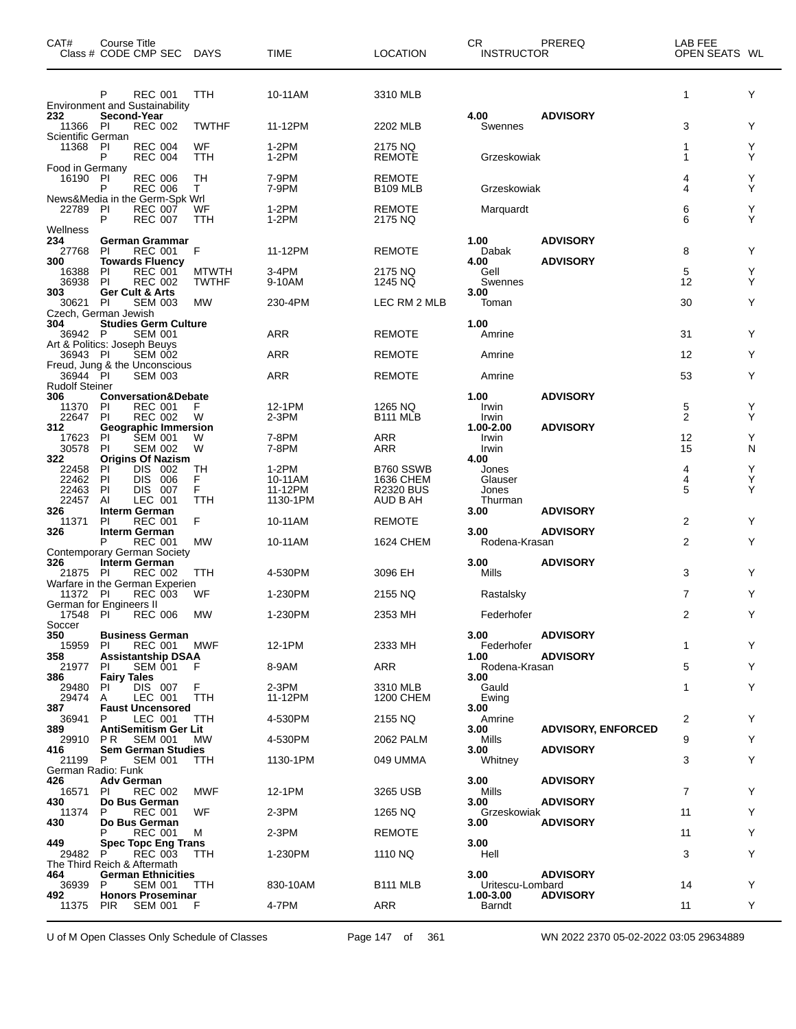| CAT# | Class # | CODE | CMP | SEC | DAYS | TIME | LOCATION | CR | INSTRUCTOR | PREREQ | LAB FEE | OPEN SEATS | WL |
|---|---|---|---|---|---|---|---|---|---|---|---|---|---|
| | | P | REC | 001 | TTH | 10-11AM | 3310 MLB | | | | | 1 | Y |
| Environment and Sustainability | | | | | | | | | | | | | |
| 232 | Second-Year | | | | | | | 4.00 | | ADVISORY | | | |
| | 11366 | PI | REC | 002 | TWTHF | 11-12PM | 2202 MLB | | Swennes | | | 3 | Y |
| Scientific German | | | | | | | | | | | | | |
| | 11368 | PI | REC | 004 | WF | 1-2PM | 2175 NQ | | | | | 1 | Y |
| | | P | REC | 004 | TTH | 1-2PM | REMOTE | | Grzeskowiak | | | 1 | Y |
| Food in Germany | | | | | | | | | | | | | |
| | 16190 | PI | REC | 006 | TH | 7-9PM | REMOTE | | | | | 4 | Y |
| | | P | REC | 006 | T | 7-9PM | B109 MLB | | Grzeskowiak | | | 4 | Y |
| News&Media in the Germ-Spk Wrl | | | | | | | | | | | | | |
| | 22789 | PI | REC | 007 | WF | 1-2PM | REMOTE | | Marquardt | | | 6 | Y |
| | | P | REC | 007 | TTH | 1-2PM | 2175 NQ | | | | | 6 | Y |
| Wellness | | | | | | | | | | | | | |
| 234 | German Grammar | | | | | | | 1.00 | | ADVISORY | | | |
| | 27768 | PI | REC | 001 | F | 11-12PM | REMOTE | | Dabak | | | 8 | Y |
| 300 | Towards Fluency | | | | | | | 4.00 | | ADVISORY | | | |
| | 16388 | PI | REC | 001 | MTWTH | 3-4PM | 2175 NQ | | Gell | | | 5 | Y |
| | 36938 | PI | REC | 002 | TWTHF | 9-10AM | 1245 NQ | | Swennes | | | 12 | Y |
| 303 | Ger Cult & Arts | | | | | | | 3.00 | | | | | |
| | 30621 | PI | SEM | 003 | MW | 230-4PM | LEC RM 2 MLB | | Toman | | | 30 | Y |
| Czech, German Jewish | | | | | | | | | | | | | |
| 304 | Studies Germ Culture | | | | | | | 1.00 | | | | | |
| | 36942 | P | SEM | 001 | | ARR | REMOTE | | Amrine | | | 31 | Y |
| Art & Politics: Joseph Beuys | | | | | | | | | | | | | |
| | 36943 | PI | SEM | 002 | | ARR | REMOTE | | Amrine | | | 12 | Y |
| Freud, Jung & the Unconscious | | | | | | | | | | | | | |
| | 36944 | PI | SEM | 003 | | ARR | REMOTE | | Amrine | | | 53 | Y |
| Rudolf Steiner | | | | | | | | | | | | | |
| 306 | Conversation&Debate | | | | | | | 1.00 | | ADVISORY | | | |
| | 11370 | PI | REC | 001 | F | 12-1PM | 1265 NQ | | Irwin | | | 5 | Y |
| | 22647 | PI | REC | 002 | W | 2-3PM | B111 MLB | | Irwin | | | 2 | Y |
| 312 | Geographic Immersion | | | | | | | 1.00-2.00 | | ADVISORY | | | |
| | 17623 | PI | SEM | 001 | W | 7-8PM | ARR | | Irwin | | | 12 | Y |
| | 30578 | PI | SEM | 002 | W | 7-8PM | ARR | | Irwin | | | 15 | N |
| 322 | Origins Of Nazism | | | | | | | 4.00 | | | | | |
| | 22458 | PI | DIS | 002 | TH | 1-2PM | B760 SSWB | | Jones | | | 4 | Y |
| | 22462 | PI | DIS | 006 | F | 10-11AM | 1636 CHEM | | Glauser | | | 4 | Y |
| | 22463 | PI | DIS | 007 | F | 11-12PM | R2320 BUS | | Jones | | | 5 | Y |
| | 22457 | AI | LEC | 001 | TTH | 1130-1PM | AUD B AH | | Thurman | | | | |
| 326 | Interm German | | | | | | | 3.00 | | ADVISORY | | | |
| | 11371 | PI | REC | 001 | F | 10-11AM | REMOTE | | | | | 2 | Y |
| 326 | Interm German | | | | | | | 3.00 | | ADVISORY | | | |
| | | P | REC | 001 | MW | 10-11AM | 1624 CHEM | | Rodena-Krasan | | | 2 | Y |
| Contemporary German Society | | | | | | | | | | | | | |
| 326 | Interm German | | | | | | | 3.00 | | ADVISORY | | | |
| | 21875 | PI | REC | 002 | TTH | 4-530PM | 3096 EH | | Mills | | | 3 | Y |
| Warfare in the German Experien | | | | | | | | | | | | | |
| | 11372 | PI | REC | 003 | WF | 1-230PM | 2155 NQ | | Rastalsky | | | 7 | Y |
| German for Engineers II | | | | | | | | | | | | | |
| | 17548 | PI | REC | 006 | MW | 1-230PM | 2353 MH | | Federhofer | | | 2 | Y |
| Soccer | | | | | | | | | | | | | |
| 350 | Business German | | | | | | | 3.00 | | ADVISORY | | | |
| | 15959 | PI | REC | 001 | MWF | 12-1PM | 2333 MH | | Federhofer | | | 1 | Y |
| 358 | Assistantship DSAA | | | | | | | 1.00 | | ADVISORY | | | |
| | 21977 | PI | SEM | 001 | F | 8-9AM | ARR | | Rodena-Krasan | | | 5 | Y |
| 386 | Fairy Tales | | | | | | | 3.00 | | | | | |
| | 29480 | PI | DIS | 007 | F | 2-3PM | 3310 MLB | | Gauld | | | 1 | Y |
| | 29474 | A | LEC | 001 | TTH | 11-12PM | 1200 CHEM | | Ewing | | | | |
| 387 | Faust Uncensored | | | | | | | 3.00 | | | | | |
| | 36941 | P | LEC | 001 | TTH | 4-530PM | 2155 NQ | | Amrine | | | 2 | Y |
| 389 | AntiSemitism Ger Lit | | | | | | | 3.00 | | ADVISORY, ENFORCED | | | |
| | 29910 | P R | SEM | 001 | MW | 4-530PM | 2062 PALM | | Mills | | | 9 | Y |
| 416 | Sem German Studies | | | | | | | 3.00 | | ADVISORY | | | |
| | 21199 | P | SEM | 001 | TTH | 1130-1PM | 049 UMMA | | Whitney | | | 3 | Y |
| German Radio: Funk | | | | | | | | | | | | | |
| 426 | Adv German | | | | | | | 3.00 | | ADVISORY | | | |
| | 16571 | PI | REC | 002 | MWF | 12-1PM | 3265 USB | | Mills | | | 7 | Y |
| 430 | Do Bus German | | | | | | | 3.00 | | ADVISORY | | | |
| | 11374 | P | REC | 001 | WF | 2-3PM | 1265 NQ | | Grzeskowiak | | | 11 | Y |
| 430 | Do Bus German | | | | | | | 3.00 | | ADVISORY | | | |
| | | P | REC | 001 | M | 2-3PM | REMOTE | | | | | 11 | Y |
| 449 | Spec Topc Eng Trans | | | | | | | 3.00 | | | | | |
| | 29482 | P | REC | 003 | TTH | 1-230PM | 1110 NQ | | Hell | | | 3 | Y |
| The Third Reich & Aftermath | | | | | | | | | | | | | |
| 464 | German Ethnicities | | | | | | | 3.00 | | ADVISORY | | | |
| | 36939 | P | SEM | 001 | TTH | 830-10AM | B111 MLB | | Uritescu-Lombard | | | 14 | Y |
| 492 | Honors Proseminar | | | | | | | 1.00-3.00 | | ADVISORY | | | |
| | 11375 | PIR | SEM | 001 | F | 4-7PM | ARR | | Barndt | | | 11 | Y |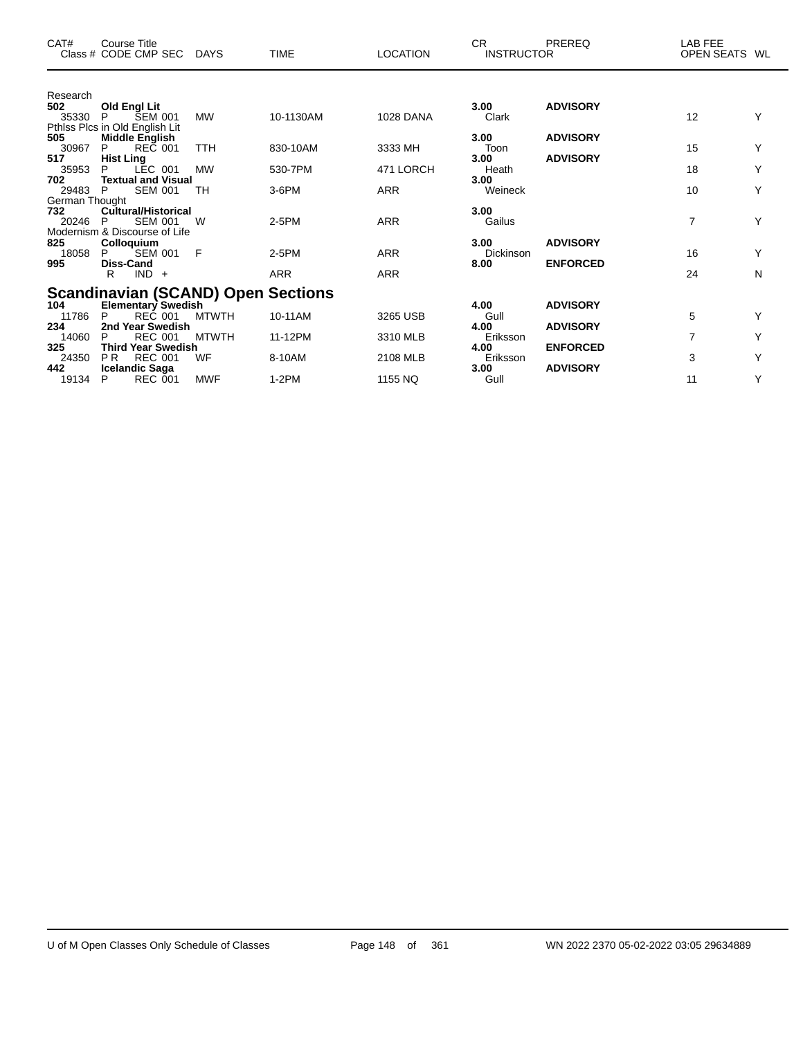| CAT# | Course Title Class # CODE CMP SEC | DAYS | TIME | LOCATION | CR INSTRUCTOR | PREREQ | LAB FEE OPEN SEATS | WL |
|---|---|---|---|---|---|---|---|---|
| | Research | | | | | | | |
| **502** | **Old Engl Lit** | | | | **3.00** | **ADVISORY** | | |
| 35330 | P SEM 001 | MW | 10-1130AM | 1028 DANA | Clark | | 12 | Y |
| | Pthlss Plcs in Old English Lit | | | | | | | |
| **505** | **Middle English** | | | | **3.00** | **ADVISORY** | | |
| 30967 | P REC 001 | TTH | 830-10AM | 3333 MH | Toon | | 15 | Y |
| **517** | **Hist Ling** | | | | **3.00** | **ADVISORY** | | |
| 35953 | P LEC 001 | MW | 530-7PM | 471 LORCH | Heath | | 18 | Y |
| **702** | **Textual and Visual** | | | | **3.00** | | | |
| 29483 | P SEM 001 | TH | 3-6PM | ARR | Weineck | | 10 | Y |
| | German Thought | | | | | | | |
| **732** | **Cultural/Historical** | | | | **3.00** | | | |
| 20246 | P SEM 001 | W | 2-5PM | ARR | Gailus | | 7 | Y |
| | Modernism & Discourse of Life | | | | | | | |
| **825** | **Colloquium** | | | | **3.00** | **ADVISORY** | | |
| 18058 | P SEM 001 | F | 2-5PM | ARR | Dickinson | | 16 | Y |
| **995** | **Diss-Cand** | | | | **8.00** | **ENFORCED** | | |
| | R IND + | | ARR | ARR | | | 24 | N |

## Scandinavian (SCAND) Open Sections

| CAT# | Course Title Class # CODE CMP SEC | DAYS | TIME | LOCATION | CR INSTRUCTOR | PREREQ | LAB FEE OPEN SEATS | WL |
|---|---|---|---|---|---|---|---|---|
| **104** | **Elementary Swedish** | | | | **4.00** | **ADVISORY** | | |
| 11786 | P REC 001 | MTWTH | 10-11AM | 3265 USB | Gull | | 5 | Y |
| **234** | **2nd Year Swedish** | | | | **4.00** | **ADVISORY** | | |
| 14060 | P REC 001 | MTWTH | 11-12PM | 3310 MLB | Eriksson | | 7 | Y |
| **325** | **Third Year Swedish** | | | | **4.00** | **ENFORCED** | | |
| 24350 | P R REC 001 | WF | 8-10AM | 2108 MLB | Eriksson | | 3 | Y |
| **442** | **Icelandic Saga** | | | | **3.00** | **ADVISORY** | | |
| 19134 | P REC 001 | MWF | 1-2PM | 1155 NQ | Gull | | 11 | Y |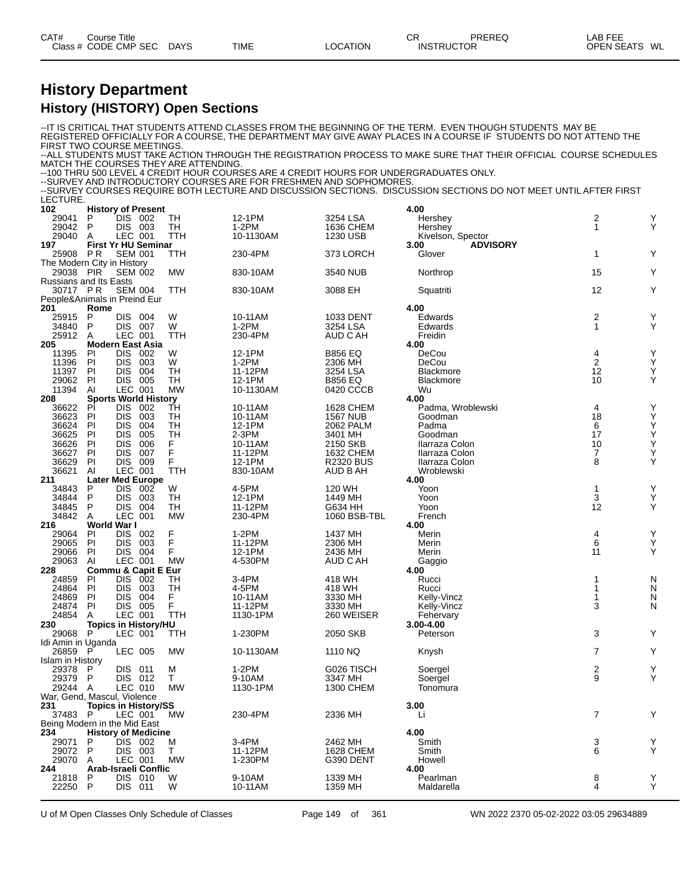| CAT# Class # | Course Title CODE CMP SEC | DAYS | TIME | LOCATION | CR INSTRUCTOR | PREREQ | LAB FEE OPEN SEATS | WL |
|---|---|---|---|---|---|---|---|---|

# History Department

## History (HISTORY) Open Sections

--IT IS CRITICAL THAT STUDENTS ATTEND CLASSES FROM THE BEGINNING OF THE TERM. EVEN THOUGH STUDENTS MAY BE REGISTERED OFFICIALLY FOR A COURSE, THE DEPARTMENT MAY GIVE AWAY PLACES IN A COURSE IF STUDENTS DO NOT ATTEND THE FIRST TWO COURSE MEETINGS.
--ALL STUDENTS MUST TAKE ACTION THROUGH THE REGISTRATION PROCESS TO MAKE SURE THAT THEIR OFFICIAL COURSE SCHEDULES MATCH THE COURSES THEY ARE ATTENDING.
--100 THRU 500 LEVEL 4 CREDIT HOUR COURSES ARE 4 CREDIT HOURS FOR UNDERGRADUATES ONLY.
--SURVEY AND INTRODUCTORY COURSES ARE FOR FRESHMEN AND SOPHOMORES.
--SURVEY COURSES REQUIRE BOTH LECTURE AND DISCUSSION SECTIONS. DISCUSSION SECTIONS DO NOT MEET UNTIL AFTER FIRST LECTURE.

| CAT# / Class # | Course Title / CODE CMP SEC | DAYS | TIME | LOCATION | CR / INSTRUCTOR | PREREQ | OPEN SEATS | WL |
|---|---|---|---|---|---|---|---|---|
| **102** | **History of Present** | | | | **4.00** | | | |
| 29041 | P DIS 002 | TH | 12-1PM | 3254 LSA | Hershey | | 2 | Y |
| 29042 | P DIS 003 | TH | 1-2PM | 1636 CHEM | Hershey | | 1 | Y |
| 29040 | A LEC 001 | TTH | 10-1130AM | 1230 USB | Kivelson, Spector | | | |
| **197** | **First Yr HU Seminar** | | | | **3.00** | **ADVISORY** | | |
| 25908 | P R SEM 001 | TTH | 230-4PM | 373 LORCH | Glover | | 1 | Y |
| The Modern City in History | | | | | | | | |
| 29038 | PIR SEM 002 | MW | 830-10AM | 3540 NUB | Northrop | | 15 | Y |
| Russians and Its Easts | | | | | | | | |
| 30717 | P R SEM 004 | TTH | 830-10AM | 3088 EH | Squatriti | | 12 | Y |
| People&Animals in Preind Eur | | | | | | | | |
| **201** | **Rome** | | | | **4.00** | | | |
| 25915 | P DIS 004 | W | 10-11AM | 1033 DENT | Edwards | | 2 | Y |
| 34840 | P DIS 007 | W | 1-2PM | 3254 LSA | Edwards | | 1 | Y |
| 25912 | A LEC 001 | TTH | 230-4PM | AUD C AH | Freidin | | | |
| **205** | **Modern East Asia** | | | | **4.00** | | | |
| 11395 | PI DIS 002 | W | 12-1PM | B856 EQ | DeCou | | 4 | Y |
| 11396 | PI DIS 003 | W | 1-2PM | 2306 MH | DeCou | | 2 | Y |
| 11397 | PI DIS 004 | TH | 11-12PM | 3254 LSA | Blackmore | | 12 | Y |
| 29062 | PI DIS 005 | TH | 12-1PM | B856 EQ | Blackmore | | 10 | Y |
| 11394 | AI LEC 001 | MW | 10-1130AM | 0420 CCCB | Wu | | | |
| **208** | **Sports World History** | | | | **4.00** | | | |
| 36622 | PI DIS 002 | TH | 10-11AM | 1628 CHEM | Padma, Wroblewski | | 4 | Y |
| 36623 | PI DIS 003 | TH | 10-11AM | 1567 NUB | Goodman | | 18 | Y |
| 36624 | PI DIS 004 | TH | 12-1PM | 2062 PALM | Padma | | 6 | Y |
| 36625 | PI DIS 005 | TH | 2-3PM | 3401 MH | Goodman | | 17 | Y |
| 36626 | PI DIS 006 | F | 10-11AM | 2150 SKB | Ilarraza Colon | | 10 | Y |
| 36627 | PI DIS 007 | F | 11-12PM | 1632 CHEM | Ilarraza Colon | | 7 | Y |
| 36629 | PI DIS 009 | F | 12-1PM | R2320 BUS | Ilarraza Colon | | 8 | Y |
| 36621 | AI LEC 001 | TTH | 830-10AM | AUD B AH | Wroblewski | | | |
| **211** | **Later Med Europe** | | | | **4.00** | | | |
| 34843 | P DIS 002 | W | 4-5PM | 120 WH | Yoon | | 1 | Y |
| 34844 | P DIS 003 | TH | 12-1PM | 1449 MH | Yoon | | 3 | Y |
| 34845 | P DIS 004 | TH | 11-12PM | G634 HH | Yoon | | 12 | Y |
| 34842 | A LEC 001 | MW | 230-4PM | 1060 BSB-TBL | French | | | |
| **216** | **World War I** | | | | **4.00** | | | |
| 29064 | PI DIS 002 | F | 1-2PM | 1437 MH | Merin | | 4 | Y |
| 29065 | PI DIS 003 | F | 11-12PM | 2306 MH | Merin | | 6 | Y |
| 29066 | PI DIS 004 | F | 12-1PM | 2436 MH | Merin | | 11 | Y |
| 29063 | AI LEC 001 | MW | 4-530PM | AUD C AH | Gaggio | | | |
| **228** | **Commu & Capit E Eur** | | | | **4.00** | | | |
| 24859 | PI DIS 002 | TH | 3-4PM | 418 WH | Rucci | | 1 | N |
| 24864 | PI DIS 003 | TH | 4-5PM | 418 WH | Rucci | | 1 | N |
| 24869 | PI DIS 004 | F | 10-11AM | 3330 MH | Kelly-Vincz | | 1 | N |
| 24874 | PI DIS 005 | F | 11-12PM | 3330 MH | Kelly-Vincz | | 3 | N |
| 24854 | A LEC 001 | TTH | 1130-1PM | 260 WEISER | Fehervary | | | |
| **230** | **Topics in History/HU** | | | | **3.00-4.00** | | | |
| 29068 | P LEC 001 | TTH | 1-230PM | 2050 SKB | Peterson | | 3 | Y |
| Idi Amin in Uganda | | | | | | | | |
| 26859 | P LEC 005 | MW | 10-1130AM | 1110 NQ | Knysh | | 7 | Y |
| Islam in History | | | | | | | | |
| 29378 | P DIS 011 | M | 1-2PM | G026 TISCH | Soergel | | 2 | Y |
| 29379 | P DIS 012 | T | 9-10AM | 3347 MH | Soergel | | 9 | Y |
| 29244 | A LEC 010 | MW | 1130-1PM | 1300 CHEM | Tonomura | | | |
| War, Gend, Mascul, Violence | | | | | | | | |
| **231** | **Topics in History/SS** | | | | **3.00** | | | |
| 37483 | P LEC 001 | MW | 230-4PM | 2336 MH | Li | | 7 | Y |
| Being Modern in the Mid East | | | | | | | | |
| **234** | **History of Medicine** | | | | **4.00** | | | |
| 29071 | P DIS 002 | M | 3-4PM | 2462 MH | Smith | | 3 | Y |
| 29072 | P DIS 003 | T | 11-12PM | 1628 CHEM | Smith | | 6 | Y |
| 29070 | A LEC 001 | MW | 1-230PM | G390 DENT | Howell | | | |
| **244** | **Arab-Israeli Conflic** | | | | **4.00** | | | |
| 21818 | P DIS 010 | W | 9-10AM | 1339 MH | Pearlman | | 8 | Y |
| 22250 | P DIS 011 | W | 10-11AM | 1359 MH | Maldarella | | 4 | Y |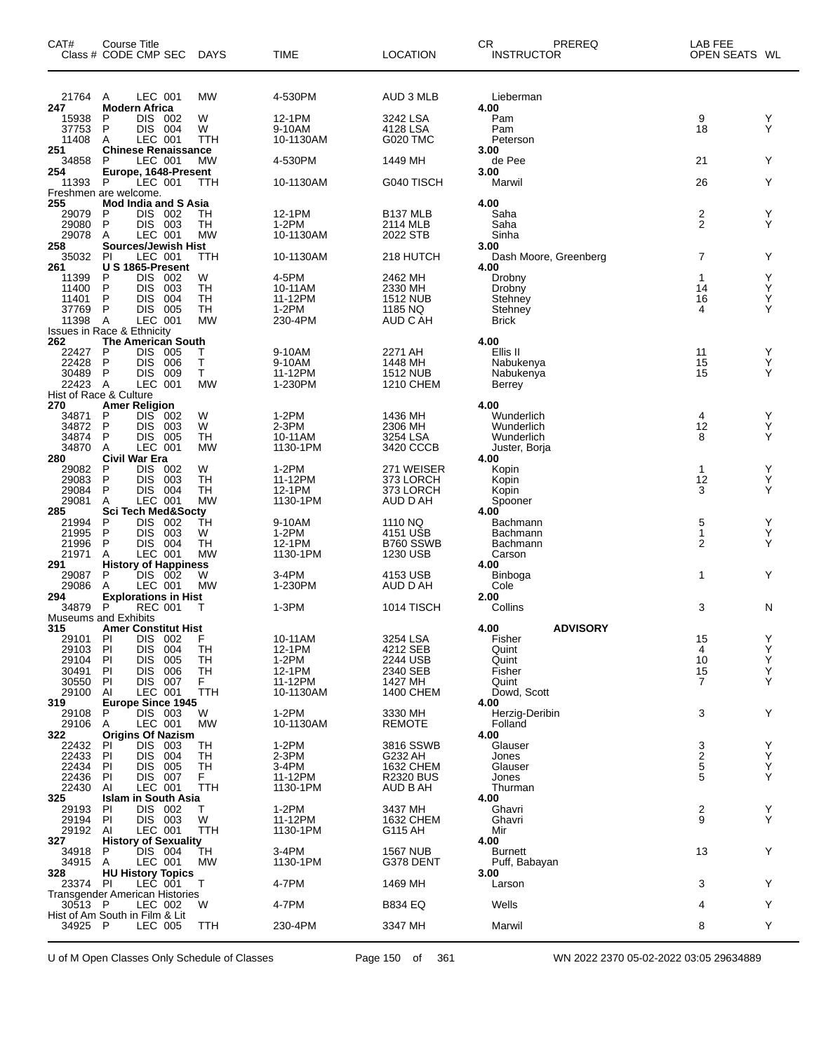| CAT# Class # | Course Title CODE | CMP | SEC | DAYS | TIME | LOCATION | CR INSTRUCTOR | PREREQ | LAB FEE OPEN SEATS | WL |
|---|---|---|---|---|---|---|---|---|---|---|
| 21764 | A | LEC | 001 | MW | 4-530PM | AUD 3 MLB | Lieberman | | | |
| **247** | **Modern Africa** | | | | | | **4.00** | | | |
| 15938 | P | DIS | 002 | W | 12-1PM | 3242 LSA | Pam | | 9 | Y |
| 37753 | P | DIS | 004 | W | 9-10AM | 4128 LSA | Pam | | 18 | Y |
| 11408 | A | LEC | 001 | TTH | 10-1130AM | G020 TMC | Peterson | | | |
| **251** | **Chinese Renaissance** | | | | | | **3.00** | | | |
| 34858 | P | LEC | 001 | MW | 4-530PM | 1449 MH | de Pee | | 21 | Y |
| **254** | **Europe, 1648-Present** | | | | | | **3.00** | | | |
| 11393 | P | LEC | 001 | TTH | 10-1130AM | G040 TISCH | Marwil | | 26 | Y |
| Freshmen are welcome. | | | | | | | | | | |
| **255** | **Mod India and S Asia** | | | | | | **4.00** | | | |
| 29079 | P | DIS | 002 | TH | 12-1PM | B137 MLB | Saha | | 2 | Y |
| 29080 | P | DIS | 003 | TH | 1-2PM | 2114 MLB | Saha | | 2 | Y |
| 29078 | A | LEC | 001 | MW | 10-1130AM | 2022 STB | Sinha | | | |
| **258** | **Sources/Jewish Hist** | | | | | | **3.00** | | | |
| 35032 | PI | LEC | 001 | TTH | 10-1130AM | 218 HUTCH | Dash Moore, Greenberg | | 7 | Y |
| **261** | **U S 1865-Present** | | | | | | **4.00** | | | |
| 11399 | P | DIS | 002 | W | 4-5PM | 2462 MH | Drobny | | 1 | Y |
| 11400 | P | DIS | 003 | TH | 10-11AM | 2330 MH | Drobny | | 14 | Y |
| 11401 | P | DIS | 004 | TH | 11-12PM | 1512 NUB | Stehney | | 16 | Y |
| 37769 | P | DIS | 005 | TH | 1-2PM | 1185 NQ | Stehney | | 4 | Y |
| 11398 | A | LEC | 001 | MW | 230-4PM | AUD C AH | Brick | | | |
| Issues in Race & Ethnicity | | | | | | | | | | |
| **262** | **The American South** | | | | | | **4.00** | | | |
| 22427 | P | DIS | 005 | T | 9-10AM | 2271 AH | Ellis II | | 11 | Y |
| 22428 | P | DIS | 006 | T | 9-10AM | 1448 MH | Nabukenya | | 15 | Y |
| 30489 | P | DIS | 009 | T | 11-12PM | 1512 NUB | Nabukenya | | 15 | Y |
| 22423 | A | LEC | 001 | MW | 1-230PM | 1210 CHEM | Berrey | | | |
| Hist of Race & Culture | | | | | | | | | | |
| **270** | **Amer Religion** | | | | | | **4.00** | | | |
| 34871 | P | DIS | 002 | W | 1-2PM | 1436 MH | Wunderlich | | 4 | Y |
| 34872 | P | DIS | 003 | W | 2-3PM | 2306 MH | Wunderlich | | 12 | Y |
| 34874 | P | DIS | 005 | TH | 10-11AM | 3254 LSA | Wunderlich | | 8 | Y |
| 34870 | A | LEC | 001 | MW | 1130-1PM | 3420 CCCB | Juster, Borja | | | |
| **280** | **Civil War Era** | | | | | | **4.00** | | | |
| 29082 | P | DIS | 002 | W | 1-2PM | 271 WEISER | Kopin | | 1 | Y |
| 29083 | P | DIS | 003 | TH | 11-12PM | 373 LORCH | Kopin | | 12 | Y |
| 29084 | P | DIS | 004 | TH | 12-1PM | 373 LORCH | Kopin | | 3 | Y |
| 29081 | A | LEC | 001 | MW | 1130-1PM | AUD D AH | Spooner | | | |
| **285** | **Sci Tech Med&Socty** | | | | | | **4.00** | | | |
| 21994 | P | DIS | 002 | TH | 9-10AM | 1110 NQ | Bachmann | | 5 | Y |
| 21995 | P | DIS | 003 | W | 1-2PM | 4151 USB | Bachmann | | 1 | Y |
| 21996 | P | DIS | 004 | TH | 12-1PM | B760 SSWB | Bachmann | | 2 | Y |
| 21971 | A | LEC | 001 | MW | 1130-1PM | 1230 USB | Carson | | | |
| **291** | **History of Happiness** | | | | | | **4.00** | | | |
| 29087 | P | DIS | 002 | W | 3-4PM | 4153 USB | Binboga | | 1 | Y |
| 29086 | A | LEC | 001 | MW | 1-230PM | AUD D AH | Cole | | | |
| **294** | **Explorations in Hist** | | | | | | **2.00** | | | |
| 34879 | P | REC | 001 | T | 1-3PM | 1014 TISCH | Collins | | 3 | N |
| Museums and Exhibits | | | | | | | | | | |
| **315** | **Amer Constitut Hist** | | | | | | **4.00** | **ADVISORY** | | |
| 29101 | PI | DIS | 002 | F | 10-11AM | 3254 LSA | Fisher | | 15 | Y |
| 29103 | PI | DIS | 004 | TH | 12-1PM | 4212 SEB | Quint | | 4 | Y |
| 29104 | PI | DIS | 005 | TH | 1-2PM | 2244 USB | Quint | | 10 | Y |
| 30491 | PI | DIS | 006 | TH | 12-1PM | 2340 SEB | Fisher | | 15 | Y |
| 30550 | PI | DIS | 007 | F | 11-12PM | 1427 MH | Quint | | 7 | Y |
| 29100 | AI | LEC | 001 | TTH | 10-1130AM | 1400 CHEM | Dowd, Scott | | | |
| **319** | **Europe Since 1945** | | | | | | **4.00** | | | |
| 29108 | P | DIS | 003 | W | 1-2PM | 3330 MH | Herzig-Deribin | | 3 | Y |
| 29106 | A | LEC | 001 | MW | 10-1130AM | REMOTE | Folland | | | |
| **322** | **Origins Of Nazism** | | | | | | **4.00** | | | |
| 22432 | PI | DIS | 003 | TH | 1-2PM | 3816 SSWB | Glauser | | 3 | Y |
| 22433 | PI | DIS | 004 | TH | 2-3PM | G232 AH | Jones | | 2 | Y |
| 22434 | PI | DIS | 005 | TH | 3-4PM | 1632 CHEM | Glauser | | 5 | Y |
| 22436 | PI | DIS | 007 | F | 11-12PM | R2320 BUS | Jones | | 5 | Y |
| 22430 | AI | LEC | 001 | TTH | 1130-1PM | AUD B AH | Thurman | | | |
| **325** | **Islam in South Asia** | | | | | | **4.00** | | | |
| 29193 | PI | DIS | 002 | T | 1-2PM | 3437 MH | Ghavri | | 2 | Y |
| 29194 | PI | DIS | 003 | W | 11-12PM | 1632 CHEM | Ghavri | | 9 | Y |
| 29192 | AI | LEC | 001 | TTH | 1130-1PM | G115 AH | Mir | | | |
| **327** | **History of Sexuality** | | | | | | **4.00** | | | |
| 34918 | P | DIS | 004 | TH | 3-4PM | 1567 NUB | Burnett | | 13 | Y |
| 34915 | A | LEC | 001 | MW | 1130-1PM | G378 DENT | Puff, Babayan | | | |
| **328** | **HU History Topics** | | | | | | **3.00** | | | |
| 23374 | PI | LEC | 001 | T | 4-7PM | 1469 MH | Larson | | 3 | Y |
| Transgender American Histories | | | | | | | | | | |
| 30513 | P | LEC | 002 | W | 4-7PM | B834 EQ | Wells | | 4 | Y |
| Hist of Am South in Film & Lit | | | | | | | | | | |
| 34925 | P | LEC | 005 | TTH | 230-4PM | 3347 MH | Marwil | | 8 | Y |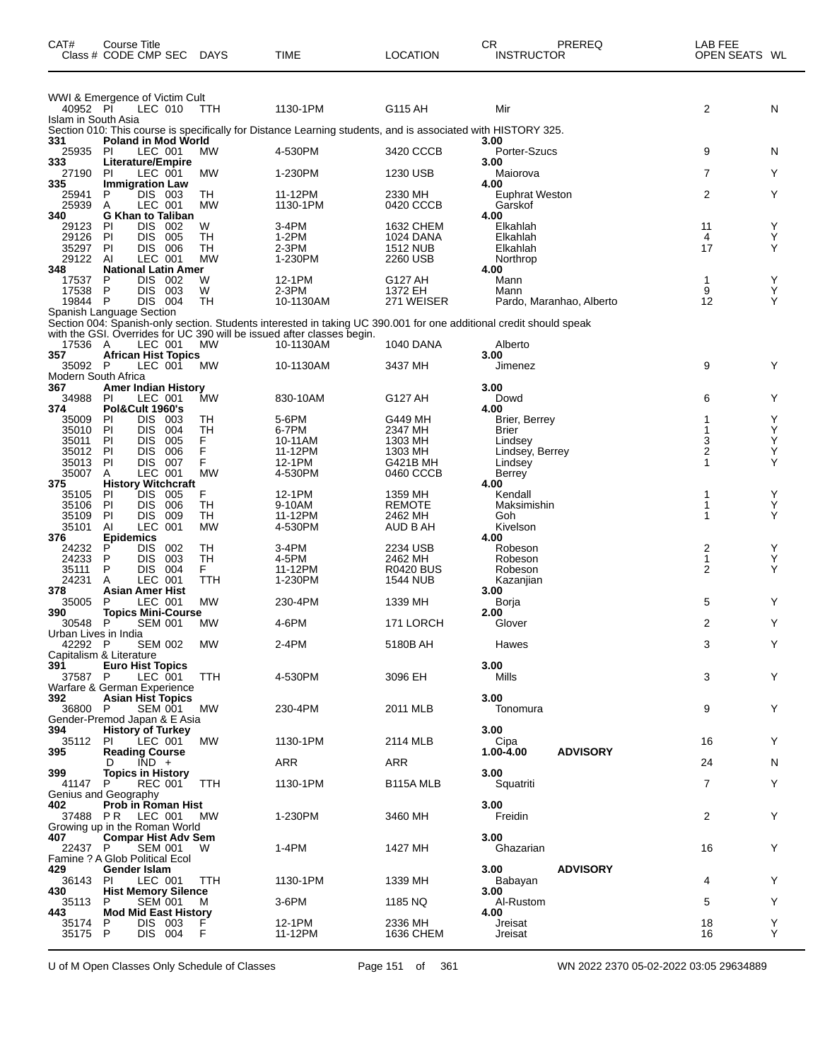| CAT# Class # | Course Title CODE | CMP | SEC | DAYS | TIME | LOCATION | CR INSTRUCTOR | PREREQ | LAB FEE OPEN SEATS | WL |
|---|---|---|---|---|---|---|---|---|---|---|
| | WWI & Emergence of Victim Cult | | | | | | | | | |
| 40952 | PI | LEC | 010 | TTH | 1130-1PM | G115 AH | Mir | | 2 | N |
| | Islam in South Asia | | | | | | | | | |
| | Section 010: This course is specifically for Distance Learning students, and is associated with HISTORY 325. | | | | | | | | | |
| 331 | Poland in Mod World | | | | | | 3.00 | | | |
| 25935 | PI | LEC | 001 | MW | 4-530PM | 3420 CCCB | Porter-Szucs | | 9 | N |
| 333 | Literature/Empire | | | | | | 3.00 | | | |
| 27190 | PI | LEC | 001 | MW | 1-230PM | 1230 USB | Maiorova | | 7 | Y |
| 335 | Immigration Law | | | | | | 4.00 | | | |
| 25941 | P | DIS | 003 | TH | 11-12PM | 2330 MH | Euphrat Weston | | 2 | Y |
| 25939 | A | LEC | 001 | MW | 1130-1PM | 0420 CCCB | Garskof | | | |
| 340 | G Khan to Taliban | | | | | | 4.00 | | | |
| 29123 | PI | DIS | 002 | W | 3-4PM | 1632 CHEM | Elkahlah | | 11 | Y |
| 29126 | PI | DIS | 005 | TH | 1-2PM | 1024 DANA | Elkahlah | | 4 | Y |
| 35297 | PI | DIS | 006 | TH | 2-3PM | 1512 NUB | Elkahlah | | 17 | Y |
| 29122 | AI | LEC | 001 | MW | 1-230PM | 2260 USB | Northrop | | | |
| 348 | National Latin Amer | | | | | | 4.00 | | | |
| 17537 | P | DIS | 002 | W | 12-1PM | G127 AH | Mann | | 1 | Y |
| 17538 | P | DIS | 003 | W | 2-3PM | 1372 EH | Mann | | 9 | Y |
| 19844 | P | DIS | 004 | TH | 10-1130AM | 271 WEISER | Pardo, Maranhao, Alberto | | 12 | Y |
| | Spanish Language Section | | | | | | | | | |
| | Section 004: Spanish-only section. Students interested in taking UC 390.001 for one additional credit should speak with the GSI. Overrides for UC 390 will be issued after classes begin. | | | | | | | | | |
| 17536 | A | LEC | 001 | MW | 10-1130AM | 1040 DANA | Alberto | | | |
| 357 | African Hist Topics | | | | | | 3.00 | | | |
| 35092 | P | LEC | 001 | MW | 10-1130AM | 3437 MH | Jimenez | | 9 | Y |
| | Modern South Africa | | | | | | | | | |
| 367 | Amer Indian History | | | | | | 3.00 | | | |
| 34988 | PI | LEC | 001 | MW | 830-10AM | G127 AH | Dowd | | 6 | Y |
| 374 | Pol&Cult 1960's | | | | | | 4.00 | | | |
| 35009 | PI | DIS | 003 | TH | 5-6PM | G449 MH | Brier, Berrey | | 1 | Y |
| 35010 | PI | DIS | 004 | TH | 6-7PM | 2347 MH | Brier | | 1 | Y |
| 35011 | PI | DIS | 005 | F | 10-11AM | 1303 MH | Lindsey | | 3 | Y |
| 35012 | PI | DIS | 006 | F | 11-12PM | 1303 MH | Lindsey, Berrey | | 2 | Y |
| 35013 | PI | DIS | 007 | F | 12-1PM | G421B MH | Lindsey | | 1 | Y |
| 35007 | A | LEC | 001 | MW | 4-530PM | 0460 CCCB | Berrey | | | |
| 375 | History Witchcraft | | | | | | 4.00 | | | |
| 35105 | PI | DIS | 005 | F | 12-1PM | 1359 MH | Kendall | | 1 | Y |
| 35106 | PI | DIS | 006 | TH | 9-10AM | REMOTE | Maksimishin | | 1 | Y |
| 35109 | PI | DIS | 009 | TH | 11-12PM | 2462 MH | Goh | | 1 | Y |
| 35101 | AI | LEC | 001 | MW | 4-530PM | AUD B AH | Kivelson | | | |
| 376 | Epidemics | | | | | | 4.00 | | | |
| 24232 | P | DIS | 002 | TH | 3-4PM | 2234 USB | Robeson | | 2 | Y |
| 24233 | P | DIS | 003 | TH | 4-5PM | 2462 MH | Robeson | | 1 | Y |
| 35111 | P | DIS | 004 | F | 11-12PM | R0420 BUS | Robeson | | 2 | Y |
| 24231 | A | LEC | 001 | TTH | 1-230PM | 1544 NUB | Kazanjian | | | |
| 378 | Asian Amer Hist | | | | | | 3.00 | | | |
| 35005 | P | LEC | 001 | MW | 230-4PM | 1339 MH | Borja | | 5 | Y |
| 390 | Topics Mini-Course | | | | | | 2.00 | | | |
| 30548 | P | SEM | 001 | MW | 4-6PM | 171 LORCH | Glover | | 2 | Y |
| | Urban Lives in India | | | | | | | | | |
| 42292 | P | SEM | 002 | MW | 2-4PM | 5180B AH | Hawes | | 3 | Y |
| | Capitalism & Literature | | | | | | | | | |
| 391 | Euro Hist Topics | | | | | | 3.00 | | | |
| 37587 | P | LEC | 001 | TTH | 4-530PM | 3096 EH | Mills | | 3 | Y |
| | Warfare & German Experience | | | | | | | | | |
| 392 | Asian Hist Topics | | | | | | 3.00 | | | |
| 36800 | P | SEM | 001 | MW | 230-4PM | 2011 MLB | Tonomura | | 9 | Y |
| | Gender-Premod Japan & E Asia | | | | | | | | | |
| 394 | History of Turkey | | | | | | 3.00 | | | |
| 35112 | PI | LEC | 001 | MW | 1130-1PM | 2114 MLB | Cipa | | 16 | Y |
| 395 | Reading Course | | | | | | 1.00-4.00 | ADVISORY | | |
| | D | IND | + | | ARR | ARR | | | 24 | N |
| 399 | Topics in History | | | | | | 3.00 | | | |
| 41147 | P | REC | 001 | TTH | 1130-1PM | B115A MLB | Squatriti | | 7 | Y |
| | Genius and Geography | | | | | | | | | |
| 402 | Prob in Roman Hist | | | | | | 3.00 | | | |
| 37488 | P R | LEC | 001 | MW | 1-230PM | 3460 MH | Freidin | | 2 | Y |
| | Growing up in the Roman World | | | | | | | | | |
| 407 | Compar Hist Adv Sem | | | | | | 3.00 | | | |
| 22437 | P | SEM | 001 | W | 1-4PM | 1427 MH | Ghazarian | | 16 | Y |
| | Famine ? A Glob Political Ecol | | | | | | | | | |
| 429 | Gender Islam | | | | | | 3.00 | ADVISORY | | |
| 36143 | PI | LEC | 001 | TTH | 1130-1PM | 1339 MH | Babayan | | 4 | Y |
| 430 | Hist Memory Silence | | | | | | 3.00 | | | |
| 35113 | P | SEM | 001 | M | 3-6PM | 1185 NQ | Al-Rustom | | 5 | Y |
| 443 | Mod Mid East History | | | | | | 4.00 | | | |
| 35174 | P | DIS | 003 | F | 12-1PM | 2336 MH | Jreisat | | 18 | Y |
| 35175 | P | DIS | 004 | F | 11-12PM | 1636 CHEM | Jreisat | | 16 | Y |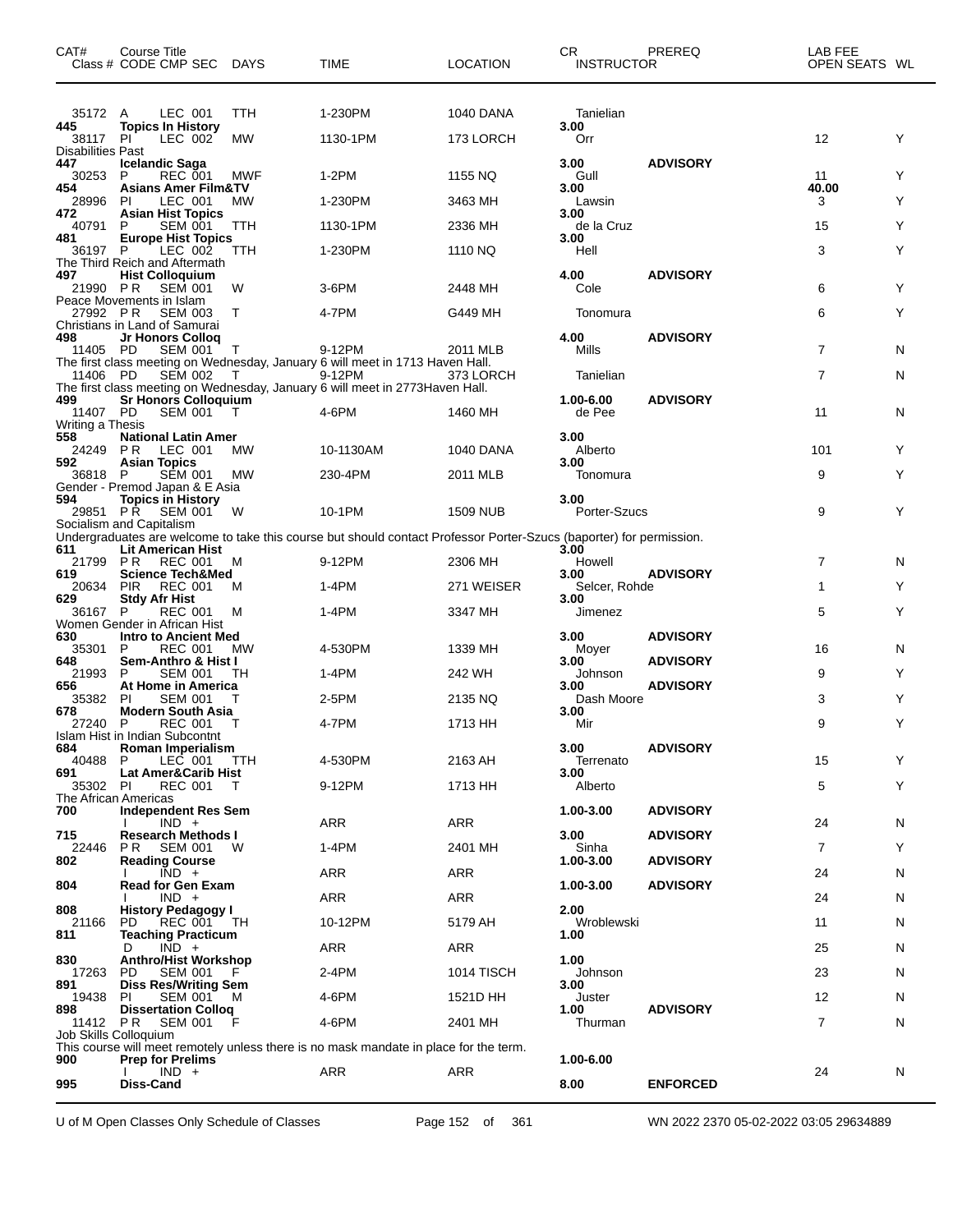| CAT# Class # | Course Title CODE CMP SEC | DAYS | TIME | LOCATION | CR INSTRUCTOR | PREREQ | LAB FEE OPEN SEATS | WL |
|---|---|---|---|---|---|---|---|---|
| 35172 | A LEC 001 | TTH | 1-230PM | 1040 DANA | Tanielian | | | |
| **445** | **Topics In History** | | | | **3.00** | | | |
| 38117 | PI LEC 002 | MW | 1130-1PM | 173 LORCH | Orr | | 12 | Y |
| Disabilities Past | | | | | | | | |
| **447** | **Icelandic Saga** | | | | **3.00** | **ADVISORY** | | |
| 30253 | P REC 001 | MWF | 1-2PM | 1155 NQ | Gull | | 11 | Y |
| **454** | **Asians Amer Film&TV** | | | | **3.00** | | **40.00** | |
| 28996 | PI LEC 001 | MW | 1-230PM | 3463 MH | Lawsin | | 3 | Y |
| **472** | **Asian Hist Topics** | | | | **3.00** | | | |
| 40791 | P SEM 001 | TTH | 1130-1PM | 2336 MH | de la Cruz | | 15 | Y |
| **481** | **Europe Hist Topics** | | | | **3.00** | | | |
| 36197 | P LEC 002 | TTH | 1-230PM | 1110 NQ | Hell | | 3 | Y |
| The Third Reich and Aftermath | | | | | | | | |
| **497** | **Hist Colloquium** | | | | **4.00** | **ADVISORY** | | |
| 21990 | PR SEM 001 | W | 3-6PM | 2448 MH | Cole | | 6 | Y |
| Peace Movements in Islam | | | | | | | | |
| 27992 | PR SEM 003 | T | 4-7PM | G449 MH | Tonomura | | 6 | Y |
| Christians in Land of Samurai | | | | | | | | |
| **498** | **Jr Honors Colloq** | | | | **4.00** | **ADVISORY** | | |
| 11405 | PD SEM 001 | T | 9-12PM | 2011 MLB | Mills | | 7 | N |
| The first class meeting on Wednesday, January 6 will meet in 1713 Haven Hall. | | | | | | | | |
| 11406 | PD SEM 002 | T | 9-12PM | 373 LORCH | Tanielian | | 7 | N |
| The first class meeting on Wednesday, January 6 will meet in 2773Haven Hall. | | | | | | | | |
| **499** | **Sr Honors Colloquium** | | | | **1.00-6.00** | **ADVISORY** | | |
| 11407 | PD SEM 001 | T | 4-6PM | 1460 MH | de Pee | | 11 | N |
| Writing a Thesis | | | | | | | | |
| **558** | **National Latin Amer** | | | | **3.00** | | | |
| 24249 | PR LEC 001 | MW | 10-1130AM | 1040 DANA | Alberto | | 101 | Y |
| **592** | **Asian Topics** | | | | **3.00** | | | |
| 36818 | P SEM 001 | MW | 230-4PM | 2011 MLB | Tonomura | | 9 | Y |
| Gender - Premod Japan & E Asia | | | | | | | | |
| **594** | **Topics in History** | | | | **3.00** | | | |
| 29851 | PR SEM 001 | W | 10-1PM | 1509 NUB | Porter-Szucs | | 9 | Y |
| Socialism and Capitalism | | | | | | | | |
| Undergraduates are welcome to take this course but should contact Professor Porter-Szucs (baporter) for permission. | | | | | | | | |
| **611** | **Lit American Hist** | | | | **3.00** | | | |
| 21799 | PR REC 001 | M | 9-12PM | 2306 MH | Howell | | 7 | N |
| **619** | **Science Tech&Med** | | | | **3.00** | **ADVISORY** | | |
| 20634 | PIR REC 001 | M | 1-4PM | 271 WEISER | Selcer, Rohde | | 1 | Y |
| **629** | **Stdy Afr Hist** | | | | **3.00** | | | |
| 36167 | P REC 001 | M | 1-4PM | 3347 MH | Jimenez | | 5 | Y |
| Women Gender in African Hist | | | | | | | | |
| **630** | **Intro to Ancient Med** | | | | **3.00** | **ADVISORY** | | |
| 35301 | P REC 001 | MW | 4-530PM | 1339 MH | Moyer | | 16 | N |
| **648** | **Sem-Anthro & Hist I** | | | | **3.00** | **ADVISORY** | | |
| 21993 | P SEM 001 | TH | 1-4PM | 242 WH | Johnson | | 9 | Y |
| **656** | **At Home in America** | | | | **3.00** | **ADVISORY** | | |
| 35382 | PI SEM 001 | T | 2-5PM | 2135 NQ | Dash Moore | | 3 | Y |
| **678** | **Modern South Asia** | | | | **3.00** | | | |
| 27240 | P REC 001 | T | 4-7PM | 1713 HH | Mir | | 9 | Y |
| Islam Hist in Indian Subcontnt | | | | | | | | |
| **684** | **Roman Imperialism** | | | | **3.00** | **ADVISORY** | | |
| 40488 | P LEC 001 | TTH | 4-530PM | 2163 AH | Terrenato | | 15 | Y |
| **691** | **Lat Amer&Carib Hist** | | | | **3.00** | | | |
| 35302 | PI REC 001 | T | 9-12PM | 1713 HH | Alberto | | 5 | Y |
| The African Americas | | | | | | | | |
| **700** | **Independent Res Sem** | | | | **1.00-3.00** | **ADVISORY** | | |
| | I IND + | | ARR | ARR | | | 24 | N |
| **715** | **Research Methods I** | | | | **3.00** | **ADVISORY** | | |
| 22446 | PR SEM 001 | W | 1-4PM | 2401 MH | Sinha | | 7 | Y |
| **802** | **Reading Course** | | | | **1.00-3.00** | **ADVISORY** | | |
| | I IND + | | ARR | ARR | | | 24 | N |
| **804** | **Read for Gen Exam** | | | | **1.00-3.00** | **ADVISORY** | | |
| | I IND + | | ARR | ARR | | | 24 | N |
| **808** | **History Pedagogy I** | | | | **2.00** | | | |
| 21166 | PD REC 001 | TH | 10-12PM | 5179 AH | Wroblewski | | 11 | N |
| **811** | **Teaching Practicum** | | | | **1.00** | | | |
| | D IND + | | ARR | ARR | | | 25 | N |
| **830** | **Anthro/Hist Workshop** | | | | **1.00** | | | |
| 17263 | PD SEM 001 | F | 2-4PM | 1014 TISCH | Johnson | | 23 | N |
| **891** | **Diss Res/Writing Sem** | | | | **3.00** | | | |
| 19438 | PI SEM 001 | M | 4-6PM | 1521D HH | Juster | | 12 | N |
| **898** | **Dissertation Colloq** | | | | **1.00** | **ADVISORY** | | |
| 11412 | PR SEM 001 | F | 4-6PM | 2401 MH | Thurman | | 7 | N |
| Job Skills Colloquium | | | | | | | | |
| This course will meet remotely unless there is no mask mandate in place for the term. | | | | | | | | |
| **900** | **Prep for Prelims** | | | | **1.00-6.00** | | | |
| | I IND + | | ARR | ARR | | | 24 | N |
| **995** | **Diss-Cand** | | | | **8.00** | **ENFORCED** | | |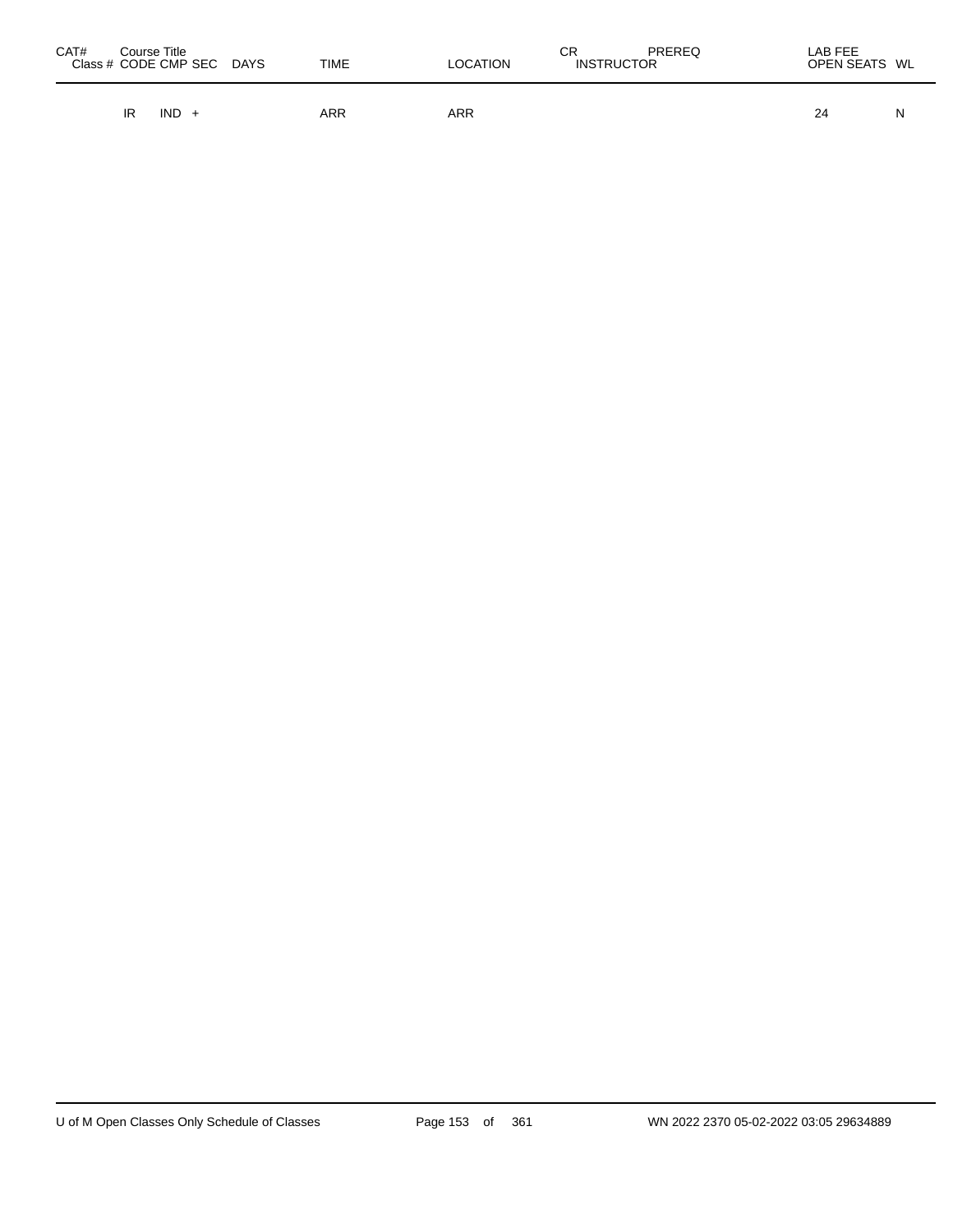| CAT# Class # | Course Title CODE | CMP | SEC | DAYS | TIME | LOCATION | CR INSTRUCTOR | PREREQ | LAB FEE OPEN SEATS | WL |
|---|---|---|---|---|---|---|---|---|---|---|
| | IR | IND | + | | ARR | ARR | | | 24 | N |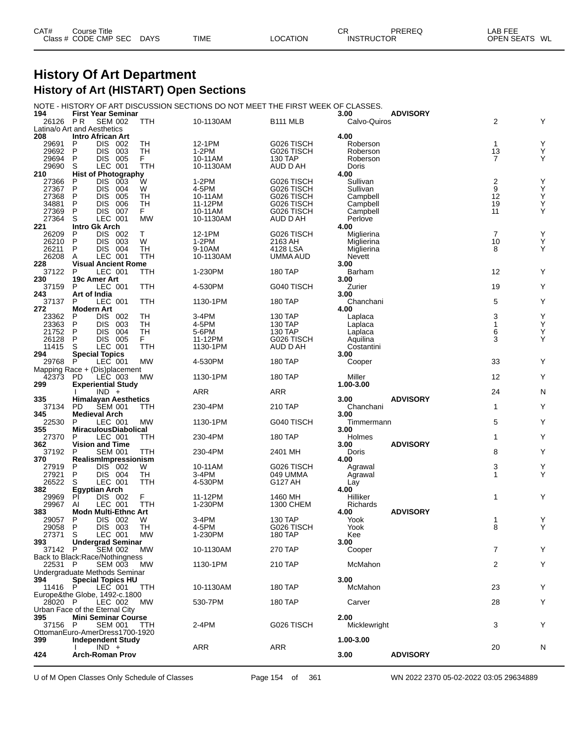# History Of Art Department

## History of Art (HISTART) Open Sections

NOTE - HISTORY OF ART DISCUSSION SECTIONS DO NOT MEET THE FIRST WEEK OF CLASSES.

| CAT# / Class # | Course Title / CODE | CMP SEC | DAYS | TIME | LOCATION | CR / INSTRUCTOR | PREREQ | OPEN SEATS | WL |
|---|---|---|---|---|---|---|---|---|---|
| **194** | **First Year Seminar** | | | | | **3.00** | **ADVISORY** | | |
| 26126 | P R | SEM 002 | TTH | 10-1130AM | B111 MLB | Calvo-Quiros | | 2 | Y |
| Latina/o Art and Aesthetics | | | | | | | | | |
| **208** | **Intro African Art** | | | | | **4.00** | | | |
| 29691 | P | DIS 002 | TH | 12-1PM | G026 TISCH | Roberson | | 1 | Y |
| 29692 | P | DIS 003 | TH | 1-2PM | G026 TISCH | Roberson | | 13 | Y |
| 29694 | P | DIS 005 | F | 10-11AM | 130 TAP | Roberson | | 7 | Y |
| 29690 | S | LEC 001 | TTH | 10-1130AM | AUD D AH | Doris | | | |
| **210** | **Hist of Photography** | | | | | **4.00** | | | |
| 27366 | P | DIS 003 | W | 1-2PM | G026 TISCH | Sullivan | | 2 | Y |
| 27367 | P | DIS 004 | W | 4-5PM | G026 TISCH | Sullivan | | 9 | Y |
| 27368 | P | DIS 005 | TH | 10-11AM | G026 TISCH | Campbell | | 12 | Y |
| 34881 | P | DIS 006 | TH | 11-12PM | G026 TISCH | Campbell | | 19 | Y |
| 27369 | P | DIS 007 | F | 10-11AM | G026 TISCH | Campbell | | 11 | Y |
| 27364 | S | LEC 001 | MW | 10-1130AM | AUD D AH | Perlove | | | |
| **221** | **Intro Gk Arch** | | | | | **4.00** | | | |
| 26209 | P | DIS 002 | T | 12-1PM | G026 TISCH | Miglierina | | 7 | Y |
| 26210 | P | DIS 003 | W | 1-2PM | 2163 AH | Miglierina | | 10 | Y |
| 26211 | P | DIS 004 | TH | 9-10AM | 4128 LSA | Miglierina | | 8 | Y |
| 26208 | A | LEC 001 | TTH | 10-1130AM | UMMA AUD | Nevett | | | |
| **228** | **Visual Ancient Rome** | | | | | **3.00** | | | |
| 37122 | P | LEC 001 | TTH | 1-230PM | 180 TAP | Barham | | 12 | Y |
| **230** | **19c Amer Art** | | | | | **3.00** | | | |
| 37159 | P | LEC 001 | TTH | 4-530PM | G040 TISCH | Zurier | | 19 | Y |
| **243** | **Art of India** | | | | | **3.00** | | | |
| 37137 | P | LEC 001 | TTH | 1130-1PM | 180 TAP | Chanchani | | 5 | Y |
| **272** | **Modern Art** | | | | | **4.00** | | | |
| 23362 | P | DIS 002 | TH | 3-4PM | 130 TAP | Laplaca | | 3 | Y |
| 23363 | P | DIS 003 | TH | 4-5PM | 130 TAP | Laplaca | | 1 | Y |
| 21752 | P | DIS 004 | TH | 5-6PM | 130 TAP | Laplaca | | 6 | Y |
| 26128 | P | DIS 005 | F | 11-12PM | G026 TISCH | Aquilina | | 3 | Y |
| 11415 | S | LEC 001 | TTH | 1130-1PM | AUD D AH | Costantini | | | |
| **294** | **Special Topics** | | | | | **3.00** | | | |
| 29768 | P | LEC 001 | MW | 4-530PM | 180 TAP | Cooper | | 33 | Y |
| Mapping Race + (Dis)placement | | | | | | | | | |
| 42373 | PD | LEC 003 | MW | 1130-1PM | 180 TAP | Miller | | 12 | Y |
| **299** | **Experiential Study** | | | | | **1.00-3.00** | | | |
| | I | IND + | | ARR | ARR | | | 24 | N |
| **335** | **Himalayan Aesthetics** | | | | | **3.00** | **ADVISORY** | | |
| 37134 | PD | SEM 001 | TTH | 230-4PM | 210 TAP | Chanchani | | 1 | Y |
| **345** | **Medieval Arch** | | | | | **3.00** | | | |
| 22530 | P | LEC 001 | MW | 1130-1PM | G040 TISCH | Timmermann | | 5 | Y |
| **355** | **MiraculousDiabolical** | | | | | **3.00** | | | |
| 27370 | P | LEC 001 | TTH | 230-4PM | 180 TAP | Holmes | | 1 | Y |
| **362** | **Vision and Time** | | | | | **3.00** | **ADVISORY** | | |
| 37192 | P | SEM 001 | TTH | 230-4PM | 2401 MH | Doris | | 8 | Y |
| **370** | **RealismImpressionism** | | | | | **4.00** | | | |
| 27919 | P | DIS 002 | W | 10-11AM | G026 TISCH | Agrawal | | 3 | Y |
| 27921 | P | DIS 004 | TH | 3-4PM | 049 UMMA | Agrawal | | 1 | Y |
| 26522 | S | LEC 001 | TTH | 4-530PM | G127 AH | Lay | | | |
| **382** | **Egyptian Arch** | | | | | **4.00** | | | |
| 29969 | PI | DIS 002 | F | 11-12PM | 1460 MH | Hilliker | | 1 | Y |
| 29967 | AI | LEC 001 | TTH | 1-230PM | 1300 CHEM | Richards | | | |
| **383** | **Modn Multi-Ethnc Art** | | | | | **4.00** | **ADVISORY** | | |
| 29057 | P | DIS 002 | W | 3-4PM | 130 TAP | Yook | | 1 | Y |
| 29058 | P | DIS 003 | TH | 4-5PM | G026 TISCH | Yook | | 8 | Y |
| 27371 | S | LEC 001 | MW | 1-230PM | 180 TAP | Kee | | | |
| **393** | **Undergrad Seminar** | | | | | **3.00** | | | |
| 37142 | P | SEM 002 | MW | 10-1130AM | 270 TAP | Cooper | | 7 | Y |
| Back to Black:Race/Nothingness | | | | | | | | | |
| 22531 | P | SEM 003 | MW | 1130-1PM | 210 TAP | McMahon | | 2 | Y |
| Undergraduate Methods Seminar | | | | | | | | | |
| **394** | **Special Topics HU** | | | | | **3.00** | | | |
| 11416 | P | LEC 001 | TTH | 10-1130AM | 180 TAP | McMahon | | 23 | Y |
| Europe&the Globe, 1492-c.1800 | | | | | | | | | |
| 28020 | P | LEC 002 | MW | 530-7PM | 180 TAP | Carver | | 28 | Y |
| Urban Face of the Eternal City | | | | | | | | | |
| **395** | **Mini Seminar Course** | | | | | **2.00** | | | |
| 37156 | P | SEM 001 | TTH | 2-4PM | G026 TISCH | Micklewright | | 3 | Y |
| OttomanEuro-AmerDress1700-1920 | | | | | | | | | |
| **399** | **Independent Study** | | | | | **1.00-3.00** | | | |
| | I | IND + | | ARR | ARR | | | 20 | N |
| **424** | **Arch-Roman Prov** | | | | | **3.00** | **ADVISORY** | | |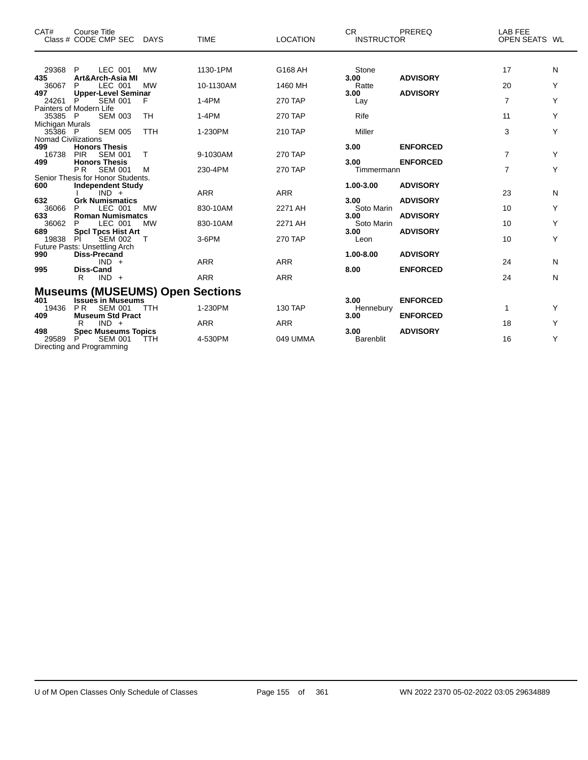| CAT# Class # | Course Title CODE CMP SEC | DAYS | TIME | LOCATION | CR INSTRUCTOR | PREREQ | LAB FEE OPEN SEATS | WL |
|---|---|---|---|---|---|---|---|---|
| 29368 | P LEC 001 | MW | 1130-1PM | G168 AH | Stone | | 17 | N |
| **435** | **Art&Arch-Asia MI** | | | | **3.00** | **ADVISORY** | | |
| 36067 | P LEC 001 | MW | 10-1130AM | 1460 MH | Ratte | | 20 | Y |
| **497** | **Upper-Level Seminar** | | | | **3.00** | **ADVISORY** | | |
| 24261 | P SEM 001 | F | 1-4PM | 270 TAP | Lay | | 7 | Y |
| Painters of Modern Life | | | | | | | | |
| 35385 | P SEM 003 | TH | 1-4PM | 270 TAP | Rife | | 11 | Y |
| Michigan Murals | | | | | | | | |
| 35386 | P SEM 005 | TTH | 1-230PM | 210 TAP | Miller | | 3 | Y |
| Nomad Civilizations | | | | | | | | |
| **499** | **Honors Thesis** | | | | **3.00** | **ENFORCED** | | |
| 16738 | PIR SEM 001 | T | 9-1030AM | 270 TAP | | | 7 | Y |
| **499** | **Honors Thesis** | | | | **3.00** | **ENFORCED** | | |
| | P R SEM 001 | M | 230-4PM | 270 TAP | Timmermann | | 7 | Y |
| Senior Thesis for Honor Students. | | | | | | | | |
| **600** | **Independent Study** | | | | **1.00-3.00** | **ADVISORY** | | |
| | I IND + | | ARR | ARR | | | 23 | N |
| **632** | **Grk Numismatics** | | | | **3.00** | **ADVISORY** | | |
| 36066 | P LEC 001 | MW | 830-10AM | 2271 AH | Soto Marin | | 10 | Y |
| **633** | **Roman Numismatcs** | | | | **3.00** | **ADVISORY** | | |
| 36062 | P LEC 001 | MW | 830-10AM | 2271 AH | Soto Marin | | 10 | Y |
| **689** | **Spcl Tpcs Hist Art** | | | | **3.00** | **ADVISORY** | | |
| 19838 | PI SEM 002 | T | 3-6PM | 270 TAP | Leon | | 10 | Y |
| Future Pasts: Unsettling Arch | | | | | | | | |
| **990** | **Diss-Precand** | | | | **1.00-8.00** | **ADVISORY** | | |
| | IND + | | ARR | ARR | | | 24 | N |
| **995** | **Diss-Cand** | | | | **8.00** | **ENFORCED** | | |
| | R IND + | | ARR | ARR | | | 24 | N |

## Museums (MUSEUMS) Open Sections

| CAT# Class # | Course Title CODE CMP SEC | DAYS | TIME | LOCATION | CR INSTRUCTOR | PREREQ | LAB FEE OPEN SEATS | WL |
|---|---|---|---|---|---|---|---|---|
| **401** | **Issues in Museums** | | | | **3.00** | **ENFORCED** | | |
| 19436 | P R SEM 001 | TTH | 1-230PM | 130 TAP | Hennebury | | 1 | Y |
| **409** | **Museum Std Pract** | | | | **3.00** | **ENFORCED** | | |
| | R IND + | | ARR | ARR | | | 18 | Y |
| **498** | **Spec Museums Topics** | | | | **3.00** | **ADVISORY** | | |
| 29589 | P SEM 001 | TTH | 4-530PM | 049 UMMA | Barenblit | | 16 | Y |
| Directing and Programming | | | | | | | | |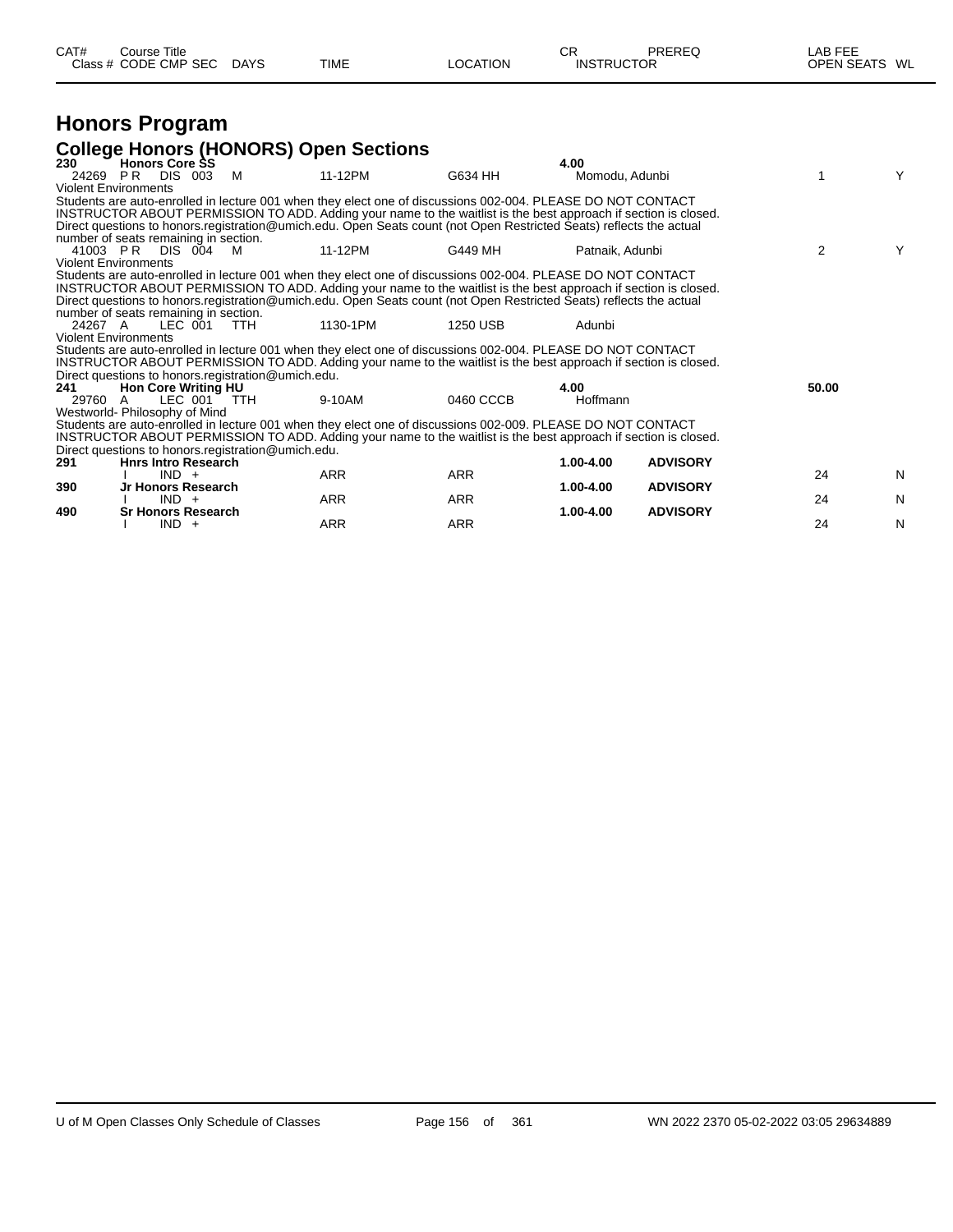| CAT# | Course Title | | | | | | CR | PREREQ | LAB FEE | |
|---|---|---|---|---|---|---|---|---|---|---|
| Class # | CODE | CMP SEC | DAYS | TIME | LOCATION | | INSTRUCTOR | | OPEN SEATS | WL |

# Honors Program

## College Honors (HONORS) Open Sections

**230 Honors Core SS** — **4.00**

| Class # | CODE | CMP SEC | DAYS | TIME | LOCATION | INSTRUCTOR | OPEN SEATS | WL |
|---|---|---|---|---|---|---|---|---|
| 24269 | P R | DIS 003 | M | 11-12PM | G634 HH | Momodu, Adunbi | 1 | Y |

Violent Environments

Students are auto-enrolled in lecture 001 when they elect one of discussions 002-004. PLEASE DO NOT CONTACT INSTRUCTOR ABOUT PERMISSION TO ADD. Adding your name to the waitlist is the best approach if section is closed. Direct questions to honors.registration@umich.edu. Open Seats count (not Open Restricted Seats) reflects the actual number of seats remaining in section.

| Class # | CODE | CMP SEC | DAYS | TIME | LOCATION | INSTRUCTOR | OPEN SEATS | WL |
|---|---|---|---|---|---|---|---|---|
| 41003 | P R | DIS 004 | M | 11-12PM | G449 MH | Patnaik, Adunbi | 2 | Y |

Violent Environments

Students are auto-enrolled in lecture 001 when they elect one of discussions 002-004. PLEASE DO NOT CONTACT INSTRUCTOR ABOUT PERMISSION TO ADD. Adding your name to the waitlist is the best approach if section is closed. Direct questions to honors.registration@umich.edu. Open Seats count (not Open Restricted Seats) reflects the actual number of seats remaining in section.

| Class # | CODE | CMP SEC | DAYS | TIME | LOCATION | INSTRUCTOR | OPEN SEATS | WL |
|---|---|---|---|---|---|---|---|---|
| 24267 | A | LEC 001 | TTH | 1130-1PM | 1250 USB | Adunbi | | |

Violent Environments

Students are auto-enrolled in lecture 001 when they elect one of discussions 002-004. PLEASE DO NOT CONTACT INSTRUCTOR ABOUT PERMISSION TO ADD. Adding your name to the waitlist is the best approach if section is closed. Direct questions to honors.registration@umich.edu.

**241 Hon Core Writing HU** — **4.00** — Lab Fee: **50.00**

| Class # | CODE | CMP SEC | DAYS | TIME | LOCATION | INSTRUCTOR | OPEN SEATS | WL |
|---|---|---|---|---|---|---|---|---|
| 29760 | A | LEC 001 | TTH | 9-10AM | 0460 CCCB | Hoffmann | | |

Westworld- Philosophy of Mind

Students are auto-enrolled in lecture 001 when they elect one of discussions 002-009. PLEASE DO NOT CONTACT INSTRUCTOR ABOUT PERMISSION TO ADD. Adding your name to the waitlist is the best approach if section is closed. Direct questions to honors.registration@umich.edu.

| CAT# | Course Title | CODE | CMP SEC | DAYS | TIME | LOCATION | CR | PREREQ | OPEN SEATS | WL |
|---|---|---|---|---|---|---|---|---|---|---|
| **291** | **Hnrs Intro Research** | I | IND + | | ARR | ARR | **1.00-4.00** | **ADVISORY** | 24 | N |
| **390** | **Jr Honors Research** | I | IND + | | ARR | ARR | **1.00-4.00** | **ADVISORY** | 24 | N |
| **490** | **Sr Honors Research** | I | IND + | | ARR | ARR | **1.00-4.00** | **ADVISORY** | 24 | N |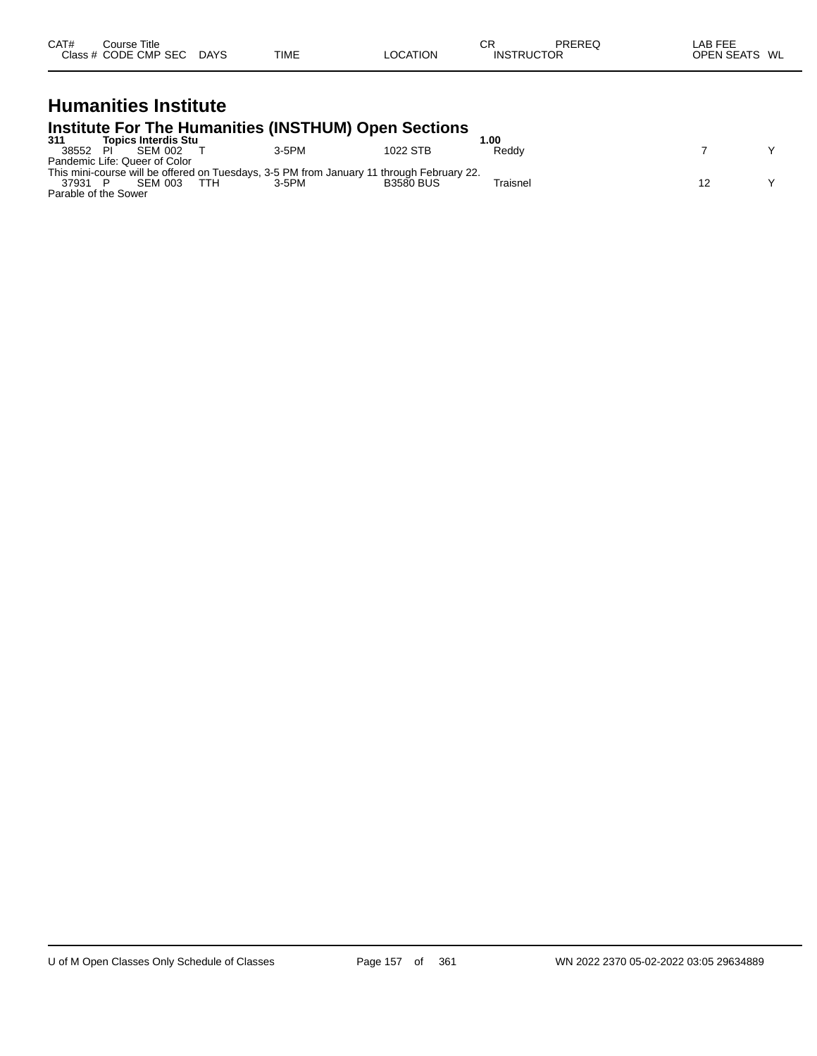| CAT# Class # | Course Title CODE | CMP | SEC | DAYS | TIME | LOCATION | CR INSTRUCTOR | PREREQ | LAB FEE OPEN SEATS | WL |
|---|---|---|---|---|---|---|---|---|---|---|

# Humanities Institute

## Institute For The Humanities (INSTHUM) Open Sections

| CAT# Class # | Course Title CODE | CMP | SEC | DAYS | TIME | LOCATION | CR INSTRUCTOR | PREREQ | LAB FEE OPEN SEATS | WL |
|---|---|---|---|---|---|---|---|---|---|---|
| **311** | **Topics Interdis Stu** | | | | | | **1.00** | | | |
| 38552 | PI | SEM | 002 | T | 3-5PM | 1022 STB | Reddy | | 7 | Y |
| Pandemic Life: Queer of Color | | | | | | | | | | |
| This mini-course will be offered on Tuesdays, 3-5 PM from January 11 through February 22. | | | | | | | | | | |
| 37931 | P | SEM | 003 | TTH | 3-5PM | B3580 BUS | Traisnel | | 12 | Y |
| Parable of the Sower | | | | | | | | | | |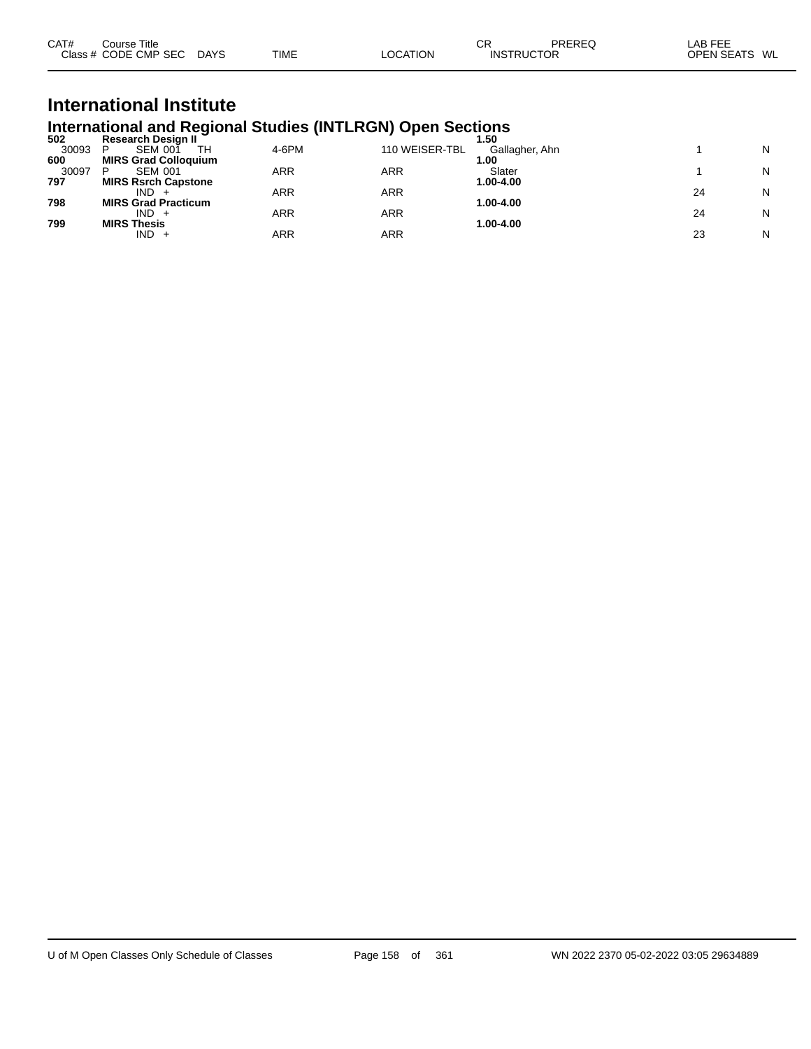| CAT# | Course Title | | | | | CR | PREREQ | LAB FEE | |
|---|---|---|---|---|---|---|---|---|---|
| Class # | CODE CMP SEC | DAYS | TIME | LOCATION | INSTRUCTOR | | | OPEN SEATS | WL |

# International Institute

## International and Regional Studies (INTLRGN) Open Sections

| CAT# / Class # | Course Title / CODE CMP SEC | DAYS | TIME | LOCATION | CR / INSTRUCTOR | OPEN SEATS | WL |
|---|---|---|---|---|---|---|---|
| **502** | **Research Design II** | | | | **1.50** | | |
| 30093 | P SEM 001 | TH | 4-6PM | 110 WEISER-TBL | Gallagher, Ahn | 1 | N |
| **600** | **MIRS Grad Colloquium** | | | | **1.00** | | |
| 30097 | P SEM 001 | | ARR | ARR | Slater | 1 | N |
| **797** | **MIRS Rsrch Capstone** | | | | **1.00-4.00** | | |
| | IND + | | ARR | ARR | | 24 | N |
| **798** | **MIRS Grad Practicum** | | | | **1.00-4.00** | | |
| | IND + | | ARR | ARR | | 24 | N |
| **799** | **MIRS Thesis** | | | | **1.00-4.00** | | |
| | IND + | | ARR | ARR | | 23 | N |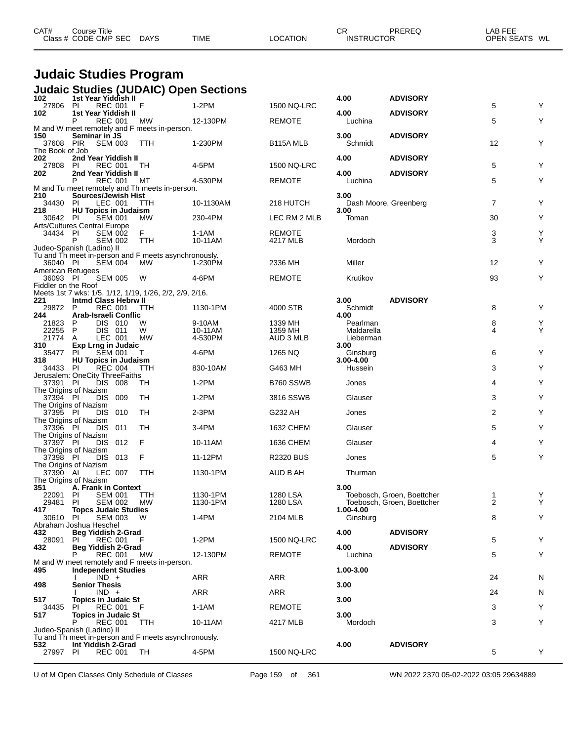# Judaic Studies Program

## Judaic Studies (JUDAIC) Open Sections

| CAT# / Class # | Course Title / CODE | CMP | SEC | DAYS | TIME | LOCATION | CR / INSTRUCTOR | PREREQ | OPEN SEATS | WL |
|---|---|---|---|---|---|---|---|---|---|---|
| 102 | 1st Year Yiddish II | | | | | | 4.00 | ADVISORY | | |
| 27806 | PI | REC | 001 | F | 1-2PM | 1500 NQ-LRC | | | 5 | Y |
| 102 | 1st Year Yiddish II | | | | | | 4.00 | ADVISORY | | |
| | P | REC | 001 | MW | 12-130PM | REMOTE | Luchina | | 5 | Y |
| M and W meet remotely and F meets in-person. | | | | | | | | | | |
| 150 | Seminar in JS | | | | | | 3.00 | ADVISORY | | |
| 37608 | PIR | SEM | 003 | TTH | 1-230PM | B115A MLB | Schmidt | | 12 | Y |
| The Book of Job | | | | | | | | | | |
| 202 | 2nd Year Yiddish II | | | | | | 4.00 | ADVISORY | | |
| 27808 | PI | REC | 001 | TH | 4-5PM | 1500 NQ-LRC | | | 5 | Y |
| 202 | 2nd Year Yiddish II | | | | | | 4.00 | ADVISORY | | |
| | P | REC | 001 | MT | 4-530PM | REMOTE | Luchina | | 5 | Y |
| M and Tu meet remotely and Th meets in-person. | | | | | | | | | | |
| 210 | Sources/Jewish Hist | | | | | | 3.00 | | | |
| 34430 | PI | LEC | 001 | TTH | 10-1130AM | 218 HUTCH | Dash Moore, Greenberg | | 7 | Y |
| 218 | HU Topics in Judaism | | | | | | 3.00 | | | |
| 30642 | PI | SEM | 001 | MW | 230-4PM | LEC RM 2 MLB | Toman | | 30 | Y |
| Arts/Cultures Central Europe | | | | | | | | | | |
| 34434 | PI | SEM | 002 | F | 1-1AM | REMOTE | | | 3 | Y |
| | P | SEM | 002 | TTH | 10-11AM | 4217 MLB | Mordoch | | 3 | Y |
| Judeo-Spanish (Ladino) II | | | | | | | | | | |
| Tu and Th meet in-person and F meets asynchronously. | | | | | | | | | | |
| 36040 | PI | SEM | 004 | MW | 1-230PM | 2336 MH | Miller | | 12 | Y |
| American Refugees | | | | | | | | | | |
| 36093 | PI | SEM | 005 | W | 4-6PM | REMOTE | Krutikov | | 93 | Y |
| Fiddler on the Roof | | | | | | | | | | |
| Meets 1st 7 wks: 1/5, 1/12, 1/19, 1/26, 2/2, 2/9, 2/16. | | | | | | | | | | |
| 221 | Intmd Class Hebrw II | | | | | | 3.00 | ADVISORY | | |
| 29872 | P | REC | 001 | TTH | 1130-1PM | 4000 STB | Schmidt | | 8 | Y |
| 244 | Arab-Israeli Conflic | | | | | | 4.00 | | | |
| 21823 | P | DIS | 010 | W | 9-10AM | 1339 MH | Pearlman | | 8 | Y |
| 22255 | P | DIS | 011 | W | 10-11AM | 1359 MH | Maldarella | | 4 | Y |
| 21774 | A | LEC | 001 | MW | 4-530PM | AUD 3 MLB | Lieberman | | | |
| 310 | Exp Lrng in Judaic | | | | | | 3.00 | | | |
| 35477 | PI | SEM | 001 | T | 4-6PM | 1265 NQ | Ginsburg | | 6 | Y |
| 318 | HU Topics in Judaism | | | | | | 3.00-4.00 | | | |
| 34433 | PI | REC | 004 | TTH | 830-10AM | G463 MH | Hussein | | 3 | Y |
| Jerusalem: OneCity ThreeFaiths | | | | | | | | | | |
| 37391 | PI | DIS | 008 | TH | 1-2PM | B760 SSWB | Jones | | 4 | Y |
| The Origins of Nazism | | | | | | | | | | |
| 37394 | PI | DIS | 009 | TH | 1-2PM | 3816 SSWB | Glauser | | 3 | Y |
| The Origins of Nazism | | | | | | | | | | |
| 37395 | PI | DIS | 010 | TH | 2-3PM | G232 AH | Jones | | 2 | Y |
| The Origins of Nazism | | | | | | | | | | |
| 37396 | PI | DIS | 011 | TH | 3-4PM | 1632 CHEM | Glauser | | 5 | Y |
| The Origins of Nazism | | | | | | | | | | |
| 37397 | PI | DIS | 012 | F | 10-11AM | 1636 CHEM | Glauser | | 4 | Y |
| The Origins of Nazism | | | | | | | | | | |
| 37398 | PI | DIS | 013 | F | 11-12PM | R2320 BUS | Jones | | 5 | Y |
| The Origins of Nazism | | | | | | | | | | |
| 37390 | AI | LEC | 007 | TTH | 1130-1PM | AUD B AH | Thurman | | | |
| The Origins of Nazism | | | | | | | | | | |
| 351 | A. Frank in Context | | | | | | 3.00 | | | |
| 22091 | PI | SEM | 001 | TTH | 1130-1PM | 1280 LSA | Toebosch, Groen, Boettcher | | 1 | Y |
| 29481 | PI | SEM | 002 | MW | 1130-1PM | 1280 LSA | Toebosch, Groen, Boettcher | | 2 | Y |
| 417 | Topcs Judaic Studies | | | | | | 1.00-4.00 | | | |
| 30610 | PI | SEM | 003 | W | 1-4PM | 2104 MLB | Ginsburg | | 8 | Y |
| Abraham Joshua Heschel | | | | | | | | | | |
| 432 | Beg Yiddish 2-Grad | | | | | | 4.00 | ADVISORY | | |
| 28091 | PI | REC | 001 | F | 1-2PM | 1500 NQ-LRC | | | 5 | Y |
| 432 | Beg Yiddish 2-Grad | | | | | | 4.00 | ADVISORY | | |
| | P | REC | 001 | MW | 12-130PM | REMOTE | Luchina | | 5 | Y |
| M and W meet remotely and F meets in-person. | | | | | | | | | | |
| 495 | Independent Studies | | | | | | 1.00-3.00 | | | |
| | I | IND | + | | ARR | ARR | | | 24 | N |
| 498 | Senior Thesis | | | | | | 3.00 | | | |
| | I | IND | + | | ARR | ARR | | | 24 | N |
| 517 | Topics in Judaic St | | | | | | 3.00 | | | |
| 34435 | PI | REC | 001 | F | 1-1AM | REMOTE | | | 3 | Y |
| 517 | Topics in Judaic St | | | | | | 3.00 | | | |
| | P | REC | 001 | TTH | 10-11AM | 4217 MLB | Mordoch | | 3 | Y |
| Judeo-Spanish (Ladino) II | | | | | | | | | | |
| Tu and Th meet in-person and F meets asynchronously. | | | | | | | | | | |
| 532 | Int Yiddish 2-Grad | | | | | | 4.00 | ADVISORY | | |
| 27997 | PI | REC | 001 | TH | 4-5PM | 1500 NQ-LRC | | | 5 | Y |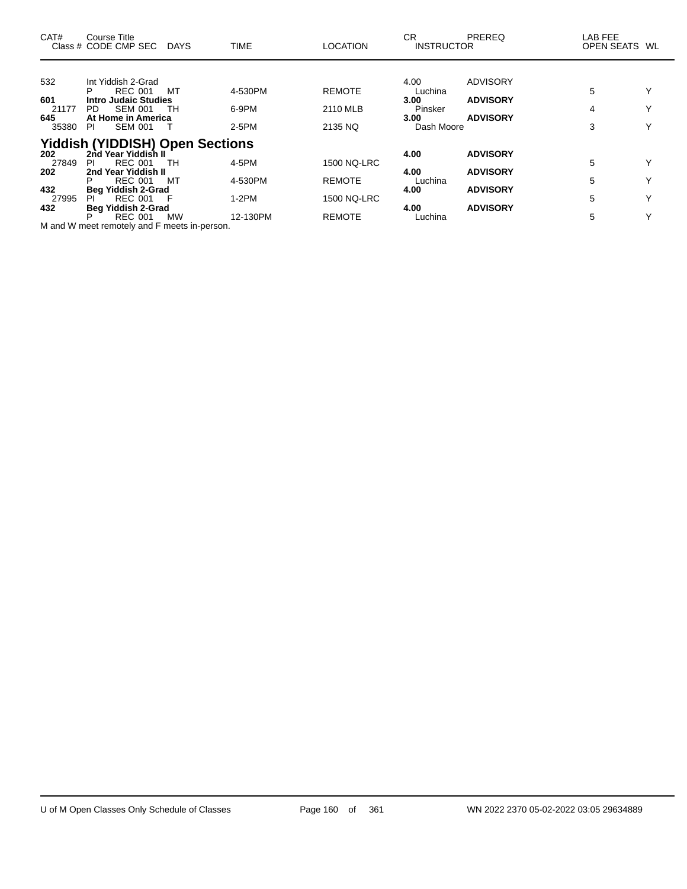| CAT# | Course Title Class # CODE CMP SEC | DAYS | TIME | LOCATION | CR INSTRUCTOR | PREREQ | LAB FEE OPEN SEATS | WL |
|---|---|---|---|---|---|---|---|---|
| 532 | Int Yiddish 2-Grad | | | | 4.00 | ADVISORY | | |
| | P REC 001 | MT | 4-530PM | REMOTE | Luchina | | 5 | Y |
| **601** | **Intro Judaic Studies** | | | | **3.00** | **ADVISORY** | | |
| 21177 | PD SEM 001 | TH | 6-9PM | 2110 MLB | Pinsker | | 4 | Y |
| **645** | **At Home in America** | | | | **3.00** | **ADVISORY** | | |
| 35380 | PI SEM 001 | T | 2-5PM | 2135 NQ | Dash Moore | | 3 | Y |

## Yiddish (YIDDISH) Open Sections

| CAT# | Course Title Class # CODE CMP SEC | DAYS | TIME | LOCATION | CR INSTRUCTOR | PREREQ | LAB FEE OPEN SEATS | WL |
|---|---|---|---|---|---|---|---|---|
| **202** | **2nd Year Yiddish II** | | | | **4.00** | **ADVISORY** | | |
| 27849 | PI REC 001 | TH | 4-5PM | 1500 NQ-LRC | | | 5 | Y |
| **202** | **2nd Year Yiddish II** | | | | **4.00** | **ADVISORY** | | |
| | P REC 001 | MT | 4-530PM | REMOTE | Luchina | | 5 | Y |
| **432** | **Beg Yiddish 2-Grad** | | | | **4.00** | **ADVISORY** | | |
| 27995 | PI REC 001 | F | 1-2PM | 1500 NQ-LRC | | | 5 | Y |
| **432** | **Beg Yiddish 2-Grad** | | | | **4.00** | **ADVISORY** | | |
| | P REC 001 | MW | 12-130PM | REMOTE | Luchina | | 5 | Y |

M and W meet remotely and F meets in-person.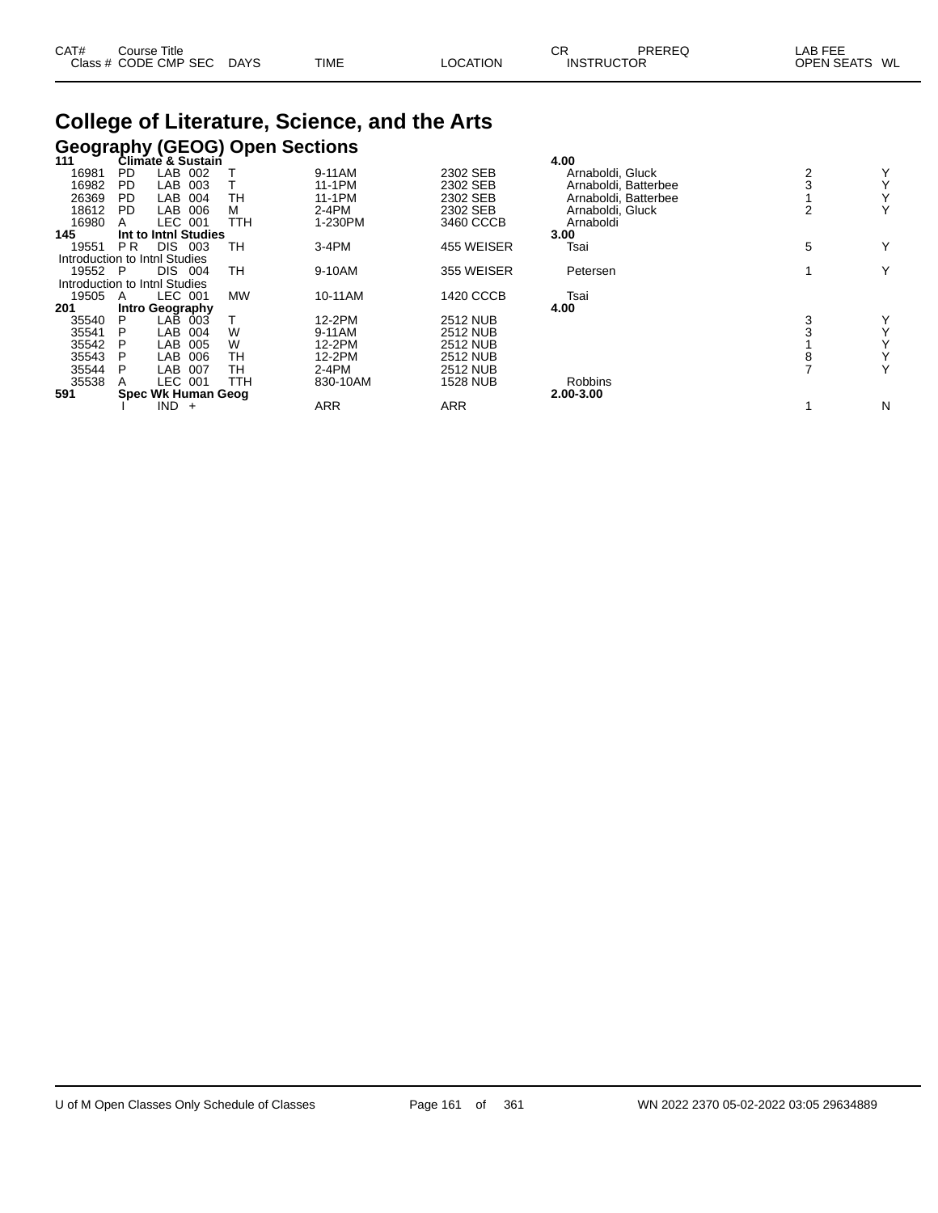| CAT# | Course Title | | | | | CR | PREREQ | LAB FEE | |
|---|---|---|---|---|---|---|---|---|---|
| Class # | CODE | CMP SEC | DAYS | TIME | LOCATION | INSTRUCTOR | | OPEN SEATS | WL |

# College of Literature, Science, and the Arts

## Geography (GEOG) Open Sections

| CAT# / Class # | CODE | CMP SEC | DAYS | TIME | LOCATION | CR / INSTRUCTOR | OPEN SEATS | WL |
|---|---|---|---|---|---|---|---|---|
| **111** | **Climate & Sustain** | | | | | **4.00** | | |
| 16981 | PD | LAB 002 | T | 9-11AM | 2302 SEB | Arnaboldi, Gluck | 2 | Y |
| 16982 | PD | LAB 003 | T | 11-1PM | 2302 SEB | Arnaboldi, Batterbee | 3 | Y |
| 26369 | PD | LAB 004 | TH | 11-1PM | 2302 SEB | Arnaboldi, Batterbee | 1 | Y |
| 18612 | PD | LAB 006 | M | 2-4PM | 2302 SEB | Arnaboldi, Gluck | 2 | Y |
| 16980 | A | LEC 001 | TTH | 1-230PM | 3460 CCCB | Arnaboldi | | |
| **145** | **Int to Intnl Studies** | | | | | **3.00** | | |
| 19551 | P R | DIS 003 | TH | 3-4PM | 455 WEISER | Tsai | 5 | Y |
| Introduction to Intnl Studies | | | | | | | | |
| 19552 | P | DIS 004 | TH | 9-10AM | 355 WEISER | Petersen | 1 | Y |
| Introduction to Intnl Studies | | | | | | | | |
| 19505 | A | LEC 001 | MW | 10-11AM | 1420 CCCB | Tsai | | |
| **201** | **Intro Geography** | | | | | **4.00** | | |
| 35540 | P | LAB 003 | T | 12-2PM | 2512 NUB | | 3 | Y |
| 35541 | P | LAB 004 | W | 9-11AM | 2512 NUB | | 3 | Y |
| 35542 | P | LAB 005 | W | 12-2PM | 2512 NUB | | 1 | Y |
| 35543 | P | LAB 006 | TH | 12-2PM | 2512 NUB | | 8 | Y |
| 35544 | P | LAB 007 | TH | 2-4PM | 2512 NUB | | 7 | Y |
| 35538 | A | LEC 001 | TTH | 830-10AM | 1528 NUB | Robbins | | |
| **591** | **Spec Wk Human Geog** | | | | | **2.00-3.00** | | |
| | I | IND + | | ARR | ARR | | 1 | N |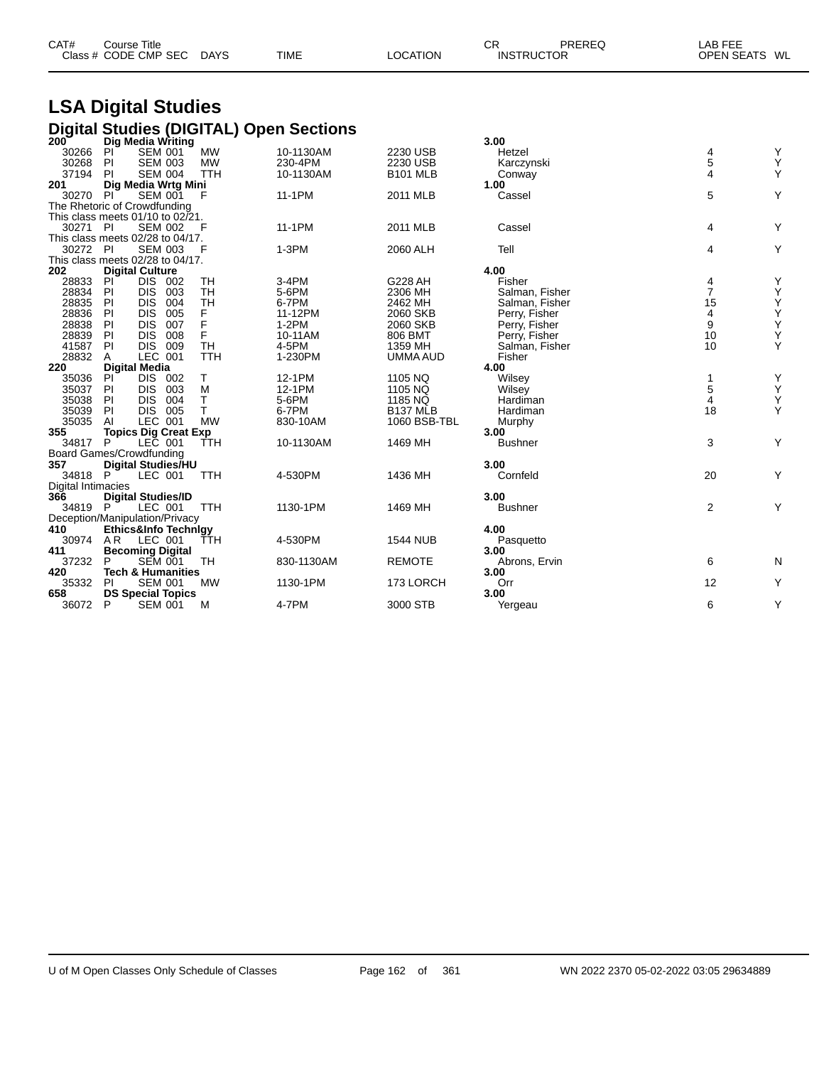# LSA Digital Studies

## Digital Studies (DIGITAL) Open Sections

| CAT# | Course Title | | | | | | CR | PREREQ | LAB FEE | |
|---|---|---|---|---|---|---|---|---|---|---|
| Class # | CODE | CMP SEC | DAYS | TIME | LOCATION | | INSTRUCTOR | | OPEN SEATS | WL |
| **200** | **Dig Media Writing** | | | | | | **3.00** | | | |
| 30266 | PI | SEM 001 | MW | 10-1130AM | 2230 USB | | Hetzel | | 4 | Y |
| 30268 | PI | SEM 003 | MW | 230-4PM | 2230 USB | | Karczynski | | 5 | Y |
| 37194 | PI | SEM 004 | TTH | 10-1130AM | B101 MLB | | Conway | | 4 | Y |
| **201** | **Dig Media Wrtg Mini** | | | | | | **1.00** | | | |
| 30270 | PI | SEM 001 | F | 11-1PM | 2011 MLB | | Cassel | | 5 | Y |
| The Rhetoric of Crowdfunding | | | | | | | | | | |
| This class meets 01/10 to 02/21. | | | | | | | | | | |
| 30271 | PI | SEM 002 | F | 11-1PM | 2011 MLB | | Cassel | | 4 | Y |
| This class meets 02/28 to 04/17. | | | | | | | | | | |
| 30272 | PI | SEM 003 | F | 1-3PM | 2060 ALH | | Tell | | 4 | Y |
| This class meets 02/28 to 04/17. | | | | | | | | | | |
| **202** | **Digital Culture** | | | | | | **4.00** | | | |
| 28833 | PI | DIS 002 | TH | 3-4PM | G228 AH | | Fisher | | 4 | Y |
| 28834 | PI | DIS 003 | TH | 5-6PM | 2306 MH | | Salman, Fisher | | 7 | Y |
| 28835 | PI | DIS 004 | TH | 6-7PM | 2462 MH | | Salman, Fisher | | 15 | Y |
| 28836 | PI | DIS 005 | F | 11-12PM | 2060 SKB | | Perry, Fisher | | 4 | Y |
| 28838 | PI | DIS 007 | F | 1-2PM | 2060 SKB | | Perry, Fisher | | 9 | Y |
| 28839 | PI | DIS 008 | F | 10-11AM | 806 BMT | | Perry, Fisher | | 10 | Y |
| 41587 | PI | DIS 009 | TH | 4-5PM | 1359 MH | | Salman, Fisher | | 10 | Y |
| 28832 | A | LEC 001 | TTH | 1-230PM | UMMA AUD | | Fisher | | | |
| **220** | **Digital Media** | | | | | | **4.00** | | | |
| 35036 | PI | DIS 002 | T | 12-1PM | 1105 NQ | | Wilsey | | 1 | Y |
| 35037 | PI | DIS 003 | M | 12-1PM | 1105 NQ | | Wilsey | | 5 | Y |
| 35038 | PI | DIS 004 | T | 5-6PM | 1185 NQ | | Hardiman | | 4 | Y |
| 35039 | PI | DIS 005 | T | 6-7PM | B137 MLB | | Hardiman | | 18 | Y |
| 35035 | AI | LEC 001 | MW | 830-10AM | 1060 BSB-TBL | | Murphy | | | |
| **355** | **Topics Dig Creat Exp** | | | | | | **3.00** | | | |
| 34817 | P | LEC 001 | TTH | 10-1130AM | 1469 MH | | Bushner | | 3 | Y |
| Board Games/Crowdfunding | | | | | | | | | | |
| **357** | **Digital Studies/HU** | | | | | | **3.00** | | | |
| 34818 | P | LEC 001 | TTH | 4-530PM | 1436 MH | | Cornfeld | | 20 | Y |
| Digital Intimacies | | | | | | | | | | |
| **366** | **Digital Studies/ID** | | | | | | **3.00** | | | |
| 34819 | P | LEC 001 | TTH | 1130-1PM | 1469 MH | | Bushner | | 2 | Y |
| Deception/Manipulation/Privacy | | | | | | | | | | |
| **410** | **Ethics&Info Technlgy** | | | | | | **4.00** | | | |
| 30974 | A R | LEC 001 | TTH | 4-530PM | 1544 NUB | | Pasquetto | | | |
| **411** | **Becoming Digital** | | | | | | **3.00** | | | |
| 37232 | P | SEM 001 | TH | 830-1130AM | REMOTE | | Abrons, Ervin | | 6 | N |
| **420** | **Tech & Humanities** | | | | | | **3.00** | | | |
| 35332 | PI | SEM 001 | MW | 1130-1PM | 173 LORCH | | Orr | | 12 | Y |
| **658** | **DS Special Topics** | | | | | | **3.00** | | | |
| 36072 | P | SEM 001 | M | 4-7PM | 3000 STB | | Yergeau | | 6 | Y |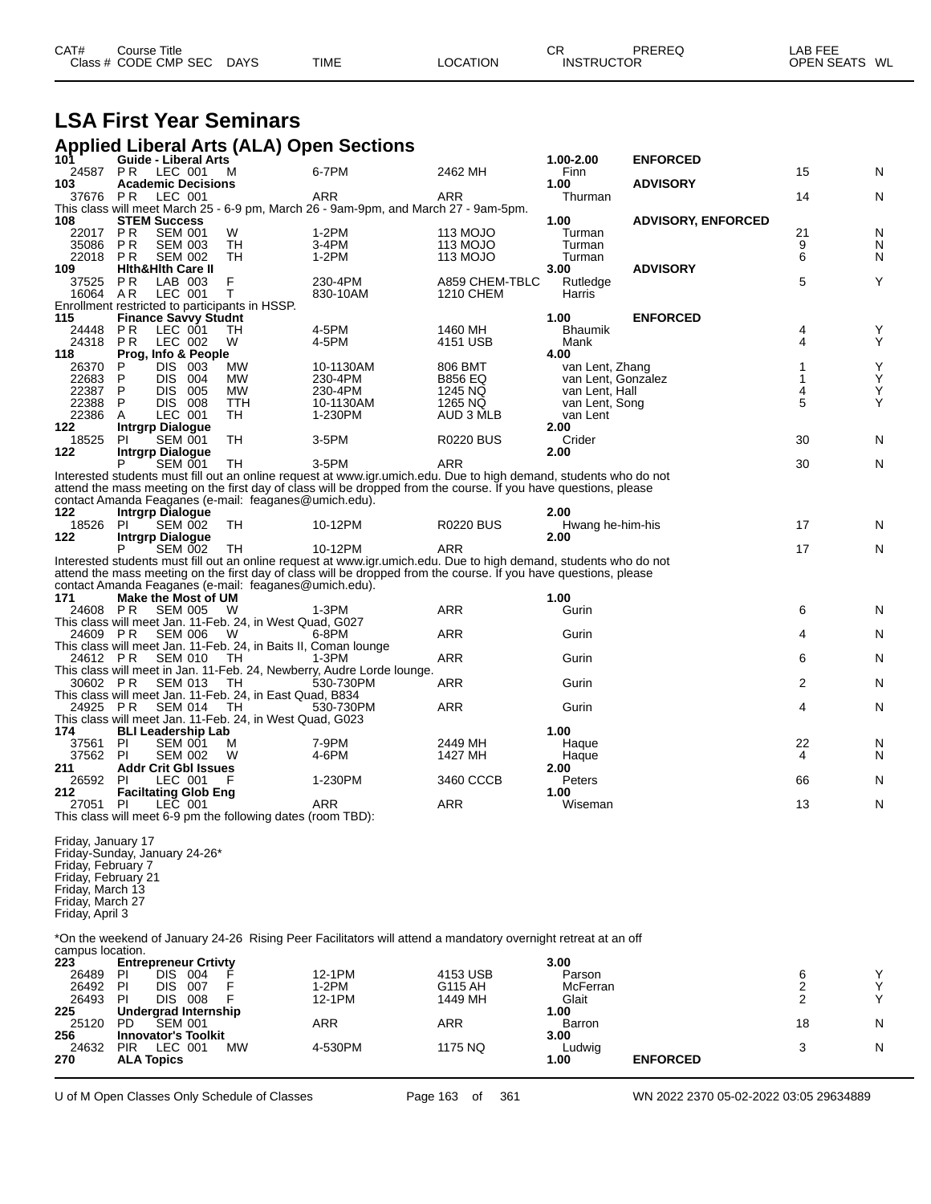| CAT# | Course Title | | | | | | | CR | PREREQ | LAB FEE | |
|---|---|---|---|---|---|---|---|---|---|---|---|
| Class # | CODE | CMP | SEC | DAYS | TIME | LOCATION | | INSTRUCTOR | | OPEN SEATS | WL |

# LSA First Year Seminars

## Applied Liberal Arts (ALA) Open Sections

| Class # | CODE | CMP SEC | DAYS | TIME | LOCATION | INSTRUCTOR | | OPEN SEATS | WL |
|---|---|---|---|---|---|---|---|---|---|
| **101** | **Guide - Liberal Arts** | | | | | **1.00-2.00** | **ENFORCED** | | |
| 24587 | P R | LEC 001 | M | 6-7PM | 2462 MH | Finn | | 15 | N |
| **103** | **Academic Decisions** | | | | | **1.00** | **ADVISORY** | | |
| 37676 | P R | LEC 001 | | ARR | ARR | Thurman | | 14 | N |
| This class will meet March 25 - 6-9 pm, March 26 - 9am-9pm, and March 27 - 9am-5pm. | | | | | | | | | |
| **108** | **STEM Success** | | | | | **1.00** | **ADVISORY, ENFORCED** | | |
| 22017 | P R | SEM 001 | W | 1-2PM | 113 MOJO | Turman | | 21 | N |
| 35086 | P R | SEM 003 | TH | 3-4PM | 113 MOJO | Turman | | 9 | N |
| 22018 | P R | SEM 002 | TH | 1-2PM | 113 MOJO | Turman | | 6 | N |
| **109** | **Hlth&Hlth Care II** | | | | | **3.00** | **ADVISORY** | | |
| 37525 | P R | LAB 003 | F | 230-4PM | A859 CHEM-TBLC | Rutledge | | 5 | Y |
| 16064 | A R | LEC 001 | T | 830-10AM | 1210 CHEM | Harris | | | |
| Enrollment restricted to participants in HSSP. | | | | | | | | | |
| **115** | **Finance Savvy Studnt** | | | | | **1.00** | **ENFORCED** | | |
| 24448 | P R | LEC 001 | TH | 4-5PM | 1460 MH | Bhaumik | | 4 | Y |
| 24318 | P R | LEC 002 | W | 4-5PM | 4151 USB | Mank | | 4 | Y |
| **118** | **Prog, Info & People** | | | | | **4.00** | | | |
| 26370 | P | DIS 003 | MW | 10-1130AM | 806 BMT | van Lent, Zhang | | 1 | Y |
| 22683 | P | DIS 004 | MW | 230-4PM | B856 EQ | van Lent, Gonzalez | | 1 | Y |
| 22387 | P | DIS 005 | MW | 230-4PM | 1245 NQ | van Lent, Hall | | 4 | Y |
| 22388 | P | DIS 008 | TTH | 10-1130AM | 1265 NQ | van Lent, Song | | 5 | Y |
| 22386 | A | LEC 001 | TH | 1-230PM | AUD 3 MLB | van Lent | | | |
| **122** | **Intrgrp Dialogue** | | | | | **2.00** | | | |
| 18525 | PI | SEM 001 | TH | 3-5PM | R0220 BUS | Crider | | 30 | N |
| **122** | **Intrgrp Dialogue** | | | | | **2.00** | | | |
| | P | SEM 001 | TH | 3-5PM | ARR | | | 30 | N |
| Interested students must fill out an online request at www.igr.umich.edu. Due to high demand, students who do not attend the mass meeting on the first day of class will be dropped from the course. If you have questions, please contact Amanda Feaganes (e-mail: feaganes@umich.edu). | | | | | | | | | |
| **122** | **Intrgrp Dialogue** | | | | | **2.00** | | | |
| 18526 | PI | SEM 002 | TH | 10-12PM | R0220 BUS | Hwang he-him-his | | 17 | N |
| **122** | **Intrgrp Dialogue** | | | | | **2.00** | | | |
| | P | SEM 002 | TH | 10-12PM | ARR | | | 17 | N |
| Interested students must fill out an online request at www.igr.umich.edu. Due to high demand, students who do not attend the mass meeting on the first day of class will be dropped from the course. If you have questions, please contact Amanda Feaganes (e-mail: feaganes@umich.edu). | | | | | | | | | |
| **171** | **Make the Most of UM** | | | | | **1.00** | | | |
| 24608 | P R | SEM 005 | W | 1-3PM | ARR | Gurin | | 6 | N |
| This class will meet Jan. 11-Feb. 24, in West Quad, G027 | | | | | | | | | |
| 24609 | P R | SEM 006 | W | 6-8PM | ARR | Gurin | | 4 | N |
| This class will meet Jan. 11-Feb. 24, in Baits II, Coman lounge | | | | | | | | | |
| 24612 | P R | SEM 010 | TH | 1-3PM | ARR | Gurin | | 6 | N |
| This class will meet in Jan. 11-Feb. 24, Newberry, Audre Lorde lounge. | | | | | | | | | |
| 30602 | P R | SEM 013 | TH | 530-730PM | ARR | Gurin | | 2 | N |
| This class will meet Jan. 11-Feb. 24, in East Quad, B834 | | | | | | | | | |
| 24925 | P R | SEM 014 | TH | 530-730PM | ARR | Gurin | | 4 | N |
| This class will meet Jan. 11-Feb. 24, in West Quad, G023 | | | | | | | | | |
| **174** | **BLI Leadership Lab** | | | | | **1.00** | | | |
| 37561 | PI | SEM 001 | M | 7-9PM | 2449 MH | Haque | | 22 | N |
| 37562 | PI | SEM 002 | W | 4-6PM | 1427 MH | Haque | | 4 | N |
| **211** | **Addr Crit Gbl Issues** | | | | | **2.00** | | | |
| 26592 | PI | LEC 001 | F | 1-230PM | 3460 CCCB | Peters | | 66 | N |
| **212** | **Faciltating Glob Eng** | | | | | **1.00** | | | |
| 27051 | PI | LEC 001 | | ARR | ARR | Wiseman | | 13 | N |

This class will meet 6-9 pm the following dates (room TBD):

Friday, January 17
Friday-Sunday, January 24-26*
Friday, February 7
Friday, February 21
Friday, March 13
Friday, March 27
Friday, April 3

*On the weekend of January 24-26 Rising Peer Facilitators will attend a mandatory overnight retreat at an off campus location.

| Class # | CODE | CMP SEC | DAYS | TIME | LOCATION | INSTRUCTOR | | OPEN SEATS | WL |
|---|---|---|---|---|---|---|---|---|---|
| **223** | **Entrepreneur Crtivty** | | | | | **3.00** | | | |
| 26489 | PI | DIS 004 | F | 12-1PM | 4153 USB | Parson | | 6 | Y |
| 26492 | PI | DIS 007 | F | 1-2PM | G115 AH | McFerran | | 2 | Y |
| 26493 | PI | DIS 008 | F | 12-1PM | 1449 MH | Glait | | 2 | Y |
| **225** | **Undergrad Internship** | | | | | **1.00** | | | |
| 25120 | PD | SEM 001 | | ARR | ARR | Barron | | 18 | N |
| **256** | **Innovator's Toolkit** | | | | | **3.00** | | | |
| 24632 | PIR | LEC 001 | MW | 4-530PM | 1175 NQ | Ludwig | | 3 | N |
| **270** | **ALA Topics** | | | | | **1.00** | **ENFORCED** | | |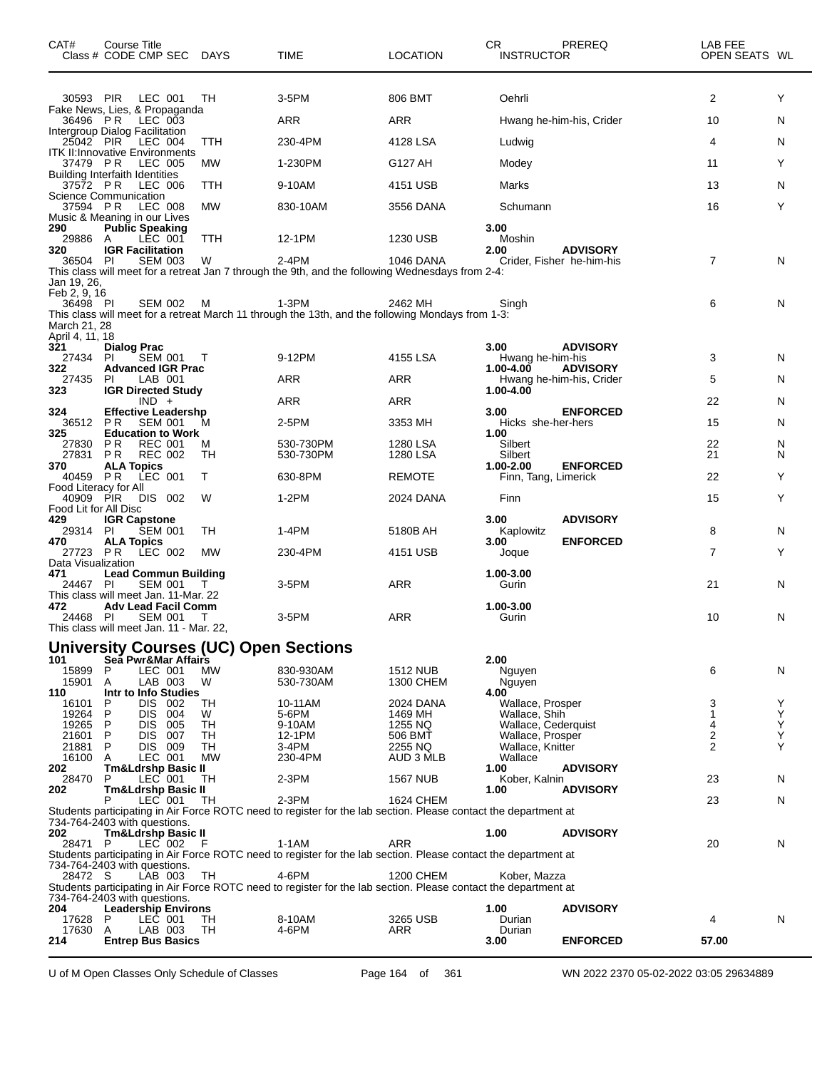| CAT# Class # | Course Title CODE CMP SEC | DAYS | TIME | LOCATION | CR INSTRUCTOR | PREREQ | LAB FEE OPEN SEATS | WL |
|---|---|---|---|---|---|---|---|---|
| 30593 | PIR LEC 001 | TH | 3-5PM | 806 BMT | Oehrli | | 2 | Y |
| Fake News, Lies, & Propaganda | | | | | | | | |
| 36496 | P R LEC 003 | | ARR | ARR | Hwang he-him-his, Crider | | 10 | N |
| Intergroup Dialog Facilitation | | | | | | | | |
| 25042 | PIR LEC 004 | TTH | 230-4PM | 4128 LSA | Ludwig | | 4 | N |
| ITK II:Innovative Environments | | | | | | | | |
| 37479 | P R LEC 005 | MW | 1-230PM | G127 AH | Modey | | 11 | Y |
| Building Interfaith Identities | | | | | | | | |
| 37572 | P R LEC 006 | TTH | 9-10AM | 4151 USB | Marks | | 13 | N |
| Science Communication | | | | | | | | |
| 37594 | P R LEC 008 | MW | 830-10AM | 3556 DANA | Schumann | | 16 | Y |
| Music & Meaning in our Lives | | | | | | | | |
| **290** | **Public Speaking** | | | | **3.00** | | | |
| 29886 | A LEC 001 | TTH | 12-1PM | 1230 USB | Moshin | | | |
| **320** | **IGR Facilitation** | | | | **2.00** | **ADVISORY** | | |
| 36504 | PI SEM 003 | W | 2-4PM | 1046 DANA | Crider, Fisher he-him-his | | 7 | N |
| This class will meet for a retreat Jan 7 through the 9th, and the following Wednesdays from 2-4: Jan 19, 26, Feb 2, 9, 16 | | | | | | | | |
| 36498 | PI SEM 002 | M | 1-3PM | 2462 MH | Singh | | 6 | N |
| This class will meet for a retreat March 11 through the 13th, and the following Mondays from 1-3: March 21, 28 April 4, 11, 18 | | | | | | | | |
| **321** | **Dialog Prac** | | | | **3.00** | **ADVISORY** | | |
| 27434 | PI SEM 001 | T | 9-12PM | 4155 LSA | Hwang he-him-his | | 3 | N |
| **322** | **Advanced IGR Prac** | | | | **1.00-4.00** | **ADVISORY** | | |
| 27435 | PI LAB 001 | | ARR | ARR | Hwang he-him-his, Crider | | 5 | N |
| **323** | **IGR Directed Study** | | | | **1.00-4.00** | | | |
| | IND + | | ARR | ARR | | | 22 | N |
| **324** | **Effective Leadershp** | | | | **3.00** | **ENFORCED** | | |
| 36512 | P R SEM 001 | M | 2-5PM | 3353 MH | Hicks she-her-hers | | 15 | N |
| **325** | **Education to Work** | | | | **1.00** | | | |
| 27830 | P R REC 001 | M | 530-730PM | 1280 LSA | Silbert | | 22 | N |
| 27831 | P R REC 002 | TH | 530-730PM | 1280 LSA | Silbert | | 21 | N |
| **370** | **ALA Topics** | | | | **1.00-2.00** | **ENFORCED** | | |
| 40459 | P R LEC 001 | T | 630-8PM | REMOTE | Finn, Tang, Limerick | | 22 | Y |
| Food Literacy for All | | | | | | | | |
| 40909 | PIR DIS 002 | W | 1-2PM | 2024 DANA | Finn | | 15 | Y |
| Food Lit for All Disc | | | | | | | | |
| **429** | **IGR Capstone** | | | | **3.00** | **ADVISORY** | | |
| 29314 | PI SEM 001 | TH | 1-4PM | 5180B AH | Kaplowitz | | 8 | N |
| **470** | **ALA Topics** | | | | **3.00** | **ENFORCED** | | |
| 27723 | P R LEC 002 | MW | 230-4PM | 4151 USB | Joque | | 7 | Y |
| Data Visualization | | | | | | | | |
| **471** | **Lead Commun Building** | | | | **1.00-3.00** | | | |
| 24467 | PI SEM 001 | T | 3-5PM | ARR | Gurin | | 21 | N |
| This class will meet Jan. 11-Mar. 22 | | | | | | | | |
| **472** | **Adv Lead Facil Comm** | | | | **1.00-3.00** | | | |
| 24468 | PI SEM 001 | T | 3-5PM | ARR | Gurin | | 10 | N |
| This class will meet Jan. 11 - Mar. 22, | | | | | | | | |

## University Courses (UC) Open Sections

| CAT# Class # | Course Title CODE CMP SEC | DAYS | TIME | LOCATION | CR INSTRUCTOR | PREREQ | LAB FEE OPEN SEATS | WL |
|---|---|---|---|---|---|---|---|---|
| **101** | **Sea Pwr&Mar Affairs** | | | | **2.00** | | | |
| 15899 | P LEC 001 | MW | 830-930AM | 1512 NUB | Nguyen | | 6 | N |
| 15901 | A LAB 003 | W | 530-730AM | 1300 CHEM | Nguyen | | | |
| **110** | **Intr to Info Studies** | | | | **4.00** | | | |
| 16101 | P DIS 002 | TH | 10-11AM | 2024 DANA | Wallace, Prosper | | 3 | Y |
| 19264 | P DIS 004 | W | 5-6PM | 1469 MH | Wallace, Shih | | 1 | Y |
| 19265 | P DIS 005 | TH | 9-10AM | 1255 NQ | Wallace, Cederquist | | 4 | Y |
| 21601 | P DIS 007 | TH | 12-1PM | 506 BMT | Wallace, Prosper | | 2 | Y |
| 21881 | P DIS 009 | TH | 3-4PM | 2255 NQ | Wallace, Knitter | | 2 | Y |
| 16100 | A LEC 001 | MW | 230-4PM | AUD 3 MLB | Wallace | | | |
| **202** | **Tm&Ldrshp Basic II** | | | | **1.00** | **ADVISORY** | | |
| 28470 | P LEC 001 | TH | 2-3PM | 1567 NUB | Kober, Kalnin | | 23 | N |
| **202** | **Tm&Ldrshp Basic II** | | | | **1.00** | **ADVISORY** | | |
| | P LEC 001 | TH | 2-3PM | 1624 CHEM | | | 23 | N |
| Students participating in Air Force ROTC need to register for the lab section. Please contact the department at 734-764-2403 with questions. | | | | | | | | |
| **202** | **Tm&Ldrshp Basic II** | | | | **1.00** | **ADVISORY** | | |
| 28471 | P LEC 002 | F | 1-1AM | ARR | | | 20 | N |
| Students participating in Air Force ROTC need to register for the lab section. Please contact the department at 734-764-2403 with questions. | | | | | | | | |
| 28472 | S LAB 003 | TH | 4-6PM | 1200 CHEM | Kober, Mazza | | | |
| Students participating in Air Force ROTC need to register for the lab section. Please contact the department at 734-764-2403 with questions. | | | | | | | | |
| **204** | **Leadership Environs** | | | | **1.00** | **ADVISORY** | | |
| 17628 | P LEC 001 | TH | 8-10AM | 3265 USB | Durian | | 4 | N |
| 17630 | A LAB 003 | TH | 4-6PM | ARR | Durian | | | |
| **214** | **Entrep Bus Basics** | | | | **3.00** | **ENFORCED** | **57.00** | |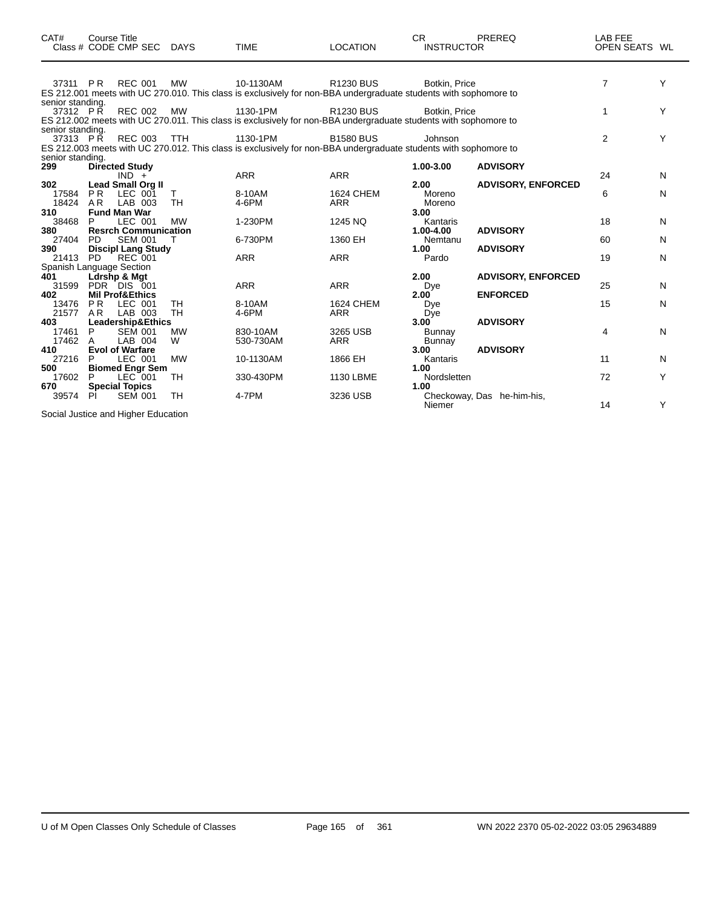| CAT# Class # | Course Title CODE CMP SEC | DAYS | TIME | LOCATION | CR INSTRUCTOR | PREREQ | LAB FEE OPEN SEATS | WL |
|---|---|---|---|---|---|---|---|---|
| 37311 | P R REC 001 | MW | 10-1130AM | R1230 BUS | Botkin, Price | | 7 | Y |
| ES 212.001 meets with UC 270.010. This class is exclusively for non-BBA undergraduate students with sophomore to senior standing. | | | | | | | | |
| 37312 | P R REC 002 | MW | 1130-1PM | R1230 BUS | Botkin, Price | | 1 | Y |
| ES 212.002 meets with UC 270.011. This class is exclusively for non-BBA undergraduate students with sophomore to senior standing. | | | | | | | | |
| 37313 | P R REC 003 | TTH | 1130-1PM | B1580 BUS | Johnson | | 2 | Y |
| ES 212.003 meets with UC 270.012. This class is exclusively for non-BBA undergraduate students with sophomore to senior standing. | | | | | | | | |
| **299** | **Directed Study** | | | | **1.00-3.00** | **ADVISORY** | | |
| | IND + | | ARR | ARR | | | 24 | N |
| **302** | **Lead Small Org II** | | | | **2.00** | **ADVISORY, ENFORCED** | | |
| 17584 | P R LEC 001 | T | 8-10AM | 1624 CHEM | Moreno | | 6 | N |
| 18424 | A R LAB 003 | TH | 4-6PM | ARR | Moreno | | | |
| **310** | **Fund Man War** | | | | **3.00** | | | |
| 38468 | P LEC 001 | MW | 1-230PM | 1245 NQ | Kantaris | | 18 | N |
| **380** | **Resrch Communication** | | | | **1.00-4.00** | **ADVISORY** | | |
| 27404 | PD SEM 001 | T | 6-730PM | 1360 EH | Nemtanu | | 60 | N |
| **390** | **Discipl Lang Study** | | | | **1.00** | **ADVISORY** | | |
| 21413 | PD REC 001 | | ARR | ARR | Pardo | | 19 | N |
| Spanish Language Section | | | | | | | | |
| **401** | **Ldrshp & Mgt** | | | | **2.00** | **ADVISORY, ENFORCED** | | |
| 31599 | PDR DIS 001 | | ARR | ARR | Dye | | 25 | N |
| **402** | **Mil Prof&Ethics** | | | | **2.00** | **ENFORCED** | | |
| 13476 | P R LEC 001 | TH | 8-10AM | 1624 CHEM | Dye | | 15 | N |
| 21577 | A R LAB 003 | TH | 4-6PM | ARR | Dye | | | |
| **403** | **Leadership&Ethics** | | | | **3.00** | **ADVISORY** | | |
| 17461 | P SEM 001 | MW | 830-10AM | 3265 USB | Bunnay | | 4 | N |
| 17462 | A LAB 004 | W | 530-730AM | ARR | Bunnay | | | |
| **410** | **Evol of Warfare** | | | | **3.00** | **ADVISORY** | | |
| 27216 | P LEC 001 | MW | 10-1130AM | 1866 EH | Kantaris | | 11 | N |
| **500** | **Biomed Engr Sem** | | | | **1.00** | | | |
| 17602 | P LEC 001 | TH | 330-430PM | 1130 LBME | Nordsletten | | 72 | Y |
| **670** | **Special Topics** | | | | **1.00** | | | |
| 39574 | PI SEM 001 | TH | 4-7PM | 3236 USB | Checkoway, Das he-him-his, Niemer | | 14 | Y |
| Social Justice and Higher Education | | | | | | | | |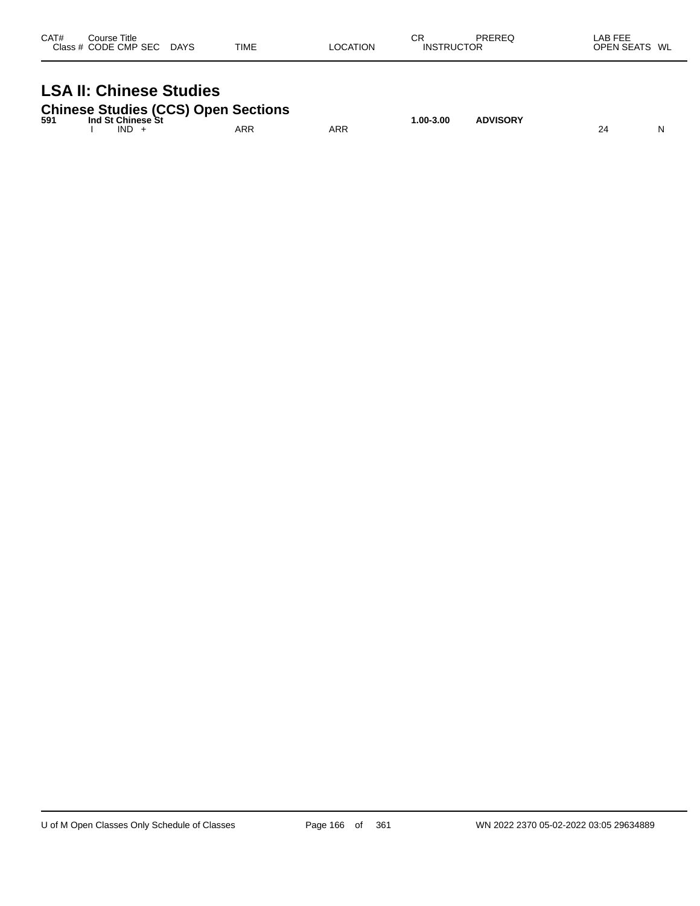| CAT# | Course Title<br>Class # CODE CMP SEC DAYS | TIME | LOCATION | CR<br>INSTRUCTOR | PREREQ | LAB FEE<br>OPEN SEATS WL |
|---|---|---|---|---|---|---|

# LSA II: Chinese Studies

## Chinese Studies (CCS) Open Sections

| CAT# | Course Title / Class # CODE CMP SEC DAYS | TIME | LOCATION | CR / INSTRUCTOR | PREREQ | OPEN SEATS | WL |
|---|---|---|---|---|---|---|---|
| **591** | **Ind St Chinese St** | | | **1.00-3.00** | **ADVISORY** | | |
| | I IND + | ARR | ARR | | | 24 | N |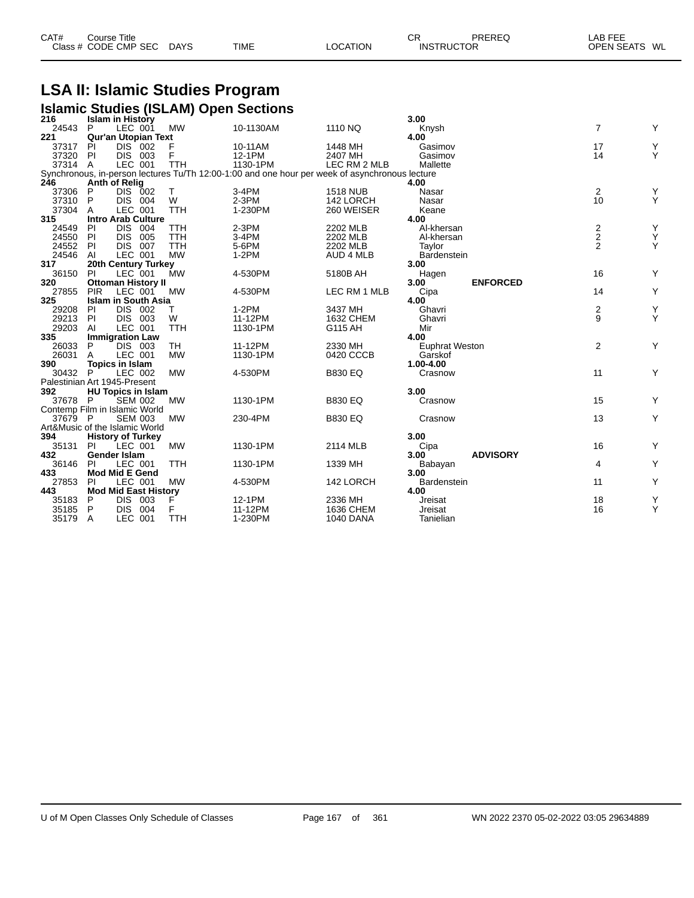# LSA II: Islamic Studies Program

## Islamic Studies (ISLAM) Open Sections

| CAT# Class # | Course Title CODE | CMP | SEC | DAYS | TIME | LOCATION | CR INSTRUCTOR | PREREQ | LAB FEE OPEN SEATS | WL |
|---|---|---|---|---|---|---|---|---|---|---|
| **216** | **Islam in History** | | | | | | **3.00** | | | |
| 24543 | P | LEC | 001 | MW | 10-1130AM | 1110 NQ | Knysh | | 7 | Y |
| **221** | **Qur'an Utopian Text** | | | | | | **4.00** | | | |
| 37317 | PI | DIS | 002 | F | 10-11AM | 1448 MH | Gasimov | | 17 | Y |
| 37320 | PI | DIS | 003 | F | 12-1PM | 2407 MH | Gasimov | | 14 | Y |
| 37314 | A | LEC | 001 | TTH | 1130-1PM | LEC RM 2 MLB | Mallette | | | |
| Synchronous, in-person lectures Tu/Th 12:00-1:00 and one hour per week of asynchronous lecture | | | | | | | | | | |
| **246** | **Anth of Relig** | | | | | | **4.00** | | | |
| 37306 | P | DIS | 002 | T | 3-4PM | 1518 NUB | Nasar | | 2 | Y |
| 37310 | P | DIS | 004 | W | 2-3PM | 142 LORCH | Nasar | | 10 | Y |
| 37304 | A | LEC | 001 | TTH | 1-230PM | 260 WEISER | Keane | | | |
| **315** | **Intro Arab Culture** | | | | | | **4.00** | | | |
| 24549 | PI | DIS | 004 | TTH | 2-3PM | 2202 MLB | Al-khersan | | 2 | Y |
| 24550 | PI | DIS | 005 | TTH | 3-4PM | 2202 MLB | Al-khersan | | 2 | Y |
| 24552 | PI | DIS | 007 | TTH | 5-6PM | 2202 MLB | Taylor | | 2 | Y |
| 24546 | AI | LEC | 001 | MW | 1-2PM | AUD 4 MLB | Bardenstein | | | |
| **317** | **20th Century Turkey** | | | | | | **3.00** | | | |
| 36150 | PI | LEC | 001 | MW | 4-530PM | 5180B AH | Hagen | | 16 | Y |
| **320** | **Ottoman History II** | | | | | | **3.00** | **ENFORCED** | | |
| 27855 | PIR | LEC | 001 | MW | 4-530PM | LEC RM 1 MLB | Cipa | | 14 | Y |
| **325** | **Islam in South Asia** | | | | | | **4.00** | | | |
| 29208 | PI | DIS | 002 | T | 1-2PM | 3437 MH | Ghavri | | 2 | Y |
| 29213 | PI | DIS | 003 | W | 11-12PM | 1632 CHEM | Ghavri | | 9 | Y |
| 29203 | AI | LEC | 001 | TTH | 1130-1PM | G115 AH | Mir | | | |
| **335** | **Immigration Law** | | | | | | **4.00** | | | |
| 26033 | P | DIS | 003 | TH | 11-12PM | 2330 MH | Euphrat Weston | | 2 | Y |
| 26031 | A | LEC | 001 | MW | 1130-1PM | 0420 CCCB | Garskof | | | |
| **390** | **Topics in Islam** | | | | | | **1.00-4.00** | | | |
| 30432 | P | LEC | 002 | MW | 4-530PM | B830 EQ | Crasnow | | 11 | Y |
| Palestinian Art 1945-Present | | | | | | | | | | |
| **392** | **HU Topics in Islam** | | | | | | **3.00** | | | |
| 37678 | P | SEM | 002 | MW | 1130-1PM | B830 EQ | Crasnow | | 15 | Y |
| Contemp Film in Islamic World | | | | | | | | | | |
| 37679 | P | SEM | 003 | MW | 230-4PM | B830 EQ | Crasnow | | 13 | Y |
| Art&Music of the Islamic World | | | | | | | | | | |
| **394** | **History of Turkey** | | | | | | **3.00** | | | |
| 35131 | PI | LEC | 001 | MW | 1130-1PM | 2114 MLB | Cipa | | 16 | Y |
| **432** | **Gender Islam** | | | | | | **3.00** | **ADVISORY** | | |
| 36146 | PI | LEC | 001 | TTH | 1130-1PM | 1339 MH | Babayan | | 4 | Y |
| **433** | **Mod Mid E Gend** | | | | | | **3.00** | | | |
| 27853 | PI | LEC | 001 | MW | 4-530PM | 142 LORCH | Bardenstein | | 11 | Y |
| **443** | **Mod Mid East History** | | | | | | **4.00** | | | |
| 35183 | P | DIS | 003 | F | 12-1PM | 2336 MH | Jreisat | | 18 | Y |
| 35185 | P | DIS | 004 | F | 11-12PM | 1636 CHEM | Jreisat | | 16 | Y |
| 35179 | A | LEC | 001 | TTH | 1-230PM | 1040 DANA | Tanielian | | | |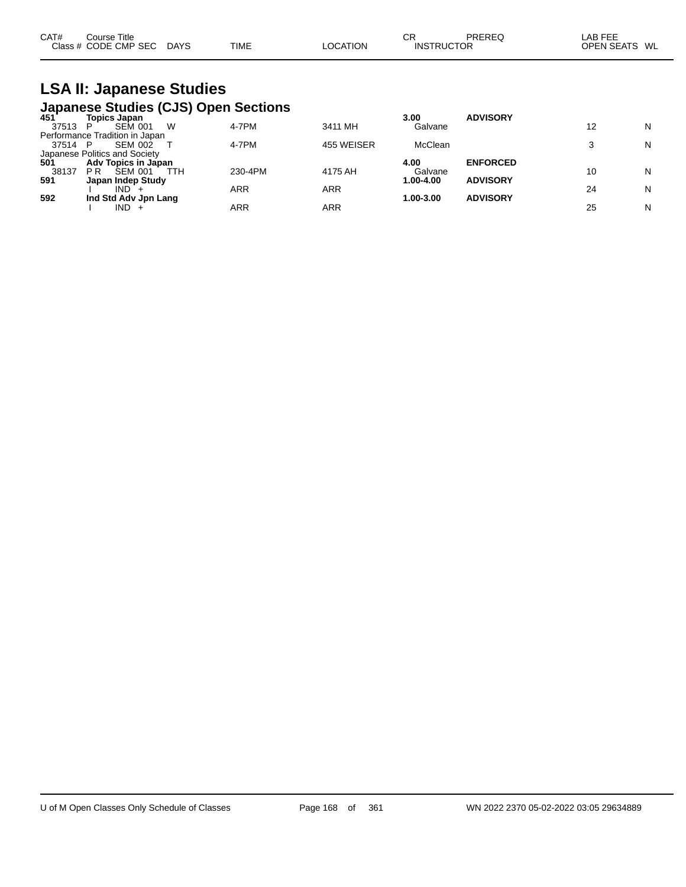| CAT# | Course Title | | | | | CR | PREREQ | LAB FEE | |
|---|---|---|---|---|---|---|---|---|---|
| Class # | CODE CMP SEC | DAYS | TIME | LOCATION | INSTRUCTOR | | | OPEN SEATS | WL |

# LSA II: Japanese Studies

## Japanese Studies (CJS) Open Sections

| CAT# / Class # | Course Title / CODE CMP SEC | DAYS | TIME | LOCATION | CR / INSTRUCTOR | PREREQ | OPEN SEATS | WL |
|---|---|---|---|---|---|---|---|---|
| **451** | **Topics Japan** | | | | **3.00** | **ADVISORY** | | |
| 37513 | P SEM 001 | W | 4-7PM | 3411 MH | Galvane | | 12 | N |
| Performance Tradition in Japan | | | | | | | | |
| 37514 | P SEM 002 | T | 4-7PM | 455 WEISER | McClean | | 3 | N |
| Japanese Politics and Society | | | | | | | | |
| **501** | **Adv Topics in Japan** | | | | **4.00** | **ENFORCED** | | |
| 38137 | P R SEM 001 | TTH | 230-4PM | 4175 AH | Galvane | | 10 | N |
| **591** | **Japan Indep Study** | | | | **1.00-4.00** | **ADVISORY** | | |
| | I IND + | | ARR | ARR | | | 24 | N |
| **592** | **Ind Std Adv Jpn Lang** | | | | **1.00-3.00** | **ADVISORY** | | |
| | I IND + | | ARR | ARR | | | 25 | N |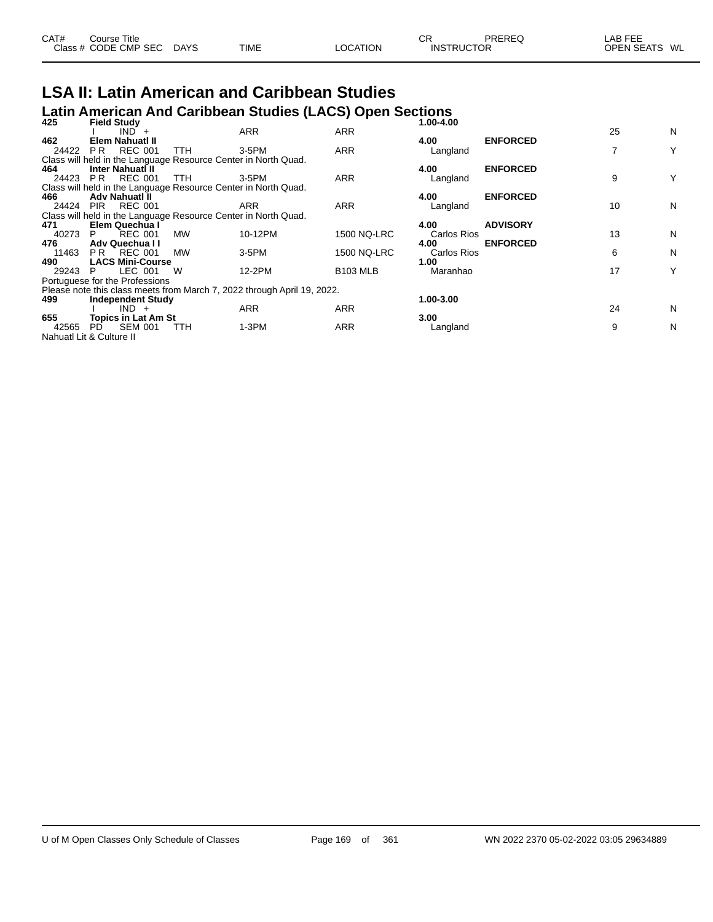| CAT# Class # | Course Title CODE CMP SEC | DAYS | TIME | LOCATION | CR INSTRUCTOR | PREREQ | LAB FEE OPEN SEATS | WL |
|---|---|---|---|---|---|---|---|---|

# LSA II: Latin American and Caribbean Studies

## Latin American And Caribbean Studies (LACS) Open Sections

| CAT# Class # | Course Title CODE CMP SEC | DAYS | TIME | LOCATION | CR INSTRUCTOR | PREREQ | OPEN SEATS | WL |
|---|---|---|---|---|---|---|---|---|
| **425** | **Field Study** | | | | **1.00-4.00** | | | |
| | I IND + | | ARR | ARR | | | 25 | N |
| **462** | **Elem Nahuatl II** | | | | **4.00** | **ENFORCED** | | |
| 24422 | P R REC 001 | TTH | 3-5PM | ARR | Langland | | 7 | Y |
| Class will held in the Language Resource Center in North Quad. | | | | | | | | |
| **464** | **Inter Nahuatl II** | | | | **4.00** | **ENFORCED** | | |
| 24423 | P R REC 001 | TTH | 3-5PM | ARR | Langland | | 9 | Y |
| Class will held in the Language Resource Center in North Quad. | | | | | | | | |
| **466** | **Adv Nahuatl II** | | | | **4.00** | **ENFORCED** | | |
| 24424 | PIR REC 001 | | ARR | ARR | Langland | | 10 | N |
| Class will held in the Language Resource Center in North Quad. | | | | | | | | |
| **471** | **Elem Quechua I** | | | | **4.00** | **ADVISORY** | | |
| 40273 | P REC 001 | MW | 10-12PM | 1500 NQ-LRC | Carlos Rios | | 13 | N |
| **476** | **Adv Quechua I I** | | | | **4.00** | **ENFORCED** | | |
| 11463 | P R REC 001 | MW | 3-5PM | 1500 NQ-LRC | Carlos Rios | | 6 | N |
| **490** | **LACS Mini-Course** | | | | **1.00** | | | |
| 29243 | P LEC 001 | W | 12-2PM | B103 MLB | Maranhao | | 17 | Y |
| Portuguese for the Professions | | | | | | | | |
| Please note this class meets from March 7, 2022 through April 19, 2022. | | | | | | | | |
| **499** | **Independent Study** | | | | **1.00-3.00** | | | |
| | I IND + | | ARR | ARR | | | 24 | N |
| **655** | **Topics in Lat Am St** | | | | **3.00** | | | |
| 42565 | PD SEM 001 | TTH | 1-3PM | ARR | Langland | | 9 | N |
| Nahuatl Lit & Culture II | | | | | | | | |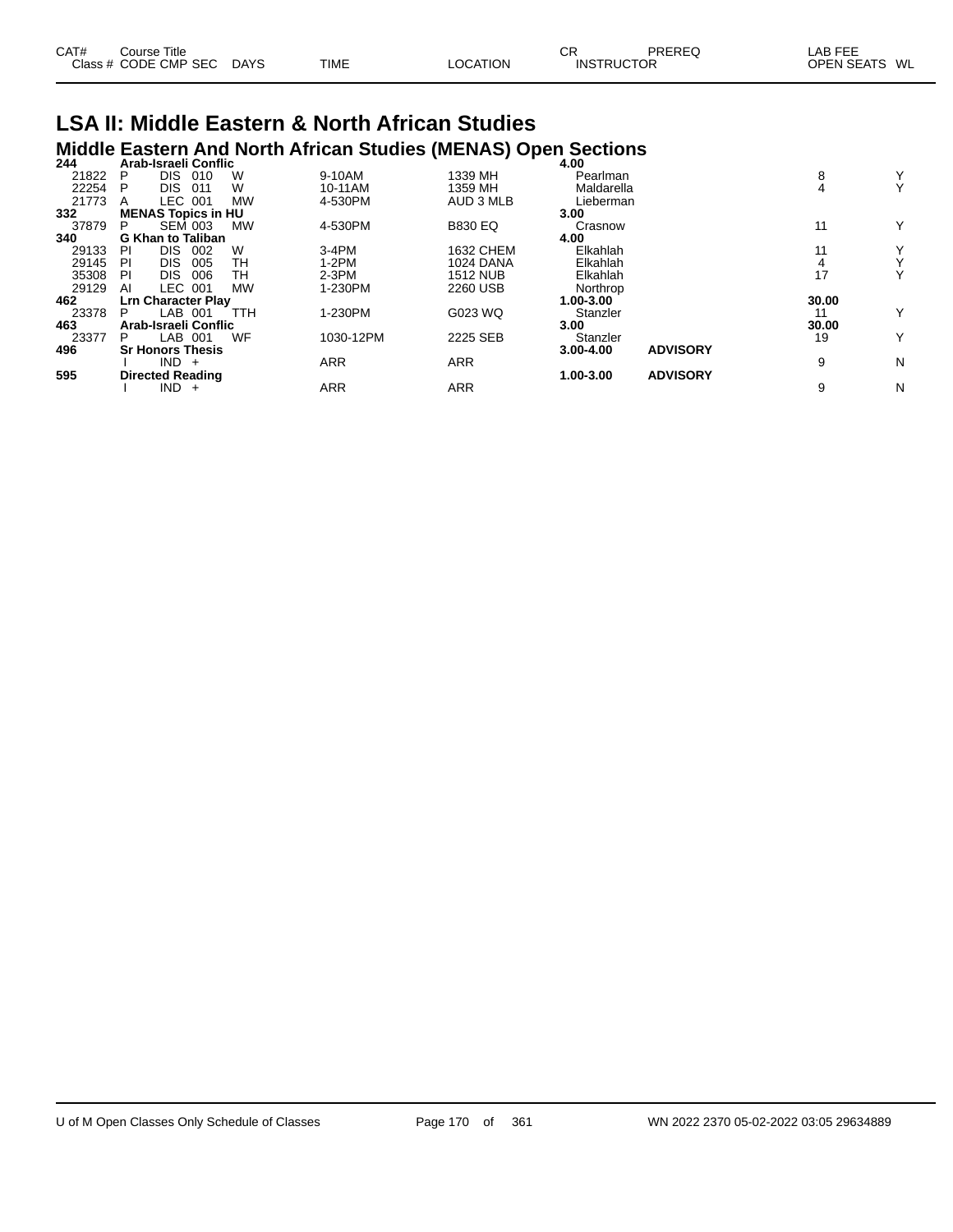| CAT# | Course Title | | | | | | CR | PREREQ | LAB FEE | |
|---|---|---|---|---|---|---|---|---|---|---|
| Class # | CODE | CMP | SEC | DAYS | TIME | LOCATION | INSTRUCTOR | | OPEN SEATS | WL |

# LSA II: Middle Eastern & North African Studies

## Middle Eastern And North African Studies (MENAS) Open Sections

| CAT# / Class # | CODE | CMP | SEC | DAYS | TIME | LOCATION | CR / INSTRUCTOR | PREREQ | LAB FEE / OPEN SEATS | WL |
|---|---|---|---|---|---|---|---|---|---|---|
| **244** | **Arab-Israeli Conflic** | | | | | | **4.00** | | | |
| 21822 | P | DIS | 010 | W | 9-10AM | 1339 MH | Pearlman | | 8 | Y |
| 22254 | P | DIS | 011 | W | 10-11AM | 1359 MH | Maldarella | | 4 | Y |
| 21773 | A | LEC | 001 | MW | 4-530PM | AUD 3 MLB | Lieberman | | | |
| **332** | **MENAS Topics in HU** | | | | | | **3.00** | | | |
| 37879 | P | SEM | 003 | MW | 4-530PM | B830 EQ | Crasnow | | 11 | Y |
| **340** | **G Khan to Taliban** | | | | | | **4.00** | | | |
| 29133 | PI | DIS | 002 | W | 3-4PM | 1632 CHEM | Elkahlah | | 11 | Y |
| 29145 | PI | DIS | 005 | TH | 1-2PM | 1024 DANA | Elkahlah | | 4 | Y |
| 35308 | PI | DIS | 006 | TH | 2-3PM | 1512 NUB | Elkahlah | | 17 | Y |
| 29129 | AI | LEC | 001 | MW | 1-230PM | 2260 USB | Northrop | | | |
| **462** | **Lrn Character Play** | | | | | | **1.00-3.00** | | **30.00** | |
| 23378 | P | LAB | 001 | TTH | 1-230PM | G023 WQ | Stanzler | | 11 | Y |
| **463** | **Arab-Israeli Conflic** | | | | | | **3.00** | | **30.00** | |
| 23377 | P | LAB | 001 | WF | 1030-12PM | 2225 SEB | Stanzler | | 19 | Y |
| **496** | **Sr Honors Thesis** | | | | | | **3.00-4.00** | **ADVISORY** | | |
| | I | IND | + | | ARR | ARR | | | 9 | N |
| **595** | **Directed Reading** | | | | | | **1.00-3.00** | **ADVISORY** | | |
| | I | IND | + | | ARR | ARR | | | 9 | N |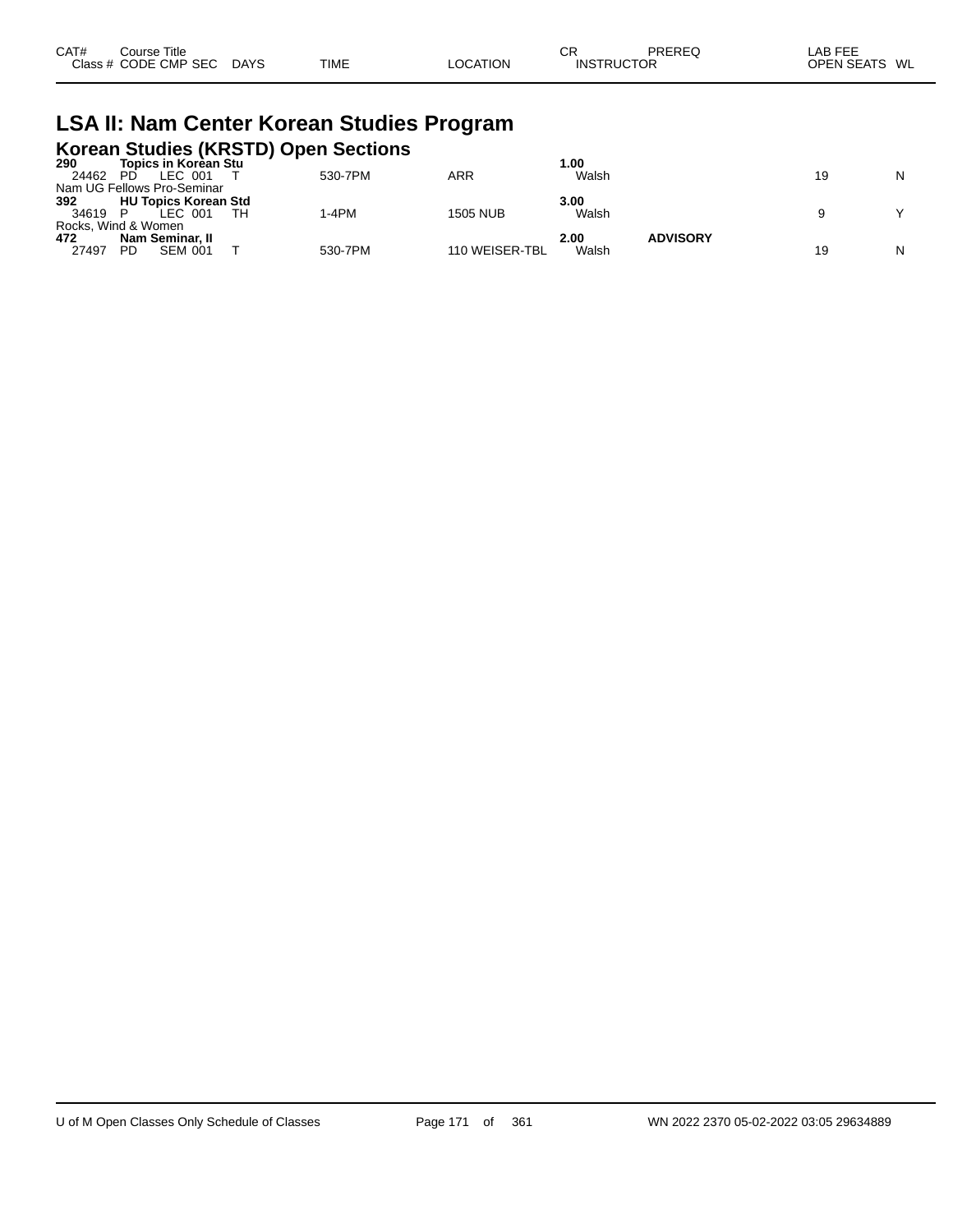| CAT# Class # | Course Title CODE | CMP | SEC | DAYS | TIME | LOCATION | CR INSTRUCTOR | PREREQ | LAB FEE OPEN SEATS | WL |
|---|---|---|---|---|---|---|---|---|---|---|

# LSA II: Nam Center Korean Studies Program

## Korean Studies (KRSTD) Open Sections

| CAT# Class # | Course Title CODE | CMP | SEC | DAYS | TIME | LOCATION | CR INSTRUCTOR | PREREQ | LAB FEE OPEN SEATS | WL |
|---|---|---|---|---|---|---|---|---|---|---|
| **290** | **Topics in Korean Stu** | | | | | | **1.00** | | | |
| 24462 | PD | LEC | 001 | T | 530-7PM | ARR | Walsh | | 19 | N |
| Nam UG Fellows Pro-Seminar | | | | | | | | | | |
| **392** | **HU Topics Korean Std** | | | | | | **3.00** | | | |
| 34619 | P | LEC | 001 | TH | 1-4PM | 1505 NUB | Walsh | | 9 | Y |
| Rocks, Wind & Women | | | | | | | | | | |
| **472** | **Nam Seminar, II** | | | | | | **2.00** | **ADVISORY** | | |
| 27497 | PD | SEM | 001 | T | 530-7PM | 110 WEISER-TBL | Walsh | | 19 | N |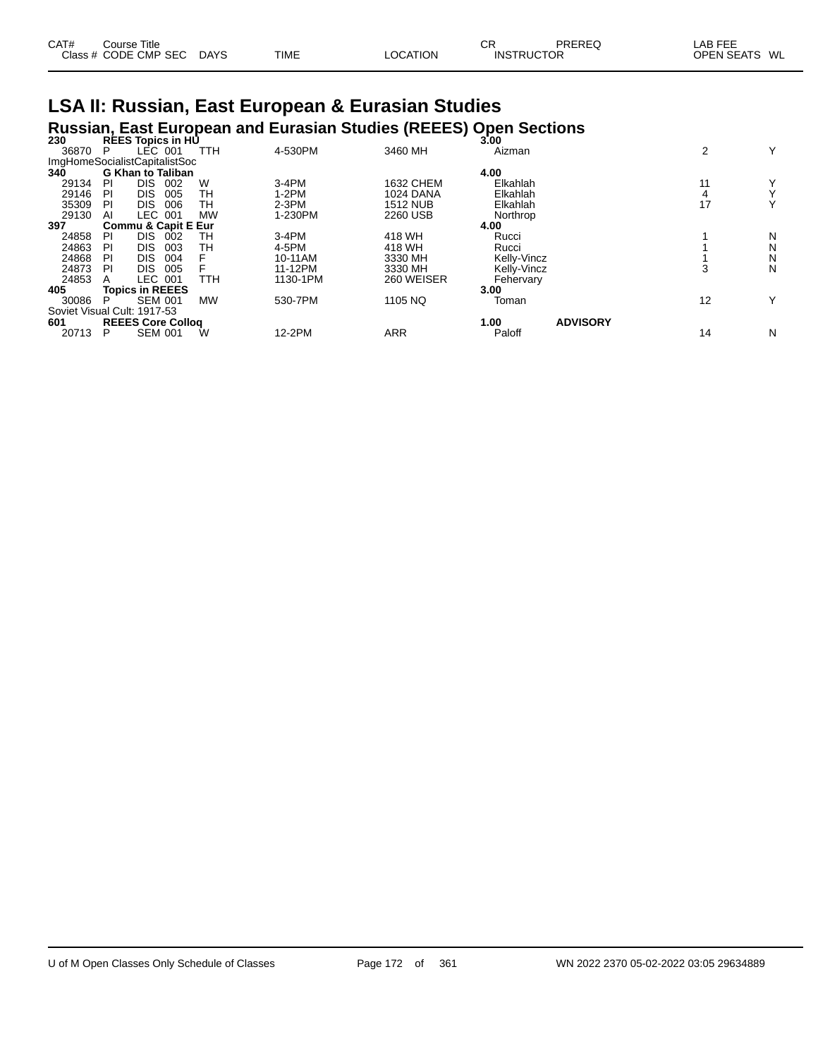# LSA II: Russian, East European & Eurasian Studies

## Russian, East European and Eurasian Studies (REEES) Open Sections

| CAT# Class # | Course Title CODE | CMP | SEC | DAYS | TIME | LOCATION | CR INSTRUCTOR | PREREQ | LAB FEE OPEN SEATS | WL |
|---|---|---|---|---|---|---|---|---|---|---|
| **230** | **REES Topics in HU** | | | | | | **3.00** | | | |
| 36870 | P | LEC | 001 | TTH | 4-530PM | 3460 MH | Aizman | | 2 | Y |
| ImgHomeSocialistCapitalistSoc | | | | | | | | | | |
| **340** | **G Khan to Taliban** | | | | | | **4.00** | | | |
| 29134 | PI | DIS | 002 | W | 3-4PM | 1632 CHEM | Elkahlah | | 11 | Y |
| 29146 | PI | DIS | 005 | TH | 1-2PM | 1024 DANA | Elkahlah | | 4 | Y |
| 35309 | PI | DIS | 006 | TH | 2-3PM | 1512 NUB | Elkahlah | | 17 | Y |
| 29130 | AI | LEC | 001 | MW | 1-230PM | 2260 USB | Northrop | | | |
| **397** | **Commu & Capit E Eur** | | | | | | **4.00** | | | |
| 24858 | PI | DIS | 002 | TH | 3-4PM | 418 WH | Rucci | | 1 | N |
| 24863 | PI | DIS | 003 | TH | 4-5PM | 418 WH | Rucci | | 1 | N |
| 24868 | PI | DIS | 004 | F | 10-11AM | 3330 MH | Kelly-Vincz | | 1 | N |
| 24873 | PI | DIS | 005 | F | 11-12PM | 3330 MH | Kelly-Vincz | | 3 | N |
| 24853 | A | LEC | 001 | TTH | 1130-1PM | 260 WEISER | Fehervary | | | |
| **405** | **Topics in REEES** | | | | | | **3.00** | | | |
| 30086 | P | SEM | 001 | MW | 530-7PM | 1105 NQ | Toman | | 12 | Y |
| Soviet Visual Cult: 1917-53 | | | | | | | | | | |
| **601** | **REEES Core Colloq** | | | | | | **1.00** | **ADVISORY** | | |
| 20713 | P | SEM | 001 | W | 12-2PM | ARR | Paloff | | 14 | N |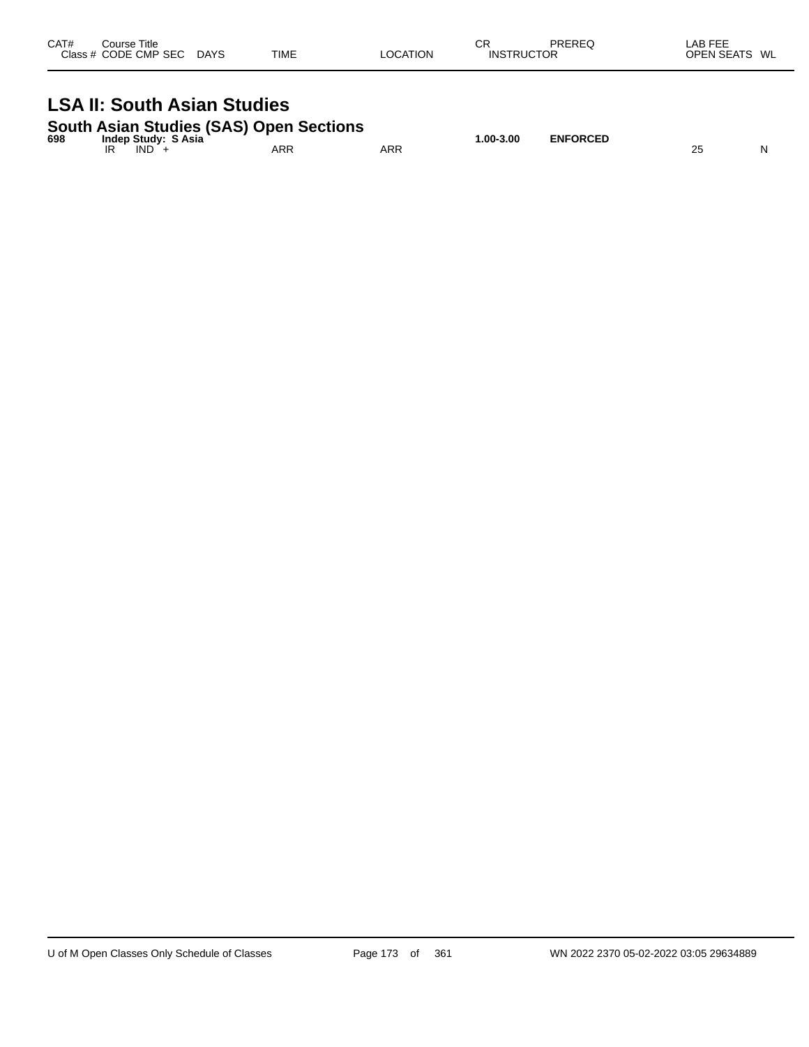| CAT# | Course Title<br>Class # CODE CMP SEC DAYS | TIME | LOCATION | CR<br>INSTRUCTOR | PREREQ | LAB FEE<br>OPEN SEATS | WL |
|---|---|---|---|---|---|---|---|

# LSA II: South Asian Studies

## South Asian Studies (SAS) Open Sections

| CAT# | Course Title<br>Class # CODE CMP SEC DAYS | TIME | LOCATION | CR<br>INSTRUCTOR | PREREQ | LAB FEE<br>OPEN SEATS | WL |
|---|---|---|---|---|---|---|---|
| **698** | **Indep Study: S Asia** | | | **1.00-3.00** | **ENFORCED** | | |
| | IR IND + | ARR | ARR | | | 25 | N |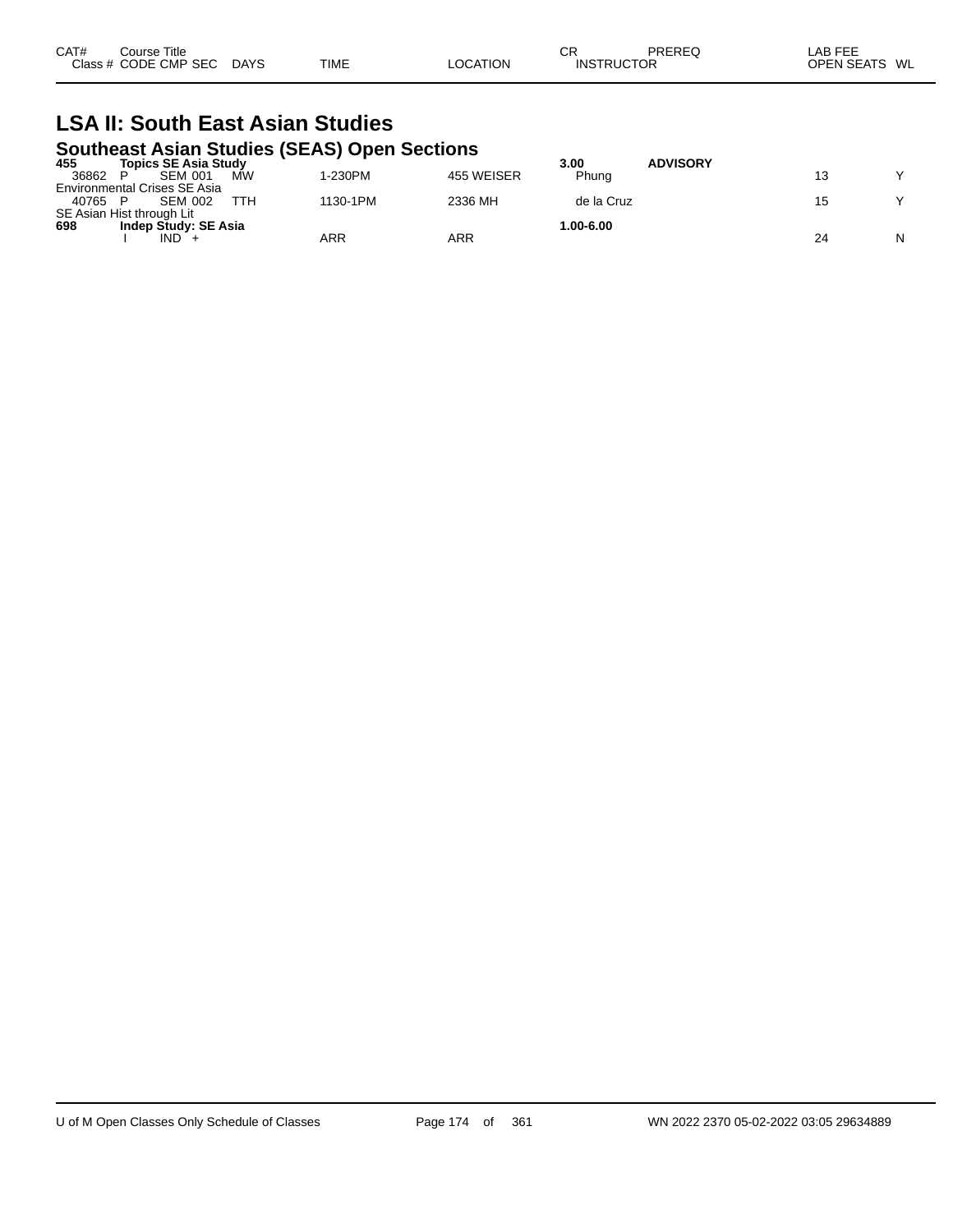| CAT# Class # | Course Title CODE | CMP | SEC | DAYS | TIME | LOCATION | CR INSTRUCTOR | PREREQ | LAB FEE OPEN SEATS | WL |
|---|---|---|---|---|---|---|---|---|---|---|

# LSA II: South East Asian Studies

## Southeast Asian Studies (SEAS) Open Sections

| CAT# Class # | Course Title CODE | CMP | SEC | DAYS | TIME | LOCATION | CR INSTRUCTOR | PREREQ | LAB FEE OPEN SEATS | WL |
|---|---|---|---|---|---|---|---|---|---|---|
| **455** | **Topics SE Asia Study** | | | | | | **3.00** | **ADVISORY** | | |
| 36862 | P | SEM | 001 | MW | 1-230PM | 455 WEISER | Phung | | 13 | Y |
| Environmental Crises SE Asia | | | | | | | | | | |
| 40765 | P | SEM | 002 | TTH | 1130-1PM | 2336 MH | de la Cruz | | 15 | Y |
| SE Asian Hist through Lit | | | | | | | | | | |
| **698** | **Indep Study: SE Asia** | | | | | | **1.00-6.00** | | | |
| | I | IND | + | | ARR | ARR | | | 24 | N |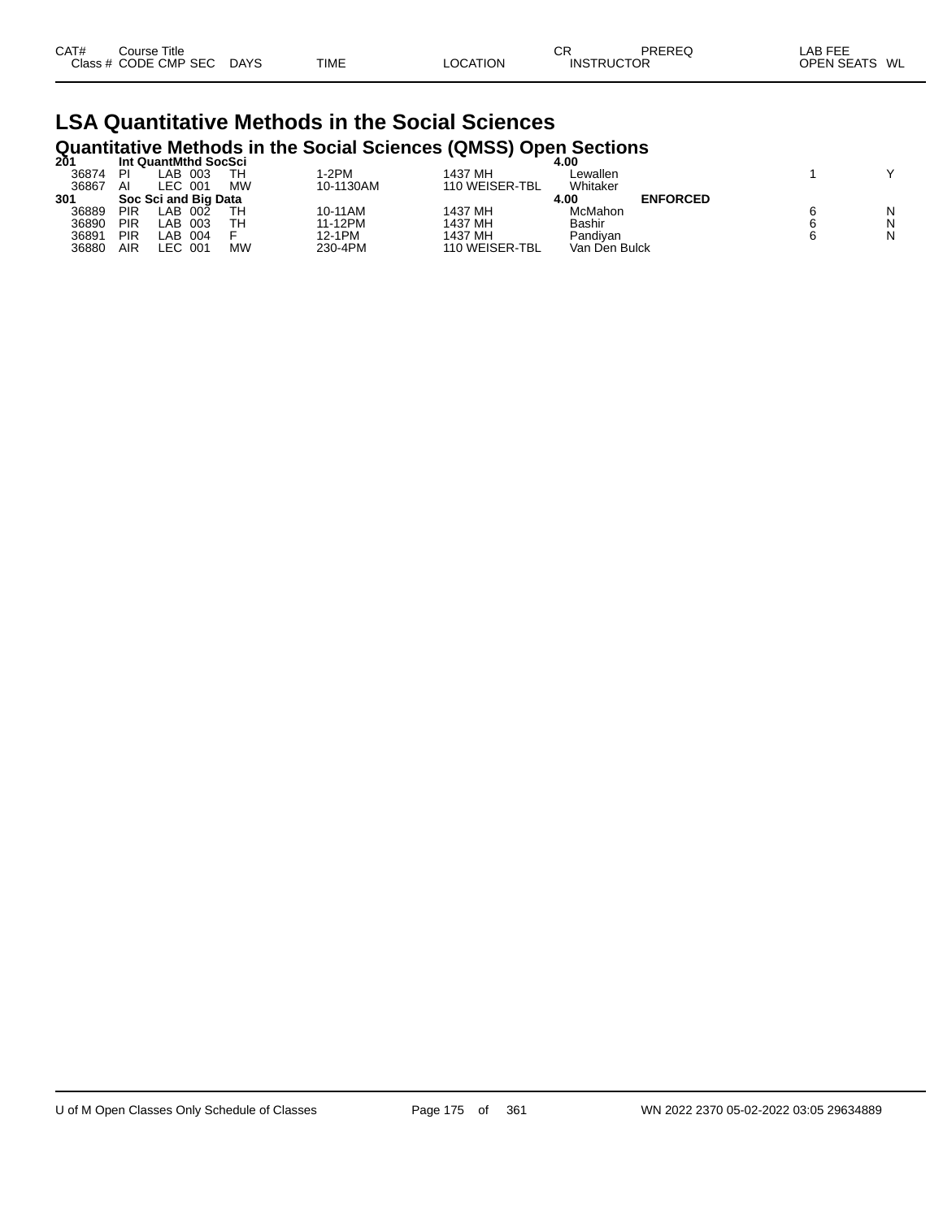# LSA Quantitative Methods in the Social Sciences

## Quantitative Methods in the Social Sciences (QMSS) Open Sections

| CAT# / Class # | Course Title / CODE | CMP | SEC | DAYS | TIME | LOCATION | CR / INSTRUCTOR | PREREQ | LAB FEE / OPEN SEATS | WL |
|---|---|---|---|---|---|---|---|---|---|---|
| **201** | **Int QuantMthd SocSci** | | | | | | **4.00** | | | |
| 36874 | PI | LAB | 003 | TH | 1-2PM | 1437 MH | Lewallen | | 1 | Y |
| 36867 | AI | LEC | 001 | MW | 10-1130AM | 110 WEISER-TBL | Whitaker | | | |
| **301** | **Soc Sci and Big Data** | | | | | | **4.00** | **ENFORCED** | | |
| 36889 | PIR | LAB | 002 | TH | 10-11AM | 1437 MH | McMahon | | 6 | N |
| 36890 | PIR | LAB | 003 | TH | 11-12PM | 1437 MH | Bashir | | 6 | N |
| 36891 | PIR | LAB | 004 | F | 12-1PM | 1437 MH | Pandiyan | | 6 | N |
| 36880 | AIR | LEC | 001 | MW | 230-4PM | 110 WEISER-TBL | Van Den Bulck | | | |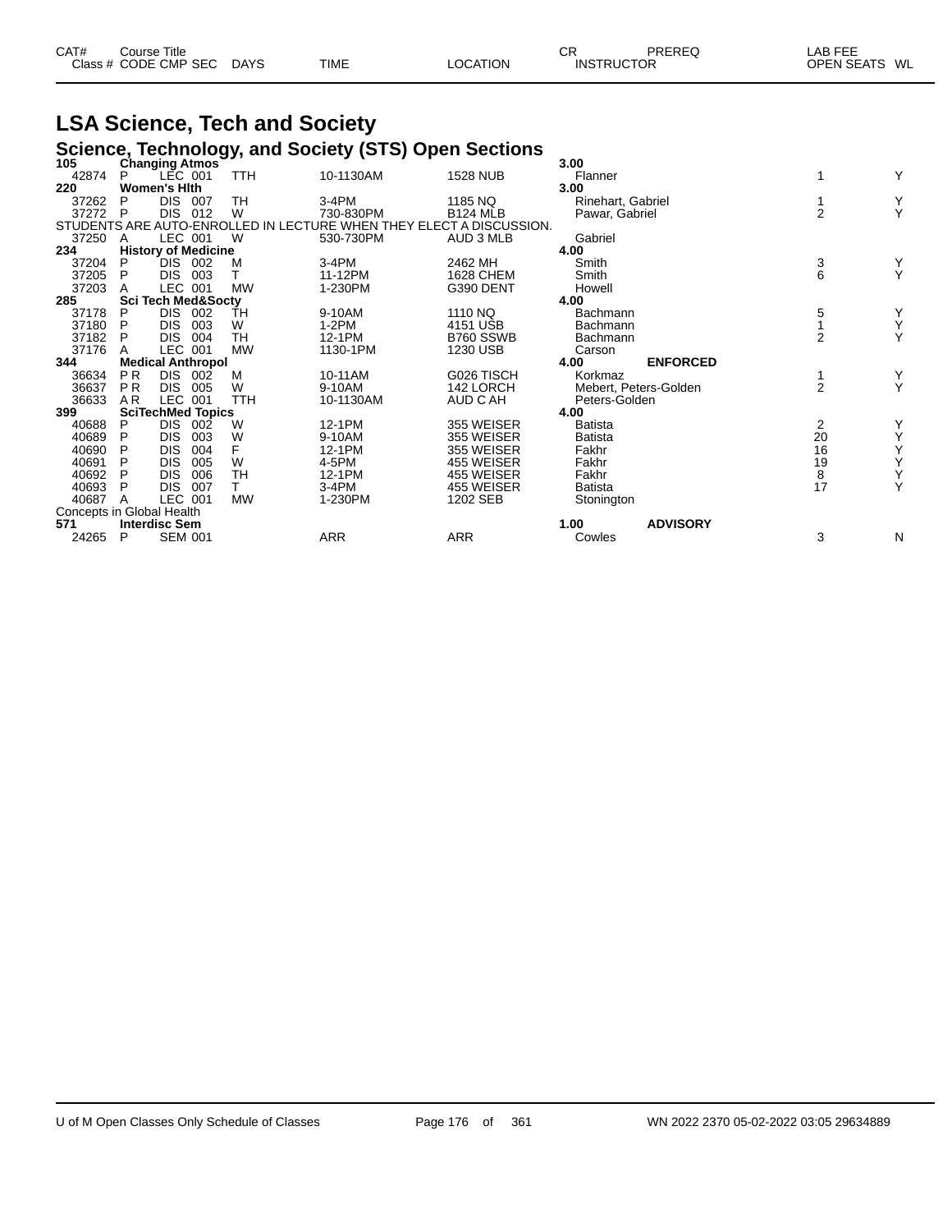# LSA Science, Tech and Society

## Science, Technology, and Society (STS) Open Sections

| CAT# | Course Title | | | | | | CR | PREREQ | LAB FEE | |
|---|---|---|---|---|---|---|---|---|---|---|
| Class # | CODE CMP SEC | DAYS | TIME | LOCATION | INSTRUCTOR | | | | OPEN SEATS | WL |
| **105** | **Changing Atmos** | | | | | | **3.00** | | | |
| 42874 | P LEC 001 | TTH | 10-1130AM | 1528 NUB | Flanner | | | | 1 | Y |
| **220** | **Women's Hlth** | | | | | | **3.00** | | | |
| 37262 | P DIS 007 | TH | 3-4PM | 1185 NQ | Rinehart, Gabriel | | | | 1 | Y |
| 37272 | P DIS 012 | W | 730-830PM | B124 MLB | Pawar, Gabriel | | | | 2 | Y |
| STUDENTS ARE AUTO-ENROLLED IN LECTURE WHEN THEY ELECT A DISCUSSION. | | | | | | | | | | |
| 37250 | A LEC 001 | W | 530-730PM | AUD 3 MLB | Gabriel | | | | | |
| **234** | **History of Medicine** | | | | | | **4.00** | | | |
| 37204 | P DIS 002 | M | 3-4PM | 2462 MH | Smith | | | | 3 | Y |
| 37205 | P DIS 003 | T | 11-12PM | 1628 CHEM | Smith | | | | 6 | Y |
| 37203 | A LEC 001 | MW | 1-230PM | G390 DENT | Howell | | | | | |
| **285** | **Sci Tech Med&Socty** | | | | | | **4.00** | | | |
| 37178 | P DIS 002 | TH | 9-10AM | 1110 NQ | Bachmann | | | | 5 | Y |
| 37180 | P DIS 003 | W | 1-2PM | 4151 USB | Bachmann | | | | 1 | Y |
| 37182 | P DIS 004 | TH | 12-1PM | B760 SSWB | Bachmann | | | | 2 | Y |
| 37176 | A LEC 001 | MW | 1130-1PM | 1230 USB | Carson | | | | | |
| **344** | **Medical Anthropol** | | | | | | **4.00** | **ENFORCED** | | |
| 36634 | P R DIS 002 | M | 10-11AM | G026 TISCH | Korkmaz | | | | 1 | Y |
| 36637 | P R DIS 005 | W | 9-10AM | 142 LORCH | Mebert, Peters-Golden | | | | 2 | Y |
| 36633 | A R LEC 001 | TTH | 10-1130AM | AUD C AH | Peters-Golden | | | | | |
| **399** | **SciTechMed Topics** | | | | | | **4.00** | | | |
| 40688 | P DIS 002 | W | 12-1PM | 355 WEISER | Batista | | | | 2 | Y |
| 40689 | P DIS 003 | W | 9-10AM | 355 WEISER | Batista | | | | 20 | Y |
| 40690 | P DIS 004 | F | 12-1PM | 355 WEISER | Fakhr | | | | 16 | Y |
| 40691 | P DIS 005 | W | 4-5PM | 455 WEISER | Fakhr | | | | 19 | Y |
| 40692 | P DIS 006 | TH | 12-1PM | 455 WEISER | Fakhr | | | | 8 | Y |
| 40693 | P DIS 007 | T | 3-4PM | 455 WEISER | Batista | | | | 17 | Y |
| 40687 | A LEC 001 | MW | 1-230PM | 1202 SEB | Stonington | | | | | |
| Concepts in Global Health | | | | | | | | | | |
| **571** | **Interdisc Sem** | | | | | | **1.00** | **ADVISORY** | | |
| 24265 | P SEM 001 | | ARR | ARR | Cowles | | | | 3 | N |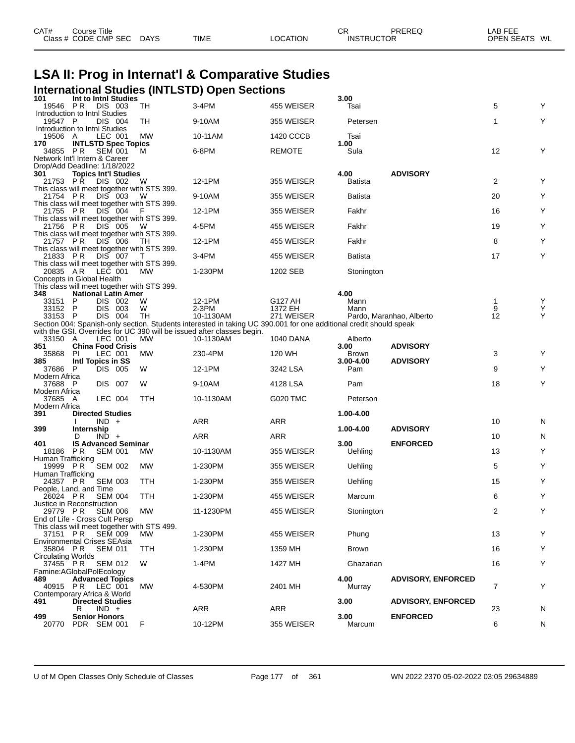# LSA II: Prog in Internat'l & Comparative Studies

## International Studies (INTLSTD) Open Sections

| CAT# / Class # | Course Title / CODE CMP SEC | DAYS | TIME | LOCATION | CR / INSTRUCTOR | PREREQ | LAB FEE / OPEN SEATS | WL |
|---|---|---|---|---|---|---|---|---|
| **101** | **Int to Intnl Studies** | | | | **3.00** | | | |
| 19546 | P R DIS 003 | TH | 3-4PM | 455 WEISER | Tsai | | 5 | Y |
| Introduction to Intnl Studies | | | | | | | | |
| 19547 | P DIS 004 | TH | 9-10AM | 355 WEISER | Petersen | | 1 | Y |
| Introduction to Intnl Studies | | | | | | | | |
| 19506 | A LEC 001 | MW | 10-11AM | 1420 CCCB | Tsai | | | |
| **170** | **INTLSTD Spec Topics** | | | | **1.00** | | | |
| 34855 | P R SEM 001 | M | 6-8PM | REMOTE | Sula | | 12 | Y |
| Network Int'l Intern & Career | | | | | | | | |
| Drop/Add Deadline: 1/18/2022 | | | | | | | | |
| **301** | **Topics Int'l Studies** | | | | **4.00** | **ADVISORY** | | |
| 21753 | P R DIS 002 | W | 12-1PM | 355 WEISER | Batista | | 2 | Y |
| This class will meet together with STS 399. | | | | | | | | |
| 21754 | P R DIS 003 | W | 9-10AM | 355 WEISER | Batista | | 20 | Y |
| This class will meet together with STS 399. | | | | | | | | |
| 21755 | P R DIS 004 | F | 12-1PM | 355 WEISER | Fakhr | | 16 | Y |
| This class will meet together with STS 399. | | | | | | | | |
| 21756 | P R DIS 005 | W | 4-5PM | 455 WEISER | Fakhr | | 19 | Y |
| This class will meet together with STS 399. | | | | | | | | |
| 21757 | P R DIS 006 | TH | 12-1PM | 455 WEISER | Fakhr | | 8 | Y |
| This class will meet together with STS 399. | | | | | | | | |
| 21833 | P R DIS 007 | T | 3-4PM | 455 WEISER | Batista | | 17 | Y |
| This class will meet together with STS 399. | | | | | | | | |
| 20835 | A R LEC 001 | MW | 1-230PM | 1202 SEB | Stonington | | | |
| Concepts in Global Health | | | | | | | | |
| This class will meet together with STS 399. | | | | | | | | |
| **348** | **National Latin Amer** | | | | **4.00** | | | |
| 33151 | P DIS 002 | W | 12-1PM | G127 AH | Mann | | 1 | Y |
| 33152 | P DIS 003 | W | 2-3PM | 1372 EH | Mann | | 9 | Y |
| 33153 | P DIS 004 | TH | 10-1130AM | 271 WEISER | Pardo, Maranhao, Alberto | | 12 | Y |
| Section 004: Spanish-only section. Students interested in taking UC 390.001 for one additional credit should speak with the GSI. Overrides for UC 390 will be issued after classes begin. | | | | | | | | |
| 33150 | A LEC 001 | MW | 10-1130AM | 1040 DANA | Alberto | | | |
| **351** | **China Food Crisis** | | | | **3.00** | **ADVISORY** | | |
| 35868 | PI LEC 001 | MW | 230-4PM | 120 WH | Brown | | 3 | Y |
| **385** | **Intl Topics in SS** | | | | **3.00-4.00** | **ADVISORY** | | |
| 37686 | P DIS 005 | W | 12-1PM | 3242 LSA | Pam | | 9 | Y |
| Modern Africa | | | | | | | | |
| 37688 | P DIS 007 | W | 9-10AM | 4128 LSA | Pam | | 18 | Y |
| Modern Africa | | | | | | | | |
| 37685 | A LEC 004 | TTH | 10-1130AM | G020 TMC | Peterson | | | |
| Modern Africa | | | | | | | | |
| **391** | **Directed Studies** | | | | **1.00-4.00** | | | |
| | I IND + | | ARR | ARR | | | 10 | N |
| **399** | **Internship** | | | | **1.00-4.00** | **ADVISORY** | | |
| | D IND + | | ARR | ARR | | | 10 | N |
| **401** | **IS Advanced Seminar** | | | | **3.00** | **ENFORCED** | | |
| 18186 | P R SEM 001 | MW | 10-1130AM | 355 WEISER | Uehling | | 13 | Y |
| Human Trafficking | | | | | | | | |
| 19999 | P R SEM 002 | MW | 1-230PM | 355 WEISER | Uehling | | 5 | Y |
| Human Trafficking | | | | | | | | |
| 24357 | P R SEM 003 | TTH | 1-230PM | 355 WEISER | Uehling | | 15 | Y |
| People, Land, and Time | | | | | | | | |
| 26024 | P R SEM 004 | TTH | 1-230PM | 455 WEISER | Marcum | | 6 | Y |
| Justice in Reconstruction | | | | | | | | |
| 29779 | P R SEM 006 | MW | 11-1230PM | 455 WEISER | Stonington | | 2 | Y |
| End of Life - Cross Cult Persp | | | | | | | | |
| This class will meet together with STS 499. | | | | | | | | |
| 37151 | P R SEM 009 | MW | 1-230PM | 455 WEISER | Phung | | 13 | Y |
| Environmental Crises SEAsia | | | | | | | | |
| 35804 | P R SEM 011 | TTH | 1-230PM | 1359 MH | Brown | | 16 | Y |
| Circulating Worlds | | | | | | | | |
| 37455 | P R SEM 012 | W | 1-4PM | 1427 MH | Ghazarian | | 16 | Y |
| Famine:AGlobalPolEcology | | | | | | | | |
| **489** | **Advanced Topics** | | | | **4.00** | **ADVISORY, ENFORCED** | | |
| 40915 | P R LEC 001 | MW | 4-530PM | 2401 MH | Murray | | 7 | Y |
| Contemporary Africa & World | | | | | | | | |
| **491** | **Directed Studies** | | | | **3.00** | **ADVISORY, ENFORCED** | | |
| | R IND + | | ARR | ARR | | | 23 | N |
| **499** | **Senior Honors** | | | | **3.00** | **ENFORCED** | | |
| 20770 | PDR SEM 001 | F | 10-12PM | 355 WEISER | Marcum | | 6 | N |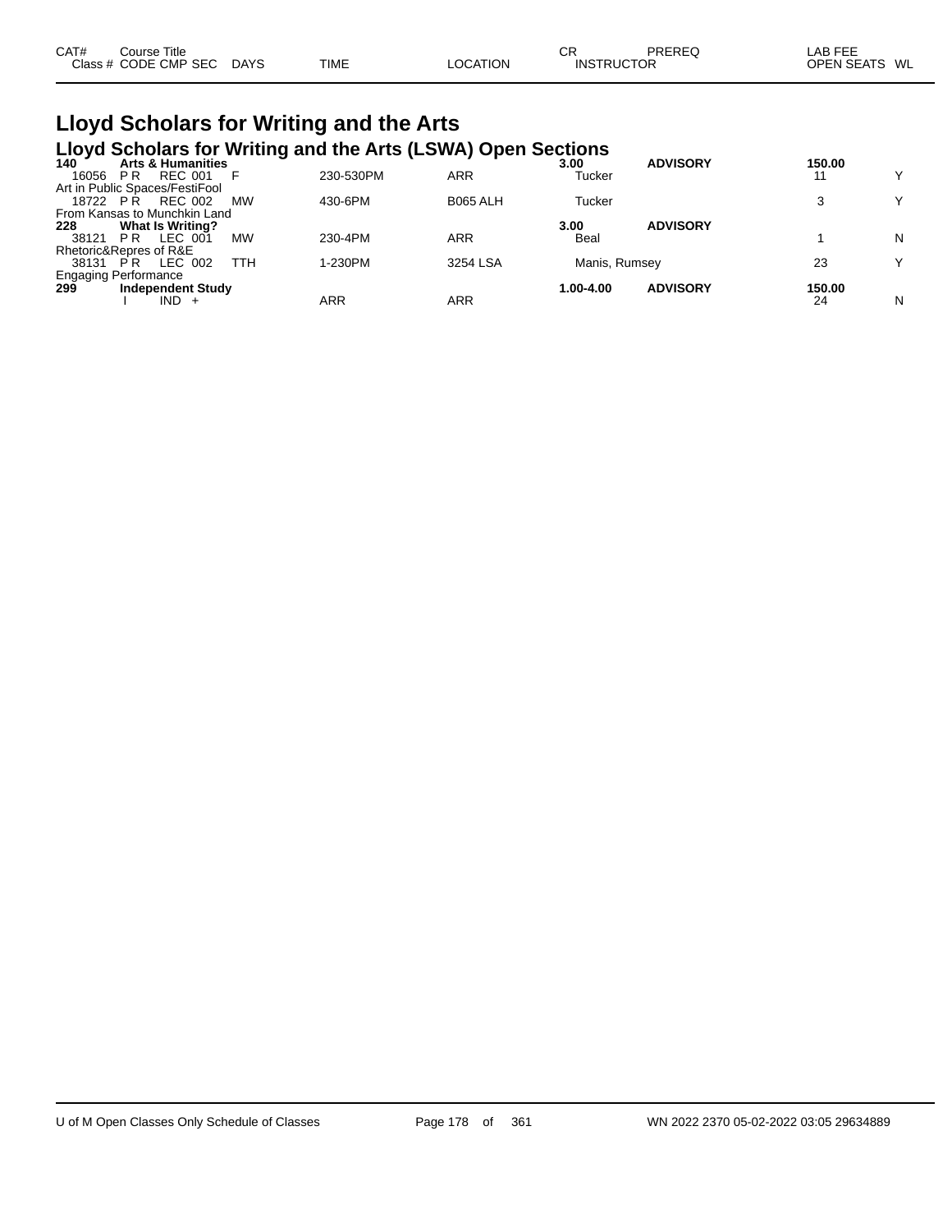| CAT# | Course Title | | | | | CR | PREREQ | LAB FEE | |
|---|---|---|---|---|---|---|---|---|---|
| Class # | CODE CMP SEC | DAYS | TIME | LOCATION | INSTRUCTOR | | | OPEN SEATS | WL |

# Lloyd Scholars for Writing and the Arts

## Lloyd Scholars for Writing and the Arts (LSWA) Open Sections

| CAT# / Class # | Course Title / CODE CMP SEC | DAYS | TIME | LOCATION | CR / INSTRUCTOR | PREREQ | LAB FEE / OPEN SEATS | WL |
|---|---|---|---|---|---|---|---|---|
| **140** | **Arts & Humanities** | | | | **3.00** | **ADVISORY** | **150.00** | |
| 16056 | P R REC 001 | F | 230-530PM | ARR | Tucker | | 11 | Y |
| Art in Public Spaces/FestiFool | | | | | | | | |
| 18722 | P R REC 002 | MW | 430-6PM | B065 ALH | Tucker | | 3 | Y |
| From Kansas to Munchkin Land | | | | | | | | |
| **228** | **What Is Writing?** | | | | **3.00** | **ADVISORY** | | |
| 38121 | P R LEC 001 | MW | 230-4PM | ARR | Beal | | 1 | N |
| Rhetoric&Repres of R&E | | | | | | | | |
| 38131 | P R LEC 002 | TTH | 1-230PM | 3254 LSA | Manis, Rumsey | | 23 | Y |
| Engaging Performance | | | | | | | | |
| **299** | **Independent Study** | | | | **1.00-4.00** | **ADVISORY** | **150.00** | |
| | I IND + | | ARR | ARR | | | 24 | N |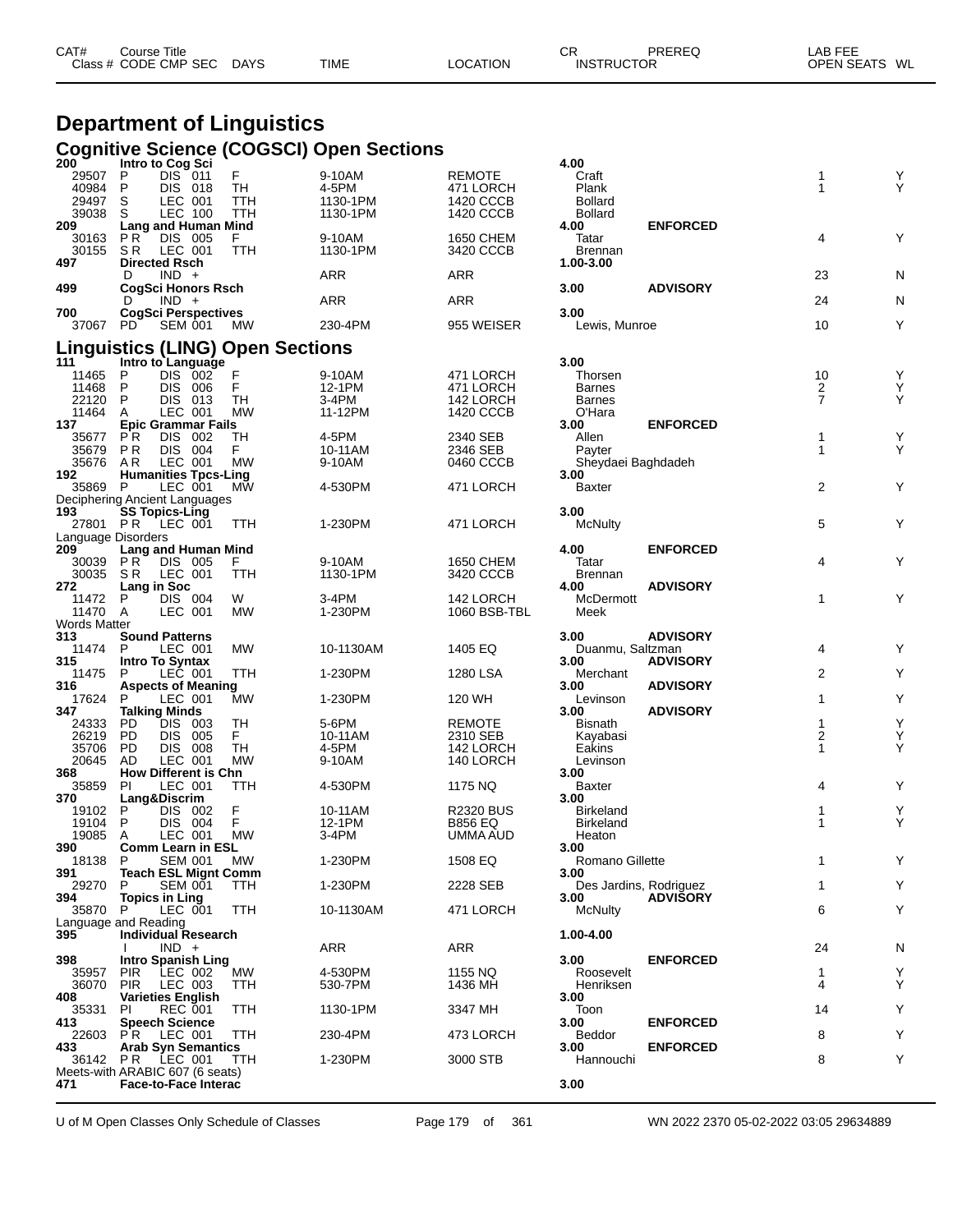# Department of Linguistics

## Cognitive Science (COGSCI) Open Sections

| CAT# / Class # | Course Title / CODE CMP SEC | DAYS | TIME | LOCATION | CR / INSTRUCTOR | PREREQ | OPEN SEATS | WL |
|---|---|---|---|---|---|---|---|---|
| **200** | **Intro to Cog Sci** | | | | **4.00** | | | |
| 29507 | P DIS 011 | F | 9-10AM | REMOTE | Craft | | 1 | Y |
| 40984 | P DIS 018 | TH | 4-5PM | 471 LORCH | Plank | | 1 | Y |
| 29497 | S LEC 001 | TTH | 1130-1PM | 1420 CCCB | Bollard | | | |
| 39038 | S LEC 100 | TTH | 1130-1PM | 1420 CCCB | Bollard | | | |
| **209** | **Lang and Human Mind** | | | | **4.00** | **ENFORCED** | | |
| 30163 | P R DIS 005 | F | 9-10AM | 1650 CHEM | Tatar | | 4 | Y |
| 30155 | S R LEC 001 | TTH | 1130-1PM | 3420 CCCB | Brennan | | | |
| **497** | **Directed Rsch** | | | | **1.00-3.00** | | | |
| | D IND + | | ARR | ARR | | | 23 | N |
| **499** | **CogSci Honors Rsch** | | | | **3.00** | **ADVISORY** | | |
| | D IND + | | ARR | ARR | | | 24 | N |
| **700** | **CogSci Perspectives** | | | | **3.00** | | | |
| 37067 | PD SEM 001 | MW | 230-4PM | 955 WEISER | Lewis, Munroe | | 10 | Y |

## Linguistics (LING) Open Sections

| CAT# / Class # | Course Title / CODE CMP SEC | DAYS | TIME | LOCATION | CR / INSTRUCTOR | PREREQ | OPEN SEATS | WL |
|---|---|---|---|---|---|---|---|---|
| **111** | **Intro to Language** | | | | **3.00** | | | |
| 11465 | P DIS 002 | F | 9-10AM | 471 LORCH | Thorsen | | 10 | Y |
| 11468 | P DIS 006 | F | 12-1PM | 471 LORCH | Barnes | | 2 | Y |
| 22120 | P DIS 013 | TH | 3-4PM | 142 LORCH | Barnes | | 7 | Y |
| 11464 | A LEC 001 | MW | 11-12PM | 1420 CCCB | O'Hara | | | |
| **137** | **Epic Grammar Fails** | | | | **3.00** | **ENFORCED** | | |
| 35677 | P R DIS 002 | TH | 4-5PM | 2340 SEB | Allen | | 1 | Y |
| 35679 | P R DIS 004 | F | 10-11AM | 2346 SEB | Payter | | 1 | Y |
| 35676 | A R LEC 001 | MW | 9-10AM | 0460 CCCB | Sheydaei Baghdadeh | | | |
| **192** | **Humanities Tpcs-Ling** | | | | **3.00** | | | |
| 35869 | P LEC 001 | MW | 4-530PM | 471 LORCH | Baxter | | 2 | Y |
| Deciphering Ancient Languages | | | | | | | | |
| **193** | **SS Topics-Ling** | | | | **3.00** | | | |
| 27801 | P R LEC 001 | TTH | 1-230PM | 471 LORCH | McNulty | | 5 | Y |
| Language Disorders | | | | | | | | |
| **209** | **Lang and Human Mind** | | | | **4.00** | **ENFORCED** | | |
| 30039 | P R DIS 005 | F | 9-10AM | 1650 CHEM | Tatar | | 4 | Y |
| 30035 | S R LEC 001 | TTH | 1130-1PM | 3420 CCCB | Brennan | | | |
| **272** | **Lang in Soc** | | | | **4.00** | **ADVISORY** | | |
| 11472 | P DIS 004 | W | 3-4PM | 142 LORCH | McDermott | | 1 | Y |
| 11470 | A LEC 001 | MW | 1-230PM | 1060 BSB-TBL | Meek | | | |
| Words Matter | | | | | | | | |
| **313** | **Sound Patterns** | | | | **3.00** | **ADVISORY** | | |
| 11474 | P LEC 001 | MW | 10-1130AM | 1405 EQ | Duanmu, Saltzman | | 4 | Y |
| **315** | **Intro To Syntax** | | | | **3.00** | **ADVISORY** | | |
| 11475 | P LEC 001 | TTH | 1-230PM | 1280 LSA | Merchant | | 2 | Y |
| **316** | **Aspects of Meaning** | | | | **3.00** | **ADVISORY** | | |
| 17624 | P LEC 001 | MW | 1-230PM | 120 WH | Levinson | | 1 | Y |
| **347** | **Talking Minds** | | | | **3.00** | **ADVISORY** | | |
| 24333 | PD DIS 003 | TH | 5-6PM | REMOTE | Bisnath | | 1 | Y |
| 26219 | PD DIS 005 | F | 10-11AM | 2310 SEB | Kayabasi | | 2 | Y |
| 35706 | PD DIS 008 | TH | 4-5PM | 142 LORCH | Eakins | | 1 | Y |
| 20645 | AD LEC 001 | MW | 9-10AM | 140 LORCH | Levinson | | | |
| **368** | **How Different is Chn** | | | | **3.00** | | | |
| 35859 | PI LEC 001 | TTH | 4-530PM | 1175 NQ | Baxter | | 4 | Y |
| **370** | **Lang&Discrim** | | | | **3.00** | | | |
| 19102 | P DIS 002 | F | 10-11AM | R2320 BUS | Birkeland | | 1 | Y |
| 19104 | P DIS 004 | F | 12-1PM | B856 EQ | Birkeland | | 1 | Y |
| 19085 | A LEC 001 | MW | 3-4PM | UMMA AUD | Heaton | | | |
| **390** | **Comm Learn in ESL** | | | | **3.00** | | | |
| 18138 | P SEM 001 | MW | 1-230PM | 1508 EQ | Romano Gillette | | 1 | Y |
| **391** | **Teach ESL Mignt Comm** | | | | **3.00** | | | |
| 29270 | P SEM 001 | TTH | 1-230PM | 2228 SEB | Des Jardins, Rodriguez | | 1 | Y |
| **394** | **Topics in Ling** | | | | **3.00** | **ADVISORY** | | |
| 35870 | P LEC 001 | TTH | 10-1130AM | 471 LORCH | McNulty | | 6 | Y |
| Language and Reading | | | | | | | | |
| **395** | **Individual Research** | | | | **1.00-4.00** | | | |
| | I IND + | | ARR | ARR | | | 24 | N |
| **398** | **Intro Spanish Ling** | | | | **3.00** | **ENFORCED** | | |
| 35957 | PIR LEC 002 | MW | 4-530PM | 1155 NQ | Roosevelt | | 1 | Y |
| 36070 | PIR LEC 003 | TTH | 530-7PM | 1436 MH | Henriksen | | 4 | Y |
| **408** | **Varieties English** | | | | **3.00** | | | |
| 35331 | PI REC 001 | TTH | 1130-1PM | 3347 MH | Toon | | 14 | Y |
| **413** | **Speech Science** | | | | **3.00** | **ENFORCED** | | |
| 22603 | P R LEC 001 | TTH | 230-4PM | 473 LORCH | Beddor | | 8 | Y |
| **433** | **Arab Syn Semantics** | | | | **3.00** | **ENFORCED** | | |
| 36142 | P R LEC 001 | TTH | 1-230PM | 3000 STB | Hannouchi | | 8 | Y |
| Meets-with ARABIC 607 (6 seats) | | | | | | | | |
| **471** | **Face-to-Face Interac** | | | | **3.00** | | | |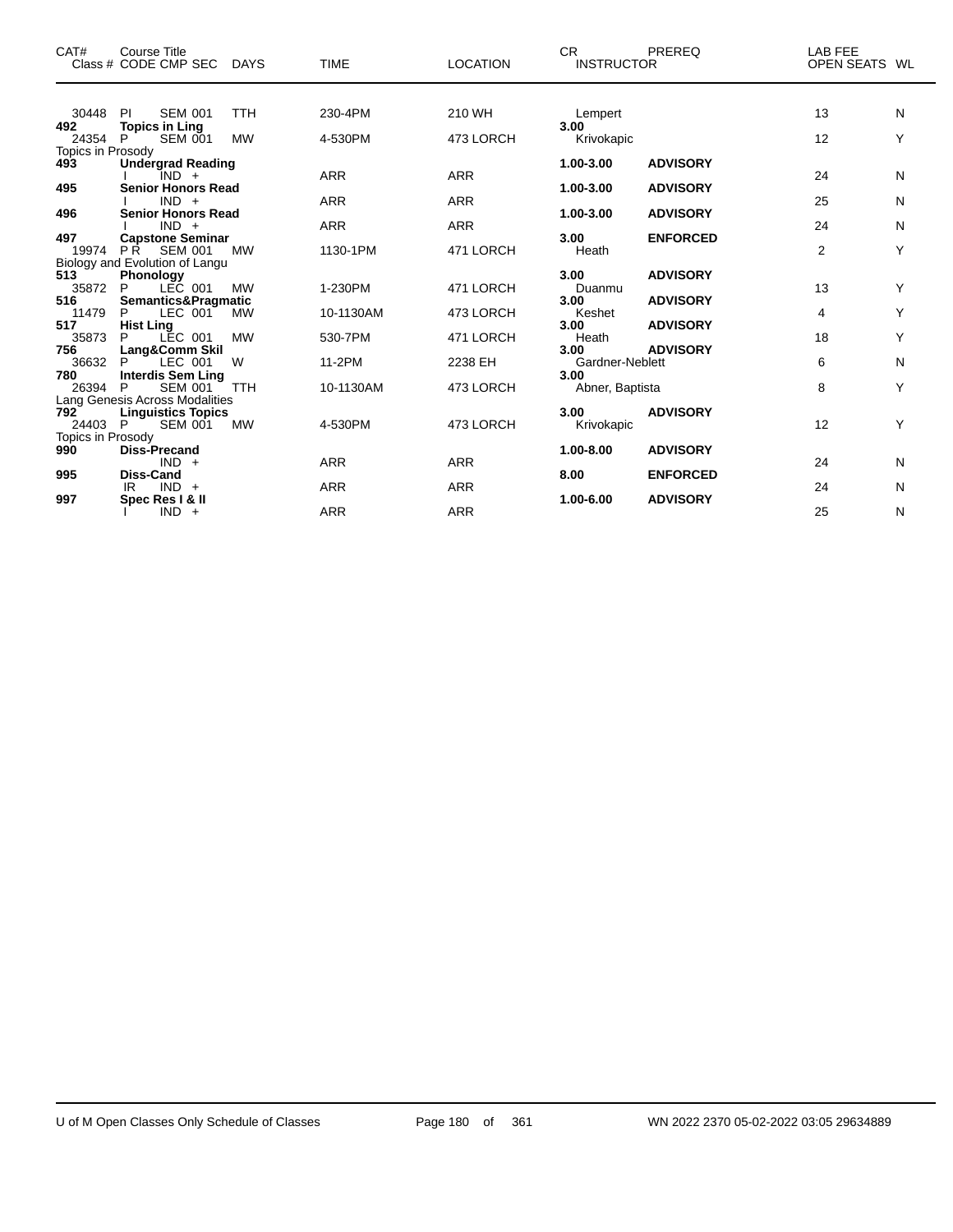| CAT# Class # | Course Title CODE | CMP SEC | DAYS | TIME | LOCATION | CR INSTRUCTOR | PREREQ | LAB FEE OPEN SEATS | WL |
|---|---|---|---|---|---|---|---|---|---|
| 30448 | PI | SEM 001 | TTH | 230-4PM | 210 WH | Lempert | | 13 | N |
| **492** | **Topics in Ling** | | | | | **3.00** | | | |
| 24354 | P | SEM 001 | MW | 4-530PM | 473 LORCH | Krivokapic | | 12 | Y |
| Topics in Prosody | | | | | | | | | |
| **493** | **Undergrad Reading** | | | | | **1.00-3.00** | **ADVISORY** | | |
| | I | IND + | | ARR | ARR | | | 24 | N |
| **495** | **Senior Honors Read** | | | | | **1.00-3.00** | **ADVISORY** | | |
| | I | IND + | | ARR | ARR | | | 25 | N |
| **496** | **Senior Honors Read** | | | | | **1.00-3.00** | **ADVISORY** | | |
| | I | IND + | | ARR | ARR | | | 24 | N |
| **497** | **Capstone Seminar** | | | | | **3.00** | **ENFORCED** | | |
| 19974 | P R | SEM 001 | MW | 1130-1PM | 471 LORCH | Heath | | 2 | Y |
| Biology and Evolution of Langu | | | | | | | | | |
| **513** | **Phonology** | | | | | **3.00** | **ADVISORY** | | |
| 35872 | P | LEC 001 | MW | 1-230PM | 471 LORCH | Duanmu | | 13 | Y |
| **516** | **Semantics&Pragmatic** | | | | | **3.00** | **ADVISORY** | | |
| 11479 | P | LEC 001 | MW | 10-1130AM | 473 LORCH | Keshet | | 4 | Y |
| **517** | **Hist Ling** | | | | | **3.00** | **ADVISORY** | | |
| 35873 | P | LEC 001 | MW | 530-7PM | 471 LORCH | Heath | | 18 | Y |
| **756** | **Lang&Comm Skil** | | | | | **3.00** | **ADVISORY** | | |
| 36632 | P | LEC 001 | W | 11-2PM | 2238 EH | Gardner-Neblett | | 6 | N |
| **780** | **Interdis Sem Ling** | | | | | **3.00** | | | |
| 26394 | P | SEM 001 | TTH | 10-1130AM | 473 LORCH | Abner, Baptista | | 8 | Y |
| Lang Genesis Across Modalities | | | | | | | | | |
| **792** | **Linguistics Topics** | | | | | **3.00** | **ADVISORY** | | |
| 24403 | P | SEM 001 | MW | 4-530PM | 473 LORCH | Krivokapic | | 12 | Y |
| Topics in Prosody | | | | | | | | | |
| **990** | **Diss-Precand** | | | | | **1.00-8.00** | **ADVISORY** | | |
| | | IND + | | ARR | ARR | | | 24 | N |
| **995** | **Diss-Cand** | | | | | **8.00** | **ENFORCED** | | |
| | IR | IND + | | ARR | ARR | | | 24 | N |
| **997** | **Spec Res I & II** | | | | | **1.00-6.00** | **ADVISORY** | | |
| | I | IND + | | ARR | ARR | | | 25 | N |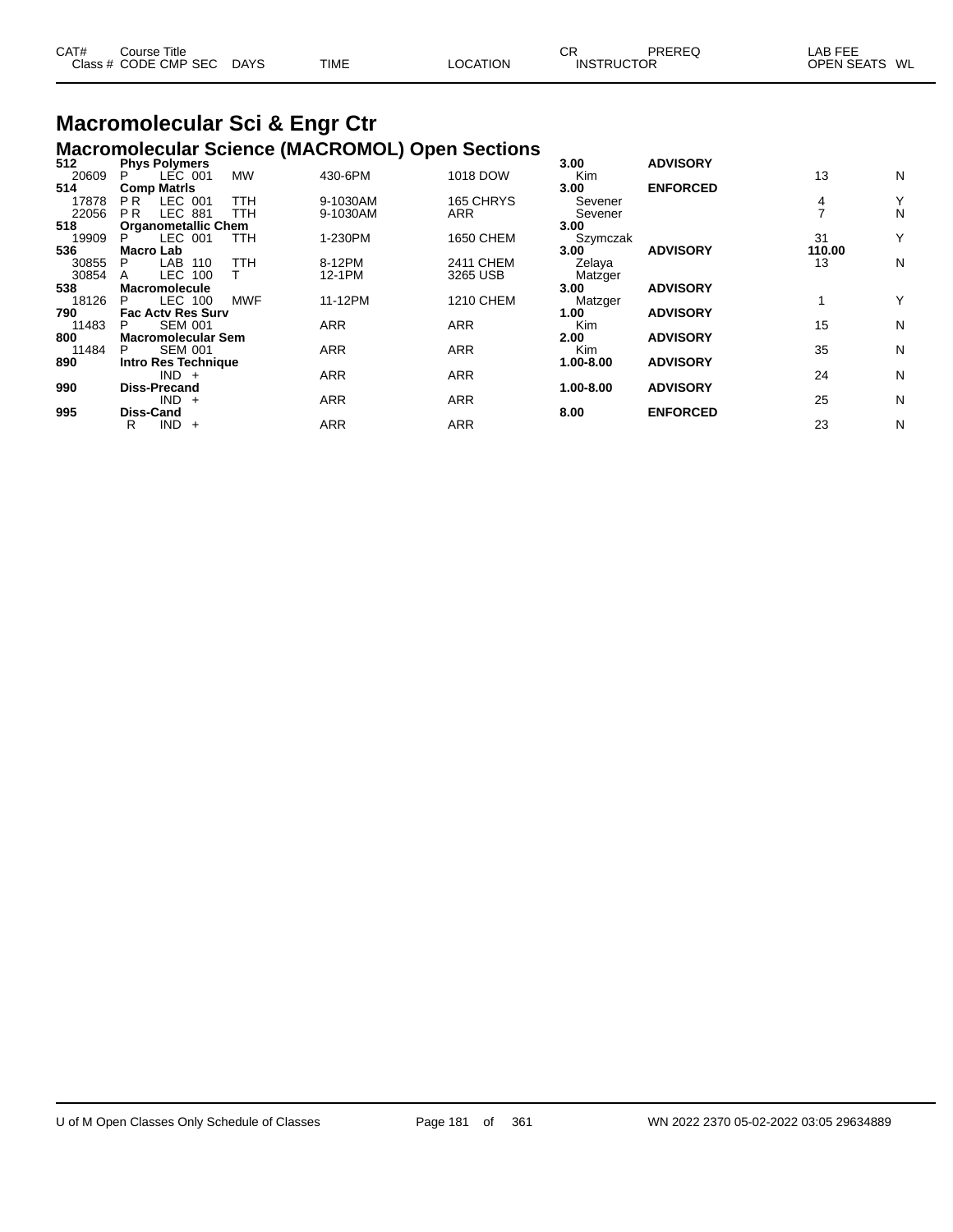# Macromolecular Sci & Engr Ctr

## Macromolecular Science (MACROMOL) Open Sections

| CAT# / Class # | Course Title / CODE | CMP | SEC | DAYS | TIME | LOCATION | CR / INSTRUCTOR | PREREQ | LAB FEE / OPEN SEATS | WL |
|---|---|---|---|---|---|---|---|---|---|---|
| **512** | **Phys Polymers** | | | | | | **3.00** | **ADVISORY** | | |
| 20609 | P | LEC | 001 | MW | 430-6PM | 1018 DOW | Kim | | 13 | N |
| **514** | **Comp Matrls** | | | | | | **3.00** | **ENFORCED** | | |
| 17878 | P R | LEC | 001 | TTH | 9-1030AM | 165 CHRYS | Sevener | | 4 | Y |
| 22056 | P R | LEC | 881 | TTH | 9-1030AM | ARR | Sevener | | 7 | N |
| **518** | **Organometallic Chem** | | | | | | **3.00** | | | |
| 19909 | P | LEC | 001 | TTH | 1-230PM | 1650 CHEM | Szymczak | | 31 | Y |
| **536** | **Macro Lab** | | | | | | **3.00** | **ADVISORY** | **110.00** | |
| 30855 | P | LAB | 110 | TTH | 8-12PM | 2411 CHEM | Zelaya | | 13 | N |
| 30854 | A | LEC | 100 | T | 12-1PM | 3265 USB | Matzger | | | |
| **538** | **Macromolecule** | | | | | | **3.00** | **ADVISORY** | | |
| 18126 | P | LEC | 100 | MWF | 11-12PM | 1210 CHEM | Matzger | | 1 | Y |
| **790** | **Fac Actv Res Surv** | | | | | | **1.00** | **ADVISORY** | | |
| 11483 | P | SEM | 001 | | ARR | ARR | Kim | | 15 | N |
| **800** | **Macromolecular Sem** | | | | | | **2.00** | **ADVISORY** | | |
| 11484 | P | SEM | 001 | | ARR | ARR | Kim | | 35 | N |
| **890** | **Intro Res Technique** | | | | | | **1.00-8.00** | **ADVISORY** | | |
| | | IND | + | | ARR | ARR | | | 24 | N |
| **990** | **Diss-Precand** | | | | | | **1.00-8.00** | **ADVISORY** | | |
| | | IND | + | | ARR | ARR | | | 25 | N |
| **995** | **Diss-Cand** | | | | | | **8.00** | **ENFORCED** | | |
| | R | IND | + | | ARR | ARR | | | 23 | N |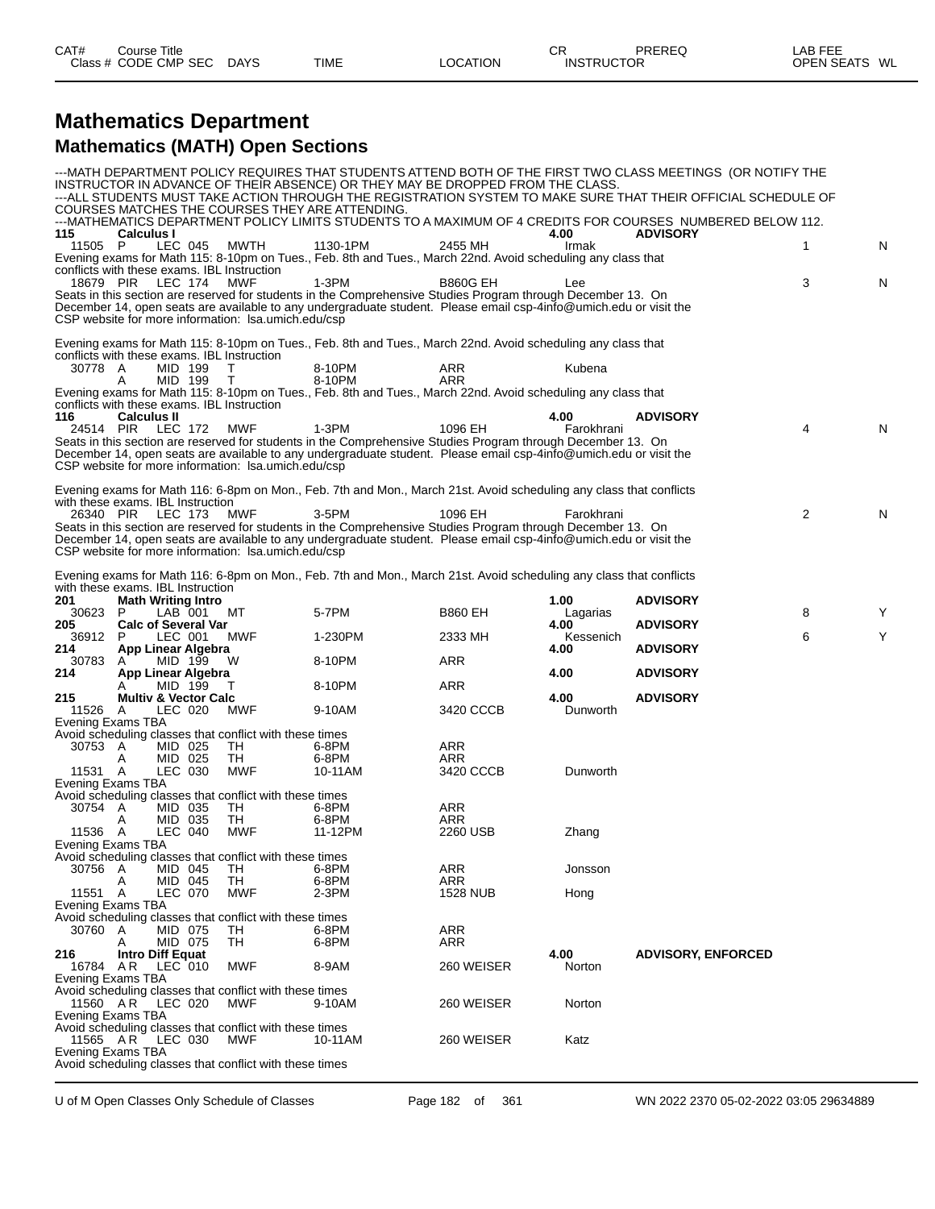| CAT# Class # | Course Title CODE CMP SEC | DAYS | TIME | LOCATION | CR INSTRUCTOR | PREREQ | LAB FEE OPEN SEATS | WL |
|---|---|---|---|---|---|---|---|---|

# Mathematics Department

## Mathematics (MATH) Open Sections

---MATH DEPARTMENT POLICY REQUIRES THAT STUDENTS ATTEND BOTH OF THE FIRST TWO CLASS MEETINGS (OR NOTIFY THE INSTRUCTOR IN ADVANCE OF THEIR ABSENCE) OR THEY MAY BE DROPPED FROM THE CLASS.
---ALL STUDENTS MUST TAKE ACTION THROUGH THE REGISTRATION SYSTEM TO MAKE SURE THAT THEIR OFFICIAL SCHEDULE OF COURSES MATCHES THE COURSES THEY ARE ATTENDING.
---MATHEMATICS DEPARTMENT POLICY LIMITS STUDENTS TO A MAXIMUM OF 4 CREDITS FOR COURSES NUMBERED BELOW 112.

**115 Calculus I** — 4.00 — ADVISORY

| Class # | CODE | CMP | SEC | DAYS | TIME | LOCATION | INSTRUCTOR | OPEN SEATS | WL |
|---|---|---|---|---|---|---|---|---|---|
| 11505 | P | LEC | 045 | MWTH | 1130-1PM | 2455 MH | Irmak | 1 | N |

Evening exams for Math 115: 8-10pm on Tues., Feb. 8th and Tues., March 22nd. Avoid scheduling any class that conflicts with these exams. IBL Instruction

| Class # | CODE | CMP | SEC | DAYS | TIME | LOCATION | INSTRUCTOR | OPEN SEATS | WL |
|---|---|---|---|---|---|---|---|---|---|
| 18679 | PIR | LEC | 174 | MWF | 1-3PM | B860G EH | Lee | 3 | N |

Seats in this section are reserved for students in the Comprehensive Studies Program through December 13. On December 14, open seats are available to any undergraduate student. Please email csp-4info@umich.edu or visit the CSP website for more information: lsa.umich.edu/csp

Evening exams for Math 115: 8-10pm on Tues., Feb. 8th and Tues., March 22nd. Avoid scheduling any class that conflicts with these exams. IBL Instruction

| Class # | CODE | CMP | SEC | DAYS | TIME | LOCATION | INSTRUCTOR | OPEN SEATS | WL |
|---|---|---|---|---|---|---|---|---|---|
| 30778 | A | MID | 199 | T | 8-10PM | ARR | Kubena | | |
| | A | MID | 199 | T | 8-10PM | ARR | | | |

Evening exams for Math 115: 8-10pm on Tues., Feb. 8th and Tues., March 22nd. Avoid scheduling any class that conflicts with these exams. IBL Instruction

**116 Calculus II** — 4.00 — ADVISORY

| Class # | CODE | CMP | SEC | DAYS | TIME | LOCATION | INSTRUCTOR | OPEN SEATS | WL |
|---|---|---|---|---|---|---|---|---|---|
| 24514 | PIR | LEC | 172 | MWF | 1-3PM | 1096 EH | Farokhrani | 4 | N |

Seats in this section are reserved for students in the Comprehensive Studies Program through December 13. On December 14, open seats are available to any undergraduate student. Please email csp-4info@umich.edu or visit the CSP website for more information: lsa.umich.edu/csp

Evening exams for Math 116: 6-8pm on Mon., Feb. 7th and Mon., March 21st. Avoid scheduling any class that conflicts with these exams. IBL Instruction

| Class # | CODE | CMP | SEC | DAYS | TIME | LOCATION | INSTRUCTOR | OPEN SEATS | WL |
|---|---|---|---|---|---|---|---|---|---|
| 26340 | PIR | LEC | 173 | MWF | 3-5PM | 1096 EH | Farokhrani | 2 | N |

Seats in this section are reserved for students in the Comprehensive Studies Program through December 13. On December 14, open seats are available to any undergraduate student. Please email csp-4info@umich.edu or visit the CSP website for more information: lsa.umich.edu/csp

Evening exams for Math 116: 6-8pm on Mon., Feb. 7th and Mon., March 21st. Avoid scheduling any class that conflicts with these exams. IBL Instruction

**201 Math Writing Intro** — 1.00 — ADVISORY

| Class # | CODE | CMP | SEC | DAYS | TIME | LOCATION | INSTRUCTOR | OPEN SEATS | WL |
|---|---|---|---|---|---|---|---|---|---|
| 30623 | P | LAB | 001 | MT | 5-7PM | B860 EH | Lagarias | 8 | Y |

**205 Calc of Several Var** — 4.00 — ADVISORY

| Class # | CODE | CMP | SEC | DAYS | TIME | LOCATION | INSTRUCTOR | OPEN SEATS | WL |
|---|---|---|---|---|---|---|---|---|---|
| 36912 | P | LEC | 001 | MWF | 1-230PM | 2333 MH | Kessenich | 6 | Y |

**214 App Linear Algebra** — 4.00 — ADVISORY

| Class # | CODE | CMP | SEC | DAYS | TIME | LOCATION | INSTRUCTOR | OPEN SEATS | WL |
|---|---|---|---|---|---|---|---|---|---|
| 30783 | A | MID | 199 | W | 8-10PM | ARR | | | |

**214 App Linear Algebra** — 4.00 — ADVISORY

| Class # | CODE | CMP | SEC | DAYS | TIME | LOCATION | INSTRUCTOR | OPEN SEATS | WL |
|---|---|---|---|---|---|---|---|---|---|
| | A | MID | 199 | T | 8-10PM | ARR | | | |

**215 Multiv & Vector Calc** — 4.00 — ADVISORY

| Class # | CODE | CMP | SEC | DAYS | TIME | LOCATION | INSTRUCTOR | OPEN SEATS | WL |
|---|---|---|---|---|---|---|---|---|---|
| 11526 | A | LEC | 020 | MWF | 9-10AM | 3420 CCCB | Dunworth | | |

Evening Exams TBA
Avoid scheduling classes that conflict with these times

| Class # | CODE | CMP | SEC | DAYS | TIME | LOCATION | INSTRUCTOR | OPEN SEATS | WL |
|---|---|---|---|---|---|---|---|---|---|
| 30753 | A | MID | 025 | TH | 6-8PM | ARR | | | |
| | A | MID | 025 | TH | 6-8PM | ARR | | | |
| 11531 | A | LEC | 030 | MWF | 10-11AM | 3420 CCCB | Dunworth | | |

Evening Exams TBA
Avoid scheduling classes that conflict with these times

| Class # | CODE | CMP | SEC | DAYS | TIME | LOCATION | INSTRUCTOR | OPEN SEATS | WL |
|---|---|---|---|---|---|---|---|---|---|
| 30754 | A | MID | 035 | TH | 6-8PM | ARR | | | |
| | A | MID | 035 | TH | 6-8PM | ARR | | | |
| 11536 | A | LEC | 040 | MWF | 11-12PM | 2260 USB | Zhang | | |

Evening Exams TBA
Avoid scheduling classes that conflict with these times

| Class # | CODE | CMP | SEC | DAYS | TIME | LOCATION | INSTRUCTOR | OPEN SEATS | WL |
|---|---|---|---|---|---|---|---|---|---|
| 30756 | A | MID | 045 | TH | 6-8PM | ARR | Jonsson | | |
| | A | MID | 045 | TH | 6-8PM | ARR | | | |
| 11551 | A | LEC | 070 | MWF | 2-3PM | 1528 NUB | Hong | | |

Evening Exams TBA
Avoid scheduling classes that conflict with these times

| Class # | CODE | CMP | SEC | DAYS | TIME | LOCATION | INSTRUCTOR | OPEN SEATS | WL |
|---|---|---|---|---|---|---|---|---|---|
| 30760 | A | MID | 075 | TH | 6-8PM | ARR | | | |
| | A | MID | 075 | TH | 6-8PM | ARR | | | |

**216 Intro Diff Equat** — 4.00 — ADVISORY, ENFORCED

| Class # | CODE | CMP | SEC | DAYS | TIME | LOCATION | INSTRUCTOR | OPEN SEATS | WL |
|---|---|---|---|---|---|---|---|---|---|
| 16784 | A R | LEC | 010 | MWF | 8-9AM | 260 WEISER | Norton | | |

Evening Exams TBA
Avoid scheduling classes that conflict with these times

| Class # | CODE | CMP | SEC | DAYS | TIME | LOCATION | INSTRUCTOR | OPEN SEATS | WL |
|---|---|---|---|---|---|---|---|---|---|
| 11560 | A R | LEC | 020 | MWF | 9-10AM | 260 WEISER | Norton | | |

Evening Exams TBA
Avoid scheduling classes that conflict with these times

| Class # | CODE | CMP | SEC | DAYS | TIME | LOCATION | INSTRUCTOR | OPEN SEATS | WL |
|---|---|---|---|---|---|---|---|---|---|
| 11565 | A R | LEC | 030 | MWF | 10-11AM | 260 WEISER | Katz | | |

Evening Exams TBA
Avoid scheduling classes that conflict with these times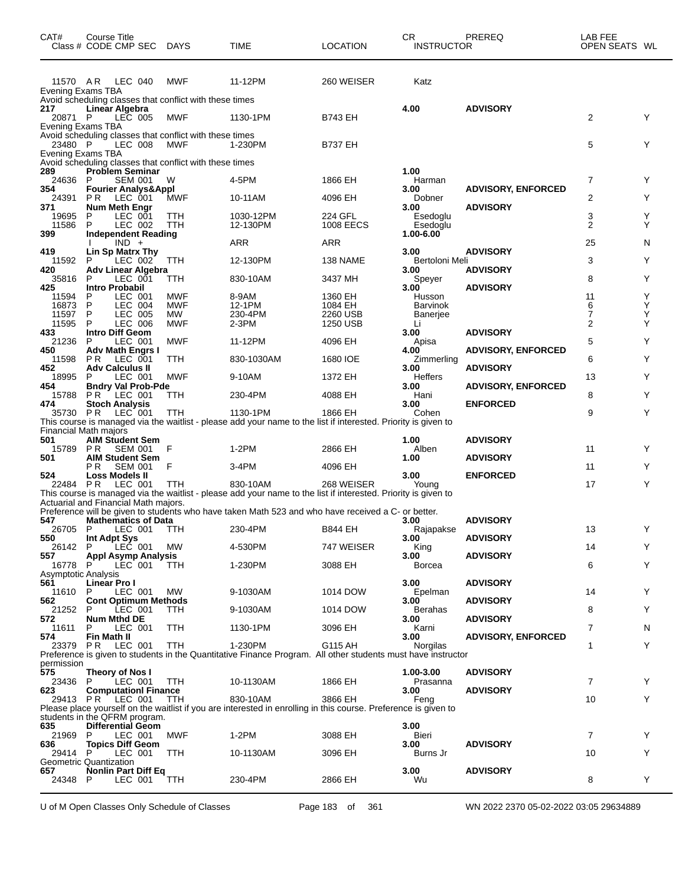| CAT# | Course Title Class # CODE CMP SEC | DAYS | TIME | LOCATION | CR INSTRUCTOR | PREREQ | LAB FEE OPEN SEATS | WL |
|---|---|---|---|---|---|---|---|---|
| 11570 | A R LEC 040 | MWF | 11-12PM | 260 WEISER | Katz | | | |
| Evening Exams TBA | | | | | | | | |
| Avoid scheduling classes that conflict with these times | | | | | | | | |
| **217** | **Linear Algebra** | | | | **4.00** | **ADVISORY** | | |
| 20871 | P LEC 005 | MWF | 1130-1PM | B743 EH | | | 2 | Y |
| Evening Exams TBA | | | | | | | | |
| Avoid scheduling classes that conflict with these times | | | | | | | | |
| 23480 | P LEC 008 | MWF | 1-230PM | B737 EH | | | 5 | Y |
| Evening Exams TBA | | | | | | | | |
| Avoid scheduling classes that conflict with these times | | | | | | | | |
| **289** | **Problem Seminar** | | | | **1.00** | | | |
| 24636 | P SEM 001 | W | 4-5PM | 1866 EH | Harman | | 7 | Y |
| **354** | **Fourier Analys&Appl** | | | | **3.00** | **ADVISORY, ENFORCED** | | |
| 24391 | P R LEC 001 | MWF | 10-11AM | 4096 EH | Dobner | | 2 | Y |
| **371** | **Num Meth Engr** | | | | **3.00** | **ADVISORY** | | |
| 19695 | P LEC 001 | TTH | 1030-12PM | 224 GFL | Esedoglu | | 3 | Y |
| 11586 | P LEC 002 | TTH | 12-130PM | 1008 EECS | Esedoglu | | 2 | Y |
| **399** | **Independent Reading** | | | | **1.00-6.00** | | | |
| | I IND + | | ARR | ARR | | | 25 | N |
| **419** | **Lin Sp Matrx Thy** | | | | **3.00** | **ADVISORY** | | |
| 11592 | P LEC 002 | TTH | 12-130PM | 138 NAME | Bertoloni Meli | | 3 | Y |
| **420** | **Adv Linear Algebra** | | | | **3.00** | **ADVISORY** | | |
| 35816 | P LEC 001 | TTH | 830-10AM | 3437 MH | Speyer | | 8 | Y |
| **425** | **Intro Probabil** | | | | **3.00** | **ADVISORY** | | |
| 11594 | P LEC 001 | MWF | 8-9AM | 1360 EH | Husson | | 11 | Y |
| 16873 | P LEC 004 | MWF | 12-1PM | 1084 EH | Barvinok | | 6 | Y |
| 11597 | P LEC 005 | MW | 230-4PM | 2260 USB | Banerjee | | 7 | Y |
| 11595 | P LEC 006 | MWF | 2-3PM | 1250 USB | Li | | 2 | Y |
| **433** | **Intro Diff Geom** | | | | **3.00** | **ADVISORY** | | |
| 21236 | P LEC 001 | MWF | 11-12PM | 4096 EH | Apisa | | 5 | Y |
| **450** | **Adv Math Engrs I** | | | | **4.00** | **ADVISORY, ENFORCED** | | |
| 11598 | P R LEC 001 | TTH | 830-1030AM | 1680 IOE | Zimmerling | | 6 | Y |
| **452** | **Adv Calculus II** | | | | **3.00** | **ADVISORY** | | |
| 18995 | P LEC 001 | MWF | 9-10AM | 1372 EH | Heffers | | 13 | Y |
| **454** | **Bndry Val Prob-Pde** | | | | **3.00** | **ADVISORY, ENFORCED** | | |
| 15788 | P R LEC 001 | TTH | 230-4PM | 4088 EH | Hani | | 8 | Y |
| **474** | **Stoch Analysis** | | | | **3.00** | **ENFORCED** | | |
| 35730 | P R LEC 001 | TTH | 1130-1PM | 1866 EH | Cohen | | 9 | Y |
| This course is managed via the waitlist - please add your name to the list if interested. Priority is given to Financial Math majors | | | | | | | | |
| **501** | **AIM Student Sem** | | | | **1.00** | **ADVISORY** | | |
| 15789 | P R SEM 001 | F | 1-2PM | 2866 EH | Alben | | 11 | Y |
| **501** | **AIM Student Sem** | | | | **1.00** | **ADVISORY** | | |
| | P R SEM 001 | F | 3-4PM | 4096 EH | | | 11 | Y |
| **524** | **Loss Models II** | | | | **3.00** | **ENFORCED** | | |
| 22484 | P R LEC 001 | TTH | 830-10AM | 268 WEISER | Young | | 17 | Y |
| This course is managed via the waitlist - please add your name to the list if interested. Priority is given to Actuarial and Financial Math majors. | | | | | | | | |
| Preference will be given to students who have taken Math 523 and who have received a C- or better. | | | | | | | | |
| **547** | **Mathematics of Data** | | | | **3.00** | **ADVISORY** | | |
| 26705 | P LEC 001 | TTH | 230-4PM | B844 EH | Rajapakse | | 13 | Y |
| **550** | **Int Adpt Sys** | | | | **3.00** | **ADVISORY** | | |
| 26142 | P LEC 001 | MW | 4-530PM | 747 WEISER | King | | 14 | Y |
| **557** | **Appl Asymp Analysis** | | | | **3.00** | **ADVISORY** | | |
| 16778 | P LEC 001 | TTH | 1-230PM | 3088 EH | Borcea | | 6 | Y |
| Asymptotic Analysis | | | | | | | | |
| **561** | **Linear Pro I** | | | | **3.00** | **ADVISORY** | | |
| 11610 | P LEC 001 | MW | 9-1030AM | 1014 DOW | Epelman | | 14 | Y |
| **562** | **Cont Optimum Methods** | | | | **3.00** | **ADVISORY** | | |
| 21252 | P LEC 001 | TTH | 9-1030AM | 1014 DOW | Berahas | | 8 | Y |
| **572** | **Num Mthd DE** | | | | **3.00** | **ADVISORY** | | |
| 11611 | P LEC 001 | TTH | 1130-1PM | 3096 EH | Karni | | 7 | N |
| **574** | **Fin Math II** | | | | **3.00** | **ADVISORY, ENFORCED** | | |
| 23379 | P R LEC 001 | TTH | 1-230PM | G115 AH | Norgilas | | 1 | Y |
| Preference is given to students in the Quantitative Finance Program. All other students must have instructor permission | | | | | | | | |
| **575** | **Theory of Nos I** | | | | **1.00-3.00** | **ADVISORY** | | |
| 23436 | P LEC 001 | TTH | 10-1130AM | 1866 EH | Prasanna | | 7 | Y |
| **623** | **Computationl Finance** | | | | **3.00** | **ADVISORY** | | |
| 29413 | P R LEC 001 | TTH | 830-10AM | 3866 EH | Feng | | 10 | Y |
| Please place yourself on the waitlist if you are interested in enrolling in this course. Preference is given to students in the QFRM program. | | | | | | | | |
| **635** | **Differential Geom** | | | | **3.00** | | | |
| 21969 | P LEC 001 | MWF | 1-2PM | 3088 EH | Bieri | | 7 | Y |
| **636** | **Topics Diff Geom** | | | | **3.00** | **ADVISORY** | | |
| 29414 | P LEC 001 | TTH | 10-1130AM | 3096 EH | Burns Jr | | 10 | Y |
| Geometric Quantization | | | | | | | | |
| **657** | **Nonlin Part Diff Eq** | | | | **3.00** | **ADVISORY** | | |
| 24348 | P LEC 001 | TTH | 230-4PM | 2866 EH | Wu | | 8 | Y |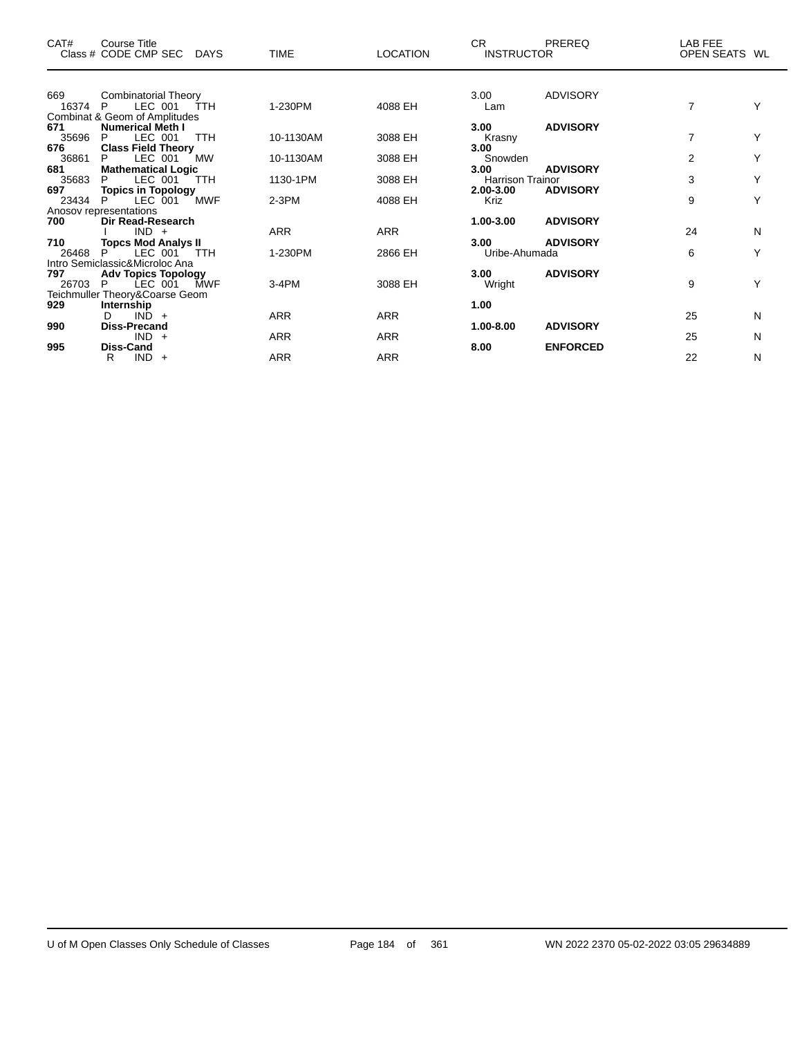| CAT# | Course Title Class # CODE CMP SEC | DAYS | TIME | LOCATION | CR INSTRUCTOR | PREREQ | LAB FEE OPEN SEATS | WL |
|---|---|---|---|---|---|---|---|---|
| 669 | Combinatorial Theory | | | | 3.00 | ADVISORY | | |
| 16374 | P LEC 001 | TTH | 1-230PM | 4088 EH | Lam | | 7 | Y |
| | Combinat & Geom of Amplitudes | | | | | | | |
| **671** | **Numerical Meth I** | | | | **3.00** | **ADVISORY** | | |
| 35696 | P LEC 001 | TTH | 10-1130AM | 3088 EH | Krasny | | 7 | Y |
| **676** | **Class Field Theory** | | | | **3.00** | | | |
| 36861 | P LEC 001 | MW | 10-1130AM | 3088 EH | Snowden | | 2 | Y |
| **681** | **Mathematical Logic** | | | | **3.00** | **ADVISORY** | | |
| 35683 | P LEC 001 | TTH | 1130-1PM | 3088 EH | Harrison Trainor | | 3 | Y |
| **697** | **Topics in Topology** | | | | **2.00-3.00** | **ADVISORY** | | |
| 23434 | P LEC 001 | MWF | 2-3PM | 4088 EH | Kriz | | 9 | Y |
| | Anosov representations | | | | | | | |
| **700** | **Dir Read-Research** | | | | **1.00-3.00** | **ADVISORY** | | |
| | I IND + | | ARR | ARR | | | 24 | N |
| **710** | **Topcs Mod Analys II** | | | | **3.00** | **ADVISORY** | | |
| 26468 | P LEC 001 | TTH | 1-230PM | 2866 EH | Uribe-Ahumada | | 6 | Y |
| | Intro Semiclassic&Microloc Ana | | | | | | | |
| **797** | **Adv Topics Topology** | | | | **3.00** | **ADVISORY** | | |
| 26703 | P LEC 001 | MWF | 3-4PM | 3088 EH | Wright | | 9 | Y |
| | Teichmuller Theory&Coarse Geom | | | | | | | |
| **929** | **Internship** | | | | **1.00** | | | |
| | D IND + | | ARR | ARR | | | 25 | N |
| **990** | **Diss-Precand** | | | | **1.00-8.00** | **ADVISORY** | | |
| | IND + | | ARR | ARR | | | 25 | N |
| **995** | **Diss-Cand** | | | | **8.00** | **ENFORCED** | | |
| | R IND + | | ARR | ARR | | | 22 | N |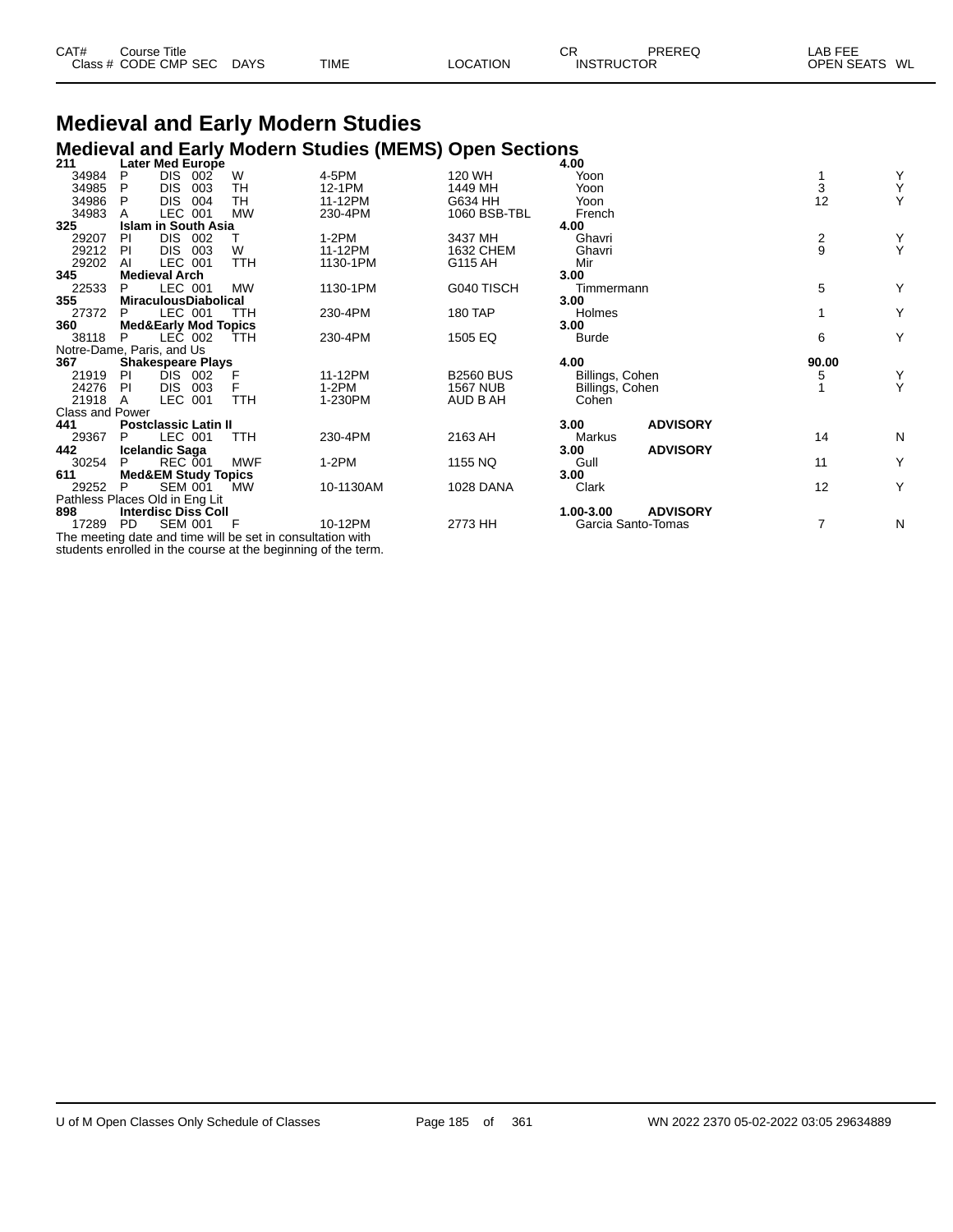# Medieval and Early Modern Studies

## Medieval and Early Modern Studies (MEMS) Open Sections

| CAT# Class # | Course Title CODE | CMP | SEC | DAYS | TIME | LOCATION | CR INSTRUCTOR | PREREQ | LAB FEE OPEN SEATS | WL |
|---|---|---|---|---|---|---|---|---|---|---|
| **211** | **Later Med Europe** | | | | | | **4.00** | | | |
| 34984 | P | DIS | 002 | W | 4-5PM | 120 WH | Yoon | | 1 | Y |
| 34985 | P | DIS | 003 | TH | 12-1PM | 1449 MH | Yoon | | 3 | Y |
| 34986 | P | DIS | 004 | TH | 11-12PM | G634 HH | Yoon | | 12 | Y |
| 34983 | A | LEC | 001 | MW | 230-4PM | 1060 BSB-TBL | French | | | |
| **325** | **Islam in South Asia** | | | | | | **4.00** | | | |
| 29207 | PI | DIS | 002 | T | 1-2PM | 3437 MH | Ghavri | | 2 | Y |
| 29212 | PI | DIS | 003 | W | 11-12PM | 1632 CHEM | Ghavri | | 9 | Y |
| 29202 | AI | LEC | 001 | TTH | 1130-1PM | G115 AH | Mir | | | |
| **345** | **Medieval Arch** | | | | | | **3.00** | | | |
| 22533 | P | LEC | 001 | MW | 1130-1PM | G040 TISCH | Timmermann | | 5 | Y |
| **355** | **MiraculousDiabolical** | | | | | | **3.00** | | | |
| 27372 | P | LEC | 001 | TTH | 230-4PM | 180 TAP | Holmes | | 1 | Y |
| **360** | **Med&Early Mod Topics** | | | | | | **3.00** | | | |
| 38118 | P | LEC | 002 | TTH | 230-4PM | 1505 EQ | Burde | | 6 | Y |
| Notre-Dame, Paris, and Us | | | | | | | | | | |
| **367** | **Shakespeare Plays** | | | | | | **4.00** | | **90.00** | |
| 21919 | PI | DIS | 002 | F | 11-12PM | B2560 BUS | Billings, Cohen | | 5 | Y |
| 24276 | PI | DIS | 003 | F | 1-2PM | 1567 NUB | Billings, Cohen | | 1 | Y |
| 21918 | A | LEC | 001 | TTH | 1-230PM | AUD B AH | Cohen | | | |
| Class and Power | | | | | | | | | | |
| **441** | **Postclassic Latin II** | | | | | | **3.00** | **ADVISORY** | | |
| 29367 | P | LEC | 001 | TTH | 230-4PM | 2163 AH | Markus | | 14 | N |
| **442** | **Icelandic Saga** | | | | | | **3.00** | **ADVISORY** | | |
| 30254 | P | REC | 001 | MWF | 1-2PM | 1155 NQ | Gull | | 11 | Y |
| **611** | **Med&EM Study Topics** | | | | | | **3.00** | | | |
| 29252 | P | SEM | 001 | MW | 10-1130AM | 1028 DANA | Clark | | 12 | Y |
| Pathless Places Old in Eng Lit | | | | | | | | | | |
| **898** | **Interdisc Diss Coll** | | | | | | **1.00-3.00** | **ADVISORY** | | |
| 17289 | PD | SEM | 001 | F | 10-12PM | 2773 HH | Garcia Santo-Tomas | | 7 | N |

The meeting date and time will be set in consultation with students enrolled in the course at the beginning of the term.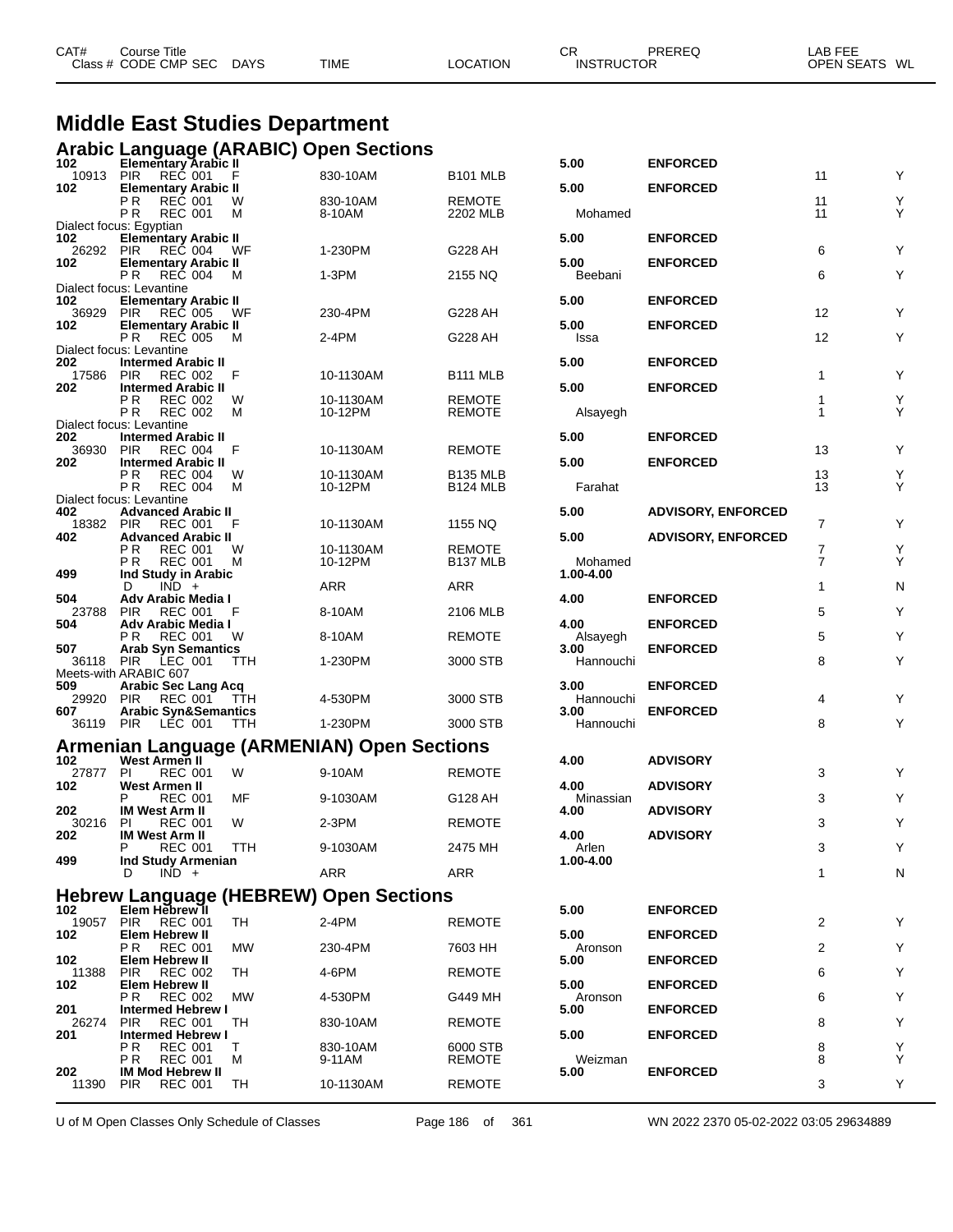# Middle East Studies Department

## Arabic Language (ARABIC) Open Sections

| CAT# / Class # | Course Title / CODE CMP SEC | DAYS | TIME | LOCATION | CR / INSTRUCTOR | PREREQ | OPEN SEATS | WL |
|---|---|---|---|---|---|---|---|---|
| 102 | Elementary Arabic II | | | | 5.00 | ENFORCED | | |
| 10913 | PIR REC 001 | F | 830-10AM | B101 MLB | | | 11 | Y |
| 102 | Elementary Arabic II | | | | 5.00 | ENFORCED | | |
| | P R REC 001 | W | 830-10AM | REMOTE | | | 11 | Y |
| | P R REC 001 | M | 8-10AM | 2202 MLB | Mohamed | | 11 | Y |
| Dialect focus: Egyptian | | | | | | | | |
| 102 | Elementary Arabic II | | | | 5.00 | ENFORCED | | |
| 26292 | PIR REC 004 | WF | 1-230PM | G228 AH | | | 6 | Y |
| 102 | Elementary Arabic II | | | | 5.00 | ENFORCED | | |
| | P R REC 004 | M | 1-3PM | 2155 NQ | Beebani | | 6 | Y |
| Dialect focus: Levantine | | | | | | | | |
| 102 | Elementary Arabic II | | | | 5.00 | ENFORCED | | |
| 36929 | PIR REC 005 | WF | 230-4PM | G228 AH | | | 12 | Y |
| 102 | Elementary Arabic II | | | | 5.00 | ENFORCED | | |
| | P R REC 005 | M | 2-4PM | G228 AH | Issa | | 12 | Y |
| Dialect focus: Levantine | | | | | | | | |
| 202 | Intermed Arabic II | | | | 5.00 | ENFORCED | | |
| 17586 | PIR REC 002 | F | 10-1130AM | B111 MLB | | | 1 | Y |
| 202 | Intermed Arabic II | | | | 5.00 | ENFORCED | | |
| | P R REC 002 | W | 10-1130AM | REMOTE | | | 1 | Y |
| | P R REC 002 | M | 10-12PM | REMOTE | Alsayegh | | 1 | Y |
| Dialect focus: Levantine | | | | | | | | |
| 202 | Intermed Arabic II | | | | 5.00 | ENFORCED | | |
| 36930 | PIR REC 004 | F | 10-1130AM | REMOTE | | | 13 | Y |
| 202 | Intermed Arabic II | | | | 5.00 | ENFORCED | | |
| | P R REC 004 | W | 10-1130AM | B135 MLB | | | 13 | Y |
| | P R REC 004 | M | 10-12PM | B124 MLB | Farahat | | 13 | Y |
| Dialect focus: Levantine | | | | | | | | |
| 402 | Advanced Arabic II | | | | 5.00 | ADVISORY, ENFORCED | | |
| 18382 | PIR REC 001 | F | 10-1130AM | 1155 NQ | | | 7 | Y |
| 402 | Advanced Arabic II | | | | 5.00 | ADVISORY, ENFORCED | | |
| | P R REC 001 | W | 10-1130AM | REMOTE | | | 7 | Y |
| | P R REC 001 | M | 10-12PM | B137 MLB | Mohamed | | 7 | Y |
| 499 | Ind Study in Arabic | | | | 1.00-4.00 | | | |
| | D IND + | | ARR | ARR | | | 1 | N |
| 504 | Adv Arabic Media I | | | | 4.00 | ENFORCED | | |
| 23788 | PIR REC 001 | F | 8-10AM | 2106 MLB | | | 5 | Y |
| 504 | Adv Arabic Media I | | | | 4.00 | ENFORCED | | |
| | P R REC 001 | W | 8-10AM | REMOTE | Alsayegh | | 5 | Y |
| 507 | Arab Syn Semantics | | | | 3.00 | ENFORCED | | |
| 36118 | PIR LEC 001 | TTH | 1-230PM | 3000 STB | Hannouchi | | 8 | Y |
| Meets-with ARABIC 607 | | | | | | | | |
| 509 | Arabic Sec Lang Acq | | | | 3.00 | ENFORCED | | |
| 29920 | PIR REC 001 | TTH | 4-530PM | 3000 STB | Hannouchi | | 4 | Y |
| 607 | Arabic Syn&Semantics | | | | 3.00 | ENFORCED | | |
| 36119 | PIR LEC 001 | TTH | 1-230PM | 3000 STB | Hannouchi | | 8 | Y |

## Armenian Language (ARMENIAN) Open Sections

| CAT# / Class # | Course Title / CODE CMP SEC | DAYS | TIME | LOCATION | CR / INSTRUCTOR | PREREQ | OPEN SEATS | WL |
|---|---|---|---|---|---|---|---|---|
| 102 | West Armen II | | | | 4.00 | ADVISORY | | |
| 27877 | PI REC 001 | W | 9-10AM | REMOTE | | | 3 | Y |
| 102 | West Armen II | | | | 4.00 | ADVISORY | | |
| | P REC 001 | MF | 9-1030AM | G128 AH | Minassian | | 3 | Y |
| 202 | IM West Arm II | | | | 4.00 | ADVISORY | | |
| 30216 | PI REC 001 | W | 2-3PM | REMOTE | | | 3 | Y |
| 202 | IM West Arm II | | | | 4.00 | ADVISORY | | |
| | P REC 001 | TTH | 9-1030AM | 2475 MH | Arlen | | 3 | Y |
| 499 | Ind Study Armenian | | | | 1.00-4.00 | | | |
| | D IND + | | ARR | ARR | | | 1 | N |

## Hebrew Language (HEBREW) Open Sections

| CAT# / Class # | Course Title / CODE CMP SEC | DAYS | TIME | LOCATION | CR / INSTRUCTOR | PREREQ | OPEN SEATS | WL |
|---|---|---|---|---|---|---|---|---|
| 102 | Elem Hebrew II | | | | 5.00 | ENFORCED | | |
| 19057 | PIR REC 001 | TH | 2-4PM | REMOTE | | | 2 | Y |
| 102 | Elem Hebrew II | | | | 5.00 | ENFORCED | | |
| | P R REC 001 | MW | 230-4PM | 7603 HH | Aronson | | 2 | Y |
| 102 | Elem Hebrew II | | | | 5.00 | ENFORCED | | |
| 11388 | PIR REC 002 | TH | 4-6PM | REMOTE | | | 6 | Y |
| 102 | Elem Hebrew II | | | | 5.00 | ENFORCED | | |
| | P R REC 002 | MW | 4-530PM | G449 MH | Aronson | | 6 | Y |
| 201 | Intermed Hebrew I | | | | 5.00 | ENFORCED | | |
| 26274 | PIR REC 001 | TH | 830-10AM | REMOTE | | | 8 | Y |
| 201 | Intermed Hebrew I | | | | 5.00 | ENFORCED | | |
| | P R REC 001 | T | 830-10AM | 6000 STB | | | 8 | Y |
| | P R REC 001 | M | 9-11AM | REMOTE | Weizman | | 8 | Y |
| 202 | IM Mod Hebrew II | | | | 5.00 | ENFORCED | | |
| 11390 | PIR REC 001 | TH | 10-1130AM | REMOTE | | | 3 | Y |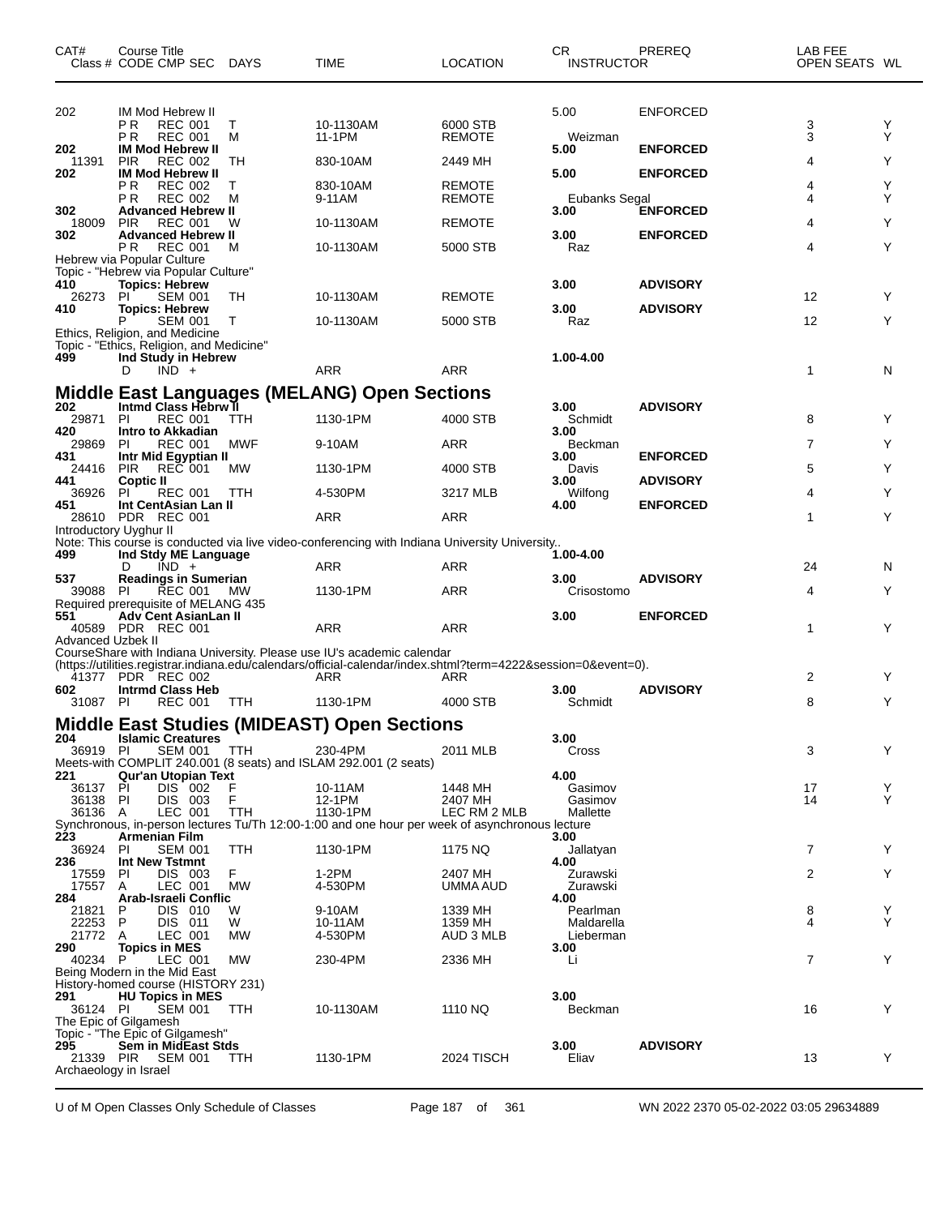| CAT# | Class # | CODE | CMP | SEC | DAYS | TIME | LOCATION | CR / INSTRUCTOR | PREREQ | LAB FEE | OPEN SEATS | WL |
|---|---|---|---|---|---|---|---|---|---|---|---|---|
| 202 | IM Mod Hebrew II | | | | | | | 5.00 | ENFORCED | | | |
| | | P R | REC | 001 | T | 10-1130AM | 6000 STB | | | | 3 | Y |
| | | P R | REC | 001 | M | 11-1PM | REMOTE | Weizman | | | 3 | Y |
| **202** | **IM Mod Hebrew II** | | | | | | | **5.00** | **ENFORCED** | | | |
| | 11391 | PIR | REC | 002 | TH | 830-10AM | 2449 MH | | | | 4 | Y |
| **202** | **IM Mod Hebrew II** | | | | | | | **5.00** | **ENFORCED** | | | |
| | | P R | REC | 002 | T | 830-10AM | REMOTE | | | | 4 | Y |
| | | P R | REC | 002 | M | 9-11AM | REMOTE | Eubanks Segal | | | 4 | Y |
| **302** | **Advanced Hebrew II** | | | | | | | **3.00** | **ENFORCED** | | | |
| | 18009 | PIR | REC | 001 | W | 10-1130AM | REMOTE | | | | 4 | Y |
| **302** | **Advanced Hebrew II** | | | | | | | **3.00** | **ENFORCED** | | | |
| | | P R | REC | 001 | M | 10-1130AM | 5000 STB | Raz | | | 4 | Y |

Hebrew via Popular Culture
Topic - "Hebrew via Popular Culture"

| CAT# | Class # | CODE | CMP | SEC | DAYS | TIME | LOCATION | CR / INSTRUCTOR | PREREQ | LAB FEE | OPEN SEATS | WL |
|---|---|---|---|---|---|---|---|---|---|---|---|---|
| **410** | **Topics: Hebrew** | | | | | | | **3.00** | **ADVISORY** | | | |
| | 26273 | PI | SEM | 001 | TH | 10-1130AM | REMOTE | | | | 12 | Y |
| **410** | **Topics: Hebrew** | | | | | | | **3.00** | **ADVISORY** | | | |
| | | P | SEM | 001 | T | 10-1130AM | 5000 STB | Raz | | | 12 | Y |

Ethics, Religion, and Medicine
Topic - "Ethics, Religion, and Medicine"

| CAT# | Class # | CODE | CMP | SEC | DAYS | TIME | LOCATION | CR / INSTRUCTOR | PREREQ | LAB FEE | OPEN SEATS | WL |
|---|---|---|---|---|---|---|---|---|---|---|---|---|
| **499** | **Ind Study in Hebrew** | | | | | | | **1.00-4.00** | | | | |
| | | D | IND | + | | ARR | ARR | | | | 1 | N |

## Middle East Languages (MELANG) Open Sections

| CAT# | Class # | CODE | CMP | SEC | DAYS | TIME | LOCATION | CR / INSTRUCTOR | PREREQ | LAB FEE | OPEN SEATS | WL |
|---|---|---|---|---|---|---|---|---|---|---|---|---|
| **202** | **Intmd Class Hebrw II** | | | | | | | **3.00** | **ADVISORY** | | | |
| | 29871 | PI | REC | 001 | TTH | 1130-1PM | 4000 STB | Schmidt | | | 8 | Y |
| **420** | **Intro to Akkadian** | | | | | | | **3.00** | | | | |
| | 29869 | PI | REC | 001 | MWF | 9-10AM | ARR | Beckman | | | 7 | Y |
| **431** | **Intr Mid Egyptian II** | | | | | | | **3.00** | **ENFORCED** | | | |
| | 24416 | PIR | REC | 001 | MW | 1130-1PM | 4000 STB | Davis | | | 5 | Y |
| **441** | **Coptic II** | | | | | | | **3.00** | **ADVISORY** | | | |
| | 36926 | PI | REC | 001 | TTH | 4-530PM | 3217 MLB | Wilfong | | | 4 | Y |
| **451** | **Int CentAsian Lan II** | | | | | | | **4.00** | **ENFORCED** | | | |
| | 28610 | PDR | REC | 001 | | ARR | ARR | | | | 1 | Y |

Introductory Uyghur II
Note: This course is conducted via live video-conferencing with Indiana University University..

| CAT# | Class # | CODE | CMP | SEC | DAYS | TIME | LOCATION | CR / INSTRUCTOR | PREREQ | LAB FEE | OPEN SEATS | WL |
|---|---|---|---|---|---|---|---|---|---|---|---|---|
| **499** | **Ind Stdy ME Language** | | | | | | | **1.00-4.00** | | | | |
| | | D | IND | + | | ARR | ARR | | | | 24 | N |
| **537** | **Readings in Sumerian** | | | | | | | **3.00** | **ADVISORY** | | | |
| | 39088 | PI | REC | 001 | MW | 1130-1PM | ARR | Crisostomo | | | 4 | Y |

Required prerequisite of MELANG 435

| CAT# | Class # | CODE | CMP | SEC | DAYS | TIME | LOCATION | CR / INSTRUCTOR | PREREQ | LAB FEE | OPEN SEATS | WL |
|---|---|---|---|---|---|---|---|---|---|---|---|---|
| **551** | **Adv Cent AsianLan II** | | | | | | | **3.00** | **ENFORCED** | | | |
| | 40589 | PDR | REC | 001 | | ARR | ARR | | | | 1 | Y |

Advanced Uzbek II
CourseShare with Indiana University. Please use IU's academic calendar
(https://utilities.registrar.indiana.edu/calendars/official-calendar/index.shtml?term=4222&session=0&event=0).

| CAT# | Class # | CODE | CMP | SEC | DAYS | TIME | LOCATION | CR / INSTRUCTOR | PREREQ | LAB FEE | OPEN SEATS | WL |
|---|---|---|---|---|---|---|---|---|---|---|---|---|
| | 41377 | PDR | REC | 002 | | ARR | ARR | | | | 2 | Y |
| **602** | **Intrmd Class Heb** | | | | | | | **3.00** | **ADVISORY** | | | |
| | 31087 | PI | REC | 001 | TTH | 1130-1PM | 4000 STB | Schmidt | | | 8 | Y |

## Middle East Studies (MIDEAST) Open Sections

| CAT# | Class # | CODE | CMP | SEC | DAYS | TIME | LOCATION | CR / INSTRUCTOR | PREREQ | LAB FEE | OPEN SEATS | WL |
|---|---|---|---|---|---|---|---|---|---|---|---|---|
| **204** | **Islamic Creatures** | | | | | | | **3.00** | | | | |
| | 36919 | PI | SEM | 001 | TTH | 230-4PM | 2011 MLB | Cross | | | 3 | Y |

Meets-with COMPLIT 240.001 (8 seats) and ISLAM 292.001 (2 seats)

| CAT# | Class # | CODE | CMP | SEC | DAYS | TIME | LOCATION | CR / INSTRUCTOR | PREREQ | LAB FEE | OPEN SEATS | WL |
|---|---|---|---|---|---|---|---|---|---|---|---|---|
| **221** | **Qur'an Utopian Text** | | | | | | | **4.00** | | | | |
| | 36137 | PI | DIS | 002 | F | 10-11AM | 1448 MH | Gasimov | | | 17 | Y |
| | 36138 | PI | DIS | 003 | F | 12-1PM | 2407 MH | Gasimov | | | 14 | Y |
| | 36136 | A | LEC | 001 | TTH | 1130-1PM | LEC RM 2 MLB | Mallette | | | | |

Synchronous, in-person lectures Tu/Th 12:00-1:00 and one hour per week of asynchronous lecture

| CAT# | Class # | CODE | CMP | SEC | DAYS | TIME | LOCATION | CR / INSTRUCTOR | PREREQ | LAB FEE | OPEN SEATS | WL |
|---|---|---|---|---|---|---|---|---|---|---|---|---|
| **223** | **Armenian Film** | | | | | | | **3.00** | | | | |
| | 36924 | PI | SEM | 001 | TTH | 1130-1PM | 1175 NQ | Jallatyan | | | 7 | Y |
| **236** | **Int New Tstmnt** | | | | | | | **4.00** | | | | |
| | 17559 | PI | DIS | 003 | F | 1-2PM | 2407 MH | Zurawski | | | 2 | Y |
| | 17557 | A | LEC | 001 | MW | 4-530PM | UMMA AUD | Zurawski | | | | |
| **284** | **Arab-Israeli Conflic** | | | | | | | **4.00** | | | | |
| | 21821 | P | DIS | 010 | W | 9-10AM | 1339 MH | Pearlman | | | 8 | Y |
| | 22253 | P | DIS | 011 | W | 10-11AM | 1359 MH | Maldarella | | | 4 | Y |
| | 21772 | A | LEC | 001 | MW | 4-530PM | AUD 3 MLB | Lieberman | | | | |
| **290** | **Topics in MES** | | | | | | | **3.00** | | | | |
| | 40234 | P | LEC | 001 | MW | 230-4PM | 2336 MH | Li | | | 7 | Y |

Being Modern in the Mid East
History-homed course (HISTORY 231)

| CAT# | Class # | CODE | CMP | SEC | DAYS | TIME | LOCATION | CR / INSTRUCTOR | PREREQ | LAB FEE | OPEN SEATS | WL |
|---|---|---|---|---|---|---|---|---|---|---|---|---|
| **291** | **HU Topics in MES** | | | | | | | **3.00** | | | | |
| | 36124 | PI | SEM | 001 | TTH | 10-1130AM | 1110 NQ | Beckman | | | 16 | Y |

The Epic of Gilgamesh
Topic - "The Epic of Gilgamesh"

| CAT# | Class # | CODE | CMP | SEC | DAYS | TIME | LOCATION | CR / INSTRUCTOR | PREREQ | LAB FEE | OPEN SEATS | WL |
|---|---|---|---|---|---|---|---|---|---|---|---|---|
| **295** | **Sem in MidEast Stds** | | | | | | | **3.00** | **ADVISORY** | | | |
| | 21339 | PIR | SEM | 001 | TTH | 1130-1PM | 2024 TISCH | Eliav | | | 13 | Y |

Archaeology in Israel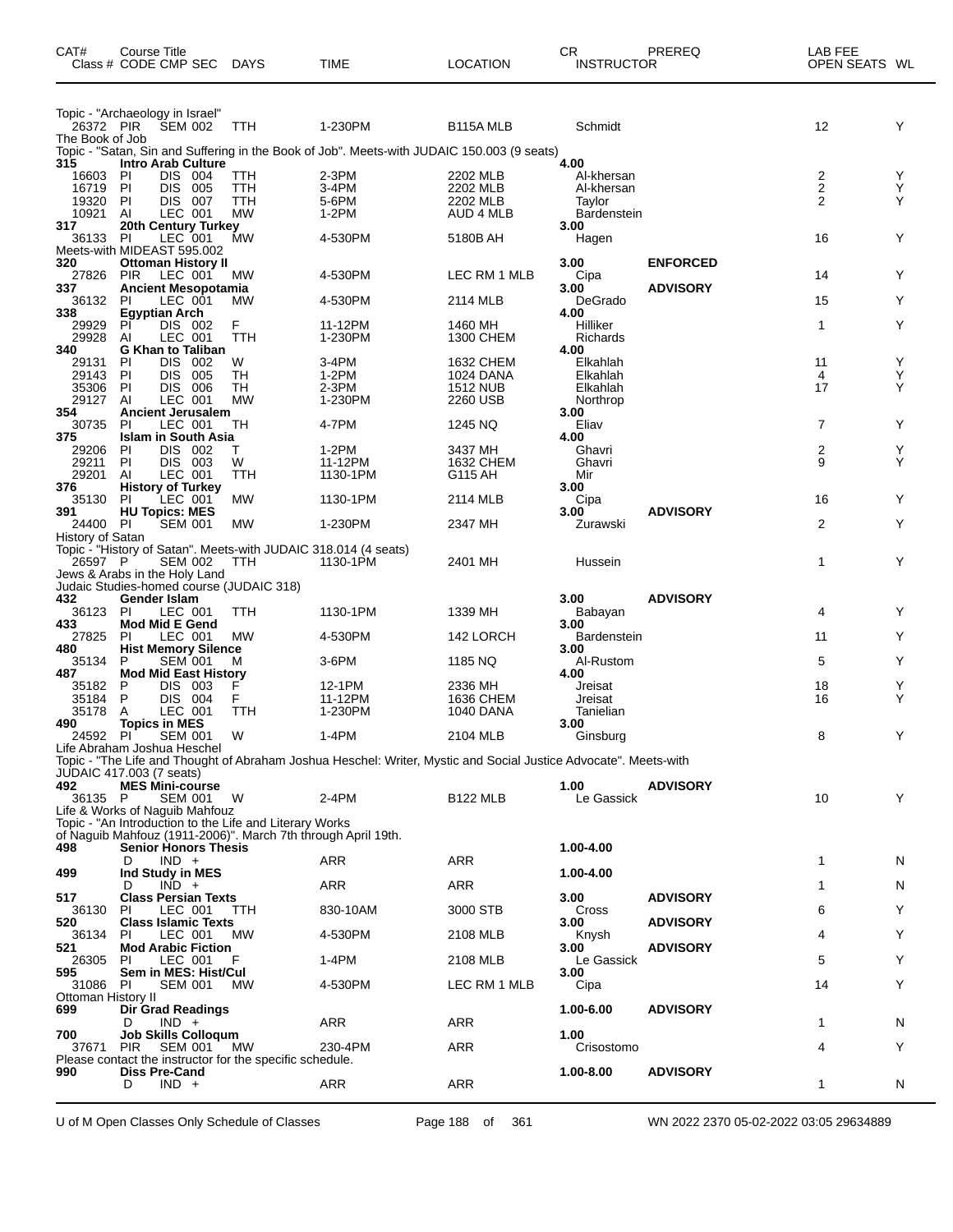| CAT# Class # | Course Title CODE CMP SEC | DAYS | TIME | LOCATION | CR INSTRUCTOR | PREREQ | LAB FEE OPEN SEATS | WL |
|---|---|---|---|---|---|---|---|---|
| Topic - "Archaeology in Israel" | | | | | | | | |
| 26372 | PIR SEM 002 | TTH | 1-230PM | B115A MLB | Schmidt | | 12 | Y |
| The Book of Job | | | | | | | | |
| Topic - "Satan, Sin and Suffering in the Book of Job". Meets-with JUDAIC 150.003 (9 seats) | | | | | | | | |
| **315** | **Intro Arab Culture** | | | | **4.00** | | | |
| 16603 | PI DIS 004 | TTH | 2-3PM | 2202 MLB | Al-khersan | | 2 | Y |
| 16719 | PI DIS 005 | TTH | 3-4PM | 2202 MLB | Al-khersan | | 2 | Y |
| 19320 | PI DIS 007 | TTH | 5-6PM | 2202 MLB | Taylor | | 2 | Y |
| 10921 | AI LEC 001 | MW | 1-2PM | AUD 4 MLB | Bardenstein | | | |
| **317** | **20th Century Turkey** | | | | **3.00** | | | |
| 36133 | PI LEC 001 | MW | 4-530PM | 5180B AH | Hagen | | 16 | Y |
| Meets-with MIDEAST 595.002 | | | | | | | | |
| **320** | **Ottoman History II** | | | | **3.00** | **ENFORCED** | | |
| 27826 | PIR LEC 001 | MW | 4-530PM | LEC RM 1 MLB | Cipa | | 14 | Y |
| **337** | **Ancient Mesopotamia** | | | | **3.00** | **ADVISORY** | | |
| 36132 | PI LEC 001 | MW | 4-530PM | 2114 MLB | DeGrado | | 15 | Y |
| **338** | **Egyptian Arch** | | | | **4.00** | | | |
| 29929 | PI DIS 002 | F | 11-12PM | 1460 MH | Hilliker | | 1 | Y |
| 29928 | AI LEC 001 | TTH | 1-230PM | 1300 CHEM | Richards | | | |
| **340** | **G Khan to Taliban** | | | | **4.00** | | | |
| 29131 | PI DIS 002 | W | 3-4PM | 1632 CHEM | Elkahlah | | 11 | Y |
| 29143 | PI DIS 005 | TH | 1-2PM | 1024 DANA | Elkahlah | | 4 | Y |
| 35306 | PI DIS 006 | TH | 2-3PM | 1512 NUB | Elkahlah | | 17 | Y |
| 29127 | AI LEC 001 | MW | 1-230PM | 2260 USB | Northrop | | | |
| **354** | **Ancient Jerusalem** | | | | **3.00** | | | |
| 30735 | PI LEC 001 | TH | 4-7PM | 1245 NQ | Eliav | | 7 | Y |
| **375** | **Islam in South Asia** | | | | **4.00** | | | |
| 29206 | PI DIS 002 | T | 1-2PM | 3437 MH | Ghavri | | 2 | Y |
| 29211 | PI DIS 003 | W | 11-12PM | 1632 CHEM | Ghavri | | 9 | Y |
| 29201 | AI LEC 001 | TTH | 1130-1PM | G115 AH | Mir | | | |
| **376** | **History of Turkey** | | | | **3.00** | | | |
| 35130 | PI LEC 001 | MW | 1130-1PM | 2114 MLB | Cipa | | 16 | Y |
| **391** | **HU Topics: MES** | | | | **3.00** | **ADVISORY** | | |
| 24400 | PI SEM 001 | MW | 1-230PM | 2347 MH | Zurawski | | 2 | Y |
| History of Satan | | | | | | | | |
| Topic - "History of Satan". Meets-with JUDAIC 318.014 (4 seats) | | | | | | | | |
| 26597 | P SEM 002 | TTH | 1130-1PM | 2401 MH | Hussein | | 1 | Y |
| Jews & Arabs in the Holy Land | | | | | | | | |
| Judaic Studies-homed course (JUDAIC 318) | | | | | | | | |
| **432** | **Gender Islam** | | | | **3.00** | **ADVISORY** | | |
| 36123 | PI LEC 001 | TTH | 1130-1PM | 1339 MH | Babayan | | 4 | Y |
| **433** | **Mod Mid E Gend** | | | | **3.00** | | | |
| 27825 | PI LEC 001 | MW | 4-530PM | 142 LORCH | Bardenstein | | 11 | Y |
| **480** | **Hist Memory Silence** | | | | **3.00** | | | |
| 35134 | P SEM 001 | M | 3-6PM | 1185 NQ | Al-Rustom | | 5 | Y |
| **487** | **Mod Mid East History** | | | | **4.00** | | | |
| 35182 | P DIS 003 | F | 12-1PM | 2336 MH | Jreisat | | 18 | Y |
| 35184 | P DIS 004 | F | 11-12PM | 1636 CHEM | Jreisat | | 16 | Y |
| 35178 | A LEC 001 | TTH | 1-230PM | 1040 DANA | Tanielian | | | |
| **490** | **Topics in MES** | | | | **3.00** | | | |
| 24592 | PI SEM 001 | W | 1-4PM | 2104 MLB | Ginsburg | | 8 | Y |
| Life Abraham Joshua Heschel | | | | | | | | |
| Topic - "The Life and Thought of Abraham Joshua Heschel: Writer, Mystic and Social Justice Advocate". Meets-with JUDAIC 417.003 (7 seats) | | | | | | | | |
| **492** | **MES Mini-course** | | | | **1.00** | **ADVISORY** | | |
| 36135 | P SEM 001 | W | 2-4PM | B122 MLB | Le Gassick | | 10 | Y |
| Life & Works of Naguib Mahfouz | | | | | | | | |
| Topic - "An Introduction to the Life and Literary Works of Naguib Mahfouz (1911-2006)". March 7th through April 19th. | | | | | | | | |
| **498** | **Senior Honors Thesis** | | | | **1.00-4.00** | | | |
| | D IND + | | ARR | ARR | | | 1 | N |
| **499** | **Ind Study in MES** | | | | **1.00-4.00** | | | |
| | D IND + | | ARR | ARR | | | 1 | N |
| **517** | **Class Persian Texts** | | | | **3.00** | **ADVISORY** | | |
| 36130 | PI LEC 001 | TTH | 830-10AM | 3000 STB | Cross | | 6 | Y |
| **520** | **Class Islamic Texts** | | | | **3.00** | **ADVISORY** | | |
| 36134 | PI LEC 001 | MW | 4-530PM | 2108 MLB | Knysh | | 4 | Y |
| **521** | **Mod Arabic Fiction** | | | | **3.00** | **ADVISORY** | | |
| 26305 | PI LEC 001 | F | 1-4PM | 2108 MLB | Le Gassick | | 5 | Y |
| **595** | **Sem in MES: Hist/Cul** | | | | **3.00** | | | |
| 31086 | PI SEM 001 | MW | 4-530PM | LEC RM 1 MLB | Cipa | | 14 | Y |
| Ottoman History II | | | | | | | | |
| **699** | **Dir Grad Readings** | | | | **1.00-6.00** | **ADVISORY** | | |
| | D IND + | | ARR | ARR | | | 1 | N |
| **700** | **Job Skills Colloqum** | | | | **1.00** | | | |
| 37671 | PIR SEM 001 | MW | 230-4PM | ARR | Crisostomo | | 4 | Y |
| Please contact the instructor for the specific schedule. | | | | | | | | |
| **990** | **Diss Pre-Cand** | | | | **1.00-8.00** | **ADVISORY** | | |
| | D IND + | | ARR | ARR | | | 1 | N |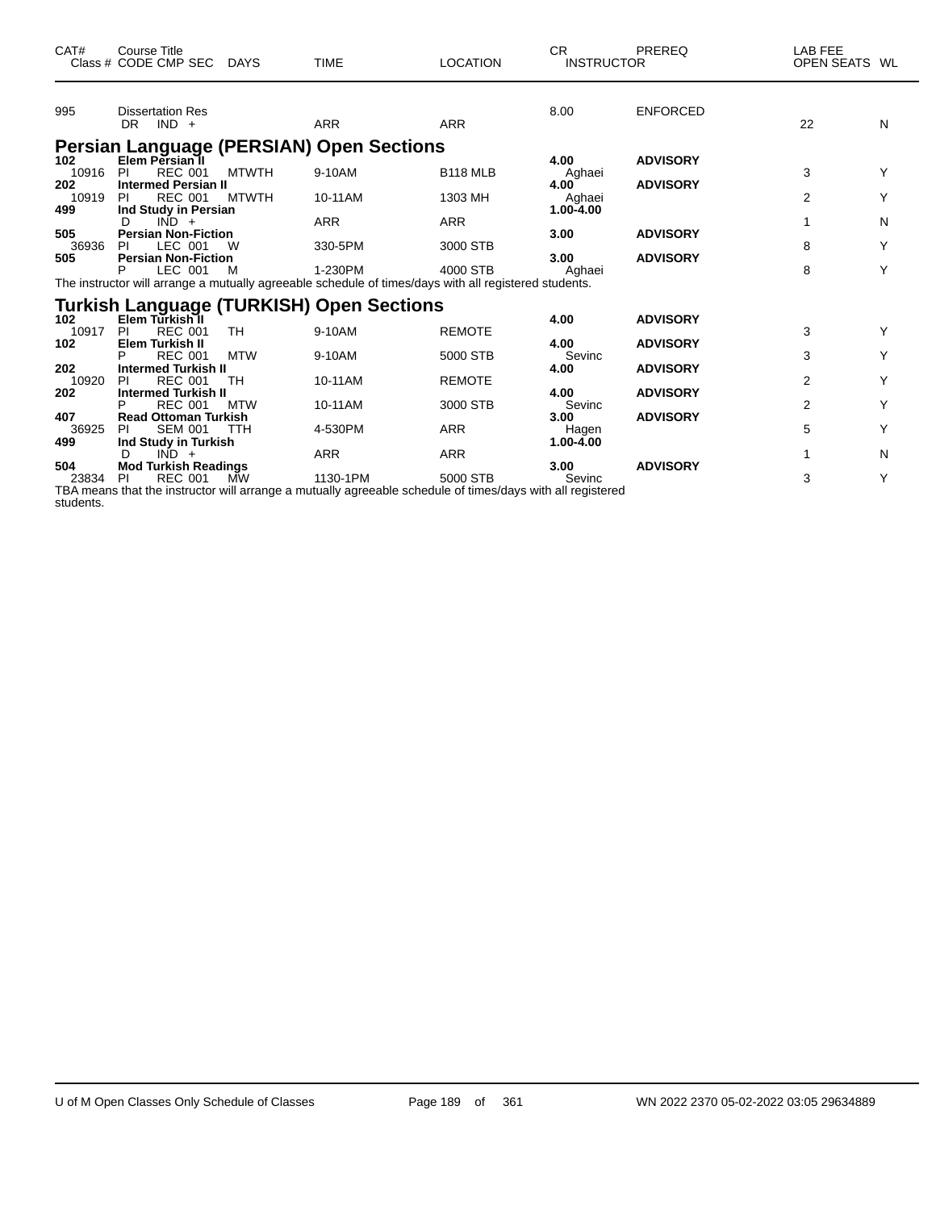| CAT# | Course Title Class # CODE CMP SEC | DAYS | TIME | LOCATION | CR INSTRUCTOR | PREREQ | LAB FEE OPEN SEATS | WL |
|---|---|---|---|---|---|---|---|---|
| 995 | Dissertation Res | | | | 8.00 | ENFORCED | | |
| | DR IND + | | ARR | ARR | | | 22 | N |

## Persian Language (PERSIAN) Open Sections

| CAT# | Course Title Class # CODE CMP SEC | DAYS | TIME | LOCATION | CR INSTRUCTOR | PREREQ | LAB FEE OPEN SEATS | WL |
|---|---|---|---|---|---|---|---|---|
| **102** | **Elem Persian II** | | | | **4.00** | **ADVISORY** | | |
| 10916 | PI REC 001 | MTWTH | 9-10AM | B118 MLB | Aghaei | | 3 | Y |
| **202** | **Intermed Persian II** | | | | **4.00** | **ADVISORY** | | |
| 10919 | PI REC 001 | MTWTH | 10-11AM | 1303 MH | Aghaei | | 2 | Y |
| **499** | **Ind Study in Persian** | | | | **1.00-4.00** | | | |
| | D IND + | | ARR | ARR | | | 1 | N |
| **505** | **Persian Non-Fiction** | | | | **3.00** | **ADVISORY** | | |
| 36936 | PI LEC 001 | W | 330-5PM | 3000 STB | | | 8 | Y |
| **505** | **Persian Non-Fiction** | | | | **3.00** | **ADVISORY** | | |
| | P LEC 001 | M | 1-230PM | 4000 STB | Aghaei | | 8 | Y |

The instructor will arrange a mutually agreeable schedule of times/days with all registered students.

## Turkish Language (TURKISH) Open Sections

| CAT# | Course Title Class # CODE CMP SEC | DAYS | TIME | LOCATION | CR INSTRUCTOR | PREREQ | LAB FEE OPEN SEATS | WL |
|---|---|---|---|---|---|---|---|---|
| **102** | **Elem Turkish II** | | | | **4.00** | **ADVISORY** | | |
| 10917 | PI REC 001 | TH | 9-10AM | REMOTE | | | 3 | Y |
| **102** | **Elem Turkish II** | | | | **4.00** | **ADVISORY** | | |
| | P REC 001 | MTW | 9-10AM | 5000 STB | Sevinc | | 3 | Y |
| **202** | **Intermed Turkish II** | | | | **4.00** | **ADVISORY** | | |
| 10920 | PI REC 001 | TH | 10-11AM | REMOTE | | | 2 | Y |
| **202** | **Intermed Turkish II** | | | | **4.00** | **ADVISORY** | | |
| | P REC 001 | MTW | 10-11AM | 3000 STB | Sevinc | | 2 | Y |
| **407** | **Read Ottoman Turkish** | | | | **3.00** | **ADVISORY** | | |
| 36925 | PI SEM 001 | TTH | 4-530PM | ARR | Hagen | | 5 | Y |
| **499** | **Ind Study in Turkish** | | | | **1.00-4.00** | | | |
| | D IND + | | ARR | ARR | | | 1 | N |
| **504** | **Mod Turkish Readings** | | | | **3.00** | **ADVISORY** | | |
| 23834 | PI REC 001 | MW | 1130-1PM | 5000 STB | Sevinc | | 3 | Y |

TBA means that the instructor will arrange a mutually agreeable schedule of times/days with all registered students.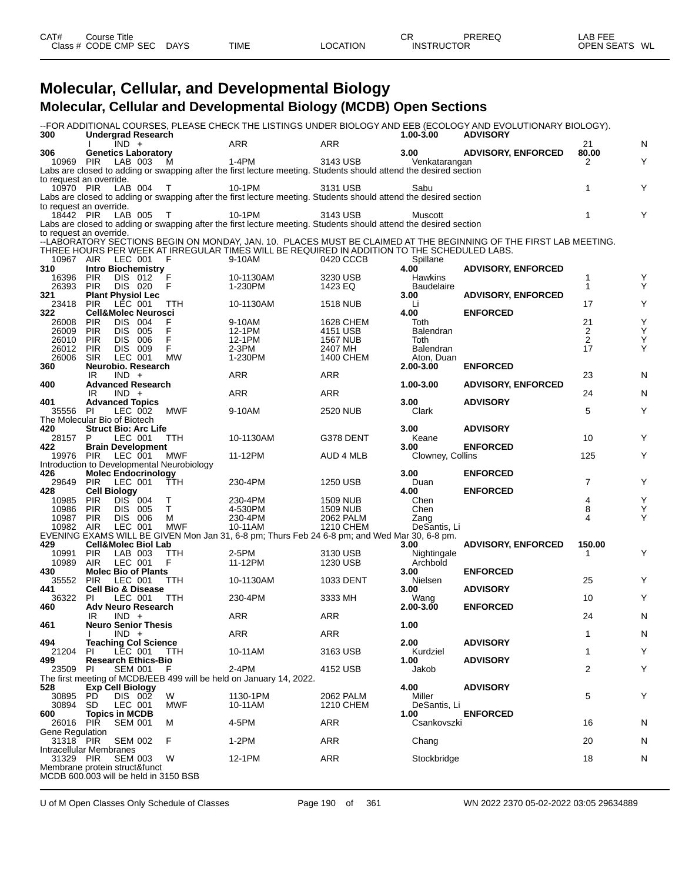# Molecular, Cellular, and Developmental Biology

## Molecular, Cellular and Developmental Biology (MCDB) Open Sections

| CAT# / Class # | Course Title / CODE | CMP | SEC | DAYS | TIME | LOCATION | CR / INSTRUCTOR | PREREQ | LAB FEE / OPEN SEATS | WL |
|---|---|---|---|---|---|---|---|---|---|---|

--FOR ADDITIONAL COURSES, PLEASE CHECK THE LISTINGS UNDER BIOLOGY AND EEB (ECOLOGY AND EVOLUTIONARY BIOLOGY).

| CAT# / Class # | Course Title / CODE | CMP | SEC | DAYS | TIME | LOCATION | CR / INSTRUCTOR | PREREQ | LAB FEE / OPEN SEATS | WL |
|---|---|---|---|---|---|---|---|---|---|---|
| **300** | **Undergrad Research** | | | | | | **1.00-3.00** | **ADVISORY** | | |
| | I | IND | + | | ARR | ARR | | | 21 | N |
| **306** | **Genetics Laboratory** | | | | | | **3.00** | **ADVISORY, ENFORCED** | **80.00** | |
| 10969 | PIR | LAB | 003 | M | 1-4PM | 3143 USB | Venkatarangan | | 2 | Y |
| Labs are closed to adding or swapping after the first lecture meeting. Students should attend the desired section to request an override. | | | | | | | | | | |
| 10970 | PIR | LAB | 004 | T | 10-1PM | 3131 USB | Sabu | | 1 | Y |
| Labs are closed to adding or swapping after the first lecture meeting. Students should attend the desired section to request an override. | | | | | | | | | | |
| 18442 | PIR | LAB | 005 | T | 10-1PM | 3143 USB | Muscott | | 1 | Y |
| Labs are closed to adding or swapping after the first lecture meeting. Students should attend the desired section to request an override. | | | | | | | | | | |
| --LABORATORY SECTIONS BEGIN ON MONDAY, JAN. 10. PLACES MUST BE CLAIMED AT THE BEGINNING OF THE FIRST LAB MEETING. THREE HOURS PER WEEK AT IRREGULAR TIMES WILL BE REQUIRED IN ADDITION TO THE SCHEDULED LABS. | | | | | | | | | | |
| 10967 | AIR | LEC | 001 | F | 9-10AM | 0420 CCCB | Spillane | | | |
| **310** | **Intro Biochemistry** | | | | | | **4.00** | **ADVISORY, ENFORCED** | | |
| 16396 | PIR | DIS | 012 | F | 10-1130AM | 3230 USB | Hawkins | | 1 | Y |
| 26393 | PIR | DIS | 020 | F | 1-230PM | 1423 EQ | Baudelaire | | 1 | Y |
| **321** | **Plant Physiol Lec** | | | | | | **3.00** | **ADVISORY, ENFORCED** | | |
| 23418 | PIR | LEC | 001 | TTH | 10-1130AM | 1518 NUB | Li | | 17 | Y |
| **322** | **Cell&Molec Neurosci** | | | | | | **4.00** | **ENFORCED** | | |
| 26008 | PIR | DIS | 004 | F | 9-10AM | 1628 CHEM | Toth | | 21 | Y |
| 26009 | PIR | DIS | 005 | F | 12-1PM | 4151 USB | Balendran | | 2 | Y |
| 26010 | PIR | DIS | 006 | F | 12-1PM | 1567 NUB | Toth | | 2 | Y |
| 26012 | PIR | DIS | 009 | F | 2-3PM | 2407 MH | Balendran | | 17 | Y |
| 26006 | SIR | LEC | 001 | MW | 1-230PM | 1400 CHEM | Aton, Duan | | | |
| **360** | **Neurobio. Research** | | | | | | **2.00-3.00** | **ENFORCED** | | |
| | IR | IND | + | | ARR | ARR | | | 23 | N |
| **400** | **Advanced Research** | | | | | | **1.00-3.00** | **ADVISORY, ENFORCED** | | |
| | IR | IND | + | | ARR | ARR | | | 24 | N |
| **401** | **Advanced Topics** | | | | | | **3.00** | **ADVISORY** | | |
| 35556 | PI | LEC | 002 | MWF | 9-10AM | 2520 NUB | Clark | | 5 | Y |
| The Molecular Bio of Biotech | | | | | | | | | | |
| **420** | **Struct Bio: Arc Life** | | | | | | **3.00** | **ADVISORY** | | |
| 28157 | P | LEC | 001 | TTH | 10-1130AM | G378 DENT | Keane | | 10 | Y |
| **422** | **Brain Development** | | | | | | **3.00** | **ENFORCED** | | |
| 19976 | PIR | LEC | 001 | MWF | 11-12PM | AUD 4 MLB | Clowney, Collins | | 125 | Y |
| Introduction to Developmental Neurobiology | | | | | | | | | | |
| **426** | **Molec Endocrinology** | | | | | | **3.00** | **ENFORCED** | | |
| 29649 | PIR | LEC | 001 | TTH | 230-4PM | 1250 USB | Duan | | 7 | Y |
| **428** | **Cell Biology** | | | | | | **4.00** | **ENFORCED** | | |
| 10985 | PIR | DIS | 004 | T | 230-4PM | 1509 NUB | Chen | | 4 | Y |
| 10986 | PIR | DIS | 005 | T | 4-530PM | 1509 NUB | Chen | | 8 | Y |
| 10987 | PIR | DIS | 006 | M | 230-4PM | 2062 PALM | Zang | | 4 | Y |
| 10982 | AIR | LEC | 001 | MWF | 10-11AM | 1210 CHEM | DeSantis, Li | | | |
| EVENING EXAMS WILL BE GIVEN Mon Jan 31, 6-8 pm; Thurs Feb 24 6-8 pm; and Wed Mar 30, 6-8 pm. | | | | | | | | | | |
| **429** | **Cell&Molec Biol Lab** | | | | | | **3.00** | **ADVISORY, ENFORCED** | **150.00** | |
| 10991 | PIR | LAB | 003 | TTH | 2-5PM | 3130 USB | Nightingale | | 1 | Y |
| 10989 | AIR | LEC | 001 | F | 11-12PM | 1230 USB | Archbold | | | |
| **430** | **Molec Bio of Plants** | | | | | | **3.00** | **ENFORCED** | | |
| 35552 | PIR | LEC | 001 | TTH | 10-1130AM | 1033 DENT | Nielsen | | 25 | Y |
| **441** | **Cell Bio & Disease** | | | | | | **3.00** | **ADVISORY** | | |
| 36322 | PI | LEC | 001 | TTH | 230-4PM | 3333 MH | Wang | | 10 | Y |
| **460** | **Adv Neuro Research** | | | | | | **2.00-3.00** | **ENFORCED** | | |
| | IR | IND | + | | ARR | ARR | | | 24 | N |
| **461** | **Neuro Senior Thesis** | | | | | | **1.00** | | | |
| | I | IND | + | | ARR | ARR | | | 1 | N |
| **494** | **Teaching Col Science** | | | | | | **2.00** | **ADVISORY** | | |
| 21204 | PI | LEC | 001 | TTH | 10-11AM | 3163 USB | Kurdziel | | 1 | Y |
| **499** | **Research Ethics-Bio** | | | | | | **1.00** | **ADVISORY** | | |
| 23509 | PI | SEM | 001 | F | 2-4PM | 4152 USB | Jakob | | 2 | Y |
| The first meeting of MCDB/EEB 499 will be held on January 14, 2022. | | | | | | | | | | |
| **528** | **Exp Cell Biology** | | | | | | **4.00** | **ADVISORY** | | |
| 30895 | PD | DIS | 002 | W | 1130-1PM | 2062 PALM | Miller | | 5 | Y |
| 30894 | SD | LEC | 001 | MWF | 10-11AM | 1210 CHEM | DeSantis, Li | | | |
| **600** | **Topics in MCDB** | | | | | | **1.00** | **ENFORCED** | | |
| 26016 | PIR | SEM | 001 | M | 4-5PM | ARR | Csankovszki | | 16 | N |
| Gene Regulation | | | | | | | | | | |
| 31318 | PIR | SEM | 002 | F | 1-2PM | ARR | Chang | | 20 | N |
| Intracellular Membranes | | | | | | | | | | |
| 31329 | PIR | SEM | 003 | W | 12-1PM | ARR | Stockbridge | | 18 | N |
| Membrane protein struct&funct | | | | | | | | | | |
| MCDB 600.003 will be held in 3150 BSB | | | | | | | | | | |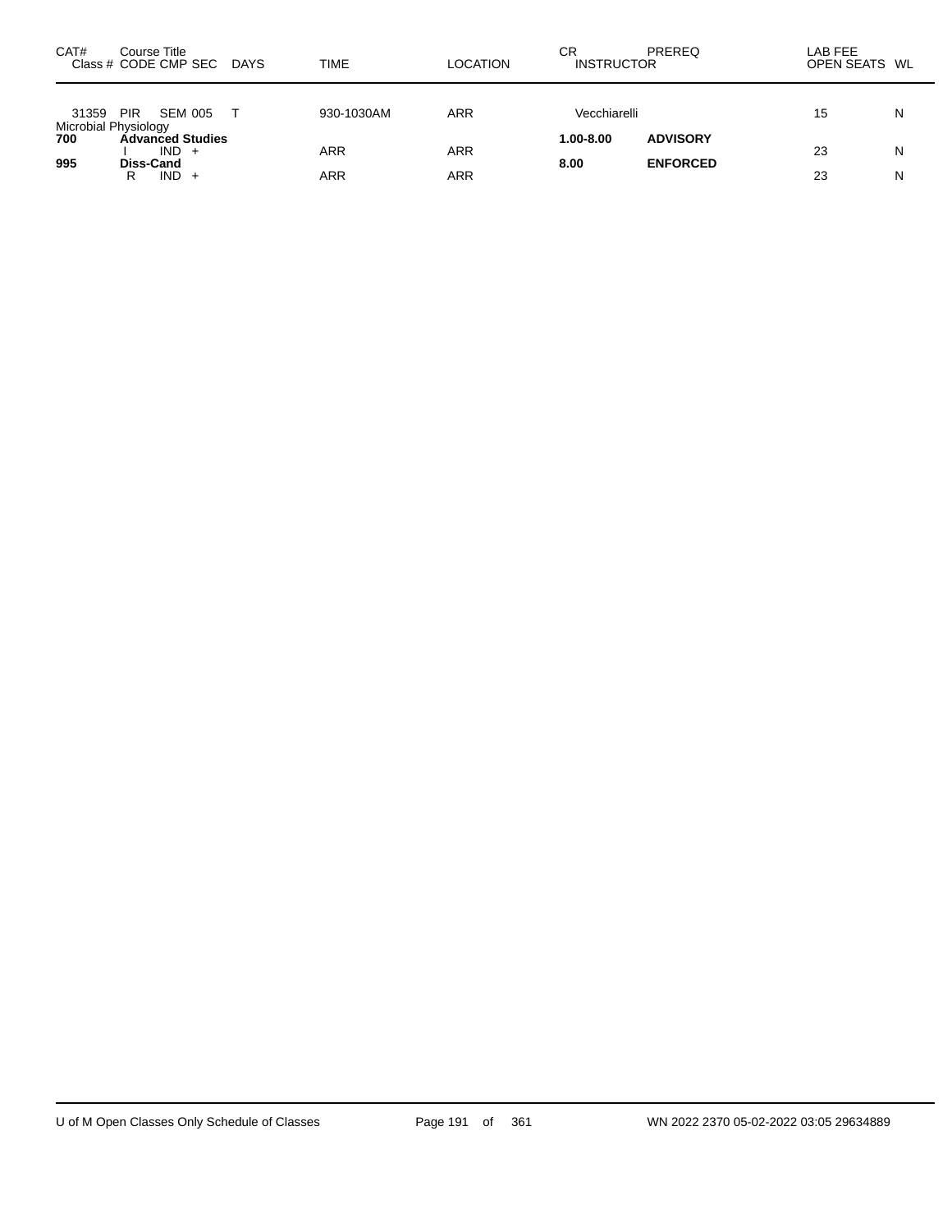| CAT# | Course Title Class # CODE CMP SEC | DAYS | TIME | LOCATION | CR INSTRUCTOR | PREREQ | LAB FEE OPEN SEATS | WL |
|---|---|---|---|---|---|---|---|---|
| 31359 | PIR SEM 005 | T | 930-1030AM | ARR | Vecchiarelli | | 15 | N |
| Microbial Physiology | | | | | | | | |
| **700** | **Advanced Studies** | | | | **1.00-8.00** | **ADVISORY** | | |
| | I IND + | | ARR | ARR | | | 23 | N |
| **995** | **Diss-Cand** | | | | **8.00** | **ENFORCED** | | |
| | R IND + | | ARR | ARR | | | 23 | N |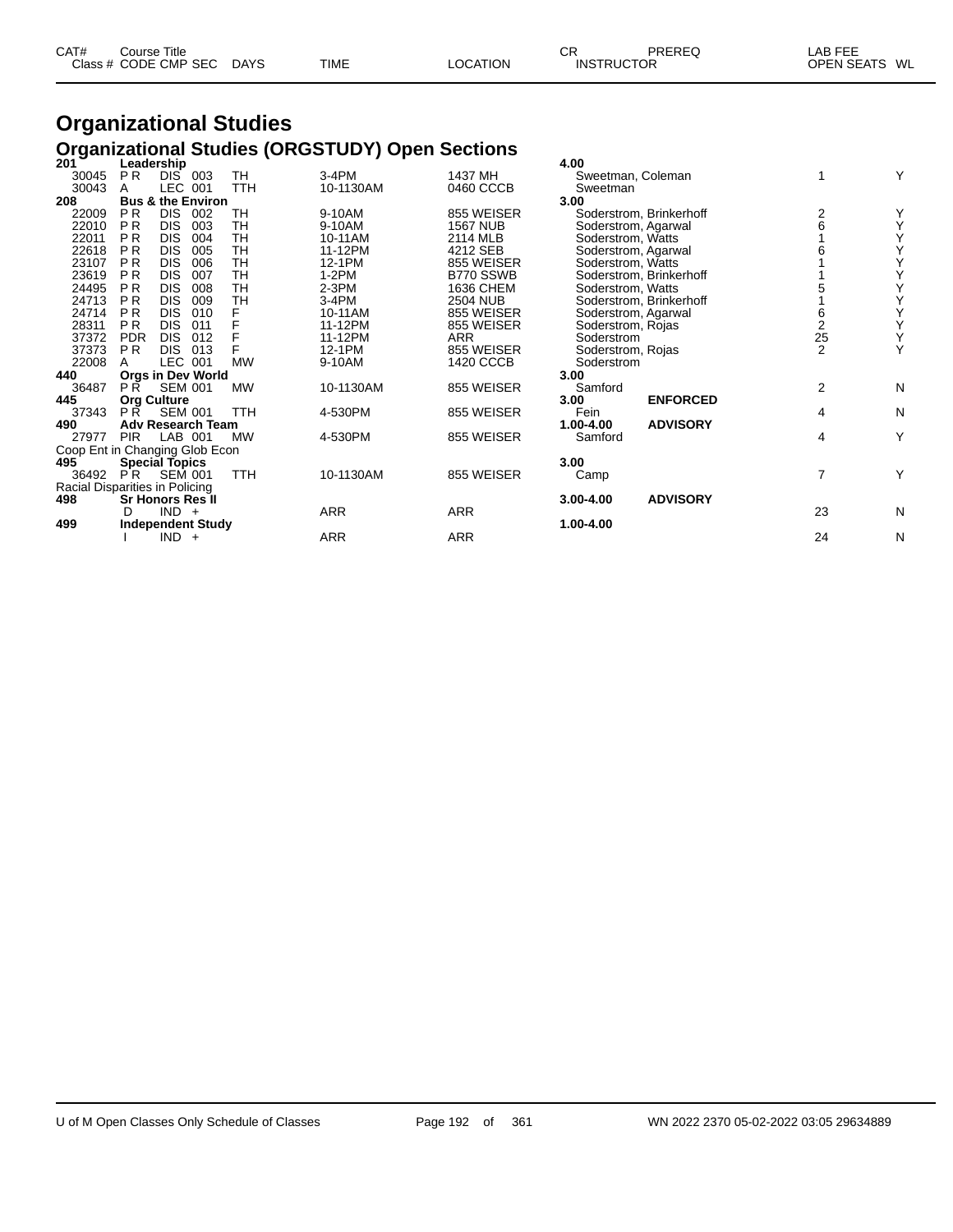# Organizational Studies

## Organizational Studies (ORGSTUDY) Open Sections

| CAT# Class # | Course Title CODE | CMP | SEC | DAYS | TIME | LOCATION | CR INSTRUCTOR | PREREQ | LAB FEE OPEN SEATS | WL |
|---|---|---|---|---|---|---|---|---|---|---|
| **201** | **Leadership** | | | | | | **4.00** | | | |
| 30045 | P R | DIS | 003 | TH | 3-4PM | 1437 MH | Sweetman, Coleman | | 1 | Y |
| 30043 | A | LEC | 001 | TTH | 10-1130AM | 0460 CCCB | Sweetman | | | |
| **208** | **Bus & the Environ** | | | | | | **3.00** | | | |
| 22009 | P R | DIS | 002 | TH | 9-10AM | 855 WEISER | Soderstrom, Brinkerhoff | | 2 | Y |
| 22010 | P R | DIS | 003 | TH | 9-10AM | 1567 NUB | Soderstrom, Agarwal | | 6 | Y |
| 22011 | P R | DIS | 004 | TH | 10-11AM | 2114 MLB | Soderstrom, Watts | | 1 | Y |
| 22618 | P R | DIS | 005 | TH | 11-12PM | 4212 SEB | Soderstrom, Agarwal | | 6 | Y |
| 23107 | P R | DIS | 006 | TH | 12-1PM | 855 WEISER | Soderstrom, Watts | | 1 | Y |
| 23619 | P R | DIS | 007 | TH | 1-2PM | B770 SSWB | Soderstrom, Brinkerhoff | | 1 | Y |
| 24495 | P R | DIS | 008 | TH | 2-3PM | 1636 CHEM | Soderstrom, Watts | | 5 | Y |
| 24713 | P R | DIS | 009 | TH | 3-4PM | 2504 NUB | Soderstrom, Brinkerhoff | | 1 | Y |
| 24714 | P R | DIS | 010 | F | 10-11AM | 855 WEISER | Soderstrom, Agarwal | | 6 | Y |
| 28311 | P R | DIS | 011 | F | 11-12PM | 855 WEISER | Soderstrom, Rojas | | 2 | Y |
| 37372 | PDR | DIS | 012 | F | 11-12PM | ARR | Soderstrom | | 25 | Y |
| 37373 | P R | DIS | 013 | F | 12-1PM | 855 WEISER | Soderstrom, Rojas | | 2 | Y |
| 22008 | A | LEC | 001 | MW | 9-10AM | 1420 CCCB | Soderstrom | | | |
| **440** | **Orgs in Dev World** | | | | | | **3.00** | | | |
| 36487 | P R | SEM | 001 | MW | 10-1130AM | 855 WEISER | Samford | | 2 | N |
| **445** | **Org Culture** | | | | | | **3.00** | **ENFORCED** | | |
| 37343 | P R | SEM | 001 | TTH | 4-530PM | 855 WEISER | Fein | | 4 | N |
| **490** | **Adv Research Team** | | | | | | **1.00-4.00** | **ADVISORY** | | |
| 27977 | PIR | LAB | 001 | MW | 4-530PM | 855 WEISER | Samford | | 4 | Y |
| Coop Ent in Changing Glob Econ | | | | | | | | | | |
| **495** | **Special Topics** | | | | | | **3.00** | | | |
| 36492 | P R | SEM | 001 | TTH | 10-1130AM | 855 WEISER | Camp | | 7 | Y |
| Racial Disparities in Policing | | | | | | | | | | |
| **498** | **Sr Honors Res II** | | | | | | **3.00-4.00** | **ADVISORY** | | |
| | D | IND | + | | ARR | ARR | | | 23 | N |
| **499** | **Independent Study** | | | | | | **1.00-4.00** | | | |
| | I | IND | + | | ARR | ARR | | | 24 | N |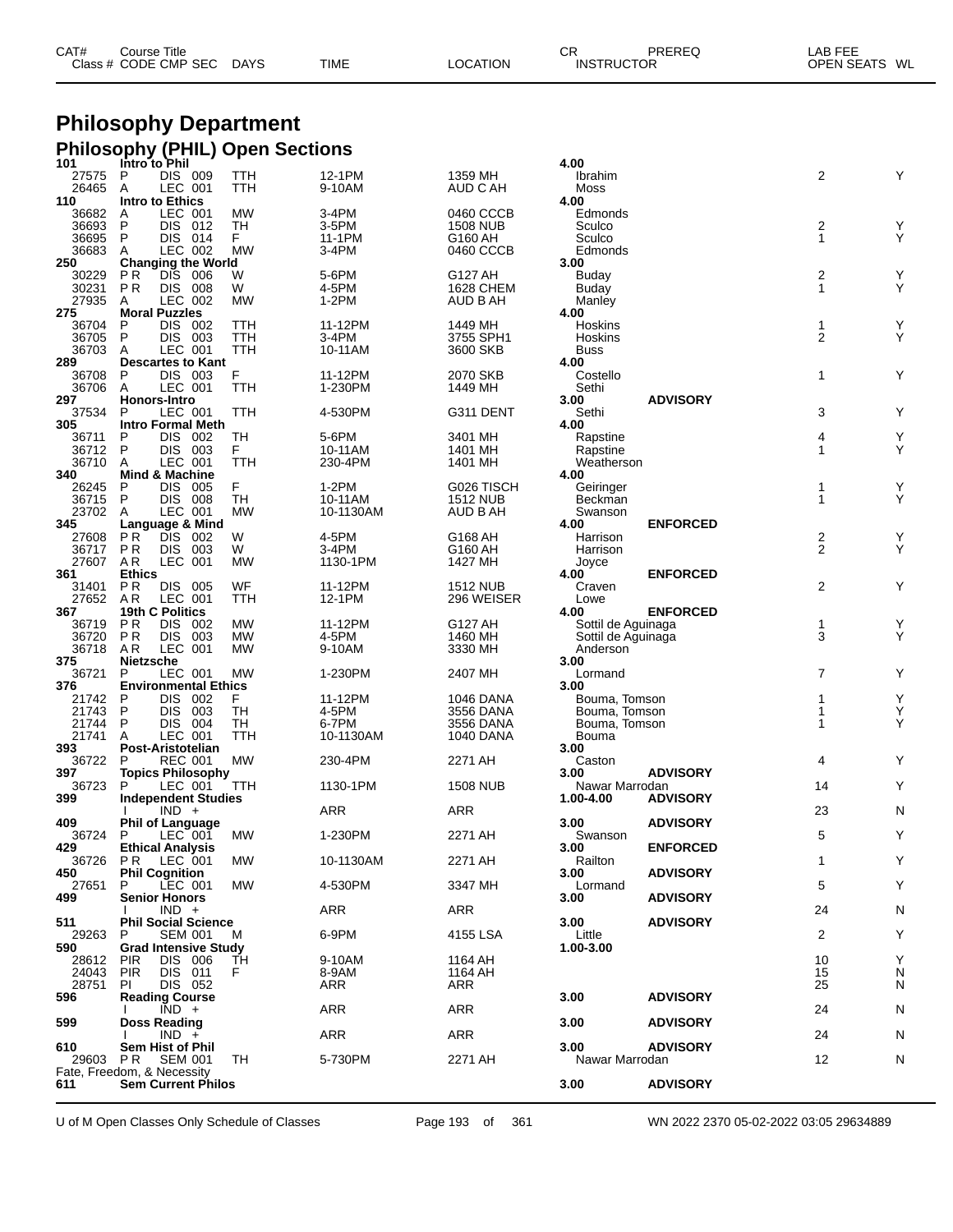| CAT# Class # | Course Title CODE | CMP | SEC | DAYS | TIME | LOCATION | CR INSTRUCTOR | PREREQ | LAB FEE OPEN SEATS | WL |
|---|---|---|---|---|---|---|---|---|---|---|

# Philosophy Department

## Philosophy (PHIL) Open Sections

| CAT# Class # | CODE | CMP SEC | DAYS | TIME | LOCATION | CR / INSTRUCTOR | PREREQ | OPEN SEATS | WL |
|---|---|---|---|---|---|---|---|---|---|
| **101** | **Intro to Phil** | | | | | **4.00** | | | |
| 27575 | P | DIS 009 | TTH | 12-1PM | 1359 MH | Ibrahim | | 2 | Y |
| 26465 | A | LEC 001 | TTH | 9-10AM | AUD C AH | Moss | | | |
| **110** | **Intro to Ethics** | | | | | **4.00** | | | |
| 36682 | A | LEC 001 | MW | 3-4PM | 0460 CCCB | Edmonds | | | |
| 36693 | P | DIS 012 | TH | 3-5PM | 1508 NUB | Sculco | | 2 | Y |
| 36695 | P | DIS 014 | F | 11-1PM | G160 AH | Sculco | | 1 | Y |
| 36683 | A | LEC 002 | MW | 3-4PM | 0460 CCCB | Edmonds | | | |
| **250** | **Changing the World** | | | | | **3.00** | | | |
| 30229 | P R | DIS 006 | W | 5-6PM | G127 AH | Buday | | 2 | Y |
| 30231 | P R | DIS 008 | W | 4-5PM | 1628 CHEM | Buday | | 1 | Y |
| 27935 | A | LEC 002 | MW | 1-2PM | AUD B AH | Manley | | | |
| **275** | **Moral Puzzles** | | | | | **4.00** | | | |
| 36704 | P | DIS 002 | TTH | 11-12PM | 1449 MH | Hoskins | | 1 | Y |
| 36705 | P | DIS 003 | TTH | 3-4PM | 3755 SPH1 | Hoskins | | 2 | Y |
| 36703 | A | LEC 001 | TTH | 10-11AM | 3600 SKB | Buss | | | |
| **289** | **Descartes to Kant** | | | | | **4.00** | | | |
| 36708 | P | DIS 003 | F | 11-12PM | 2070 SKB | Costello | | 1 | Y |
| 36706 | A | LEC 001 | TTH | 1-230PM | 1449 MH | Sethi | | | |
| **297** | **Honors-Intro** | | | | | **3.00** | **ADVISORY** | | |
| 37534 | P | LEC 001 | TTH | 4-530PM | G311 DENT | Sethi | | 3 | Y |
| **305** | **Intro Formal Meth** | | | | | **4.00** | | | |
| 36711 | P | DIS 002 | TH | 5-6PM | 3401 MH | Rapstine | | 4 | Y |
| 36712 | P | DIS 003 | F | 10-11AM | 1401 MH | Rapstine | | 1 | Y |
| 36710 | A | LEC 001 | TTH | 230-4PM | 1401 MH | Weatherson | | | |
| **340** | **Mind & Machine** | | | | | **4.00** | | | |
| 26245 | P | DIS 005 | F | 1-2PM | G026 TISCH | Geiringer | | 1 | Y |
| 36715 | P | DIS 008 | TH | 10-11AM | 1512 NUB | Beckman | | 1 | Y |
| 23702 | A | LEC 001 | MW | 10-1130AM | AUD B AH | Swanson | | | |
| **345** | **Language & Mind** | | | | | **4.00** | **ENFORCED** | | |
| 27608 | P R | DIS 002 | W | 4-5PM | G168 AH | Harrison | | 2 | Y |
| 36717 | P R | DIS 003 | W | 3-4PM | G160 AH | Harrison | | 2 | Y |
| 27607 | A R | LEC 001 | MW | 1130-1PM | 1427 MH | Joyce | | | |
| **361** | **Ethics** | | | | | **4.00** | **ENFORCED** | | |
| 31401 | P R | DIS 005 | WF | 11-12PM | 1512 NUB | Craven | | 2 | Y |
| 27652 | A R | LEC 001 | TTH | 12-1PM | 296 WEISER | Lowe | | | |
| **367** | **19th C Politics** | | | | | **4.00** | **ENFORCED** | | |
| 36719 | P R | DIS 002 | MW | 11-12PM | G127 AH | Sottil de Aguinaga | | 1 | Y |
| 36720 | P R | DIS 003 | MW | 4-5PM | 1460 MH | Sottil de Aguinaga | | 3 | Y |
| 36718 | A R | LEC 001 | MW | 9-10AM | 3330 MH | Anderson | | | |
| **375** | **Nietzsche** | | | | | **3.00** | | | |
| 36721 | P | LEC 001 | MW | 1-230PM | 2407 MH | Lormand | | 7 | Y |
| **376** | **Environmental Ethics** | | | | | **3.00** | | | |
| 21742 | P | DIS 002 | F | 11-12PM | 1046 DANA | Bouma, Tomson | | 1 | Y |
| 21743 | P | DIS 003 | TH | 4-5PM | 3556 DANA | Bouma, Tomson | | 1 | Y |
| 21744 | P | DIS 004 | TH | 6-7PM | 3556 DANA | Bouma, Tomson | | 1 | Y |
| 21741 | A | LEC 001 | TTH | 10-1130AM | 1040 DANA | Bouma | | | |
| **393** | **Post-Aristotelian** | | | | | **3.00** | | | |
| 36722 | P | REC 001 | MW | 230-4PM | 2271 AH | Caston | | 4 | Y |
| **397** | **Topics Philosophy** | | | | | **3.00** | **ADVISORY** | | |
| 36723 | P | LEC 001 | TTH | 1130-1PM | 1508 NUB | Nawar Marrodan | | 14 | Y |
| **399** | **Independent Studies** | | | | | **1.00-4.00** | **ADVISORY** | | |
| | I | IND + | | ARR | ARR | | | 23 | N |
| **409** | **Phil of Language** | | | | | **3.00** | **ADVISORY** | | |
| 36724 | P | LEC 001 | MW | 1-230PM | 2271 AH | Swanson | | 5 | Y |
| **429** | **Ethical Analysis** | | | | | **3.00** | **ENFORCED** | | |
| 36726 | P R | LEC 001 | MW | 10-1130AM | 2271 AH | Railton | | 1 | Y |
| **450** | **Phil Cognition** | | | | | **3.00** | **ADVISORY** | | |
| 27651 | P | LEC 001 | MW | 4-530PM | 3347 MH | Lormand | | 5 | Y |
| **499** | **Senior Honors** | | | | | **3.00** | **ADVISORY** | | |
| | I | IND + | | ARR | ARR | | | 24 | N |
| **511** | **Phil Social Science** | | | | | **3.00** | **ADVISORY** | | |
| 29263 | P | SEM 001 | M | 6-9PM | 4155 LSA | Little | | 2 | Y |
| **590** | **Grad Intensive Study** | | | | | **1.00-3.00** | | | |
| 28612 | PIR | DIS 006 | TH | 9-10AM | 1164 AH | | | 10 | Y |
| 24043 | PIR | DIS 011 | F | 8-9AM | 1164 AH | | | 15 | N |
| 28751 | PI | DIS 052 | | ARR | ARR | | | 25 | N |
| **596** | **Reading Course** | | | | | **3.00** | **ADVISORY** | | |
| | I | IND + | | ARR | ARR | | | 24 | N |
| **599** | **Doss Reading** | | | | | **3.00** | **ADVISORY** | | |
| | I | IND + | | ARR | ARR | | | 24 | N |
| **610** | **Sem Hist of Phil** | | | | | **3.00** | **ADVISORY** | | |
| 29603 | P R | SEM 001 | TH | 5-730PM | 2271 AH | Nawar Marrodan | | 12 | N |
| Fate, Freedom, & Necessity | | | | | | | | | |
| **611** | **Sem Current Philos** | | | | | **3.00** | **ADVISORY** | | |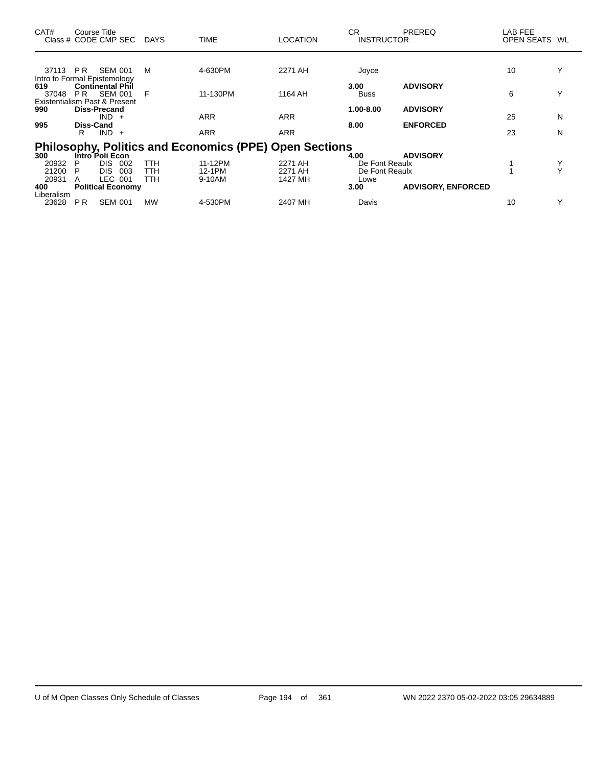| CAT# | Course Title Class # | CODE | CMP SEC | DAYS | TIME | LOCATION | CR | INSTRUCTOR | PREREQ | LAB FEE | OPEN SEATS | WL |
|---|---|---|---|---|---|---|---|---|---|---|---|---|
| | 37113 | P R | SEM 001 | M | 4-630PM | 2271 AH | | Joyce | | | 10 | Y |
| Intro to Formal Epistemology | | | | | | | | | | | | |
| **619** | **Continental Phil** | | | | | | **3.00** | | **ADVISORY** | | | |
| | 37048 | P R | SEM 001 | F | 11-130PM | 1164 AH | | Buss | | | 6 | Y |
| Existentialism Past & Present | | | | | | | | | | | | |
| **990** | **Diss-Precand** | | | | | | **1.00-8.00** | | **ADVISORY** | | | |
| | | | IND + | | ARR | ARR | | | | | 25 | N |
| **995** | **Diss-Cand** | | | | | | **8.00** | | **ENFORCED** | | | |
| | | R | IND + | | ARR | ARR | | | | | 23 | N |

## Philosophy, Politics and Economics (PPE) Open Sections

| CAT# | Course Title Class # | CODE | CMP SEC | DAYS | TIME | LOCATION | CR | INSTRUCTOR | PREREQ | LAB FEE | OPEN SEATS | WL |
|---|---|---|---|---|---|---|---|---|---|---|---|---|
| **300** | **Intro Poli Econ** | | | | | | **4.00** | | **ADVISORY** | | | |
| | 20932 | P | DIS 002 | TTH | 11-12PM | 2271 AH | | De Font Reaulx | | | 1 | Y |
| | 21200 | P | DIS 003 | TTH | 12-1PM | 2271 AH | | De Font Reaulx | | | 1 | Y |
| | 20931 | A | LEC 001 | TTH | 9-10AM | 1427 MH | | Lowe | | | | |
| **400** | **Political Economy** | | | | | | **3.00** | | **ADVISORY, ENFORCED** | | | |
| Liberalism | | | | | | | | | | | | |
| | 23628 | P R | SEM 001 | MW | 4-530PM | 2407 MH | | Davis | | | 10 | Y |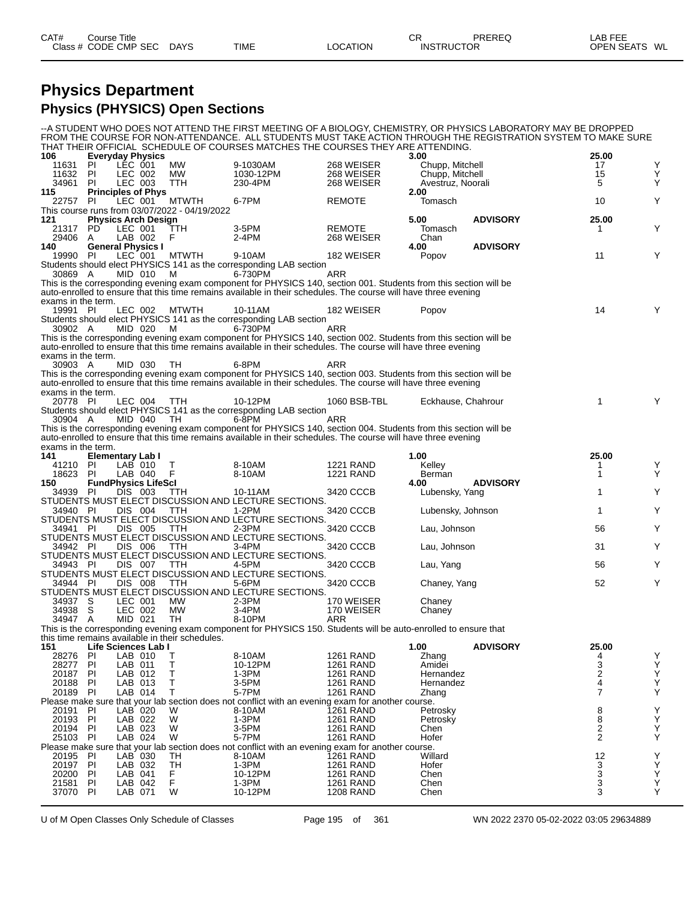# Physics Department

## Physics (PHYSICS) Open Sections

--A STUDENT WHO DOES NOT ATTEND THE FIRST MEETING OF A BIOLOGY, CHEMISTRY, OR PHYSICS LABORATORY MAY BE DROPPED FROM THE COURSE FOR NON-ATTENDANCE. ALL STUDENTS MUST TAKE ACTION THROUGH THE REGISTRATION SYSTEM TO MAKE SURE THAT THEIR OFFICIAL SCHEDULE OF COURSES MATCHES THE COURSES THEY ARE ATTENDING.

| CAT# Class # | Course Title CODE | CMP | SEC | DAYS | TIME | LOCATION | CR INSTRUCTOR | PREREQ | LAB FEE OPEN SEATS | WL |
|---|---|---|---|---|---|---|---|---|---|---|
| **106** | **Everyday Physics** | | | | | | **3.00** | | **25.00** | |
| 11631 | PI | LEC | 001 | MW | 9-1030AM | 268 WEISER | Chupp, Mitchell | | 17 | Y |
| 11632 | PI | LEC | 002 | MW | 1030-12PM | 268 WEISER | Chupp, Mitchell | | 15 | Y |
| 34961 | PI | LEC | 003 | TTH | 230-4PM | 268 WEISER | Avestruz, Noorali | | 5 | Y |
| **115** | **Principles of Phys** | | | | | | **2.00** | | | |
| 22757 | PI | LEC | 001 | MTWTH | 6-7PM | REMOTE | Tomasch | | 10 | Y |

This course runs from 03/07/2022 - 04/19/2022

| CAT# Class # | Course Title CODE | CMP | SEC | DAYS | TIME | LOCATION | CR INSTRUCTOR | PREREQ | LAB FEE OPEN SEATS | WL |
|---|---|---|---|---|---|---|---|---|---|---|
| **121** | **Physics Arch Design** | | | | | | **5.00** | **ADVISORY** | **25.00** | |
| 21317 | PD | LEC | 001 | TTH | 3-5PM | REMOTE | Tomasch | | 1 | Y |
| 29406 | A | LAB | 002 | F | 2-4PM | 268 WEISER | Chan | | | |
| **140** | **General Physics I** | | | | | | **4.00** | **ADVISORY** | | |
| 19990 | PI | LEC | 001 | MTWTH | 9-10AM | 182 WEISER | Popov | | 11 | Y |

Students should elect PHYSICS 141 as the corresponding LAB section

| | | | | | | | | | | |
|---|---|---|---|---|---|---|---|---|---|---|
| 30869 | A | MID | 010 | M | 6-730PM | ARR | | | | |

This is the corresponding evening exam component for PHYSICS 140, section 001. Students from this section will be auto-enrolled to ensure that this time remains available in their schedules. The course will have three evening exams in the term.

| | | | | | | | | | | |
|---|---|---|---|---|---|---|---|---|---|---|
| 19991 | PI | LEC | 002 | MTWTH | 10-11AM | 182 WEISER | Popov | | 14 | Y |

Students should elect PHYSICS 141 as the corresponding LAB section

| | | | | | | | | | | |
|---|---|---|---|---|---|---|---|---|---|---|
| 30902 | A | MID | 020 | M | 6-730PM | ARR | | | | |

This is the corresponding evening exam component for PHYSICS 140, section 002. Students from this section will be auto-enrolled to ensure that this time remains available in their schedules. The course will have three evening exams in the term.

| | | | | | | | | | | |
|---|---|---|---|---|---|---|---|---|---|---|
| 30903 | A | MID | 030 | TH | 6-8PM | ARR | | | | |

This is the corresponding evening exam component for PHYSICS 140, section 003. Students from this section will be auto-enrolled to ensure that this time remains available in their schedules. The course will have three evening exams in the term.

| | | | | | | | | | | |
|---|---|---|---|---|---|---|---|---|---|---|
| 20778 | PI | LEC | 004 | TTH | 10-12PM | 1060 BSB-TBL | Eckhause, Chahrour | | 1 | Y |

Students should elect PHYSICS 141 as the corresponding LAB section

| | | | | | | | | | | |
|---|---|---|---|---|---|---|---|---|---|---|
| 30904 | A | MID | 040 | TH | 6-8PM | ARR | | | | |

This is the corresponding evening exam component for PHYSICS 140, section 004. Students from this section will be auto-enrolled to ensure that this time remains available in their schedules. The course will have three evening exams in the term.

| CAT# Class # | Course Title CODE | CMP | SEC | DAYS | TIME | LOCATION | CR INSTRUCTOR | PREREQ | LAB FEE OPEN SEATS | WL |
|---|---|---|---|---|---|---|---|---|---|---|
| **141** | **Elementary Lab I** | | | | | | **1.00** | | **25.00** | |
| 41210 | PI | LAB | 010 | T | 8-10AM | 1221 RAND | Kelley | | 1 | Y |
| 18623 | PI | LAB | 040 | F | 8-10AM | 1221 RAND | Berman | | 1 | Y |
| **150** | **FundPhysics LifeSci** | | | | | | **4.00** | **ADVISORY** | | |
| 34939 | PI | DIS | 003 | TTH | 10-11AM | 3420 CCCB | Lubensky, Yang | | 1 | Y |

STUDENTS MUST ELECT DISCUSSION AND LECTURE SECTIONS.

| | | | | | | | | | | |
|---|---|---|---|---|---|---|---|---|---|---|
| 34940 | PI | DIS | 004 | TTH | 1-2PM | 3420 CCCB | Lubensky, Johnson | | 1 | Y |

STUDENTS MUST ELECT DISCUSSION AND LECTURE SECTIONS.

| | | | | | | | | | | |
|---|---|---|---|---|---|---|---|---|---|---|
| 34941 | PI | DIS | 005 | TTH | 2-3PM | 3420 CCCB | Lau, Johnson | | 56 | Y |

STUDENTS MUST ELECT DISCUSSION AND LECTURE SECTIONS.

| | | | | | | | | | | |
|---|---|---|---|---|---|---|---|---|---|---|
| 34942 | PI | DIS | 006 | TTH | 3-4PM | 3420 CCCB | Lau, Johnson | | 31 | Y |

STUDENTS MUST ELECT DISCUSSION AND LECTURE SECTIONS.

| | | | | | | | | | | |
|---|---|---|---|---|---|---|---|---|---|---|
| 34943 | PI | DIS | 007 | TTH | 4-5PM | 3420 CCCB | Lau, Yang | | 56 | Y |

STUDENTS MUST ELECT DISCUSSION AND LECTURE SECTIONS.

| | | | | | | | | | | |
|---|---|---|---|---|---|---|---|---|---|---|
| 34944 | PI | DIS | 008 | TTH | 5-6PM | 3420 CCCB | Chaney, Yang | | 52 | Y |

STUDENTS MUST ELECT DISCUSSION AND LECTURE SECTIONS.

| | | | | | | | | | | |
|---|---|---|---|---|---|---|---|---|---|---|
| 34937 | S | LEC | 001 | MW | 2-3PM | 170 WEISER | Chaney | | | |
| 34938 | S | LEC | 002 | MW | 3-4PM | 170 WEISER | Chaney | | | |
| 34947 | A | MID | 021 | TH | 8-10PM | ARR | | | | |

This is the corresponding evening exam component for PHYSICS 150. Students will be auto-enrolled to ensure that this time remains available in their schedules.

| CAT# Class # | Course Title CODE | CMP | SEC | DAYS | TIME | LOCATION | CR INSTRUCTOR | PREREQ | LAB FEE OPEN SEATS | WL |
|---|---|---|---|---|---|---|---|---|---|---|
| **151** | **Life Sciences Lab I** | | | | | | **1.00** | **ADVISORY** | **25.00** | |
| 28276 | PI | LAB | 010 | T | 8-10AM | 1261 RAND | Zhang | | 4 | Y |
| 28277 | PI | LAB | 011 | T | 10-12PM | 1261 RAND | Amidei | | 3 | Y |
| 20187 | PI | LAB | 012 | T | 1-3PM | 1261 RAND | Hernandez | | 2 | Y |
| 20188 | PI | LAB | 013 | T | 3-5PM | 1261 RAND | Hernandez | | 4 | Y |
| 20189 | PI | LAB | 014 | T | 5-7PM | 1261 RAND | Zhang | | 7 | Y |

Please make sure that your lab section does not conflict with an evening exam for another course.

| | | | | | | | | | | |
|---|---|---|---|---|---|---|---|---|---|---|
| 20191 | PI | LAB | 020 | W | 8-10AM | 1261 RAND | Petrosky | | 8 | Y |
| 20193 | PI | LAB | 022 | W | 1-3PM | 1261 RAND | Petrosky | | 8 | Y |
| 20194 | PI | LAB | 023 | W | 3-5PM | 1261 RAND | Chen | | 2 | Y |
| 25103 | PI | LAB | 024 | W | 5-7PM | 1261 RAND | Hofer | | 2 | Y |

Please make sure that your lab section does not conflict with an evening exam for another course.

| | | | | | | | | | | |
|---|---|---|---|---|---|---|---|---|---|---|
| 20195 | PI | LAB | 030 | TH | 8-10AM | 1261 RAND | Willard | | 12 | Y |
| 20197 | PI | LAB | 032 | TH | 1-3PM | 1261 RAND | Hofer | | 3 | Y |
| 20200 | PI | LAB | 041 | F | 10-12PM | 1261 RAND | Chen | | 3 | Y |
| 21581 | PI | LAB | 042 | F | 1-3PM | 1261 RAND | Chen | | 3 | Y |
| 37070 | PI | LAB | 071 | W | 10-12PM | 1208 RAND | Chen | | 3 | Y |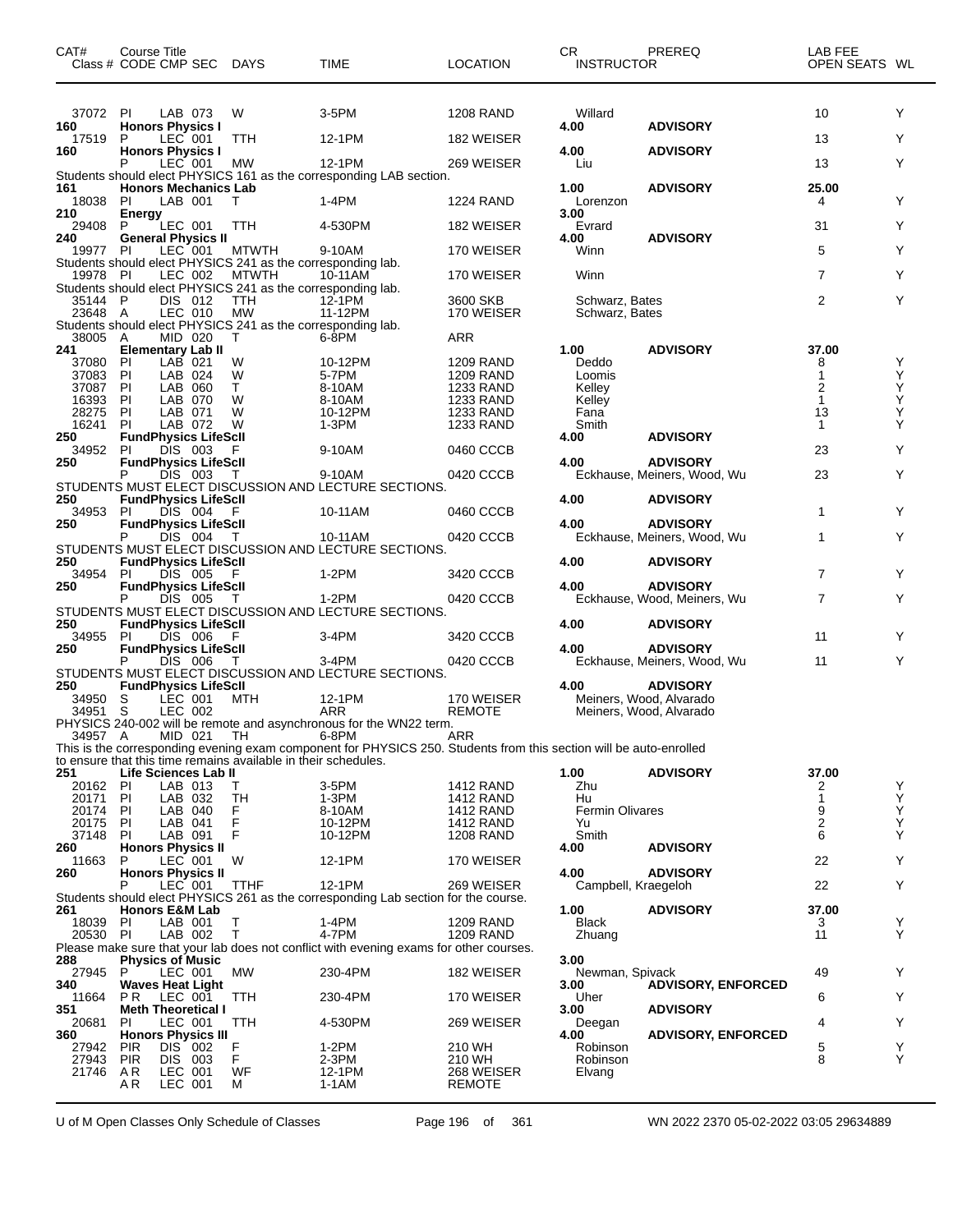| CAT# Class # | Course Title CODE CMP SEC | DAYS | TIME | LOCATION | CR INSTRUCTOR | PREREQ | LAB FEE OPEN SEATS | WL |
|---|---|---|---|---|---|---|---|---|
| 37072 | PI LAB 073 | W | 3-5PM | 1208 RAND | Willard | | 10 | Y |
| 160 | Honors Physics I | | | | 4.00 | ADVISORY | | |
| 17519 | P LEC 001 | TTH | 12-1PM | 182 WEISER | | | 13 | Y |
| 160 | Honors Physics I | | | | 4.00 | ADVISORY | | |
| | P LEC 001 | MW | 12-1PM | 269 WEISER | Liu | | 13 | Y |
| Students should elect PHYSICS 161 as the corresponding LAB section. | | | | | | | | |
| 161 | Honors Mechanics Lab | | | | 1.00 | ADVISORY | 25.00 | |
| 18038 | PI LAB 001 | T | 1-4PM | 1224 RAND | Lorenzon | | 4 | Y |
| 210 | Energy | | | | 3.00 | | | |
| 29408 | P LEC 001 | TTH | 4-530PM | 182 WEISER | Evrard | | 31 | Y |
| 240 | General Physics II | | | | 4.00 | ADVISORY | | |
| 19977 | PI LEC 001 | MTWTH | 9-10AM | 170 WEISER | Winn | | 5 | Y |
| Students should elect PHYSICS 241 as the corresponding lab. | | | | | | | | |
| 19978 | PI LEC 002 | MTWTH | 10-11AM | 170 WEISER | Winn | | 7 | Y |
| Students should elect PHYSICS 241 as the corresponding lab. | | | | | | | | |
| 35144 | P DIS 012 | TTH | 12-1PM | 3600 SKB | Schwarz, Bates | | 2 | Y |
| 23648 | A LEC 010 | MW | 11-12PM | 170 WEISER | Schwarz, Bates | | | |
| Students should elect PHYSICS 241 as the corresponding lab. | | | | | | | | |
| 38005 | A MID 020 | T | 6-8PM | ARR | | | | |
| 241 | Elementary Lab II | | | | 1.00 | ADVISORY | 37.00 | |
| 37080 | PI LAB 021 | W | 10-12PM | 1209 RAND | Deddo | | 8 | Y |
| 37083 | PI LAB 024 | W | 5-7PM | 1209 RAND | Loomis | | 1 | Y |
| 37087 | PI LAB 060 | T | 8-10AM | 1233 RAND | Kelley | | 2 | Y |
| 16393 | PI LAB 070 | W | 8-10AM | 1233 RAND | Kelley | | 1 | Y |
| 28275 | PI LAB 071 | W | 10-12PM | 1233 RAND | Fana | | 13 | Y |
| 16241 | PI LAB 072 | W | 1-3PM | 1233 RAND | Smith | | 1 | Y |
| 250 | FundPhysics LifeScII | | | | 4.00 | ADVISORY | | |
| 34952 | PI DIS 003 | F | 9-10AM | 0460 CCCB | | | 23 | Y |
| 250 | FundPhysics LifeScII | | | | 4.00 | ADVISORY | | |
| | P DIS 003 | T | 9-10AM | 0420 CCCB | Eckhause, Meiners, Wood, Wu | | 23 | Y |
| STUDENTS MUST ELECT DISCUSSION AND LECTURE SECTIONS. | | | | | | | | |
| 250 | FundPhysics LifeScII | | | | 4.00 | ADVISORY | | |
| 34953 | PI DIS 004 | F | 10-11AM | 0460 CCCB | | | 1 | Y |
| 250 | FundPhysics LifeScII | | | | 4.00 | ADVISORY | | |
| | P DIS 004 | T | 10-11AM | 0420 CCCB | Eckhause, Meiners, Wood, Wu | | 1 | Y |
| STUDENTS MUST ELECT DISCUSSION AND LECTURE SECTIONS. | | | | | | | | |
| 250 | FundPhysics LifeScII | | | | 4.00 | ADVISORY | | |
| 34954 | PI DIS 005 | F | 1-2PM | 3420 CCCB | | | 7 | Y |
| 250 | FundPhysics LifeScII | | | | 4.00 | ADVISORY | | |
| | P DIS 005 | T | 1-2PM | 0420 CCCB | Eckhause, Wood, Meiners, Wu | | 7 | Y |
| STUDENTS MUST ELECT DISCUSSION AND LECTURE SECTIONS. | | | | | | | | |
| 250 | FundPhysics LifeScII | | | | 4.00 | ADVISORY | | |
| 34955 | PI DIS 006 | F | 3-4PM | 3420 CCCB | | | 11 | Y |
| 250 | FundPhysics LifeScII | | | | 4.00 | ADVISORY | | |
| | P DIS 006 | T | 3-4PM | 0420 CCCB | Eckhause, Meiners, Wood, Wu | | 11 | Y |
| STUDENTS MUST ELECT DISCUSSION AND LECTURE SECTIONS. | | | | | | | | |
| 250 | FundPhysics LifeScII | | | | 4.00 | ADVISORY | | |
| 34950 | S LEC 001 | MTH | 12-1PM | 170 WEISER | Meiners, Wood, Alvarado | | | |
| 34951 | S LEC 002 | | ARR | REMOTE | Meiners, Wood, Alvarado | | | |
| PHYSICS 240-002 will be remote and asynchronous for the WN22 term. | | | | | | | | |
| 34957 | A MID 021 | TH | 6-8PM | ARR | | | | |
| This is the corresponding evening exam component for PHYSICS 250. Students from this section will be auto-enrolled to ensure that this time remains available in their schedules. | | | | | | | | |
| 251 | Life Sciences Lab II | | | | 1.00 | ADVISORY | 37.00 | |
| 20162 | PI LAB 013 | T | 3-5PM | 1412 RAND | Zhu | | 2 | Y |
| 20171 | PI LAB 032 | TH | 1-3PM | 1412 RAND | Hu | | 1 | Y |
| 20174 | PI LAB 040 | F | 8-10AM | 1412 RAND | Fermin Olivares | | 9 | Y |
| 20175 | PI LAB 041 | F | 10-12PM | 1412 RAND | Yu | | 2 | Y |
| 37148 | PI LAB 091 | F | 10-12PM | 1208 RAND | Smith | | 6 | Y |
| 260 | Honors Physics II | | | | 4.00 | ADVISORY | | |
| 11663 | P LEC 001 | W | 12-1PM | 170 WEISER | | | 22 | Y |
| 260 | Honors Physics II | | | | 4.00 | ADVISORY | | |
| | P LEC 001 | TTHF | 12-1PM | 269 WEISER | Campbell, Kraegeloh | | 22 | Y |
| Students should elect PHYSICS 261 as the corresponding Lab section for the course. | | | | | | | | |
| 261 | Honors E&M Lab | | | | 1.00 | ADVISORY | 37.00 | |
| 18039 | PI LAB 001 | T | 1-4PM | 1209 RAND | Black | | 3 | Y |
| 20530 | PI LAB 002 | T | 4-7PM | 1209 RAND | Zhuang | | 11 | Y |
| Please make sure that your lab does not conflict with evening exams for other courses. | | | | | | | | |
| 288 | Physics of Music | | | | 3.00 | | | |
| 27945 | P LEC 001 | MW | 230-4PM | 182 WEISER | Newman, Spivack | | 49 | Y |
| 340 | Waves Heat Light | | | | 3.00 | ADVISORY, ENFORCED | | |
| 11664 | PR LEC 001 | TTH | 230-4PM | 170 WEISER | Uher | | 6 | Y |
| 351 | Meth Theoretical I | | | | 3.00 | ADVISORY | | |
| 20681 | PI LEC 001 | TTH | 4-530PM | 269 WEISER | Deegan | | 4 | Y |
| 360 | Honors Physics III | | | | 4.00 | ADVISORY, ENFORCED | | |
| 27942 | PIR DIS 002 | F | 1-2PM | 210 WH | Robinson | | 5 | Y |
| 27943 | PIR DIS 003 | F | 2-3PM | 210 WH | Robinson | | 8 | Y |
| 21746 | AR LEC 001 | WF | 12-1PM | 268 WEISER | Elvang | | | |
| | AR LEC 001 | M | 1-1AM | REMOTE | | | | |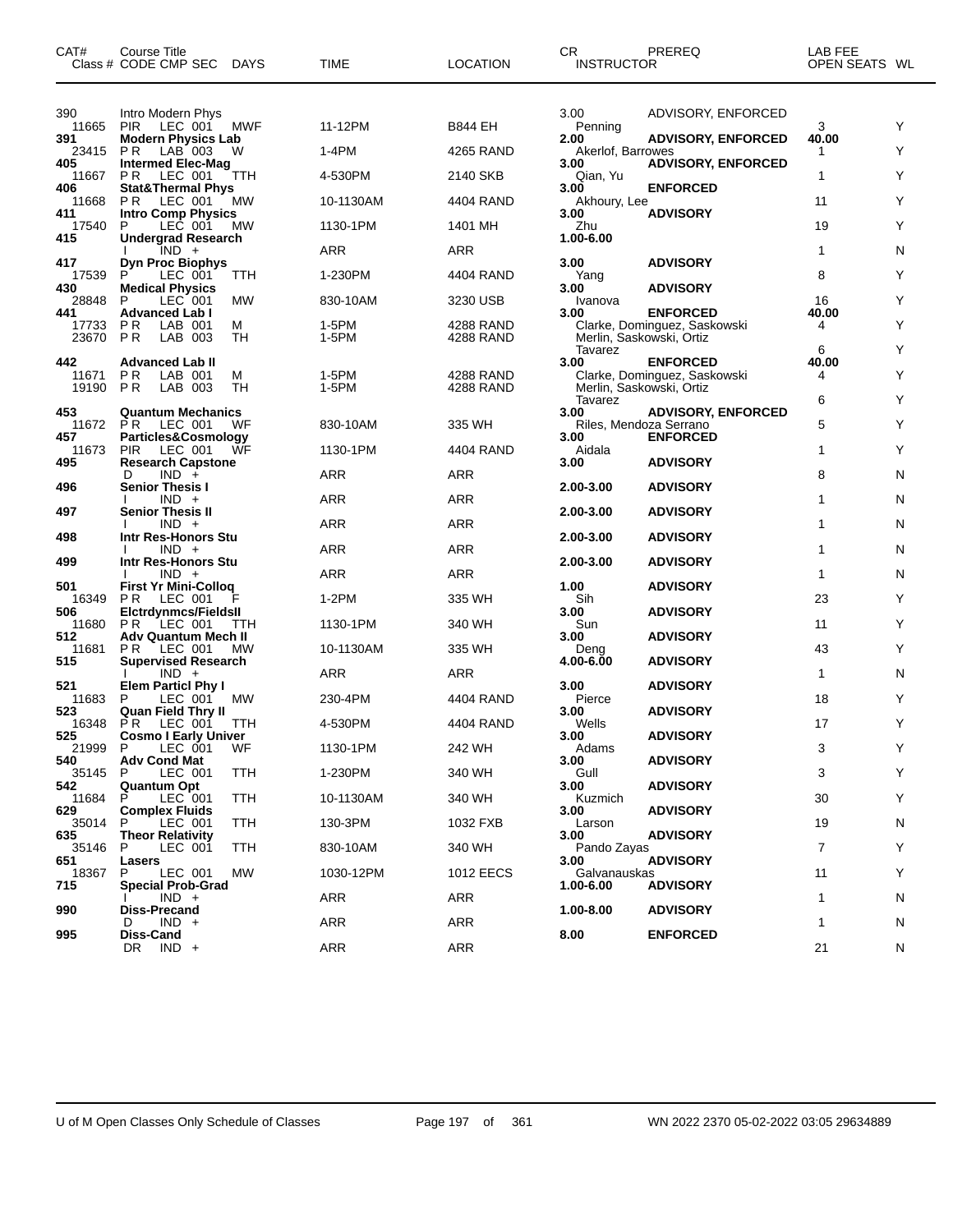| CAT# Class # | Course Title CODE CMP SEC | DAYS | TIME | LOCATION | CR INSTRUCTOR | PREREQ | LAB FEE OPEN SEATS | WL |
|---|---|---|---|---|---|---|---|---|
| 390 | Intro Modern Phys | | | | 3.00 | ADVISORY, ENFORCED | | |
| 11665 | PIR LEC 001 | MWF | 11-12PM | B844 EH | Penning | | 3 | Y |
| **391** | **Modern Physics Lab** | | | | **2.00** | **ADVISORY, ENFORCED** | **40.00** | |
| 23415 | P R LAB 003 | W | 1-4PM | 4265 RAND | Akerlof, Barrowes | | 1 | Y |
| **405** | **Intermed Elec-Mag** | | | | **3.00** | **ADVISORY, ENFORCED** | | |
| 11667 | P R LEC 001 | TTH | 4-530PM | 2140 SKB | Qian, Yu | | 1 | Y |
| **406** | **Stat&Thermal Phys** | | | | **3.00** | **ENFORCED** | | |
| 11668 | P R LEC 001 | MW | 10-1130AM | 4404 RAND | Akhoury, Lee | | 11 | Y |
| **411** | **Intro Comp Physics** | | | | **3.00** | **ADVISORY** | | |
| 17540 | P LEC 001 | MW | 1130-1PM | 1401 MH | Zhu | | 19 | Y |
| **415** | **Undergrad Research** | | | | **1.00-6.00** | | | |
| | I IND + | | ARR | ARR | | | 1 | N |
| **417** | **Dyn Proc Biophys** | | | | **3.00** | **ADVISORY** | | |
| 17539 | P LEC 001 | TTH | 1-230PM | 4404 RAND | Yang | | 8 | Y |
| **430** | **Medical Physics** | | | | **3.00** | **ADVISORY** | | |
| 28848 | P LEC 001 | MW | 830-10AM | 3230 USB | Ivanova | | 16 | Y |
| **441** | **Advanced Lab I** | | | | **3.00** | **ENFORCED** | **40.00** | |
| 17733 | P R LAB 001 | M | 1-5PM | 4288 RAND | Clarke, Dominguez, Saskowski | | 4 | Y |
| 23670 | P R LAB 003 | TH | 1-5PM | 4288 RAND | Merlin, Saskowski, Ortiz Tavarez | | 6 | Y |
| **442** | **Advanced Lab II** | | | | **3.00** | **ENFORCED** | **40.00** | |
| 11671 | P R LAB 001 | M | 1-5PM | 4288 RAND | Clarke, Dominguez, Saskowski | | 4 | Y |
| 19190 | P R LAB 003 | TH | 1-5PM | 4288 RAND | Merlin, Saskowski, Ortiz Tavarez | | 6 | Y |
| **453** | **Quantum Mechanics** | | | | **3.00** | **ADVISORY, ENFORCED** | | |
| 11672 | P R LEC 001 | WF | 830-10AM | 335 WH | Riles, Mendoza Serrano | | 5 | Y |
| **457** | **Particles&Cosmology** | | | | **3.00** | **ENFORCED** | | |
| 11673 | PIR LEC 001 | WF | 1130-1PM | 4404 RAND | Aidala | | 1 | Y |
| **495** | **Research Capstone** | | | | **3.00** | **ADVISORY** | | |
| | D IND + | | ARR | ARR | | | 8 | N |
| **496** | **Senior Thesis I** | | | | **2.00-3.00** | **ADVISORY** | | |
| | I IND + | | ARR | ARR | | | 1 | N |
| **497** | **Senior Thesis II** | | | | **2.00-3.00** | **ADVISORY** | | |
| | I IND + | | ARR | ARR | | | 1 | N |
| **498** | **Intr Res-Honors Stu** | | | | **2.00-3.00** | **ADVISORY** | | |
| | I IND + | | ARR | ARR | | | 1 | N |
| **499** | **Intr Res-Honors Stu** | | | | **2.00-3.00** | **ADVISORY** | | |
| | I IND + | | ARR | ARR | | | 1 | N |
| **501** | **First Yr Mini-Colloq** | | | | **1.00** | **ADVISORY** | | |
| 16349 | P R LEC 001 | F | 1-2PM | 335 WH | Sih | | 23 | Y |
| **506** | **Elctrdynmcs/FieldsII** | | | | **3.00** | **ADVISORY** | | |
| 11680 | P R LEC 001 | TTH | 1130-1PM | 340 WH | Sun | | 11 | Y |
| **512** | **Adv Quantum Mech II** | | | | **3.00** | **ADVISORY** | | |
| 11681 | P R LEC 001 | MW | 10-1130AM | 335 WH | Deng | | 43 | Y |
| **515** | **Supervised Research** | | | | **4.00-6.00** | **ADVISORY** | | |
| | I IND + | | ARR | ARR | | | 1 | N |
| **521** | **Elem Particl Phy I** | | | | **3.00** | **ADVISORY** | | |
| 11683 | P LEC 001 | MW | 230-4PM | 4404 RAND | Pierce | | 18 | Y |
| **523** | **Quan Field Thry II** | | | | **3.00** | **ADVISORY** | | |
| 16348 | P R LEC 001 | TTH | 4-530PM | 4404 RAND | Wells | | 17 | Y |
| **525** | **Cosmo I Early Univer** | | | | **3.00** | **ADVISORY** | | |
| 21999 | P LEC 001 | WF | 1130-1PM | 242 WH | Adams | | 3 | Y |
| **540** | **Adv Cond Mat** | | | | **3.00** | **ADVISORY** | | |
| 35145 | P LEC 001 | TTH | 1-230PM | 340 WH | Gull | | 3 | Y |
| **542** | **Quantum Opt** | | | | **3.00** | **ADVISORY** | | |
| 11684 | P LEC 001 | TTH | 10-1130AM | 340 WH | Kuzmich | | 30 | Y |
| **629** | **Complex Fluids** | | | | **3.00** | **ADVISORY** | | |
| 35014 | P LEC 001 | TTH | 130-3PM | 1032 FXB | Larson | | 19 | N |
| **635** | **Theor Relativity** | | | | **3.00** | **ADVISORY** | | |
| 35146 | P LEC 001 | TTH | 830-10AM | 340 WH | Pando Zayas | | 7 | Y |
| **651** | **Lasers** | | | | **3.00** | **ADVISORY** | | |
| 18367 | P LEC 001 | MW | 1030-12PM | 1012 EECS | Galvanauskas | | 11 | Y |
| **715** | **Special Prob-Grad** | | | | **1.00-6.00** | **ADVISORY** | | |
| | I IND + | | ARR | ARR | | | 1 | N |
| **990** | **Diss-Precand** | | | | **1.00-8.00** | **ADVISORY** | | |
| | D IND + | | ARR | ARR | | | 1 | N |
| **995** | **Diss-Cand** | | | | **8.00** | **ENFORCED** | | |
| | DR IND + | | ARR | ARR | | | 21 | N |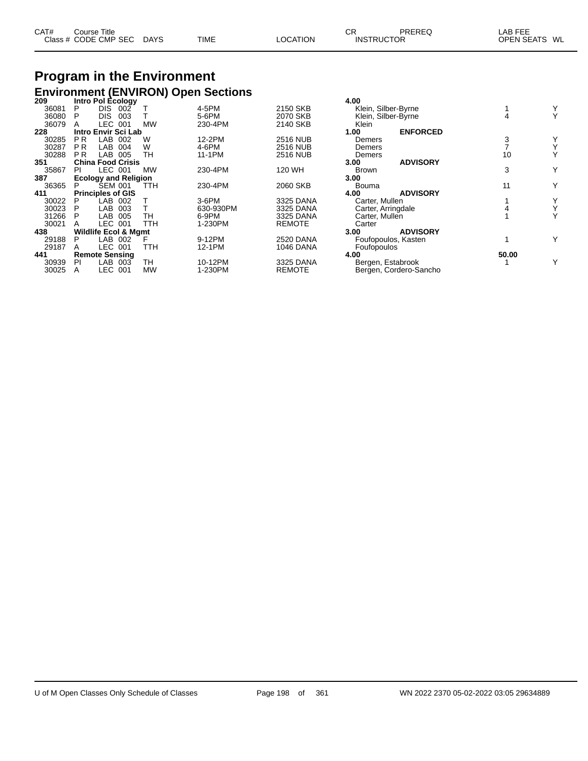| CAT# Class # | Course Title CODE | CMP | SEC | DAYS | TIME | LOCATION | CR INSTRUCTOR | PREREQ | LAB FEE OPEN SEATS | WL |
|---|---|---|---|---|---|---|---|---|---|---|

# Program in the Environment

## Environment (ENVIRON) Open Sections

| CAT# Class # | Course Title CODE | CMP | SEC | DAYS | TIME | LOCATION | CR INSTRUCTOR | PREREQ | LAB FEE OPEN SEATS | WL |
|---|---|---|---|---|---|---|---|---|---|---|
| **209** | **Intro Pol Ecology** | | | | | | **4.00** | | | |
| 36081 | P | DIS | 002 | T | 4-5PM | 2150 SKB | Klein, Silber-Byrne | | 1 | Y |
| 36080 | P | DIS | 003 | T | 5-6PM | 2070 SKB | Klein, Silber-Byrne | | 4 | Y |
| 36079 | A | LEC | 001 | MW | 230-4PM | 2140 SKB | Klein | | | |
| **228** | **Intro Envir Sci Lab** | | | | | | **1.00** | **ENFORCED** | | |
| 30285 | P R | LAB | 002 | W | 12-2PM | 2516 NUB | Demers | | 3 | Y |
| 30287 | P R | LAB | 004 | W | 4-6PM | 2516 NUB | Demers | | 7 | Y |
| 30288 | P R | LAB | 005 | TH | 11-1PM | 2516 NUB | Demers | | 10 | Y |
| **351** | **China Food Crisis** | | | | | | **3.00** | **ADVISORY** | | |
| 35867 | PI | LEC | 001 | MW | 230-4PM | 120 WH | Brown | | 3 | Y |
| **387** | **Ecology and Religion** | | | | | | **3.00** | | | |
| 36365 | P | SEM | 001 | TTH | 230-4PM | 2060 SKB | Bouma | | 11 | Y |
| **411** | **Principles of GIS** | | | | | | **4.00** | **ADVISORY** | | |
| 30022 | P | LAB | 002 | T | 3-6PM | 3325 DANA | Carter, Mullen | | 1 | Y |
| 30023 | P | LAB | 003 | T | 630-930PM | 3325 DANA | Carter, Arringdale | | 4 | Y |
| 31266 | P | LAB | 005 | TH | 6-9PM | 3325 DANA | Carter, Mullen | | 1 | Y |
| 30021 | A | LEC | 001 | TTH | 1-230PM | REMOTE | Carter | | | |
| **438** | **Wildlife Ecol & Mgmt** | | | | | | **3.00** | **ADVISORY** | | |
| 29188 | P | LAB | 002 | F | 9-12PM | 2520 DANA | Foufopoulos, Kasten | | 1 | Y |
| 29187 | A | LEC | 001 | TTH | 12-1PM | 1046 DANA | Foufopoulos | | | |
| **441** | **Remote Sensing** | | | | | | **4.00** | | **50.00** | |
| 30939 | PI | LAB | 003 | TH | 10-12PM | 3325 DANA | Bergen, Estabrook | | 1 | Y |
| 30025 | A | LEC | 001 | MW | 1-230PM | REMOTE | Bergen, Cordero-Sancho | | | |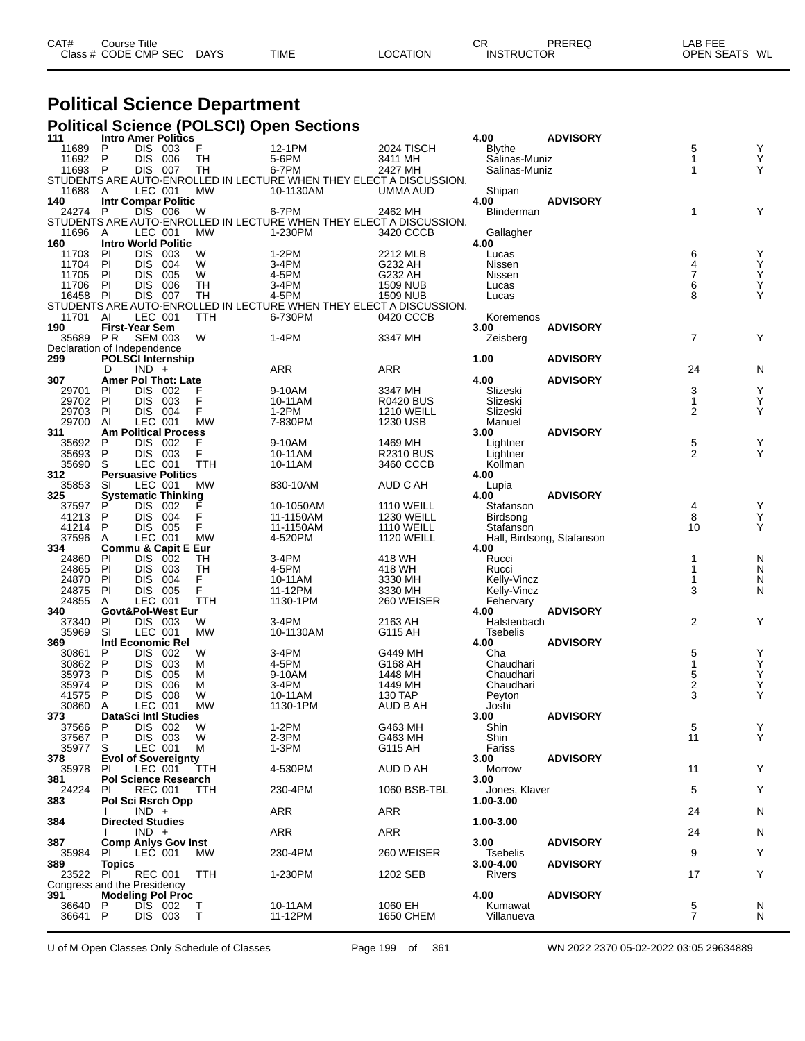# Political Science Department

## Political Science (POLSCI) Open Sections

| CAT# Class # | Course Title CODE | CMP | SEC | DAYS | TIME | LOCATION | CR INSTRUCTOR | PREREQ | LAB FEE OPEN SEATS | WL |
|---|---|---|---|---|---|---|---|---|---|---|
| **111** | **Intro Amer Politics** | | | | | | **4.00** | **ADVISORY** | | |
| 11689 | P | DIS | 003 | F | 12-1PM | 2024 TISCH | Blythe | | 5 | Y |
| 11692 | P | DIS | 006 | TH | 5-6PM | 3411 MH | Salinas-Muniz | | 1 | Y |
| 11693 | P | DIS | 007 | TH | 6-7PM | 2427 MH | Salinas-Muniz | | 1 | Y |
| STUDENTS ARE AUTO-ENROLLED IN LECTURE WHEN THEY ELECT A DISCUSSION. | | | | | | | | | | |
| 11688 | A | LEC | 001 | MW | 10-1130AM | UMMA AUD | Shipan | | | |
| **140** | **Intr Compar Politic** | | | | | | **4.00** | **ADVISORY** | | |
| 24274 | P | DIS | 006 | W | 6-7PM | 2462 MH | Blinderman | | 1 | Y |
| STUDENTS ARE AUTO-ENROLLED IN LECTURE WHEN THEY ELECT A DISCUSSION. | | | | | | | | | | |
| 11696 | A | LEC | 001 | MW | 1-230PM | 3420 CCCB | Gallagher | | | |
| **160** | **Intro World Politic** | | | | | | **4.00** | | | |
| 11703 | PI | DIS | 003 | W | 1-2PM | 2212 MLB | Lucas | | 6 | Y |
| 11704 | PI | DIS | 004 | W | 3-4PM | G232 AH | Nissen | | 4 | Y |
| 11705 | PI | DIS | 005 | W | 4-5PM | G232 AH | Nissen | | 7 | Y |
| 11706 | PI | DIS | 006 | TH | 3-4PM | 1509 NUB | Lucas | | 6 | Y |
| 16458 | PI | DIS | 007 | TH | 4-5PM | 1509 NUB | Lucas | | 8 | Y |
| STUDENTS ARE AUTO-ENROLLED IN LECTURE WHEN THEY ELECT A DISCUSSION. | | | | | | | | | | |
| 11701 | AI | LEC | 001 | TTH | 6-730PM | 0420 CCCB | Koremenos | | | |
| **190** | **First-Year Sem** | | | | | | **3.00** | **ADVISORY** | | |
| 35689 | P R | SEM | 003 | W | 1-4PM | 3347 MH | Zeisberg | | 7 | Y |
| Declaration of Independence | | | | | | | | | | |
| **299** | **POLSCI Internship** | | | | | | **1.00** | **ADVISORY** | | |
| | D | IND | + | | ARR | ARR | | | 24 | N |
| **307** | **Amer Pol Thot: Late** | | | | | | **4.00** | **ADVISORY** | | |
| 29701 | PI | DIS | 002 | F | 9-10AM | 3347 MH | Slizeski | | 3 | Y |
| 29702 | PI | DIS | 003 | F | 10-11AM | R0420 BUS | Slizeski | | 1 | Y |
| 29703 | PI | DIS | 004 | F | 1-2PM | 1210 WEILL | Slizeski | | 2 | Y |
| 29700 | AI | LEC | 001 | MW | 7-830PM | 1230 USB | Manuel | | | |
| **311** | **Am Political Process** | | | | | | **3.00** | **ADVISORY** | | |
| 35692 | P | DIS | 002 | F | 9-10AM | 1469 MH | Lightner | | 5 | Y |
| 35693 | P | DIS | 003 | F | 10-11AM | R2310 BUS | Lightner | | 2 | Y |
| 35690 | S | LEC | 001 | TTH | 10-11AM | 3460 CCCB | Kollman | | | |
| **312** | **Persuasive Politics** | | | | | | **4.00** | | | |
| 35853 | SI | LEC | 001 | MW | 830-10AM | AUD C AH | Lupia | | | |
| **325** | **Systematic Thinking** | | | | | | **4.00** | **ADVISORY** | | |
| 37597 | P | DIS | 002 | F | 10-1050AM | 1110 WEILL | Stafanson | | 4 | Y |
| 41213 | P | DIS | 004 | F | 11-1150AM | 1230 WEILL | Birdsong | | 8 | Y |
| 41214 | P | DIS | 005 | F | 11-1150AM | 1110 WEILL | Stafanson | | 10 | Y |
| 37596 | A | LEC | 001 | MW | 4-520PM | 1120 WEILL | Hall, Birdsong, Stafanson | | | |
| **334** | **Commu & Capit E Eur** | | | | | | **4.00** | | | |
| 24860 | PI | DIS | 002 | TH | 3-4PM | 418 WH | Rucci | | 1 | N |
| 24865 | PI | DIS | 003 | TH | 4-5PM | 418 WH | Rucci | | 1 | N |
| 24870 | PI | DIS | 004 | F | 10-11AM | 3330 MH | Kelly-Vincz | | 1 | N |
| 24875 | PI | DIS | 005 | F | 11-12PM | 3330 MH | Kelly-Vincz | | 3 | N |
| 24855 | A | LEC | 001 | TTH | 1130-1PM | 260 WEISER | Fehervary | | | |
| **340** | **Govt&Pol-West Eur** | | | | | | **4.00** | **ADVISORY** | | |
| 37340 | PI | DIS | 003 | W | 3-4PM | 2163 AH | Halstenbach | | 2 | Y |
| 35969 | SI | LEC | 001 | MW | 10-1130AM | G115 AH | Tsebelis | | | |
| **369** | **Intl Economic Rel** | | | | | | **4.00** | **ADVISORY** | | |
| 30861 | P | DIS | 002 | W | 3-4PM | G449 MH | Cha | | 5 | Y |
| 30862 | P | DIS | 003 | M | 4-5PM | G168 AH | Chaudhari | | 1 | Y |
| 35973 | P | DIS | 005 | M | 9-10AM | 1448 MH | Chaudhari | | 5 | Y |
| 35974 | P | DIS | 006 | M | 3-4PM | 1449 MH | Chaudhari | | 2 | Y |
| 41575 | P | DIS | 008 | W | 10-11AM | 130 TAP | Peyton | | 3 | Y |
| 30860 | A | LEC | 001 | MW | 1130-1PM | AUD B AH | Joshi | | | |
| **373** | **DataSci Intl Studies** | | | | | | **3.00** | **ADVISORY** | | |
| 37566 | P | DIS | 002 | W | 1-2PM | G463 MH | Shin | | 5 | Y |
| 37567 | P | DIS | 003 | W | 2-3PM | G463 MH | Shin | | 11 | Y |
| 35977 | S | LEC | 001 | M | 1-3PM | G115 AH | Fariss | | | |
| **378** | **Evol of Sovereignty** | | | | | | **3.00** | **ADVISORY** | | |
| 35978 | PI | LEC | 001 | TTH | 4-530PM | AUD D AH | Morrow | | 11 | Y |
| **381** | **Pol Science Research** | | | | | | **3.00** | | | |
| 24224 | PI | REC | 001 | TTH | 230-4PM | 1060 BSB-TBL | Jones, Klaver | | 5 | Y |
| **383** | **Pol Sci Rsrch Opp** | | | | | | **1.00-3.00** | | | |
| | I | IND | + | | ARR | ARR | | | 24 | N |
| **384** | **Directed Studies** | | | | | | **1.00-3.00** | | | |
| | I | IND | + | | ARR | ARR | | | 24 | N |
| **387** | **Comp Anlys Gov Inst** | | | | | | **3.00** | **ADVISORY** | | |
| 35984 | PI | LEC | 001 | MW | 230-4PM | 260 WEISER | Tsebelis | | 9 | Y |
| **389** | **Topics** | | | | | | **3.00-4.00** | **ADVISORY** | | |
| 23522 | PI | REC | 001 | TTH | 1-230PM | 1202 SEB | Rivers | | 17 | Y |
| Congress and the Presidency | | | | | | | | | | |
| **391** | **Modeling Pol Proc** | | | | | | **4.00** | **ADVISORY** | | |
| 36640 | P | DIS | 002 | T | 10-11AM | 1060 EH | Kumawat | | 5 | N |
| 36641 | P | DIS | 003 | T | 11-12PM | 1650 CHEM | Villanueva | | 7 | N |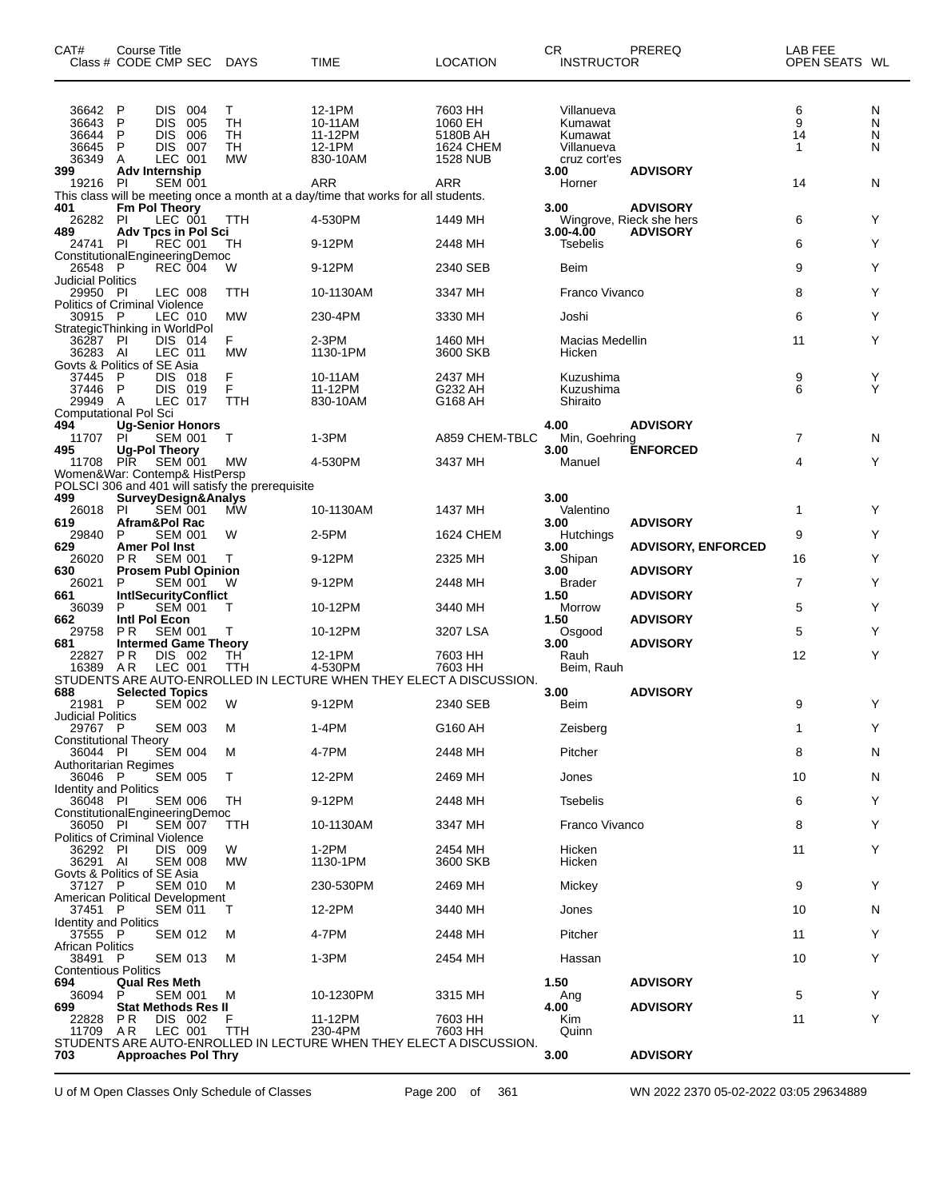| CAT# Class # | Course Title CODE | CMP | SEC | DAYS | TIME | LOCATION | CR INSTRUCTOR | PREREQ | LAB FEE OPEN SEATS | WL |
|---|---|---|---|---|---|---|---|---|---|---|
| 36642 | P | DIS | 004 | T | 12-1PM | 7603 HH | Villanueva | | 6 | N |
| 36643 | P | DIS | 005 | TH | 10-11AM | 1060 EH | Kumawat | | 9 | N |
| 36644 | P | DIS | 006 | TH | 11-12PM | 5180B AH | Kumawat | | 14 | N |
| 36645 | P | DIS | 007 | TH | 12-1PM | 1624 CHEM | Villanueva | | 1 | N |
| 36349 | A | LEC | 001 | MW | 830-10AM | 1528 NUB | cruz cort'es | | | |
| **399** | **Adv Internship** | | | | | | **3.00** | **ADVISORY** | | |
| 19216 | PI | SEM | 001 | | ARR | ARR | Horner | | 14 | N |
| This class will be meeting once a month at a day/time that works for all students. | | | | | | | | | | |
| **401** | **Fm Pol Theory** | | | | | | **3.00** | **ADVISORY** | | |
| 26282 | PI | LEC | 001 | TTH | 4-530PM | 1449 MH | Wingrove, Rieck she hers | | 6 | Y |
| **489** | **Adv Tpcs in Pol Sci** | | | | | | **3.00-4.00** | **ADVISORY** | | |
| 24741 | PI | REC | 001 | TH | 9-12PM | 2448 MH | Tsebelis | | 6 | Y |
| ConstitutionalEngineeringDemoc | | | | | | | | | | |
| 26548 | P | REC | 004 | W | 9-12PM | 2340 SEB | Beim | | 9 | Y |
| Judicial Politics | | | | | | | | | | |
| 29950 | PI | LEC | 008 | TTH | 10-1130AM | 3347 MH | Franco Vivanco | | 8 | Y |
| Politics of Criminal Violence | | | | | | | | | | |
| 30915 | P | LEC | 010 | MW | 230-4PM | 3330 MH | Joshi | | 6 | Y |
| StrategicThinking in WorldPol | | | | | | | | | | |
| 36287 | PI | DIS | 014 | F | 2-3PM | 1460 MH | Macias Medellin | | 11 | Y |
| 36283 | AI | LEC | 011 | MW | 1130-1PM | 3600 SKB | Hicken | | | |
| Govts & Politics of SE Asia | | | | | | | | | | |
| 37445 | P | DIS | 018 | F | 10-11AM | 2437 MH | Kuzushima | | 9 | Y |
| 37446 | P | DIS | 019 | F | 11-12PM | G232 AH | Kuzushima | | 6 | Y |
| 29949 | A | LEC | 017 | TTH | 830-10AM | G168 AH | Shiraito | | | |
| Computational Pol Sci | | | | | | | | | | |
| **494** | **Ug-Senior Honors** | | | | | | **4.00** | **ADVISORY** | | |
| 11707 | PI | SEM | 001 | T | 1-3PM | A859 CHEM-TBLC | Min, Goehring | | 7 | N |
| **495** | **Ug-Pol Theory** | | | | | | **3.00** | **ENFORCED** | | |
| 11708 | PIR | SEM | 001 | MW | 4-530PM | 3437 MH | Manuel | | 4 | Y |
| Women&War: Contemp& HistPersp | | | | | | | | | | |
| POLSCI 306 and 401 will satisfy the prerequisite | | | | | | | | | | |
| **499** | **SurveyDesign&Analys** | | | | | | **3.00** | | | |
| 26018 | PI | SEM | 001 | MW | 10-1130AM | 1437 MH | Valentino | | 1 | Y |
| **619** | **Afram&Pol Rac** | | | | | | **3.00** | **ADVISORY** | | |
| 29840 | P | SEM | 001 | W | 2-5PM | 1624 CHEM | Hutchings | | 9 | Y |
| **629** | **Amer Pol Inst** | | | | | | **3.00** | **ADVISORY, ENFORCED** | | |
| 26020 | PR | SEM | 001 | T | 9-12PM | 2325 MH | Shipan | | 16 | Y |
| **630** | **Prosem Publ Opinion** | | | | | | **3.00** | **ADVISORY** | | |
| 26021 | P | SEM | 001 | W | 9-12PM | 2448 MH | Brader | | 7 | Y |
| **661** | **IntlSecurityConflict** | | | | | | **1.50** | **ADVISORY** | | |
| 36039 | P | SEM | 001 | T | 10-12PM | 3440 MH | Morrow | | 5 | Y |
| **662** | **Intl Pol Econ** | | | | | | **1.50** | **ADVISORY** | | |
| 29758 | PR | SEM | 001 | T | 10-12PM | 3207 LSA | Osgood | | 5 | Y |
| **681** | **Intermed Game Theory** | | | | | | **3.00** | **ADVISORY** | | |
| 22827 | PR | DIS | 002 | TH | 12-1PM | 7603 HH | Rauh | | 12 | Y |
| 16389 | AR | LEC | 001 | TTH | 4-530PM | 7603 HH | Beim, Rauh | | | |
| STUDENTS ARE AUTO-ENROLLED IN LECTURE WHEN THEY ELECT A DISCUSSION. | | | | | | | | | | |
| **688** | **Selected Topics** | | | | | | **3.00** | **ADVISORY** | | |
| 21981 | P | SEM | 002 | W | 9-12PM | 2340 SEB | Beim | | 9 | Y |
| Judicial Politics | | | | | | | | | | |
| 29767 | P | SEM | 003 | M | 1-4PM | G160 AH | Zeisberg | | 1 | Y |
| Constitutional Theory | | | | | | | | | | |
| 36044 | PI | SEM | 004 | M | 4-7PM | 2448 MH | Pitcher | | 8 | N |
| Authoritarian Regimes | | | | | | | | | | |
| 36046 | P | SEM | 005 | T | 12-2PM | 2469 MH | Jones | | 10 | N |
| Identity and Politics | | | | | | | | | | |
| 36048 | PI | SEM | 006 | TH | 9-12PM | 2448 MH | Tsebelis | | 6 | Y |
| ConstitutionalEngineeringDemoc | | | | | | | | | | |
| 36050 | PI | SEM | 007 | TTH | 10-1130AM | 3347 MH | Franco Vivanco | | 8 | Y |
| Politics of Criminal Violence | | | | | | | | | | |
| 36292 | PI | DIS | 009 | W | 1-2PM | 2454 MH | Hicken | | 11 | Y |
| 36291 | AI | SEM | 008 | MW | 1130-1PM | 3600 SKB | Hicken | | | |
| Govts & Politics of SE Asia | | | | | | | | | | |
| 37127 | P | SEM | 010 | M | 230-530PM | 2469 MH | Mickey | | 9 | Y |
| American Political Development | | | | | | | | | | |
| 37451 | P | SEM | 011 | T | 12-2PM | 3440 MH | Jones | | 10 | N |
| Identity and Politics | | | | | | | | | | |
| 37555 | P | SEM | 012 | M | 4-7PM | 2448 MH | Pitcher | | 11 | Y |
| African Politics | | | | | | | | | | |
| 38491 | P | SEM | 013 | M | 1-3PM | 2454 MH | Hassan | | 10 | Y |
| Contentious Politics | | | | | | | | | | |
| **694** | **Qual Res Meth** | | | | | | **1.50** | **ADVISORY** | | |
| 36094 | P | SEM | 001 | M | 10-1230PM | 3315 MH | Ang | | 5 | Y |
| **699** | **Stat Methods Res II** | | | | | | **4.00** | **ADVISORY** | | |
| 22828 | PR | DIS | 002 | F | 11-12PM | 7603 HH | Kim | | 11 | Y |
| 11709 | AR | LEC | 001 | TTH | 230-4PM | 7603 HH | Quinn | | | |
| STUDENTS ARE AUTO-ENROLLED IN LECTURE WHEN THEY ELECT A DISCUSSION. | | | | | | | | | | |
| **703** | **Approaches Pol Thry** | | | | | | **3.00** | **ADVISORY** | | |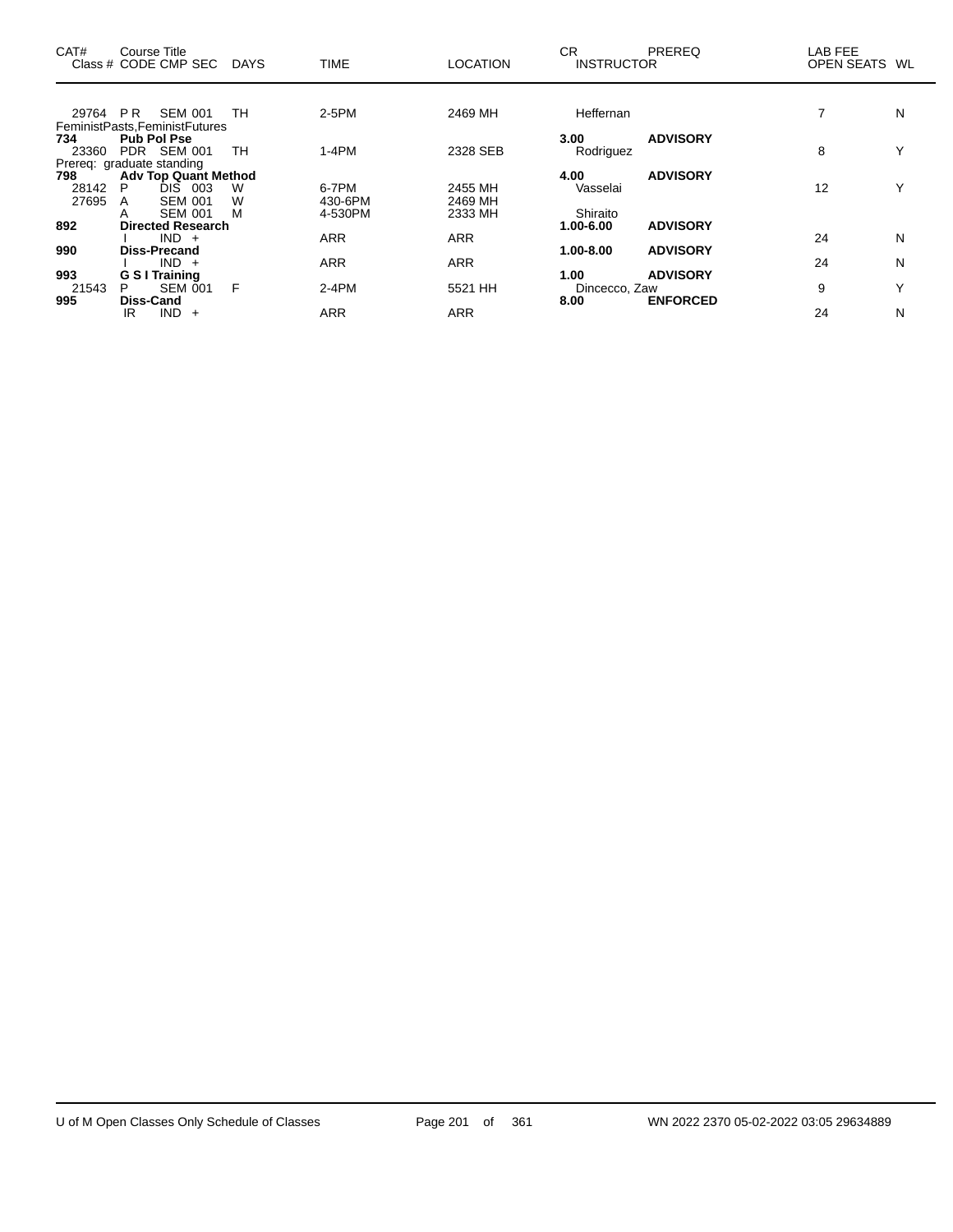| CAT# Class # | Course Title CODE CMP SEC | DAYS | TIME | LOCATION | CR INSTRUCTOR | PREREQ | LAB FEE OPEN SEATS | WL |
|---|---|---|---|---|---|---|---|---|
| 29764 | P R SEM 001 | TH | 2-5PM | 2469 MH | Heffernan | | 7 | N |
| FeministPasts,FeministFutures | | | | | | | | |
| **734** | **Pub Pol Pse** | | | | **3.00** | **ADVISORY** | | |
| 23360 | PDR SEM 001 | TH | 1-4PM | 2328 SEB | Rodriguez | | 8 | Y |
| Prereq: graduate standing | | | | | | | | |
| **798** | **Adv Top Quant Method** | | | | **4.00** | **ADVISORY** | | |
| 28142 | P DIS 003 | W | 6-7PM | 2455 MH | Vasselai | | 12 | Y |
| 27695 | A SEM 001 | W | 430-6PM | 2469 MH | | | | |
| | A SEM 001 | M | 4-530PM | 2333 MH | Shiraito | | | |
| **892** | **Directed Research** | | | | **1.00-6.00** | **ADVISORY** | | |
| | I IND + | | ARR | ARR | | | 24 | N |
| **990** | **Diss-Precand** | | | | **1.00-8.00** | **ADVISORY** | | |
| | I IND + | | ARR | ARR | | | 24 | N |
| **993** | **G S I Training** | | | | **1.00** | **ADVISORY** | | |
| 21543 | P SEM 001 | F | 2-4PM | 5521 HH | Dincecco, Zaw | | 9 | Y |
| **995** | **Diss-Cand** | | | | **8.00** | **ENFORCED** | | |
| | IR IND + | | ARR | ARR | | | 24 | N |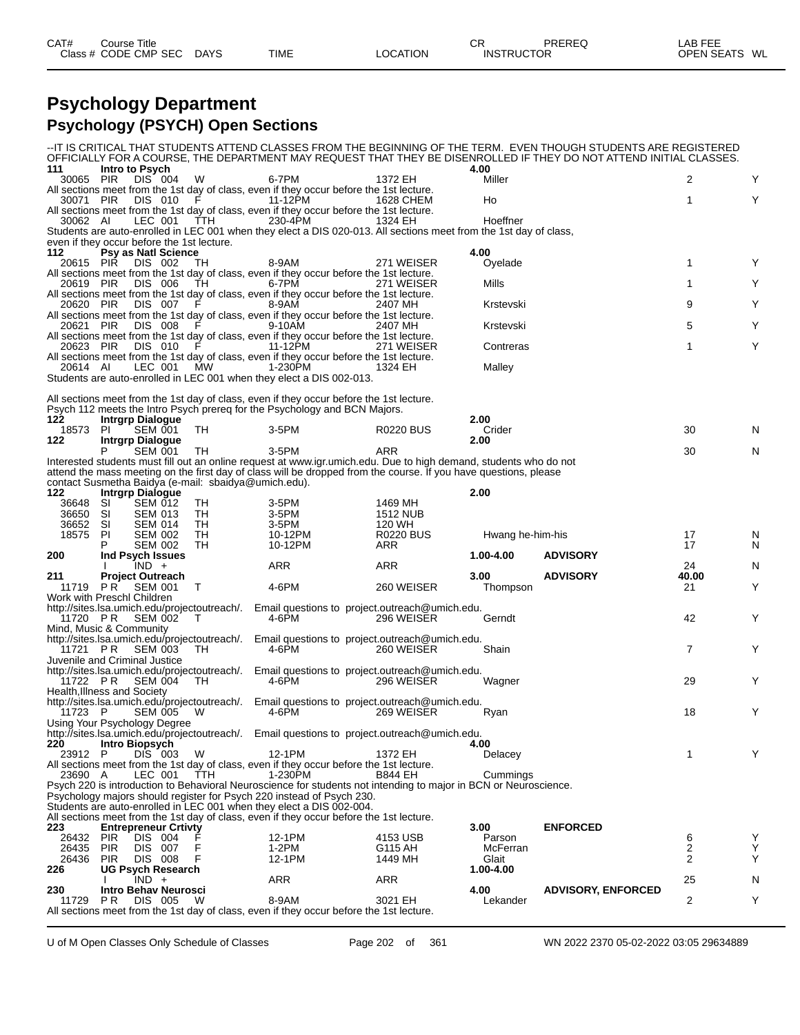# Psychology Department

## Psychology (PSYCH) Open Sections

| CAT# Class # | Course Title CODE CMP SEC | DAYS | TIME | LOCATION | CR INSTRUCTOR | PREREQ | LAB FEE OPEN SEATS | WL |
|---|---|---|---|---|---|---|---|---|

--IT IS CRITICAL THAT STUDENTS ATTEND CLASSES FROM THE BEGINNING OF THE TERM. EVEN THOUGH STUDENTS ARE REGISTERED OFFICIALLY FOR A COURSE, THE DEPARTMENT MAY REQUEST THAT THEY BE DISENROLLED IF THEY DO NOT ATTEND INITIAL CLASSES.

**111 Intro to Psych** — **4.00**

| Class # | CODE CMP SEC | DAYS | TIME | LOCATION | INSTRUCTOR | PREREQ | OPEN SEATS | WL |
|---|---|---|---|---|---|---|---|---|
| 30065 | PIR DIS 004 | W | 6-7PM | 1372 EH | Miller | | 2 | Y |

All sections meet from the 1st day of class, even if they occur before the 1st lecture.

| Class # | CODE CMP SEC | DAYS | TIME | LOCATION | INSTRUCTOR | PREREQ | OPEN SEATS | WL |
|---|---|---|---|---|---|---|---|---|
| 30071 | PIR DIS 010 | F | 11-12PM | 1628 CHEM | Ho | | 1 | Y |

All sections meet from the 1st day of class, even if they occur before the 1st lecture.

| Class # | CODE CMP SEC | DAYS | TIME | LOCATION | INSTRUCTOR | PREREQ | OPEN SEATS | WL |
|---|---|---|---|---|---|---|---|---|
| 30062 | AI LEC 001 | TTH | 230-4PM | 1324 EH | Hoeffner | | | |

Students are auto-enrolled in LEC 001 when they elect a DIS 020-013. All sections meet from the 1st day of class, even if they occur before the 1st lecture.

**112 Psy as Natl Science** — **4.00**

| Class # | CODE CMP SEC | DAYS | TIME | LOCATION | INSTRUCTOR | PREREQ | OPEN SEATS | WL |
|---|---|---|---|---|---|---|---|---|
| 20615 | PIR DIS 002 | TH | 8-9AM | 271 WEISER | Oyelade | | 1 | Y |

All sections meet from the 1st day of class, even if they occur before the 1st lecture.

| Class # | CODE CMP SEC | DAYS | TIME | LOCATION | INSTRUCTOR | PREREQ | OPEN SEATS | WL |
|---|---|---|---|---|---|---|---|---|
| 20619 | PIR DIS 006 | TH | 6-7PM | 271 WEISER | Mills | | 1 | Y |

All sections meet from the 1st day of class, even if they occur before the 1st lecture.

| Class # | CODE CMP SEC | DAYS | TIME | LOCATION | INSTRUCTOR | PREREQ | OPEN SEATS | WL |
|---|---|---|---|---|---|---|---|---|
| 20620 | PIR DIS 007 | F | 8-9AM | 2407 MH | Krstevski | | 9 | Y |

All sections meet from the 1st day of class, even if they occur before the 1st lecture.

| Class # | CODE CMP SEC | DAYS | TIME | LOCATION | INSTRUCTOR | PREREQ | OPEN SEATS | WL |
|---|---|---|---|---|---|---|---|---|
| 20621 | PIR DIS 008 | F | 9-10AM | 2407 MH | Krstevski | | 5 | Y |

All sections meet from the 1st day of class, even if they occur before the 1st lecture.

| Class # | CODE CMP SEC | DAYS | TIME | LOCATION | INSTRUCTOR | PREREQ | OPEN SEATS | WL |
|---|---|---|---|---|---|---|---|---|
| 20623 | PIR DIS 010 | F | 11-12PM | 271 WEISER | Contreras | | 1 | Y |

All sections meet from the 1st day of class, even if they occur before the 1st lecture.

| Class # | CODE CMP SEC | DAYS | TIME | LOCATION | INSTRUCTOR | PREREQ | OPEN SEATS | WL |
|---|---|---|---|---|---|---|---|---|
| 20614 | AI LEC 001 | MW | 1-230PM | 1324 EH | Malley | | | |

Students are auto-enrolled in LEC 001 when they elect a DIS 002-013.

All sections meet from the 1st day of class, even if they occur before the 1st lecture.
Psych 112 meets the Intro Psych prereq for the Psychology and BCN Majors.

**122 Intrgrp Dialogue** — **2.00**

| Class # | CODE CMP SEC | DAYS | TIME | LOCATION | INSTRUCTOR | PREREQ | OPEN SEATS | WL |
|---|---|---|---|---|---|---|---|---|
| 18573 | PI SEM 001 | TH | 3-5PM | R0220 BUS | Crider | | 30 | N |

**122 Intrgrp Dialogue** — **2.00**

| Class # | CODE CMP SEC | DAYS | TIME | LOCATION | INSTRUCTOR | PREREQ | OPEN SEATS | WL |
|---|---|---|---|---|---|---|---|---|
| | P SEM 001 | TH | 3-5PM | ARR | | | 30 | N |

Interested students must fill out an online request at www.igr.umich.edu. Due to high demand, students who do not attend the mass meeting on the first day of class will be dropped from the course. If you have questions, please contact Susmetha Baidya (e-mail: sbaidya@umich.edu).

**122 Intrgrp Dialogue** — **2.00**

| Class # | CODE CMP SEC | DAYS | TIME | LOCATION | INSTRUCTOR | PREREQ | OPEN SEATS | WL |
|---|---|---|---|---|---|---|---|---|
| 36648 | SI SEM 012 | TH | 3-5PM | 1469 MH | | | | |
| 36650 | SI SEM 013 | TH | 3-5PM | 1512 NUB | | | | |
| 36652 | SI SEM 014 | TH | 3-5PM | 120 WH | | | | |
| 18575 | PI SEM 002 | TH | 10-12PM | R0220 BUS | Hwang he-him-his | | 17 | N |
| | P SEM 002 | TH | 10-12PM | ARR | | | 17 | N |

**200 Ind Psych Issues** — **1.00-4.00** — **ADVISORY**

| Class # | CODE CMP SEC | DAYS | TIME | LOCATION | INSTRUCTOR | PREREQ | OPEN SEATS | WL |
|---|---|---|---|---|---|---|---|---|
| | I IND + | | ARR | ARR | | | 24 | N |

**211 Project Outreach** — **3.00** — **ADVISORY** — **40.00**

| Class # | CODE CMP SEC | DAYS | TIME | LOCATION | INSTRUCTOR | PREREQ | OPEN SEATS | WL |
|---|---|---|---|---|---|---|---|---|
| 11719 | P R SEM 001 | T | 4-6PM | 260 WEISER | Thompson | | 21 | Y |

Work with Preschl Children
http://sites.lsa.umich.edu/projectoutreach/. Email questions to project.outreach@umich.edu.

| Class # | CODE CMP SEC | DAYS | TIME | LOCATION | INSTRUCTOR | PREREQ | OPEN SEATS | WL |
|---|---|---|---|---|---|---|---|---|
| 11720 | P R SEM 002 | T | 4-6PM | 296 WEISER | Gerndt | | 42 | Y |

Mind, Music & Community
http://sites.lsa.umich.edu/projectoutreach/. Email questions to project.outreach@umich.edu.

| Class # | CODE CMP SEC | DAYS | TIME | LOCATION | INSTRUCTOR | PREREQ | OPEN SEATS | WL |
|---|---|---|---|---|---|---|---|---|
| 11721 | P R SEM 003 | TH | 4-6PM | 260 WEISER | Shain | | 7 | Y |

Juvenile and Criminal Justice
http://sites.lsa.umich.edu/projectoutreach/. Email questions to project.outreach@umich.edu.

| Class # | CODE CMP SEC | DAYS | TIME | LOCATION | INSTRUCTOR | PREREQ | OPEN SEATS | WL |
|---|---|---|---|---|---|---|---|---|
| 11722 | P R SEM 004 | TH | 4-6PM | 296 WEISER | Wagner | | 29 | Y |

Health,Illness and Society
http://sites.lsa.umich.edu/projectoutreach/. Email questions to project.outreach@umich.edu.

| Class # | CODE CMP SEC | DAYS | TIME | LOCATION | INSTRUCTOR | PREREQ | OPEN SEATS | WL |
|---|---|---|---|---|---|---|---|---|
| 11723 | P SEM 005 | W | 4-6PM | 269 WEISER | Ryan | | 18 | Y |

Using Your Psychology Degree
http://sites.lsa.umich.edu/projectoutreach/. Email questions to project.outreach@umich.edu.

**220 Intro Biopsych** — **4.00**

| Class # | CODE CMP SEC | DAYS | TIME | LOCATION | INSTRUCTOR | PREREQ | OPEN SEATS | WL |
|---|---|---|---|---|---|---|---|---|
| 23912 | P DIS 003 | W | 12-1PM | 1372 EH | Delacey | | 1 | Y |

All sections meet from the 1st day of class, even if they occur before the 1st lecture.

| Class # | CODE CMP SEC | DAYS | TIME | LOCATION | INSTRUCTOR | PREREQ | OPEN SEATS | WL |
|---|---|---|---|---|---|---|---|---|
| 23690 | A LEC 001 | TTH | 1-230PM | B844 EH | Cummings | | | |

Psych 220 is introduction to Behavioral Neuroscience for students not intending to major in BCN or Neuroscience.
Psychology majors should register for Psych 220 instead of Psych 230.
Students are auto-enrolled in LEC 001 when they elect a DIS 002-004.
All sections meet from the 1st day of class, even if they occur before the 1st lecture.

**223 Entrepreneur Crtivty** — **3.00** — **ENFORCED**

| Class # | CODE CMP SEC | DAYS | TIME | LOCATION | INSTRUCTOR | PREREQ | OPEN SEATS | WL |
|---|---|---|---|---|---|---|---|---|
| 26432 | PIR DIS 004 | F | 12-1PM | 4153 USB | Parson | | 6 | Y |
| 26435 | PIR DIS 007 | F | 1-2PM | G115 AH | McFerran | | 2 | Y |
| 26436 | PIR DIS 008 | F | 12-1PM | 1449 MH | Glait | | 2 | Y |

**226 UG Psych Research** — **1.00-4.00**

| Class # | CODE CMP SEC | DAYS | TIME | LOCATION | INSTRUCTOR | PREREQ | OPEN SEATS | WL |
|---|---|---|---|---|---|---|---|---|
| | I IND + | | ARR | ARR | | | 25 | N |

**230 Intro Behav Neurosci** — **4.00** — **ADVISORY, ENFORCED**

| Class # | CODE CMP SEC | DAYS | TIME | LOCATION | INSTRUCTOR | PREREQ | OPEN SEATS | WL |
|---|---|---|---|---|---|---|---|---|
| 11729 | P R DIS 005 | W | 8-9AM | 3021 EH | Lekander | | 2 | Y |

All sections meet from the 1st day of class, even if they occur before the 1st lecture.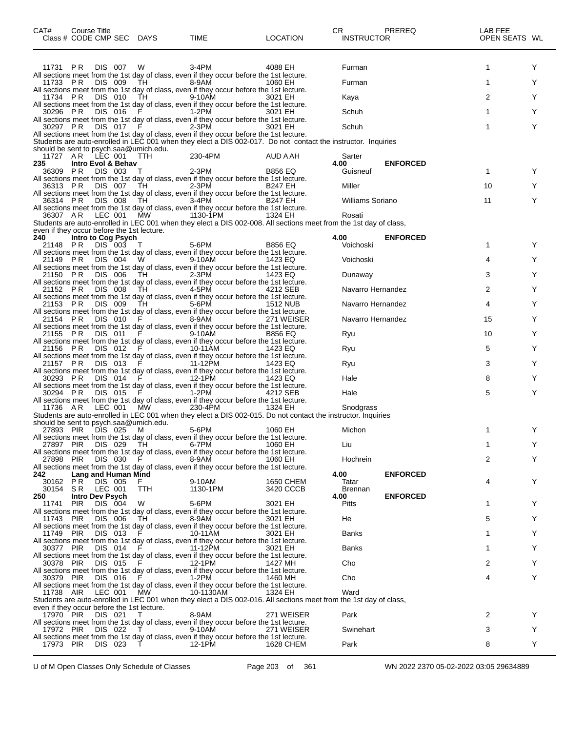| CAT# | Course Title<br>Class # CODE CMP SEC | DAYS | TIME | LOCATION | CR<br>INSTRUCTOR | PREREQ | LAB FEE<br>OPEN SEATS | WL |
|---|---|---|---|---|---|---|---|---|
| | 11731 PR DIS 007 | W | 3-4PM | 4088 EH | Furman | | 1 | Y |
| | All sections meet from the 1st day of class, even if they occur before the 1st lecture. | | | | | | | |
| | 11733 PR DIS 009 | TH | 8-9AM | 1060 EH | Furman | | 1 | Y |
| | All sections meet from the 1st day of class, even if they occur before the 1st lecture. | | | | | | | |
| | 11734 PR DIS 010 | TH | 9-10AM | 3021 EH | Kaya | | 2 | Y |
| | All sections meet from the 1st day of class, even if they occur before the 1st lecture. | | | | | | | |
| | 30296 PR DIS 016 | F | 1-2PM | 3021 EH | Schuh | | 1 | Y |
| | All sections meet from the 1st day of class, even if they occur before the 1st lecture. | | | | | | | |
| | 30297 PR DIS 017 | F | 2-3PM | 3021 EH | Schuh | | 1 | Y |
| | All sections meet from the 1st day of class, even if they occur before the 1st lecture. Students are auto-enrolled in LEC 001 when they elect a DIS 002-017. Do not contact the instructor. Inquiries should be sent to psych.saa@umich.edu. | | | | | | | |
| | 11727 AR LEC 001 | TTH | 230-4PM | AUD A AH | Sarter | | | |
| 235 | Intro Evol & Behav | | | | 4.00 | ENFORCED | | |
| | 36309 PR DIS 003 | T | 2-3PM | B856 EQ | Guisneuf | | 1 | Y |
| | All sections meet from the 1st day of class, even if they occur before the 1st lecture. | | | | | | | |
| | 36313 PR DIS 007 | TH | 2-3PM | B247 EH | Miller | | 10 | Y |
| | All sections meet from the 1st day of class, even if they occur before the 1st lecture. | | | | | | | |
| | 36314 PR DIS 008 | TH | 3-4PM | B247 EH | Williams Soriano | | 11 | Y |
| | All sections meet from the 1st day of class, even if they occur before the 1st lecture. | | | | | | | |
| | 36307 AR LEC 001 | MW | 1130-1PM | 1324 EH | Rosati | | | |
| | Students are auto-enrolled in LEC 001 when they elect a DIS 002-008. All sections meet from the 1st day of class, even if they occur before the 1st lecture. | | | | | | | |
| 240 | Intro to Cog Psych | | | | 4.00 | ENFORCED | | |
| | 21148 PR DIS 003 | T | 5-6PM | B856 EQ | Voichoski | | 1 | Y |
| | All sections meet from the 1st day of class, even if they occur before the 1st lecture. | | | | | | | |
| | 21149 PR DIS 004 | W | 9-10AM | 1423 EQ | Voichoski | | 4 | Y |
| | All sections meet from the 1st day of class, even if they occur before the 1st lecture. | | | | | | | |
| | 21150 PR DIS 006 | TH | 2-3PM | 1423 EQ | Dunaway | | 3 | Y |
| | All sections meet from the 1st day of class, even if they occur before the 1st lecture. | | | | | | | |
| | 21152 PR DIS 008 | TH | 4-5PM | 4212 SEB | Navarro Hernandez | | 2 | Y |
| | All sections meet from the 1st day of class, even if they occur before the 1st lecture. | | | | | | | |
| | 21153 PR DIS 009 | TH | 5-6PM | 1512 NUB | Navarro Hernandez | | 4 | Y |
| | All sections meet from the 1st day of class, even if they occur before the 1st lecture. | | | | | | | |
| | 21154 PR DIS 010 | F | 8-9AM | 271 WEISER | Navarro Hernandez | | 15 | Y |
| | All sections meet from the 1st day of class, even if they occur before the 1st lecture. | | | | | | | |
| | 21155 PR DIS 011 | F | 9-10AM | B856 EQ | Ryu | | 10 | Y |
| | All sections meet from the 1st day of class, even if they occur before the 1st lecture. | | | | | | | |
| | 21156 PR DIS 012 | F | 10-11AM | 1423 EQ | Ryu | | 5 | Y |
| | All sections meet from the 1st day of class, even if they occur before the 1st lecture. | | | | | | | |
| | 21157 PR DIS 013 | F | 11-12PM | 1423 EQ | Ryu | | 3 | Y |
| | All sections meet from the 1st day of class, even if they occur before the 1st lecture. | | | | | | | |
| | 30293 PR DIS 014 | F | 12-1PM | 1423 EQ | Hale | | 8 | Y |
| | All sections meet from the 1st day of class, even if they occur before the 1st lecture. | | | | | | | |
| | 30294 PR DIS 015 | F | 1-2PM | 4212 SEB | Hale | | 5 | Y |
| | All sections meet from the 1st day of class, even if they occur before the 1st lecture. | | | | | | | |
| | 11736 AR LEC 001 | MW | 230-4PM | 1324 EH | Snodgrass | | | |
| | Students are auto-enrolled in LEC 001 when they elect a DIS 002-015. Do not contact the instructor. Inquiries should be sent to psych.saa@umich.edu. | | | | | | | |
| | 27893 PIR DIS 025 | M | 5-6PM | 1060 EH | Michon | | 1 | Y |
| | All sections meet from the 1st day of class, even if they occur before the 1st lecture. | | | | | | | |
| | 27897 PIR DIS 029 | TH | 6-7PM | 1060 EH | Liu | | 1 | Y |
| | All sections meet from the 1st day of class, even if they occur before the 1st lecture. | | | | | | | |
| | 27898 PIR DIS 030 | F | 8-9AM | 1060 EH | Hochrein | | 2 | Y |
| | All sections meet from the 1st day of class, even if they occur before the 1st lecture. | | | | | | | |
| 242 | Lang and Human Mind | | | | 4.00 | ENFORCED | | |
| | 30162 PR DIS 005 | F | 9-10AM | 1650 CHEM | Tatar | | 4 | Y |
| | 30154 SR LEC 001 | TTH | 1130-1PM | 3420 CCCB | Brennan | | | |
| 250 | Intro Dev Psych | | | | 4.00 | ENFORCED | | |
| | 11741 PIR DIS 004 | W | 5-6PM | 3021 EH | Pitts | | 1 | Y |
| | All sections meet from the 1st day of class, even if they occur before the 1st lecture. | | | | | | | |
| | 11743 PIR DIS 006 | TH | 8-9AM | 3021 EH | He | | 5 | Y |
| | All sections meet from the 1st day of class, even if they occur before the 1st lecture. | | | | | | | |
| | 11749 PIR DIS 013 | F | 10-11AM | 3021 EH | Banks | | 1 | Y |
| | All sections meet from the 1st day of class, even if they occur before the 1st lecture. | | | | | | | |
| | 30377 PIR DIS 014 | F | 11-12PM | 3021 EH | Banks | | 1 | Y |
| | All sections meet from the 1st day of class, even if they occur before the 1st lecture. | | | | | | | |
| | 30378 PIR DIS 015 | F | 12-1PM | 1427 MH | Cho | | 2 | Y |
| | All sections meet from the 1st day of class, even if they occur before the 1st lecture. | | | | | | | |
| | 30379 PIR DIS 016 | F | 1-2PM | 1460 MH | Cho | | 4 | Y |
| | All sections meet from the 1st day of class, even if they occur before the 1st lecture. | | | | | | | |
| | 11738 AIR LEC 001 | MW | 10-1130AM | 1324 EH | Ward | | | |
| | Students are auto-enrolled in LEC 001 when they elect a DIS 002-016. All sections meet from the 1st day of class, even if they occur before the 1st lecture. | | | | | | | |
| | 17970 PIR DIS 021 | T | 8-9AM | 271 WEISER | Park | | 2 | Y |
| | All sections meet from the 1st day of class, even if they occur before the 1st lecture. | | | | | | | |
| | 17972 PIR DIS 022 | T | 9-10AM | 271 WEISER | Swinehart | | 3 | Y |
| | All sections meet from the 1st day of class, even if they occur before the 1st lecture. | | | | | | | |
| | 17973 PIR DIS 023 | T | 12-1PM | 1628 CHEM | Park | | 8 | Y |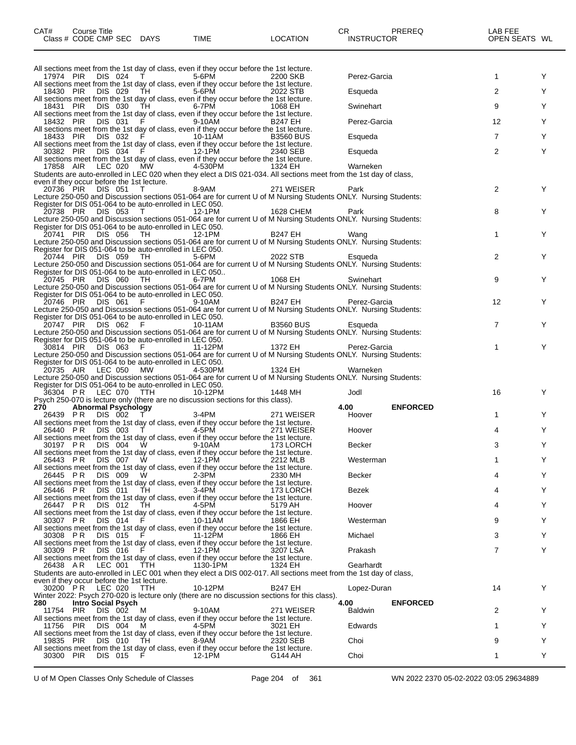| CAT# | Course Title | | | | | | | CR | PREREQ | LAB FEE | | |
|---|---|---|---|---|---|---|---|---|---|---|---|---|
| Class # | CODE | CMP | SEC | DAYS | TIME | LOCATION | INSTRUCTOR | | | | OPEN SEATS | WL |

All sections meet from the 1st day of class, even if they occur before the 1st lecture.

| Class # | CODE | CMP | SEC | DAYS | TIME | LOCATION | INSTRUCTOR | OPEN SEATS | WL |
|---|---|---|---|---|---|---|---|---|---|
| 17974 | PIR | DIS | 024 | T | 5-6PM | 2200 SKB | Perez-Garcia | 1 | Y |

All sections meet from the 1st day of class, even if they occur before the 1st lecture.

| 18430 | PIR | DIS | 029 | TH | 5-6PM | 2022 STB | Esqueda | 2 | Y |
|---|---|---|---|---|---|---|---|---|---|

All sections meet from the 1st day of class, even if they occur before the 1st lecture.

| 18431 | PIR | DIS | 030 | TH | 6-7PM | 1068 EH | Swinehart | 9 | Y |
|---|---|---|---|---|---|---|---|---|---|

All sections meet from the 1st day of class, even if they occur before the 1st lecture.

| 18432 | PIR | DIS | 031 | F | 9-10AM | B247 EH | Perez-Garcia | 12 | Y |
|---|---|---|---|---|---|---|---|---|---|

All sections meet from the 1st day of class, even if they occur before the 1st lecture.

| 18433 | PIR | DIS | 032 | F | 10-11AM | B3560 BUS | Esqueda | 7 | Y |
|---|---|---|---|---|---|---|---|---|---|

All sections meet from the 1st day of class, even if they occur before the 1st lecture.

| 30382 | PIR | DIS | 034 | F | 12-1PM | 2340 SEB | Esqueda | 2 | Y |
|---|---|---|---|---|---|---|---|---|---|

All sections meet from the 1st day of class, even if they occur before the 1st lecture.

| 17858 | AIR | LEC | 020 | MW | 4-530PM | 1324 EH | Warneken | | |
|---|---|---|---|---|---|---|---|---|---|

Students are auto-enrolled in LEC 020 when they elect a DIS 021-034. All sections meet from the 1st day of class, even if they occur before the 1st lecture.

| 20736 | PIR | DIS | 051 | T | 8-9AM | 271 WEISER | Park | 2 | Y |
|---|---|---|---|---|---|---|---|---|---|

Lecture 250-050 and Discussion sections 051-064 are for current U of M Nursing Students ONLY. Nursing Students: Register for DIS 051-064 to be auto-enrolled in LEC 050.

| 20738 | PIR | DIS | 053 | T | 12-1PM | 1628 CHEM | Park | 8 | Y |
|---|---|---|---|---|---|---|---|---|---|

Lecture 250-050 and Discussion sections 051-064 are for current U of M Nursing Students ONLY. Nursing Students: Register for DIS 051-064 to be auto-enrolled in LEC 050.

| 20741 | PIR | DIS | 056 | TH | 12-1PM | B247 EH | Wang | 1 | Y |
|---|---|---|---|---|---|---|---|---|---|

Lecture 250-050 and Discussion sections 051-064 are for current U of M Nursing Students ONLY. Nursing Students: Register for DIS 051-064 to be auto-enrolled in LEC 050.

| 20744 | PIR | DIS | 059 | TH | 5-6PM | 2022 STB | Esqueda | 2 | Y |
|---|---|---|---|---|---|---|---|---|---|

Lecture 250-050 and Discussion sections 051-064 are for current U of M Nursing Students ONLY. Nursing Students: Register for DIS 051-064 to be auto-enrolled in LEC 050..

| 20745 | PIR | DIS | 060 | TH | 6-7PM | 1068 EH | Swinehart | 9 | Y |
|---|---|---|---|---|---|---|---|---|---|

Lecture 250-050 and Discussion sections 051-064 are for current U of M Nursing Students ONLY. Nursing Students: Register for DIS 051-064 to be auto-enrolled in LEC 050.

| 20746 | PIR | DIS | 061 | F | 9-10AM | B247 EH | Perez-Garcia | 12 | Y |
|---|---|---|---|---|---|---|---|---|---|

Lecture 250-050 and Discussion sections 051-064 are for current U of M Nursing Students ONLY. Nursing Students: Register for DIS 051-064 to be auto-enrolled in LEC 050.

| 20747 | PIR | DIS | 062 | F | 10-11AM | B3560 BUS | Esqueda | 7 | Y |
|---|---|---|---|---|---|---|---|---|---|

Lecture 250-050 and Discussion sections 051-064 are for current U of M Nursing Students ONLY. Nursing Students: Register for DIS 051-064 to be auto-enrolled in LEC 050.

| 30814 | PIR | DIS | 063 | F | 11-12PM | 1372 EH | Perez-Garcia | 1 | Y |
|---|---|---|---|---|---|---|---|---|---|

Lecture 250-050 and Discussion sections 051-064 are for current U of M Nursing Students ONLY. Nursing Students: Register for DIS 051-064 to be auto-enrolled in LEC 050.

| 20735 | AIR | LEC | 050 | MW | 4-530PM | 1324 EH | Warneken | | |
|---|---|---|---|---|---|---|---|---|---|

Lecture 250-050 and Discussion sections 051-064 are for current U of M Nursing Students ONLY. Nursing Students: Register for DIS 051-064 to be auto-enrolled in LEC 050.

| 36304 | PR | LEC | 070 | TTH | 10-12PM | 1448 MH | Jodl | 16 | Y |
|---|---|---|---|---|---|---|---|---|---|

Psych 250-070 is lecture only (there are no discussion sections for this class).

**270 Abnormal Psychology** — 4.00 — **ENFORCED**

| 26439 | PR | DIS | 002 | T | 3-4PM | 271 WEISER | Hoover | 1 | Y |
|---|---|---|---|---|---|---|---|---|---|

All sections meet from the 1st day of class, even if they occur before the 1st lecture.

| 26440 | PR | DIS | 003 | T | 4-5PM | 271 WEISER | Hoover | 4 | Y |
|---|---|---|---|---|---|---|---|---|---|

All sections meet from the 1st day of class, even if they occur before the 1st lecture.

| 30197 | PR | DIS | 004 | W | 9-10AM | 173 LORCH | Becker | 3 | Y |
|---|---|---|---|---|---|---|---|---|---|

All sections meet from the 1st day of class, even if they occur before the 1st lecture.

| 26443 | PR | DIS | 007 | W | 12-1PM | 2212 MLB | Westerman | 1 | Y |
|---|---|---|---|---|---|---|---|---|---|

All sections meet from the 1st day of class, even if they occur before the 1st lecture.

| 26445 | PR | DIS | 009 | W | 2-3PM | 2330 MH | Becker | 4 | Y |
|---|---|---|---|---|---|---|---|---|---|

All sections meet from the 1st day of class, even if they occur before the 1st lecture.

| 26446 | PR | DIS | 011 | TH | 3-4PM | 173 LORCH | Bezek | 4 | Y |
|---|---|---|---|---|---|---|---|---|---|

All sections meet from the 1st day of class, even if they occur before the 1st lecture.

| 26447 | PR | DIS | 012 | TH | 4-5PM | 5179 AH | Hoover | 4 | Y |
|---|---|---|---|---|---|---|---|---|---|

All sections meet from the 1st day of class, even if they occur before the 1st lecture.

| 30307 | PR | DIS | 014 | F | 10-11AM | 1866 EH | Westerman | 9 | Y |
|---|---|---|---|---|---|---|---|---|---|

All sections meet from the 1st day of class, even if they occur before the 1st lecture.

| 30308 | PR | DIS | 015 | F | 11-12PM | 1866 EH | Michael | 3 | Y |
|---|---|---|---|---|---|---|---|---|---|

All sections meet from the 1st day of class, even if they occur before the 1st lecture.

| 30309 | PR | DIS | 016 | F | 12-1PM | 3207 LSA | Prakash | 7 | Y |
|---|---|---|---|---|---|---|---|---|---|

All sections meet from the 1st day of class, even if they occur before the 1st lecture.

| 26438 | AR | LEC | 001 | TTH | 1130-1PM | 1324 EH | Gearhardt | | |
|---|---|---|---|---|---|---|---|---|---|

Students are auto-enrolled in LEC 001 when they elect a DIS 002-017. All sections meet from the 1st day of class, even if they occur before the 1st lecture.

| 30200 | PR | LEC | 020 | TTH | 10-12PM | B247 EH | Lopez-Duran | 14 | Y |
|---|---|---|---|---|---|---|---|---|---|

Winter 2022: Psych 270-020 is lecture only (there are no discussion sections for this class).

**280 Intro Social Psych** — 4.00 — **ENFORCED**

| 11754 | PIR | DIS | 002 | M | 9-10AM | 271 WEISER | Baldwin | 2 | Y |
|---|---|---|---|---|---|---|---|---|---|

All sections meet from the 1st day of class, even if they occur before the 1st lecture.

| 11756 | PIR | DIS | 004 | M | 4-5PM | 3021 EH | Edwards | 1 | Y |
|---|---|---|---|---|---|---|---|---|---|

All sections meet from the 1st day of class, even if they occur before the 1st lecture.

| 19835 | PIR | DIS | 010 | TH | 8-9AM | 2320 SEB | Choi | 9 | Y |
|---|---|---|---|---|---|---|---|---|---|

All sections meet from the 1st day of class, even if they occur before the 1st lecture.

| 30300 | PIR | DIS | 015 | F | 12-1PM | G144 AH | Choi | 1 | Y |
|---|---|---|---|---|---|---|---|---|---|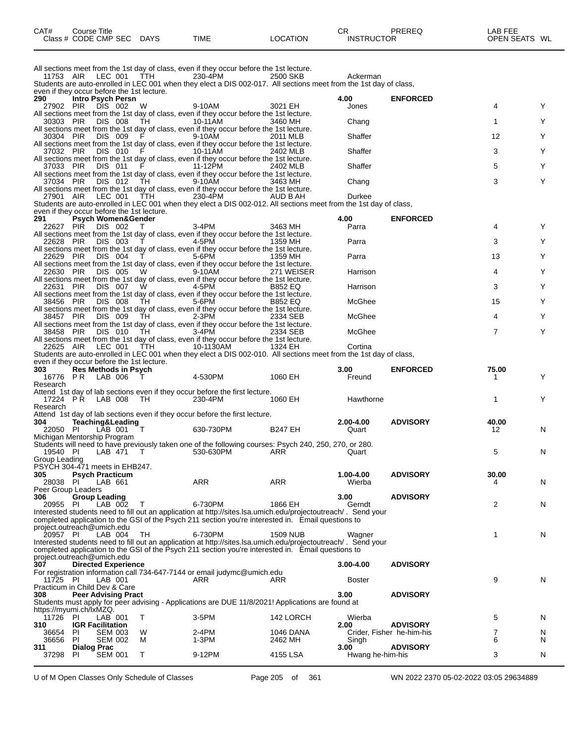| CAT# Class # | Course Title CODE | CMP | SEC | DAYS | TIME | LOCATION | CR INSTRUCTOR | PREREQ | LAB FEE OPEN SEATS | WL |
|---|---|---|---|---|---|---|---|---|---|---|

All sections meet from the 1st day of class, even if they occur before the 1st lecture.

| 11753 | AIR | LEC | 001 | TTH | 230-4PM | 2500 SKB | Ackerman | | | |
|---|---|---|---|---|---|---|---|---|---|---|

Students are auto-enrolled in LEC 001 when they elect a DIS 002-017. All sections meet from the 1st day of class, even if they occur before the 1st lecture.

**290 Intro Psych Persn** — 4.00 — ENFORCED

| Class # | CODE | CMP | SEC | DAYS | TIME | LOCATION | INSTRUCTOR | OPEN SEATS | WL |
|---|---|---|---|---|---|---|---|---|---|
| 27902 | PIR | DIS | 002 | W | 9-10AM | 3021 EH | Jones | 4 | Y |
| 30303 | PIR | DIS | 008 | TH | 10-11AM | 3460 MH | Chang | 1 | Y |
| 30304 | PIR | DIS | 009 | F | 9-10AM | 2011 MLB | Shaffer | 12 | Y |
| 37032 | PIR | DIS | 010 | F | 10-11AM | 2402 MLB | Shaffer | 3 | Y |
| 37033 | PIR | DIS | 011 | F | 11-12PM | 2402 MLB | Shaffer | 5 | Y |
| 37034 | PIR | DIS | 012 | TH | 9-10AM | 3463 MH | Chang | 3 | Y |
| 27901 | AIR | LEC | 001 | TTH | 230-4PM | AUD B AH | Durkee | | |

All DIS sections: All sections meet from the 1st day of class, even if they occur before the 1st lecture.

Students are auto-enrolled in LEC 001 when they elect a DIS 002-012. All sections meet from the 1st day of class, even if they occur before the 1st lecture.

**291 Psych Women&Gender** — 4.00 — ENFORCED

| Class # | CODE | CMP | SEC | DAYS | TIME | LOCATION | INSTRUCTOR | OPEN SEATS | WL |
|---|---|---|---|---|---|---|---|---|---|
| 22627 | PIR | DIS | 002 | T | 3-4PM | 3463 MH | Parra | 4 | Y |
| 22628 | PIR | DIS | 003 | T | 4-5PM | 1359 MH | Parra | 3 | Y |
| 22629 | PIR | DIS | 004 | T | 5-6PM | 1359 MH | Parra | 13 | Y |
| 22630 | PIR | DIS | 005 | W | 9-10AM | 271 WEISER | Harrison | 4 | Y |
| 22631 | PIR | DIS | 007 | W | 4-5PM | B852 EQ | Harrison | 3 | Y |
| 38456 | PIR | DIS | 008 | TH | 5-6PM | B852 EQ | McGhee | 15 | Y |
| 38457 | PIR | DIS | 009 | TH | 2-3PM | 2334 SEB | McGhee | 4 | Y |
| 38458 | PIR | DIS | 010 | TH | 3-4PM | 2334 SEB | McGhee | 7 | Y |
| 22625 | AIR | LEC | 001 | TTH | 10-1130AM | 1324 EH | Cortina | | |

All DIS sections: All sections meet from the 1st day of class, even if they occur before the 1st lecture.

Students are auto-enrolled in LEC 001 when they elect a DIS 002-010. All sections meet from the 1st day of class, even if they occur before the 1st lecture.

**303 Res Methods in Psych** — 3.00 — ENFORCED — Lab fee 75.00

| Class # | CODE | CMP | SEC | DAYS | TIME | LOCATION | INSTRUCTOR | OPEN SEATS | WL |
|---|---|---|---|---|---|---|---|---|---|
| 16776 | P R | LAB | 006 | T | 4-530PM | 1060 EH | Freund | 1 | Y |
| 17224 | P R | LAB | 008 | TH | 230-4PM | 1060 EH | Hawthorne | 1 | Y |

Research — Attend 1st day of lab sections even if they occur before the first lecture. (both sections)

**304 Teaching&Leading** — 2.00-4.00 — ADVISORY — Lab fee 40.00

| Class # | CODE | CMP | SEC | DAYS | TIME | LOCATION | INSTRUCTOR | OPEN SEATS | WL |
|---|---|---|---|---|---|---|---|---|---|
| 22050 | PI | LAB | 001 | T | 630-730PM | B247 EH | Quart | 12 | N |
| 19540 | PI | LAB | 471 | T | 530-630PM | ARR | Quart | 5 | N |

22050: Michigan Mentorship Program. Students will need to have previously taken one of the following courses: Psych 240, 250, 270, or 280.

19540: Group Leading. PSYCH 304-471 meets in EHB247.

**305 Psych Practicum** — 1.00-4.00 — ADVISORY — Lab fee 30.00

| Class # | CODE | CMP | SEC | DAYS | TIME | LOCATION | INSTRUCTOR | OPEN SEATS | WL |
|---|---|---|---|---|---|---|---|---|---|
| 28038 | PI | LAB | 661 | | ARR | ARR | Wierba | 4 | N |

Peer Group Leaders

**306 Group Leading** — 3.00 — ADVISORY

| Class # | CODE | CMP | SEC | DAYS | TIME | LOCATION | INSTRUCTOR | OPEN SEATS | WL |
|---|---|---|---|---|---|---|---|---|---|
| 20955 | PI | LAB | 002 | T | 6-730PM | 1866 EH | Gerndt | 2 | N |
| 20957 | PI | LAB | 004 | TH | 6-730PM | 1509 NUB | Wagner | 1 | N |

Both sections: Interested students need to fill out an application at http://sites.lsa.umich.edu/projectoutreach/ . Send your completed application to the GSI of the Psych 211 section you're interested in. Email questions to project.outreach@umich.edu

**307 Directed Experience** — 3.00-4.00 — ADVISORY

For registration information call 734-647-7144 or email judymc@umich.edu

| Class # | CODE | CMP | SEC | DAYS | TIME | LOCATION | INSTRUCTOR | OPEN SEATS | WL |
|---|---|---|---|---|---|---|---|---|---|
| 11725 | PI | LAB | 001 | | ARR | ARR | Boster | 9 | N |

Practicum in Child Dev & Care

**308 Peer Advising Pract** — 3.00 — ADVISORY

Students must apply for peer advising - Applications are DUE 11/8/2021! Applications are found at https://myumi.ch/lxMZQ.

| Class # | CODE | CMP | SEC | DAYS | TIME | LOCATION | INSTRUCTOR | OPEN SEATS | WL |
|---|---|---|---|---|---|---|---|---|---|
| 11726 | PI | LAB | 001 | T | 3-5PM | 142 LORCH | Wierba | 5 | N |

**310 IGR Facilitation** — 2.00 — ADVISORY

| Class # | CODE | CMP | SEC | DAYS | TIME | LOCATION | INSTRUCTOR | OPEN SEATS | WL |
|---|---|---|---|---|---|---|---|---|---|
| 36654 | PI | SEM | 003 | W | 2-4PM | 1046 DANA | Crider, Fisher he-him-his | 7 | N |
| 36656 | PI | SEM | 002 | M | 1-3PM | 2462 MH | Singh | 6 | N |

**311 Dialog Prac** — 3.00 — ADVISORY

| Class # | CODE | CMP | SEC | DAYS | TIME | LOCATION | INSTRUCTOR | OPEN SEATS | WL |
|---|---|---|---|---|---|---|---|---|---|
| 37298 | PI | SEM | 001 | T | 9-12PM | 4155 LSA | Hwang he-him-his | 3 | N |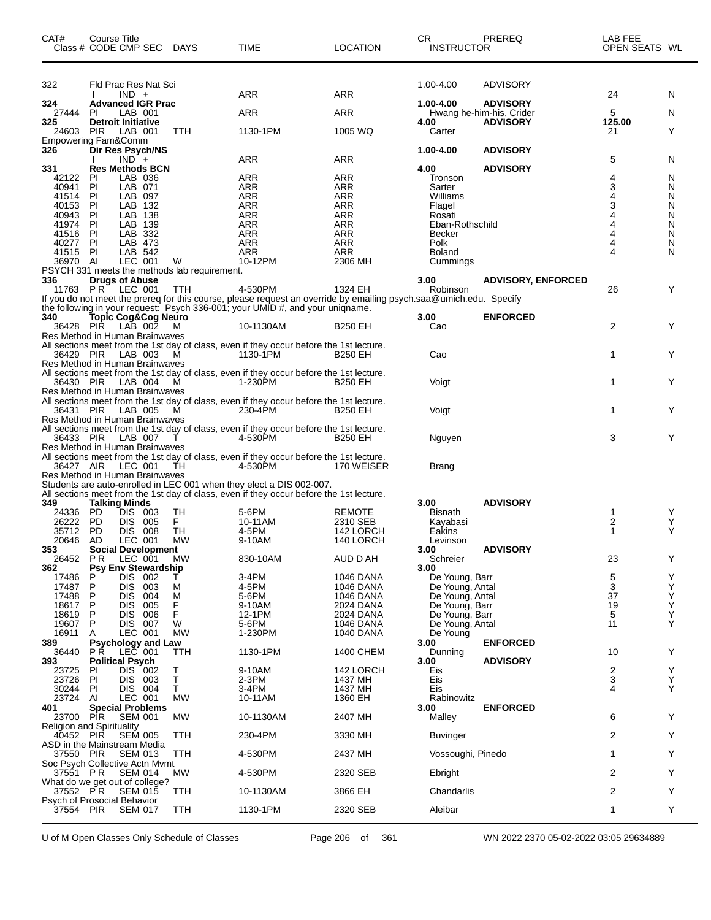| CAT# Class # | Course Title CODE | CMP SEC | DAYS | TIME | LOCATION | CR INSTRUCTOR | PREREQ | LAB FEE OPEN SEATS | WL |
|---|---|---|---|---|---|---|---|---|---|
| 322 | Fld Prac Res Nat Sci | | | | | 1.00-4.00 | ADVISORY | | |
| | I | IND + | | ARR | ARR | | | 24 | N |
| **324** | **Advanced IGR Prac** | | | | | **1.00-4.00** | **ADVISORY** | | |
| 27444 | PI | LAB 001 | | ARR | ARR | Hwang he-him-his, Crider | | 5 | N |
| **325** | **Detroit Initiative** | | | | | **4.00** | **ADVISORY** | **125.00** | |
| 24603 | PIR | LAB 001 | TTH | 1130-1PM | 1005 WQ | Carter | | 21 | Y |
| Empowering Fam&Comm | | | | | | | | | |
| **326** | **Dir Res Psych/NS** | | | | | **1.00-4.00** | **ADVISORY** | | |
| | I | IND + | | ARR | ARR | | | 5 | N |
| **331** | **Res Methods BCN** | | | | | **4.00** | **ADVISORY** | | |
| 42122 | PI | LAB 036 | | ARR | ARR | Tronson | | 4 | N |
| 40941 | PI | LAB 071 | | ARR | ARR | Sarter | | 3 | N |
| 41514 | PI | LAB 097 | | ARR | ARR | Williams | | 4 | N |
| 40153 | PI | LAB 132 | | ARR | ARR | Flagel | | 3 | N |
| 40943 | PI | LAB 138 | | ARR | ARR | Rosati | | 4 | N |
| 41974 | PI | LAB 139 | | ARR | ARR | Eban-Rothschild | | 4 | N |
| 41516 | PI | LAB 332 | | ARR | ARR | Becker | | 4 | N |
| 40277 | PI | LAB 473 | | ARR | ARR | Polk | | 4 | N |
| 41515 | PI | LAB 542 | | ARR | ARR | Boland | | 4 | N |
| 36970 | AI | LEC 001 | W | 10-12PM | 2306 MH | Cummings | | | |
| PSYCH 331 meets the methods lab requirement. | | | | | | | | | |
| **336** | **Drugs of Abuse** | | | | | **3.00** | **ADVISORY, ENFORCED** | | |
| 11763 | P R | LEC 001 | TTH | 4-530PM | 1324 EH | Robinson | | 26 | Y |
| If you do not meet the prereq for this course, please request an override by emailing psych.saa@umich.edu. Specify the following in your request: Psych 336-001; your UMID #, and your uniqname. | | | | | | | | | |
| **340** | **Topic Cog&Cog Neuro** | | | | | **3.00** | **ENFORCED** | | |
| 36428 | PIR | LAB 002 | M | 10-1130AM | B250 EH | Cao | | 2 | Y |
| Res Method in Human Brainwaves | | | | | | | | | |
| All sections meet from the 1st day of class, even if they occur before the 1st lecture. | | | | | | | | | |
| 36429 | PIR | LAB 003 | M | 1130-1PM | B250 EH | Cao | | 1 | Y |
| Res Method in Human Brainwaves | | | | | | | | | |
| All sections meet from the 1st day of class, even if they occur before the 1st lecture. | | | | | | | | | |
| 36430 | PIR | LAB 004 | M | 1-230PM | B250 EH | Voigt | | 1 | Y |
| Res Method in Human Brainwaves | | | | | | | | | |
| All sections meet from the 1st day of class, even if they occur before the 1st lecture. | | | | | | | | | |
| 36431 | PIR | LAB 005 | M | 230-4PM | B250 EH | Voigt | | 1 | Y |
| Res Method in Human Brainwaves | | | | | | | | | |
| All sections meet from the 1st day of class, even if they occur before the 1st lecture. | | | | | | | | | |
| 36433 | PIR | LAB 007 | T | 4-530PM | B250 EH | Nguyen | | 3 | Y |
| Res Method in Human Brainwaves | | | | | | | | | |
| All sections meet from the 1st day of class, even if they occur before the 1st lecture. | | | | | | | | | |
| 36427 | AIR | LEC 001 | TH | 4-530PM | 170 WEISER | Brang | | | |
| Res Method in Human Brainwaves | | | | | | | | | |
| Students are auto-enrolled in LEC 001 when they elect a DIS 002-007. | | | | | | | | | |
| All sections meet from the 1st day of class, even if they occur before the 1st lecture. | | | | | | | | | |
| **349** | **Talking Minds** | | | | | **3.00** | **ADVISORY** | | |
| 24336 | PD | DIS 003 | TH | 5-6PM | REMOTE | Bisnath | | 1 | Y |
| 26222 | PD | DIS 005 | F | 10-11AM | 2310 SEB | Kayabasi | | 2 | Y |
| 35712 | PD | DIS 008 | TH | 4-5PM | 142 LORCH | Eakins | | 1 | Y |
| 20646 | AD | LEC 001 | MW | 9-10AM | 140 LORCH | Levinson | | | |
| **353** | **Social Development** | | | | | **3.00** | **ADVISORY** | | |
| 26452 | P R | LEC 001 | MW | 830-10AM | AUD D AH | Schreier | | 23 | Y |
| **362** | **Psy Env Stewardship** | | | | | **3.00** | | | |
| 17486 | P | DIS 002 | T | 3-4PM | 1046 DANA | De Young, Barr | | 5 | Y |
| 17487 | P | DIS 003 | M | 4-5PM | 1046 DANA | De Young, Antal | | 3 | Y |
| 17488 | P | DIS 004 | M | 5-6PM | 1046 DANA | De Young, Antal | | 37 | Y |
| 18617 | P | DIS 005 | F | 9-10AM | 2024 DANA | De Young, Barr | | 19 | Y |
| 18619 | P | DIS 006 | F | 12-1PM | 2024 DANA | De Young, Barr | | 5 | Y |
| 19607 | P | DIS 007 | W | 5-6PM | 1046 DANA | De Young, Antal | | 11 | Y |
| 16911 | A | LEC 001 | MW | 1-230PM | 1040 DANA | De Young | | | |
| **389** | **Psychology and Law** | | | | | **3.00** | **ENFORCED** | | |
| 36440 | P R | LEC 001 | TTH | 1130-1PM | 1400 CHEM | Dunning | | 10 | Y |
| **393** | **Political Psych** | | | | | **3.00** | **ADVISORY** | | |
| 23725 | PI | DIS 002 | T | 9-10AM | 142 LORCH | Eis | | 2 | Y |
| 23726 | PI | DIS 003 | T | 2-3PM | 1437 MH | Eis | | 3 | Y |
| 30244 | PI | DIS 004 | T | 3-4PM | 1437 MH | Eis | | 4 | Y |
| 23724 | AI | LEC 001 | MW | 10-11AM | 1360 EH | Rabinowitz | | | |
| **401** | **Special Problems** | | | | | **3.00** | **ENFORCED** | | |
| 23700 | PIR | SEM 001 | MW | 10-1130AM | 2407 MH | Malley | | 6 | Y |
| Religion and Spirituality | | | | | | | | | |
| 40452 | PIR | SEM 005 | TTH | 230-4PM | 3330 MH | Buvinger | | 2 | Y |
| ASD in the Mainstream Media | | | | | | | | | |
| 37550 | PIR | SEM 013 | TTH | 4-530PM | 2437 MH | Vossoughi, Pinedo | | 1 | Y |
| Soc Psych Collective Actn Mvmt | | | | | | | | | |
| 37551 | P R | SEM 014 | MW | 4-530PM | 2320 SEB | Ebright | | 2 | Y |
| What do we get out of college? | | | | | | | | | |
| 37552 | P R | SEM 015 | TTH | 10-1130AM | 3866 EH | Chandarlis | | 2 | Y |
| Psych of Prosocial Behavior | | | | | | | | | |
| 37554 | PIR | SEM 017 | TTH | 1130-1PM | 2320 SEB | Aleibar | | 1 | Y |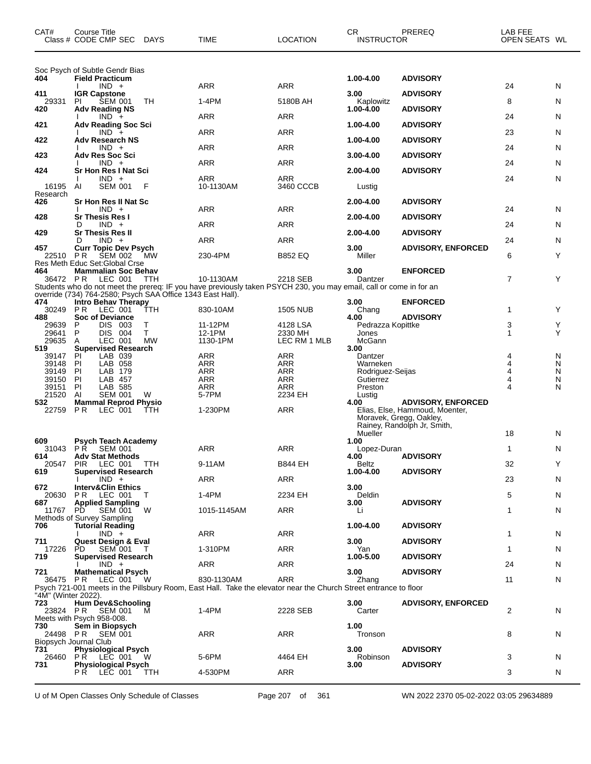| CAT# | Course Title<br>Class # CODE CMP SEC DAYS | TIME | LOCATION | CR<br>INSTRUCTOR | PREREQ | LAB FEE<br>OPEN SEATS | WL |
|---|---|---|---|---|---|---|---|
| | Soc Psych of Subtle Gendr Bias | | | | | | |
| 404 | **Field Practicum** | | | 1.00-4.00 | **ADVISORY** | | |
| | I IND + | ARR | ARR | | | 24 | N |
| 411 | **IGR Capstone** | | | 3.00 | **ADVISORY** | | |
| 29331 | PI SEM 001 TH | 1-4PM | 5180B AH | Kaplowitz | | 8 | N |
| 420 | **Adv Reading NS** | | | 1.00-4.00 | **ADVISORY** | | |
| | I IND + | ARR | ARR | | | 24 | N |
| 421 | **Adv Reading Soc Sci** | | | 1.00-4.00 | **ADVISORY** | | |
| | I IND + | ARR | ARR | | | 23 | N |
| 422 | **Adv Research NS** | | | 1.00-4.00 | **ADVISORY** | | |
| | I IND + | ARR | ARR | | | 24 | N |
| 423 | **Adv Res Soc Sci** | | | 3.00-4.00 | **ADVISORY** | | |
| | I IND + | ARR | ARR | | | 24 | N |
| 424 | **Sr Hon Res I Nat Sci** | | | 2.00-4.00 | **ADVISORY** | | |
| | I IND + | ARR | ARR | | | 24 | N |
| 16195 | AI SEM 001 F | 10-1130AM | 3460 CCCB | Lustig | | | |
| | Research | | | | | | |
| 426 | **Sr Hon Res II Nat Sc** | | | 2.00-4.00 | **ADVISORY** | | |
| | I IND + | ARR | ARR | | | 24 | N |
| 428 | **Sr Thesis Res I** | | | 2.00-4.00 | **ADVISORY** | | |
| | D IND + | ARR | ARR | | | 24 | N |
| 429 | **Sr Thesis Res II** | | | 2.00-4.00 | **ADVISORY** | | |
| | D IND + | ARR | ARR | | | 24 | N |
| 457 | **Curr Topic Dev Psych** | | | 3.00 | **ADVISORY, ENFORCED** | | |
| 22510 | P R SEM 002 MW | 230-4PM | B852 EQ | Miller | | 6 | Y |
| | Res Meth Educ Set:Global Crse | | | | | | |
| 464 | **Mammalian Soc Behav** | | | 3.00 | **ENFORCED** | | |
| 36472 | P R LEC 001 TTH | 10-1130AM | 2218 SEB | Dantzer | | 7 | Y |
| | Students who do not meet the prereq: IF you have previously taken PSYCH 230, you may email, call or come in for an override (734) 764-2580; Psych SAA Office 1343 East Hall). | | | | | | |
| 474 | **Intro Behav Therapy** | | | 3.00 | **ENFORCED** | | |
| 30249 | P R LEC 001 TTH | 830-10AM | 1505 NUB | Chang | | 1 | Y |
| 488 | **Soc of Deviance** | | | 4.00 | **ADVISORY** | | |
| 29639 | P DIS 003 T | 11-12PM | 4128 LSA | Pedrazza Kopittke | | 3 | Y |
| 29641 | P DIS 004 T | 12-1PM | 2330 MH | Jones | | 1 | Y |
| 29635 | A LEC 001 MW | 1130-1PM | LEC RM 1 MLB | McGann | | | |
| 519 | **Supervised Research** | | | 3.00 | | | |
| 39147 | PI LAB 039 | ARR | ARR | Dantzer | | 4 | N |
| 39148 | PI LAB 058 | ARR | ARR | Warneken | | 4 | N |
| 39149 | PI LAB 179 | ARR | ARR | Rodriguez-Seijas | | 4 | N |
| 39150 | PI LAB 457 | ARR | ARR | Gutierrez | | 4 | N |
| 39151 | PI LAB 585 | ARR | ARR | Preston | | 4 | N |
| 21520 | AI SEM 001 W | 5-7PM | 2234 EH | Lustig | | | |
| 532 | **Mammal Reprod Physio** | | | 4.00 | **ADVISORY, ENFORCED** | | |
| 22759 | P R LEC 001 TTH | 1-230PM | ARR | Elias, Else, Hammoud, Moenter, Moravek, Gregg, Oakley, Rainey, Randolph Jr, Smith, Mueller | | 18 | N |
| 609 | **Psych Teach Academy** | | | 1.00 | | | |
| 31043 | P R SEM 001 | ARR | ARR | Lopez-Duran | | 1 | N |
| 614 | **Adv Stat Methods** | | | 4.00 | **ADVISORY** | | |
| 20547 | PIR LEC 001 TTH | 9-11AM | B844 EH | Beltz | | 32 | Y |
| 619 | **Supervised Research** | | | 1.00-4.00 | **ADVISORY** | | |
| | I IND + | ARR | ARR | | | 23 | N |
| 672 | **Interv&Clin Ethics** | | | 3.00 | | | |
| 20630 | P R LEC 001 T | 1-4PM | 2234 EH | Deldin | | 5 | N |
| 687 | **Applied Sampling** | | | 3.00 | **ADVISORY** | | |
| 11767 | PD SEM 001 W | 1015-1145AM | ARR | Li | | 1 | N |
| | Methods of Survey Sampling | | | | | | |
| 706 | **Tutorial Reading** | | | 1.00-4.00 | **ADVISORY** | | |
| | I IND + | ARR | ARR | | | 1 | N |
| 711 | **Quest Design & Eval** | | | 3.00 | **ADVISORY** | | |
| 17226 | PD SEM 001 T | 1-310PM | ARR | Yan | | 1 | N |
| 719 | **Supervised Research** | | | 1.00-5.00 | **ADVISORY** | | |
| | I IND + | ARR | ARR | | | 24 | N |
| 721 | **Mathematical Psych** | | | 3.00 | **ADVISORY** | | |
| 36475 | P R LEC 001 W | 830-1130AM | ARR | Zhang | | 11 | N |
| | Psych 721-001 meets in the Pillsbury Room, East Hall. Take the elevator near the Church Street entrance to floor "4M" (Winter 2022). | | | | | | |
| 723 | **Hum Dev&Schooling** | | | 3.00 | **ADVISORY, ENFORCED** | | |
| 23824 | P R SEM 001 M | 1-4PM | 2228 SEB | Carter | | 2 | N |
| | Meets with Psych 958-008. | | | | | | |
| 730 | **Sem in Biopsych** | | | 1.00 | | | |
| 24498 | P R SEM 001 | ARR | ARR | Tronson | | 8 | N |
| | Biopsych Journal Club | | | | | | |
| 731 | **Physiological Psych** | | | 3.00 | **ADVISORY** | | |
| 26460 | P R LEC 001 W | 5-6PM | 4464 EH | Robinson | | 3 | N |
| 731 | **Physiological Psych** | | | 3.00 | **ADVISORY** | | |
| | P R LEC 001 TTH | 4-530PM | ARR | | | 3 | N |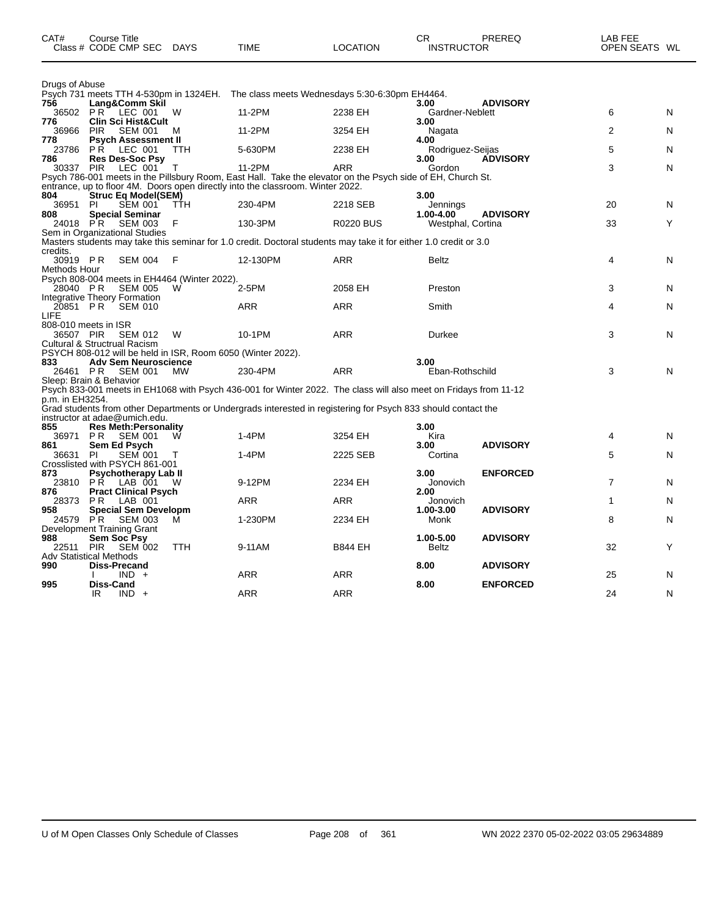| CAT# Class # | Course Title CODE CMP SEC | DAYS | TIME | LOCATION | CR INSTRUCTOR | PREREQ | LAB FEE OPEN SEATS | WL |
|---|---|---|---|---|---|---|---|---|

Drugs of Abuse
Psych 731 meets TTH 4-530pm in 1324EH. The class meets Wednesdays 5:30-6:30pm EH4464.

| CAT# Class # | Course Title CODE CMP SEC | DAYS | TIME | LOCATION | CR INSTRUCTOR | PREREQ | OPEN SEATS | WL |
|---|---|---|---|---|---|---|---|---|
| **756** | **Lang&Comm Skil** | | | | **3.00** | **ADVISORY** | | |
| 36502 | P R LEC 001 | W | 11-2PM | 2238 EH | Gardner-Neblett | | 6 | N |
| **776** | **Clin Sci Hist&Cult** | | | | **3.00** | | | |
| 36966 | PIR SEM 001 | M | 11-2PM | 3254 EH | Nagata | | 2 | N |
| **778** | **Psych Assessment II** | | | | **4.00** | | | |
| 23786 | P R LEC 001 | TTH | 5-630PM | 2238 EH | Rodriguez-Seijas | | 5 | N |
| **786** | **Res Des-Soc Psy** | | | | **3.00** | **ADVISORY** | | |
| 30337 | PIR LEC 001 | T | 11-2PM | ARR | Gordon | | 3 | N |

Psych 786-001 meets in the Pillsbury Room, East Hall. Take the elevator on the Psych side of EH, Church St. entrance, up to floor 4M. Doors open directly into the classroom. Winter 2022.

| CAT# Class # | Course Title CODE CMP SEC | DAYS | TIME | LOCATION | CR INSTRUCTOR | PREREQ | OPEN SEATS | WL |
|---|---|---|---|---|---|---|---|---|
| **804** | **Struc Eq Model(SEM)** | | | | **3.00** | | | |
| 36951 | PI SEM 001 | TTH | 230-4PM | 2218 SEB | Jennings | | 20 | N |
| **808** | **Special Seminar** | | | | **1.00-4.00** | **ADVISORY** | | |
| 24018 | P R SEM 003 | F | 130-3PM | R0220 BUS | Westphal, Cortina | | 33 | Y |

Sem in Organizational Studies
Masters students may take this seminar for 1.0 credit. Doctoral students may take it for either 1.0 credit or 3.0 credits.

| Class # | CODE CMP SEC | DAYS | TIME | LOCATION | INSTRUCTOR | | OPEN SEATS | WL |
|---|---|---|---|---|---|---|---|---|
| 30919 | P R SEM 004 | F | 12-130PM | ARR | Beltz | | 4 | N |

Methods Hour
Psych 808-004 meets in EH4464 (Winter 2022).

| Class # | CODE CMP SEC | DAYS | TIME | LOCATION | INSTRUCTOR | | OPEN SEATS | WL |
|---|---|---|---|---|---|---|---|---|
| 28040 | P R SEM 005 | W | 2-5PM | 2058 EH | Preston | | 3 | N |

Integrative Theory Formation

| Class # | CODE CMP SEC | DAYS | TIME | LOCATION | INSTRUCTOR | | OPEN SEATS | WL |
|---|---|---|---|---|---|---|---|---|
| 20851 | P R SEM 010 | | ARR | ARR | Smith | | 4 | N |

LIFE
808-010 meets in ISR

| Class # | CODE CMP SEC | DAYS | TIME | LOCATION | INSTRUCTOR | | OPEN SEATS | WL |
|---|---|---|---|---|---|---|---|---|
| 36507 | PIR SEM 012 | W | 10-1PM | ARR | Durkee | | 3 | N |

Cultural & Structrual Racism
PSYCH 808-012 will be held in ISR, Room 6050 (Winter 2022).

| CAT# Class # | Course Title CODE CMP SEC | DAYS | TIME | LOCATION | CR INSTRUCTOR | PREREQ | OPEN SEATS | WL |
|---|---|---|---|---|---|---|---|---|
| **833** | **Adv Sem Neuroscience** | | | | **3.00** | | | |
| 26461 | P R SEM 001 | MW | 230-4PM | ARR | Eban-Rothschild | | 3 | N |

Sleep: Brain & Behavior
Psych 833-001 meets in EH1068 with Psych 436-001 for Winter 2022. The class will also meet on Fridays from 11-12 p.m. in EH3254.
Grad students from other Departments or Undergrads interested in registering for Psych 833 should contact the instructor at adae@umich.edu.

| CAT# Class # | Course Title CODE CMP SEC | DAYS | TIME | LOCATION | CR INSTRUCTOR | PREREQ | OPEN SEATS | WL |
|---|---|---|---|---|---|---|---|---|
| **855** | **Res Meth:Personality** | | | | **3.00** | | | |
| 36971 | P R SEM 001 | W | 1-4PM | 3254 EH | Kira | | 4 | N |
| **861** | **Sem Ed Psych** | | | | **3.00** | **ADVISORY** | | |
| 36631 | PI SEM 001 | T | 1-4PM | 2225 SEB | Cortina | | 5 | N |

Crosslisted with PSYCH 861-001

| CAT# Class # | Course Title CODE CMP SEC | DAYS | TIME | LOCATION | CR INSTRUCTOR | PREREQ | OPEN SEATS | WL |
|---|---|---|---|---|---|---|---|---|
| **873** | **Psychotherapy Lab II** | | | | **3.00** | **ENFORCED** | | |
| 23810 | P R LAB 001 | W | 9-12PM | 2234 EH | Jonovich | | 7 | N |
| **876** | **Pract Clinical Psych** | | | | **2.00** | | | |
| 28373 | P R LAB 001 | | ARR | ARR | Jonovich | | 1 | N |
| **958** | **Special Sem Developm** | | | | **1.00-3.00** | **ADVISORY** | | |
| 24579 | P R SEM 003 | M | 1-230PM | 2234 EH | Monk | | 8 | N |

Development Training Grant

| CAT# Class # | Course Title CODE CMP SEC | DAYS | TIME | LOCATION | CR INSTRUCTOR | PREREQ | OPEN SEATS | WL |
|---|---|---|---|---|---|---|---|---|
| **988** | **Sem Soc Psy** | | | | **1.00-5.00** | **ADVISORY** | | |
| 22511 | PIR SEM 002 | TTH | 9-11AM | B844 EH | Beltz | | 32 | Y |

Adv Statistical Methods

| CAT# Class # | Course Title CODE CMP SEC | DAYS | TIME | LOCATION | CR INSTRUCTOR | PREREQ | OPEN SEATS | WL |
|---|---|---|---|---|---|---|---|---|
| **990** | **Diss-Precand** | | | | **8.00** | **ADVISORY** | | |
| | I IND + | | ARR | ARR | | | 25 | N |
| **995** | **Diss-Cand** | | | | **8.00** | **ENFORCED** | | |
| | IR IND + | | ARR | ARR | | | 24 | N |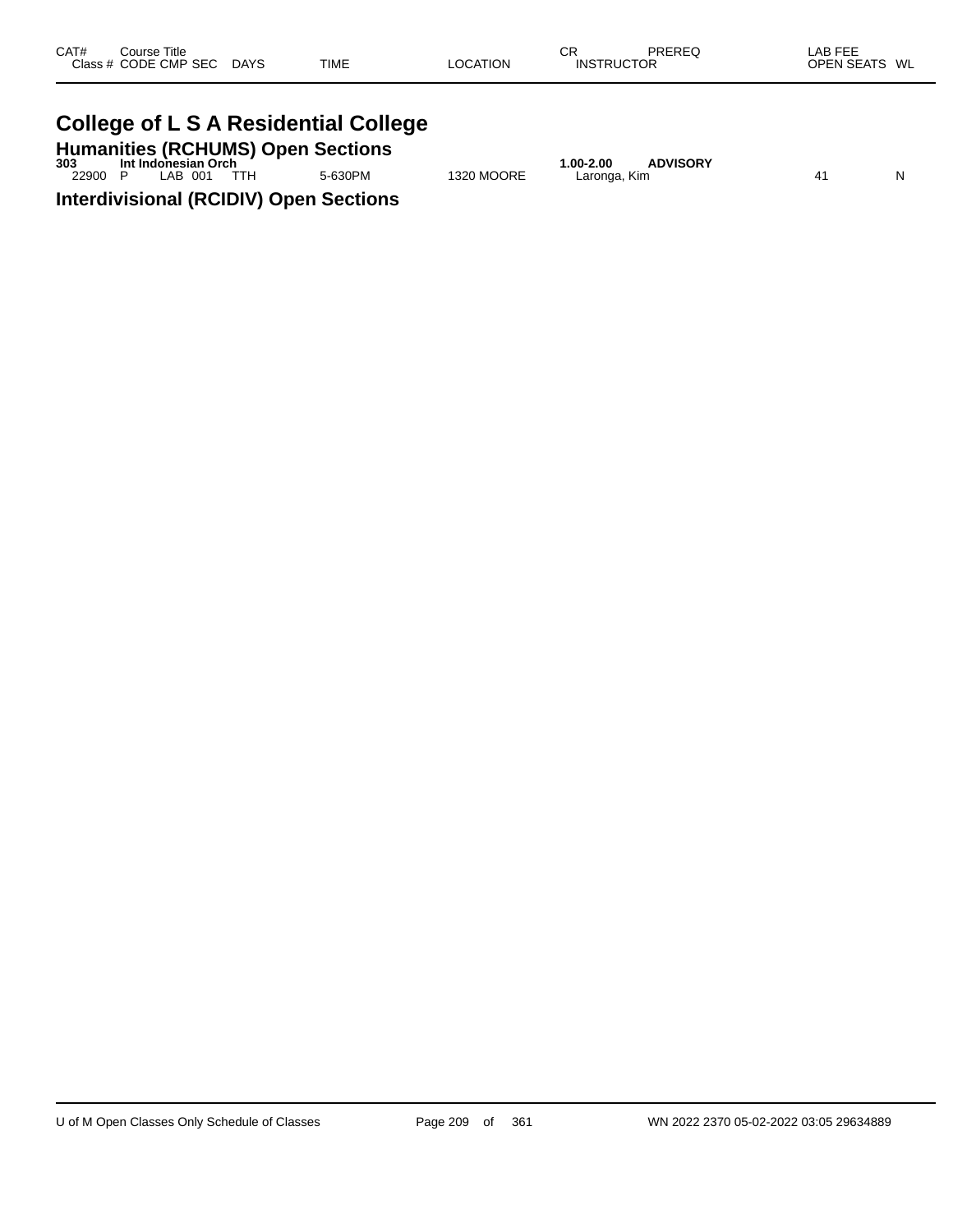| CAT# | Course Title | | | | | | CR | PREREQ | LAB FEE | |
|---|---|---|---|---|---|---|---|---|---|---|
| Class # | CODE | CMP | SEC | DAYS | TIME | LOCATION | INSTRUCTOR | | OPEN SEATS | WL |

# College of L S A Residential College

## Humanities (RCHUMS) Open Sections

| CAT# | Course Title | | | | | | CR | PREREQ | LAB FEE | |
|---|---|---|---|---|---|---|---|---|---|---|
| **303** | **Int Indonesian Orch** | | | | | | **1.00-2.00** | **ADVISORY** | | |
| 22900 | P | LAB | 001 | TTH | 5-630PM | 1320 MOORE | Laronga, Kim | | 41 | N |

## Interdivisional (RCIDIV) Open Sections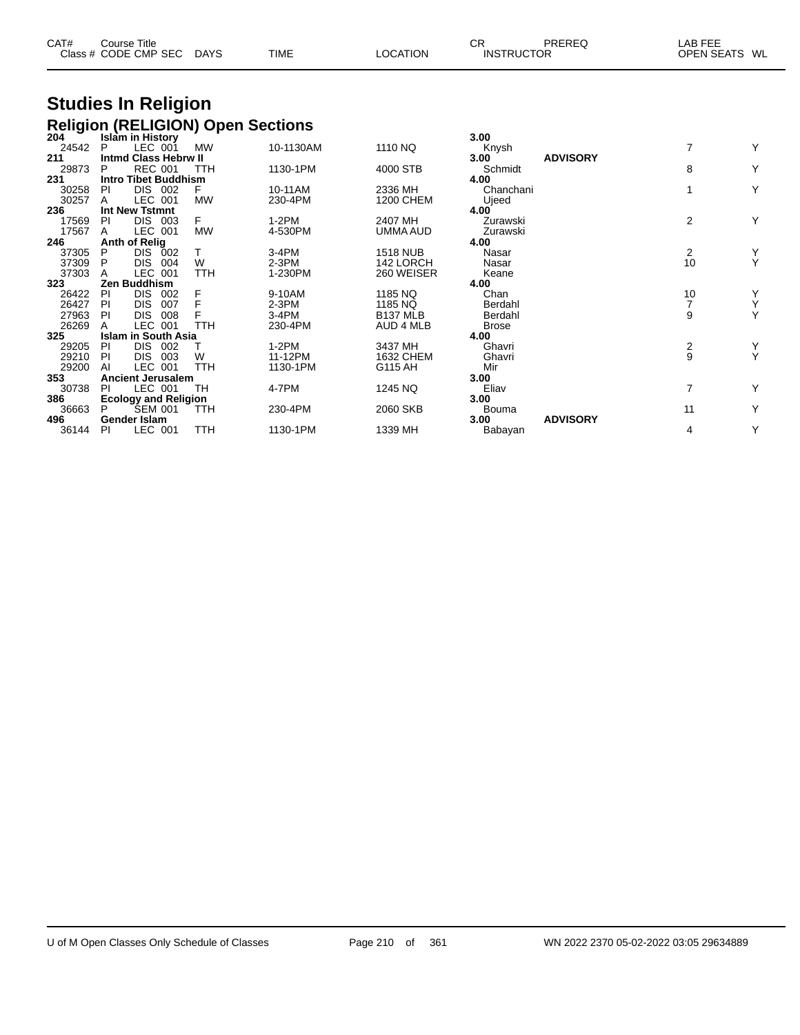| CAT# Class # | Course Title CODE | CMP | SEC | DAYS | TIME | LOCATION | CR INSTRUCTOR | PREREQ | LAB FEE OPEN SEATS | WL |
|---|---|---|---|---|---|---|---|---|---|---|

# Studies In Religion

## Religion (RELIGION) Open Sections

| CAT# Class # | Course Title CODE | CMP | SEC | DAYS | TIME | LOCATION | CR INSTRUCTOR | PREREQ | OPEN SEATS | WL |
|---|---|---|---|---|---|---|---|---|---|---|
| **204** | **Islam in History** | | | | | | **3.00** | | | |
| 24542 | P | LEC | 001 | MW | 10-1130AM | 1110 NQ | Knysh | | 7 | Y |
| **211** | **Intmd Class Hebrw II** | | | | | | **3.00** | **ADVISORY** | | |
| 29873 | P | REC | 001 | TTH | 1130-1PM | 4000 STB | Schmidt | | 8 | Y |
| **231** | **Intro Tibet Buddhism** | | | | | | **4.00** | | | |
| 30258 | PI | DIS | 002 | F | 10-11AM | 2336 MH | Chanchani | | 1 | Y |
| 30257 | A | LEC | 001 | MW | 230-4PM | 1200 CHEM | Ujeed | | | |
| **236** | **Int New Tstmnt** | | | | | | **4.00** | | | |
| 17569 | PI | DIS | 003 | F | 1-2PM | 2407 MH | Zurawski | | 2 | Y |
| 17567 | A | LEC | 001 | MW | 4-530PM | UMMA AUD | Zurawski | | | |
| **246** | **Anth of Relig** | | | | | | **4.00** | | | |
| 37305 | P | DIS | 002 | T | 3-4PM | 1518 NUB | Nasar | | 2 | Y |
| 37309 | P | DIS | 004 | W | 2-3PM | 142 LORCH | Nasar | | 10 | Y |
| 37303 | A | LEC | 001 | TTH | 1-230PM | 260 WEISER | Keane | | | |
| **323** | **Zen Buddhism** | | | | | | **4.00** | | | |
| 26422 | PI | DIS | 002 | F | 9-10AM | 1185 NQ | Chan | | 10 | Y |
| 26427 | PI | DIS | 007 | F | 2-3PM | 1185 NQ | Berdahl | | 7 | Y |
| 27963 | PI | DIS | 008 | F | 3-4PM | B137 MLB | Berdahl | | 9 | Y |
| 26269 | A | LEC | 001 | TTH | 230-4PM | AUD 4 MLB | Brose | | | |
| **325** | **Islam in South Asia** | | | | | | **4.00** | | | |
| 29205 | PI | DIS | 002 | T | 1-2PM | 3437 MH | Ghavri | | 2 | Y |
| 29210 | PI | DIS | 003 | W | 11-12PM | 1632 CHEM | Ghavri | | 9 | Y |
| 29200 | AI | LEC | 001 | TTH | 1130-1PM | G115 AH | Mir | | | |
| **353** | **Ancient Jerusalem** | | | | | | **3.00** | | | |
| 30738 | PI | LEC | 001 | TH | 4-7PM | 1245 NQ | Eliav | | 7 | Y |
| **386** | **Ecology and Religion** | | | | | | **3.00** | | | |
| 36663 | P | SEM | 001 | TTH | 230-4PM | 2060 SKB | Bouma | | 11 | Y |
| **496** | **Gender Islam** | | | | | | **3.00** | **ADVISORY** | | |
| 36144 | PI | LEC | 001 | TTH | 1130-1PM | 1339 MH | Babayan | | 4 | Y |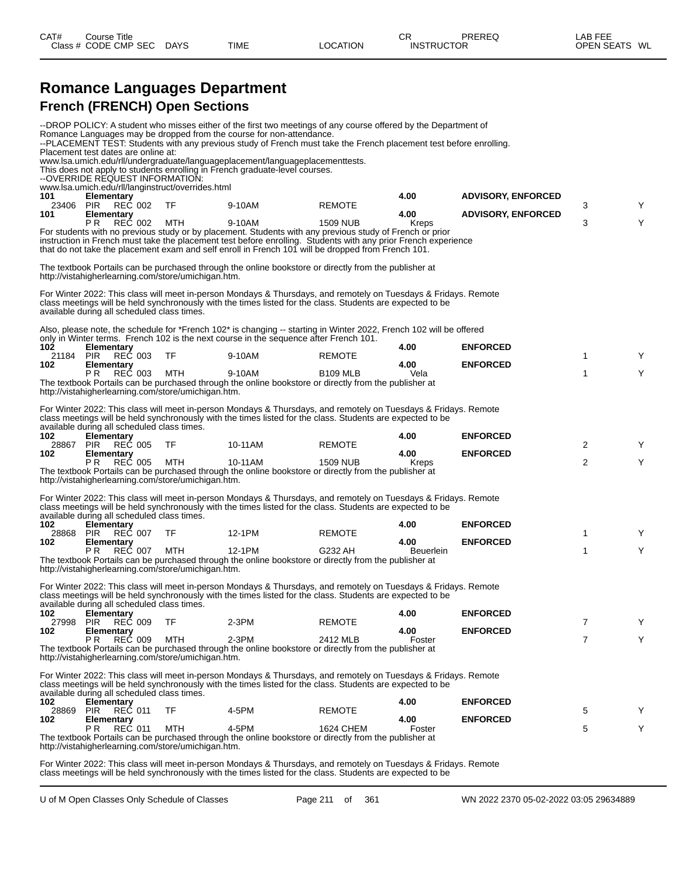# Romance Languages Department

## French (FRENCH) Open Sections

--DROP POLICY: A student who misses either of the first two meetings of any course offered by the Department of Romance Languages may be dropped from the course for non-attendance.
--PLACEMENT TEST: Students with any previous study of French must take the French placement test before enrolling.
Placement test dates are online at:
www.lsa.umich.edu/rll/undergraduate/languageplacement/languageplacementtests.
This does not apply to students enrolling in French graduate-level courses.
--OVERRIDE REQUEST INFORMATION:
www.lsa.umich.edu/rll/langinstruct/overrides.html

| CAT# / Class # | Course Title / CODE CMP SEC | DAYS | TIME | LOCATION | CR / INSTRUCTOR | PREREQ | LAB FEE / OPEN SEATS | WL |
|---|---|---|---|---|---|---|---|---|
| 101 | Elementary | | | | 4.00 | ADVISORY, ENFORCED | | |
| 23406 | PIR REC 002 | TF | 9-10AM | REMOTE | | | 3 | Y |
| 101 | Elementary | | | | 4.00 | ADVISORY, ENFORCED | | |
| | P R REC 002 | MTH | 9-10AM | 1509 NUB | Kreps | | 3 | Y |

For students with no previous study or by placement. Students with any previous study of French or prior instruction in French must take the placement test before enrolling. Students with any prior French experience that do not take the placement exam and self enroll in French 101 will be dropped from French 101.

The textbook Portails can be purchased through the online bookstore or directly from the publisher at http://vistahigherlearning.com/store/umichigan.htm.

For Winter 2022: This class will meet in-person Mondays & Thursdays, and remotely on Tuesdays & Fridays. Remote class meetings will be held synchronously with the times listed for the class. Students are expected to be available during all scheduled class times.

Also, please note, the schedule for *French 102* is changing -- starting in Winter 2022, French 102 will be offered only in Winter terms. French 102 is the next course in the sequence after French 101.

| CAT# / Class # | Course Title / CODE CMP SEC | DAYS | TIME | LOCATION | CR / INSTRUCTOR | PREREQ | LAB FEE / OPEN SEATS | WL |
|---|---|---|---|---|---|---|---|---|
| 102 | Elementary | | | | 4.00 | ENFORCED | | |
| 21184 | PIR REC 003 | TF | 9-10AM | REMOTE | | | 1 | Y |
| 102 | Elementary | | | | 4.00 | ENFORCED | | |
| | P R REC 003 | MTH | 9-10AM | B109 MLB | Vela | | 1 | Y |

The textbook Portails can be purchased through the online bookstore or directly from the publisher at http://vistahigherlearning.com/store/umichigan.htm.

For Winter 2022: This class will meet in-person Mondays & Thursdays, and remotely on Tuesdays & Fridays. Remote class meetings will be held synchronously with the times listed for the class. Students are expected to be available during all scheduled class times.

| CAT# / Class # | Course Title / CODE CMP SEC | DAYS | TIME | LOCATION | CR / INSTRUCTOR | PREREQ | LAB FEE / OPEN SEATS | WL |
|---|---|---|---|---|---|---|---|---|
| 102 | Elementary | | | | 4.00 | ENFORCED | | |
| 28867 | PIR REC 005 | TF | 10-11AM | REMOTE | | | 2 | Y |
| 102 | Elementary | | | | 4.00 | ENFORCED | | |
| | P R REC 005 | MTH | 10-11AM | 1509 NUB | Kreps | | 2 | Y |

The textbook Portails can be purchased through the online bookstore or directly from the publisher at http://vistahigherlearning.com/store/umichigan.htm.

For Winter 2022: This class will meet in-person Mondays & Thursdays, and remotely on Tuesdays & Fridays. Remote class meetings will be held synchronously with the times listed for the class. Students are expected to be available during all scheduled class times.

| CAT# / Class # | Course Title / CODE CMP SEC | DAYS | TIME | LOCATION | CR / INSTRUCTOR | PREREQ | LAB FEE / OPEN SEATS | WL |
|---|---|---|---|---|---|---|---|---|
| 102 | Elementary | | | | 4.00 | ENFORCED | | |
| 28868 | PIR REC 007 | TF | 12-1PM | REMOTE | | | 1 | Y |
| 102 | Elementary | | | | 4.00 | ENFORCED | | |
| | P R REC 007 | MTH | 12-1PM | G232 AH | Beuerlein | | 1 | Y |

The textbook Portails can be purchased through the online bookstore or directly from the publisher at http://vistahigherlearning.com/store/umichigan.htm.

For Winter 2022: This class will meet in-person Mondays & Thursdays, and remotely on Tuesdays & Fridays. Remote class meetings will be held synchronously with the times listed for the class. Students are expected to be available during all scheduled class times.

| CAT# / Class # | Course Title / CODE CMP SEC | DAYS | TIME | LOCATION | CR / INSTRUCTOR | PREREQ | LAB FEE / OPEN SEATS | WL |
|---|---|---|---|---|---|---|---|---|
| 102 | Elementary | | | | 4.00 | ENFORCED | | |
| 27998 | PIR REC 009 | TF | 2-3PM | REMOTE | | | 7 | Y |
| 102 | Elementary | | | | 4.00 | ENFORCED | | |
| | P R REC 009 | MTH | 2-3PM | 2412 MLB | Foster | | 7 | Y |

The textbook Portails can be purchased through the online bookstore or directly from the publisher at http://vistahigherlearning.com/store/umichigan.htm.

For Winter 2022: This class will meet in-person Mondays & Thursdays, and remotely on Tuesdays & Fridays. Remote class meetings will be held synchronously with the times listed for the class. Students are expected to be available during all scheduled class times.

| CAT# / Class # | Course Title / CODE CMP SEC | DAYS | TIME | LOCATION | CR / INSTRUCTOR | PREREQ | LAB FEE / OPEN SEATS | WL |
|---|---|---|---|---|---|---|---|---|
| 102 | Elementary | | | | 4.00 | ENFORCED | | |
| 28869 | PIR REC 011 | TF | 4-5PM | REMOTE | | | 5 | Y |
| 102 | Elementary | | | | 4.00 | ENFORCED | | |
| | P R REC 011 | MTH | 4-5PM | 1624 CHEM | Foster | | 5 | Y |

The textbook Portails can be purchased through the online bookstore or directly from the publisher at http://vistahigherlearning.com/store/umichigan.htm.

For Winter 2022: This class will meet in-person Mondays & Thursdays, and remotely on Tuesdays & Fridays. Remote class meetings will be held synchronously with the times listed for the class. Students are expected to be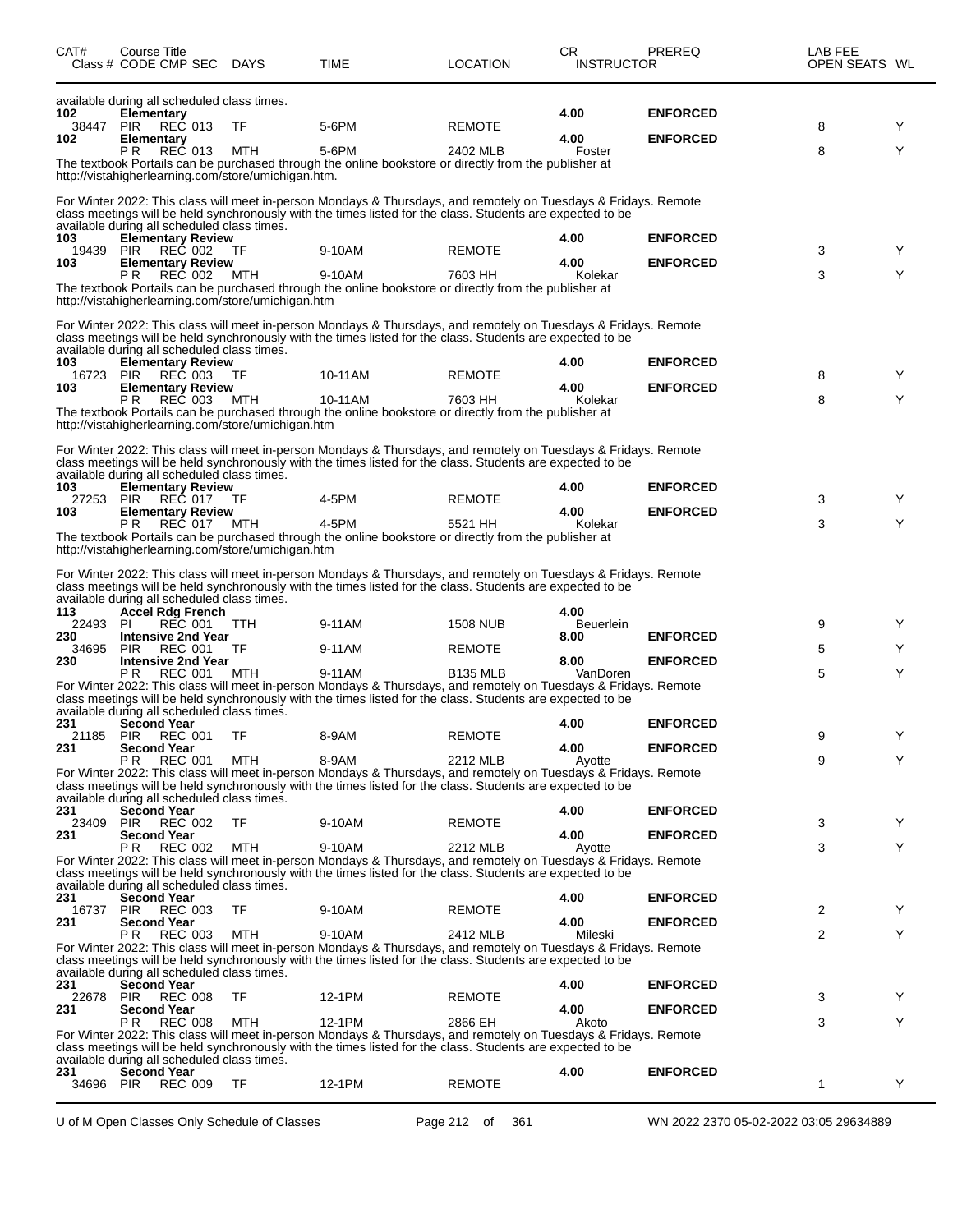| CAT# | Course Title Class # CODE CMP SEC | DAYS | TIME | LOCATION | CR INSTRUCTOR | PREREQ | LAB FEE OPEN SEATS | WL |
|---|---|---|---|---|---|---|---|---|

available during all scheduled class times.

| CAT# | Course Title Class # CODE CMP SEC | DAYS | TIME | LOCATION | CR INSTRUCTOR | PREREQ | LAB FEE OPEN SEATS | WL |
|---|---|---|---|---|---|---|---|---|
| **102** | **Elementary** | | | | **4.00** | **ENFORCED** | | |
| 38447 | PIR REC 013 | TF | 5-6PM | REMOTE | | | 8 | Y |
| **102** | **Elementary** | | | | **4.00** | **ENFORCED** | | |
| | P R REC 013 | MTH | 5-6PM | 2402 MLB | Foster | | 8 | Y |

The textbook Portails can be purchased through the online bookstore or directly from the publisher at http://vistahigherlearning.com/store/umichigan.htm.

For Winter 2022: This class will meet in-person Mondays & Thursdays, and remotely on Tuesdays & Fridays. Remote class meetings will be held synchronously with the times listed for the class. Students are expected to be available during all scheduled class times.

| CAT# | Course Title Class # CODE CMP SEC | DAYS | TIME | LOCATION | CR INSTRUCTOR | PREREQ | LAB FEE OPEN SEATS | WL |
|---|---|---|---|---|---|---|---|---|
| **103** | **Elementary Review** | | | | **4.00** | **ENFORCED** | | |
| 19439 | PIR REC 002 | TF | 9-10AM | REMOTE | | | 3 | Y |
| **103** | **Elementary Review** | | | | **4.00** | **ENFORCED** | | |
| | P R REC 002 | MTH | 9-10AM | 7603 HH | Kolekar | | 3 | Y |

The textbook Portails can be purchased through the online bookstore or directly from the publisher at http://vistahigherlearning.com/store/umichigan.htm

For Winter 2022: This class will meet in-person Mondays & Thursdays, and remotely on Tuesdays & Fridays. Remote class meetings will be held synchronously with the times listed for the class. Students are expected to be available during all scheduled class times.

| CAT# | Course Title Class # CODE CMP SEC | DAYS | TIME | LOCATION | CR INSTRUCTOR | PREREQ | LAB FEE OPEN SEATS | WL |
|---|---|---|---|---|---|---|---|---|
| **103** | **Elementary Review** | | | | **4.00** | **ENFORCED** | | |
| 16723 | PIR REC 003 | TF | 10-11AM | REMOTE | | | 8 | Y |
| **103** | **Elementary Review** | | | | **4.00** | **ENFORCED** | | |
| | P R REC 003 | MTH | 10-11AM | 7603 HH | Kolekar | | 8 | Y |

The textbook Portails can be purchased through the online bookstore or directly from the publisher at http://vistahigherlearning.com/store/umichigan.htm

For Winter 2022: This class will meet in-person Mondays & Thursdays, and remotely on Tuesdays & Fridays. Remote class meetings will be held synchronously with the times listed for the class. Students are expected to be available during all scheduled class times.

| CAT# | Course Title Class # CODE CMP SEC | DAYS | TIME | LOCATION | CR INSTRUCTOR | PREREQ | LAB FEE OPEN SEATS | WL |
|---|---|---|---|---|---|---|---|---|
| **103** | **Elementary Review** | | | | **4.00** | **ENFORCED** | | |
| 27253 | PIR REC 017 | TF | 4-5PM | REMOTE | | | 3 | Y |
| **103** | **Elementary Review** | | | | **4.00** | **ENFORCED** | | |
| | P R REC 017 | MTH | 4-5PM | 5521 HH | Kolekar | | 3 | Y |

The textbook Portails can be purchased through the online bookstore or directly from the publisher at http://vistahigherlearning.com/store/umichigan.htm

For Winter 2022: This class will meet in-person Mondays & Thursdays, and remotely on Tuesdays & Fridays. Remote class meetings will be held synchronously with the times listed for the class. Students are expected to be available during all scheduled class times.

| CAT# | Course Title Class # CODE CMP SEC | DAYS | TIME | LOCATION | CR INSTRUCTOR | PREREQ | LAB FEE OPEN SEATS | WL |
|---|---|---|---|---|---|---|---|---|
| **113** | **Accel Rdg French** | | | | **4.00** | | | |
| 22493 | PI REC 001 | TTH | 9-11AM | 1508 NUB | Beuerlein | | 9 | Y |
| **230** | **Intensive 2nd Year** | | | | **8.00** | **ENFORCED** | | |
| 34695 | PIR REC 001 | TF | 9-11AM | REMOTE | | | 5 | Y |
| **230** | **Intensive 2nd Year** | | | | **8.00** | **ENFORCED** | | |
| | P R REC 001 | MTH | 9-11AM | B135 MLB | VanDoren | | 5 | Y |

For Winter 2022: This class will meet in-person Mondays & Thursdays, and remotely on Tuesdays & Fridays. Remote class meetings will be held synchronously with the times listed for the class. Students are expected to be available during all scheduled class times.

| CAT# | Course Title Class # CODE CMP SEC | DAYS | TIME | LOCATION | CR INSTRUCTOR | PREREQ | LAB FEE OPEN SEATS | WL |
|---|---|---|---|---|---|---|---|---|
| **231** | **Second Year** | | | | **4.00** | **ENFORCED** | | |
| 21185 | PIR REC 001 | TF | 8-9AM | REMOTE | | | 9 | Y |
| **231** | **Second Year** | | | | **4.00** | **ENFORCED** | | |
| | P R REC 001 | MTH | 8-9AM | 2212 MLB | Ayotte | | 9 | Y |

For Winter 2022: This class will meet in-person Mondays & Thursdays, and remotely on Tuesdays & Fridays. Remote class meetings will be held synchronously with the times listed for the class. Students are expected to be available during all scheduled class times.

| CAT# | Course Title Class # CODE CMP SEC | DAYS | TIME | LOCATION | CR INSTRUCTOR | PREREQ | LAB FEE OPEN SEATS | WL |
|---|---|---|---|---|---|---|---|---|
| **231** | **Second Year** | | | | **4.00** | **ENFORCED** | | |
| 23409 | PIR REC 002 | TF | 9-10AM | REMOTE | | | 3 | Y |
| **231** | **Second Year** | | | | **4.00** | **ENFORCED** | | |
| | P R REC 002 | MTH | 9-10AM | 2212 MLB | Ayotte | | 3 | Y |

For Winter 2022: This class will meet in-person Mondays & Thursdays, and remotely on Tuesdays & Fridays. Remote class meetings will be held synchronously with the times listed for the class. Students are expected to be available during all scheduled class times.

| CAT# | Course Title Class # CODE CMP SEC | DAYS | TIME | LOCATION | CR INSTRUCTOR | PREREQ | LAB FEE OPEN SEATS | WL |
|---|---|---|---|---|---|---|---|---|
| **231** | **Second Year** | | | | **4.00** | **ENFORCED** | | |
| 16737 | PIR REC 003 | TF | 9-10AM | REMOTE | | | 2 | Y |
| **231** | **Second Year** | | | | **4.00** | **ENFORCED** | | |
| | P R REC 003 | MTH | 9-10AM | 2412 MLB | Mileski | | 2 | Y |

For Winter 2022: This class will meet in-person Mondays & Thursdays, and remotely on Tuesdays & Fridays. Remote class meetings will be held synchronously with the times listed for the class. Students are expected to be available during all scheduled class times.

| CAT# | Course Title Class # CODE CMP SEC | DAYS | TIME | LOCATION | CR INSTRUCTOR | PREREQ | LAB FEE OPEN SEATS | WL |
|---|---|---|---|---|---|---|---|---|
| **231** | **Second Year** | | | | **4.00** | **ENFORCED** | | |
| 22678 | PIR REC 008 | TF | 12-1PM | REMOTE | | | 3 | Y |
| **231** | **Second Year** | | | | **4.00** | **ENFORCED** | | |
| | P R REC 008 | MTH | 12-1PM | 2866 EH | Akoto | | 3 | Y |

For Winter 2022: This class will meet in-person Mondays & Thursdays, and remotely on Tuesdays & Fridays. Remote class meetings will be held synchronously with the times listed for the class. Students are expected to be available during all scheduled class times.

| CAT# | Course Title Class # CODE CMP SEC | DAYS | TIME | LOCATION | CR INSTRUCTOR | PREREQ | LAB FEE OPEN SEATS | WL |
|---|---|---|---|---|---|---|---|---|
| **231** | **Second Year** | | | | **4.00** | **ENFORCED** | | |
| 34696 | PIR REC 009 | TF | 12-1PM | REMOTE | | | 1 | Y |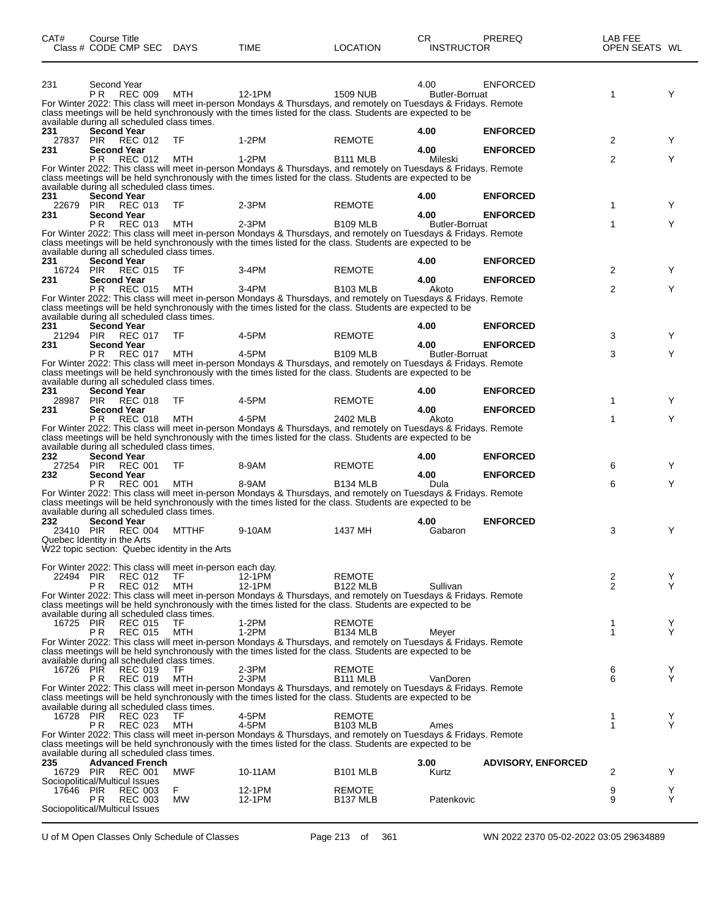| CAT# | Course Title<br>Class # CODE CMP SEC | DAYS | TIME | LOCATION | CR<br>INSTRUCTOR | PREREQ | LAB FEE<br>OPEN SEATS | WL |
|---|---|---|---|---|---|---|---|---|
| 231 | Second Year | | | | 4.00 | ENFORCED | | |
| | P R REC 009 | MTH | 12-1PM | 1509 NUB | Butler-Borruat | | 1 | Y |

For Winter 2022: This class will meet in-person Mondays & Thursdays, and remotely on Tuesdays & Fridays. Remote class meetings will be held synchronously with the times listed for the class. Students are expected to be available during all scheduled class times.

| CAT# | Course Title<br>Class # CODE CMP SEC | DAYS | TIME | LOCATION | CR<br>INSTRUCTOR | PREREQ | LAB FEE<br>OPEN SEATS | WL |
|---|---|---|---|---|---|---|---|---|
| **231** | **Second Year** | | | | **4.00** | **ENFORCED** | | |
| 27837 | PIR REC 012 | TF | 1-2PM | REMOTE | | | 2 | Y |
| **231** | **Second Year** | | | | **4.00** | **ENFORCED** | | |
| | P R REC 012 | MTH | 1-2PM | B111 MLB | Mileski | | 2 | Y |

For Winter 2022: This class will meet in-person Mondays & Thursdays, and remotely on Tuesdays & Fridays. Remote class meetings will be held synchronously with the times listed for the class. Students are expected to be available during all scheduled class times.

| CAT# | Course Title<br>Class # CODE CMP SEC | DAYS | TIME | LOCATION | CR<br>INSTRUCTOR | PREREQ | LAB FEE<br>OPEN SEATS | WL |
|---|---|---|---|---|---|---|---|---|
| **231** | **Second Year** | | | | **4.00** | **ENFORCED** | | |
| 22679 | PIR REC 013 | TF | 2-3PM | REMOTE | | | 1 | Y |
| **231** | **Second Year** | | | | **4.00** | **ENFORCED** | | |
| | P R REC 013 | MTH | 2-3PM | B109 MLB | Butler-Borruat | | 1 | Y |

For Winter 2022: This class will meet in-person Mondays & Thursdays, and remotely on Tuesdays & Fridays. Remote class meetings will be held synchronously with the times listed for the class. Students are expected to be available during all scheduled class times.

| CAT# | Course Title<br>Class # CODE CMP SEC | DAYS | TIME | LOCATION | CR<br>INSTRUCTOR | PREREQ | LAB FEE<br>OPEN SEATS | WL |
|---|---|---|---|---|---|---|---|---|
| **231** | **Second Year** | | | | **4.00** | **ENFORCED** | | |
| 16724 | PIR REC 015 | TF | 3-4PM | REMOTE | | | 2 | Y |
| **231** | **Second Year** | | | | **4.00** | **ENFORCED** | | |
| | P R REC 015 | MTH | 3-4PM | B103 MLB | Akoto | | 2 | Y |

For Winter 2022: This class will meet in-person Mondays & Thursdays, and remotely on Tuesdays & Fridays. Remote class meetings will be held synchronously with the times listed for the class. Students are expected to be available during all scheduled class times.

| CAT# | Course Title<br>Class # CODE CMP SEC | DAYS | TIME | LOCATION | CR<br>INSTRUCTOR | PREREQ | LAB FEE<br>OPEN SEATS | WL |
|---|---|---|---|---|---|---|---|---|
| **231** | **Second Year** | | | | **4.00** | **ENFORCED** | | |
| 21294 | PIR REC 017 | TF | 4-5PM | REMOTE | | | 3 | Y |
| **231** | **Second Year** | | | | **4.00** | **ENFORCED** | | |
| | P R REC 017 | MTH | 4-5PM | B109 MLB | Butler-Borruat | | 3 | Y |

For Winter 2022: This class will meet in-person Mondays & Thursdays, and remotely on Tuesdays & Fridays. Remote class meetings will be held synchronously with the times listed for the class. Students are expected to be available during all scheduled class times.

| CAT# | Course Title<br>Class # CODE CMP SEC | DAYS | TIME | LOCATION | CR<br>INSTRUCTOR | PREREQ | LAB FEE<br>OPEN SEATS | WL |
|---|---|---|---|---|---|---|---|---|
| **231** | **Second Year** | | | | **4.00** | **ENFORCED** | | |
| 28987 | PIR REC 018 | TF | 4-5PM | REMOTE | | | 1 | Y |
| **231** | **Second Year** | | | | **4.00** | **ENFORCED** | | |
| | P R REC 018 | MTH | 4-5PM | 2402 MLB | Akoto | | 1 | Y |

For Winter 2022: This class will meet in-person Mondays & Thursdays, and remotely on Tuesdays & Fridays. Remote class meetings will be held synchronously with the times listed for the class. Students are expected to be available during all scheduled class times.

| CAT# | Course Title<br>Class # CODE CMP SEC | DAYS | TIME | LOCATION | CR<br>INSTRUCTOR | PREREQ | LAB FEE<br>OPEN SEATS | WL |
|---|---|---|---|---|---|---|---|---|
| **232** | **Second Year** | | | | **4.00** | **ENFORCED** | | |
| 27254 | PIR REC 001 | TF | 8-9AM | REMOTE | | | 6 | Y |
| **232** | **Second Year** | | | | **4.00** | **ENFORCED** | | |
| | P R REC 001 | MTH | 8-9AM | B134 MLB | Dula | | 6 | Y |

For Winter 2022: This class will meet in-person Mondays & Thursdays, and remotely on Tuesdays & Fridays. Remote class meetings will be held synchronously with the times listed for the class. Students are expected to be available during all scheduled class times.

| CAT# | Course Title<br>Class # CODE CMP SEC | DAYS | TIME | LOCATION | CR<br>INSTRUCTOR | PREREQ | LAB FEE<br>OPEN SEATS | WL |
|---|---|---|---|---|---|---|---|---|
| **232** | **Second Year** | | | | **4.00** | **ENFORCED** | | |
| 23410 | PIR REC 004 | MTTHF | 9-10AM | 1437 MH | Gabaron | | 3 | Y |

Quebec Identity in the Arts
W22 topic section: Quebec identity in the Arts

For Winter 2022: This class will meet in-person each day.

| CAT# | Course Title<br>Class # CODE CMP SEC | DAYS | TIME | LOCATION | CR<br>INSTRUCTOR | PREREQ | LAB FEE<br>OPEN SEATS | WL |
|---|---|---|---|---|---|---|---|---|
| 22494 | PIR REC 012 | TF | 12-1PM | REMOTE | | | 2 | Y |
| | P R REC 012 | MTH | 12-1PM | B122 MLB | Sullivan | | 2 | Y |

For Winter 2022: This class will meet in-person Mondays & Thursdays, and remotely on Tuesdays & Fridays. Remote class meetings will be held synchronously with the times listed for the class. Students are expected to be available during all scheduled class times.

| CAT# | Course Title<br>Class # CODE CMP SEC | DAYS | TIME | LOCATION | CR<br>INSTRUCTOR | PREREQ | LAB FEE<br>OPEN SEATS | WL |
|---|---|---|---|---|---|---|---|---|
| 16725 | PIR REC 015 | TF | 1-2PM | REMOTE | | | 1 | Y |
| | P R REC 015 | MTH | 1-2PM | B134 MLB | Meyer | | 1 | Y |

For Winter 2022: This class will meet in-person Mondays & Thursdays, and remotely on Tuesdays & Fridays. Remote class meetings will be held synchronously with the times listed for the class. Students are expected to be available during all scheduled class times.

| CAT# | Course Title<br>Class # CODE CMP SEC | DAYS | TIME | LOCATION | CR<br>INSTRUCTOR | PREREQ | LAB FEE<br>OPEN SEATS | WL |
|---|---|---|---|---|---|---|---|---|
| 16726 | PIR REC 019 | TF | 2-3PM | REMOTE | | | 6 | Y |
| | P R REC 019 | MTH | 2-3PM | B111 MLB | VanDoren | | 6 | Y |

For Winter 2022: This class will meet in-person Mondays & Thursdays, and remotely on Tuesdays & Fridays. Remote class meetings will be held synchronously with the times listed for the class. Students are expected to be available during all scheduled class times.

| CAT# | Course Title<br>Class # CODE CMP SEC | DAYS | TIME | LOCATION | CR<br>INSTRUCTOR | PREREQ | LAB FEE<br>OPEN SEATS | WL |
|---|---|---|---|---|---|---|---|---|
| 16728 | PIR REC 023 | TF | 4-5PM | REMOTE | | | 1 | Y |
| | P R REC 023 | MTH | 4-5PM | B103 MLB | Ames | | 1 | Y |

For Winter 2022: This class will meet in-person Mondays & Thursdays, and remotely on Tuesdays & Fridays. Remote class meetings will be held synchronously with the times listed for the class. Students are expected to be available during all scheduled class times.

| CAT# | Course Title<br>Class # CODE CMP SEC | DAYS | TIME | LOCATION | CR<br>INSTRUCTOR | PREREQ | LAB FEE<br>OPEN SEATS | WL |
|---|---|---|---|---|---|---|---|---|
| **235** | **Advanced French** | | | | **3.00** | **ADVISORY, ENFORCED** | | |
| 16729 | PIR REC 001 | MWF | 10-11AM | B101 MLB | Kurtz | | 2 | Y |

Sociopolitical/Multicul Issues

| CAT# | Course Title<br>Class # CODE CMP SEC | DAYS | TIME | LOCATION | CR<br>INSTRUCTOR | PREREQ | LAB FEE<br>OPEN SEATS | WL |
|---|---|---|---|---|---|---|---|---|
| 17646 | PIR REC 003 | F | 12-1PM | REMOTE | | | 9 | Y |
| | P R REC 003 | MW | 12-1PM | B137 MLB | Patenkovic | | 9 | Y |

Sociopolitical/Multicul Issues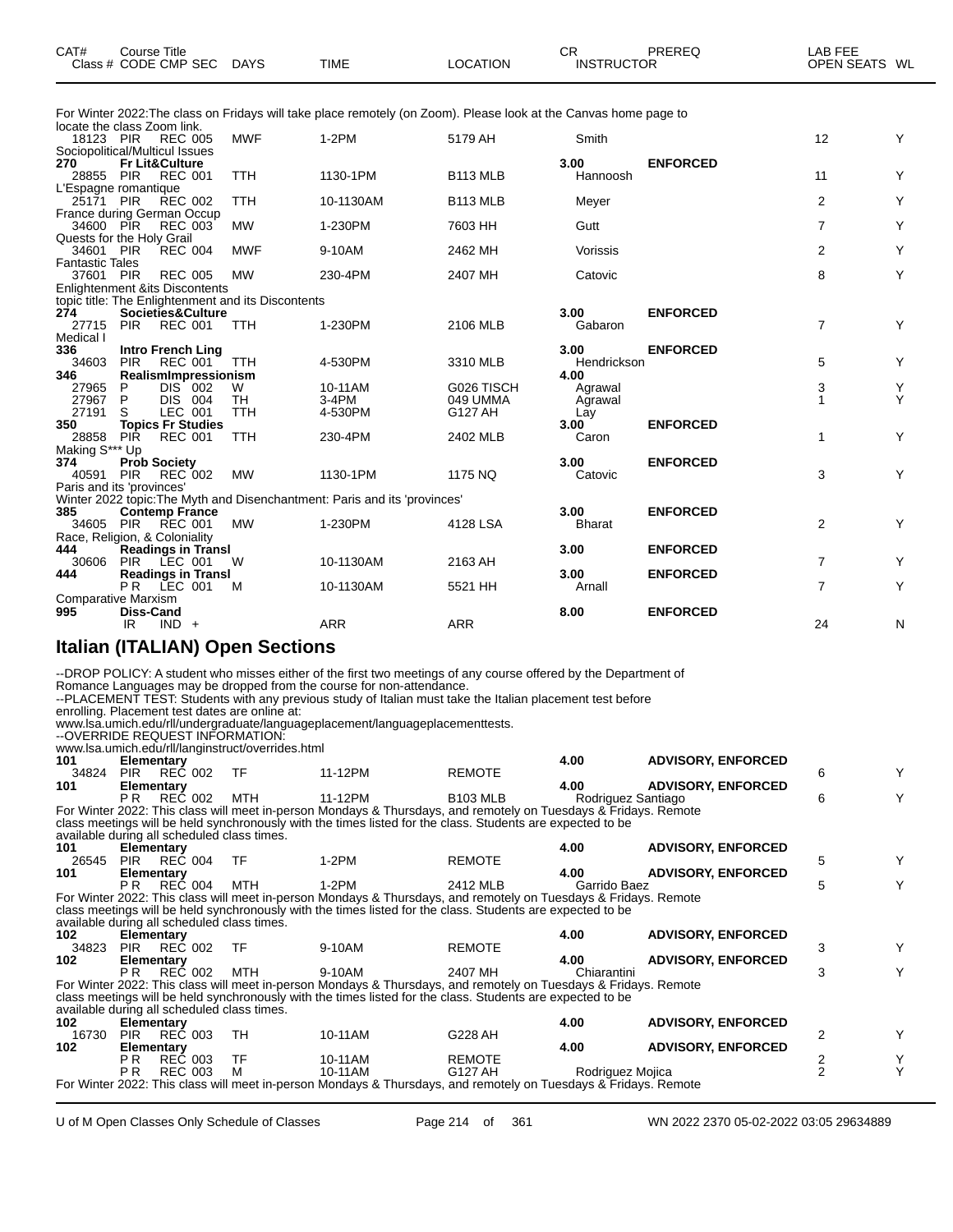| CAT# Class # | Course Title CODE | CMP | SEC | DAYS | TIME | LOCATION | CR INSTRUCTOR | PREREQ | LAB FEE OPEN SEATS | WL |
|---|---|---|---|---|---|---|---|---|---|---|

For Winter 2022:The class on Fridays will take place remotely (on Zoom). Please look at the Canvas home page to locate the class Zoom link.

| CAT# Class # | Course Title CODE | CMP | SEC | DAYS | TIME | LOCATION | CR INSTRUCTOR | PREREQ | OPEN SEATS | WL |
|---|---|---|---|---|---|---|---|---|---|---|
| 18123 | PIR | REC | 005 | MWF | 1-2PM | 5179 AH | Smith | | 12 | Y |
| Sociopolitical/Multicul Issues | | | | | | | | | | |
| 270 | Fr Lit&Culture | | | | | | 3.00 | ENFORCED | | |
| 28855 | PIR | REC | 001 | TTH | 1130-1PM | B113 MLB | Hannoosh | | 11 | Y |
| L'Espagne romantique | | | | | | | | | | |
| 25171 | PIR | REC | 002 | TTH | 10-1130AM | B113 MLB | Meyer | | 2 | Y |
| France during German Occup | | | | | | | | | | |
| 34600 | PIR | REC | 003 | MW | 1-230PM | 7603 HH | Gutt | | 7 | Y |
| Quests for the Holy Grail | | | | | | | | | | |
| 34601 | PIR | REC | 004 | MWF | 9-10AM | 2462 MH | Vorissis | | 2 | Y |
| Fantastic Tales | | | | | | | | | | |
| 37601 | PIR | REC | 005 | MW | 230-4PM | 2407 MH | Catovic | | 8 | Y |
| Enlightenment &its Discontents | | | | | | | | | | |
| topic title: The Enlightenment and its Discontents | | | | | | | | | | |
| 274 | Societies&Culture | | | | | | 3.00 | ENFORCED | | |
| 27715 | PIR | REC | 001 | TTH | 1-230PM | 2106 MLB | Gabaron | | 7 | Y |
| Medical I | | | | | | | | | | |
| 336 | Intro French Ling | | | | | | 3.00 | ENFORCED | | |
| 34603 | PIR | REC | 001 | TTH | 4-530PM | 3310 MLB | Hendrickson | | 5 | Y |
| 346 | RealismImpressionism | | | | | | 4.00 | | | |
| 27965 | P | DIS | 002 | W | 10-11AM | G026 TISCH | Agrawal | | 3 | Y |
| 27967 | P | DIS | 004 | TH | 3-4PM | 049 UMMA | Agrawal | | 1 | Y |
| 27191 | S | LEC | 001 | TTH | 4-530PM | G127 AH | Lay | | | |
| 350 | Topics Fr Studies | | | | | | 3.00 | ENFORCED | | |
| 28858 | PIR | REC | 001 | TTH | 230-4PM | 2402 MLB | Caron | | 1 | Y |
| Making S*** Up | | | | | | | | | | |
| 374 | Prob Society | | | | | | 3.00 | ENFORCED | | |
| 40591 | PIR | REC | 002 | MW | 1130-1PM | 1175 NQ | Catovic | | 3 | Y |
| Paris and its 'provinces' | | | | | | | | | | |
| Winter 2022 topic:The Myth and Disenchantment: Paris and its 'provinces' | | | | | | | | | | |
| 385 | Contemp France | | | | | | 3.00 | ENFORCED | | |
| 34605 | PIR | REC | 001 | MW | 1-230PM | 4128 LSA | Bharat | | 2 | Y |
| Race, Religion, & Coloniality | | | | | | | | | | |
| 444 | Readings in Transl | | | | | | 3.00 | ENFORCED | | |
| 30606 | PIR | LEC | 001 | W | 10-1130AM | 2163 AH | | | 7 | Y |
| 444 | Readings in Transl | | | | | | 3.00 | ENFORCED | | |
| | PR | LEC | 001 | M | 10-1130AM | 5521 HH | Arnall | | 7 | Y |
| Comparative Marxism | | | | | | | | | | |
| 995 | Diss-Cand | | | | | | 8.00 | ENFORCED | | |
| | IR | IND | + | | ARR | ARR | | | 24 | N |

## Italian (ITALIAN) Open Sections

--DROP POLICY: A student who misses either of the first two meetings of any course offered by the Department of Romance Languages may be dropped from the course for non-attendance.
--PLACEMENT TEST: Students with any previous study of Italian must take the Italian placement test before enrolling. Placement test dates are online at:
www.lsa.umich.edu/rll/undergraduate/languageplacement/languageplacementtests.
--OVERRIDE REQUEST INFORMATION:
www.lsa.umich.edu/rll/langinstruct/overrides.html

| CAT# Class # | Course Title CODE | CMP | SEC | DAYS | TIME | LOCATION | CR INSTRUCTOR | PREREQ | OPEN SEATS | WL |
|---|---|---|---|---|---|---|---|---|---|---|
| 101 | Elementary | | | | | | 4.00 | ADVISORY, ENFORCED | | |
| 34824 | PIR | REC | 002 | TF | 11-12PM | REMOTE | | | 6 | Y |
| 101 | Elementary | | | | | | 4.00 | ADVISORY, ENFORCED | | |
| | PR | REC | 002 | MTH | 11-12PM | B103 MLB | Rodriguez Santiago | | 6 | Y |
| For Winter 2022: This class will meet in-person Mondays & Thursdays, and remotely on Tuesdays & Fridays. Remote class meetings will be held synchronously with the times listed for the class. Students are expected to be available during all scheduled class times. | | | | | | | | | | |
| 101 | Elementary | | | | | | 4.00 | ADVISORY, ENFORCED | | |
| 26545 | PIR | REC | 004 | TF | 1-2PM | REMOTE | | | 5 | Y |
| 101 | Elementary | | | | | | 4.00 | ADVISORY, ENFORCED | | |
| | PR | REC | 004 | MTH | 1-2PM | 2412 MLB | Garrido Baez | | 5 | Y |
| For Winter 2022: This class will meet in-person Mondays & Thursdays, and remotely on Tuesdays & Fridays. Remote class meetings will be held synchronously with the times listed for the class. Students are expected to be available during all scheduled class times. | | | | | | | | | | |
| 102 | Elementary | | | | | | 4.00 | ADVISORY, ENFORCED | | |
| 34823 | PIR | REC | 002 | TF | 9-10AM | REMOTE | | | 3 | Y |
| 102 | Elementary | | | | | | 4.00 | ADVISORY, ENFORCED | | |
| | PR | REC | 002 | MTH | 9-10AM | 2407 MH | Chiarantini | | 3 | Y |
| For Winter 2022: This class will meet in-person Mondays & Thursdays, and remotely on Tuesdays & Fridays. Remote class meetings will be held synchronously with the times listed for the class. Students are expected to be available during all scheduled class times. | | | | | | | | | | |
| 102 | Elementary | | | | | | 4.00 | ADVISORY, ENFORCED | | |
| 16730 | PIR | REC | 003 | TH | 10-11AM | G228 AH | | | 2 | Y |
| 102 | Elementary | | | | | | 4.00 | ADVISORY, ENFORCED | | |
| | PR | REC | 003 | TF | 10-11AM | REMOTE | | | 2 | Y |
| | PR | REC | 003 | M | 10-11AM | G127 AH | Rodriguez Mojica | | 2 | Y |
| For Winter 2022: This class will meet in-person Mondays & Thursdays, and remotely on Tuesdays & Fridays. Remote | | | | | | | | | | |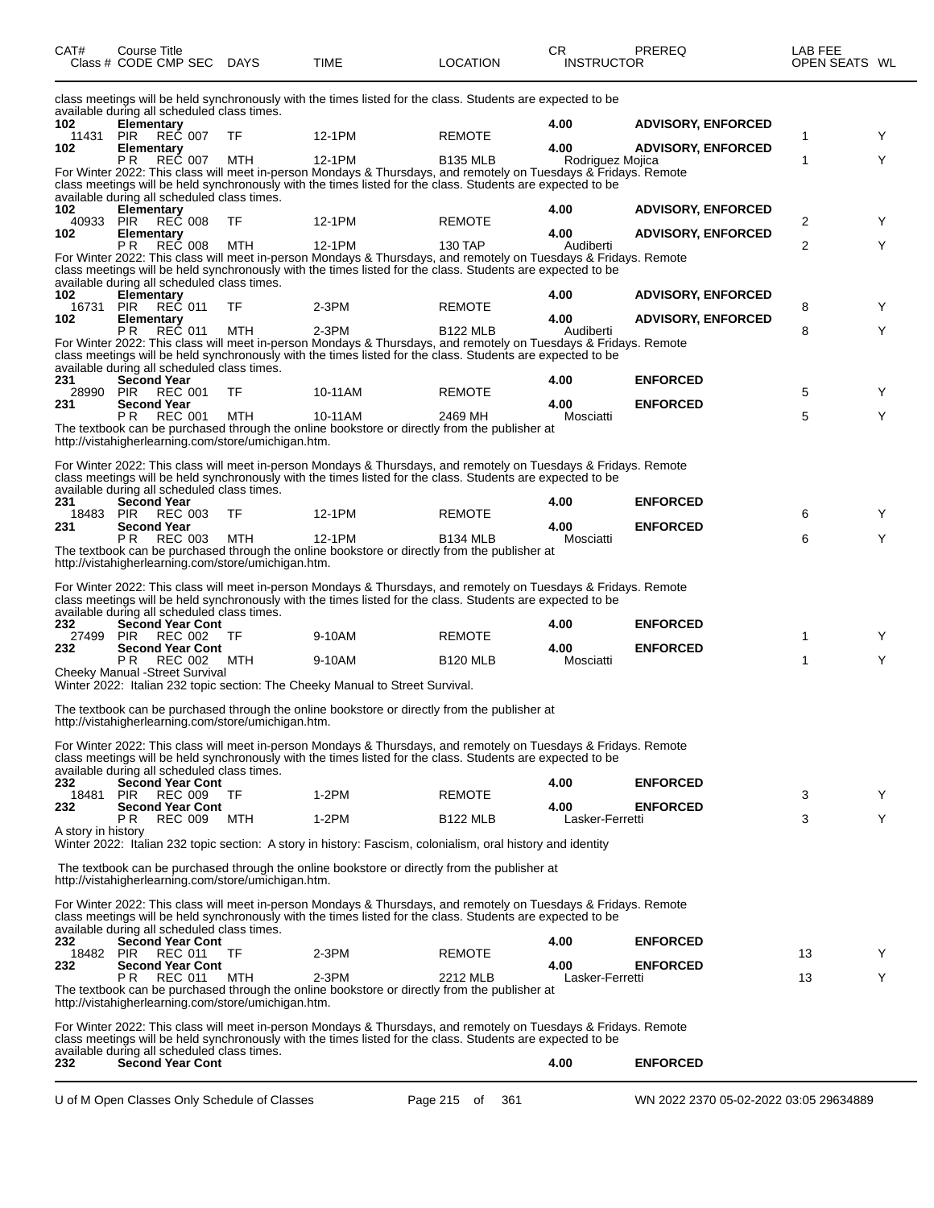| CAT# | Course Title Class # CODE CMP SEC | DAYS | TIME | LOCATION | CR INSTRUCTOR | PREREQ | LAB FEE OPEN SEATS | WL |
|---|---|---|---|---|---|---|---|---|

class meetings will be held synchronously with the times listed for the class. Students are expected to be available during all scheduled class times.

| CAT# | Course Title Class # CODE CMP SEC | DAYS | TIME | LOCATION | CR INSTRUCTOR | PREREQ | OPEN SEATS | WL |
|---|---|---|---|---|---|---|---|---|
| 102 | Elementary | | | | 4.00 | ADVISORY, ENFORCED | | |
| 11431 | PIR REC 007 | TF | 12-1PM | REMOTE | | | 1 | Y |
| 102 | Elementary | | | | 4.00 | ADVISORY, ENFORCED | | |
| | P R REC 007 | MTH | 12-1PM | B135 MLB | Rodriguez Mojica | | 1 | Y |

For Winter 2022: This class will meet in-person Mondays & Thursdays, and remotely on Tuesdays & Fridays. Remote class meetings will be held synchronously with the times listed for the class. Students are expected to be available during all scheduled class times.

| CAT# | Course Title Class # CODE CMP SEC | DAYS | TIME | LOCATION | CR INSTRUCTOR | PREREQ | OPEN SEATS | WL |
|---|---|---|---|---|---|---|---|---|
| 102 | Elementary | | | | 4.00 | ADVISORY, ENFORCED | | |
| 40933 | PIR REC 008 | TF | 12-1PM | REMOTE | | | 2 | Y |
| 102 | Elementary | | | | 4.00 | ADVISORY, ENFORCED | | |
| | P R REC 008 | MTH | 12-1PM | 130 TAP | Audiberti | | 2 | Y |

For Winter 2022: This class will meet in-person Mondays & Thursdays, and remotely on Tuesdays & Fridays. Remote class meetings will be held synchronously with the times listed for the class. Students are expected to be available during all scheduled class times.

| CAT# | Course Title Class # CODE CMP SEC | DAYS | TIME | LOCATION | CR INSTRUCTOR | PREREQ | OPEN SEATS | WL |
|---|---|---|---|---|---|---|---|---|
| 102 | Elementary | | | | 4.00 | ADVISORY, ENFORCED | | |
| 16731 | PIR REC 011 | TF | 2-3PM | REMOTE | | | 8 | Y |
| 102 | Elementary | | | | 4.00 | ADVISORY, ENFORCED | | |
| | P R REC 011 | MTH | 2-3PM | B122 MLB | Audiberti | | 8 | Y |

For Winter 2022: This class will meet in-person Mondays & Thursdays, and remotely on Tuesdays & Fridays. Remote class meetings will be held synchronously with the times listed for the class. Students are expected to be available during all scheduled class times.

| CAT# | Course Title Class # CODE CMP SEC | DAYS | TIME | LOCATION | CR INSTRUCTOR | PREREQ | OPEN SEATS | WL |
|---|---|---|---|---|---|---|---|---|
| 231 | Second Year | | | | 4.00 | ENFORCED | | |
| 28990 | PIR REC 001 | TF | 10-11AM | REMOTE | | | 5 | Y |
| 231 | Second Year | | | | 4.00 | ENFORCED | | |
| | P R REC 001 | MTH | 10-11AM | 2469 MH | Mosciatti | | 5 | Y |

The textbook can be purchased through the online bookstore or directly from the publisher at http://vistahigherlearning.com/store/umichigan.htm.

For Winter 2022: This class will meet in-person Mondays & Thursdays, and remotely on Tuesdays & Fridays. Remote class meetings will be held synchronously with the times listed for the class. Students are expected to be available during all scheduled class times.

| CAT# | Course Title Class # CODE CMP SEC | DAYS | TIME | LOCATION | CR INSTRUCTOR | PREREQ | OPEN SEATS | WL |
|---|---|---|---|---|---|---|---|---|
| 231 | Second Year | | | | 4.00 | ENFORCED | | |
| 18483 | PIR REC 003 | TF | 12-1PM | REMOTE | | | 6 | Y |
| 231 | Second Year | | | | 4.00 | ENFORCED | | |
| | P R REC 003 | MTH | 12-1PM | B134 MLB | Mosciatti | | 6 | Y |

The textbook can be purchased through the online bookstore or directly from the publisher at http://vistahigherlearning.com/store/umichigan.htm.

For Winter 2022: This class will meet in-person Mondays & Thursdays, and remotely on Tuesdays & Fridays. Remote class meetings will be held synchronously with the times listed for the class. Students are expected to be available during all scheduled class times.

| CAT# | Course Title Class # CODE CMP SEC | DAYS | TIME | LOCATION | CR INSTRUCTOR | PREREQ | OPEN SEATS | WL |
|---|---|---|---|---|---|---|---|---|
| 232 | Second Year Cont | | | | 4.00 | ENFORCED | | |
| 27499 | PIR REC 002 | TF | 9-10AM | REMOTE | | | 1 | Y |
| 232 | Second Year Cont | | | | 4.00 | ENFORCED | | |
| | P R REC 002 | MTH | 9-10AM | B120 MLB | Mosciatti | | 1 | Y |

Cheeky Manual -Street Survival
Winter 2022: Italian 232 topic section: The Cheeky Manual to Street Survival.

The textbook can be purchased through the online bookstore or directly from the publisher at http://vistahigherlearning.com/store/umichigan.htm.

For Winter 2022: This class will meet in-person Mondays & Thursdays, and remotely on Tuesdays & Fridays. Remote class meetings will be held synchronously with the times listed for the class. Students are expected to be available during all scheduled class times.

| CAT# | Course Title Class # CODE CMP SEC | DAYS | TIME | LOCATION | CR INSTRUCTOR | PREREQ | OPEN SEATS | WL |
|---|---|---|---|---|---|---|---|---|
| 232 | Second Year Cont | | | | 4.00 | ENFORCED | | |
| 18481 | PIR REC 009 | TF | 1-2PM | REMOTE | | | 3 | Y |
| 232 | Second Year Cont | | | | 4.00 | ENFORCED | | |
| | P R REC 009 | MTH | 1-2PM | B122 MLB | Lasker-Ferretti | | 3 | Y |

A story in history
Winter 2022: Italian 232 topic section: A story in history: Fascism, colonialism, oral history and identity

The textbook can be purchased through the online bookstore or directly from the publisher at http://vistahigherlearning.com/store/umichigan.htm.

For Winter 2022: This class will meet in-person Mondays & Thursdays, and remotely on Tuesdays & Fridays. Remote class meetings will be held synchronously with the times listed for the class. Students are expected to be available during all scheduled class times.

| CAT# | Course Title Class # CODE CMP SEC | DAYS | TIME | LOCATION | CR INSTRUCTOR | PREREQ | OPEN SEATS | WL |
|---|---|---|---|---|---|---|---|---|
| 232 | Second Year Cont | | | | 4.00 | ENFORCED | | |
| 18482 | PIR REC 011 | TF | 2-3PM | REMOTE | | | 13 | Y |
| 232 | Second Year Cont | | | | 4.00 | ENFORCED | | |
| | P R REC 011 | MTH | 2-3PM | 2212 MLB | Lasker-Ferretti | | 13 | Y |

The textbook can be purchased through the online bookstore or directly from the publisher at http://vistahigherlearning.com/store/umichigan.htm.

For Winter 2022: This class will meet in-person Mondays & Thursdays, and remotely on Tuesdays & Fridays. Remote class meetings will be held synchronously with the times listed for the class. Students are expected to be available during all scheduled class times.

| CAT# | Course Title Class # CODE CMP SEC | DAYS | TIME | LOCATION | CR INSTRUCTOR | PREREQ | OPEN SEATS | WL |
|---|---|---|---|---|---|---|---|---|
| 232 | Second Year Cont | | | | 4.00 | ENFORCED | | |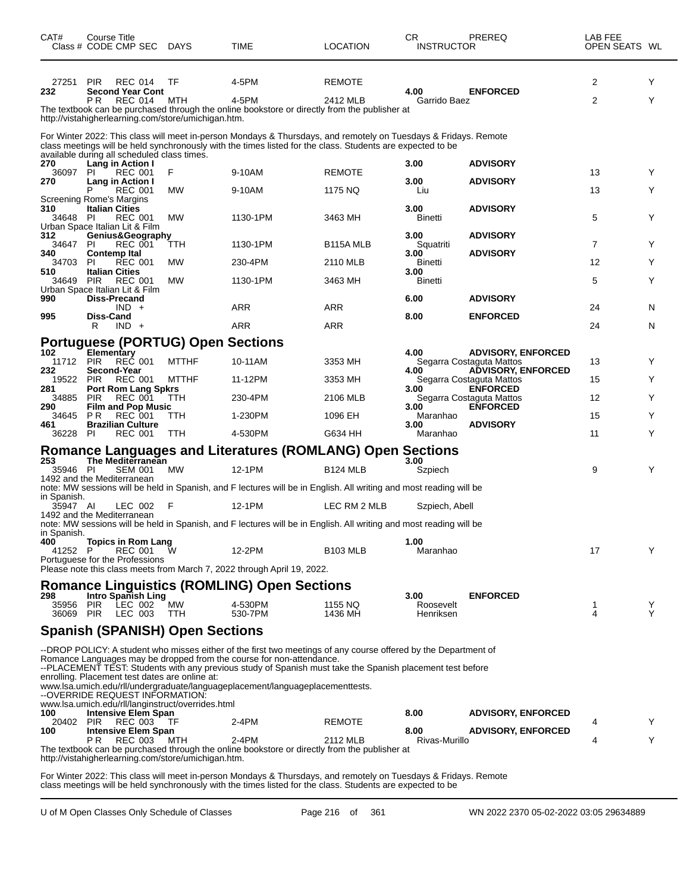| CAT# | Course Title<br>Class # CODE CMP SEC | DAYS | TIME | LOCATION | CR<br>INSTRUCTOR | PREREQ | LAB FEE<br>OPEN SEATS | WL |
|---|---|---|---|---|---|---|---|---|
| 27251 | PIR REC 014 | TF | 4-5PM | REMOTE | | | 2 | Y |
| 232 | **Second Year Cont** | | | | 4.00 | **ENFORCED** | | |
| | P R REC 014 | MTH | 4-5PM | 2412 MLB | Garrido Baez | | 2 | Y |

The textbook can be purchased through the online bookstore or directly from the publisher at http://vistahigherlearning.com/store/umichigan.htm.

For Winter 2022: This class will meet in-person Mondays & Thursdays, and remotely on Tuesdays & Fridays. Remote class meetings will be held synchronously with the times listed for the class. Students are expected to be available during all scheduled class times.

| CAT# | Course Title<br>Class # CODE CMP SEC | DAYS | TIME | LOCATION | CR<br>INSTRUCTOR | PREREQ | OPEN SEATS | WL |
|---|---|---|---|---|---|---|---|---|
| 270 | **Lang in Action I** | | | | 3.00 | **ADVISORY** | | |
| 36097 | PI REC 001 | F | 9-10AM | REMOTE | | | 13 | Y |
| 270 | **Lang in Action I** | | | | 3.00 | **ADVISORY** | | |
| | P REC 001 | MW | 9-10AM | 1175 NQ | Liu | | 13 | Y |
| | Screening Rome's Margins | | | | | | | |
| 310 | **Italian Cities** | | | | 3.00 | **ADVISORY** | | |
| 34648 | PI REC 001 | MW | 1130-1PM | 3463 MH | Binetti | | 5 | Y |
| | Urban Space Italian Lit & Film | | | | | | | |
| 312 | **Genius&Geography** | | | | 3.00 | **ADVISORY** | | |
| 34647 | PI REC 001 | TTH | 1130-1PM | B115A MLB | Squatriti | | 7 | Y |
| 340 | **Contemp Ital** | | | | 3.00 | **ADVISORY** | | |
| 34703 | PI REC 001 | MW | 230-4PM | 2110 MLB | Binetti | | 12 | Y |
| 510 | **Italian Cities** | | | | 3.00 | | | |
| 34649 | PIR REC 001 | MW | 1130-1PM | 3463 MH | Binetti | | 5 | Y |
| | Urban Space Italian Lit & Film | | | | | | | |
| 990 | **Diss-Precand** | | | | 6.00 | **ADVISORY** | | |
| | IND + | | ARR | ARR | | | 24 | N |
| 995 | **Diss-Cand** | | | | 8.00 | **ENFORCED** | | |
| | R IND + | | ARR | ARR | | | 24 | N |

## Portuguese (PORTUG) Open Sections

| CAT# | Course Title<br>Class # CODE CMP SEC | DAYS | TIME | LOCATION | CR<br>INSTRUCTOR | PREREQ | OPEN SEATS | WL |
|---|---|---|---|---|---|---|---|---|
| 102 | **Elementary** | | | | 4.00 | **ADVISORY, ENFORCED** | | |
| 11712 | PIR REC 001 | MTTHF | 10-11AM | 3353 MH | Segarra Costaguta Mattos | | 13 | Y |
| 232 | **Second-Year** | | | | 4.00 | **ADVISORY, ENFORCED** | | |
| 19522 | PIR REC 001 | MTTHF | 11-12PM | 3353 MH | Segarra Costaguta Mattos | | 15 | Y |
| 281 | **Port Rom Lang Spkrs** | | | | 3.00 | **ENFORCED** | | |
| 34885 | PIR REC 001 | TTH | 230-4PM | 2106 MLB | Segarra Costaguta Mattos | | 12 | Y |
| 290 | **Film and Pop Music** | | | | 3.00 | **ENFORCED** | | |
| 34645 | P R REC 001 | TTH | 1-230PM | 1096 EH | Maranhao | | 15 | Y |
| 461 | **Brazilian Culture** | | | | 3.00 | **ADVISORY** | | |
| 36228 | PI REC 001 | TTH | 4-530PM | G634 HH | Maranhao | | 11 | Y |

## Romance Languages and Literatures (ROMLANG) Open Sections

| CAT# | Course Title<br>Class # CODE CMP SEC | DAYS | TIME | LOCATION | CR<br>INSTRUCTOR | PREREQ | OPEN SEATS | WL |
|---|---|---|---|---|---|---|---|---|
| 253 | **The Mediterranean** | | | | 3.00 | | | |
| 35946 | PI SEM 001 | MW | 12-1PM | B124 MLB | Szpiech | | 9 | Y |

1492 and the Mediterranean
note: MW sessions will be held in Spanish, and F lectures will be in English. All writing and most reading will be in Spanish.

| CAT# | Course Title<br>Class # CODE CMP SEC | DAYS | TIME | LOCATION | CR<br>INSTRUCTOR | PREREQ | OPEN SEATS | WL |
|---|---|---|---|---|---|---|---|---|
| 35947 | AI LEC 002 | F | 12-1PM | LEC RM 2 MLB | Szpiech, Abell | | | |

1492 and the Mediterranean
note: MW sessions will be held in Spanish, and F lectures will be in English. All writing and most reading will be in Spanish.

| CAT# | Course Title<br>Class # CODE CMP SEC | DAYS | TIME | LOCATION | CR<br>INSTRUCTOR | PREREQ | OPEN SEATS | WL |
|---|---|---|---|---|---|---|---|---|
| 400 | **Topics in Rom Lang** | | | | 1.00 | | | |
| 41252 | P REC 001 | W | 12-2PM | B103 MLB | Maranhao | | 17 | Y |

Portuguese for the Professions
Please note this class meets from March 7, 2022 through April 19, 2022.

## Romance Linguistics (ROMLING) Open Sections

| CAT# | Course Title<br>Class # CODE CMP SEC | DAYS | TIME | LOCATION | CR<br>INSTRUCTOR | PREREQ | OPEN SEATS | WL |
|---|---|---|---|---|---|---|---|---|
| 298 | **Intro Spanish Ling** | | | | 3.00 | **ENFORCED** | | |
| 35956 | PIR LEC 002 | MW | 4-530PM | 1155 NQ | Roosevelt | | 1 | Y |
| 36069 | PIR LEC 003 | TTH | 530-7PM | 1436 MH | Henriksen | | 4 | Y |

## Spanish (SPANISH) Open Sections

--DROP POLICY: A student who misses either of the first two meetings of any course offered by the Department of Romance Languages may be dropped from the course for non-attendance.
--PLACEMENT TEST: Students with any previous study of Spanish must take the Spanish placement test before enrolling. Placement test dates are online at:
www.lsa.umich.edu/rll/undergraduate/languageplacement/languageplacementtests.
--OVERRIDE REQUEST INFORMATION:
www.lsa.umich.edu/rll/langinstruct/overrides.html

| CAT# | Course Title<br>Class # CODE CMP SEC | DAYS | TIME | LOCATION | CR<br>INSTRUCTOR | PREREQ | OPEN SEATS | WL |
|---|---|---|---|---|---|---|---|---|
| 100 | **Intensive Elem Span** | | | | 8.00 | **ADVISORY, ENFORCED** | | |
| 20402 | PIR REC 003 | TF | 2-4PM | REMOTE | | | 4 | Y |
| 100 | **Intensive Elem Span** | | | | 8.00 | **ADVISORY, ENFORCED** | | |
| | P R REC 003 | MTH | 2-4PM | 2112 MLB | Rivas-Murillo | | 4 | Y |

The textbook can be purchased through the online bookstore or directly from the publisher at http://vistahigherlearning.com/store/umichigan.htm.

For Winter 2022: This class will meet in-person Mondays & Thursdays, and remotely on Tuesdays & Fridays. Remote class meetings will be held synchronously with the times listed for the class. Students are expected to be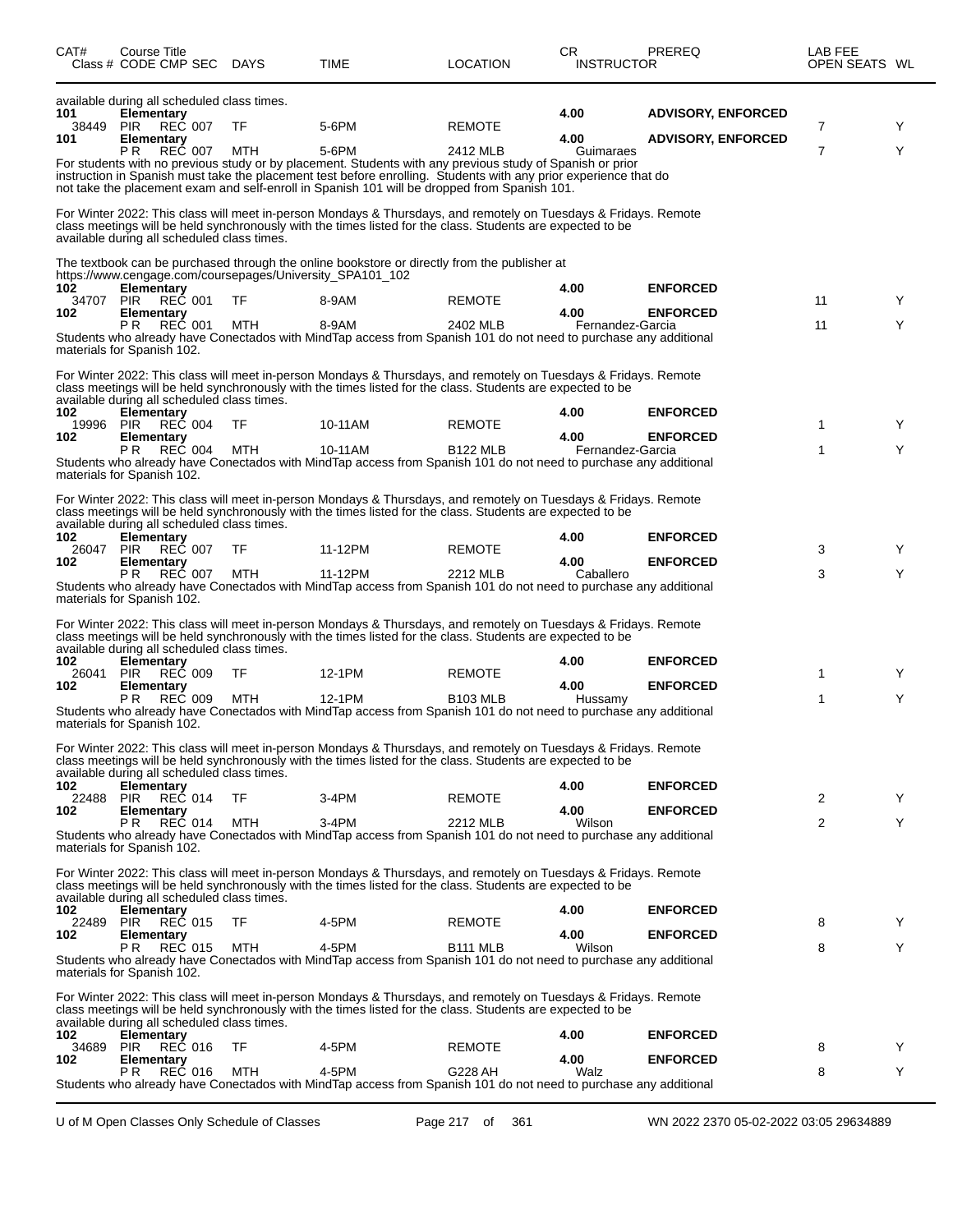| CAT# | Course Title Class # CODE CMP SEC | DAYS | TIME | LOCATION | CR INSTRUCTOR | PREREQ | LAB FEE OPEN SEATS | WL |
|---|---|---|---|---|---|---|---|---|

available during all scheduled class times.

| CAT# | Course Title Class # CODE CMP SEC | DAYS | TIME | LOCATION | CR INSTRUCTOR | PREREQ | LAB FEE OPEN SEATS | WL |
|---|---|---|---|---|---|---|---|---|
| **101** | **Elementary** | | | | **4.00** | **ADVISORY, ENFORCED** | | |
| 38449 | PIR REC 007 | TF | 5-6PM | REMOTE | | | 7 | Y |
| **101** | **Elementary** | | | | **4.00** | **ADVISORY, ENFORCED** | | |
| | P R REC 007 | MTH | 5-6PM | 2412 MLB | Guimaraes | | 7 | Y |

For students with no previous study or by placement. Students with any previous study of Spanish or prior instruction in Spanish must take the placement test before enrolling. Students with any prior experience that do not take the placement exam and self-enroll in Spanish 101 will be dropped from Spanish 101.

For Winter 2022: This class will meet in-person Mondays & Thursdays, and remotely on Tuesdays & Fridays. Remote class meetings will be held synchronously with the times listed for the class. Students are expected to be available during all scheduled class times.

The textbook can be purchased through the online bookstore or directly from the publisher at https://www.cengage.com/coursepages/University_SPA101_102

| CAT# | Course Title Class # CODE CMP SEC | DAYS | TIME | LOCATION | CR INSTRUCTOR | PREREQ | LAB FEE OPEN SEATS | WL |
|---|---|---|---|---|---|---|---|---|
| **102** | **Elementary** | | | | **4.00** | **ENFORCED** | | |
| 34707 | PIR REC 001 | TF | 8-9AM | REMOTE | | | 11 | Y |
| **102** | **Elementary** | | | | **4.00** | **ENFORCED** | | |
| | P R REC 001 | MTH | 8-9AM | 2402 MLB | Fernandez-Garcia | | 11 | Y |

Students who already have Conectados with MindTap access from Spanish 101 do not need to purchase any additional materials for Spanish 102.

For Winter 2022: This class will meet in-person Mondays & Thursdays, and remotely on Tuesdays & Fridays. Remote class meetings will be held synchronously with the times listed for the class. Students are expected to be available during all scheduled class times.

| CAT# | Course Title Class # CODE CMP SEC | DAYS | TIME | LOCATION | CR INSTRUCTOR | PREREQ | LAB FEE OPEN SEATS | WL |
|---|---|---|---|---|---|---|---|---|
| **102** | **Elementary** | | | | **4.00** | **ENFORCED** | | |
| 19996 | PIR REC 004 | TF | 10-11AM | REMOTE | | | 1 | Y |
| **102** | **Elementary** | | | | **4.00** | **ENFORCED** | | |
| | P R REC 004 | MTH | 10-11AM | B122 MLB | Fernandez-Garcia | | 1 | Y |

Students who already have Conectados with MindTap access from Spanish 101 do not need to purchase any additional materials for Spanish 102.

For Winter 2022: This class will meet in-person Mondays & Thursdays, and remotely on Tuesdays & Fridays. Remote class meetings will be held synchronously with the times listed for the class. Students are expected to be available during all scheduled class times.

| CAT# | Course Title Class # CODE CMP SEC | DAYS | TIME | LOCATION | CR INSTRUCTOR | PREREQ | LAB FEE OPEN SEATS | WL |
|---|---|---|---|---|---|---|---|---|
| **102** | **Elementary** | | | | **4.00** | **ENFORCED** | | |
| 26047 | PIR REC 007 | TF | 11-12PM | REMOTE | | | 3 | Y |
| **102** | **Elementary** | | | | **4.00** | **ENFORCED** | | |
| | P R REC 007 | MTH | 11-12PM | 2212 MLB | Caballero | | 3 | Y |

Students who already have Conectados with MindTap access from Spanish 101 do not need to purchase any additional materials for Spanish 102.

For Winter 2022: This class will meet in-person Mondays & Thursdays, and remotely on Tuesdays & Fridays. Remote class meetings will be held synchronously with the times listed for the class. Students are expected to be available during all scheduled class times.

| CAT# | Course Title Class # CODE CMP SEC | DAYS | TIME | LOCATION | CR INSTRUCTOR | PREREQ | LAB FEE OPEN SEATS | WL |
|---|---|---|---|---|---|---|---|---|
| **102** | **Elementary** | | | | **4.00** | **ENFORCED** | | |
| 26041 | PIR REC 009 | TF | 12-1PM | REMOTE | | | 1 | Y |
| **102** | **Elementary** | | | | **4.00** | **ENFORCED** | | |
| | P R REC 009 | MTH | 12-1PM | B103 MLB | Hussamy | | 1 | Y |

Students who already have Conectados with MindTap access from Spanish 101 do not need to purchase any additional materials for Spanish 102.

For Winter 2022: This class will meet in-person Mondays & Thursdays, and remotely on Tuesdays & Fridays. Remote class meetings will be held synchronously with the times listed for the class. Students are expected to be available during all scheduled class times.

| CAT# | Course Title Class # CODE CMP SEC | DAYS | TIME | LOCATION | CR INSTRUCTOR | PREREQ | LAB FEE OPEN SEATS | WL |
|---|---|---|---|---|---|---|---|---|
| **102** | **Elementary** | | | | **4.00** | **ENFORCED** | | |
| 22488 | PIR REC 014 | TF | 3-4PM | REMOTE | | | 2 | Y |
| **102** | **Elementary** | | | | **4.00** | **ENFORCED** | | |
| | P R REC 014 | MTH | 3-4PM | 2212 MLB | Wilson | | 2 | Y |

Students who already have Conectados with MindTap access from Spanish 101 do not need to purchase any additional materials for Spanish 102.

For Winter 2022: This class will meet in-person Mondays & Thursdays, and remotely on Tuesdays & Fridays. Remote class meetings will be held synchronously with the times listed for the class. Students are expected to be available during all scheduled class times.

| CAT# | Course Title Class # CODE CMP SEC | DAYS | TIME | LOCATION | CR INSTRUCTOR | PREREQ | LAB FEE OPEN SEATS | WL |
|---|---|---|---|---|---|---|---|---|
| **102** | **Elementary** | | | | **4.00** | **ENFORCED** | | |
| 22489 | PIR REC 015 | TF | 4-5PM | REMOTE | | | 8 | Y |
| **102** | **Elementary** | | | | **4.00** | **ENFORCED** | | |
| | P R REC 015 | MTH | 4-5PM | B111 MLB | Wilson | | 8 | Y |

Students who already have Conectados with MindTap access from Spanish 101 do not need to purchase any additional materials for Spanish 102.

For Winter 2022: This class will meet in-person Mondays & Thursdays, and remotely on Tuesdays & Fridays. Remote class meetings will be held synchronously with the times listed for the class. Students are expected to be available during all scheduled class times.

| CAT# | Course Title Class # CODE CMP SEC | DAYS | TIME | LOCATION | CR INSTRUCTOR | PREREQ | LAB FEE OPEN SEATS | WL |
|---|---|---|---|---|---|---|---|---|
| **102** | **Elementary** | | | | **4.00** | **ENFORCED** | | |
| 34689 | PIR REC 016 | TF | 4-5PM | REMOTE | | | 8 | Y |
| **102** | **Elementary** | | | | **4.00** | **ENFORCED** | | |
| | P R REC 016 | MTH | 4-5PM | G228 AH | Walz | | 8 | Y |

Students who already have Conectados with MindTap access from Spanish 101 do not need to purchase any additional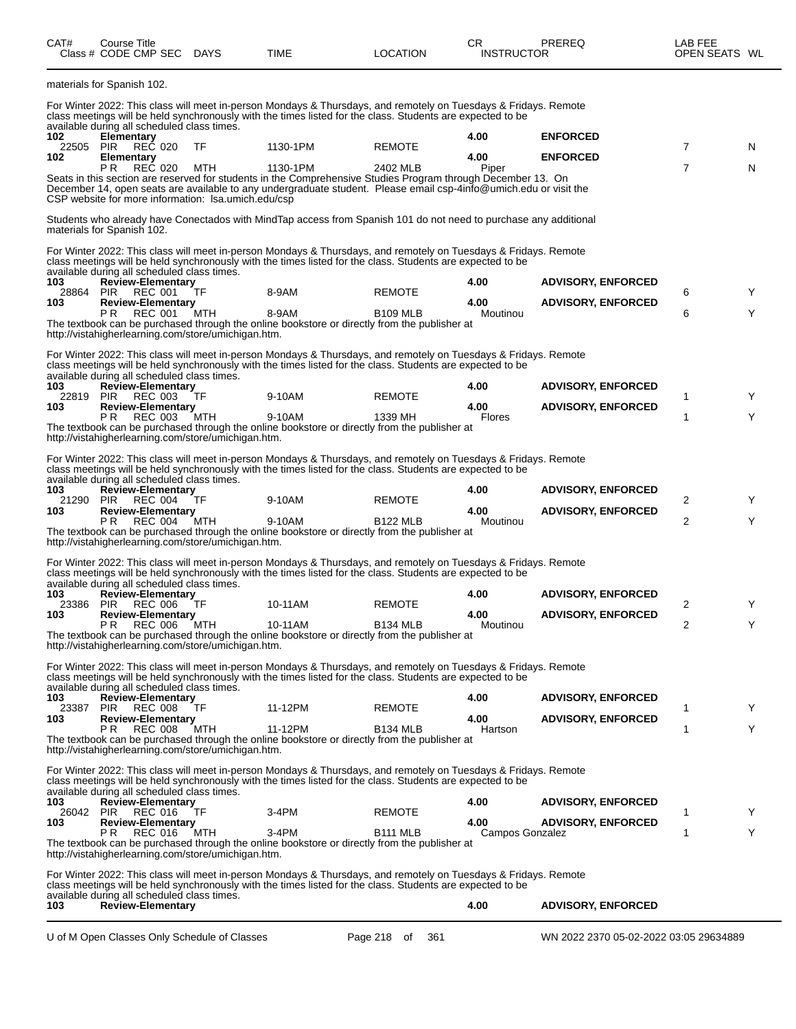| CAT# Class # | Course Title CODE CMP SEC | DAYS | TIME | LOCATION | CR INSTRUCTOR | PREREQ | LAB FEE OPEN SEATS | WL |
|---|---|---|---|---|---|---|---|---|

materials for Spanish 102.

For Winter 2022: This class will meet in-person Mondays & Thursdays, and remotely on Tuesdays & Fridays. Remote class meetings will be held synchronously with the times listed for the class. Students are expected to be available during all scheduled class times.

| CAT# Class # | Course Title CODE CMP SEC | DAYS | TIME | LOCATION | CR INSTRUCTOR | PREREQ | OPEN SEATS | WL |
|---|---|---|---|---|---|---|---|---|
| **102** | **Elementary** | | | | **4.00** | **ENFORCED** | | |
| 22505 | PIR REC 020 | TF | 1130-1PM | REMOTE | | | 7 | N |
| **102** | **Elementary** | | | | **4.00** | **ENFORCED** | | |
| | P R REC 020 | MTH | 1130-1PM | 2402 MLB | Piper | | 7 | N |

Seats in this section are reserved for students in the Comprehensive Studies Program through December 13. On December 14, open seats are available to any undergraduate student. Please email csp-4info@umich.edu or visit the CSP website for more information: lsa.umich.edu/csp

Students who already have Conectados with MindTap access from Spanish 101 do not need to purchase any additional materials for Spanish 102.

For Winter 2022: This class will meet in-person Mondays & Thursdays, and remotely on Tuesdays & Fridays. Remote class meetings will be held synchronously with the times listed for the class. Students are expected to be available during all scheduled class times.

| CAT# Class # | Course Title CODE CMP SEC | DAYS | TIME | LOCATION | CR INSTRUCTOR | PREREQ | OPEN SEATS | WL |
|---|---|---|---|---|---|---|---|---|
| **103** | **Review-Elementary** | | | | **4.00** | **ADVISORY, ENFORCED** | | |
| 28864 | PIR REC 001 | TF | 8-9AM | REMOTE | | | 6 | Y |
| **103** | **Review-Elementary** | | | | **4.00** | **ADVISORY, ENFORCED** | | |
| | P R REC 001 | MTH | 8-9AM | B109 MLB | Moutinou | | 6 | Y |

The textbook can be purchased through the online bookstore or directly from the publisher at http://vistahigherlearning.com/store/umichigan.htm.

For Winter 2022: This class will meet in-person Mondays & Thursdays, and remotely on Tuesdays & Fridays. Remote class meetings will be held synchronously with the times listed for the class. Students are expected to be available during all scheduled class times.

| CAT# Class # | Course Title CODE CMP SEC | DAYS | TIME | LOCATION | CR INSTRUCTOR | PREREQ | OPEN SEATS | WL |
|---|---|---|---|---|---|---|---|---|
| **103** | **Review-Elementary** | | | | **4.00** | **ADVISORY, ENFORCED** | | |
| 22819 | PIR REC 003 | TF | 9-10AM | REMOTE | | | 1 | Y |
| **103** | **Review-Elementary** | | | | **4.00** | **ADVISORY, ENFORCED** | | |
| | P R REC 003 | MTH | 9-10AM | 1339 MH | Flores | | 1 | Y |

The textbook can be purchased through the online bookstore or directly from the publisher at http://vistahigherlearning.com/store/umichigan.htm.

For Winter 2022: This class will meet in-person Mondays & Thursdays, and remotely on Tuesdays & Fridays. Remote class meetings will be held synchronously with the times listed for the class. Students are expected to be available during all scheduled class times.

| CAT# Class # | Course Title CODE CMP SEC | DAYS | TIME | LOCATION | CR INSTRUCTOR | PREREQ | OPEN SEATS | WL |
|---|---|---|---|---|---|---|---|---|
| **103** | **Review-Elementary** | | | | **4.00** | **ADVISORY, ENFORCED** | | |
| 21290 | PIR REC 004 | TF | 9-10AM | REMOTE | | | 2 | Y |
| **103** | **Review-Elementary** | | | | **4.00** | **ADVISORY, ENFORCED** | | |
| | P R REC 004 | MTH | 9-10AM | B122 MLB | Moutinou | | 2 | Y |

The textbook can be purchased through the online bookstore or directly from the publisher at http://vistahigherlearning.com/store/umichigan.htm.

For Winter 2022: This class will meet in-person Mondays & Thursdays, and remotely on Tuesdays & Fridays. Remote class meetings will be held synchronously with the times listed for the class. Students are expected to be available during all scheduled class times.

| CAT# Class # | Course Title CODE CMP SEC | DAYS | TIME | LOCATION | CR INSTRUCTOR | PREREQ | OPEN SEATS | WL |
|---|---|---|---|---|---|---|---|---|
| **103** | **Review-Elementary** | | | | **4.00** | **ADVISORY, ENFORCED** | | |
| 23386 | PIR REC 006 | TF | 10-11AM | REMOTE | | | 2 | Y |
| **103** | **Review-Elementary** | | | | **4.00** | **ADVISORY, ENFORCED** | | |
| | P R REC 006 | MTH | 10-11AM | B134 MLB | Moutinou | | 2 | Y |

The textbook can be purchased through the online bookstore or directly from the publisher at http://vistahigherlearning.com/store/umichigan.htm.

For Winter 2022: This class will meet in-person Mondays & Thursdays, and remotely on Tuesdays & Fridays. Remote class meetings will be held synchronously with the times listed for the class. Students are expected to be available during all scheduled class times.

| CAT# Class # | Course Title CODE CMP SEC | DAYS | TIME | LOCATION | CR INSTRUCTOR | PREREQ | OPEN SEATS | WL |
|---|---|---|---|---|---|---|---|---|
| **103** | **Review-Elementary** | | | | **4.00** | **ADVISORY, ENFORCED** | | |
| 23387 | PIR REC 008 | TF | 11-12PM | REMOTE | | | 1 | Y |
| **103** | **Review-Elementary** | | | | **4.00** | **ADVISORY, ENFORCED** | | |
| | P R REC 008 | MTH | 11-12PM | B134 MLB | Hartson | | 1 | Y |

The textbook can be purchased through the online bookstore or directly from the publisher at http://vistahigherlearning.com/store/umichigan.htm.

For Winter 2022: This class will meet in-person Mondays & Thursdays, and remotely on Tuesdays & Fridays. Remote class meetings will be held synchronously with the times listed for the class. Students are expected to be available during all scheduled class times.

| CAT# Class # | Course Title CODE CMP SEC | DAYS | TIME | LOCATION | CR INSTRUCTOR | PREREQ | OPEN SEATS | WL |
|---|---|---|---|---|---|---|---|---|
| **103** | **Review-Elementary** | | | | **4.00** | **ADVISORY, ENFORCED** | | |
| 26042 | PIR REC 016 | TF | 3-4PM | REMOTE | | | 1 | Y |
| **103** | **Review-Elementary** | | | | **4.00** | **ADVISORY, ENFORCED** | | |
| | P R REC 016 | MTH | 3-4PM | B111 MLB | Campos Gonzalez | | 1 | Y |

The textbook can be purchased through the online bookstore or directly from the publisher at http://vistahigherlearning.com/store/umichigan.htm.

For Winter 2022: This class will meet in-person Mondays & Thursdays, and remotely on Tuesdays & Fridays. Remote class meetings will be held synchronously with the times listed for the class. Students are expected to be available during all scheduled class times.

| CAT# Class # | Course Title CODE CMP SEC | DAYS | TIME | LOCATION | CR INSTRUCTOR | PREREQ | OPEN SEATS | WL |
|---|---|---|---|---|---|---|---|---|
| **103** | **Review-Elementary** | | | | **4.00** | **ADVISORY, ENFORCED** | | |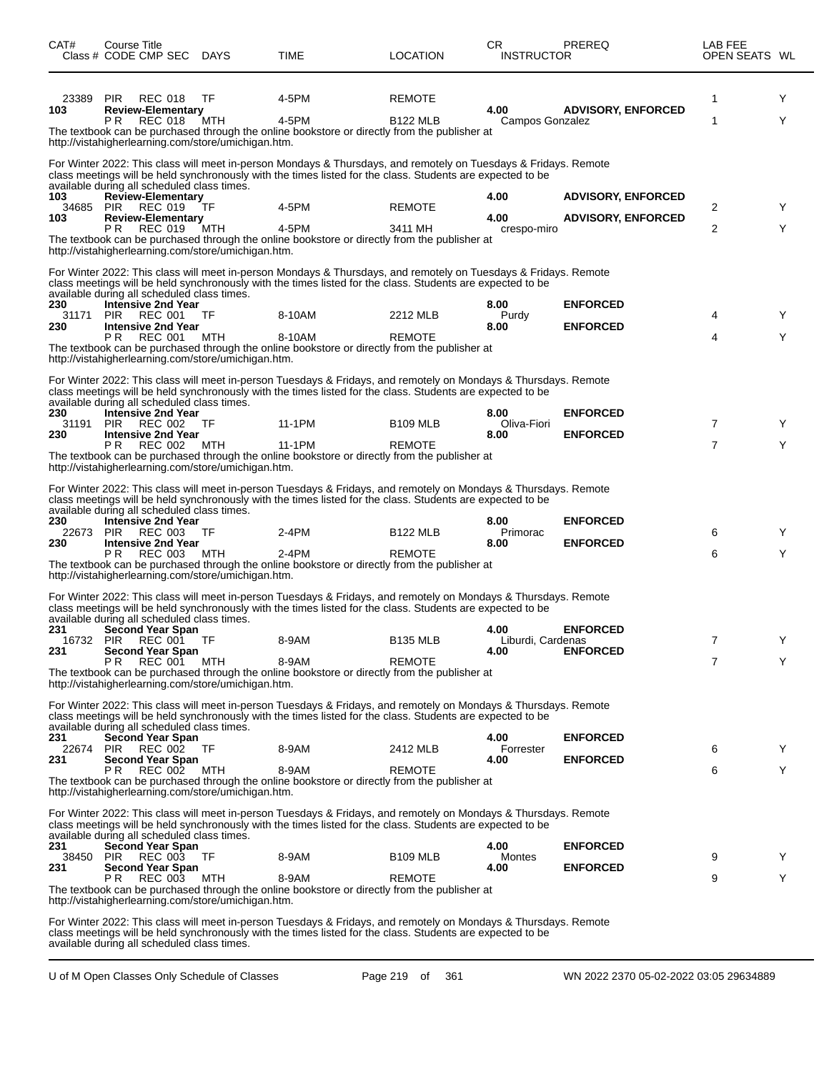| CAT# | Class # | Course Title CODE CMP SEC | DAYS | TIME | LOCATION | CR INSTRUCTOR | PREREQ | LAB FEE OPEN SEATS | WL |
|---|---|---|---|---|---|---|---|---|---|
| | 23389 | PIR REC 018 | TF | 4-5PM | REMOTE | | | 1 | Y |
| 103 | | Review-Elementary | | | | 4.00 | ADVISORY, ENFORCED | | |
| | | P R REC 018 | MTH | 4-5PM | B122 MLB | Campos Gonzalez | | 1 | Y |

The textbook can be purchased through the online bookstore or directly from the publisher at http://vistahigherlearning.com/store/umichigan.htm.

For Winter 2022: This class will meet in-person Mondays & Thursdays, and remotely on Tuesdays & Fridays. Remote class meetings will be held synchronously with the times listed for the class. Students are expected to be available during all scheduled class times.

| CAT# | Class # | Course Title CODE CMP SEC | DAYS | TIME | LOCATION | CR INSTRUCTOR | PREREQ | LAB FEE OPEN SEATS | WL |
|---|---|---|---|---|---|---|---|---|---|
| 103 | | Review-Elementary | | | | 4.00 | ADVISORY, ENFORCED | | |
| | 34685 | PIR REC 019 | TF | 4-5PM | REMOTE | | | 2 | Y |
| 103 | | Review-Elementary | | | | 4.00 | ADVISORY, ENFORCED | | |
| | | P R REC 019 | MTH | 4-5PM | 3411 MH | crespo-miro | | 2 | Y |

The textbook can be purchased through the online bookstore or directly from the publisher at http://vistahigherlearning.com/store/umichigan.htm.

For Winter 2022: This class will meet in-person Mondays & Thursdays, and remotely on Tuesdays & Fridays. Remote class meetings will be held synchronously with the times listed for the class. Students are expected to be available during all scheduled class times.

| CAT# | Class # | Course Title CODE CMP SEC | DAYS | TIME | LOCATION | CR INSTRUCTOR | PREREQ | LAB FEE OPEN SEATS | WL |
|---|---|---|---|---|---|---|---|---|---|
| 230 | | Intensive 2nd Year | | | | 8.00 | ENFORCED | | |
| | 31171 | PIR REC 001 | TF | 8-10AM | 2212 MLB | Purdy | | 4 | Y |
| 230 | | Intensive 2nd Year | | | | 8.00 | ENFORCED | | |
| | | P R REC 001 | MTH | 8-10AM | REMOTE | | | 4 | Y |

The textbook can be purchased through the online bookstore or directly from the publisher at http://vistahigherlearning.com/store/umichigan.htm.

For Winter 2022: This class will meet in-person Tuesdays & Fridays, and remotely on Mondays & Thursdays. Remote class meetings will be held synchronously with the times listed for the class. Students are expected to be available during all scheduled class times.

| CAT# | Class # | Course Title CODE CMP SEC | DAYS | TIME | LOCATION | CR INSTRUCTOR | PREREQ | LAB FEE OPEN SEATS | WL |
|---|---|---|---|---|---|---|---|---|---|
| 230 | | Intensive 2nd Year | | | | 8.00 | ENFORCED | | |
| | 31191 | PIR REC 002 | TF | 11-1PM | B109 MLB | Oliva-Fiori | | 7 | Y |
| 230 | | Intensive 2nd Year | | | | 8.00 | ENFORCED | | |
| | | P R REC 002 | MTH | 11-1PM | REMOTE | | | 7 | Y |

The textbook can be purchased through the online bookstore or directly from the publisher at http://vistahigherlearning.com/store/umichigan.htm.

For Winter 2022: This class will meet in-person Tuesdays & Fridays, and remotely on Mondays & Thursdays. Remote class meetings will be held synchronously with the times listed for the class. Students are expected to be available during all scheduled class times.

| CAT# | Class # | Course Title CODE CMP SEC | DAYS | TIME | LOCATION | CR INSTRUCTOR | PREREQ | LAB FEE OPEN SEATS | WL |
|---|---|---|---|---|---|---|---|---|---|
| 230 | | Intensive 2nd Year | | | | 8.00 | ENFORCED | | |
| | 22673 | PIR REC 003 | TF | 2-4PM | B122 MLB | Primorac | | 6 | Y |
| 230 | | Intensive 2nd Year | | | | 8.00 | ENFORCED | | |
| | | P R REC 003 | MTH | 2-4PM | REMOTE | | | 6 | Y |

The textbook can be purchased through the online bookstore or directly from the publisher at http://vistahigherlearning.com/store/umichigan.htm.

For Winter 2022: This class will meet in-person Tuesdays & Fridays, and remotely on Mondays & Thursdays. Remote class meetings will be held synchronously with the times listed for the class. Students are expected to be available during all scheduled class times.

| CAT# | Class # | Course Title CODE CMP SEC | DAYS | TIME | LOCATION | CR INSTRUCTOR | PREREQ | LAB FEE OPEN SEATS | WL |
|---|---|---|---|---|---|---|---|---|---|
| 231 | | Second Year Span | | | | 4.00 | ENFORCED | | |
| | 16732 | PIR REC 001 | TF | 8-9AM | B135 MLB | Liburdi, Cardenas | | 7 | Y |
| 231 | | Second Year Span | | | | 4.00 | ENFORCED | | |
| | | P R REC 001 | MTH | 8-9AM | REMOTE | | | 7 | Y |

The textbook can be purchased through the online bookstore or directly from the publisher at http://vistahigherlearning.com/store/umichigan.htm.

For Winter 2022: This class will meet in-person Tuesdays & Fridays, and remotely on Mondays & Thursdays. Remote class meetings will be held synchronously with the times listed for the class. Students are expected to be available during all scheduled class times.

| CAT# | Class # | Course Title CODE CMP SEC | DAYS | TIME | LOCATION | CR INSTRUCTOR | PREREQ | LAB FEE OPEN SEATS | WL |
|---|---|---|---|---|---|---|---|---|---|
| 231 | | Second Year Span | | | | 4.00 | ENFORCED | | |
| | 22674 | PIR REC 002 | TF | 8-9AM | 2412 MLB | Forrester | | 6 | Y |
| 231 | | Second Year Span | | | | 4.00 | ENFORCED | | |
| | | P R REC 002 | MTH | 8-9AM | REMOTE | | | 6 | Y |

The textbook can be purchased through the online bookstore or directly from the publisher at http://vistahigherlearning.com/store/umichigan.htm.

For Winter 2022: This class will meet in-person Tuesdays & Fridays, and remotely on Mondays & Thursdays. Remote class meetings will be held synchronously with the times listed for the class. Students are expected to be available during all scheduled class times.

| CAT# | Class # | Course Title CODE CMP SEC | DAYS | TIME | LOCATION | CR INSTRUCTOR | PREREQ | LAB FEE OPEN SEATS | WL |
|---|---|---|---|---|---|---|---|---|---|
| 231 | | Second Year Span | | | | 4.00 | ENFORCED | | |
| | 38450 | PIR REC 003 | TF | 8-9AM | B109 MLB | Montes | | 9 | Y |
| 231 | | Second Year Span | | | | 4.00 | ENFORCED | | |
| | | P R REC 003 | MTH | 8-9AM | REMOTE | | | 9 | Y |

The textbook can be purchased through the online bookstore or directly from the publisher at http://vistahigherlearning.com/store/umichigan.htm.

For Winter 2022: This class will meet in-person Tuesdays & Fridays, and remotely on Mondays & Thursdays. Remote class meetings will be held synchronously with the times listed for the class. Students are expected to be available during all scheduled class times.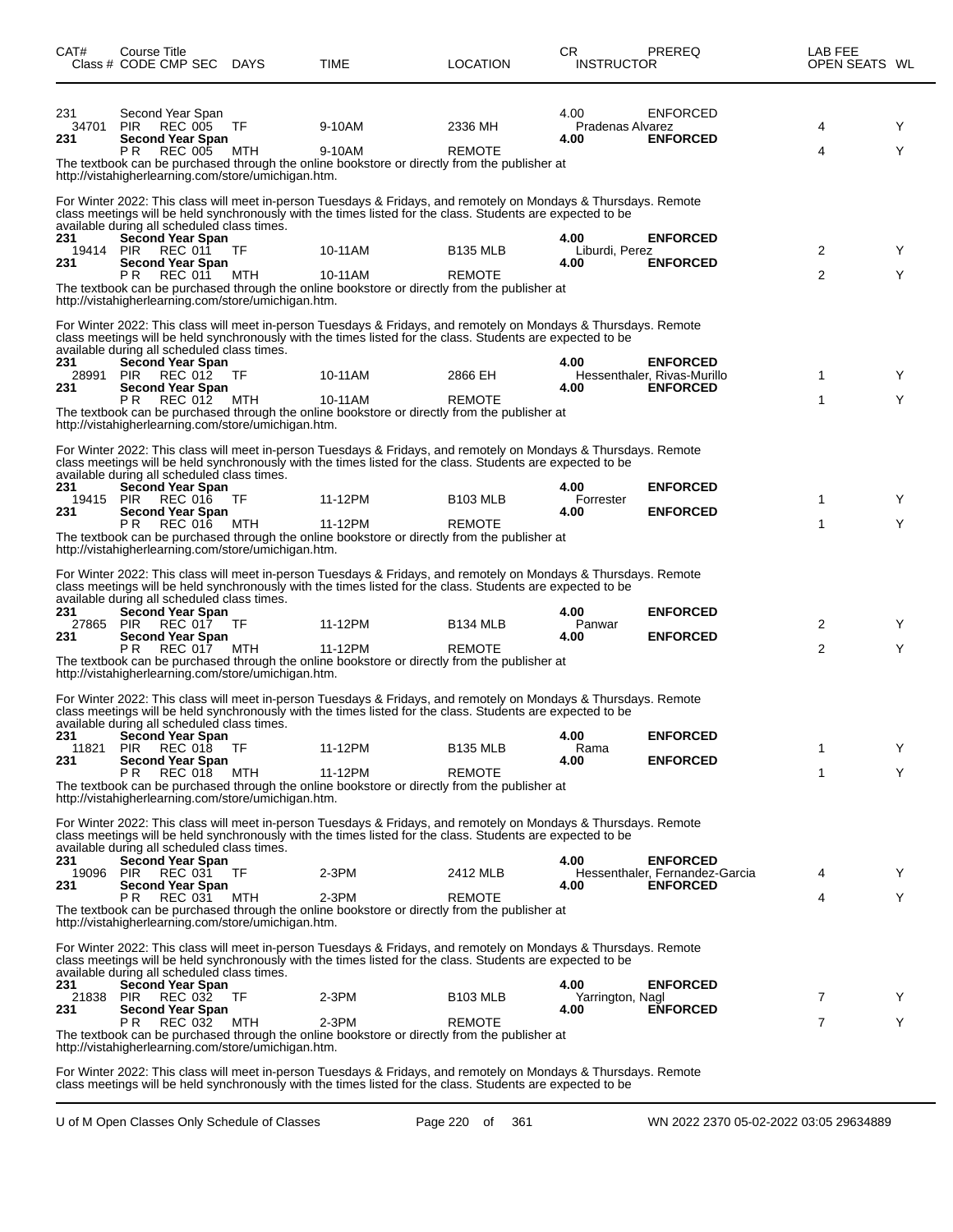| CAT# | Course Title Class # CODE CMP SEC | DAYS | TIME | LOCATION | CR INSTRUCTOR | PREREQ | LAB FEE OPEN SEATS | WL |
|---|---|---|---|---|---|---|---|---|
| 231 | Second Year Span | | | | 4.00 | ENFORCED | | |
| 34701 | PIR REC 005 | TF | 9-10AM | 2336 MH | Pradenas Alvarez | | 4 | Y |
| **231** | **Second Year Span** | | | | **4.00** | **ENFORCED** | | |
| | P R REC 005 | MTH | 9-10AM | REMOTE | | | 4 | Y |

The textbook can be purchased through the online bookstore or directly from the publisher at http://vistahigherlearning.com/store/umichigan.htm.

For Winter 2022: This class will meet in-person Tuesdays & Fridays, and remotely on Mondays & Thursdays. Remote class meetings will be held synchronously with the times listed for the class. Students are expected to be available during all scheduled class times.

| CAT# | Course Title Class # CODE CMP SEC | DAYS | TIME | LOCATION | CR INSTRUCTOR | PREREQ | LAB FEE OPEN SEATS | WL |
|---|---|---|---|---|---|---|---|---|
| **231** | **Second Year Span** | | | | **4.00** | **ENFORCED** | | |
| 19414 | PIR REC 011 | TF | 10-11AM | B135 MLB | Liburdi, Perez | | 2 | Y |
| **231** | **Second Year Span** | | | | **4.00** | **ENFORCED** | | |
| | P R REC 011 | MTH | 10-11AM | REMOTE | | | 2 | Y |

The textbook can be purchased through the online bookstore or directly from the publisher at http://vistahigherlearning.com/store/umichigan.htm.

For Winter 2022: This class will meet in-person Tuesdays & Fridays, and remotely on Mondays & Thursdays. Remote class meetings will be held synchronously with the times listed for the class. Students are expected to be available during all scheduled class times.

| CAT# | Course Title Class # CODE CMP SEC | DAYS | TIME | LOCATION | CR INSTRUCTOR | PREREQ | LAB FEE OPEN SEATS | WL |
|---|---|---|---|---|---|---|---|---|
| **231** | **Second Year Span** | | | | **4.00** | **ENFORCED** | | |
| 28991 | PIR REC 012 | TF | 10-11AM | 2866 EH | Hessenthaler, Rivas-Murillo | | 1 | Y |
| **231** | **Second Year Span** | | | | **4.00** | **ENFORCED** | | |
| | P R REC 012 | MTH | 10-11AM | REMOTE | | | 1 | Y |

The textbook can be purchased through the online bookstore or directly from the publisher at http://vistahigherlearning.com/store/umichigan.htm.

For Winter 2022: This class will meet in-person Tuesdays & Fridays, and remotely on Mondays & Thursdays. Remote class meetings will be held synchronously with the times listed for the class. Students are expected to be available during all scheduled class times.

| CAT# | Course Title Class # CODE CMP SEC | DAYS | TIME | LOCATION | CR INSTRUCTOR | PREREQ | LAB FEE OPEN SEATS | WL |
|---|---|---|---|---|---|---|---|---|
| **231** | **Second Year Span** | | | | **4.00** | **ENFORCED** | | |
| 19415 | PIR REC 016 | TF | 11-12PM | B103 MLB | Forrester | | 1 | Y |
| **231** | **Second Year Span** | | | | **4.00** | **ENFORCED** | | |
| | P R REC 016 | MTH | 11-12PM | REMOTE | | | 1 | Y |

The textbook can be purchased through the online bookstore or directly from the publisher at http://vistahigherlearning.com/store/umichigan.htm.

For Winter 2022: This class will meet in-person Tuesdays & Fridays, and remotely on Mondays & Thursdays. Remote class meetings will be held synchronously with the times listed for the class. Students are expected to be available during all scheduled class times.

| CAT# | Course Title Class # CODE CMP SEC | DAYS | TIME | LOCATION | CR INSTRUCTOR | PREREQ | LAB FEE OPEN SEATS | WL |
|---|---|---|---|---|---|---|---|---|
| **231** | **Second Year Span** | | | | **4.00** | **ENFORCED** | | |
| 27865 | PIR REC 017 | TF | 11-12PM | B134 MLB | Panwar | | 2 | Y |
| **231** | **Second Year Span** | | | | **4.00** | **ENFORCED** | | |
| | P R REC 017 | MTH | 11-12PM | REMOTE | | | 2 | Y |

The textbook can be purchased through the online bookstore or directly from the publisher at http://vistahigherlearning.com/store/umichigan.htm.

For Winter 2022: This class will meet in-person Tuesdays & Fridays, and remotely on Mondays & Thursdays. Remote class meetings will be held synchronously with the times listed for the class. Students are expected to be available during all scheduled class times.

| CAT# | Course Title Class # CODE CMP SEC | DAYS | TIME | LOCATION | CR INSTRUCTOR | PREREQ | LAB FEE OPEN SEATS | WL |
|---|---|---|---|---|---|---|---|---|
| **231** | **Second Year Span** | | | | **4.00** | **ENFORCED** | | |
| 11821 | PIR REC 018 | TF | 11-12PM | B135 MLB | Rama | | 1 | Y |
| **231** | **Second Year Span** | | | | **4.00** | **ENFORCED** | | |
| | P R REC 018 | MTH | 11-12PM | REMOTE | | | 1 | Y |

The textbook can be purchased through the online bookstore or directly from the publisher at http://vistahigherlearning.com/store/umichigan.htm.

For Winter 2022: This class will meet in-person Tuesdays & Fridays, and remotely on Mondays & Thursdays. Remote class meetings will be held synchronously with the times listed for the class. Students are expected to be available during all scheduled class times.

| CAT# | Course Title Class # CODE CMP SEC | DAYS | TIME | LOCATION | CR INSTRUCTOR | PREREQ | LAB FEE OPEN SEATS | WL |
|---|---|---|---|---|---|---|---|---|
| **231** | **Second Year Span** | | | | **4.00** | **ENFORCED** | | |
| 19096 | PIR REC 031 | TF | 2-3PM | 2412 MLB | Hessenthaler, Fernandez-Garcia | | 4 | Y |
| **231** | **Second Year Span** | | | | **4.00** | **ENFORCED** | | |
| | P R REC 031 | MTH | 2-3PM | REMOTE | | | 4 | Y |

The textbook can be purchased through the online bookstore or directly from the publisher at http://vistahigherlearning.com/store/umichigan.htm.

For Winter 2022: This class will meet in-person Tuesdays & Fridays, and remotely on Mondays & Thursdays. Remote class meetings will be held synchronously with the times listed for the class. Students are expected to be available during all scheduled class times.

| CAT# | Course Title Class # CODE CMP SEC | DAYS | TIME | LOCATION | CR INSTRUCTOR | PREREQ | LAB FEE OPEN SEATS | WL |
|---|---|---|---|---|---|---|---|---|
| **231** | **Second Year Span** | | | | **4.00** | **ENFORCED** | | |
| 21838 | PIR REC 032 | TF | 2-3PM | B103 MLB | Yarrington, Nagl | | 7 | Y |
| **231** | **Second Year Span** | | | | **4.00** | **ENFORCED** | | |
| | P R REC 032 | MTH | 2-3PM | REMOTE | | | 7 | Y |

The textbook can be purchased through the online bookstore or directly from the publisher at http://vistahigherlearning.com/store/umichigan.htm.

For Winter 2022: This class will meet in-person Tuesdays & Fridays, and remotely on Mondays & Thursdays. Remote class meetings will be held synchronously with the times listed for the class. Students are expected to be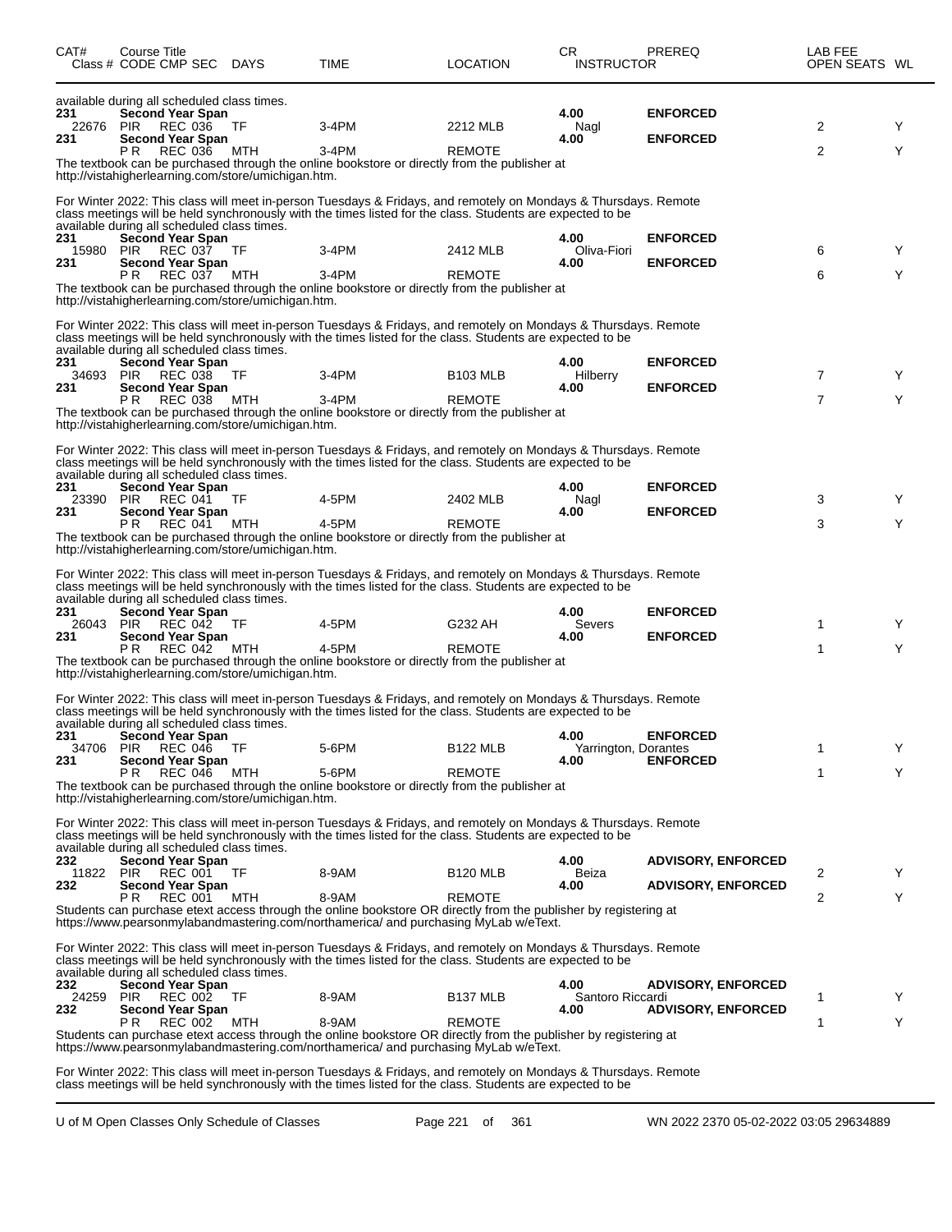| CAT# | Course Title | | | | | | CR | PREREQ | LAB FEE | |
|---|---|---|---|---|---|---|---|---|---|---|
| Class # | CODE CMP SEC | DAYS | TIME | LOCATION | | | INSTRUCTOR | | OPEN SEATS | WL |

available during all scheduled class times.

| CAT# | Class # | CODE | CMP | SEC | DAYS | TIME | LOCATION | CR / INSTRUCTOR | PREREQ | OPEN SEATS | WL |
|---|---|---|---|---|---|---|---|---|---|---|---|
| 231 | | Second Year Span | | | | | | 4.00 | ENFORCED | | |
| | 22676 | PIR | REC | 036 | TF | 3-4PM | 2212 MLB | Nagl | | 2 | Y |
| 231 | | Second Year Span | | | | | | 4.00 | ENFORCED | | |
| | | P | R | REC 036 | MTH | 3-4PM | REMOTE | | | 2 | Y |

The textbook can be purchased through the online bookstore or directly from the publisher at http://vistahigherlearning.com/store/umichigan.htm.

For Winter 2022: This class will meet in-person Tuesdays & Fridays, and remotely on Mondays & Thursdays. Remote class meetings will be held synchronously with the times listed for the class. Students are expected to be available during all scheduled class times.

| CAT# | Class # | CODE | CMP | SEC | DAYS | TIME | LOCATION | CR / INSTRUCTOR | PREREQ | OPEN SEATS | WL |
|---|---|---|---|---|---|---|---|---|---|---|---|
| 231 | | Second Year Span | | | | | | 4.00 | ENFORCED | | |
| | 15980 | PIR | REC | 037 | TF | 3-4PM | 2412 MLB | Oliva-Fiori | | 6 | Y |
| 231 | | Second Year Span | | | | | | 4.00 | ENFORCED | | |
| | | P | R | REC 037 | MTH | 3-4PM | REMOTE | | | 6 | Y |

The textbook can be purchased through the online bookstore or directly from the publisher at http://vistahigherlearning.com/store/umichigan.htm.

For Winter 2022: This class will meet in-person Tuesdays & Fridays, and remotely on Mondays & Thursdays. Remote class meetings will be held synchronously with the times listed for the class. Students are expected to be available during all scheduled class times.

| CAT# | Class # | CODE | CMP | SEC | DAYS | TIME | LOCATION | CR / INSTRUCTOR | PREREQ | OPEN SEATS | WL |
|---|---|---|---|---|---|---|---|---|---|---|---|
| 231 | | Second Year Span | | | | | | 4.00 | ENFORCED | | |
| | 34693 | PIR | REC | 038 | TF | 3-4PM | B103 MLB | Hilberry | | 7 | Y |
| 231 | | Second Year Span | | | | | | 4.00 | ENFORCED | | |
| | | P | R | REC 038 | MTH | 3-4PM | REMOTE | | | 7 | Y |

The textbook can be purchased through the online bookstore or directly from the publisher at http://vistahigherlearning.com/store/umichigan.htm.

For Winter 2022: This class will meet in-person Tuesdays & Fridays, and remotely on Mondays & Thursdays. Remote class meetings will be held synchronously with the times listed for the class. Students are expected to be available during all scheduled class times.

| CAT# | Class # | CODE | CMP | SEC | DAYS | TIME | LOCATION | CR / INSTRUCTOR | PREREQ | OPEN SEATS | WL |
|---|---|---|---|---|---|---|---|---|---|---|---|
| 231 | | Second Year Span | | | | | | 4.00 | ENFORCED | | |
| | 23390 | PIR | REC | 041 | TF | 4-5PM | 2402 MLB | Nagl | | 3 | Y |
| 231 | | Second Year Span | | | | | | 4.00 | ENFORCED | | |
| | | P | R | REC 041 | MTH | 4-5PM | REMOTE | | | 3 | Y |

The textbook can be purchased through the online bookstore or directly from the publisher at http://vistahigherlearning.com/store/umichigan.htm.

For Winter 2022: This class will meet in-person Tuesdays & Fridays, and remotely on Mondays & Thursdays. Remote class meetings will be held synchronously with the times listed for the class. Students are expected to be available during all scheduled class times.

| CAT# | Class # | CODE | CMP | SEC | DAYS | TIME | LOCATION | CR / INSTRUCTOR | PREREQ | OPEN SEATS | WL |
|---|---|---|---|---|---|---|---|---|---|---|---|
| 231 | | Second Year Span | | | | | | 4.00 | ENFORCED | | |
| | 26043 | PIR | REC | 042 | TF | 4-5PM | G232 AH | Severs | | 1 | Y |
| 231 | | Second Year Span | | | | | | 4.00 | ENFORCED | | |
| | | P | R | REC 042 | MTH | 4-5PM | REMOTE | | | 1 | Y |

The textbook can be purchased through the online bookstore or directly from the publisher at http://vistahigherlearning.com/store/umichigan.htm.

For Winter 2022: This class will meet in-person Tuesdays & Fridays, and remotely on Mondays & Thursdays. Remote class meetings will be held synchronously with the times listed for the class. Students are expected to be available during all scheduled class times.

| CAT# | Class # | CODE | CMP | SEC | DAYS | TIME | LOCATION | CR / INSTRUCTOR | PREREQ | OPEN SEATS | WL |
|---|---|---|---|---|---|---|---|---|---|---|---|
| 231 | | Second Year Span | | | | | | 4.00 | ENFORCED | | |
| | 34706 | PIR | REC | 046 | TF | 5-6PM | B122 MLB | Yarrington, Dorantes | | 1 | Y |
| 231 | | Second Year Span | | | | | | 4.00 | ENFORCED | | |
| | | P | R | REC 046 | MTH | 5-6PM | REMOTE | | | 1 | Y |

The textbook can be purchased through the online bookstore or directly from the publisher at http://vistahigherlearning.com/store/umichigan.htm.

For Winter 2022: This class will meet in-person Tuesdays & Fridays, and remotely on Mondays & Thursdays. Remote class meetings will be held synchronously with the times listed for the class. Students are expected to be available during all scheduled class times.

| CAT# | Class # | CODE | CMP | SEC | DAYS | TIME | LOCATION | CR / INSTRUCTOR | PREREQ | OPEN SEATS | WL |
|---|---|---|---|---|---|---|---|---|---|---|---|
| 232 | | Second Year Span | | | | | | 4.00 | ADVISORY, ENFORCED | | |
| | 11822 | PIR | REC | 001 | TF | 8-9AM | B120 MLB | Beiza | | 2 | Y |
| 232 | | Second Year Span | | | | | | 4.00 | ADVISORY, ENFORCED | | |
| | | P | R | REC 001 | MTH | 8-9AM | REMOTE | | | 2 | Y |

Students can purchase etext access through the online bookstore OR directly from the publisher by registering at https://www.pearsonmylabandmastering.com/northamerica/ and purchasing MyLab w/eText.

For Winter 2022: This class will meet in-person Tuesdays & Fridays, and remotely on Mondays & Thursdays. Remote class meetings will be held synchronously with the times listed for the class. Students are expected to be available during all scheduled class times.

| CAT# | Class # | CODE | CMP | SEC | DAYS | TIME | LOCATION | CR / INSTRUCTOR | PREREQ | OPEN SEATS | WL |
|---|---|---|---|---|---|---|---|---|---|---|---|
| 232 | | Second Year Span | | | | | | 4.00 | ADVISORY, ENFORCED | | |
| | 24259 | PIR | REC | 002 | TF | 8-9AM | B137 MLB | Santoro Riccardi | | 1 | Y |
| 232 | | Second Year Span | | | | | | 4.00 | ADVISORY, ENFORCED | | |
| | | P | R | REC 002 | MTH | 8-9AM | REMOTE | | | 1 | Y |

Students can purchase etext access through the online bookstore OR directly from the publisher by registering at https://www.pearsonmylabandmastering.com/northamerica/ and purchasing MyLab w/eText.

For Winter 2022: This class will meet in-person Tuesdays & Fridays, and remotely on Mondays & Thursdays. Remote class meetings will be held synchronously with the times listed for the class. Students are expected to be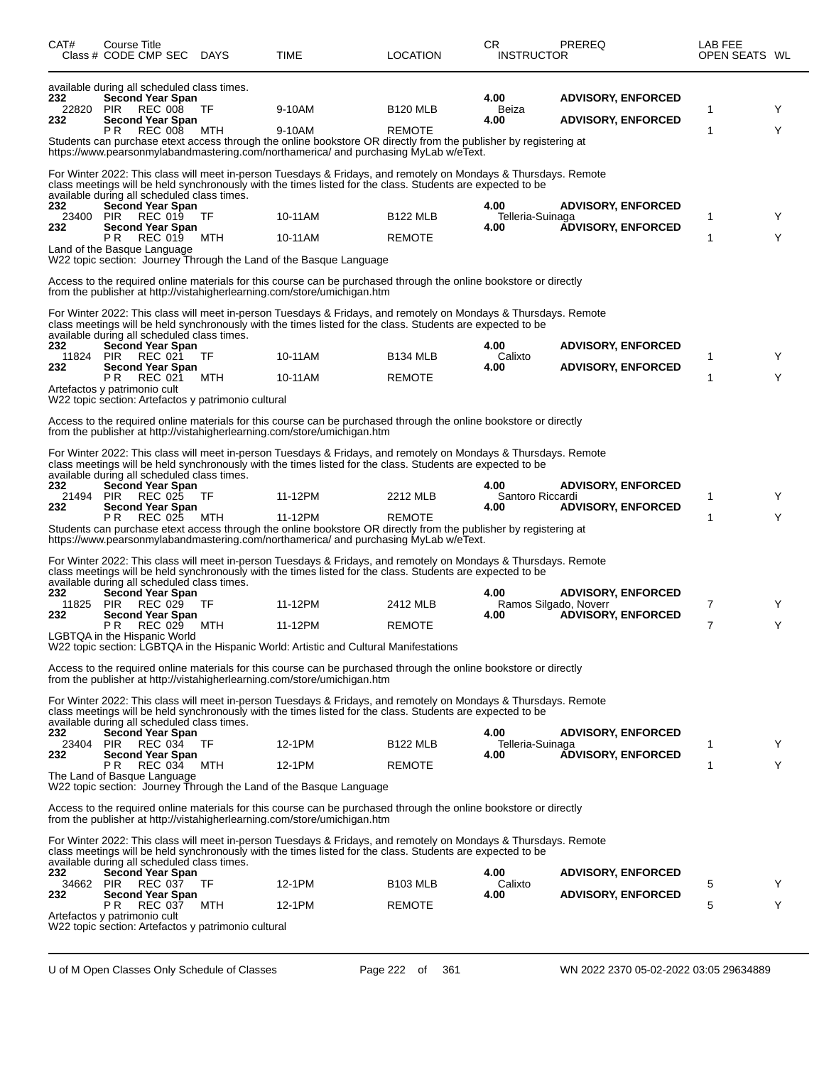| CAT# | Course Title Class # CODE CMP SEC | DAYS | TIME | LOCATION | CR INSTRUCTOR | PREREQ | LAB FEE OPEN SEATS | WL |
|---|---|---|---|---|---|---|---|---|

available during all scheduled class times.

| | | | | | | | | |
|---|---|---|---|---|---|---|---|---|
| 232 | **Second Year Span** | | | | 4.00 | **ADVISORY, ENFORCED** | | |
| 22820 | PIR REC 008 | TF | 9-10AM | B120 MLB | Beiza | | 1 | Y |
| 232 | **Second Year Span** | | | | 4.00 | **ADVISORY, ENFORCED** | | |
| | P R REC 008 | MTH | 9-10AM | REMOTE | | | 1 | Y |

Students can purchase etext access through the online bookstore OR directly from the publisher by registering at https://www.pearsonmylabandmastering.com/northamerica/ and purchasing MyLab w/eText.

For Winter 2022: This class will meet in-person Tuesdays & Fridays, and remotely on Mondays & Thursdays. Remote class meetings will be held synchronously with the times listed for the class. Students are expected to be available during all scheduled class times.

| | | | | | | | | |
|---|---|---|---|---|---|---|---|---|
| 232 | **Second Year Span** | | | | 4.00 | **ADVISORY, ENFORCED** | | |
| 23400 | PIR REC 019 | TF | 10-11AM | B122 MLB | Telleria-Suinaga | | 1 | Y |
| 232 | **Second Year Span** | | | | 4.00 | **ADVISORY, ENFORCED** | | |
| | P R REC 019 | MTH | 10-11AM | REMOTE | | | 1 | Y |

Land of the Basque Language
W22 topic section: Journey Through the Land of the Basque Language

Access to the required online materials for this course can be purchased through the online bookstore or directly from the publisher at http://vistahigherlearning.com/store/umichigan.htm

For Winter 2022: This class will meet in-person Tuesdays & Fridays, and remotely on Mondays & Thursdays. Remote class meetings will be held synchronously with the times listed for the class. Students are expected to be available during all scheduled class times.

| | | | | | | | | |
|---|---|---|---|---|---|---|---|---|
| 232 | **Second Year Span** | | | | 4.00 | **ADVISORY, ENFORCED** | | |
| 11824 | PIR REC 021 | TF | 10-11AM | B134 MLB | Calixto | | 1 | Y |
| 232 | **Second Year Span** | | | | 4.00 | **ADVISORY, ENFORCED** | | |
| | P R REC 021 | MTH | 10-11AM | REMOTE | | | 1 | Y |

Artefactos y patrimonio cult
W22 topic section: Artefactos y patrimonio cultural

Access to the required online materials for this course can be purchased through the online bookstore or directly from the publisher at http://vistahigherlearning.com/store/umichigan.htm

For Winter 2022: This class will meet in-person Tuesdays & Fridays, and remotely on Mondays & Thursdays. Remote class meetings will be held synchronously with the times listed for the class. Students are expected to be available during all scheduled class times.

| | | | | | | | | |
|---|---|---|---|---|---|---|---|---|
| 232 | **Second Year Span** | | | | 4.00 | **ADVISORY, ENFORCED** | | |
| 21494 | PIR REC 025 | TF | 11-12PM | 2212 MLB | Santoro Riccardi | | 1 | Y |
| 232 | **Second Year Span** | | | | 4.00 | **ADVISORY, ENFORCED** | | |
| | P R REC 025 | MTH | 11-12PM | REMOTE | | | 1 | Y |

Students can purchase etext access through the online bookstore OR directly from the publisher by registering at https://www.pearsonmylabandmastering.com/northamerica/ and purchasing MyLab w/eText.

For Winter 2022: This class will meet in-person Tuesdays & Fridays, and remotely on Mondays & Thursdays. Remote class meetings will be held synchronously with the times listed for the class. Students are expected to be available during all scheduled class times.

| | | | | | | | | |
|---|---|---|---|---|---|---|---|---|
| 232 | **Second Year Span** | | | | 4.00 | **ADVISORY, ENFORCED** | | |
| 11825 | PIR REC 029 | TF | 11-12PM | 2412 MLB | Ramos Silgado, Noverr | | 7 | Y |
| 232 | **Second Year Span** | | | | 4.00 | **ADVISORY, ENFORCED** | | |
| | P R REC 029 | MTH | 11-12PM | REMOTE | | | 7 | Y |

LGBTQA in the Hispanic World
W22 topic section: LGBTQA in the Hispanic World: Artistic and Cultural Manifestations

Access to the required online materials for this course can be purchased through the online bookstore or directly from the publisher at http://vistahigherlearning.com/store/umichigan.htm

For Winter 2022: This class will meet in-person Tuesdays & Fridays, and remotely on Mondays & Thursdays. Remote class meetings will be held synchronously with the times listed for the class. Students are expected to be available during all scheduled class times.

| | | | | | | | | |
|---|---|---|---|---|---|---|---|---|
| 232 | **Second Year Span** | | | | 4.00 | **ADVISORY, ENFORCED** | | |
| 23404 | PIR REC 034 | TF | 12-1PM | B122 MLB | Telleria-Suinaga | | 1 | Y |
| 232 | **Second Year Span** | | | | 4.00 | **ADVISORY, ENFORCED** | | |
| | P R REC 034 | MTH | 12-1PM | REMOTE | | | 1 | Y |

The Land of Basque Language
W22 topic section: Journey Through the Land of the Basque Language

Access to the required online materials for this course can be purchased through the online bookstore or directly from the publisher at http://vistahigherlearning.com/store/umichigan.htm

For Winter 2022: This class will meet in-person Tuesdays & Fridays, and remotely on Mondays & Thursdays. Remote class meetings will be held synchronously with the times listed for the class. Students are expected to be available during all scheduled class times.

| | | | | | | | | |
|---|---|---|---|---|---|---|---|---|
| 232 | **Second Year Span** | | | | 4.00 | **ADVISORY, ENFORCED** | | |
| 34662 | PIR REC 037 | TF | 12-1PM | B103 MLB | Calixto | | 5 | Y |
| 232 | **Second Year Span** | | | | 4.00 | **ADVISORY, ENFORCED** | | |
| | P R REC 037 | MTH | 12-1PM | REMOTE | | | 5 | Y |

Artefactos y patrimonio cult
W22 topic section: Artefactos y patrimonio cultural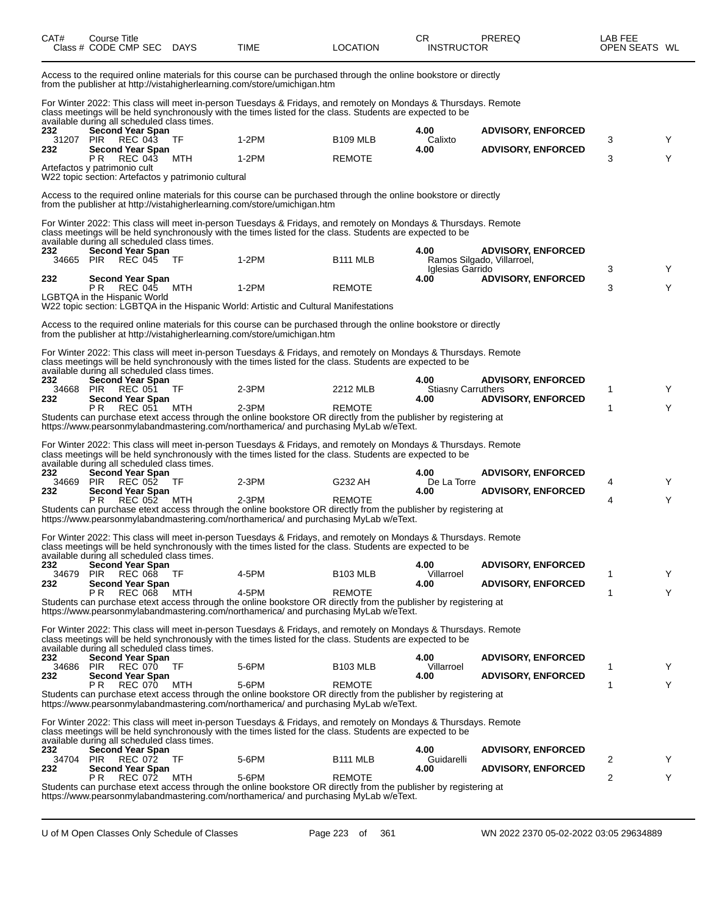| CAT# Class # | Course Title CODE CMP SEC | DAYS | TIME | LOCATION | CR INSTRUCTOR | PREREQ | LAB FEE OPEN SEATS | WL |
|---|---|---|---|---|---|---|---|---|

Access to the required online materials for this course can be purchased through the online bookstore or directly from the publisher at http://vistahigherlearning.com/store/umichigan.htm

For Winter 2022: This class will meet in-person Tuesdays & Fridays, and remotely on Mondays & Thursdays. Remote class meetings will be held synchronously with the times listed for the class. Students are expected to be available during all scheduled class times.

| CAT# Class # | Course Title CODE CMP SEC | DAYS | TIME | LOCATION | CR INSTRUCTOR | PREREQ | OPEN SEATS | WL |
|---|---|---|---|---|---|---|---|---|
| **232** | **Second Year Span** | | | | **4.00** | **ADVISORY, ENFORCED** | | |
| 31207 | PIR REC 043 | TF | 1-2PM | B109 MLB | Calixto | | 3 | Y |
| **232** | **Second Year Span** | | | | **4.00** | **ADVISORY, ENFORCED** | | |
| | P R REC 043 | MTH | 1-2PM | REMOTE | | | 3 | Y |

Artefactos y patrimonio cult
W22 topic section: Artefactos y patrimonio cultural

Access to the required online materials for this course can be purchased through the online bookstore or directly from the publisher at http://vistahigherlearning.com/store/umichigan.htm

For Winter 2022: This class will meet in-person Tuesdays & Fridays, and remotely on Mondays & Thursdays. Remote class meetings will be held synchronously with the times listed for the class. Students are expected to be available during all scheduled class times.

| CAT# Class # | Course Title CODE CMP SEC | DAYS | TIME | LOCATION | CR INSTRUCTOR | PREREQ | OPEN SEATS | WL |
|---|---|---|---|---|---|---|---|---|
| **232** | **Second Year Span** | | | | **4.00** | **ADVISORY, ENFORCED** | | |
| 34665 | PIR REC 045 | TF | 1-2PM | B111 MLB | Ramos Silgado, Villarroel, Iglesias Garrido | | 3 | Y |
| **232** | **Second Year Span** | | | | **4.00** | **ADVISORY, ENFORCED** | | |
| | P R REC 045 | MTH | 1-2PM | REMOTE | | | 3 | Y |

LGBTQA in the Hispanic World
W22 topic section: LGBTQA in the Hispanic World: Artistic and Cultural Manifestations

Access to the required online materials for this course can be purchased through the online bookstore or directly from the publisher at http://vistahigherlearning.com/store/umichigan.htm

For Winter 2022: This class will meet in-person Tuesdays & Fridays, and remotely on Mondays & Thursdays. Remote class meetings will be held synchronously with the times listed for the class. Students are expected to be available during all scheduled class times.

| CAT# Class # | Course Title CODE CMP SEC | DAYS | TIME | LOCATION | CR INSTRUCTOR | PREREQ | OPEN SEATS | WL |
|---|---|---|---|---|---|---|---|---|
| **232** | **Second Year Span** | | | | **4.00** | **ADVISORY, ENFORCED** | | |
| 34668 | PIR REC 051 | TF | 2-3PM | 2212 MLB | Stiasny Carruthers | | 1 | Y |
| **232** | **Second Year Span** | | | | **4.00** | **ADVISORY, ENFORCED** | | |
| | P R REC 051 | MTH | 2-3PM | REMOTE | | | 1 | Y |

Students can purchase etext access through the online bookstore OR directly from the publisher by registering at https://www.pearsonmylabandmastering.com/northamerica/ and purchasing MyLab w/eText.

For Winter 2022: This class will meet in-person Tuesdays & Fridays, and remotely on Mondays & Thursdays. Remote class meetings will be held synchronously with the times listed for the class. Students are expected to be available during all scheduled class times.

| CAT# Class # | Course Title CODE CMP SEC | DAYS | TIME | LOCATION | CR INSTRUCTOR | PREREQ | OPEN SEATS | WL |
|---|---|---|---|---|---|---|---|---|
| **232** | **Second Year Span** | | | | **4.00** | **ADVISORY, ENFORCED** | | |
| 34669 | PIR REC 052 | TF | 2-3PM | G232 AH | De La Torre | | 4 | Y |
| **232** | **Second Year Span** | | | | **4.00** | **ADVISORY, ENFORCED** | | |
| | P R REC 052 | MTH | 2-3PM | REMOTE | | | 4 | Y |

Students can purchase etext access through the online bookstore OR directly from the publisher by registering at https://www.pearsonmylabandmastering.com/northamerica/ and purchasing MyLab w/eText.

For Winter 2022: This class will meet in-person Tuesdays & Fridays, and remotely on Mondays & Thursdays. Remote class meetings will be held synchronously with the times listed for the class. Students are expected to be available during all scheduled class times.

| CAT# Class # | Course Title CODE CMP SEC | DAYS | TIME | LOCATION | CR INSTRUCTOR | PREREQ | OPEN SEATS | WL |
|---|---|---|---|---|---|---|---|---|
| **232** | **Second Year Span** | | | | **4.00** | **ADVISORY, ENFORCED** | | |
| 34679 | PIR REC 068 | TF | 4-5PM | B103 MLB | Villarroel | | 1 | Y |
| **232** | **Second Year Span** | | | | **4.00** | **ADVISORY, ENFORCED** | | |
| | P R REC 068 | MTH | 4-5PM | REMOTE | | | 1 | Y |

Students can purchase etext access through the online bookstore OR directly from the publisher by registering at https://www.pearsonmylabandmastering.com/northamerica/ and purchasing MyLab w/eText.

For Winter 2022: This class will meet in-person Tuesdays & Fridays, and remotely on Mondays & Thursdays. Remote class meetings will be held synchronously with the times listed for the class. Students are expected to be available during all scheduled class times.

| CAT# Class # | Course Title CODE CMP SEC | DAYS | TIME | LOCATION | CR INSTRUCTOR | PREREQ | OPEN SEATS | WL |
|---|---|---|---|---|---|---|---|---|
| **232** | **Second Year Span** | | | | **4.00** | **ADVISORY, ENFORCED** | | |
| 34686 | PIR REC 070 | TF | 5-6PM | B103 MLB | Villarroel | | 1 | Y |
| **232** | **Second Year Span** | | | | **4.00** | **ADVISORY, ENFORCED** | | |
| | P R REC 070 | MTH | 5-6PM | REMOTE | | | 1 | Y |

Students can purchase etext access through the online bookstore OR directly from the publisher by registering at https://www.pearsonmylabandmastering.com/northamerica/ and purchasing MyLab w/eText.

For Winter 2022: This class will meet in-person Tuesdays & Fridays, and remotely on Mondays & Thursdays. Remote class meetings will be held synchronously with the times listed for the class. Students are expected to be available during all scheduled class times.

| CAT# Class # | Course Title CODE CMP SEC | DAYS | TIME | LOCATION | CR INSTRUCTOR | PREREQ | OPEN SEATS | WL |
|---|---|---|---|---|---|---|---|---|
| **232** | **Second Year Span** | | | | **4.00** | **ADVISORY, ENFORCED** | | |
| 34704 | PIR REC 072 | TF | 5-6PM | B111 MLB | Guidarelli | | 2 | Y |
| **232** | **Second Year Span** | | | | **4.00** | **ADVISORY, ENFORCED** | | |
| | P R REC 072 | MTH | 5-6PM | REMOTE | | | 2 | Y |

Students can purchase etext access through the online bookstore OR directly from the publisher by registering at https://www.pearsonmylabandmastering.com/northamerica/ and purchasing MyLab w/eText.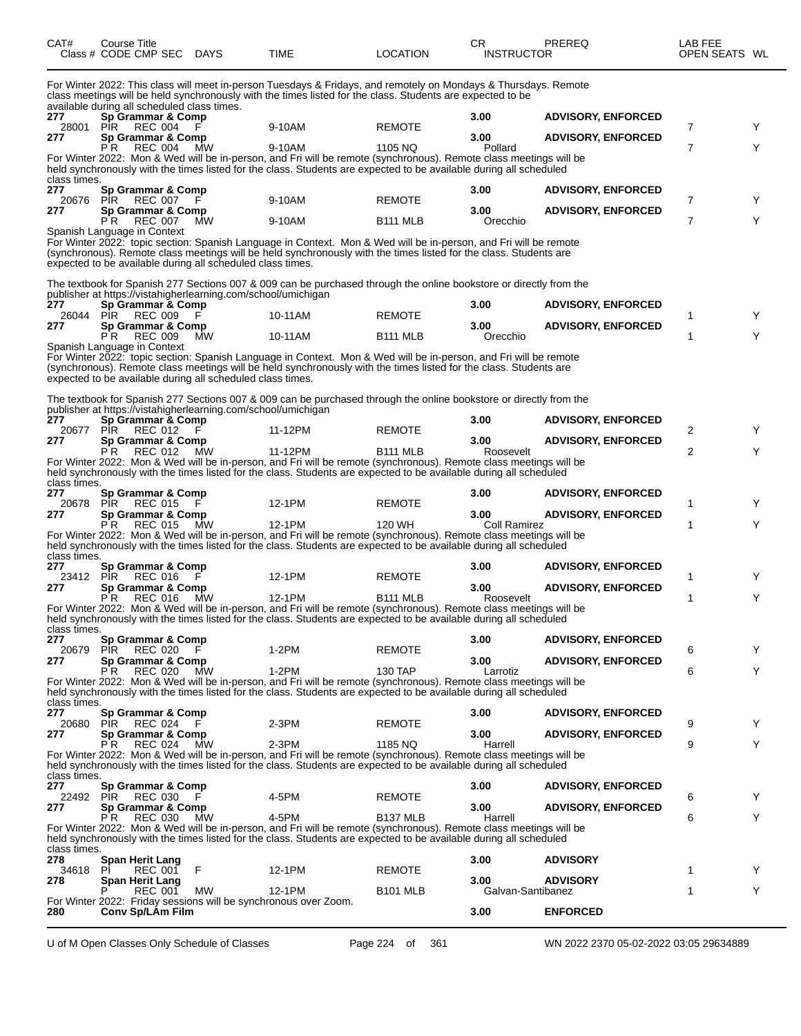| CAT# Class # | Course Title CODE CMP SEC | DAYS | TIME | LOCATION | CR INSTRUCTOR | PREREQ | LAB FEE OPEN SEATS | WL |
|---|---|---|---|---|---|---|---|---|

For Winter 2022: This class will meet in-person Tuesdays & Fridays, and remotely on Mondays & Thursdays. Remote class meetings will be held synchronously with the times listed for the class. Students are expected to be available during all scheduled class times.

| CAT# Class # | Course Title CODE CMP SEC | DAYS | TIME | LOCATION | CR INSTRUCTOR | PREREQ | OPEN SEATS | WL |
|---|---|---|---|---|---|---|---|---|
| 277 | Sp Grammar & Comp | | | | 3.00 | ADVISORY, ENFORCED | | |
| 28001 | PIR REC 004 | F | 9-10AM | REMOTE | | | 7 | Y |
| 277 | Sp Grammar & Comp | | | | 3.00 | ADVISORY, ENFORCED | | |
| | P R REC 004 | MW | 9-10AM | 1105 NQ | Pollard | | 7 | Y |

For Winter 2022: Mon & Wed will be in-person, and Fri will be remote (synchronous). Remote class meetings will be held synchronously with the times listed for the class. Students are expected to be available during all scheduled class times.

| CAT# Class # | Course Title CODE CMP SEC | DAYS | TIME | LOCATION | CR INSTRUCTOR | PREREQ | OPEN SEATS | WL |
|---|---|---|---|---|---|---|---|---|
| 277 | Sp Grammar & Comp | | | | 3.00 | ADVISORY, ENFORCED | | |
| 20676 | PIR REC 007 | F | 9-10AM | REMOTE | | | 7 | Y |
| 277 | Sp Grammar & Comp | | | | 3.00 | ADVISORY, ENFORCED | | |
| | P R REC 007 | MW | 9-10AM | B111 MLB | Orecchio | | 7 | Y |

Spanish Language in Context
For Winter 2022: topic section: Spanish Language in Context. Mon & Wed will be in-person, and Fri will be remote (synchronous). Remote class meetings will be held synchronously with the times listed for the class. Students are expected to be available during all scheduled class times.

The textbook for Spanish 277 Sections 007 & 009 can be purchased through the online bookstore or directly from the publisher at https://vistahigherlearning.com/school/umichigan

| CAT# Class # | Course Title CODE CMP SEC | DAYS | TIME | LOCATION | CR INSTRUCTOR | PREREQ | OPEN SEATS | WL |
|---|---|---|---|---|---|---|---|---|
| 277 | Sp Grammar & Comp | | | | 3.00 | ADVISORY, ENFORCED | | |
| 26044 | PIR REC 009 | F | 10-11AM | REMOTE | | | 1 | Y |
| 277 | Sp Grammar & Comp | | | | 3.00 | ADVISORY, ENFORCED | | |
| | P R REC 009 | MW | 10-11AM | B111 MLB | Orecchio | | 1 | Y |

Spanish Language in Context
For Winter 2022: topic section: Spanish Language in Context. Mon & Wed will be in-person, and Fri will be remote (synchronous). Remote class meetings will be held synchronously with the times listed for the class. Students are expected to be available during all scheduled class times.

The textbook for Spanish 277 Sections 007 & 009 can be purchased through the online bookstore or directly from the publisher at https://vistahigherlearning.com/school/umichigan

| CAT# Class # | Course Title CODE CMP SEC | DAYS | TIME | LOCATION | CR INSTRUCTOR | PREREQ | OPEN SEATS | WL |
|---|---|---|---|---|---|---|---|---|
| 277 | Sp Grammar & Comp | | | | 3.00 | ADVISORY, ENFORCED | | |
| 20677 | PIR REC 012 | F | 11-12PM | REMOTE | | | 2 | Y |
| 277 | Sp Grammar & Comp | | | | 3.00 | ADVISORY, ENFORCED | | |
| | P R REC 012 | MW | 11-12PM | B111 MLB | Roosevelt | | 2 | Y |

For Winter 2022: Mon & Wed will be in-person, and Fri will be remote (synchronous). Remote class meetings will be held synchronously with the times listed for the class. Students are expected to be available during all scheduled class times.

| CAT# Class # | Course Title CODE CMP SEC | DAYS | TIME | LOCATION | CR INSTRUCTOR | PREREQ | OPEN SEATS | WL |
|---|---|---|---|---|---|---|---|---|
| 277 | Sp Grammar & Comp | | | | 3.00 | ADVISORY, ENFORCED | | |
| 20678 | PIR REC 015 | F | 12-1PM | REMOTE | | | 1 | Y |
| 277 | Sp Grammar & Comp | | | | 3.00 | ADVISORY, ENFORCED | | |
| | P R REC 015 | MW | 12-1PM | 120 WH | Coll Ramirez | | 1 | Y |

For Winter 2022: Mon & Wed will be in-person, and Fri will be remote (synchronous). Remote class meetings will be held synchronously with the times listed for the class. Students are expected to be available during all scheduled class times.

| CAT# Class # | Course Title CODE CMP SEC | DAYS | TIME | LOCATION | CR INSTRUCTOR | PREREQ | OPEN SEATS | WL |
|---|---|---|---|---|---|---|---|---|
| 277 | Sp Grammar & Comp | | | | 3.00 | ADVISORY, ENFORCED | | |
| 23412 | PIR REC 016 | F | 12-1PM | REMOTE | | | 1 | Y |
| 277 | Sp Grammar & Comp | | | | 3.00 | ADVISORY, ENFORCED | | |
| | P R REC 016 | MW | 12-1PM | B111 MLB | Roosevelt | | 1 | Y |

For Winter 2022: Mon & Wed will be in-person, and Fri will be remote (synchronous). Remote class meetings will be held synchronously with the times listed for the class. Students are expected to be available during all scheduled class times.

| CAT# Class # | Course Title CODE CMP SEC | DAYS | TIME | LOCATION | CR INSTRUCTOR | PREREQ | OPEN SEATS | WL |
|---|---|---|---|---|---|---|---|---|
| 277 | Sp Grammar & Comp | | | | 3.00 | ADVISORY, ENFORCED | | |
| 20679 | PIR REC 020 | F | 1-2PM | REMOTE | | | 6 | Y |
| 277 | Sp Grammar & Comp | | | | 3.00 | ADVISORY, ENFORCED | | |
| | P R REC 020 | MW | 1-2PM | 130 TAP | Larrotiz | | 6 | Y |

For Winter 2022: Mon & Wed will be in-person, and Fri will be remote (synchronous). Remote class meetings will be held synchronously with the times listed for the class. Students are expected to be available during all scheduled class times.

| CAT# Class # | Course Title CODE CMP SEC | DAYS | TIME | LOCATION | CR INSTRUCTOR | PREREQ | OPEN SEATS | WL |
|---|---|---|---|---|---|---|---|---|
| 277 | Sp Grammar & Comp | | | | 3.00 | ADVISORY, ENFORCED | | |
| 20680 | PIR REC 024 | F | 2-3PM | REMOTE | | | 9 | Y |
| 277 | Sp Grammar & Comp | | | | 3.00 | ADVISORY, ENFORCED | | |
| | P R REC 024 | MW | 2-3PM | 1185 NQ | Harrell | | 9 | Y |

For Winter 2022: Mon & Wed will be in-person, and Fri will be remote (synchronous). Remote class meetings will be held synchronously with the times listed for the class. Students are expected to be available during all scheduled class times.

| CAT# Class # | Course Title CODE CMP SEC | DAYS | TIME | LOCATION | CR INSTRUCTOR | PREREQ | OPEN SEATS | WL |
|---|---|---|---|---|---|---|---|---|
| 277 | Sp Grammar & Comp | | | | 3.00 | ADVISORY, ENFORCED | | |
| 22492 | PIR REC 030 | F | 4-5PM | REMOTE | | | 6 | Y |
| 277 | Sp Grammar & Comp | | | | 3.00 | ADVISORY, ENFORCED | | |
| | P R REC 030 | MW | 4-5PM | B137 MLB | Harrell | | 6 | Y |

For Winter 2022: Mon & Wed will be in-person, and Fri will be remote (synchronous). Remote class meetings will be held synchronously with the times listed for the class. Students are expected to be available during all scheduled class times.

| CAT# Class # | Course Title CODE CMP SEC | DAYS | TIME | LOCATION | CR INSTRUCTOR | PREREQ | OPEN SEATS | WL |
|---|---|---|---|---|---|---|---|---|
| 278 | Span Herit Lang | | | | 3.00 | ADVISORY | | |
| 34618 | PI REC 001 | F | 12-1PM | REMOTE | | | 1 | Y |
| 278 | Span Herit Lang | | | | 3.00 | ADVISORY | | |
| | P REC 001 | MW | 12-1PM | B101 MLB | Galvan-Santibanez | | 1 | Y |

For Winter 2022: Friday sessions will be synchronous over Zoom.

| CAT# Class # | Course Title CODE CMP SEC | DAYS | TIME | LOCATION | CR INSTRUCTOR | PREREQ | OPEN SEATS | WL |
|---|---|---|---|---|---|---|---|---|
| 280 | Conv Sp/LAm Film | | | | 3.00 | ENFORCED | | |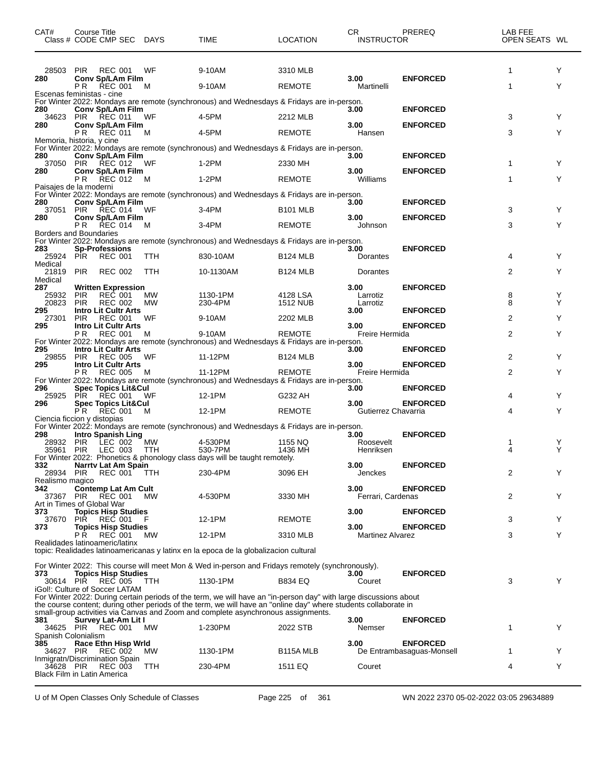| CAT# | Class # | Course Title CODE | CMP | SEC | DAYS | TIME | LOCATION | CR | INSTRUCTOR | PREREQ | LAB FEE OPEN SEATS | WL |
|---|---|---|---|---|---|---|---|---|---|---|---|---|
| | 28503 | PIR | REC | 001 | WF | 9-10AM | 3310 MLB | | | | 1 | Y |
| 280 | | Conv Sp/LAm Film | | | | | | 3.00 | | ENFORCED | | |
| | | P R | REC | 001 | M | 9-10AM | REMOTE | | Martinelli | | 1 | Y |
| Escenas feministas - cine | | | | | | | | | | | | |
| For Winter 2022: Mondays are remote (synchronous) and Wednesdays & Fridays are in-person. | | | | | | | | | | | | |
| 280 | | Conv Sp/LAm Film | | | | | | 3.00 | | ENFORCED | | |
| | 34623 | PIR | REC | 011 | WF | 4-5PM | 2212 MLB | | | | 3 | Y |
| 280 | | Conv Sp/LAm Film | | | | | | 3.00 | | ENFORCED | | |
| | | P R | REC | 011 | M | 4-5PM | REMOTE | | Hansen | | 3 | Y |
| Memoria, historia, y cine | | | | | | | | | | | | |
| For Winter 2022: Mondays are remote (synchronous) and Wednesdays & Fridays are in-person. | | | | | | | | | | | | |
| 280 | | Conv Sp/LAm Film | | | | | | 3.00 | | ENFORCED | | |
| | 37050 | PIR | REC | 012 | WF | 1-2PM | 2330 MH | | | | 1 | Y |
| 280 | | Conv Sp/LAm Film | | | | | | 3.00 | | ENFORCED | | |
| | | P R | REC | 012 | M | 1-2PM | REMOTE | | Williams | | 1 | Y |
| Paisajes de la moderni | | | | | | | | | | | | |
| For Winter 2022: Mondays are remote (synchronous) and Wednesdays & Fridays are in-person. | | | | | | | | | | | | |
| 280 | | Conv Sp/LAm Film | | | | | | 3.00 | | ENFORCED | | |
| | 37051 | PIR | REC | 014 | WF | 3-4PM | B101 MLB | | | | 3 | Y |
| 280 | | Conv Sp/LAm Film | | | | | | 3.00 | | ENFORCED | | |
| | | P R | REC | 014 | M | 3-4PM | REMOTE | | Johnson | | 3 | Y |
| Borders and Boundaries | | | | | | | | | | | | |
| For Winter 2022: Mondays are remote (synchronous) and Wednesdays & Fridays are in-person. | | | | | | | | | | | | |
| 283 | | Sp-Professions | | | | | | 3.00 | | ENFORCED | | |
| | 25924 | PIR | REC | 001 | TTH | 830-10AM | B124 MLB | | Dorantes | | 4 | Y |
| Medical | | | | | | | | | | | | |
| | 21819 | PIR | REC | 002 | TTH | 10-1130AM | B124 MLB | | Dorantes | | 2 | Y |
| Medical | | | | | | | | | | | | |
| 287 | | Written Expression | | | | | | 3.00 | | ENFORCED | | |
| | 25932 | PIR | REC | 001 | MW | 1130-1PM | 4128 LSA | | Larrotiz | | 8 | Y |
| | 20823 | PIR | REC | 002 | MW | 230-4PM | 1512 NUB | | Larrotiz | | 8 | Y |
| 295 | | Intro Lit Cultr Arts | | | | | | 3.00 | | ENFORCED | | |
| | 27301 | PIR | REC | 001 | WF | 9-10AM | 2202 MLB | | | | 2 | Y |
| 295 | | Intro Lit Cultr Arts | | | | | | 3.00 | | ENFORCED | | |
| | | P R | REC | 001 | M | 9-10AM | REMOTE | | Freire Hermida | | 2 | Y |
| For Winter 2022: Mondays are remote (synchronous) and Wednesdays & Fridays are in-person. | | | | | | | | | | | | |
| 295 | | Intro Lit Cultr Arts | | | | | | 3.00 | | ENFORCED | | |
| | 29855 | PIR | REC | 005 | WF | 11-12PM | B124 MLB | | | | 2 | Y |
| 295 | | Intro Lit Cultr Arts | | | | | | 3.00 | | ENFORCED | | |
| | | P R | REC | 005 | M | 11-12PM | REMOTE | | Freire Hermida | | 2 | Y |
| For Winter 2022: Mondays are remote (synchronous) and Wednesdays & Fridays are in-person. | | | | | | | | | | | | |
| 296 | | Spec Topics Lit&Cul | | | | | | 3.00 | | ENFORCED | | |
| | 25925 | PIR | REC | 001 | WF | 12-1PM | G232 AH | | | | 4 | Y |
| 296 | | Spec Topics Lit&Cul | | | | | | 3.00 | | ENFORCED | | |
| | | P R | REC | 001 | M | 12-1PM | REMOTE | | Gutierrez Chavarria | | 4 | Y |
| Ciencia ficcion y distopias | | | | | | | | | | | | |
| For Winter 2022: Mondays are remote (synchronous) and Wednesdays & Fridays are in-person. | | | | | | | | | | | | |
| 298 | | Intro Spanish Ling | | | | | | 3.00 | | ENFORCED | | |
| | 28932 | PIR | LEC | 002 | MW | 4-530PM | 1155 NQ | | Roosevelt | | 1 | Y |
| | 35961 | PIR | LEC | 003 | TTH | 530-7PM | 1436 MH | | Henriksen | | 4 | Y |
| For Winter 2022: Phonetics & phonology class days will be taught remotely. | | | | | | | | | | | | |
| 332 | | Narrtv Lat Am Spain | | | | | | 3.00 | | ENFORCED | | |
| | 28934 | PIR | REC | 001 | TTH | 230-4PM | 3096 EH | | Jenckes | | 2 | Y |
| Realismo magico | | | | | | | | | | | | |
| 342 | | Contemp Lat Am Cult | | | | | | 3.00 | | ENFORCED | | |
| | 37367 | PIR | REC | 001 | MW | 4-530PM | 3330 MH | | Ferrari, Cardenas | | 2 | Y |
| Art in Times of Global War | | | | | | | | | | | | |
| 373 | | Topics Hisp Studies | | | | | | 3.00 | | ENFORCED | | |
| | 37670 | PIR | REC | 001 | F | 12-1PM | REMOTE | | | | 3 | Y |
| 373 | | Topics Hisp Studies | | | | | | 3.00 | | ENFORCED | | |
| | | P R | REC | 001 | MW | 12-1PM | 3310 MLB | | Martinez Alvarez | | 3 | Y |
| Realidades latinoameric/latinx | | | | | | | | | | | | |
| topic: Realidades latinoamericanas y latinx en la epoca de la globalizacion cultural | | | | | | | | | | | | |
| For Winter 2022: This course will meet Mon & Wed in-person and Fridays remotely (synchronously). | | | | | | | | | | | | |
| 373 | | Topics Hisp Studies | | | | | | 3.00 | | ENFORCED | | |
| | 30614 | PIR | REC | 005 | TTH | 1130-1PM | B834 EQ | | Couret | | 3 | Y |
| iGol!: Culture of Soccer LATAM | | | | | | | | | | | | |
| For Winter 2022: During certain periods of the term, we will have an "in-person day" with large discussions about the course content; during other periods of the term, we will have an "online day" where students collaborate in small-group activities via Canvas and Zoom and complete asynchronous assignments. | | | | | | | | | | | | |
| 381 | | Survey Lat-Am Lit I | | | | | | 3.00 | | ENFORCED | | |
| | 34625 | PIR | REC | 001 | MW | 1-230PM | 2022 STB | | Nemser | | 1 | Y |
| Spanish Colonialism | | | | | | | | | | | | |
| 385 | | Race Ethn Hisp Wrld | | | | | | 3.00 | | ENFORCED | | |
| | 34627 | PIR | REC | 002 | MW | 1130-1PM | B115A MLB | | De Entrambasaguas-Monsell | | 1 | Y |
| Inmigratn/Discrimination Spain | | | | | | | | | | | | |
| | 34628 | PIR | REC | 003 | TTH | 230-4PM | 1511 EQ | | Couret | | 4 | Y |
| Black Film in Latin America | | | | | | | | | | | | |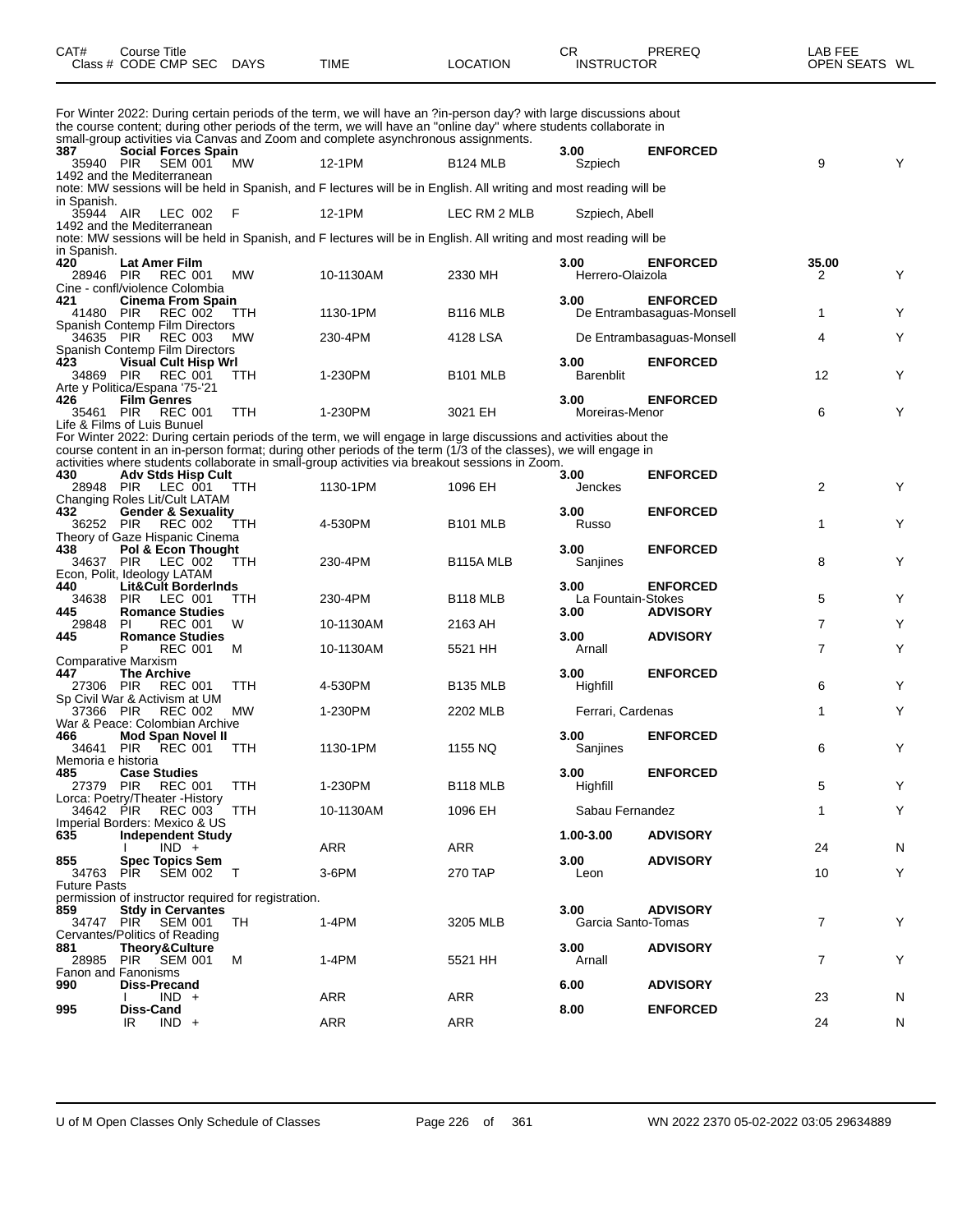| CAT# Class # | Course Title CODE CMP SEC | DAYS | TIME | LOCATION | CR INSTRUCTOR | PREREQ | LAB FEE OPEN SEATS | WL |
|---|---|---|---|---|---|---|---|---|

For Winter 2022: During certain periods of the term, we will have an ?in-person day? with large discussions about the course content; during other periods of the term, we will have an "online day" where students collaborate in small-group activities via Canvas and Zoom and complete asynchronous assignments.

| CAT# Class # | Course Title CODE CMP SEC | DAYS | TIME | LOCATION | CR INSTRUCTOR | PREREQ | LAB FEE OPEN SEATS | WL |
|---|---|---|---|---|---|---|---|---|
| **387** | **Social Forces Spain** | | | | **3.00** | **ENFORCED** | | |
| 35940 | PIR SEM 001 | MW | 12-1PM | B124 MLB | Szpiech | | 9 | Y |
| 1492 and the Mediterranean | | | | | | | | |
| note: MW sessions will be held in Spanish, and F lectures will be in English. All writing and most reading will be in Spanish. | | | | | | | | |
| 35944 | AIR LEC 002 | F | 12-1PM | LEC RM 2 MLB | Szpiech, Abell | | | |
| 1492 and the Mediterranean | | | | | | | | |
| note: MW sessions will be held in Spanish, and F lectures will be in English. All writing and most reading will be in Spanish. | | | | | | | | |
| **420** | **Lat Amer Film** | | | | **3.00** | **ENFORCED** | **35.00** | |
| 28946 | PIR REC 001 | MW | 10-1130AM | 2330 MH | Herrero-Olaizola | | 2 | Y |
| Cine - confl/violence Colombia | | | | | | | | |
| **421** | **Cinema From Spain** | | | | **3.00** | **ENFORCED** | | |
| 41480 | PIR REC 002 | TTH | 1130-1PM | B116 MLB | De Entrambasaguas-Monsell | | 1 | Y |
| Spanish Contemp Film Directors | | | | | | | | |
| 34635 | PIR REC 003 | MW | 230-4PM | 4128 LSA | De Entrambasaguas-Monsell | | 4 | Y |
| Spanish Contemp Film Directors | | | | | | | | |
| **423** | **Visual Cult Hisp Wrl** | | | | **3.00** | **ENFORCED** | | |
| 34869 | PIR REC 001 | TTH | 1-230PM | B101 MLB | Barenblit | | 12 | Y |
| Arte y Politica/Espana '75-'21 | | | | | | | | |
| **426** | **Film Genres** | | | | **3.00** | **ENFORCED** | | |
| 35461 | PIR REC 001 | TTH | 1-230PM | 3021 EH | Moreiras-Menor | | 6 | Y |
| Life & Films of Luis Bunuel | | | | | | | | |
| For Winter 2022: During certain periods of the term, we will engage in large discussions and activities about the course content in an in-person format; during other periods of the term (1/3 of the classes), we will engage in activities where students collaborate in small-group activities via breakout sessions in Zoom. | | | | | | | | |
| **430** | **Adv Stds Hisp Cult** | | | | **3.00** | **ENFORCED** | | |
| 28948 | PIR LEC 001 | TTH | 1130-1PM | 1096 EH | Jenckes | | 2 | Y |
| Changing Roles Lit/Cult LATAM | | | | | | | | |
| **432** | **Gender & Sexuality** | | | | **3.00** | **ENFORCED** | | |
| 36252 | PIR REC 002 | TTH | 4-530PM | B101 MLB | Russo | | 1 | Y |
| Theory of Gaze Hispanic Cinema | | | | | | | | |
| **438** | **Pol & Econ Thought** | | | | **3.00** | **ENFORCED** | | |
| 34637 | PIR LEC 002 | TTH | 230-4PM | B115A MLB | Sanjines | | 8 | Y |
| Econ, Polit, Ideology LATAM | | | | | | | | |
| **440** | **Lit&Cult Borderlnds** | | | | **3.00** | **ENFORCED** | | |
| 34638 | PIR LEC 001 | TTH | 230-4PM | B118 MLB | La Fountain-Stokes | | 5 | Y |
| **445** | **Romance Studies** | | | | **3.00** | **ADVISORY** | | |
| 29848 | PI REC 001 | W | 10-1130AM | 2163 AH | | | 7 | Y |
| **445** | **Romance Studies** | | | | **3.00** | **ADVISORY** | | |
| | P REC 001 | M | 10-1130AM | 5521 HH | Arnall | | 7 | Y |
| Comparative Marxism | | | | | | | | |
| **447** | **The Archive** | | | | **3.00** | **ENFORCED** | | |
| 27306 | PIR REC 001 | TTH | 4-530PM | B135 MLB | Highfill | | 6 | Y |
| Sp Civil War & Activism at UM | | | | | | | | |
| 37366 | PIR REC 002 | MW | 1-230PM | 2202 MLB | Ferrari, Cardenas | | 1 | Y |
| War & Peace: Colombian Archive | | | | | | | | |
| **466** | **Mod Span Novel II** | | | | **3.00** | **ENFORCED** | | |
| 34641 | PIR REC 001 | TTH | 1130-1PM | 1155 NQ | Sanjines | | 6 | Y |
| Memoria e historia | | | | | | | | |
| **485** | **Case Studies** | | | | **3.00** | **ENFORCED** | | |
| 27379 | PIR REC 001 | TTH | 1-230PM | B118 MLB | Highfill | | 5 | Y |
| Lorca: Poetry/Theater -History | | | | | | | | |
| 34642 | PIR REC 003 | TTH | 10-1130AM | 1096 EH | Sabau Fernandez | | 1 | Y |
| Imperial Borders: Mexico & US | | | | | | | | |
| **635** | **Independent Study** | | | | **1.00-3.00** | **ADVISORY** | | |
| | I IND + | | ARR | ARR | | | 24 | N |
| **855** | **Spec Topics Sem** | | | | **3.00** | **ADVISORY** | | |
| 34763 | PIR SEM 002 | T | 3-6PM | 270 TAP | Leon | | 10 | Y |
| Future Pasts | | | | | | | | |
| permission of instructor required for registration. | | | | | | | | |
| **859** | **Stdy in Cervantes** | | | | **3.00** | **ADVISORY** | | |
| 34747 | PIR SEM 001 | TH | 1-4PM | 3205 MLB | Garcia Santo-Tomas | | 7 | Y |
| Cervantes/Politics of Reading | | | | | | | | |
| **881** | **Theory&Culture** | | | | **3.00** | **ADVISORY** | | |
| 28985 | PIR SEM 001 | M | 1-4PM | 5521 HH | Arnall | | 7 | Y |
| Fanon and Fanonisms | | | | | | | | |
| **990** | **Diss-Precand** | | | | **6.00** | **ADVISORY** | | |
| | I IND + | | ARR | ARR | | | 23 | N |
| **995** | **Diss-Cand** | | | | **8.00** | **ENFORCED** | | |
| | IR IND + | | ARR | ARR | | | 24 | N |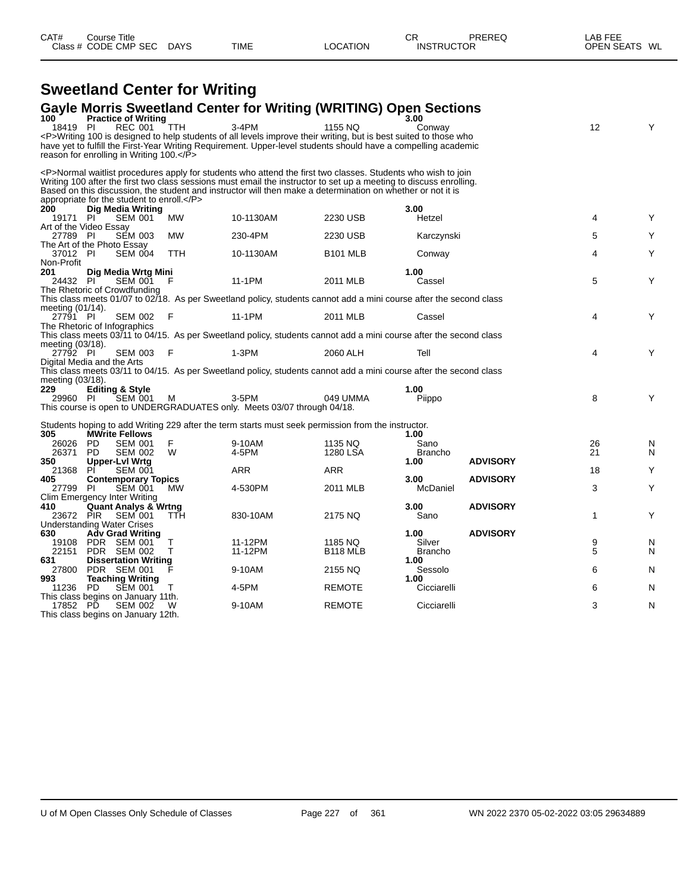| CAT# Class # | Course Title CODE | CMP | SEC | DAYS | TIME | LOCATION | CR INSTRUCTOR | PREREQ | LAB FEE OPEN SEATS | WL |
|---|---|---|---|---|---|---|---|---|---|---|

# Sweetland Center for Writing

## Gayle Morris Sweetland Center for Writing (WRITING) Open Sections

**100 Practice of Writing** — 3.00

| Class # | CODE | CMP | SEC | DAYS | TIME | LOCATION | INSTRUCTOR | PREREQ | OPEN SEATS | WL |
|---|---|---|---|---|---|---|---|---|---|---|
| 18419 | PI | REC | 001 | TTH | 3-4PM | 1155 NQ | Conway | | 12 | Y |

<P>Writing 100 is designed to help students of all levels improve their writing, but is best suited to those who have yet to fulfill the First-Year Writing Requirement. Upper-level students should have a compelling academic reason for enrolling in Writing 100.</P>

<P>Normal waitlist procedures apply for students who attend the first two classes. Students who wish to join Writing 100 after the first two class sessions must email the instructor to set up a meeting to discuss enrolling. Based on this discussion, the student and instructor will then make a determination on whether or not it is appropriate for the student to enroll.</P>

**200 Dig Media Writing** — 3.00

| Class # | CODE | CMP | SEC | DAYS | TIME | LOCATION | INSTRUCTOR | PREREQ | OPEN SEATS | WL |
|---|---|---|---|---|---|---|---|---|---|---|
| 19171 | PI | SEM | 001 | MW | 10-1130AM | 2230 USB | Hetzel | | 4 | Y |

Art of the Video Essay

| Class # | CODE | CMP | SEC | DAYS | TIME | LOCATION | INSTRUCTOR | PREREQ | OPEN SEATS | WL |
|---|---|---|---|---|---|---|---|---|---|---|
| 27789 | PI | SEM | 003 | MW | 230-4PM | 2230 USB | Karczynski | | 5 | Y |

The Art of the Photo Essay

| Class # | CODE | CMP | SEC | DAYS | TIME | LOCATION | INSTRUCTOR | PREREQ | OPEN SEATS | WL |
|---|---|---|---|---|---|---|---|---|---|---|
| 37012 | PI | SEM | 004 | TTH | 10-1130AM | B101 MLB | Conway | | 4 | Y |

Non-Profit

**201 Dig Media Wrtg Mini** — 1.00

| Class # | CODE | CMP | SEC | DAYS | TIME | LOCATION | INSTRUCTOR | PREREQ | OPEN SEATS | WL |
|---|---|---|---|---|---|---|---|---|---|---|
| 24432 | PI | SEM | 001 | F | 11-1PM | 2011 MLB | Cassel | | 5 | Y |

The Rhetoric of Crowdfunding
This class meets 01/07 to 02/18. As per Sweetland policy, students cannot add a mini course after the second class meeting (01/14).

| Class # | CODE | CMP | SEC | DAYS | TIME | LOCATION | INSTRUCTOR | PREREQ | OPEN SEATS | WL |
|---|---|---|---|---|---|---|---|---|---|---|
| 27791 | PI | SEM | 002 | F | 11-1PM | 2011 MLB | Cassel | | 4 | Y |

The Rhetoric of Infographics
This class meets 03/11 to 04/15. As per Sweetland policy, students cannot add a mini course after the second class meeting (03/18).

| Class # | CODE | CMP | SEC | DAYS | TIME | LOCATION | INSTRUCTOR | PREREQ | OPEN SEATS | WL |
|---|---|---|---|---|---|---|---|---|---|---|
| 27792 | PI | SEM | 003 | F | 1-3PM | 2060 ALH | Tell | | 4 | Y |

Digital Media and the Arts
This class meets 03/11 to 04/15. As per Sweetland policy, students cannot add a mini course after the second class meeting (03/18).

**229 Editing & Style** — 1.00

| Class # | CODE | CMP | SEC | DAYS | TIME | LOCATION | INSTRUCTOR | PREREQ | OPEN SEATS | WL |
|---|---|---|---|---|---|---|---|---|---|---|
| 29960 | PI | SEM | 001 | M | 3-5PM | 049 UMMA | Piippo | | 8 | Y |

This course is open to UNDERGRADUATES only. Meets 03/07 through 04/18.

Students hoping to add Writing 229 after the term starts must seek permission from the instructor.

**305 MWrite Fellows** — 1.00

| Class # | CODE | CMP | SEC | DAYS | TIME | LOCATION | INSTRUCTOR | PREREQ | OPEN SEATS | WL |
|---|---|---|---|---|---|---|---|---|---|---|
| 26026 | PD | SEM | 001 | F | 9-10AM | 1135 NQ | Sano | | 26 | N |
| 26371 | PD | SEM | 002 | W | 4-5PM | 1280 LSA | Brancho | | 21 | N |

**350 Upper-Lvl Wrtg** — 1.00 — ADVISORY

| Class # | CODE | CMP | SEC | DAYS | TIME | LOCATION | INSTRUCTOR | PREREQ | OPEN SEATS | WL |
|---|---|---|---|---|---|---|---|---|---|---|
| 21368 | PI | SEM | 001 | | ARR | ARR | | | 18 | Y |

**405 Contemporary Topics** — 3.00 — ADVISORY

| Class # | CODE | CMP | SEC | DAYS | TIME | LOCATION | INSTRUCTOR | PREREQ | OPEN SEATS | WL |
|---|---|---|---|---|---|---|---|---|---|---|
| 27799 | PI | SEM | 001 | MW | 4-530PM | 2011 MLB | McDaniel | | 3 | Y |

Clim Emergency Inter Writing

**410 Quant Analys & Wrtng** — 3.00 — ADVISORY

| Class # | CODE | CMP | SEC | DAYS | TIME | LOCATION | INSTRUCTOR | PREREQ | OPEN SEATS | WL |
|---|---|---|---|---|---|---|---|---|---|---|
| 23672 | PIR | SEM | 001 | TTH | 830-10AM | 2175 NQ | Sano | | 1 | Y |

Understanding Water Crises

**630 Adv Grad Writing** — 1.00 — ADVISORY

| Class # | CODE | CMP | SEC | DAYS | TIME | LOCATION | INSTRUCTOR | PREREQ | OPEN SEATS | WL |
|---|---|---|---|---|---|---|---|---|---|---|
| 19108 | PDR | SEM | 001 | T | 11-12PM | 1185 NQ | Silver | | 9 | N |
| 22151 | PDR | SEM | 002 | T | 11-12PM | B118 MLB | Brancho | | 5 | N |

**631 Dissertation Writing** — 1.00

| Class # | CODE | CMP | SEC | DAYS | TIME | LOCATION | INSTRUCTOR | PREREQ | OPEN SEATS | WL |
|---|---|---|---|---|---|---|---|---|---|---|
| 27800 | PDR | SEM | 001 | F | 9-10AM | 2155 NQ | Sessolo | | 6 | N |

**993 Teaching Writing** — 1.00

| Class # | CODE | CMP | SEC | DAYS | TIME | LOCATION | INSTRUCTOR | PREREQ | OPEN SEATS | WL |
|---|---|---|---|---|---|---|---|---|---|---|
| 11236 | PD | SEM | 001 | T | 4-5PM | REMOTE | Cicciarelli | | 6 | N |

This class begins on January 11th.

| Class # | CODE | CMP | SEC | DAYS | TIME | LOCATION | INSTRUCTOR | PREREQ | OPEN SEATS | WL |
|---|---|---|---|---|---|---|---|---|---|---|
| 17852 | PD | SEM | 002 | W | 9-10AM | REMOTE | Cicciarelli | | 3 | N |

This class begins on January 12th.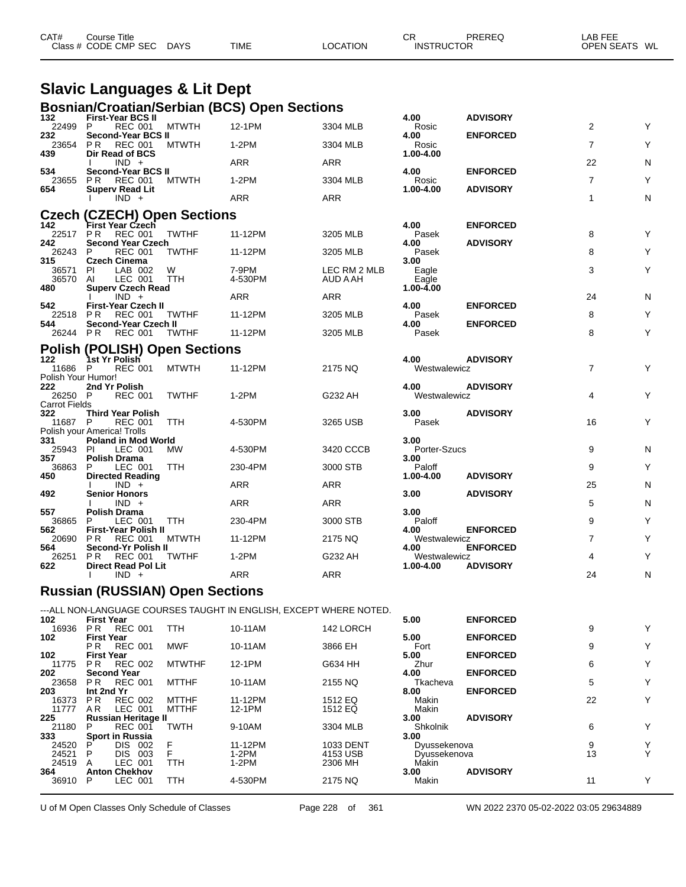| CAT# | Course Title | | | | | | CR | PREREQ | LAB FEE | |
|---|---|---|---|---|---|---|---|---|---|---|
| Class # | CODE | CMP SEC | DAYS | TIME | LOCATION | INSTRUCTOR | | | OPEN SEATS | WL |

# Slavic Languages & Lit Dept

## Bosnian/Croatian/Serbian (BCS) Open Sections

| CAT# / Class # | CODE | CMP SEC | DAYS | TIME | LOCATION | CR / INSTRUCTOR | PREREQ | OPEN SEATS | WL |
|---|---|---|---|---|---|---|---|---|---|
| **132** | **First-Year BCS II** | | | | | **4.00** | **ADVISORY** | | |
| 22499 | P | REC 001 | MTWTH | 12-1PM | 3304 MLB | Rosic | | 2 | Y |
| **232** | **Second-Year BCS II** | | | | | **4.00** | **ENFORCED** | | |
| 23654 | P R | REC 001 | MTWTH | 1-2PM | 3304 MLB | Rosic | | 7 | Y |
| **439** | **Dir Read of BCS** | | | | | **1.00-4.00** | | | |
| | I | IND + | | ARR | ARR | | | 22 | N |
| **534** | **Second-Year BCS II** | | | | | **4.00** | **ENFORCED** | | |
| 23655 | P R | REC 001 | MTWTH | 1-2PM | 3304 MLB | Rosic | | 7 | Y |
| **654** | **Superv Read Lit** | | | | | **1.00-4.00** | **ADVISORY** | | |
| | I | IND + | | ARR | ARR | | | 1 | N |

## Czech (CZECH) Open Sections

| CAT# / Class # | CODE | CMP SEC | DAYS | TIME | LOCATION | CR / INSTRUCTOR | PREREQ | OPEN SEATS | WL |
|---|---|---|---|---|---|---|---|---|---|
| **142** | **First Year Czech** | | | | | **4.00** | **ENFORCED** | | |
| 22517 | P R | REC 001 | TWTHF | 11-12PM | 3205 MLB | Pasek | | 8 | Y |
| **242** | **Second Year Czech** | | | | | **4.00** | **ADVISORY** | | |
| 26243 | P | REC 001 | TWTHF | 11-12PM | 3205 MLB | Pasek | | 8 | Y |
| **315** | **Czech Cinema** | | | | | **3.00** | | | |
| 36571 | PI | LAB 002 | W | 7-9PM | LEC RM 2 MLB | Eagle | | 3 | Y |
| 36570 | AI | LEC 001 | TTH | 4-530PM | AUD A AH | Eagle | | | |
| **480** | **Superv Czech Read** | | | | | **1.00-4.00** | | | |
| | I | IND + | | ARR | ARR | | | 24 | N |
| **542** | **First-Year Czech II** | | | | | **4.00** | **ENFORCED** | | |
| 22518 | P R | REC 001 | TWTHF | 11-12PM | 3205 MLB | Pasek | | 8 | Y |
| **544** | **Second-Year Czech II** | | | | | **4.00** | **ENFORCED** | | |
| 26244 | P R | REC 001 | TWTHF | 11-12PM | 3205 MLB | Pasek | | 8 | Y |

## Polish (POLISH) Open Sections

| CAT# / Class # | CODE | CMP SEC | DAYS | TIME | LOCATION | CR / INSTRUCTOR | PREREQ | OPEN SEATS | WL |
|---|---|---|---|---|---|---|---|---|---|
| **122** | **1st Yr Polish** | | | | | **4.00** | **ADVISORY** | | |
| 11686 | P | REC 001 | MTWTH | 11-12PM | 2175 NQ | Westwalewicz | | 7 | Y |
| Polish Your Humor! | | | | | | | | | |
| **222** | **2nd Yr Polish** | | | | | **4.00** | **ADVISORY** | | |
| 26250 | P | REC 001 | TWTHF | 1-2PM | G232 AH | Westwalewicz | | 4 | Y |
| Carrot Fields | | | | | | | | | |
| **322** | **Third Year Polish** | | | | | **3.00** | **ADVISORY** | | |
| 11687 | P | REC 001 | TTH | 4-530PM | 3265 USB | Pasek | | 16 | Y |
| Polish your America! Trolls | | | | | | | | | |
| **331** | **Poland in Mod World** | | | | | **3.00** | | | |
| 25943 | PI | LEC 001 | MW | 4-530PM | 3420 CCCB | Porter-Szucs | | 9 | N |
| **357** | **Polish Drama** | | | | | **3.00** | | | |
| 36863 | P | LEC 001 | TTH | 230-4PM | 3000 STB | Paloff | | 9 | Y |
| **450** | **Directed Reading** | | | | | **1.00-4.00** | **ADVISORY** | | |
| | I | IND + | | ARR | ARR | | | 25 | N |
| **492** | **Senior Honors** | | | | | **3.00** | **ADVISORY** | | |
| | I | IND + | | ARR | ARR | | | 5 | N |
| **557** | **Polish Drama** | | | | | **3.00** | | | |
| 36865 | P | LEC 001 | TTH | 230-4PM | 3000 STB | Paloff | | 9 | Y |
| **562** | **First-Year Polish II** | | | | | **4.00** | **ENFORCED** | | |
| 20690 | P R | REC 001 | MTWTH | 11-12PM | 2175 NQ | Westwalewicz | | 7 | Y |
| **564** | **Second-Yr Polish II** | | | | | **4.00** | **ENFORCED** | | |
| 26251 | P R | REC 001 | TWTHF | 1-2PM | G232 AH | Westwalewicz | | 4 | Y |
| **622** | **Direct Read Pol Lit** | | | | | **1.00-4.00** | **ADVISORY** | | |
| | I | IND + | | ARR | ARR | | | 24 | N |

## Russian (RUSSIAN) Open Sections

---ALL NON-LANGUAGE COURSES TAUGHT IN ENGLISH, EXCEPT WHERE NOTED.

| CAT# / Class # | CODE | CMP SEC | DAYS | TIME | LOCATION | CR / INSTRUCTOR | PREREQ | OPEN SEATS | WL |
|---|---|---|---|---|---|---|---|---|---|
| **102** | **First Year** | | | | | **5.00** | **ENFORCED** | | |
| 16936 | P R | REC 001 | TTH | 10-11AM | 142 LORCH | | | 9 | Y |
| **102** | **First Year** | | | | | **5.00** | **ENFORCED** | | |
| | P R | REC 001 | MWF | 10-11AM | 3866 EH | Fort | | 9 | Y |
| **102** | **First Year** | | | | | **5.00** | **ENFORCED** | | |
| 11775 | P R | REC 002 | MTWTHF | 12-1PM | G634 HH | Zhur | | 6 | Y |
| **202** | **Second Year** | | | | | **4.00** | **ENFORCED** | | |
| 23658 | P R | REC 001 | MTTHF | 10-11AM | 2155 NQ | Tkacheva | | 5 | Y |
| **203** | **Int 2nd Yr** | | | | | **8.00** | **ENFORCED** | | |
| 16373 | P R | REC 002 | MTTHF | 11-12PM | 1512 EQ | Makin | | 22 | Y |
| 11777 | A R | LEC 001 | MTTHF | 12-1PM | 1512 EQ | Makin | | | |
| **225** | **Russian Heritage II** | | | | | **3.00** | **ADVISORY** | | |
| 21180 | P | REC 001 | TWTH | 9-10AM | 3304 MLB | Shkolnik | | 6 | Y |
| **333** | **Sport in Russia** | | | | | **3.00** | | | |
| 24520 | P | DIS 002 | F | 11-12PM | 1033 DENT | Dyussekenova | | 9 | Y |
| 24521 | P | DIS 003 | F | 1-2PM | 4153 USB | Dyussekenova | | 13 | Y |
| 24519 | A | LEC 001 | TTH | 1-2PM | 2306 MH | Makin | | | |
| **364** | **Anton Chekhov** | | | | | **3.00** | **ADVISORY** | | |
| 36910 | P | LEC 001 | TTH | 4-530PM | 2175 NQ | Makin | | 11 | Y |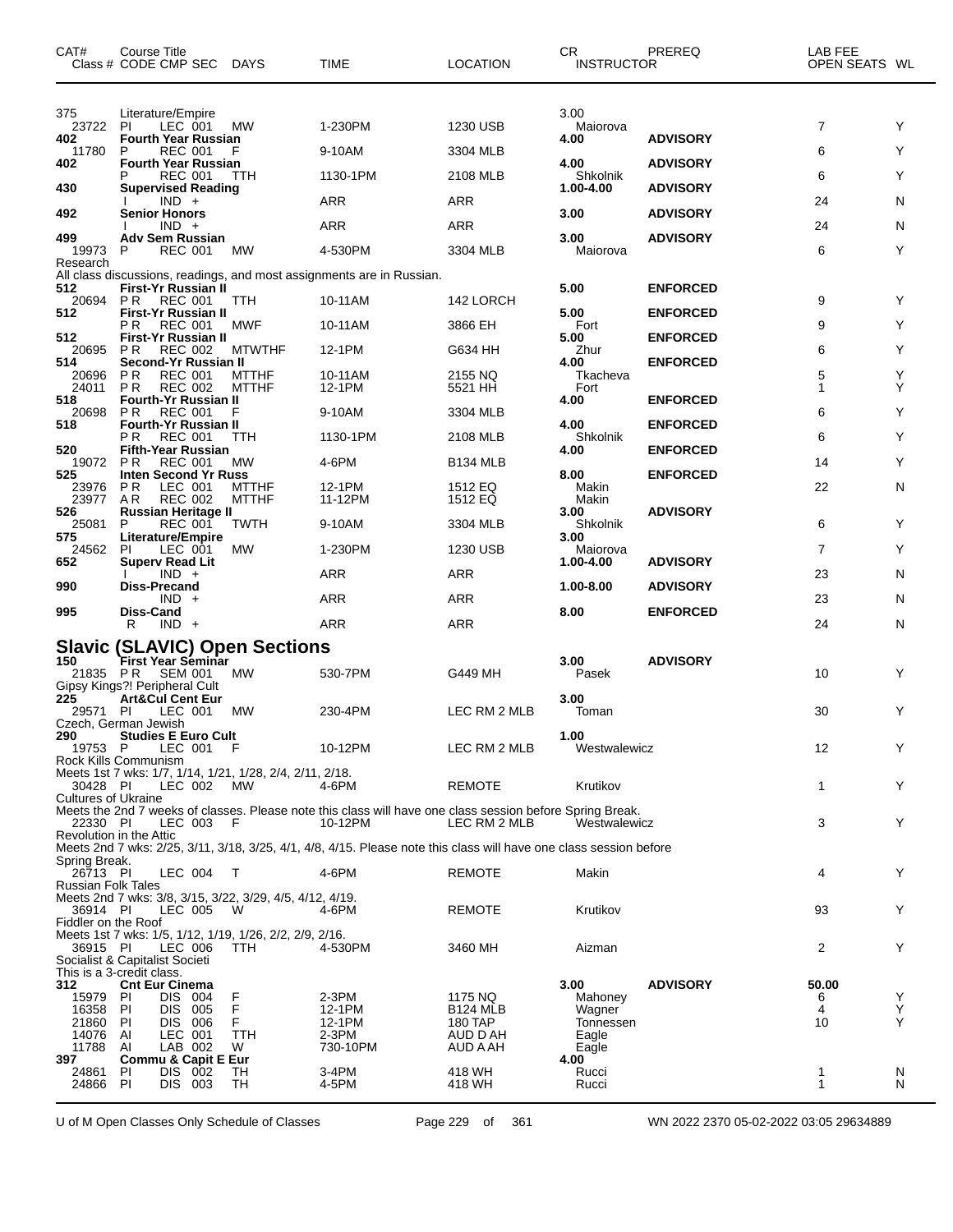| CAT# | Course Title | | | | | | CR | PREREQ | LAB FEE | | |
|---|---|---|---|---|---|---|---|---|---|---|---|
| Class # | CODE | CMP SEC | DAYS | TIME | LOCATION | | INSTRUCTOR | | | OPEN SEATS | WL |
| 375 | Literature/Empire | | | | | | 3.00 | | | | |
| 23722 | PI | LEC 001 | MW | 1-230PM | 1230 USB | | Maiorova | | | 7 | Y |
| **402** | **Fourth Year Russian** | | | | | | **4.00** | **ADVISORY** | | | |
| 11780 | P | REC 001 | F | 9-10AM | 3304 MLB | | | | | 6 | Y |
| **402** | **Fourth Year Russian** | | | | | | **4.00** | **ADVISORY** | | | |
| | P | REC 001 | TTH | 1130-1PM | 2108 MLB | | Shkolnik | | | 6 | Y |
| **430** | **Supervised Reading** | | | | | | **1.00-4.00** | **ADVISORY** | | | |
| | I | IND + | | ARR | ARR | | | | | 24 | N |
| **492** | **Senior Honors** | | | | | | **3.00** | **ADVISORY** | | | |
| | I | IND + | | ARR | ARR | | | | | 24 | N |
| **499** | **Adv Sem Russian** | | | | | | **3.00** | **ADVISORY** | | | |
| 19973 | P | REC 001 | MW | 4-530PM | 3304 MLB | | Maiorova | | | 6 | Y |
| Research | | | | | | | | | | | |
| All class discussions, readings, and most assignments are in Russian. | | | | | | | | | | | |
| **512** | **First-Yr Russian II** | | | | | | **5.00** | **ENFORCED** | | | |
| 20694 | P R | REC 001 | TTH | 10-11AM | 142 LORCH | | | | | 9 | Y |
| **512** | **First-Yr Russian II** | | | | | | **5.00** | **ENFORCED** | | | |
| | P R | REC 001 | MWF | 10-11AM | 3866 EH | | Fort | | | 9 | Y |
| **512** | **First-Yr Russian II** | | | | | | **5.00** | **ENFORCED** | | | |
| 20695 | P R | REC 002 | MTWTHF | 12-1PM | G634 HH | | Zhur | | | 6 | Y |
| **514** | **Second-Yr Russian II** | | | | | | **4.00** | **ENFORCED** | | | |
| 20696 | P R | REC 001 | MTTHF | 10-11AM | 2155 NQ | | Tkacheva | | | 5 | Y |
| 24011 | P R | REC 002 | MTTHF | 12-1PM | 5521 HH | | Fort | | | 1 | Y |
| **518** | **Fourth-Yr Russian II** | | | | | | **4.00** | **ENFORCED** | | | |
| 20698 | P R | REC 001 | F | 9-10AM | 3304 MLB | | | | | 6 | Y |
| **518** | **Fourth-Yr Russian II** | | | | | | **4.00** | **ENFORCED** | | | |
| | P R | REC 001 | TTH | 1130-1PM | 2108 MLB | | Shkolnik | | | 6 | Y |
| **520** | **Fifth-Year Russian** | | | | | | **4.00** | **ENFORCED** | | | |
| 19072 | P R | REC 001 | MW | 4-6PM | B134 MLB | | | | | 14 | Y |
| **525** | **Inten Second Yr Russ** | | | | | | **8.00** | **ENFORCED** | | | |
| 23976 | P R | LEC 001 | MTTHF | 12-1PM | 1512 EQ | | Makin | | | 22 | N |
| 23977 | A R | REC 002 | MTTHF | 11-12PM | 1512 EQ | | Makin | | | | |
| **526** | **Russian Heritage II** | | | | | | **3.00** | **ADVISORY** | | | |
| 25081 | P | REC 001 | TWTH | 9-10AM | 3304 MLB | | Shkolnik | | | 6 | Y |
| **575** | **Literature/Empire** | | | | | | **3.00** | | | | |
| 24562 | PI | LEC 001 | MW | 1-230PM | 1230 USB | | Maiorova | | | 7 | Y |
| **652** | **Superv Read Lit** | | | | | | **1.00-4.00** | **ADVISORY** | | | |
| | I | IND + | | ARR | ARR | | | | | 23 | N |
| **990** | **Diss-Precand** | | | | | | **1.00-8.00** | **ADVISORY** | | | |
| | | IND + | | ARR | ARR | | | | | 23 | N |
| **995** | **Diss-Cand** | | | | | | **8.00** | **ENFORCED** | | | |
| | R | IND + | | ARR | ARR | | | | | 24 | N |

## Slavic (SLAVIC) Open Sections

| CAT# | Course Title | | | | | | CR | PREREQ | LAB FEE | | |
|---|---|---|---|---|---|---|---|---|---|---|---|
| Class # | CODE | CMP SEC | DAYS | TIME | LOCATION | | INSTRUCTOR | | | OPEN SEATS | WL |
| **150** | **First Year Seminar** | | | | | | **3.00** | **ADVISORY** | | | |
| 21835 | P R | SEM 001 | MW | 530-7PM | G449 MH | | Pasek | | | 10 | Y |
| Gipsy Kings?! Peripheral Cult | | | | | | | | | | | |
| **225** | **Art&Cul Cent Eur** | | | | | | **3.00** | | | | |
| 29571 | PI | LEC 001 | MW | 230-4PM | LEC RM 2 MLB | | Toman | | | 30 | Y |
| Czech, German Jewish | | | | | | | | | | | |
| **290** | **Studies E Euro Cult** | | | | | | **1.00** | | | | |
| 19753 | P | LEC 001 | F | 10-12PM | LEC RM 2 MLB | | Westwalewicz | | | 12 | Y |
| Rock Kills Communism | | | | | | | | | | | |
| Meets 1st 7 wks: 1/7, 1/14, 1/21, 1/28, 2/4, 2/11, 2/18. | | | | | | | | | | | |
| 30428 | PI | LEC 002 | MW | 4-6PM | REMOTE | | Krutikov | | | 1 | Y |
| Cultures of Ukraine | | | | | | | | | | | |
| Meets the 2nd 7 weeks of classes. Please note this class will have one class session before Spring Break. | | | | | | | | | | | |
| 22330 | PI | LEC 003 | F | 10-12PM | LEC RM 2 MLB | | Westwalewicz | | | 3 | Y |
| Revolution in the Attic | | | | | | | | | | | |
| Meets 2nd 7 wks: 2/25, 3/11, 3/18, 3/25, 4/1, 4/8, 4/15. Please note this class will have one class session before Spring Break. | | | | | | | | | | | |
| 26713 | PI | LEC 004 | T | 4-6PM | REMOTE | | Makin | | | 4 | Y |
| Russian Folk Tales | | | | | | | | | | | |
| Meets 2nd 7 wks: 3/8, 3/15, 3/22, 3/29, 4/5, 4/12, 4/19. | | | | | | | | | | | |
| 36914 | PI | LEC 005 | W | 4-6PM | REMOTE | | Krutikov | | | 93 | Y |
| Fiddler on the Roof | | | | | | | | | | | |
| Meets 1st 7 wks: 1/5, 1/12, 1/19, 1/26, 2/2, 2/9, 2/16. | | | | | | | | | | | |
| 36915 | PI | LEC 006 | TTH | 4-530PM | 3460 MH | | Aizman | | | 2 | Y |
| Socialist & Capitalist Societi | | | | | | | | | | | |
| This is a 3-credit class. | | | | | | | | | | | |
| **312** | **Cnt Eur Cinema** | | | | | | **3.00** | **ADVISORY** | **50.00** | | |
| 15979 | PI | DIS 004 | F | 2-3PM | 1175 NQ | | Mahoney | | | 6 | Y |
| 16358 | PI | DIS 005 | F | 12-1PM | B124 MLB | | Wagner | | | 4 | Y |
| 21860 | PI | DIS 006 | F | 12-1PM | 180 TAP | | Tonnessen | | | 10 | Y |
| 14076 | AI | LEC 001 | TTH | 2-3PM | AUD D AH | | Eagle | | | | |
| 11788 | AI | LAB 002 | W | 730-10PM | AUD A AH | | Eagle | | | | |
| **397** | **Commu & Capit E Eur** | | | | | | **4.00** | | | | |
| 24861 | PI | DIS 002 | TH | 3-4PM | 418 WH | | Rucci | | | 1 | N |
| 24866 | PI | DIS 003 | TH | 4-5PM | 418 WH | | Rucci | | | 1 | N |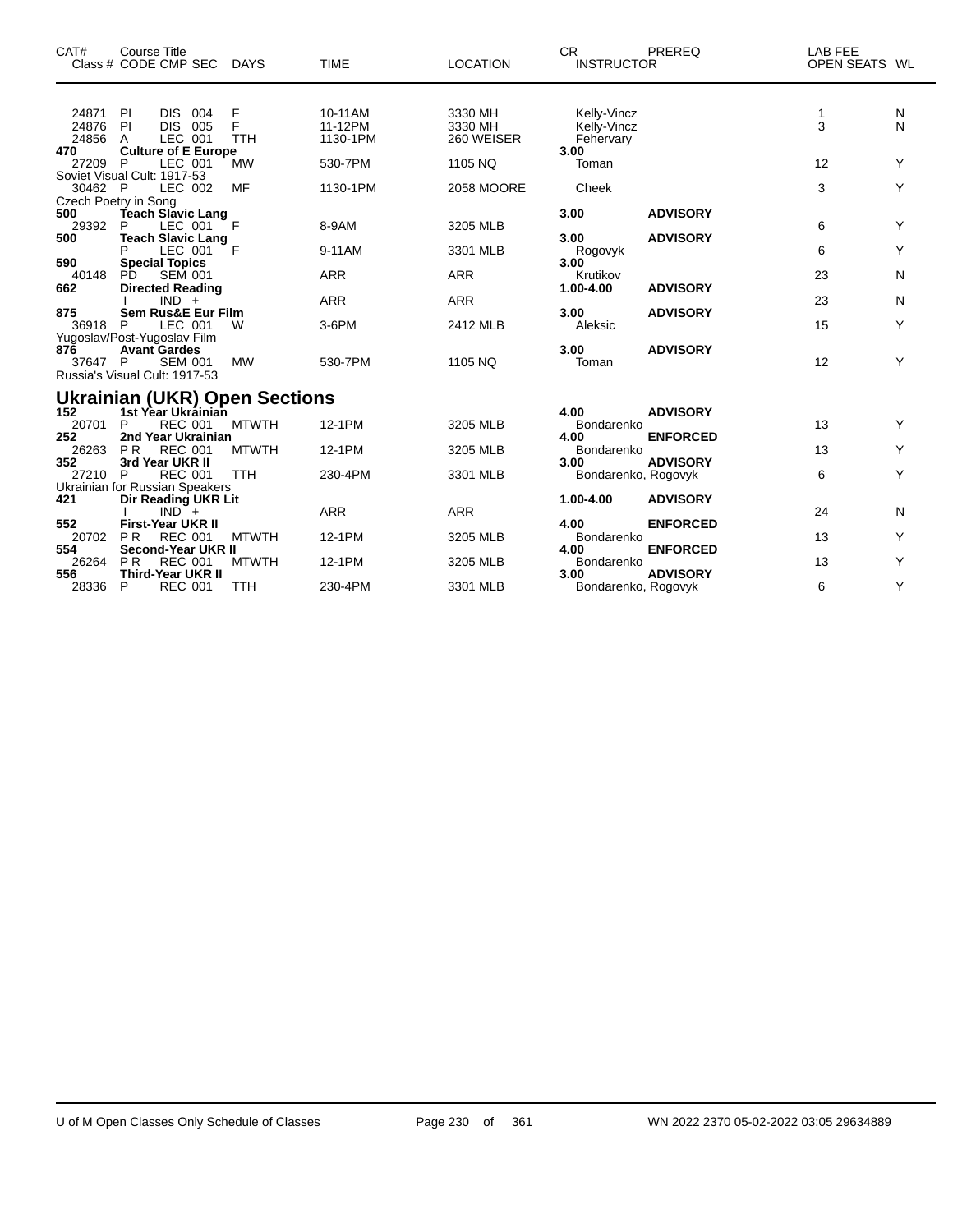| CAT# Class # | Course Title CODE | CMP SEC | DAYS | TIME | LOCATION | CR INSTRUCTOR | PREREQ | LAB FEE OPEN SEATS | WL |
|---|---|---|---|---|---|---|---|---|---|
| 24871 | PI | DIS 004 | F | 10-11AM | 3330 MH | Kelly-Vincz | | 1 | N |
| 24876 | PI | DIS 005 | F | 11-12PM | 3330 MH | Kelly-Vincz | | 3 | N |
| 24856 | A | LEC 001 | TTH | 1130-1PM | 260 WEISER | Fehervary | | | |
| **470** | **Culture of E Europe** | | | | | **3.00** | | | |
| 27209 | P | LEC 001 | MW | 530-7PM | 1105 NQ | Toman | | 12 | Y |
| Soviet Visual Cult: 1917-53 | | | | | | | | | |
| 30462 | P | LEC 002 | MF | 1130-1PM | 2058 MOORE | Cheek | | 3 | Y |
| Czech Poetry in Song | | | | | | | | | |
| **500** | **Teach Slavic Lang** | | | | | **3.00** | **ADVISORY** | | |
| 29392 | P | LEC 001 | F | 8-9AM | 3205 MLB | | | 6 | Y |
| **500** | **Teach Slavic Lang** | | | | | **3.00** | **ADVISORY** | | |
| | P | LEC 001 | F | 9-11AM | 3301 MLB | Rogovyk | | 6 | Y |
| **590** | **Special Topics** | | | | | **3.00** | | | |
| 40148 | PD | SEM 001 | | ARR | ARR | Krutikov | | 23 | N |
| **662** | **Directed Reading** | | | | | **1.00-4.00** | **ADVISORY** | | |
| | I | IND + | | ARR | ARR | | | 23 | N |
| **875** | **Sem Rus&E Eur Film** | | | | | **3.00** | **ADVISORY** | | |
| 36918 | P | LEC 001 | W | 3-6PM | 2412 MLB | Aleksic | | 15 | Y |
| Yugoslav/Post-Yugoslav Film | | | | | | | | | |
| **876** | **Avant Gardes** | | | | | **3.00** | **ADVISORY** | | |
| 37647 | P | SEM 001 | MW | 530-7PM | 1105 NQ | Toman | | 12 | Y |
| Russia's Visual Cult: 1917-53 | | | | | | | | | |

## Ukrainian (UKR) Open Sections

| CAT# Class # | Course Title CODE | CMP SEC | DAYS | TIME | LOCATION | CR INSTRUCTOR | PREREQ | LAB FEE OPEN SEATS | WL |
|---|---|---|---|---|---|---|---|---|---|
| **152** | **1st Year Ukrainian** | | | | | **4.00** | **ADVISORY** | | |
| 20701 | P | REC 001 | MTWTH | 12-1PM | 3205 MLB | Bondarenko | | 13 | Y |
| **252** | **2nd Year Ukrainian** | | | | | **4.00** | **ENFORCED** | | |
| 26263 | P R | REC 001 | MTWTH | 12-1PM | 3205 MLB | Bondarenko | | 13 | Y |
| **352** | **3rd Year UKR II** | | | | | **3.00** | **ADVISORY** | | |
| 27210 | P | REC 001 | TTH | 230-4PM | 3301 MLB | Bondarenko, Rogovyk | | 6 | Y |
| Ukrainian for Russian Speakers | | | | | | | | | |
| **421** | **Dir Reading UKR Lit** | | | | | **1.00-4.00** | **ADVISORY** | | |
| | I | IND + | | ARR | ARR | | | 24 | N |
| **552** | **First-Year UKR II** | | | | | **4.00** | **ENFORCED** | | |
| 20702 | P R | REC 001 | MTWTH | 12-1PM | 3205 MLB | Bondarenko | | 13 | Y |
| **554** | **Second-Year UKR II** | | | | | **4.00** | **ENFORCED** | | |
| 26264 | P R | REC 001 | MTWTH | 12-1PM | 3205 MLB | Bondarenko | | 13 | Y |
| **556** | **Third-Year UKR II** | | | | | **3.00** | **ADVISORY** | | |
| 28336 | P | REC 001 | TTH | 230-4PM | 3301 MLB | Bondarenko, Rogovyk | | 6 | Y |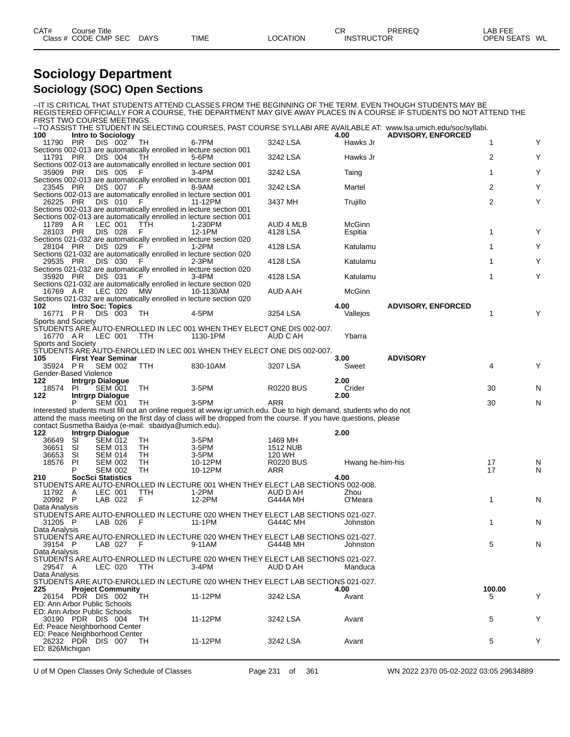| CAT# | Course Title | | | | | | CR | PREREQ | LAB FEE | |
|---|---|---|---|---|---|---|---|---|---|---|
| Class # | CODE CMP SEC | DAYS | TIME | LOCATION | INSTRUCTOR | | | | OPEN SEATS | WL |

# Sociology Department

## Sociology (SOC) Open Sections

--IT IS CRITICAL THAT STUDENTS ATTEND CLASSES FROM THE BEGINNING OF THE TERM. EVEN THOUGH STUDENTS MAY BE REGISTERED OFFICIALLY FOR A COURSE, THE DEPARTMENT MAY GIVE AWAY PLACES IN A COURSE IF STUDENTS DO NOT ATTEND THE FIRST TWO COURSE MEETINGS.
--TO ASSIST THE STUDENT IN SELECTING COURSES, PAST COURSE SYLLABI ARE AVAILABLE AT: www.lsa.umich.edu/soc/syllabi.

**100 Intro to Sociology** — 4.00 — ADVISORY, ENFORCED

| Class # | CODE | CMP SEC | DAYS | TIME | LOCATION | INSTRUCTOR | OPEN SEATS | WL |
|---|---|---|---|---|---|---|---|---|
| 11790 | PIR | DIS 002 | TH | 6-7PM | 3242 LSA | Hawks Jr | 1 | Y |

Sections 002-013 are automatically enrolled in lecture section 001

| Class # | CODE | CMP SEC | DAYS | TIME | LOCATION | INSTRUCTOR | OPEN SEATS | WL |
|---|---|---|---|---|---|---|---|---|
| 11791 | PIR | DIS 004 | TH | 5-6PM | 3242 LSA | Hawks Jr | 2 | Y |

Sections 002-013 are automatically enrolled in lecture section 001

| Class # | CODE | CMP SEC | DAYS | TIME | LOCATION | INSTRUCTOR | OPEN SEATS | WL |
|---|---|---|---|---|---|---|---|---|
| 35909 | PIR | DIS 005 | F | 3-4PM | 3242 LSA | Taing | 1 | Y |

Sections 002-013 are automatically enrolled in lecture section 001

| Class # | CODE | CMP SEC | DAYS | TIME | LOCATION | INSTRUCTOR | OPEN SEATS | WL |
|---|---|---|---|---|---|---|---|---|
| 23545 | PIR | DIS 007 | F | 8-9AM | 3242 LSA | Martel | 2 | Y |

Sections 002-013 are automatically enrolled in lecture section 001

| Class # | CODE | CMP SEC | DAYS | TIME | LOCATION | INSTRUCTOR | OPEN SEATS | WL |
|---|---|---|---|---|---|---|---|---|
| 26225 | PIR | DIS 010 | F | 11-12PM | 3437 MH | Trujillo | 2 | Y |

Sections 002-013 are automatically enrolled in lecture section 001
Sections 002-013 are automatically enrolled in lecture section 001

| Class # | CODE | CMP SEC | DAYS | TIME | LOCATION | INSTRUCTOR | OPEN SEATS | WL |
|---|---|---|---|---|---|---|---|---|
| 11789 | A R | LEC 001 | TTH | 1-230PM | AUD 4 MLB | McGinn | | |
| 28103 | PIR | DIS 028 | F | 12-1PM | 4128 LSA | Espitia | 1 | Y |

Sections 021-032 are automatically enrolled in lecture section 020

| Class # | CODE | CMP SEC | DAYS | TIME | LOCATION | INSTRUCTOR | OPEN SEATS | WL |
|---|---|---|---|---|---|---|---|---|
| 28104 | PIR | DIS 029 | F | 1-2PM | 4128 LSA | Katulamu | 1 | Y |

Sections 021-032 are automatically enrolled in lecture section 020

| Class # | CODE | CMP SEC | DAYS | TIME | LOCATION | INSTRUCTOR | OPEN SEATS | WL |
|---|---|---|---|---|---|---|---|---|
| 29535 | PIR | DIS 030 | F | 2-3PM | 4128 LSA | Katulamu | 1 | Y |

Sections 021-032 are automatically enrolled in lecture section 020

| Class # | CODE | CMP SEC | DAYS | TIME | LOCATION | INSTRUCTOR | OPEN SEATS | WL |
|---|---|---|---|---|---|---|---|---|
| 35920 | PIR | DIS 031 | F | 3-4PM | 4128 LSA | Katulamu | 1 | Y |

Sections 021-032 are automatically enrolled in lecture section 020

| Class # | CODE | CMP SEC | DAYS | TIME | LOCATION | INSTRUCTOR | OPEN SEATS | WL |
|---|---|---|---|---|---|---|---|---|
| 16769 | A R | LEC 020 | MW | 10-1130AM | AUD A AH | McGinn | | |

Sections 021-032 are automatically enrolled in lecture section 020

**102 Intro Soc: Topics** — 4.00 — ADVISORY, ENFORCED

| Class # | CODE | CMP SEC | DAYS | TIME | LOCATION | INSTRUCTOR | OPEN SEATS | WL |
|---|---|---|---|---|---|---|---|---|
| 16771 | P R | DIS 003 | TH | 4-5PM | 3254 LSA | Vallejos | 1 | Y |

Sports and Society
STUDENTS ARE AUTO-ENROLLED IN LEC 001 WHEN THEY ELECT ONE DIS 002-007.

| Class # | CODE | CMP SEC | DAYS | TIME | LOCATION | INSTRUCTOR | OPEN SEATS | WL |
|---|---|---|---|---|---|---|---|---|
| 16770 | A R | LEC 001 | TTH | 1130-1PM | AUD C AH | Ybarra | | |

Sports and Society
STUDENTS ARE AUTO-ENROLLED IN LEC 001 WHEN THEY ELECT ONE DIS 002-007.

**105 First Year Seminar** — 3.00 — ADVISORY

| Class # | CODE | CMP SEC | DAYS | TIME | LOCATION | INSTRUCTOR | OPEN SEATS | WL |
|---|---|---|---|---|---|---|---|---|
| 35924 | P R | SEM 002 | TTH | 830-10AM | 3207 LSA | Sweet | 4 | Y |

Gender-Based Violence

**122 Intrgrp Dialogue** — 2.00

| Class # | CODE | CMP SEC | DAYS | TIME | LOCATION | INSTRUCTOR | OPEN SEATS | WL |
|---|---|---|---|---|---|---|---|---|
| 18574 | PI | SEM 001 | TH | 3-5PM | R0220 BUS | Crider | 30 | N |

**122 Intrgrp Dialogue** — 2.00

| Class # | CODE | CMP SEC | DAYS | TIME | LOCATION | INSTRUCTOR | OPEN SEATS | WL |
|---|---|---|---|---|---|---|---|---|
| | P | SEM 001 | TH | 3-5PM | ARR | | 30 | N |

Interested students must fill out an online request at www.igr.umich.edu. Due to high demand, students who do not attend the mass meeting on the first day of class will be dropped from the course. If you have questions, please contact Susmetha Baidya (e-mail: sbaidya@umich.edu).

**122 Intrgrp Dialogue** — 2.00

| Class # | CODE | CMP SEC | DAYS | TIME | LOCATION | INSTRUCTOR | OPEN SEATS | WL |
|---|---|---|---|---|---|---|---|---|
| 36649 | SI | SEM 012 | TH | 3-5PM | 1469 MH | | | |
| 36651 | SI | SEM 013 | TH | 3-5PM | 1512 NUB | | | |
| 36653 | SI | SEM 014 | TH | 3-5PM | 120 WH | | | |
| 18576 | PI | SEM 002 | TH | 10-12PM | R0220 BUS | Hwang he-him-his | 17 | N |
| | P | SEM 002 | TH | 10-12PM | ARR | | 17 | N |

**210 SocSci Statistics** — 4.00

STUDENTS ARE AUTO-ENROLLED IN LECTURE 001 WHEN THEY ELECT LAB SECTIONS 002-008.

| Class # | CODE | CMP SEC | DAYS | TIME | LOCATION | INSTRUCTOR | OPEN SEATS | WL |
|---|---|---|---|---|---|---|---|---|
| 11792 | A | LEC 001 | TTH | 1-2PM | AUD D AH | Zhou | | |
| 20992 | P | LAB 022 | F | 12-2PM | G444A MH | O'Meara | 1 | N |

Data Analysis
STUDENTS ARE AUTO-ENROLLED IN LECTURE 020 WHEN THEY ELECT LAB SECTIONS 021-027.

| Class # | CODE | CMP SEC | DAYS | TIME | LOCATION | INSTRUCTOR | OPEN SEATS | WL |
|---|---|---|---|---|---|---|---|---|
| 31205 | P | LAB 026 | F | 11-1PM | G444C MH | Johnston | 1 | N |

Data Analysis
STUDENTS ARE AUTO-ENROLLED IN LECTURE 020 WHEN THEY ELECT LAB SECTIONS 021-027.

| Class # | CODE | CMP SEC | DAYS | TIME | LOCATION | INSTRUCTOR | OPEN SEATS | WL |
|---|---|---|---|---|---|---|---|---|
| 39154 | P | LAB 027 | F | 9-11AM | G444B MH | Johnston | 5 | N |

Data Analysis
STUDENTS ARE AUTO-ENROLLED IN LECTURE 020 WHEN THEY ELECT LAB SECTIONS 021-027.

| Class # | CODE | CMP SEC | DAYS | TIME | LOCATION | INSTRUCTOR | OPEN SEATS | WL |
|---|---|---|---|---|---|---|---|---|
| 29547 | A | LEC 020 | TTH | 3-4PM | AUD D AH | Manduca | | |

Data Analysis
STUDENTS ARE AUTO-ENROLLED IN LECTURE 020 WHEN THEY ELECT LAB SECTIONS 021-027.

**225 Project Community** — 4.00 — LAB FEE 100.00

| Class # | CODE | CMP SEC | DAYS | TIME | LOCATION | INSTRUCTOR | OPEN SEATS | WL |
|---|---|---|---|---|---|---|---|---|
| 26154 | PDR | DIS 002 | TH | 11-12PM | 3242 LSA | Avant | 5 | Y |

ED: Ann Arbor Public Schools
ED: Ann Arbor Public Schools

| Class # | CODE | CMP SEC | DAYS | TIME | LOCATION | INSTRUCTOR | OPEN SEATS | WL |
|---|---|---|---|---|---|---|---|---|
| 30190 | PDR | DIS 004 | TH | 11-12PM | 3242 LSA | Avant | 5 | Y |

Ed: Peace Neighborhood Center
ED: Peace Neighborhood Center

| Class # | CODE | CMP SEC | DAYS | TIME | LOCATION | INSTRUCTOR | OPEN SEATS | WL |
|---|---|---|---|---|---|---|---|---|
| 26232 | PDR | DIS 007 | TH | 11-12PM | 3242 LSA | Avant | 5 | Y |

ED: 826Michigan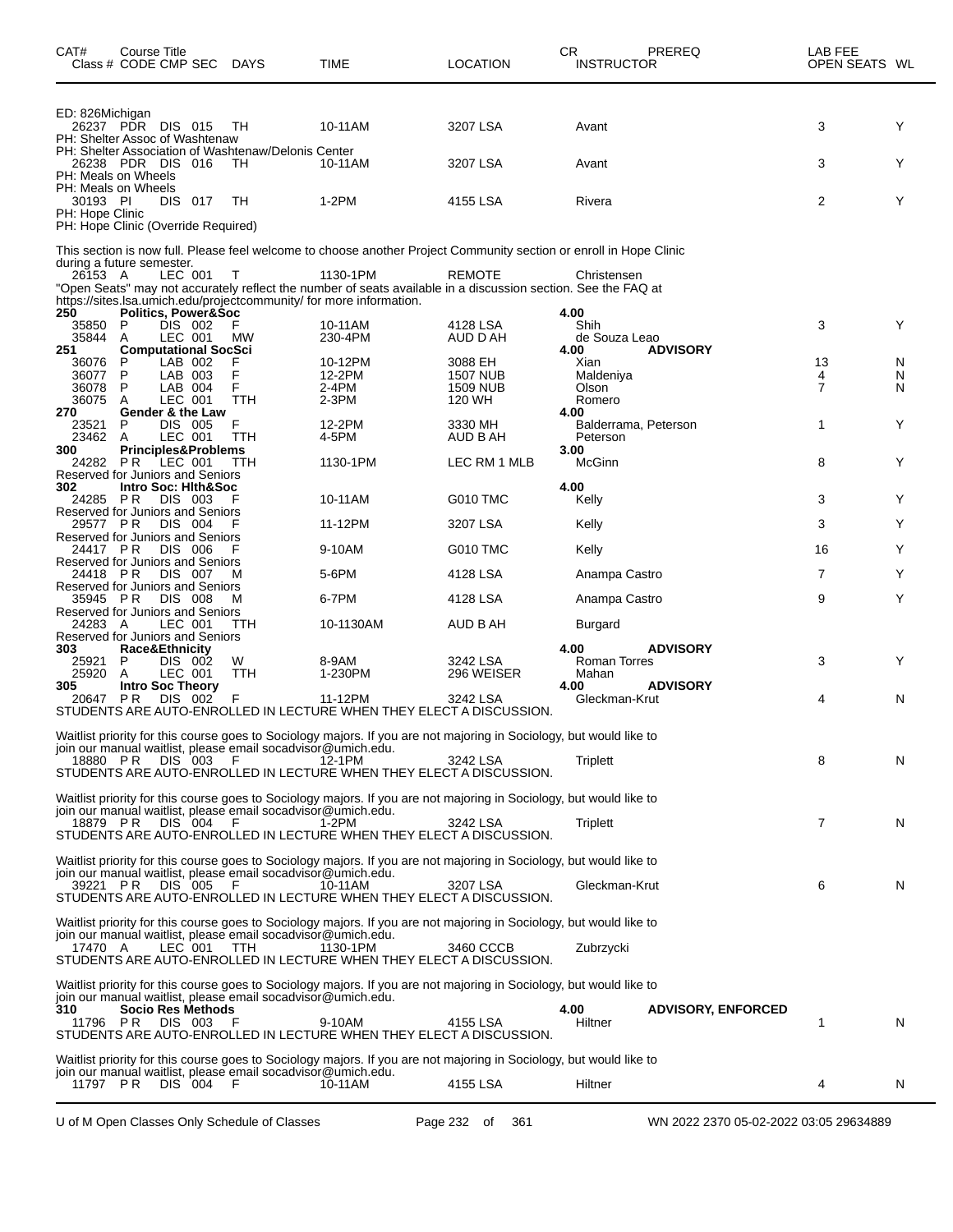| CAT# | Course Title Class # CODE CMP SEC | DAYS | TIME | LOCATION | CR INSTRUCTOR | PREREQ | LAB FEE OPEN SEATS | WL |
|---|---|---|---|---|---|---|---|---|
| ED: 826Michigan | | | | | | | | |
| | 26237 PDR DIS 015 | TH | 10-11AM | 3207 LSA | Avant | | 3 | Y |
| PH: Shelter Assoc of Washtenaw | | | | | | | | |
| PH: Shelter Association of Washtenaw/Delonis Center | | | | | | | | |
| | 26238 PDR DIS 016 | TH | 10-11AM | 3207 LSA | Avant | | 3 | Y |
| PH: Meals on Wheels | | | | | | | | |
| PH: Meals on Wheels | | | | | | | | |
| | 30193 PI DIS 017 | TH | 1-2PM | 4155 LSA | Rivera | | 2 | Y |
| PH: Hope Clinic | | | | | | | | |
| PH: Hope Clinic (Override Required) | | | | | | | | |
| This section is now full. Please feel welcome to choose another Project Community section or enroll in Hope Clinic during a future semester. | | | | | | | | |
| | 26153 A LEC 001 | T | 1130-1PM | REMOTE | Christensen | | | |
| "Open Seats" may not accurately reflect the number of seats available in a discussion section. See the FAQ at https://sites.lsa.umich.edu/projectcommunity/ for more information. | | | | | | | | |
| 250 | Politics, Power&Soc | | | | 4.00 | | | |
| | 35850 P DIS 002 | F | 10-11AM | 4128 LSA | Shih | | 3 | Y |
| | 35844 A LEC 001 | MW | 230-4PM | AUD D AH | de Souza Leao | | | |
| 251 | Computational SocSci | | | | 4.00 | ADVISORY | | |
| | 36076 P LAB 002 | F | 10-12PM | 3088 EH | Xian | | 13 | N |
| | 36077 P LAB 003 | F | 12-2PM | 1507 NUB | Maldeniya | | 4 | N |
| | 36078 P LAB 004 | F | 2-4PM | 1509 NUB | Olson | | 7 | N |
| | 36075 A LEC 001 | TTH | 2-3PM | 120 WH | Romero | | | |
| 270 | Gender & the Law | | | | 4.00 | | | |
| | 23521 P DIS 005 | F | 12-2PM | 3330 MH | Balderrama, Peterson | | 1 | Y |
| | 23462 A LEC 001 | TTH | 4-5PM | AUD B AH | Peterson | | | |
| 300 | Principles&Problems | | | | 3.00 | | | |
| | 24282 PR LEC 001 | TTH | 1130-1PM | LEC RM 1 MLB | McGinn | | 8 | Y |
| Reserved for Juniors and Seniors | | | | | | | | |
| 302 | Intro Soc: Hlth&Soc | | | | 4.00 | | | |
| | 24285 PR DIS 003 | F | 10-11AM | G010 TMC | Kelly | | 3 | Y |
| Reserved for Juniors and Seniors | | | | | | | | |
| | 29577 PR DIS 004 | F | 11-12PM | 3207 LSA | Kelly | | 3 | Y |
| Reserved for Juniors and Seniors | | | | | | | | |
| | 24417 PR DIS 006 | F | 9-10AM | G010 TMC | Kelly | | 16 | Y |
| Reserved for Juniors and Seniors | | | | | | | | |
| | 24418 PR DIS 007 | M | 5-6PM | 4128 LSA | Anampa Castro | | 7 | Y |
| Reserved for Juniors and Seniors | | | | | | | | |
| | 35945 PR DIS 008 | M | 6-7PM | 4128 LSA | Anampa Castro | | 9 | Y |
| Reserved for Juniors and Seniors | | | | | | | | |
| | 24283 A LEC 001 | TTH | 10-1130AM | AUD B AH | Burgard | | | |
| Reserved for Juniors and Seniors | | | | | | | | |
| 303 | Race&Ethnicity | | | | 4.00 | ADVISORY | | |
| | 25921 P DIS 002 | W | 8-9AM | 3242 LSA | Roman Torres | | 3 | Y |
| | 25920 A LEC 001 | TTH | 1-230PM | 296 WEISER | Mahan | | | |
| 305 | Intro Soc Theory | | | | 4.00 | ADVISORY | | |
| | 20647 PR DIS 002 | F | 11-12PM | 3242 LSA | Gleckman-Krut | | 4 | N |
| STUDENTS ARE AUTO-ENROLLED IN LECTURE WHEN THEY ELECT A DISCUSSION. | | | | | | | | |
| Waitlist priority for this course goes to Sociology majors. If you are not majoring in Sociology, but would like to join our manual waitlist, please email socadvisor@umich.edu. | | | | | | | | |
| | 18880 PR DIS 003 | F | 12-1PM | 3242 LSA | Triplett | | 8 | N |
| STUDENTS ARE AUTO-ENROLLED IN LECTURE WHEN THEY ELECT A DISCUSSION. | | | | | | | | |
| Waitlist priority for this course goes to Sociology majors. If you are not majoring in Sociology, but would like to join our manual waitlist, please email socadvisor@umich.edu. | | | | | | | | |
| | 18879 PR DIS 004 | F | 1-2PM | 3242 LSA | Triplett | | 7 | N |
| STUDENTS ARE AUTO-ENROLLED IN LECTURE WHEN THEY ELECT A DISCUSSION. | | | | | | | | |
| Waitlist priority for this course goes to Sociology majors. If you are not majoring in Sociology, but would like to join our manual waitlist, please email socadvisor@umich.edu. | | | | | | | | |
| | 39221 PR DIS 005 | F | 10-11AM | 3207 LSA | Gleckman-Krut | | 6 | N |
| STUDENTS ARE AUTO-ENROLLED IN LECTURE WHEN THEY ELECT A DISCUSSION. | | | | | | | | |
| Waitlist priority for this course goes to Sociology majors. If you are not majoring in Sociology, but would like to join our manual waitlist, please email socadvisor@umich.edu. | | | | | | | | |
| | 17470 A LEC 001 | TTH | 1130-1PM | 3460 CCCB | Zubrzycki | | | |
| STUDENTS ARE AUTO-ENROLLED IN LECTURE WHEN THEY ELECT A DISCUSSION. | | | | | | | | |
| Waitlist priority for this course goes to Sociology majors. If you are not majoring in Sociology, but would like to join our manual waitlist, please email socadvisor@umich.edu. | | | | | | | | |
| 310 | Socio Res Methods | | | | 4.00 | ADVISORY, ENFORCED | | |
| | 11796 PR DIS 003 | F | 9-10AM | 4155 LSA | Hiltner | | 1 | N |
| STUDENTS ARE AUTO-ENROLLED IN LECTURE WHEN THEY ELECT A DISCUSSION. | | | | | | | | |
| Waitlist priority for this course goes to Sociology majors. If you are not majoring in Sociology, but would like to join our manual waitlist, please email socadvisor@umich.edu. | | | | | | | | |
| | 11797 PR DIS 004 | F | 10-11AM | 4155 LSA | Hiltner | | 4 | N |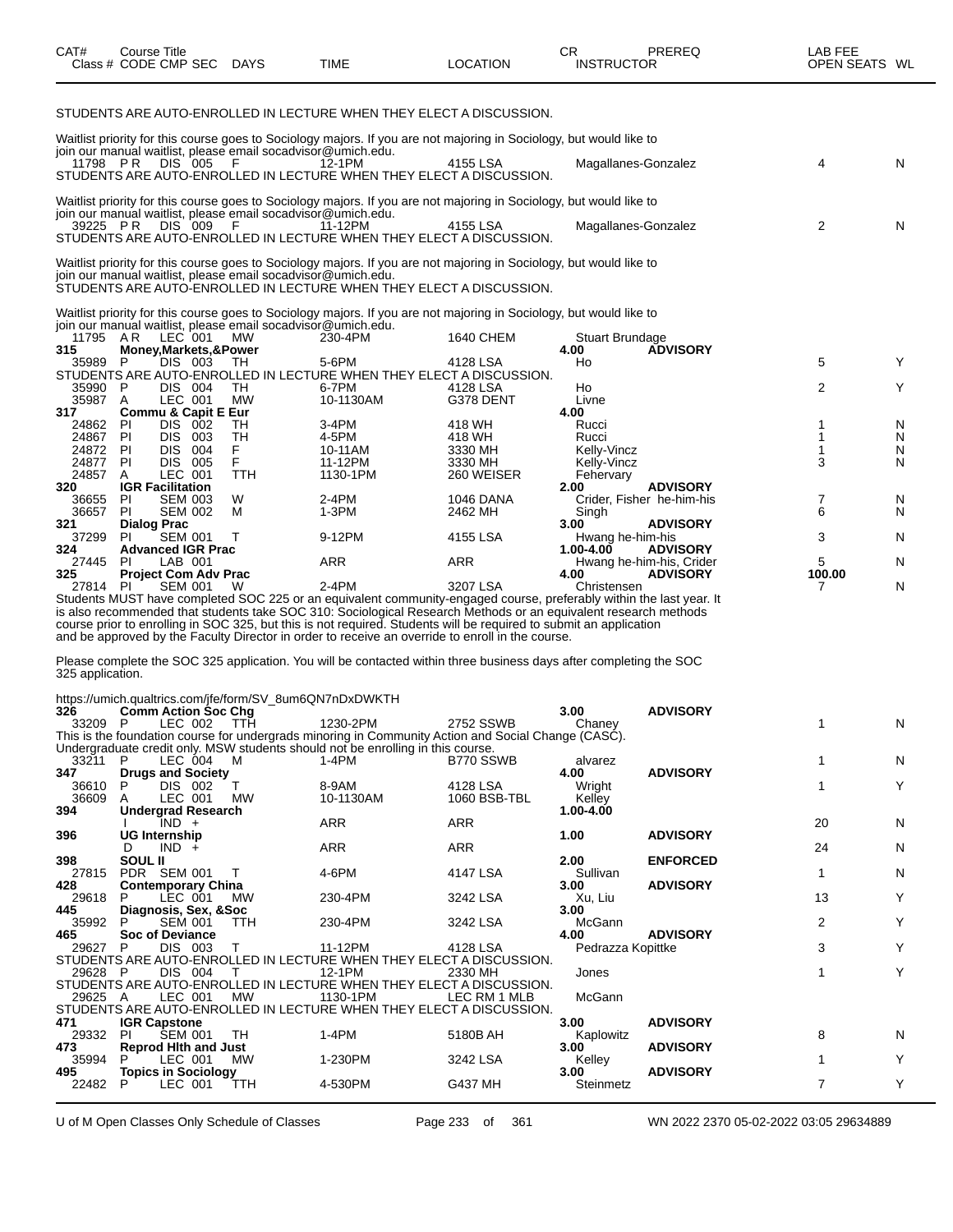| CAT# Class # | Course Title CODE CMP SEC | DAYS | TIME | LOCATION | CR INSTRUCTOR | PREREQ | LAB FEE OPEN SEATS | WL |
|---|---|---|---|---|---|---|---|---|

STUDENTS ARE AUTO-ENROLLED IN LECTURE WHEN THEY ELECT A DISCUSSION.

Waitlist priority for this course goes to Sociology majors. If you are not majoring in Sociology, but would like to join our manual waitlist, please email socadvisor@umich.edu.

| | | | | | | | | |
|---|---|---|---|---|---|---|---|---|
| 11798 | P R DIS 005 | F | 12-1PM | 4155 LSA | Magallanes-Gonzalez | | 4 | N |

STUDENTS ARE AUTO-ENROLLED IN LECTURE WHEN THEY ELECT A DISCUSSION.

Waitlist priority for this course goes to Sociology majors. If you are not majoring in Sociology, but would like to join our manual waitlist, please email socadvisor@umich.edu.

| | | | | | | | | |
|---|---|---|---|---|---|---|---|---|
| 39225 | P R DIS 009 | F | 11-12PM | 4155 LSA | Magallanes-Gonzalez | | 2 | N |

STUDENTS ARE AUTO-ENROLLED IN LECTURE WHEN THEY ELECT A DISCUSSION.

Waitlist priority for this course goes to Sociology majors. If you are not majoring in Sociology, but would like to join our manual waitlist, please email socadvisor@umich.edu.
STUDENTS ARE AUTO-ENROLLED IN LECTURE WHEN THEY ELECT A DISCUSSION.

Waitlist priority for this course goes to Sociology majors. If you are not majoring in Sociology, but would like to join our manual waitlist, please email socadvisor@umich.edu.

| | | | | | | | | |
|---|---|---|---|---|---|---|---|---|
| 11795 | A R LEC 001 | MW | 230-4PM | 1640 CHEM | Stuart Brundage | | | |
| **315** | **Money,Markets,&Power** | | | | **4.00** | **ADVISORY** | | |
| 35989 | P DIS 003 | TH | 5-6PM | 4128 LSA | Ho | | 5 | Y |

STUDENTS ARE AUTO-ENROLLED IN LECTURE WHEN THEY ELECT A DISCUSSION.

| | | | | | | | | |
|---|---|---|---|---|---|---|---|---|
| 35990 | P DIS 004 | TH | 6-7PM | 4128 LSA | Ho | | 2 | Y |
| 35987 | A LEC 001 | MW | 10-1130AM | G378 DENT | Livne | | | |
| **317** | **Commu & Capit E Eur** | | | | **4.00** | | | |
| 24862 | PI DIS 002 | TH | 3-4PM | 418 WH | Rucci | | 1 | N |
| 24867 | PI DIS 003 | TH | 4-5PM | 418 WH | Rucci | | 1 | N |
| 24872 | PI DIS 004 | F | 10-11AM | 3330 MH | Kelly-Vincz | | 1 | N |
| 24877 | PI DIS 005 | F | 11-12PM | 3330 MH | Kelly-Vincz | | 3 | N |
| 24857 | A LEC 001 | TTH | 1130-1PM | 260 WEISER | Fehervary | | | |
| **320** | **IGR Facilitation** | | | | **2.00** | **ADVISORY** | | |
| 36655 | PI SEM 003 | W | 2-4PM | 1046 DANA | Crider, Fisher he-him-his | | 7 | N |
| 36657 | PI SEM 002 | M | 1-3PM | 2462 MH | Singh | | 6 | N |
| **321** | **Dialog Prac** | | | | **3.00** | **ADVISORY** | | |
| 37299 | PI SEM 001 | T | 9-12PM | 4155 LSA | Hwang he-him-his | | 3 | N |
| **324** | **Advanced IGR Prac** | | | | **1.00-4.00** | **ADVISORY** | | |
| 27445 | PI LAB 001 | | ARR | ARR | Hwang he-him-his, Crider | | 5 | N |
| **325** | **Project Com Adv Prac** | | | | **4.00** | **ADVISORY** | **100.00** | |
| 27814 | PI SEM 001 | W | 2-4PM | 3207 LSA | Christensen | | 7 | N |

Students MUST have completed SOC 225 or an equivalent community-engaged course, preferably within the last year. It is also recommended that students take SOC 310: Sociological Research Methods or an equivalent research methods course prior to enrolling in SOC 325, but this is not required. Students will be required to submit an application and be approved by the Faculty Director in order to receive an override to enroll in the course.

Please complete the SOC 325 application. You will be contacted within three business days after completing the SOC 325 application.

https://umich.qualtrics.com/jfe/form/SV_8um6QN7nDxDWKTH

| | | | | | | | | |
|---|---|---|---|---|---|---|---|---|
| **326** | **Comm Action Soc Chg** | | | | **3.00** | **ADVISORY** | | |
| 33209 | P LEC 002 | TTH | 1230-2PM | 2752 SSWB | Chaney | | 1 | N |

This is the foundation course for undergrads minoring in Community Action and Social Change (CASC). Undergraduate credit only. MSW students should not be enrolling in this course.

| | | | | | | | | |
|---|---|---|---|---|---|---|---|---|
| 33211 | P LEC 004 | M | 1-4PM | B770 SSWB | alvarez | | 1 | N |
| **347** | **Drugs and Society** | | | | **4.00** | **ADVISORY** | | |
| 36610 | P DIS 002 | T | 8-9AM | 4128 LSA | Wright | | 1 | Y |
| 36609 | A LEC 001 | MW | 10-1130AM | 1060 BSB-TBL | Kelley | | | |
| **394** | **Undergrad Research** | | | | **1.00-4.00** | | | |
| | I IND + | | ARR | ARR | | | 20 | N |
| **396** | **UG Internship** | | | | **1.00** | **ADVISORY** | | |
| | D IND + | | ARR | ARR | | | 24 | N |
| **398** | **SOUL II** | | | | **2.00** | **ENFORCED** | | |
| 27815 | PDR SEM 001 | T | 4-6PM | 4147 LSA | Sullivan | | 1 | N |
| **428** | **Contemporary China** | | | | **3.00** | **ADVISORY** | | |
| 29618 | P LEC 001 | MW | 230-4PM | 3242 LSA | Xu, Liu | | 13 | Y |
| **445** | **Diagnosis, Sex, &Soc** | | | | **3.00** | | | |
| 35992 | P SEM 001 | TTH | 230-4PM | 3242 LSA | McGann | | 2 | Y |
| **465** | **Soc of Deviance** | | | | **4.00** | **ADVISORY** | | |
| 29627 | P DIS 003 | T | 11-12PM | 4128 LSA | Pedrazza Kopittke | | 3 | Y |

STUDENTS ARE AUTO-ENROLLED IN LECTURE WHEN THEY ELECT A DISCUSSION.

| | | | | | | | | |
|---|---|---|---|---|---|---|---|---|
| 29628 | P DIS 004 | T | 12-1PM | 2330 MH | Jones | | 1 | Y |

STUDENTS ARE AUTO-ENROLLED IN LECTURE WHEN THEY ELECT A DISCUSSION.

| | | | | | | | | |
|---|---|---|---|---|---|---|---|---|
| 29625 | A LEC 001 | MW | 1130-1PM | LEC RM 1 MLB | McGann | | | |

STUDENTS ARE AUTO-ENROLLED IN LECTURE WHEN THEY ELECT A DISCUSSION.

| | | | | | | | | |
|---|---|---|---|---|---|---|---|---|
| **471** | **IGR Capstone** | | | | **3.00** | **ADVISORY** | | |
| 29332 | PI SEM 001 | TH | 1-4PM | 5180B AH | Kaplowitz | | 8 | N |
| **473** | **Reprod Hlth and Just** | | | | **3.00** | **ADVISORY** | | |
| 35994 | P LEC 001 | MW | 1-230PM | 3242 LSA | Kelley | | 1 | Y |
| **495** | **Topics in Sociology** | | | | **3.00** | **ADVISORY** | | |
| 22482 | P LEC 001 | TTH | 4-530PM | G437 MH | Steinmetz | | 7 | Y |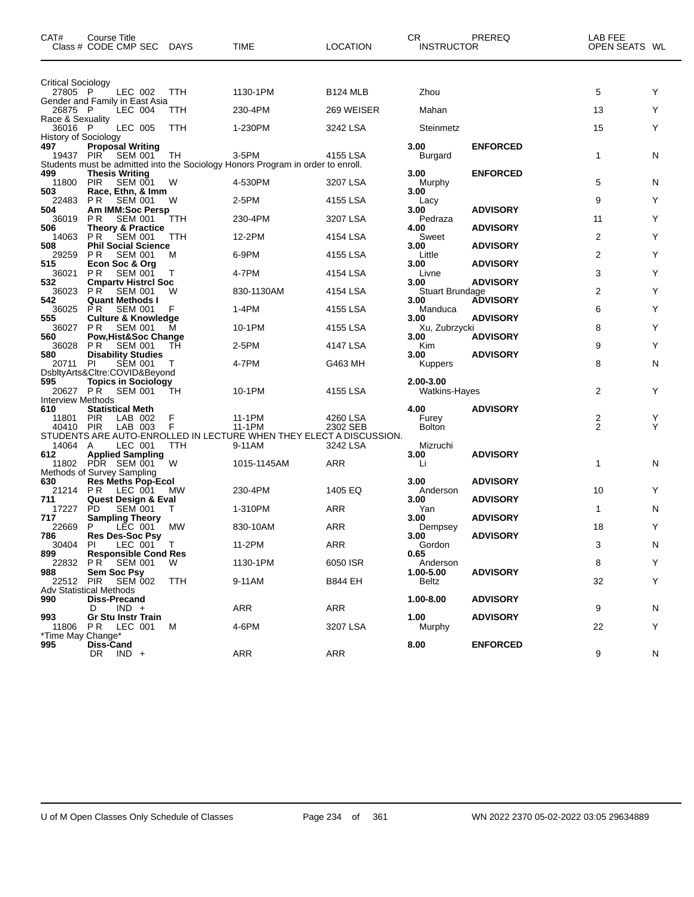| CAT# Class # | Course Title CODE | CMP | SEC | DAYS | TIME | LOCATION | CR INSTRUCTOR | PREREQ | LAB FEE OPEN SEATS | WL |
|---|---|---|---|---|---|---|---|---|---|---|
| Critical Sociology | | | | | | | | | | |
| 27805 | P | LEC | 002 | TTH | 1130-1PM | B124 MLB | Zhou | | 5 | Y |
| Gender and Family in East Asia | | | | | | | | | | |
| 26875 | P | LEC | 004 | TTH | 230-4PM | 269 WEISER | Mahan | | 13 | Y |
| Race & Sexuality | | | | | | | | | | |
| 36016 | P | LEC | 005 | TTH | 1-230PM | 3242 LSA | Steinmetz | | 15 | Y |
| History of Sociology | | | | | | | | | | |
| **497** | **Proposal Writing** | | | | | | **3.00** | **ENFORCED** | | |
| 19437 | PIR | SEM | 001 | TH | 3-5PM | 4155 LSA | Burgard | | 1 | N |
| Students must be admitted into the Sociology Honors Program in order to enroll. | | | | | | | | | | |
| **499** | **Thesis Writing** | | | | | | **3.00** | **ENFORCED** | | |
| 11800 | PIR | SEM | 001 | W | 4-530PM | 3207 LSA | Murphy | | 5 | N |
| **503** | **Race, Ethn, & Imm** | | | | | | **3.00** | | | |
| 22483 | PR | SEM | 001 | W | 2-5PM | 4155 LSA | Lacy | | 9 | Y |
| **504** | **Am IMM:Soc Persp** | | | | | | **3.00** | **ADVISORY** | | |
| 36019 | PR | SEM | 001 | TTH | 230-4PM | 3207 LSA | Pedraza | | 11 | Y |
| **506** | **Theory & Practice** | | | | | | **4.00** | **ADVISORY** | | |
| 14063 | PR | SEM | 001 | TTH | 12-2PM | 4154 LSA | Sweet | | 2 | Y |
| **508** | **Phil Social Science** | | | | | | **3.00** | **ADVISORY** | | |
| 29259 | PR | SEM | 001 | M | 6-9PM | 4155 LSA | Little | | 2 | Y |
| **515** | **Econ Soc & Org** | | | | | | **3.00** | **ADVISORY** | | |
| 36021 | PR | SEM | 001 | T | 4-7PM | 4154 LSA | Livne | | 3 | Y |
| **532** | **Cmpartv Histrcl Soc** | | | | | | **3.00** | **ADVISORY** | | |
| 36023 | PR | SEM | 001 | W | 830-1130AM | 4154 LSA | Stuart Brundage | | 2 | Y |
| **542** | **Quant Methods I** | | | | | | **3.00** | **ADVISORY** | | |
| 36025 | PR | SEM | 001 | F | 1-4PM | 4155 LSA | Manduca | | 6 | Y |
| **555** | **Culture & Knowledge** | | | | | | **3.00** | **ADVISORY** | | |
| 36027 | PR | SEM | 001 | M | 10-1PM | 4155 LSA | Xu, Zubrzycki | | 8 | Y |
| **560** | **Pow,Hist&Soc Change** | | | | | | **3.00** | **ADVISORY** | | |
| 36028 | PR | SEM | 001 | TH | 2-5PM | 4147 LSA | Kim | | 9 | Y |
| **580** | **Disability Studies** | | | | | | **3.00** | **ADVISORY** | | |
| 20711 | PI | SEM | 001 | T | 4-7PM | G463 MH | Kuppers | | 8 | N |
| DsbltyArts&Cltre:COVID&Beyond | | | | | | | | | | |
| **595** | **Topics in Sociology** | | | | | | **2.00-3.00** | | | |
| 20627 | PR | SEM | 001 | TH | 10-1PM | 4155 LSA | Watkins-Hayes | | 2 | Y |
| Interview Methods | | | | | | | | | | |
| **610** | **Statistical Meth** | | | | | | **4.00** | **ADVISORY** | | |
| 11801 | PIR | LAB | 002 | F | 11-1PM | 4260 LSA | Furey | | 2 | Y |
| 40410 | PIR | LAB | 003 | F | 11-1PM | 2302 SEB | Bolton | | 2 | Y |
| STUDENTS ARE AUTO-ENROLLED IN LECTURE WHEN THEY ELECT A DISCUSSION. | | | | | | | | | | |
| 14064 | A | LEC | 001 | TTH | 9-11AM | 3242 LSA | Mizruchi | | | |
| **612** | **Applied Sampling** | | | | | | **3.00** | **ADVISORY** | | |
| 11802 | PDR | SEM | 001 | W | 1015-1145AM | ARR | Li | | 1 | N |
| Methods of Survey Sampling | | | | | | | | | | |
| **630** | **Res Meths Pop-Ecol** | | | | | | **3.00** | **ADVISORY** | | |
| 21214 | PR | LEC | 001 | MW | 230-4PM | 1405 EQ | Anderson | | 10 | Y |
| **711** | **Quest Design & Eval** | | | | | | **3.00** | **ADVISORY** | | |
| 17227 | PD | SEM | 001 | T | 1-310PM | ARR | Yan | | 1 | N |
| **717** | **Sampling Theory** | | | | | | **3.00** | **ADVISORY** | | |
| 22669 | P | LEC | 001 | MW | 830-10AM | ARR | Dempsey | | 18 | Y |
| **786** | **Res Des-Soc Psy** | | | | | | **3.00** | **ADVISORY** | | |
| 30404 | PI | LEC | 001 | T | 11-2PM | ARR | Gordon | | 3 | N |
| **899** | **Responsible Cond Res** | | | | | | **0.65** | | | |
| 22832 | PR | SEM | 001 | W | 1130-1PM | 6050 ISR | Anderson | | 8 | Y |
| **988** | **Sem Soc Psy** | | | | | | **1.00-5.00** | **ADVISORY** | | |
| 22512 | PIR | SEM | 002 | TTH | 9-11AM | B844 EH | Beltz | | 32 | Y |
| Adv Statistical Methods | | | | | | | | | | |
| **990** | **Diss-Precand** | | | | | | **1.00-8.00** | **ADVISORY** | | |
| | D | IND | + | | ARR | ARR | | | 9 | N |
| **993** | **Gr Stu Instr Train** | | | | | | **1.00** | **ADVISORY** | | |
| 11806 | PR | LEC | 001 | M | 4-6PM | 3207 LSA | Murphy | | 22 | Y |
| *Time May Change* | | | | | | | | | | |
| **995** | **Diss-Cand** | | | | | | **8.00** | **ENFORCED** | | |
| | DR | IND | + | | ARR | ARR | | | 9 | N |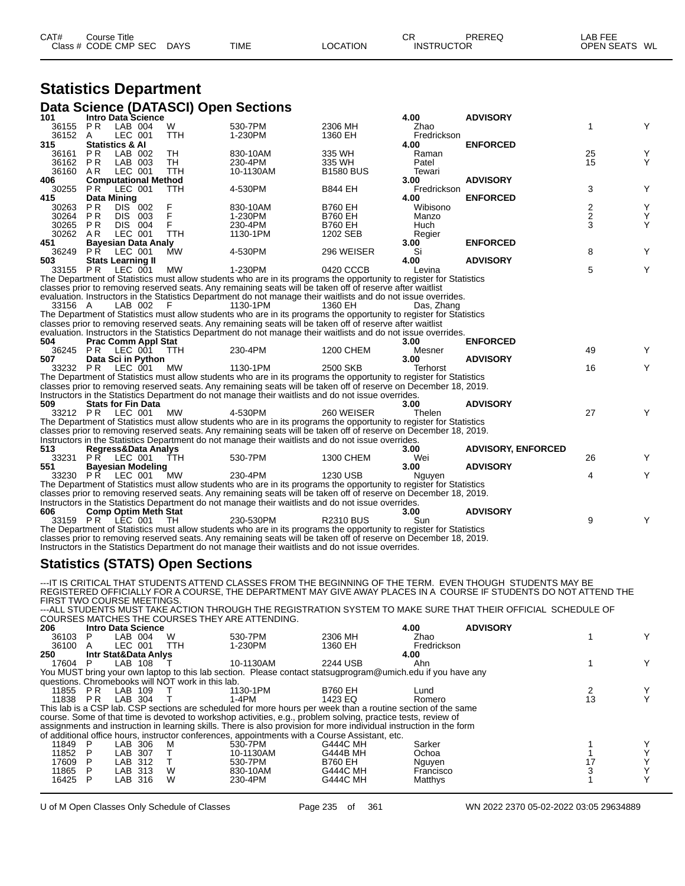| CAT# | Course Title | | | | | | CR | PREREQ | LAB FEE | |
|---|---|---|---|---|---|---|---|---|---|---|
| Class # | CODE | CMP | SEC | DAYS | TIME | LOCATION | INSTRUCTOR | | OPEN SEATS | WL |

# Statistics Department

## Data Science (DATASCI) Open Sections

| CAT# / Class # | CODE | CMP | SEC | DAYS | TIME | LOCATION | CR / INSTRUCTOR | PREREQ | OPEN SEATS | WL |
|---|---|---|---|---|---|---|---|---|---|---|
| **101** | **Intro Data Science** | | | | | | **4.00** | **ADVISORY** | | |
| 36155 | P R | LAB | 004 | W | 530-7PM | 2306 MH | Zhao | | 1 | Y |
| 36152 | A | LEC | 001 | TTH | 1-230PM | 1360 EH | Fredrickson | | | |
| **315** | **Statistics & AI** | | | | | | **4.00** | **ENFORCED** | | |
| 36161 | P R | LAB | 002 | TH | 830-10AM | 335 WH | Raman | | 25 | Y |
| 36162 | P R | LAB | 003 | TH | 230-4PM | 335 WH | Patel | | 15 | Y |
| 36160 | A R | LEC | 001 | TTH | 10-1130AM | B1580 BUS | Tewari | | | |
| **406** | **Computational Method** | | | | | | **3.00** | **ADVISORY** | | |
| 30255 | P R | LEC | 001 | TTH | 4-530PM | B844 EH | Fredrickson | | 3 | Y |
| **415** | **Data Mining** | | | | | | **4.00** | **ENFORCED** | | |
| 30263 | P R | DIS | 002 | F | 830-10AM | B760 EH | Wibisono | | 2 | Y |
| 30264 | P R | DIS | 003 | F | 1-230PM | B760 EH | Manzo | | 2 | Y |
| 30265 | P R | DIS | 004 | F | 230-4PM | B760 EH | Huch | | 3 | Y |
| 30262 | A R | LEC | 001 | TTH | 1130-1PM | 1202 SEB | Regier | | | |
| **451** | **Bayesian Data Analy** | | | | | | **3.00** | **ENFORCED** | | |
| 36249 | P R | LEC | 001 | MW | 4-530PM | 296 WEISER | Si | | 8 | Y |
| **503** | **Stats Learning II** | | | | | | **4.00** | **ADVISORY** | | |
| 33155 | P R | LEC | 001 | MW | 1-230PM | 0420 CCCB | Levina | | 5 | Y |

The Department of Statistics must allow students who are in its programs the opportunity to register for Statistics classes prior to removing reserved seats. Any remaining seats will be taken off of reserve after waitlist evaluation. Instructors in the Statistics Department do not manage their waitlists and do not issue overrides.

| Class # | CODE | CMP | SEC | DAYS | TIME | LOCATION | INSTRUCTOR | PREREQ | OPEN SEATS | WL |
|---|---|---|---|---|---|---|---|---|---|---|
| 33156 | A | LAB | 002 | F | 1130-1PM | 1360 EH | Das, Zhang | | | |

The Department of Statistics must allow students who are in its programs the opportunity to register for Statistics classes prior to removing reserved seats. Any remaining seats will be taken off of reserve after waitlist evaluation. Instructors in the Statistics Department do not manage their waitlists and do not issue overrides.

| CAT# / Class # | CODE | CMP | SEC | DAYS | TIME | LOCATION | CR / INSTRUCTOR | PREREQ | OPEN SEATS | WL |
|---|---|---|---|---|---|---|---|---|---|---|
| **504** | **Prac Comm Appl Stat** | | | | | | **3.00** | **ENFORCED** | | |
| 36245 | P R | LEC | 001 | TTH | 230-4PM | 1200 CHEM | Mesner | | 49 | Y |
| **507** | **Data Sci in Python** | | | | | | **3.00** | **ADVISORY** | | |
| 33232 | P R | LEC | 001 | MW | 1130-1PM | 2500 SKB | Terhorst | | 16 | Y |

The Department of Statistics must allow students who are in its programs the opportunity to register for Statistics classes prior to removing reserved seats. Any remaining seats will be taken off of reserve on December 18, 2019. Instructors in the Statistics Department do not manage their waitlists and do not issue overrides.

| CAT# / Class # | CODE | CMP | SEC | DAYS | TIME | LOCATION | CR / INSTRUCTOR | PREREQ | OPEN SEATS | WL |
|---|---|---|---|---|---|---|---|---|---|---|
| **509** | **Stats for Fin Data** | | | | | | **3.00** | **ADVISORY** | | |
| 33212 | P R | LEC | 001 | MW | 4-530PM | 260 WEISER | Thelen | | 27 | Y |

The Department of Statistics must allow students who are in its programs the opportunity to register for Statistics classes prior to removing reserved seats. Any remaining seats will be taken off of reserve on December 18, 2019. Instructors in the Statistics Department do not manage their waitlists and do not issue overrides.

| CAT# / Class # | CODE | CMP | SEC | DAYS | TIME | LOCATION | CR / INSTRUCTOR | PREREQ | OPEN SEATS | WL |
|---|---|---|---|---|---|---|---|---|---|---|
| **513** | **Regress&Data Analys** | | | | | | **3.00** | **ADVISORY, ENFORCED** | | |
| 33231 | P R | LEC | 001 | TTH | 530-7PM | 1300 CHEM | Wei | | 26 | Y |
| **551** | **Bayesian Modeling** | | | | | | **3.00** | **ADVISORY** | | |
| 33230 | P R | LEC | 001 | MW | 230-4PM | 1230 USB | Nguyen | | 4 | Y |

The Department of Statistics must allow students who are in its programs the opportunity to register for Statistics classes prior to removing reserved seats. Any remaining seats will be taken off of reserve on December 18, 2019. Instructors in the Statistics Department do not manage their waitlists and do not issue overrides.

| CAT# / Class # | CODE | CMP | SEC | DAYS | TIME | LOCATION | CR / INSTRUCTOR | PREREQ | OPEN SEATS | WL |
|---|---|---|---|---|---|---|---|---|---|---|
| **606** | **Comp Optim Meth Stat** | | | | | | **3.00** | **ADVISORY** | | |
| 33159 | P R | LEC | 001 | TH | 230-530PM | R2310 BUS | Sun | | 9 | Y |

The Department of Statistics must allow students who are in its programs the opportunity to register for Statistics classes prior to removing reserved seats. Any remaining seats will be taken off of reserve on December 18, 2019. Instructors in the Statistics Department do not manage their waitlists and do not issue overrides.

## Statistics (STATS) Open Sections

---IT IS CRITICAL THAT STUDENTS ATTEND CLASSES FROM THE BEGINNING OF THE TERM. EVEN THOUGH STUDENTS MAY BE REGISTERED OFFICIALLY FOR A COURSE, THE DEPARTMENT MAY GIVE AWAY PLACES IN A COURSE IF STUDENTS DO NOT ATTEND THE FIRST TWO COURSE MEETINGS.
---ALL STUDENTS MUST TAKE ACTION THROUGH THE REGISTRATION SYSTEM TO MAKE SURE THAT THEIR OFFICIAL SCHEDULE OF COURSES MATCHES THE COURSES THEY ARE ATTENDING.

| CAT# / Class # | CODE | CMP | SEC | DAYS | TIME | LOCATION | CR / INSTRUCTOR | PREREQ | OPEN SEATS | WL |
|---|---|---|---|---|---|---|---|---|---|---|
| **206** | **Intro Data Science** | | | | | | **4.00** | **ADVISORY** | | |
| 36103 | P | LAB | 004 | W | 530-7PM | 2306 MH | Zhao | | 1 | Y |
| 36100 | A | LEC | 001 | TTH | 1-230PM | 1360 EH | Fredrickson | | | |
| **250** | **Intr Stat&Data Anlys** | | | | | | **4.00** | | | |
| 17604 | P | LAB | 108 | T | 10-1130AM | 2244 USB | Ahn | | 1 | Y |

You MUST bring your own laptop to this lab section. Please contact statsugprogram@umich.edu if you have any questions. Chromebooks will NOT work in this lab.

| Class # | CODE | CMP | SEC | DAYS | TIME | LOCATION | INSTRUCTOR | PREREQ | OPEN SEATS | WL |
|---|---|---|---|---|---|---|---|---|---|---|
| 11855 | P R | LAB | 109 | T | 1130-1PM | B760 EH | Lund | | 2 | Y |
| 11838 | P R | LAB | 304 | T | 1-4PM | 1423 EQ | Romero | | 13 | Y |

This lab is a CSP lab. CSP sections are scheduled for more hours per week than a routine section of the same course. Some of that time is devoted to workshop activities, e.g., problem solving, practice tests, review of assignments and instruction in learning skills. There is also provision for more individual instruction in the form of additional office hours, instructor conferences, appointments with a Course Assistant, etc.

| Class # | CODE | CMP | SEC | DAYS | TIME | LOCATION | INSTRUCTOR | PREREQ | OPEN SEATS | WL |
|---|---|---|---|---|---|---|---|---|---|---|
| 11849 | P | LAB | 306 | M | 530-7PM | G444C MH | Sarker | | 1 | Y |
| 11852 | P | LAB | 307 | T | 10-1130AM | G444B MH | Ochoa | | 1 | Y |
| 17609 | P | LAB | 312 | T | 530-7PM | B760 EH | Nguyen | | 17 | Y |
| 11865 | P | LAB | 313 | W | 830-10AM | G444C MH | Francisco | | 3 | Y |
| 16425 | P | LAB | 316 | W | 230-4PM | G444C MH | Matthys | | 1 | Y |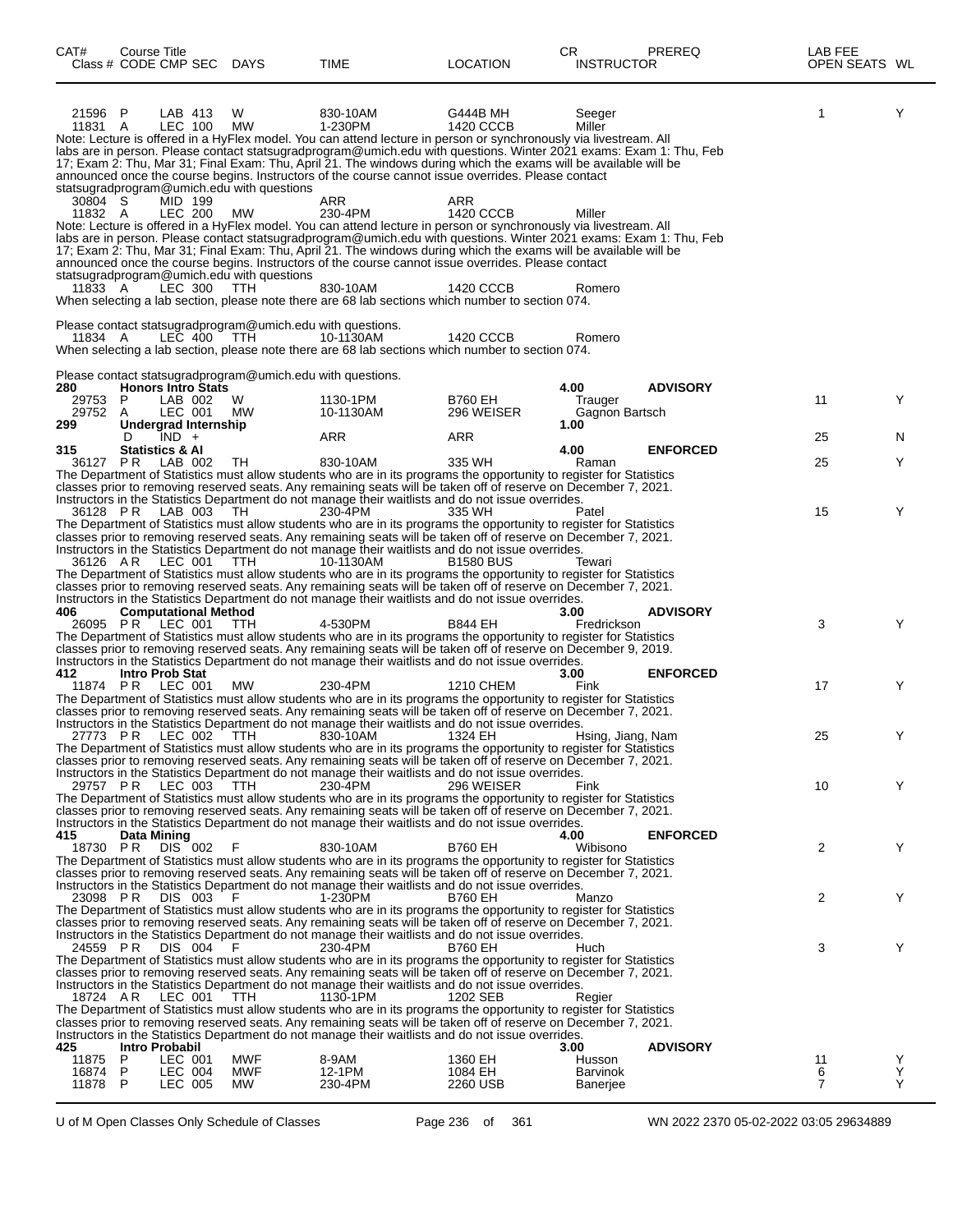| CAT# | Course Title Class # CODE CMP SEC | DAYS | TIME | LOCATION | CR INSTRUCTOR | PREREQ | LAB FEE OPEN SEATS | WL |
|---|---|---|---|---|---|---|---|---|
| 21596 | P LAB 413 | W | 830-10AM | G444B MH | Seeger | | 1 | Y |
| 11831 | A LEC 100 | MW | 1-230PM | 1420 CCCB | Miller | | | |

Note: Lecture is offered in a HyFlex model. You can attend lecture in person or synchronously via livestream. All labs are in person. Please contact statsugradprogram@umich.edu with questions. Winter 2021 exams: Exam 1: Thu, Feb 17; Exam 2: Thu, Mar 31; Final Exam: Thu, April 21. The windows during which the exams will be available will be announced once the course begins. Instructors of the course cannot issue overrides. Please contact statsugradprogram@umich.edu with questions

| CAT# | Class # CODE CMP SEC | DAYS | TIME | LOCATION | INSTRUCTOR | PREREQ | OPEN SEATS | WL |
|---|---|---|---|---|---|---|---|---|
| 30804 | S MID 199 | | ARR | ARR | | | | |
| 11832 | A LEC 200 | MW | 230-4PM | 1420 CCCB | Miller | | | |

Note: Lecture is offered in a HyFlex model. You can attend lecture in person or synchronously via livestream. All labs are in person. Please contact statsugradprogram@umich.edu with questions. Winter 2021 exams: Exam 1: Thu, Feb 17; Exam 2: Thu, Mar 31; Final Exam: Thu, April 21. The windows during which the exams will be available will be announced once the course begins. Instructors of the course cannot issue overrides. Please contact statsugradprogram@umich.edu with questions

| CAT# | Class # CODE CMP SEC | DAYS | TIME | LOCATION | INSTRUCTOR | PREREQ | OPEN SEATS | WL |
|---|---|---|---|---|---|---|---|---|
| 11833 | A LEC 300 | TTH | 830-10AM | 1420 CCCB | Romero | | | |

When selecting a lab section, please note there are 68 lab sections which number to section 074.

Please contact statsugradprogram@umich.edu with questions.

| CAT# | Class # CODE CMP SEC | DAYS | TIME | LOCATION | INSTRUCTOR | PREREQ | OPEN SEATS | WL |
|---|---|---|---|---|---|---|---|---|
| 11834 | A LEC 400 | TTH | 10-1130AM | 1420 CCCB | Romero | | | |

When selecting a lab section, please note there are 68 lab sections which number to section 074.

Please contact statsugradprogram@umich.edu with questions.

| CAT# | Class # CODE CMP SEC | DAYS | TIME | LOCATION | CR INSTRUCTOR | PREREQ | OPEN SEATS | WL |
|---|---|---|---|---|---|---|---|---|
| **280** | **Honors Intro Stats** | | | | 4.00 | **ADVISORY** | | |
| 29753 | P LAB 002 | W | 1130-1PM | B760 EH | Trauger | | 11 | Y |
| 29752 | A LEC 001 | MW | 10-1130AM | 296 WEISER | Gagnon Bartsch | | | |
| **299** | **Undergrad Internship** | | | | 1.00 | | | |
| | D IND + | | ARR | ARR | | | 25 | N |
| **315** | **Statistics & AI** | | | | 4.00 | **ENFORCED** | | |
| 36127 | P R LAB 002 | TH | 830-10AM | 335 WH | Raman | | 25 | Y |

The Department of Statistics must allow students who are in its programs the opportunity to register for Statistics classes prior to removing reserved seats. Any remaining seats will be taken off of reserve on December 7, 2021. Instructors in the Statistics Department do not manage their waitlists and do not issue overrides.

| CAT# | Class # CODE CMP SEC | DAYS | TIME | LOCATION | INSTRUCTOR | PREREQ | OPEN SEATS | WL |
|---|---|---|---|---|---|---|---|---|
| 36128 | P R LAB 003 | TH | 230-4PM | 335 WH | Patel | | 15 | Y |

The Department of Statistics must allow students who are in its programs the opportunity to register for Statistics classes prior to removing reserved seats. Any remaining seats will be taken off of reserve on December 7, 2021. Instructors in the Statistics Department do not manage their waitlists and do not issue overrides.

| CAT# | Class # CODE CMP SEC | DAYS | TIME | LOCATION | INSTRUCTOR | PREREQ | OPEN SEATS | WL |
|---|---|---|---|---|---|---|---|---|
| 36126 | A R LEC 001 | TTH | 10-1130AM | B1580 BUS | Tewari | | | |

The Department of Statistics must allow students who are in its programs the opportunity to register for Statistics classes prior to removing reserved seats. Any remaining seats will be taken off of reserve on December 7, 2021. Instructors in the Statistics Department do not manage their waitlists and do not issue overrides.

| CAT# | Class # CODE CMP SEC | DAYS | TIME | LOCATION | CR INSTRUCTOR | PREREQ | OPEN SEATS | WL |
|---|---|---|---|---|---|---|---|---|
| **406** | **Computational Method** | | | | 3.00 | **ADVISORY** | | |
| 26095 | P R LEC 001 | TTH | 4-530PM | B844 EH | Fredrickson | | 3 | Y |

The Department of Statistics must allow students who are in its programs the opportunity to register for Statistics classes prior to removing reserved seats. Any remaining seats will be taken off of reserve on December 9, 2019. Instructors in the Statistics Department do not manage their waitlists and do not issue overrides.

| CAT# | Class # CODE CMP SEC | DAYS | TIME | LOCATION | CR INSTRUCTOR | PREREQ | OPEN SEATS | WL |
|---|---|---|---|---|---|---|---|---|
| **412** | **Intro Prob Stat** | | | | 3.00 | **ENFORCED** | | |
| 11874 | P R LEC 001 | MW | 230-4PM | 1210 CHEM | Fink | | 17 | Y |

The Department of Statistics must allow students who are in its programs the opportunity to register for Statistics classes prior to removing reserved seats. Any remaining seats will be taken off of reserve on December 7, 2021. Instructors in the Statistics Department do not manage their waitlists and do not issue overrides.

| CAT# | Class # CODE CMP SEC | DAYS | TIME | LOCATION | INSTRUCTOR | PREREQ | OPEN SEATS | WL |
|---|---|---|---|---|---|---|---|---|
| 27773 | P R LEC 002 | TTH | 830-10AM | 1324 EH | Hsing, Jiang, Nam | | 25 | Y |

The Department of Statistics must allow students who are in its programs the opportunity to register for Statistics classes prior to removing reserved seats. Any remaining seats will be taken off of reserve on December 7, 2021. Instructors in the Statistics Department do not manage their waitlists and do not issue overrides.

| CAT# | Class # CODE CMP SEC | DAYS | TIME | LOCATION | INSTRUCTOR | PREREQ | OPEN SEATS | WL |
|---|---|---|---|---|---|---|---|---|
| 29757 | P R LEC 003 | TTH | 230-4PM | 296 WEISER | Fink | | 10 | Y |

The Department of Statistics must allow students who are in its programs the opportunity to register for Statistics classes prior to removing reserved seats. Any remaining seats will be taken off of reserve on December 7, 2021. Instructors in the Statistics Department do not manage their waitlists and do not issue overrides.

| CAT# | Class # CODE CMP SEC | DAYS | TIME | LOCATION | CR INSTRUCTOR | PREREQ | OPEN SEATS | WL |
|---|---|---|---|---|---|---|---|---|
| **415** | **Data Mining** | | | | 4.00 | **ENFORCED** | | |
| 18730 | P R DIS 002 | F | 830-10AM | B760 EH | Wibisono | | 2 | Y |

The Department of Statistics must allow students who are in its programs the opportunity to register for Statistics classes prior to removing reserved seats. Any remaining seats will be taken off of reserve on December 7, 2021. Instructors in the Statistics Department do not manage their waitlists and do not issue overrides.

| CAT# | Class # CODE CMP SEC | DAYS | TIME | LOCATION | INSTRUCTOR | PREREQ | OPEN SEATS | WL |
|---|---|---|---|---|---|---|---|---|
| 23098 | P R DIS 003 | F | 1-230PM | B760 EH | Manzo | | 2 | Y |

The Department of Statistics must allow students who are in its programs the opportunity to register for Statistics classes prior to removing reserved seats. Any remaining seats will be taken off of reserve on December 7, 2021. Instructors in the Statistics Department do not manage their waitlists and do not issue overrides.

| CAT# | Class # CODE CMP SEC | DAYS | TIME | LOCATION | INSTRUCTOR | PREREQ | OPEN SEATS | WL |
|---|---|---|---|---|---|---|---|---|
| 24559 | P R DIS 004 | F | 230-4PM | B760 EH | Huch | | 3 | Y |

The Department of Statistics must allow students who are in its programs the opportunity to register for Statistics classes prior to removing reserved seats. Any remaining seats will be taken off of reserve on December 7, 2021. Instructors in the Statistics Department do not manage their waitlists and do not issue overrides.

| CAT# | Class # CODE CMP SEC | DAYS | TIME | LOCATION | INSTRUCTOR | PREREQ | OPEN SEATS | WL |
|---|---|---|---|---|---|---|---|---|
| 18724 | A R LEC 001 | TTH | 1130-1PM | 1202 SEB | Regier | | | |

The Department of Statistics must allow students who are in its programs the opportunity to register for Statistics classes prior to removing reserved seats. Any remaining seats will be taken off of reserve on December 7, 2021. Instructors in the Statistics Department do not manage their waitlists and do not issue overrides.

| CAT# | Class # CODE CMP SEC | DAYS | TIME | LOCATION | CR INSTRUCTOR | PREREQ | OPEN SEATS | WL |
|---|---|---|---|---|---|---|---|---|
| **425** | **Intro Probabil** | | | | 3.00 | **ADVISORY** | | |
| 11875 | P LEC 001 | MWF | 8-9AM | 1360 EH | Husson | | 11 | Y |
| 16874 | P LEC 004 | MWF | 12-1PM | 1084 EH | Barvinok | | 6 | Y |
| 11878 | P LEC 005 | MW | 230-4PM | 2260 USB | Banerjee | | 7 | Y |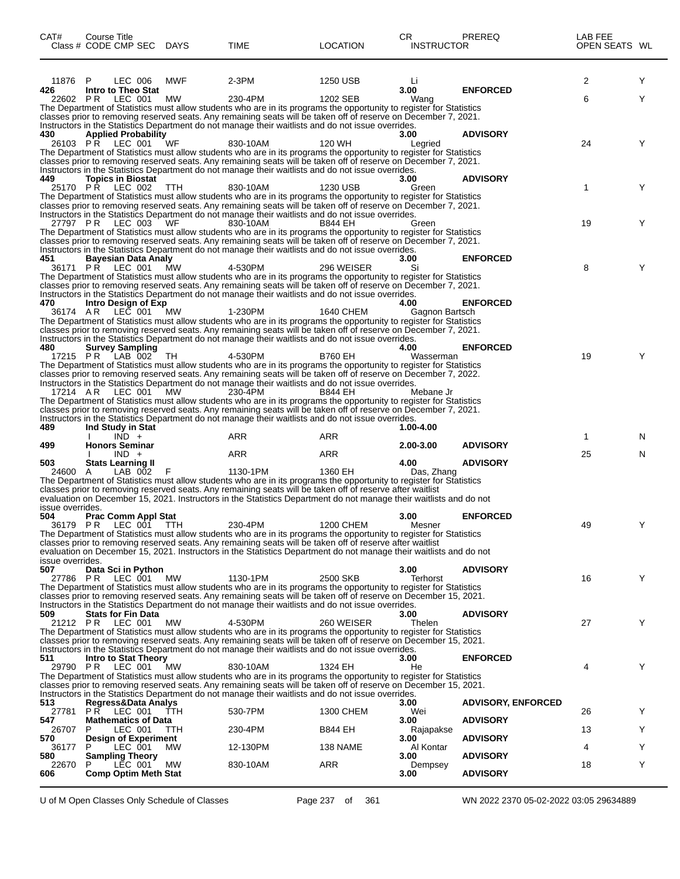| CAT# | Course Title Class # CODE CMP SEC | DAYS | TIME | LOCATION | CR INSTRUCTOR | PREREQ | LAB FEE OPEN SEATS | WL |
|---|---|---|---|---|---|---|---|---|
| | 11876 P LEC 006 | MWF | 2-3PM | 1250 USB | Li | | 2 | Y |
| **426** | **Intro to Theo Stat** | | | | **3.00** | **ENFORCED** | | |
| | 22602 PR LEC 001 | MW | 230-4PM | 1202 SEB | Wang | | 6 | Y |

The Department of Statistics must allow students who are in its programs the opportunity to register for Statistics classes prior to removing reserved seats. Any remaining seats will be taken off of reserve on December 7, 2021. Instructors in the Statistics Department do not manage their waitlists and do not issue overrides.

| CAT# | Course Title Class # CODE CMP SEC | DAYS | TIME | LOCATION | CR INSTRUCTOR | PREREQ | LAB FEE OPEN SEATS | WL |
|---|---|---|---|---|---|---|---|---|
| **430** | **Applied Probability** | | | | **3.00** | **ADVISORY** | | |
| | 26103 PR LEC 001 | WF | 830-10AM | 120 WH | Legried | | 24 | Y |

The Department of Statistics must allow students who are in its programs the opportunity to register for Statistics classes prior to removing reserved seats. Any remaining seats will be taken off of reserve on December 7, 2021. Instructors in the Statistics Department do not manage their waitlists and do not issue overrides.

| CAT# | Course Title Class # CODE CMP SEC | DAYS | TIME | LOCATION | CR INSTRUCTOR | PREREQ | LAB FEE OPEN SEATS | WL |
|---|---|---|---|---|---|---|---|---|
| **449** | **Topics in Biostat** | | | | **3.00** | **ADVISORY** | | |
| | 25170 PR LEC 002 | TTH | 830-10AM | 1230 USB | Green | | 1 | Y |

The Department of Statistics must allow students who are in its programs the opportunity to register for Statistics classes prior to removing reserved seats. Any remaining seats will be taken off of reserve on December 7, 2021. Instructors in the Statistics Department do not manage their waitlists and do not issue overrides.

| CAT# | Course Title Class # CODE CMP SEC | DAYS | TIME | LOCATION | CR INSTRUCTOR | PREREQ | LAB FEE OPEN SEATS | WL |
|---|---|---|---|---|---|---|---|---|
| | 27797 PR LEC 003 | WF | 830-10AM | B844 EH | Green | | 19 | Y |

The Department of Statistics must allow students who are in its programs the opportunity to register for Statistics classes prior to removing reserved seats. Any remaining seats will be taken off of reserve on December 7, 2021. Instructors in the Statistics Department do not manage their waitlists and do not issue overrides.

| CAT# | Course Title Class # CODE CMP SEC | DAYS | TIME | LOCATION | CR INSTRUCTOR | PREREQ | LAB FEE OPEN SEATS | WL |
|---|---|---|---|---|---|---|---|---|
| **451** | **Bayesian Data Analy** | | | | **3.00** | **ENFORCED** | | |
| | 36171 PR LEC 001 | MW | 4-530PM | 296 WEISER | Si | | 8 | Y |

The Department of Statistics must allow students who are in its programs the opportunity to register for Statistics classes prior to removing reserved seats. Any remaining seats will be taken off of reserve on December 7, 2021. Instructors in the Statistics Department do not manage their waitlists and do not issue overrides.

| CAT# | Course Title Class # CODE CMP SEC | DAYS | TIME | LOCATION | CR INSTRUCTOR | PREREQ | LAB FEE OPEN SEATS | WL |
|---|---|---|---|---|---|---|---|---|
| **470** | **Intro Design of Exp** | | | | **4.00** | **ENFORCED** | | |
| | 36174 AR LEC 001 | MW | 1-230PM | 1640 CHEM | Gagnon Bartsch | | | |

The Department of Statistics must allow students who are in its programs the opportunity to register for Statistics classes prior to removing reserved seats. Any remaining seats will be taken off of reserve on December 7, 2021. Instructors in the Statistics Department do not manage their waitlists and do not issue overrides.

| CAT# | Course Title Class # CODE CMP SEC | DAYS | TIME | LOCATION | CR INSTRUCTOR | PREREQ | LAB FEE OPEN SEATS | WL |
|---|---|---|---|---|---|---|---|---|
| **480** | **Survey Sampling** | | | | **4.00** | **ENFORCED** | | |
| | 17215 PR LAB 002 | TH | 4-530PM | B760 EH | Wasserman | | 19 | Y |

The Department of Statistics must allow students who are in its programs the opportunity to register for Statistics classes prior to removing reserved seats. Any remaining seats will be taken off of reserve on December 7, 2022. Instructors in the Statistics Department do not manage their waitlists and do not issue overrides.

| CAT# | Course Title Class # CODE CMP SEC | DAYS | TIME | LOCATION | CR INSTRUCTOR | PREREQ | LAB FEE OPEN SEATS | WL |
|---|---|---|---|---|---|---|---|---|
| | 17214 AR LEC 001 | MW | 230-4PM | B844 EH | Mebane Jr | | | |

The Department of Statistics must allow students who are in its programs the opportunity to register for Statistics classes prior to removing reserved seats. Any remaining seats will be taken off of reserve on December 7, 2021. Instructors in the Statistics Department do not manage their waitlists and do not issue overrides.

| CAT# | Course Title Class # CODE CMP SEC | DAYS | TIME | LOCATION | CR INSTRUCTOR | PREREQ | LAB FEE OPEN SEATS | WL |
|---|---|---|---|---|---|---|---|---|
| **489** | **Ind Study in Stat** | | | | **1.00-4.00** | | | |
| | I IND + | | ARR | ARR | | | 1 | N |
| **499** | **Honors Seminar** | | | | **2.00-3.00** | **ADVISORY** | | |
| | I IND + | | ARR | ARR | | | 25 | N |
| **503** | **Stats Learning II** | | | | **4.00** | **ADVISORY** | | |
| | 24600 A LAB 002 | F | 1130-1PM | 1360 EH | Das, Zhang | | | |

The Department of Statistics must allow students who are in its programs the opportunity to register for Statistics classes prior to removing reserved seats. Any remaining seats will be taken off of reserve after waitlist evaluation on December 15, 2021. Instructors in the Statistics Department do not manage their waitlists and do not issue overrides.

| CAT# | Course Title Class # CODE CMP SEC | DAYS | TIME | LOCATION | CR INSTRUCTOR | PREREQ | LAB FEE OPEN SEATS | WL |
|---|---|---|---|---|---|---|---|---|
| **504** | **Prac Comm Appl Stat** | | | | **3.00** | **ENFORCED** | | |
| | 36179 PR LEC 001 | TTH | 230-4PM | 1200 CHEM | Mesner | | 49 | Y |

The Department of Statistics must allow students who are in its programs the opportunity to register for Statistics classes prior to removing reserved seats. Any remaining seats will be taken off of reserve after waitlist evaluation on December 15, 2021. Instructors in the Statistics Department do not manage their waitlists and do not issue overrides.

| CAT# | Course Title Class # CODE CMP SEC | DAYS | TIME | LOCATION | CR INSTRUCTOR | PREREQ | LAB FEE OPEN SEATS | WL |
|---|---|---|---|---|---|---|---|---|
| **507** | **Data Sci in Python** | | | | **3.00** | **ADVISORY** | | |
| | 27786 PR LEC 001 | MW | 1130-1PM | 2500 SKB | Terhorst | | 16 | Y |

The Department of Statistics must allow students who are in its programs the opportunity to register for Statistics classes prior to removing reserved seats. Any remaining seats will be taken off of reserve on December 15, 2021. Instructors in the Statistics Department do not manage their waitlists and do not issue overrides.

| CAT# | Course Title Class # CODE CMP SEC | DAYS | TIME | LOCATION | CR INSTRUCTOR | PREREQ | LAB FEE OPEN SEATS | WL |
|---|---|---|---|---|---|---|---|---|
| **509** | **Stats for Fin Data** | | | | **3.00** | **ADVISORY** | | |
| | 21212 PR LEC 001 | MW | 4-530PM | 260 WEISER | Thelen | | 27 | Y |

The Department of Statistics must allow students who are in its programs the opportunity to register for Statistics classes prior to removing reserved seats. Any remaining seats will be taken off of reserve on December 15, 2021. Instructors in the Statistics Department do not manage their waitlists and do not issue overrides.

| CAT# | Course Title Class # CODE CMP SEC | DAYS | TIME | LOCATION | CR INSTRUCTOR | PREREQ | LAB FEE OPEN SEATS | WL |
|---|---|---|---|---|---|---|---|---|
| **511** | **Intro to Stat Theory** | | | | **3.00** | **ENFORCED** | | |
| | 29790 PR LEC 001 | MW | 830-10AM | 1324 EH | He | | 4 | Y |

The Department of Statistics must allow students who are in its programs the opportunity to register for Statistics classes prior to removing reserved seats. Any remaining seats will be taken off of reserve on December 15, 2021. Instructors in the Statistics Department do not manage their waitlists and do not issue overrides.

| CAT# | Course Title Class # CODE CMP SEC | DAYS | TIME | LOCATION | CR INSTRUCTOR | PREREQ | LAB FEE OPEN SEATS | WL |
|---|---|---|---|---|---|---|---|---|
| **513** | **Regress&Data Analys** | | | | **3.00** | **ADVISORY, ENFORCED** | | |
| | 27781 PR LEC 001 | TTH | 530-7PM | 1300 CHEM | Wei | | 26 | Y |
| **547** | **Mathematics of Data** | | | | **3.00** | **ADVISORY** | | |
| | 26707 P LEC 001 | TTH | 230-4PM | B844 EH | Rajapakse | | 13 | Y |
| **570** | **Design of Experiment** | | | | **3.00** | **ADVISORY** | | |
| | 36177 P LEC 001 | MW | 12-130PM | 138 NAME | Al Kontar | | 4 | Y |
| **580** | **Sampling Theory** | | | | **3.00** | **ADVISORY** | | |
| | 22670 P LEC 001 | MW | 830-10AM | ARR | Dempsey | | 18 | Y |
| **606** | **Comp Optim Meth Stat** | | | | **3.00** | **ADVISORY** | | |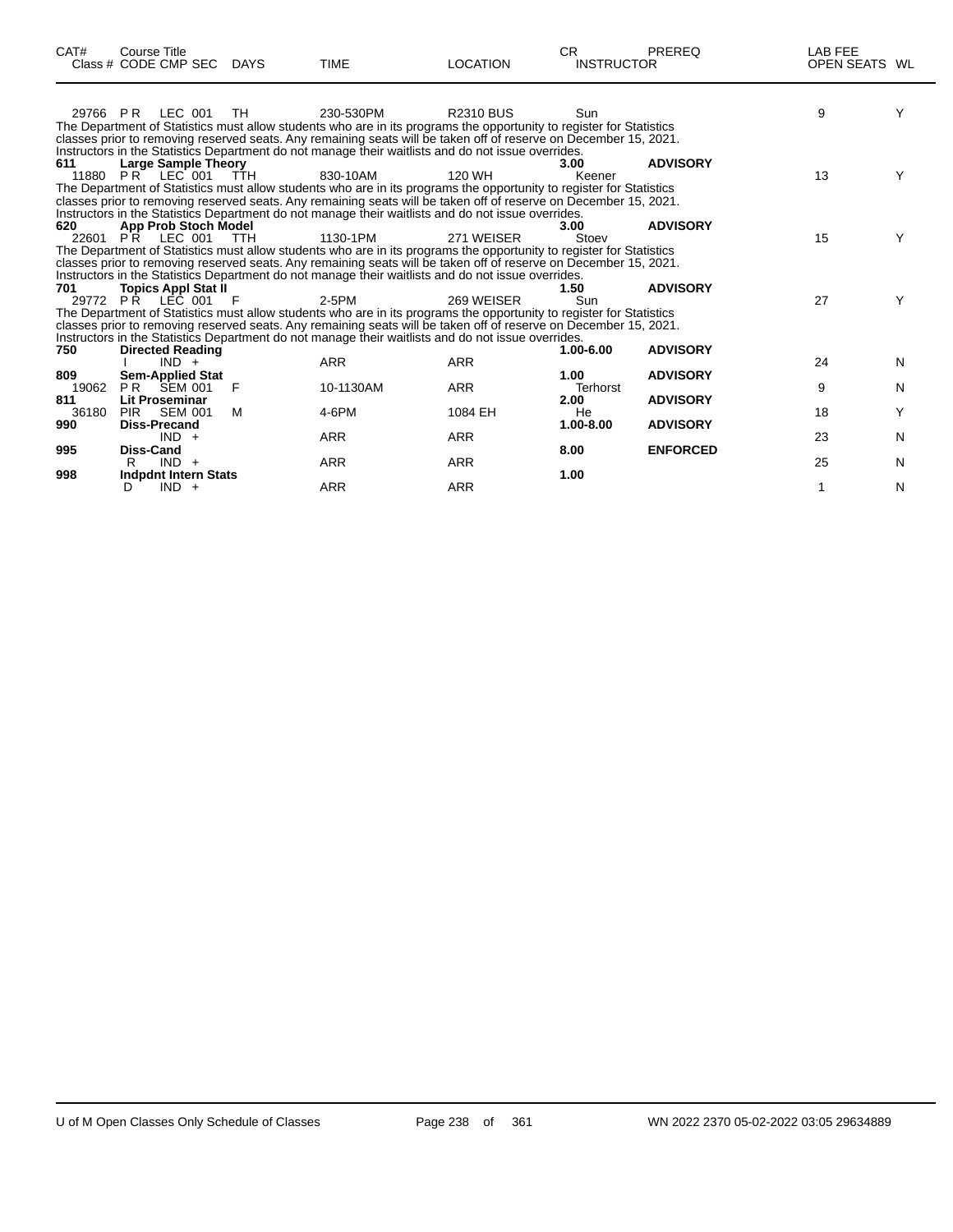| CAT# | Course Title Class # CODE CMP SEC | DAYS | TIME | LOCATION | CR INSTRUCTOR | PREREQ | LAB FEE OPEN SEATS | WL |
|---|---|---|---|---|---|---|---|---|
| 29766 | P R LEC 001 | TH | 230-530PM | R2310 BUS | Sun | | 9 | Y |

The Department of Statistics must allow students who are in its programs the opportunity to register for Statistics classes prior to removing reserved seats. Any remaining seats will be taken off of reserve on December 15, 2021. Instructors in the Statistics Department do not manage their waitlists and do not issue overrides.

| CAT# | Course Title Class # CODE CMP SEC | DAYS | TIME | LOCATION | CR INSTRUCTOR | PREREQ | LAB FEE OPEN SEATS | WL |
|---|---|---|---|---|---|---|---|---|
| **611** | **Large Sample Theory** | | | | **3.00** | **ADVISORY** | | |
| 11880 | P R LEC 001 | TTH | 830-10AM | 120 WH | Keener | | 13 | Y |

The Department of Statistics must allow students who are in its programs the opportunity to register for Statistics classes prior to removing reserved seats. Any remaining seats will be taken off of reserve on December 15, 2021. Instructors in the Statistics Department do not manage their waitlists and do not issue overrides.

| CAT# | Course Title Class # CODE CMP SEC | DAYS | TIME | LOCATION | CR INSTRUCTOR | PREREQ | LAB FEE OPEN SEATS | WL |
|---|---|---|---|---|---|---|---|---|
| **620** | **App Prob Stoch Model** | | | | **3.00** | **ADVISORY** | | |
| 22601 | P R LEC 001 | TTH | 1130-1PM | 271 WEISER | Stoev | | 15 | Y |

The Department of Statistics must allow students who are in its programs the opportunity to register for Statistics classes prior to removing reserved seats. Any remaining seats will be taken off of reserve on December 15, 2021. Instructors in the Statistics Department do not manage their waitlists and do not issue overrides.

| CAT# | Course Title Class # CODE CMP SEC | DAYS | TIME | LOCATION | CR INSTRUCTOR | PREREQ | LAB FEE OPEN SEATS | WL |
|---|---|---|---|---|---|---|---|---|
| **701** | **Topics Appl Stat II** | | | | **1.50** | **ADVISORY** | | |
| 29772 | P R LEC 001 | F | 2-5PM | 269 WEISER | Sun | | 27 | Y |

The Department of Statistics must allow students who are in its programs the opportunity to register for Statistics classes prior to removing reserved seats. Any remaining seats will be taken off of reserve on December 15, 2021. Instructors in the Statistics Department do not manage their waitlists and do not issue overrides.

| CAT# | Course Title Class # CODE CMP SEC | DAYS | TIME | LOCATION | CR INSTRUCTOR | PREREQ | LAB FEE OPEN SEATS | WL |
|---|---|---|---|---|---|---|---|---|
| **750** | **Directed Reading** | | | | **1.00-6.00** | **ADVISORY** | | |
| | I IND + | | ARR | ARR | | | 24 | N |
| **809** | **Sem-Applied Stat** | | | | **1.00** | **ADVISORY** | | |
| 19062 | P R SEM 001 | F | 10-1130AM | ARR | Terhorst | | 9 | N |
| **811** | **Lit Proseminar** | | | | **2.00** | **ADVISORY** | | |
| 36180 | PIR SEM 001 | M | 4-6PM | 1084 EH | He | | 18 | Y |
| **990** | **Diss-Precand** | | | | **1.00-8.00** | **ADVISORY** | | |
| | IND + | | ARR | ARR | | | 23 | N |
| **995** | **Diss-Cand** | | | | **8.00** | **ENFORCED** | | |
| | R IND + | | ARR | ARR | | | 25 | N |
| **998** | **Indpdnt Intern Stats** | | | | **1.00** | | | |
| | D IND + | | ARR | ARR | | | 1 | N |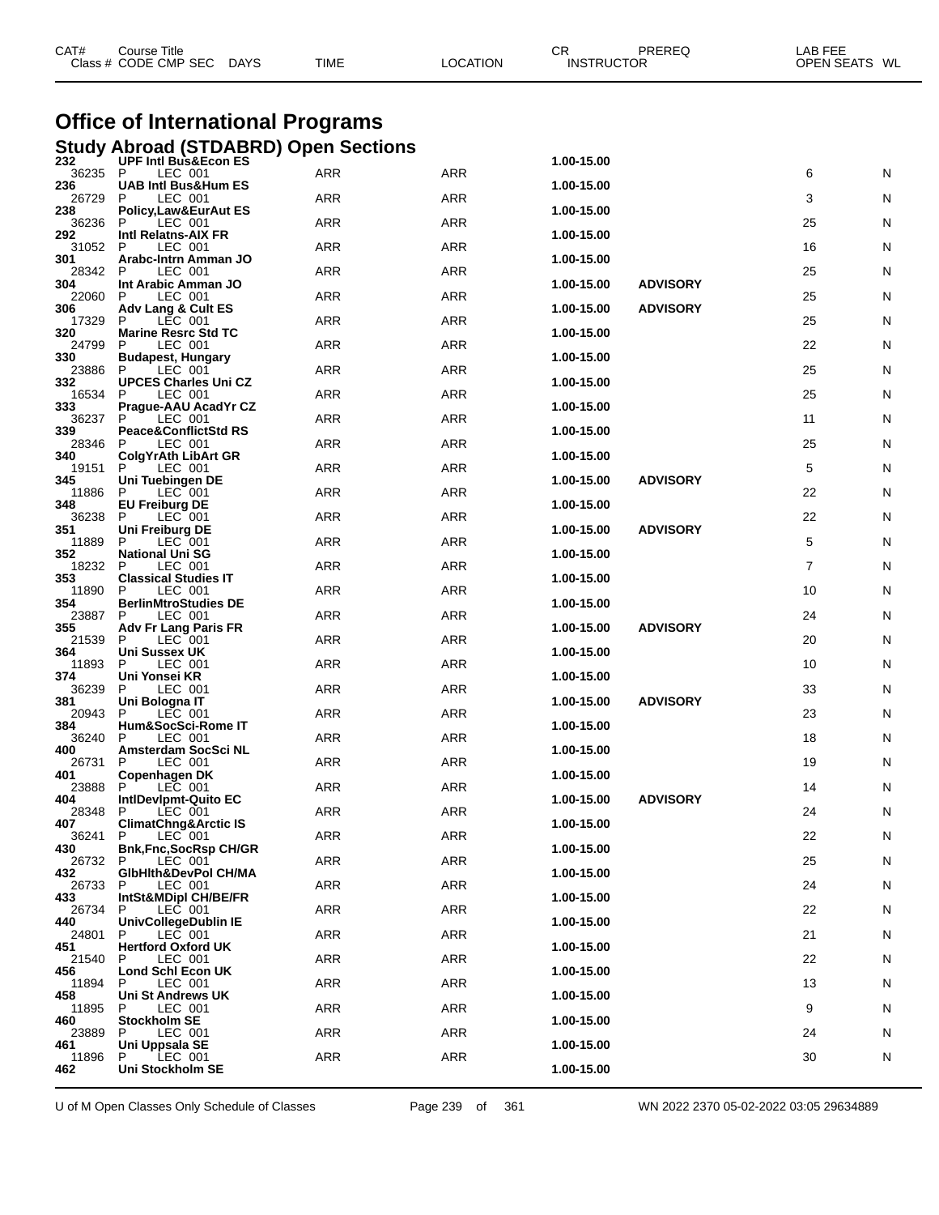# Office of International Programs

## Study Abroad (STDABRD) Open Sections

| CAT# | Course Title | | | | | CR | PREREQ | LAB FEE |
|---|---|---|---|---|---|---|---|---|
| Class # | CODE CMP SEC | DAYS | TIME | LOCATION | INSTRUCTOR | | | OPEN SEATS | WL |

| CAT# / Class # | Course Title / CODE CMP SEC | DAYS | TIME | LOCATION | CR | PREREQ | OPEN SEATS | WL |
|---|---|---|---|---|---|---|---|---|
| **232** | **UPF Intl Bus&Econ ES** | | | | **1.00-15.00** | | | |
| 36235 | P LEC 001 | | ARR | ARR | | | 6 | N |
| **236** | **UAB Intl Bus&Hum ES** | | | | **1.00-15.00** | | | |
| 26729 | P LEC 001 | | ARR | ARR | | | 3 | N |
| **238** | **Policy,Law&EurAut ES** | | | | **1.00-15.00** | | | |
| 36236 | P LEC 001 | | ARR | ARR | | | 25 | N |
| **292** | **Intl Relatns-AIX FR** | | | | **1.00-15.00** | | | |
| 31052 | P LEC 001 | | ARR | ARR | | | 16 | N |
| **301** | **Arabc-Intrn Amman JO** | | | | **1.00-15.00** | | | |
| 28342 | P LEC 001 | | ARR | ARR | | | 25 | N |
| **304** | **Int Arabic Amman JO** | | | | **1.00-15.00** | **ADVISORY** | | |
| 22060 | P LEC 001 | | ARR | ARR | | | 25 | N |
| **306** | **Adv Lang & Cult ES** | | | | **1.00-15.00** | **ADVISORY** | | |
| 17329 | P LEC 001 | | ARR | ARR | | | 25 | N |
| **320** | **Marine Resrc Std TC** | | | | **1.00-15.00** | | | |
| 24799 | P LEC 001 | | ARR | ARR | | | 22 | N |
| **330** | **Budapest, Hungary** | | | | **1.00-15.00** | | | |
| 23886 | P LEC 001 | | ARR | ARR | | | 25 | N |
| **332** | **UPCES Charles Uni CZ** | | | | **1.00-15.00** | | | |
| 16534 | P LEC 001 | | ARR | ARR | | | 25 | N |
| **333** | **Prague-AAU AcadYr CZ** | | | | **1.00-15.00** | | | |
| 36237 | P LEC 001 | | ARR | ARR | | | 11 | N |
| **339** | **Peace&ConflictStd RS** | | | | **1.00-15.00** | | | |
| 28346 | P LEC 001 | | ARR | ARR | | | 25 | N |
| **340** | **ColgYrAth LibArt GR** | | | | **1.00-15.00** | | | |
| 19151 | P LEC 001 | | ARR | ARR | | | 5 | N |
| **345** | **Uni Tuebingen DE** | | | | **1.00-15.00** | **ADVISORY** | | |
| 11886 | P LEC 001 | | ARR | ARR | | | 22 | N |
| **348** | **EU Freiburg DE** | | | | **1.00-15.00** | | | |
| 36238 | P LEC 001 | | ARR | ARR | | | 22 | N |
| **351** | **Uni Freiburg DE** | | | | **1.00-15.00** | **ADVISORY** | | |
| 11889 | P LEC 001 | | ARR | ARR | | | 5 | N |
| **352** | **National Uni SG** | | | | **1.00-15.00** | | | |
| 18232 | P LEC 001 | | ARR | ARR | | | 7 | N |
| **353** | **Classical Studies IT** | | | | **1.00-15.00** | | | |
| 11890 | P LEC 001 | | ARR | ARR | | | 10 | N |
| **354** | **BerlinMtroStudies DE** | | | | **1.00-15.00** | | | |
| 23887 | P LEC 001 | | ARR | ARR | | | 24 | N |
| **355** | **Adv Fr Lang Paris FR** | | | | **1.00-15.00** | **ADVISORY** | | |
| 21539 | P LEC 001 | | ARR | ARR | | | 20 | N |
| **364** | **Uni Sussex UK** | | | | **1.00-15.00** | | | |
| 11893 | P LEC 001 | | ARR | ARR | | | 10 | N |
| **374** | **Uni Yonsei KR** | | | | **1.00-15.00** | | | |
| 36239 | P LEC 001 | | ARR | ARR | | | 33 | N |
| **381** | **Uni Bologna IT** | | | | **1.00-15.00** | **ADVISORY** | | |
| 20943 | P LEC 001 | | ARR | ARR | | | 23 | N |
| **384** | **Hum&SocSci-Rome IT** | | | | **1.00-15.00** | | | |
| 36240 | P LEC 001 | | ARR | ARR | | | 18 | N |
| **400** | **Amsterdam SocSci NL** | | | | **1.00-15.00** | | | |
| 26731 | P LEC 001 | | ARR | ARR | | | 19 | N |
| **401** | **Copenhagen DK** | | | | **1.00-15.00** | | | |
| 23888 | P LEC 001 | | ARR | ARR | | | 14 | N |
| **404** | **IntlDevlpmt-Quito EC** | | | | **1.00-15.00** | **ADVISORY** | | |
| 28348 | P LEC 001 | | ARR | ARR | | | 24 | N |
| **407** | **ClimatChng&Arctic IS** | | | | **1.00-15.00** | | | |
| 36241 | P LEC 001 | | ARR | ARR | | | 22 | N |
| **430** | **Bnk,Fnc,SocRsp CH/GR** | | | | **1.00-15.00** | | | |
| 26732 | P LEC 001 | | ARR | ARR | | | 25 | N |
| **432** | **GlbHlth&DevPol CH/MA** | | | | **1.00-15.00** | | | |
| 26733 | P LEC 001 | | ARR | ARR | | | 24 | N |
| **433** | **IntSt&MDipl CH/BE/FR** | | | | **1.00-15.00** | | | |
| 26734 | P LEC 001 | | ARR | ARR | | | 22 | N |
| **440** | **UnivCollegeDublin IE** | | | | **1.00-15.00** | | | |
| 24801 | P LEC 001 | | ARR | ARR | | | 21 | N |
| **451** | **Hertford Oxford UK** | | | | **1.00-15.00** | | | |
| 21540 | P LEC 001 | | ARR | ARR | | | 22 | N |
| **456** | **Lond Schl Econ UK** | | | | **1.00-15.00** | | | |
| 11894 | P LEC 001 | | ARR | ARR | | | 13 | N |
| **458** | **Uni St Andrews UK** | | | | **1.00-15.00** | | | |
| 11895 | P LEC 001 | | ARR | ARR | | | 9 | N |
| **460** | **Stockholm SE** | | | | **1.00-15.00** | | | |
| 23889 | P LEC 001 | | ARR | ARR | | | 24 | N |
| **461** | **Uni Uppsala SE** | | | | **1.00-15.00** | | | |
| 11896 | P LEC 001 | | ARR | ARR | | | 30 | N |
| **462** | **Uni Stockholm SE** | | | | **1.00-15.00** | | | |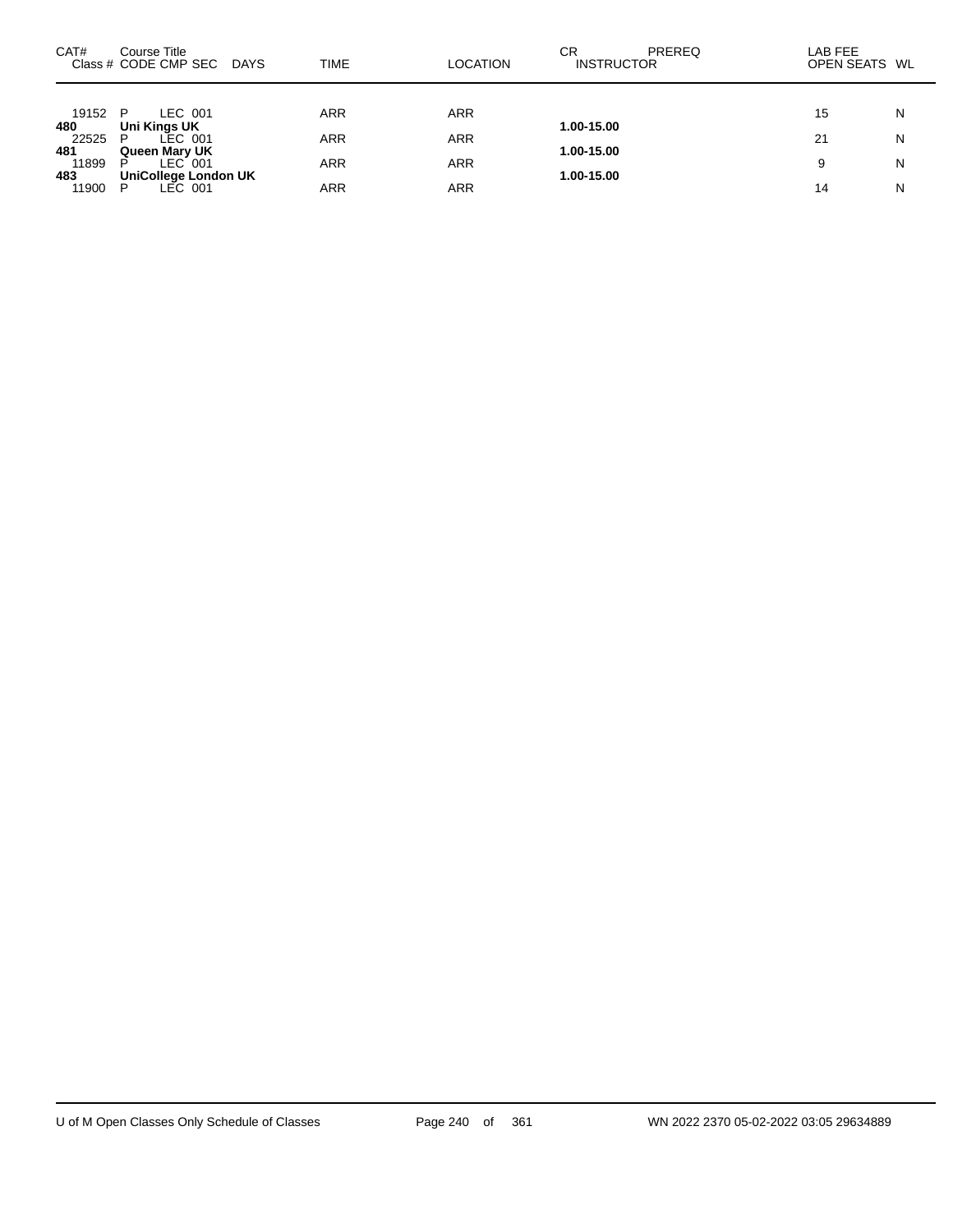| CAT# | Course Title<br>Class # CODE CMP SEC DAYS | TIME | LOCATION | CR PREREQ<br>INSTRUCTOR | LAB FEE<br>OPEN SEATS | WL |
|---|---|---|---|---|---|---|
| 19152 | P LEC 001 | ARR | ARR | | 15 | N |
| **480** | **Uni Kings UK** | | | **1.00-15.00** | | |
| 22525 | P LEC 001 | ARR | ARR | | 21 | N |
| **481** | **Queen Mary UK** | | | **1.00-15.00** | | |
| 11899 | P LEC 001 | ARR | ARR | | 9 | N |
| **483** | **UniCollege London UK** | | | **1.00-15.00** | | |
| 11900 | P LEC 001 | ARR | ARR | | 14 | N |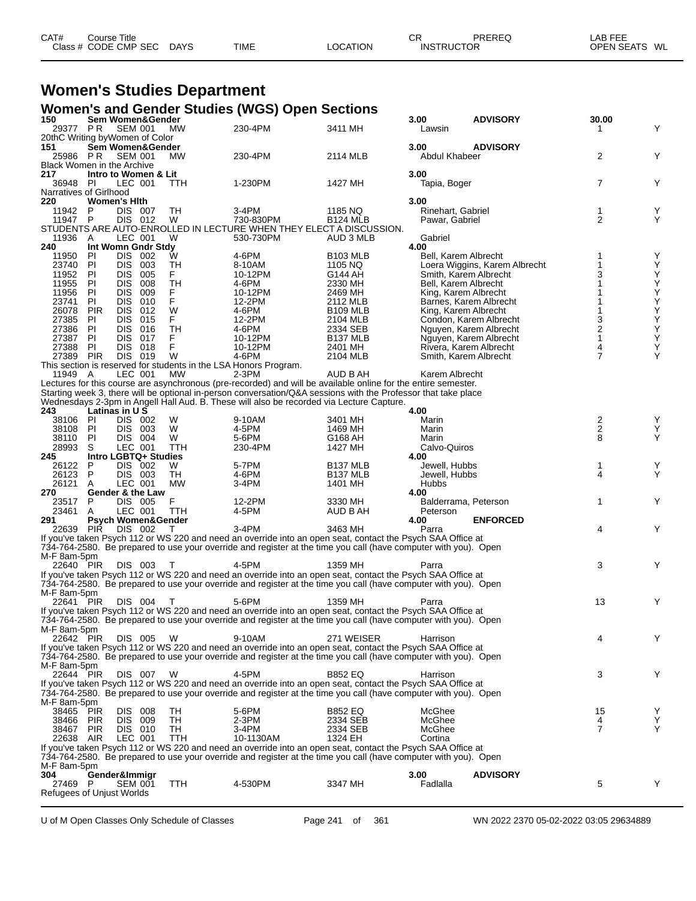| CAT# | Course Title | | | | | | CR | PREREQ | LAB FEE | |
|---|---|---|---|---|---|---|---|---|---|---|
| Class # | CODE | CMP SEC | DAYS | TIME | LOCATION | | INSTRUCTOR | | OPEN SEATS | WL |

# Women's Studies Department

## Women's and Gender Studies (WGS) Open Sections

| Class # | CODE | CMP SEC | DAYS | TIME | LOCATION | INSTRUCTOR | OPEN SEATS | WL |
|---|---|---|---|---|---|---|---|---|
| **150 Sem Women&Gender** | | | | | | **3.00 ADVISORY** | **30.00** | |
| 29377 | P R | SEM 001 | MW | 230-4PM | 3411 MH | Lawsin | 1 | Y |
| 20thC Writing byWomen of Color | | | | | | | | |
| **151 Sem Women&Gender** | | | | | | **3.00 ADVISORY** | | |
| 25986 | P R | SEM 001 | MW | 230-4PM | 2114 MLB | Abdul Khabeer | 2 | Y |
| Black Women in the Archive | | | | | | | | |
| **217 Intro to Women & Lit** | | | | | | **3.00** | | |
| 36948 | PI | LEC 001 | TTH | 1-230PM | 1427 MH | Tapia, Boger | 7 | Y |
| Narratives of Girlhood | | | | | | | | |
| **220 Women's Hlth** | | | | | | **3.00** | | |
| 11942 | P | DIS 007 | TH | 3-4PM | 1185 NQ | Rinehart, Gabriel | 1 | Y |
| 11947 | P | DIS 012 | W | 730-830PM | B124 MLB | Pawar, Gabriel | 2 | Y |
| STUDENTS ARE AUTO-ENROLLED IN LECTURE WHEN THEY ELECT A DISCUSSION. | | | | | | | | |
| 11936 | A | LEC 001 | W | 530-730PM | AUD 3 MLB | Gabriel | | |
| **240 Int Womn Gndr Stdy** | | | | | | **4.00** | | |
| 11950 | PI | DIS 002 | W | 4-6PM | B103 MLB | Bell, Karem Albrecht | 1 | Y |
| 23740 | PI | DIS 003 | TH | 8-10AM | 1105 NQ | Loera Wiggins, Karem Albrecht | 1 | Y |
| 11952 | PI | DIS 005 | F | 10-12PM | G144 AH | Smith, Karem Albrecht | 3 | Y |
| 11955 | PI | DIS 008 | TH | 4-6PM | 2330 MH | Bell, Karem Albrecht | 1 | Y |
| 11956 | PI | DIS 009 | F | 10-12PM | 2469 MH | King, Karem Albrecht | 1 | Y |
| 23741 | PI | DIS 010 | F | 12-2PM | 2112 MLB | Barnes, Karem Albrecht | 1 | Y |
| 26078 | PIR | DIS 012 | W | 4-6PM | B109 MLB | King, Karem Albrecht | 1 | Y |
| 27385 | PI | DIS 015 | F | 12-2PM | 2104 MLB | Condon, Karem Albrecht | 3 | Y |
| 27386 | PI | DIS 016 | TH | 4-6PM | 2334 SEB | Nguyen, Karem Albrecht | 2 | Y |
| 27387 | PI | DIS 017 | F | 10-12PM | B137 MLB | Nguyen, Karem Albrecht | 1 | Y |
| 27388 | PI | DIS 018 | F | 10-12PM | 2401 MH | Rivera, Karem Albrecht | 4 | Y |
| 27389 | PIR | DIS 019 | W | 4-6PM | 2104 MLB | Smith, Karem Albrecht | 7 | Y |
| This section is reserved for students in the LSA Honors Program. | | | | | | | | |
| 11949 | A | LEC 001 | MW | 2-3PM | AUD B AH | Karem Albrecht | | |
| Lectures for this course are asynchronous (pre-recorded) and will be available online for the entire semester. Starting week 3, there will be optional in-person conversation/Q&A sessions with the Professor that take place Wednesdays 2-3pm in Angell Hall Aud. B. These will also be recorded via Lecture Capture. | | | | | | | | |
| **243 Latinas in U S** | | | | | | **4.00** | | |
| 38106 | PI | DIS 002 | W | 9-10AM | 3401 MH | Marin | 2 | Y |
| 38108 | PI | DIS 003 | W | 4-5PM | 1469 MH | Marin | 2 | Y |
| 38110 | PI | DIS 004 | W | 5-6PM | G168 AH | Marin | 8 | Y |
| 28993 | S | LEC 001 | TTH | 230-4PM | 1427 MH | Calvo-Quiros | | |
| **245 Intro LGBTQ+ Studies** | | | | | | **4.00** | | |
| 26122 | P | DIS 002 | W | 5-7PM | B137 MLB | Jewell, Hubbs | 1 | Y |
| 26123 | P | DIS 003 | TH | 4-6PM | B137 MLB | Jewell, Hubbs | 4 | Y |
| 26121 | A | LEC 001 | MW | 3-4PM | 1401 MH | Hubbs | | |
| **270 Gender & the Law** | | | | | | **4.00** | | |
| 23517 | P | DIS 005 | F | 12-2PM | 3330 MH | Balderrama, Peterson | 1 | Y |
| 23461 | A | LEC 001 | TTH | 4-5PM | AUD B AH | Peterson | | |
| **291 Psych Women&Gender** | | | | | | **4.00 ENFORCED** | | |
| 22639 | PIR | DIS 002 | T | 3-4PM | 3463 MH | Parra | 4 | Y |
| If you've taken Psych 112 or WS 220 and need an override into an open seat, contact the Psych SAA Office at 734-764-2580. Be prepared to use your override and register at the time you call (have computer with you). Open M-F 8am-5pm | | | | | | | | |
| 22640 | PIR | DIS 003 | T | 4-5PM | 1359 MH | Parra | 3 | Y |
| If you've taken Psych 112 or WS 220 and need an override into an open seat, contact the Psych SAA Office at 734-764-2580. Be prepared to use your override and register at the time you call (have computer with you). Open M-F 8am-5pm | | | | | | | | |
| 22641 | PIR | DIS 004 | T | 5-6PM | 1359 MH | Parra | 13 | Y |
| If you've taken Psych 112 or WS 220 and need an override into an open seat, contact the Psych SAA Office at 734-764-2580. Be prepared to use your override and register at the time you call (have computer with you). Open M-F 8am-5pm | | | | | | | | |
| 22642 | PIR | DIS 005 | W | 9-10AM | 271 WEISER | Harrison | 4 | Y |
| If you've taken Psych 112 or WS 220 and need an override into an open seat, contact the Psych SAA Office at 734-764-2580. Be prepared to use your override and register at the time you call (have computer with you). Open M-F 8am-5pm | | | | | | | | |
| 22644 | PIR | DIS 007 | W | 4-5PM | B852 EQ | Harrison | 3 | Y |
| If you've taken Psych 112 or WS 220 and need an override into an open seat, contact the Psych SAA Office at 734-764-2580. Be prepared to use your override and register at the time you call (have computer with you). Open M-F 8am-5pm | | | | | | | | |
| 38465 | PIR | DIS 008 | TH | 5-6PM | B852 EQ | McGhee | 15 | Y |
| 38466 | PIR | DIS 009 | TH | 2-3PM | 2334 SEB | McGhee | 4 | Y |
| 38467 | PIR | DIS 010 | TH | 3-4PM | 2334 SEB | McGhee | 7 | Y |
| 22638 | AIR | LEC 001 | TTH | 10-1130AM | 1324 EH | Cortina | | |
| If you've taken Psych 112 or WS 220 and need an override into an open seat, contact the Psych SAA Office at 734-764-2580. Be prepared to use your override and register at the time you call (have computer with you). Open M-F 8am-5pm | | | | | | | | |
| **304 Gender&Immigr** | | | | | | **3.00 ADVISORY** | | |
| 27469 | P | SEM 001 | TTH | 4-530PM | 3347 MH | Fadlalla | 5 | Y |
| Refugees of Unjust Worlds | | | | | | | | |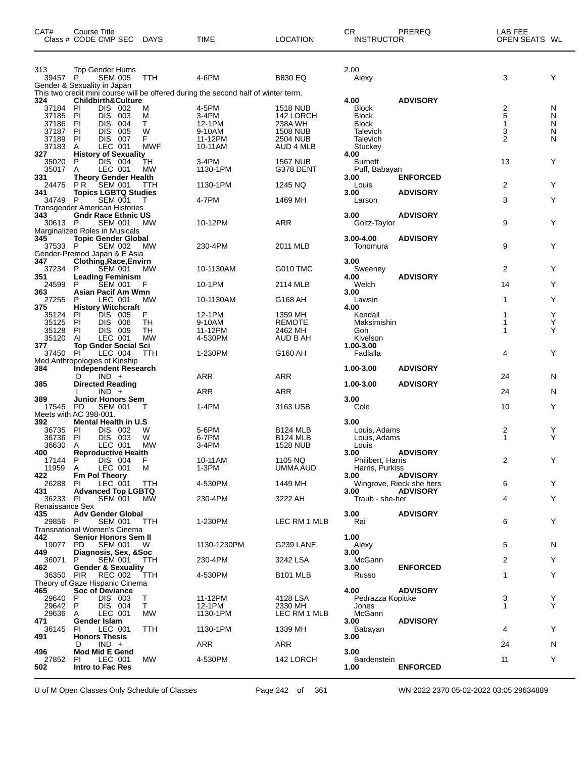| CAT# | Course Title / Class # | CODE | CMP | SEC | DAYS | TIME | LOCATION | CR / INSTRUCTOR | PREREQ | LAB FEE | OPEN SEATS | WL |
|---|---|---|---|---|---|---|---|---|---|---|---|---|
| 313 | Top Gender Hums | | | | | | | 2.00 | | | | |
| | 39457 | P | SEM | 005 | TTH | 4-6PM | B830 EQ | Alexy | | | 3 | Y |
| | Gender & Sexuality in Japan | | | | | | | | | | | |
| | This two credit mini course will be offered during the second half of winter term. | | | | | | | | | | | |
| 324 | Childbirth&Culture | | | | | | | 4.00 | ADVISORY | | | |
| | 37184 | PI | DIS | 002 | M | 4-5PM | 1518 NUB | Block | | | 2 | N |
| | 37185 | PI | DIS | 003 | M | 3-4PM | 142 LORCH | Block | | | 5 | N |
| | 37186 | PI | DIS | 004 | T | 12-1PM | 238A WH | Block | | | 1 | N |
| | 37187 | PI | DIS | 005 | W | 9-10AM | 1508 NUB | Talevich | | | 3 | N |
| | 37189 | PI | DIS | 007 | F | 11-12PM | 2504 NUB | Talevich | | | 2 | N |
| | 37183 | A | LEC | 001 | MWF | 10-11AM | AUD 4 MLB | Stuckey | | | | |
| 327 | History of Sexuality | | | | | | | 4.00 | | | | |
| | 35020 | P | DIS | 004 | TH | 3-4PM | 1567 NUB | Burnett | | | 13 | Y |
| | 35017 | A | LEC | 001 | MW | 1130-1PM | G378 DENT | Puff, Babayan | | | | |
| 331 | Theory Gender Health | | | | | | | 3.00 | ENFORCED | | | |
| | 24475 | P R | SEM | 001 | TTH | 1130-1PM | 1245 NQ | Louis | | | 2 | Y |
| 341 | Topics LGBTQ Studies | | | | | | | 3.00 | ADVISORY | | | |
| | 34749 | P | SEM | 001 | T | 4-7PM | 1469 MH | Larson | | | 3 | Y |
| | Transgender American Histories | | | | | | | | | | | |
| 343 | Gndr Race Ethnic US | | | | | | | 3.00 | ADVISORY | | | |
| | 30613 | P | SEM | 001 | MW | 10-12PM | ARR | Goltz-Taylor | | | 9 | Y |
| | Marginalized Roles in Musicals | | | | | | | | | | | |
| 345 | Topic Gender Global | | | | | | | 3.00-4.00 | ADVISORY | | | |
| | 37533 | P | SEM | 002 | MW | 230-4PM | 2011 MLB | Tonomura | | | 9 | Y |
| | Gender-Premod Japan & E Asia | | | | | | | | | | | |
| 347 | Clothing,Race,Envirn | | | | | | | 3.00 | | | | |
| | 37234 | P | SEM | 001 | MW | 10-1130AM | G010 TMC | Sweeney | | | 2 | Y |
| 351 | Leading Feminism | | | | | | | 4.00 | ADVISORY | | | |
| | 24599 | P | SEM | 001 | F | 10-1PM | 2114 MLB | Welch | | | 14 | Y |
| 363 | Asian Pacif Am Wmn | | | | | | | 3.00 | | | | |
| | 27255 | P | LEC | 001 | MW | 10-1130AM | G168 AH | Lawsin | | | 1 | Y |
| 375 | History Witchcraft | | | | | | | 4.00 | | | | |
| | 35124 | PI | DIS | 005 | F | 12-1PM | 1359 MH | Kendall | | | 1 | Y |
| | 35125 | PI | DIS | 006 | TH | 9-10AM | REMOTE | Maksimishin | | | 1 | Y |
| | 35128 | PI | DIS | 009 | TH | 11-12PM | 2462 MH | Goh | | | 1 | Y |
| | 35120 | AI | LEC | 001 | MW | 4-530PM | AUD B AH | Kivelson | | | | |
| 377 | Top Gnder Social Sci | | | | | | | 1.00-3.00 | | | | |
| | 37450 | PI | LEC | 004 | TTH | 1-230PM | G160 AH | Fadlalla | | | 4 | Y |
| | Med Anthropologies of Kinship | | | | | | | | | | | |
| 384 | Independent Research | | | | | | | 1.00-3.00 | ADVISORY | | | |
| | | D | IND | + | | ARR | ARR | | | | 24 | N |
| 385 | Directed Reading | | | | | | | 1.00-3.00 | ADVISORY | | | |
| | | I | IND | + | | ARR | ARR | | | | 24 | N |
| 389 | Junior Honors Sem | | | | | | | 3.00 | | | | |
| | 17545 | PD | SEM | 001 | T | 1-4PM | 3163 USB | Cole | | | 10 | Y |
| | Meets with AC 398-001. | | | | | | | | | | | |
| 392 | Mental Health in U.S | | | | | | | 3.00 | | | | |
| | 36735 | PI | DIS | 002 | W | 5-6PM | B124 MLB | Louis, Adams | | | 2 | Y |
| | 36736 | PI | DIS | 003 | W | 6-7PM | B124 MLB | Louis, Adams | | | 1 | Y |
| | 36630 | A | LEC | 001 | MW | 3-4PM | 1528 NUB | Louis | | | | |
| 400 | Reproductive Health | | | | | | | 3.00 | ADVISORY | | | |
| | 17144 | P | DIS | 004 | F | 10-11AM | 1105 NQ | Philibert, Harris | | | 2 | Y |
| | 11959 | A | LEC | 001 | M | 1-3PM | UMMA AUD | Harris, Purkiss | | | | |
| 422 | Fm Pol Theory | | | | | | | 3.00 | ADVISORY | | | |
| | 26288 | PI | LEC | 001 | TTH | 4-530PM | 1449 MH | Wingrove, Rieck she hers | | | 6 | Y |
| 431 | Advanced Top LGBTQ | | | | | | | 3.00 | ADVISORY | | | |
| | 36233 | PI | SEM | 001 | MW | 230-4PM | 3222 AH | Traub - she-her | | | 4 | Y |
| | Renaissance Sex | | | | | | | | | | | |
| 435 | Adv Gender Global | | | | | | | 3.00 | ADVISORY | | | |
| | 29856 | P | SEM | 001 | TTH | 1-230PM | LEC RM 1 MLB | Rai | | | 6 | Y |
| | Transnational Women's Cinema | | | | | | | | | | | |
| 442 | Senior Honors Sem II | | | | | | | 1.00 | | | | |
| | 19077 | PD | SEM | 001 | W | 1130-1230PM | G239 LANE | Alexy | | | 5 | N |
| 449 | Diagnosis, Sex, &Soc | | | | | | | 3.00 | | | | |
| | 36071 | P | SEM | 001 | TTH | 230-4PM | 3242 LSA | McGann | | | 2 | Y |
| 462 | Gender & Sexuality | | | | | | | 3.00 | ENFORCED | | | |
| | 36350 | PIR | REC | 002 | TTH | 4-530PM | B101 MLB | Russo | | | 1 | Y |
| | Theory of Gaze Hispanic Cinema | | | | | | | | | | | |
| 465 | Soc of Deviance | | | | | | | 4.00 | ADVISORY | | | |
| | 29640 | P | DIS | 003 | T | 11-12PM | 4128 LSA | Pedrazza Kopittke | | | 3 | Y |
| | 29642 | P | DIS | 004 | T | 12-1PM | 2330 MH | Jones | | | 1 | Y |
| | 29636 | A | LEC | 001 | MW | 1130-1PM | LEC RM 1 MLB | McGann | | | | |
| 471 | Gender Islam | | | | | | | 3.00 | ADVISORY | | | |
| | 36145 | PI | LEC | 001 | TTH | 1130-1PM | 1339 MH | Babayan | | | 4 | Y |
| 491 | Honors Thesis | | | | | | | 3.00 | | | | |
| | | D | IND | + | | ARR | ARR | | | | 24 | N |
| 496 | Mod Mid E Gend | | | | | | | 3.00 | | | | |
| | 27852 | PI | LEC | 001 | MW | 4-530PM | 142 LORCH | Bardenstein | | | 11 | Y |
| 502 | Intro to Fac Res | | | | | | | 1.00 | ENFORCED | | | |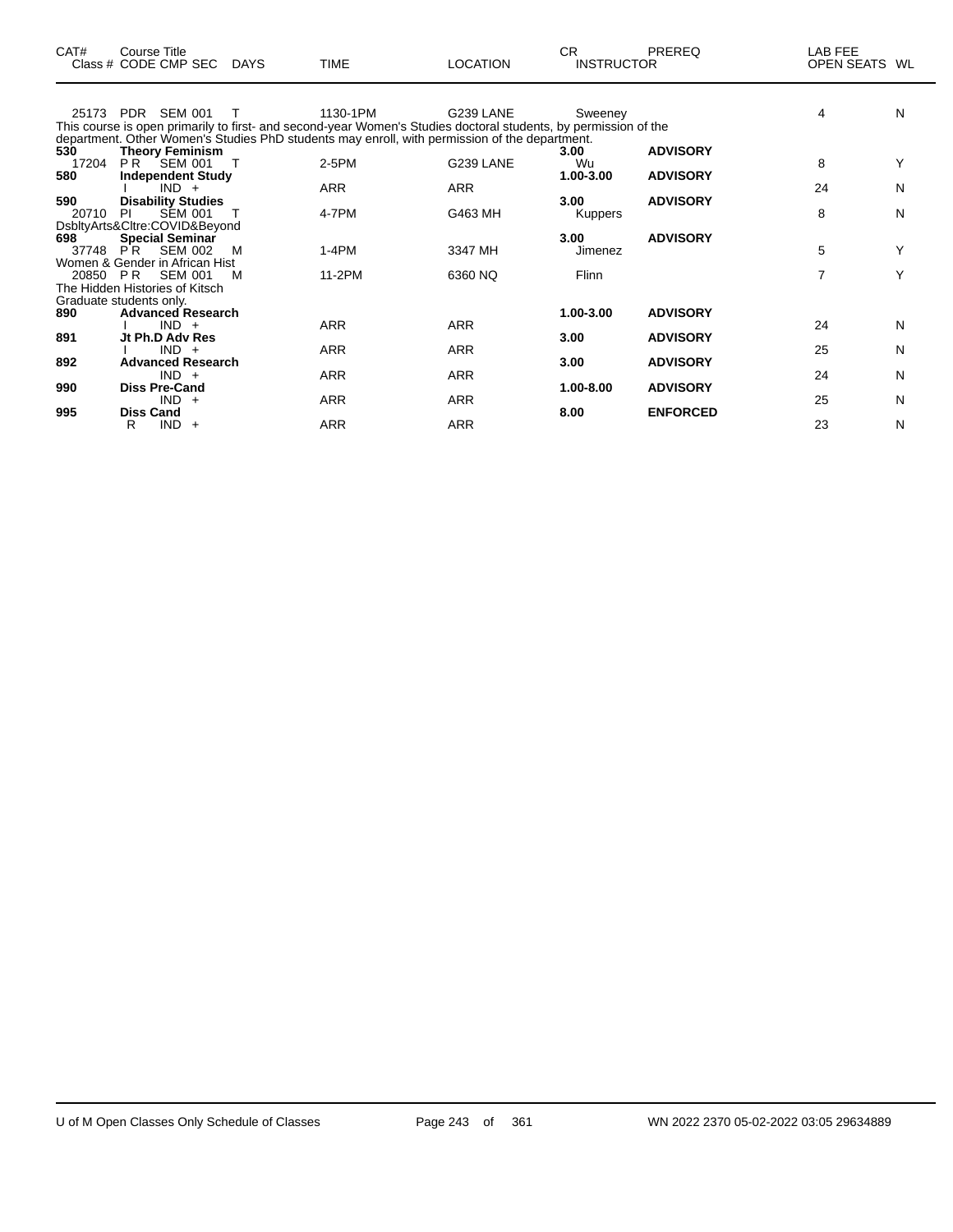| CAT# | Course Title<br>Class # CODE CMP SEC | DAYS | TIME | LOCATION | CR<br>INSTRUCTOR | PREREQ | LAB FEE<br>OPEN SEATS | WL |
|---|---|---|---|---|---|---|---|---|
| 25173 | PDR SEM 001 | T | 1130-1PM | G239 LANE | Sweeney | | 4 | N |
| | This course is open primarily to first- and second-year Women's Studies doctoral students, by permission of the department. Other Women's Studies PhD students may enroll, with permission of the department. | | | | | | | |
| **530** | **Theory Feminism** | | | | **3.00** | **ADVISORY** | | |
| 17204 | P R SEM 001 | T | 2-5PM | G239 LANE | Wu | | 8 | Y |
| **580** | **Independent Study** | | | | **1.00-3.00** | **ADVISORY** | | |
| | I IND + | | ARR | ARR | | | 24 | N |
| **590** | **Disability Studies** | | | | **3.00** | **ADVISORY** | | |
| 20710 | PI SEM 001 | T | 4-7PM | G463 MH | Kuppers | | 8 | N |
| | DsbltyArts&Cltre:COVID&Beyond | | | | | | | |
| **698** | **Special Seminar** | | | | **3.00** | **ADVISORY** | | |
| 37748 | P R SEM 002 | M | 1-4PM | 3347 MH | Jimenez | | 5 | Y |
| | Women & Gender in African Hist | | | | | | | |
| 20850 | P R SEM 001 | M | 11-2PM | 6360 NQ | Flinn | | 7 | Y |
| | The Hidden Histories of Kitsch<br>Graduate students only. | | | | | | | |
| **890** | **Advanced Research** | | | | **1.00-3.00** | **ADVISORY** | | |
| | I IND + | | ARR | ARR | | | 24 | N |
| **891** | **Jt Ph.D Adv Res** | | | | **3.00** | **ADVISORY** | | |
| | I IND + | | ARR | ARR | | | 25 | N |
| **892** | **Advanced Research** | | | | **3.00** | **ADVISORY** | | |
| | IND + | | ARR | ARR | | | 24 | N |
| **990** | **Diss Pre-Cand** | | | | **1.00-8.00** | **ADVISORY** | | |
| | IND + | | ARR | ARR | | | 25 | N |
| **995** | **Diss Cand** | | | | **8.00** | **ENFORCED** | | |
| | R IND + | | ARR | ARR | | | 23 | N |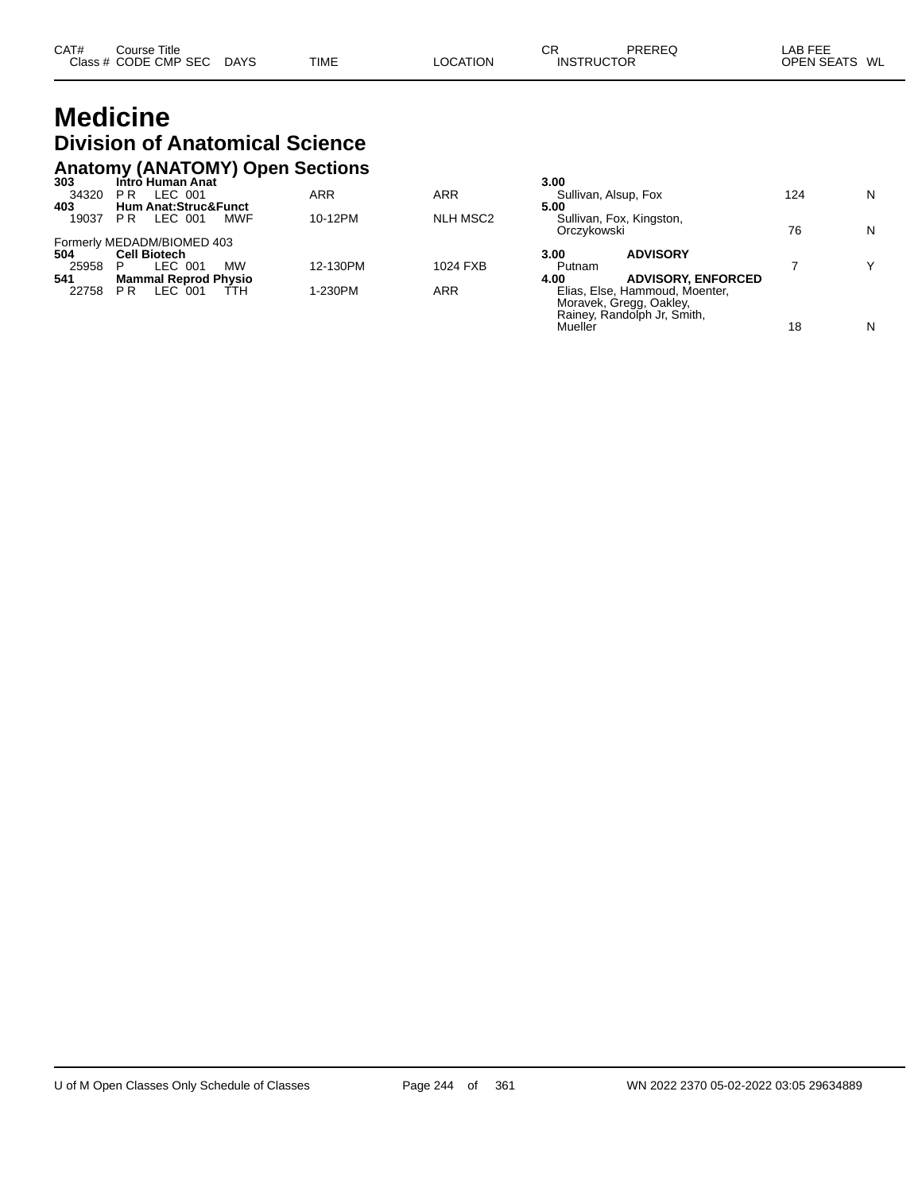| CAT# Class # | Course Title CODE | CMP | SEC | DAYS | TIME | LOCATION | CR INSTRUCTOR | PREREQ | LAB FEE OPEN SEATS | WL |
|---|---|---|---|---|---|---|---|---|---|---|

# Medicine

## Division of Anatomical Science

### Anatomy (ANATOMY) Open Sections

| CAT# Class # | Course Title CODE | CMP | SEC | DAYS | TIME | LOCATION | CR INSTRUCTOR | PREREQ | LAB FEE OPEN SEATS | WL |
|---|---|---|---|---|---|---|---|---|---|---|
| **303** | **Intro Human Anat** | | | | | | **3.00** | | | |
| 34320 | P R | LEC | 001 | | ARR | ARR | Sullivan, Alsup, Fox | | 124 | N |
| **403** | **Hum Anat:Struc&Funct** | | | | | | **5.00** | | | |
| 19037 | P R | LEC | 001 | MWF | 10-12PM | NLH MSC2 | Sullivan, Fox, Kingston, Orczykowski | | 76 | N |
| Formerly MEDADM/BIOMED 403 | | | | | | | | | | |
| **504** | **Cell Biotech** | | | | | | **3.00** | **ADVISORY** | | |
| 25958 | P | LEC | 001 | MW | 12-130PM | 1024 FXB | Putnam | | 7 | Y |
| **541** | **Mammal Reprod Physio** | | | | | | **4.00** | **ADVISORY, ENFORCED** | | |
| 22758 | P R | LEC | 001 | TTH | 1-230PM | ARR | Elias, Else, Hammoud, Moenter, Moravek, Gregg, Oakley, Rainey, Randolph Jr, Smith, Mueller | | 18 | N |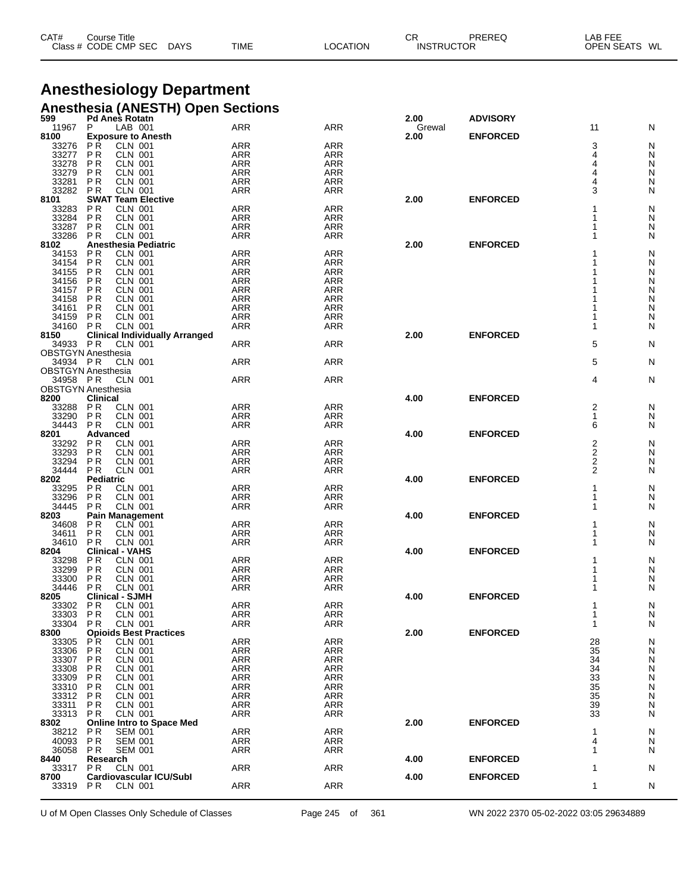# Anesthesiology Department

## Anesthesia (ANESTH) Open Sections

| CAT# Class # | Course Title CODE | CMP SEC | DAYS | TIME | LOCATION | CR INSTRUCTOR | PREREQ | LAB FEE OPEN SEATS | WL |
|---|---|---|---|---|---|---|---|---|---|
| **599** | **Pd Anes Rotatn** | | | | | **2.00** | **ADVISORY** | | |
| 11967 | P | LAB 001 | | ARR | ARR | Grewal | | 11 | N |
| **8100** | **Exposure to Anesth** | | | | | **2.00** | **ENFORCED** | | |
| 33276 | P R | CLN 001 | | ARR | ARR | | | 3 | N |
| 33277 | P R | CLN 001 | | ARR | ARR | | | 4 | N |
| 33278 | P R | CLN 001 | | ARR | ARR | | | 4 | N |
| 33279 | P R | CLN 001 | | ARR | ARR | | | 4 | N |
| 33281 | P R | CLN 001 | | ARR | ARR | | | 4 | N |
| 33282 | P R | CLN 001 | | ARR | ARR | | | 3 | N |
| **8101** | **SWAT Team Elective** | | | | | **2.00** | **ENFORCED** | | |
| 33283 | P R | CLN 001 | | ARR | ARR | | | 1 | N |
| 33284 | P R | CLN 001 | | ARR | ARR | | | 1 | N |
| 33287 | P R | CLN 001 | | ARR | ARR | | | 1 | N |
| 33286 | P R | CLN 001 | | ARR | ARR | | | 1 | N |
| **8102** | **Anesthesia Pediatric** | | | | | **2.00** | **ENFORCED** | | |
| 34153 | P R | CLN 001 | | ARR | ARR | | | 1 | N |
| 34154 | P R | CLN 001 | | ARR | ARR | | | 1 | N |
| 34155 | P R | CLN 001 | | ARR | ARR | | | 1 | N |
| 34156 | P R | CLN 001 | | ARR | ARR | | | 1 | N |
| 34157 | P R | CLN 001 | | ARR | ARR | | | 1 | N |
| 34158 | P R | CLN 001 | | ARR | ARR | | | 1 | N |
| 34161 | P R | CLN 001 | | ARR | ARR | | | 1 | N |
| 34159 | P R | CLN 001 | | ARR | ARR | | | 1 | N |
| 34160 | P R | CLN 001 | | ARR | ARR | | | 1 | N |
| **8150** | **Clinical Individually Arranged** | | | | | **2.00** | **ENFORCED** | | |
| 34933 | P R | CLN 001 | | ARR | ARR | | | 5 | N |
| OBSTGYN Anesthesia | | | | | | | | | |
| 34934 | P R | CLN 001 | | ARR | ARR | | | 5 | N |
| OBSTGYN Anesthesia | | | | | | | | | |
| 34958 | P R | CLN 001 | | ARR | ARR | | | 4 | N |
| OBSTGYN Anesthesia | | | | | | | | | |
| **8200** | **Clinical** | | | | | **4.00** | **ENFORCED** | | |
| 33288 | P R | CLN 001 | | ARR | ARR | | | 2 | N |
| 33290 | P R | CLN 001 | | ARR | ARR | | | 1 | N |
| 34443 | P R | CLN 001 | | ARR | ARR | | | 6 | N |
| **8201** | **Advanced** | | | | | **4.00** | **ENFORCED** | | |
| 33292 | P R | CLN 001 | | ARR | ARR | | | 2 | N |
| 33293 | P R | CLN 001 | | ARR | ARR | | | 2 | N |
| 33294 | P R | CLN 001 | | ARR | ARR | | | 2 | N |
| 34444 | P R | CLN 001 | | ARR | ARR | | | 2 | N |
| **8202** | **Pediatric** | | | | | **4.00** | **ENFORCED** | | |
| 33295 | P R | CLN 001 | | ARR | ARR | | | 1 | N |
| 33296 | P R | CLN 001 | | ARR | ARR | | | 1 | N |
| 34445 | P R | CLN 001 | | ARR | ARR | | | 1 | N |
| **8203** | **Pain Management** | | | | | **4.00** | **ENFORCED** | | |
| 34608 | P R | CLN 001 | | ARR | ARR | | | 1 | N |
| 34611 | P R | CLN 001 | | ARR | ARR | | | 1 | N |
| 34610 | P R | CLN 001 | | ARR | ARR | | | 1 | N |
| **8204** | **Clinical - VAHS** | | | | | **4.00** | **ENFORCED** | | |
| 33298 | P R | CLN 001 | | ARR | ARR | | | 1 | N |
| 33299 | P R | CLN 001 | | ARR | ARR | | | 1 | N |
| 33300 | P R | CLN 001 | | ARR | ARR | | | 1 | N |
| 34446 | P R | CLN 001 | | ARR | ARR | | | 1 | N |
| **8205** | **Clinical - SJMH** | | | | | **4.00** | **ENFORCED** | | |
| 33302 | P R | CLN 001 | | ARR | ARR | | | 1 | N |
| 33303 | P R | CLN 001 | | ARR | ARR | | | 1 | N |
| 33304 | P R | CLN 001 | | ARR | ARR | | | 1 | N |
| **8300** | **Opioids Best Practices** | | | | | **2.00** | **ENFORCED** | | |
| 33305 | P R | CLN 001 | | ARR | ARR | | | 28 | N |
| 33306 | P R | CLN 001 | | ARR | ARR | | | 35 | N |
| 33307 | P R | CLN 001 | | ARR | ARR | | | 34 | N |
| 33308 | P R | CLN 001 | | ARR | ARR | | | 34 | N |
| 33309 | P R | CLN 001 | | ARR | ARR | | | 33 | N |
| 33310 | P R | CLN 001 | | ARR | ARR | | | 35 | N |
| 33312 | P R | CLN 001 | | ARR | ARR | | | 35 | N |
| 33311 | P R | CLN 001 | | ARR | ARR | | | 39 | N |
| 33313 | P R | CLN 001 | | ARR | ARR | | | 33 | N |
| **8302** | **Online Intro to Space Med** | | | | | **2.00** | **ENFORCED** | | |
| 38212 | P R | SEM 001 | | ARR | ARR | | | 1 | N |
| 40093 | P R | SEM 001 | | ARR | ARR | | | 4 | N |
| 36058 | P R | SEM 001 | | ARR | ARR | | | 1 | N |
| **8440** | **Research** | | | | | **4.00** | **ENFORCED** | | |
| 33317 | P R | CLN 001 | | ARR | ARR | | | 1 | N |
| **8700** | **Cardiovascular ICU/SubI** | | | | | **4.00** | **ENFORCED** | | |
| 33319 | P R | CLN 001 | | ARR | ARR | | | 1 | N |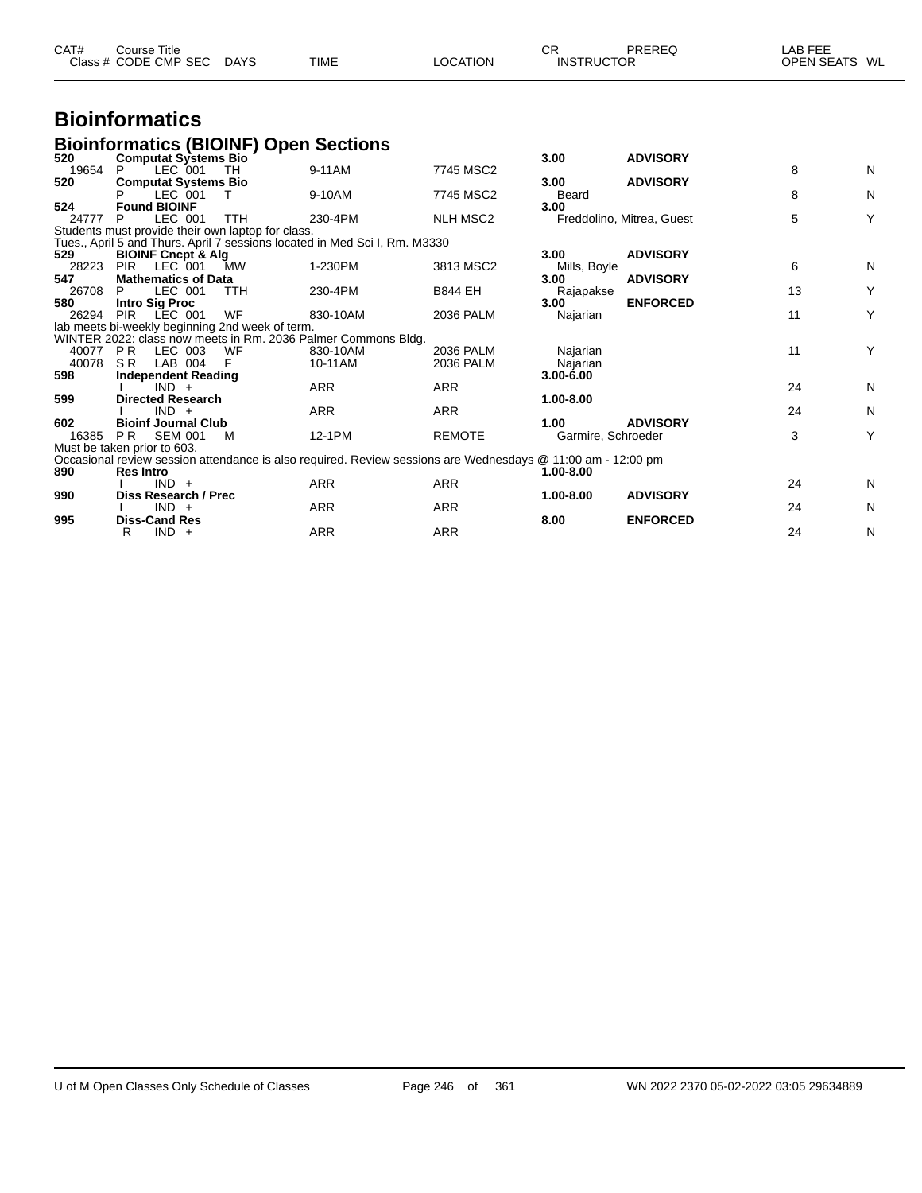| CAT# | Course Title | | | | | CR | PREREQ | LAB FEE | |
|---|---|---|---|---|---|---|---|---|---|
| Class # | CODE CMP SEC | DAYS | TIME | LOCATION | | INSTRUCTOR | | OPEN SEATS | WL |

# Bioinformatics

## Bioinformatics (BIOINF) Open Sections

| CAT# / Class # | CODE CMP SEC | DAYS | TIME | LOCATION | CR / INSTRUCTOR | PREREQ | OPEN SEATS | WL |
|---|---|---|---|---|---|---|---|---|
| **520** | **Computat Systems Bio** | | | | **3.00** | **ADVISORY** | | |
| 19654 | P LEC 001 | TH | 9-11AM | 7745 MSC2 | | | 8 | N |
| **520** | **Computat Systems Bio** | | | | **3.00** | **ADVISORY** | | |
| | P LEC 001 | T | 9-10AM | 7745 MSC2 | Beard | | 8 | N |
| **524** | **Found BIOINF** | | | | **3.00** | | | |
| 24777 | P LEC 001 | TTH | 230-4PM | NLH MSC2 | Freddolino, Mitrea, Guest | | 5 | Y |
| Students must provide their own laptop for class. | | | | | | | | |
| Tues., April 5 and Thurs. April 7 sessions located in Med Sci I, Rm. M3330 | | | | | | | | |
| **529** | **BIOINF Cncpt & Alg** | | | | **3.00** | **ADVISORY** | | |
| 28223 | PIR LEC 001 | MW | 1-230PM | 3813 MSC2 | Mills, Boyle | | 6 | N |
| **547** | **Mathematics of Data** | | | | **3.00** | **ADVISORY** | | |
| 26708 | P LEC 001 | TTH | 230-4PM | B844 EH | Rajapakse | | 13 | Y |
| **580** | **Intro Sig Proc** | | | | **3.00** | **ENFORCED** | | |
| 26294 | PIR LEC 001 | WF | 830-10AM | 2036 PALM | Najarian | | 11 | Y |
| lab meets bi-weekly beginning 2nd week of term. | | | | | | | | |
| WINTER 2022: class now meets in Rm. 2036 Palmer Commons Bldg. | | | | | | | | |
| 40077 | P R LEC 003 | WF | 830-10AM | 2036 PALM | Najarian | | 11 | Y |
| 40078 | S R LAB 004 | F | 10-11AM | 2036 PALM | Najarian | | | |
| **598** | **Independent Reading** | | | | **3.00-6.00** | | | |
| | I IND + | | ARR | ARR | | | 24 | N |
| **599** | **Directed Research** | | | | **1.00-8.00** | | | |
| | I IND + | | ARR | ARR | | | 24 | N |
| **602** | **Bioinf Journal Club** | | | | **1.00** | **ADVISORY** | | |
| 16385 | P R SEM 001 | M | 12-1PM | REMOTE | Garmire, Schroeder | | 3 | Y |
| Must be taken prior to 603. | | | | | | | | |
| Occasional review session attendance is also required. Review sessions are Wednesdays @ 11:00 am - 12:00 pm | | | | | | | | |
| **890** | **Res Intro** | | | | **1.00-8.00** | | | |
| | I IND + | | ARR | ARR | | | 24 | N |
| **990** | **Diss Research / Prec** | | | | **1.00-8.00** | **ADVISORY** | | |
| | I IND + | | ARR | ARR | | | 24 | N |
| **995** | **Diss-Cand Res** | | | | **8.00** | **ENFORCED** | | |
| | R IND + | | ARR | ARR | | | 24 | N |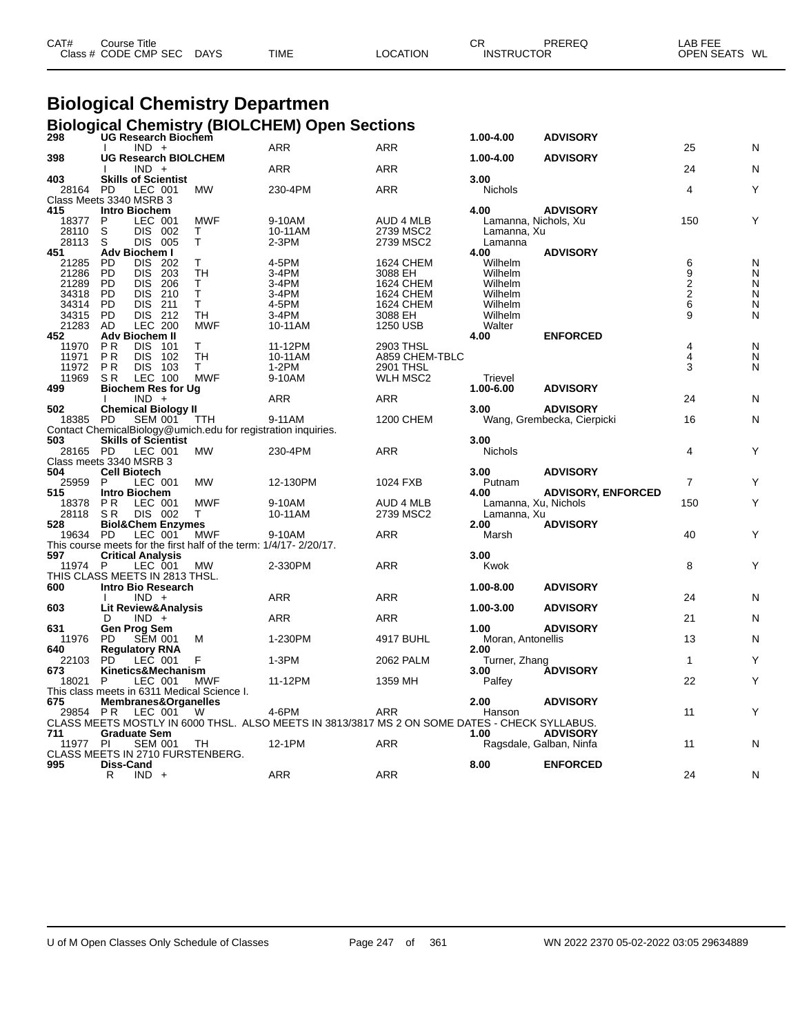| CAT# | Course Title | | | | | | CR | PREREQ | LAB FEE | |
|---|---|---|---|---|---|---|---|---|---|---|
| Class # | CODE CMP SEC | DAYS | TIME | LOCATION | INSTRUCTOR | | | | OPEN SEATS | WL |

# Biological Chemistry Departmen

## Biological Chemistry (BIOLCHEM) Open Sections

| CAT# / Class # | Course Title / CODE CMP SEC | DAYS | TIME | LOCATION | CR / INSTRUCTOR | PREREQ | OPEN SEATS | WL |
|---|---|---|---|---|---|---|---|---|
| **298** | **UG Research Biochem** | | | | **1.00-4.00** | **ADVISORY** | | |
| | I IND + | | ARR | ARR | | | 25 | N |
| **398** | **UG Research BIOLCHEM** | | | | **1.00-4.00** | **ADVISORY** | | |
| | I IND + | | ARR | ARR | | | 24 | N |
| **403** | **Skills of Scientist** | | | | **3.00** | | | |
| 28164 | PD LEC 001 | MW | 230-4PM | ARR | Nichols | | 4 | Y |
| Class Meets 3340 MSRB 3 | | | | | | | | |
| **415** | **Intro Biochem** | | | | **4.00** | **ADVISORY** | | |
| 18377 | P LEC 001 | MWF | 9-10AM | AUD 4 MLB | Lamanna, Nichols, Xu | | 150 | Y |
| 28110 | S DIS 002 | T | 10-11AM | 2739 MSC2 | Lamanna, Xu | | | |
| 28113 | S DIS 005 | T | 2-3PM | 2739 MSC2 | Lamanna | | | |
| **451** | **Adv Biochem I** | | | | **4.00** | **ADVISORY** | | |
| 21285 | PD DIS 202 | T | 4-5PM | 1624 CHEM | Wilhelm | | 6 | N |
| 21286 | PD DIS 203 | TH | 3-4PM | 3088 EH | Wilhelm | | 9 | N |
| 21289 | PD DIS 206 | T | 3-4PM | 1624 CHEM | Wilhelm | | 2 | N |
| 34318 | PD DIS 210 | T | 3-4PM | 1624 CHEM | Wilhelm | | 2 | N |
| 34314 | PD DIS 211 | T | 4-5PM | 1624 CHEM | Wilhelm | | 6 | N |
| 34315 | PD DIS 212 | TH | 3-4PM | 3088 EH | Wilhelm | | 9 | N |
| 21283 | AD LEC 200 | MWF | 10-11AM | 1250 USB | Walter | | | |
| **452** | **Adv Biochem II** | | | | **4.00** | **ENFORCED** | | |
| 11970 | P R DIS 101 | T | 11-12PM | 2903 THSL | | | 4 | N |
| 11971 | P R DIS 102 | TH | 10-11AM | A859 CHEM-TBLC | | | 4 | N |
| 11972 | P R DIS 103 | T | 1-2PM | 2901 THSL | | | 3 | N |
| 11969 | S R LEC 100 | MWF | 9-10AM | WLH MSC2 | Trievel | | | |
| **499** | **Biochem Res for Ug** | | | | **1.00-6.00** | **ADVISORY** | | |
| | I IND + | | ARR | ARR | | | 24 | N |
| **502** | **Chemical Biology II** | | | | **3.00** | **ADVISORY** | | |
| 18385 | PD SEM 001 | TTH | 9-11AM | 1200 CHEM | Wang, Grembecka, Cierpicki | | 16 | N |
| Contact ChemicalBiology@umich.edu for registration inquiries. | | | | | | | | |
| **503** | **Skills of Scientist** | | | | **3.00** | | | |
| 28165 | PD LEC 001 | MW | 230-4PM | ARR | Nichols | | 4 | Y |
| Class meets 3340 MSRB 3 | | | | | | | | |
| **504** | **Cell Biotech** | | | | **3.00** | **ADVISORY** | | |
| 25959 | P LEC 001 | MW | 12-130PM | 1024 FXB | Putnam | | 7 | Y |
| **515** | **Intro Biochem** | | | | **4.00** | **ADVISORY, ENFORCED** | | |
| 18378 | P R LEC 001 | MWF | 9-10AM | AUD 4 MLB | Lamanna, Xu, Nichols | | 150 | Y |
| 28118 | S R DIS 002 | T | 10-11AM | 2739 MSC2 | Lamanna, Xu | | | |
| **528** | **Biol&Chem Enzymes** | | | | **2.00** | **ADVISORY** | | |
| 19634 | PD LEC 001 | MWF | 9-10AM | ARR | Marsh | | 40 | Y |
| This course meets for the first half of the term: 1/4/17- 2/20/17. | | | | | | | | |
| **597** | **Critical Analysis** | | | | **3.00** | | | |
| 11974 | P LEC 001 | MW | 2-330PM | ARR | Kwok | | 8 | Y |
| THIS CLASS MEETS IN 2813 THSL. | | | | | | | | |
| **600** | **Intro Bio Research** | | | | **1.00-8.00** | **ADVISORY** | | |
| | I IND + | | ARR | ARR | | | 24 | N |
| **603** | **Lit Review&Analysis** | | | | **1.00-3.00** | **ADVISORY** | | |
| | D IND + | | ARR | ARR | | | 21 | N |
| **631** | **Gen Prog Sem** | | | | **1.00** | **ADVISORY** | | |
| 11976 | PD SEM 001 | M | 1-230PM | 4917 BUHL | Moran, Antonellis | | 13 | N |
| **640** | **Regulatory RNA** | | | | **2.00** | | | |
| 22103 | PD LEC 001 | F | 1-3PM | 2062 PALM | Turner, Zhang | | 1 | Y |
| **673** | **Kinetics&Mechanism** | | | | **3.00** | **ADVISORY** | | |
| 18021 | P LEC 001 | MWF | 11-12PM | 1359 MH | Palfey | | 22 | Y |
| This class meets in 6311 Medical Science I. | | | | | | | | |
| **675** | **Membranes&Organelles** | | | | **2.00** | **ADVISORY** | | |
| 29854 | P R LEC 001 | W | 4-6PM | ARR | Hanson | | 11 | Y |
| CLASS MEETS MOSTLY IN 6000 THSL. ALSO MEETS IN 3813/3817 MS 2 ON SOME DATES - CHECK SYLLABUS. | | | | | | | | |
| **711** | **Graduate Sem** | | | | **1.00** | **ADVISORY** | | |
| 11977 | PI SEM 001 | TH | 12-1PM | ARR | Ragsdale, Galban, Ninfa | | 11 | N |
| CLASS MEETS IN 2710 FURSTENBERG. | | | | | | | | |
| **995** | **Diss-Cand** | | | | **8.00** | **ENFORCED** | | |
| | R IND + | | ARR | ARR | | | 24 | N |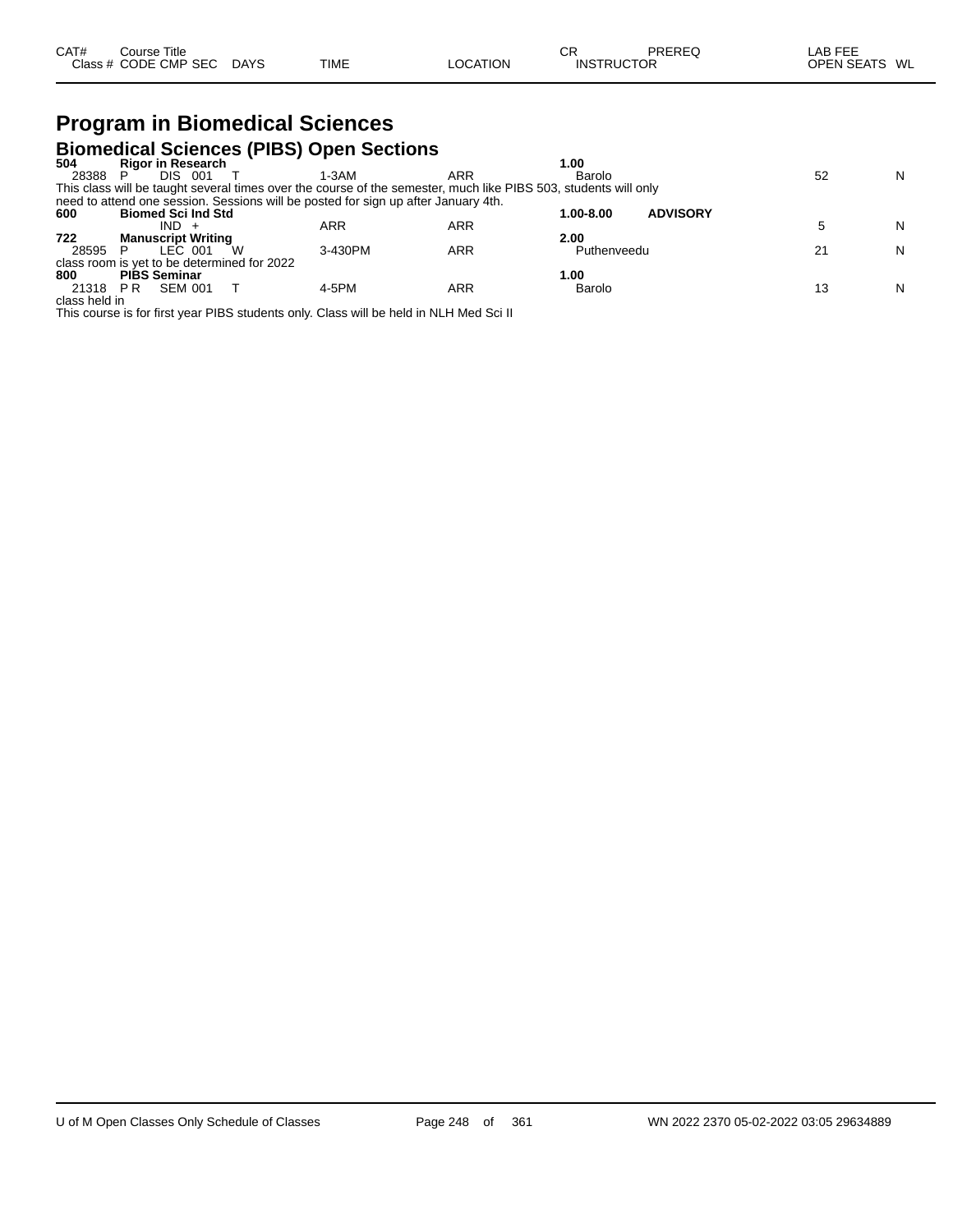| CAT# | Course Title | | | | | | CR | PREREQ | LAB FEE | |
|---|---|---|---|---|---|---|---|---|---|---|
| Class # | CODE | CMP | SEC | DAYS | TIME | LOCATION | INSTRUCTOR | | OPEN SEATS | WL |

# Program in Biomedical Sciences

## Biomedical Sciences (PIBS) Open Sections

| CAT# / Class # | CODE | CMP | SEC | DAYS | TIME | LOCATION | CR / INSTRUCTOR | PREREQ | OPEN SEATS | WL |
|---|---|---|---|---|---|---|---|---|---|---|
| **504** | **Rigor in Research** | | | | | | **1.00** | | | |
| 28388 | P | DIS | 001 | T | 1-3AM | ARR | Barolo | | 52 | N |
| This class will be taught several times over the course of the semester, much like PIBS 503, students will only need to attend one session. Sessions will be posted for sign up after January 4th. | | | | | | | | | | |
| **600** | **Biomed Sci Ind Std** | | | | | | **1.00-8.00** | **ADVISORY** | | |
| | | IND | + | | ARR | ARR | | | 5 | N |
| **722** | **Manuscript Writing** | | | | | | **2.00** | | | |
| 28595 | P | LEC | 001 | W | 3-430PM | ARR | Puthenveedu | | 21 | N |
| class room is yet to be determined for 2022 | | | | | | | | | | |
| **800** | **PIBS Seminar** | | | | | | **1.00** | | | |
| 21318 | P R | SEM | 001 | T | 4-5PM | ARR | Barolo | | 13 | N |
| class held in | | | | | | | | | | |
| This course is for first year PIBS students only. Class will be held in NLH Med Sci II | | | | | | | | | | |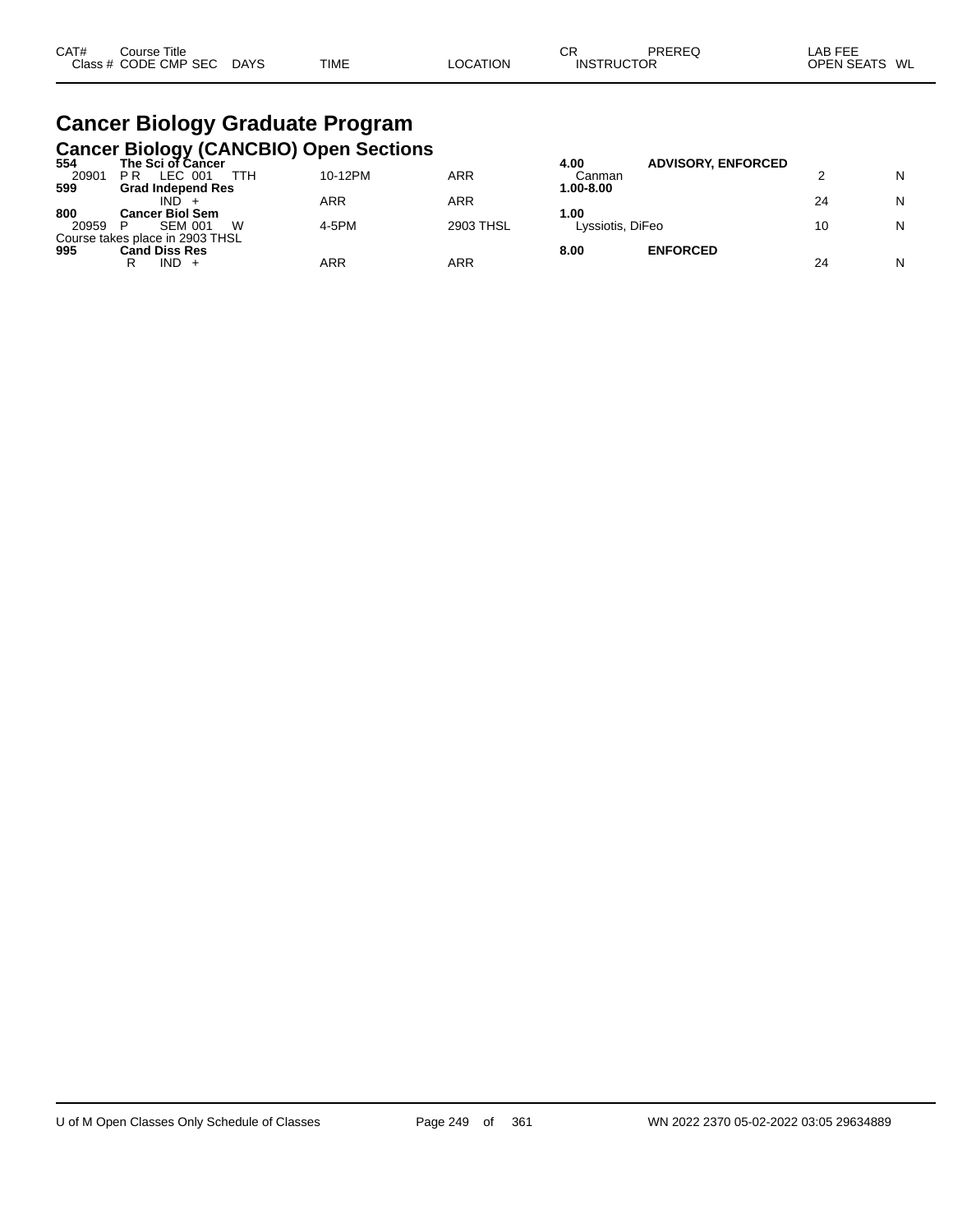# Cancer Biology Graduate Program

## Cancer Biology (CANCBIO) Open Sections

| CAT# / Class # | Course Title / CODE CMP SEC | DAYS | TIME | LOCATION | CR / INSTRUCTOR | PREREQ | LAB FEE / OPEN SEATS | WL |
|---|---|---|---|---|---|---|---|---|
| **554** | **The Sci of Cancer** | | | | **4.00** | **ADVISORY, ENFORCED** | | |
| 20901 | P R LEC 001 | TTH | 10-12PM | ARR | Canman | | 2 | N |
| **599** | **Grad Independ Res** | | | | **1.00-8.00** | | | |
| | IND + | | ARR | ARR | | | 24 | N |
| **800** | **Cancer Biol Sem** | | | | **1.00** | | | |
| 20959 | P SEM 001 | W | 4-5PM | 2903 THSL | Lyssiotis, DiFeo | | 10 | N |
| Course takes place in 2903 THSL | | | | | | | | |
| **995** | **Cand Diss Res** | | | | **8.00** | **ENFORCED** | | |
| | R IND + | | ARR | ARR | | | 24 | N |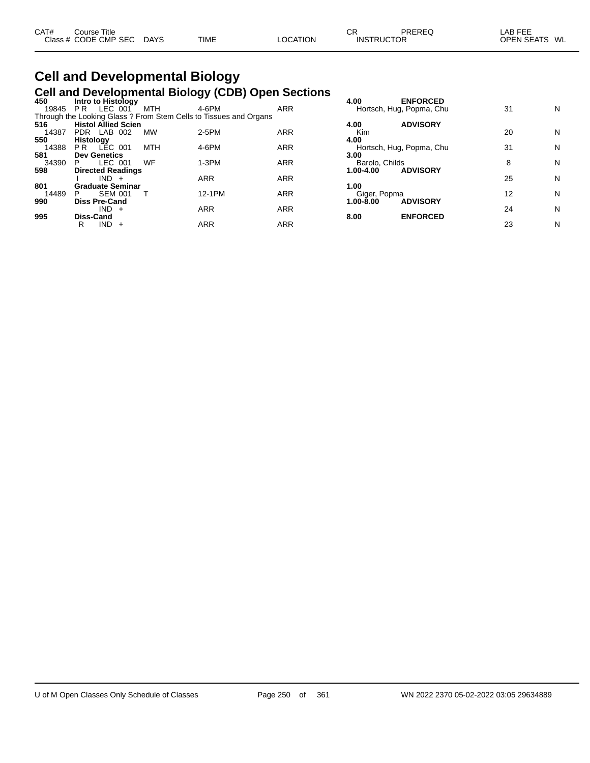# Cell and Developmental Biology

## Cell and Developmental Biology (CDB) Open Sections

| CAT# / Class # | Course Title / CODE CMP SEC | DAYS | TIME | LOCATION | CR / INSTRUCTOR | PREREQ | LAB FEE / OPEN SEATS | WL |
|---|---|---|---|---|---|---|---|---|
| **450** | **Intro to Histology** | | | | **4.00** | **ENFORCED** | | |
| 19845 | P R LEC 001 | MTH | 4-6PM | ARR | Hortsch, Hug, Popma, Chu | | 31 | N |
| | Through the Looking Glass ? From Stem Cells to Tissues and Organs | | | | | | | |
| **516** | **Histol Allied Scien** | | | | **4.00** | **ADVISORY** | | |
| 14387 | PDR LAB 002 | MW | 2-5PM | ARR | Kim | | 20 | N |
| **550** | **Histology** | | | | **4.00** | | | |
| 14388 | P R LEC 001 | MTH | 4-6PM | ARR | Hortsch, Hug, Popma, Chu | | 31 | N |
| **581** | **Dev Genetics** | | | | **3.00** | | | |
| 34390 | P LEC 001 | WF | 1-3PM | ARR | Barolo, Childs | | 8 | N |
| **598** | **Directed Readings** | | | | **1.00-4.00** | **ADVISORY** | | |
| | I IND + | | ARR | ARR | | | 25 | N |
| **801** | **Graduate Seminar** | | | | **1.00** | | | |
| 14489 | P SEM 001 | T | 12-1PM | ARR | Giger, Popma | | 12 | N |
| **990** | **Diss Pre-Cand** | | | | **1.00-8.00** | **ADVISORY** | | |
| | IND + | | ARR | ARR | | | 24 | N |
| **995** | **Diss-Cand** | | | | **8.00** | **ENFORCED** | | |
| | R IND + | | ARR | ARR | | | 23 | N |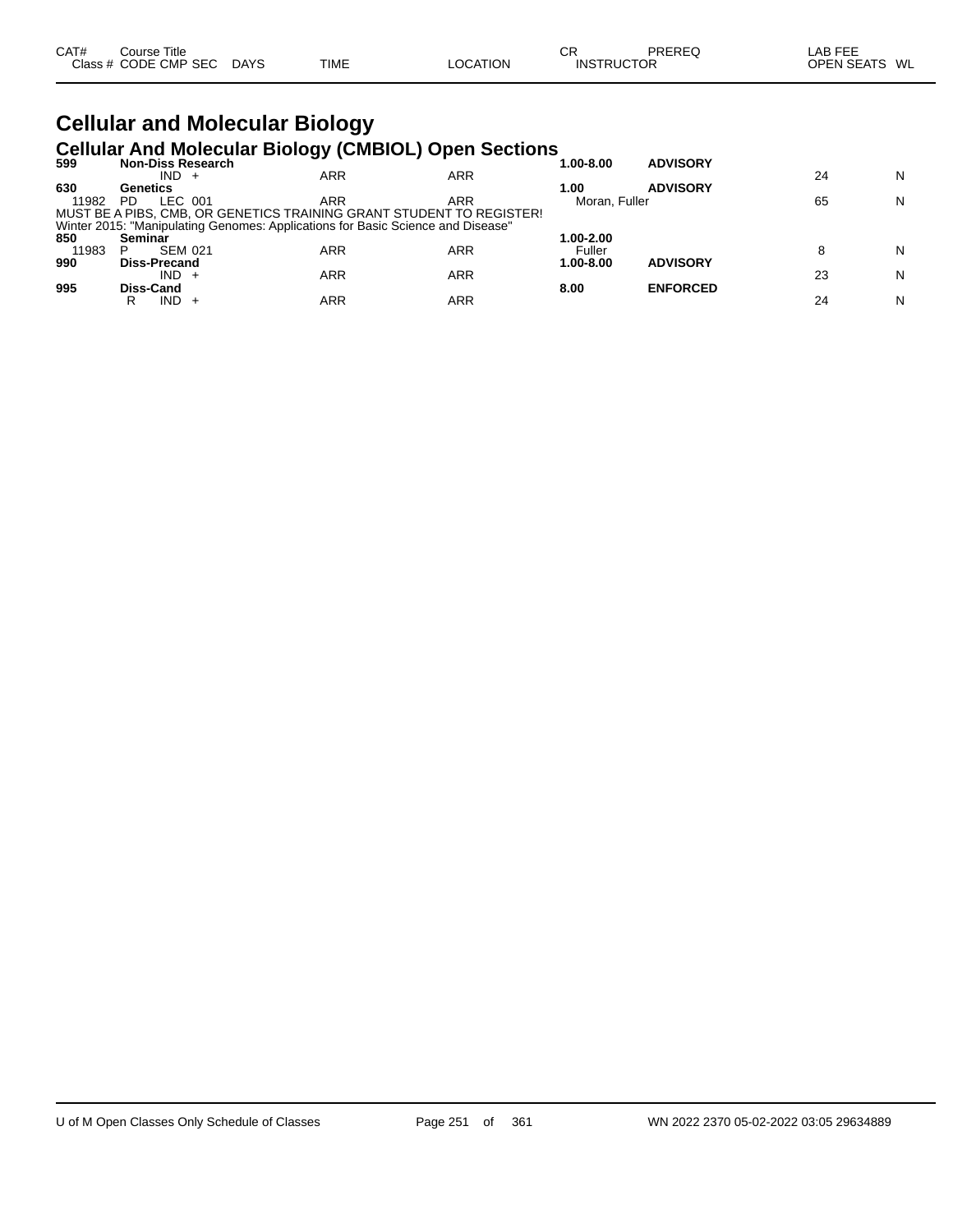| CAT# Class # | Course Title CODE CMP SEC | DAYS | TIME | LOCATION | CR INSTRUCTOR | PREREQ | LAB FEE OPEN SEATS | WL |
|---|---|---|---|---|---|---|---|---|

# Cellular and Molecular Biology

## Cellular And Molecular Biology (CMBIOL) Open Sections

| CAT# Class # | Course Title CODE CMP SEC | DAYS | TIME | LOCATION | CR INSTRUCTOR | PREREQ | LAB FEE OPEN SEATS | WL |
|---|---|---|---|---|---|---|---|---|
| **599** | **Non-Diss Research** | | | | **1.00-8.00** | **ADVISORY** | | |
| | IND + | | ARR | ARR | | | 24 | N |
| **630** | **Genetics** | | | | **1.00** | **ADVISORY** | | |
| 11982 | PD LEC 001 | | ARR | ARR | Moran, Fuller | | 65 | N |
| MUST BE A PIBS, CMB, OR GENETICS TRAINING GRANT STUDENT TO REGISTER! | | | | | | | | |
| Winter 2015: "Manipulating Genomes: Applications for Basic Science and Disease" | | | | | | | | |
| **850** | **Seminar** | | | | **1.00-2.00** | | | |
| 11983 | P SEM 021 | | ARR | ARR | Fuller | | 8 | N |
| **990** | **Diss-Precand** | | | | **1.00-8.00** | **ADVISORY** | | |
| | IND + | | ARR | ARR | | | 23 | N |
| **995** | **Diss-Cand** | | | | **8.00** | **ENFORCED** | | |
| | R IND + | | ARR | ARR | | | 24 | N |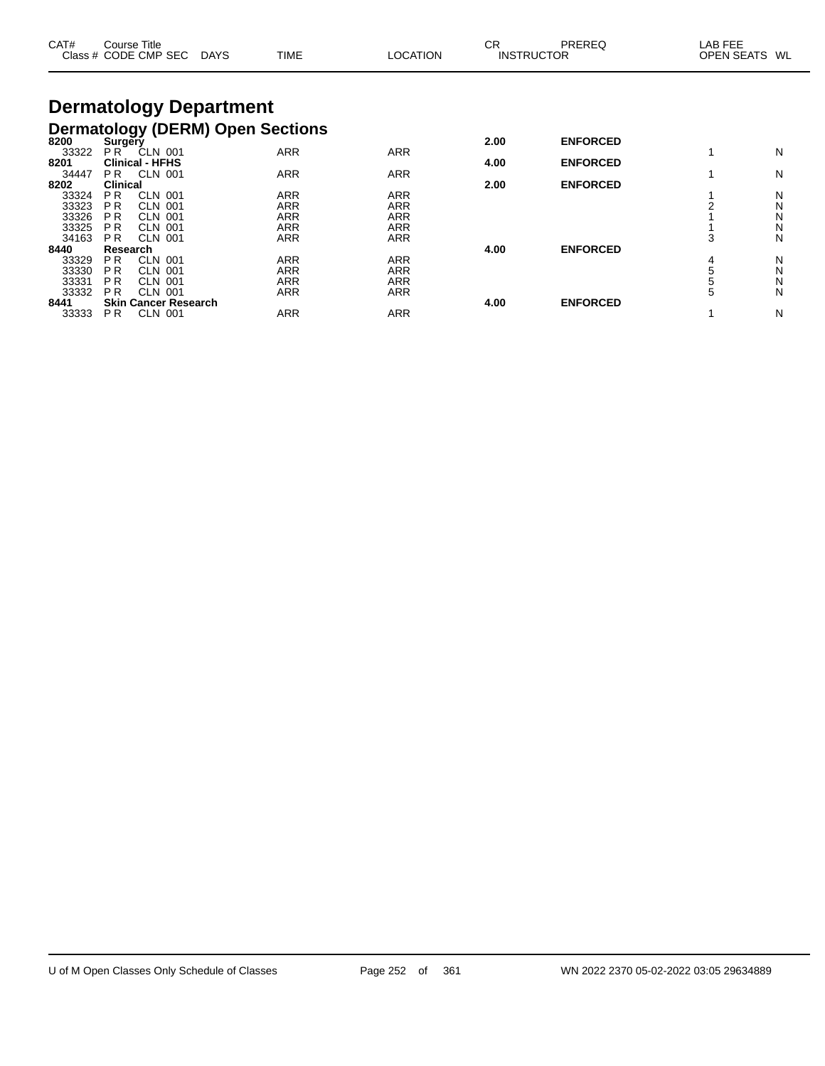| CAT# Class # | Course Title CODE CMP SEC | DAYS | TIME | LOCATION | CR INSTRUCTOR | PREREQ | LAB FEE OPEN SEATS | WL |
|---|---|---|---|---|---|---|---|---|

# Dermatology Department

## Dermatology (DERM) Open Sections

| CAT# Class # | Course Title CODE CMP SEC | DAYS | TIME | LOCATION | CR INSTRUCTOR | PREREQ | LAB FEE OPEN SEATS | WL |
|---|---|---|---|---|---|---|---|---|
| **8200** | **Surgery** | | | | **2.00** | **ENFORCED** | | |
| 33322 | P R CLN 001 | | ARR | ARR | | | 1 | N |
| **8201** | **Clinical - HFHS** | | | | **4.00** | **ENFORCED** | | |
| 34447 | P R CLN 001 | | ARR | ARR | | | 1 | N |
| **8202** | **Clinical** | | | | **2.00** | **ENFORCED** | | |
| 33324 | P R CLN 001 | | ARR | ARR | | | 1 | N |
| 33323 | P R CLN 001 | | ARR | ARR | | | 2 | N |
| 33326 | P R CLN 001 | | ARR | ARR | | | 1 | N |
| 33325 | P R CLN 001 | | ARR | ARR | | | 1 | N |
| 34163 | P R CLN 001 | | ARR | ARR | | | 3 | N |
| **8440** | **Research** | | | | **4.00** | **ENFORCED** | | |
| 33329 | P R CLN 001 | | ARR | ARR | | | 4 | N |
| 33330 | P R CLN 001 | | ARR | ARR | | | 5 | N |
| 33331 | P R CLN 001 | | ARR | ARR | | | 5 | N |
| 33332 | P R CLN 001 | | ARR | ARR | | | 5 | N |
| **8441** | **Skin Cancer Research** | | | | **4.00** | **ENFORCED** | | |
| 33333 | P R CLN 001 | | ARR | ARR | | | 1 | N |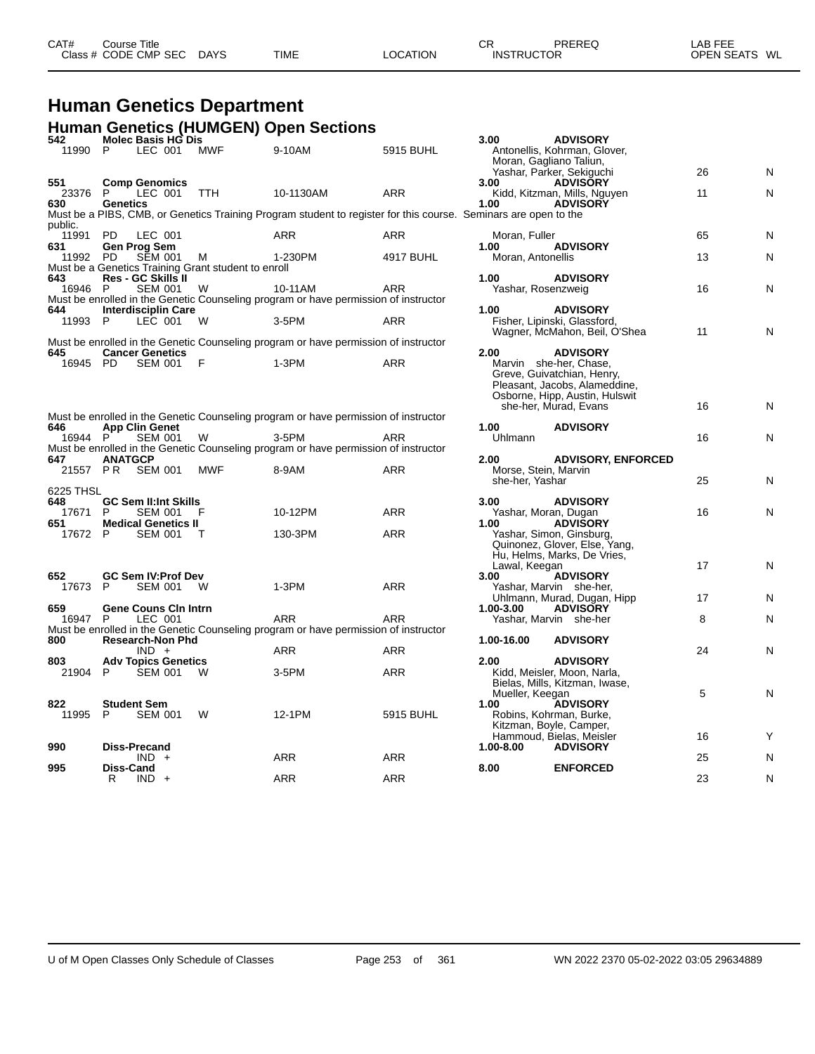# Human Genetics Department

## Human Genetics (HUMGEN) Open Sections

| CAT# Class # | Course Title CODE | CMP SEC | DAYS | TIME | LOCATION | CR INSTRUCTOR | PREREQ | LAB FEE OPEN SEATS | WL |
|---|---|---|---|---|---|---|---|---|---|
| **542** | **Molec Basis HG Dis** | | | | | **3.00** | **ADVISORY** | | |
| 11990 | P | LEC 001 | MWF | 9-10AM | 5915 BUHL | Antonellis, Kohrman, Glover, Moran, Gagliano Taliun, Yashar, Parker, Sekiguchi | | 26 | N |
| **551** | **Comp Genomics** | | | | | **3.00** | **ADVISORY** | | |
| 23376 | P | LEC 001 | TTH | 10-1130AM | ARR | Kidd, Kitzman, Mills, Nguyen | | 11 | N |
| **630** | **Genetics** | | | | | **1.00** | **ADVISORY** | | |
| Must be a PIBS, CMB, or Genetics Training Program student to register for this course. Seminars are open to the public. | | | | | | | | | |
| 11991 | PD | LEC 001 | | ARR | ARR | Moran, Fuller | | 65 | N |
| **631** | **Gen Prog Sem** | | | | | **1.00** | **ADVISORY** | | |
| 11992 | PD | SEM 001 | M | 1-230PM | 4917 BUHL | Moran, Antonellis | | 13 | N |
| Must be a Genetics Training Grant student to enroll | | | | | | | | | |
| **643** | **Res - GC Skills II** | | | | | **1.00** | **ADVISORY** | | |
| 16946 | P | SEM 001 | W | 10-11AM | ARR | Yashar, Rosenzweig | | 16 | N |
| Must be enrolled in the Genetic Counseling program or have permission of instructor | | | | | | | | | |
| **644** | **Interdisciplin Care** | | | | | **1.00** | **ADVISORY** | | |
| 11993 | P | LEC 001 | W | 3-5PM | ARR | Fisher, Lipinski, Glassford, Wagner, McMahon, Beil, O'Shea | | 11 | N |
| Must be enrolled in the Genetic Counseling program or have permission of instructor | | | | | | | | | |
| **645** | **Cancer Genetics** | | | | | **2.00** | **ADVISORY** | | |
| 16945 | PD | SEM 001 | F | 1-3PM | ARR | Marvin she-her, Chase, Greve, Guivatchian, Henry, Pleasant, Jacobs, Alameddine, Osborne, Hipp, Austin, Hulswit she-her, Murad, Evans | | 16 | N |
| Must be enrolled in the Genetic Counseling program or have permission of instructor | | | | | | | | | |
| **646** | **App Clin Genet** | | | | | **1.00** | **ADVISORY** | | |
| 16944 | P | SEM 001 | W | 3-5PM | ARR | Uhlmann | | 16 | N |
| Must be enrolled in the Genetic Counseling program or have permission of instructor | | | | | | | | | |
| **647** | **ANATGCP** | | | | | **2.00** | **ADVISORY, ENFORCED** | | |
| 21557 | P R | SEM 001 | MWF | 8-9AM | ARR | Morse, Stein, Marvin she-her, Yashar | | 25 | N |
| 6225 THSL | | | | | | | | | |
| **648** | **GC Sem II:Int Skills** | | | | | **3.00** | **ADVISORY** | | |
| 17671 | P | SEM 001 | F | 10-12PM | ARR | Yashar, Moran, Dugan | | 16 | N |
| **651** | **Medical Genetics II** | | | | | **1.00** | **ADVISORY** | | |
| 17672 | P | SEM 001 | T | 130-3PM | ARR | Yashar, Simon, Ginsburg, Quinonez, Glover, Else, Yang, Hu, Helms, Marks, De Vries, Lawal, Keegan | | 17 | N |
| **652** | **GC Sem IV:Prof Dev** | | | | | **3.00** | **ADVISORY** | | |
| 17673 | P | SEM 001 | W | 1-3PM | ARR | Yashar, Marvin she-her, Uhlmann, Murad, Dugan, Hipp | | 17 | N |
| **659** | **Gene Couns Cln Intrn** | | | | | **1.00-3.00** | **ADVISORY** | | |
| 16947 | P | LEC 001 | | ARR | ARR | Yashar, Marvin she-her | | 8 | N |
| Must be enrolled in the Genetic Counseling program or have permission of instructor | | | | | | | | | |
| **800** | **Research-Non Phd** | | | | | **1.00-16.00** | **ADVISORY** | | |
| | | IND + | | ARR | ARR | | | 24 | N |
| **803** | **Adv Topics Genetics** | | | | | **2.00** | **ADVISORY** | | |
| 21904 | P | SEM 001 | W | 3-5PM | ARR | Kidd, Meisler, Moon, Narla, Bielas, Mills, Kitzman, Iwase, Mueller, Keegan | | 5 | N |
| **822** | **Student Sem** | | | | | **1.00** | **ADVISORY** | | |
| 11995 | P | SEM 001 | W | 12-1PM | 5915 BUHL | Robins, Kohrman, Burke, Kitzman, Boyle, Camper, Hammoud, Bielas, Meisler | | 16 | Y |
| **990** | **Diss-Precand** | | | | | **1.00-8.00** | **ADVISORY** | | |
| | | IND + | | ARR | ARR | | | 25 | N |
| **995** | **Diss-Cand** | | | | | **8.00** | **ENFORCED** | | |
| | R | IND + | | ARR | ARR | | | 23 | N |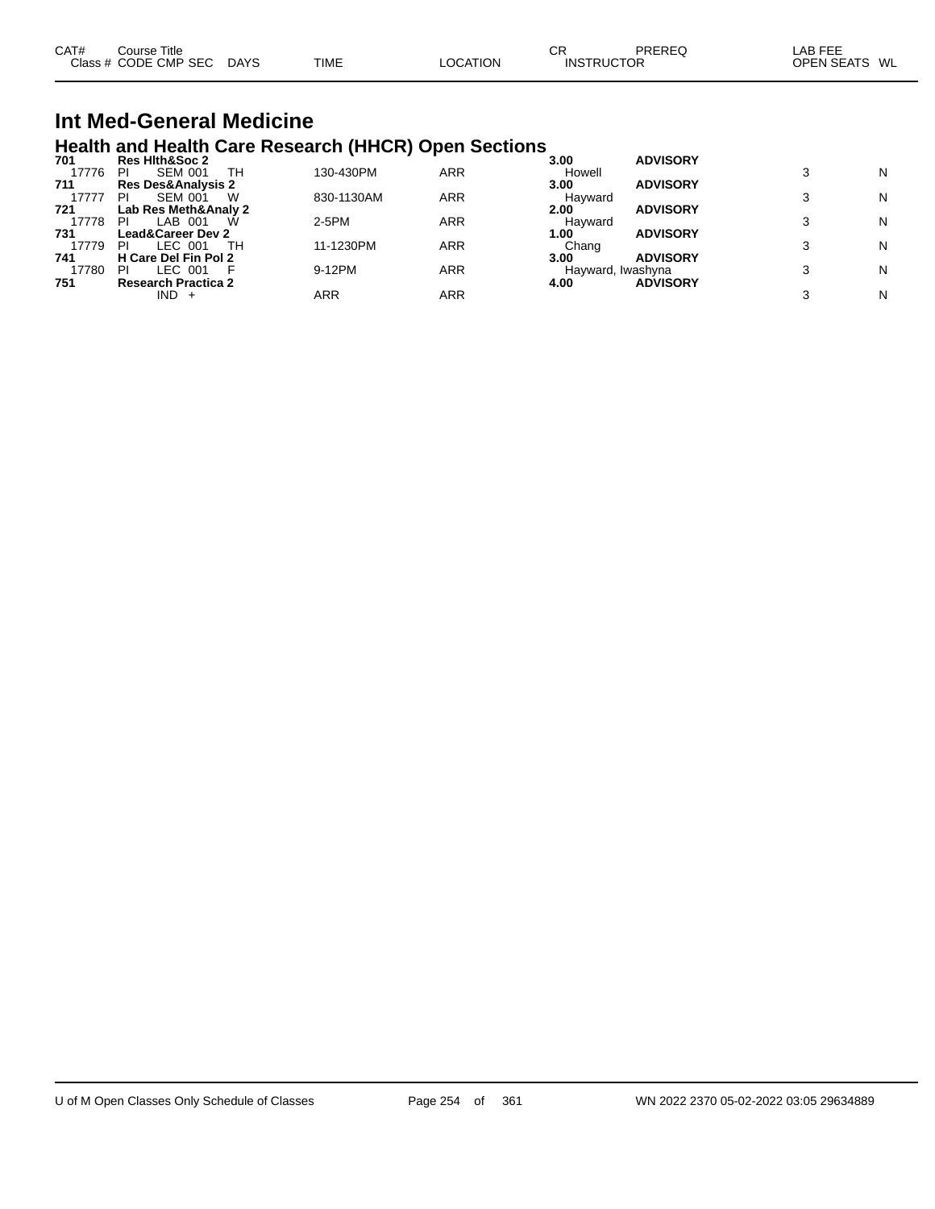| CAT# | Course Title | | | | | CR | PREREQ | | LAB FEE | |
|---|---|---|---|---|---|---|---|---|---|---|
| Class # | CODE CMP SEC | DAYS | TIME | LOCATION | | INSTRUCTOR | | | OPEN SEATS | WL |

# Int Med-General Medicine

## Health and Health Care Research (HHCR) Open Sections

| CAT# / Class # | Course Title / CODE CMP SEC | DAYS | TIME | LOCATION | CR / INSTRUCTOR | PREREQ | OPEN SEATS | WL |
|---|---|---|---|---|---|---|---|---|
| **701** | **Res Hlth&Soc 2** | | | | **3.00** | **ADVISORY** | | |
| 17776 | PI SEM 001 | TH | 130-430PM | ARR | Howell | | 3 | N |
| **711** | **Res Des&Analysis 2** | | | | **3.00** | **ADVISORY** | | |
| 17777 | PI SEM 001 | W | 830-1130AM | ARR | Hayward | | 3 | N |
| **721** | **Lab Res Meth&Analy 2** | | | | **2.00** | **ADVISORY** | | |
| 17778 | PI LAB 001 | W | 2-5PM | ARR | Hayward | | 3 | N |
| **731** | **Lead&Career Dev 2** | | | | **1.00** | **ADVISORY** | | |
| 17779 | PI LEC 001 | TH | 11-1230PM | ARR | Chang | | 3 | N |
| **741** | **H Care Del Fin Pol 2** | | | | **3.00** | **ADVISORY** | | |
| 17780 | PI LEC 001 | F | 9-12PM | ARR | Hayward, Iwashyna | | 3 | N |
| **751** | **Research Practica 2** | | | | **4.00** | **ADVISORY** | | |
| | IND + | | ARR | ARR | | | 3 | N |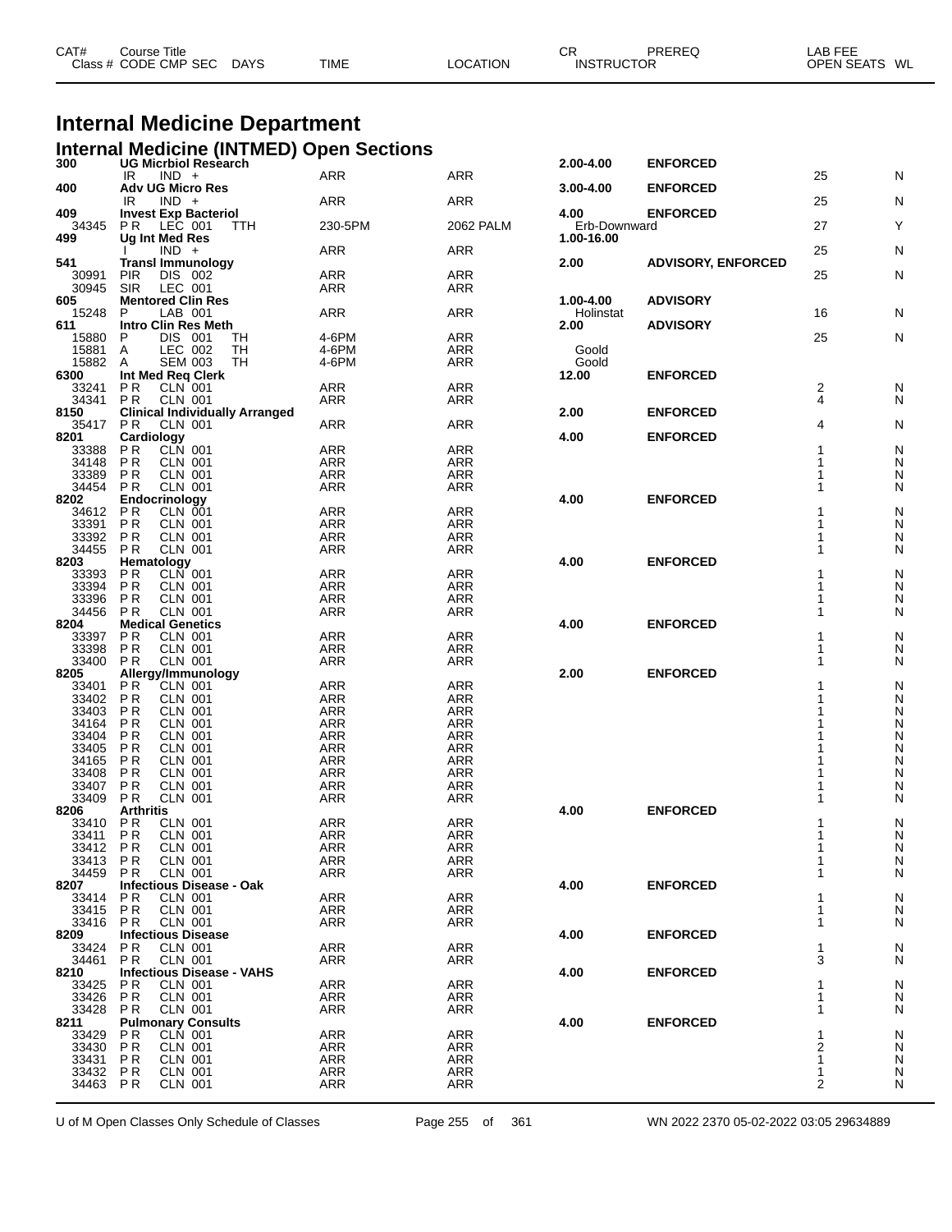| CAT# Class # | Course Title CODE CMP SEC | DAYS | TIME | LOCATION | CR INSTRUCTOR | PREREQ | LAB FEE OPEN SEATS | WL |
|---|---|---|---|---|---|---|---|---|

# Internal Medicine Department

## Internal Medicine (INTMED) Open Sections

| CAT# Class # | Course Title CODE CMP SEC | DAYS | TIME | LOCATION | CR INSTRUCTOR | PREREQ | LAB FEE OPEN SEATS | WL |
|---|---|---|---|---|---|---|---|---|
| **300** | **UG Micrbiol Research** | | | | **2.00-4.00** | **ENFORCED** | | |
| | IR IND + | | ARR | ARR | | | 25 | N |
| **400** | **Adv UG Micro Res** | | | | **3.00-4.00** | **ENFORCED** | | |
| | IR IND + | | ARR | ARR | | | 25 | N |
| **409** | **Invest Exp Bacteriol** | | | | **4.00** | **ENFORCED** | | |
| 34345 | P R LEC 001 | TTH | 230-5PM | 2062 PALM | Erb-Downward | | 27 | Y |
| **499** | **Ug Int Med Res** | | | | **1.00-16.00** | | | |
| | I IND + | | ARR | ARR | | | 25 | N |
| **541** | **Transl Immunology** | | | | **2.00** | **ADVISORY, ENFORCED** | | |
| 30991 | PIR DIS 002 | | ARR | ARR | | | 25 | N |
| 30945 | SIR LEC 001 | | ARR | ARR | | | | |
| **605** | **Mentored Clin Res** | | | | **1.00-4.00** | **ADVISORY** | | |
| 15248 | P LAB 001 | | ARR | ARR | Holinstat | | 16 | N |
| **611** | **Intro Clin Res Meth** | | | | **2.00** | **ADVISORY** | | |
| 15880 | P DIS 001 | TH | 4-6PM | ARR | | | 25 | N |
| 15881 | A LEC 002 | TH | 4-6PM | ARR | Goold | | | |
| 15882 | A SEM 003 | TH | 4-6PM | ARR | Goold | | | |
| **6300** | **Int Med Req Clerk** | | | | **12.00** | **ENFORCED** | | |
| 33241 | P R CLN 001 | | ARR | ARR | | | 2 | N |
| 34341 | P R CLN 001 | | ARR | ARR | | | 4 | N |
| **8150** | **Clinical Individually Arranged** | | | | **2.00** | **ENFORCED** | | |
| 35417 | P R CLN 001 | | ARR | ARR | | | 4 | N |
| **8201** | **Cardiology** | | | | **4.00** | **ENFORCED** | | |
| 33388 | P R CLN 001 | | ARR | ARR | | | 1 | N |
| 34148 | P R CLN 001 | | ARR | ARR | | | 1 | N |
| 33389 | P R CLN 001 | | ARR | ARR | | | 1 | N |
| 34454 | P R CLN 001 | | ARR | ARR | | | 1 | N |
| **8202** | **Endocrinology** | | | | **4.00** | **ENFORCED** | | |
| 34612 | P R CLN 001 | | ARR | ARR | | | 1 | N |
| 33391 | P R CLN 001 | | ARR | ARR | | | 1 | N |
| 33392 | P R CLN 001 | | ARR | ARR | | | 1 | N |
| 34455 | P R CLN 001 | | ARR | ARR | | | 1 | N |
| **8203** | **Hematology** | | | | **4.00** | **ENFORCED** | | |
| 33393 | P R CLN 001 | | ARR | ARR | | | 1 | N |
| 33394 | P R CLN 001 | | ARR | ARR | | | 1 | N |
| 33396 | P R CLN 001 | | ARR | ARR | | | 1 | N |
| 34456 | P R CLN 001 | | ARR | ARR | | | 1 | N |
| **8204** | **Medical Genetics** | | | | **4.00** | **ENFORCED** | | |
| 33397 | P R CLN 001 | | ARR | ARR | | | 1 | N |
| 33398 | P R CLN 001 | | ARR | ARR | | | 1 | N |
| 33400 | P R CLN 001 | | ARR | ARR | | | 1 | N |
| **8205** | **Allergy/Immunology** | | | | **2.00** | **ENFORCED** | | |
| 33401 | P R CLN 001 | | ARR | ARR | | | 1 | N |
| 33402 | P R CLN 001 | | ARR | ARR | | | 1 | N |
| 33403 | P R CLN 001 | | ARR | ARR | | | 1 | N |
| 34164 | P R CLN 001 | | ARR | ARR | | | 1 | N |
| 33404 | P R CLN 001 | | ARR | ARR | | | 1 | N |
| 33405 | P R CLN 001 | | ARR | ARR | | | 1 | N |
| 34165 | P R CLN 001 | | ARR | ARR | | | 1 | N |
| 33408 | P R CLN 001 | | ARR | ARR | | | 1 | N |
| 33407 | P R CLN 001 | | ARR | ARR | | | 1 | N |
| 33409 | P R CLN 001 | | ARR | ARR | | | 1 | N |
| **8206** | **Arthritis** | | | | **4.00** | **ENFORCED** | | |
| 33410 | P R CLN 001 | | ARR | ARR | | | 1 | N |
| 33411 | P R CLN 001 | | ARR | ARR | | | 1 | N |
| 33412 | P R CLN 001 | | ARR | ARR | | | 1 | N |
| 33413 | P R CLN 001 | | ARR | ARR | | | 1 | N |
| 34459 | P R CLN 001 | | ARR | ARR | | | 1 | N |
| **8207** | **Infectious Disease - Oak** | | | | **4.00** | **ENFORCED** | | |
| 33414 | P R CLN 001 | | ARR | ARR | | | 1 | N |
| 33415 | P R CLN 001 | | ARR | ARR | | | 1 | N |
| 33416 | P R CLN 001 | | ARR | ARR | | | 1 | N |
| **8209** | **Infectious Disease** | | | | **4.00** | **ENFORCED** | | |
| 33424 | P R CLN 001 | | ARR | ARR | | | 1 | N |
| 34461 | P R CLN 001 | | ARR | ARR | | | 3 | N |
| **8210** | **Infectious Disease - VAHS** | | | | **4.00** | **ENFORCED** | | |
| 33425 | P R CLN 001 | | ARR | ARR | | | 1 | N |
| 33426 | P R CLN 001 | | ARR | ARR | | | 1 | N |
| 33428 | P R CLN 001 | | ARR | ARR | | | 1 | N |
| **8211** | **Pulmonary Consults** | | | | **4.00** | **ENFORCED** | | |
| 33429 | P R CLN 001 | | ARR | ARR | | | 1 | N |
| 33430 | P R CLN 001 | | ARR | ARR | | | 2 | N |
| 33431 | P R CLN 001 | | ARR | ARR | | | 1 | N |
| 33432 | P R CLN 001 | | ARR | ARR | | | 1 | N |
| 34463 | P R CLN 001 | | ARR | ARR | | | 2 | N |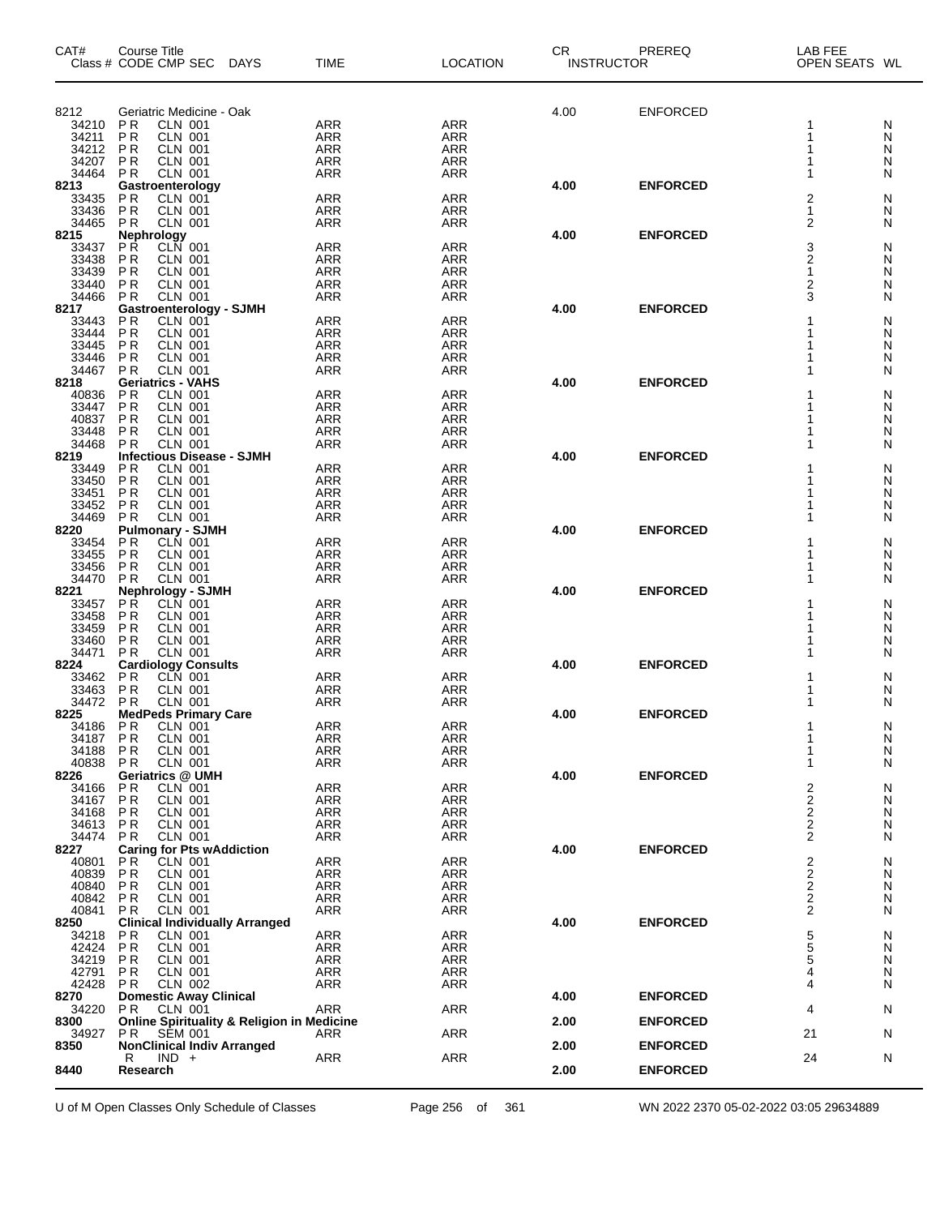| CAT# Class # | Course Title CODE | CMP | SEC | DAYS | TIME | LOCATION | CR INSTRUCTOR | PREREQ | LAB FEE OPEN SEATS | WL |
|---|---|---|---|---|---|---|---|---|---|---|
| 8212 | Geriatric Medicine - Oak | | | | | | 4.00 | ENFORCED | | |
| 34210 | P R | CLN | 001 | | ARR | ARR | | | 1 | N |
| 34211 | P R | CLN | 001 | | ARR | ARR | | | 1 | N |
| 34212 | P R | CLN | 001 | | ARR | ARR | | | 1 | N |
| 34207 | P R | CLN | 001 | | ARR | ARR | | | 1 | N |
| 34464 | P R | CLN | 001 | | ARR | ARR | | | 1 | N |
| **8213** | **Gastroenterology** | | | | | | **4.00** | **ENFORCED** | | |
| 33435 | P R | CLN | 001 | | ARR | ARR | | | 2 | N |
| 33436 | P R | CLN | 001 | | ARR | ARR | | | 1 | N |
| 34465 | P R | CLN | 001 | | ARR | ARR | | | 2 | N |
| **8215** | **Nephrology** | | | | | | **4.00** | **ENFORCED** | | |
| 33437 | P R | CLN | 001 | | ARR | ARR | | | 3 | N |
| 33438 | P R | CLN | 001 | | ARR | ARR | | | 2 | N |
| 33439 | P R | CLN | 001 | | ARR | ARR | | | 1 | N |
| 33440 | P R | CLN | 001 | | ARR | ARR | | | 2 | N |
| 34466 | P R | CLN | 001 | | ARR | ARR | | | 3 | N |
| **8217** | **Gastroenterology - SJMH** | | | | | | **4.00** | **ENFORCED** | | |
| 33443 | P R | CLN | 001 | | ARR | ARR | | | 1 | N |
| 33444 | P R | CLN | 001 | | ARR | ARR | | | 1 | N |
| 33445 | P R | CLN | 001 | | ARR | ARR | | | 1 | N |
| 33446 | P R | CLN | 001 | | ARR | ARR | | | 1 | N |
| 34467 | P R | CLN | 001 | | ARR | ARR | | | 1 | N |
| **8218** | **Geriatrics - VAHS** | | | | | | **4.00** | **ENFORCED** | | |
| 40836 | P R | CLN | 001 | | ARR | ARR | | | 1 | N |
| 33447 | P R | CLN | 001 | | ARR | ARR | | | 1 | N |
| 40837 | P R | CLN | 001 | | ARR | ARR | | | 1 | N |
| 33448 | P R | CLN | 001 | | ARR | ARR | | | 1 | N |
| 34468 | P R | CLN | 001 | | ARR | ARR | | | 1 | N |
| **8219** | **Infectious Disease - SJMH** | | | | | | **4.00** | **ENFORCED** | | |
| 33449 | P R | CLN | 001 | | ARR | ARR | | | 1 | N |
| 33450 | P R | CLN | 001 | | ARR | ARR | | | 1 | N |
| 33451 | P R | CLN | 001 | | ARR | ARR | | | 1 | N |
| 33452 | P R | CLN | 001 | | ARR | ARR | | | 1 | N |
| 34469 | P R | CLN | 001 | | ARR | ARR | | | 1 | N |
| **8220** | **Pulmonary - SJMH** | | | | | | **4.00** | **ENFORCED** | | |
| 33454 | P R | CLN | 001 | | ARR | ARR | | | 1 | N |
| 33455 | P R | CLN | 001 | | ARR | ARR | | | 1 | N |
| 33456 | P R | CLN | 001 | | ARR | ARR | | | 1 | N |
| 34470 | P R | CLN | 001 | | ARR | ARR | | | 1 | N |
| **8221** | **Nephrology - SJMH** | | | | | | **4.00** | **ENFORCED** | | |
| 33457 | P R | CLN | 001 | | ARR | ARR | | | 1 | N |
| 33458 | P R | CLN | 001 | | ARR | ARR | | | 1 | N |
| 33459 | P R | CLN | 001 | | ARR | ARR | | | 1 | N |
| 33460 | P R | CLN | 001 | | ARR | ARR | | | 1 | N |
| 34471 | P R | CLN | 001 | | ARR | ARR | | | 1 | N |
| **8224** | **Cardiology Consults** | | | | | | **4.00** | **ENFORCED** | | |
| 33462 | P R | CLN | 001 | | ARR | ARR | | | 1 | N |
| 33463 | P R | CLN | 001 | | ARR | ARR | | | 1 | N |
| 34472 | P R | CLN | 001 | | ARR | ARR | | | 1 | N |
| **8225** | **MedPeds Primary Care** | | | | | | **4.00** | **ENFORCED** | | |
| 34186 | P R | CLN | 001 | | ARR | ARR | | | 1 | N |
| 34187 | P R | CLN | 001 | | ARR | ARR | | | 1 | N |
| 34188 | P R | CLN | 001 | | ARR | ARR | | | 1 | N |
| 40838 | P R | CLN | 001 | | ARR | ARR | | | 1 | N |
| **8226** | **Geriatrics @ UMH** | | | | | | **4.00** | **ENFORCED** | | |
| 34166 | P R | CLN | 001 | | ARR | ARR | | | 2 | N |
| 34167 | P R | CLN | 001 | | ARR | ARR | | | 2 | N |
| 34168 | P R | CLN | 001 | | ARR | ARR | | | 2 | N |
| 34613 | P R | CLN | 001 | | ARR | ARR | | | 2 | N |
| 34474 | P R | CLN | 001 | | ARR | ARR | | | 2 | N |
| **8227** | **Caring for Pts wAddiction** | | | | | | **4.00** | **ENFORCED** | | |
| 40801 | P R | CLN | 001 | | ARR | ARR | | | 2 | N |
| 40839 | P R | CLN | 001 | | ARR | ARR | | | 2 | N |
| 40840 | P R | CLN | 001 | | ARR | ARR | | | 2 | N |
| 40842 | P R | CLN | 001 | | ARR | ARR | | | 2 | N |
| 40841 | P R | CLN | 001 | | ARR | ARR | | | 2 | N |
| **8250** | **Clinical Individually Arranged** | | | | | | **4.00** | **ENFORCED** | | |
| 34218 | P R | CLN | 001 | | ARR | ARR | | | 5 | N |
| 42424 | P R | CLN | 001 | | ARR | ARR | | | 5 | N |
| 34219 | P R | CLN | 001 | | ARR | ARR | | | 5 | N |
| 42791 | P R | CLN | 001 | | ARR | ARR | | | 4 | N |
| 42428 | P R | CLN | 002 | | ARR | ARR | | | 4 | N |
| **8270** | **Domestic Away Clinical** | | | | | | **4.00** | **ENFORCED** | | |
| 34220 | P R | CLN | 001 | | ARR | ARR | | | 4 | N |
| **8300** | **Online Spirituality & Religion in Medicine** | | | | | | **2.00** | **ENFORCED** | | |
| 34927 | P R | SEM | 001 | | ARR | ARR | | | 21 | N |
| **8350** | **NonClinical Indiv Arranged** | | | | | | **2.00** | **ENFORCED** | | |
| | R | IND | + | | ARR | ARR | | | 24 | N |
| **8440** | **Research** | | | | | | **2.00** | **ENFORCED** | | |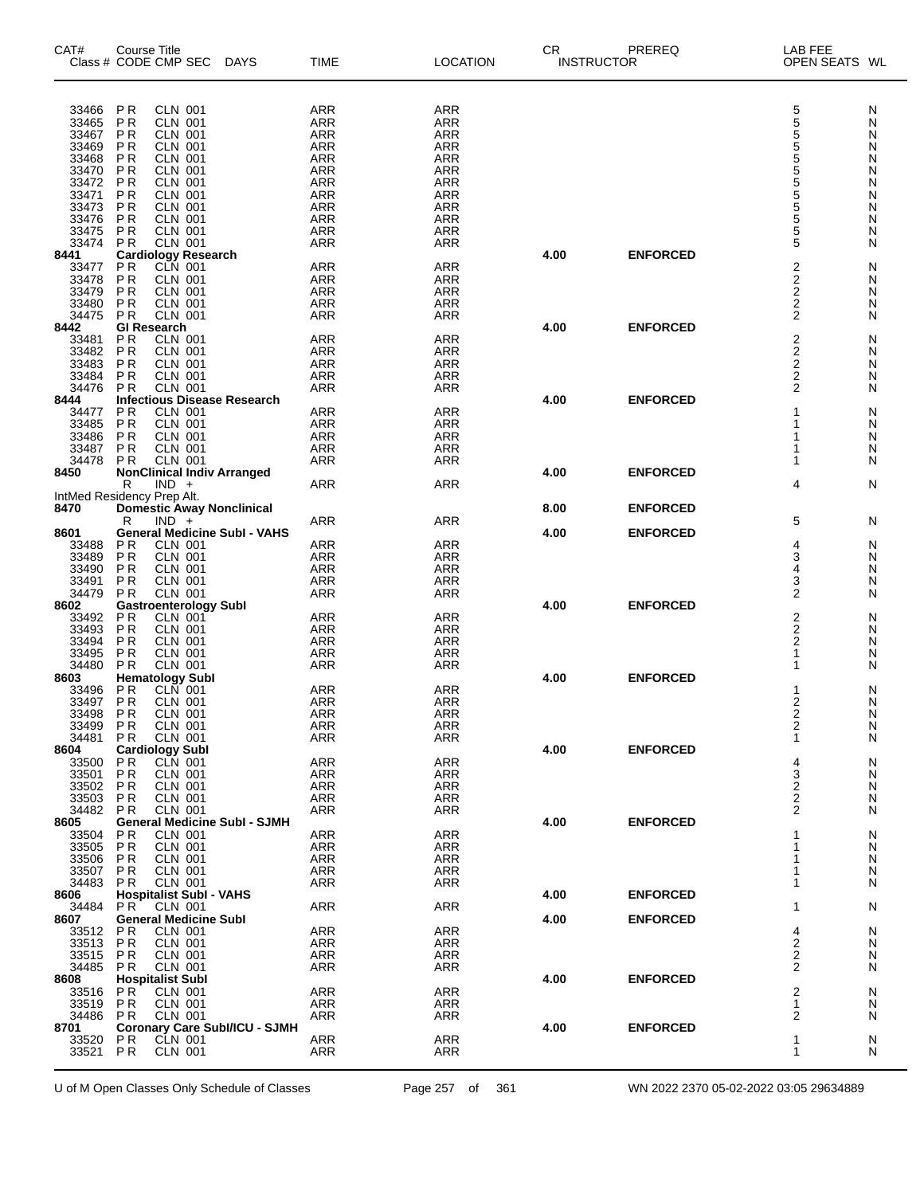| CAT# Class # | Course Title CODE CMP SEC | DAYS | TIME | LOCATION | CR INSTRUCTOR | PREREQ | LAB FEE OPEN SEATS | WL |
|---|---|---|---|---|---|---|---|---|
| 33466 | P R CLN 001 | | ARR | ARR | | | 5 | N |
| 33465 | P R CLN 001 | | ARR | ARR | | | 5 | N |
| 33467 | P R CLN 001 | | ARR | ARR | | | 5 | N |
| 33469 | P R CLN 001 | | ARR | ARR | | | 5 | N |
| 33468 | P R CLN 001 | | ARR | ARR | | | 5 | N |
| 33470 | P R CLN 001 | | ARR | ARR | | | 5 | N |
| 33472 | P R CLN 001 | | ARR | ARR | | | 5 | N |
| 33471 | P R CLN 001 | | ARR | ARR | | | 5 | N |
| 33473 | P R CLN 001 | | ARR | ARR | | | 5 | N |
| 33476 | P R CLN 001 | | ARR | ARR | | | 5 | N |
| 33475 | P R CLN 001 | | ARR | ARR | | | 5 | N |
| 33474 | P R CLN 001 | | ARR | ARR | | | 5 | N |
| **8441** | **Cardiology Research** | | | | **4.00** | **ENFORCED** | | |
| 33477 | P R CLN 001 | | ARR | ARR | | | 2 | N |
| 33478 | P R CLN 001 | | ARR | ARR | | | 2 | N |
| 33479 | P R CLN 001 | | ARR | ARR | | | 2 | N |
| 33480 | P R CLN 001 | | ARR | ARR | | | 2 | N |
| 34475 | P R CLN 001 | | ARR | ARR | | | 2 | N |
| **8442** | **GI Research** | | | | **4.00** | **ENFORCED** | | |
| 33481 | P R CLN 001 | | ARR | ARR | | | 2 | N |
| 33482 | P R CLN 001 | | ARR | ARR | | | 2 | N |
| 33483 | P R CLN 001 | | ARR | ARR | | | 2 | N |
| 33484 | P R CLN 001 | | ARR | ARR | | | 2 | N |
| 34476 | P R CLN 001 | | ARR | ARR | | | 2 | N |
| **8444** | **Infectious Disease Research** | | | | **4.00** | **ENFORCED** | | |
| 34477 | P R CLN 001 | | ARR | ARR | | | 1 | N |
| 33485 | P R CLN 001 | | ARR | ARR | | | 1 | N |
| 33486 | P R CLN 001 | | ARR | ARR | | | 1 | N |
| 33487 | P R CLN 001 | | ARR | ARR | | | 1 | N |
| 34478 | P R CLN 001 | | ARR | ARR | | | 1 | N |
| **8450** | **NonClinical Indiv Arranged** | | | | **4.00** | **ENFORCED** | | |
| | R IND + | | ARR | ARR | | | 4 | N |
| IntMed Residency Prep Alt. | | | | | | | | |
| **8470** | **Domestic Away Nonclinical** | | | | **8.00** | **ENFORCED** | | |
| | R IND + | | ARR | ARR | | | 5 | N |
| **8601** | **General Medicine SubI - VAHS** | | | | **4.00** | **ENFORCED** | | |
| 33488 | P R CLN 001 | | ARR | ARR | | | 4 | N |
| 33489 | P R CLN 001 | | ARR | ARR | | | 3 | N |
| 33490 | P R CLN 001 | | ARR | ARR | | | 4 | N |
| 33491 | P R CLN 001 | | ARR | ARR | | | 3 | N |
| 34479 | P R CLN 001 | | ARR | ARR | | | 2 | N |
| **8602** | **Gastroenterology SubI** | | | | **4.00** | **ENFORCED** | | |
| 33492 | P R CLN 001 | | ARR | ARR | | | 2 | N |
| 33493 | P R CLN 001 | | ARR | ARR | | | 2 | N |
| 33494 | P R CLN 001 | | ARR | ARR | | | 2 | N |
| 33495 | P R CLN 001 | | ARR | ARR | | | 1 | N |
| 34480 | P R CLN 001 | | ARR | ARR | | | 1 | N |
| **8603** | **Hematology SubI** | | | | **4.00** | **ENFORCED** | | |
| 33496 | P R CLN 001 | | ARR | ARR | | | 1 | N |
| 33497 | P R CLN 001 | | ARR | ARR | | | 2 | N |
| 33498 | P R CLN 001 | | ARR | ARR | | | 2 | N |
| 33499 | P R CLN 001 | | ARR | ARR | | | 2 | N |
| 34481 | P R CLN 001 | | ARR | ARR | | | 1 | N |
| **8604** | **Cardiology SubI** | | | | **4.00** | **ENFORCED** | | |
| 33500 | P R CLN 001 | | ARR | ARR | | | 4 | N |
| 33501 | P R CLN 001 | | ARR | ARR | | | 3 | N |
| 33502 | P R CLN 001 | | ARR | ARR | | | 2 | N |
| 33503 | P R CLN 001 | | ARR | ARR | | | 2 | N |
| 34482 | P R CLN 001 | | ARR | ARR | | | 2 | N |
| **8605** | **General Medicine SubI - SJMH** | | | | **4.00** | **ENFORCED** | | |
| 33504 | P R CLN 001 | | ARR | ARR | | | 1 | N |
| 33505 | P R CLN 001 | | ARR | ARR | | | 1 | N |
| 33506 | P R CLN 001 | | ARR | ARR | | | 1 | N |
| 33507 | P R CLN 001 | | ARR | ARR | | | 1 | N |
| 34483 | P R CLN 001 | | ARR | ARR | | | 1 | N |
| **8606** | **Hospitalist SubI - VAHS** | | | | **4.00** | **ENFORCED** | | |
| 34484 | P R CLN 001 | | ARR | ARR | | | 1 | N |
| **8607** | **General Medicine SubI** | | | | **4.00** | **ENFORCED** | | |
| 33512 | P R CLN 001 | | ARR | ARR | | | 4 | N |
| 33513 | P R CLN 001 | | ARR | ARR | | | 2 | N |
| 33515 | P R CLN 001 | | ARR | ARR | | | 2 | N |
| 34485 | P R CLN 001 | | ARR | ARR | | | 2 | N |
| **8608** | **Hospitalist SubI** | | | | **4.00** | **ENFORCED** | | |
| 33516 | P R CLN 001 | | ARR | ARR | | | 2 | N |
| 33519 | P R CLN 001 | | ARR | ARR | | | 1 | N |
| 34486 | P R CLN 001 | | ARR | ARR | | | 2 | N |
| **8701** | **Coronary Care SubI/ICU - SJMH** | | | | **4.00** | **ENFORCED** | | |
| 33520 | P R CLN 001 | | ARR | ARR | | | 1 | N |
| 33521 | P R CLN 001 | | ARR | ARR | | | 1 | N |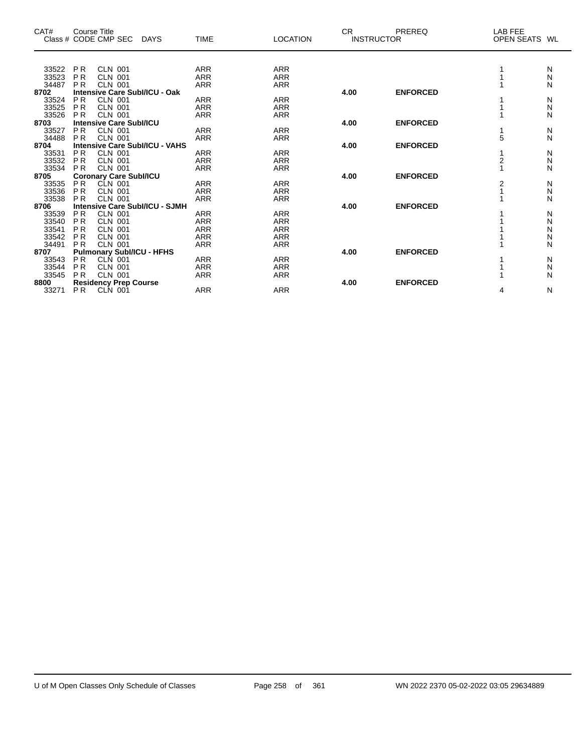| CAT# | Course Title | | | | | | CR | PREREQ | LAB FEE | |
|---|---|---|---|---|---|---|---|---|---|---|
| Class # | CODE | CMP | SEC | DAYS | TIME | LOCATION | INSTRUCTOR | | OPEN SEATS | WL |
| 33522 | P R | CLN | 001 | | ARR | ARR | | | 1 | N |
| 33523 | P R | CLN | 001 | | ARR | ARR | | | 1 | N |
| 34487 | P R | CLN | 001 | | ARR | ARR | | | 1 | N |
| **8702** | **Intensive Care SubI/ICU - Oak** | | | | | | **4.00** | **ENFORCED** | | |
| 33524 | P R | CLN | 001 | | ARR | ARR | | | 1 | N |
| 33525 | P R | CLN | 001 | | ARR | ARR | | | 1 | N |
| 33526 | P R | CLN | 001 | | ARR | ARR | | | 1 | N |
| **8703** | **Intensive Care SubI/ICU** | | | | | | **4.00** | **ENFORCED** | | |
| 33527 | P R | CLN | 001 | | ARR | ARR | | | 1 | N |
| 34488 | P R | CLN | 001 | | ARR | ARR | | | 5 | N |
| **8704** | **Intensive Care SubI/ICU - VAHS** | | | | | | **4.00** | **ENFORCED** | | |
| 33531 | P R | CLN | 001 | | ARR | ARR | | | 1 | N |
| 33532 | P R | CLN | 001 | | ARR | ARR | | | 2 | N |
| 33534 | P R | CLN | 001 | | ARR | ARR | | | 1 | N |
| **8705** | **Coronary Care SubI/ICU** | | | | | | **4.00** | **ENFORCED** | | |
| 33535 | P R | CLN | 001 | | ARR | ARR | | | 2 | N |
| 33536 | P R | CLN | 001 | | ARR | ARR | | | 1 | N |
| 33538 | P R | CLN | 001 | | ARR | ARR | | | 1 | N |
| **8706** | **Intensive Care SubI/ICU - SJMH** | | | | | | **4.00** | **ENFORCED** | | |
| 33539 | P R | CLN | 001 | | ARR | ARR | | | 1 | N |
| 33540 | P R | CLN | 001 | | ARR | ARR | | | 1 | N |
| 33541 | P R | CLN | 001 | | ARR | ARR | | | 1 | N |
| 33542 | P R | CLN | 001 | | ARR | ARR | | | 1 | N |
| 34491 | P R | CLN | 001 | | ARR | ARR | | | 1 | N |
| **8707** | **Pulmonary SubI/ICU - HFHS** | | | | | | **4.00** | **ENFORCED** | | |
| 33543 | P R | CLN | 001 | | ARR | ARR | | | 1 | N |
| 33544 | P R | CLN | 001 | | ARR | ARR | | | 1 | N |
| 33545 | P R | CLN | 001 | | ARR | ARR | | | 1 | N |
| **8800** | **Residency Prep Course** | | | | | | **4.00** | **ENFORCED** | | |
| 33271 | P R | CLN | 001 | | ARR | ARR | | | 4 | N |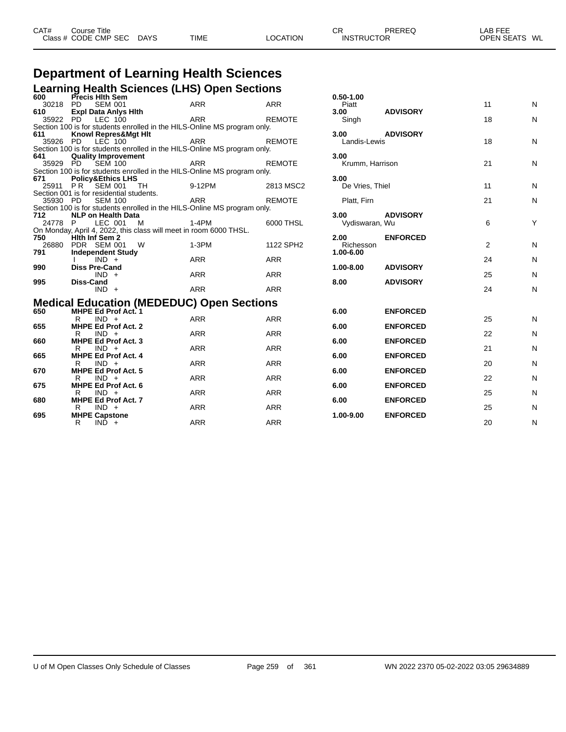| CAT# Class # | Course Title CODE CMP SEC | DAYS | TIME | LOCATION | CR INSTRUCTOR | PREREQ | LAB FEE OPEN SEATS | WL |
|---|---|---|---|---|---|---|---|---|

# Department of Learning Health Sciences

## Learning Health Sciences (LHS) Open Sections

| CAT# Class # | Course Title CODE CMP SEC | DAYS | TIME | LOCATION | CR INSTRUCTOR | PREREQ | OPEN SEATS | WL |
|---|---|---|---|---|---|---|---|---|
| **600** | **Precis Hlth Sem** | | | | **0.50-1.00** | | | |
| 30218 | PD SEM 001 | | ARR | ARR | Piatt | | 11 | N |
| **610** | **Expl Data Anlys Hlth** | | | | **3.00** | **ADVISORY** | | |
| 35922 | PD LEC 100 | | ARR | REMOTE | Singh | | 18 | N |
| Section 100 is for students enrolled in the HILS-Online MS program only. | | | | | | | | |
| **611** | **Knowl Repres&Mgt Hlt** | | | | **3.00** | **ADVISORY** | | |
| 35926 | PD LEC 100 | | ARR | REMOTE | Landis-Lewis | | 18 | N |
| Section 100 is for students enrolled in the HILS-Online MS program only. | | | | | | | | |
| **641** | **Quality Improvement** | | | | **3.00** | | | |
| 35929 | PD SEM 100 | | ARR | REMOTE | Krumm, Harrison | | 21 | N |
| Section 100 is for students enrolled in the HILS-Online MS program only. | | | | | | | | |
| **671** | **Policy&Ethics LHS** | | | | **3.00** | | | |
| 25911 | P R SEM 001 | TH | 9-12PM | 2813 MSC2 | De Vries, Thiel | | 11 | N |
| Section 001 is for residential students. | | | | | | | | |
| 35930 | PD SEM 100 | | ARR | REMOTE | Platt, Firn | | 21 | N |
| Section 100 is for students enrolled in the HILS-Online MS program only. | | | | | | | | |
| **712** | **NLP on Health Data** | | | | **3.00** | **ADVISORY** | | |
| 24778 | P LEC 001 | M | 1-4PM | 6000 THSL | Vydiswaran, Wu | | 6 | Y |
| On Monday, April 4, 2022, this class will meet in room 6000 THSL. | | | | | | | | |
| **750** | **Hlth Inf Sem 2** | | | | **2.00** | **ENFORCED** | | |
| 26880 | PDR SEM 001 | W | 1-3PM | 1122 SPH2 | Richesson | | 2 | N |
| **791** | **Independent Study** | | | | **1.00-6.00** | | | |
| | I IND + | | ARR | ARR | | | 24 | N |
| **990** | **Diss Pre-Cand** | | | | **1.00-8.00** | **ADVISORY** | | |
| | IND + | | ARR | ARR | | | 25 | N |
| **995** | **Diss-Cand** | | | | **8.00** | **ADVISORY** | | |
| | IND + | | ARR | ARR | | | 24 | N |

## Medical Education (MEDEDUC) Open Sections

| CAT# Class # | Course Title CODE CMP SEC | DAYS | TIME | LOCATION | CR INSTRUCTOR | PREREQ | OPEN SEATS | WL |
|---|---|---|---|---|---|---|---|---|
| **650** | **MHPE Ed Prof Act. 1** | | | | **6.00** | **ENFORCED** | | |
| | R IND + | | ARR | ARR | | | 25 | N |
| **655** | **MHPE Ed Prof Act. 2** | | | | **6.00** | **ENFORCED** | | |
| | R IND + | | ARR | ARR | | | 22 | N |
| **660** | **MHPE Ed Prof Act. 3** | | | | **6.00** | **ENFORCED** | | |
| | R IND + | | ARR | ARR | | | 21 | N |
| **665** | **MHPE Ed Prof Act. 4** | | | | **6.00** | **ENFORCED** | | |
| | R IND + | | ARR | ARR | | | 20 | N |
| **670** | **MHPE Ed Prof Act. 5** | | | | **6.00** | **ENFORCED** | | |
| | R IND + | | ARR | ARR | | | 22 | N |
| **675** | **MHPE Ed Prof Act. 6** | | | | **6.00** | **ENFORCED** | | |
| | R IND + | | ARR | ARR | | | 25 | N |
| **680** | **MHPE Ed Prof Act. 7** | | | | **6.00** | **ENFORCED** | | |
| | R IND + | | ARR | ARR | | | 25 | N |
| **695** | **MHPE Capstone** | | | | **1.00-9.00** | **ENFORCED** | | |
| | R IND + | | ARR | ARR | | | 20 | N |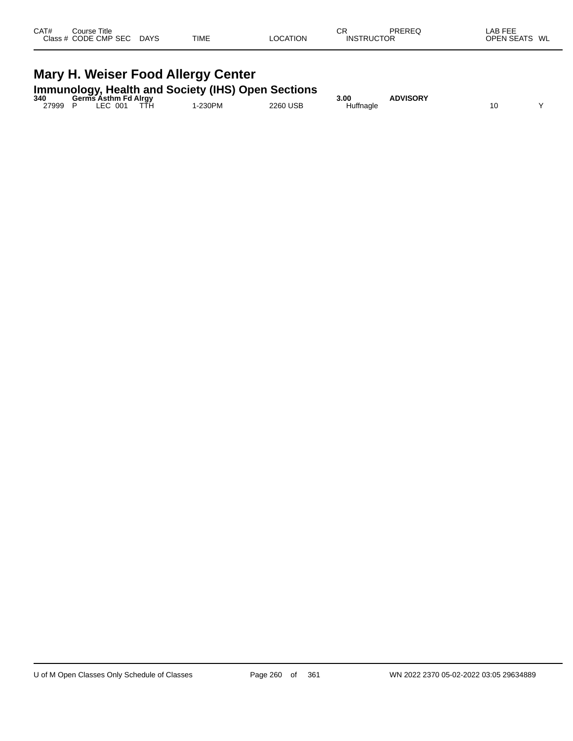| CAT# | Course Title | | | | | | CR | PREREQ | LAB FEE | |
|---|---|---|---|---|---|---|---|---|---|---|
| Class # | CODE | CMP | SEC | DAYS | TIME | LOCATION | INSTRUCTOR | | OPEN SEATS | WL |

# Mary H. Weiser Food Allergy Center

## Immunology, Health and Society (IHS) Open Sections

| CAT# | Course Title | | | | | | CR | PREREQ | LAB FEE | |
|---|---|---|---|---|---|---|---|---|---|---|
| **340** | **Germs Asthm Fd Alrgy** | | | | | | **3.00** | **ADVISORY** | | |
| 27999 | P | LEC | 001 | TTH | 1-230PM | 2260 USB | Huffnagle | | 10 | Y |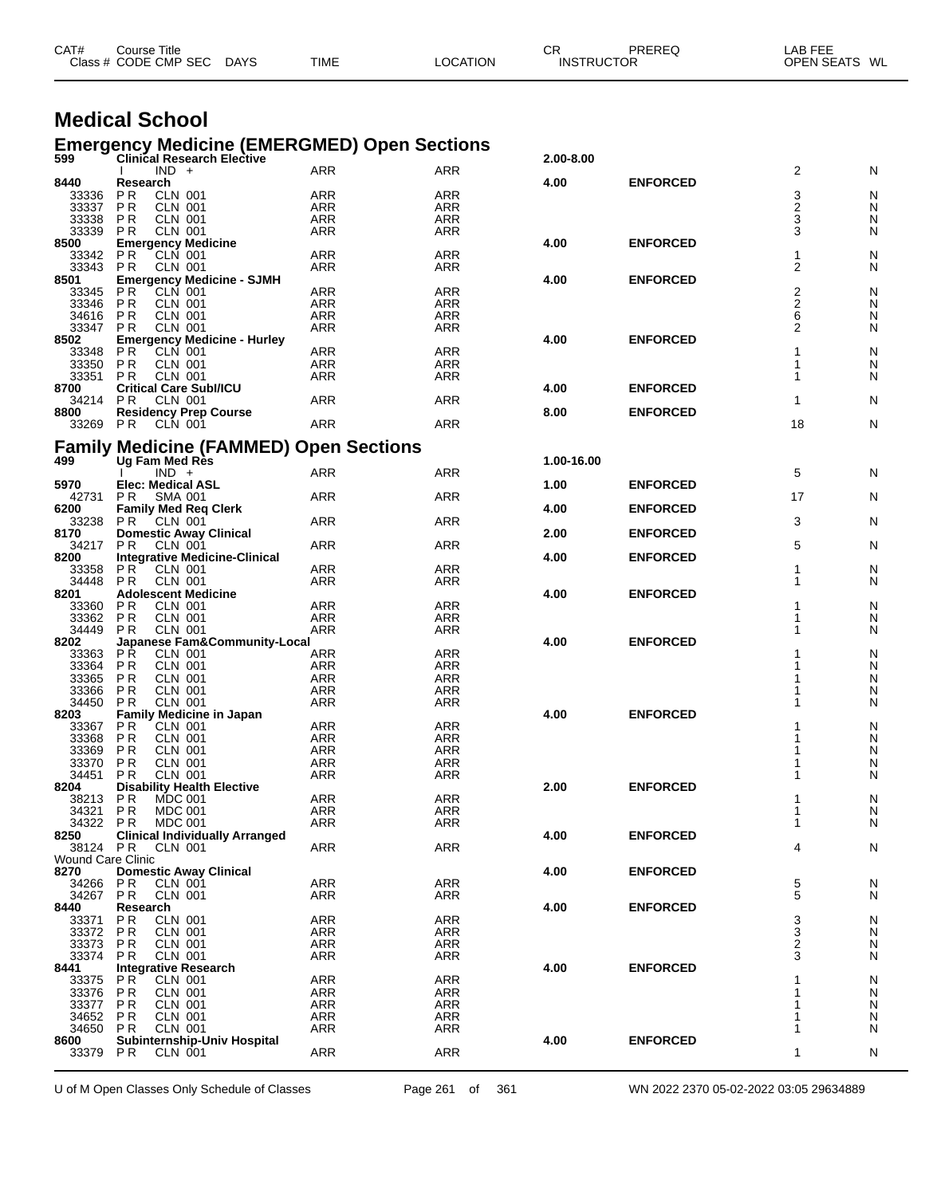| CAT# | Course Title | | | | | | CR | PREREQ | LAB FEE | |
|---|---|---|---|---|---|---|---|---|---|---|
| Class # | CODE | CMP SEC | DAYS | TIME | LOCATION | INSTRUCTOR | | | OPEN SEATS | WL |

# Medical School

## Emergency Medicine (EMERGMED) Open Sections

| CAT# / Class # | Course Title / CODE CMP SEC | TIME | LOCATION | CR | PREREQ | OPEN SEATS | WL |
|---|---|---|---|---|---|---|---|
| 599 | Clinical Research Elective | | | 2.00-8.00 | | | |
| | I IND + | ARR | ARR | | | 2 | N |
| 8440 | Research | | | 4.00 | ENFORCED | | |
| 33336 | PR CLN 001 | ARR | ARR | | | 3 | N |
| 33337 | PR CLN 001 | ARR | ARR | | | 2 | N |
| 33338 | PR CLN 001 | ARR | ARR | | | 3 | N |
| 33339 | PR CLN 001 | ARR | ARR | | | 3 | N |
| 8500 | Emergency Medicine | | | 4.00 | ENFORCED | | |
| 33342 | PR CLN 001 | ARR | ARR | | | 1 | N |
| 33343 | PR CLN 001 | ARR | ARR | | | 2 | N |
| 8501 | Emergency Medicine - SJMH | | | 4.00 | ENFORCED | | |
| 33345 | PR CLN 001 | ARR | ARR | | | 2 | N |
| 33346 | PR CLN 001 | ARR | ARR | | | 2 | N |
| 34616 | PR CLN 001 | ARR | ARR | | | 6 | N |
| 33347 | PR CLN 001 | ARR | ARR | | | 2 | N |
| 8502 | Emergency Medicine - Hurley | | | 4.00 | ENFORCED | | |
| 33348 | PR CLN 001 | ARR | ARR | | | 1 | N |
| 33350 | PR CLN 001 | ARR | ARR | | | 1 | N |
| 33351 | PR CLN 001 | ARR | ARR | | | 1 | N |
| 8700 | Critical Care SubI/ICU | | | 4.00 | ENFORCED | | |
| 34214 | PR CLN 001 | ARR | ARR | | | 1 | N |
| 8800 | Residency Prep Course | | | 8.00 | ENFORCED | | |
| 33269 | PR CLN 001 | ARR | ARR | | | 18 | N |

## Family Medicine (FAMMED) Open Sections

| CAT# / Class # | Course Title / CODE CMP SEC | TIME | LOCATION | CR | PREREQ | OPEN SEATS | WL |
|---|---|---|---|---|---|---|---|
| 499 | Ug Fam Med Res | | | 1.00-16.00 | | | |
| | I IND + | ARR | ARR | | | 5 | N |
| 5970 | Elec: Medical ASL | | | 1.00 | ENFORCED | | |
| 42731 | PR SMA 001 | ARR | ARR | | | 17 | N |
| 6200 | Family Med Req Clerk | | | 4.00 | ENFORCED | | |
| 33238 | PR CLN 001 | ARR | ARR | | | 3 | N |
| 8170 | Domestic Away Clinical | | | 2.00 | ENFORCED | | |
| 34217 | PR CLN 001 | ARR | ARR | | | 5 | N |
| 8200 | Integrative Medicine-Clinical | | | 4.00 | ENFORCED | | |
| 33358 | PR CLN 001 | ARR | ARR | | | 1 | N |
| 34448 | PR CLN 001 | ARR | ARR | | | 1 | N |
| 8201 | Adolescent Medicine | | | 4.00 | ENFORCED | | |
| 33360 | PR CLN 001 | ARR | ARR | | | 1 | N |
| 33362 | PR CLN 001 | ARR | ARR | | | 1 | N |
| 34449 | PR CLN 001 | ARR | ARR | | | 1 | N |
| 8202 | Japanese Fam&Community-Local | | | 4.00 | ENFORCED | | |
| 33363 | PR CLN 001 | ARR | ARR | | | 1 | N |
| 33364 | PR CLN 001 | ARR | ARR | | | 1 | N |
| 33365 | PR CLN 001 | ARR | ARR | | | 1 | N |
| 33366 | PR CLN 001 | ARR | ARR | | | 1 | N |
| 34450 | PR CLN 001 | ARR | ARR | | | 1 | N |
| 8203 | Family Medicine in Japan | | | 4.00 | ENFORCED | | |
| 33367 | PR CLN 001 | ARR | ARR | | | 1 | N |
| 33368 | PR CLN 001 | ARR | ARR | | | 1 | N |
| 33369 | PR CLN 001 | ARR | ARR | | | 1 | N |
| 33370 | PR CLN 001 | ARR | ARR | | | 1 | N |
| 34451 | PR CLN 001 | ARR | ARR | | | 1 | N |
| 8204 | Disability Health Elective | | | 2.00 | ENFORCED | | |
| 38213 | PR MDC 001 | ARR | ARR | | | 1 | N |
| 34321 | PR MDC 001 | ARR | ARR | | | 1 | N |
| 34322 | PR MDC 001 | ARR | ARR | | | 1 | N |
| 8250 | Clinical Individually Arranged | | | 4.00 | ENFORCED | | |
| 38124 | PR CLN 001 | ARR | ARR | | | 4 | N |
| Wound Care Clinic | | | | | | | |
| 8270 | Domestic Away Clinical | | | 4.00 | ENFORCED | | |
| 34266 | PR CLN 001 | ARR | ARR | | | 5 | N |
| 34267 | PR CLN 001 | ARR | ARR | | | 5 | N |
| 8440 | Research | | | 4.00 | ENFORCED | | |
| 33371 | PR CLN 001 | ARR | ARR | | | 3 | N |
| 33372 | PR CLN 001 | ARR | ARR | | | 3 | N |
| 33373 | PR CLN 001 | ARR | ARR | | | 2 | N |
| 33374 | PR CLN 001 | ARR | ARR | | | 3 | N |
| 8441 | Integrative Research | | | 4.00 | ENFORCED | | |
| 33375 | PR CLN 001 | ARR | ARR | | | 1 | N |
| 33376 | PR CLN 001 | ARR | ARR | | | 1 | N |
| 33377 | PR CLN 001 | ARR | ARR | | | 1 | N |
| 34652 | PR CLN 001 | ARR | ARR | | | 1 | N |
| 34650 | PR CLN 001 | ARR | ARR | | | 1 | N |
| 8600 | Subinternship-Univ Hospital | | | 4.00 | ENFORCED | | |
| 33379 | PR CLN 001 | ARR | ARR | | | 1 | N |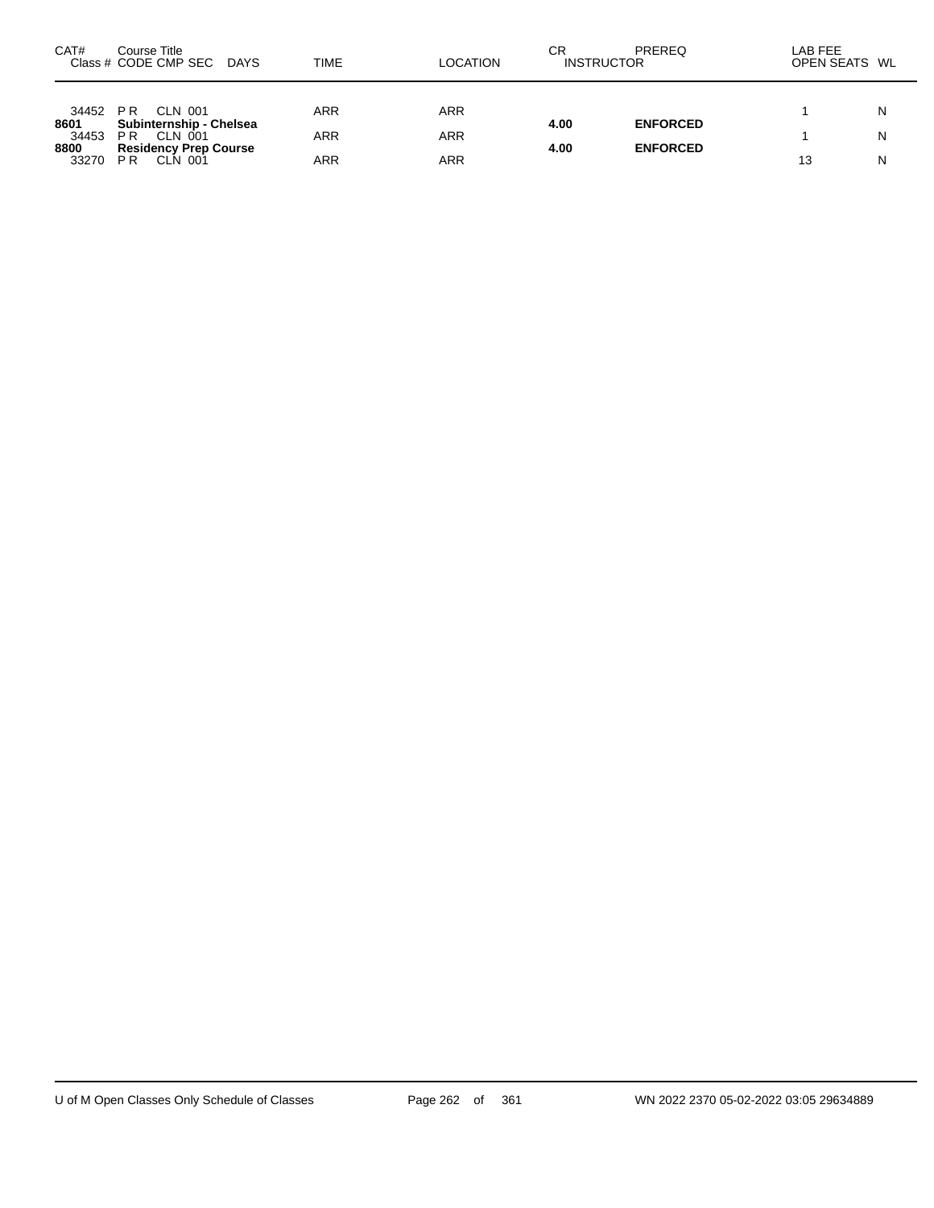| CAT# | Course Title<br>Class # CODE CMP SEC DAYS | TIME | LOCATION | CR | PREREQ<br>INSTRUCTOR | LAB FEE<br>OPEN SEATS | WL |
|---|---|---|---|---|---|---|---|
| 34452 | P R CLN 001 | ARR | ARR | | | 1 | N |
| **8601** | **Subinternship - Chelsea** | | | **4.00** | **ENFORCED** | | |
| 34453 | P R CLN 001 | ARR | ARR | | | 1 | N |
| **8800** | **Residency Prep Course** | | | **4.00** | **ENFORCED** | | |
| 33270 | P R CLN 001 | ARR | ARR | | | 13 | N |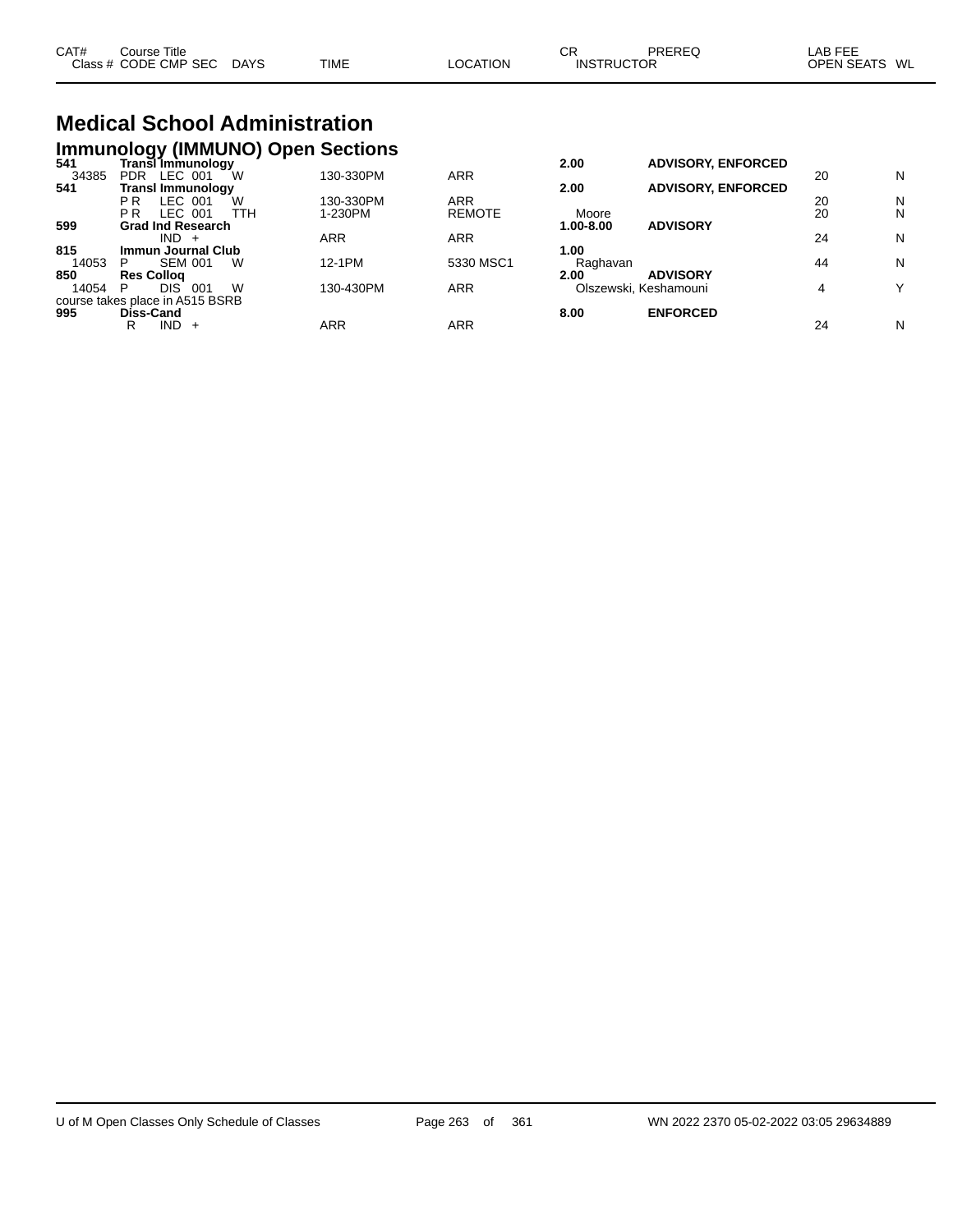| CAT# Class # | Course Title CODE CMP SEC | DAYS | TIME | LOCATION | CR INSTRUCTOR | PREREQ | LAB FEE OPEN SEATS | WL |
|---|---|---|---|---|---|---|---|---|

# Medical School Administration

## Immunology (IMMUNO) Open Sections

| CAT# Class # | Course Title CODE CMP SEC | DAYS | TIME | LOCATION | CR INSTRUCTOR | PREREQ | LAB FEE OPEN SEATS | WL |
|---|---|---|---|---|---|---|---|---|
| **541** | **Transl Immunology** | | | | **2.00** | **ADVISORY, ENFORCED** | | |
| 34385 | PDR LEC 001 | W | 130-330PM | ARR | | | 20 | N |
| **541** | **Transl Immunology** | | | | **2.00** | **ADVISORY, ENFORCED** | | |
| | P R LEC 001 | W | 130-330PM | ARR | | | 20 | N |
| | P R LEC 001 | TTH | 1-230PM | REMOTE | Moore | | 20 | N |
| **599** | **Grad Ind Research** | | | | **1.00-8.00** | **ADVISORY** | | |
| | IND + | | ARR | ARR | | | 24 | N |
| **815** | **Immun Journal Club** | | | | **1.00** | | | |
| 14053 | P SEM 001 | W | 12-1PM | 5330 MSC1 | Raghavan | | 44 | N |
| **850** | **Res Colloq** | | | | **2.00** | **ADVISORY** | | |
| 14054 | P DIS 001 | W | 130-430PM | ARR | Olszewski, Keshamouni | | 4 | Y |
| course takes place in A515 BSRB | | | | | | | | |
| **995** | **Diss-Cand** | | | | **8.00** | **ENFORCED** | | |
| | R IND + | | ARR | ARR | | | 24 | N |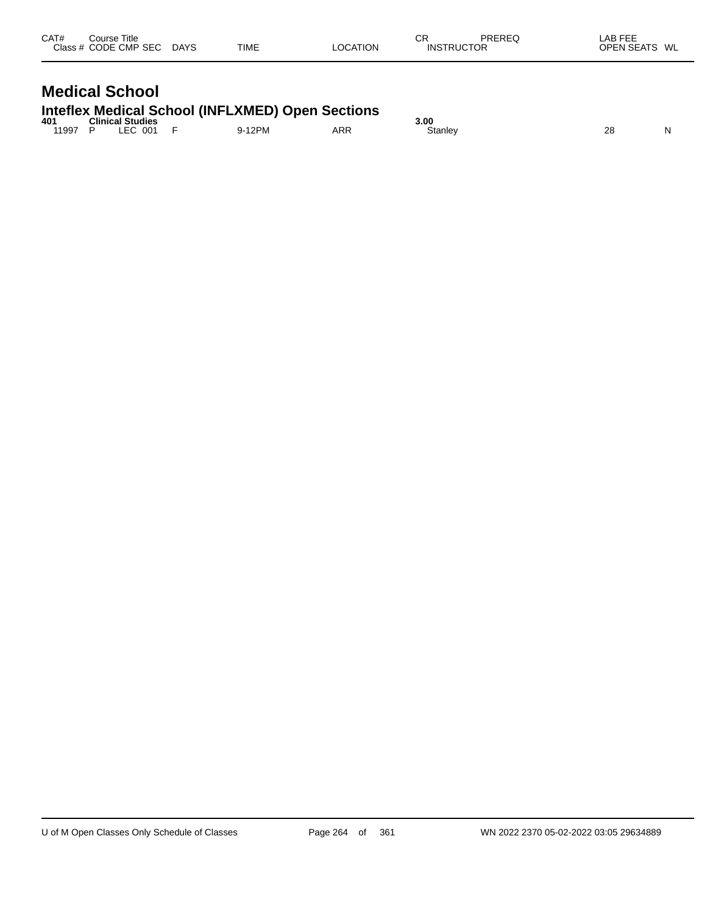| CAT# | Course Title |  |  |  | CR | PREREQ | LAB FEE |  |
|---|---|---|---|---|---|---|---|---|
| Class # | CODE CMP SEC | DAYS | TIME | LOCATION | INSTRUCTOR |  | OPEN SEATS | WL |

# Medical School

## Inteflex Medical School (INFLXMED) Open Sections

| CAT# | Course Title | DAYS | TIME | LOCATION | CR / INSTRUCTOR | OPEN SEATS | WL |
|---|---|---|---|---|---|---|---|
| **401** | **Clinical Studies** |  |  |  | **3.00** |  |  |
| 11997 | P LEC 001 | F | 9-12PM | ARR | Stanley | 28 | N |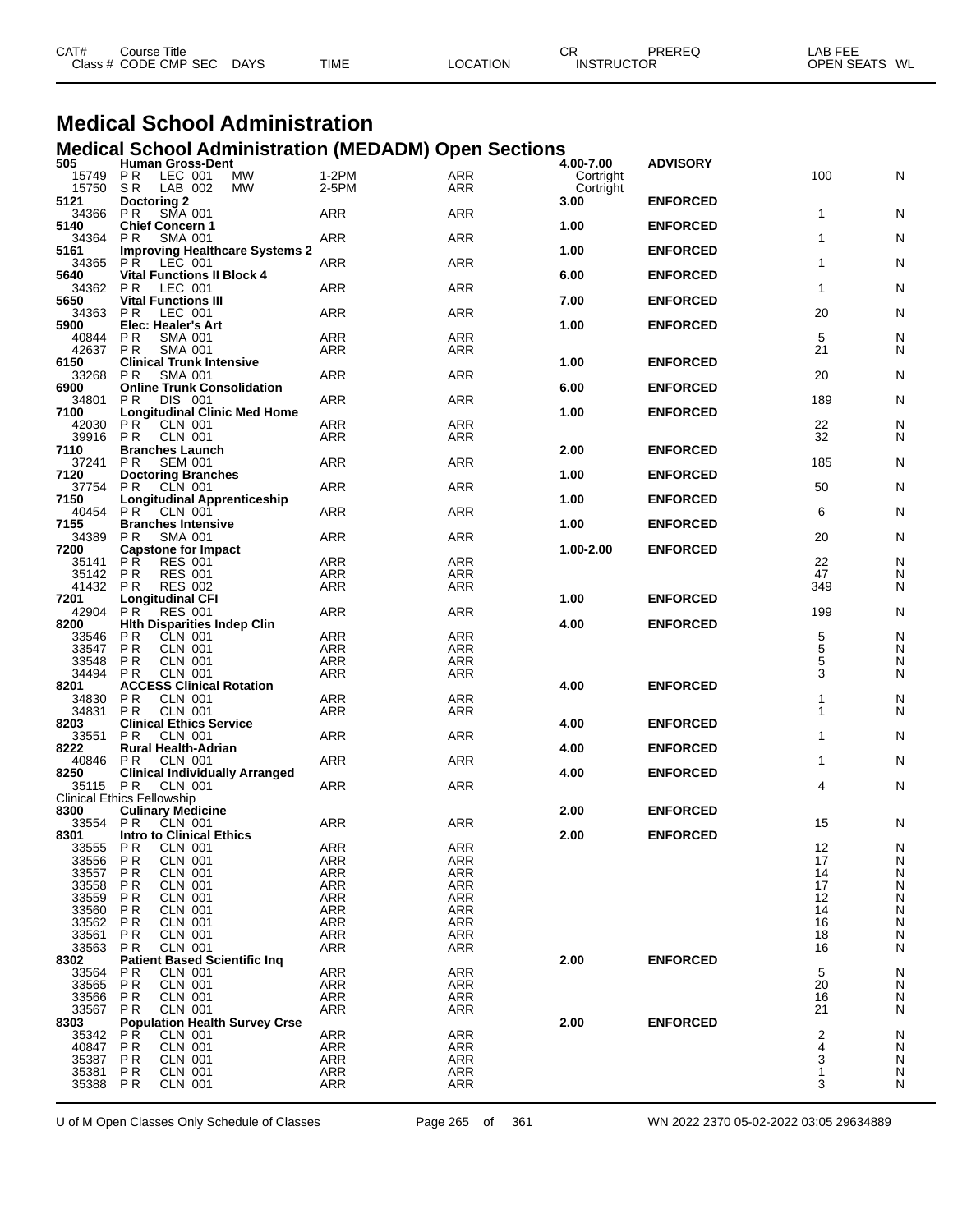# Medical School Administration

## Medical School Administration (MEDADM) Open Sections

| CAT# Class # | Course Title CODE CMP SEC | DAYS | TIME | LOCATION | CR INSTRUCTOR | PREREQ | LAB FEE OPEN SEATS | WL |
|---|---|---|---|---|---|---|---|---|
| **505** | **Human Gross-Dent** | | | | **4.00-7.00** | **ADVISORY** | | |
| 15749 | P R LEC 001 | MW | 1-2PM | ARR | Cortright | | 100 | N |
| 15750 | S R LAB 002 | MW | 2-5PM | ARR | Cortright | | | |
| **5121** | **Doctoring 2** | | | | **3.00** | **ENFORCED** | | |
| 34366 | P R SMA 001 | | ARR | ARR | | | 1 | N |
| **5140** | **Chief Concern 1** | | | | **1.00** | **ENFORCED** | | |
| 34364 | P R SMA 001 | | ARR | ARR | | | 1 | N |
| **5161** | **Improving Healthcare Systems 2** | | | | **1.00** | **ENFORCED** | | |
| 34365 | P R LEC 001 | | ARR | ARR | | | 1 | N |
| **5640** | **Vital Functions II Block 4** | | | | **6.00** | **ENFORCED** | | |
| 34362 | P R LEC 001 | | ARR | ARR | | | 1 | N |
| **5650** | **Vital Functions III** | | | | **7.00** | **ENFORCED** | | |
| 34363 | P R LEC 001 | | ARR | ARR | | | 20 | N |
| **5900** | **Elec: Healer's Art** | | | | **1.00** | **ENFORCED** | | |
| 40844 | P R SMA 001 | | ARR | ARR | | | 5 | N |
| 42637 | P R SMA 001 | | ARR | ARR | | | 21 | N |
| **6150** | **Clinical Trunk Intensive** | | | | **1.00** | **ENFORCED** | | |
| 33268 | P R SMA 001 | | ARR | ARR | | | 20 | N |
| **6900** | **Online Trunk Consolidation** | | | | **6.00** | **ENFORCED** | | |
| 34801 | P R DIS 001 | | ARR | ARR | | | 189 | N |
| **7100** | **Longitudinal Clinic Med Home** | | | | **1.00** | **ENFORCED** | | |
| 42030 | P R CLN 001 | | ARR | ARR | | | 22 | N |
| 39916 | P R CLN 001 | | ARR | ARR | | | 32 | N |
| **7110** | **Branches Launch** | | | | **2.00** | **ENFORCED** | | |
| 37241 | P R SEM 001 | | ARR | ARR | | | 185 | N |
| **7120** | **Doctoring Branches** | | | | **1.00** | **ENFORCED** | | |
| 37754 | P R CLN 001 | | ARR | ARR | | | 50 | N |
| **7150** | **Longitudinal Apprenticeship** | | | | **1.00** | **ENFORCED** | | |
| 40454 | P R CLN 001 | | ARR | ARR | | | 6 | N |
| **7155** | **Branches Intensive** | | | | **1.00** | **ENFORCED** | | |
| 34389 | P R SMA 001 | | ARR | ARR | | | 20 | N |
| **7200** | **Capstone for Impact** | | | | **1.00-2.00** | **ENFORCED** | | |
| 35141 | P R RES 001 | | ARR | ARR | | | 22 | N |
| 35142 | P R RES 001 | | ARR | ARR | | | 47 | N |
| 41432 | P R RES 002 | | ARR | ARR | | | 349 | N |
| **7201** | **Longitudinal CFI** | | | | **1.00** | **ENFORCED** | | |
| 42904 | P R RES 001 | | ARR | ARR | | | 199 | N |
| **8200** | **Hlth Disparities Indep Clin** | | | | **4.00** | **ENFORCED** | | |
| 33546 | P R CLN 001 | | ARR | ARR | | | 5 | N |
| 33547 | P R CLN 001 | | ARR | ARR | | | 5 | N |
| 33548 | P R CLN 001 | | ARR | ARR | | | 5 | N |
| 34494 | P R CLN 001 | | ARR | ARR | | | 3 | N |
| **8201** | **ACCESS Clinical Rotation** | | | | **4.00** | **ENFORCED** | | |
| 34830 | P R CLN 001 | | ARR | ARR | | | 1 | N |
| 34831 | P R CLN 001 | | ARR | ARR | | | 1 | N |
| **8203** | **Clinical Ethics Service** | | | | **4.00** | **ENFORCED** | | |
| 33551 | P R CLN 001 | | ARR | ARR | | | 1 | N |
| **8222** | **Rural Health-Adrian** | | | | **4.00** | **ENFORCED** | | |
| 40846 | P R CLN 001 | | ARR | ARR | | | 1 | N |
| **8250** | **Clinical Individually Arranged** | | | | **4.00** | **ENFORCED** | | |
| 35115 | P R CLN 001 | | ARR | ARR | | | 4 | N |
| Clinical Ethics Fellowship | | | | | | | | |
| **8300** | **Culinary Medicine** | | | | **2.00** | **ENFORCED** | | |
| 33554 | P R CLN 001 | | ARR | ARR | | | 15 | N |
| **8301** | **Intro to Clinical Ethics** | | | | **2.00** | **ENFORCED** | | |
| 33555 | P R CLN 001 | | ARR | ARR | | | 12 | N |
| 33556 | P R CLN 001 | | ARR | ARR | | | 17 | N |
| 33557 | P R CLN 001 | | ARR | ARR | | | 14 | N |
| 33558 | P R CLN 001 | | ARR | ARR | | | 17 | N |
| 33559 | P R CLN 001 | | ARR | ARR | | | 12 | N |
| 33560 | P R CLN 001 | | ARR | ARR | | | 14 | N |
| 33562 | P R CLN 001 | | ARR | ARR | | | 16 | N |
| 33561 | P R CLN 001 | | ARR | ARR | | | 18 | N |
| 33563 | P R CLN 001 | | ARR | ARR | | | 16 | N |
| **8302** | **Patient Based Scientific Inq** | | | | **2.00** | **ENFORCED** | | |
| 33564 | P R CLN 001 | | ARR | ARR | | | 5 | N |
| 33565 | P R CLN 001 | | ARR | ARR | | | 20 | N |
| 33566 | P R CLN 001 | | ARR | ARR | | | 16 | N |
| 33567 | P R CLN 001 | | ARR | ARR | | | 21 | N |
| **8303** | **Population Health Survey Crse** | | | | **2.00** | **ENFORCED** | | |
| 35342 | P R CLN 001 | | ARR | ARR | | | 2 | N |
| 40847 | P R CLN 001 | | ARR | ARR | | | 4 | N |
| 35387 | P R CLN 001 | | ARR | ARR | | | 3 | N |
| 35381 | P R CLN 001 | | ARR | ARR | | | 1 | N |
| 35388 | P R CLN 001 | | ARR | ARR | | | 3 | N |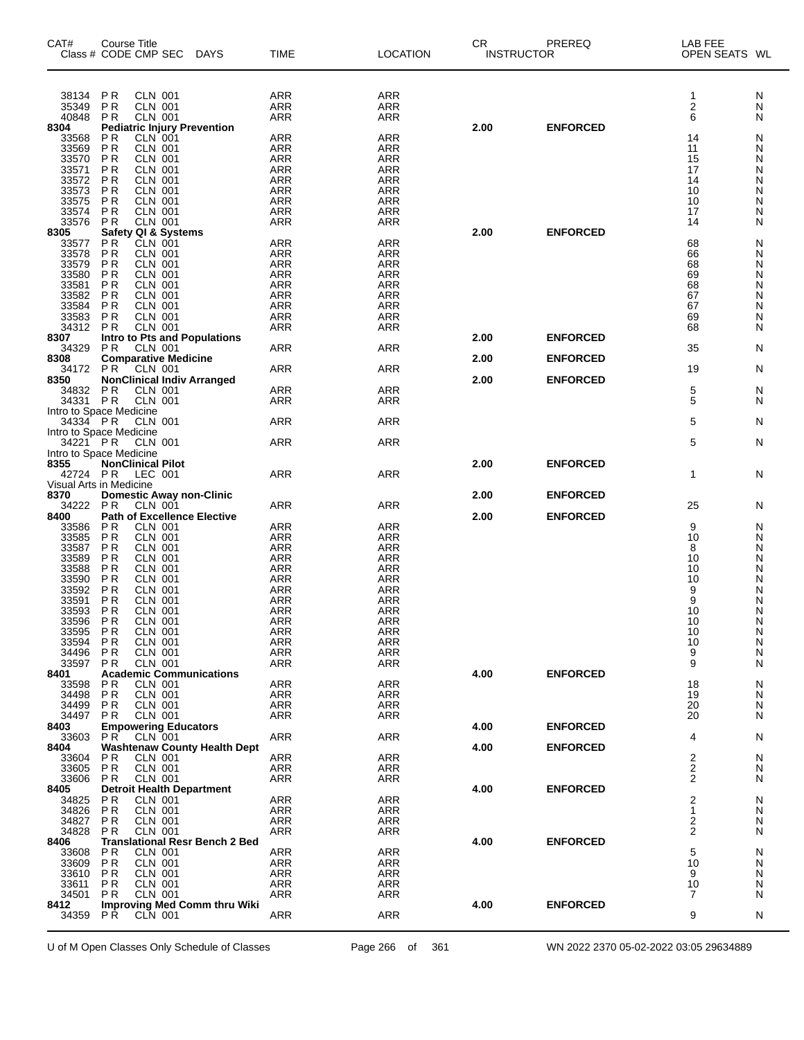| CAT# | Course Title Class # CODE CMP SEC DAYS | TIME | LOCATION | CR INSTRUCTOR | PREREQ | LAB FEE OPEN SEATS | WL |
|---|---|---|---|---|---|---|---|
| 38134 | PR CLN 001 | ARR | ARR | | | 1 | N |
| 35349 | PR CLN 001 | ARR | ARR | | | 2 | N |
| 40848 | PR CLN 001 | ARR | ARR | | | 6 | N |
| 8304 | **Pediatric Injury Prevention** | | | 2.00 | ENFORCED | | |
| 33568 | PR CLN 001 | ARR | ARR | | | 14 | N |
| 33569 | PR CLN 001 | ARR | ARR | | | 11 | N |
| 33570 | PR CLN 001 | ARR | ARR | | | 15 | N |
| 33571 | PR CLN 001 | ARR | ARR | | | 17 | N |
| 33572 | PR CLN 001 | ARR | ARR | | | 14 | N |
| 33573 | PR CLN 001 | ARR | ARR | | | 10 | N |
| 33575 | PR CLN 001 | ARR | ARR | | | 10 | N |
| 33574 | PR CLN 001 | ARR | ARR | | | 17 | N |
| 33576 | PR CLN 001 | ARR | ARR | | | 14 | N |
| 8305 | **Safety QI & Systems** | | | 2.00 | ENFORCED | | |
| 33577 | PR CLN 001 | ARR | ARR | | | 68 | N |
| 33578 | PR CLN 001 | ARR | ARR | | | 66 | N |
| 33579 | PR CLN 001 | ARR | ARR | | | 68 | N |
| 33580 | PR CLN 001 | ARR | ARR | | | 69 | N |
| 33581 | PR CLN 001 | ARR | ARR | | | 68 | N |
| 33582 | PR CLN 001 | ARR | ARR | | | 67 | N |
| 33584 | PR CLN 001 | ARR | ARR | | | 67 | N |
| 33583 | PR CLN 001 | ARR | ARR | | | 69 | N |
| 34312 | PR CLN 001 | ARR | ARR | | | 68 | N |
| 8307 | **Intro to Pts and Populations** | | | 2.00 | ENFORCED | | |
| 34329 | PR CLN 001 | ARR | ARR | | | 35 | N |
| 8308 | **Comparative Medicine** | | | 2.00 | ENFORCED | | |
| 34172 | PR CLN 001 | ARR | ARR | | | 19 | N |
| 8350 | **NonClinical Indiv Arranged** | | | 2.00 | ENFORCED | | |
| 34832 | PR CLN 001 | ARR | ARR | | | 5 | N |
| 34331 | PR CLN 001 | ARR | ARR | | | 5 | N |
| | Intro to Space Medicine | | | | | | |
| 34334 | PR CLN 001 | ARR | ARR | | | 5 | N |
| | Intro to Space Medicine | | | | | | |
| 34221 | PR CLN 001 | ARR | ARR | | | 5 | N |
| | Intro to Space Medicine | | | | | | |
| 8355 | **NonClinical Pilot** | | | 2.00 | ENFORCED | | |
| 42724 | PR LEC 001 | ARR | ARR | | | 1 | N |
| | Visual Arts in Medicine | | | | | | |
| 8370 | **Domestic Away non-Clinic** | | | 2.00 | ENFORCED | | |
| 34222 | PR CLN 001 | ARR | ARR | | | 25 | N |
| 8400 | **Path of Excellence Elective** | | | 2.00 | ENFORCED | | |
| 33586 | PR CLN 001 | ARR | ARR | | | 9 | N |
| 33585 | PR CLN 001 | ARR | ARR | | | 10 | N |
| 33587 | PR CLN 001 | ARR | ARR | | | 8 | N |
| 33589 | PR CLN 001 | ARR | ARR | | | 10 | N |
| 33588 | PR CLN 001 | ARR | ARR | | | 10 | N |
| 33590 | PR CLN 001 | ARR | ARR | | | 10 | N |
| 33592 | PR CLN 001 | ARR | ARR | | | 9 | N |
| 33591 | PR CLN 001 | ARR | ARR | | | 9 | N |
| 33593 | PR CLN 001 | ARR | ARR | | | 10 | N |
| 33596 | PR CLN 001 | ARR | ARR | | | 10 | N |
| 33595 | PR CLN 001 | ARR | ARR | | | 10 | N |
| 33594 | PR CLN 001 | ARR | ARR | | | 10 | N |
| 34496 | PR CLN 001 | ARR | ARR | | | 9 | N |
| 33597 | PR CLN 001 | ARR | ARR | | | 9 | N |
| 8401 | **Academic Communications** | | | 4.00 | ENFORCED | | |
| 33598 | PR CLN 001 | ARR | ARR | | | 18 | N |
| 34498 | PR CLN 001 | ARR | ARR | | | 19 | N |
| 34499 | PR CLN 001 | ARR | ARR | | | 20 | N |
| 34497 | PR CLN 001 | ARR | ARR | | | 20 | N |
| 8403 | **Empowering Educators** | | | 4.00 | ENFORCED | | |
| 33603 | PR CLN 001 | ARR | ARR | | | 4 | N |
| 8404 | **Washtenaw County Health Dept** | | | 4.00 | ENFORCED | | |
| 33604 | PR CLN 001 | ARR | ARR | | | 2 | N |
| 33605 | PR CLN 001 | ARR | ARR | | | 2 | N |
| 33606 | PR CLN 001 | ARR | ARR | | | 2 | N |
| 8405 | **Detroit Health Department** | | | 4.00 | ENFORCED | | |
| 34825 | PR CLN 001 | ARR | ARR | | | 2 | N |
| 34826 | PR CLN 001 | ARR | ARR | | | 1 | N |
| 34827 | PR CLN 001 | ARR | ARR | | | 2 | N |
| 34828 | PR CLN 001 | ARR | ARR | | | 2 | N |
| 8406 | **Translational Resr Bench 2 Bed** | | | 4.00 | ENFORCED | | |
| 33608 | PR CLN 001 | ARR | ARR | | | 5 | N |
| 33609 | PR CLN 001 | ARR | ARR | | | 10 | N |
| 33610 | PR CLN 001 | ARR | ARR | | | 9 | N |
| 33611 | PR CLN 001 | ARR | ARR | | | 10 | N |
| 34501 | PR CLN 001 | ARR | ARR | | | 7 | N |
| 8412 | **Improving Med Comm thru Wiki** | | | 4.00 | ENFORCED | | |
| 34359 | PR CLN 001 | ARR | ARR | | | 9 | N |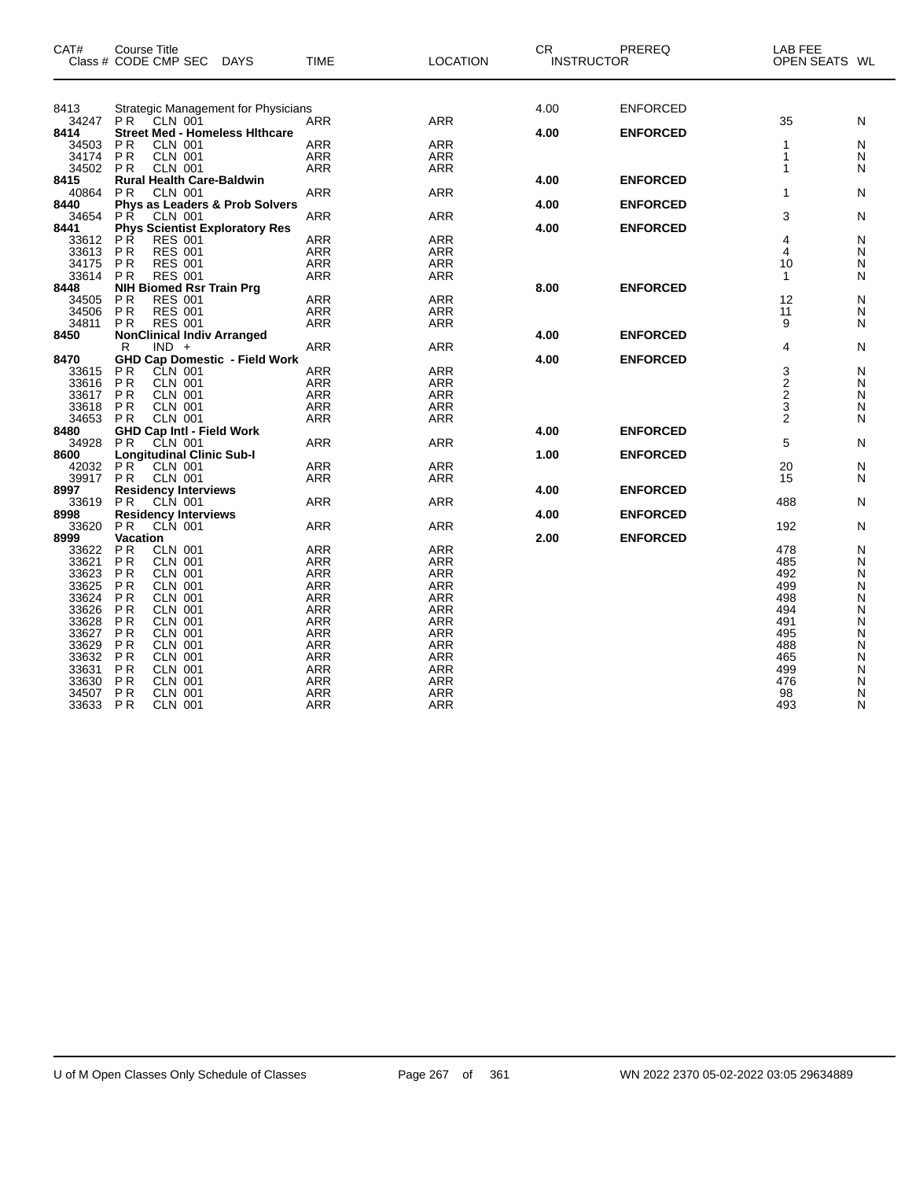| CAT# | Course Title Class # CODE CMP SEC | DAYS | TIME | LOCATION | CR | INSTRUCTOR | PREREQ | LAB FEE | OPEN SEATS | WL |
|---|---|---|---|---|---|---|---|---|---|---|
| 8413 | Strategic Management for Physicians | | | | 4.00 | | ENFORCED | | | |
| 34247 | P R CLN 001 | | ARR | ARR | | | | | 35 | N |
| **8414** | **Street Med - Homeless Hlthcare** | | | | **4.00** | | **ENFORCED** | | | |
| 34503 | P R CLN 001 | | ARR | ARR | | | | | 1 | N |
| 34174 | P R CLN 001 | | ARR | ARR | | | | | 1 | N |
| 34502 | P R CLN 001 | | ARR | ARR | | | | | 1 | N |
| **8415** | **Rural Health Care-Baldwin** | | | | **4.00** | | **ENFORCED** | | | |
| 40864 | P R CLN 001 | | ARR | ARR | | | | | 1 | N |
| **8440** | **Phys as Leaders & Prob Solvers** | | | | **4.00** | | **ENFORCED** | | | |
| 34654 | P R CLN 001 | | ARR | ARR | | | | | 3 | N |
| **8441** | **Phys Scientist Exploratory Res** | | | | **4.00** | | **ENFORCED** | | | |
| 33612 | P R RES 001 | | ARR | ARR | | | | | 4 | N |
| 33613 | P R RES 001 | | ARR | ARR | | | | | 4 | N |
| 34175 | P R RES 001 | | ARR | ARR | | | | | 10 | N |
| 33614 | P R RES 001 | | ARR | ARR | | | | | 1 | N |
| **8448** | **NIH Biomed Rsr Train Prg** | | | | **8.00** | | **ENFORCED** | | | |
| 34505 | P R RES 001 | | ARR | ARR | | | | | 12 | N |
| 34506 | P R RES 001 | | ARR | ARR | | | | | 11 | N |
| 34811 | P R RES 001 | | ARR | ARR | | | | | 9 | N |
| **8450** | **NonClinical Indiv Arranged** | | | | **4.00** | | **ENFORCED** | | | |
| | R IND + | | ARR | ARR | | | | | 4 | N |
| **8470** | **GHD Cap Domestic - Field Work** | | | | **4.00** | | **ENFORCED** | | | |
| 33615 | P R CLN 001 | | ARR | ARR | | | | | 3 | N |
| 33616 | P R CLN 001 | | ARR | ARR | | | | | 2 | N |
| 33617 | P R CLN 001 | | ARR | ARR | | | | | 2 | N |
| 33618 | P R CLN 001 | | ARR | ARR | | | | | 3 | N |
| 34653 | P R CLN 001 | | ARR | ARR | | | | | 2 | N |
| **8480** | **GHD Cap Intl - Field Work** | | | | **4.00** | | **ENFORCED** | | | |
| 34928 | P R CLN 001 | | ARR | ARR | | | | | 5 | N |
| **8600** | **Longitudinal Clinic Sub-I** | | | | **1.00** | | **ENFORCED** | | | |
| 42032 | P R CLN 001 | | ARR | ARR | | | | | 20 | N |
| 39917 | P R CLN 001 | | ARR | ARR | | | | | 15 | N |
| **8997** | **Residency Interviews** | | | | **4.00** | | **ENFORCED** | | | |
| 33619 | P R CLN 001 | | ARR | ARR | | | | | 488 | N |
| **8998** | **Residency Interviews** | | | | **4.00** | | **ENFORCED** | | | |
| 33620 | P R CLN 001 | | ARR | ARR | | | | | 192 | N |
| **8999** | **Vacation** | | | | **2.00** | | **ENFORCED** | | | |
| 33622 | P R CLN 001 | | ARR | ARR | | | | | 478 | N |
| 33621 | P R CLN 001 | | ARR | ARR | | | | | 485 | N |
| 33623 | P R CLN 001 | | ARR | ARR | | | | | 492 | N |
| 33625 | P R CLN 001 | | ARR | ARR | | | | | 499 | N |
| 33624 | P R CLN 001 | | ARR | ARR | | | | | 498 | N |
| 33626 | P R CLN 001 | | ARR | ARR | | | | | 494 | N |
| 33628 | P R CLN 001 | | ARR | ARR | | | | | 491 | N |
| 33627 | P R CLN 001 | | ARR | ARR | | | | | 495 | N |
| 33629 | P R CLN 001 | | ARR | ARR | | | | | 488 | N |
| 33632 | P R CLN 001 | | ARR | ARR | | | | | 465 | N |
| 33631 | P R CLN 001 | | ARR | ARR | | | | | 499 | N |
| 33630 | P R CLN 001 | | ARR | ARR | | | | | 476 | N |
| 34507 | P R CLN 001 | | ARR | ARR | | | | | 98 | N |
| 33633 | P R CLN 001 | | ARR | ARR | | | | | 493 | N |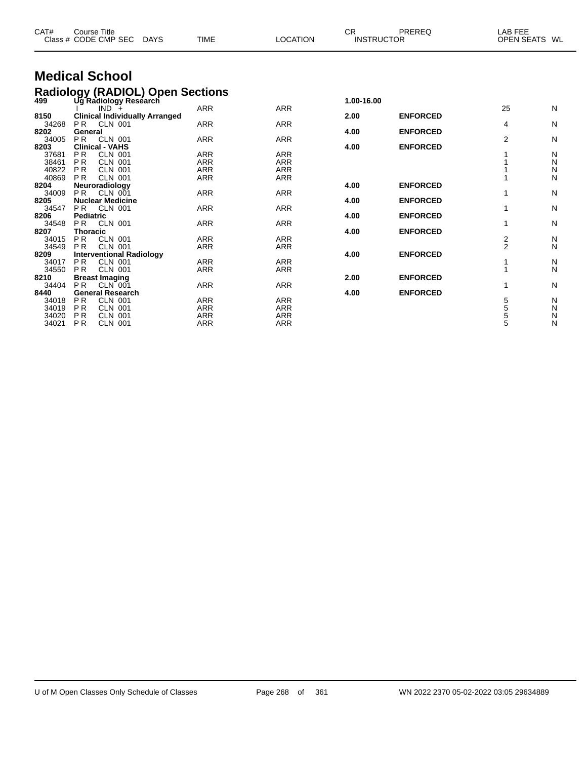| CAT# | Course Title | | | | CR | PREREQ | LAB FEE | |
|---|---|---|---|---|---|---|---|---|
| Class # | CODE CMP SEC | DAYS | TIME | LOCATION | INSTRUCTOR | | OPEN SEATS | WL |

# Medical School

## Radiology (RADIOL) Open Sections

| CAT# / Class # | Course Title / CODE CMP SEC | TIME | LOCATION | CR | PREREQ | OPEN SEATS | WL |
|---|---|---|---|---|---|---|---|
| **499** | **Ug Radiology Research** | | | **1.00-16.00** | | | |
| | I IND + | ARR | ARR | | | 25 | N |
| **8150** | **Clinical Individually Arranged** | | | **2.00** | **ENFORCED** | | |
| 34268 | P R CLN 001 | ARR | ARR | | | 4 | N |
| **8202** | **General** | | | **4.00** | **ENFORCED** | | |
| 34005 | P R CLN 001 | ARR | ARR | | | 2 | N |
| **8203** | **Clinical - VAHS** | | | **4.00** | **ENFORCED** | | |
| 37681 | P R CLN 001 | ARR | ARR | | | 1 | N |
| 38461 | P R CLN 001 | ARR | ARR | | | 1 | N |
| 40822 | P R CLN 001 | ARR | ARR | | | 1 | N |
| 40869 | P R CLN 001 | ARR | ARR | | | 1 | N |
| **8204** | **Neuroradiology** | | | **4.00** | **ENFORCED** | | |
| 34009 | P R CLN 001 | ARR | ARR | | | 1 | N |
| **8205** | **Nuclear Medicine** | | | **4.00** | **ENFORCED** | | |
| 34547 | P R CLN 001 | ARR | ARR | | | 1 | N |
| **8206** | **Pediatric** | | | **4.00** | **ENFORCED** | | |
| 34548 | P R CLN 001 | ARR | ARR | | | 1 | N |
| **8207** | **Thoracic** | | | **4.00** | **ENFORCED** | | |
| 34015 | P R CLN 001 | ARR | ARR | | | 2 | N |
| 34549 | P R CLN 001 | ARR | ARR | | | 2 | N |
| **8209** | **Interventional Radiology** | | | **4.00** | **ENFORCED** | | |
| 34017 | P R CLN 001 | ARR | ARR | | | 1 | N |
| 34550 | P R CLN 001 | ARR | ARR | | | 1 | N |
| **8210** | **Breast Imaging** | | | **2.00** | **ENFORCED** | | |
| 34404 | P R CLN 001 | ARR | ARR | | | 1 | N |
| **8440** | **General Research** | | | **4.00** | **ENFORCED** | | |
| 34018 | P R CLN 001 | ARR | ARR | | | 5 | N |
| 34019 | P R CLN 001 | ARR | ARR | | | 5 | N |
| 34020 | P R CLN 001 | ARR | ARR | | | 5 | N |
| 34021 | P R CLN 001 | ARR | ARR | | | 5 | N |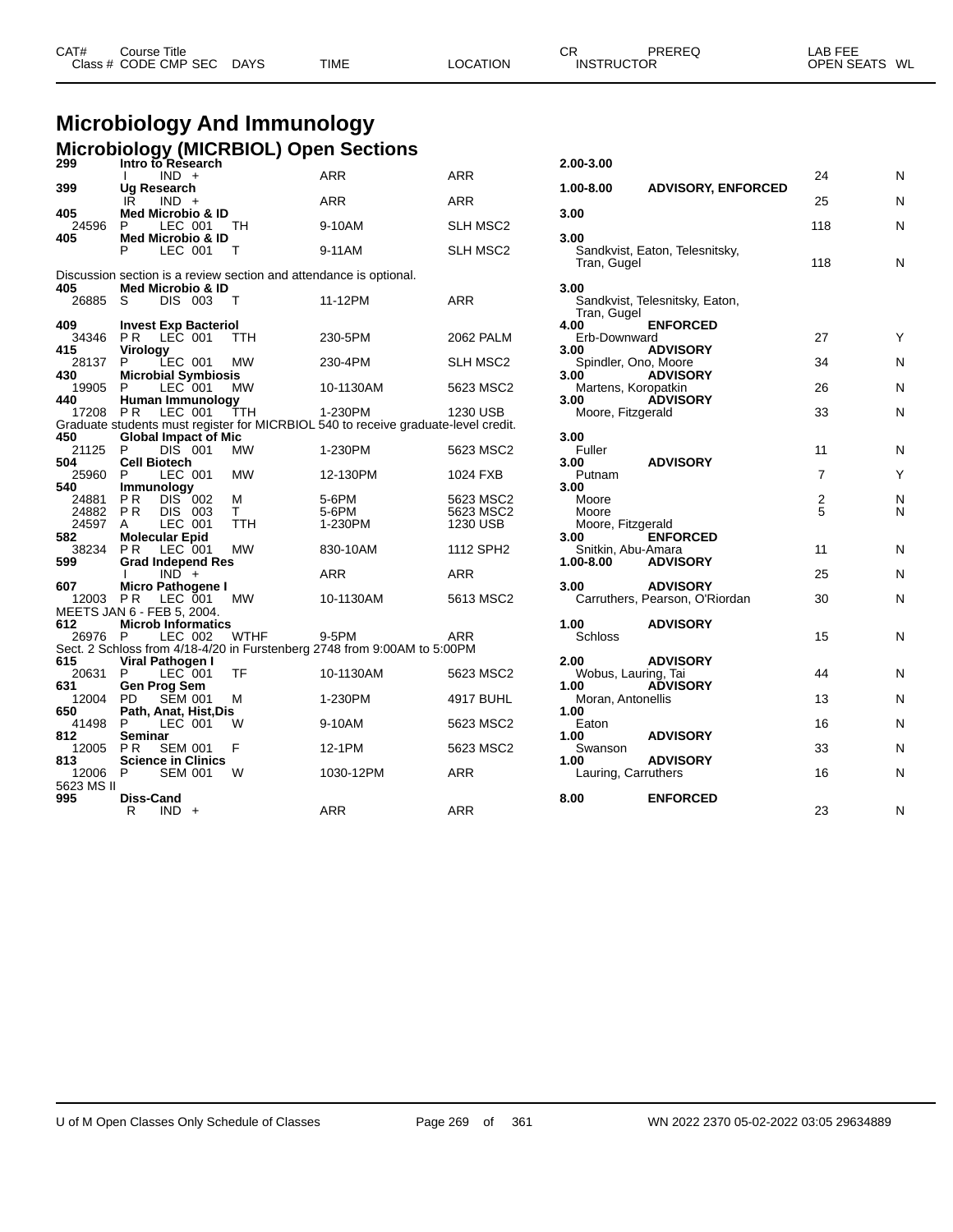# Microbiology And Immunology

## Microbiology (MICRBIOL) Open Sections

| CAT# / Class # | Course Title / CODE | CMP SEC | DAYS | TIME | LOCATION | CR / INSTRUCTOR | PREREQ | OPEN SEATS | WL |
|---|---|---|---|---|---|---|---|---|---|
| **299** | **Intro to Research** | | | | | **2.00-3.00** | | | |
| | I | IND + | | ARR | ARR | | | 24 | N |
| **399** | **Ug Research** | | | | | **1.00-8.00** | **ADVISORY, ENFORCED** | | |
| | IR | IND + | | ARR | ARR | | | 25 | N |
| **405** | **Med Microbio & ID** | | | | | **3.00** | | | |
| 24596 | P | LEC 001 | TH | 9-10AM | SLH MSC2 | | | 118 | N |
| **405** | **Med Microbio & ID** | | | | | **3.00** | | | |
| | P | LEC 001 | T | 9-11AM | SLH MSC2 | Sandkvist, Eaton, Telesnitsky, Tran, Gugel | | 118 | N |
| Discussion section is a review section and attendance is optional. | | | | | | | | | |
| **405** | **Med Microbio & ID** | | | | | **3.00** | | | |
| 26885 | S | DIS 003 | T | 11-12PM | ARR | Sandkvist, Telesnitsky, Eaton, Tran, Gugel | | | |
| **409** | **Invest Exp Bacteriol** | | | | | **4.00** | **ENFORCED** | | |
| 34346 | P R | LEC 001 | TTH | 230-5PM | 2062 PALM | Erb-Downward | | 27 | Y |
| **415** | **Virology** | | | | | **3.00** | **ADVISORY** | | |
| 28137 | P | LEC 001 | MW | 230-4PM | SLH MSC2 | Spindler, Ono, Moore | | 34 | N |
| **430** | **Microbial Symbiosis** | | | | | **3.00** | **ADVISORY** | | |
| 19905 | P | LEC 001 | MW | 10-1130AM | 5623 MSC2 | Martens, Koropatkin | | 26 | N |
| **440** | **Human Immunology** | | | | | **3.00** | **ADVISORY** | | |
| 17208 | P R | LEC 001 | TTH | 1-230PM | 1230 USB | Moore, Fitzgerald | | 33 | N |
| Graduate students must register for MICRBIOL 540 to receive graduate-level credit. | | | | | | | | | |
| **450** | **Global Impact of Mic** | | | | | **3.00** | | | |
| 21125 | P | DIS 001 | MW | 1-230PM | 5623 MSC2 | Fuller | | 11 | N |
| **504** | **Cell Biotech** | | | | | **3.00** | **ADVISORY** | | |
| 25960 | P | LEC 001 | MW | 12-130PM | 1024 FXB | Putnam | | 7 | Y |
| **540** | **Immunology** | | | | | **3.00** | | | |
| 24881 | P R | DIS 002 | M | 5-6PM | 5623 MSC2 | Moore | | 2 | N |
| 24882 | P R | DIS 003 | T | 5-6PM | 5623 MSC2 | Moore | | 5 | N |
| 24597 | A | LEC 001 | TTH | 1-230PM | 1230 USB | Moore, Fitzgerald | | | |
| **582** | **Molecular Epid** | | | | | **3.00** | **ENFORCED** | | |
| 38234 | P R | LEC 001 | MW | 830-10AM | 1112 SPH2 | Snitkin, Abu-Amara | | 11 | N |
| **599** | **Grad Independ Res** | | | | | **1.00-8.00** | **ADVISORY** | | |
| | I | IND + | | ARR | ARR | | | 25 | N |
| **607** | **Micro Pathogene I** | | | | | **3.00** | **ADVISORY** | | |
| 12003 | P R | LEC 001 | MW | 10-1130AM | 5613 MSC2 | Carruthers, Pearson, O'Riordan | | 30 | N |
| MEETS JAN 6 - FEB 5, 2004. | | | | | | | | | |
| **612** | **Microb Informatics** | | | | | **1.00** | **ADVISORY** | | |
| 26976 | P | LEC 002 | WTHF | 9-5PM | ARR | Schloss | | 15 | N |
| Sect. 2 Schloss from 4/18-4/20 in Furstenberg 2748 from 9:00AM to 5:00PM | | | | | | | | | |
| **615** | **Viral Pathogen I** | | | | | **2.00** | **ADVISORY** | | |
| 20631 | P | LEC 001 | TF | 10-1130AM | 5623 MSC2 | Wobus, Lauring, Tai | | 44 | N |
| **631** | **Gen Prog Sem** | | | | | **1.00** | **ADVISORY** | | |
| 12004 | PD | SEM 001 | M | 1-230PM | 4917 BUHL | Moran, Antonellis | | 13 | N |
| **650** | **Path, Anat, Hist,Dis** | | | | | **1.00** | | | |
| 41498 | P | LEC 001 | W | 9-10AM | 5623 MSC2 | Eaton | | 16 | N |
| **812** | **Seminar** | | | | | **1.00** | **ADVISORY** | | |
| 12005 | P R | SEM 001 | F | 12-1PM | 5623 MSC2 | Swanson | | 33 | N |
| **813** | **Science in Clinics** | | | | | **1.00** | **ADVISORY** | | |
| 12006 | P | SEM 001 | W | 1030-12PM | ARR | Lauring, Carruthers | | 16 | N |
| 5623 MS II | | | | | | | | | |
| **995** | **Diss-Cand** | | | | | **8.00** | **ENFORCED** | | |
| | R | IND + | | ARR | ARR | | | 23 | N |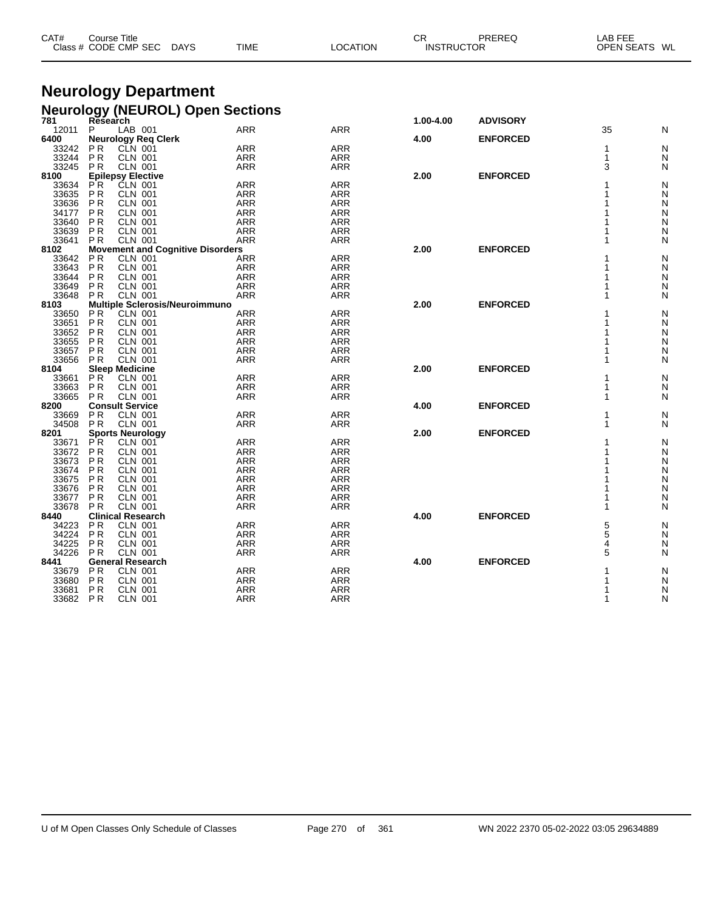| CAT# Class # | Course Title CODE | CMP | SEC | DAYS | TIME | LOCATION | CR INSTRUCTOR | PREREQ | LAB FEE OPEN SEATS | WL |
|---|---|---|---|---|---|---|---|---|---|---|

# Neurology Department

## Neurology (NEUROL) Open Sections

| CAT# Class # | Course Title CODE | CMP | SEC | DAYS | TIME | LOCATION | CR INSTRUCTOR | PREREQ | OPEN SEATS | WL |
|---|---|---|---|---|---|---|---|---|---|---|
| **781** | **Research** | | | | | | **1.00-4.00** | **ADVISORY** | | |
| 12011 | P | LAB | 001 | | ARR | ARR | | | 35 | N |
| **6400** | **Neurology Req Clerk** | | | | | | **4.00** | **ENFORCED** | | |
| 33242 | P R | CLN | 001 | | ARR | ARR | | | 1 | N |
| 33244 | P R | CLN | 001 | | ARR | ARR | | | 1 | N |
| 33245 | P R | CLN | 001 | | ARR | ARR | | | 3 | N |
| **8100** | **Epilepsy Elective** | | | | | | **2.00** | **ENFORCED** | | |
| 33634 | P R | CLN | 001 | | ARR | ARR | | | 1 | N |
| 33635 | P R | CLN | 001 | | ARR | ARR | | | 1 | N |
| 33636 | P R | CLN | 001 | | ARR | ARR | | | 1 | N |
| 34177 | P R | CLN | 001 | | ARR | ARR | | | 1 | N |
| 33640 | P R | CLN | 001 | | ARR | ARR | | | 1 | N |
| 33639 | P R | CLN | 001 | | ARR | ARR | | | 1 | N |
| 33641 | P R | CLN | 001 | | ARR | ARR | | | 1 | N |
| **8102** | **Movement and Cognitive Disorders** | | | | | | **2.00** | **ENFORCED** | | |
| 33642 | P R | CLN | 001 | | ARR | ARR | | | 1 | N |
| 33643 | P R | CLN | 001 | | ARR | ARR | | | 1 | N |
| 33644 | P R | CLN | 001 | | ARR | ARR | | | 1 | N |
| 33649 | P R | CLN | 001 | | ARR | ARR | | | 1 | N |
| 33648 | P R | CLN | 001 | | ARR | ARR | | | 1 | N |
| **8103** | **Multiple Sclerosis/Neuroimmuno** | | | | | | **2.00** | **ENFORCED** | | |
| 33650 | P R | CLN | 001 | | ARR | ARR | | | 1 | N |
| 33651 | P R | CLN | 001 | | ARR | ARR | | | 1 | N |
| 33652 | P R | CLN | 001 | | ARR | ARR | | | 1 | N |
| 33655 | P R | CLN | 001 | | ARR | ARR | | | 1 | N |
| 33657 | P R | CLN | 001 | | ARR | ARR | | | 1 | N |
| 33656 | P R | CLN | 001 | | ARR | ARR | | | 1 | N |
| **8104** | **Sleep Medicine** | | | | | | **2.00** | **ENFORCED** | | |
| 33661 | P R | CLN | 001 | | ARR | ARR | | | 1 | N |
| 33663 | P R | CLN | 001 | | ARR | ARR | | | 1 | N |
| 33665 | P R | CLN | 001 | | ARR | ARR | | | 1 | N |
| **8200** | **Consult Service** | | | | | | **4.00** | **ENFORCED** | | |
| 33669 | P R | CLN | 001 | | ARR | ARR | | | 1 | N |
| 34508 | P R | CLN | 001 | | ARR | ARR | | | 1 | N |
| **8201** | **Sports Neurology** | | | | | | **2.00** | **ENFORCED** | | |
| 33671 | P R | CLN | 001 | | ARR | ARR | | | 1 | N |
| 33672 | P R | CLN | 001 | | ARR | ARR | | | 1 | N |
| 33673 | P R | CLN | 001 | | ARR | ARR | | | 1 | N |
| 33674 | P R | CLN | 001 | | ARR | ARR | | | 1 | N |
| 33675 | P R | CLN | 001 | | ARR | ARR | | | 1 | N |
| 33676 | P R | CLN | 001 | | ARR | ARR | | | 1 | N |
| 33677 | P R | CLN | 001 | | ARR | ARR | | | 1 | N |
| 33678 | P R | CLN | 001 | | ARR | ARR | | | 1 | N |
| **8440** | **Clinical Research** | | | | | | **4.00** | **ENFORCED** | | |
| 34223 | P R | CLN | 001 | | ARR | ARR | | | 5 | N |
| 34224 | P R | CLN | 001 | | ARR | ARR | | | 5 | N |
| 34225 | P R | CLN | 001 | | ARR | ARR | | | 4 | N |
| 34226 | P R | CLN | 001 | | ARR | ARR | | | 5 | N |
| **8441** | **General Research** | | | | | | **4.00** | **ENFORCED** | | |
| 33679 | P R | CLN | 001 | | ARR | ARR | | | 1 | N |
| 33680 | P R | CLN | 001 | | ARR | ARR | | | 1 | N |
| 33681 | P R | CLN | 001 | | ARR | ARR | | | 1 | N |
| 33682 | P R | CLN | 001 | | ARR | ARR | | | 1 | N |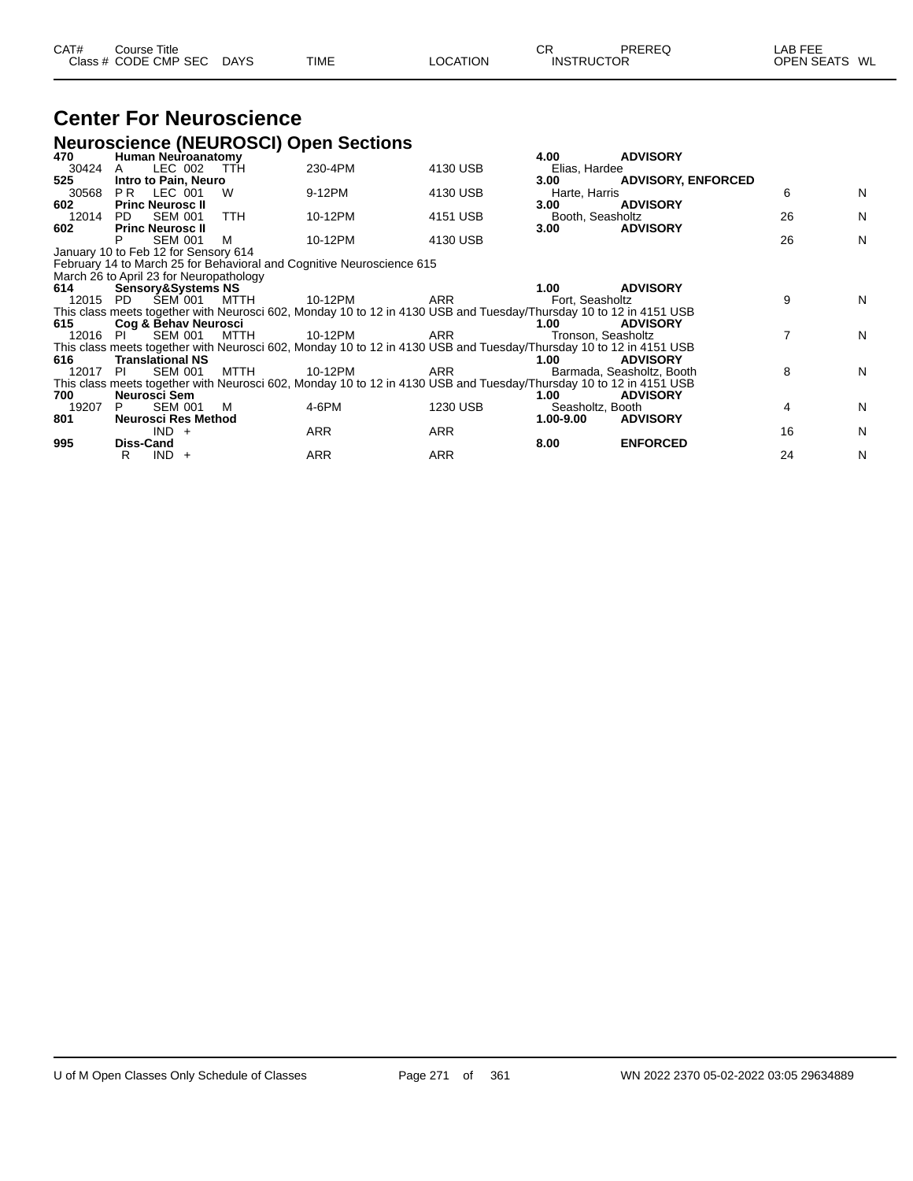| CAT# Class # | Course Title CODE CMP SEC | DAYS | TIME | LOCATION | CR INSTRUCTOR | PREREQ | LAB FEE OPEN SEATS | WL |
|---|---|---|---|---|---|---|---|---|

# Center For Neuroscience

## Neuroscience (NEUROSCI) Open Sections

| CAT# Class # | Course Title CODE CMP SEC | DAYS | TIME | LOCATION | CR INSTRUCTOR | PREREQ | OPEN SEATS | WL |
|---|---|---|---|---|---|---|---|---|
| **470** | **Human Neuroanatomy** | | | | **4.00** | **ADVISORY** | | |
| 30424 | A LEC 002 | TTH | 230-4PM | 4130 USB | Elias, Hardee | | | |
| **525** | **Intro to Pain, Neuro** | | | | **3.00** | **ADVISORY, ENFORCED** | | |
| 30568 | P R LEC 001 | W | 9-12PM | 4130 USB | Harte, Harris | | 6 | N |
| **602** | **Princ Neurosc II** | | | | **3.00** | **ADVISORY** | | |
| 12014 | PD SEM 001 | TTH | 10-12PM | 4151 USB | Booth, Seasholtz | | 26 | N |
| **602** | **Princ Neurosc II** | | | | **3.00** | **ADVISORY** | | |
| | P SEM 001 | M | 10-12PM | 4130 USB | | | 26 | N |

January 10 to Feb 12 for Sensory 614
February 14 to March 25 for Behavioral and Cognitive Neuroscience 615
March 26 to April 23 for Neuropathology

| CAT# Class # | Course Title CODE CMP SEC | DAYS | TIME | LOCATION | CR INSTRUCTOR | PREREQ | OPEN SEATS | WL |
|---|---|---|---|---|---|---|---|---|
| **614** | **Sensory&Systems NS** | | | | **1.00** | **ADVISORY** | | |
| 12015 | PD SEM 001 | MTTH | 10-12PM | ARR | Fort, Seasholtz | | 9 | N |

This class meets together with Neurosci 602, Monday 10 to 12 in 4130 USB and Tuesday/Thursday 10 to 12 in 4151 USB

| CAT# Class # | Course Title CODE CMP SEC | DAYS | TIME | LOCATION | CR INSTRUCTOR | PREREQ | OPEN SEATS | WL |
|---|---|---|---|---|---|---|---|---|
| **615** | **Cog & Behav Neurosci** | | | | **1.00** | **ADVISORY** | | |
| 12016 | PI SEM 001 | MTTH | 10-12PM | ARR | Tronson, Seasholtz | | 7 | N |

This class meets together with Neurosci 602, Monday 10 to 12 in 4130 USB and Tuesday/Thursday 10 to 12 in 4151 USB

| CAT# Class # | Course Title CODE CMP SEC | DAYS | TIME | LOCATION | CR INSTRUCTOR | PREREQ | OPEN SEATS | WL |
|---|---|---|---|---|---|---|---|---|
| **616** | **Translational NS** | | | | **1.00** | **ADVISORY** | | |
| 12017 | PI SEM 001 | MTTH | 10-12PM | ARR | Barmada, Seasholtz, Booth | | 8 | N |

This class meets together with Neurosci 602, Monday 10 to 12 in 4130 USB and Tuesday/Thursday 10 to 12 in 4151 USB

| CAT# Class # | Course Title CODE CMP SEC | DAYS | TIME | LOCATION | CR INSTRUCTOR | PREREQ | OPEN SEATS | WL |
|---|---|---|---|---|---|---|---|---|
| **700** | **Neurosci Sem** | | | | **1.00** | **ADVISORY** | | |
| 19207 | P SEM 001 | M | 4-6PM | 1230 USB | Seasholtz, Booth | | 4 | N |
| **801** | **Neurosci Res Method** | | | | **1.00-9.00** | **ADVISORY** | | |
| | IND + | | ARR | ARR | | | 16 | N |
| **995** | **Diss-Cand** | | | | **8.00** | **ENFORCED** | | |
| | R IND + | | ARR | ARR | | | 24 | N |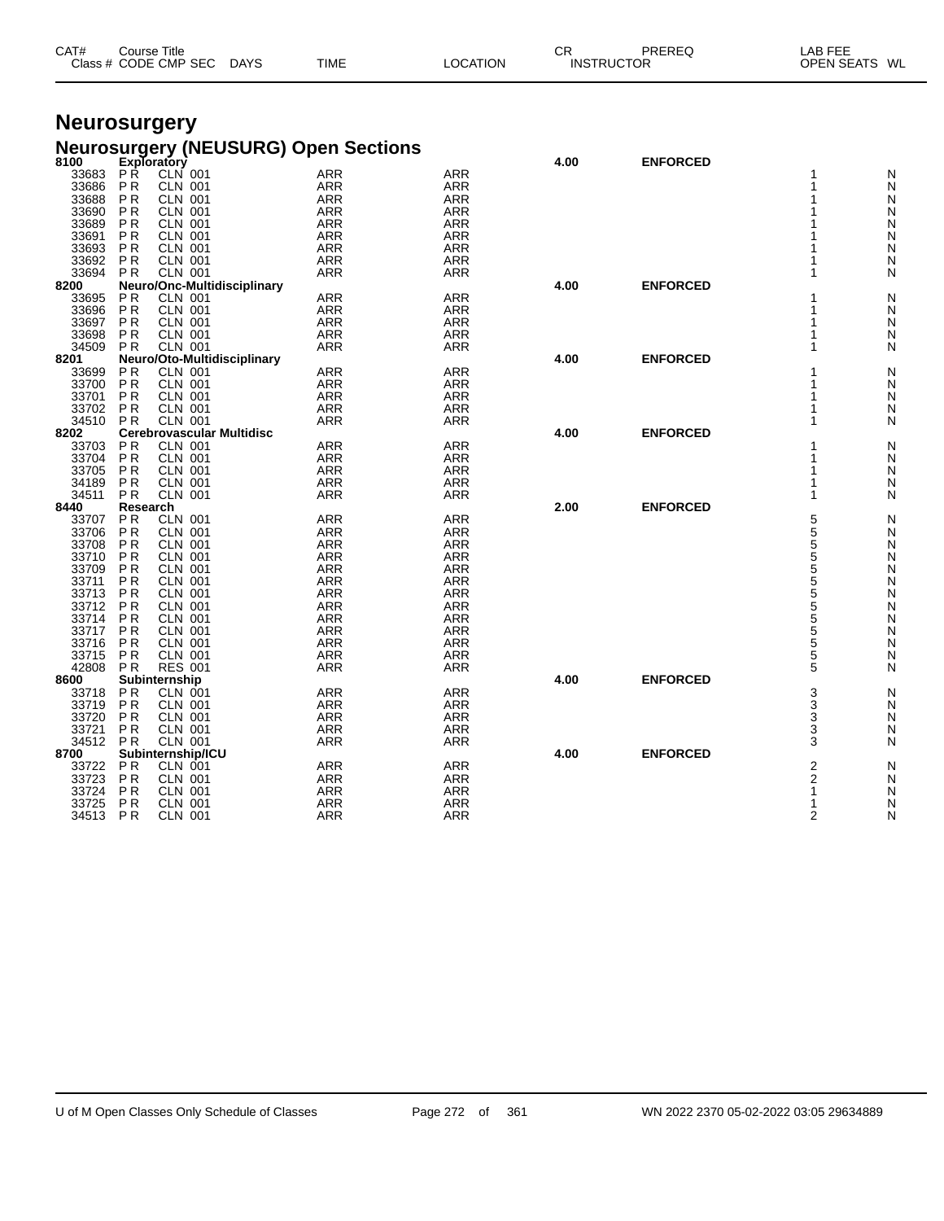# Neurosurgery

## Neurosurgery (NEUSURG) Open Sections

| CAT# Class # | Course Title CODE CMP SEC | DAYS | TIME | LOCATION | CR INSTRUCTOR | PREREQ | LAB FEE OPEN SEATS | WL |
|---|---|---|---|---|---|---|---|---|
| **8100** | **Exploratory** | | | | **4.00** | **ENFORCED** | | |
| 33683 | P R CLN 001 | | ARR | ARR | | | 1 | N |
| 33686 | P R CLN 001 | | ARR | ARR | | | 1 | N |
| 33688 | P R CLN 001 | | ARR | ARR | | | 1 | N |
| 33690 | P R CLN 001 | | ARR | ARR | | | 1 | N |
| 33689 | P R CLN 001 | | ARR | ARR | | | 1 | N |
| 33691 | P R CLN 001 | | ARR | ARR | | | 1 | N |
| 33693 | P R CLN 001 | | ARR | ARR | | | 1 | N |
| 33692 | P R CLN 001 | | ARR | ARR | | | 1 | N |
| 33694 | P R CLN 001 | | ARR | ARR | | | 1 | N |
| **8200** | **Neuro/Onc-Multidisciplinary** | | | | **4.00** | **ENFORCED** | | |
| 33695 | P R CLN 001 | | ARR | ARR | | | 1 | N |
| 33696 | P R CLN 001 | | ARR | ARR | | | 1 | N |
| 33697 | P R CLN 001 | | ARR | ARR | | | 1 | N |
| 33698 | P R CLN 001 | | ARR | ARR | | | 1 | N |
| 34509 | P R CLN 001 | | ARR | ARR | | | 1 | N |
| **8201** | **Neuro/Oto-Multidisciplinary** | | | | **4.00** | **ENFORCED** | | |
| 33699 | P R CLN 001 | | ARR | ARR | | | 1 | N |
| 33700 | P R CLN 001 | | ARR | ARR | | | 1 | N |
| 33701 | P R CLN 001 | | ARR | ARR | | | 1 | N |
| 33702 | P R CLN 001 | | ARR | ARR | | | 1 | N |
| 34510 | P R CLN 001 | | ARR | ARR | | | 1 | N |
| **8202** | **Cerebrovascular Multidisc** | | | | **4.00** | **ENFORCED** | | |
| 33703 | P R CLN 001 | | ARR | ARR | | | 1 | N |
| 33704 | P R CLN 001 | | ARR | ARR | | | 1 | N |
| 33705 | P R CLN 001 | | ARR | ARR | | | 1 | N |
| 34189 | P R CLN 001 | | ARR | ARR | | | 1 | N |
| 34511 | P R CLN 001 | | ARR | ARR | | | 1 | N |
| **8440** | **Research** | | | | **2.00** | **ENFORCED** | | |
| 33707 | P R CLN 001 | | ARR | ARR | | | 5 | N |
| 33706 | P R CLN 001 | | ARR | ARR | | | 5 | N |
| 33708 | P R CLN 001 | | ARR | ARR | | | 5 | N |
| 33710 | P R CLN 001 | | ARR | ARR | | | 5 | N |
| 33709 | P R CLN 001 | | ARR | ARR | | | 5 | N |
| 33711 | P R CLN 001 | | ARR | ARR | | | 5 | N |
| 33713 | P R CLN 001 | | ARR | ARR | | | 5 | N |
| 33712 | P R CLN 001 | | ARR | ARR | | | 5 | N |
| 33714 | P R CLN 001 | | ARR | ARR | | | 5 | N |
| 33717 | P R CLN 001 | | ARR | ARR | | | 5 | N |
| 33716 | P R CLN 001 | | ARR | ARR | | | 5 | N |
| 33715 | P R CLN 001 | | ARR | ARR | | | 5 | N |
| 42808 | P R RES 001 | | ARR | ARR | | | 5 | N |
| **8600** | **Subinternship** | | | | **4.00** | **ENFORCED** | | |
| 33718 | P R CLN 001 | | ARR | ARR | | | 3 | N |
| 33719 | P R CLN 001 | | ARR | ARR | | | 3 | N |
| 33720 | P R CLN 001 | | ARR | ARR | | | 3 | N |
| 33721 | P R CLN 001 | | ARR | ARR | | | 3 | N |
| 34512 | P R CLN 001 | | ARR | ARR | | | 3 | N |
| **8700** | **Subinternship/ICU** | | | | **4.00** | **ENFORCED** | | |
| 33722 | P R CLN 001 | | ARR | ARR | | | 2 | N |
| 33723 | P R CLN 001 | | ARR | ARR | | | 2 | N |
| 33724 | P R CLN 001 | | ARR | ARR | | | 1 | N |
| 33725 | P R CLN 001 | | ARR | ARR | | | 1 | N |
| 34513 | P R CLN 001 | | ARR | ARR | | | 2 | N |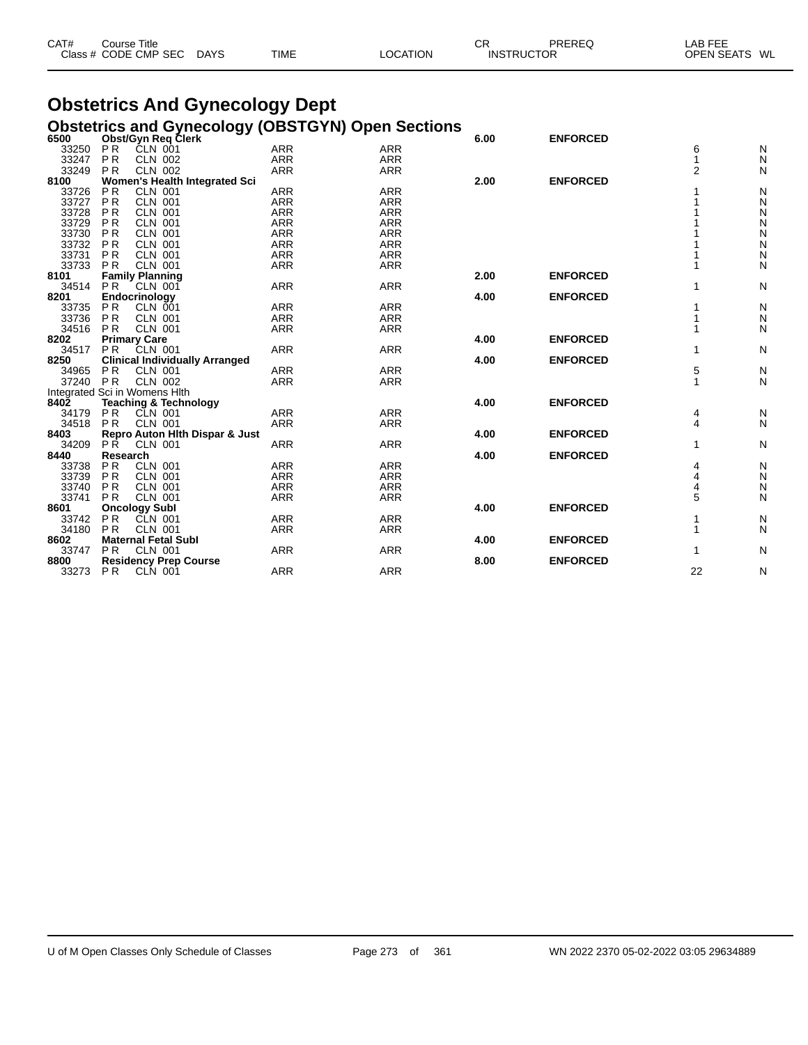| CAT# | Course Title | | | | | CR | PREREQ | LAB FEE | |
|---|---|---|---|---|---|---|---|---|---|
| Class # | CODE CMP SEC | DAYS | TIME | LOCATION | INSTRUCTOR | | | OPEN SEATS | WL |

# Obstetrics And Gynecology Dept

## Obstetrics and Gynecology (OBSTGYN) Open Sections

| CAT# / Class # | Course Title / CODE CMP SEC | TIME | LOCATION | CR | PREREQ | OPEN SEATS | WL |
|---|---|---|---|---|---|---|---|
| **6500** | **Obst/Gyn Req Clerk** | | | **6.00** | **ENFORCED** | | |
| 33250 | P R CLN 001 | ARR | ARR | | | 6 | N |
| 33247 | P R CLN 002 | ARR | ARR | | | 1 | N |
| 33249 | P R CLN 002 | ARR | ARR | | | 2 | N |
| **8100** | **Women's Health Integrated Sci** | | | **2.00** | **ENFORCED** | | |
| 33726 | P R CLN 001 | ARR | ARR | | | 1 | N |
| 33727 | P R CLN 001 | ARR | ARR | | | 1 | N |
| 33728 | P R CLN 001 | ARR | ARR | | | 1 | N |
| 33729 | P R CLN 001 | ARR | ARR | | | 1 | N |
| 33730 | P R CLN 001 | ARR | ARR | | | 1 | N |
| 33732 | P R CLN 001 | ARR | ARR | | | 1 | N |
| 33731 | P R CLN 001 | ARR | ARR | | | 1 | N |
| 33733 | P R CLN 001 | ARR | ARR | | | 1 | N |
| **8101** | **Family Planning** | | | **2.00** | **ENFORCED** | | |
| 34514 | P R CLN 001 | ARR | ARR | | | 1 | N |
| **8201** | **Endocrinology** | | | **4.00** | **ENFORCED** | | |
| 33735 | P R CLN 001 | ARR | ARR | | | 1 | N |
| 33736 | P R CLN 001 | ARR | ARR | | | 1 | N |
| 34516 | P R CLN 001 | ARR | ARR | | | 1 | N |
| **8202** | **Primary Care** | | | **4.00** | **ENFORCED** | | |
| 34517 | P R CLN 001 | ARR | ARR | | | 1 | N |
| **8250** | **Clinical Individually Arranged** | | | **4.00** | **ENFORCED** | | |
| 34965 | P R CLN 001 | ARR | ARR | | | 5 | N |
| 37240 | P R CLN 002 | ARR | ARR | | | 1 | N |
| | Integrated Sci in Womens Hlth | | | | | | |
| **8402** | **Teaching & Technology** | | | **4.00** | **ENFORCED** | | |
| 34179 | P R CLN 001 | ARR | ARR | | | 4 | N |
| 34518 | P R CLN 001 | ARR | ARR | | | 4 | N |
| **8403** | **Repro Auton Hlth Dispar & Just** | | | **4.00** | **ENFORCED** | | |
| 34209 | P R CLN 001 | ARR | ARR | | | 1 | N |
| **8440** | **Research** | | | **4.00** | **ENFORCED** | | |
| 33738 | P R CLN 001 | ARR | ARR | | | 4 | N |
| 33739 | P R CLN 001 | ARR | ARR | | | 4 | N |
| 33740 | P R CLN 001 | ARR | ARR | | | 4 | N |
| 33741 | P R CLN 001 | ARR | ARR | | | 5 | N |
| **8601** | **Oncology SubI** | | | **4.00** | **ENFORCED** | | |
| 33742 | P R CLN 001 | ARR | ARR | | | 1 | N |
| 34180 | P R CLN 001 | ARR | ARR | | | 1 | N |
| **8602** | **Maternal Fetal SubI** | | | **4.00** | **ENFORCED** | | |
| 33747 | P R CLN 001 | ARR | ARR | | | 1 | N |
| **8800** | **Residency Prep Course** | | | **8.00** | **ENFORCED** | | |
| 33273 | P R CLN 001 | ARR | ARR | | | 22 | N |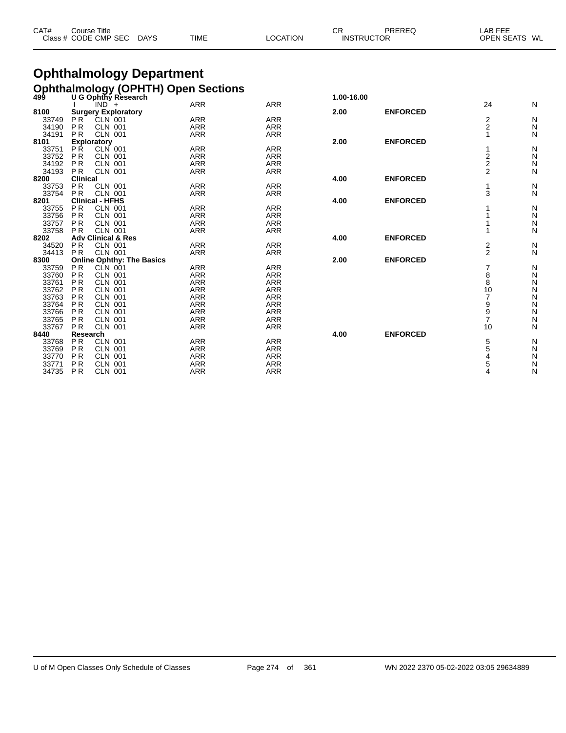# Ophthalmology Department

## Ophthalmology (OPHTH) Open Sections

| CAT# Class # | Course Title CODE CMP SEC | DAYS | TIME | LOCATION | CR INSTRUCTOR | PREREQ | LAB FEE OPEN SEATS | WL |
|---|---|---|---|---|---|---|---|---|
| **499** | **U G Ophthy Research** | | | | **1.00-16.00** | | | |
| | I IND + | | ARR | ARR | | | 24 | N |
| **8100** | **Surgery Exploratory** | | | | **2.00** | **ENFORCED** | | |
| 33749 | P R CLN 001 | | ARR | ARR | | | 2 | N |
| 34190 | P R CLN 001 | | ARR | ARR | | | 2 | N |
| 34191 | P R CLN 001 | | ARR | ARR | | | 1 | N |
| **8101** | **Exploratory** | | | | **2.00** | **ENFORCED** | | |
| 33751 | P R CLN 001 | | ARR | ARR | | | 1 | N |
| 33752 | P R CLN 001 | | ARR | ARR | | | 2 | N |
| 34192 | P R CLN 001 | | ARR | ARR | | | 2 | N |
| 34193 | P R CLN 001 | | ARR | ARR | | | 2 | N |
| **8200** | **Clinical** | | | | **4.00** | **ENFORCED** | | |
| 33753 | P R CLN 001 | | ARR | ARR | | | 1 | N |
| 33754 | P R CLN 001 | | ARR | ARR | | | 3 | N |
| **8201** | **Clinical - HFHS** | | | | **4.00** | **ENFORCED** | | |
| 33755 | P R CLN 001 | | ARR | ARR | | | 1 | N |
| 33756 | P R CLN 001 | | ARR | ARR | | | 1 | N |
| 33757 | P R CLN 001 | | ARR | ARR | | | 1 | N |
| 33758 | P R CLN 001 | | ARR | ARR | | | 1 | N |
| **8202** | **Adv Clinical & Res** | | | | **4.00** | **ENFORCED** | | |
| 34520 | P R CLN 001 | | ARR | ARR | | | 2 | N |
| 34413 | P R CLN 001 | | ARR | ARR | | | 2 | N |
| **8300** | **Online Ophthy: The Basics** | | | | **2.00** | **ENFORCED** | | |
| 33759 | P R CLN 001 | | ARR | ARR | | | 7 | N |
| 33760 | P R CLN 001 | | ARR | ARR | | | 8 | N |
| 33761 | P R CLN 001 | | ARR | ARR | | | 8 | N |
| 33762 | P R CLN 001 | | ARR | ARR | | | 10 | N |
| 33763 | P R CLN 001 | | ARR | ARR | | | 7 | N |
| 33764 | P R CLN 001 | | ARR | ARR | | | 9 | N |
| 33766 | P R CLN 001 | | ARR | ARR | | | 9 | N |
| 33765 | P R CLN 001 | | ARR | ARR | | | 7 | N |
| 33767 | P R CLN 001 | | ARR | ARR | | | 10 | N |
| **8440** | **Research** | | | | **4.00** | **ENFORCED** | | |
| 33768 | P R CLN 001 | | ARR | ARR | | | 5 | N |
| 33769 | P R CLN 001 | | ARR | ARR | | | 5 | N |
| 33770 | P R CLN 001 | | ARR | ARR | | | 4 | N |
| 33771 | P R CLN 001 | | ARR | ARR | | | 5 | N |
| 34735 | P R CLN 001 | | ARR | ARR | | | 4 | N |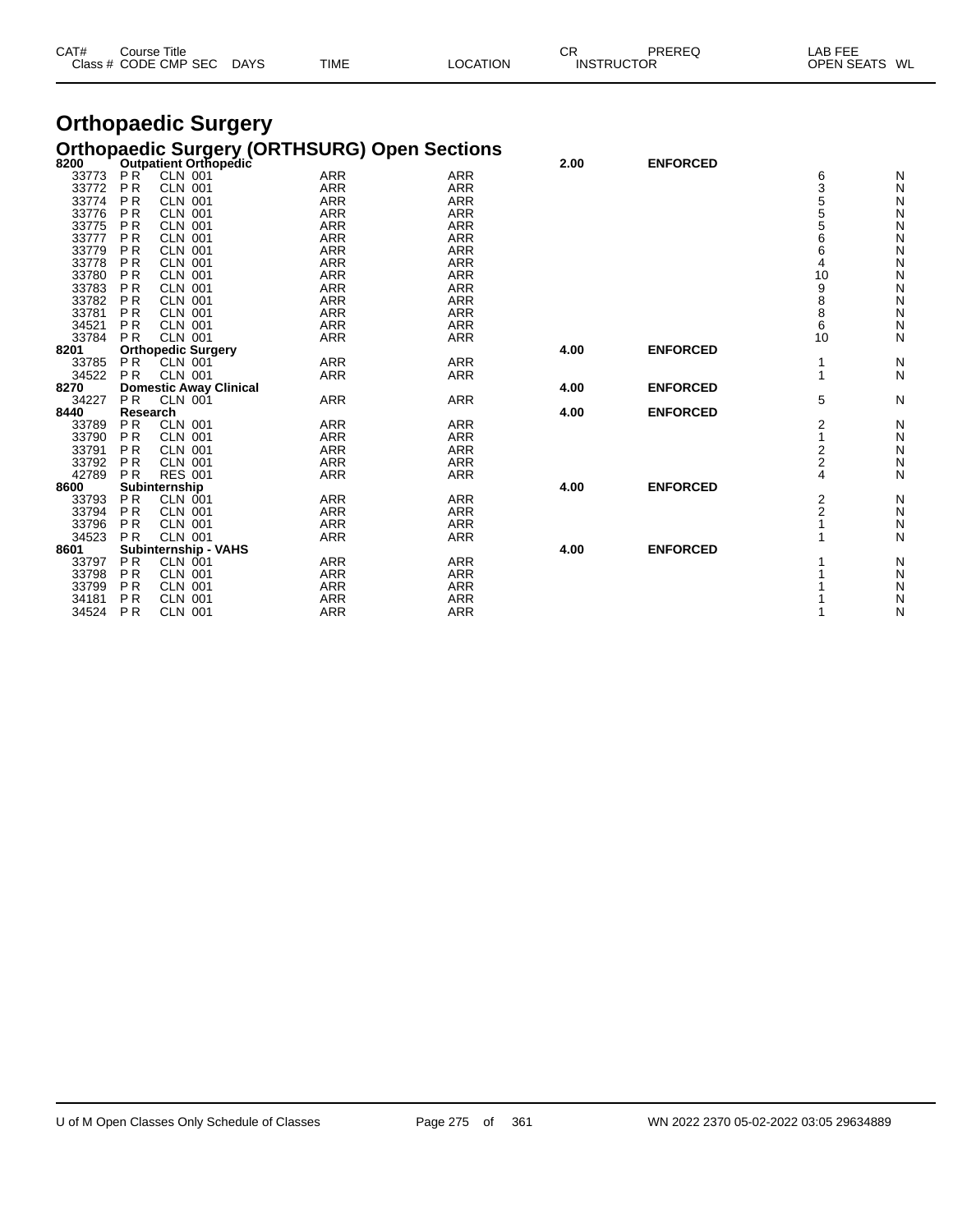| CAT# | Course Title | | | | | | CR | PREREQ | LAB FEE | |
|---|---|---|---|---|---|---|---|---|---|---|
| Class # | CODE | CMP | SEC | DAYS | TIME | LOCATION | INSTRUCTOR | | OPEN SEATS | WL |

# Orthopaedic Surgery

## Orthopaedic Surgery (ORTHSURG) Open Sections

| CAT# / Class # | CODE | CMP | SEC | TIME | LOCATION | CR | PREREQ | OPEN SEATS | WL |
|---|---|---|---|---|---|---|---|---|---|
| **8200** | **Outpatient Orthopedic** | | | | | **2.00** | **ENFORCED** | | |
| 33773 | P R | CLN | 001 | ARR | ARR | | | 6 | N |
| 33772 | P R | CLN | 001 | ARR | ARR | | | 3 | N |
| 33774 | P R | CLN | 001 | ARR | ARR | | | 5 | N |
| 33776 | P R | CLN | 001 | ARR | ARR | | | 5 | N |
| 33775 | P R | CLN | 001 | ARR | ARR | | | 5 | N |
| 33777 | P R | CLN | 001 | ARR | ARR | | | 6 | N |
| 33779 | P R | CLN | 001 | ARR | ARR | | | 6 | N |
| 33778 | P R | CLN | 001 | ARR | ARR | | | 4 | N |
| 33780 | P R | CLN | 001 | ARR | ARR | | | 10 | N |
| 33783 | P R | CLN | 001 | ARR | ARR | | | 9 | N |
| 33782 | P R | CLN | 001 | ARR | ARR | | | 8 | N |
| 33781 | P R | CLN | 001 | ARR | ARR | | | 8 | N |
| 34521 | P R | CLN | 001 | ARR | ARR | | | 6 | N |
| 33784 | P R | CLN | 001 | ARR | ARR | | | 10 | N |
| **8201** | **Orthopedic Surgery** | | | | | **4.00** | **ENFORCED** | | |
| 33785 | P R | CLN | 001 | ARR | ARR | | | 1 | N |
| 34522 | P R | CLN | 001 | ARR | ARR | | | 1 | N |
| **8270** | **Domestic Away Clinical** | | | | | **4.00** | **ENFORCED** | | |
| 34227 | P R | CLN | 001 | ARR | ARR | | | 5 | N |
| **8440** | **Research** | | | | | **4.00** | **ENFORCED** | | |
| 33789 | P R | CLN | 001 | ARR | ARR | | | 2 | N |
| 33790 | P R | CLN | 001 | ARR | ARR | | | 1 | N |
| 33791 | P R | CLN | 001 | ARR | ARR | | | 2 | N |
| 33792 | P R | CLN | 001 | ARR | ARR | | | 2 | N |
| 42789 | P R | RES | 001 | ARR | ARR | | | 4 | N |
| **8600** | **Subinternship** | | | | | **4.00** | **ENFORCED** | | |
| 33793 | P R | CLN | 001 | ARR | ARR | | | 2 | N |
| 33794 | P R | CLN | 001 | ARR | ARR | | | 2 | N |
| 33796 | P R | CLN | 001 | ARR | ARR | | | 1 | N |
| 34523 | P R | CLN | 001 | ARR | ARR | | | 1 | N |
| **8601** | **Subinternship - VAHS** | | | | | **4.00** | **ENFORCED** | | |
| 33797 | P R | CLN | 001 | ARR | ARR | | | 1 | N |
| 33798 | P R | CLN | 001 | ARR | ARR | | | 1 | N |
| 33799 | P R | CLN | 001 | ARR | ARR | | | 1 | N |
| 34181 | P R | CLN | 001 | ARR | ARR | | | 1 | N |
| 34524 | P R | CLN | 001 | ARR | ARR | | | 1 | N |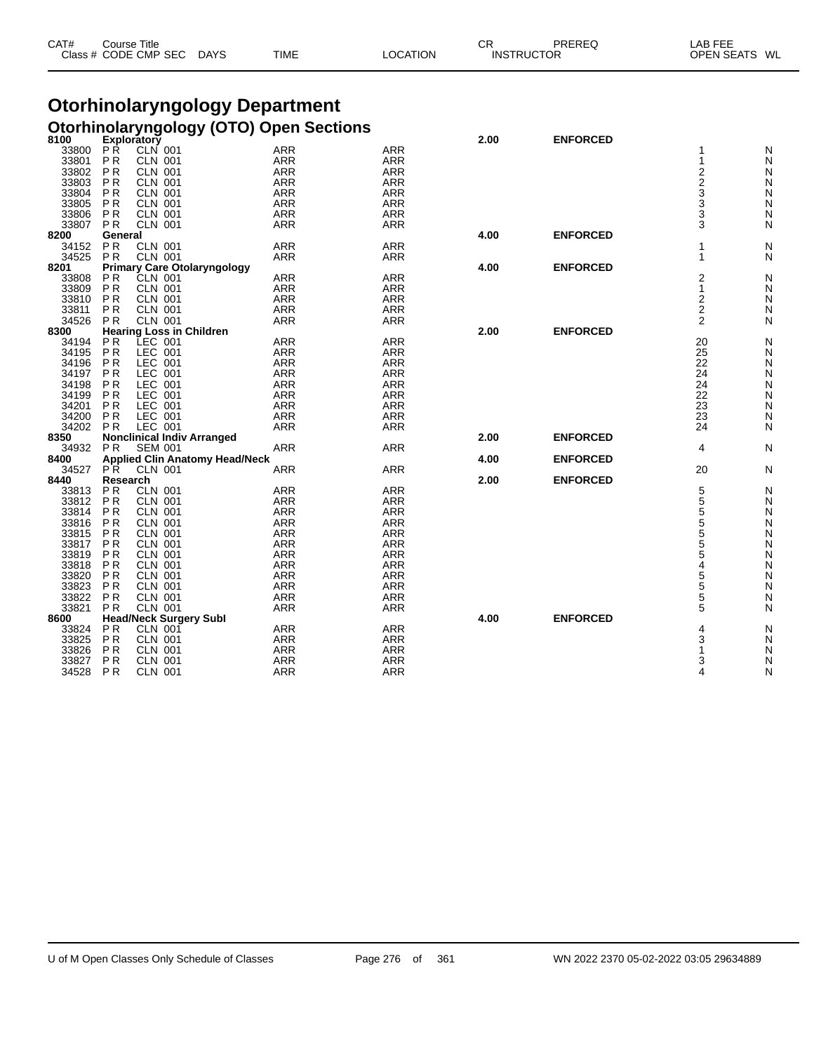| CAT# Class # | Course Title CODE CMP SEC | DAYS | TIME | LOCATION | CR INSTRUCTOR | PREREQ | LAB FEE OPEN SEATS | WL |
|---|---|---|---|---|---|---|---|---|

# Otorhinolaryngology Department

## Otorhinolaryngology (OTO) Open Sections

| CAT# Class # | Course Title CODE CMP SEC | DAYS TIME | LOCATION | CR | PREREQ | OPEN SEATS | WL |
|---|---|---|---|---|---|---|---|
| **8100** | **Exploratory** | | | **2.00** | **ENFORCED** | | |
| 33800 | P R CLN 001 | ARR | ARR | | | 1 | N |
| 33801 | P R CLN 001 | ARR | ARR | | | 1 | N |
| 33802 | P R CLN 001 | ARR | ARR | | | 2 | N |
| 33803 | P R CLN 001 | ARR | ARR | | | 2 | N |
| 33804 | P R CLN 001 | ARR | ARR | | | 3 | N |
| 33805 | P R CLN 001 | ARR | ARR | | | 3 | N |
| 33806 | P R CLN 001 | ARR | ARR | | | 3 | N |
| 33807 | P R CLN 001 | ARR | ARR | | | 3 | N |
| **8200** | **General** | | | **4.00** | **ENFORCED** | | |
| 34152 | P R CLN 001 | ARR | ARR | | | 1 | N |
| 34525 | P R CLN 001 | ARR | ARR | | | 1 | N |
| **8201** | **Primary Care Otolaryngology** | | | **4.00** | **ENFORCED** | | |
| 33808 | P R CLN 001 | ARR | ARR | | | 2 | N |
| 33809 | P R CLN 001 | ARR | ARR | | | 1 | N |
| 33810 | P R CLN 001 | ARR | ARR | | | 2 | N |
| 33811 | P R CLN 001 | ARR | ARR | | | 2 | N |
| 34526 | P R CLN 001 | ARR | ARR | | | 2 | N |
| **8300** | **Hearing Loss in Children** | | | **2.00** | **ENFORCED** | | |
| 34194 | P R LEC 001 | ARR | ARR | | | 20 | N |
| 34195 | P R LEC 001 | ARR | ARR | | | 25 | N |
| 34196 | P R LEC 001 | ARR | ARR | | | 22 | N |
| 34197 | P R LEC 001 | ARR | ARR | | | 24 | N |
| 34198 | P R LEC 001 | ARR | ARR | | | 24 | N |
| 34199 | P R LEC 001 | ARR | ARR | | | 22 | N |
| 34201 | P R LEC 001 | ARR | ARR | | | 23 | N |
| 34200 | P R LEC 001 | ARR | ARR | | | 23 | N |
| 34202 | P R LEC 001 | ARR | ARR | | | 24 | N |
| **8350** | **Nonclinical Indiv Arranged** | | | **2.00** | **ENFORCED** | | |
| 34932 | P R SEM 001 | ARR | ARR | | | 4 | N |
| **8400** | **Applied Clin Anatomy Head/Neck** | | | **4.00** | **ENFORCED** | | |
| 34527 | P R CLN 001 | ARR | ARR | | | 20 | N |
| **8440** | **Research** | | | **2.00** | **ENFORCED** | | |
| 33813 | P R CLN 001 | ARR | ARR | | | 5 | N |
| 33812 | P R CLN 001 | ARR | ARR | | | 5 | N |
| 33814 | P R CLN 001 | ARR | ARR | | | 5 | N |
| 33816 | P R CLN 001 | ARR | ARR | | | 5 | N |
| 33815 | P R CLN 001 | ARR | ARR | | | 5 | N |
| 33817 | P R CLN 001 | ARR | ARR | | | 5 | N |
| 33819 | P R CLN 001 | ARR | ARR | | | 5 | N |
| 33818 | P R CLN 001 | ARR | ARR | | | 4 | N |
| 33820 | P R CLN 001 | ARR | ARR | | | 5 | N |
| 33823 | P R CLN 001 | ARR | ARR | | | 5 | N |
| 33822 | P R CLN 001 | ARR | ARR | | | 5 | N |
| 33821 | P R CLN 001 | ARR | ARR | | | 5 | N |
| **8600** | **Head/Neck Surgery Subl** | | | **4.00** | **ENFORCED** | | |
| 33824 | P R CLN 001 | ARR | ARR | | | 4 | N |
| 33825 | P R CLN 001 | ARR | ARR | | | 3 | N |
| 33826 | P R CLN 001 | ARR | ARR | | | 1 | N |
| 33827 | P R CLN 001 | ARR | ARR | | | 3 | N |
| 34528 | P R CLN 001 | ARR | ARR | | | 4 | N |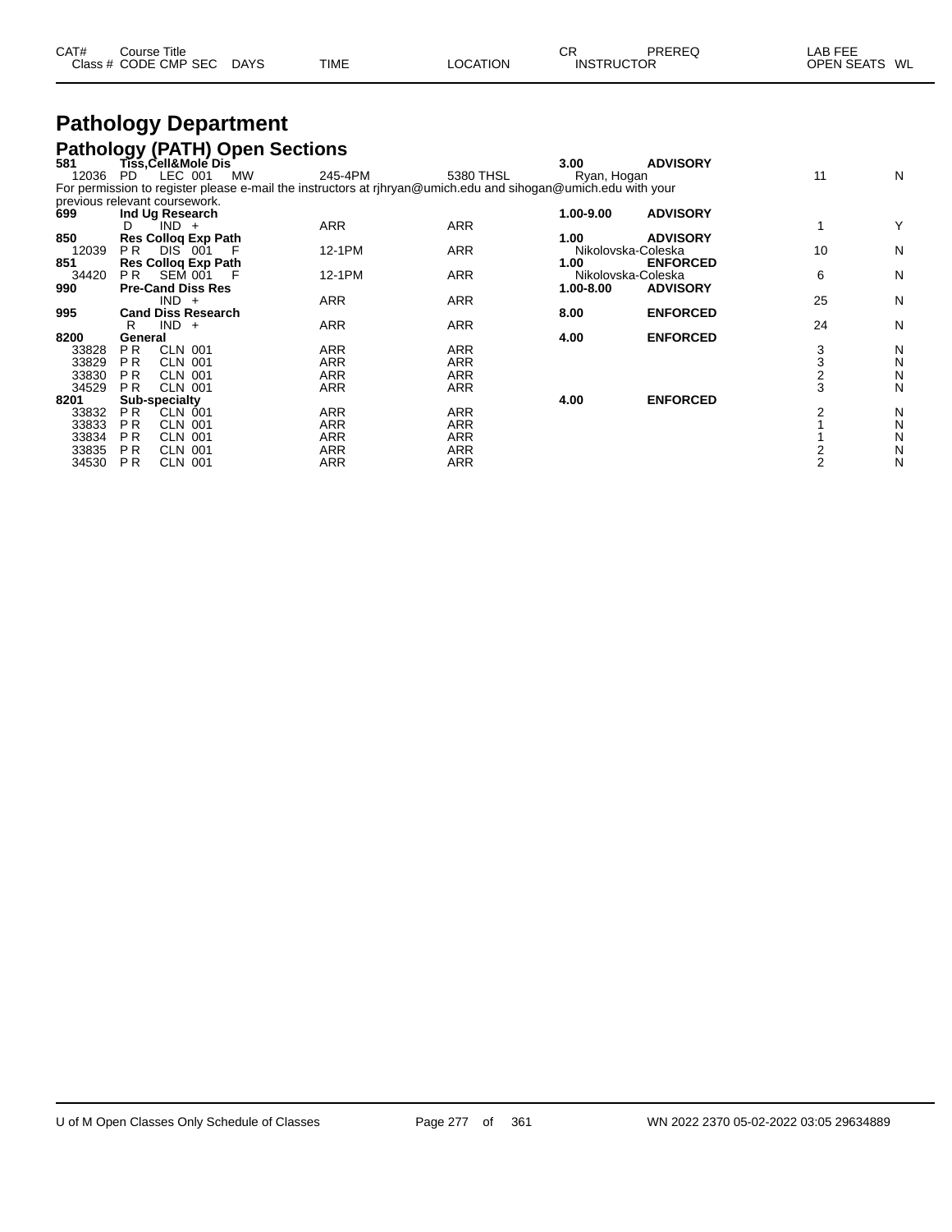| CAT# Class # | Course Title CODE | CMP | SEC | DAYS | TIME | LOCATION | CR INSTRUCTOR | PREREQ | LAB FEE OPEN SEATS | WL |
|---|---|---|---|---|---|---|---|---|---|---|

# Pathology Department

## Pathology (PATH) Open Sections

| CAT# Class # | Course Title CODE | CMP | SEC | DAYS | TIME | LOCATION | CR INSTRUCTOR | PREREQ | OPEN SEATS | WL |
|---|---|---|---|---|---|---|---|---|---|---|
| **581** | **Tiss,Cell&Mole Dis** | | | | | | **3.00** | **ADVISORY** | | |
| 12036 | PD | LEC | 001 | MW | 245-4PM | 5380 THSL | Ryan, Hogan | | 11 | N |
| For permission to register please e-mail the instructors at rjhryan@umich.edu and sihogan@umich.edu with your previous relevant coursework. | | | | | | | | | | |
| **699** | **Ind Ug Research** | | | | | | **1.00-9.00** | **ADVISORY** | | |
| | D | IND | + | | ARR | ARR | | | 1 | Y |
| **850** | **Res Colloq Exp Path** | | | | | | **1.00** | **ADVISORY** | | |
| 12039 | P R | DIS | 001 | F | 12-1PM | ARR | Nikolovska-Coleska | | 10 | N |
| **851** | **Res Colloq Exp Path** | | | | | | **1.00** | **ENFORCED** | | |
| 34420 | P R | SEM | 001 | F | 12-1PM | ARR | Nikolovska-Coleska | | 6 | N |
| **990** | **Pre-Cand Diss Res** | | | | | | **1.00-8.00** | **ADVISORY** | | |
| | | IND | + | | ARR | ARR | | | 25 | N |
| **995** | **Cand Diss Research** | | | | | | **8.00** | **ENFORCED** | | |
| | R | IND | + | | ARR | ARR | | | 24 | N |
| **8200** | **General** | | | | | | **4.00** | **ENFORCED** | | |
| 33828 | P R | CLN | 001 | | ARR | ARR | | | 3 | N |
| 33829 | P R | CLN | 001 | | ARR | ARR | | | 3 | N |
| 33830 | P R | CLN | 001 | | ARR | ARR | | | 2 | N |
| 34529 | P R | CLN | 001 | | ARR | ARR | | | 3 | N |
| **8201** | **Sub-specialty** | | | | | | **4.00** | **ENFORCED** | | |
| 33832 | P R | CLN | 001 | | ARR | ARR | | | 2 | N |
| 33833 | P R | CLN | 001 | | ARR | ARR | | | 1 | N |
| 33834 | P R | CLN | 001 | | ARR | ARR | | | 1 | N |
| 33835 | P R | CLN | 001 | | ARR | ARR | | | 2 | N |
| 34530 | P R | CLN | 001 | | ARR | ARR | | | 2 | N |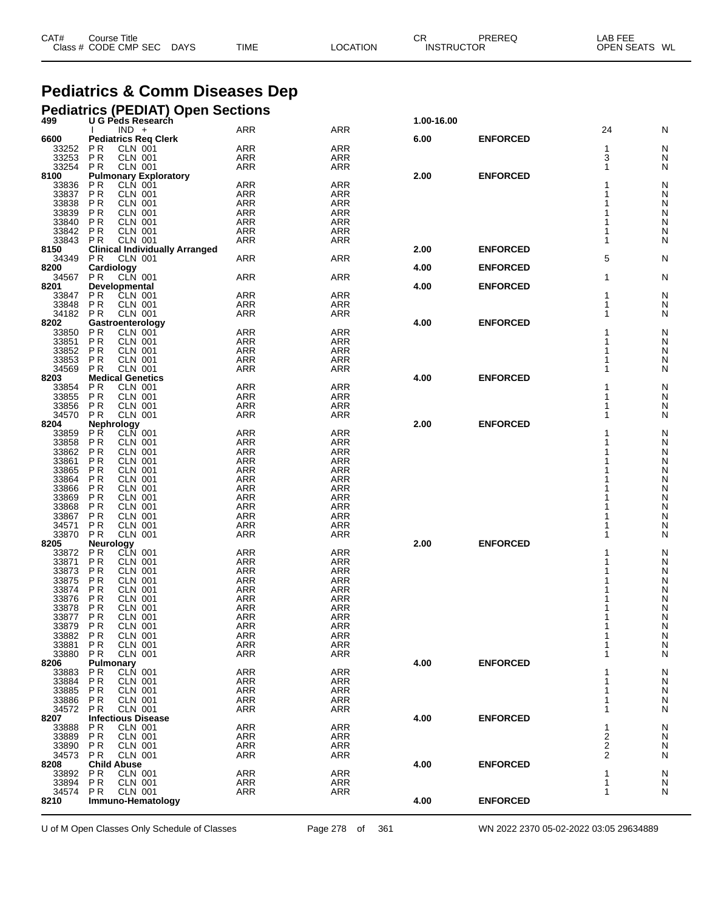## Pediatrics & Comm Diseases Dep

### Pediatrics (PEDIAT) Open Sections

| CAT# Class # | Course Title CODE CMP SEC | DAYS | TIME | LOCATION | CR INSTRUCTOR | PREREQ | LAB FEE OPEN SEATS | WL |
|---|---|---|---|---|---|---|---|---|
| 499 | U G Peds Research | | | | 1.00-16.00 | | | |
| | I IND + | | ARR | ARR | | | 24 | N |
| 6600 | Pediatrics Req Clerk | | | | 6.00 | ENFORCED | | |
| 33252 | P R CLN 001 | | ARR | ARR | | | 1 | N |
| 33253 | P R CLN 001 | | ARR | ARR | | | 3 | N |
| 33254 | P R CLN 001 | | ARR | ARR | | | 1 | N |
| 8100 | Pulmonary Exploratory | | | | 2.00 | ENFORCED | | |
| 33836 | P R CLN 001 | | ARR | ARR | | | 1 | N |
| 33837 | P R CLN 001 | | ARR | ARR | | | 1 | N |
| 33838 | P R CLN 001 | | ARR | ARR | | | 1 | N |
| 33839 | P R CLN 001 | | ARR | ARR | | | 1 | N |
| 33840 | P R CLN 001 | | ARR | ARR | | | 1 | N |
| 33842 | P R CLN 001 | | ARR | ARR | | | 1 | N |
| 33843 | P R CLN 001 | | ARR | ARR | | | 1 | N |
| 8150 | Clinical Individually Arranged | | | | 2.00 | ENFORCED | | |
| 34349 | P R CLN 001 | | ARR | ARR | | | 5 | N |
| 8200 | Cardiology | | | | 4.00 | ENFORCED | | |
| 34567 | P R CLN 001 | | ARR | ARR | | | 1 | N |
| 8201 | Developmental | | | | 4.00 | ENFORCED | | |
| 33847 | P R CLN 001 | | ARR | ARR | | | 1 | N |
| 33848 | P R CLN 001 | | ARR | ARR | | | 1 | N |
| 34182 | P R CLN 001 | | ARR | ARR | | | 1 | N |
| 8202 | Gastroenterology | | | | 4.00 | ENFORCED | | |
| 33850 | P R CLN 001 | | ARR | ARR | | | 1 | N |
| 33851 | P R CLN 001 | | ARR | ARR | | | 1 | N |
| 33852 | P R CLN 001 | | ARR | ARR | | | 1 | N |
| 33853 | P R CLN 001 | | ARR | ARR | | | 1 | N |
| 34569 | P R CLN 001 | | ARR | ARR | | | 1 | N |
| 8203 | Medical Genetics | | | | 4.00 | ENFORCED | | |
| 33854 | P R CLN 001 | | ARR | ARR | | | 1 | N |
| 33855 | P R CLN 001 | | ARR | ARR | | | 1 | N |
| 33856 | P R CLN 001 | | ARR | ARR | | | 1 | N |
| 34570 | P R CLN 001 | | ARR | ARR | | | 1 | N |
| 8204 | Nephrology | | | | 2.00 | ENFORCED | | |
| 33859 | P R CLN 001 | | ARR | ARR | | | 1 | N |
| 33858 | P R CLN 001 | | ARR | ARR | | | 1 | N |
| 33862 | P R CLN 001 | | ARR | ARR | | | 1 | N |
| 33861 | P R CLN 001 | | ARR | ARR | | | 1 | N |
| 33865 | P R CLN 001 | | ARR | ARR | | | 1 | N |
| 33864 | P R CLN 001 | | ARR | ARR | | | 1 | N |
| 33866 | P R CLN 001 | | ARR | ARR | | | 1 | N |
| 33869 | P R CLN 001 | | ARR | ARR | | | 1 | N |
| 33868 | P R CLN 001 | | ARR | ARR | | | 1 | N |
| 33867 | P R CLN 001 | | ARR | ARR | | | 1 | N |
| 34571 | P R CLN 001 | | ARR | ARR | | | 1 | N |
| 33870 | P R CLN 001 | | ARR | ARR | | | 1 | N |
| 8205 | Neurology | | | | 2.00 | ENFORCED | | |
| 33872 | P R CLN 001 | | ARR | ARR | | | 1 | N |
| 33871 | P R CLN 001 | | ARR | ARR | | | 1 | N |
| 33873 | P R CLN 001 | | ARR | ARR | | | 1 | N |
| 33875 | P R CLN 001 | | ARR | ARR | | | 1 | N |
| 33874 | P R CLN 001 | | ARR | ARR | | | 1 | N |
| 33876 | P R CLN 001 | | ARR | ARR | | | 1 | N |
| 33878 | P R CLN 001 | | ARR | ARR | | | 1 | N |
| 33877 | P R CLN 001 | | ARR | ARR | | | 1 | N |
| 33879 | P R CLN 001 | | ARR | ARR | | | 1 | N |
| 33882 | P R CLN 001 | | ARR | ARR | | | 1 | N |
| 33881 | P R CLN 001 | | ARR | ARR | | | 1 | N |
| 33880 | P R CLN 001 | | ARR | ARR | | | 1 | N |
| 8206 | Pulmonary | | | | 4.00 | ENFORCED | | |
| 33883 | P R CLN 001 | | ARR | ARR | | | 1 | N |
| 33884 | P R CLN 001 | | ARR | ARR | | | 1 | N |
| 33885 | P R CLN 001 | | ARR | ARR | | | 1 | N |
| 33886 | P R CLN 001 | | ARR | ARR | | | 1 | N |
| 34572 | P R CLN 001 | | ARR | ARR | | | 1 | N |
| 8207 | Infectious Disease | | | | 4.00 | ENFORCED | | |
| 33888 | P R CLN 001 | | ARR | ARR | | | 1 | N |
| 33889 | P R CLN 001 | | ARR | ARR | | | 2 | N |
| 33890 | P R CLN 001 | | ARR | ARR | | | 2 | N |
| 34573 | P R CLN 001 | | ARR | ARR | | | 2 | N |
| 8208 | Child Abuse | | | | 4.00 | ENFORCED | | |
| 33892 | P R CLN 001 | | ARR | ARR | | | 1 | N |
| 33894 | P R CLN 001 | | ARR | ARR | | | 1 | N |
| 34574 | P R CLN 001 | | ARR | ARR | | | 1 | N |
| 8210 | Immuno-Hematology | | | | 4.00 | ENFORCED | | |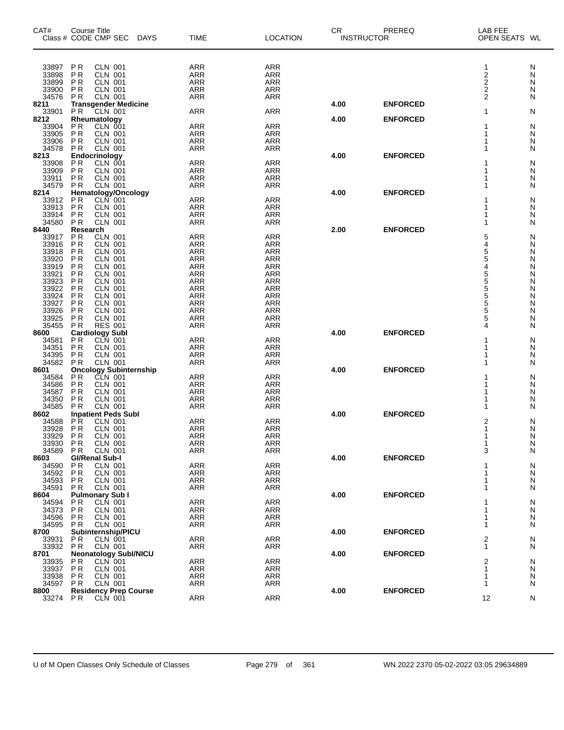| CAT# Class # | Course Title CODE CMP SEC | DAYS | TIME | LOCATION | CR INSTRUCTOR | PREREQ | LAB FEE OPEN SEATS | WL |
|---|---|---|---|---|---|---|---|---|
| 33897 | P R CLN 001 | | ARR | ARR | | | 1 | N |
| 33898 | P R CLN 001 | | ARR | ARR | | | 2 | N |
| 33899 | P R CLN 001 | | ARR | ARR | | | 2 | N |
| 33900 | P R CLN 001 | | ARR | ARR | | | 2 | N |
| 34576 | P R CLN 001 | | ARR | ARR | | | 2 | N |
| **8211** | **Transgender Medicine** | | | | **4.00** | **ENFORCED** | | |
| 33901 | P R CLN 001 | | ARR | ARR | | | 1 | N |
| **8212** | **Rheumatology** | | | | **4.00** | **ENFORCED** | | |
| 33904 | P R CLN 001 | | ARR | ARR | | | 1 | N |
| 33905 | P R CLN 001 | | ARR | ARR | | | 1 | N |
| 33906 | P R CLN 001 | | ARR | ARR | | | 1 | N |
| 34578 | P R CLN 001 | | ARR | ARR | | | 1 | N |
| **8213** | **Endocrinology** | | | | **4.00** | **ENFORCED** | | |
| 33908 | P R CLN 001 | | ARR | ARR | | | 1 | N |
| 33909 | P R CLN 001 | | ARR | ARR | | | 1 | N |
| 33911 | P R CLN 001 | | ARR | ARR | | | 1 | N |
| 34579 | P R CLN 001 | | ARR | ARR | | | 1 | N |
| **8214** | **Hematology/Oncology** | | | | **4.00** | **ENFORCED** | | |
| 33912 | P R CLN 001 | | ARR | ARR | | | 1 | N |
| 33913 | P R CLN 001 | | ARR | ARR | | | 1 | N |
| 33914 | P R CLN 001 | | ARR | ARR | | | 1 | N |
| 34580 | P R CLN 001 | | ARR | ARR | | | 1 | N |
| **8440** | **Research** | | | | **2.00** | **ENFORCED** | | |
| 33917 | P R CLN 001 | | ARR | ARR | | | 5 | N |
| 33916 | P R CLN 001 | | ARR | ARR | | | 4 | N |
| 33918 | P R CLN 001 | | ARR | ARR | | | 5 | N |
| 33920 | P R CLN 001 | | ARR | ARR | | | 5 | N |
| 33919 | P R CLN 001 | | ARR | ARR | | | 4 | N |
| 33921 | P R CLN 001 | | ARR | ARR | | | 5 | N |
| 33923 | P R CLN 001 | | ARR | ARR | | | 5 | N |
| 33922 | P R CLN 001 | | ARR | ARR | | | 5 | N |
| 33924 | P R CLN 001 | | ARR | ARR | | | 5 | N |
| 33927 | P R CLN 001 | | ARR | ARR | | | 5 | N |
| 33926 | P R CLN 001 | | ARR | ARR | | | 5 | N |
| 33925 | P R CLN 001 | | ARR | ARR | | | 5 | N |
| 35455 | P R RES 001 | | ARR | ARR | | | 4 | N |
| **8600** | **Cardiology SubI** | | | | **4.00** | **ENFORCED** | | |
| 34581 | P R CLN 001 | | ARR | ARR | | | 1 | N |
| 34351 | P R CLN 001 | | ARR | ARR | | | 1 | N |
| 34395 | P R CLN 001 | | ARR | ARR | | | 1 | N |
| 34582 | P R CLN 001 | | ARR | ARR | | | 1 | N |
| **8601** | **Oncology Subinternship** | | | | **4.00** | **ENFORCED** | | |
| 34584 | P R CLN 001 | | ARR | ARR | | | 1 | N |
| 34586 | P R CLN 001 | | ARR | ARR | | | 1 | N |
| 34587 | P R CLN 001 | | ARR | ARR | | | 1 | N |
| 34350 | P R CLN 001 | | ARR | ARR | | | 1 | N |
| 34585 | P R CLN 001 | | ARR | ARR | | | 1 | N |
| **8602** | **Inpatient Peds SubI** | | | | **4.00** | **ENFORCED** | | |
| 34588 | P R CLN 001 | | ARR | ARR | | | 2 | N |
| 33928 | P R CLN 001 | | ARR | ARR | | | 1 | N |
| 33929 | P R CLN 001 | | ARR | ARR | | | 1 | N |
| 33930 | P R CLN 001 | | ARR | ARR | | | 1 | N |
| 34589 | P R CLN 001 | | ARR | ARR | | | 3 | N |
| **8603** | **GI/Renal Sub-I** | | | | **4.00** | **ENFORCED** | | |
| 34590 | P R CLN 001 | | ARR | ARR | | | 1 | N |
| 34592 | P R CLN 001 | | ARR | ARR | | | 1 | N |
| 34593 | P R CLN 001 | | ARR | ARR | | | 1 | N |
| 34591 | P R CLN 001 | | ARR | ARR | | | 1 | N |
| **8604** | **Pulmonary Sub I** | | | | **4.00** | **ENFORCED** | | |
| 34594 | P R CLN 001 | | ARR | ARR | | | 1 | N |
| 34373 | P R CLN 001 | | ARR | ARR | | | 1 | N |
| 34596 | P R CLN 001 | | ARR | ARR | | | 1 | N |
| 34595 | P R CLN 001 | | ARR | ARR | | | 1 | N |
| **8700** | **Subinternship/PICU** | | | | **4.00** | **ENFORCED** | | |
| 33931 | P R CLN 001 | | ARR | ARR | | | 2 | N |
| 33932 | P R CLN 001 | | ARR | ARR | | | 1 | N |
| **8701** | **Neonatology SubI/NICU** | | | | **4.00** | **ENFORCED** | | |
| 33935 | P R CLN 001 | | ARR | ARR | | | 2 | N |
| 33937 | P R CLN 001 | | ARR | ARR | | | 1 | N |
| 33938 | P R CLN 001 | | ARR | ARR | | | 1 | N |
| 34597 | P R CLN 001 | | ARR | ARR | | | 1 | N |
| **8800** | **Residency Prep Course** | | | | **4.00** | **ENFORCED** | | |
| 33274 | P R CLN 001 | | ARR | ARR | | | 12 | N |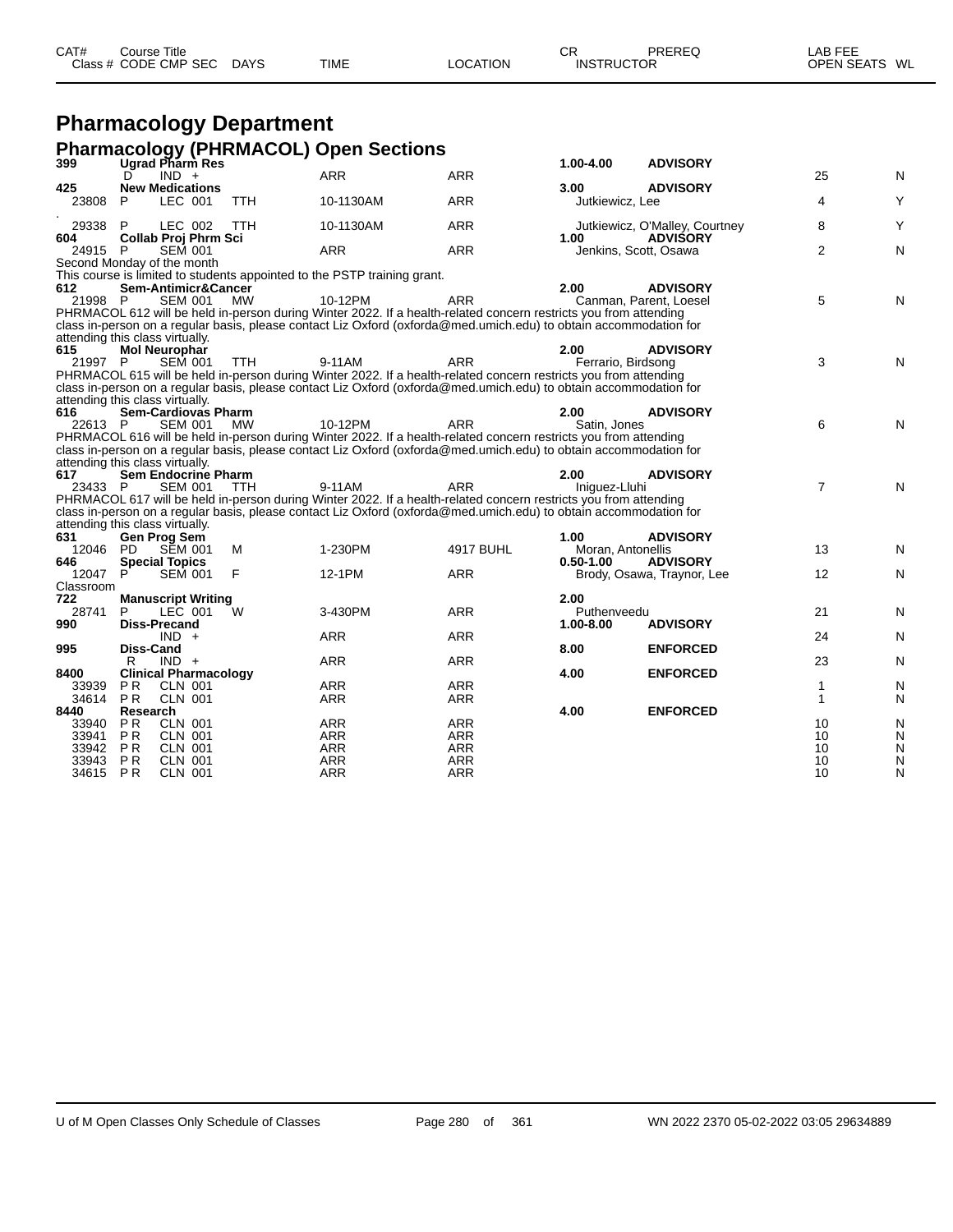| CAT# Class # | Course Title CODE CMP SEC | DAYS | TIME | LOCATION | CR INSTRUCTOR | PREREQ | LAB FEE OPEN SEATS | WL |
|---|---|---|---|---|---|---|---|---|

# Pharmacology Department

## Pharmacology (PHRMACOL) Open Sections

| CAT# Class # | Course Title CODE CMP SEC | DAYS | TIME | LOCATION | CR INSTRUCTOR | PREREQ | OPEN SEATS | WL |
|---|---|---|---|---|---|---|---|---|
| **399** | **Ugrad Pharm Res** | | | | **1.00-4.00** | **ADVISORY** | | |
| | D IND + | | ARR | ARR | | | 25 | N |
| **425** | **New Medications** | | | | **3.00** | **ADVISORY** | | |
| 23808 | P LEC 001 | TTH | 10-1130AM | ARR | Jutkiewicz, Lee | | 4 | Y |
| . | | | | | | | | |
| 29338 | P LEC 002 | TTH | 10-1130AM | ARR | Jutkiewicz, O'Malley, Courtney | | 8 | Y |
| **604** | **Collab Proj Phrm Sci** | | | | **1.00** | **ADVISORY** | | |
| 24915 | P SEM 001 | | ARR | ARR | Jenkins, Scott, Osawa | | 2 | N |

Second Monday of the month
This course is limited to students appointed to the PSTP training grant.

| CAT# Class # | Course Title CODE CMP SEC | DAYS | TIME | LOCATION | CR INSTRUCTOR | PREREQ | OPEN SEATS | WL |
|---|---|---|---|---|---|---|---|---|
| **612** | **Sem-Antimicr&Cancer** | | | | **2.00** | **ADVISORY** | | |
| 21998 | P SEM 001 | MW | 10-12PM | ARR | Canman, Parent, Loesel | | 5 | N |

PHRMACOL 612 will be held in-person during Winter 2022. If a health-related concern restricts you from attending class in-person on a regular basis, please contact Liz Oxford (oxforda@med.umich.edu) to obtain accommodation for attending this class virtually.

| CAT# Class # | Course Title CODE CMP SEC | DAYS | TIME | LOCATION | CR INSTRUCTOR | PREREQ | OPEN SEATS | WL |
|---|---|---|---|---|---|---|---|---|
| **615** | **Mol Neurophar** | | | | **2.00** | **ADVISORY** | | |
| 21997 | P SEM 001 | TTH | 9-11AM | ARR | Ferrario, Birdsong | | 3 | N |

PHRMACOL 615 will be held in-person during Winter 2022. If a health-related concern restricts you from attending class in-person on a regular basis, please contact Liz Oxford (oxforda@med.umich.edu) to obtain accommodation for attending this class virtually.

| CAT# Class # | Course Title CODE CMP SEC | DAYS | TIME | LOCATION | CR INSTRUCTOR | PREREQ | OPEN SEATS | WL |
|---|---|---|---|---|---|---|---|---|
| **616** | **Sem-Cardiovas Pharm** | | | | **2.00** | **ADVISORY** | | |
| 22613 | P SEM 001 | MW | 10-12PM | ARR | Satin, Jones | | 6 | N |

PHRMACOL 616 will be held in-person during Winter 2022. If a health-related concern restricts you from attending class in-person on a regular basis, please contact Liz Oxford (oxforda@med.umich.edu) to obtain accommodation for attending this class virtually.

| CAT# Class # | Course Title CODE CMP SEC | DAYS | TIME | LOCATION | CR INSTRUCTOR | PREREQ | OPEN SEATS | WL |
|---|---|---|---|---|---|---|---|---|
| **617** | **Sem Endocrine Pharm** | | | | **2.00** | **ADVISORY** | | |
| 23433 | P SEM 001 | TTH | 9-11AM | ARR | Iniguez-Lluhi | | 7 | N |

PHRMACOL 617 will be held in-person during Winter 2022. If a health-related concern restricts you from attending class in-person on a regular basis, please contact Liz Oxford (oxforda@med.umich.edu) to obtain accommodation for attending this class virtually.

| CAT# Class # | Course Title CODE CMP SEC | DAYS | TIME | LOCATION | CR INSTRUCTOR | PREREQ | OPEN SEATS | WL |
|---|---|---|---|---|---|---|---|---|
| **631** | **Gen Prog Sem** | | | | **1.00** | **ADVISORY** | | |
| 12046 | PD SEM 001 | M | 1-230PM | 4917 BUHL | Moran, Antonellis | | 13 | N |
| **646** | **Special Topics** | | | | **0.50-1.00** | **ADVISORY** | | |
| 12047 | P SEM 001 | F | 12-1PM | ARR | Brody, Osawa, Traynor, Lee | | 12 | N |
| Classroom | | | | | | | | |
| **722** | **Manuscript Writing** | | | | **2.00** | | | |
| 28741 | P LEC 001 | W | 3-430PM | ARR | Puthenveedu | | 21 | N |
| **990** | **Diss-Precand** | | | | **1.00-8.00** | **ADVISORY** | | |
| | IND + | | ARR | ARR | | | 24 | N |
| **995** | **Diss-Cand** | | | | **8.00** | **ENFORCED** | | |
| | R IND + | | ARR | ARR | | | 23 | N |
| **8400** | **Clinical Pharmacology** | | | | **4.00** | **ENFORCED** | | |
| 33939 | P R CLN 001 | | ARR | ARR | | | 1 | N |
| 34614 | P R CLN 001 | | ARR | ARR | | | 1 | N |
| **8440** | **Research** | | | | **4.00** | **ENFORCED** | | |
| 33940 | P R CLN 001 | | ARR | ARR | | | 10 | N |
| 33941 | P R CLN 001 | | ARR | ARR | | | 10 | N |
| 33942 | P R CLN 001 | | ARR | ARR | | | 10 | N |
| 33943 | P R CLN 001 | | ARR | ARR | | | 10 | N |
| 34615 | P R CLN 001 | | ARR | ARR | | | 10 | N |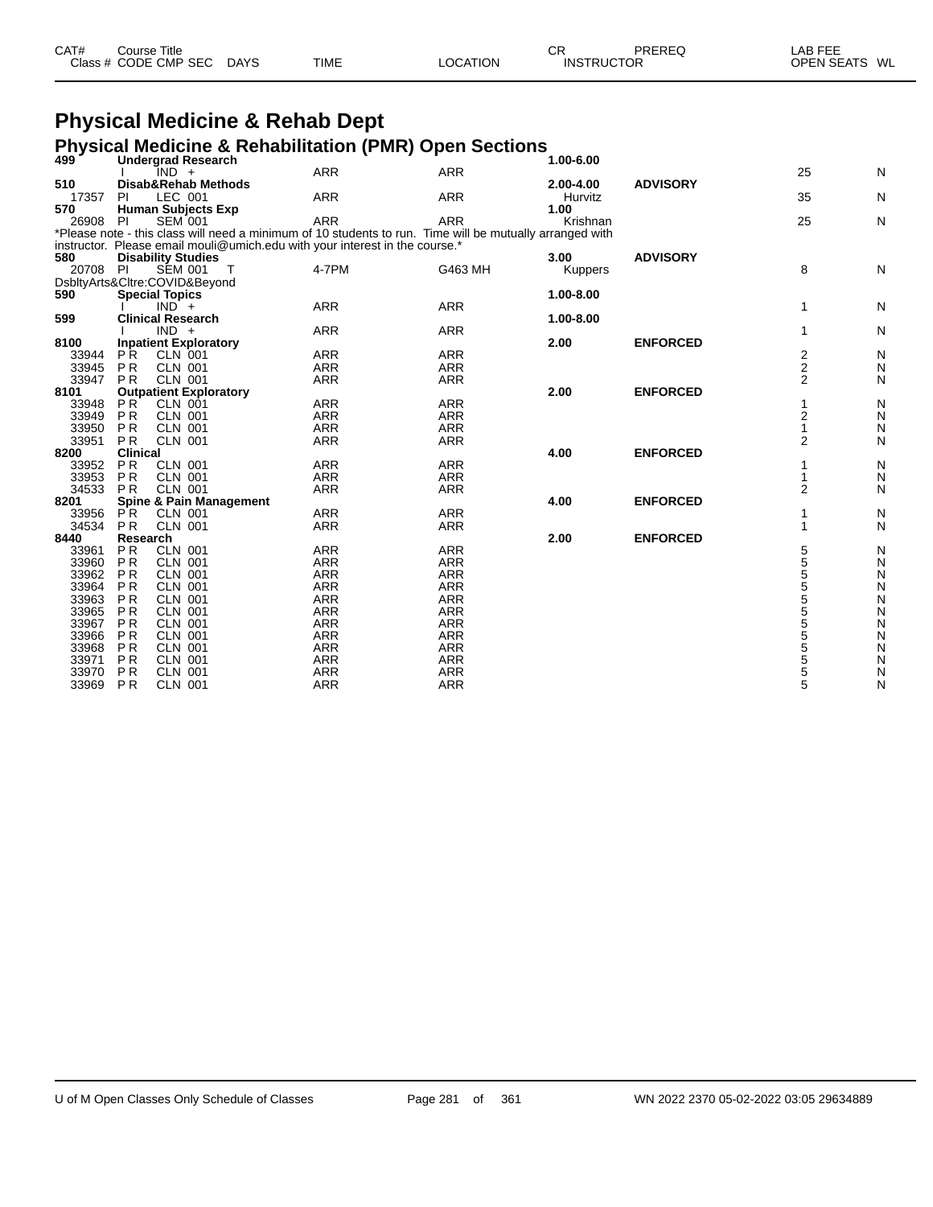# Physical Medicine & Rehab Dept

## Physical Medicine & Rehabilitation (PMR) Open Sections

| CAT# / Class # | Course Title / CODE CMP SEC | DAYS | TIME | LOCATION | CR / INSTRUCTOR | PREREQ | LAB FEE / OPEN SEATS | WL |
|---|---|---|---|---|---|---|---|---|
| 499 | Undergrad Research | | | | 1.00-6.00 | | | |
| | I IND + | | ARR | ARR | | | 25 | N |
| 510 | Disab&Rehab Methods | | | | 2.00-4.00 | ADVISORY | | |
| 17357 | PI LEC 001 | | ARR | ARR | Hurvitz | | 35 | N |
| 570 | Human Subjects Exp | | | | 1.00 | | | |
| 26908 | PI SEM 001 | | ARR | ARR | Krishnan | | 25 | N |

*Please note - this class will need a minimum of 10 students to run. Time will be mutually arranged with instructor. Please email mouli@umich.edu with your interest in the course.*

| CAT# / Class # | Course Title / CODE CMP SEC | DAYS | TIME | LOCATION | CR / INSTRUCTOR | PREREQ | LAB FEE / OPEN SEATS | WL |
|---|---|---|---|---|---|---|---|---|
| 580 | Disability Studies | | | | 3.00 | ADVISORY | | |
| 20708 | PI SEM 001 | T | 4-7PM | G463 MH | Kuppers | | 8 | N |

DsbltyArts&Cltre:COVID&Beyond

| CAT# / Class # | Course Title / CODE CMP SEC | DAYS | TIME | LOCATION | CR / INSTRUCTOR | PREREQ | LAB FEE / OPEN SEATS | WL |
|---|---|---|---|---|---|---|---|---|
| 590 | Special Topics | | | | 1.00-8.00 | | | |
| | I IND + | | ARR | ARR | | | 1 | N |
| 599 | Clinical Research | | | | 1.00-8.00 | | | |
| | I IND + | | ARR | ARR | | | 1 | N |
| 8100 | Inpatient Exploratory | | | | 2.00 | ENFORCED | | |
| 33944 | P R CLN 001 | | ARR | ARR | | | 2 | N |
| 33945 | P R CLN 001 | | ARR | ARR | | | 2 | N |
| 33947 | P R CLN 001 | | ARR | ARR | | | 2 | N |
| 8101 | Outpatient Exploratory | | | | 2.00 | ENFORCED | | |
| 33948 | P R CLN 001 | | ARR | ARR | | | 1 | N |
| 33949 | P R CLN 001 | | ARR | ARR | | | 2 | N |
| 33950 | P R CLN 001 | | ARR | ARR | | | 1 | N |
| 33951 | P R CLN 001 | | ARR | ARR | | | 2 | N |
| 8200 | Clinical | | | | 4.00 | ENFORCED | | |
| 33952 | P R CLN 001 | | ARR | ARR | | | 1 | N |
| 33953 | P R CLN 001 | | ARR | ARR | | | 1 | N |
| 34533 | P R CLN 001 | | ARR | ARR | | | 2 | N |
| 8201 | Spine & Pain Management | | | | 4.00 | ENFORCED | | |
| 33956 | P R CLN 001 | | ARR | ARR | | | 1 | N |
| 34534 | P R CLN 001 | | ARR | ARR | | | 1 | N |
| 8440 | Research | | | | 2.00 | ENFORCED | | |
| 33961 | P R CLN 001 | | ARR | ARR | | | 5 | N |
| 33960 | P R CLN 001 | | ARR | ARR | | | 5 | N |
| 33962 | P R CLN 001 | | ARR | ARR | | | 5 | N |
| 33964 | P R CLN 001 | | ARR | ARR | | | 5 | N |
| 33963 | P R CLN 001 | | ARR | ARR | | | 5 | N |
| 33965 | P R CLN 001 | | ARR | ARR | | | 5 | N |
| 33967 | P R CLN 001 | | ARR | ARR | | | 5 | N |
| 33966 | P R CLN 001 | | ARR | ARR | | | 5 | N |
| 33968 | P R CLN 001 | | ARR | ARR | | | 5 | N |
| 33971 | P R CLN 001 | | ARR | ARR | | | 5 | N |
| 33970 | P R CLN 001 | | ARR | ARR | | | 5 | N |
| 33969 | P R CLN 001 | | ARR | ARR | | | 5 | N |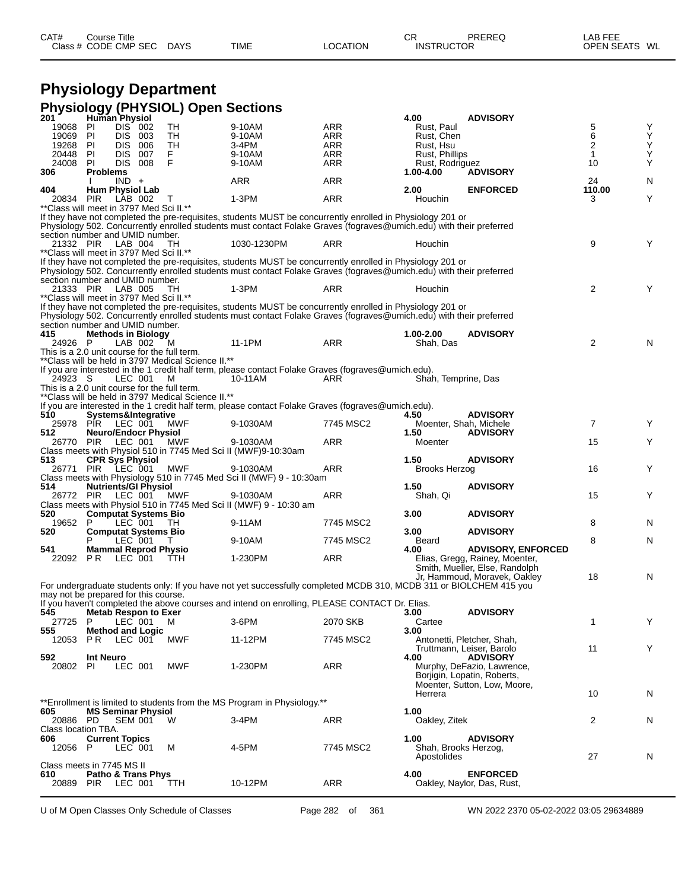| CAT# Class # | Course Title CODE | CMP | SEC | DAYS | TIME | LOCATION | CR INSTRUCTOR | PREREQ | LAB FEE OPEN SEATS | WL |
|---|---|---|---|---|---|---|---|---|---|---|

# Physiology Department

## Physiology (PHYSIOL) Open Sections

**201 Human Physiol** — 4.00 — ADVISORY

| Class # | CODE | CMP | SEC | DAYS | TIME | LOCATION | INSTRUCTOR | OPEN SEATS | WL |
|---|---|---|---|---|---|---|---|---|---|
| 19068 | PI | DIS | 002 | TH | 9-10AM | ARR | Rust, Paul | 5 | Y |
| 19069 | PI | DIS | 003 | TH | 9-10AM | ARR | Rust, Chen | 6 | Y |
| 19268 | PI | DIS | 006 | TH | 3-4PM | ARR | Rust, Hsu | 2 | Y |
| 20448 | PI | DIS | 007 | F | 9-10AM | ARR | Rust, Phillips | 1 | Y |
| 24008 | PI | DIS | 008 | F | 9-10AM | ARR | Rust, Rodriguez | 10 | Y |

**306 Problems** — 1.00-4.00 — ADVISORY

| Class # | CODE | CMP | SEC | DAYS | TIME | LOCATION | INSTRUCTOR | OPEN SEATS | WL |
|---|---|---|---|---|---|---|---|---|---|
| | I | IND | + | | ARR | ARR | | 24 | N |

**404 Hum Physiol Lab** — 2.00 — ENFORCED — Lab Fee 110.00

| Class # | CODE | CMP | SEC | DAYS | TIME | LOCATION | INSTRUCTOR | OPEN SEATS | WL |
|---|---|---|---|---|---|---|---|---|---|
| 20834 | PIR | LAB | 002 | T | 1-3PM | ARR | Houchin | 3 | Y |

**Class will meet in 3797 Med Sci II.**

If they have not completed the pre-requisites, students MUST be concurrently enrolled in Physiology 201 or Physiology 502. Concurrently enrolled students must contact Folake Graves (fograves@umich.edu) with their preferred section number and UMID number.

| Class # | CODE | CMP | SEC | DAYS | TIME | LOCATION | INSTRUCTOR | OPEN SEATS | WL |
|---|---|---|---|---|---|---|---|---|---|
| 21332 | PIR | LAB | 004 | TH | 1030-1230PM | ARR | Houchin | 9 | Y |

**Class will meet in 3797 Med Sci II.**

If they have not completed the pre-requisites, students MUST be concurrently enrolled in Physiology 201 or Physiology 502. Concurrently enrolled students must contact Folake Graves (fograves@umich.edu) with their preferred section number and UMID number.

| Class # | CODE | CMP | SEC | DAYS | TIME | LOCATION | INSTRUCTOR | OPEN SEATS | WL |
|---|---|---|---|---|---|---|---|---|---|
| 21333 | PIR | LAB | 005 | TH | 1-3PM | ARR | Houchin | 2 | Y |

**Class will meet in 3797 Med Sci II.**

If they have not completed the pre-requisites, students MUST be concurrently enrolled in Physiology 201 or Physiology 502. Concurrently enrolled students must contact Folake Graves (fograves@umich.edu) with their preferred section number and UMID number.

**415 Methods in Biology** — 1.00-2.00 — ADVISORY

| Class # | CODE | CMP | SEC | DAYS | TIME | LOCATION | INSTRUCTOR | OPEN SEATS | WL |
|---|---|---|---|---|---|---|---|---|---|
| 24926 | P | LAB | 002 | M | 11-1PM | ARR | Shah, Das | 2 | N |

This is a 2.0 unit course for the full term.
**Class will be held in 3797 Medical Science II.**
If you are interested in the 1 credit half term, please contact Folake Graves (fograves@umich.edu).

| Class # | CODE | CMP | SEC | DAYS | TIME | LOCATION | INSTRUCTOR | OPEN SEATS | WL |
|---|---|---|---|---|---|---|---|---|---|
| 24923 | S | LEC | 001 | M | 10-11AM | ARR | Shah, Temprine, Das | | |

This is a 2.0 unit course for the full term.
**Class will be held in 3797 Medical Science II.**
If you are interested in the 1 credit half term, please contact Folake Graves (fograves@umich.edu).

**510 Systems&Integrative** — 4.50 — ADVISORY

| Class # | CODE | CMP | SEC | DAYS | TIME | LOCATION | INSTRUCTOR | OPEN SEATS | WL |
|---|---|---|---|---|---|---|---|---|---|
| 25978 | PIR | LEC | 001 | MWF | 9-1030AM | 7745 MSC2 | Moenter, Shah, Michele | 7 | Y |

**512 Neuro/Endocr Physiol** — 1.50 — ADVISORY

| Class # | CODE | CMP | SEC | DAYS | TIME | LOCATION | INSTRUCTOR | OPEN SEATS | WL |
|---|---|---|---|---|---|---|---|---|---|
| 26770 | PIR | LEC | 001 | MWF | 9-1030AM | ARR | Moenter | 15 | Y |

Class meets with Physiol 510 in 7745 Med Sci II (MWF)9-10:30am

**513 CPR Sys Physiol** — 1.50 — ADVISORY

| Class # | CODE | CMP | SEC | DAYS | TIME | LOCATION | INSTRUCTOR | OPEN SEATS | WL |
|---|---|---|---|---|---|---|---|---|---|
| 26771 | PIR | LEC | 001 | MWF | 9-1030AM | ARR | Brooks Herzog | 16 | Y |

Class meets with Physiology 510 in 7745 Med Sci II (MWF) 9 - 10:30am

**514 Nutrients/GI Physiol** — 1.50 — ADVISORY

| Class # | CODE | CMP | SEC | DAYS | TIME | LOCATION | INSTRUCTOR | OPEN SEATS | WL |
|---|---|---|---|---|---|---|---|---|---|
| 26772 | PIR | LEC | 001 | MWF | 9-1030AM | ARR | Shah, Qi | 15 | Y |

Class meets with Physiol 510 in 7745 Med Sci II (MWF) 9 - 10:30 am

**520 Computat Systems Bio** — 3.00 — ADVISORY

| Class # | CODE | CMP | SEC | DAYS | TIME | LOCATION | INSTRUCTOR | OPEN SEATS | WL |
|---|---|---|---|---|---|---|---|---|---|
| 19652 | P | LEC | 001 | TH | 9-11AM | 7745 MSC2 | | 8 | N |

**520 Computat Systems Bio** — 3.00 — ADVISORY

| Class # | CODE | CMP | SEC | DAYS | TIME | LOCATION | INSTRUCTOR | OPEN SEATS | WL |
|---|---|---|---|---|---|---|---|---|---|
| | P | LEC | 001 | T | 9-10AM | 7745 MSC2 | Beard | 8 | N |

**541 Mammal Reprod Physio** — 4.00 — ADVISORY, ENFORCED

| Class # | CODE | CMP | SEC | DAYS | TIME | LOCATION | INSTRUCTOR | OPEN SEATS | WL |
|---|---|---|---|---|---|---|---|---|---|
| 22092 | P R | LEC | 001 | TTH | 1-230PM | ARR | Elias, Gregg, Rainey, Moenter, Smith, Mueller, Else, Randolph Jr, Hammoud, Moravek, Oakley | 18 | N |

For undergraduate students only: If you have not yet successfully completed MCDB 310, MCDB 311 or BIOLCHEM 415 you may not be prepared for this course.
If you haven't completed the above courses and intend on enrolling, PLEASE CONTACT Dr. Elias.

**545 Metab Respon to Exer** — 3.00 — ADVISORY

| Class # | CODE | CMP | SEC | DAYS | TIME | LOCATION | INSTRUCTOR | OPEN SEATS | WL |
|---|---|---|---|---|---|---|---|---|---|
| 27725 | P | LEC | 001 | M | 3-6PM | 2070 SKB | Cartee | 1 | Y |

**555 Method and Logic** — 3.00

| Class # | CODE | CMP | SEC | DAYS | TIME | LOCATION | INSTRUCTOR | OPEN SEATS | WL |
|---|---|---|---|---|---|---|---|---|---|
| 12053 | P R | LEC | 001 | MWF | 11-12PM | 7745 MSC2 | Antonetti, Pletcher, Shah, Truttmann, Leiser, Barolo | 11 | Y |

**592 Int Neuro** — 4.00 — ADVISORY

| Class # | CODE | CMP | SEC | DAYS | TIME | LOCATION | INSTRUCTOR | OPEN SEATS | WL |
|---|---|---|---|---|---|---|---|---|---|
| 20802 | PI | LEC | 001 | MWF | 1-230PM | ARR | Murphy, DeFazio, Lawrence, Borjigin, Lopatin, Roberts, Moenter, Sutton, Low, Moore, Herrera | 10 | N |

**Enrollment is limited to students from the MS Program in Physiology.**

**605 MS Seminar Physiol** — 1.00

| Class # | CODE | CMP | SEC | DAYS | TIME | LOCATION | INSTRUCTOR | OPEN SEATS | WL |
|---|---|---|---|---|---|---|---|---|---|
| 20886 | PD | SEM | 001 | W | 3-4PM | ARR | Oakley, Zitek | 2 | N |

Class location TBA.

**606 Current Topics** — 1.00 — ADVISORY

| Class # | CODE | CMP | SEC | DAYS | TIME | LOCATION | INSTRUCTOR | OPEN SEATS | WL |
|---|---|---|---|---|---|---|---|---|---|
| 12056 | P | LEC | 001 | M | 4-5PM | 7745 MSC2 | Shah, Brooks Herzog, Apostolides | 27 | N |

Class meets in 7745 MS II

**610 Patho & Trans Phys** — 4.00 — ENFORCED

| Class # | CODE | CMP | SEC | DAYS | TIME | LOCATION | INSTRUCTOR | OPEN SEATS | WL |
|---|---|---|---|---|---|---|---|---|---|
| 20889 | PIR | LEC | 001 | TTH | 10-12PM | ARR | Oakley, Naylor, Das, Rust, | | |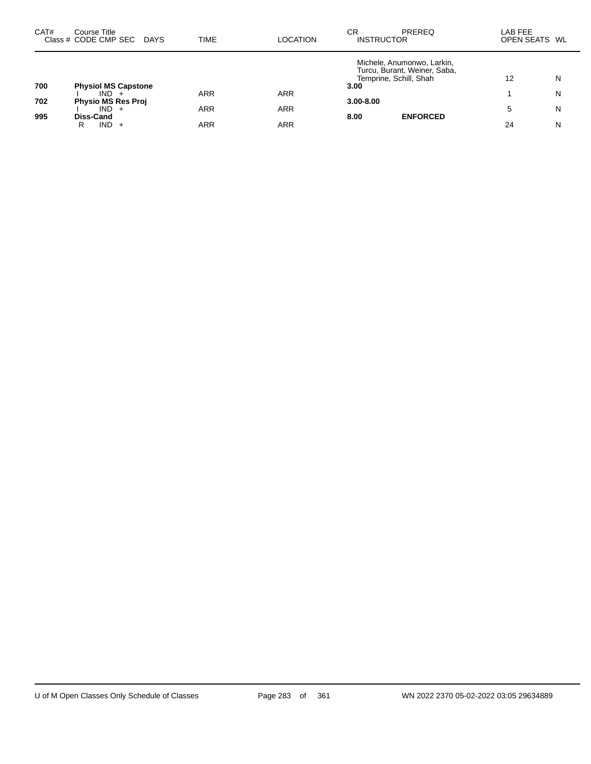| CAT# | Course Title<br>Class # CODE CMP SEC DAYS | TIME | LOCATION | CR INSTRUCTOR | PREREQ | LAB FEE<br>OPEN SEATS | WL |
|---|---|---|---|---|---|---|---|
| | | | | Michele, Anumonwo, Larkin, Turcu, Burant, Weiner, Saba, Temprine, Schill, Shah | | 12 | N |
| **700** | **Physiol MS Capstone** | | | **3.00** | | | |
| | I IND + | ARR | ARR | | | 1 | N |
| **702** | **Physio MS Res Proj** | | | **3.00-8.00** | | | |
| | I IND + | ARR | ARR | | | 5 | N |
| **995** | **Diss-Cand** | | | **8.00** | **ENFORCED** | | |
| | R IND + | ARR | ARR | | | 24 | N |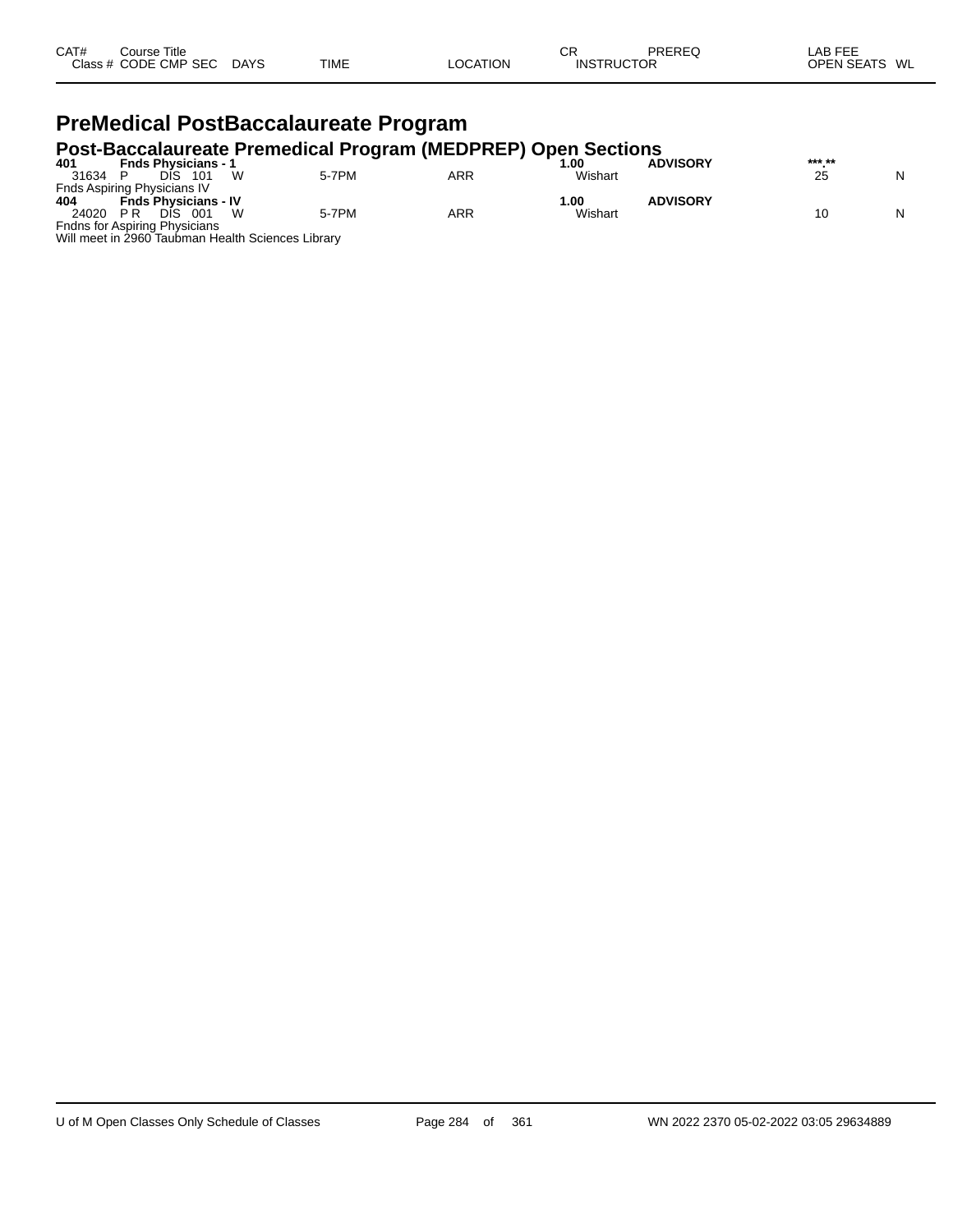| CAT# | Course Title | | | | | | CR | PREREQ | LAB FEE | |
|---|---|---|---|---|---|---|---|---|---|---|
| Class # | CODE | CMP | SEC | DAYS | TIME | LOCATION | INSTRUCTOR | | OPEN SEATS | WL |

# PreMedical PostBaccalaureate Program

## Post-Baccalaureate Premedical Program (MEDPREP) Open Sections

| CAT# / Class # | CODE | CMP | SEC | DAYS | TIME | LOCATION | CR / INSTRUCTOR | PREREQ | LAB FEE / OPEN SEATS | WL |
|---|---|---|---|---|---|---|---|---|---|---|
| **401** | **Fnds Physicians - 1** | | | | | | **1.00** | **ADVISORY** | **\*\*\*.\*\*** | |
| 31634 | P | DIS | 101 | W | 5-7PM | ARR | Wishart | | 25 | N |
| Fnds Aspiring Physicians IV | | | | | | | | | | |
| **404** | **Fnds Physicians - IV** | | | | | | **1.00** | **ADVISORY** | | |
| 24020 | P R | DIS | 001 | W | 5-7PM | ARR | Wishart | | 10 | N |
| Fndns for Aspiring Physicians | | | | | | | | | | |
| Will meet in 2960 Taubman Health Sciences Library | | | | | | | | | | |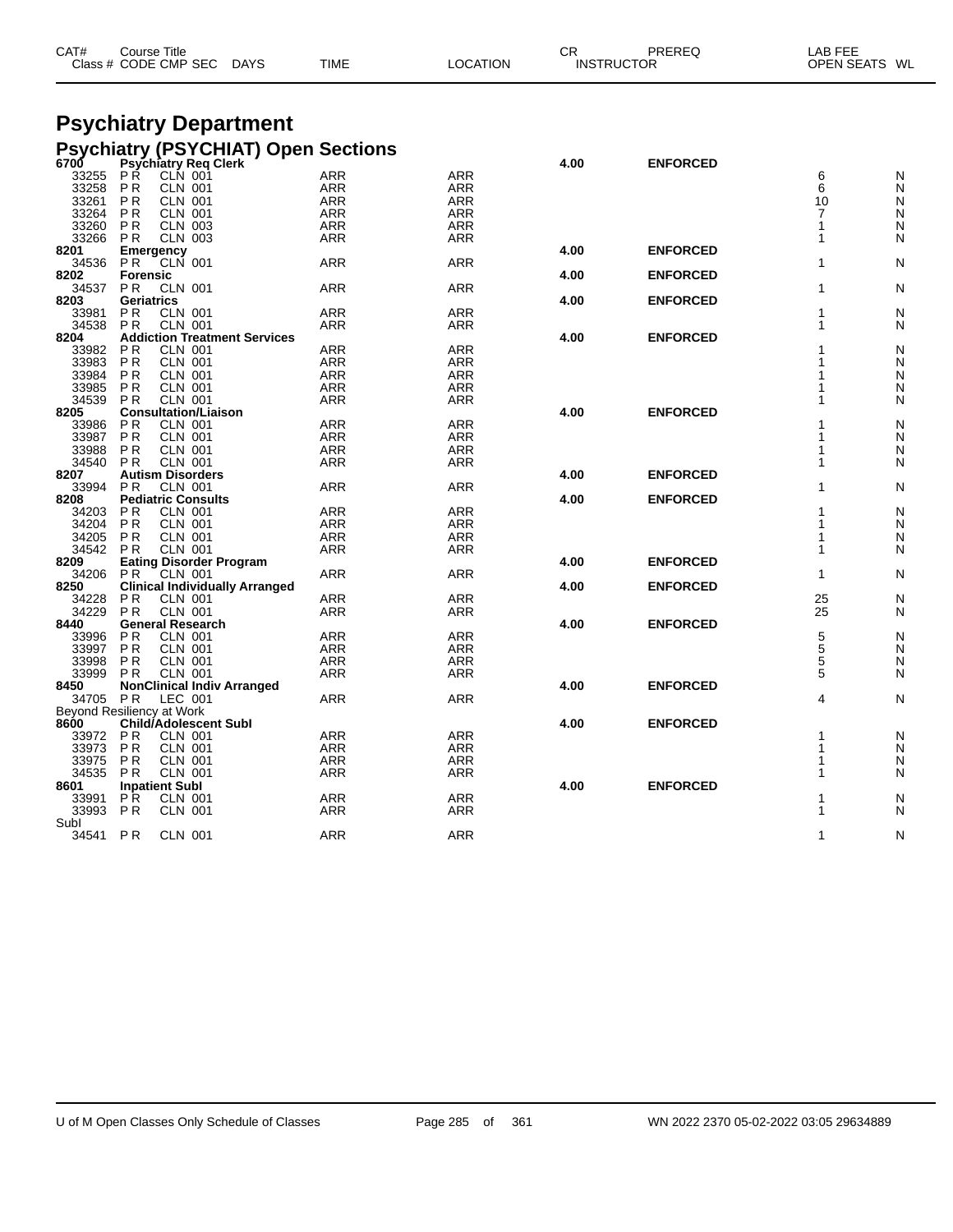# Psychiatry Department

## Psychiatry (PSYCHIAT) Open Sections

| CAT# / Class # | Course Title / CODE CMP SEC | DAYS | TIME | LOCATION | CR | INSTRUCTOR | PREREQ | LAB FEE | OPEN SEATS | WL |
|---|---|---|---|---|---|---|---|---|---|---|
| **6700** | **Psychiatry Req Clerk** | | | | **4.00** | | **ENFORCED** | | | |
| 33255 | PR CLN 001 | ARR | | ARR | | | | | 6 | N |
| 33258 | PR CLN 001 | ARR | | ARR | | | | | 6 | N |
| 33261 | PR CLN 001 | ARR | | ARR | | | | | 10 | N |
| 33264 | PR CLN 001 | ARR | | ARR | | | | | 7 | N |
| 33260 | PR CLN 003 | ARR | | ARR | | | | | 1 | N |
| 33266 | PR CLN 003 | ARR | | ARR | | | | | 1 | N |
| **8201** | **Emergency** | | | | **4.00** | | **ENFORCED** | | | |
| 34536 | PR CLN 001 | ARR | | ARR | | | | | 1 | N |
| **8202** | **Forensic** | | | | **4.00** | | **ENFORCED** | | | |
| 34537 | PR CLN 001 | ARR | | ARR | | | | | 1 | N |
| **8203** | **Geriatrics** | | | | **4.00** | | **ENFORCED** | | | |
| 33981 | PR CLN 001 | ARR | | ARR | | | | | 1 | N |
| 34538 | PR CLN 001 | ARR | | ARR | | | | | 1 | N |
| **8204** | **Addiction Treatment Services** | | | | **4.00** | | **ENFORCED** | | | |
| 33982 | PR CLN 001 | ARR | | ARR | | | | | 1 | N |
| 33983 | PR CLN 001 | ARR | | ARR | | | | | 1 | N |
| 33984 | PR CLN 001 | ARR | | ARR | | | | | 1 | N |
| 33985 | PR CLN 001 | ARR | | ARR | | | | | 1 | N |
| 34539 | PR CLN 001 | ARR | | ARR | | | | | 1 | N |
| **8205** | **Consultation/Liaison** | | | | **4.00** | | **ENFORCED** | | | |
| 33986 | PR CLN 001 | ARR | | ARR | | | | | 1 | N |
| 33987 | PR CLN 001 | ARR | | ARR | | | | | 1 | N |
| 33988 | PR CLN 001 | ARR | | ARR | | | | | 1 | N |
| 34540 | PR CLN 001 | ARR | | ARR | | | | | 1 | N |
| **8207** | **Autism Disorders** | | | | **4.00** | | **ENFORCED** | | | |
| 33994 | PR CLN 001 | ARR | | ARR | | | | | 1 | N |
| **8208** | **Pediatric Consults** | | | | **4.00** | | **ENFORCED** | | | |
| 34203 | PR CLN 001 | ARR | | ARR | | | | | 1 | N |
| 34204 | PR CLN 001 | ARR | | ARR | | | | | 1 | N |
| 34205 | PR CLN 001 | ARR | | ARR | | | | | 1 | N |
| 34542 | PR CLN 001 | ARR | | ARR | | | | | 1 | N |
| **8209** | **Eating Disorder Program** | | | | **4.00** | | **ENFORCED** | | | |
| 34206 | PR CLN 001 | ARR | | ARR | | | | | 1 | N |
| **8250** | **Clinical Individually Arranged** | | | | **4.00** | | **ENFORCED** | | | |
| 34228 | PR CLN 001 | ARR | | ARR | | | | | 25 | N |
| 34229 | PR CLN 001 | ARR | | ARR | | | | | 25 | N |
| **8440** | **General Research** | | | | **4.00** | | **ENFORCED** | | | |
| 33996 | PR CLN 001 | ARR | | ARR | | | | | 5 | N |
| 33997 | PR CLN 001 | ARR | | ARR | | | | | 5 | N |
| 33998 | PR CLN 001 | ARR | | ARR | | | | | 5 | N |
| 33999 | PR CLN 001 | ARR | | ARR | | | | | 5 | N |
| **8450** | **NonClinical Indiv Arranged** | | | | **4.00** | | **ENFORCED** | | | |
| 34705 | PR LEC 001 | ARR | | ARR | | | | | 4 | N |
| Beyond Resiliency at Work | | | | | | | | | | |
| **8600** | **Child/Adolescent SubI** | | | | **4.00** | | **ENFORCED** | | | |
| 33972 | PR CLN 001 | ARR | | ARR | | | | | 1 | N |
| 33973 | PR CLN 001 | ARR | | ARR | | | | | 1 | N |
| 33975 | PR CLN 001 | ARR | | ARR | | | | | 1 | N |
| 34535 | PR CLN 001 | ARR | | ARR | | | | | 1 | N |
| **8601** | **Inpatient SubI** | | | | **4.00** | | **ENFORCED** | | | |
| 33991 | PR CLN 001 | ARR | | ARR | | | | | 1 | N |
| 33993 | PR CLN 001 | ARR | | ARR | | | | | 1 | N |
| SubI | | | | | | | | | | |
| 34541 | PR CLN 001 | ARR | | ARR | | | | | 1 | N |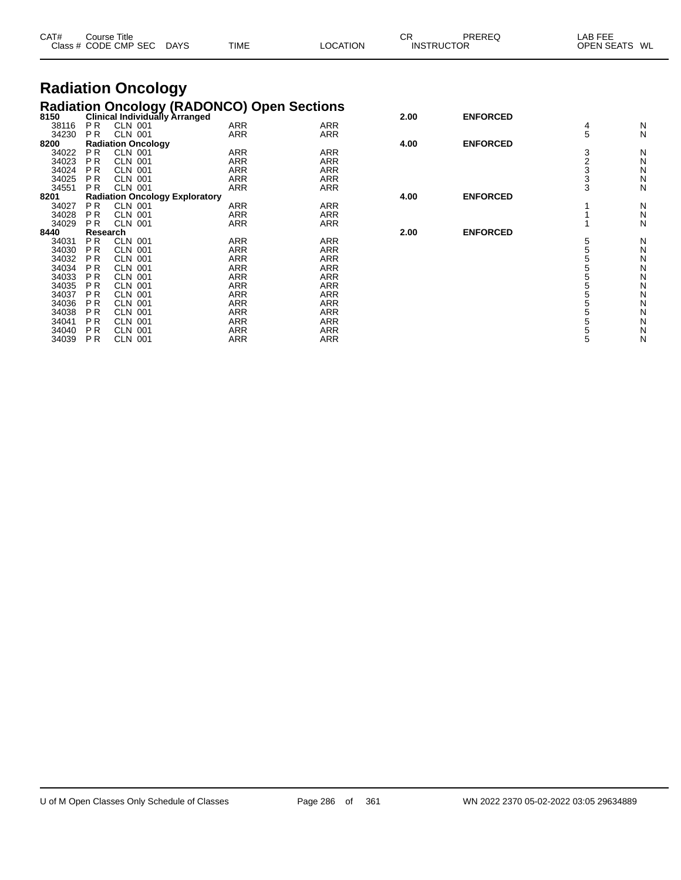| CAT# | Course Title | | | | | | CR | PREREQ | LAB FEE | |
|---|---|---|---|---|---|---|---|---|---|---|
| Class # | CODE | CMP | SEC | DAYS | TIME | LOCATION | INSTRUCTOR | | OPEN SEATS | WL |

# Radiation Oncology

## Radiation Oncology (RADONCO) Open Sections

| CAT# / Class # | CODE | CMP | SEC | DAYS | TIME | LOCATION | CR | PREREQ | OPEN SEATS | WL |
|---|---|---|---|---|---|---|---|---|---|---|
| **8150** | **Clinical Individually Arranged** | | | | | | **2.00** | **ENFORCED** | | |
| 38116 | P R | CLN | 001 | | ARR | ARR | | | 4 | N |
| 34230 | P R | CLN | 001 | | ARR | ARR | | | 5 | N |
| **8200** | **Radiation Oncology** | | | | | | **4.00** | **ENFORCED** | | |
| 34022 | P R | CLN | 001 | | ARR | ARR | | | 3 | N |
| 34023 | P R | CLN | 001 | | ARR | ARR | | | 2 | N |
| 34024 | P R | CLN | 001 | | ARR | ARR | | | 3 | N |
| 34025 | P R | CLN | 001 | | ARR | ARR | | | 3 | N |
| 34551 | P R | CLN | 001 | | ARR | ARR | | | 3 | N |
| **8201** | **Radiation Oncology Exploratory** | | | | | | **4.00** | **ENFORCED** | | |
| 34027 | P R | CLN | 001 | | ARR | ARR | | | 1 | N |
| 34028 | P R | CLN | 001 | | ARR | ARR | | | 1 | N |
| 34029 | P R | CLN | 001 | | ARR | ARR | | | 1 | N |
| **8440** | **Research** | | | | | | **2.00** | **ENFORCED** | | |
| 34031 | P R | CLN | 001 | | ARR | ARR | | | 5 | N |
| 34030 | P R | CLN | 001 | | ARR | ARR | | | 5 | N |
| 34032 | P R | CLN | 001 | | ARR | ARR | | | 5 | N |
| 34034 | P R | CLN | 001 | | ARR | ARR | | | 5 | N |
| 34033 | P R | CLN | 001 | | ARR | ARR | | | 5 | N |
| 34035 | P R | CLN | 001 | | ARR | ARR | | | 5 | N |
| 34037 | P R | CLN | 001 | | ARR | ARR | | | 5 | N |
| 34036 | P R | CLN | 001 | | ARR | ARR | | | 5 | N |
| 34038 | P R | CLN | 001 | | ARR | ARR | | | 5 | N |
| 34041 | P R | CLN | 001 | | ARR | ARR | | | 5 | N |
| 34040 | P R | CLN | 001 | | ARR | ARR | | | 5 | N |
| 34039 | P R | CLN | 001 | | ARR | ARR | | | 5 | N |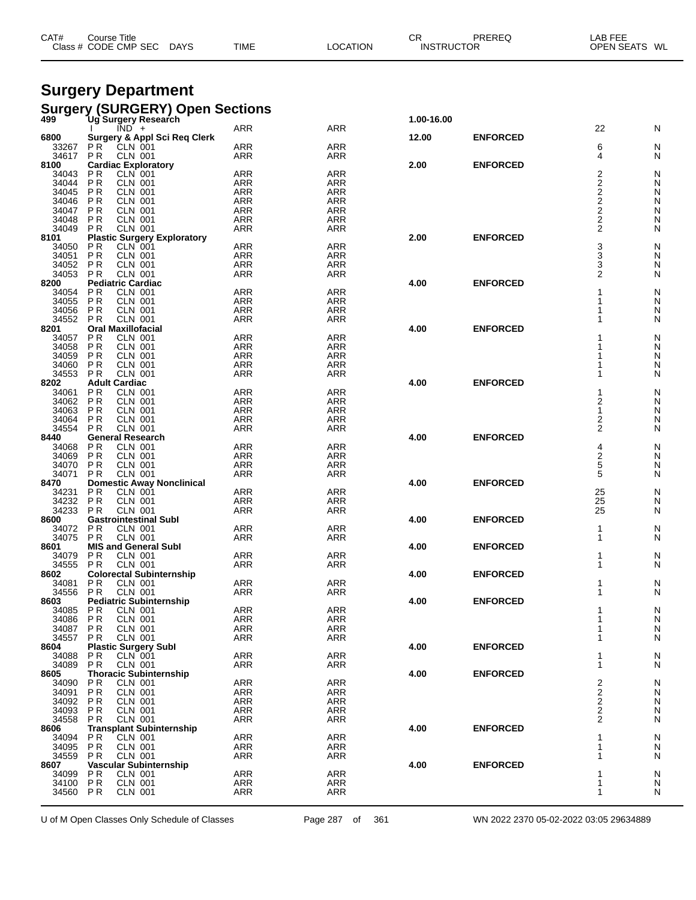# Surgery Department

## Surgery (SURGERY) Open Sections

| CAT# Class # | Course Title CODE CMP SEC | DAYS | TIME | LOCATION | CR INSTRUCTOR | PREREQ | LAB FEE OPEN SEATS | WL |
|---|---|---|---|---|---|---|---|---|
| **499** | **Ug Surgery Research** | | | | **1.00-16.00** | | | |
| | I IND + | | ARR | ARR | | | 22 | N |
| **6800** | **Surgery & Appl Sci Req Clerk** | | | | **12.00** | **ENFORCED** | | |
| 33267 | P R CLN 001 | | ARR | ARR | | | 6 | N |
| 34617 | P R CLN 001 | | ARR | ARR | | | 4 | N |
| **8100** | **Cardiac Exploratory** | | | | **2.00** | **ENFORCED** | | |
| 34043 | P R CLN 001 | | ARR | ARR | | | 2 | N |
| 34044 | P R CLN 001 | | ARR | ARR | | | 2 | N |
| 34045 | P R CLN 001 | | ARR | ARR | | | 2 | N |
| 34046 | P R CLN 001 | | ARR | ARR | | | 2 | N |
| 34047 | P R CLN 001 | | ARR | ARR | | | 2 | N |
| 34048 | P R CLN 001 | | ARR | ARR | | | 2 | N |
| 34049 | P R CLN 001 | | ARR | ARR | | | 2 | N |
| **8101** | **Plastic Surgery Exploratory** | | | | **2.00** | **ENFORCED** | | |
| 34050 | P R CLN 001 | | ARR | ARR | | | 3 | N |
| 34051 | P R CLN 001 | | ARR | ARR | | | 3 | N |
| 34052 | P R CLN 001 | | ARR | ARR | | | 3 | N |
| 34053 | P R CLN 001 | | ARR | ARR | | | 2 | N |
| **8200** | **Pediatric Cardiac** | | | | **4.00** | **ENFORCED** | | |
| 34054 | P R CLN 001 | | ARR | ARR | | | 1 | N |
| 34055 | P R CLN 001 | | ARR | ARR | | | 1 | N |
| 34056 | P R CLN 001 | | ARR | ARR | | | 1 | N |
| 34552 | P R CLN 001 | | ARR | ARR | | | 1 | N |
| **8201** | **Oral Maxillofacial** | | | | **4.00** | **ENFORCED** | | |
| 34057 | P R CLN 001 | | ARR | ARR | | | 1 | N |
| 34058 | P R CLN 001 | | ARR | ARR | | | 1 | N |
| 34059 | P R CLN 001 | | ARR | ARR | | | 1 | N |
| 34060 | P R CLN 001 | | ARR | ARR | | | 1 | N |
| 34553 | P R CLN 001 | | ARR | ARR | | | 1 | N |
| **8202** | **Adult Cardiac** | | | | **4.00** | **ENFORCED** | | |
| 34061 | P R CLN 001 | | ARR | ARR | | | 1 | N |
| 34062 | P R CLN 001 | | ARR | ARR | | | 2 | N |
| 34063 | P R CLN 001 | | ARR | ARR | | | 1 | N |
| 34064 | P R CLN 001 | | ARR | ARR | | | 2 | N |
| 34554 | P R CLN 001 | | ARR | ARR | | | 2 | N |
| **8440** | **General Research** | | | | **4.00** | **ENFORCED** | | |
| 34068 | P R CLN 001 | | ARR | ARR | | | 4 | N |
| 34069 | P R CLN 001 | | ARR | ARR | | | 2 | N |
| 34070 | P R CLN 001 | | ARR | ARR | | | 5 | N |
| 34071 | P R CLN 001 | | ARR | ARR | | | 5 | N |
| **8470** | **Domestic Away Nonclinical** | | | | **4.00** | **ENFORCED** | | |
| 34231 | P R CLN 001 | | ARR | ARR | | | 25 | N |
| 34232 | P R CLN 001 | | ARR | ARR | | | 25 | N |
| 34233 | P R CLN 001 | | ARR | ARR | | | 25 | N |
| **8600** | **Gastrointestinal SubI** | | | | **4.00** | **ENFORCED** | | |
| 34072 | P R CLN 001 | | ARR | ARR | | | 1 | N |
| 34075 | P R CLN 001 | | ARR | ARR | | | 1 | N |
| **8601** | **MIS and General SubI** | | | | **4.00** | **ENFORCED** | | |
| 34079 | P R CLN 001 | | ARR | ARR | | | 1 | N |
| 34555 | P R CLN 001 | | ARR | ARR | | | 1 | N |
| **8602** | **Colorectal Subinternship** | | | | **4.00** | **ENFORCED** | | |
| 34081 | P R CLN 001 | | ARR | ARR | | | 1 | N |
| 34556 | P R CLN 001 | | ARR | ARR | | | 1 | N |
| **8603** | **Pediatric Subinternship** | | | | **4.00** | **ENFORCED** | | |
| 34085 | P R CLN 001 | | ARR | ARR | | | 1 | N |
| 34086 | P R CLN 001 | | ARR | ARR | | | 1 | N |
| 34087 | P R CLN 001 | | ARR | ARR | | | 1 | N |
| 34557 | P R CLN 001 | | ARR | ARR | | | 1 | N |
| **8604** | **Plastic Surgery SubI** | | | | **4.00** | **ENFORCED** | | |
| 34088 | P R CLN 001 | | ARR | ARR | | | 1 | N |
| 34089 | P R CLN 001 | | ARR | ARR | | | 1 | N |
| **8605** | **Thoracic Subinternship** | | | | **4.00** | **ENFORCED** | | |
| 34090 | P R CLN 001 | | ARR | ARR | | | 2 | N |
| 34091 | P R CLN 001 | | ARR | ARR | | | 2 | N |
| 34092 | P R CLN 001 | | ARR | ARR | | | 2 | N |
| 34093 | P R CLN 001 | | ARR | ARR | | | 2 | N |
| 34558 | P R CLN 001 | | ARR | ARR | | | 2 | N |
| **8606** | **Transplant Subinternship** | | | | **4.00** | **ENFORCED** | | |
| 34094 | P R CLN 001 | | ARR | ARR | | | 1 | N |
| 34095 | P R CLN 001 | | ARR | ARR | | | 1 | N |
| 34559 | P R CLN 001 | | ARR | ARR | | | 1 | N |
| **8607** | **Vascular Subinternship** | | | | **4.00** | **ENFORCED** | | |
| 34099 | P R CLN 001 | | ARR | ARR | | | 1 | N |
| 34100 | P R CLN 001 | | ARR | ARR | | | 1 | N |
| 34560 | P R CLN 001 | | ARR | ARR | | | 1 | N |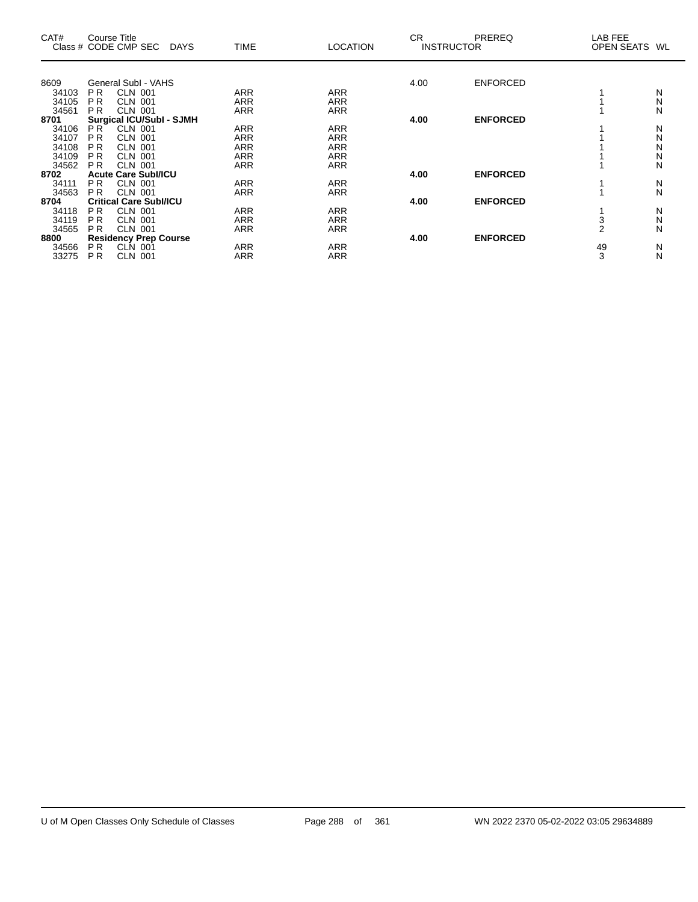| CAT# | Course Title<br>Class # CODE CMP SEC | DAYS | TIME | LOCATION | CR<br>INSTRUCTOR | PREREQ | LAB FEE<br>OPEN SEATS | WL |
|---|---|---|---|---|---|---|---|---|
| 8609 | General SubI - VAHS | | | | 4.00 | ENFORCED | | |
| 34103 | P R CLN 001 | | ARR | ARR | | | 1 | N |
| 34105 | P R CLN 001 | | ARR | ARR | | | 1 | N |
| 34561 | P R CLN 001 | | ARR | ARR | | | 1 | N |
| **8701** | **Surgical ICU/SubI - SJMH** | | | | **4.00** | **ENFORCED** | | |
| 34106 | P R CLN 001 | | ARR | ARR | | | 1 | N |
| 34107 | P R CLN 001 | | ARR | ARR | | | 1 | N |
| 34108 | P R CLN 001 | | ARR | ARR | | | 1 | N |
| 34109 | P R CLN 001 | | ARR | ARR | | | 1 | N |
| 34562 | P R CLN 001 | | ARR | ARR | | | 1 | N |
| **8702** | **Acute Care SubI/ICU** | | | | **4.00** | **ENFORCED** | | |
| 34111 | P R CLN 001 | | ARR | ARR | | | 1 | N |
| 34563 | P R CLN 001 | | ARR | ARR | | | 1 | N |
| **8704** | **Critical Care SubI/ICU** | | | | **4.00** | **ENFORCED** | | |
| 34118 | P R CLN 001 | | ARR | ARR | | | 1 | N |
| 34119 | P R CLN 001 | | ARR | ARR | | | 3 | N |
| 34565 | P R CLN 001 | | ARR | ARR | | | 2 | N |
| **8800** | **Residency Prep Course** | | | | **4.00** | **ENFORCED** | | |
| 34566 | P R CLN 001 | | ARR | ARR | | | 49 | N |
| 33275 | P R CLN 001 | | ARR | ARR | | | 3 | N |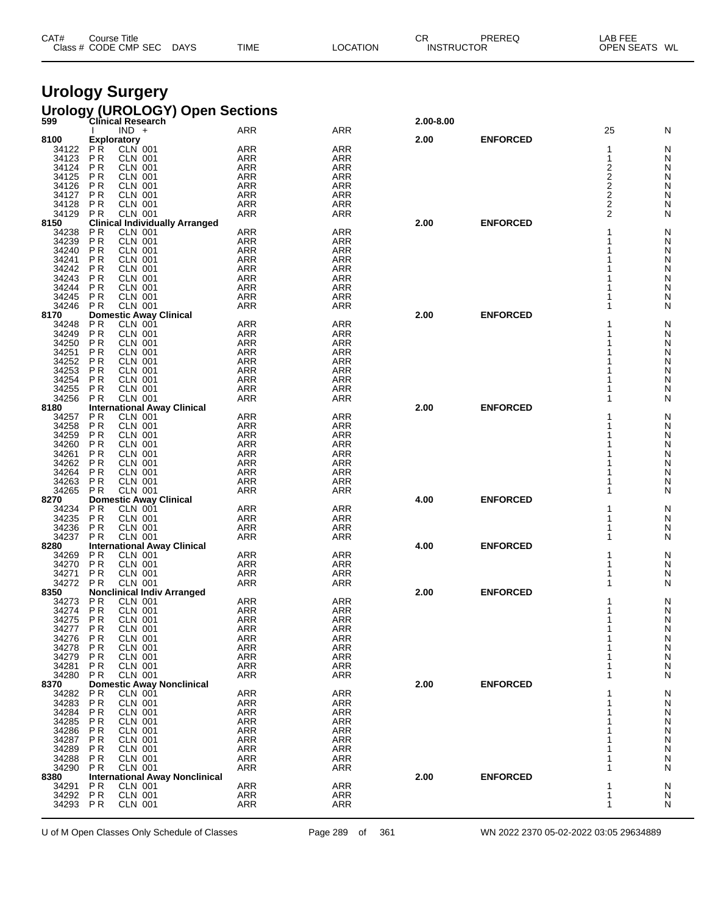# Urology Surgery

## Urology (UROLOGY) Open Sections

| CAT# / Class # | Course Title / CODE CMP SEC | DAYS | TIME | LOCATION | CR | PREREQ | LAB FEE / OPEN SEATS | WL |
|---|---|---|---|---|---|---|---|---|
| **599** | **Clinical Research** | | | | **2.00-8.00** | | | |
| | I IND + | | ARR | ARR | | | 25 | N |
| **8100** | **Exploratory** | | | | **2.00** | **ENFORCED** | | |
| 34122 | PR CLN 001 | | ARR | ARR | | | 1 | N |
| 34123 | PR CLN 001 | | ARR | ARR | | | 1 | N |
| 34124 | PR CLN 001 | | ARR | ARR | | | 2 | N |
| 34125 | PR CLN 001 | | ARR | ARR | | | 2 | N |
| 34126 | PR CLN 001 | | ARR | ARR | | | 2 | N |
| 34127 | PR CLN 001 | | ARR | ARR | | | 2 | N |
| 34128 | PR CLN 001 | | ARR | ARR | | | 2 | N |
| 34129 | PR CLN 001 | | ARR | ARR | | | 2 | N |
| **8150** | **Clinical Individually Arranged** | | | | **2.00** | **ENFORCED** | | |
| 34238 | PR CLN 001 | | ARR | ARR | | | 1 | N |
| 34239 | PR CLN 001 | | ARR | ARR | | | 1 | N |
| 34240 | PR CLN 001 | | ARR | ARR | | | 1 | N |
| 34241 | PR CLN 001 | | ARR | ARR | | | 1 | N |
| 34242 | PR CLN 001 | | ARR | ARR | | | 1 | N |
| 34243 | PR CLN 001 | | ARR | ARR | | | 1 | N |
| 34244 | PR CLN 001 | | ARR | ARR | | | 1 | N |
| 34245 | PR CLN 001 | | ARR | ARR | | | 1 | N |
| 34246 | PR CLN 001 | | ARR | ARR | | | 1 | N |
| **8170** | **Domestic Away Clinical** | | | | **2.00** | **ENFORCED** | | |
| 34248 | PR CLN 001 | | ARR | ARR | | | 1 | N |
| 34249 | PR CLN 001 | | ARR | ARR | | | 1 | N |
| 34250 | PR CLN 001 | | ARR | ARR | | | 1 | N |
| 34251 | PR CLN 001 | | ARR | ARR | | | 1 | N |
| 34252 | PR CLN 001 | | ARR | ARR | | | 1 | N |
| 34253 | PR CLN 001 | | ARR | ARR | | | 1 | N |
| 34254 | PR CLN 001 | | ARR | ARR | | | 1 | N |
| 34255 | PR CLN 001 | | ARR | ARR | | | 1 | N |
| 34256 | PR CLN 001 | | ARR | ARR | | | 1 | N |
| **8180** | **International Away Clinical** | | | | **2.00** | **ENFORCED** | | |
| 34257 | PR CLN 001 | | ARR | ARR | | | 1 | N |
| 34258 | PR CLN 001 | | ARR | ARR | | | 1 | N |
| 34259 | PR CLN 001 | | ARR | ARR | | | 1 | N |
| 34260 | PR CLN 001 | | ARR | ARR | | | 1 | N |
| 34261 | PR CLN 001 | | ARR | ARR | | | 1 | N |
| 34262 | PR CLN 001 | | ARR | ARR | | | 1 | N |
| 34264 | PR CLN 001 | | ARR | ARR | | | 1 | N |
| 34263 | PR CLN 001 | | ARR | ARR | | | 1 | N |
| 34265 | PR CLN 001 | | ARR | ARR | | | 1 | N |
| **8270** | **Domestic Away Clinical** | | | | **4.00** | **ENFORCED** | | |
| 34234 | PR CLN 001 | | ARR | ARR | | | 1 | N |
| 34235 | PR CLN 001 | | ARR | ARR | | | 1 | N |
| 34236 | PR CLN 001 | | ARR | ARR | | | 1 | N |
| 34237 | PR CLN 001 | | ARR | ARR | | | 1 | N |
| **8280** | **International Away Clinical** | | | | **4.00** | **ENFORCED** | | |
| 34269 | PR CLN 001 | | ARR | ARR | | | 1 | N |
| 34270 | PR CLN 001 | | ARR | ARR | | | 1 | N |
| 34271 | PR CLN 001 | | ARR | ARR | | | 1 | N |
| 34272 | PR CLN 001 | | ARR | ARR | | | 1 | N |
| **8350** | **Nonclinical Indiv Arranged** | | | | **2.00** | **ENFORCED** | | |
| 34273 | PR CLN 001 | | ARR | ARR | | | 1 | N |
| 34274 | PR CLN 001 | | ARR | ARR | | | 1 | N |
| 34275 | PR CLN 001 | | ARR | ARR | | | 1 | N |
| 34277 | PR CLN 001 | | ARR | ARR | | | 1 | N |
| 34276 | PR CLN 001 | | ARR | ARR | | | 1 | N |
| 34278 | PR CLN 001 | | ARR | ARR | | | 1 | N |
| 34279 | PR CLN 001 | | ARR | ARR | | | 1 | N |
| 34281 | PR CLN 001 | | ARR | ARR | | | 1 | N |
| 34280 | PR CLN 001 | | ARR | ARR | | | 1 | N |
| **8370** | **Domestic Away Nonclinical** | | | | **2.00** | **ENFORCED** | | |
| 34282 | PR CLN 001 | | ARR | ARR | | | 1 | N |
| 34283 | PR CLN 001 | | ARR | ARR | | | 1 | N |
| 34284 | PR CLN 001 | | ARR | ARR | | | 1 | N |
| 34285 | PR CLN 001 | | ARR | ARR | | | 1 | N |
| 34286 | PR CLN 001 | | ARR | ARR | | | 1 | N |
| 34287 | PR CLN 001 | | ARR | ARR | | | 1 | N |
| 34289 | PR CLN 001 | | ARR | ARR | | | 1 | N |
| 34288 | PR CLN 001 | | ARR | ARR | | | 1 | N |
| 34290 | PR CLN 001 | | ARR | ARR | | | 1 | N |
| **8380** | **International Away Nonclinical** | | | | **2.00** | **ENFORCED** | | |
| 34291 | PR CLN 001 | | ARR | ARR | | | 1 | N |
| 34292 | PR CLN 001 | | ARR | ARR | | | 1 | N |
| 34293 | PR CLN 001 | | ARR | ARR | | | 1 | N |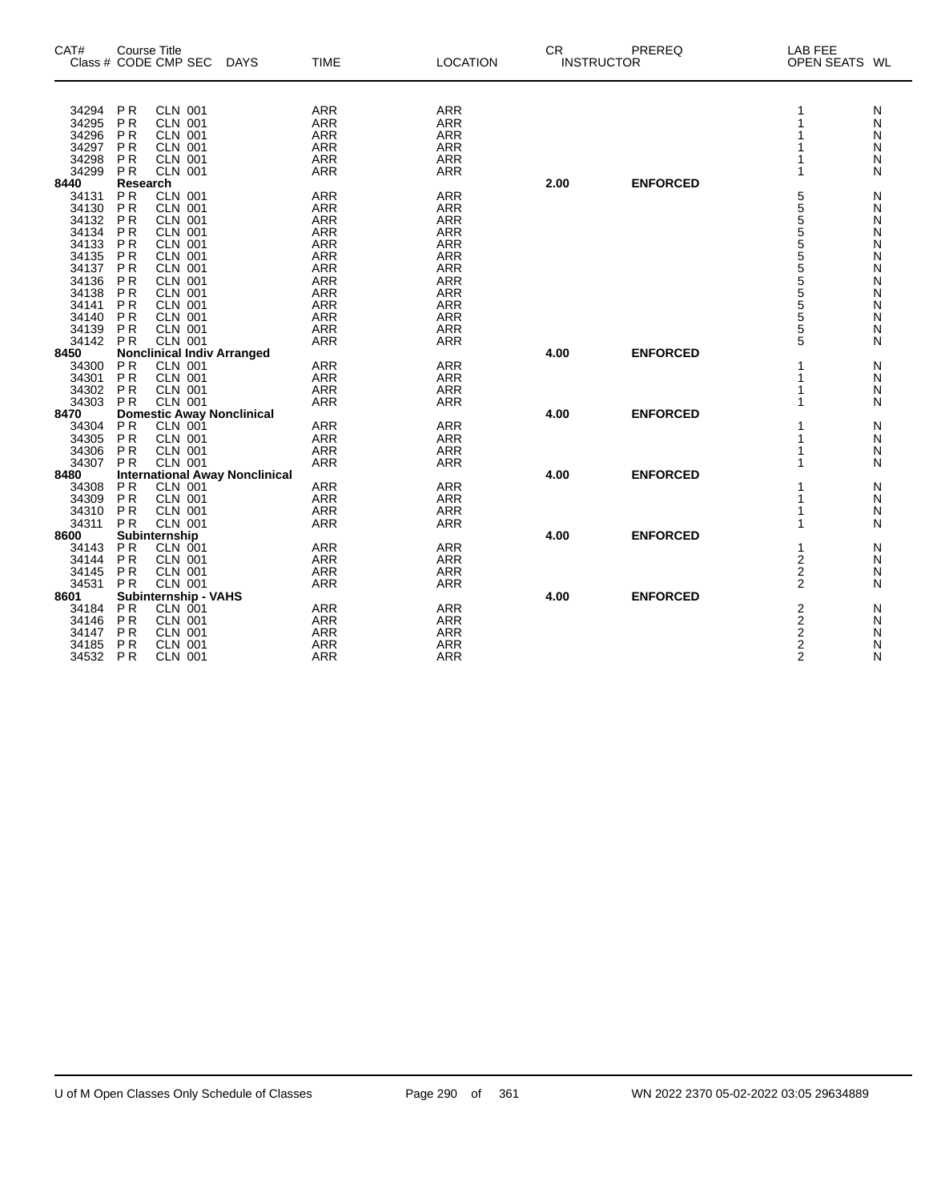| CAT# Class # | Course Title CODE CMP SEC | DAYS | TIME | LOCATION | CR | PREREQ INSTRUCTOR | LAB FEE OPEN SEATS | WL |
|---|---|---|---|---|---|---|---|---|
| 34294 | P R CLN 001 | | ARR | ARR | | | 1 | N |
| 34295 | P R CLN 001 | | ARR | ARR | | | 1 | N |
| 34296 | P R CLN 001 | | ARR | ARR | | | 1 | N |
| 34297 | P R CLN 001 | | ARR | ARR | | | 1 | N |
| 34298 | P R CLN 001 | | ARR | ARR | | | 1 | N |
| 34299 | P R CLN 001 | | ARR | ARR | | | 1 | N |
| **8440** | **Research** | | | | **2.00** | **ENFORCED** | | |
| 34131 | P R CLN 001 | | ARR | ARR | | | 5 | N |
| 34130 | P R CLN 001 | | ARR | ARR | | | 5 | N |
| 34132 | P R CLN 001 | | ARR | ARR | | | 5 | N |
| 34134 | P R CLN 001 | | ARR | ARR | | | 5 | N |
| 34133 | P R CLN 001 | | ARR | ARR | | | 5 | N |
| 34135 | P R CLN 001 | | ARR | ARR | | | 5 | N |
| 34137 | P R CLN 001 | | ARR | ARR | | | 5 | N |
| 34136 | P R CLN 001 | | ARR | ARR | | | 5 | N |
| 34138 | P R CLN 001 | | ARR | ARR | | | 5 | N |
| 34141 | P R CLN 001 | | ARR | ARR | | | 5 | N |
| 34140 | P R CLN 001 | | ARR | ARR | | | 5 | N |
| 34139 | P R CLN 001 | | ARR | ARR | | | 5 | N |
| 34142 | P R CLN 001 | | ARR | ARR | | | 5 | N |
| **8450** | **Nonclinical Indiv Arranged** | | | | **4.00** | **ENFORCED** | | |
| 34300 | P R CLN 001 | | ARR | ARR | | | 1 | N |
| 34301 | P R CLN 001 | | ARR | ARR | | | 1 | N |
| 34302 | P R CLN 001 | | ARR | ARR | | | 1 | N |
| 34303 | P R CLN 001 | | ARR | ARR | | | 1 | N |
| **8470** | **Domestic Away Nonclinical** | | | | **4.00** | **ENFORCED** | | |
| 34304 | P R CLN 001 | | ARR | ARR | | | 1 | N |
| 34305 | P R CLN 001 | | ARR | ARR | | | 1 | N |
| 34306 | P R CLN 001 | | ARR | ARR | | | 1 | N |
| 34307 | P R CLN 001 | | ARR | ARR | | | 1 | N |
| **8480** | **International Away Nonclinical** | | | | **4.00** | **ENFORCED** | | |
| 34308 | P R CLN 001 | | ARR | ARR | | | 1 | N |
| 34309 | P R CLN 001 | | ARR | ARR | | | 1 | N |
| 34310 | P R CLN 001 | | ARR | ARR | | | 1 | N |
| 34311 | P R CLN 001 | | ARR | ARR | | | 1 | N |
| **8600** | **Subinternship** | | | | **4.00** | **ENFORCED** | | |
| 34143 | P R CLN 001 | | ARR | ARR | | | 1 | N |
| 34144 | P R CLN 001 | | ARR | ARR | | | 2 | N |
| 34145 | P R CLN 001 | | ARR | ARR | | | 2 | N |
| 34531 | P R CLN 001 | | ARR | ARR | | | 2 | N |
| **8601** | **Subinternship - VAHS** | | | | **4.00** | **ENFORCED** | | |
| 34184 | P R CLN 001 | | ARR | ARR | | | 2 | N |
| 34146 | P R CLN 001 | | ARR | ARR | | | 2 | N |
| 34147 | P R CLN 001 | | ARR | ARR | | | 2 | N |
| 34185 | P R CLN 001 | | ARR | ARR | | | 2 | N |
| 34532 | P R CLN 001 | | ARR | ARR | | | 2 | N |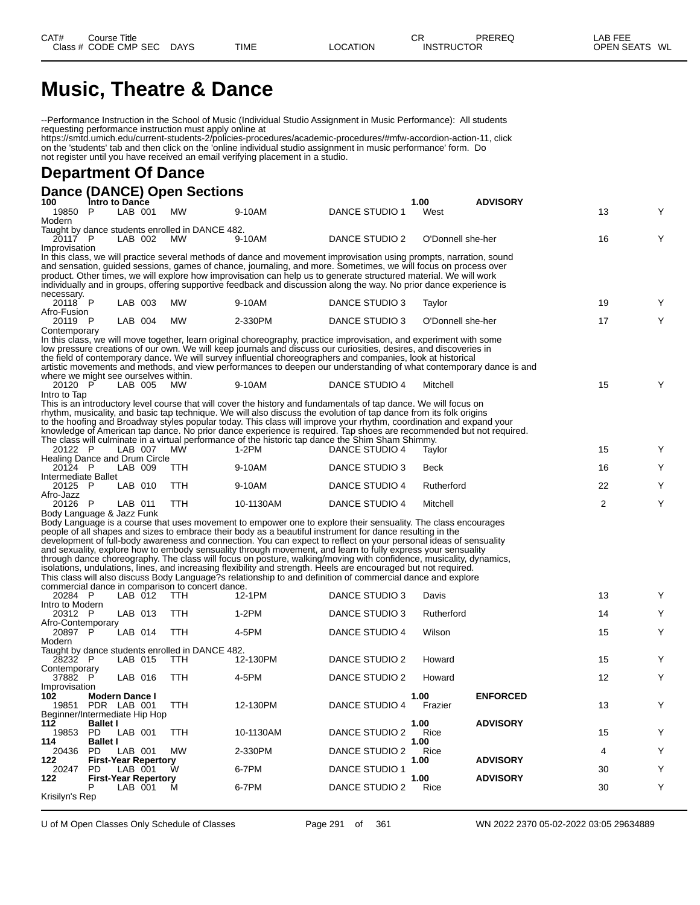# Music, Theatre & Dance

--Performance Instruction in the School of Music (Individual Studio Assignment in Music Performance): All students requesting performance instruction must apply online at https://smtd.umich.edu/current-students-2/policies-procedures/academic-procedures/#mfw-accordion-action-11, click on the 'students' tab and then click on the 'online individual studio assignment in music performance' form. Do not register until you have received an email verifying placement in a studio.

## Department Of Dance

### Dance (DANCE) Open Sections

**100 Intro to Dance** — 1.00 — **ADVISORY**

| Class # | CODE | CMP | SEC | DAYS | TIME | LOCATION | INSTRUCTOR | OPEN SEATS | WL |
|---|---|---|---|---|---|---|---|---|---|
| 19850 | P | LAB | 001 | MW | 9-10AM | DANCE STUDIO 1 | West | 13 | Y |

Modern

Taught by dance students enrolled in DANCE 482.

| Class # | CODE | CMP | SEC | DAYS | TIME | LOCATION | INSTRUCTOR | OPEN SEATS | WL |
|---|---|---|---|---|---|---|---|---|---|
| 20117 | P | LAB | 002 | MW | 9-10AM | DANCE STUDIO 2 | O'Donnell she-her | 16 | Y |

Improvisation

In this class, we will practice several methods of dance and movement improvisation using prompts, narration, sound and sensation, guided sessions, games of chance, journaling, and more. Sometimes, we will focus on process over product. Other times, we will explore how improvisation can help us to generate structured material. We will work individually and in groups, offering supportive feedback and discussion along the way. No prior dance experience is necessary.

| Class # | CODE | CMP | SEC | DAYS | TIME | LOCATION | INSTRUCTOR | OPEN SEATS | WL |
|---|---|---|---|---|---|---|---|---|---|
| 20118 | P | LAB | 003 | MW | 9-10AM | DANCE STUDIO 3 | Taylor | 19 | Y |

Afro-Fusion

| Class # | CODE | CMP | SEC | DAYS | TIME | LOCATION | INSTRUCTOR | OPEN SEATS | WL |
|---|---|---|---|---|---|---|---|---|---|
| 20119 | P | LAB | 004 | MW | 2-330PM | DANCE STUDIO 3 | O'Donnell she-her | 17 | Y |

Contemporary

In this class, we will move together, learn original choreography, practice improvisation, and experiment with some low pressure creations of our own. We will keep journals and discuss our curiosities, desires, and discoveries in the field of contemporary dance. We will survey influential choreographers and companies, look at historical artistic movements and methods, and view performances to deepen our understanding of what contemporary dance is and where we might see ourselves within.

| Class # | CODE | CMP | SEC | DAYS | TIME | LOCATION | INSTRUCTOR | OPEN SEATS | WL |
|---|---|---|---|---|---|---|---|---|---|
| 20120 | P | LAB | 005 | MW | 9-10AM | DANCE STUDIO 4 | Mitchell | 15 | Y |

Intro to Tap

This is an introductory level course that will cover the history and fundamentals of tap dance. We will focus on rhythm, musicality, and basic tap technique. We will also discuss the evolution of tap dance from its folk origins to the hoofing and Broadway styles popular today. This class will improve your rhythm, coordination and expand your knowledge of American tap dance. No prior dance experience is required. Tap shoes are recommended but not required. The class will culminate in a virtual performance of the historic tap dance the Shim Sham Shimmy.

| Class # | CODE | CMP | SEC | DAYS | TIME | LOCATION | INSTRUCTOR | OPEN SEATS | WL |
|---|---|---|---|---|---|---|---|---|---|
| 20122 | P | LAB | 007 | MW | 1-2PM | DANCE STUDIO 4 | Taylor | 15 | Y |

Healing Dance and Drum Circle

| Class # | CODE | CMP | SEC | DAYS | TIME | LOCATION | INSTRUCTOR | OPEN SEATS | WL |
|---|---|---|---|---|---|---|---|---|---|
| 20124 | P | LAB | 009 | TTH | 9-10AM | DANCE STUDIO 3 | Beck | 16 | Y |

Intermediate Ballet

| Class # | CODE | CMP | SEC | DAYS | TIME | LOCATION | INSTRUCTOR | OPEN SEATS | WL |
|---|---|---|---|---|---|---|---|---|---|
| 20125 | P | LAB | 010 | TTH | 9-10AM | DANCE STUDIO 4 | Rutherford | 22 | Y |

Afro-Jazz

| Class # | CODE | CMP | SEC | DAYS | TIME | LOCATION | INSTRUCTOR | OPEN SEATS | WL |
|---|---|---|---|---|---|---|---|---|---|
| 20126 | P | LAB | 011 | TTH | 10-1130AM | DANCE STUDIO 4 | Mitchell | 2 | Y |

Body Language & Jazz Funk

Body Language is a course that uses movement to empower one to explore their sensuality. The class encourages people of all shapes and sizes to embrace their body as a beautiful instrument for dance resulting in the development of full-body awareness and connection. You can expect to reflect on your personal ideas of sensuality and sexuality, explore how to embody sensuality through movement, and learn to fully express your sensuality through dance choreography. The class will focus on posture, walking/moving with confidence, musicality, dynamics, isolations, undulations, lines, and increasing flexibility and strength. Heels are encouraged but not required. This class will also discuss Body Language?s relationship to and definition of commercial dance and explore commercial dance in comparison to concert dance.

| Class # | CODE | CMP | SEC | DAYS | TIME | LOCATION | INSTRUCTOR | OPEN SEATS | WL |
|---|---|---|---|---|---|---|---|---|---|
| 20284 | P | LAB | 012 | TTH | 12-1PM | DANCE STUDIO 3 | Davis | 13 | Y |

Intro to Modern

| Class # | CODE | CMP | SEC | DAYS | TIME | LOCATION | INSTRUCTOR | OPEN SEATS | WL |
|---|---|---|---|---|---|---|---|---|---|
| 20312 | P | LAB | 013 | TTH | 1-2PM | DANCE STUDIO 3 | Rutherford | 14 | Y |

Afro-Contemporary

| Class # | CODE | CMP | SEC | DAYS | TIME | LOCATION | INSTRUCTOR | OPEN SEATS | WL |
|---|---|---|---|---|---|---|---|---|---|
| 20897 | P | LAB | 014 | TTH | 4-5PM | DANCE STUDIO 4 | Wilson | 15 | Y |

Modern

Taught by dance students enrolled in DANCE 482.

| Class # | CODE | CMP | SEC | DAYS | TIME | LOCATION | INSTRUCTOR | OPEN SEATS | WL |
|---|---|---|---|---|---|---|---|---|---|
| 28232 | P | LAB | 015 | TTH | 12-130PM | DANCE STUDIO 2 | Howard | 15 | Y |

Contemporary

| Class # | CODE | CMP | SEC | DAYS | TIME | LOCATION | INSTRUCTOR | OPEN SEATS | WL |
|---|---|---|---|---|---|---|---|---|---|
| 37882 | P | LAB | 016 | TTH | 4-5PM | DANCE STUDIO 2 | Howard | 12 | Y |

Improvisation

**102 Modern Dance I** — 1.00 — **ENFORCED**

| Class # | CODE | CMP | SEC | DAYS | TIME | LOCATION | INSTRUCTOR | OPEN SEATS | WL |
|---|---|---|---|---|---|---|---|---|---|
| 19851 | PDR | LAB | 001 | TTH | 12-130PM | DANCE STUDIO 4 | Frazier | 13 | Y |

Beginner/Intermediate Hip Hop

**112 Ballet I** — 1.00 — **ADVISORY**

| Class # | CODE | CMP | SEC | DAYS | TIME | LOCATION | INSTRUCTOR | OPEN SEATS | WL |
|---|---|---|---|---|---|---|---|---|---|
| 19853 | PD | LAB | 001 | TTH | 10-1130AM | DANCE STUDIO 2 | Rice | 15 | Y |

**114 Ballet I** — 1.00

| Class # | CODE | CMP | SEC | DAYS | TIME | LOCATION | INSTRUCTOR | OPEN SEATS | WL |
|---|---|---|---|---|---|---|---|---|---|
| 20436 | PD | LAB | 001 | MW | 2-330PM | DANCE STUDIO 2 | Rice | 4 | Y |

**122 First-Year Repertory** — 1.00 — **ADVISORY**

| Class # | CODE | CMP | SEC | DAYS | TIME | LOCATION | INSTRUCTOR | OPEN SEATS | WL |
|---|---|---|---|---|---|---|---|---|---|
| 20247 | PD | LAB | 001 | W | 6-7PM | DANCE STUDIO 1 | | 30 | Y |

**122 First-Year Repertory** — 1.00 — **ADVISORY**

| Class # | CODE | CMP | SEC | DAYS | TIME | LOCATION | INSTRUCTOR | OPEN SEATS | WL |
|---|---|---|---|---|---|---|---|---|---|
| | P | LAB | 001 | M | 6-7PM | DANCE STUDIO 2 | Rice | 30 | Y |

Krisilyn's Rep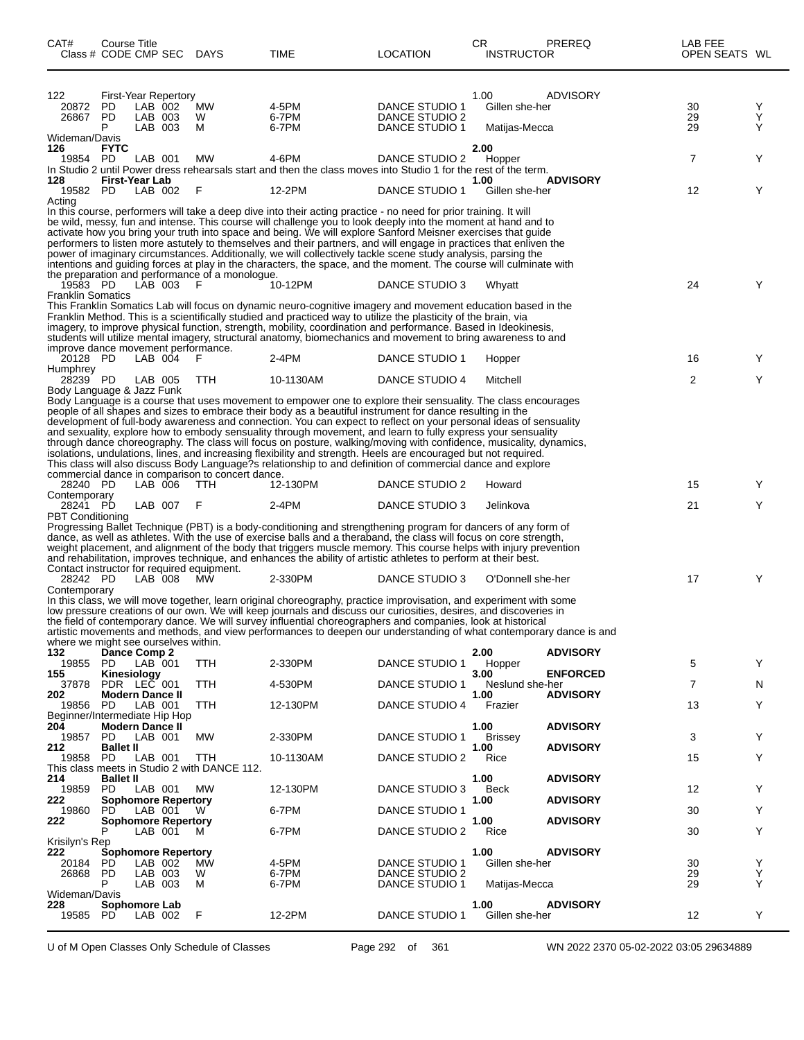| CAT# | Course Title | | | | | | CR | PREREQ | LAB FEE | | |
|---|---|---|---|---|---|---|---|---|---|---|---|
| Class # | CODE | CMP | SEC | DAYS | TIME | LOCATION | INSTRUCTOR | | | OPEN SEATS | WL |
| 122 | First-Year Repertory | | | | | | 1.00 | ADVISORY | | | |
| 20872 | PD | LAB | 002 | MW | 4-5PM | DANCE STUDIO 1 | Gillen she-her | | | 30 | Y |
| 26867 | PD | LAB | 003 | W | 6-7PM | DANCE STUDIO 2 | | | | 29 | Y |
| | P | LAB | 003 | M | 6-7PM | DANCE STUDIO 1 | Matijas-Mecca | | | 29 | Y |

Wideman/Davis

| CAT# | Course Title | | | | | | CR | PREREQ | LAB FEE | OPEN SEATS | WL |
|---|---|---|---|---|---|---|---|---|---|---|---|
| **126** | **FYTC** | | | | | | **2.00** | | | | |
| 19854 | PD | LAB | 001 | MW | 4-6PM | DANCE STUDIO 2 | Hopper | | | 7 | Y |

In Studio 2 until Power dress rehearsals start and then the class moves into Studio 1 for the rest of the term.

| CAT# | Course Title | | | | | | CR | PREREQ | LAB FEE | OPEN SEATS | WL |
|---|---|---|---|---|---|---|---|---|---|---|---|
| **128** | **First-Year Lab** | | | | | | **1.00** | **ADVISORY** | | | |
| 19582 | PD | LAB | 002 | F | 12-2PM | DANCE STUDIO 1 | Gillen she-her | | | 12 | Y |

Acting

In this course, performers will take a deep dive into their acting practice - no need for prior training. It will be wild, messy, fun and intense. This course will challenge you to look deeply into the moment at hand and to activate how you bring your truth into space and being. We will explore Sanford Meisner exercises that guide performers to listen more astutely to themselves and their partners, and will engage in practices that enliven the power of imaginary circumstances. Additionally, we will collectively tackle scene study analysis, parsing the intentions and guiding forces at play in the characters, the space, and the moment. The course will culminate with the preparation and performance of a monologue.

| Class # | CODE | CMP | SEC | DAYS | TIME | LOCATION | INSTRUCTOR | OPEN SEATS | WL |
|---|---|---|---|---|---|---|---|---|---|
| 19583 | PD | LAB | 003 | F | 10-12PM | DANCE STUDIO 3 | Whyatt | 24 | Y |

Franklin Somatics

This Franklin Somatics Lab will focus on dynamic neuro-cognitive imagery and movement education based in the Franklin Method. This is a scientifically studied and practiced way to utilize the plasticity of the brain, via imagery, to improve physical function, strength, mobility, coordination and performance. Based in Ideokinesis, students will utilize mental imagery, structural anatomy, biomechanics and movement to bring awareness to and improve dance movement performance.

| Class # | CODE | CMP | SEC | DAYS | TIME | LOCATION | INSTRUCTOR | OPEN SEATS | WL |
|---|---|---|---|---|---|---|---|---|---|
| 20128 | PD | LAB | 004 | F | 2-4PM | DANCE STUDIO 1 | Hopper | 16 | Y |

Humphrey

| Class # | CODE | CMP | SEC | DAYS | TIME | LOCATION | INSTRUCTOR | OPEN SEATS | WL |
|---|---|---|---|---|---|---|---|---|---|
| 28239 | PD | LAB | 005 | TTH | 10-1130AM | DANCE STUDIO 4 | Mitchell | 2 | Y |

Body Language & Jazz Funk

Body Language is a course that uses movement to empower one to explore their sensuality. The class encourages people of all shapes and sizes to embrace their body as a beautiful instrument for dance resulting in the development of full-body awareness and connection. You can expect to reflect on your personal ideas of sensuality and sexuality, explore how to embody sensuality through movement, and learn to fully express your sensuality through dance choreography. The class will focus on posture, walking/moving with confidence, musicality, dynamics, isolations, undulations, lines, and increasing flexibility and strength. Heels are encouraged but not required. This class will also discuss Body Language?s relationship to and definition of commercial dance and explore commercial dance in comparison to concert dance.

| Class # | CODE | CMP | SEC | DAYS | TIME | LOCATION | INSTRUCTOR | OPEN SEATS | WL |
|---|---|---|---|---|---|---|---|---|---|
| 28240 | PD | LAB | 006 | TTH | 12-130PM | DANCE STUDIO 2 | Howard | 15 | Y |

Contemporary

| Class # | CODE | CMP | SEC | DAYS | TIME | LOCATION | INSTRUCTOR | OPEN SEATS | WL |
|---|---|---|---|---|---|---|---|---|---|
| 28241 | PD | LAB | 007 | F | 2-4PM | DANCE STUDIO 3 | Jelinkova | 21 | Y |

PBT Conditioning

Progressing Ballet Technique (PBT) is a body-conditioning and strengthening program for dancers of any form of dance, as well as athletes. With the use of exercise balls and a theraband, the class will focus on core strength, weight placement, and alignment of the body that triggers muscle memory. This course helps with injury prevention and rehabilitation, improves technique, and enhances the ability of artistic athletes to perform at their best. Contact instructor for required equipment.

| Class # | CODE | CMP | SEC | DAYS | TIME | LOCATION | INSTRUCTOR | OPEN SEATS | WL |
|---|---|---|---|---|---|---|---|---|---|
| 28242 | PD | LAB | 008 | MW | 2-330PM | DANCE STUDIO 3 | O'Donnell she-her | 17 | Y |

Contemporary

In this class, we will move together, learn original choreography, practice improvisation, and experiment with some low pressure creations of our own. We will keep journals and discuss our curiosities, desires, and discoveries in the field of contemporary dance. We will survey influential choreographers and companies, look at historical artistic movements and methods, and view performances to deepen our understanding of what contemporary dance is and where we might see ourselves within.

| CAT# | Course Title | | | | | | CR | PREREQ | LAB FEE | OPEN SEATS | WL |
|---|---|---|---|---|---|---|---|---|---|---|---|
| **132** | **Dance Comp 2** | | | | | | **2.00** | **ADVISORY** | | | |
| 19855 | PD | LAB | 001 | TTH | 2-330PM | DANCE STUDIO 1 | Hopper | | | 5 | Y |
| **155** | **Kinesiology** | | | | | | **3.00** | **ENFORCED** | | | |
| 37878 | PDR | LEC | 001 | TTH | 4-530PM | DANCE STUDIO 1 | Neslund she-her | | | 7 | N |
| **202** | **Modern Dance II** | | | | | | **1.00** | **ADVISORY** | | | |
| 19856 | PD | LAB | 001 | TTH | 12-130PM | DANCE STUDIO 4 | Frazier | | | 13 | Y |

Beginner/Intermediate Hip Hop

| CAT# | Course Title | | | | | | CR | PREREQ | LAB FEE | OPEN SEATS | WL |
|---|---|---|---|---|---|---|---|---|---|---|---|
| **204** | **Modern Dance II** | | | | | | **1.00** | **ADVISORY** | | | |
| 19857 | PD | LAB | 001 | MW | 2-330PM | DANCE STUDIO 1 | Brissey | | | 3 | Y |
| **212** | **Ballet II** | | | | | | **1.00** | **ADVISORY** | | | |
| 19858 | PD | LAB | 001 | TTH | 10-1130AM | DANCE STUDIO 2 | Rice | | | 15 | Y |

This class meets in Studio 2 with DANCE 112.

| CAT# | Course Title | | | | | | CR | PREREQ | LAB FEE | OPEN SEATS | WL |
|---|---|---|---|---|---|---|---|---|---|---|---|
| **214** | **Ballet II** | | | | | | **1.00** | **ADVISORY** | | | |
| 19859 | PD | LAB | 001 | MW | 12-130PM | DANCE STUDIO 3 | Beck | | | 12 | Y |
| **222** | **Sophomore Repertory** | | | | | | **1.00** | **ADVISORY** | | | |
| 19860 | PD | LAB | 001 | W | 6-7PM | DANCE STUDIO 1 | | | | 30 | Y |
| **222** | **Sophomore Repertory** | | | | | | **1.00** | **ADVISORY** | | | |
| | P | LAB | 001 | M | 6-7PM | DANCE STUDIO 2 | Rice | | | 30 | Y |

Krisilyn's Rep

| CAT# | Course Title | | | | | | CR | PREREQ | LAB FEE | OPEN SEATS | WL |
|---|---|---|---|---|---|---|---|---|---|---|---|
| **222** | **Sophomore Repertory** | | | | | | **1.00** | **ADVISORY** | | | |
| 20184 | PD | LAB | 002 | MW | 4-5PM | DANCE STUDIO 1 | Gillen she-her | | | 30 | Y |
| 26868 | PD | LAB | 003 | W | 6-7PM | DANCE STUDIO 2 | | | | 29 | Y |
| | P | LAB | 003 | M | 6-7PM | DANCE STUDIO 1 | Matijas-Mecca | | | 29 | Y |

Wideman/Davis

| CAT# | Course Title | | | | | | CR | PREREQ | LAB FEE | OPEN SEATS | WL |
|---|---|---|---|---|---|---|---|---|---|---|---|
| **228** | **Sophomore Lab** | | | | | | **1.00** | **ADVISORY** | | | |
| 19585 | PD | LAB | 002 | F | 12-2PM | DANCE STUDIO 1 | Gillen she-her | | | 12 | Y |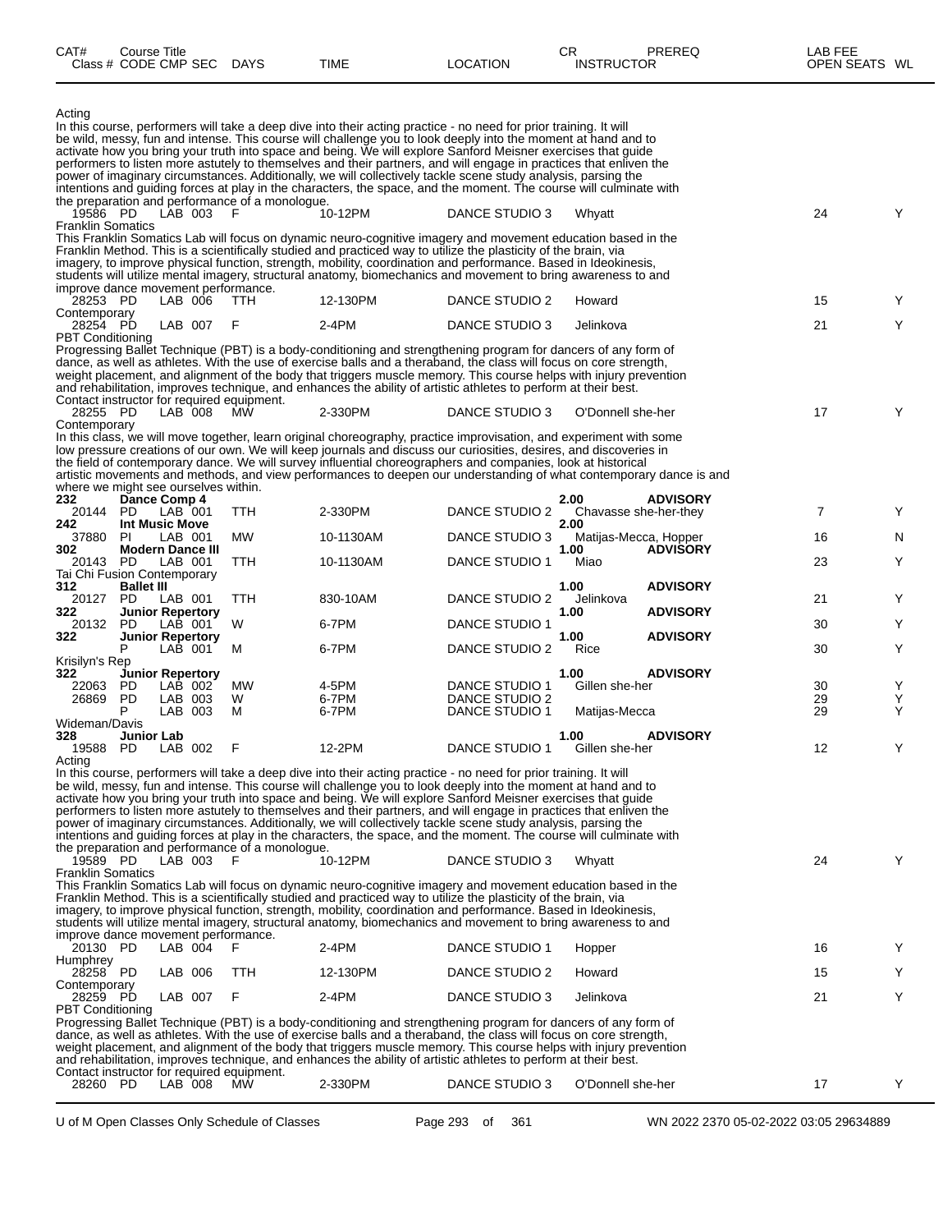| CAT# Class # | Course Title CODE | CMP | SEC | DAYS | TIME | LOCATION | CR INSTRUCTOR | PREREQ | LAB FEE OPEN SEATS | WL |
|---|---|---|---|---|---|---|---|---|---|---|

Acting

In this course, performers will take a deep dive into their acting practice - no need for prior training. It will be wild, messy, fun and intense. This course will challenge you to look deeply into the moment at hand and to activate how you bring your truth into space and being. We will explore Sanford Meisner exercises that guide performers to listen more astutely to themselves and their partners, and will engage in practices that enliven the power of imaginary circumstances. Additionally, we will collectively tackle scene study analysis, parsing the intentions and guiding forces at play in the characters, the space, and the moment. The course will culminate with the preparation and performance of a monologue.

| 19586 | PD | LAB | 003 | F | 10-12PM | DANCE STUDIO 3 | Whyatt | | 24 | Y |
|---|---|---|---|---|---|---|---|---|---|---|

Franklin Somatics

This Franklin Somatics Lab will focus on dynamic neuro-cognitive imagery and movement education based in the Franklin Method. This is a scientifically studied and practiced way to utilize the plasticity of the brain, via imagery, to improve physical function, strength, mobility, coordination and performance. Based in Ideokinesis, students will utilize mental imagery, structural anatomy, biomechanics and movement to bring awareness to and improve dance movement performance.

| 28253 | PD | LAB | 006 | TTH | 12-130PM | DANCE STUDIO 2 | Howard | | 15 | Y |
|---|---|---|---|---|---|---|---|---|---|---|

Contemporary

| 28254 | PD | LAB | 007 | F | 2-4PM | DANCE STUDIO 3 | Jelinkova | | 21 | Y |
|---|---|---|---|---|---|---|---|---|---|---|

PBT Conditioning

Progressing Ballet Technique (PBT) is a body-conditioning and strengthening program for dancers of any form of dance, as well as athletes. With the use of exercise balls and a theraband, the class will focus on core strength, weight placement, and alignment of the body that triggers muscle memory. This course helps with injury prevention and rehabilitation, improves technique, and enhances the ability of artistic athletes to perform at their best. Contact instructor for required equipment.

| 28255 | PD | LAB | 008 | MW | 2-330PM | DANCE STUDIO 3 | O'Donnell she-her | | 17 | Y |
|---|---|---|---|---|---|---|---|---|---|---|

Contemporary

In this class, we will move together, learn original choreography, practice improvisation, and experiment with some low pressure creations of our own. We will keep journals and discuss our curiosities, desires, and discoveries in the field of contemporary dance. We will survey influential choreographers and companies, look at historical artistic movements and methods, and view performances to deepen our understanding of what contemporary dance is and where we might see ourselves within.

| CAT# / Class # | CODE | CMP | SEC | DAYS | TIME | LOCATION | CR / INSTRUCTOR | PREREQ | OPEN SEATS | WL |
|---|---|---|---|---|---|---|---|---|---|---|
| **232** | **Dance Comp 4** | | | | | | **2.00** | **ADVISORY** | | |
| 20144 | PD | LAB | 001 | TTH | 2-330PM | DANCE STUDIO 2 | Chavasse she-her-they | | 7 | Y |
| **242** | **Int Music Move** | | | | | | **2.00** | | | |
| 37880 | PI | LAB | 001 | MW | 10-1130AM | DANCE STUDIO 3 | Matijas-Mecca, Hopper | | 16 | N |
| **302** | **Modern Dance III** | | | | | | **1.00** | **ADVISORY** | | |
| 20143 | PD | LAB | 001 | TTH | 10-1130AM | DANCE STUDIO 1 | Miao | | 23 | Y |
| Tai Chi Fusion Contemporary | | | | | | | | | | |
| **312** | **Ballet III** | | | | | | **1.00** | **ADVISORY** | | |
| 20127 | PD | LAB | 001 | TTH | 830-10AM | DANCE STUDIO 2 | Jelinkova | | 21 | Y |
| **322** | **Junior Repertory** | | | | | | **1.00** | **ADVISORY** | | |
| 20132 | PD | LAB | 001 | W | 6-7PM | DANCE STUDIO 1 | | | 30 | Y |
| **322** | **Junior Repertory** | | | | | | **1.00** | **ADVISORY** | | |
| | P | LAB | 001 | M | 6-7PM | DANCE STUDIO 2 | Rice | | 30 | Y |
| Krisilyn's Rep | | | | | | | | | | |
| **322** | **Junior Repertory** | | | | | | **1.00** | **ADVISORY** | | |
| 22063 | PD | LAB | 002 | MW | 4-5PM | DANCE STUDIO 1 | Gillen she-her | | 30 | Y |
| 26869 | PD | LAB | 003 | W | 6-7PM | DANCE STUDIO 2 | | | 29 | Y |
| | P | LAB | 003 | M | 6-7PM | DANCE STUDIO 1 | Matijas-Mecca | | 29 | Y |
| Wideman/Davis | | | | | | | | | | |
| **328** | **Junior Lab** | | | | | | **1.00** | **ADVISORY** | | |
| 19588 | PD | LAB | 002 | F | 12-2PM | DANCE STUDIO 1 | Gillen she-her | | 12 | Y |

Acting

In this course, performers will take a deep dive into their acting practice - no need for prior training. It will be wild, messy, fun and intense. This course will challenge you to look deeply into the moment at hand and to activate how you bring your truth into space and being. We will explore Sanford Meisner exercises that guide performers to listen more astutely to themselves and their partners, and will engage in practices that enliven the power of imaginary circumstances. Additionally, we will collectively tackle scene study analysis, parsing the intentions and guiding forces at play in the characters, the space, and the moment. The course will culminate with the preparation and performance of a monologue.

| 19589 | PD | LAB | 003 | F | 10-12PM | DANCE STUDIO 3 | Whyatt | | 24 | Y |
|---|---|---|---|---|---|---|---|---|---|---|

Franklin Somatics

This Franklin Somatics Lab will focus on dynamic neuro-cognitive imagery and movement education based in the Franklin Method. This is a scientifically studied and practiced way to utilize the plasticity of the brain, via imagery, to improve physical function, strength, mobility, coordination and performance. Based in Ideokinesis, students will utilize mental imagery, structural anatomy, biomechanics and movement to bring awareness to and improve dance movement performance.

| 20130 | PD | LAB | 004 | F | 2-4PM | DANCE STUDIO 1 | Hopper | | 16 | Y |
|---|---|---|---|---|---|---|---|---|---|---|
| Humphrey | | | | | | | | | | |
| 28258 | PD | LAB | 006 | TTH | 12-130PM | DANCE STUDIO 2 | Howard | | 15 | Y |
| Contemporary | | | | | | | | | | |
| 28259 | PD | LAB | 007 | F | 2-4PM | DANCE STUDIO 3 | Jelinkova | | 21 | Y |

PBT Conditioning

Progressing Ballet Technique (PBT) is a body-conditioning and strengthening program for dancers of any form of dance, as well as athletes. With the use of exercise balls and a theraband, the class will focus on core strength, weight placement, and alignment of the body that triggers muscle memory. This course helps with injury prevention and rehabilitation, improves technique, and enhances the ability of artistic athletes to perform at their best. Contact instructor for required equipment.

| 28260 | PD | LAB | 008 | MW | 2-330PM | DANCE STUDIO 3 | O'Donnell she-her | | 17 | Y |
|---|---|---|---|---|---|---|---|---|---|---|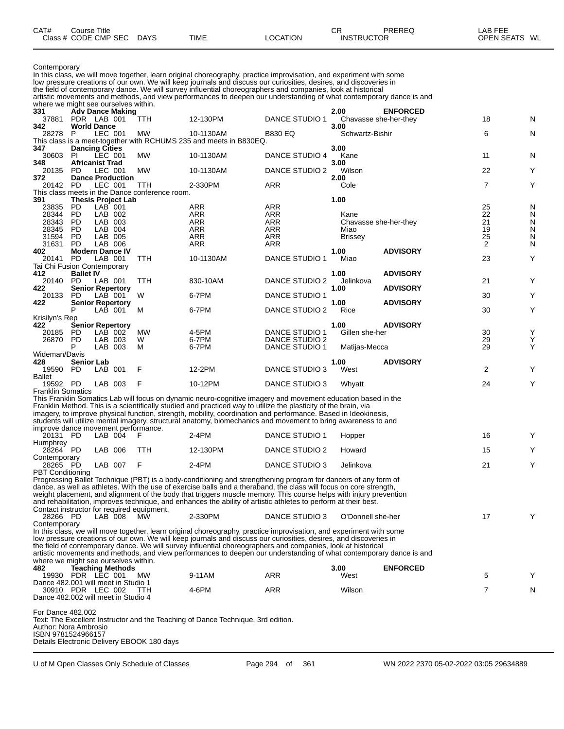| CAT# Class # | Course Title CODE CMP SEC | DAYS | TIME | LOCATION | CR INSTRUCTOR | PREREQ | LAB FEE OPEN SEATS | WL |
|---|---|---|---|---|---|---|---|---|

Contemporary

In this class, we will move together, learn original choreography, practice improvisation, and experiment with some low pressure creations of our own. We will keep journals and discuss our curiosities, desires, and discoveries in the field of contemporary dance. We will survey influential choreographers and companies, look at historical artistic movements and methods, and view performances to deepen our understanding of what contemporary dance is and where we might see ourselves within.

| CAT# Class # | Course Title CODE CMP SEC | DAYS | TIME | LOCATION | CR INSTRUCTOR | PREREQ | OPEN SEATS | WL |
|---|---|---|---|---|---|---|---|---|
| **331** | **Adv Dance Making** | | | | **2.00** | **ENFORCED** | | |
| 37881 | PDR LAB 001 | TTH | 12-130PM | DANCE STUDIO 1 | Chavasse she-her-they | | 18 | N |
| **342** | **World Dance** | | | | **3.00** | | | |
| 28278 | P LEC 001 | MW | 10-1130AM | B830 EQ | Schwartz-Bishir | | 6 | N |

This class is a meet-together with RCHUMS 235 and meets in B830EQ.

| CAT# Class # | Course Title CODE CMP SEC | DAYS | TIME | LOCATION | CR INSTRUCTOR | PREREQ | OPEN SEATS | WL |
|---|---|---|---|---|---|---|---|---|
| **347** | **Dancing Cities** | | | | **3.00** | | | |
| 30603 | PI LEC 001 | MW | 10-1130AM | DANCE STUDIO 4 | Kane | | 11 | N |
| **348** | **Africanist Trad** | | | | **3.00** | | | |
| 20135 | PD LEC 001 | MW | 10-1130AM | DANCE STUDIO 2 | Wilson | | 22 | Y |
| **372** | **Dance Production** | | | | **2.00** | | | |
| 20142 | PD LEC 001 | TTH | 2-330PM | ARR | Cole | | 7 | Y |

This class meets in the Dance conference room.

| CAT# Class # | Course Title CODE CMP SEC | DAYS | TIME | LOCATION | CR INSTRUCTOR | PREREQ | OPEN SEATS | WL |
|---|---|---|---|---|---|---|---|---|
| **391** | **Thesis Project Lab** | | | | **1.00** | | | |
| 23835 | PD LAB 001 | | ARR | ARR | | | 25 | N |
| 28344 | PD LAB 002 | | ARR | ARR | Kane | | 22 | N |
| 28343 | PD LAB 003 | | ARR | ARR | Chavasse she-her-they | | 21 | N |
| 28345 | PD LAB 004 | | ARR | ARR | Miao | | 19 | N |
| 31594 | PD LAB 005 | | ARR | ARR | Brissey | | 25 | N |
| 31631 | PD LAB 006 | | ARR | ARR | | | 2 | N |
| **402** | **Modern Dance IV** | | | | **1.00** | **ADVISORY** | | |
| 20141 | PD LAB 001 | TTH | 10-1130AM | DANCE STUDIO 1 | Miao | | 23 | Y |

Tai Chi Fusion Contemporary

| CAT# Class # | Course Title CODE CMP SEC | DAYS | TIME | LOCATION | CR INSTRUCTOR | PREREQ | OPEN SEATS | WL |
|---|---|---|---|---|---|---|---|---|
| **412** | **Ballet IV** | | | | **1.00** | **ADVISORY** | | |
| 20140 | PD LAB 001 | TTH | 830-10AM | DANCE STUDIO 2 | Jelinkova | | 21 | Y |
| **422** | **Senior Repertory** | | | | **1.00** | **ADVISORY** | | |
| 20133 | PD LAB 001 | W | 6-7PM | DANCE STUDIO 1 | | | 30 | Y |
| **422** | **Senior Repertory** | | | | **1.00** | **ADVISORY** | | |
| | P LAB 001 | M | 6-7PM | DANCE STUDIO 2 | Rice | | 30 | Y |

Krisilyn's Rep

| CAT# Class # | Course Title CODE CMP SEC | DAYS | TIME | LOCATION | CR INSTRUCTOR | PREREQ | OPEN SEATS | WL |
|---|---|---|---|---|---|---|---|---|
| **422** | **Senior Repertory** | | | | **1.00** | **ADVISORY** | | |
| 20185 | PD LAB 002 | MW | 4-5PM | DANCE STUDIO 1 | Gillen she-her | | 30 | Y |
| 26870 | PD LAB 003 | W | 6-7PM | DANCE STUDIO 2 | | | 29 | Y |
| | P LAB 003 | M | 6-7PM | DANCE STUDIO 1 | Matijas-Mecca | | 29 | Y |

Wideman/Davis

| CAT# Class # | Course Title CODE CMP SEC | DAYS | TIME | LOCATION | CR INSTRUCTOR | PREREQ | OPEN SEATS | WL |
|---|---|---|---|---|---|---|---|---|
| **428** | **Senior Lab** | | | | **1.00** | **ADVISORY** | | |
| 19590 | PD LAB 001 | F | 12-2PM | DANCE STUDIO 3 | West | | 2 | Y |

Ballet

| CAT# Class # | Course Title CODE CMP SEC | DAYS | TIME | LOCATION | CR INSTRUCTOR | PREREQ | OPEN SEATS | WL |
|---|---|---|---|---|---|---|---|---|
| 19592 | PD LAB 003 | F | 10-12PM | DANCE STUDIO 3 | Whyatt | | 24 | Y |

Franklin Somatics

This Franklin Somatics Lab will focus on dynamic neuro-cognitive imagery and movement education based in the Franklin Method. This is a scientifically studied and practiced way to utilize the plasticity of the brain, via imagery, to improve physical function, strength, mobility, coordination and performance. Based in Ideokinesis, students will utilize mental imagery, structural anatomy, biomechanics and movement to bring awareness to and improve dance movement performance.

| CAT# Class # | Course Title CODE CMP SEC | DAYS | TIME | LOCATION | CR INSTRUCTOR | PREREQ | OPEN SEATS | WL |
|---|---|---|---|---|---|---|---|---|
| 20131 | PD LAB 004 | F | 2-4PM | DANCE STUDIO 1 | Hopper | | 16 | Y |

Humphrey

| CAT# Class # | Course Title CODE CMP SEC | DAYS | TIME | LOCATION | CR INSTRUCTOR | PREREQ | OPEN SEATS | WL |
|---|---|---|---|---|---|---|---|---|
| 28264 | PD LAB 006 | TTH | 12-130PM | DANCE STUDIO 2 | Howard | | 15 | Y |

Contemporary

| CAT# Class # | Course Title CODE CMP SEC | DAYS | TIME | LOCATION | CR INSTRUCTOR | PREREQ | OPEN SEATS | WL |
|---|---|---|---|---|---|---|---|---|
| 28265 | PD LAB 007 | F | 2-4PM | DANCE STUDIO 3 | Jelinkova | | 21 | Y |

PBT Conditioning

Progressing Ballet Technique (PBT) is a body-conditioning and strengthening program for dancers of any form of dance, as well as athletes. With the use of exercise balls and a theraband, the class will focus on core strength, weight placement, and alignment of the body that triggers muscle memory. This course helps with injury prevention and rehabilitation, improves technique, and enhances the ability of artistic athletes to perform at their best.
Contact instructor for required equipment.

| CAT# Class # | Course Title CODE CMP SEC | DAYS | TIME | LOCATION | CR INSTRUCTOR | PREREQ | OPEN SEATS | WL |
|---|---|---|---|---|---|---|---|---|
| 28266 | PD LAB 008 | MW | 2-330PM | DANCE STUDIO 3 | O'Donnell she-her | | 17 | Y |

Contemporary

In this class, we will move together, learn original choreography, practice improvisation, and experiment with some low pressure creations of our own. We will keep journals and discuss our curiosities, desires, and discoveries in the field of contemporary dance. We will survey influential choreographers and companies, look at historical artistic movements and methods, and view performances to deepen our understanding of what contemporary dance is and where we might see ourselves within.

| CAT# Class # | Course Title CODE CMP SEC | DAYS | TIME | LOCATION | CR INSTRUCTOR | PREREQ | OPEN SEATS | WL |
|---|---|---|---|---|---|---|---|---|
| **482** | **Teaching Methods** | | | | **3.00** | **ENFORCED** | | |
| 19930 | PDR LEC 001 | MW | 9-11AM | ARR | West | | 5 | Y |

Dance 482.001 will meet in Studio 1

| CAT# Class # | Course Title CODE CMP SEC | DAYS | TIME | LOCATION | CR INSTRUCTOR | PREREQ | OPEN SEATS | WL |
|---|---|---|---|---|---|---|---|---|
| 30910 | PDR LEC 002 | TTH | 4-6PM | ARR | Wilson | | 7 | N |

Dance 482.002 will meet in Studio 4

For Dance 482.002
Text: The Excellent Instructor and the Teaching of Dance Technique, 3rd edition.
Author: Nora Ambrosio
ISBN 9781524966157
Details Electronic Delivery EBOOK 180 days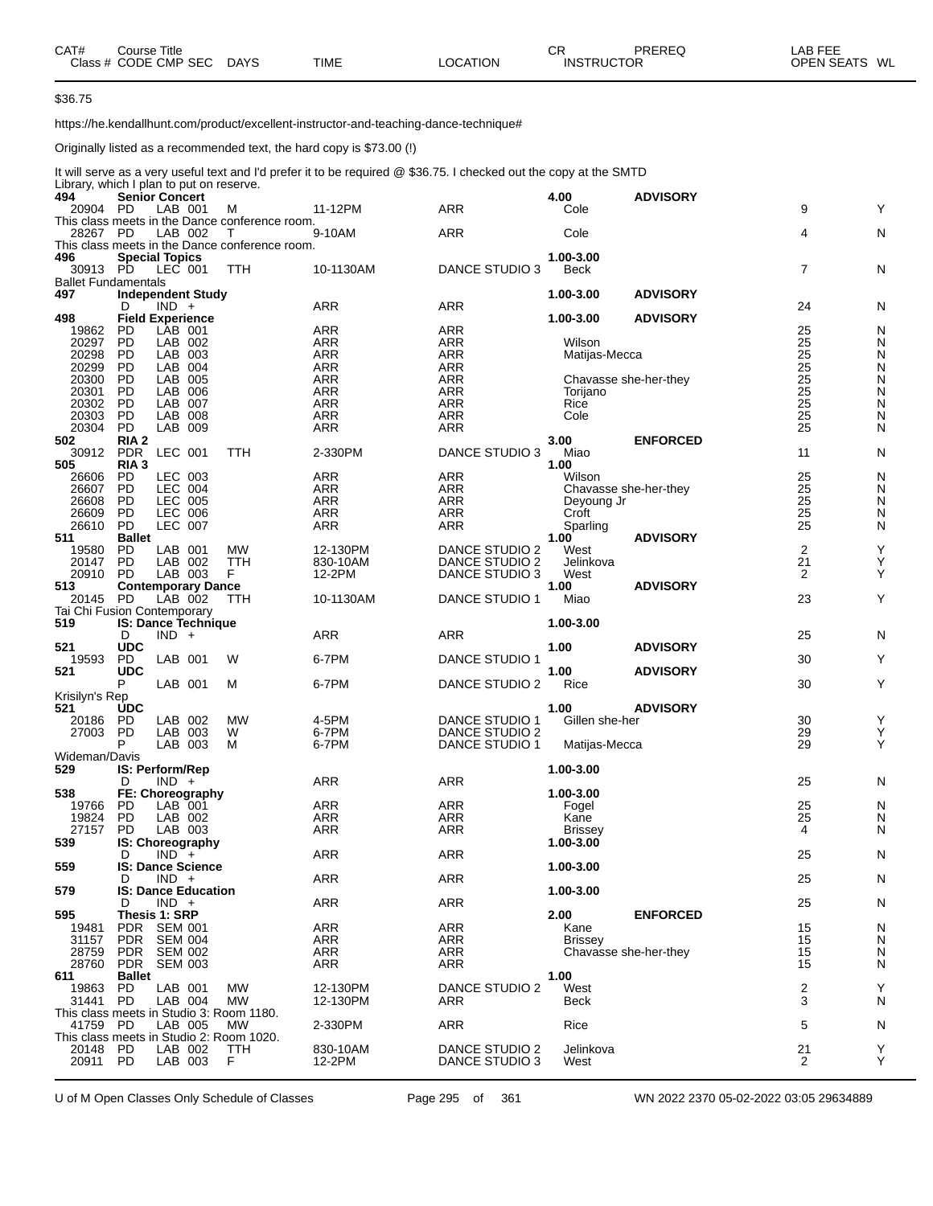| CAT# Class # | Course Title CODE CMP SEC | DAYS | TIME | LOCATION | CR INSTRUCTOR | PREREQ | LAB FEE OPEN SEATS | WL |
|---|---|---|---|---|---|---|---|---|

$36.75

https://he.kendallhunt.com/product/excellent-instructor-and-teaching-dance-technique#

Originally listed as a recommended text, the hard copy is $73.00 (!)

It will serve as a very useful text and I'd prefer it to be required @ $36.75. I checked out the copy at the SMTD Library, which I plan to put on reserve.

| CAT# Class # | Course Title CODE CMP SEC | DAYS | TIME | LOCATION | CR INSTRUCTOR | PREREQ | OPEN SEATS | WL |
|---|---|---|---|---|---|---|---|---|
| **494** | **Senior Concert** | | | | **4.00** | **ADVISORY** | | |
| 20904 | PD LAB 001 | M | 11-12PM | ARR | Cole | | 9 | Y |
| This class meets in the Dance conference room. | | | | | | | | |
| 28267 | PD LAB 002 | T | 9-10AM | ARR | Cole | | 4 | N |
| This class meets in the Dance conference room. | | | | | | | | |
| **496** | **Special Topics** | | | | **1.00-3.00** | | | |
| 30913 | PD LEC 001 | TTH | 10-1130AM | DANCE STUDIO 3 | Beck | | 7 | N |
| Ballet Fundamentals | | | | | | | | |
| **497** | **Independent Study** | | | | **1.00-3.00** | **ADVISORY** | | |
| | D IND + | | ARR | ARR | | | 24 | N |
| **498** | **Field Experience** | | | | **1.00-3.00** | **ADVISORY** | | |
| 19862 | PD LAB 001 | | ARR | ARR | | | 25 | N |
| 20297 | PD LAB 002 | | ARR | ARR | Wilson | | 25 | N |
| 20298 | PD LAB 003 | | ARR | ARR | Matijas-Mecca | | 25 | N |
| 20299 | PD LAB 004 | | ARR | ARR | | | 25 | N |
| 20300 | PD LAB 005 | | ARR | ARR | Chavasse she-her-they | | 25 | N |
| 20301 | PD LAB 006 | | ARR | ARR | Torijano | | 25 | N |
| 20302 | PD LAB 007 | | ARR | ARR | Rice | | 25 | N |
| 20303 | PD LAB 008 | | ARR | ARR | Cole | | 25 | N |
| 20304 | PD LAB 009 | | ARR | ARR | | | 25 | N |
| **502** | **RIA 2** | | | | **3.00** | **ENFORCED** | | |
| 30912 | PDR LEC 001 | TTH | 2-330PM | DANCE STUDIO 3 | Miao | | 11 | N |
| **505** | **RIA 3** | | | | **1.00** | | | |
| 26606 | PD LEC 003 | | ARR | ARR | Wilson | | 25 | N |
| 26607 | PD LEC 004 | | ARR | ARR | Chavasse she-her-they | | 25 | N |
| 26608 | PD LEC 005 | | ARR | ARR | Deyoung Jr | | 25 | N |
| 26609 | PD LEC 006 | | ARR | ARR | Croft | | 25 | N |
| 26610 | PD LEC 007 | | ARR | ARR | Sparling | | 25 | N |
| **511** | **Ballet** | | | | **1.00** | **ADVISORY** | | |
| 19580 | PD LAB 001 | MW | 12-130PM | DANCE STUDIO 2 | West | | 2 | Y |
| 20147 | PD LAB 002 | TTH | 830-10AM | DANCE STUDIO 2 | Jelinkova | | 21 | Y |
| 20910 | PD LAB 003 | F | 12-2PM | DANCE STUDIO 3 | West | | 2 | Y |
| **513** | **Contemporary Dance** | | | | **1.00** | **ADVISORY** | | |
| 20145 | PD LAB 002 | TTH | 10-1130AM | DANCE STUDIO 1 | Miao | | 23 | Y |
| Tai Chi Fusion Contemporary | | | | | | | | |
| **519** | **IS: Dance Technique** | | | | **1.00-3.00** | | | |
| | D IND + | | ARR | ARR | | | 25 | N |
| **521** | **UDC** | | | | **1.00** | **ADVISORY** | | |
| 19593 | PD LAB 001 | W | 6-7PM | DANCE STUDIO 1 | | | 30 | Y |
| **521** | **UDC** | | | | **1.00** | **ADVISORY** | | |
| | P LAB 001 | M | 6-7PM | DANCE STUDIO 2 | Rice | | 30 | Y |
| Krisilyn's Rep | | | | | | | | |
| **521** | **UDC** | | | | **1.00** | **ADVISORY** | | |
| 20186 | PD LAB 002 | MW | 4-5PM | DANCE STUDIO 1 | Gillen she-her | | 30 | Y |
| 27003 | PD LAB 003 | W | 6-7PM | DANCE STUDIO 2 | | | 29 | Y |
| | P LAB 003 | M | 6-7PM | DANCE STUDIO 1 | Matijas-Mecca | | 29 | Y |
| Wideman/Davis | | | | | | | | |
| **529** | **IS: Perform/Rep** | | | | **1.00-3.00** | | | |
| | D IND + | | ARR | ARR | | | 25 | N |
| **538** | **FE: Choreography** | | | | **1.00-3.00** | | | |
| 19766 | PD LAB 001 | | ARR | ARR | Fogel | | 25 | N |
| 19824 | PD LAB 002 | | ARR | ARR | Kane | | 25 | N |
| 27157 | PD LAB 003 | | ARR | ARR | Brissey | | 4 | N |
| **539** | **IS: Choreography** | | | | **1.00-3.00** | | | |
| | D IND + | | ARR | ARR | | | 25 | N |
| **559** | **IS: Dance Science** | | | | **1.00-3.00** | | | |
| | D IND + | | ARR | ARR | | | 25 | N |
| **579** | **IS: Dance Education** | | | | **1.00-3.00** | | | |
| | D IND + | | ARR | ARR | | | 25 | N |
| **595** | **Thesis 1: SRP** | | | | **2.00** | **ENFORCED** | | |
| 19481 | PDR SEM 001 | | ARR | ARR | Kane | | 15 | N |
| 31157 | PDR SEM 004 | | ARR | ARR | Brissey | | 15 | N |
| 28759 | PDR SEM 002 | | ARR | ARR | Chavasse she-her-they | | 15 | N |
| 28760 | PDR SEM 003 | | ARR | ARR | | | 15 | N |
| **611** | **Ballet** | | | | **1.00** | | | |
| 19863 | PD LAB 001 | MW | 12-130PM | DANCE STUDIO 2 | West | | 2 | Y |
| 31441 | PD LAB 004 | MW | 12-130PM | ARR | Beck | | 3 | N |
| This class meets in Studio 3: Room 1180. | | | | | | | | |
| 41759 | PD LAB 005 | MW | 2-330PM | ARR | Rice | | 5 | N |
| This class meets in Studio 2: Room 1020. | | | | | | | | |
| 20148 | PD LAB 002 | TTH | 830-10AM | DANCE STUDIO 2 | Jelinkova | | 21 | Y |
| 20911 | PD LAB 003 | F | 12-2PM | DANCE STUDIO 3 | West | | 2 | Y |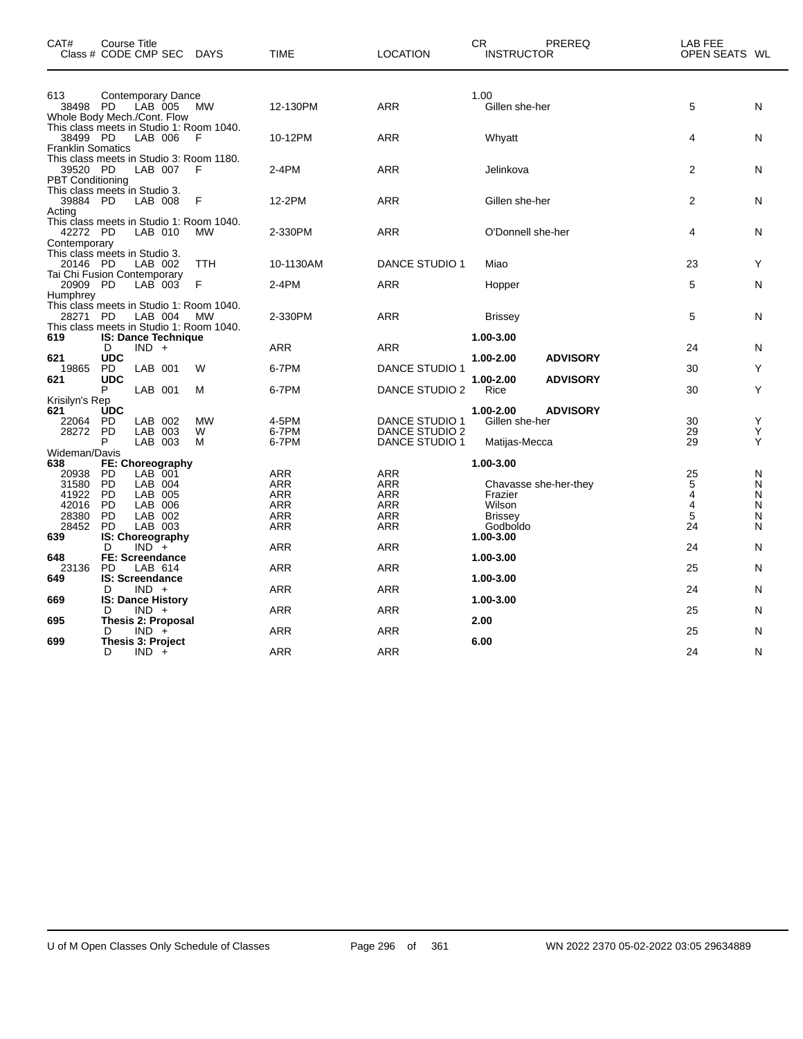| CAT# Class # | Course Title CODE | CMP | SEC | DAYS | TIME | LOCATION | CR INSTRUCTOR | PREREQ | LAB FEE OPEN SEATS | WL |
|---|---|---|---|---|---|---|---|---|---|---|
| 613 | Contemporary Dance | | | | | | 1.00 | | | |
| 38498 | PD | LAB | 005 | MW | 12-130PM | ARR | Gillen she-her | | 5 | N |
| Whole Body Mech./Cont. Flow | | | | | | | | | | |
| This class meets in Studio 1: Room 1040. | | | | | | | | | | |
| 38499 | PD | LAB | 006 | F | 10-12PM | ARR | Whyatt | | 4 | N |
| Franklin Somatics | | | | | | | | | | |
| This class meets in Studio 3: Room 1180. | | | | | | | | | | |
| 39520 | PD | LAB | 007 | F | 2-4PM | ARR | Jelinkova | | 2 | N |
| PBT Conditioning | | | | | | | | | | |
| This class meets in Studio 3. | | | | | | | | | | |
| 39884 | PD | LAB | 008 | F | 12-2PM | ARR | Gillen she-her | | 2 | N |
| Acting | | | | | | | | | | |
| This class meets in Studio 1: Room 1040. | | | | | | | | | | |
| 42272 | PD | LAB | 010 | MW | 2-330PM | ARR | O'Donnell she-her | | 4 | N |
| Contemporary | | | | | | | | | | |
| This class meets in Studio 3. | | | | | | | | | | |
| 20146 | PD | LAB | 002 | TTH | 10-1130AM | DANCE STUDIO 1 | Miao | | 23 | Y |
| Tai Chi Fusion Contemporary | | | | | | | | | | |
| 20909 | PD | LAB | 003 | F | 2-4PM | ARR | Hopper | | 5 | N |
| Humphrey | | | | | | | | | | |
| This class meets in Studio 1: Room 1040. | | | | | | | | | | |
| 28271 | PD | LAB | 004 | MW | 2-330PM | ARR | Brissey | | 5 | N |
| This class meets in Studio 1: Room 1040. | | | | | | | | | | |
| **619** | **IS: Dance Technique** | | | | | | **1.00-3.00** | | | |
| | D | IND | + | | ARR | ARR | | | 24 | N |
| **621** | **UDC** | | | | | | **1.00-2.00** | **ADVISORY** | | |
| 19865 | PD | LAB | 001 | W | 6-7PM | DANCE STUDIO 1 | | | 30 | Y |
| **621** | **UDC** | | | | | | **1.00-2.00** | **ADVISORY** | | |
| | P | LAB | 001 | M | 6-7PM | DANCE STUDIO 2 | Rice | | 30 | Y |
| Krisilyn's Rep | | | | | | | | | | |
| **621** | **UDC** | | | | | | **1.00-2.00** | **ADVISORY** | | |
| 22064 | PD | LAB | 002 | MW | 4-5PM | DANCE STUDIO 1 | Gillen she-her | | 30 | Y |
| 28272 | PD | LAB | 003 | W | 6-7PM | DANCE STUDIO 2 | | | 29 | Y |
| | P | LAB | 003 | M | 6-7PM | DANCE STUDIO 1 | Matijas-Mecca | | 29 | Y |
| Wideman/Davis | | | | | | | | | | |
| **638** | **FE: Choreography** | | | | | | **1.00-3.00** | | | |
| 20938 | PD | LAB | 001 | | ARR | ARR | | | 25 | N |
| 31580 | PD | LAB | 004 | | ARR | ARR | Chavasse she-her-they | | 5 | N |
| 41922 | PD | LAB | 005 | | ARR | ARR | Frazier | | 4 | N |
| 42016 | PD | LAB | 006 | | ARR | ARR | Wilson | | 4 | N |
| 28380 | PD | LAB | 002 | | ARR | ARR | Brissey | | 5 | N |
| 28452 | PD | LAB | 003 | | ARR | ARR | Godboldo | | 24 | N |
| **639** | **IS: Choreography** | | | | | | **1.00-3.00** | | | |
| | D | IND | + | | ARR | ARR | | | 24 | N |
| **648** | **FE: Screendance** | | | | | | **1.00-3.00** | | | |
| 23136 | PD | LAB | 614 | | ARR | ARR | | | 25 | N |
| **649** | **IS: Screendance** | | | | | | **1.00-3.00** | | | |
| | D | IND | + | | ARR | ARR | | | 24 | N |
| **669** | **IS: Dance History** | | | | | | **1.00-3.00** | | | |
| | D | IND | + | | ARR | ARR | | | 25 | N |
| **695** | **Thesis 2: Proposal** | | | | | | **2.00** | | | |
| | D | IND | + | | ARR | ARR | | | 25 | N |
| **699** | **Thesis 3: Project** | | | | | | **6.00** | | | |
| | D | IND | + | | ARR | ARR | | | 24 | N |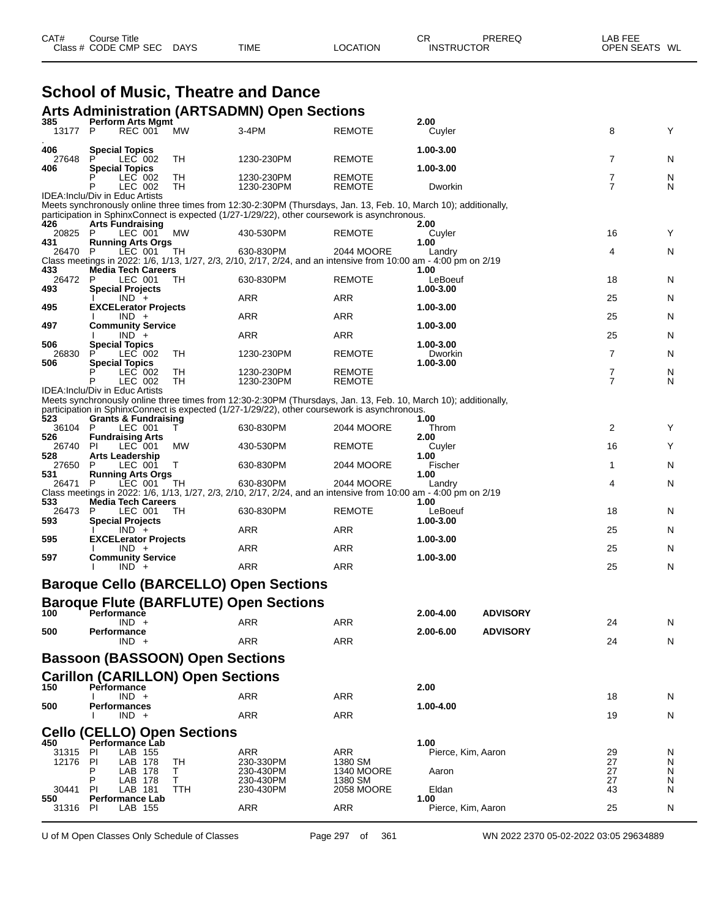| CAT# Class # | Course Title CODE CMP SEC | DAYS | TIME | LOCATION | CR INSTRUCTOR | PREREQ | LAB FEE OPEN SEATS | WL |
|---|---|---|---|---|---|---|---|---|

# School of Music, Theatre and Dance

## Arts Administration (ARTSADMN) Open Sections

| CAT# Class # | Course Title CODE CMP SEC | DAYS | TIME | LOCATION | CR INSTRUCTOR | PREREQ | OPEN SEATS | WL |
|---|---|---|---|---|---|---|---|---|
| **385** | **Perform Arts Mgmt** | | | | **2.00** | | | |
| 13177 | P REC 001 | MW | 3-4PM | REMOTE | Cuyler | | 8 | Y |
| **406** | **Special Topics** | | | | **1.00-3.00** | | | |
| 27648 | P LEC 002 | TH | 1230-230PM | REMOTE | | | 7 | N |
| **406** | **Special Topics** | | | | **1.00-3.00** | | | |
| | P LEC 002 | TH | 1230-230PM | REMOTE | | | 7 | N |
| | P LEC 002 | TH | 1230-230PM | REMOTE | Dworkin | | 7 | N |

IDEA:Inclu/Div in Educ Artists
Meets synchronously online three times from 12:30-2:30PM (Thursdays, Jan. 13, Feb. 10, March 10); additionally, participation in SphinxConnect is expected (1/27-1/29/22), other coursework is asynchronous.

| CAT# Class # | Course Title CODE CMP SEC | DAYS | TIME | LOCATION | CR INSTRUCTOR | PREREQ | OPEN SEATS | WL |
|---|---|---|---|---|---|---|---|---|
| **426** | **Arts Fundraising** | | | | **2.00** | | | |
| 20825 | P LEC 001 | MW | 430-530PM | REMOTE | Cuyler | | 16 | Y |
| **431** | **Running Arts Orgs** | | | | **1.00** | | | |
| 26470 | P LEC 001 | TH | 630-830PM | 2044 MOORE | Landry | | 4 | N |

Class meetings in 2022: 1/6, 1/13, 1/27, 2/3, 2/10, 2/17, 2/24, and an intensive from 10:00 am - 4:00 pm on 2/19

| CAT# Class # | Course Title CODE CMP SEC | DAYS | TIME | LOCATION | CR INSTRUCTOR | PREREQ | OPEN SEATS | WL |
|---|---|---|---|---|---|---|---|---|
| **433** | **Media Tech Careers** | | | | **1.00** | | | |
| 26472 | P LEC 001 | TH | 630-830PM | REMOTE | LeBoeuf | | 18 | N |
| **493** | **Special Projects** | | | | **1.00-3.00** | | | |
| | I IND + | | ARR | ARR | | | 25 | N |
| **495** | **EXCElerator Projects** | | | | **1.00-3.00** | | | |
| | I IND + | | ARR | ARR | | | 25 | N |
| **497** | **Community Service** | | | | **1.00-3.00** | | | |
| | I IND + | | ARR | ARR | | | 25 | N |
| **506** | **Special Topics** | | | | **1.00-3.00** | | | |
| 26830 | P LEC 002 | TH | 1230-230PM | REMOTE | Dworkin | | 7 | N |
| **506** | **Special Topics** | | | | **1.00-3.00** | | | |
| | P LEC 002 | TH | 1230-230PM | REMOTE | | | 7 | N |
| | P LEC 002 | TH | 1230-230PM | REMOTE | | | 7 | N |

IDEA:Inclu/Div in Educ Artists
Meets synchronously online three times from 12:30-2:30PM (Thursdays, Jan. 13, Feb. 10, March 10); additionally, participation in SphinxConnect is expected (1/27-1/29/22), other coursework is asynchronous.

| CAT# Class # | Course Title CODE CMP SEC | DAYS | TIME | LOCATION | CR INSTRUCTOR | PREREQ | OPEN SEATS | WL |
|---|---|---|---|---|---|---|---|---|
| **523** | **Grants & Fundraising** | | | | **1.00** | | | |
| 36104 | P LEC 001 | T | 630-830PM | 2044 MOORE | Throm | | 2 | Y |
| **526** | **Fundraising Arts** | | | | **2.00** | | | |
| 26740 | PI LEC 001 | MW | 430-530PM | REMOTE | Cuyler | | 16 | Y |
| **528** | **Arts Leadership** | | | | **1.00** | | | |
| 27650 | P LEC 001 | T | 630-830PM | 2044 MOORE | Fischer | | 1 | N |
| **531** | **Running Arts Orgs** | | | | **1.00** | | | |
| 26471 | P LEC 001 | TH | 630-830PM | 2044 MOORE | Landry | | 4 | N |

Class meetings in 2022: 1/6, 1/13, 1/27, 2/3, 2/10, 2/17, 2/24, and an intensive from 10:00 am - 4:00 pm on 2/19

| CAT# Class # | Course Title CODE CMP SEC | DAYS | TIME | LOCATION | CR INSTRUCTOR | PREREQ | OPEN SEATS | WL |
|---|---|---|---|---|---|---|---|---|
| **533** | **Media Tech Careers** | | | | **1.00** | | | |
| 26473 | P LEC 001 | TH | 630-830PM | REMOTE | LeBoeuf | | 18 | N |
| **593** | **Special Projects** | | | | **1.00-3.00** | | | |
| | I IND + | | ARR | ARR | | | 25 | N |
| **595** | **EXCElerator Projects** | | | | **1.00-3.00** | | | |
| | I IND + | | ARR | ARR | | | 25 | N |
| **597** | **Community Service** | | | | **1.00-3.00** | | | |
| | I IND + | | ARR | ARR | | | 25 | N |

## Baroque Cello (BARCELLO) Open Sections

## Baroque Flute (BARFLUTE) Open Sections

| CAT# Class # | Course Title CODE CMP SEC | DAYS | TIME | LOCATION | CR INSTRUCTOR | PREREQ | OPEN SEATS | WL |
|---|---|---|---|---|---|---|---|---|
| **100** | **Performance** | | | | **2.00-4.00** | **ADVISORY** | | |
| | IND + | | ARR | ARR | | | 24 | N |
| **500** | **Performance** | | | | **2.00-6.00** | **ADVISORY** | | |
| | IND + | | ARR | ARR | | | 24 | N |

## Bassoon (BASSOON) Open Sections

## Carillon (CARILLON) Open Sections

| CAT# Class # | Course Title CODE CMP SEC | DAYS | TIME | LOCATION | CR INSTRUCTOR | PREREQ | OPEN SEATS | WL |
|---|---|---|---|---|---|---|---|---|
| **150** | **Performance** | | | | **2.00** | | | |
| | I IND + | | ARR | ARR | | | 18 | N |
| **500** | **Performances** | | | | **1.00-4.00** | | | |
| | I IND + | | ARR | ARR | | | 19 | N |

## Cello (CELLO) Open Sections

| CAT# Class # | Course Title CODE CMP SEC | DAYS | TIME | LOCATION | CR INSTRUCTOR | PREREQ | OPEN SEATS | WL |
|---|---|---|---|---|---|---|---|---|
| **450** | **Performance Lab** | | | | **1.00** | | | |
| 31315 | PI LAB 155 | | ARR | ARR | Pierce, Kim, Aaron | | 29 | N |
| 12176 | PI LAB 178 | TH | 230-330PM | 1380 SM | | | 27 | N |
| | P LAB 178 | T | 230-430PM | 1340 MOORE | Aaron | | 27 | N |
| | P LAB 178 | T | 230-430PM | 1380 SM | | | 27 | N |
| 30441 | PI LAB 181 | TTH | 230-430PM | 2058 MOORE | Eldan | | 43 | N |
| **550** | **Performance Lab** | | | | **1.00** | | | |
| 31316 | PI LAB 155 | | ARR | ARR | Pierce, Kim, Aaron | | 25 | N |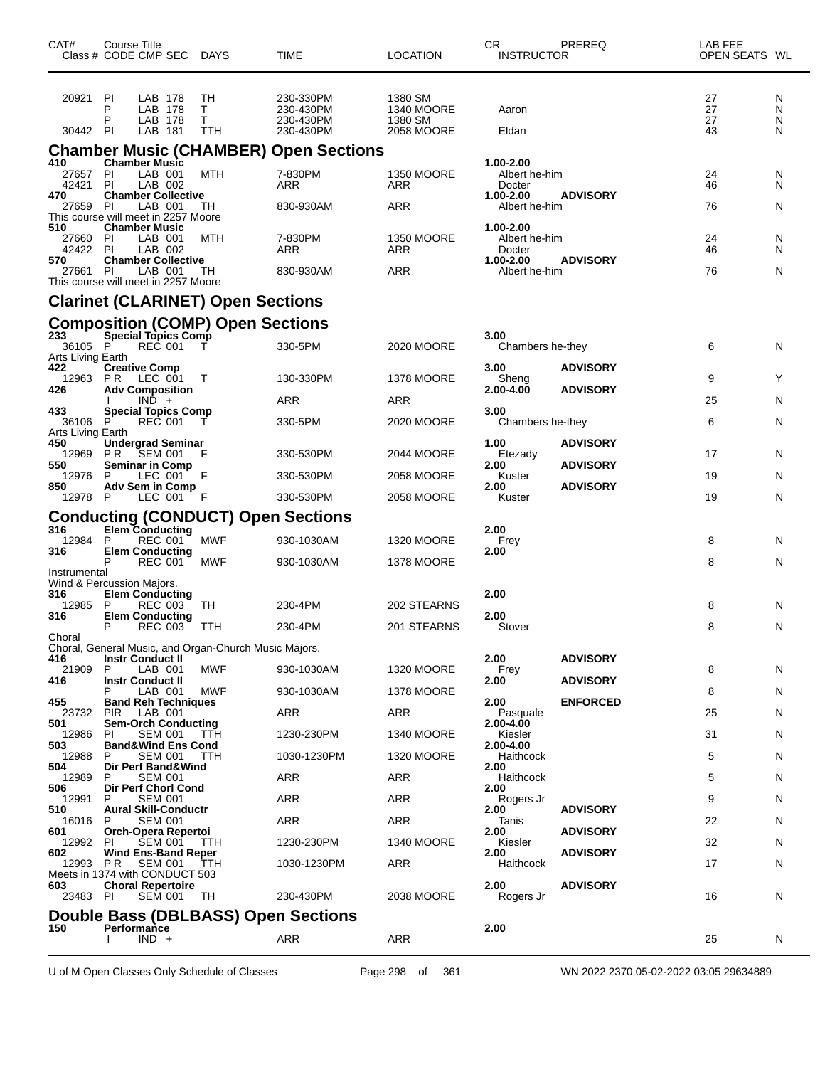| CAT# | Course Title Class # CODE CMP SEC | DAYS | TIME | LOCATION | CR INSTRUCTOR | PREREQ | LAB FEE OPEN SEATS | WL |
|---|---|---|---|---|---|---|---|---|
| 20921 | PI LAB 178 | TH | 230-330PM | 1380 SM | | | 27 | N |
| | P LAB 178 | T | 230-430PM | 1340 MOORE | Aaron | | 27 | N |
| | P LAB 178 | T | 230-430PM | 1380 SM | | | 27 | N |
| 30442 | PI LAB 181 | TTH | 230-430PM | 2058 MOORE | Eldan | | 43 | N |

## Chamber Music (CHAMBER) Open Sections

| CAT# | Course Title Class # CODE CMP SEC | DAYS | TIME | LOCATION | CR INSTRUCTOR | PREREQ | OPEN SEATS | WL |
|---|---|---|---|---|---|---|---|---|
| 410 | **Chamber Music** | | | | 1.00-2.00 | | | |
| 27657 | PI LAB 001 | MTH | 7-830PM | 1350 MOORE | Albert he-him | | 24 | N |
| 42421 | PI LAB 002 | | ARR | ARR | Docter | | 46 | N |
| 470 | **Chamber Collective** | | | | 1.00-2.00 | ADVISORY | | |
| 27659 | PI LAB 001 | TH | 830-930AM | ARR | Albert he-him | | 76 | N |
| This course will meet in 2257 Moore | | | | | | | | |
| 510 | **Chamber Music** | | | | 1.00-2.00 | | | |
| 27660 | PI LAB 001 | MTH | 7-830PM | 1350 MOORE | Albert he-him | | 24 | N |
| 42422 | PI LAB 002 | | ARR | ARR | Docter | | 46 | N |
| 570 | **Chamber Collective** | | | | 1.00-2.00 | ADVISORY | | |
| 27661 | PI LAB 001 | TH | 830-930AM | ARR | Albert he-him | | 76 | N |
| This course will meet in 2257 Moore | | | | | | | | |

## Clarinet (CLARINET) Open Sections

## Composition (COMP) Open Sections

| CAT# | Course Title Class # CODE CMP SEC | DAYS | TIME | LOCATION | CR INSTRUCTOR | PREREQ | OPEN SEATS | WL |
|---|---|---|---|---|---|---|---|---|
| 233 | **Special Topics Comp** | | | | 3.00 | | | |
| 36105 | P REC 001 | T | 330-5PM | 2020 MOORE | Chambers he-they | | 6 | N |
| Arts Living Earth | | | | | | | | |
| 422 | **Creative Comp** | | | | 3.00 | ADVISORY | | |
| 12963 | PR LEC 001 | T | 130-330PM | 1378 MOORE | Sheng | | 9 | Y |
| 426 | **Adv Composition** | | | | 2.00-4.00 | ADVISORY | | |
| | I IND + | | ARR | ARR | | | 25 | N |
| 433 | **Special Topics Comp** | | | | 3.00 | | | |
| 36106 | P REC 001 | T | 330-5PM | 2020 MOORE | Chambers he-they | | 6 | N |
| Arts Living Earth | | | | | | | | |
| 450 | **Undergrad Seminar** | | | | 1.00 | ADVISORY | | |
| 12969 | PR SEM 001 | F | 330-530PM | 2044 MOORE | Etezady | | 17 | N |
| 550 | **Seminar in Comp** | | | | 2.00 | ADVISORY | | |
| 12976 | P LEC 001 | F | 330-530PM | 2058 MOORE | Kuster | | 19 | N |
| 850 | **Adv Sem in Comp** | | | | 2.00 | ADVISORY | | |
| 12978 | P LEC 001 | F | 330-530PM | 2058 MOORE | Kuster | | 19 | N |

## Conducting (CONDUCT) Open Sections

| CAT# | Course Title Class # CODE CMP SEC | DAYS | TIME | LOCATION | CR INSTRUCTOR | PREREQ | OPEN SEATS | WL |
|---|---|---|---|---|---|---|---|---|
| 316 | **Elem Conducting** | | | | 2.00 | | | |
| 12984 | P REC 001 | MWF | 930-1030AM | 1320 MOORE | Frey | | 8 | N |
| 316 | **Elem Conducting** | | | | 2.00 | | | |
| | P REC 001 | MWF | 930-1030AM | 1378 MOORE | | | 8 | N |
| Instrumental Wind & Percussion Majors. | | | | | | | | |
| 316 | **Elem Conducting** | | | | 2.00 | | | |
| 12985 | P REC 003 | TH | 230-4PM | 202 STEARNS | | | 8 | N |
| 316 | **Elem Conducting** | | | | 2.00 | | | |
| | P REC 003 | TTH | 230-4PM | 201 STEARNS | Stover | | 8 | N |
| Choral Choral, General Music, and Organ-Church Music Majors. | | | | | | | | |
| 416 | **Instr Conduct II** | | | | 2.00 | ADVISORY | | |
| 21909 | P LAB 001 | MWF | 930-1030AM | 1320 MOORE | Frey | | 8 | N |
| 416 | **Instr Conduct II** | | | | 2.00 | ADVISORY | | |
| | P LAB 001 | MWF | 930-1030AM | 1378 MOORE | | | 8 | N |
| 455 | **Band Reh Techniques** | | | | 2.00 | ENFORCED | | |
| 23732 | PIR LAB 001 | | ARR | ARR | Pasquale | | 25 | N |
| 501 | **Sem-Orch Conducting** | | | | 2.00-4.00 | | | |
| 12986 | PI SEM 001 | TTH | 1230-230PM | 1340 MOORE | Kiesler | | 31 | N |
| 503 | **Band&Wind Ens Cond** | | | | 2.00-4.00 | | | |
| 12988 | P SEM 001 | TTH | 1030-1230PM | 1320 MOORE | Haithcock | | 5 | N |
| 504 | **Dir Perf Band&Wind** | | | | 2.00 | | | |
| 12989 | P SEM 001 | | ARR | ARR | Haithcock | | 5 | N |
| 506 | **Dir Perf Chorl Cond** | | | | 2.00 | | | |
| 12991 | P SEM 001 | | ARR | ARR | Rogers Jr | | 9 | N |
| 510 | **Aural Skill-Conductr** | | | | 2.00 | ADVISORY | | |
| 16016 | P SEM 001 | | ARR | ARR | Tanis | | 22 | N |
| 601 | **Orch-Opera Repertoi** | | | | 2.00 | ADVISORY | | |
| 12992 | PI SEM 001 | TTH | 1230-230PM | 1340 MOORE | Kiesler | | 32 | N |
| 602 | **Wind Ens-Band Reper** | | | | 2.00 | ADVISORY | | |
| 12993 | PR SEM 001 | TTH | 1030-1230PM | ARR | Haithcock | | 17 | N |
| Meets in 1374 with CONDUCT 503 | | | | | | | | |
| 603 | **Choral Repertoire** | | | | 2.00 | ADVISORY | | |
| 23483 | PI SEM 001 | TH | 230-430PM | 2038 MOORE | Rogers Jr | | 16 | N |

## Double Bass (DBLBASS) Open Sections

| CAT# | Course Title Class # CODE CMP SEC | DAYS | TIME | LOCATION | CR INSTRUCTOR | PREREQ | OPEN SEATS | WL |
|---|---|---|---|---|---|---|---|---|
| 150 | **Performance** | | | | 2.00 | | | |
| | I IND + | | ARR | ARR | | | 25 | N |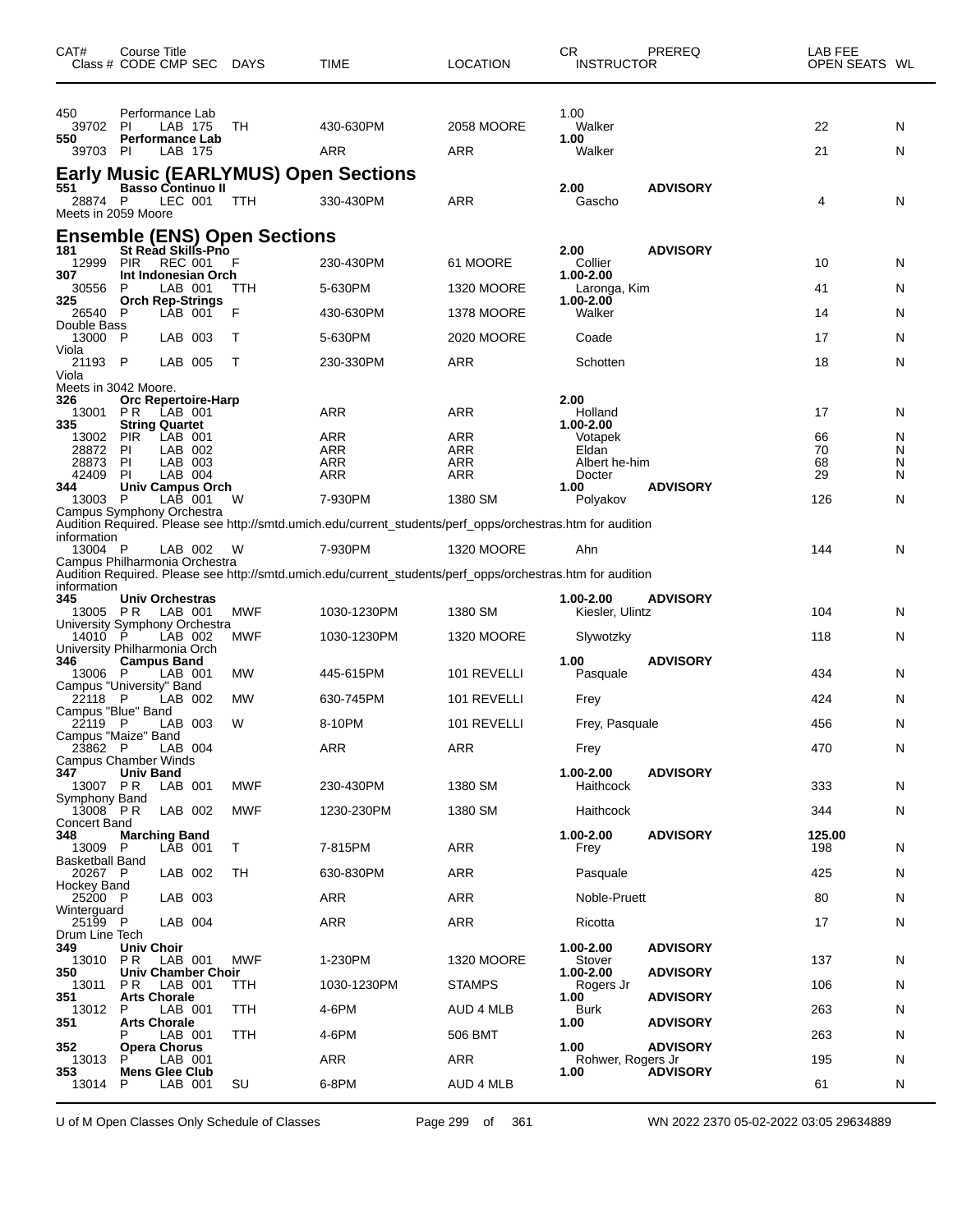| CAT# Class # | Course Title CODE CMP SEC | DAYS | TIME | LOCATION | CR INSTRUCTOR | PREREQ | LAB FEE OPEN SEATS | WL |
|---|---|---|---|---|---|---|---|---|
| 450 | Performance Lab | | | | 1.00 | | | |
| 39702 | PI LAB 175 | TH | 430-630PM | 2058 MOORE | Walker | | 22 | N |
| **550** | **Performance Lab** | | | | **1.00** | | | |
| 39703 | PI LAB 175 | | ARR | ARR | Walker | | 21 | N |

## Early Music (EARLYMUS) Open Sections

| CAT# Class # | Course Title CODE CMP SEC | DAYS | TIME | LOCATION | CR INSTRUCTOR | PREREQ | LAB FEE OPEN SEATS | WL |
|---|---|---|---|---|---|---|---|---|
| **551** | **Basso Continuo II** | | | | **2.00** | **ADVISORY** | | |
| 28874 | P LEC 001 | TTH | 330-430PM | ARR | Gascho | | 4 | N |
| Meets in 2059 Moore | | | | | | | | |

## Ensemble (ENS) Open Sections

| CAT# Class # | Course Title CODE CMP SEC | DAYS | TIME | LOCATION | CR INSTRUCTOR | PREREQ | LAB FEE OPEN SEATS | WL |
|---|---|---|---|---|---|---|---|---|
| **181** | **St Read Skills-Pno** | | | | **2.00** | **ADVISORY** | | |
| 12999 | PIR REC 001 | F | 230-430PM | 61 MOORE | Collier | | 10 | N |
| **307** | **Int Indonesian Orch** | | | | **1.00-2.00** | | | |
| 30556 | P LAB 001 | TTH | 5-630PM | 1320 MOORE | Laronga, Kim | | 41 | N |
| **325** | **Orch Rep-Strings** | | | | **1.00-2.00** | | | |
| 26540 | P LAB 001 | F | 430-630PM | 1378 MOORE | Walker | | 14 | N |
| Double Bass | | | | | | | | |
| 13000 | P LAB 003 | T | 5-630PM | 2020 MOORE | Coade | | 17 | N |
| Viola | | | | | | | | |
| 21193 | P LAB 005 | T | 230-330PM | ARR | Schotten | | 18 | N |
| Viola | | | | | | | | |
| Meets in 3042 Moore. | | | | | | | | |
| **326** | **Orc Repertoire-Harp** | | | | **2.00** | | | |
| 13001 | P R LAB 001 | | ARR | ARR | Holland | | 17 | N |
| **335** | **String Quartet** | | | | **1.00-2.00** | | | |
| 13002 | PIR LAB 001 | | ARR | ARR | Votapek | | 66 | N |
| 28872 | PI LAB 002 | | ARR | ARR | Eldan | | 70 | N |
| 28873 | PI LAB 003 | | ARR | ARR | Albert he-him | | 68 | N |
| 42409 | PI LAB 004 | | ARR | ARR | Docter | | 29 | N |
| **344** | **Univ Campus Orch** | | | | **1.00** | **ADVISORY** | | |
| 13003 | P LAB 001 | W | 7-930PM | 1380 SM | Polyakov | | 126 | N |
| Campus Symphony Orchestra | | | | | | | | |
| Audition Required. Please see http://smtd.umich.edu/current_students/perf_opps/orchestras.htm for audition information | | | | | | | | |
| 13004 | P LAB 002 | W | 7-930PM | 1320 MOORE | Ahn | | 144 | N |
| Campus Philharmonia Orchestra | | | | | | | | |
| Audition Required. Please see http://smtd.umich.edu/current_students/perf_opps/orchestras.htm for audition information | | | | | | | | |
| **345** | **Univ Orchestras** | | | | **1.00-2.00** | **ADVISORY** | | |
| 13005 | P R LAB 001 | MWF | 1030-1230PM | 1380 SM | Kiesler, Ulintz | | 104 | N |
| University Symphony Orchestra | | | | | | | | |
| 14010 | P LAB 002 | MWF | 1030-1230PM | 1320 MOORE | Slywotzky | | 118 | N |
| University Philharmonia Orch | | | | | | | | |
| **346** | **Campus Band** | | | | **1.00** | **ADVISORY** | | |
| 13006 | P LAB 001 | MW | 445-615PM | 101 REVELLI | Pasquale | | 434 | N |
| Campus "University" Band | | | | | | | | |
| 22118 | P LAB 002 | MW | 630-745PM | 101 REVELLI | Frey | | 424 | N |
| Campus "Blue" Band | | | | | | | | |
| 22119 | P LAB 003 | W | 8-10PM | 101 REVELLI | Frey, Pasquale | | 456 | N |
| Campus "Maize" Band | | | | | | | | |
| 23862 | P LAB 004 | | ARR | ARR | Frey | | 470 | N |
| Campus Chamber Winds | | | | | | | | |
| **347** | **Univ Band** | | | | **1.00-2.00** | **ADVISORY** | | |
| 13007 | P R LAB 001 | MWF | 230-430PM | 1380 SM | Haithcock | | 333 | N |
| Symphony Band | | | | | | | | |
| 13008 | P R LAB 002 | MWF | 1230-230PM | 1380 SM | Haithcock | | 344 | N |
| Concert Band | | | | | | | | |
| **348** | **Marching Band** | | | | **1.00-2.00** | **ADVISORY** | **125.00** | |
| 13009 | P LAB 001 | T | 7-815PM | ARR | Frey | | 198 | N |
| Basketball Band | | | | | | | | |
| 20267 | P LAB 002 | TH | 630-830PM | ARR | Pasquale | | 425 | N |
| Hockey Band | | | | | | | | |
| 25200 | P LAB 003 | | ARR | ARR | Noble-Pruett | | 80 | N |
| Winterguard | | | | | | | | |
| 25199 | P LAB 004 | | ARR | ARR | Ricotta | | 17 | N |
| Drum Line Tech | | | | | | | | |
| **349** | **Univ Choir** | | | | **1.00-2.00** | **ADVISORY** | | |
| 13010 | P R LAB 001 | MWF | 1-230PM | 1320 MOORE | Stover | | 137 | N |
| **350** | **Univ Chamber Choir** | | | | **1.00-2.00** | **ADVISORY** | | |
| 13011 | P R LAB 001 | TTH | 1030-1230PM | STAMPS | Rogers Jr | | 106 | N |
| **351** | **Arts Chorale** | | | | **1.00** | **ADVISORY** | | |
| 13012 | P LAB 001 | TTH | 4-6PM | AUD 4 MLB | Burk | | 263 | N |
| **351** | **Arts Chorale** | | | | **1.00** | **ADVISORY** | | |
| | P LAB 001 | TTH | 4-6PM | 506 BMT | | | 263 | N |
| **352** | **Opera Chorus** | | | | **1.00** | **ADVISORY** | | |
| 13013 | P LAB 001 | | ARR | ARR | Rohwer, Rogers Jr | | 195 | N |
| **353** | **Mens Glee Club** | | | | **1.00** | **ADVISORY** | | |
| 13014 | P LAB 001 | SU | 6-8PM | AUD 4 MLB | | | 61 | N |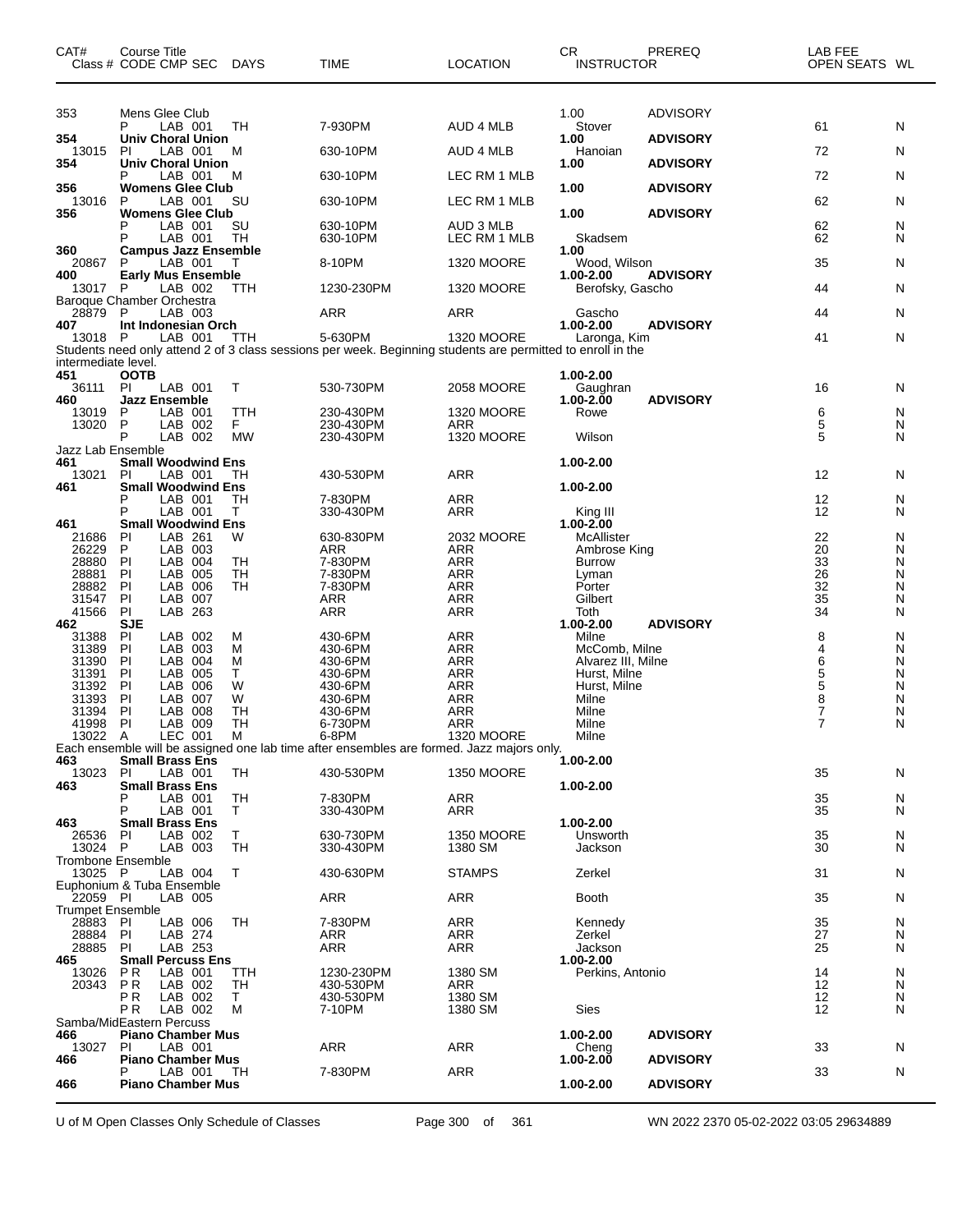| CAT# | Course Title Class # CODE CMP SEC | DAYS | TIME | LOCATION | CR INSTRUCTOR | PREREQ | LAB FEE OPEN SEATS | WL |
|---|---|---|---|---|---|---|---|---|
| 353 | Mens Glee Club | | | | 1.00 | ADVISORY | | |
| | P LAB 001 | TH | 7-930PM | AUD 4 MLB | Stover | | 61 | N |
| 354 | **Univ Choral Union** | | | | **1.00** | **ADVISORY** | | |
| 13015 | PI LAB 001 | M | 630-10PM | AUD 4 MLB | Hanoian | | 72 | N |
| 354 | **Univ Choral Union** | | | | **1.00** | **ADVISORY** | | |
| | P LAB 001 | M | 630-10PM | LEC RM 1 MLB | | | 72 | N |
| 356 | **Womens Glee Club** | | | | **1.00** | **ADVISORY** | | |
| 13016 | P LAB 001 | SU | 630-10PM | LEC RM 1 MLB | | | 62 | N |
| 356 | **Womens Glee Club** | | | | **1.00** | **ADVISORY** | | |
| | P LAB 001 | SU | 630-10PM | AUD 3 MLB | | | 62 | N |
| | P LAB 001 | TH | 630-10PM | LEC RM 1 MLB | Skadsem | | 62 | N |
| 360 | **Campus Jazz Ensemble** | | | | **1.00** | | | |
| 20867 | P LAB 001 | T | 8-10PM | 1320 MOORE | Wood, Wilson | | 35 | N |
| 400 | **Early Mus Ensemble** | | | | **1.00-2.00** | **ADVISORY** | | |
| 13017 | P LAB 002 | TTH | 1230-230PM | 1320 MOORE | Berofsky, Gascho | | 44 | N |
| Baroque Chamber Orchestra | | | | | | | | |
| 28879 | P LAB 003 | | ARR | ARR | Gascho | | 44 | N |
| 407 | **Int Indonesian Orch** | | | | **1.00-2.00** | **ADVISORY** | | |
| 13018 | P LAB 001 | TTH | 5-630PM | 1320 MOORE | Laronga, Kim | | 41 | N |
| Students need only attend 2 of 3 class sessions per week. Beginning students are permitted to enroll in the intermediate level. | | | | | | | | |
| 451 | **OOTB** | | | | **1.00-2.00** | | | |
| 36111 | PI LAB 001 | T | 530-730PM | 2058 MOORE | Gaughran | | 16 | N |
| 460 | **Jazz Ensemble** | | | | **1.00-2.00** | **ADVISORY** | | |
| 13019 | P LAB 001 | TTH | 230-430PM | 1320 MOORE | Rowe | | 6 | N |
| 13020 | P LAB 002 | F | 230-430PM | ARR | | | 5 | N |
| | P LAB 002 | MW | 230-430PM | 1320 MOORE | Wilson | | 5 | N |
| Jazz Lab Ensemble | | | | | | | | |
| 461 | **Small Woodwind Ens** | | | | **1.00-2.00** | | | |
| 13021 | PI LAB 001 | TH | 430-530PM | ARR | | | 12 | N |
| 461 | **Small Woodwind Ens** | | | | **1.00-2.00** | | | |
| | P LAB 001 | TH | 7-830PM | ARR | | | 12 | N |
| | P LAB 001 | T | 330-430PM | ARR | King III | | 12 | N |
| 461 | **Small Woodwind Ens** | | | | **1.00-2.00** | | | |
| 21686 | PI LAB 261 | W | 630-830PM | 2032 MOORE | McAllister | | 22 | N |
| 26229 | P LAB 003 | | ARR | ARR | Ambrose King | | 20 | N |
| 28880 | PI LAB 004 | TH | 7-830PM | ARR | Burrow | | 33 | N |
| 28881 | PI LAB 005 | TH | 7-830PM | ARR | Lyman | | 26 | N |
| 28882 | PI LAB 006 | TH | 7-830PM | ARR | Porter | | 32 | N |
| 31547 | PI LAB 007 | | ARR | ARR | Gilbert | | 35 | N |
| 41566 | PI LAB 263 | | ARR | ARR | Toth | | 34 | N |
| 462 | **SJE** | | | | **1.00-2.00** | **ADVISORY** | | |
| 31388 | PI LAB 002 | M | 430-6PM | ARR | Milne | | 8 | N |
| 31389 | PI LAB 003 | M | 430-6PM | ARR | McComb, Milne | | 4 | N |
| 31390 | PI LAB 004 | M | 430-6PM | ARR | Alvarez III, Milne | | 6 | N |
| 31391 | PI LAB 005 | T | 430-6PM | ARR | Hurst, Milne | | 5 | N |
| 31392 | PI LAB 006 | W | 430-6PM | ARR | Hurst, Milne | | 5 | N |
| 31393 | PI LAB 007 | W | 430-6PM | ARR | Milne | | 8 | N |
| 31394 | PI LAB 008 | TH | 430-6PM | ARR | Milne | | 7 | N |
| 41998 | PI LAB 009 | TH | 6-730PM | ARR | Milne | | 7 | N |
| 13022 | A LEC 001 | M | 6-8PM | 1320 MOORE | Milne | | | |
| Each ensemble will be assigned one lab time after ensembles are formed. Jazz majors only. | | | | | | | | |
| 463 | **Small Brass Ens** | | | | **1.00-2.00** | | | |
| 13023 | PI LAB 001 | TH | 430-530PM | 1350 MOORE | | | 35 | N |
| 463 | **Small Brass Ens** | | | | **1.00-2.00** | | | |
| | P LAB 001 | TH | 7-830PM | ARR | | | 35 | N |
| | P LAB 001 | T | 330-430PM | ARR | | | 35 | N |
| 463 | **Small Brass Ens** | | | | **1.00-2.00** | | | |
| 26536 | PI LAB 002 | T | 630-730PM | 1350 MOORE | Unsworth | | 35 | N |
| 13024 | P LAB 003 | TH | 330-430PM | 1380 SM | Jackson | | 30 | N |
| Trombone Ensemble | | | | | | | | |
| 13025 | P LAB 004 | T | 430-630PM | STAMPS | Zerkel | | 31 | N |
| Euphonium & Tuba Ensemble | | | | | | | | |
| 22059 | PI LAB 005 | | ARR | ARR | Booth | | 35 | N |
| Trumpet Ensemble | | | | | | | | |
| 28883 | PI LAB 006 | TH | 7-830PM | ARR | Kennedy | | 35 | N |
| 28884 | PI LAB 274 | | ARR | ARR | Zerkel | | 27 | N |
| 28885 | PI LAB 253 | | ARR | ARR | Jackson | | 25 | N |
| 465 | **Small Percuss Ens** | | | | **1.00-2.00** | | | |
| 13026 | P R LAB 001 | TTH | 1230-230PM | 1380 SM | Perkins, Antonio | | 14 | N |
| 20343 | P R LAB 002 | TH | 430-530PM | ARR | | | 12 | N |
| | P R LAB 002 | T | 430-530PM | 1380 SM | | | 12 | N |
| | P R LAB 002 | M | 7-10PM | 1380 SM | Sies | | 12 | N |
| Samba/MidEastern Percuss | | | | | | | | |
| 466 | **Piano Chamber Mus** | | | | **1.00-2.00** | **ADVISORY** | | |
| 13027 | PI LAB 001 | | ARR | ARR | Cheng | | 33 | N |
| 466 | **Piano Chamber Mus** | | | | **1.00-2.00** | **ADVISORY** | | |
| | P LAB 001 | TH | 7-830PM | ARR | | | 33 | N |
| 466 | **Piano Chamber Mus** | | | | **1.00-2.00** | **ADVISORY** | | |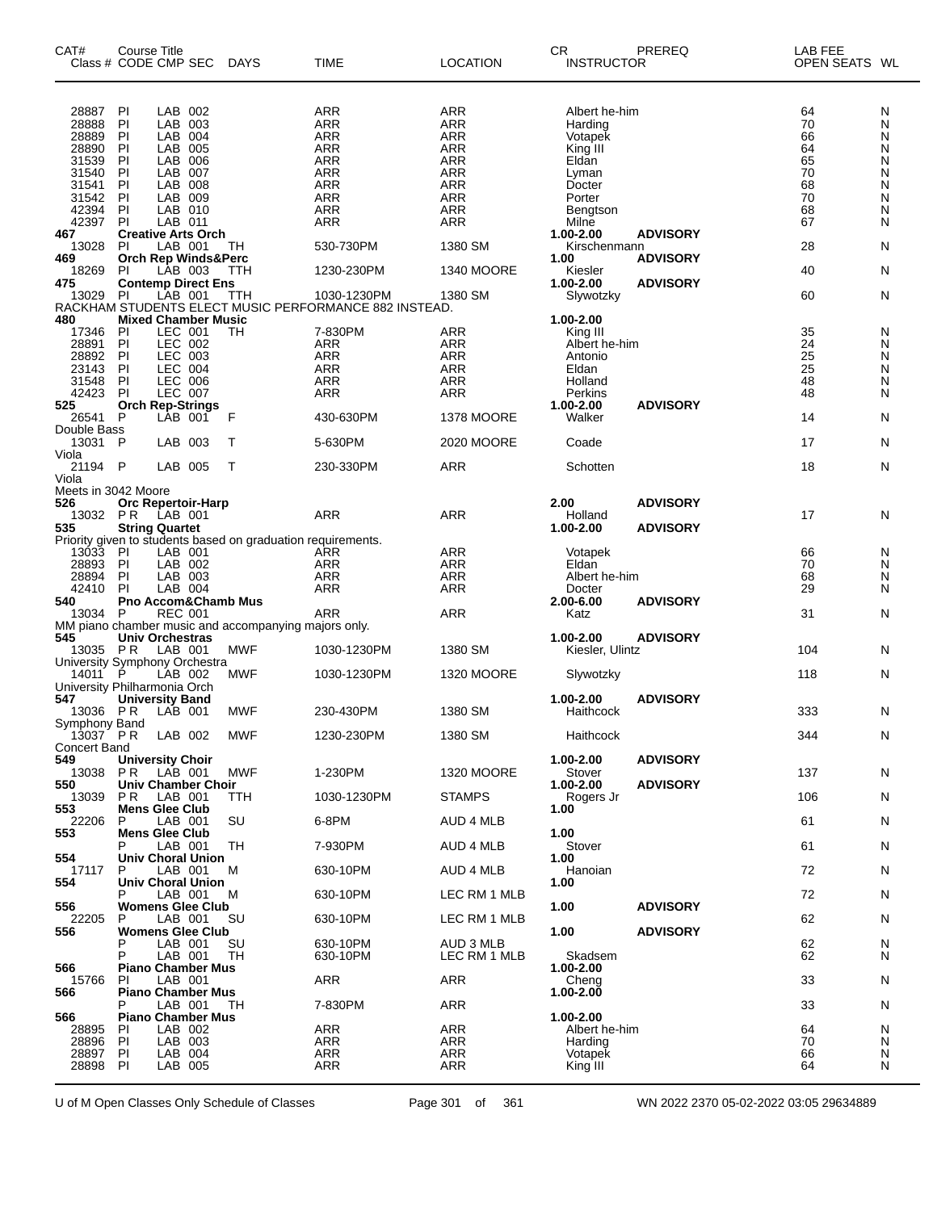| CAT# Class # | Course Title CODE | CMP | SEC | DAYS | TIME | LOCATION | CR INSTRUCTOR | PREREQ | LAB FEE OPEN SEATS | WL |
|---|---|---|---|---|---|---|---|---|---|---|
| 28887 | PI | LAB | 002 | | ARR | ARR | Albert he-him | | 64 | N |
| 28888 | PI | LAB | 003 | | ARR | ARR | Harding | | 70 | N |
| 28889 | PI | LAB | 004 | | ARR | ARR | Votapek | | 66 | N |
| 28890 | PI | LAB | 005 | | ARR | ARR | King III | | 64 | N |
| 31539 | PI | LAB | 006 | | ARR | ARR | Eldan | | 65 | N |
| 31540 | PI | LAB | 007 | | ARR | ARR | Lyman | | 70 | N |
| 31541 | PI | LAB | 008 | | ARR | ARR | Docter | | 68 | N |
| 31542 | PI | LAB | 009 | | ARR | ARR | Porter | | 70 | N |
| 42394 | PI | LAB | 010 | | ARR | ARR | Bengtson | | 68 | N |
| 42397 | PI | LAB | 011 | | ARR | ARR | Milne | | 67 | N |
| **467** | **Creative Arts Orch** | | | | | | **1.00-2.00** | **ADVISORY** | | |
| 13028 | PI | LAB | 001 | TH | 530-730PM | 1380 SM | Kirschenmann | | 28 | N |
| **469** | **Orch Rep Winds&Perc** | | | | | | **1.00** | **ADVISORY** | | |
| 18269 | PI | LAB | 003 | TTH | 1230-230PM | 1340 MOORE | Kiesler | | 40 | N |
| **475** | **Contemp Direct Ens** | | | | | | **1.00-2.00** | **ADVISORY** | | |
| 13029 | PI | LAB | 001 | TTH | 1030-1230PM | 1380 SM | Slywotzky | | 60 | N |
| RACKHAM STUDENTS ELECT MUSIC PERFORMANCE 882 INSTEAD. | | | | | | | | | | |
| **480** | **Mixed Chamber Music** | | | | | | **1.00-2.00** | | | |
| 17346 | PI | LEC | 001 | TH | 7-830PM | ARR | King III | | 35 | N |
| 28891 | PI | LEC | 002 | | ARR | ARR | Albert he-him | | 24 | N |
| 28892 | PI | LEC | 003 | | ARR | ARR | Antonio | | 25 | N |
| 23143 | PI | LEC | 004 | | ARR | ARR | Eldan | | 25 | N |
| 31548 | PI | LEC | 006 | | ARR | ARR | Holland | | 48 | N |
| 42423 | PI | LEC | 007 | | ARR | ARR | Perkins | | 48 | N |
| **525** | **Orch Rep-Strings** | | | | | | **1.00-2.00** | **ADVISORY** | | |
| 26541 | P | LAB | 001 | F | 430-630PM | 1378 MOORE | Walker | | 14 | N |
| Double Bass | | | | | | | | | | |
| 13031 | P | LAB | 003 | T | 5-630PM | 2020 MOORE | Coade | | 17 | N |
| Viola | | | | | | | | | | |
| 21194 | P | LAB | 005 | T | 230-330PM | ARR | Schotten | | 18 | N |
| Viola | | | | | | | | | | |
| Meets in 3042 Moore | | | | | | | | | | |
| **526** | **Orc Repertoir-Harp** | | | | | | **2.00** | **ADVISORY** | | |
| 13032 | P R | LAB | 001 | | ARR | ARR | Holland | | 17 | N |
| **535** | **String Quartet** | | | | | | **1.00-2.00** | **ADVISORY** | | |
| Priority given to students based on graduation requirements. | | | | | | | | | | |
| 13033 | PI | LAB | 001 | | ARR | ARR | Votapek | | 66 | N |
| 28893 | PI | LAB | 002 | | ARR | ARR | Eldan | | 70 | N |
| 28894 | PI | LAB | 003 | | ARR | ARR | Albert he-him | | 68 | N |
| 42410 | PI | LAB | 004 | | ARR | ARR | Docter | | 29 | N |
| **540** | **Pno Accom&Chamb Mus** | | | | | | **2.00-6.00** | **ADVISORY** | | |
| 13034 | P | REC | 001 | | ARR | ARR | Katz | | 31 | N |
| MM piano chamber music and accompanying majors only. | | | | | | | | | | |
| **545** | **Univ Orchestras** | | | | | | **1.00-2.00** | **ADVISORY** | | |
| 13035 | P R | LAB | 001 | MWF | 1030-1230PM | 1380 SM | Kiesler, Ulintz | | 104 | N |
| University Symphony Orchestra | | | | | | | | | | |
| 14011 | P | LAB | 002 | MWF | 1030-1230PM | 1320 MOORE | Slywotzky | | 118 | N |
| University Philharmonia Orch | | | | | | | | | | |
| **547** | **University Band** | | | | | | **1.00-2.00** | **ADVISORY** | | |
| 13036 | P R | LAB | 001 | MWF | 230-430PM | 1380 SM | Haithcock | | 333 | N |
| Symphony Band | | | | | | | | | | |
| 13037 | P R | LAB | 002 | MWF | 1230-230PM | 1380 SM | Haithcock | | 344 | N |
| Concert Band | | | | | | | | | | |
| **549** | **University Choir** | | | | | | **1.00-2.00** | **ADVISORY** | | |
| 13038 | P R | LAB | 001 | MWF | 1-230PM | 1320 MOORE | Stover | | 137 | N |
| **550** | **Univ Chamber Choir** | | | | | | **1.00-2.00** | **ADVISORY** | | |
| 13039 | P R | LAB | 001 | TTH | 1030-1230PM | STAMPS | Rogers Jr | | 106 | N |
| **553** | **Mens Glee Club** | | | | | | **1.00** | | | |
| 22206 | P | LAB | 001 | SU | 6-8PM | AUD 4 MLB | | | 61 | N |
| **553** | **Mens Glee Club** | | | | | | **1.00** | | | |
| | P | LAB | 001 | TH | 7-930PM | AUD 4 MLB | Stover | | 61 | N |
| **554** | **Univ Choral Union** | | | | | | **1.00** | | | |
| 17117 | P | LAB | 001 | M | 630-10PM | AUD 4 MLB | Hanoian | | 72 | N |
| **554** | **Univ Choral Union** | | | | | | **1.00** | | | |
| | P | LAB | 001 | M | 630-10PM | LEC RM 1 MLB | | | 72 | N |
| **556** | **Womens Glee Club** | | | | | | **1.00** | **ADVISORY** | | |
| 22205 | P | LAB | 001 | SU | 630-10PM | LEC RM 1 MLB | | | 62 | N |
| **556** | **Womens Glee Club** | | | | | | **1.00** | **ADVISORY** | | |
| | P | LAB | 001 | SU | 630-10PM | AUD 3 MLB | | | 62 | N |
| | P | LAB | 001 | TH | 630-10PM | LEC RM 1 MLB | Skadsem | | 62 | N |
| **566** | **Piano Chamber Mus** | | | | | | **1.00-2.00** | | | |
| 15766 | PI | LAB | 001 | | ARR | ARR | Cheng | | 33 | N |
| **566** | **Piano Chamber Mus** | | | | | | **1.00-2.00** | | | |
| | P | LAB | 001 | TH | 7-830PM | ARR | | | 33 | N |
| **566** | **Piano Chamber Mus** | | | | | | **1.00-2.00** | | | |
| 28895 | PI | LAB | 002 | | ARR | ARR | Albert he-him | | 64 | N |
| 28896 | PI | LAB | 003 | | ARR | ARR | Harding | | 70 | N |
| 28897 | PI | LAB | 004 | | ARR | ARR | Votapek | | 66 | N |
| 28898 | PI | LAB | 005 | | ARR | ARR | King III | | 64 | N |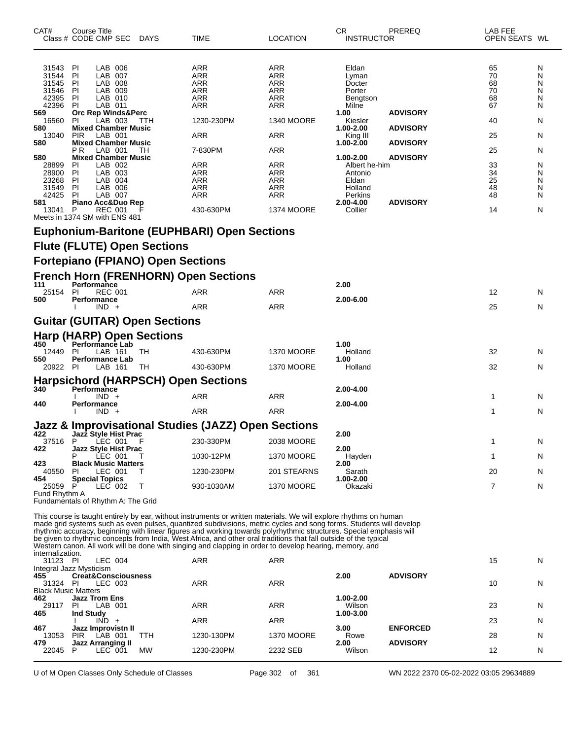| CAT# | Class # | CODE | CMP | SEC | DAYS | TIME | LOCATION | CR | INSTRUCTOR | PREREQ | LAB FEE | OPEN SEATS | WL |
|---|---|---|---|---|---|---|---|---|---|---|---|---|---|
| | 31543 | PI | LAB | 006 | | ARR | ARR | | Eldan | | | 65 | N |
| | 31544 | PI | LAB | 007 | | ARR | ARR | | Lyman | | | 70 | N |
| | 31545 | PI | LAB | 008 | | ARR | ARR | | Docter | | | 68 | N |
| | 31546 | PI | LAB | 009 | | ARR | ARR | | Porter | | | 70 | N |
| | 42395 | PI | LAB | 010 | | ARR | ARR | | Bengtson | | | 68 | N |
| | 42396 | PI | LAB | 011 | | ARR | ARR | | Milne | | | 67 | N |
| **569** | **Orc Rep Winds&Perc** | | | | | | | **1.00** | | **ADVISORY** | | | |
| | 16560 | PI | LAB | 003 | TTH | 1230-230PM | 1340 MOORE | | Kiesler | | | 40 | N |
| **580** | **Mixed Chamber Music** | | | | | | | **1.00-2.00** | | **ADVISORY** | | | |
| | 13040 | PIR | LAB | 001 | | ARR | ARR | | King III | | | 25 | N |
| **580** | **Mixed Chamber Music** | | | | | | | **1.00-2.00** | | **ADVISORY** | | | |
| | | P R | LAB | 001 | TH | 7-830PM | ARR | | | | | 25 | N |
| **580** | **Mixed Chamber Music** | | | | | | | **1.00-2.00** | | **ADVISORY** | | | |
| | 28899 | PI | LAB | 002 | | ARR | ARR | | Albert he-him | | | 33 | N |
| | 28900 | PI | LAB | 003 | | ARR | ARR | | Antonio | | | 34 | N |
| | 23268 | PI | LAB | 004 | | ARR | ARR | | Eldan | | | 25 | N |
| | 31549 | PI | LAB | 006 | | ARR | ARR | | Holland | | | 48 | N |
| | 42425 | PI | LAB | 007 | | ARR | ARR | | Perkins | | | 48 | N |
| **581** | **Piano Acc&Duo Rep** | | | | | | | **2.00-4.00** | | **ADVISORY** | | | |
| | 13041 | P | REC | 001 | F | 430-630PM | 1374 MOORE | | Collier | | | 14 | N |

Meets in 1374 SM with ENS 481

## Euphonium-Baritone (EUPHBARI) Open Sections

## Flute (FLUTE) Open Sections

## Fortepiano (FPIANO) Open Sections

## French Horn (FRENHORN) Open Sections

| CAT# | Class # | CODE | CMP | SEC | DAYS | TIME | LOCATION | CR | INSTRUCTOR | PREREQ | LAB FEE | OPEN SEATS | WL |
|---|---|---|---|---|---|---|---|---|---|---|---|---|---|
| **111** | **Performance** | | | | | | | **2.00** | | | | | |
| | 25154 | PI | REC | 001 | | ARR | ARR | | | | | 12 | N |
| **500** | **Performance** | | | | | | | **2.00-6.00** | | | | | |
| | | I | IND | + | | ARR | ARR | | | | | 25 | N |

## Guitar (GUITAR) Open Sections

## Harp (HARP) Open Sections

| CAT# | Class # | CODE | CMP | SEC | DAYS | TIME | LOCATION | CR | INSTRUCTOR | PREREQ | LAB FEE | OPEN SEATS | WL |
|---|---|---|---|---|---|---|---|---|---|---|---|---|---|
| **450** | **Performance Lab** | | | | | | | **1.00** | | | | | |
| | 12449 | PI | LAB | 161 | TH | 430-630PM | 1370 MOORE | | Holland | | | 32 | N |
| **550** | **Performance Lab** | | | | | | | **1.00** | | | | | |
| | 20922 | PI | LAB | 161 | TH | 430-630PM | 1370 MOORE | | Holland | | | 32 | N |

## Harpsichord (HARPSCH) Open Sections

| CAT# | Class # | CODE | CMP | SEC | DAYS | TIME | LOCATION | CR | INSTRUCTOR | PREREQ | LAB FEE | OPEN SEATS | WL |
|---|---|---|---|---|---|---|---|---|---|---|---|---|---|
| **340** | **Performance** | | | | | | | **2.00-4.00** | | | | | |
| | | I | IND | + | | ARR | ARR | | | | | 1 | N |
| **440** | **Performance** | | | | | | | **2.00-4.00** | | | | | |
| | | I | IND | + | | ARR | ARR | | | | | 1 | N |

## Jazz & Improvisational Studies (JAZZ) Open Sections

| CAT# | Class # | CODE | CMP | SEC | DAYS | TIME | LOCATION | CR | INSTRUCTOR | PREREQ | LAB FEE | OPEN SEATS | WL |
|---|---|---|---|---|---|---|---|---|---|---|---|---|---|
| **422** | **Jazz Style Hist Prac** | | | | | | | **2.00** | | | | | |
| | 37516 | P | LEC | 001 | F | 230-330PM | 2038 MOORE | | | | | 1 | N |
| **422** | **Jazz Style Hist Prac** | | | | | | | **2.00** | | | | | |
| | | P | LEC | 001 | T | 1030-12PM | 1370 MOORE | | Hayden | | | 1 | N |
| **423** | **Black Music Matters** | | | | | | | **2.00** | | | | | |
| | 40550 | PI | LEC | 001 | T | 1230-230PM | 201 STEARNS | | Sarath | | | 20 | N |
| **454** | **Special Topics** | | | | | | | **1.00-2.00** | | | | | |
| | 25059 | P | LEC | 002 | T | 930-1030AM | 1370 MOORE | | Okazaki | | | 7 | N |

Fund Rhythm A
Fundamentals of Rhythm A: The Grid

This course is taught entirely by ear, without instruments or written materials. We will explore rhythms on human made grid systems such as even pulses, quantized subdivisions, metric cycles and song forms. Students will develop rhythmic accuracy, beginning with linear figures and working towards polyrhythmic structures. Special emphasis will be given to rhythmic concepts from India, West Africa, and other oral traditions that fall outside of the typical Western canon. All work will be done with singing and clapping in order to develop hearing, memory, and internalization.

| CAT# | Class # | CODE | CMP | SEC | DAYS | TIME | LOCATION | CR | INSTRUCTOR | PREREQ | LAB FEE | OPEN SEATS | WL |
|---|---|---|---|---|---|---|---|---|---|---|---|---|---|
| | 31123 | PI | LEC | 004 | | ARR | ARR | | | | | 15 | N |

Integral Jazz Mysticism

| CAT# | Class # | CODE | CMP | SEC | DAYS | TIME | LOCATION | CR | INSTRUCTOR | PREREQ | LAB FEE | OPEN SEATS | WL |
|---|---|---|---|---|---|---|---|---|---|---|---|---|---|
| **455** | **Creat&Consciousness** | | | | | | | **2.00** | | **ADVISORY** | | | |
| | 31324 | PI | LEC | 003 | | ARR | ARR | | | | | 10 | N |

Black Music Matters

| CAT# | Class # | CODE | CMP | SEC | DAYS | TIME | LOCATION | CR | INSTRUCTOR | PREREQ | LAB FEE | OPEN SEATS | WL |
|---|---|---|---|---|---|---|---|---|---|---|---|---|---|
| **462** | **Jazz Trom Ens** | | | | | | | **1.00-2.00** | | | | | |
| | 29117 | PI | LAB | 001 | | ARR | ARR | | Wilson | | | 23 | N |
| **465** | **Ind Study** | | | | | | | **1.00-3.00** | | | | | |
| | | I | IND | + | | ARR | ARR | | | | | 23 | N |
| **467** | **Jazz Improvistn II** | | | | | | | **3.00** | | **ENFORCED** | | | |
| | 13053 | PIR | LAB | 001 | TTH | 1230-130PM | 1370 MOORE | | Rowe | | | 28 | N |
| **479** | **Jazz Arranging II** | | | | | | | **2.00** | | **ADVISORY** | | | |
| | 22045 | P | LEC | 001 | MW | 1230-230PM | 2232 SEB | | Wilson | | | 12 | N |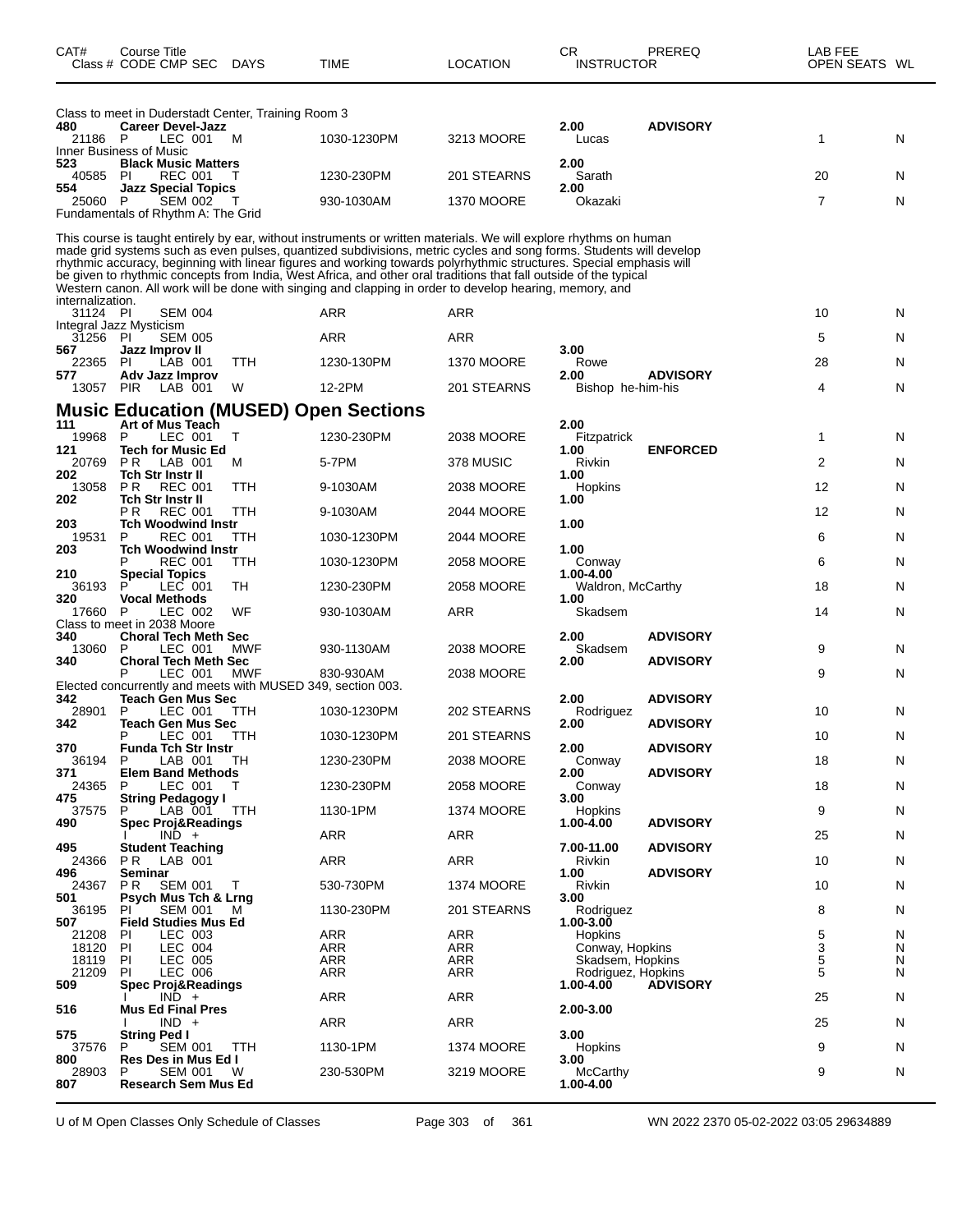| CAT# Class # | Course Title CODE CMP SEC | DAYS | TIME | LOCATION | CR INSTRUCTOR | PREREQ | LAB FEE OPEN SEATS | WL |
|---|---|---|---|---|---|---|---|---|

Class to meet in Duderstadt Center, Training Room 3

| CAT# Class # | Course Title CODE CMP SEC | DAYS | TIME | LOCATION | CR INSTRUCTOR | PREREQ | OPEN SEATS | WL |
|---|---|---|---|---|---|---|---|---|
| **480** | **Career Devel-Jazz** | | | | **2.00** | **ADVISORY** | | |
| 21186 | P LEC 001 | M | 1030-1230PM | 3213 MOORE | Lucas | | 1 | N |

Inner Business of Music

| CAT# Class # | Course Title CODE CMP SEC | DAYS | TIME | LOCATION | CR INSTRUCTOR | PREREQ | OPEN SEATS | WL |
|---|---|---|---|---|---|---|---|---|
| **523** | **Black Music Matters** | | | | **2.00** | | | |
| 40585 | PI REC 001 | T | 1230-230PM | 201 STEARNS | Sarath | | 20 | N |
| **554** | **Jazz Special Topics** | | | | **2.00** | | | |
| 25060 | P SEM 002 | T | 930-1030AM | 1370 MOORE | Okazaki | | 7 | N |

Fundamentals of Rhythm A: The Grid

This course is taught entirely by ear, without instruments or written materials. We will explore rhythms on human made grid systems such as even pulses, quantized subdivisions, metric cycles and song forms. Students will develop rhythmic accuracy, beginning with linear figures and working towards polyrhythmic structures. Special emphasis will be given to rhythmic concepts from India, West Africa, and other oral traditions that fall outside of the typical Western canon. All work will be done with singing and clapping in order to develop hearing, memory, and internalization.

| CAT# Class # | Course Title CODE CMP SEC | DAYS | TIME | LOCATION | CR INSTRUCTOR | PREREQ | OPEN SEATS | WL |
|---|---|---|---|---|---|---|---|---|
| 31124 | PI SEM 004 | | ARR | ARR | | | 10 | N |

Integral Jazz Mysticism

| CAT# Class # | Course Title CODE CMP SEC | DAYS | TIME | LOCATION | CR INSTRUCTOR | PREREQ | OPEN SEATS | WL |
|---|---|---|---|---|---|---|---|---|
| 31256 | PI SEM 005 | | ARR | ARR | | | 5 | N |
| **567** | **Jazz Improv II** | | | | **3.00** | | | |
| 22365 | PI LAB 001 | TTH | 1230-130PM | 1370 MOORE | Rowe | | 28 | N |
| **577** | **Adv Jazz Improv** | | | | **2.00** | **ADVISORY** | | |
| 13057 | PIR LAB 001 | W | 12-2PM | 201 STEARNS | Bishop he-him-his | | 4 | N |

## Music Education (MUSED) Open Sections

| CAT# Class # | Course Title CODE CMP SEC | DAYS | TIME | LOCATION | CR INSTRUCTOR | PREREQ | OPEN SEATS | WL |
|---|---|---|---|---|---|---|---|---|
| **111** | **Art of Mus Teach** | | | | **2.00** | | | |
| 19968 | P LEC 001 | T | 1230-230PM | 2038 MOORE | Fitzpatrick | | 1 | N |
| **121** | **Tech for Music Ed** | | | | **1.00** | **ENFORCED** | | |
| 20769 | PR LAB 001 | M | 5-7PM | 378 MUSIC | Rivkin | | 2 | N |
| **202** | **Tch Str Instr II** | | | | **1.00** | | | |
| 13058 | PR REC 001 | TTH | 9-1030AM | 2038 MOORE | Hopkins | | 12 | N |
| **202** | **Tch Str Instr II** | | | | **1.00** | | | |
| | PR REC 001 | TTH | 9-1030AM | 2044 MOORE | | | 12 | N |
| **203** | **Tch Woodwind Instr** | | | | **1.00** | | | |
| 19531 | P REC 001 | TTH | 1030-1230PM | 2044 MOORE | | | 6 | N |
| **203** | **Tch Woodwind Instr** | | | | **1.00** | | | |
| | P REC 001 | TTH | 1030-1230PM | 2058 MOORE | Conway | | 6 | N |
| **210** | **Special Topics** | | | | **1.00-4.00** | | | |
| 36193 | P LEC 001 | TH | 1230-230PM | 2058 MOORE | Waldron, McCarthy | | 18 | N |
| **320** | **Vocal Methods** | | | | **1.00** | | | |
| 17660 | P LEC 002 | WF | 930-1030AM | ARR | Skadsem | | 14 | N |

Class to meet in 2038 Moore

| CAT# Class # | Course Title CODE CMP SEC | DAYS | TIME | LOCATION | CR INSTRUCTOR | PREREQ | OPEN SEATS | WL |
|---|---|---|---|---|---|---|---|---|
| **340** | **Choral Tech Meth Sec** | | | | **2.00** | **ADVISORY** | | |
| 13060 | P LEC 001 | MWF | 930-1130AM | 2038 MOORE | Skadsem | | 9 | N |
| **340** | **Choral Tech Meth Sec** | | | | **2.00** | **ADVISORY** | | |
| | P LEC 001 | MWF | 830-930AM | 2038 MOORE | | | 9 | N |

Elected concurrently and meets with MUSED 349, section 003.

| CAT# Class # | Course Title CODE CMP SEC | DAYS | TIME | LOCATION | CR INSTRUCTOR | PREREQ | OPEN SEATS | WL |
|---|---|---|---|---|---|---|---|---|
| **342** | **Teach Gen Mus Sec** | | | | **2.00** | **ADVISORY** | | |
| 28901 | P LEC 001 | TTH | 1030-1230PM | 202 STEARNS | Rodriguez | | 10 | N |
| **342** | **Teach Gen Mus Sec** | | | | **2.00** | **ADVISORY** | | |
| | P LEC 001 | TTH | 1030-1230PM | 201 STEARNS | | | 10 | N |
| **370** | **Funda Tch Str Instr** | | | | **2.00** | **ADVISORY** | | |
| 36194 | P LAB 001 | TH | 1230-230PM | 2038 MOORE | Conway | | 18 | N |
| **371** | **Elem Band Methods** | | | | **2.00** | **ADVISORY** | | |
| 24365 | P LEC 001 | T | 1230-230PM | 2058 MOORE | Conway | | 18 | N |
| **475** | **String Pedagogy I** | | | | **3.00** | | | |
| 37575 | P LAB 001 | TTH | 1130-1PM | 1374 MOORE | Hopkins | | 9 | N |
| **490** | **Spec Proj&Readings** | | | | **1.00-4.00** | **ADVISORY** | | |
| | I IND + | | ARR | ARR | | | 25 | N |
| **495** | **Student Teaching** | | | | **7.00-11.00** | **ADVISORY** | | |
| 24366 | PR LAB 001 | | ARR | ARR | Rivkin | | 10 | N |
| **496** | **Seminar** | | | | **1.00** | **ADVISORY** | | |
| 24367 | PR SEM 001 | T | 530-730PM | 1374 MOORE | Rivkin | | 10 | N |
| **501** | **Psych Mus Tch & Lrng** | | | | **3.00** | | | |
| 36195 | PI SEM 001 | M | 1130-230PM | 201 STEARNS | Rodriguez | | 8 | N |
| **507** | **Field Studies Mus Ed** | | | | **1.00-3.00** | | | |
| 21208 | PI LEC 003 | | ARR | ARR | Hopkins | | 5 | N |
| 18120 | PI LEC 004 | | ARR | ARR | Conway, Hopkins | | 3 | N |
| 18119 | PI LEC 005 | | ARR | ARR | Skadsem, Hopkins | | 5 | N |
| 21209 | PI LEC 006 | | ARR | ARR | Rodriguez, Hopkins | | 5 | N |
| **509** | **Spec Proj&Readings** | | | | **1.00-4.00** | **ADVISORY** | | |
| | I IND + | | ARR | ARR | | | 25 | N |
| **516** | **Mus Ed Final Pres** | | | | **2.00-3.00** | | | |
| | I IND + | | ARR | ARR | | | 25 | N |
| **575** | **String Ped I** | | | | **3.00** | | | |
| 37576 | P SEM 001 | TTH | 1130-1PM | 1374 MOORE | Hopkins | | 9 | N |
| **800** | **Res Des in Mus Ed I** | | | | **3.00** | | | |
| 28903 | P SEM 001 | W | 230-530PM | 3219 MOORE | McCarthy | | 9 | N |
| **807** | **Research Sem Mus Ed** | | | | **1.00-4.00** | | | |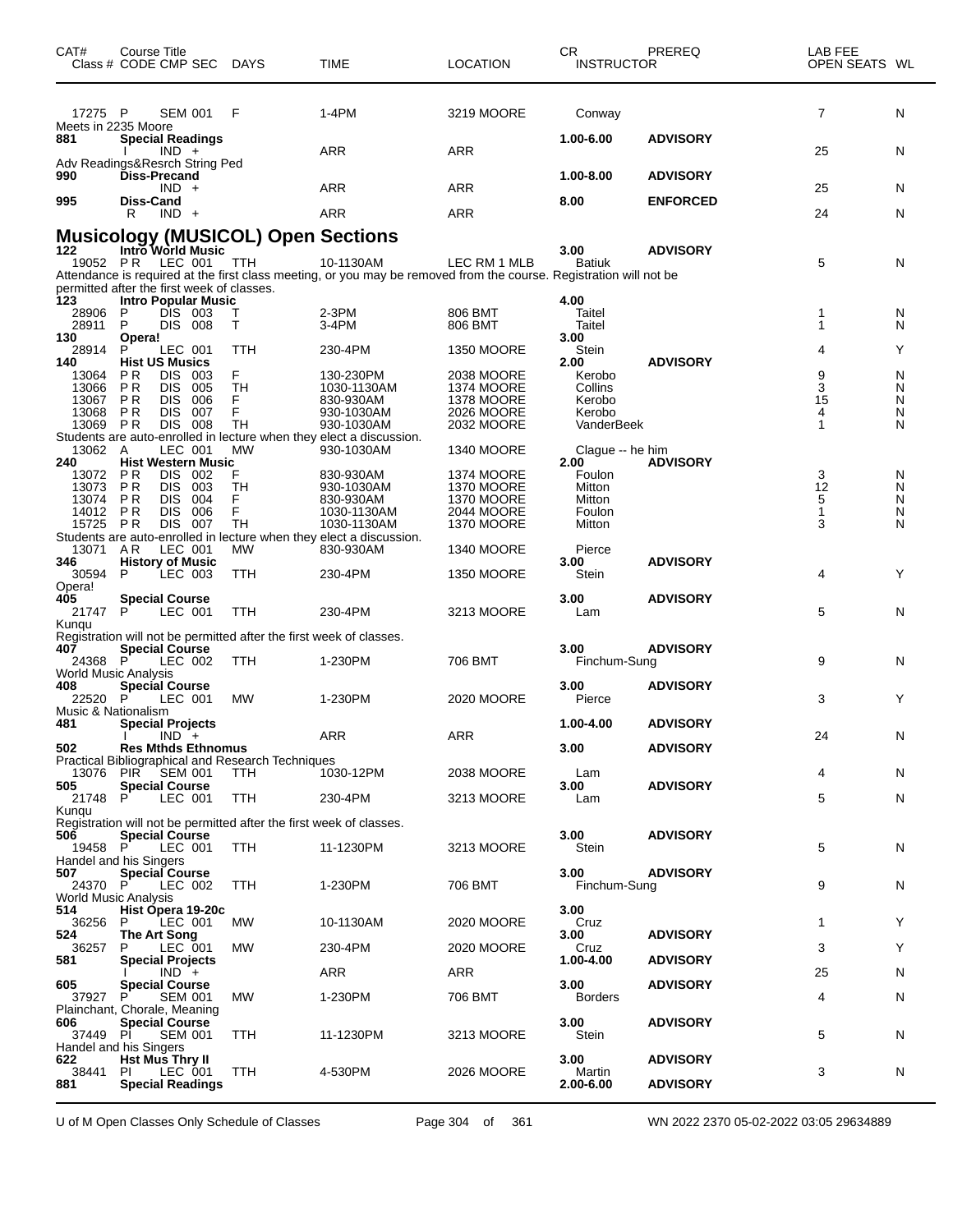| CAT# | Course Title Class # | CODE | CMP | SEC | DAYS | TIME | LOCATION | CR INSTRUCTOR | PREREQ | LAB FEE OPEN SEATS | WL |
|---|---|---|---|---|---|---|---|---|---|---|---|
| | 17275 | P | SEM | 001 | F | 1-4PM | 3219 MOORE | Conway | | 7 | N |
| Meets in 2235 Moore | | | | | | | | | | | |
| 881 | Special Readings | | | | | | | 1.00-6.00 | ADVISORY | | |
| | | I | IND | + | | ARR | ARR | | | 25 | N |
| Adv Readings&Resrch String Ped | | | | | | | | | | | |
| 990 | Diss-Precand | | | | | | | 1.00-8.00 | ADVISORY | | |
| | | | IND | + | | ARR | ARR | | | 25 | N |
| 995 | Diss-Cand | | | | | | | 8.00 | ENFORCED | | |
| | | R | IND | + | | ARR | ARR | | | 24 | N |

## Musicology (MUSICOL) Open Sections

| CAT# | Course Title Class # | CODE | CMP | SEC | DAYS | TIME | LOCATION | CR INSTRUCTOR | PREREQ | LAB FEE OPEN SEATS | WL |
|---|---|---|---|---|---|---|---|---|---|---|---|
| 122 | Intro World Music | | | | | | | 3.00 | ADVISORY | | |
| | 19052 | P R | LEC | 001 | TTH | 10-1130AM | LEC RM 1 MLB | Batiuk | | 5 | N |
| Attendance is required at the first class meeting, or you may be removed from the course. Registration will not be permitted after the first week of classes. | | | | | | | | | | | |
| 123 | Intro Popular Music | | | | | | | 4.00 | | | |
| | 28906 | P | DIS | 003 | T | 2-3PM | 806 BMT | Taitel | | 1 | N |
| | 28911 | P | DIS | 008 | T | 3-4PM | 806 BMT | Taitel | | 1 | N |
| 130 | Opera! | | | | | | | 3.00 | | | |
| | 28914 | P | LEC | 001 | TTH | 230-4PM | 1350 MOORE | Stein | | 4 | Y |
| 140 | Hist US Musics | | | | | | | 2.00 | ADVISORY | | |
| | 13064 | P R | DIS | 003 | F | 130-230PM | 2038 MOORE | Kerobo | | 9 | N |
| | 13066 | P R | DIS | 005 | TH | 1030-1130AM | 1374 MOORE | Collins | | 3 | N |
| | 13067 | P R | DIS | 006 | F | 830-930AM | 1378 MOORE | Kerobo | | 15 | N |
| | 13068 | P R | DIS | 007 | F | 930-1030AM | 2026 MOORE | Kerobo | | 4 | N |
| | 13069 | P R | DIS | 008 | TH | 930-1030AM | 2032 MOORE | VanderBeek | | 1 | N |
| Students are auto-enrolled in lecture when they elect a discussion. | | | | | | | | | | | |
| | 13062 | A | LEC | 001 | MW | 930-1030AM | 1340 MOORE | Clague -- he him | | | |
| 240 | Hist Western Music | | | | | | | 2.00 | ADVISORY | | |
| | 13072 | P R | DIS | 002 | F | 830-930AM | 1374 MOORE | Foulon | | 3 | N |
| | 13073 | P R | DIS | 003 | TH | 930-1030AM | 1370 MOORE | Mitton | | 12 | N |
| | 13074 | P R | DIS | 004 | F | 830-930AM | 1370 MOORE | Mitton | | 5 | N |
| | 14012 | P R | DIS | 006 | F | 1030-1130AM | 2044 MOORE | Foulon | | 1 | N |
| | 15725 | P R | DIS | 007 | TH | 1030-1130AM | 1370 MOORE | Mitton | | 3 | N |
| Students are auto-enrolled in lecture when they elect a discussion. | | | | | | | | | | | |
| | 13071 | A R | LEC | 001 | MW | 830-930AM | 1340 MOORE | Pierce | | | |
| 346 | History of Music | | | | | | | 3.00 | ADVISORY | | |
| | 30594 | P | LEC | 003 | TTH | 230-4PM | 1350 MOORE | Stein | | 4 | Y |
| Opera! | | | | | | | | | | | |
| 405 | Special Course | | | | | | | 3.00 | ADVISORY | | |
| | 21747 | P | LEC | 001 | TTH | 230-4PM | 3213 MOORE | Lam | | 5 | N |
| Kunqu | | | | | | | | | | | |
| Registration will not be permitted after the first week of classes. | | | | | | | | | | | |
| 407 | Special Course | | | | | | | 3.00 | ADVISORY | | |
| | 24368 | P | LEC | 002 | TTH | 1-230PM | 706 BMT | Finchum-Sung | | 9 | N |
| World Music Analysis | | | | | | | | | | | |
| 408 | Special Course | | | | | | | 3.00 | ADVISORY | | |
| | 22520 | P | LEC | 001 | MW | 1-230PM | 2020 MOORE | Pierce | | 3 | Y |
| Music & Nationalism | | | | | | | | | | | |
| 481 | Special Projects | | | | | | | 1.00-4.00 | ADVISORY | | |
| | | I | IND | + | | ARR | ARR | | | 24 | N |
| 502 | Res Mthds Ethnomus | | | | | | | 3.00 | ADVISORY | | |
| Practical Bibliographical and Research Techniques | | | | | | | | | | | |
| | 13076 | PIR | SEM | 001 | TTH | 1030-12PM | 2038 MOORE | Lam | | 4 | N |
| 505 | Special Course | | | | | | | 3.00 | ADVISORY | | |
| | 21748 | P | LEC | 001 | TTH | 230-4PM | 3213 MOORE | Lam | | 5 | N |
| Kunqu | | | | | | | | | | | |
| Registration will not be permitted after the first week of classes. | | | | | | | | | | | |
| 506 | Special Course | | | | | | | 3.00 | ADVISORY | | |
| | 19458 | P | LEC | 001 | TTH | 11-1230PM | 3213 MOORE | Stein | | 5 | N |
| Handel and his Singers | | | | | | | | | | | |
| 507 | Special Course | | | | | | | 3.00 | ADVISORY | | |
| | 24370 | P | LEC | 002 | TTH | 1-230PM | 706 BMT | Finchum-Sung | | 9 | N |
| World Music Analysis | | | | | | | | | | | |
| 514 | Hist Opera 19-20c | | | | | | | 3.00 | | | |
| | 36256 | P | LEC | 001 | MW | 10-1130AM | 2020 MOORE | Cruz | | 1 | Y |
| 524 | The Art Song | | | | | | | 3.00 | ADVISORY | | |
| | 36257 | P | LEC | 001 | MW | 230-4PM | 2020 MOORE | Cruz | | 3 | Y |
| 581 | Special Projects | | | | | | | 1.00-4.00 | ADVISORY | | |
| | | I | IND | + | | ARR | ARR | | | 25 | N |
| 605 | Special Course | | | | | | | 3.00 | ADVISORY | | |
| | 37927 | P | SEM | 001 | MW | 1-230PM | 706 BMT | Borders | | 4 | N |
| Plainchant, Chorale, Meaning | | | | | | | | | | | |
| 606 | Special Course | | | | | | | 3.00 | ADVISORY | | |
| | 37449 | PI | SEM | 001 | TTH | 11-1230PM | 3213 MOORE | Stein | | 5 | N |
| Handel and his Singers | | | | | | | | | | | |
| 622 | Hst Mus Thry II | | | | | | | 3.00 | ADVISORY | | |
| | 38441 | PI | LEC | 001 | TTH | 4-530PM | 2026 MOORE | Martin | | 3 | N |
| 881 | Special Readings | | | | | | | 2.00-6.00 | ADVISORY | | |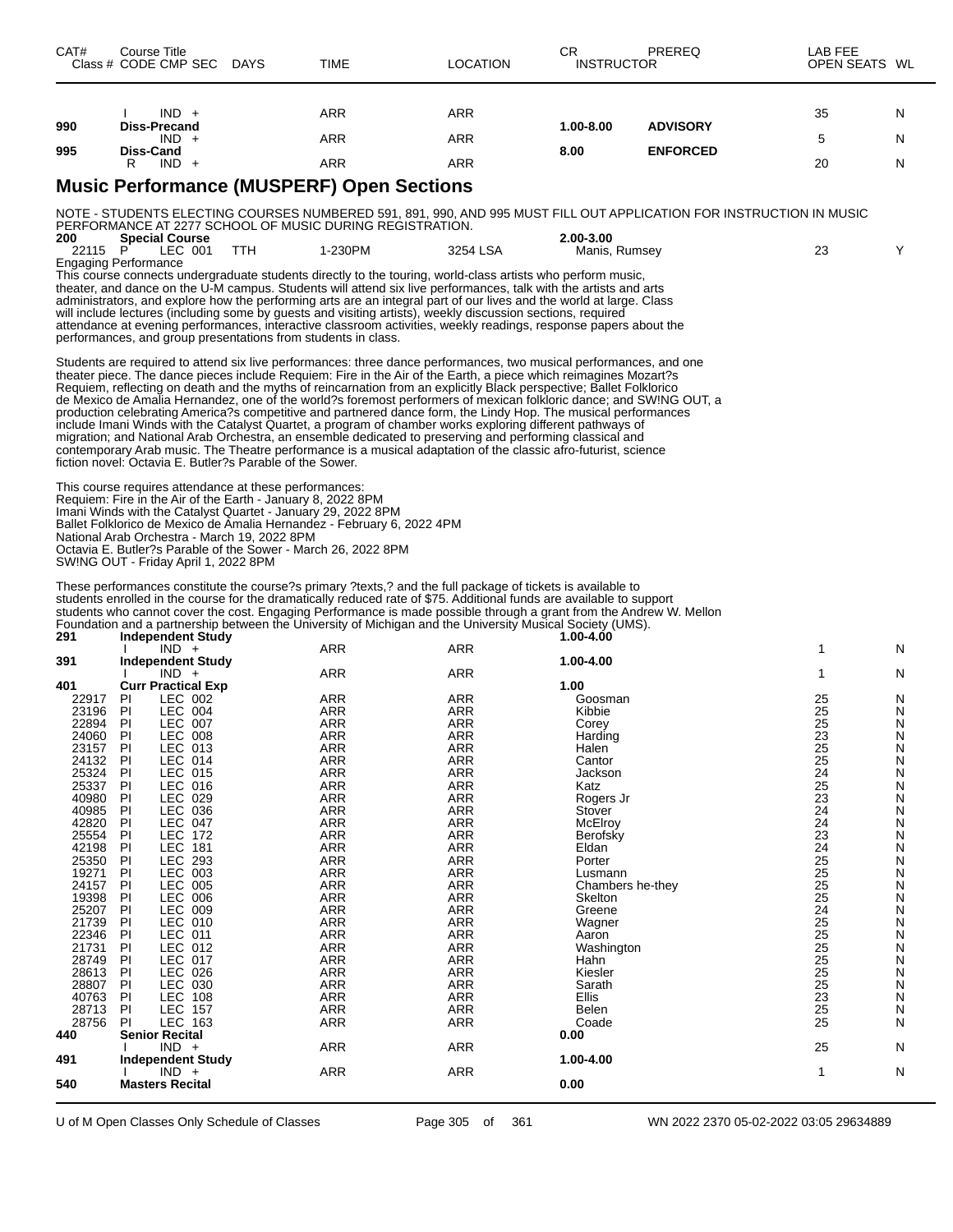| CAT# | Course Title Class # CODE CMP SEC | DAYS | TIME | LOCATION | CR INSTRUCTOR | PREREQ | LAB FEE OPEN SEATS | WL |
|---|---|---|---|---|---|---|---|---|
| | I IND + | | ARR | ARR | | | 35 | N |
| 990 | **Diss-Precand** | | | | **1.00-8.00** | **ADVISORY** | | |
| | IND + | | ARR | ARR | | | 5 | N |
| 995 | **Diss-Cand** | | | | **8.00** | **ENFORCED** | | |
| | R IND + | | ARR | ARR | | | 20 | N |

## Music Performance (MUSPERF) Open Sections

NOTE - STUDENTS ELECTING COURSES NUMBERED 591, 891, 990, AND 995 MUST FILL OUT APPLICATION FOR INSTRUCTION IN MUSIC PERFORMANCE AT 2277 SCHOOL OF MUSIC DURING REGISTRATION.

| CAT# | Course Title Class # CODE CMP SEC | DAYS | TIME | LOCATION | CR INSTRUCTOR | PREREQ | LAB FEE OPEN SEATS | WL |
|---|---|---|---|---|---|---|---|---|
| 200 | **Special Course** | | | | **2.00-3.00** | | | |
| 22115 | P LEC 001 | TTH | 1-230PM | 3254 LSA | Manis, Rumsey | | 23 | Y |

Engaging Performance

This course connects undergraduate students directly to the touring, world-class artists who perform music, theater, and dance on the U-M campus. Students will attend six live performances, talk with the artists and arts administrators, and explore how the performing arts are an integral part of our lives and the world at large. Class will include lectures (including some by guests and visiting artists), weekly discussion sections, required attendance at evening performances, interactive classroom activities, weekly readings, response papers about the performances, and group presentations from students in class.

Students are required to attend six live performances: three dance performances, two musical performances, and one theater piece. The dance pieces include Requiem: Fire in the Air of the Earth, a piece which reimagines Mozart?s Requiem, reflecting on death and the myths of reincarnation from an explicitly Black perspective; Ballet Folklorico de Mexico de Amalia Hernandez, one of the world?s foremost performers of mexican folkloric dance; and SW!NG OUT, a production celebrating America?s competitive and partnered dance form, the Lindy Hop. The musical performances include Imani Winds with the Catalyst Quartet, a program of chamber works exploring different pathways of migration; and National Arab Orchestra, an ensemble dedicated to preserving and performing classical and contemporary Arab music. The Theatre performance is a musical adaptation of the classic afro-futurist, science fiction novel: Octavia E. Butler?s Parable of the Sower.

This course requires attendance at these performances:
Requiem: Fire in the Air of the Earth - January 8, 2022 8PM
Imani Winds with the Catalyst Quartet - January 29, 2022 8PM
Ballet Folklorico de Mexico de Amalia Hernandez - February 6, 2022 4PM
National Arab Orchestra - March 19, 2022 8PM
Octavia E. Butler?s Parable of the Sower - March 26, 2022 8PM
SW!NG OUT - Friday April 1, 2022 8PM

These performances constitute the course?s primary ?texts,? and the full package of tickets is available to students enrolled in the course for the dramatically reduced rate of $75. Additional funds are available to support students who cannot cover the cost. Engaging Performance is made possible through a grant from the Andrew W. Mellon Foundation and a partnership between the University of Michigan and the University Musical Society (UMS).

| CAT# | Course Title Class # CODE CMP SEC | DAYS | TIME | LOCATION | CR INSTRUCTOR | PREREQ | LAB FEE OPEN SEATS | WL |
|---|---|---|---|---|---|---|---|---|
| 291 | **Independent Study** | | | | **1.00-4.00** | | | |
| | I IND + | | ARR | ARR | | | 1 | N |
| 391 | **Independent Study** | | | | **1.00-4.00** | | | |
| | I IND + | | ARR | ARR | | | 1 | N |
| 401 | **Curr Practical Exp** | | | | **1.00** | | | |
| 22917 | PI LEC 002 | | ARR | ARR | Goosman | | 25 | N |
| 23196 | PI LEC 004 | | ARR | ARR | Kibbie | | 25 | N |
| 22894 | PI LEC 007 | | ARR | ARR | Corey | | 25 | N |
| 24060 | PI LEC 008 | | ARR | ARR | Harding | | 23 | N |
| 23157 | PI LEC 013 | | ARR | ARR | Halen | | 25 | N |
| 24132 | PI LEC 014 | | ARR | ARR | Cantor | | 25 | N |
| 25324 | PI LEC 015 | | ARR | ARR | Jackson | | 24 | N |
| 25337 | PI LEC 016 | | ARR | ARR | Katz | | 25 | N |
| 40980 | PI LEC 029 | | ARR | ARR | Rogers Jr | | 23 | N |
| 40985 | PI LEC 036 | | ARR | ARR | Stover | | 24 | N |
| 42820 | PI LEC 047 | | ARR | ARR | McElroy | | 24 | N |
| 25554 | PI LEC 172 | | ARR | ARR | Berofsky | | 23 | N |
| 42198 | PI LEC 181 | | ARR | ARR | Eldan | | 24 | N |
| 25350 | PI LEC 293 | | ARR | ARR | Porter | | 25 | N |
| 19271 | PI LEC 003 | | ARR | ARR | Lusmann | | 25 | N |
| 24157 | PI LEC 005 | | ARR | ARR | Chambers he-they | | 25 | N |
| 19398 | PI LEC 006 | | ARR | ARR | Skelton | | 25 | N |
| 25207 | PI LEC 009 | | ARR | ARR | Greene | | 24 | N |
| 21739 | PI LEC 010 | | ARR | ARR | Wagner | | 25 | N |
| 22346 | PI LEC 011 | | ARR | ARR | Aaron | | 25 | N |
| 21731 | PI LEC 012 | | ARR | ARR | Washington | | 25 | N |
| 28749 | PI LEC 017 | | ARR | ARR | Hahn | | 25 | N |
| 28613 | PI LEC 026 | | ARR | ARR | Kiesler | | 25 | N |
| 28807 | PI LEC 030 | | ARR | ARR | Sarath | | 25 | N |
| 40763 | PI LEC 108 | | ARR | ARR | Ellis | | 23 | N |
| 28713 | PI LEC 157 | | ARR | ARR | Belen | | 25 | N |
| 28756 | PI LEC 163 | | ARR | ARR | Coade | | 25 | N |
| 440 | **Senior Recital** | | | | **0.00** | | | |
| | I IND + | | ARR | ARR | | | 25 | N |
| 491 | **Independent Study** | | | | **1.00-4.00** | | | |
| | I IND + | | ARR | ARR | | | 1 | N |
| 540 | **Masters Recital** | | | | **0.00** | | | |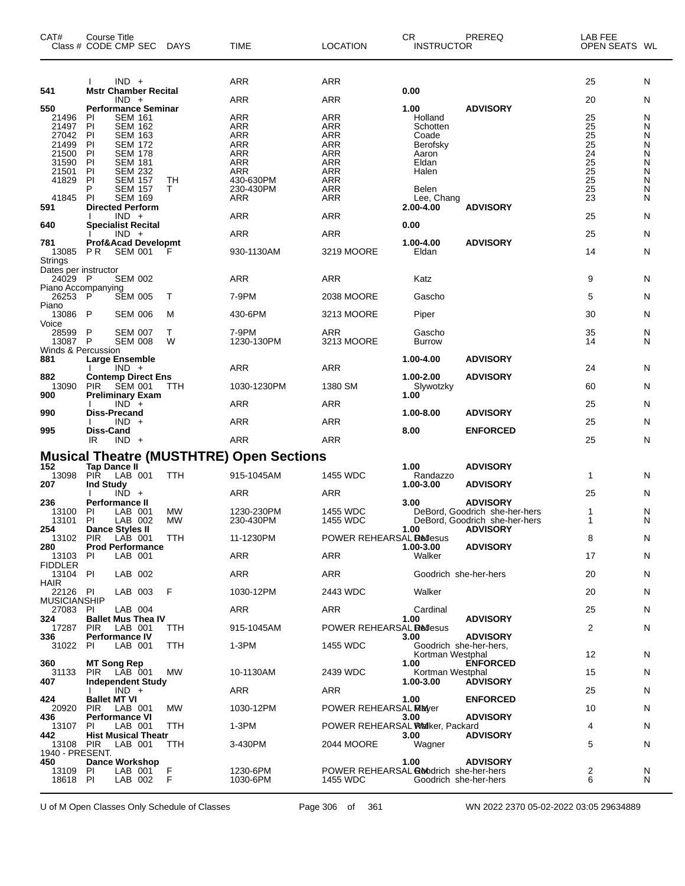| CAT# | Course Title<br>Class # CODE CMP SEC | DAYS | TIME | LOCATION | CR<br>INSTRUCTOR | PREREQ | LAB FEE<br>OPEN SEATS | WL |
|---|---|---|---|---|---|---|---|---|
| | I IND + | | ARR | ARR | | | 25 | N |
| 541 | **Mstr Chamber Recital** | | | | 0.00 | | | |
| | IND + | | ARR | ARR | | | 20 | N |
| 550 | **Performance Seminar** | | | | 1.00 | **ADVISORY** | | |
| 21496 | PI SEM 161 | | ARR | ARR | Holland | | 25 | N |
| 21497 | PI SEM 162 | | ARR | ARR | Schotten | | 25 | N |
| 27042 | PI SEM 163 | | ARR | ARR | Coade | | 25 | N |
| 21499 | PI SEM 172 | | ARR | ARR | Berofsky | | 25 | N |
| 21500 | PI SEM 178 | | ARR | ARR | Aaron | | 24 | N |
| 31590 | PI SEM 181 | | ARR | ARR | Eldan | | 25 | N |
| 21501 | PI SEM 232 | | ARR | ARR | Halen | | 25 | N |
| 41829 | PI SEM 157 | TH | 430-630PM | ARR | | | 25 | N |
| | P SEM 157 | T | 230-430PM | ARR | Belen | | 25 | N |
| 41845 | PI SEM 169 | | ARR | ARR | Lee, Chang | | 23 | N |
| 591 | **Directed Perform** | | | | 2.00-4.00 | **ADVISORY** | | |
| | I IND + | | ARR | ARR | | | 25 | N |
| 640 | **Specialist Recital** | | | | 0.00 | | | |
| | I IND + | | ARR | ARR | | | 25 | N |
| 781 | **Prof&Acad Developmt** | | | | 1.00-4.00 | **ADVISORY** | | |
| 13085 | P R SEM 001 | F | 930-1130AM | 3219 MOORE | Eldan | | 14 | N |
| Strings<br>Dates per instructor | | | | | | | | |
| 24029 | P SEM 002 | | ARR | ARR | Katz | | 9 | N |
| Piano Accompanying | | | | | | | | |
| 26253 | P SEM 005 | T | 7-9PM | 2038 MOORE | Gascho | | 5 | N |
| Piano | | | | | | | | |
| 13086 | P SEM 006 | M | 430-6PM | 3213 MOORE | Piper | | 30 | N |
| Voice | | | | | | | | |
| 28599 | P SEM 007 | T | 7-9PM | ARR | Gascho | | 35 | N |
| 13087 | P SEM 008 | W | 1230-130PM | 3213 MOORE | Burrow | | 14 | N |
| Winds & Percussion | | | | | | | | |
| 881 | **Large Ensemble** | | | | 1.00-4.00 | **ADVISORY** | | |
| | I IND + | | ARR | ARR | | | 24 | N |
| 882 | **Contemp Direct Ens** | | | | 1.00-2.00 | **ADVISORY** | | |
| 13090 | PIR SEM 001 | TTH | 1030-1230PM | 1380 SM | Slywotzky | | 60 | N |
| 900 | **Preliminary Exam** | | | | 1.00 | | | |
| | I IND + | | ARR | ARR | | | 25 | N |
| 990 | **Diss-Precand** | | | | 1.00-8.00 | **ADVISORY** | | |
| | I IND + | | ARR | ARR | | | 25 | N |
| 995 | **Diss-Cand** | | | | 8.00 | **ENFORCED** | | |
| | IR IND + | | ARR | ARR | | | 25 | N |

## Musical Theatre (MUSTHTRE) Open Sections

| CAT# | Course Title<br>Class # CODE CMP SEC | DAYS | TIME | LOCATION | CR<br>INSTRUCTOR | PREREQ | LAB FEE<br>OPEN SEATS | WL |
|---|---|---|---|---|---|---|---|---|
| 152 | **Tap Dance II** | | | | 1.00 | **ADVISORY** | | |
| 13098 | PIR LAB 001 | TTH | 915-1045AM | 1455 WDC | Randazzo | | 1 | N |
| 207 | **Ind Study** | | | | 1.00-3.00 | **ADVISORY** | | |
| | I IND + | | ARR | ARR | | | 25 | N |
| 236 | **Performance II** | | | | 3.00 | **ADVISORY** | | |
| 13100 | PI LAB 001 | MW | 1230-230PM | 1455 WDC | DeBord, Goodrich she-her-hers | | 1 | N |
| 13101 | PI LAB 002 | MW | 230-430PM | 1455 WDC | DeBord, Goodrich she-her-hers | | 1 | N |
| 254 | **Dance Styles II** | | | | 1.00 | **ADVISORY** | | |
| 13102 | PIR LAB 001 | TTH | 11-1230PM | POWER REHEARSAL RM | DeJesus | | 8 | N |
| 280 | **Prod Performance** | | | | 1.00-3.00 | **ADVISORY** | | |
| 13103 | PI LAB 001 | | ARR | ARR | Walker | | 17 | N |
| FIDDLER | | | | | | | | |
| 13104 | PI LAB 002 | | ARR | ARR | Goodrich she-her-hers | | 20 | N |
| HAIR | | | | | | | | |
| 22126 | PI LAB 003 | F | 1030-12PM | 2443 WDC | Walker | | 20 | N |
| MUSICIANSHIP | | | | | | | | |
| 27083 | PI LAB 004 | | ARR | ARR | Cardinal | | 25 | N |
| 324 | **Ballet Mus Thea IV** | | | | 1.00 | **ADVISORY** | | |
| 17287 | PIR LAB 001 | TTH | 915-1045AM | POWER REHEARSAL RM | DeJesus | | 2 | N |
| 336 | **Performance IV** | | | | 3.00 | **ADVISORY** | | |
| 31022 | PI LAB 001 | TTH | 1-3PM | 1455 WDC | Goodrich she-her-hers, Kortman Westphal | | 12 | N |
| 360 | **MT Song Rep** | | | | 1.00 | **ENFORCED** | | |
| 31133 | PIR LAB 001 | MW | 10-1130AM | 2439 WDC | Kortman Westphal | | 15 | N |
| 407 | **Independent Study** | | | | 1.00-3.00 | **ADVISORY** | | |
| | I IND + | | ARR | ARR | | | 25 | N |
| 424 | **Ballet MT VI** | | | | 1.00 | **ENFORCED** | | |
| 20920 | PIR LAB 001 | MW | 1030-12PM | POWER REHEARSAL RM | Mayer | | 10 | N |
| 436 | **Performance VI** | | | | 3.00 | **ADVISORY** | | |
| 13107 | PI LAB 001 | TTH | 1-3PM | POWER REHEARSAL RM | Walker, Packard | | 4 | N |
| 442 | **Hist Musical Theatr** | | | | 3.00 | **ADVISORY** | | |
| 13108 | PIR LAB 001 | TTH | 3-430PM | 2044 MOORE | Wagner | | 5 | N |
| 1940 - PRESENT. | | | | | | | | |
| 450 | **Dance Workshop** | | | | 1.00 | **ADVISORY** | | |
| 13109 | PI LAB 001 | F | 1230-6PM | POWER REHEARSAL RM | Goodrich she-her-hers | | 2 | N |
| 18618 | PI LAB 002 | F | 1030-6PM | 1455 WDC | Goodrich she-her-hers | | 6 | N |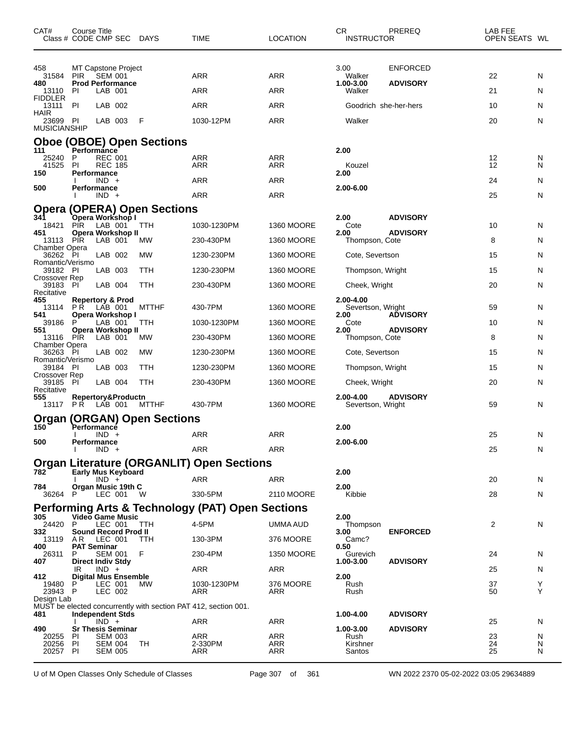| CAT# Class # | Course Title CODE | CMP | SEC | DAYS | TIME | LOCATION | CR INSTRUCTOR | PREREQ | LAB FEE OPEN SEATS | WL |
|---|---|---|---|---|---|---|---|---|---|---|
| 458 | MT Capstone Project | | | | | | 3.00 | ENFORCED | | |
| 31584 | PIR | SEM | 001 | | ARR | ARR | Walker | | 22 | N |
| 480 | Prod Performance | | | | | | 1.00-3.00 | ADVISORY | | |
| 13110 | PI | LAB | 001 | | ARR | ARR | Walker | | 21 | N |
| FIDDLER | | | | | | | | | | |
| 13111 | PI | LAB | 002 | | ARR | ARR | Goodrich she-her-hers | | 10 | N |
| HAIR | | | | | | | | | | |
| 23699 | PI | LAB | 003 | F | 1030-12PM | ARR | Walker | | 20 | N |
| MUSICIANSHIP | | | | | | | | | | |

## Oboe (OBOE) Open Sections

| CAT# Class # | Course Title CODE | CMP | SEC | DAYS | TIME | LOCATION | CR INSTRUCTOR | PREREQ | LAB FEE OPEN SEATS | WL |
|---|---|---|---|---|---|---|---|---|---|---|
| 111 | Performance | | | | | | 2.00 | | | |
| 25240 | P | REC | 001 | | ARR | ARR | | | 12 | N |
| 41525 | PI | REC | 185 | | ARR | ARR | Kouzel | | 12 | N |
| 150 | Performance | | | | | | 2.00 | | | |
| | I | IND | + | | ARR | ARR | | | 24 | N |
| 500 | Performance | | | | | | 2.00-6.00 | | | |
| | I | IND | + | | ARR | ARR | | | 25 | N |

## Opera (OPERA) Open Sections

| CAT# Class # | Course Title CODE | CMP | SEC | DAYS | TIME | LOCATION | CR INSTRUCTOR | PREREQ | LAB FEE OPEN SEATS | WL |
|---|---|---|---|---|---|---|---|---|---|---|
| 341 | Opera Workshop I | | | | | | 2.00 | ADVISORY | | |
| 18421 | PIR | LAB | 001 | TTH | 1030-1230PM | 1360 MOORE | Cote | | 10 | N |
| 451 | Opera Workshop II | | | | | | 2.00 | ADVISORY | | |
| 13113 | PIR | LAB | 001 | MW | 230-430PM | 1360 MOORE | Thompson, Cote | | 8 | N |
| Chamber Opera | | | | | | | | | | |
| 36262 | PI | LAB | 002 | MW | 1230-230PM | 1360 MOORE | Cote, Severtson | | 15 | N |
| Romantic/Verismo | | | | | | | | | | |
| 39182 | PI | LAB | 003 | TTH | 1230-230PM | 1360 MOORE | Thompson, Wright | | 15 | N |
| Crossover Rep | | | | | | | | | | |
| 39183 | PI | LAB | 004 | TTH | 230-430PM | 1360 MOORE | Cheek, Wright | | 20 | N |
| Recitative | | | | | | | | | | |
| 455 | Repertory & Prod | | | | | | 2.00-4.00 | | | |
| 13114 | P R | LAB | 001 | MTTHF | 430-7PM | 1360 MOORE | Severtson, Wright | | 59 | N |
| 541 | Opera Workshop I | | | | | | 2.00 | ADVISORY | | |
| 39186 | P | LAB | 001 | TTH | 1030-1230PM | 1360 MOORE | Cote | | 10 | N |
| 551 | Opera Workshop II | | | | | | 2.00 | ADVISORY | | |
| 13116 | PIR | LAB | 001 | MW | 230-430PM | 1360 MOORE | Thompson, Cote | | 8 | N |
| Chamber Opera | | | | | | | | | | |
| 36263 | PI | LAB | 002 | MW | 1230-230PM | 1360 MOORE | Cote, Severtson | | 15 | N |
| Romantic/Verismo | | | | | | | | | | |
| 39184 | PI | LAB | 003 | TTH | 1230-230PM | 1360 MOORE | Thompson, Wright | | 15 | N |
| Crossover Rep | | | | | | | | | | |
| 39185 | PI | LAB | 004 | TTH | 230-430PM | 1360 MOORE | Cheek, Wright | | 20 | N |
| Recitative | | | | | | | | | | |
| 555 | Repertory&Productn | | | | | | 2.00-4.00 | ADVISORY | | |
| 13117 | P R | LAB | 001 | MTTHF | 430-7PM | 1360 MOORE | Severtson, Wright | | 59 | N |

## Organ (ORGAN) Open Sections

| CAT# Class # | Course Title CODE | CMP | SEC | DAYS | TIME | LOCATION | CR INSTRUCTOR | PREREQ | LAB FEE OPEN SEATS | WL |
|---|---|---|---|---|---|---|---|---|---|---|
| 150 | Performance | | | | | | 2.00 | | | |
| | I | IND | + | | ARR | ARR | | | 25 | N |
| 500 | Performance | | | | | | 2.00-6.00 | | | |
| | I | IND | + | | ARR | ARR | | | 25 | N |

## Organ Literature (ORGANLIT) Open Sections

| CAT# Class # | Course Title CODE | CMP | SEC | DAYS | TIME | LOCATION | CR INSTRUCTOR | PREREQ | LAB FEE OPEN SEATS | WL |
|---|---|---|---|---|---|---|---|---|---|---|
| 782 | Early Mus Keyboard | | | | | | 2.00 | | | |
| | I | IND | + | | ARR | ARR | | | 20 | N |
| 784 | Organ Music 19th C | | | | | | 2.00 | | | |
| 36264 | P | LEC | 001 | W | 330-5PM | 2110 MOORE | Kibbie | | 28 | N |

## Performing Arts & Technology (PAT) Open Sections

| CAT# Class # | Course Title CODE | CMP | SEC | DAYS | TIME | LOCATION | CR INSTRUCTOR | PREREQ | LAB FEE OPEN SEATS | WL |
|---|---|---|---|---|---|---|---|---|---|---|
| 305 | Video Game Music | | | | | | 2.00 | | | |
| 24420 | P | LEC | 001 | TTH | 4-5PM | UMMA AUD | Thompson | | 2 | N |
| 332 | Sound Record Prod II | | | | | | 3.00 | ENFORCED | | |
| 13119 | A R | LEC | 001 | TTH | 130-3PM | 376 MOORE | Camc? | | | |
| 400 | PAT Seminar | | | | | | 0.50 | | | |
| 26311 | P | SEM | 001 | F | 230-4PM | 1350 MOORE | Gurevich | | 24 | N |
| 407 | Direct Indiv Stdy | | | | | | 1.00-3.00 | ADVISORY | | |
| | IR | IND | + | | ARR | ARR | | | 25 | N |
| 412 | Digital Mus Ensemble | | | | | | 2.00 | | | |
| 19480 | P | LEC | 001 | MW | 1030-1230PM | 376 MOORE | Rush | | 37 | Y |
| 23943 | P | LEC | 002 | | ARR | ARR | Rush | | 50 | Y |
| Design Lab | | | | | | | | | | |

MUST be elected concurrently with section PAT 412, section 001.

| CAT# Class # | Course Title CODE | CMP | SEC | DAYS | TIME | LOCATION | CR INSTRUCTOR | PREREQ | LAB FEE OPEN SEATS | WL |
|---|---|---|---|---|---|---|---|---|---|---|
| 481 | Independent Stds | | | | | | 1.00-4.00 | ADVISORY | | |
| | I | IND | + | | ARR | ARR | | | 25 | N |
| 490 | Sr Thesis Seminar | | | | | | 1.00-3.00 | ADVISORY | | |
| 20255 | PI | SEM | 003 | | ARR | ARR | Rush | | 23 | N |
| 20256 | PI | SEM | 004 | TH | 2-330PM | ARR | Kirshner | | 24 | N |
| 20257 | PI | SEM | 005 | | ARR | ARR | Santos | | 25 | N |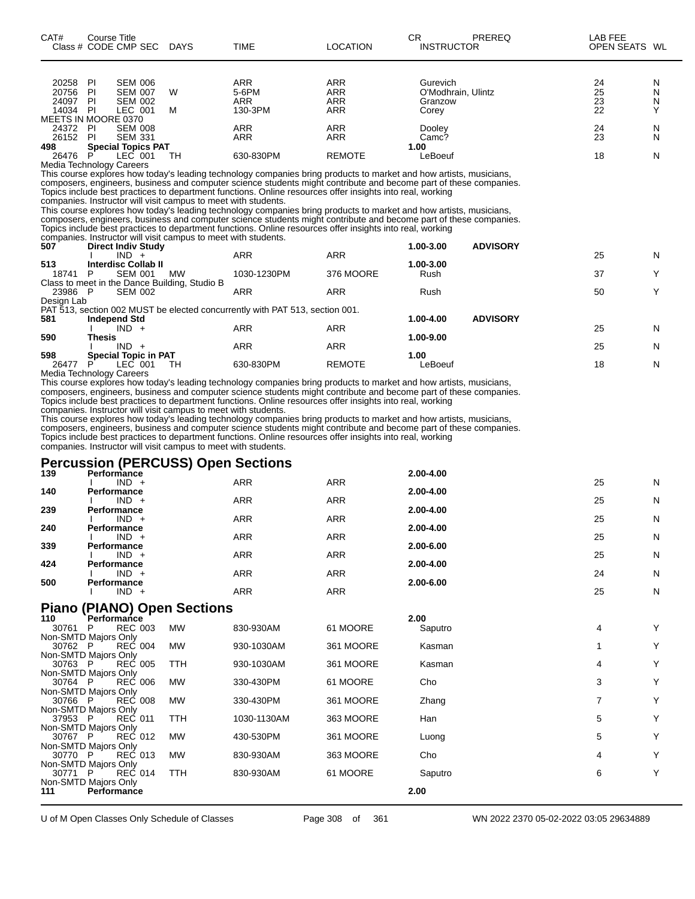| CAT# Class # | Course Title CODE | CMP SEC | DAYS | TIME | LOCATION | CR INSTRUCTOR | PREREQ | LAB FEE OPEN SEATS | WL |
|---|---|---|---|---|---|---|---|---|---|
| 20258 | PI | SEM 006 | | ARR | ARR | Gurevich | | 24 | N |
| 20756 | PI | SEM 007 | W | 5-6PM | ARR | O'Modhrain, Ulintz | | 25 | N |
| 24097 | PI | SEM 002 | | ARR | ARR | Granzow | | 23 | N |
| 14034 | PI | LEC 001 | M | 130-3PM | ARR | Corey | | 22 | Y |
| MEETS IN MOORE 0370 | | | | | | | | | |
| 24372 | PI | SEM 008 | | ARR | ARR | Dooley | | 24 | N |
| 26152 | PI | SEM 331 | | ARR | ARR | Camc? | | 23 | N |
| **498** | **Special Topics PAT** | | | | | **1.00** | | | |
| 26476 | P | LEC 001 | TH | 630-830PM | REMOTE | LeBoeuf | | 18 | N |

Media Technology Careers

This course explores how today's leading technology companies bring products to market and how artists, musicians, composers, engineers, business and computer science students might contribute and become part of these companies. Topics include best practices to department functions. Online resources offer insights into real, working companies. Instructor will visit campus to meet with students.

This course explores how today's leading technology companies bring products to market and how artists, musicians, composers, engineers, business and computer science students might contribute and become part of these companies. Topics include best practices to department functions. Online resources offer insights into real, working companies. Instructor will visit campus to meet with students.

| CAT# Class # | Course Title CODE | CMP SEC | DAYS | TIME | LOCATION | CR INSTRUCTOR | PREREQ | LAB FEE OPEN SEATS | WL |
|---|---|---|---|---|---|---|---|---|---|
| **507** | **Direct Indiv Study** | | | | | **1.00-3.00** | **ADVISORY** | | |
| | I | IND + | | ARR | ARR | | | 25 | N |
| **513** | **Interdisc Collab II** | | | | | **1.00-3.00** | | | |
| 18741 | P | SEM 001 | MW | 1030-1230PM | 376 MOORE | Rush | | 37 | Y |
| Class to meet in the Dance Building, Studio B | | | | | | | | | |
| 23986 | P | SEM 002 | | ARR | ARR | Rush | | 50 | Y |
| Design Lab | | | | | | | | | |
| PAT 513, section 002 MUST be elected concurrently with PAT 513, section 001. | | | | | | | | | |
| **581** | **Independ Std** | | | | | **1.00-4.00** | **ADVISORY** | | |
| | I | IND + | | ARR | ARR | | | 25 | N |
| **590** | **Thesis** | | | | | **1.00-9.00** | | | |
| | I | IND + | | ARR | ARR | | | 25 | N |
| **598** | **Special Topic in PAT** | | | | | **1.00** | | | |
| 26477 | P | LEC 001 | TH | 630-830PM | REMOTE | LeBoeuf | | 18 | N |

Media Technology Careers

This course explores how today's leading technology companies bring products to market and how artists, musicians, composers, engineers, business and computer science students might contribute and become part of these companies. Topics include best practices to department functions. Online resources offer insights into real, working companies. Instructor will visit campus to meet with students.

This course explores how today's leading technology companies bring products to market and how artists, musicians, composers, engineers, business and computer science students might contribute and become part of these companies. Topics include best practices to department functions. Online resources offer insights into real, working companies. Instructor will visit campus to meet with students.

## Percussion (PERCUSS) Open Sections

| CAT# Class # | Course Title CODE | CMP SEC | DAYS | TIME | LOCATION | CR INSTRUCTOR | PREREQ | LAB FEE OPEN SEATS | WL |
|---|---|---|---|---|---|---|---|---|---|
| **139** | **Performance** | | | | | **2.00-4.00** | | | |
| | I | IND + | | ARR | ARR | | | 25 | N |
| **140** | **Performance** | | | | | **2.00-4.00** | | | |
| | I | IND + | | ARR | ARR | | | 25 | N |
| **239** | **Performance** | | | | | **2.00-4.00** | | | |
| | I | IND + | | ARR | ARR | | | 25 | N |
| **240** | **Performance** | | | | | **2.00-4.00** | | | |
| | I | IND + | | ARR | ARR | | | 25 | N |
| **339** | **Performance** | | | | | **2.00-6.00** | | | |
| | I | IND + | | ARR | ARR | | | 25 | N |
| **424** | **Performance** | | | | | **2.00-4.00** | | | |
| | I | IND + | | ARR | ARR | | | 24 | N |
| **500** | **Performance** | | | | | **2.00-6.00** | | | |
| | I | IND + | | ARR | ARR | | | 25 | N |

## Piano (PIANO) Open Sections

| CAT# Class # | Course Title CODE | CMP SEC | DAYS | TIME | LOCATION | CR INSTRUCTOR | PREREQ | LAB FEE OPEN SEATS | WL |
|---|---|---|---|---|---|---|---|---|---|
| **110** | **Performance** | | | | | **2.00** | | | |
| 30761 | P | REC 003 | MW | 830-930AM | 61 MOORE | Saputro | | 4 | Y |
| Non-SMTD Majors Only | | | | | | | | | |
| 30762 | P | REC 004 | MW | 930-1030AM | 361 MOORE | Kasman | | 1 | Y |
| Non-SMTD Majors Only | | | | | | | | | |
| 30763 | P | REC 005 | TTH | 930-1030AM | 361 MOORE | Kasman | | 4 | Y |
| Non-SMTD Majors Only | | | | | | | | | |
| 30764 | P | REC 006 | MW | 330-430PM | 61 MOORE | Cho | | 3 | Y |
| Non-SMTD Majors Only | | | | | | | | | |
| 30766 | P | REC 008 | MW | 330-430PM | 361 MOORE | Zhang | | 7 | Y |
| Non-SMTD Majors Only | | | | | | | | | |
| 37953 | P | REC 011 | TTH | 1030-1130AM | 363 MOORE | Han | | 5 | Y |
| Non-SMTD Majors Only | | | | | | | | | |
| 30767 | P | REC 012 | MW | 430-530PM | 361 MOORE | Luong | | 5 | Y |
| Non-SMTD Majors Only | | | | | | | | | |
| 30770 | P | REC 013 | MW | 830-930AM | 363 MOORE | Cho | | 4 | Y |
| Non-SMTD Majors Only | | | | | | | | | |
| 30771 | P | REC 014 | TTH | 830-930AM | 61 MOORE | Saputro | | 6 | Y |
| Non-SMTD Majors Only | | | | | | | | | |
| **111** | **Performance** | | | | | **2.00** | | | |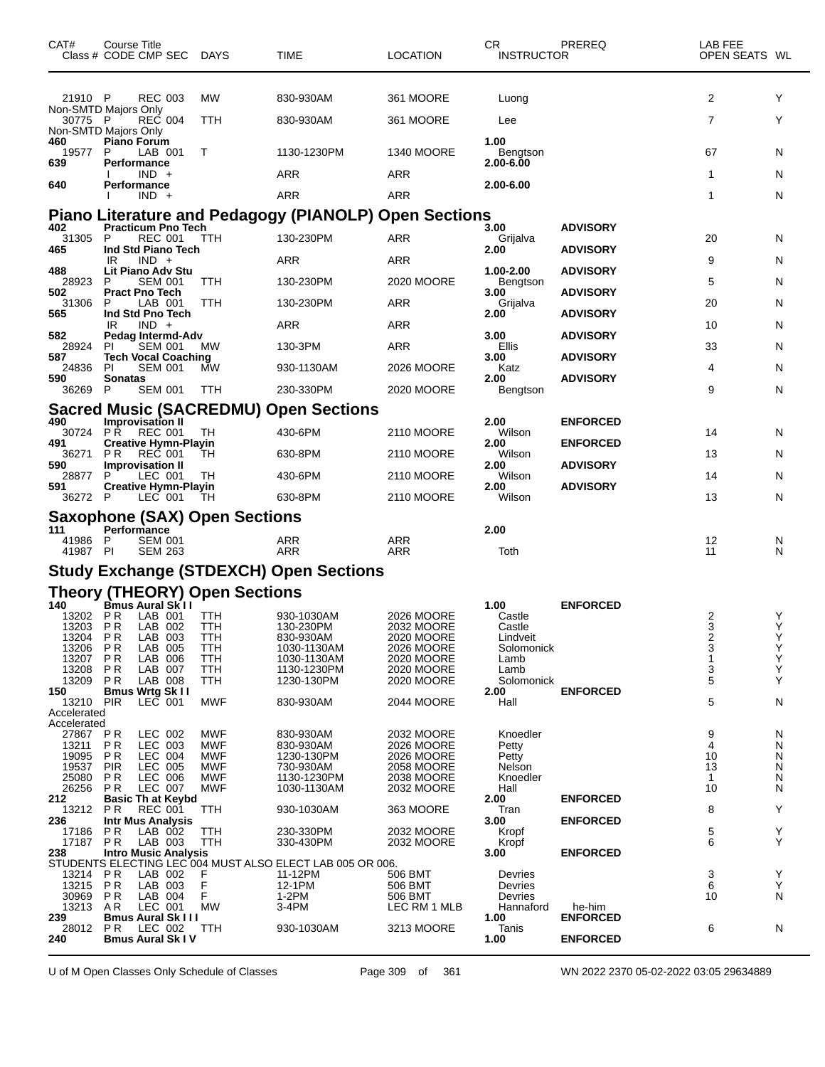| CAT# | Course Title Class # CODE CMP SEC | DAYS | TIME | LOCATION | CR INSTRUCTOR | PREREQ | LAB FEE OPEN SEATS | WL |
|---|---|---|---|---|---|---|---|---|
| 21910 | P REC 003 | MW | 830-930AM | 361 MOORE | Luong | | 2 | Y |
| Non-SMTD Majors Only | | | | | | | | |
| 30775 | P REC 004 | TTH | 830-930AM | 361 MOORE | Lee | | 7 | Y |
| Non-SMTD Majors Only | | | | | | | | |
| **460** | **Piano Forum** | | | | **1.00** | | | |
| 19577 | P LAB 001 | T | 1130-1230PM | 1340 MOORE | Bengtson | | 67 | N |
| **639** | **Performance** | | | | **2.00-6.00** | | | |
| | I IND + | | ARR | ARR | | | 1 | N |
| **640** | **Performance** | | | | **2.00-6.00** | | | |
| | I IND + | | ARR | ARR | | | 1 | N |

## Piano Literature and Pedagogy (PIANOLP) Open Sections

| CAT# | Course Title Class # CODE CMP SEC | DAYS | TIME | LOCATION | CR INSTRUCTOR | PREREQ | LAB FEE OPEN SEATS | WL |
|---|---|---|---|---|---|---|---|---|
| **402** | **Practicum Pno Tech** | | | | **3.00** | **ADVISORY** | | |
| 31305 | P REC 001 | TTH | 130-230PM | ARR | Grijalva | | 20 | N |
| **465** | **Ind Std Piano Tech** | | | | **2.00** | **ADVISORY** | | |
| | IR IND + | | ARR | ARR | | | 9 | N |
| **488** | **Lit Piano Adv Stu** | | | | **1.00-2.00** | **ADVISORY** | | |
| 28923 | P SEM 001 | TTH | 130-230PM | 2020 MOORE | Bengtson | | 5 | N |
| **502** | **Pract Pno Tech** | | | | **3.00** | **ADVISORY** | | |
| 31306 | P LAB 001 | TTH | 130-230PM | ARR | Grijalva | | 20 | N |
| **565** | **Ind Std Pno Tech** | | | | **2.00** | **ADVISORY** | | |
| | IR IND + | | ARR | ARR | | | 10 | N |
| **582** | **Pedag Intermd-Adv** | | | | **3.00** | **ADVISORY** | | |
| 28924 | PI SEM 001 | MW | 130-3PM | ARR | Ellis | | 33 | N |
| **587** | **Tech Vocal Coaching** | | | | **3.00** | **ADVISORY** | | |
| 24836 | PI SEM 001 | MW | 930-1130AM | 2026 MOORE | Katz | | 4 | N |
| **590** | **Sonatas** | | | | **2.00** | **ADVISORY** | | |
| 36269 | P SEM 001 | TTH | 230-330PM | 2020 MOORE | Bengtson | | 9 | N |

## Sacred Music (SACREDMU) Open Sections

| CAT# | Course Title Class # CODE CMP SEC | DAYS | TIME | LOCATION | CR INSTRUCTOR | PREREQ | LAB FEE OPEN SEATS | WL |
|---|---|---|---|---|---|---|---|---|
| **490** | **Improvisation II** | | | | **2.00** | **ENFORCED** | | |
| 30724 | P R REC 001 | TH | 430-6PM | 2110 MOORE | Wilson | | 14 | N |
| **491** | **Creative Hymn-Playin** | | | | **2.00** | **ENFORCED** | | |
| 36271 | P R REC 001 | TH | 630-8PM | 2110 MOORE | Wilson | | 13 | N |
| **590** | **Improvisation II** | | | | **2.00** | **ADVISORY** | | |
| 28877 | P LEC 001 | TH | 430-6PM | 2110 MOORE | Wilson | | 14 | N |
| **591** | **Creative Hymn-Playin** | | | | **2.00** | **ADVISORY** | | |
| 36272 | P LEC 001 | TH | 630-8PM | 2110 MOORE | Wilson | | 13 | N |

## Saxophone (SAX) Open Sections

| CAT# | Course Title Class # CODE CMP SEC | DAYS | TIME | LOCATION | CR INSTRUCTOR | PREREQ | LAB FEE OPEN SEATS | WL |
|---|---|---|---|---|---|---|---|---|
| **111** | **Performance** | | | | **2.00** | | | |
| 41986 | P SEM 001 | | ARR | ARR | | | 12 | N |
| 41987 | PI SEM 263 | | ARR | ARR | Toth | | 11 | N |

## Study Exchange (STDEXCH) Open Sections

## Theory (THEORY) Open Sections

| CAT# | Course Title Class # CODE CMP SEC | DAYS | TIME | LOCATION | CR INSTRUCTOR | PREREQ | LAB FEE OPEN SEATS | WL |
|---|---|---|---|---|---|---|---|---|
| **140** | **Bmus Aural Sk I I** | | | | **1.00** | **ENFORCED** | | |
| 13202 | P R LAB 001 | TTH | 930-1030AM | 2026 MOORE | Castle | | 2 | Y |
| 13203 | P R LAB 002 | TTH | 130-230PM | 2032 MOORE | Castle | | 3 | Y |
| 13204 | P R LAB 003 | TTH | 830-930AM | 2020 MOORE | Lindveit | | 2 | Y |
| 13206 | P R LAB 005 | TTH | 1030-1130AM | 2026 MOORE | Solomonick | | 3 | Y |
| 13207 | P R LAB 006 | TTH | 1030-1130AM | 2020 MOORE | Lamb | | 1 | Y |
| 13208 | P R LAB 007 | TTH | 1130-1230PM | 2020 MOORE | Lamb | | 3 | Y |
| 13209 | P R LAB 008 | TTH | 1230-130PM | 2020 MOORE | Solomonick | | 5 | Y |
| **150** | **Bmus Wrtg Sk I I** | | | | **2.00** | **ENFORCED** | | |
| 13210 | PIR LEC 001 | MWF | 830-930AM | 2044 MOORE | Hall | | 5 | N |
| Accelerated | | | | | | | | |
| Accelerated | | | | | | | | |
| 27867 | P R LEC 002 | MWF | 830-930AM | 2032 MOORE | Knoedler | | 9 | N |
| 13211 | P R LEC 003 | MWF | 830-930AM | 2026 MOORE | Petty | | 4 | N |
| 19095 | P R LEC 004 | MWF | 1230-130PM | 2026 MOORE | Petty | | 10 | N |
| 19537 | PIR LEC 005 | MWF | 730-930AM | 2058 MOORE | Nelson | | 13 | N |
| 25080 | P R LEC 006 | MWF | 1130-1230PM | 2038 MOORE | Knoedler | | 1 | N |
| 26256 | P R LEC 007 | MWF | 1030-1130AM | 2032 MOORE | Hall | | 10 | N |
| **212** | **Basic Th at Keybd** | | | | **2.00** | **ENFORCED** | | |
| 13212 | P R REC 001 | TTH | 930-1030AM | 363 MOORE | Tran | | 8 | Y |
| **236** | **Intr Mus Analysis** | | | | **3.00** | **ENFORCED** | | |
| 17186 | P R LAB 002 | TTH | 230-330PM | 2032 MOORE | Kropf | | 5 | Y |
| 17187 | P R LAB 003 | TTH | 330-430PM | 2032 MOORE | Kropf | | 6 | Y |
| **238** | **Intro Music Analysis** | | | | **3.00** | **ENFORCED** | | |
| STUDENTS ELECTING LEC 004 MUST ALSO ELECT LAB 005 OR 006. | | | | | | | | |
| 13214 | P R LAB 002 | F | 11-12PM | 506 BMT | Devries | | 3 | Y |
| 13215 | P R LAB 003 | F | 12-1PM | 506 BMT | Devries | | 6 | Y |
| 30969 | P R LAB 004 | F | 1-2PM | 506 BMT | Devries | | 10 | N |
| 13213 | A R LEC 001 | MW | 3-4PM | LEC RM 1 MLB | Hannaford | he-him | | |
| **239** | **Bmus Aural Sk I I I** | | | | **1.00** | **ENFORCED** | | |
| 28012 | P R LEC 002 | TTH | 930-1030AM | 3213 MOORE | Tanis | | 6 | N |
| **240** | **Bmus Aural Sk I V** | | | | **1.00** | **ENFORCED** | | |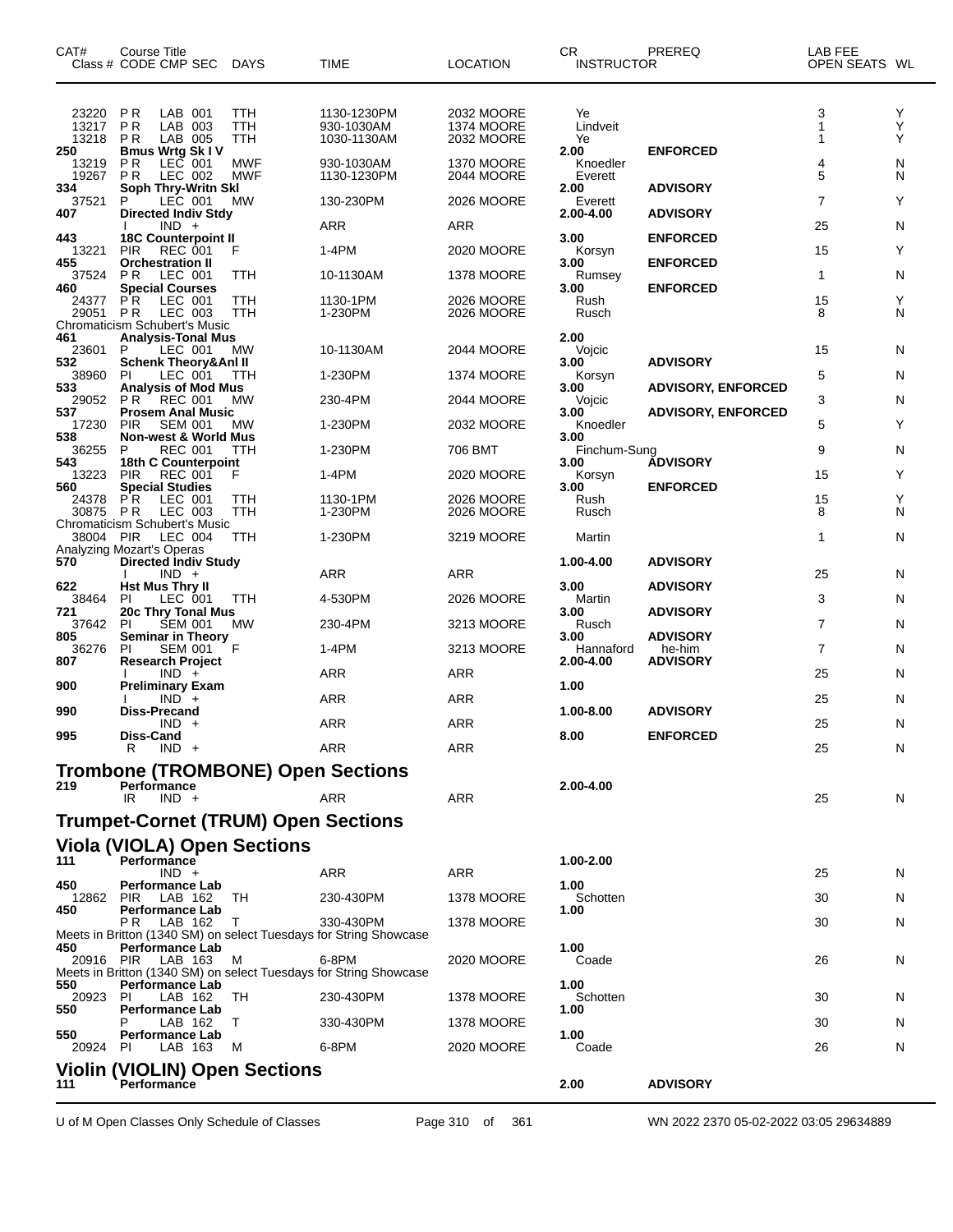| CAT# | Course Title Class # CODE CMP SEC | DAYS | TIME | LOCATION | CR INSTRUCTOR | PREREQ | LAB FEE OPEN SEATS | WL |
|---|---|---|---|---|---|---|---|---|
| 23220 | P R LAB 001 | TTH | 1130-1230PM | 2032 MOORE | Ye | | 3 | Y |
| 13217 | P R LAB 003 | TTH | 930-1030AM | 1374 MOORE | Lindveit | | 1 | Y |
| 13218 | P R LAB 005 | TTH | 1030-1130AM | 2032 MOORE | Ye | | 1 | Y |
| **250** | **Bmus Wrtg Sk I V** | | | | **2.00** | **ENFORCED** | | |
| 13219 | P R LEC 001 | MWF | 930-1030AM | 1370 MOORE | Knoedler | | 4 | N |
| 19267 | P R LEC 002 | MWF | 1130-1230PM | 2044 MOORE | Everett | | 5 | N |
| **334** | **Soph Thry-Writn Skl** | | | | **2.00** | **ADVISORY** | | |
| 37521 | P LEC 001 | MW | 130-230PM | 2026 MOORE | Everett | | 7 | Y |
| **407** | **Directed Indiv Stdy** | | | | **2.00-4.00** | **ADVISORY** | | |
| | I IND + | | ARR | ARR | | | 25 | N |
| **443** | **18C Counterpoint II** | | | | **3.00** | **ENFORCED** | | |
| 13221 | PIR REC 001 | F | 1-4PM | 2020 MOORE | Korsyn | | 15 | Y |
| **455** | **Orchestration II** | | | | **3.00** | **ENFORCED** | | |
| 37524 | P R LEC 001 | TTH | 10-1130AM | 1378 MOORE | Rumsey | | 1 | N |
| **460** | **Special Courses** | | | | **3.00** | **ENFORCED** | | |
| 24377 | P R LEC 001 | TTH | 1130-1PM | 2026 MOORE | Rush | | 15 | Y |
| 29051 | P R LEC 003 | TTH | 1-230PM | 2026 MOORE | Rusch | | 8 | N |
| Chromaticism Schubert's Music | | | | | | | | |
| **461** | **Analysis-Tonal Mus** | | | | **2.00** | | | |
| 23601 | P LEC 001 | MW | 10-1130AM | 2044 MOORE | Vojcic | | 15 | N |
| **532** | **Schenk Theory&Anl II** | | | | **3.00** | **ADVISORY** | | |
| 38960 | PI LEC 001 | TTH | 1-230PM | 1374 MOORE | Korsyn | | 5 | N |
| **533** | **Analysis of Mod Mus** | | | | **3.00** | **ADVISORY, ENFORCED** | | |
| 29052 | P R REC 001 | MW | 230-4PM | 2044 MOORE | Vojcic | | 3 | N |
| **537** | **Prosem Anal Music** | | | | **3.00** | **ADVISORY, ENFORCED** | | |
| 17230 | PIR SEM 001 | MW | 1-230PM | 2032 MOORE | Knoedler | | 5 | Y |
| **538** | **Non-west & World Mus** | | | | **3.00** | | | |
| 36255 | P REC 001 | TTH | 1-230PM | 706 BMT | Finchum-Sung | | 9 | N |
| **543** | **18th C Counterpoint** | | | | **3.00** | **ADVISORY** | | |
| 13223 | PIR REC 001 | F | 1-4PM | 2020 MOORE | Korsyn | | 15 | Y |
| **560** | **Special Studies** | | | | **3.00** | **ENFORCED** | | |
| 24378 | P R LEC 001 | TTH | 1130-1PM | 2026 MOORE | Rush | | 15 | Y |
| 30875 | P R LEC 003 | TTH | 1-230PM | 2026 MOORE | Rusch | | 8 | N |
| Chromaticism Schubert's Music | | | | | | | | |
| 38004 | PIR LEC 004 | TTH | 1-230PM | 3219 MOORE | Martin | | 1 | N |
| Analyzing Mozart's Operas | | | | | | | | |
| **570** | **Directed Indiv Study** | | | | **1.00-4.00** | **ADVISORY** | | |
| | I IND + | | ARR | ARR | | | 25 | N |
| **622** | **Hst Mus Thry II** | | | | **3.00** | **ADVISORY** | | |
| 38464 | PI LEC 001 | TTH | 4-530PM | 2026 MOORE | Martin | | 3 | N |
| **721** | **20c Thry Tonal Mus** | | | | **3.00** | **ADVISORY** | | |
| 37642 | PI SEM 001 | MW | 230-4PM | 3213 MOORE | Rusch | | 7 | N |
| **805** | **Seminar in Theory** | | | | **3.00** | **ADVISORY** | | |
| 36276 | PI SEM 001 | F | 1-4PM | 3213 MOORE | Hannaford | he-him | 7 | N |
| **807** | **Research Project** | | | | **2.00-4.00** | **ADVISORY** | | |
| | I IND + | | ARR | ARR | | | 25 | N |
| **900** | **Preliminary Exam** | | | | **1.00** | | | |
| | I IND + | | ARR | ARR | | | 25 | N |
| **990** | **Diss-Precand** | | | | **1.00-8.00** | **ADVISORY** | | |
| | IND + | | ARR | ARR | | | 25 | N |
| **995** | **Diss-Cand** | | | | **8.00** | **ENFORCED** | | |
| | R IND + | | ARR | ARR | | | 25 | N |

## Trombone (TROMBONE) Open Sections

| CAT# | Course Title Class # CODE CMP SEC | DAYS | TIME | LOCATION | CR INSTRUCTOR | PREREQ | LAB FEE OPEN SEATS | WL |
|---|---|---|---|---|---|---|---|---|
| **219** | **Performance** | | | | **2.00-4.00** | | | |
| | IR IND + | | ARR | ARR | | | 25 | N |

## Trumpet-Cornet (TRUM) Open Sections

## Viola (VIOLA) Open Sections

| CAT# | Course Title Class # CODE CMP SEC | DAYS | TIME | LOCATION | CR INSTRUCTOR | PREREQ | LAB FEE OPEN SEATS | WL |
|---|---|---|---|---|---|---|---|---|
| **111** | **Performance** | | | | **1.00-2.00** | | | |
| | IND + | | ARR | ARR | | | 25 | N |
| **450** | **Performance Lab** | | | | **1.00** | | | |
| 12862 | PIR LAB 162 | TH | 230-430PM | 1378 MOORE | Schotten | | 30 | N |
| **450** | **Performance Lab** | | | | **1.00** | | | |
| | P R LAB 162 | T | 330-430PM | 1378 MOORE | | | 30 | N |
| Meets in Britton (1340 SM) on select Tuesdays for String Showcase | | | | | | | | |
| **450** | **Performance Lab** | | | | **1.00** | | | |
| 20916 | PIR LAB 163 | M | 6-8PM | 2020 MOORE | Coade | | 26 | N |
| Meets in Britton (1340 SM) on select Tuesdays for String Showcase | | | | | | | | |
| **550** | **Performance Lab** | | | | **1.00** | | | |
| 20923 | PI LAB 162 | TH | 230-430PM | 1378 MOORE | Schotten | | 30 | N |
| **550** | **Performance Lab** | | | | **1.00** | | | |
| | P LAB 162 | T | 330-430PM | 1378 MOORE | | | 30 | N |
| **550** | **Performance Lab** | | | | **1.00** | | | |
| 20924 | PI LAB 163 | M | 6-8PM | 2020 MOORE | Coade | | 26 | N |

## Violin (VIOLIN) Open Sections

| CAT# | Course Title Class # CODE CMP SEC | DAYS | TIME | LOCATION | CR INSTRUCTOR | PREREQ | LAB FEE OPEN SEATS | WL |
|---|---|---|---|---|---|---|---|---|
| **111** | **Performance** | | | | **2.00** | **ADVISORY** | | |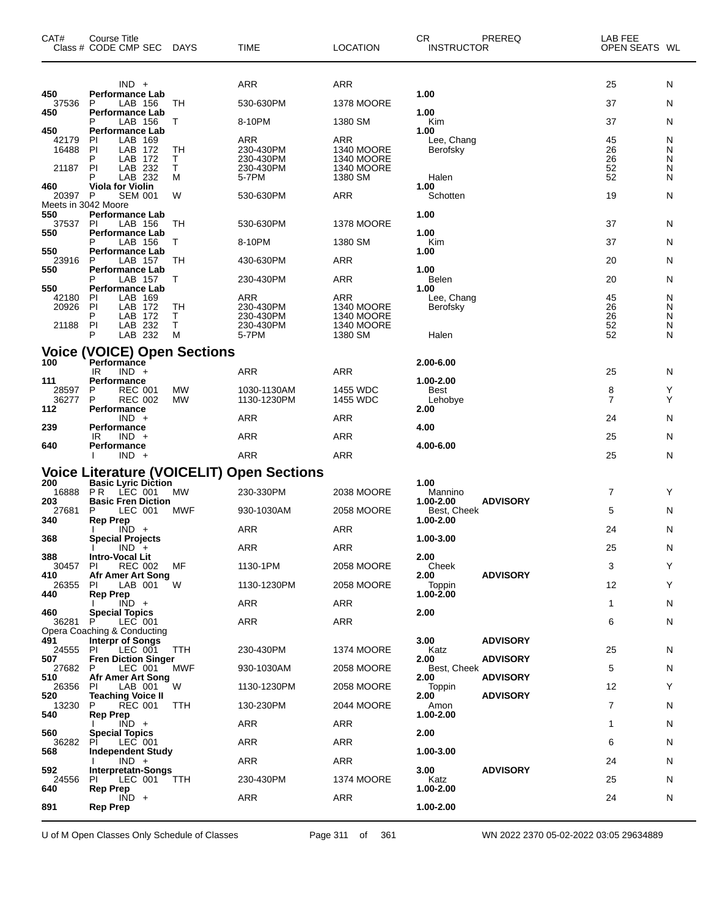| CAT# | Course Title Class # CODE CMP SEC | DAYS | TIME | LOCATION | CR INSTRUCTOR | PREREQ | LAB FEE OPEN SEATS | WL |
|---|---|---|---|---|---|---|---|---|
| | IND + | | ARR | ARR | | | 25 | N |
| 450 | **Performance Lab** | | | | 1.00 | | | |
| 37536 | P LAB 156 | TH | 530-630PM | 1378 MOORE | | | 37 | N |
| 450 | **Performance Lab** | | | | 1.00 | | | |
| | P LAB 156 | T | 8-10PM | 1380 SM | Kim | | 37 | N |
| 450 | **Performance Lab** | | | | 1.00 | | | |
| 42179 | PI LAB 169 | | ARR | ARR | Lee, Chang | | 45 | N |
| 16488 | PI LAB 172 | TH | 230-430PM | 1340 MOORE | Berofsky | | 26 | N |
| | P LAB 172 | T | 230-430PM | 1340 MOORE | | | 26 | N |
| 21187 | PI LAB 232 | T | 230-430PM | 1340 MOORE | | | 52 | N |
| | P LAB 232 | M | 5-7PM | 1380 SM | Halen | | 52 | N |
| 460 | **Viola for Violin** | | | | 1.00 | | | |
| 20397 | P SEM 001 | W | 530-630PM | ARR | Schotten | | 19 | N |
| Meets in 3042 Moore | | | | | | | | |
| 550 | **Performance Lab** | | | | 1.00 | | | |
| 37537 | PI LAB 156 | TH | 530-630PM | 1378 MOORE | | | 37 | N |
| 550 | **Performance Lab** | | | | 1.00 | | | |
| | P LAB 156 | T | 8-10PM | 1380 SM | Kim | | 37 | N |
| 550 | **Performance Lab** | | | | 1.00 | | | |
| 23916 | P LAB 157 | TH | 430-630PM | ARR | | | 20 | N |
| 550 | **Performance Lab** | | | | 1.00 | | | |
| | P LAB 157 | T | 230-430PM | ARR | Belen | | 20 | N |
| 550 | **Performance Lab** | | | | 1.00 | | | |
| 42180 | PI LAB 169 | | ARR | ARR | Lee, Chang | | 45 | N |
| 20926 | PI LAB 172 | TH | 230-430PM | 1340 MOORE | Berofsky | | 26 | N |
| | P LAB 172 | T | 230-430PM | 1340 MOORE | | | 26 | N |
| 21188 | PI LAB 232 | T | 230-430PM | 1340 MOORE | | | 52 | N |
| | P LAB 232 | M | 5-7PM | 1380 SM | Halen | | 52 | N |

## Voice (VOICE) Open Sections

| CAT# | Course Title Class # CODE CMP SEC | DAYS | TIME | LOCATION | CR INSTRUCTOR | PREREQ | LAB FEE OPEN SEATS | WL |
|---|---|---|---|---|---|---|---|---|
| 100 | **Performance** | | | | 2.00-6.00 | | | |
| | IR IND + | | ARR | ARR | | | 25 | N |
| 111 | **Performance** | | | | 1.00-2.00 | | | |
| 28597 | P REC 001 | MW | 1030-1130AM | 1455 WDC | Best | | 8 | Y |
| 36277 | P REC 002 | MW | 1130-1230PM | 1455 WDC | Lehobye | | 7 | Y |
| 112 | **Performance** | | | | 2.00 | | | |
| | IND + | | ARR | ARR | | | 24 | N |
| 239 | **Performance** | | | | 4.00 | | | |
| | IR IND + | | ARR | ARR | | | 25 | N |
| 640 | **Performance** | | | | 4.00-6.00 | | | |
| | I IND + | | ARR | ARR | | | 25 | N |

## Voice Literature (VOICELIT) Open Sections

| CAT# | Course Title Class # CODE CMP SEC | DAYS | TIME | LOCATION | CR INSTRUCTOR | PREREQ | LAB FEE OPEN SEATS | WL |
|---|---|---|---|---|---|---|---|---|
| 200 | **Basic Lyric Diction** | | | | 1.00 | | | |
| 16888 | P R LEC 001 | MW | 230-330PM | 2038 MOORE | Mannino | | 7 | Y |
| 203 | **Basic Fren Diction** | | | | 1.00-2.00 | ADVISORY | | |
| 27681 | P LEC 001 | MWF | 930-1030AM | 2058 MOORE | Best, Cheek | | 5 | N |
| 340 | **Rep Prep** | | | | 1.00-2.00 | | | |
| | I IND + | | ARR | ARR | | | 24 | N |
| 368 | **Special Projects** | | | | 1.00-3.00 | | | |
| | I IND + | | ARR | ARR | | | 25 | N |
| 388 | **Intro-Vocal Lit** | | | | 2.00 | | | |
| 30457 | PI REC 002 | MF | 1130-1PM | 2058 MOORE | Cheek | | 3 | Y |
| 410 | **Afr Amer Art Song** | | | | 2.00 | ADVISORY | | |
| 26355 | PI LAB 001 | W | 1130-1230PM | 2058 MOORE | Toppin | | 12 | Y |
| 440 | **Rep Prep** | | | | 1.00-2.00 | | | |
| | I IND + | | ARR | ARR | | | 1 | N |
| 460 | **Special Topics** | | | | 2.00 | | | |
| 36281 | P LEC 001 | | ARR | ARR | | | 6 | N |
| Opera Coaching & Conducting | | | | | | | | |
| 491 | **Interpr of Songs** | | | | 3.00 | ADVISORY | | |
| 24555 | PI LEC 001 | TTH | 230-430PM | 1374 MOORE | Katz | | 25 | N |
| 507 | **Fren Diction Singer** | | | | 2.00 | ADVISORY | | |
| 27682 | P LEC 001 | MWF | 930-1030AM | 2058 MOORE | Best, Cheek | | 5 | N |
| 510 | **Afr Amer Art Song** | | | | 2.00 | ADVISORY | | |
| 26356 | PI LAB 001 | W | 1130-1230PM | 2058 MOORE | Toppin | | 12 | Y |
| 520 | **Teaching Voice II** | | | | 2.00 | ADVISORY | | |
| 13230 | P REC 001 | TTH | 130-230PM | 2044 MOORE | Amon | | 7 | N |
| 540 | **Rep Prep** | | | | 1.00-2.00 | | | |
| | I IND + | | ARR | ARR | | | 1 | N |
| 560 | **Special Topics** | | | | 2.00 | | | |
| 36282 | PI LEC 001 | | ARR | ARR | | | 6 | N |
| 568 | **Independent Study** | | | | 1.00-3.00 | | | |
| | I IND + | | ARR | ARR | | | 24 | N |
| 592 | **Interpretatn-Songs** | | | | 3.00 | ADVISORY | | |
| 24556 | PI LEC 001 | TTH | 230-430PM | 1374 MOORE | Katz | | 25 | N |
| 640 | **Rep Prep** | | | | 1.00-2.00 | | | |
| | IND + | | ARR | ARR | | | 24 | N |
| 891 | **Rep Prep** | | | | 1.00-2.00 | | | |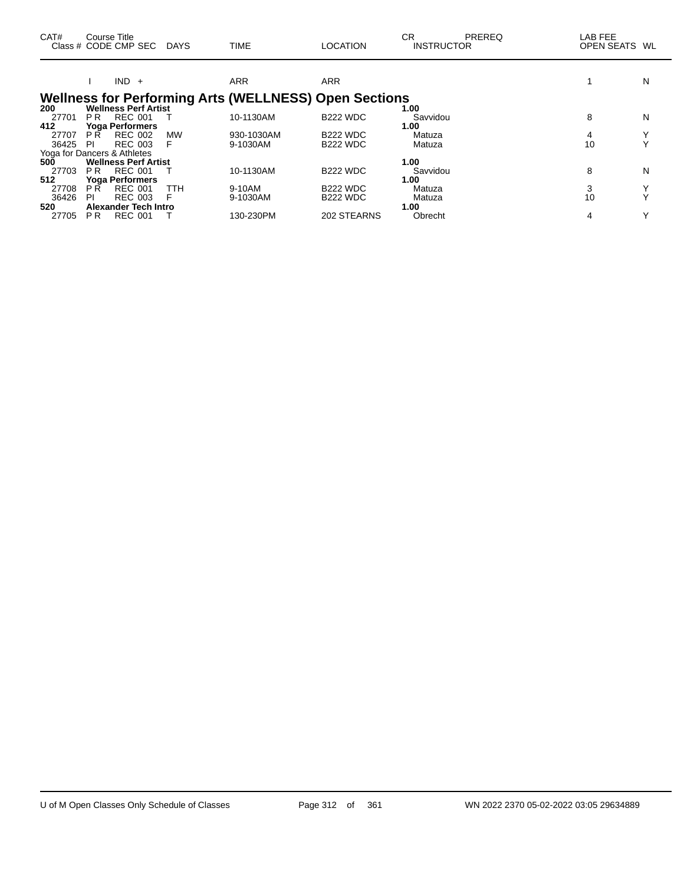| CAT# Class # | Course Title CODE | CMP | SEC | DAYS | TIME | LOCATION | CR INSTRUCTOR | PREREQ | LAB FEE OPEN SEATS | WL |
|---|---|---|---|---|---|---|---|---|---|---|
| | I | IND | + | | ARR | ARR | | | 1 | N |

## Wellness for Performing Arts (WELLNESS) Open Sections

| CAT# Class # | Course Title CODE | CMP | SEC | DAYS | TIME | LOCATION | CR INSTRUCTOR | PREREQ | LAB FEE OPEN SEATS | WL |
|---|---|---|---|---|---|---|---|---|---|---|
| **200** | **Wellness Perf Artist** | | | | | | **1.00** | | | |
| 27701 | P R | REC | 001 | T | 10-1130AM | B222 WDC | Savvidou | | 8 | N |
| **412** | **Yoga Performers** | | | | | | **1.00** | | | |
| 27707 | P R | REC | 002 | MW | 930-1030AM | B222 WDC | Matuza | | 4 | Y |
| 36425 | PI | REC | 003 | F | 9-1030AM | B222 WDC | Matuza | | 10 | Y |
| Yoga for Dancers & Athletes | | | | | | | | | | |
| **500** | **Wellness Perf Artist** | | | | | | **1.00** | | | |
| 27703 | P R | REC | 001 | T | 10-1130AM | B222 WDC | Savvidou | | 8 | N |
| **512** | **Yoga Performers** | | | | | | **1.00** | | | |
| 27708 | P R | REC | 001 | TTH | 9-10AM | B222 WDC | Matuza | | 3 | Y |
| 36426 | PI | REC | 003 | F | 9-1030AM | B222 WDC | Matuza | | 10 | Y |
| **520** | **Alexander Tech Intro** | | | | | | **1.00** | | | |
| 27705 | P R | REC | 001 | T | 130-230PM | 202 STEARNS | Obrecht | | 4 | Y |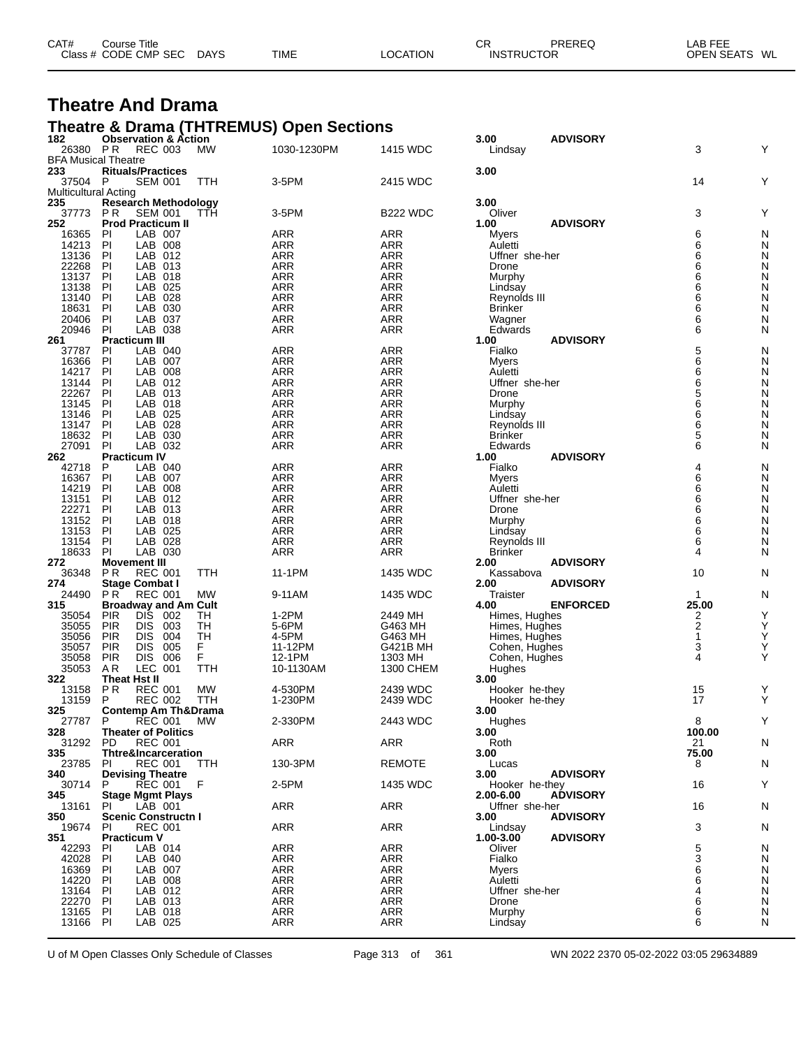# Theatre And Drama

## Theatre & Drama (THTREMUS) Open Sections

| CAT# Class # | CODE | CMP SEC | DAYS | TIME | LOCATION | CR INSTRUCTOR | PREREQ | LAB FEE OPEN SEATS | WL |
|---|---|---|---|---|---|---|---|---|---|
| **182** | **Observation & Action** | | | | | **3.00** | **ADVISORY** | | |
| 26380 | P R | REC 003 | MW | 1030-1230PM | 1415 WDC | Lindsay | | 3 | Y |
| BFA Musical Theatre | | | | | | | | | |
| **233** | **Rituals/Practices** | | | | | **3.00** | | | |
| 37504 | P | SEM 001 | TTH | 3-5PM | 2415 WDC | | | 14 | Y |
| Multicultural Acting | | | | | | | | | |
| **235** | **Research Methodology** | | | | | **3.00** | | | |
| 37773 | P R | SEM 001 | TTH | 3-5PM | B222 WDC | Oliver | | 3 | Y |
| **252** | **Prod Practicum II** | | | | | **1.00** | **ADVISORY** | | |
| 16365 | PI | LAB 007 | | ARR | ARR | Myers | | 6 | N |
| 14213 | PI | LAB 008 | | ARR | ARR | Auletti | | 6 | N |
| 13136 | PI | LAB 012 | | ARR | ARR | Uffner she-her | | 6 | N |
| 22268 | PI | LAB 013 | | ARR | ARR | Drone | | 6 | N |
| 13137 | PI | LAB 018 | | ARR | ARR | Murphy | | 6 | N |
| 13138 | PI | LAB 025 | | ARR | ARR | Lindsay | | 6 | N |
| 13140 | PI | LAB 028 | | ARR | ARR | Reynolds III | | 6 | N |
| 18631 | PI | LAB 030 | | ARR | ARR | Brinker | | 6 | N |
| 20406 | PI | LAB 037 | | ARR | ARR | Wagner | | 6 | N |
| 20946 | PI | LAB 038 | | ARR | ARR | Edwards | | 6 | N |
| **261** | **Practicum III** | | | | | **1.00** | **ADVISORY** | | |
| 37787 | PI | LAB 040 | | ARR | ARR | Fialko | | 5 | N |
| 16366 | PI | LAB 007 | | ARR | ARR | Myers | | 6 | N |
| 14217 | PI | LAB 008 | | ARR | ARR | Auletti | | 6 | N |
| 13144 | PI | LAB 012 | | ARR | ARR | Uffner she-her | | 6 | N |
| 22267 | PI | LAB 013 | | ARR | ARR | Drone | | 5 | N |
| 13145 | PI | LAB 018 | | ARR | ARR | Murphy | | 6 | N |
| 13146 | PI | LAB 025 | | ARR | ARR | Lindsay | | 6 | N |
| 13147 | PI | LAB 028 | | ARR | ARR | Reynolds III | | 6 | N |
| 18632 | PI | LAB 030 | | ARR | ARR | Brinker | | 5 | N |
| 27091 | PI | LAB 032 | | ARR | ARR | Edwards | | 6 | N |
| **262** | **Practicum IV** | | | | | **1.00** | **ADVISORY** | | |
| 42718 | P | LAB 040 | | ARR | ARR | Fialko | | 4 | N |
| 16367 | PI | LAB 007 | | ARR | ARR | Myers | | 6 | N |
| 14219 | PI | LAB 008 | | ARR | ARR | Auletti | | 6 | N |
| 13151 | PI | LAB 012 | | ARR | ARR | Uffner she-her | | 6 | N |
| 22271 | PI | LAB 013 | | ARR | ARR | Drone | | 6 | N |
| 13152 | PI | LAB 018 | | ARR | ARR | Murphy | | 6 | N |
| 13153 | PI | LAB 025 | | ARR | ARR | Lindsay | | 6 | N |
| 13154 | PI | LAB 028 | | ARR | ARR | Reynolds III | | 6 | N |
| 18633 | PI | LAB 030 | | ARR | ARR | Brinker | | 4 | N |
| **272** | **Movement III** | | | | | **2.00** | **ADVISORY** | | |
| 36348 | P R | REC 001 | TTH | 11-1PM | 1435 WDC | Kassabova | | 10 | N |
| **274** | **Stage Combat I** | | | | | **2.00** | **ADVISORY** | | |
| 24490 | P R | REC 001 | MW | 9-11AM | 1435 WDC | Traister | | 1 | N |
| **315** | **Broadway and Am Cult** | | | | | **4.00** | **ENFORCED** | **25.00** | |
| 35054 | PIR | DIS 002 | TH | 1-2PM | 2449 MH | Himes, Hughes | | 2 | Y |
| 35055 | PIR | DIS 003 | TH | 5-6PM | G463 MH | Himes, Hughes | | 2 | Y |
| 35056 | PIR | DIS 004 | TH | 4-5PM | G463 MH | Himes, Hughes | | 1 | Y |
| 35057 | PIR | DIS 005 | F | 11-12PM | G421B MH | Cohen, Hughes | | 3 | Y |
| 35058 | PIR | DIS 006 | F | 12-1PM | 1303 MH | Cohen, Hughes | | 4 | Y |
| 35053 | A R | LEC 001 | TTH | 10-1130AM | 1300 CHEM | Hughes | | | |
| **322** | **Theat Hst II** | | | | | **3.00** | | | |
| 13158 | P R | REC 001 | MW | 4-530PM | 2439 WDC | Hooker he-they | | 15 | Y |
| 13159 | P | REC 002 | TTH | 1-230PM | 2439 WDC | Hooker he-they | | 17 | Y |
| **325** | **Contemp Am Th&Drama** | | | | | **3.00** | | | |
| 27787 | P | REC 001 | MW | 2-330PM | 2443 WDC | Hughes | | 8 | Y |
| **328** | **Theater of Politics** | | | | | **3.00** | | **100.00** | |
| 31292 | PD | REC 001 | | ARR | ARR | Roth | | 21 | N |
| **335** | **Thtre&Incarceration** | | | | | **3.00** | | **75.00** | |
| 23785 | PI | REC 001 | TTH | 130-3PM | REMOTE | Lucas | | 8 | N |
| **340** | **Devising Theatre** | | | | | **3.00** | **ADVISORY** | | |
| 30714 | P | REC 001 | F | 2-5PM | 1435 WDC | Hooker he-they | | 16 | Y |
| **345** | **Stage Mgmt Plays** | | | | | **2.00-6.00** | **ADVISORY** | | |
| 13161 | PI | LAB 001 | | ARR | ARR | Uffner she-her | | 16 | N |
| **350** | **Scenic Constructn I** | | | | | **3.00** | **ADVISORY** | | |
| 19674 | PI | REC 001 | | ARR | ARR | Lindsay | | 3 | N |
| **351** | **Practicum V** | | | | | **1.00-3.00** | **ADVISORY** | | |
| 42293 | PI | LAB 014 | | ARR | ARR | Oliver | | 5 | N |
| 42028 | PI | LAB 040 | | ARR | ARR | Fialko | | 3 | N |
| 16369 | PI | LAB 007 | | ARR | ARR | Myers | | 6 | N |
| 14220 | PI | LAB 008 | | ARR | ARR | Auletti | | 6 | N |
| 13164 | PI | LAB 012 | | ARR | ARR | Uffner she-her | | 4 | N |
| 22270 | PI | LAB 013 | | ARR | ARR | Drone | | 6 | N |
| 13165 | PI | LAB 018 | | ARR | ARR | Murphy | | 6 | N |
| 13166 | PI | LAB 025 | | ARR | ARR | Lindsay | | 6 | N |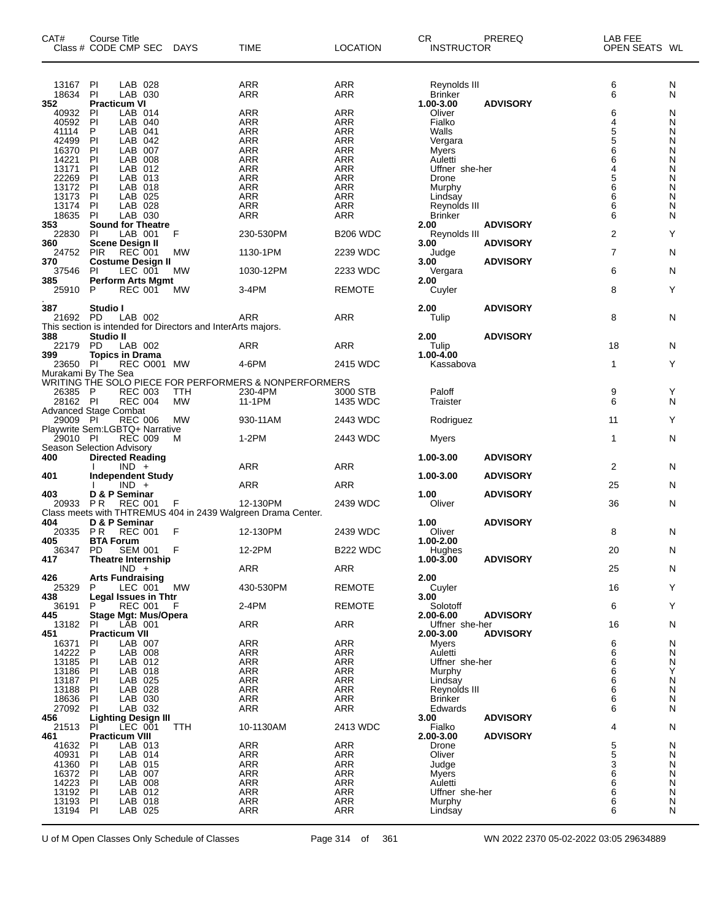| CAT# | Class # | CODE | CMP | SEC | DAYS | TIME | LOCATION | CR | INSTRUCTOR | PREREQ | LAB FEE | OPEN SEATS | WL |
|---|---|---|---|---|---|---|---|---|---|---|---|---|---|
| | 13167 | PI | LAB | 028 | | ARR | ARR | | Reynolds III | | | 6 | N |
| | 18634 | PI | LAB | 030 | | ARR | ARR | | Brinker | | | 6 | N |
| 352 | **Practicum VI** | | | | | | | 1.00-3.00 | | **ADVISORY** | | | |
| | 40932 | PI | LAB | 014 | | ARR | ARR | | Oliver | | | 6 | N |
| | 40592 | PI | LAB | 040 | | ARR | ARR | | Fialko | | | 4 | N |
| | 41114 | P | LAB | 041 | | ARR | ARR | | Walls | | | 5 | N |
| | 42499 | PI | LAB | 042 | | ARR | ARR | | Vergara | | | 5 | N |
| | 16370 | PI | LAB | 007 | | ARR | ARR | | Myers | | | 6 | N |
| | 14221 | PI | LAB | 008 | | ARR | ARR | | Auletti | | | 6 | N |
| | 13171 | PI | LAB | 012 | | ARR | ARR | | Uffner she-her | | | 4 | N |
| | 22269 | PI | LAB | 013 | | ARR | ARR | | Drone | | | 5 | N |
| | 13172 | PI | LAB | 018 | | ARR | ARR | | Murphy | | | 6 | N |
| | 13173 | PI | LAB | 025 | | ARR | ARR | | Lindsay | | | 6 | N |
| | 13174 | PI | LAB | 028 | | ARR | ARR | | Reynolds III | | | 6 | N |
| | 18635 | PI | LAB | 030 | | ARR | ARR | | Brinker | | | 6 | N |
| 353 | **Sound for Theatre** | | | | | | | 2.00 | | **ADVISORY** | | | |
| | 22830 | PI | LAB | 001 | F | 230-530PM | B206 WDC | | Reynolds III | | | 2 | Y |
| 360 | **Scene Design II** | | | | | | | 3.00 | | **ADVISORY** | | | |
| | 24752 | PIR | REC | 001 | MW | 1130-1PM | 2239 WDC | | Judge | | | 7 | N |
| 370 | **Costume Design II** | | | | | | | 3.00 | | **ADVISORY** | | | |
| | 37546 | PI | LEC | 001 | MW | 1030-12PM | 2233 WDC | | Vergara | | | 6 | N |
| 385 | **Perform Arts Mgmt** | | | | | | | 2.00 | | | | | |
| | 25910 | P | REC | 001 | MW | 3-4PM | REMOTE | | Cuyler | | | 8 | Y |
| 387 | **Studio I** | | | | | | | 2.00 | | **ADVISORY** | | | |
| | 21692 | PD | LAB | 002 | | ARR | ARR | | Tulip | | | 8 | N |
| This section is intended for Directors and InterArts majors. | | | | | | | | | | | | | |
| 388 | **Studio II** | | | | | | | 2.00 | | **ADVISORY** | | | |
| | 22179 | PD | LAB | 002 | | ARR | ARR | | Tulip | | | 18 | N |
| 399 | **Topics in Drama** | | | | | | | 1.00-4.00 | | | | | |
| | 23650 | PI | REC | O001 | MW | 4-6PM | 2415 WDC | | Kassabova | | | 1 | Y |
| Murakami By The Sea | | | | | | | | | | | | | |
| WRITING THE SOLO PIECE FOR PERFORMERS & NONPERFORMERS | | | | | | | | | | | | | |
| | 26385 | P | REC | 003 | TTH | 230-4PM | 3000 STB | | Paloff | | | 9 | Y |
| | 28162 | PI | REC | 004 | MW | 11-1PM | 1435 WDC | | Traister | | | 6 | N |
| Advanced Stage Combat | | | | | | | | | | | | | |
| | 29009 | PI | REC | 006 | MW | 930-11AM | 2443 WDC | | Rodriguez | | | 11 | Y |
| Playwrite Sem:LGBTQ+ Narrative | | | | | | | | | | | | | |
| | 29010 | PI | REC | 009 | M | 1-2PM | 2443 WDC | | Myers | | | 1 | N |
| Season Selection Advisory | | | | | | | | | | | | | |
| 400 | **Directed Reading** | | | | | | | 1.00-3.00 | | **ADVISORY** | | | |
| | | I | IND | + | | ARR | ARR | | | | | 2 | N |
| 401 | **Independent Study** | | | | | | | 1.00-3.00 | | **ADVISORY** | | | |
| | | I | IND | + | | ARR | ARR | | | | | 25 | N |
| 403 | **D & P Seminar** | | | | | | | 1.00 | | **ADVISORY** | | | |
| | 20933 | P R | REC | 001 | F | 12-130PM | 2439 WDC | | Oliver | | | 36 | N |
| Class meets with THTREMUS 404 in 2439 Walgreen Drama Center. | | | | | | | | | | | | | |
| 404 | **D & P Seminar** | | | | | | | 1.00 | | **ADVISORY** | | | |
| | 20335 | P R | REC | 001 | F | 12-130PM | 2439 WDC | | Oliver | | | 8 | N |
| 405 | **BTA Forum** | | | | | | | 1.00-2.00 | | | | | |
| | 36347 | PD | SEM | 001 | F | 12-2PM | B222 WDC | | Hughes | | | 20 | N |
| 417 | **Theatre Internship** | | | | | | | 1.00-3.00 | | **ADVISORY** | | | |
| | | | IND | + | | ARR | ARR | | | | | 25 | N |
| 426 | **Arts Fundraising** | | | | | | | 2.00 | | | | | |
| | 25329 | P | LEC | 001 | MW | 430-530PM | REMOTE | | Cuyler | | | 16 | Y |
| 438 | **Legal Issues in Thtr** | | | | | | | 3.00 | | | | | |
| | 36191 | P | REC | 001 | F | 2-4PM | REMOTE | | Solotoff | | | 6 | Y |
| 445 | **Stage Mgt: Mus/Opera** | | | | | | | 2.00-6.00 | | **ADVISORY** | | | |
| | 13182 | PI | LAB | 001 | | ARR | ARR | | Uffner she-her | | | 16 | N |
| 451 | **Practicum VII** | | | | | | | 2.00-3.00 | | **ADVISORY** | | | |
| | 16371 | PI | LAB | 007 | | ARR | ARR | | Myers | | | 6 | N |
| | 14222 | P | LAB | 008 | | ARR | ARR | | Auletti | | | 6 | N |
| | 13185 | PI | LAB | 012 | | ARR | ARR | | Uffner she-her | | | 6 | N |
| | 13186 | PI | LAB | 018 | | ARR | ARR | | Murphy | | | 6 | Y |
| | 13187 | PI | LAB | 025 | | ARR | ARR | | Lindsay | | | 6 | N |
| | 13188 | PI | LAB | 028 | | ARR | ARR | | Reynolds III | | | 6 | N |
| | 18636 | PI | LAB | 030 | | ARR | ARR | | Brinker | | | 6 | N |
| | 27092 | PI | LAB | 032 | | ARR | ARR | | Edwards | | | 6 | N |
| 456 | **Lighting Design III** | | | | | | | 3.00 | | **ADVISORY** | | | |
| | 21513 | PI | LEC | 001 | TTH | 10-1130AM | 2413 WDC | | Fialko | | | 4 | N |
| 461 | **Practicum VIII** | | | | | | | 2.00-3.00 | | **ADVISORY** | | | |
| | 41632 | PI | LAB | 013 | | ARR | ARR | | Drone | | | 5 | N |
| | 40931 | PI | LAB | 014 | | ARR | ARR | | Oliver | | | 5 | N |
| | 41360 | PI | LAB | 015 | | ARR | ARR | | Judge | | | 3 | N |
| | 16372 | PI | LAB | 007 | | ARR | ARR | | Myers | | | 6 | N |
| | 14223 | PI | LAB | 008 | | ARR | ARR | | Auletti | | | 6 | N |
| | 13192 | PI | LAB | 012 | | ARR | ARR | | Uffner she-her | | | 6 | N |
| | 13193 | PI | LAB | 018 | | ARR | ARR | | Murphy | | | 6 | N |
| | 13194 | PI | LAB | 025 | | ARR | ARR | | Lindsay | | | 6 | N |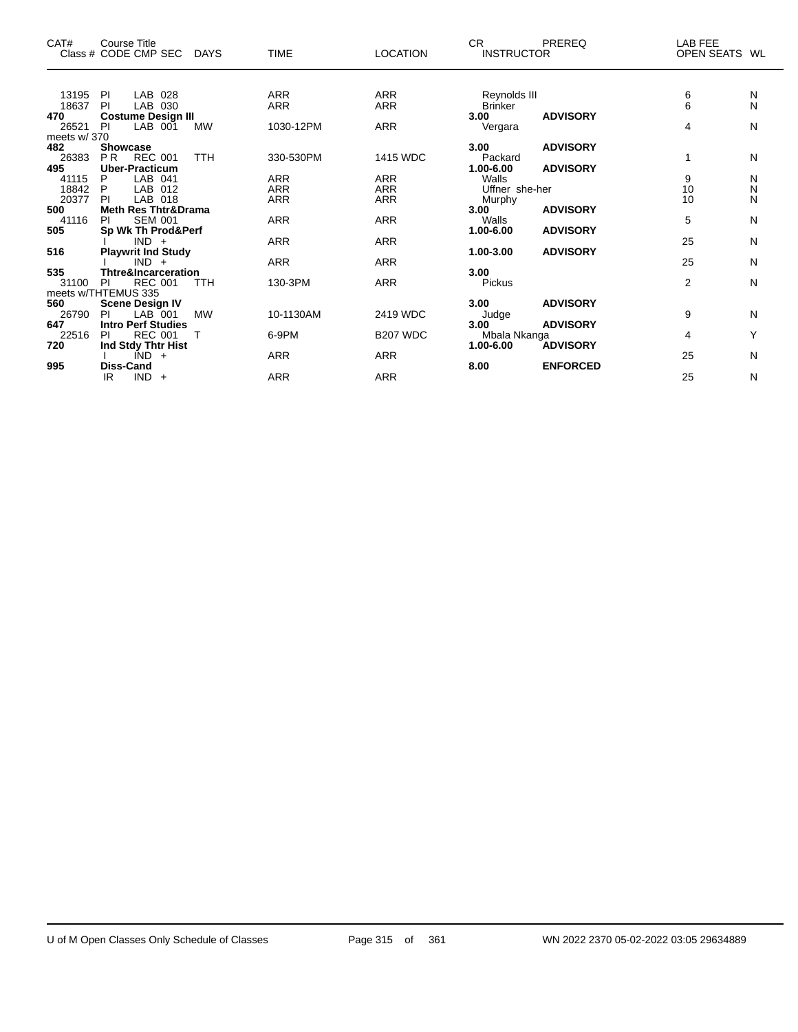| CAT# Class # | Course Title CODE | CMP | SEC | DAYS | TIME | LOCATION | CR INSTRUCTOR | PREREQ | LAB FEE OPEN SEATS | WL |
|---|---|---|---|---|---|---|---|---|---|---|
| 13195 | PI | LAB | 028 | | ARR | ARR | Reynolds III | | 6 | N |
| 18637 | PI | LAB | 030 | | ARR | ARR | Brinker | | 6 | N |
| **470** | **Costume Design III** | | | | | | **3.00** | **ADVISORY** | | |
| 26521 | PI | LAB | 001 | MW | 1030-12PM | ARR | Vergara | | 4 | N |
| meets w/ 370 | | | | | | | | | | |
| **482** | **Showcase** | | | | | | **3.00** | **ADVISORY** | | |
| 26383 | P R | REC | 001 | TTH | 330-530PM | 1415 WDC | Packard | | 1 | N |
| **495** | **Uber-Practicum** | | | | | | **1.00-6.00** | **ADVISORY** | | |
| 41115 | P | LAB | 041 | | ARR | ARR | Walls | | 9 | N |
| 18842 | P | LAB | 012 | | ARR | ARR | Uffner she-her | | 10 | N |
| 20377 | PI | LAB | 018 | | ARR | ARR | Murphy | | 10 | N |
| **500** | **Meth Res Thtr&Drama** | | | | | | **3.00** | **ADVISORY** | | |
| 41116 | PI | SEM | 001 | | ARR | ARR | Walls | | 5 | N |
| **505** | **Sp Wk Th Prod&Perf** | | | | | | **1.00-6.00** | **ADVISORY** | | |
| | I | IND | + | | ARR | ARR | | | 25 | N |
| **516** | **Playwrit Ind Study** | | | | | | **1.00-3.00** | **ADVISORY** | | |
| | I | IND | + | | ARR | ARR | | | 25 | N |
| **535** | **Thtre&Incarceration** | | | | | | **3.00** | | | |
| 31100 | PI | REC | 001 | TTH | 130-3PM | ARR | Pickus | | 2 | N |
| meets w/THTEMUS 335 | | | | | | | | | | |
| **560** | **Scene Design IV** | | | | | | **3.00** | **ADVISORY** | | |
| 26790 | PI | LAB | 001 | MW | 10-1130AM | 2419 WDC | Judge | | 9 | N |
| **647** | **Intro Perf Studies** | | | | | | **3.00** | **ADVISORY** | | |
| 22516 | PI | REC | 001 | T | 6-9PM | B207 WDC | Mbala Nkanga | | 4 | Y |
| **720** | **Ind Stdy Thtr Hist** | | | | | | **1.00-6.00** | **ADVISORY** | | |
| | I | IND | + | | ARR | ARR | | | 25 | N |
| **995** | **Diss-Cand** | | | | | | **8.00** | **ENFORCED** | | |
| | IR | IND | + | | ARR | ARR | | | 25 | N |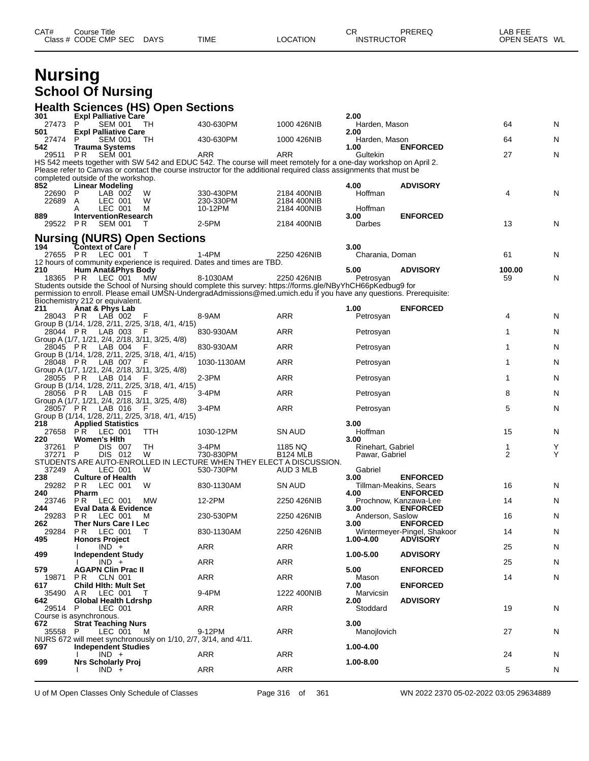# Nursing

## School Of Nursing

### Health Sciences (HS) Open Sections

| CAT# Class # | Course Title CODE CMP SEC | DAYS | TIME | LOCATION | CR INSTRUCTOR | PREREQ | LAB FEE OPEN SEATS | WL |
|---|---|---|---|---|---|---|---|---|
| 301 | Expl Palliative Care | | | | 2.00 | | | |
| 27473 | P SEM 001 | TH | 430-630PM | 1000 426NIB | Harden, Mason | | 64 | N |
| 501 | Expl Palliative Care | | | | 2.00 | | | |
| 27474 | P SEM 001 | TH | 430-630PM | 1000 426NIB | Harden, Mason | | 64 | N |
| 542 | Trauma Systems | | | | 1.00 | ENFORCED | | |
| 29511 | P R SEM 001 | | ARR | ARR | Gultekin | | 27 | N |

HS 542 meets together with SW 542 and EDUC 542. The course will meet remotely for a one-day workshop on April 2. Please refer to Canvas or contact the course instructor for the additional required class assignments that must be completed outside of the workshop.

| CAT# Class # | Course Title CODE CMP SEC | DAYS | TIME | LOCATION | CR INSTRUCTOR | PREREQ | LAB FEE OPEN SEATS | WL |
|---|---|---|---|---|---|---|---|---|
| 852 | Linear Modeling | | | | 4.00 | ADVISORY | | |
| 22690 | P LAB 002 | W | 330-430PM | 2184 400NIB | Hoffman | | 4 | N |
| 22689 | A LEC 001 | W | 230-330PM | 2184 400NIB | | | | |
| | A LEC 001 | M | 10-12PM | 2184 400NIB | Hoffman | | | |
| 889 | InterventionResearch | | | | 3.00 | ENFORCED | | |
| 29522 | P R SEM 001 | T | 2-5PM | 2184 400NIB | Darbes | | 13 | N |

### Nursing (NURS) Open Sections

| CAT# Class # | Course Title CODE CMP SEC | DAYS | TIME | LOCATION | CR INSTRUCTOR | PREREQ | LAB FEE OPEN SEATS | WL |
|---|---|---|---|---|---|---|---|---|
| 194 | Context of Care I | | | | 3.00 | | | |
| 27655 | P R LEC 001 | T | 1-4PM | 2250 426NIB | Charania, Doman | | 61 | N |

12 hours of community experience is required. Dates and times are TBD.

| CAT# Class # | Course Title CODE CMP SEC | DAYS | TIME | LOCATION | CR INSTRUCTOR | PREREQ | LAB FEE OPEN SEATS | WL |
|---|---|---|---|---|---|---|---|---|
| 210 | Hum Anat&Phys Body | | | | 5.00 | ADVISORY | 100.00 | |
| 18365 | P R LEC 001 | MW | 8-1030AM | 2250 426NIB | Petrosyan | | 59 | N |

Students outside the School of Nursing should complete this survey: https://forms.gle/NByYhCH66pKedbug9 for permission to enroll. Please email UMSN-UndergradAdmissions@med.umich.edu if you have any questions. Prerequisite: Biochemistry 212 or equivalent.

| CAT# Class # | Course Title CODE CMP SEC | DAYS | TIME | LOCATION | CR INSTRUCTOR | PREREQ | LAB FEE OPEN SEATS | WL |
|---|---|---|---|---|---|---|---|---|
| 211 | Anat & Phys Lab | | | | 1.00 | ENFORCED | | |
| 28043 | P R LAB 002 | F | 8-9AM | ARR | Petrosyan | | 4 | N |
| | Group B (1/14, 1/28, 2/11, 2/25, 3/18, 4/1, 4/15) | | | | | | | |
| 28044 | P R LAB 003 | F | 830-930AM | ARR | Petrosyan | | 1 | N |
| | Group A (1/7, 1/21, 2/4, 2/18, 3/11, 3/25, 4/8) | | | | | | | |
| 28045 | P R LAB 004 | F | 830-930AM | ARR | Petrosyan | | 1 | N |
| | Group B (1/14, 1/28, 2/11, 2/25, 3/18, 4/1, 4/15) | | | | | | | |
| 28048 | P R LAB 007 | F | 1030-1130AM | ARR | Petrosyan | | 1 | N |
| | Group A (1/7, 1/21, 2/4, 2/18, 3/11, 3/25, 4/8) | | | | | | | |
| 28055 | P R LAB 014 | F | 2-3PM | ARR | Petrosyan | | 1 | N |
| | Group B (1/14, 1/28, 2/11, 2/25, 3/18, 4/1, 4/15) | | | | | | | |
| 28056 | P R LAB 015 | F | 3-4PM | ARR | Petrosyan | | 8 | N |
| | Group A (1/7, 1/21, 2/4, 2/18, 3/11, 3/25, 4/8) | | | | | | | |
| 28057 | P R LAB 016 | F | 3-4PM | ARR | Petrosyan | | 5 | N |
| | Group B (1/14, 1/28, 2/11, 2/25, 3/18, 4/1, 4/15) | | | | | | | |
| 218 | Applied Statistics | | | | 3.00 | | | |
| 27658 | P R LEC 001 | TTH | 1030-12PM | SN AUD | Hoffman | | 15 | N |
| 220 | Women's Hlth | | | | 3.00 | | | |
| 37261 | P DIS 007 | TH | 3-4PM | 1185 NQ | Rinehart, Gabriel | | 1 | Y |
| 37271 | P DIS 012 | W | 730-830PM | B124 MLB | Pawar, Gabriel | | 2 | Y |

STUDENTS ARE AUTO-ENROLLED IN LECTURE WHEN THEY ELECT A DISCUSSION.

| CAT# Class # | Course Title CODE CMP SEC | DAYS | TIME | LOCATION | CR INSTRUCTOR | PREREQ | LAB FEE OPEN SEATS | WL |
|---|---|---|---|---|---|---|---|---|
| 37249 | A LEC 001 | W | 530-730PM | AUD 3 MLB | Gabriel | | | |
| 238 | Culture of Health | | | | 3.00 | ENFORCED | | |
| 29282 | P R LEC 001 | W | 830-1130AM | SN AUD | Tillman-Meakins, Sears | | 16 | N |
| 240 | Pharm | | | | 4.00 | ENFORCED | | |
| 23746 | P R LEC 001 | MW | 12-2PM | 2250 426NIB | Prochnow, Kanzawa-Lee | | 14 | N |
| 244 | Eval Data & Evidence | | | | 3.00 | ENFORCED | | |
| 29283 | P R LEC 001 | M | 230-530PM | 2250 426NIB | Anderson, Saslow | | 16 | N |
| 262 | Ther Nurs Care I Lec | | | | 3.00 | ENFORCED | | |
| 29284 | P R LEC 001 | T | 830-1130AM | 2250 426NIB | Wintermeyer-Pingel, Shakoor | | 14 | N |
| 495 | Honors Project | | | | 1.00-4.00 | ADVISORY | | |
| | I IND + | | ARR | ARR | | | 25 | N |
| 499 | Independent Study | | | | 1.00-5.00 | ADVISORY | | |
| | I IND + | | ARR | ARR | | | 25 | N |
| 579 | AGAPN Clin Prac II | | | | 5.00 | ENFORCED | | |
| 19871 | P R CLN 001 | | ARR | ARR | Mason | | 14 | N |
| 617 | Child Hlth: Mult Set | | | | 7.00 | ENFORCED | | |
| 35490 | A R LEC 001 | T | 9-4PM | 1222 400NIB | Marvicsin | | | |
| 642 | Global Health Ldrshp | | | | 2.00 | ADVISORY | | |
| 29514 | P LEC 001 | | ARR | ARR | Stoddard | | 19 | N |

Course is asynchronous.

| CAT# Class # | Course Title CODE CMP SEC | DAYS | TIME | LOCATION | CR INSTRUCTOR | PREREQ | LAB FEE OPEN SEATS | WL |
|---|---|---|---|---|---|---|---|---|
| 672 | Strat Teaching Nurs | | | | 3.00 | | | |
| 35558 | P LEC 001 | M | 9-12PM | ARR | Manojlovich | | 27 | N |

NURS 672 will meet synchronously on 1/10, 2/7, 3/14, and 4/11.

| CAT# Class # | Course Title CODE CMP SEC | DAYS | TIME | LOCATION | CR INSTRUCTOR | PREREQ | LAB FEE OPEN SEATS | WL |
|---|---|---|---|---|---|---|---|---|
| 697 | Independent Studies | | | | 1.00-4.00 | | | |
| | I IND + | | ARR | ARR | | | 24 | N |
| 699 | Nrs Scholarly Proj | | | | 1.00-8.00 | | | |
| | I IND + | | ARR | ARR | | | 5 | N |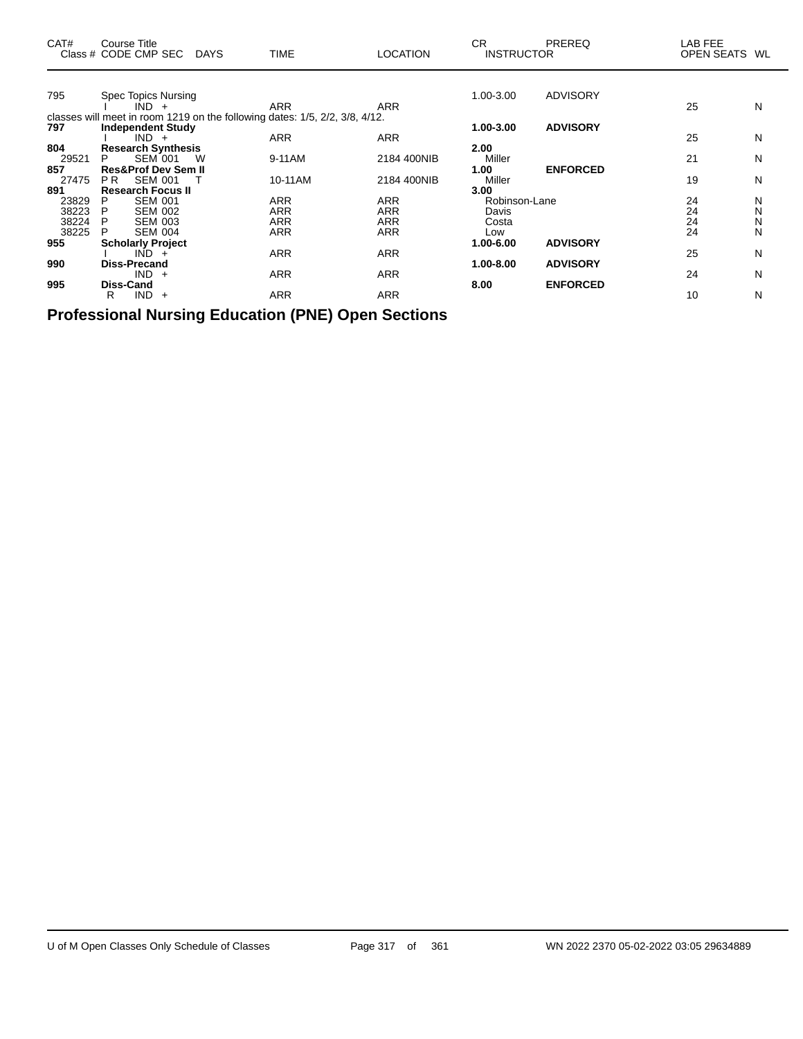| CAT# | Course Title<br>Class # CODE CMP SEC DAYS | TIME | LOCATION | CR<br>INSTRUCTOR | PREREQ | LAB FEE<br>OPEN SEATS | WL |
|---|---|---|---|---|---|---|---|
| 795 | Spec Topics Nursing | | | 1.00-3.00 | ADVISORY | | |
| | I IND + | ARR | ARR | | | 25 | N |
| classes will meet in room 1219 on the following dates: 1/5, 2/2, 3/8, 4/12. | | | | | | | |
| **797** | **Independent Study** | | | **1.00-3.00** | **ADVISORY** | | |
| | I IND + | ARR | ARR | | | 25 | N |
| **804** | **Research Synthesis** | | | **2.00** | | | |
| 29521 | P SEM 001 W | 9-11AM | 2184 400NIB | Miller | | 21 | N |
| **857** | **Res&Prof Dev Sem II** | | | **1.00** | **ENFORCED** | | |
| 27475 | P R SEM 001 T | 10-11AM | 2184 400NIB | Miller | | 19 | N |
| **891** | **Research Focus II** | | | **3.00** | | | |
| 23829 | P SEM 001 | ARR | ARR | Robinson-Lane | | 24 | N |
| 38223 | P SEM 002 | ARR | ARR | Davis | | 24 | N |
| 38224 | P SEM 003 | ARR | ARR | Costa | | 24 | N |
| 38225 | P SEM 004 | ARR | ARR | Low | | 24 | N |
| **955** | **Scholarly Project** | | | **1.00-6.00** | **ADVISORY** | | |
| | I IND + | ARR | ARR | | | 25 | N |
| **990** | **Diss-Precand** | | | **1.00-8.00** | **ADVISORY** | | |
| | IND + | ARR | ARR | | | 24 | N |
| **995** | **Diss-Cand** | | | **8.00** | **ENFORCED** | | |
| | R IND + | ARR | ARR | | | 10 | N |

# Professional Nursing Education (PNE) Open Sections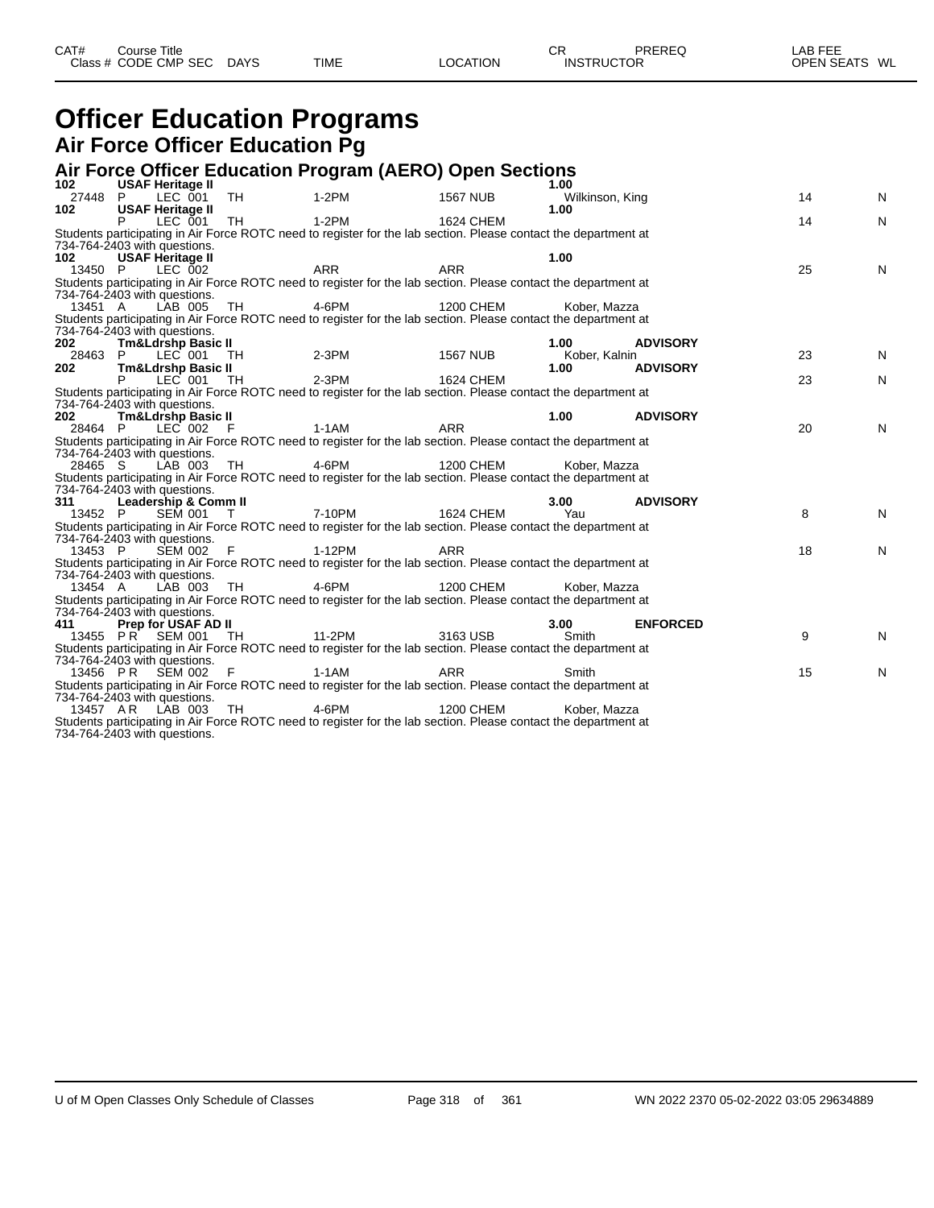# Officer Education Programs

## Air Force Officer Education Pg

### Air Force Officer Education Program (AERO) Open Sections

| CAT# / Class # | Course Title / CODE CMP SEC | DAYS | TIME | LOCATION | CR / INSTRUCTOR | PREREQ | LAB FEE / OPEN SEATS | WL |
|---|---|---|---|---|---|---|---|---|
| **102** | **USAF Heritage II** | | | | **1.00** | | | |
| 27448 | P LEC 001 | TH | 1-2PM | 1567 NUB | Wilkinson, King | | 14 | N |
| **102** | **USAF Heritage II** | | | | **1.00** | | | |
| | P LEC 001 | TH | 1-2PM | 1624 CHEM | | | 14 | N |

Students participating in Air Force ROTC need to register for the lab section. Please contact the department at 734-764-2403 with questions.

| CAT# / Class # | Course Title / CODE CMP SEC | DAYS | TIME | LOCATION | CR / INSTRUCTOR | PREREQ | LAB FEE / OPEN SEATS | WL |
|---|---|---|---|---|---|---|---|---|
| **102** | **USAF Heritage II** | | | | **1.00** | | | |
| 13450 | P LEC 002 | | ARR | ARR | | | 25 | N |

Students participating in Air Force ROTC need to register for the lab section. Please contact the department at 734-764-2403 with questions.

| CAT# / Class # | Course Title / CODE CMP SEC | DAYS | TIME | LOCATION | CR / INSTRUCTOR | PREREQ | LAB FEE / OPEN SEATS | WL |
|---|---|---|---|---|---|---|---|---|
| 13451 | A LAB 005 | TH | 4-6PM | 1200 CHEM | Kober, Mazza | | | |

Students participating in Air Force ROTC need to register for the lab section. Please contact the department at 734-764-2403 with questions.

| CAT# / Class # | Course Title / CODE CMP SEC | DAYS | TIME | LOCATION | CR / INSTRUCTOR | PREREQ | LAB FEE / OPEN SEATS | WL |
|---|---|---|---|---|---|---|---|---|
| **202** | **Tm&Ldrshp Basic II** | | | | **1.00** | **ADVISORY** | | |
| 28463 | P LEC 001 | TH | 2-3PM | 1567 NUB | Kober, Kalnin | | 23 | N |
| **202** | **Tm&Ldrshp Basic II** | | | | **1.00** | **ADVISORY** | | |
| | P LEC 001 | TH | 2-3PM | 1624 CHEM | | | 23 | N |

Students participating in Air Force ROTC need to register for the lab section. Please contact the department at 734-764-2403 with questions.

| CAT# / Class # | Course Title / CODE CMP SEC | DAYS | TIME | LOCATION | CR / INSTRUCTOR | PREREQ | LAB FEE / OPEN SEATS | WL |
|---|---|---|---|---|---|---|---|---|
| **202** | **Tm&Ldrshp Basic II** | | | | **1.00** | **ADVISORY** | | |
| 28464 | P LEC 002 | F | 1-1AM | ARR | | | 20 | N |

Students participating in Air Force ROTC need to register for the lab section. Please contact the department at 734-764-2403 with questions.

| CAT# / Class # | Course Title / CODE CMP SEC | DAYS | TIME | LOCATION | CR / INSTRUCTOR | PREREQ | LAB FEE / OPEN SEATS | WL |
|---|---|---|---|---|---|---|---|---|
| 28465 | S LAB 003 | TH | 4-6PM | 1200 CHEM | Kober, Mazza | | | |

Students participating in Air Force ROTC need to register for the lab section. Please contact the department at 734-764-2403 with questions.

| CAT# / Class # | Course Title / CODE CMP SEC | DAYS | TIME | LOCATION | CR / INSTRUCTOR | PREREQ | LAB FEE / OPEN SEATS | WL |
|---|---|---|---|---|---|---|---|---|
| **311** | **Leadership & Comm II** | | | | **3.00** | **ADVISORY** | | |
| 13452 | P SEM 001 | T | 7-10PM | 1624 CHEM | Yau | | 8 | N |

Students participating in Air Force ROTC need to register for the lab section. Please contact the department at 734-764-2403 with questions.

| CAT# / Class # | Course Title / CODE CMP SEC | DAYS | TIME | LOCATION | CR / INSTRUCTOR | PREREQ | LAB FEE / OPEN SEATS | WL |
|---|---|---|---|---|---|---|---|---|
| 13453 | P SEM 002 | F | 1-12PM | ARR | | | 18 | N |

Students participating in Air Force ROTC need to register for the lab section. Please contact the department at 734-764-2403 with questions.

| CAT# / Class # | Course Title / CODE CMP SEC | DAYS | TIME | LOCATION | CR / INSTRUCTOR | PREREQ | LAB FEE / OPEN SEATS | WL |
|---|---|---|---|---|---|---|---|---|
| 13454 | A LAB 003 | TH | 4-6PM | 1200 CHEM | Kober, Mazza | | | |

Students participating in Air Force ROTC need to register for the lab section. Please contact the department at 734-764-2403 with questions.

| CAT# / Class # | Course Title / CODE CMP SEC | DAYS | TIME | LOCATION | CR / INSTRUCTOR | PREREQ | LAB FEE / OPEN SEATS | WL |
|---|---|---|---|---|---|---|---|---|
| **411** | **Prep for USAF AD II** | | | | **3.00** | **ENFORCED** | | |
| 13455 | P R SEM 001 | TH | 11-2PM | 3163 USB | Smith | | 9 | N |

Students participating in Air Force ROTC need to register for the lab section. Please contact the department at 734-764-2403 with questions.

| CAT# / Class # | Course Title / CODE CMP SEC | DAYS | TIME | LOCATION | CR / INSTRUCTOR | PREREQ | LAB FEE / OPEN SEATS | WL |
|---|---|---|---|---|---|---|---|---|
| 13456 | P R SEM 002 | F | 1-1AM | ARR | Smith | | 15 | N |

Students participating in Air Force ROTC need to register for the lab section. Please contact the department at 734-764-2403 with questions.

| CAT# / Class # | Course Title / CODE CMP SEC | DAYS | TIME | LOCATION | CR / INSTRUCTOR | PREREQ | LAB FEE / OPEN SEATS | WL |
|---|---|---|---|---|---|---|---|---|
| 13457 | A R LAB 003 | TH | 4-6PM | 1200 CHEM | Kober, Mazza | | | |

Students participating in Air Force ROTC need to register for the lab section. Please contact the department at 734-764-2403 with questions.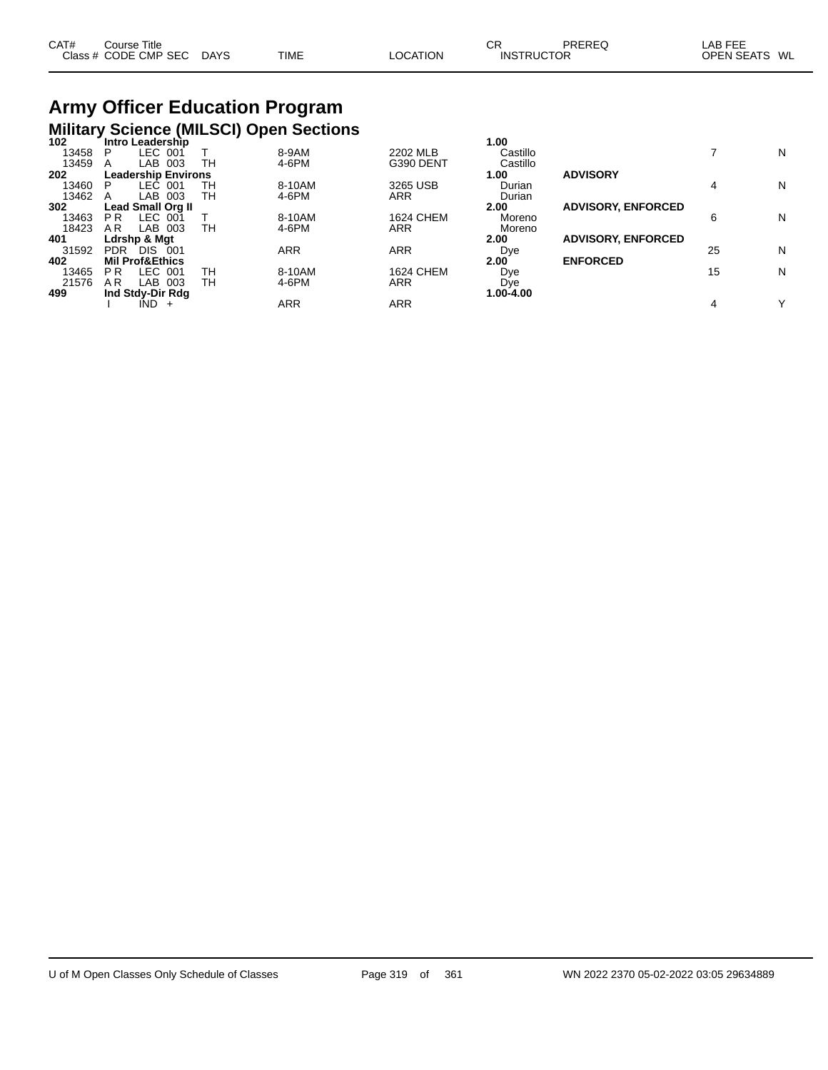| CAT# Class # | Course Title CODE CMP SEC | DAYS | TIME | LOCATION | CR INSTRUCTOR | PREREQ | LAB FEE OPEN SEATS | WL |
|---|---|---|---|---|---|---|---|---|

# Army Officer Education Program

## Military Science (MILSCI) Open Sections

| CAT# Class # | Course Title CODE CMP SEC | DAYS | TIME | LOCATION | CR INSTRUCTOR | PREREQ | OPEN SEATS | WL |
|---|---|---|---|---|---|---|---|---|
| **102** | **Intro Leadership** | | | | **1.00** | | | |
| 13458 | P LEC 001 | T | 8-9AM | 2202 MLB | Castillo | | 7 | N |
| 13459 | A LAB 003 | TH | 4-6PM | G390 DENT | Castillo | | | |
| **202** | **Leadership Environs** | | | | **1.00** | **ADVISORY** | | |
| 13460 | P LEC 001 | TH | 8-10AM | 3265 USB | Durian | | 4 | N |
| 13462 | A LAB 003 | TH | 4-6PM | ARR | Durian | | | |
| **302** | **Lead Small Org II** | | | | **2.00** | **ADVISORY, ENFORCED** | | |
| 13463 | P R LEC 001 | T | 8-10AM | 1624 CHEM | Moreno | | 6 | N |
| 18423 | A R LAB 003 | TH | 4-6PM | ARR | Moreno | | | |
| **401** | **Ldrshp & Mgt** | | | | **2.00** | **ADVISORY, ENFORCED** | | |
| 31592 | PDR DIS 001 | | ARR | ARR | Dye | | 25 | N |
| **402** | **Mil Prof&Ethics** | | | | **2.00** | **ENFORCED** | | |
| 13465 | P R LEC 001 | TH | 8-10AM | 1624 CHEM | Dye | | 15 | N |
| 21576 | A R LAB 003 | TH | 4-6PM | ARR | Dye | | | |
| **499** | **Ind Stdy-Dir Rdg** | | | | **1.00-4.00** | | | |
| | I IND + | | ARR | ARR | | | 4 | Y |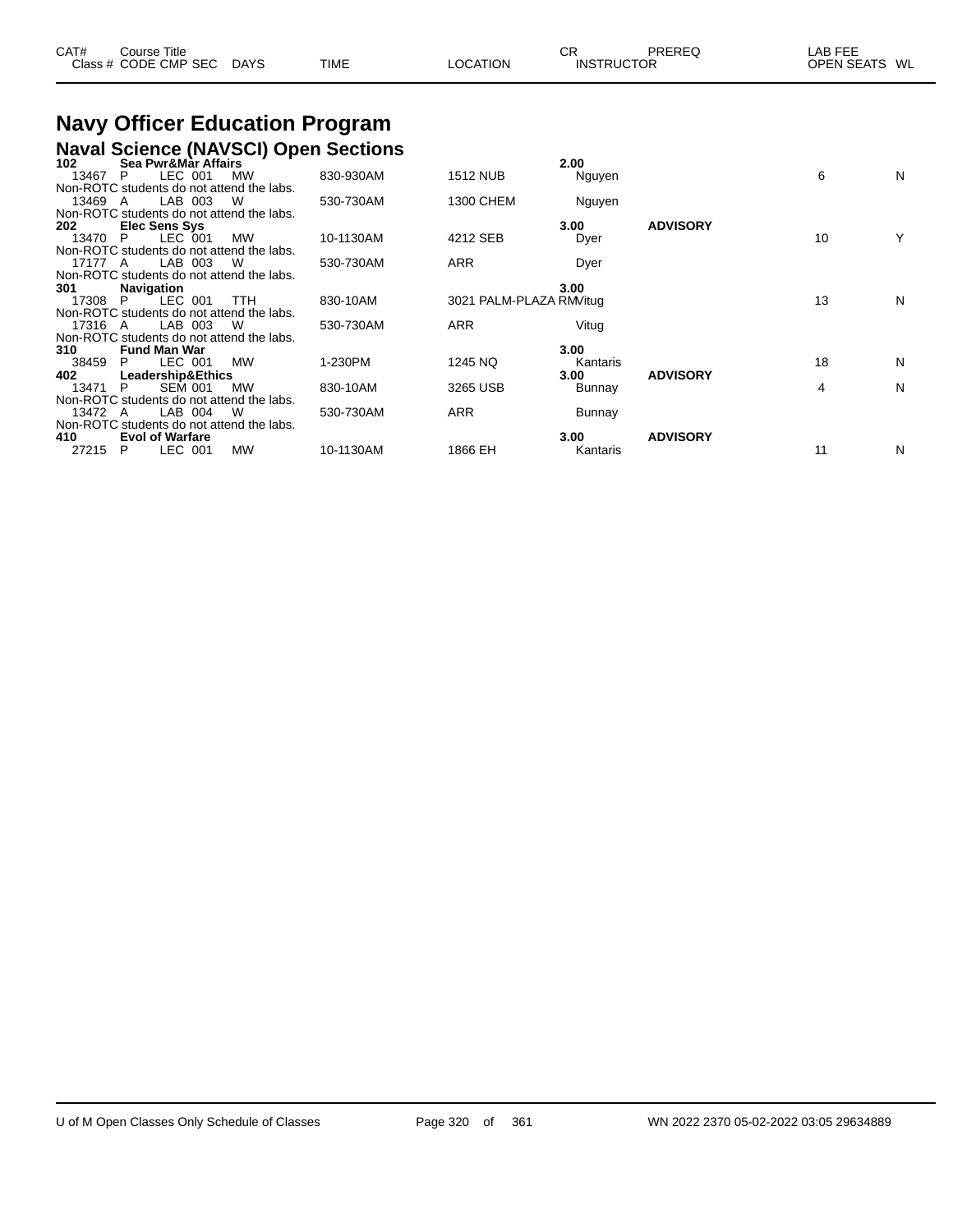| CAT# | Course Title | | | | | CR | PREREQ | LAB FEE |
|---|---|---|---|---|---|---|---|---|
| Class # | CODE CMP SEC | DAYS | TIME | LOCATION | INSTRUCTOR | | | OPEN SEATS WL |

# Navy Officer Education Program

## Naval Science (NAVSCI) Open Sections

| CAT# / Class # | Course Title / CODE CMP SEC | DAYS | TIME | LOCATION | CR / INSTRUCTOR | PREREQ | OPEN SEATS | WL |
|---|---|---|---|---|---|---|---|---|
| **102** | **Sea Pwr&Mar Affairs** | | | | **2.00** | | | |
| 13467 | P LEC 001 | MW | 830-930AM | 1512 NUB | Nguyen | | 6 | N |
| Non-ROTC students do not attend the labs. | | | | | | | | |
| 13469 | A LAB 003 | W | 530-730AM | 1300 CHEM | Nguyen | | | |
| Non-ROTC students do not attend the labs. | | | | | | | | |
| **202** | **Elec Sens Sys** | | | | **3.00** | **ADVISORY** | | |
| 13470 | P LEC 001 | MW | 10-1130AM | 4212 SEB | Dyer | | 10 | Y |
| Non-ROTC students do not attend the labs. | | | | | | | | |
| 17177 | A LAB 003 | W | 530-730AM | ARR | Dyer | | | |
| Non-ROTC students do not attend the labs. | | | | | | | | |
| **301** | **Navigation** | | | | **3.00** | | | |
| 17308 | P LEC 001 | TTH | 830-10AM | 3021 PALM-PLAZA RM | Vitug | | 13 | N |
| Non-ROTC students do not attend the labs. | | | | | | | | |
| 17316 | A LAB 003 | W | 530-730AM | ARR | Vitug | | | |
| Non-ROTC students do not attend the labs. | | | | | | | | |
| **310** | **Fund Man War** | | | | **3.00** | | | |
| 38459 | P LEC 001 | MW | 1-230PM | 1245 NQ | Kantaris | | 18 | N |
| **402** | **Leadership&Ethics** | | | | **3.00** | **ADVISORY** | | |
| 13471 | P SEM 001 | MW | 830-10AM | 3265 USB | Bunnay | | 4 | N |
| Non-ROTC students do not attend the labs. | | | | | | | | |
| 13472 | A LAB 004 | W | 530-730AM | ARR | Bunnay | | | |
| Non-ROTC students do not attend the labs. | | | | | | | | |
| **410** | **Evol of Warfare** | | | | **3.00** | **ADVISORY** | | |
| 27215 | P LEC 001 | MW | 10-1130AM | 1866 EH | Kantaris | | 11 | N |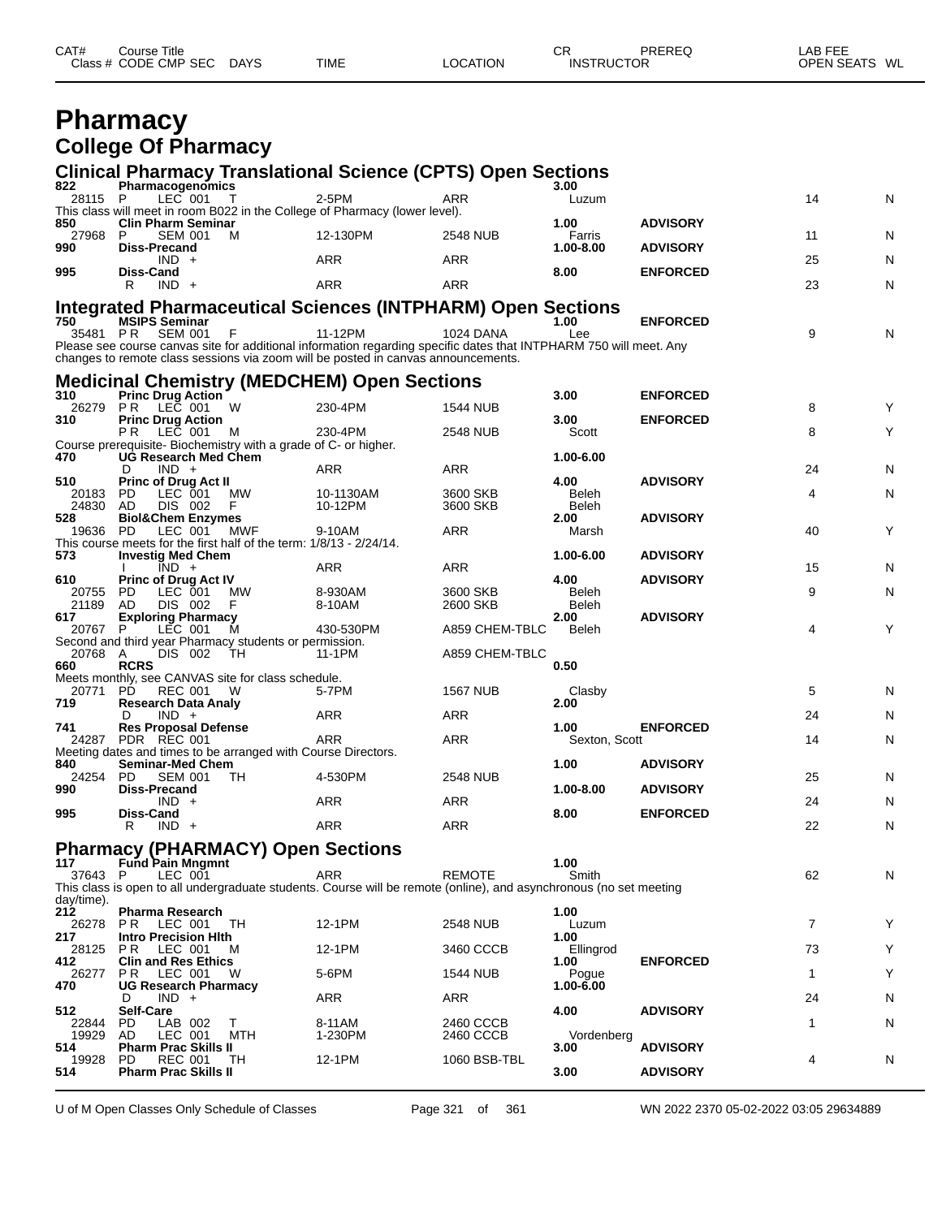# Pharmacy

## College Of Pharmacy

### Clinical Pharmacy Translational Science (CPTS) Open Sections

| CAT# / Class # | Course Title / CODE CMP SEC | DAYS | TIME | LOCATION | CR / INSTRUCTOR | PREREQ | OPEN SEATS | WL |
|---|---|---|---|---|---|---|---|---|
| 822 | Pharmacogenomics | | | | 3.00 | | | |
| 28115 | P LEC 001 | T | 2-5PM | ARR | Luzum | | 14 | N |

This class will meet in room B022 in the College of Pharmacy (lower level).

| CAT# / Class # | Course Title / CODE CMP SEC | DAYS | TIME | LOCATION | CR / INSTRUCTOR | PREREQ | OPEN SEATS | WL |
|---|---|---|---|---|---|---|---|---|
| 850 | Clin Pharm Seminar | | | | 1.00 | ADVISORY | | |
| 27968 | P SEM 001 | M | 12-130PM | 2548 NUB | Farris | | 11 | N |
| 990 | Diss-Precand | | | | 1.00-8.00 | ADVISORY | | |
| | IND + | | ARR | ARR | | | 25 | N |
| 995 | Diss-Cand | | | | 8.00 | ENFORCED | | |
| | R IND + | | ARR | ARR | | | 23 | N |

### Integrated Pharmaceutical Sciences (INTPHARM) Open Sections

| CAT# / Class # | Course Title / CODE CMP SEC | DAYS | TIME | LOCATION | CR / INSTRUCTOR | PREREQ | OPEN SEATS | WL |
|---|---|---|---|---|---|---|---|---|
| 750 | MSIPS Seminar | | | | 1.00 | ENFORCED | | |
| 35481 | PR SEM 001 | F | 11-12PM | 1024 DANA | Lee | | 9 | N |

Please see course canvas site for additional information regarding specific dates that INTPHARM 750 will meet. Any changes to remote class sessions via zoom will be posted in canvas announcements.

### Medicinal Chemistry (MEDCHEM) Open Sections

| CAT# / Class # | Course Title / CODE CMP SEC | DAYS | TIME | LOCATION | CR / INSTRUCTOR | PREREQ | OPEN SEATS | WL |
|---|---|---|---|---|---|---|---|---|
| 310 | Princ Drug Action | | | | 3.00 | ENFORCED | | |
| 26279 | PR LEC 001 | W | 230-4PM | 1544 NUB | | | 8 | Y |
| 310 | Princ Drug Action | | | | 3.00 | ENFORCED | | |
| | PR LEC 001 | M | 230-4PM | 2548 NUB | Scott | | 8 | Y |

Course prerequisite- Biochemistry with a grade of C- or higher.

| CAT# / Class # | Course Title / CODE CMP SEC | DAYS | TIME | LOCATION | CR / INSTRUCTOR | PREREQ | OPEN SEATS | WL |
|---|---|---|---|---|---|---|---|---|
| 470 | UG Research Med Chem | | | | 1.00-6.00 | | | |
| | D IND + | | ARR | ARR | | | 24 | N |
| 510 | Princ of Drug Act II | | | | 4.00 | ADVISORY | | |
| 20183 | PD LEC 001 | MW | 10-1130AM | 3600 SKB | Beleh | | 4 | N |
| 24830 | AD DIS 002 | F | 10-12PM | 3600 SKB | Beleh | | | |
| 528 | Biol&Chem Enzymes | | | | 2.00 | ADVISORY | | |
| 19636 | PD LEC 001 | MWF | 9-10AM | ARR | Marsh | | 40 | Y |

This course meets for the first half of the term: 1/8/13 - 2/24/14.

| CAT# / Class # | Course Title / CODE CMP SEC | DAYS | TIME | LOCATION | CR / INSTRUCTOR | PREREQ | OPEN SEATS | WL |
|---|---|---|---|---|---|---|---|---|
| 573 | Investig Med Chem | | | | 1.00-6.00 | ADVISORY | | |
| | I IND + | | ARR | ARR | | | 15 | N |
| 610 | Princ of Drug Act IV | | | | 4.00 | ADVISORY | | |
| 20755 | PD LEC 001 | MW | 8-930AM | 3600 SKB | Beleh | | 9 | N |
| 21189 | AD DIS 002 | F | 8-10AM | 2600 SKB | Beleh | | | |
| 617 | Exploring Pharmacy | | | | 2.00 | ADVISORY | | |
| 20767 | P LEC 001 | M | 430-530PM | A859 CHEM-TBLC | Beleh | | 4 | Y |

Second and third year Pharmacy students or permission.

| CAT# / Class # | Course Title / CODE CMP SEC | DAYS | TIME | LOCATION | CR / INSTRUCTOR | PREREQ | OPEN SEATS | WL |
|---|---|---|---|---|---|---|---|---|
| 20768 | A DIS 002 | TH | 11-1PM | A859 CHEM-TBLC | | | | |
| 660 | RCRS | | | | 0.50 | | | |

Meets monthly, see CANVAS site for class schedule.

| CAT# / Class # | Course Title / CODE CMP SEC | DAYS | TIME | LOCATION | CR / INSTRUCTOR | PREREQ | OPEN SEATS | WL |
|---|---|---|---|---|---|---|---|---|
| 20771 | PD REC 001 | W | 5-7PM | 1567 NUB | Clasby | | 5 | N |
| 719 | Research Data Analy | | | | 2.00 | | | |
| | D IND + | | ARR | ARR | | | 24 | N |
| 741 | Res Proposal Defense | | | | 1.00 | ENFORCED | | |
| 24287 | PDR REC 001 | | ARR | ARR | Sexton, Scott | | 14 | N |

Meeting dates and times to be arranged with Course Directors.

| CAT# / Class # | Course Title / CODE CMP SEC | DAYS | TIME | LOCATION | CR / INSTRUCTOR | PREREQ | OPEN SEATS | WL |
|---|---|---|---|---|---|---|---|---|
| 840 | Seminar-Med Chem | | | | 1.00 | ADVISORY | | |
| 24254 | PD SEM 001 | TH | 4-530PM | 2548 NUB | | | 25 | N |
| 990 | Diss-Precand | | | | 1.00-8.00 | ADVISORY | | |
| | IND + | | ARR | ARR | | | 24 | N |
| 995 | Diss-Cand | | | | 8.00 | ENFORCED | | |
| | R IND + | | ARR | ARR | | | 22 | N |

### Pharmacy (PHARMACY) Open Sections

| CAT# / Class # | Course Title / CODE CMP SEC | DAYS | TIME | LOCATION | CR / INSTRUCTOR | PREREQ | OPEN SEATS | WL |
|---|---|---|---|---|---|---|---|---|
| 117 | Fund Pain Mngmnt | | | | 1.00 | | | |
| 37643 | P LEC 001 | | ARR | REMOTE | Smith | | 62 | N |

This class is open to all undergraduate students. Course will be remote (online), and asynchronous (no set meeting day/time).

| CAT# / Class # | Course Title / CODE CMP SEC | DAYS | TIME | LOCATION | CR / INSTRUCTOR | PREREQ | OPEN SEATS | WL |
|---|---|---|---|---|---|---|---|---|
| 212 | Pharma Research | | | | 1.00 | | | |
| 26278 | PR LEC 001 | TH | 12-1PM | 2548 NUB | Luzum | | 7 | Y |
| 217 | Intro Precision Hlth | | | | 1.00 | | | |
| 28125 | PR LEC 001 | M | 12-1PM | 3460 CCCB | Ellingrod | | 73 | Y |
| 412 | Clin and Res Ethics | | | | 1.00 | ENFORCED | | |
| 26277 | PR LEC 001 | W | 5-6PM | 1544 NUB | Pogue | | 1 | Y |
| 470 | UG Research Pharmacy | | | | 1.00-6.00 | | | |
| | D IND + | | ARR | ARR | | | 24 | N |
| 512 | Self-Care | | | | 4.00 | ADVISORY | | |
| 22844 | PD LAB 002 | T | 8-11AM | 2460 CCCB | | | 1 | N |
| 19929 | AD LEC 001 | MTH | 1-230PM | 2460 CCCB | Vordenberg | | | |
| 514 | Pharm Prac Skills II | | | | 3.00 | ADVISORY | | |
| 19928 | PD REC 001 | TH | 12-1PM | 1060 BSB-TBL | | | 4 | N |
| 514 | Pharm Prac Skills II | | | | 3.00 | ADVISORY | | |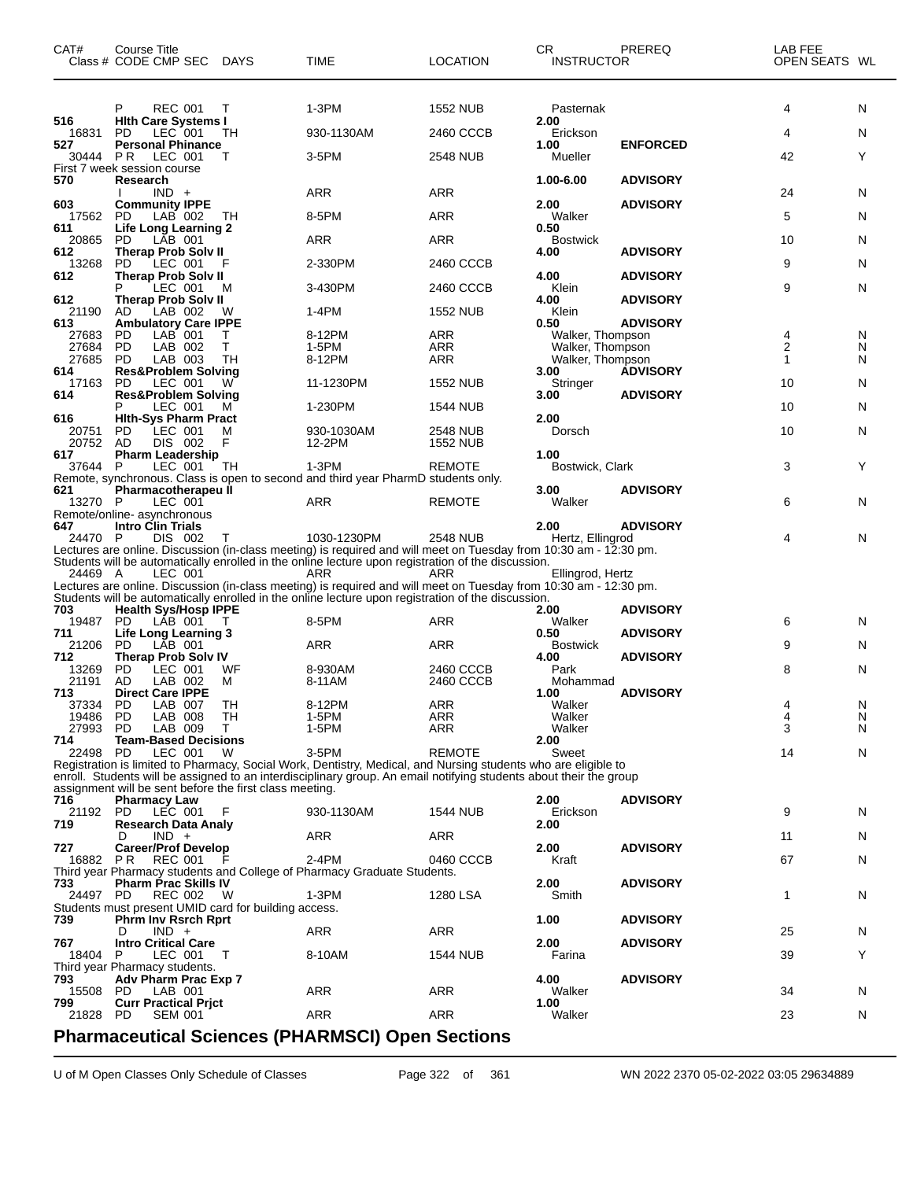| CAT# | Course Title<br>Class # CODE CMP SEC DAYS | TIME | LOCATION | CR INSTRUCTOR | PREREQ | LAB FEE OPEN SEATS | WL |
|---|---|---|---|---|---|---|---|
| | P REC 001 T | 1-3PM | 1552 NUB | Pasternak | | 4 | N |
| 516 | **Hlth Care Systems I** | | | 2.00 | | | |
| 16831 | PD LEC 001 TH | 930-1130AM | 2460 CCCB | Erickson | | 4 | N |
| 527 | **Personal Phinance** | | | 1.00 | **ENFORCED** | | |
| 30444 | P R LEC 001 T | 3-5PM | 2548 NUB | Mueller | | 42 | Y |
| First 7 week session course | | | | | | | |
| 570 | **Research** | | | 1.00-6.00 | **ADVISORY** | | |
| | I IND + | ARR | ARR | | | 24 | N |
| 603 | **Community IPPE** | | | 2.00 | **ADVISORY** | | |
| 17562 | PD LAB 002 TH | 8-5PM | ARR | Walker | | 5 | N |
| 611 | **Life Long Learning 2** | | | 0.50 | | | |
| 20865 | PD LAB 001 | ARR | ARR | Bostwick | | 10 | N |
| 612 | **Therap Prob Solv II** | | | 4.00 | **ADVISORY** | | |
| 13268 | PD LEC 001 F | 2-330PM | 2460 CCCB | | | 9 | N |
| 612 | **Therap Prob Solv II** | | | 4.00 | **ADVISORY** | | |
| | P LEC 001 M | 3-430PM | 2460 CCCB | Klein | | 9 | N |
| 612 | **Therap Prob Solv II** | | | 4.00 | **ADVISORY** | | |
| 21190 | AD LAB 002 W | 1-4PM | 1552 NUB | Klein | | | |
| 613 | **Ambulatory Care IPPE** | | | 0.50 | **ADVISORY** | | |
| 27683 | PD LAB 001 T | 8-12PM | ARR | Walker, Thompson | | 4 | N |
| 27684 | PD LAB 002 T | 1-5PM | ARR | Walker, Thompson | | 2 | N |
| 27685 | PD LAB 003 TH | 8-12PM | ARR | Walker, Thompson | | 1 | N |
| 614 | **Res&Problem Solving** | | | 3.00 | **ADVISORY** | | |
| 17163 | PD LEC 001 W | 11-1230PM | 1552 NUB | Stringer | | 10 | N |
| 614 | **Res&Problem Solving** | | | 3.00 | **ADVISORY** | | |
| | P LEC 001 M | 1-230PM | 1544 NUB | | | 10 | N |
| 616 | **Hlth-Sys Pharm Pract** | | | 2.00 | | | |
| 20751 | PD LEC 001 M | 930-1030AM | 2548 NUB | Dorsch | | 10 | N |
| 20752 | AD DIS 002 F | 12-2PM | 1552 NUB | | | | |
| 617 | **Pharm Leadership** | | | 1.00 | | | |
| 37644 | P LEC 001 TH | 1-3PM | REMOTE | Bostwick, Clark | | 3 | Y |
| Remote, synchronous. Class is open to second and third year PharmD students only. | | | | | | | |
| 621 | **Pharmacotherapeu II** | | | 3.00 | **ADVISORY** | | |
| 13270 | P LEC 001 | ARR | REMOTE | Walker | | 6 | N |
| Remote/online- asynchronous | | | | | | | |
| 647 | **Intro Clin Trials** | | | 2.00 | **ADVISORY** | | |
| 24470 | P DIS 002 T | 1030-1230PM | 2548 NUB | Hertz, Ellingrod | | 4 | N |
| Lectures are online. Discussion (in-class meeting) is required and will meet on Tuesday from 10:30 am - 12:30 pm. Students will be automatically enrolled in the online lecture upon registration of the discussion. | | | | | | | |
| 24469 | A LEC 001 | ARR | ARR | Ellingrod, Hertz | | | |
| Lectures are online. Discussion (in-class meeting) is required and will meet on Tuesday from 10:30 am - 12:30 pm. Students will be automatically enrolled in the online lecture upon registration of the discussion. | | | | | | | |
| 703 | **Health Sys/Hosp IPPE** | | | 2.00 | **ADVISORY** | | |
| 19487 | PD LAB 001 T | 8-5PM | ARR | Walker | | 6 | N |
| 711 | **Life Long Learning 3** | | | 0.50 | **ADVISORY** | | |
| 21206 | PD LAB 001 | ARR | ARR | Bostwick | | 9 | N |
| 712 | **Therap Prob Solv IV** | | | 4.00 | **ADVISORY** | | |
| 13269 | PD LEC 001 WF | 8-930AM | 2460 CCCB | Park | | 8 | N |
| 21191 | AD LAB 002 M | 8-11AM | 2460 CCCB | Mohammad | | | |
| 713 | **Direct Care IPPE** | | | 1.00 | **ADVISORY** | | |
| 37334 | PD LAB 007 TH | 8-12PM | ARR | Walker | | 4 | N |
| 19486 | PD LAB 008 TH | 1-5PM | ARR | Walker | | 4 | N |
| 27993 | PD LAB 009 T | 1-5PM | ARR | Walker | | 3 | N |
| 714 | **Team-Based Decisions** | | | 2.00 | | | |
| 22498 | PD LEC 001 W | 3-5PM | REMOTE | Sweet | | 14 | N |
| Registration is limited to Pharmacy, Social Work, Dentistry, Medical, and Nursing students who are eligible to enroll. Students will be assigned to an interdisciplinary group. An email notifying students about their the group assignment will be sent before the first class meeting. | | | | | | | |
| 716 | **Pharmacy Law** | | | 2.00 | **ADVISORY** | | |
| 21192 | PD LEC 001 F | 930-1130AM | 1544 NUB | Erickson | | 9 | N |
| 719 | **Research Data Analy** | | | 2.00 | | | |
| | D IND + | ARR | ARR | | | 11 | N |
| 727 | **Career/Prof Develop** | | | 2.00 | **ADVISORY** | | |
| 16882 | P R REC 001 F | 2-4PM | 0460 CCCB | Kraft | | 67 | N |
| Third year Pharmacy students and College of Pharmacy Graduate Students. | | | | | | | |
| 733 | **Pharm Prac Skills IV** | | | 2.00 | **ADVISORY** | | |
| 24497 | PD REC 002 W | 1-3PM | 1280 LSA | Smith | | 1 | N |
| Students must present UMID card for building access. | | | | | | | |
| 739 | **Phrm Inv Rsrch Rprt** | | | 1.00 | **ADVISORY** | | |
| | D IND + | ARR | ARR | | | 25 | N |
| 767 | **Intro Critical Care** | | | 2.00 | **ADVISORY** | | |
| 18404 | P LEC 001 T | 8-10AM | 1544 NUB | Farina | | 39 | Y |
| Third year Pharmacy students. | | | | | | | |
| 793 | **Adv Pharm Prac Exp 7** | | | 4.00 | **ADVISORY** | | |
| 15508 | PD LAB 001 | ARR | ARR | Walker | | 34 | N |
| 799 | **Curr Practical Prjct** | | | 1.00 | | | |
| 21828 | PD SEM 001 | ARR | ARR | Walker | | 23 | N |

## Pharmaceutical Sciences (PHARMSCI) Open Sections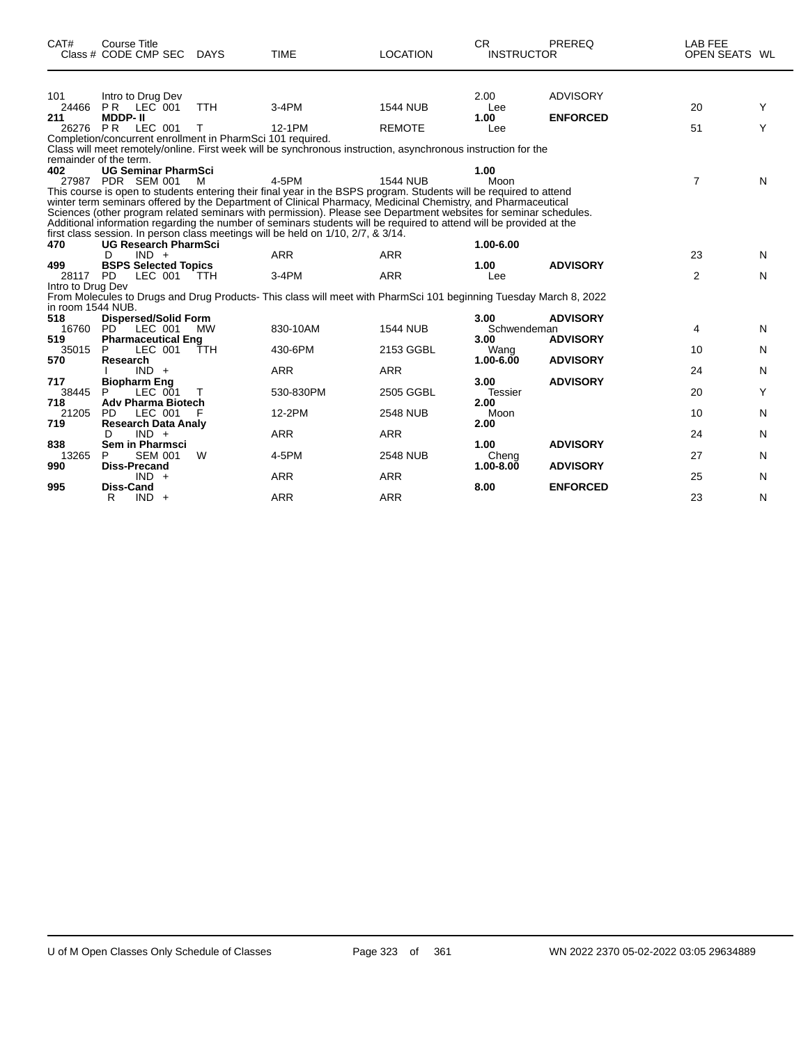| CAT# | Course Title<br>Class # CODE CMP SEC | DAYS | TIME | LOCATION | CR<br>INSTRUCTOR | PREREQ | LAB FEE<br>OPEN SEATS | WL |
|---|---|---|---|---|---|---|---|---|
| 101 | Intro to Drug Dev | | | | 2.00 | ADVISORY | | |
| 24466 | P R LEC 001 | TTH | 3-4PM | 1544 NUB | Lee | | 20 | Y |
| **211** | **MDDP- II** | | | | **1.00** | **ENFORCED** | | |
| 26276 | P R LEC 001 | T | 12-1PM | REMOTE | Lee | | 51 | Y |

Completion/concurrent enrollment in PharmSci 101 required.
Class will meet remotely/online. First week will be synchronous instruction, asynchronous instruction for the remainder of the term.

| CAT# | Course Title<br>Class # CODE CMP SEC | DAYS | TIME | LOCATION | CR<br>INSTRUCTOR | PREREQ | LAB FEE<br>OPEN SEATS | WL |
|---|---|---|---|---|---|---|---|---|
| **402** | **UG Seminar PharmSci** | | | | **1.00** | | | |
| 27987 | PDR SEM 001 | M | 4-5PM | 1544 NUB | Moon | | 7 | N |

This course is open to students entering their final year in the BSPS program. Students will be required to attend winter term seminars offered by the Department of Clinical Pharmacy, Medicinal Chemistry, and Pharmaceutical Sciences (other program related seminars with permission). Please see Department websites for seminar schedules. Additional information regarding the number of seminars students will be required to attend will be provided at the first class session. In person class meetings will be held on 1/10, 2/7, & 3/14.

| CAT# | Course Title<br>Class # CODE CMP SEC | DAYS | TIME | LOCATION | CR<br>INSTRUCTOR | PREREQ | LAB FEE<br>OPEN SEATS | WL |
|---|---|---|---|---|---|---|---|---|
| **470** | **UG Research PharmSci** | | | | **1.00-6.00** | | | |
| | D IND + | | ARR | ARR | | | 23 | N |
| **499** | **BSPS Selected Topics** | | | | **1.00** | **ADVISORY** | | |
| 28117 | PD LEC 001 | TTH | 3-4PM | ARR | Lee | | 2 | N |

Intro to Drug Dev
From Molecules to Drugs and Drug Products- This class will meet with PharmSci 101 beginning Tuesday March 8, 2022 in room 1544 NUB.

| CAT# | Course Title<br>Class # CODE CMP SEC | DAYS | TIME | LOCATION | CR<br>INSTRUCTOR | PREREQ | LAB FEE<br>OPEN SEATS | WL |
|---|---|---|---|---|---|---|---|---|
| **518** | **Dispersed/Solid Form** | | | | **3.00** | **ADVISORY** | | |
| 16760 | PD LEC 001 | MW | 830-10AM | 1544 NUB | Schwendeman | | 4 | N |
| **519** | **Pharmaceutical Eng** | | | | **3.00** | **ADVISORY** | | |
| 35015 | P LEC 001 | TTH | 430-6PM | 2153 GGBL | Wang | | 10 | N |
| **570** | **Research** | | | | **1.00-6.00** | **ADVISORY** | | |
| | I IND + | | ARR | ARR | | | 24 | N |
| **717** | **Biopharm Eng** | | | | **3.00** | **ADVISORY** | | |
| 38445 | P LEC 001 | T | 530-830PM | 2505 GGBL | Tessier | | 20 | Y |
| **718** | **Adv Pharma Biotech** | | | | **2.00** | | | |
| 21205 | PD LEC 001 | F | 12-2PM | 2548 NUB | Moon | | 10 | N |
| **719** | **Research Data Analy** | | | | **2.00** | | | |
| | D IND + | | ARR | ARR | | | 24 | N |
| **838** | **Sem in Pharmsci** | | | | **1.00** | **ADVISORY** | | |
| 13265 | P SEM 001 | W | 4-5PM | 2548 NUB | Cheng | | 27 | N |
| **990** | **Diss-Precand** | | | | **1.00-8.00** | **ADVISORY** | | |
| | IND + | | ARR | ARR | | | 25 | N |
| **995** | **Diss-Cand** | | | | **8.00** | **ENFORCED** | | |
| | R IND + | | ARR | ARR | | | 23 | N |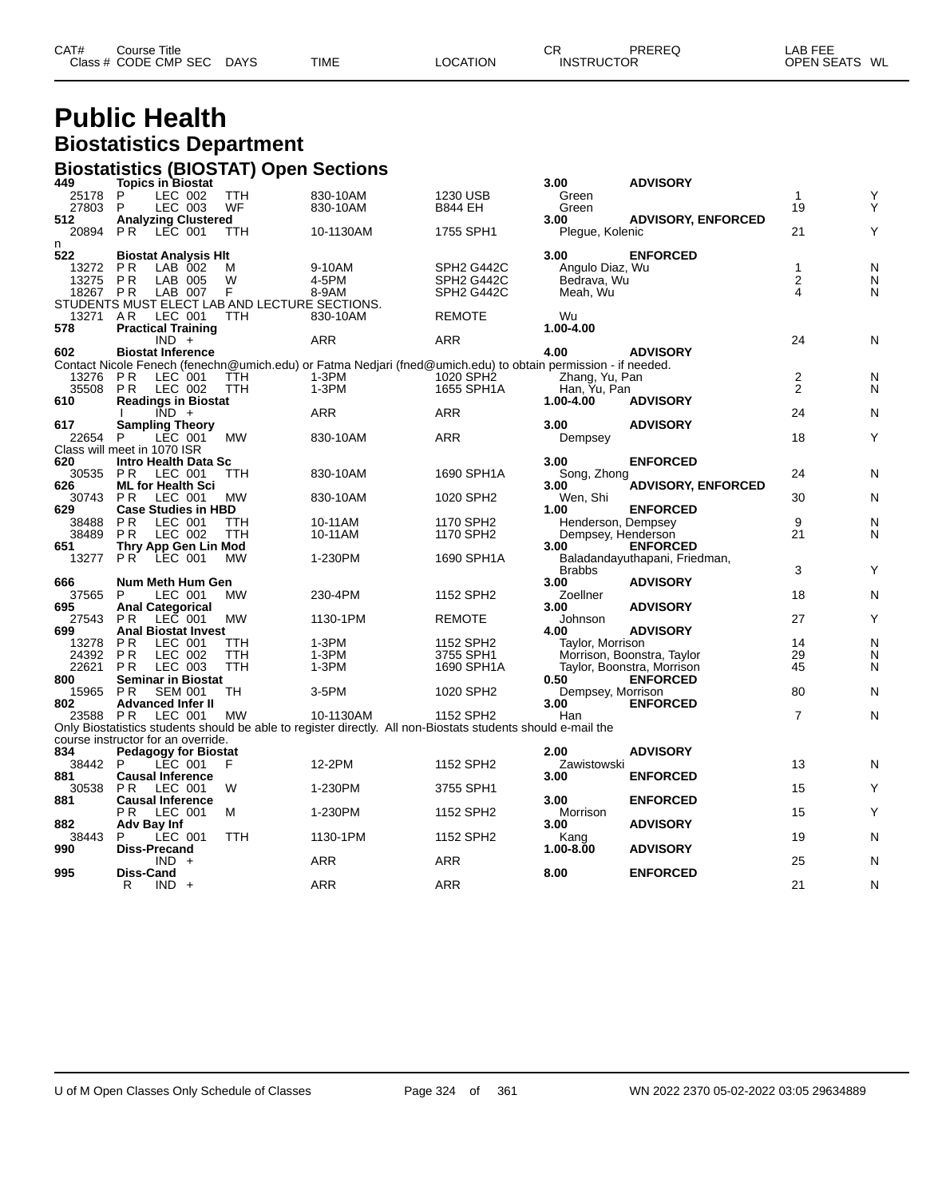| CAT# Class # | Course Title CODE CMP SEC | DAYS | TIME | LOCATION | CR INSTRUCTOR | PREREQ | LAB FEE OPEN SEATS | WL |
|---|---|---|---|---|---|---|---|---|

# Public Health

## Biostatistics Department

### Biostatistics (BIOSTAT) Open Sections

| CAT# Class # | Course Title CODE CMP SEC | DAYS | TIME | LOCATION | CR INSTRUCTOR | PREREQ | OPEN SEATS | WL |
|---|---|---|---|---|---|---|---|---|
| **449** | **Topics in Biostat** | | | | **3.00** | **ADVISORY** | | |
| 25178 | P LEC 002 | TTH | 830-10AM | 1230 USB | Green | | 1 | Y |
| 27803 | P LEC 003 | WF | 830-10AM | B844 EH | Green | | 19 | Y |
| **512** | **Analyzing Clustered** | | | | **3.00** | **ADVISORY, ENFORCED** | | |
| 20894 | P R LEC 001 | TTH | 10-1130AM | 1755 SPH1 | Plegue, Kolenic | | 21 | Y |
| n | | | | | | | | |
| **522** | **Biostat Analysis Hlt** | | | | **3.00** | **ENFORCED** | | |
| 13272 | P R LAB 002 | M | 9-10AM | SPH2 G442C | Angulo Diaz, Wu | | 1 | N |
| 13275 | P R LAB 005 | W | 4-5PM | SPH2 G442C | Bedrava, Wu | | 2 | N |
| 18267 | P R LAB 007 | F | 8-9AM | SPH2 G442C | Meah, Wu | | 4 | N |
| STUDENTS MUST ELECT LAB AND LECTURE SECTIONS. | | | | | | | | |
| 13271 | A R LEC 001 | TTH | 830-10AM | REMOTE | Wu | | | |
| **578** | **Practical Training** | | | | **1.00-4.00** | | | |
| | IND + | | ARR | ARR | | | 24 | N |
| **602** | **Biostat Inference** | | | | **4.00** | **ADVISORY** | | |
| Contact Nicole Fenech (fenechn@umich.edu) or Fatma Nedjari (fned@umich.edu) to obtain permission - if needed. | | | | | | | | |
| 13276 | P R LEC 001 | TTH | 1-3PM | 1020 SPH2 | Zhang, Yu, Pan | | 2 | N |
| 35508 | P R LEC 002 | TTH | 1-3PM | 1655 SPH1A | Han, Yu, Pan | | 2 | N |
| **610** | **Readings in Biostat** | | | | **1.00-4.00** | **ADVISORY** | | |
| | I IND + | | ARR | ARR | | | 24 | N |
| **617** | **Sampling Theory** | | | | **3.00** | **ADVISORY** | | |
| 22654 | P LEC 001 | MW | 830-10AM | ARR | Dempsey | | 18 | Y |
| Class will meet in 1070 ISR | | | | | | | | |
| **620** | **Intro Health Data Sc** | | | | **3.00** | **ENFORCED** | | |
| 30535 | P R LEC 001 | TTH | 830-10AM | 1690 SPH1A | Song, Zhong | | 24 | N |
| **626** | **ML for Health Sci** | | | | **3.00** | **ADVISORY, ENFORCED** | | |
| 30743 | P R LEC 001 | MW | 830-10AM | 1020 SPH2 | Wen, Shi | | 30 | N |
| **629** | **Case Studies in HBD** | | | | **1.00** | **ENFORCED** | | |
| 38488 | P R LEC 001 | TTH | 10-11AM | 1170 SPH2 | Henderson, Dempsey | | 9 | N |
| 38489 | P R LEC 002 | TTH | 10-11AM | 1170 SPH2 | Dempsey, Henderson | | 21 | N |
| **651** | **Thry App Gen Lin Mod** | | | | **3.00** | **ENFORCED** | | |
| 13277 | P R LEC 001 | MW | 1-230PM | 1690 SPH1A | Baladandayuthapani, Friedman, Brabbs | | 3 | Y |
| **666** | **Num Meth Hum Gen** | | | | **3.00** | **ADVISORY** | | |
| 37565 | P LEC 001 | MW | 230-4PM | 1152 SPH2 | Zoellner | | 18 | N |
| **695** | **Anal Categorical** | | | | **3.00** | **ADVISORY** | | |
| 27543 | P R LEC 001 | MW | 1130-1PM | REMOTE | Johnson | | 27 | Y |
| **699** | **Anal Biostat Invest** | | | | **4.00** | **ADVISORY** | | |
| 13278 | P R LEC 001 | TTH | 1-3PM | 1152 SPH2 | Taylor, Morrison | | 14 | N |
| 24392 | P R LEC 002 | TTH | 1-3PM | 3755 SPH1 | Morrison, Boonstra, Taylor | | 29 | N |
| 22621 | P R LEC 003 | TTH | 1-3PM | 1690 SPH1A | Taylor, Boonstra, Morrison | | 45 | N |
| **800** | **Seminar in Biostat** | | | | **0.50** | **ENFORCED** | | |
| 15965 | P R SEM 001 | TH | 3-5PM | 1020 SPH2 | Dempsey, Morrison | | 80 | N |
| **802** | **Advanced Infer II** | | | | **3.00** | **ENFORCED** | | |
| 23588 | P R LEC 001 | MW | 10-1130AM | 1152 SPH2 | Han | | 7 | N |
| Only Biostatistics students should be able to register directly. All non-Biostats students should e-mail the course instructor for an override. | | | | | | | | |
| **834** | **Pedagogy for Biostat** | | | | **2.00** | **ADVISORY** | | |
| 38442 | P LEC 001 | F | 12-2PM | 1152 SPH2 | Zawistowski | | 13 | N |
| **881** | **Causal Inference** | | | | **3.00** | **ENFORCED** | | |
| 30538 | P R LEC 001 | W | 1-230PM | 3755 SPH1 | | | 15 | Y |
| **881** | **Causal Inference** | | | | **3.00** | **ENFORCED** | | |
| | P R LEC 001 | M | 1-230PM | 1152 SPH2 | Morrison | | 15 | Y |
| **882** | **Adv Bay Inf** | | | | **3.00** | **ADVISORY** | | |
| 38443 | P LEC 001 | TTH | 1130-1PM | 1152 SPH2 | Kang | | 19 | N |
| **990** | **Diss-Precand** | | | | **1.00-8.00** | **ADVISORY** | | |
| | IND + | | ARR | ARR | | | 25 | N |
| **995** | **Diss-Cand** | | | | **8.00** | **ENFORCED** | | |
| | R IND + | | ARR | ARR | | | 21 | N |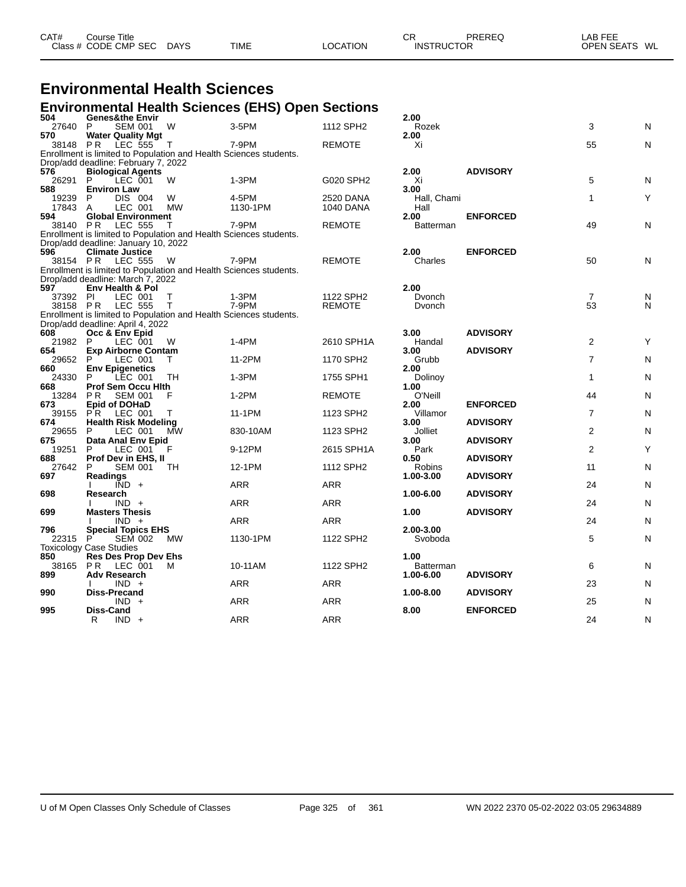| CAT# | Course Title | | | | | CR | PREREQ | LAB FEE | |
|---|---|---|---|---|---|---|---|---|---|
| Class # | CODE CMP SEC | DAYS | TIME | LOCATION | | INSTRUCTOR | | OPEN SEATS | WL |

# Environmental Health Sciences

## Environmental Health Sciences (EHS) Open Sections

| CAT# / Class # | Course Title / CODE CMP SEC | DAYS | TIME | LOCATION | CR / INSTRUCTOR | PREREQ | OPEN SEATS | WL |
|---|---|---|---|---|---|---|---|---|
| **504** | **Genes&the Envir** | | | | **2.00** | | | |
| 27640 | P SEM 001 | W | 3-5PM | 1112 SPH2 | Rozek | | 3 | N |
| **570** | **Water Quality Mgt** | | | | **2.00** | | | |
| 38148 | P R LEC 555 | T | 7-9PM | REMOTE | Xi | | 55 | N |
| Enrollment is limited to Population and Health Sciences students. | | | | | | | | |
| Drop/add deadline: February 7, 2022 | | | | | | | | |
| **576** | **Biological Agents** | | | | **2.00** | **ADVISORY** | | |
| 26291 | P LEC 001 | W | 1-3PM | G020 SPH2 | Xi | | 5 | N |
| **588** | **Environ Law** | | | | **3.00** | | | |
| 19239 | P DIS 004 | W | 4-5PM | 2520 DANA | Hall, Chami | | 1 | Y |
| 17843 | A LEC 001 | MW | 1130-1PM | 1040 DANA | Hall | | | |
| **594** | **Global Environment** | | | | **2.00** | **ENFORCED** | | |
| 38140 | P R LEC 555 | T | 7-9PM | REMOTE | Batterman | | 49 | N |
| Enrollment is limited to Population and Health Sciences students. | | | | | | | | |
| Drop/add deadline: January 10, 2022 | | | | | | | | |
| **596** | **Climate Justice** | | | | **2.00** | **ENFORCED** | | |
| 38154 | P R LEC 555 | W | 7-9PM | REMOTE | Charles | | 50 | N |
| Enrollment is limited to Population and Health Sciences students. | | | | | | | | |
| Drop/add deadline: March 7, 2022 | | | | | | | | |
| **597** | **Env Health & Pol** | | | | **2.00** | | | |
| 37392 | P I LEC 001 | T | 1-3PM | 1122 SPH2 | Dvonch | | 7 | N |
| 38158 | P R LEC 555 | T | 7-9PM | REMOTE | Dvonch | | 53 | N |
| Enrollment is limited to Population and Health Sciences students. | | | | | | | | |
| Drop/add deadline: April 4, 2022 | | | | | | | | |
| **608** | **Occ & Env Epid** | | | | **3.00** | **ADVISORY** | | |
| 21982 | P LEC 001 | W | 1-4PM | 2610 SPH1A | Handal | | 2 | Y |
| **654** | **Exp Airborne Contam** | | | | **3.00** | **ADVISORY** | | |
| 29652 | P LEC 001 | T | 11-2PM | 1170 SPH2 | Grubb | | 7 | N |
| **660** | **Env Epigenetics** | | | | **2.00** | | | |
| 24330 | P LEC 001 | TH | 1-3PM | 1755 SPH1 | Dolinoy | | 1 | N |
| **668** | **Prof Sem Occu Hlth** | | | | **1.00** | | | |
| 13284 | P R SEM 001 | F | 1-2PM | REMOTE | O'Neill | | 44 | N |
| **673** | **Epid of DOHaD** | | | | **2.00** | **ENFORCED** | | |
| 39155 | P R LEC 001 | T | 11-1PM | 1123 SPH2 | Villamor | | 7 | N |
| **674** | **Health Risk Modeling** | | | | **3.00** | **ADVISORY** | | |
| 29655 | P LEC 001 | MW | 830-10AM | 1123 SPH2 | Jolliet | | 2 | N |
| **675** | **Data Anal Env Epid** | | | | **3.00** | **ADVISORY** | | |
| 19251 | P LEC 001 | F | 9-12PM | 2615 SPH1A | Park | | 2 | Y |
| **688** | **Prof Dev in EHS, II** | | | | **0.50** | **ADVISORY** | | |
| 27642 | P SEM 001 | TH | 12-1PM | 1112 SPH2 | Robins | | 11 | N |
| **697** | **Readings** | | | | **1.00-3.00** | **ADVISORY** | | |
| | I IND + | | ARR | ARR | | | 24 | N |
| **698** | **Research** | | | | **1.00-6.00** | **ADVISORY** | | |
| | I IND + | | ARR | ARR | | | 24 | N |
| **699** | **Masters Thesis** | | | | **1.00** | **ADVISORY** | | |
| | I IND + | | ARR | ARR | | | 24 | N |
| **796** | **Special Topics EHS** | | | | **2.00-3.00** | | | |
| 22315 | P SEM 002 | MW | 1130-1PM | 1122 SPH2 | Svoboda | | 5 | N |
| Toxicology Case Studies | | | | | | | | |
| **850** | **Res Des Prop Dev Ehs** | | | | **1.00** | | | |
| 38165 | P R LEC 001 | M | 10-11AM | 1122 SPH2 | Batterman | | 6 | N |
| **899** | **Adv Research** | | | | **1.00-6.00** | **ADVISORY** | | |
| | I IND + | | ARR | ARR | | | 23 | N |
| **990** | **Diss-Precand** | | | | **1.00-8.00** | **ADVISORY** | | |
| | IND + | | ARR | ARR | | | 25 | N |
| **995** | **Diss-Cand** | | | | **8.00** | **ENFORCED** | | |
| | R IND + | | ARR | ARR | | | 24 | N |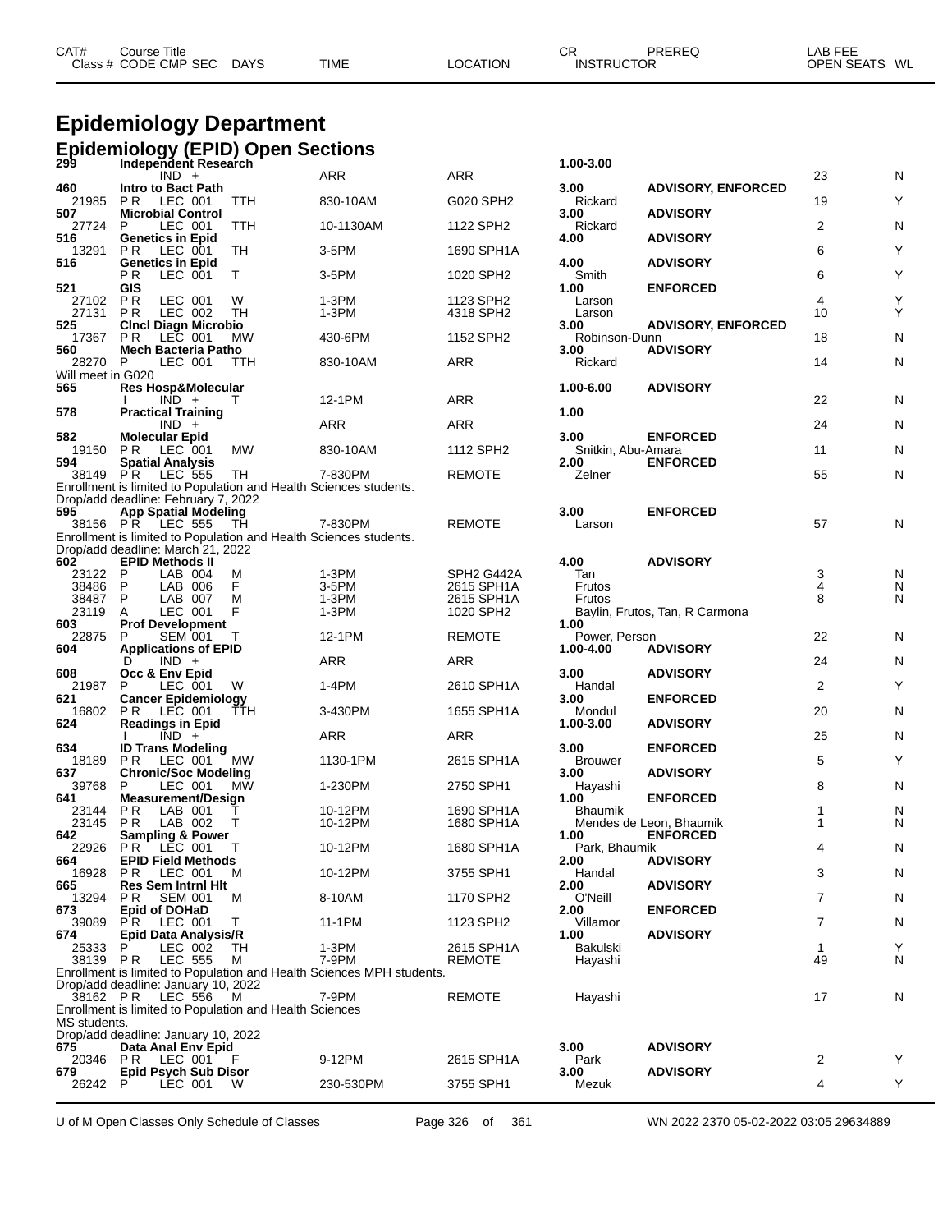# Epidemiology Department

## Epidemiology (EPID) Open Sections

| CAT# / Class # | Course Title / CODE CMP SEC | DAYS | TIME | LOCATION | CR / INSTRUCTOR | PREREQ | LAB FEE / OPEN SEATS | WL |
|---|---|---|---|---|---|---|---|---|
| 299 | Independent Research | | | | 1.00-3.00 | | | |
| | IND + | | ARR | ARR | | | 23 | N |
| 460 | Intro to Bact Path | | | | 3.00 | ADVISORY, ENFORCED | | |
| 21985 | P R LEC 001 | TTH | 830-10AM | G020 SPH2 | Rickard | | 19 | Y |
| 507 | Microbial Control | | | | 3.00 | ADVISORY | | |
| 27724 | P LEC 001 | TTH | 10-1130AM | 1122 SPH2 | Rickard | | 2 | N |
| 516 | Genetics in Epid | | | | 4.00 | ADVISORY | | |
| 13291 | P R LEC 001 | TH | 3-5PM | 1690 SPH1A | | | 6 | Y |
| 516 | Genetics in Epid | | | | 4.00 | ADVISORY | | |
| | P R LEC 001 | T | 3-5PM | 1020 SPH2 | Smith | | 6 | Y |
| 521 | GIS | | | | 1.00 | ENFORCED | | |
| 27102 | P R LEC 001 | W | 1-3PM | 1123 SPH2 | Larson | | 4 | Y |
| 27131 | P R LEC 002 | TH | 1-3PM | 4318 SPH2 | Larson | | 10 | Y |
| 525 | Clncl Diagn Microbio | | | | 3.00 | ADVISORY, ENFORCED | | |
| 17367 | P R LEC 001 | MW | 430-6PM | 1152 SPH2 | Robinson-Dunn | | 18 | N |
| 560 | Mech Bacteria Patho | | | | 3.00 | ADVISORY | | |
| 28270 | P LEC 001 | TTH | 830-10AM | ARR | Rickard | | 14 | N |
| Will meet in G020 | | | | | | | | |
| 565 | Res Hosp&Molecular | | | | 1.00-6.00 | ADVISORY | | |
| | I IND + | T | 12-1PM | ARR | | | 22 | N |
| 578 | Practical Training | | | | 1.00 | | | |
| | IND + | | ARR | ARR | | | 24 | N |
| 582 | Molecular Epid | | | | 3.00 | ENFORCED | | |
| 19150 | P R LEC 001 | MW | 830-10AM | 1112 SPH2 | Snitkin, Abu-Amara | | 11 | N |
| 594 | Spatial Analysis | | | | 2.00 | ENFORCED | | |
| 38149 | P R LEC 555 | TH | 7-830PM | REMOTE | Zelner | | 55 | N |
| Enrollment is limited to Population and Health Sciences students. | | | | | | | | |
| Drop/add deadline: February 7, 2022 | | | | | | | | |
| 595 | App Spatial Modeling | | | | 3.00 | ENFORCED | | |
| 38156 | P R LEC 555 | TH | 7-830PM | REMOTE | Larson | | 57 | N |
| Enrollment is limited to Population and Health Sciences students. | | | | | | | | |
| Drop/add deadline: March 21, 2022 | | | | | | | | |
| 602 | EPID Methods II | | | | 4.00 | ADVISORY | | |
| 23122 | P LAB 004 | M | 1-3PM | SPH2 G442A | Tan | | 3 | N |
| 38486 | P LAB 006 | F | 3-5PM | 2615 SPH1A | Frutos | | 4 | N |
| 38487 | P LAB 007 | M | 1-3PM | 2615 SPH1A | Frutos | | 8 | N |
| 23119 | A LEC 001 | F | 1-3PM | 1020 SPH2 | Baylin, Frutos, Tan, R Carmona | | | |
| 603 | Prof Development | | | | 1.00 | | | |
| 22875 | P SEM 001 | T | 12-1PM | REMOTE | Power, Person | | 22 | N |
| 604 | Applications of EPID | | | | 1.00-4.00 | ADVISORY | | |
| | D IND + | | ARR | ARR | | | 24 | N |
| 608 | Occ & Env Epid | | | | 3.00 | ADVISORY | | |
| 21987 | P LEC 001 | W | 1-4PM | 2610 SPH1A | Handal | | 2 | Y |
| 621 | Cancer Epidemiology | | | | 3.00 | ENFORCED | | |
| 16802 | P R LEC 001 | TTH | 3-430PM | 1655 SPH1A | Mondul | | 20 | N |
| 624 | Readings in Epid | | | | 1.00-3.00 | ADVISORY | | |
| | I IND + | | ARR | ARR | | | 25 | N |
| 634 | ID Trans Modeling | | | | 3.00 | ENFORCED | | |
| 18189 | P R LEC 001 | MW | 1130-1PM | 2615 SPH1A | Brouwer | | 5 | Y |
| 637 | Chronic/Soc Modeling | | | | 3.00 | ADVISORY | | |
| 39768 | P LEC 001 | MW | 1-230PM | 2750 SPH1 | Hayashi | | 8 | N |
| 641 | Measurement/Design | | | | 1.00 | ENFORCED | | |
| 23144 | P R LAB 001 | T | 10-12PM | 1690 SPH1A | Bhaumik | | 1 | N |
| 23145 | P R LAB 002 | T | 10-12PM | 1680 SPH1A | Mendes de Leon, Bhaumik | | 1 | N |
| 642 | Sampling & Power | | | | 1.00 | ENFORCED | | |
| 22926 | P R LEC 001 | T | 10-12PM | 1680 SPH1A | Park, Bhaumik | | 4 | N |
| 664 | EPID Field Methods | | | | 2.00 | ADVISORY | | |
| 16928 | P R LEC 001 | M | 10-12PM | 3755 SPH1 | Handal | | 3 | N |
| 665 | Res Sem Intrnl Hlt | | | | 2.00 | ADVISORY | | |
| 13294 | P R SEM 001 | M | 8-10AM | 1170 SPH2 | O'Neill | | 7 | N |
| 673 | Epid of DOHaD | | | | 2.00 | ENFORCED | | |
| 39089 | P R LEC 001 | T | 11-1PM | 1123 SPH2 | Villamor | | 7 | N |
| 674 | Epid Data Analysis/R | | | | 1.00 | ADVISORY | | |
| 25333 | P LEC 002 | TH | 1-3PM | 2615 SPH1A | Bakulski | | 1 | Y |
| 38139 | P R LEC 555 | M | 7-9PM | REMOTE | Hayashi | | 49 | N |
| Enrollment is limited to Population and Health Sciences MPH students. | | | | | | | | |
| Drop/add deadline: January 10, 2022 | | | | | | | | |
| 38162 | P R LEC 556 | M | 7-9PM | REMOTE | Hayashi | | 17 | N |
| Enrollment is limited to Population and Health Sciences MS students. | | | | | | | | |
| Drop/add deadline: January 10, 2022 | | | | | | | | |
| 675 | Data Anal Env Epid | | | | 3.00 | ADVISORY | | |
| 20346 | P R LEC 001 | F | 9-12PM | 2615 SPH1A | Park | | 2 | Y |
| 679 | Epid Psych Sub Disor | | | | 3.00 | ADVISORY | | |
| 26242 | P LEC 001 | W | 230-530PM | 3755 SPH1 | Mezuk | | 4 | Y |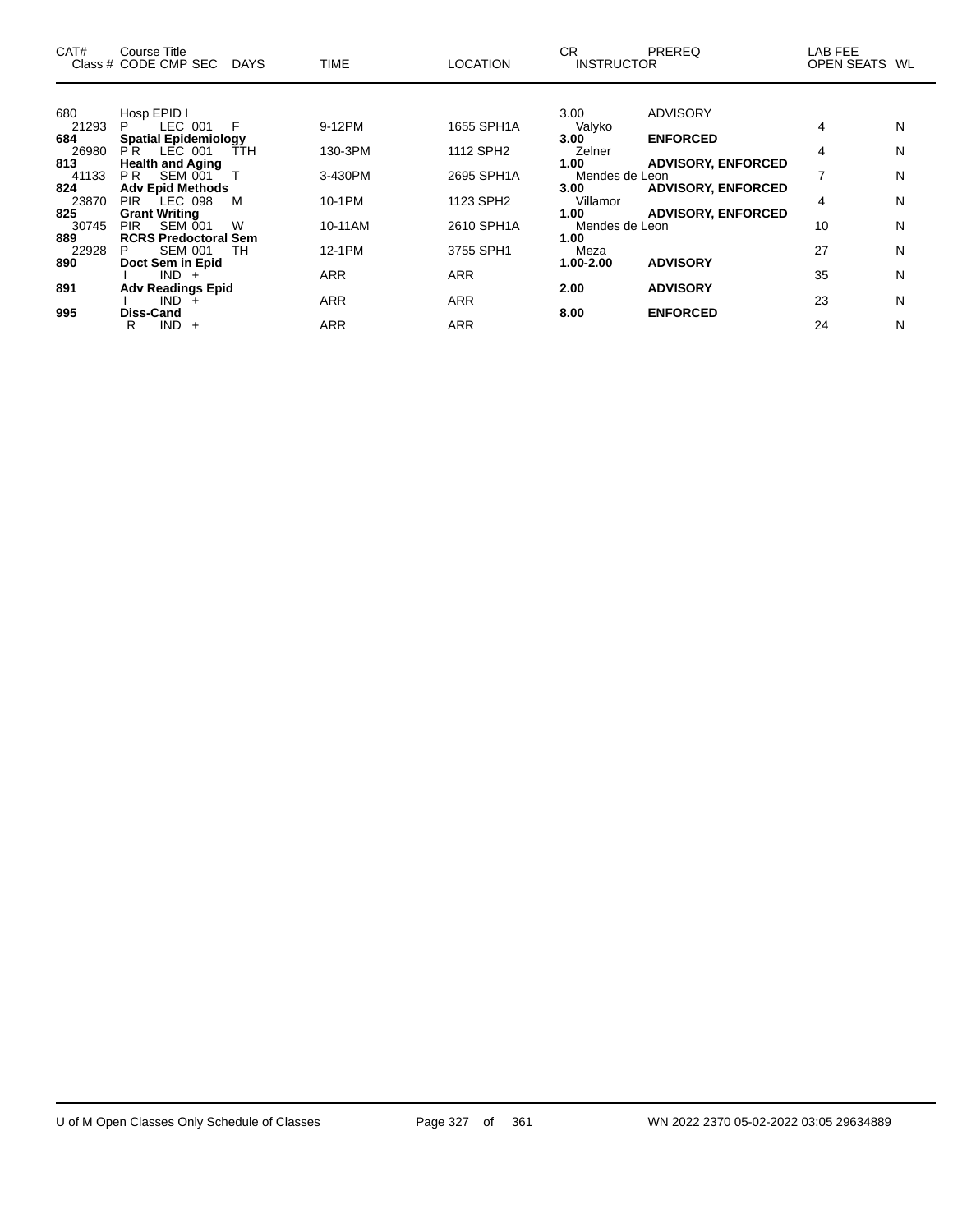| CAT# | Course Title<br>Class # CODE CMP SEC DAYS | TIME | LOCATION | CR<br>INSTRUCTOR | PREREQ | LAB FEE<br>OPEN SEATS | WL |
|---|---|---|---|---|---|---|---|
| 680 | Hosp EPID I | | | 3.00 | ADVISORY | | |
| 21293 | P LEC 001 F | 9-12PM | 1655 SPH1A | Valyko | | 4 | N |
| **684** | **Spatial Epidemiology** | | | **3.00** | **ENFORCED** | | |
| 26980 | P R LEC 001 TTH | 130-3PM | 1112 SPH2 | Zelner | | 4 | N |
| **813** | **Health and Aging** | | | **1.00** | **ADVISORY, ENFORCED** | | |
| 41133 | P R SEM 001 T | 3-430PM | 2695 SPH1A | Mendes de Leon | | 7 | N |
| **824** | **Adv Epid Methods** | | | **3.00** | **ADVISORY, ENFORCED** | | |
| 23870 | PIR LEC 098 M | 10-1PM | 1123 SPH2 | Villamor | | 4 | N |
| **825** | **Grant Writing** | | | **1.00** | **ADVISORY, ENFORCED** | | |
| 30745 | PIR SEM 001 W | 10-11AM | 2610 SPH1A | Mendes de Leon | | 10 | N |
| **889** | **RCRS Predoctoral Sem** | | | **1.00** | | | |
| 22928 | P SEM 001 TH | 12-1PM | 3755 SPH1 | Meza | | 27 | N |
| **890** | **Doct Sem in Epid** | | | **1.00-2.00** | **ADVISORY** | | |
| | I IND + | ARR | ARR | | | 35 | N |
| **891** | **Adv Readings Epid** | | | **2.00** | **ADVISORY** | | |
| | I IND + | ARR | ARR | | | 23 | N |
| **995** | **Diss-Cand** | | | **8.00** | **ENFORCED** | | |
| | R IND + | ARR | ARR | | | 24 | N |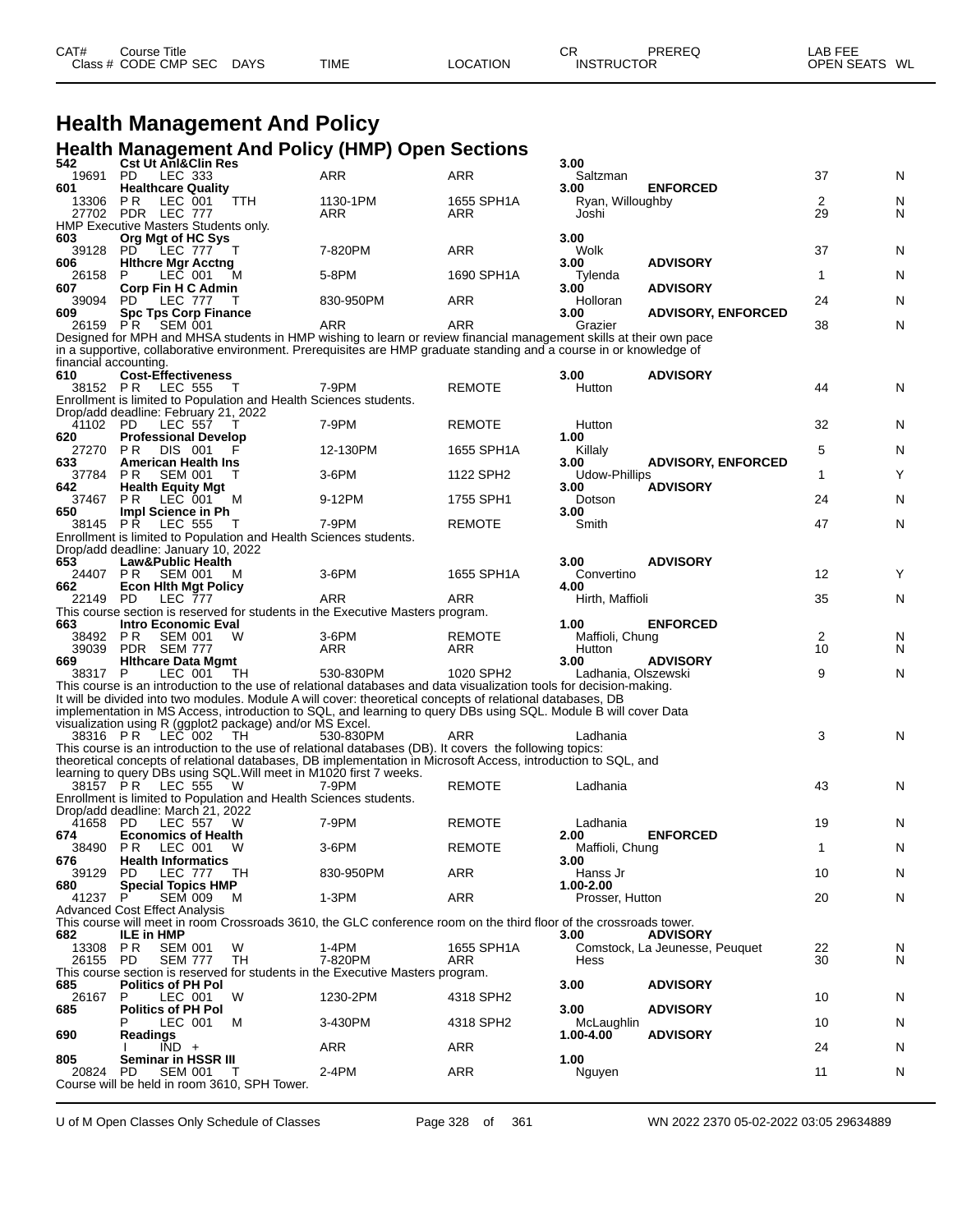# Health Management And Policy

## Health Management And Policy (HMP) Open Sections

| CAT# Class # | Course Title CODE CMP SEC | DAYS | TIME | LOCATION | CR INSTRUCTOR | PREREQ | LAB FEE OPEN SEATS | WL |
|---|---|---|---|---|---|---|---|---|
| 542 | Cst Ut Anl&Clin Res | | | | 3.00 | | | |
| 19691 | PD LEC 333 | | ARR | ARR | Saltzman | | 37 | N |
| 601 | Healthcare Quality | | | | 3.00 | ENFORCED | | |
| 13306 | P R LEC 001 | TTH | 1130-1PM | 1655 SPH1A | Ryan, Willoughby | | 2 | N |
| 27702 | PDR LEC 777 | | ARR | ARR | Joshi | | 29 | N |
| HMP Executive Masters Students only. | | | | | | | | |
| 603 | Org Mgt of HC Sys | | | | 3.00 | | | |
| 39128 | PD LEC 777 | T | 7-820PM | ARR | Wolk | | 37 | N |
| 606 | Hlthcre Mgr Acctng | | | | 3.00 | ADVISORY | | |
| 26158 | P LEC 001 | M | 5-8PM | 1690 SPH1A | Tylenda | | 1 | N |
| 607 | Corp Fin H C Admin | | | | 3.00 | ADVISORY | | |
| 39094 | PD LEC 777 | T | 830-950PM | ARR | Holloran | | 24 | N |
| 609 | Spc Tps Corp Finance | | | | 3.00 | ADVISORY, ENFORCED | | |
| 26159 | P R SEM 001 | | ARR | ARR | Grazier | | 38 | N |
| Designed for MPH and MHSA students in HMP wishing to learn or review financial management skills at their own pace in a supportive, collaborative environment. Prerequisites are HMP graduate standing and a course in or knowledge of financial accounting. | | | | | | | | |
| 610 | Cost-Effectiveness | | | | 3.00 | ADVISORY | | |
| 38152 | P R LEC 555 | T | 7-9PM | REMOTE | Hutton | | 44 | N |
| Enrollment is limited to Population and Health Sciences students. Drop/add deadline: February 21, 2022 | | | | | | | | |
| 41102 | PD LEC 557 | T | 7-9PM | REMOTE | Hutton | | 32 | N |
| 620 | Professional Develop | | | | 1.00 | | | |
| 27270 | P R DIS 001 | F | 12-130PM | 1655 SPH1A | Killaly | | 5 | N |
| 633 | American Health Ins | | | | 3.00 | ADVISORY, ENFORCED | | |
| 37784 | P R SEM 001 | T | 3-6PM | 1122 SPH2 | Udow-Phillips | | 1 | Y |
| 642 | Health Equity Mgt | | | | 3.00 | ADVISORY | | |
| 37467 | P R LEC 001 | M | 9-12PM | 1755 SPH1 | Dotson | | 24 | N |
| 650 | Impl Science in Ph | | | | 3.00 | | | |
| 38145 | P R LEC 555 | T | 7-9PM | REMOTE | Smith | | 47 | N |
| Enrollment is limited to Population and Health Sciences students. Drop/add deadline: January 10, 2022 | | | | | | | | |
| 653 | Law&Public Health | | | | 3.00 | ADVISORY | | |
| 24407 | P R SEM 001 | M | 3-6PM | 1655 SPH1A | Convertino | | 12 | Y |
| 662 | Econ Hlth Mgt Policy | | | | 4.00 | | | |
| 22149 | PD LEC 777 | | ARR | ARR | Hirth, Maffioli | | 35 | N |
| This course section is reserved for students in the Executive Masters program. | | | | | | | | |
| 663 | Intro Economic Eval | | | | 1.00 | ENFORCED | | |
| 38492 | P R SEM 001 | W | 3-6PM | REMOTE | Maffioli, Chung | | 2 | N |
| 39039 | PDR SEM 777 | | ARR | ARR | Hutton | | 10 | N |
| 669 | Hlthcare Data Mgmt | | | | 3.00 | ADVISORY | | |
| 38317 | P LEC 001 | TH | 530-830PM | 1020 SPH2 | Ladhania, Olszewski | | 9 | N |
| This course is an introduction to the use of relational databases and data visualization tools for decision-making. It will be divided into two modules. Module A will cover: theoretical concepts of relational databases, DB implementation in MS Access, introduction to SQL, and learning to query DBs using SQL. Module B will cover Data visualization using R (ggplot2 package) and/or MS Excel. | | | | | | | | |
| 38316 | P R LEC 002 | TH | 530-830PM | ARR | Ladhania | | 3 | N |
| This course is an introduction to the use of relational databases (DB). It covers the following topics: theoretical concepts of relational databases, DB implementation in Microsoft Access, introduction to SQL, and learning to query DBs using SQL.Will meet in M1020 first 7 weeks. | | | | | | | | |
| 38157 | P R LEC 555 | W | 7-9PM | REMOTE | Ladhania | | 43 | N |
| Enrollment is limited to Population and Health Sciences students. Drop/add deadline: March 21, 2022 | | | | | | | | |
| 41658 | PD LEC 557 | W | 7-9PM | REMOTE | Ladhania | | 19 | N |
| 674 | Economics of Health | | | | 2.00 | ENFORCED | | |
| 38490 | P R LEC 001 | W | 3-6PM | REMOTE | Maffioli, Chung | | 1 | N |
| 676 | Health Informatics | | | | 3.00 | | | |
| 39129 | PD LEC 777 | TH | 830-950PM | ARR | Hanss Jr | | 10 | N |
| 680 | Special Topics HMP | | | | 1.00-2.00 | | | |
| 41237 | P SEM 009 | M | 1-3PM | ARR | Prosser, Hutton | | 20 | N |
| Advanced Cost Effect Analysis. This course will meet in room Crossroads 3610, the GLC conference room on the third floor of the crossroads tower. | | | | | | | | |
| 682 | ILE in HMP | | | | 3.00 | ADVISORY | | |
| 13308 | P R SEM 001 | W | 1-4PM | 1655 SPH1A | Comstock, La Jeunesse, Peuquet | | 22 | N |
| 26155 | PD SEM 777 | TH | 7-820PM | ARR | Hess | | 30 | N |
| This course section is reserved for students in the Executive Masters program. | | | | | | | | |
| 685 | Politics of PH Pol | | | | 3.00 | ADVISORY | | |
| 26167 | P LEC 001 | W | 1230-2PM | 4318 SPH2 | | | 10 | N |
| 685 | Politics of PH Pol | | | | 3.00 | ADVISORY | | |
| | P LEC 001 | M | 3-430PM | 4318 SPH2 | McLaughlin | | 10 | N |
| 690 | Readings | | | | 1.00-4.00 | ADVISORY | | |
| | I IND + | | ARR | ARR | | | 24 | N |
| 805 | Seminar in HSSR III | | | | 1.00 | | | |
| 20824 | PD SEM 001 | T | 2-4PM | ARR | Nguyen | | 11 | N |
| Course will be held in room 3610, SPH Tower. | | | | | | | | |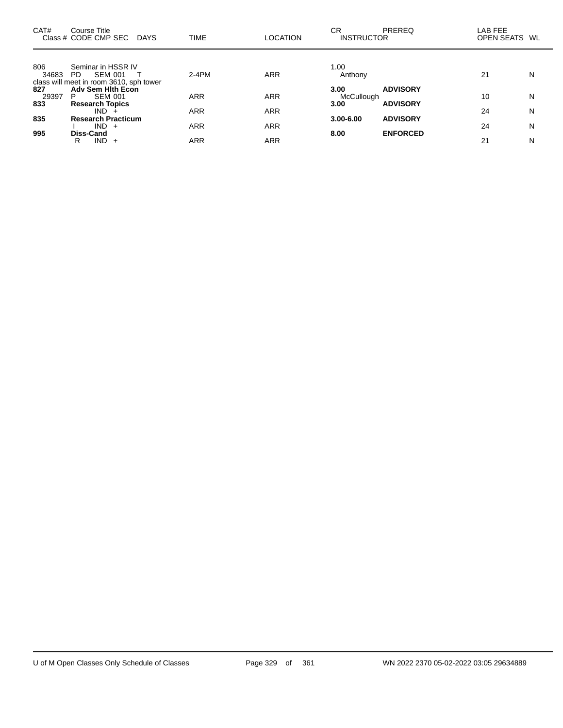| CAT# | Course Title<br>Class # CODE CMP SEC DAYS | TIME | LOCATION | CR<br>INSTRUCTOR | PREREQ | LAB FEE<br>OPEN SEATS | WL |
|---|---|---|---|---|---|---|---|
| 806 | Seminar in HSSR IV | | | 1.00 | | | |
| 34683 | PD SEM 001 T | 2-4PM | ARR | Anthony | | 21 | N |
| | class will meet in room 3610, sph tower | | | | | | |
| **827** | **Adv Sem Hlth Econ** | | | **3.00** | **ADVISORY** | | |
| 29397 | P SEM 001 | ARR | ARR | McCullough | | 10 | N |
| **833** | **Research Topics** | | | **3.00** | **ADVISORY** | | |
| | IND + | ARR | ARR | | | 24 | N |
| **835** | **Research Practicum** | | | **3.00-6.00** | **ADVISORY** | | |
| | I IND + | ARR | ARR | | | 24 | N |
| **995** | **Diss-Cand** | | | **8.00** | **ENFORCED** | | |
| | R IND + | ARR | ARR | | | 21 | N |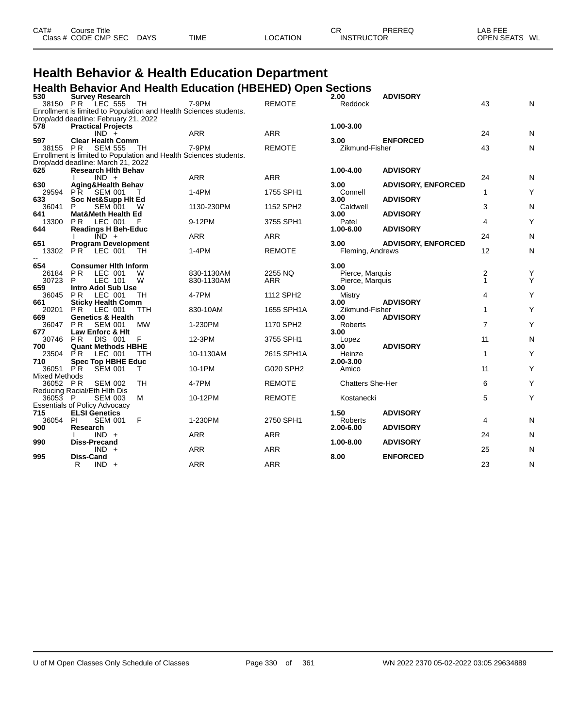| CAT# Class # | Course Title CODE CMP SEC | DAYS | TIME | LOCATION | CR INSTRUCTOR | PREREQ | LAB FEE OPEN SEATS | WL |
|---|---|---|---|---|---|---|---|---|

# Health Behavior & Health Education Department

## Health Behavior And Health Education (HBEHED) Open Sections

| CAT# Class # | Course Title CODE CMP SEC | DAYS | TIME | LOCATION | CR INSTRUCTOR | PREREQ | OPEN SEATS | WL |
|---|---|---|---|---|---|---|---|---|
| **530** | **Survey Research** | | | | **2.00** | **ADVISORY** | | |
| 38150 | P R LEC 555 | TH | 7-9PM | REMOTE | Reddock | | 43 | N |
| Enrollment is limited to Population and Health Sciences students. | | | | | | | | |
| Drop/add deadline: February 21, 2022 | | | | | | | | |
| **578** | **Practical Projects** | | | | **1.00-3.00** | | | |
| | IND + | | ARR | ARR | | | 24 | N |
| **597** | **Clear Health Comm** | | | | **3.00** | **ENFORCED** | | |
| 38155 | P R SEM 555 | TH | 7-9PM | REMOTE | Zikmund-Fisher | | 43 | N |
| Enrollment is limited to Population and Health Sciences students. | | | | | | | | |
| Drop/add deadline: March 21, 2022 | | | | | | | | |
| **625** | **Research Hlth Behav** | | | | **1.00-4.00** | **ADVISORY** | | |
| | I IND + | | ARR | ARR | | | 24 | N |
| **630** | **Aging&Health Behav** | | | | **3.00** | **ADVISORY, ENFORCED** | | |
| 29594 | P R SEM 001 | T | 1-4PM | 1755 SPH1 | Connell | | 1 | Y |
| **633** | **Soc Net&Supp Hlt Ed** | | | | **3.00** | **ADVISORY** | | |
| 36041 | P SEM 001 | W | 1130-230PM | 1152 SPH2 | Caldwell | | 3 | N |
| **641** | **Mat&Meth Health Ed** | | | | **3.00** | **ADVISORY** | | |
| 13300 | P R LEC 001 | F | 9-12PM | 3755 SPH1 | Patel | | 4 | Y |
| **644** | **Readings H Beh-Educ** | | | | **1.00-6.00** | **ADVISORY** | | |
| | I IND + | | ARR | ARR | | | 24 | N |
| **651** | **Program Development** | | | | **3.00** | **ADVISORY, ENFORCED** | | |
| 13302 | P R LEC 001 | TH | 1-4PM | REMOTE | Fleming, Andrews | | 12 | N |
| -- | | | | | | | | |
| **654** | **Consumer Hlth Inform** | | | | **3.00** | | | |
| 26184 | P R LEC 001 | W | 830-1130AM | 2255 NQ | Pierce, Marquis | | 2 | Y |
| 30723 | P LEC 101 | W | 830-1130AM | ARR | Pierce, Marquis | | 1 | Y |
| **659** | **Intro Adol Sub Use** | | | | **3.00** | | | |
| 36045 | P R LEC 001 | TH | 4-7PM | 1112 SPH2 | Mistry | | 4 | Y |
| **661** | **Sticky Health Comm** | | | | **3.00** | **ADVISORY** | | |
| 20201 | P R LEC 001 | TTH | 830-10AM | 1655 SPH1A | Zikmund-Fisher | | 1 | Y |
| **669** | **Genetics & Health** | | | | **3.00** | **ADVISORY** | | |
| 36047 | P R SEM 001 | MW | 1-230PM | 1170 SPH2 | Roberts | | 7 | Y |
| **677** | **Law Enforc & Hlt** | | | | **3.00** | | | |
| 30746 | P R DIS 001 | F | 12-3PM | 3755 SPH1 | Lopez | | 11 | N |
| **700** | **Quant Methods HBHE** | | | | **3.00** | **ADVISORY** | | |
| 23504 | P R LEC 001 | TTH | 10-1130AM | 2615 SPH1A | Heinze | | 1 | Y |
| **710** | **Spec Top HBHE Educ** | | | | **2.00-3.00** | | | |
| 36051 | P R SEM 001 | T | 10-1PM | G020 SPH2 | Amico | | 11 | Y |
| Mixed Methods | | | | | | | | |
| 36052 | P R SEM 002 | TH | 4-7PM | REMOTE | Chatters She-Her | | 6 | Y |
| Reducing Racial/Eth Hlth Dis | | | | | | | | |
| 36053 | P SEM 003 | M | 10-12PM | REMOTE | Kostanecki | | 5 | Y |
| Essentials of Policy Advocacy | | | | | | | | |
| **715** | **ELSI Genetics** | | | | **1.50** | **ADVISORY** | | |
| 36054 | PI SEM 001 | F | 1-230PM | 2750 SPH1 | Roberts | | 4 | N |
| **900** | **Research** | | | | **2.00-6.00** | **ADVISORY** | | |
| | I IND + | | ARR | ARR | | | 24 | N |
| **990** | **Diss-Precand** | | | | **1.00-8.00** | **ADVISORY** | | |
| | IND + | | ARR | ARR | | | 25 | N |
| **995** | **Diss-Cand** | | | | **8.00** | **ENFORCED** | | |
| | R IND + | | ARR | ARR | | | 23 | N |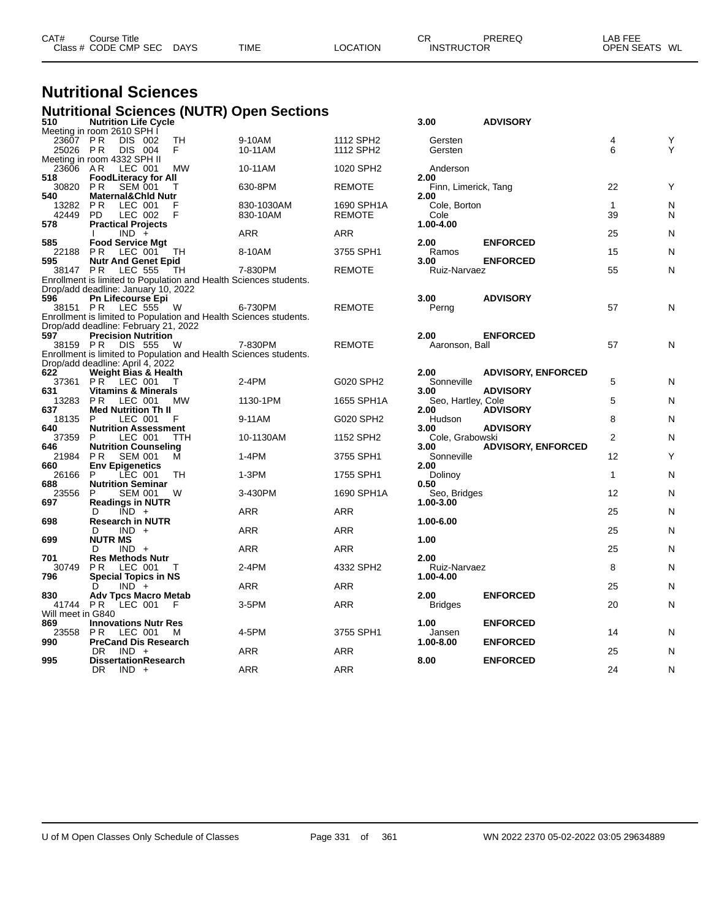# Nutritional Sciences

## Nutritional Sciences (NUTR) Open Sections

| CAT# Class # | Course Title CODE CMP SEC | DAYS | TIME | LOCATION | CR INSTRUCTOR | PREREQ | LAB FEE OPEN SEATS | WL |
|---|---|---|---|---|---|---|---|---|
| **510** | **Nutrition Life Cycle** | | | | **3.00** | **ADVISORY** | | |
| Meeting in room 2610 SPH I | | | | | | | | |
| 23607 | P R DIS 002 | TH | 9-10AM | 1112 SPH2 | Gersten | | 4 | Y |
| 25026 | P R DIS 004 | F | 10-11AM | 1112 SPH2 | Gersten | | 6 | Y |
| Meeting in room 4332 SPH II | | | | | | | | |
| 23606 | A R LEC 001 | MW | 10-11AM | 1020 SPH2 | Anderson | | | |
| **518** | **FoodLiteracy for All** | | | | **2.00** | | | |
| 30820 | P R SEM 001 | T | 630-8PM | REMOTE | Finn, Limerick, Tang | | 22 | Y |
| **540** | **Maternal&Chld Nutr** | | | | **2.00** | | | |
| 13282 | P R LEC 001 | F | 830-1030AM | 1690 SPH1A | Cole, Borton | | 1 | N |
| 42449 | PD LEC 002 | F | 830-10AM | REMOTE | Cole | | 39 | N |
| **578** | **Practical Projects** | | | | **1.00-4.00** | | | |
| | I IND + | | ARR | ARR | | | 25 | N |
| **585** | **Food Service Mgt** | | | | **2.00** | **ENFORCED** | | |
| 22188 | P R LEC 001 | TH | 8-10AM | 3755 SPH1 | Ramos | | 15 | N |
| **595** | **Nutr And Genet Epid** | | | | **3.00** | **ENFORCED** | | |
| 38147 | P R LEC 555 | TH | 7-830PM | REMOTE | Ruiz-Narvaez | | 55 | N |
| Enrollment is limited to Population and Health Sciences students. | | | | | | | | |
| Drop/add deadline: January 10, 2022 | | | | | | | | |
| **596** | **Pn Lifecourse Epi** | | | | **3.00** | **ADVISORY** | | |
| 38151 | P R LEC 555 | W | 6-730PM | REMOTE | Perng | | 57 | N |
| Enrollment is limited to Population and Health Sciences students. | | | | | | | | |
| Drop/add deadline: February 21, 2022 | | | | | | | | |
| **597** | **Precision Nutrition** | | | | **2.00** | **ENFORCED** | | |
| 38159 | P R DIS 555 | W | 7-830PM | REMOTE | Aaronson, Ball | | 57 | N |
| Enrollment is limited to Population and Health Sciences students. | | | | | | | | |
| Drop/add deadline: April 4, 2022 | | | | | | | | |
| **622** | **Weight Bias & Health** | | | | **2.00** | **ADVISORY, ENFORCED** | | |
| 37361 | P R LEC 001 | T | 2-4PM | G020 SPH2 | Sonneville | | 5 | N |
| **631** | **Vitamins & Minerals** | | | | **3.00** | **ADVISORY** | | |
| 13283 | P R LEC 001 | MW | 1130-1PM | 1655 SPH1A | Seo, Hartley, Cole | | 5 | N |
| **637** | **Med Nutrition Th II** | | | | **2.00** | **ADVISORY** | | |
| 18135 | P LEC 001 | F | 9-11AM | G020 SPH2 | Hudson | | 8 | N |
| **640** | **Nutrition Assessment** | | | | **3.00** | **ADVISORY** | | |
| 37359 | P LEC 001 | TTH | 10-1130AM | 1152 SPH2 | Cole, Grabowski | | 2 | N |
| **646** | **Nutrition Counseling** | | | | **3.00** | **ADVISORY, ENFORCED** | | |
| 21984 | P R SEM 001 | M | 1-4PM | 3755 SPH1 | Sonneville | | 12 | Y |
| **660** | **Env Epigenetics** | | | | **2.00** | | | |
| 26166 | P LEC 001 | TH | 1-3PM | 1755 SPH1 | Dolinoy | | 1 | N |
| **688** | **Nutrition Seminar** | | | | **0.50** | | | |
| 23556 | P SEM 001 | W | 3-430PM | 1690 SPH1A | Seo, Bridges | | 12 | N |
| **697** | **Readings in NUTR** | | | | **1.00-3.00** | | | |
| | D IND + | | ARR | ARR | | | 25 | N |
| **698** | **Research in NUTR** | | | | **1.00-6.00** | | | |
| | D IND + | | ARR | ARR | | | 25 | N |
| **699** | **NUTR MS** | | | | **1.00** | | | |
| | D IND + | | ARR | ARR | | | 25 | N |
| **701** | **Res Methods Nutr** | | | | **2.00** | | | |
| 30749 | P R LEC 001 | T | 2-4PM | 4332 SPH2 | Ruiz-Narvaez | | 8 | N |
| **796** | **Special Topics in NS** | | | | **1.00-4.00** | | | |
| | D IND + | | ARR | ARR | | | 25 | N |
| **830** | **Adv Tpcs Macro Metab** | | | | **2.00** | **ENFORCED** | | |
| 41744 | P R LEC 001 | F | 3-5PM | ARR | Bridges | | 20 | N |
| Will meet in G840 | | | | | | | | |
| **869** | **Innovations Nutr Res** | | | | **1.00** | **ENFORCED** | | |
| 23558 | P R LEC 001 | M | 4-5PM | 3755 SPH1 | Jansen | | 14 | N |
| **990** | **PreCand Dis Research** | | | | **1.00-8.00** | **ENFORCED** | | |
| | DR IND + | | ARR | ARR | | | 25 | N |
| **995** | **DissertationResearch** | | | | **8.00** | **ENFORCED** | | |
| | DR IND + | | ARR | ARR | | | 24 | N |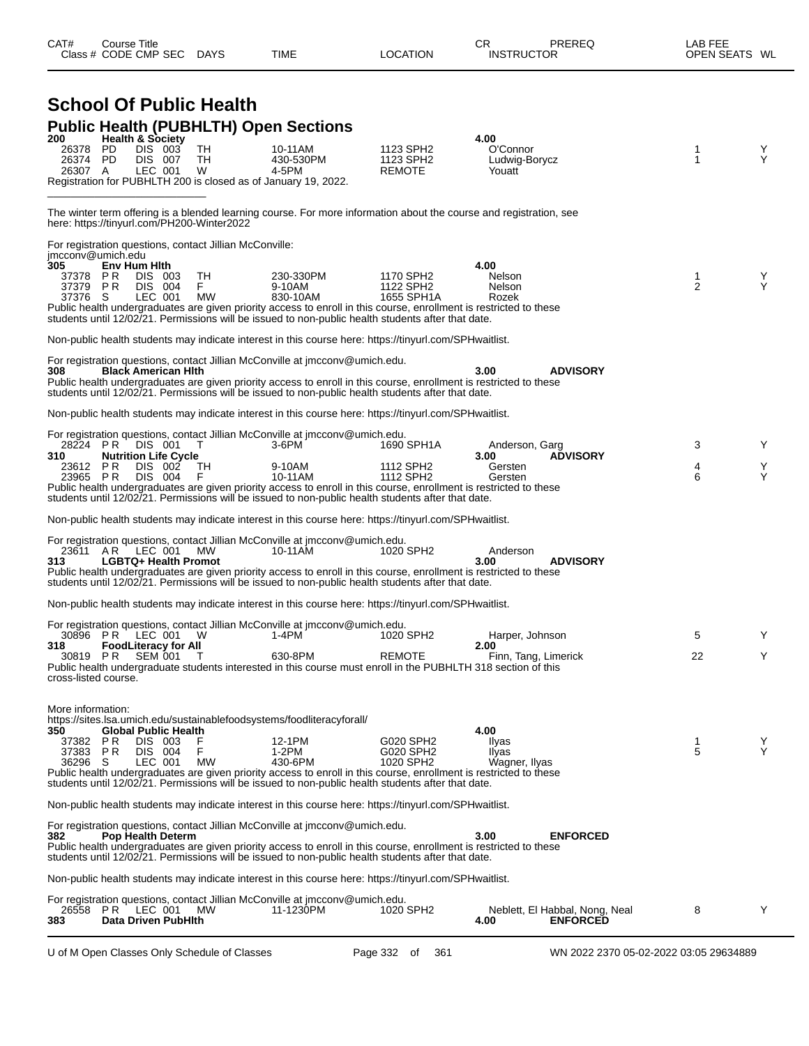| CAT# | Course Title | | | | | | CR | PREREQ | LAB FEE | |
|---|---|---|---|---|---|---|---|---|---|---|
| Class # | CODE | CMP | SEC | DAYS | TIME | LOCATION | INSTRUCTOR | | OPEN SEATS | WL |

# School Of Public Health

## Public Health (PUBHLTH) Open Sections

**200 Health & Society** **4.00**

| Class # | CODE | CMP SEC | DAYS | TIME | LOCATION | INSTRUCTOR | OPEN SEATS | WL |
|---|---|---|---|---|---|---|---|---|
| 26378 | PD | DIS 003 | TH | 10-11AM | 1123 SPH2 | O'Connor | 1 | Y |
| 26374 | PD | DIS 007 | TH | 430-530PM | 1123 SPH2 | Ludwig-Borycz | 1 | Y |
| 26307 | A | LEC 001 | W | 4-5PM | REMOTE | Youatt | | |

Registration for PUBHLTH 200 is closed as of January 19, 2022.

The winter term offering is a blended learning course. For more information about the course and registration, see here: https://tinyurl.com/PH200-Winter2022

For registration questions, contact Jillian McConville: jmcconv@umich.edu

**305 Env Hum Hlth** **4.00**

| Class # | CODE | CMP SEC | DAYS | TIME | LOCATION | INSTRUCTOR | OPEN SEATS | WL |
|---|---|---|---|---|---|---|---|---|
| 37378 | P R | DIS 003 | TH | 230-330PM | 1170 SPH2 | Nelson | 1 | Y |
| 37379 | P R | DIS 004 | F | 9-10AM | 1122 SPH2 | Nelson | 2 | Y |
| 37376 | S | LEC 001 | MW | 830-10AM | 1655 SPH1A | Rozek | | |

Public health undergraduates are given priority access to enroll in this course, enrollment is restricted to these students until 12/02/21. Permissions will be issued to non-public health students after that date.

Non-public health students may indicate interest in this course here: https://tinyurl.com/SPHwaitlist.

For registration questions, contact Jillian McConville at jmcconv@umich.edu.

**308 Black American Hlth** **3.00** **ADVISORY**

Public health undergraduates are given priority access to enroll in this course, enrollment is restricted to these students until 12/02/21. Permissions will be issued to non-public health students after that date.

Non-public health students may indicate interest in this course here: https://tinyurl.com/SPHwaitlist.

For registration questions, contact Jillian McConville at jmcconv@umich.edu.

| Class # | CODE | CMP SEC | DAYS | TIME | LOCATION | INSTRUCTOR | OPEN SEATS | WL |
|---|---|---|---|---|---|---|---|---|
| 28224 | P R | DIS 001 | T | 3-6PM | 1690 SPH1A | Anderson, Garg | 3 | Y |

**310 Nutrition Life Cycle** **3.00** **ADVISORY**

| Class # | CODE | CMP SEC | DAYS | TIME | LOCATION | INSTRUCTOR | OPEN SEATS | WL |
|---|---|---|---|---|---|---|---|---|
| 23612 | P R | DIS 002 | TH | 9-10AM | 1112 SPH2 | Gersten | 4 | Y |
| 23965 | P R | DIS 004 | F | 10-11AM | 1112 SPH2 | Gersten | 6 | Y |

Public health undergraduates are given priority access to enroll in this course, enrollment is restricted to these students until 12/02/21. Permissions will be issued to non-public health students after that date.

Non-public health students may indicate interest in this course here: https://tinyurl.com/SPHwaitlist.

For registration questions, contact Jillian McConville at jmcconv@umich.edu.

| Class # | CODE | CMP SEC | DAYS | TIME | LOCATION | INSTRUCTOR | OPEN SEATS | WL |
|---|---|---|---|---|---|---|---|---|
| 23611 | A R | LEC 001 | MW | 10-11AM | 1020 SPH2 | Anderson | | |

**313 LGBTQ+ Health Promot** **3.00** **ADVISORY**

Public health undergraduates are given priority access to enroll in this course, enrollment is restricted to these students until 12/02/21. Permissions will be issued to non-public health students after that date.

Non-public health students may indicate interest in this course here: https://tinyurl.com/SPHwaitlist.

For registration questions, contact Jillian McConville at jmcconv@umich.edu.

| Class # | CODE | CMP SEC | DAYS | TIME | LOCATION | INSTRUCTOR | OPEN SEATS | WL |
|---|---|---|---|---|---|---|---|---|
| 30896 | P R | LEC 001 | W | 1-4PM | 1020 SPH2 | Harper, Johnson | 5 | Y |

**318 FoodLiteracy for All** **2.00**

| Class # | CODE | CMP SEC | DAYS | TIME | LOCATION | INSTRUCTOR | OPEN SEATS | WL |
|---|---|---|---|---|---|---|---|---|
| 30819 | P R | SEM 001 | T | 630-8PM | REMOTE | Finn, Tang, Limerick | 22 | Y |

Public health undergraduate students interested in this course must enroll in the PUBHLTH 318 section of this cross-listed course.

More information: https://sites.lsa.umich.edu/sustainablefoodsystems/foodliteracyforall/

**350 Global Public Health** **4.00**

| Class # | CODE | CMP SEC | DAYS | TIME | LOCATION | INSTRUCTOR | OPEN SEATS | WL |
|---|---|---|---|---|---|---|---|---|
| 37382 | P R | DIS 003 | F | 12-1PM | G020 SPH2 | Ilyas | 1 | Y |
| 37383 | P R | DIS 004 | F | 1-2PM | G020 SPH2 | Ilyas | 5 | Y |
| 36296 | S | LEC 001 | MW | 430-6PM | 1020 SPH2 | Wagner, Ilyas | | |

Public health undergraduates are given priority access to enroll in this course, enrollment is restricted to these students until 12/02/21. Permissions will be issued to non-public health students after that date.

Non-public health students may indicate interest in this course here: https://tinyurl.com/SPHwaitlist.

For registration questions, contact Jillian McConville at jmcconv@umich.edu.

**382 Pop Health Determ** **3.00** **ENFORCED**

Public health undergraduates are given priority access to enroll in this course, enrollment is restricted to these students until 12/02/21. Permissions will be issued to non-public health students after that date.

Non-public health students may indicate interest in this course here: https://tinyurl.com/SPHwaitlist.

For registration questions, contact Jillian McConville at jmcconv@umich.edu.

| Class # | CODE | CMP SEC | DAYS | TIME | LOCATION | INSTRUCTOR | OPEN SEATS | WL |
|---|---|---|---|---|---|---|---|---|
| 26558 | P R | LEC 001 | MW | 11-1230PM | 1020 SPH2 | Neblett, El Habbal, Nong, Neal | 8 | Y |

**383 Data Driven PubHlth** **4.00** **ENFORCED**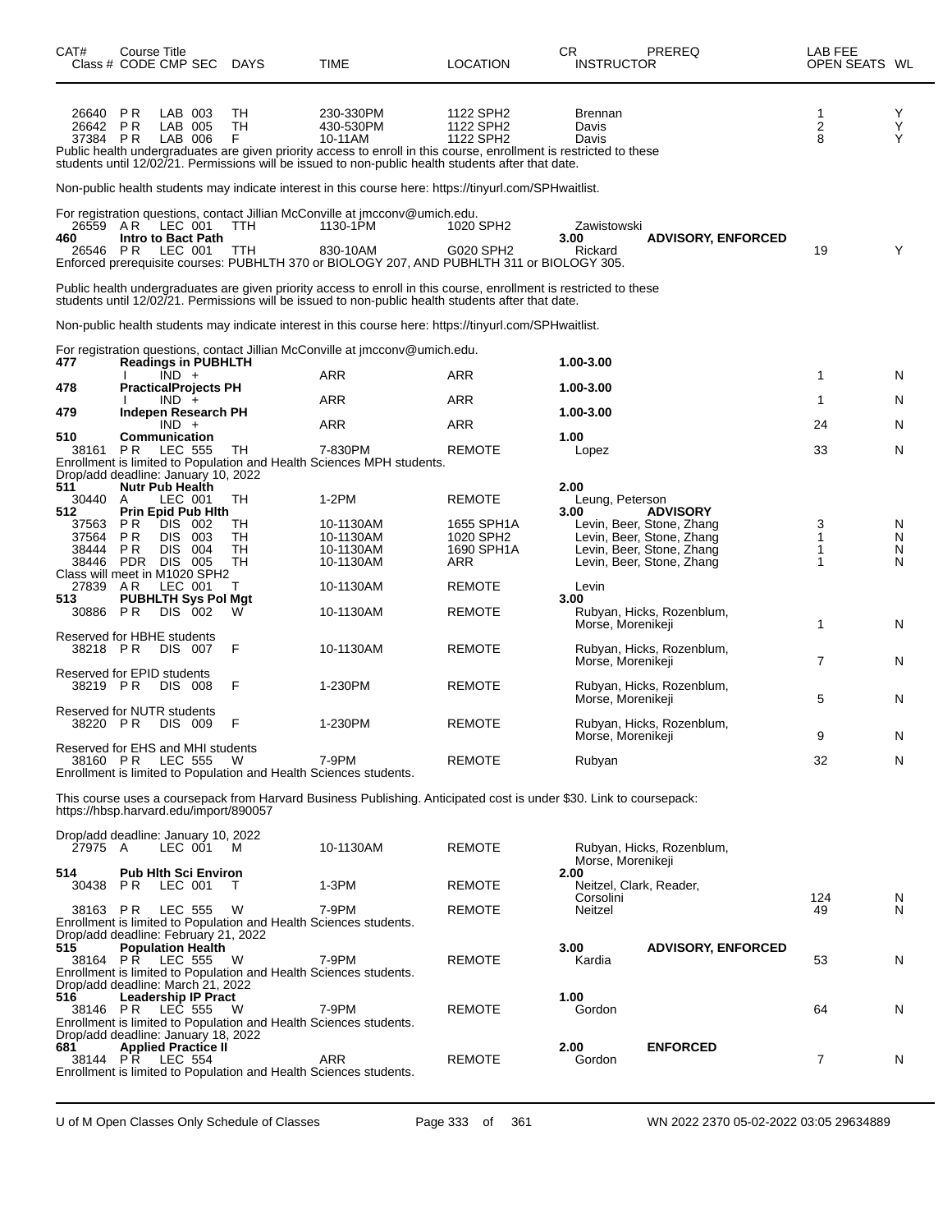| CAT# Class # | Course Title CODE | CMP | SEC | DAYS | TIME | LOCATION | CR INSTRUCTOR | PREREQ | LAB FEE OPEN SEATS | WL |
|---|---|---|---|---|---|---|---|---|---|---|
| 26640 | PR | LAB | 003 | TH | 230-330PM | 1122 SPH2 | Brennan | | 1 | Y |
| 26642 | PR | LAB | 005 | TH | 430-530PM | 1122 SPH2 | Davis | | 2 | Y |
| 37384 | PR | LAB | 006 | F | 10-11AM | 1122 SPH2 | Davis | | 8 | Y |

Public health undergraduates are given priority access to enroll in this course, enrollment is restricted to these students until 12/02/21. Permissions will be issued to non-public health students after that date.

Non-public health students may indicate interest in this course here: https://tinyurl.com/SPHwaitlist.

For registration questions, contact Jillian McConville at jmcconv@umich.edu.

| CAT# Class # | Course Title CODE | CMP | SEC | DAYS | TIME | LOCATION | CR INSTRUCTOR | PREREQ | LAB FEE OPEN SEATS | WL |
|---|---|---|---|---|---|---|---|---|---|---|
| 26559 | AR | LEC | 001 | TTH | 1130-1PM | 1020 SPH2 | Zawistowski | | | |
| **460** | **Intro to Bact Path** | | | | | | **3.00** | **ADVISORY, ENFORCED** | | |
| 26546 | PR | LEC | 001 | TTH | 830-10AM | G020 SPH2 | Rickard | | 19 | Y |

Enforced prerequisite courses: PUBHLTH 370 or BIOLOGY 207, AND PUBHLTH 311 or BIOLOGY 305.

Public health undergraduates are given priority access to enroll in this course, enrollment is restricted to these students until 12/02/21. Permissions will be issued to non-public health students after that date.

Non-public health students may indicate interest in this course here: https://tinyurl.com/SPHwaitlist.

For registration questions, contact Jillian McConville at jmcconv@umich.edu.

| CAT# Class # | Course Title CODE | CMP | SEC | DAYS | TIME | LOCATION | CR INSTRUCTOR | PREREQ | LAB FEE OPEN SEATS | WL |
|---|---|---|---|---|---|---|---|---|---|---|
| **477** | **Readings in PUBHLTH** | | | | | | **1.00-3.00** | | | |
| | I | IND | + | | ARR | ARR | | | 1 | N |
| **478** | **PracticalProjects PH** | | | | | | **1.00-3.00** | | | |
| | I | IND | + | | ARR | ARR | | | 1 | N |
| **479** | **Indepen Research PH** | | | | | | **1.00-3.00** | | | |
| | | IND | + | | ARR | ARR | | | 24 | N |
| **510** | **Communication** | | | | | | **1.00** | | | |
| 38161 | PR | LEC | 555 | TH | 7-830PM | REMOTE | Lopez | | 33 | N |

Enrollment is limited to Population and Health Sciences MPH students.
Drop/add deadline: January 10, 2022

| CAT# Class # | Course Title CODE | CMP | SEC | DAYS | TIME | LOCATION | CR INSTRUCTOR | PREREQ | LAB FEE OPEN SEATS | WL |
|---|---|---|---|---|---|---|---|---|---|---|
| **511** | **Nutr Pub Health** | | | | | | **2.00** | | | |
| 30440 | A | LEC | 001 | TH | 1-2PM | REMOTE | Leung, Peterson | | | |
| **512** | **Prin Epid Pub Hlth** | | | | | | **3.00** | **ADVISORY** | | |
| 37563 | PR | DIS | 002 | TH | 10-1130AM | 1655 SPH1A | Levin, Beer, Stone, Zhang | | 3 | N |
| 37564 | PR | DIS | 003 | TH | 10-1130AM | 1020 SPH2 | Levin, Beer, Stone, Zhang | | 1 | N |
| 38444 | PR | DIS | 004 | TH | 10-1130AM | 1690 SPH1A | Levin, Beer, Stone, Zhang | | 1 | N |
| 38446 | PDR | DIS | 005 | TH | 10-1130AM | ARR | Levin, Beer, Stone, Zhang | | 1 | N |

Class will meet in M1020 SPH2

| CAT# Class # | Course Title CODE | CMP | SEC | DAYS | TIME | LOCATION | CR INSTRUCTOR | PREREQ | LAB FEE OPEN SEATS | WL |
|---|---|---|---|---|---|---|---|---|---|---|
| 27839 | AR | LEC | 001 | T | 10-1130AM | REMOTE | Levin | | | |
| **513** | **PUBHLTH Sys Pol Mgt** | | | | | | **3.00** | | | |
| 30886 | PR | DIS | 002 | W | 10-1130AM | REMOTE | Rubyan, Hicks, Rozenblum, Morse, Morenikeji | | 1 | N |

Reserved for HBHE students

| CAT# Class # | Course Title CODE | CMP | SEC | DAYS | TIME | LOCATION | CR INSTRUCTOR | PREREQ | LAB FEE OPEN SEATS | WL |
|---|---|---|---|---|---|---|---|---|---|---|
| 38218 | PR | DIS | 007 | F | 10-1130AM | REMOTE | Rubyan, Hicks, Rozenblum, Morse, Morenikeji | | 7 | N |

Reserved for EPID students

| CAT# Class # | Course Title CODE | CMP | SEC | DAYS | TIME | LOCATION | CR INSTRUCTOR | PREREQ | LAB FEE OPEN SEATS | WL |
|---|---|---|---|---|---|---|---|---|---|---|
| 38219 | PR | DIS | 008 | F | 1-230PM | REMOTE | Rubyan, Hicks, Rozenblum, Morse, Morenikeji | | 5 | N |

Reserved for NUTR students

| CAT# Class # | Course Title CODE | CMP | SEC | DAYS | TIME | LOCATION | CR INSTRUCTOR | PREREQ | LAB FEE OPEN SEATS | WL |
|---|---|---|---|---|---|---|---|---|---|---|
| 38220 | PR | DIS | 009 | F | 1-230PM | REMOTE | Rubyan, Hicks, Rozenblum, Morse, Morenikeji | | 9 | N |

Reserved for EHS and MHI students

| CAT# Class # | Course Title CODE | CMP | SEC | DAYS | TIME | LOCATION | CR INSTRUCTOR | PREREQ | LAB FEE OPEN SEATS | WL |
|---|---|---|---|---|---|---|---|---|---|---|
| 38160 | PR | LEC | 555 | W | 7-9PM | REMOTE | Rubyan | | 32 | N |

Enrollment is limited to Population and Health Sciences students.

This course uses a coursepack from Harvard Business Publishing. Anticipated cost is under $30. Link to coursepack: https://hbsp.harvard.edu/import/890057

Drop/add deadline: January 10, 2022

| CAT# Class # | Course Title CODE | CMP | SEC | DAYS | TIME | LOCATION | CR INSTRUCTOR | PREREQ | LAB FEE OPEN SEATS | WL |
|---|---|---|---|---|---|---|---|---|---|---|
| 27975 | A | LEC | 001 | M | 10-1130AM | REMOTE | Rubyan, Hicks, Rozenblum, Morse, Morenikeji | | | |
| **514** | **Pub Hlth Sci Environ** | | | | | | **2.00** | | | |
| 30438 | PR | LEC | 001 | T | 1-3PM | REMOTE | Neitzel, Clark, Reader, Corsolini | | 124 | N |
| 38163 | PR | LEC | 555 | W | 7-9PM | REMOTE | Neitzel | | 49 | N |

Enrollment is limited to Population and Health Sciences students.
Drop/add deadline: February 21, 2022

| CAT# Class # | Course Title CODE | CMP | SEC | DAYS | TIME | LOCATION | CR INSTRUCTOR | PREREQ | LAB FEE OPEN SEATS | WL |
|---|---|---|---|---|---|---|---|---|---|---|
| **515** | **Population Health** | | | | | | **3.00** | **ADVISORY, ENFORCED** | | |
| 38164 | PR | LEC | 555 | W | 7-9PM | REMOTE | Kardia | | 53 | N |

Enrollment is limited to Population and Health Sciences students.
Drop/add deadline: March 21, 2022

| CAT# Class # | Course Title CODE | CMP | SEC | DAYS | TIME | LOCATION | CR INSTRUCTOR | PREREQ | LAB FEE OPEN SEATS | WL |
|---|---|---|---|---|---|---|---|---|---|---|
| **516** | **Leadership IP Pract** | | | | | | **1.00** | | | |
| 38146 | PR | LEC | 555 | W | 7-9PM | REMOTE | Gordon | | 64 | N |

Enrollment is limited to Population and Health Sciences students.
Drop/add deadline: January 18, 2022

| CAT# Class # | Course Title CODE | CMP | SEC | DAYS | TIME | LOCATION | CR INSTRUCTOR | PREREQ | LAB FEE OPEN SEATS | WL |
|---|---|---|---|---|---|---|---|---|---|---|
| **681** | **Applied Practice II** | | | | | | **2.00** | **ENFORCED** | | |
| 38144 | PR | LEC | 554 | | ARR | REMOTE | Gordon | | 7 | N |

Enrollment is limited to Population and Health Sciences students.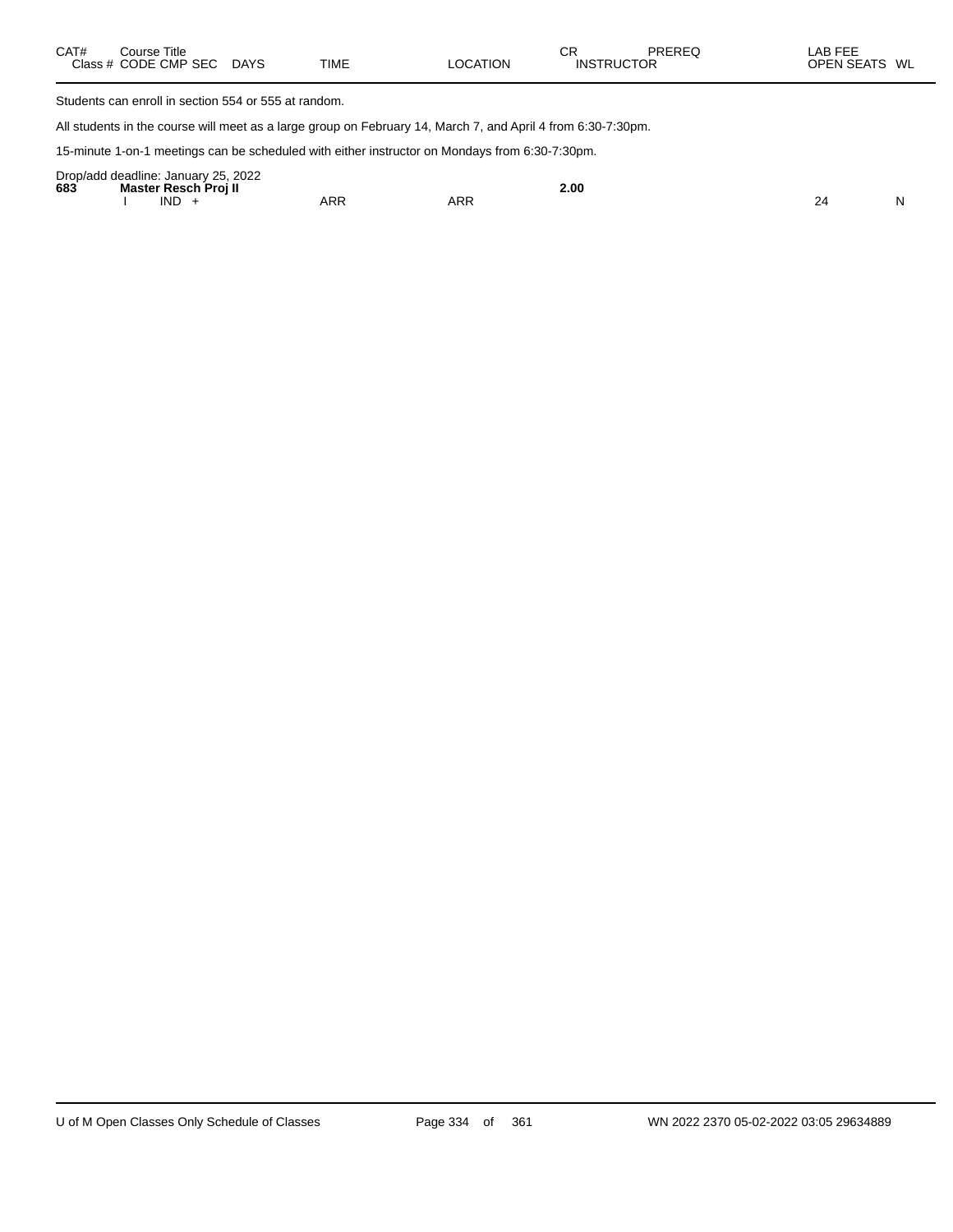| CAT# | Course Title<br>Class # CODE CMP SEC | DAYS | TIME | LOCATION | CR<br>INSTRUCTOR | PREREQ | LAB FEE<br>OPEN SEATS | WL |
|---|---|---|---|---|---|---|---|---|

Students can enroll in section 554 or 555 at random.

All students in the course will meet as a large group on February 14, March 7, and April 4 from 6:30-7:30pm.

15-minute 1-on-1 meetings can be scheduled with either instructor on Mondays from 6:30-7:30pm.

Drop/add deadline: January 25, 2022

| CAT# | Course Title<br>Class # CODE CMP SEC | DAYS | TIME | LOCATION | CR<br>INSTRUCTOR | PREREQ | LAB FEE<br>OPEN SEATS | WL |
|---|---|---|---|---|---|---|---|---|
| **683** | **Master Resch Proj II** | | | | **2.00** | | | |
| | I IND + | | ARR | ARR | | | 24 | N |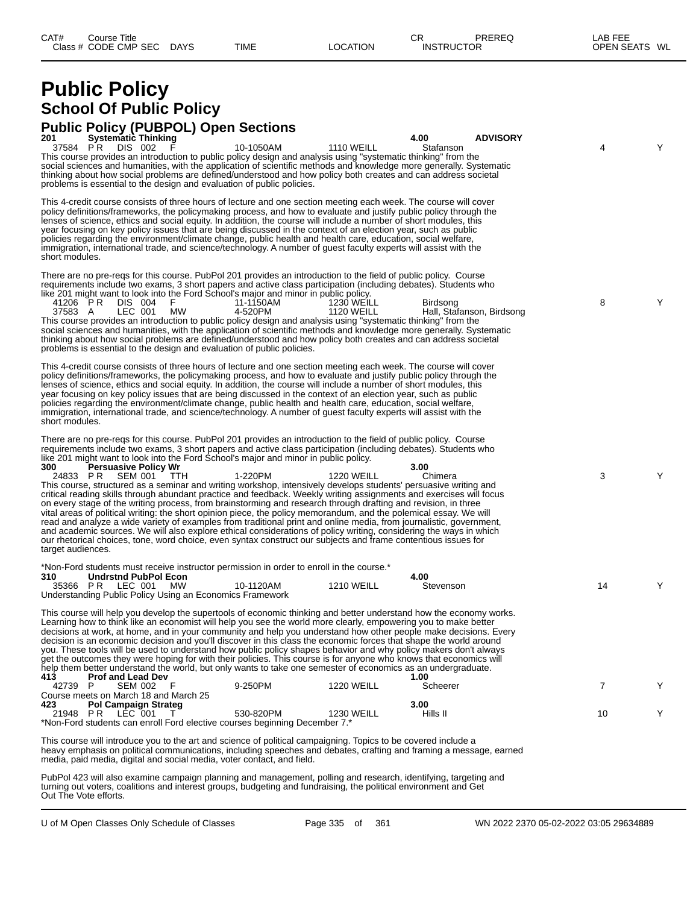| CAT# | Course Title | | | | | CR | PREREQ | LAB FEE |
|---|---|---|---|---|---|---|---|---|
| Class # | CODE CMP SEC | DAYS | TIME | LOCATION | | INSTRUCTOR | | OPEN SEATS WL |

# Public Policy

## School Of Public Policy

### Public Policy (PUBPOL) Open Sections

**201 Systematic Thinking** **4.00** **ADVISORY**

| Class # | CODE CMP SEC | DAYS | TIME | LOCATION | INSTRUCTOR | OPEN SEATS | WL |
|---|---|---|---|---|---|---|---|
| 37584 | P R DIS 002 | F | 10-1050AM | 1110 WEILL | Stafanson | 4 | Y |

This course provides an introduction to public policy design and analysis using "systematic thinking" from the social sciences and humanities, with the application of scientific methods and knowledge more generally. Systematic thinking about how social problems are defined/understood and how policy both creates and can address societal problems is essential to the design and evaluation of public policies.

This 4-credit course consists of three hours of lecture and one section meeting each week. The course will cover policy definitions/frameworks, the policymaking process, and how to evaluate and justify public policy through the lenses of science, ethics and social equity. In addition, the course will include a number of short modules, this year focusing on key policy issues that are being discussed in the context of an election year, such as public policies regarding the environment/climate change, public health and health care, education, social welfare, immigration, international trade, and science/technology. A number of guest faculty experts will assist with the short modules.

There are no pre-reqs for this course. PubPol 201 provides an introduction to the field of public policy. Course requirements include two exams, 3 short papers and active class participation (including debates). Students who like 201 might want to look into the Ford School's major and minor in public policy.

| Class # | CODE CMP SEC | DAYS | TIME | LOCATION | INSTRUCTOR | OPEN SEATS | WL |
|---|---|---|---|---|---|---|---|
| 41206 | P R DIS 004 | F | 11-1150AM | 1230 WEILL | Birdsong | 8 | Y |
| 37583 | A LEC 001 | MW | 4-520PM | 1120 WEILL | Hall, Stafanson, Birdsong | | |

This course provides an introduction to public policy design and analysis using "systematic thinking" from the social sciences and humanities, with the application of scientific methods and knowledge more generally. Systematic thinking about how social problems are defined/understood and how policy both creates and can address societal problems is essential to the design and evaluation of public policies.

This 4-credit course consists of three hours of lecture and one section meeting each week. The course will cover policy definitions/frameworks, the policymaking process, and how to evaluate and justify public policy through the lenses of science, ethics and social equity. In addition, the course will include a number of short modules, this year focusing on key policy issues that are being discussed in the context of an election year, such as public policies regarding the environment/climate change, public health and health care, education, social welfare, immigration, international trade, and science/technology. A number of guest faculty experts will assist with the short modules.

There are no pre-reqs for this course. PubPol 201 provides an introduction to the field of public policy. Course requirements include two exams, 3 short papers and active class participation (including debates). Students who like 201 might want to look into the Ford School's major and minor in public policy.

**300 Persuasive Policy Wr** **3.00**

| Class # | CODE CMP SEC | DAYS | TIME | LOCATION | INSTRUCTOR | OPEN SEATS | WL |
|---|---|---|---|---|---|---|---|
| 24833 | P R SEM 001 | TTH | 1-220PM | 1220 WEILL | Chimera | 3 | Y |

This course, structured as a seminar and writing workshop, intensively develops students' persuasive writing and critical reading skills through abundant practice and feedback. Weekly writing assignments and exercises will focus on every stage of the writing process, from brainstorming and research through drafting and revision, in three vital areas of political writing: the short opinion piece, the policy memorandum, and the polemical essay. We will read and analyze a wide variety of examples from traditional print and online media, from journalistic, government, and academic sources. We will also explore ethical considerations of policy writing, considering the ways in which our rhetorical choices, tone, word choice, even syntax construct our subjects and frame contentious issues for target audiences.

*Non-Ford students must receive instructor permission in order to enroll in the course.*

**310 Undrstnd PubPol Econ** **4.00**

| Class # | CODE CMP SEC | DAYS | TIME | LOCATION | INSTRUCTOR | OPEN SEATS | WL |
|---|---|---|---|---|---|---|---|
| 35366 | P R LEC 001 | MW | 10-1120AM | 1210 WEILL | Stevenson | 14 | Y |

Understanding Public Policy Using an Economics Framework

This course will help you develop the supertools of economic thinking and better understand how the economy works. Learning how to think like an economist will help you see the world more clearly, empowering you to make better decisions at work, at home, and in your community and help you understand how other people make decisions. Every decision is an economic decision and you'll discover in this class the economic forces that shape the world around you. These tools will be used to understand how public policy shapes behavior and why policy makers don't always get the outcomes they were hoping for with their policies. This course is for anyone who knows that economics will help them better understand the world, but only wants to take one semester of economics as an undergraduate.

**413 Prof and Lead Dev** **1.00**

| Class # | CODE CMP SEC | DAYS | TIME | LOCATION | INSTRUCTOR | OPEN SEATS | WL |
|---|---|---|---|---|---|---|---|
| 42739 | P SEM 002 | F | 9-250PM | 1220 WEILL | Scheerer | 7 | Y |

Course meets on March 18 and March 25

**423 Pol Campaign Strateg** **3.00**

| Class # | CODE CMP SEC | DAYS | TIME | LOCATION | INSTRUCTOR | OPEN SEATS | WL |
|---|---|---|---|---|---|---|---|
| 21948 | P R LEC 001 | T | 530-820PM | 1230 WEILL | Hills II | 10 | Y |

*Non-Ford students can enroll Ford elective courses beginning December 7.*

This course will introduce you to the art and science of political campaigning. Topics to be covered include a heavy emphasis on political communications, including speeches and debates, crafting and framing a message, earned media, paid media, digital and social media, voter contact, and field.

PubPol 423 will also examine campaign planning and management, polling and research, identifying, targeting and turning out voters, coalitions and interest groups, budgeting and fundraising, the political environment and Get Out The Vote efforts.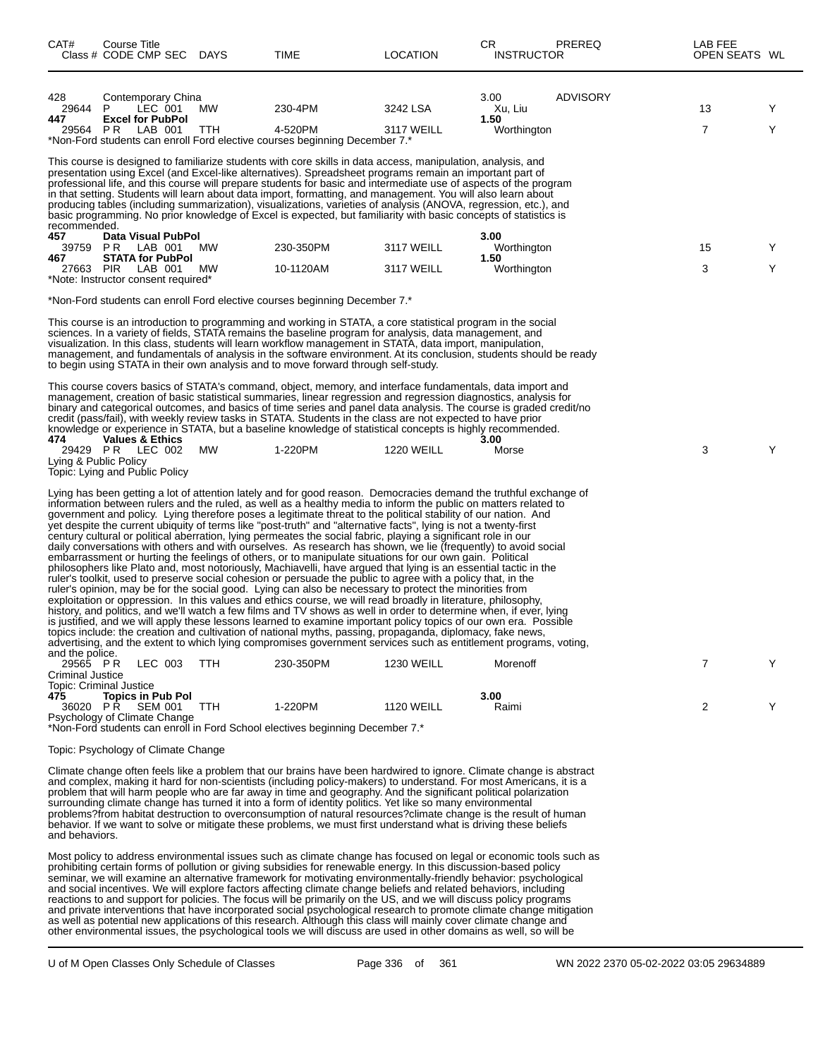| CAT# | Course Title Class # CODE CMP SEC | DAYS | TIME | LOCATION | CR INSTRUCTOR | PREREQ | LAB FEE OPEN SEATS | WL |
|---|---|---|---|---|---|---|---|---|
| 428 | Contemporary China | | | | 3.00 | ADVISORY | | |
| 29644 | P LEC 001 | MW | 230-4PM | 3242 LSA | Xu, Liu | | 13 | Y |
| 447 | **Excel for PubPol** | | | | **1.50** | | | |
| 29564 | P R LAB 001 | TTH | 4-520PM | 3117 WEILL | Worthington | | 7 | Y |

*Non-Ford students can enroll Ford elective courses beginning December 7.*

This course is designed to familiarize students with core skills in data access, manipulation, analysis, and presentation using Excel (and Excel-like alternatives). Spreadsheet programs remain an important part of professional life, and this course will prepare students for basic and intermediate use of aspects of the program in that setting. Students will learn about data import, formatting, and management. You will also learn about producing tables (including summarization), visualizations, varieties of analysis (ANOVA, regression, etc.), and basic programming. No prior knowledge of Excel is expected, but familiarity with basic concepts of statistics is recommended.

| CAT# | Course Title Class # CODE CMP SEC | DAYS | TIME | LOCATION | CR INSTRUCTOR | PREREQ | OPEN SEATS | WL |
|---|---|---|---|---|---|---|---|---|
| 457 | **Data Visual PubPol** | | | | **3.00** | | | |
| 39759 | P R LAB 001 | MW | 230-350PM | 3117 WEILL | Worthington | | 15 | Y |
| 467 | **STATA for PubPol** | | | | **1.50** | | | |
| 27663 | PIR LAB 001 | MW | 10-1120AM | 3117 WEILL | Worthington | | 3 | Y |

*Note: Instructor consent required*

*Non-Ford students can enroll Ford elective courses beginning December 7.*

This course is an introduction to programming and working in STATA, a core statistical program in the social sciences. In a variety of fields, STATA remains the baseline program for analysis, data management, and visualization. In this class, students will learn workflow management in STATA, data import, manipulation, management, and fundamentals of analysis in the software environment. At its conclusion, students should be ready to begin using STATA in their own analysis and to move forward through self-study.

This course covers basics of STATA's command, object, memory, and interface fundamentals, data import and management, creation of basic statistical summaries, linear regression and regression diagnostics, analysis for binary and categorical outcomes, and basics of time series and panel data analysis. The course is graded credit/no credit (pass/fail), with weekly review tasks in STATA. Students in the class are not expected to have prior knowledge or experience in STATA, but a baseline knowledge of statistical concepts is highly recommended.

| CAT# | Course Title Class # CODE CMP SEC | DAYS | TIME | LOCATION | CR INSTRUCTOR | PREREQ | OPEN SEATS | WL |
|---|---|---|---|---|---|---|---|---|
| 474 | **Values & Ethics** | | | | **3.00** | | | |
| 29429 | P R LEC 002 | MW | 1-220PM | 1220 WEILL | Morse | | 3 | Y |

Lying & Public Policy
Topic: Lying and Public Policy

Lying has been getting a lot of attention lately and for good reason. Democracies demand the truthful exchange of information between rulers and the ruled, as well as a healthy media to inform the public on matters related to government and policy. Lying therefore poses a legitimate threat to the political stability of our nation. And yet despite the current ubiquity of terms like "post-truth" and "alternative facts", lying is not a twenty-first century cultural or political aberration, lying permeates the social fabric, playing a significant role in our daily conversations with others and with ourselves. As research has shown, we lie (frequently) to avoid social embarrassment or hurting the feelings of others, or to manipulate situations for our own gain. Political philosophers like Plato and, most notoriously, Machiavelli, have argued that lying is an essential tactic in the ruler's toolkit, used to preserve social cohesion or persuade the public to agree with a policy that, in the ruler's opinion, may be for the social good. Lying can also be necessary to protect the minorities from exploitation or oppression. In this values and ethics course, we will read broadly in literature, philosophy, history, and politics, and we'll watch a few films and TV shows as well in order to determine when, if ever, lying is justified, and we will apply these lessons learned to examine important policy topics of our own era. Possible topics include: the creation and cultivation of national myths, passing, propaganda, diplomacy, fake news, advertising, and the extent to which lying compromises government services such as entitlement programs, voting, and the police.

| CAT# | Course Title Class # CODE CMP SEC | DAYS | TIME | LOCATION | CR INSTRUCTOR | PREREQ | OPEN SEATS | WL |
|---|---|---|---|---|---|---|---|---|
| | 29565 P R LEC 003 | TTH | 230-350PM | 1230 WEILL | Morenoff | | 7 | Y |

Criminal Justice
Topic: Criminal Justice

| CAT# | Course Title Class # CODE CMP SEC | DAYS | TIME | LOCATION | CR INSTRUCTOR | PREREQ | OPEN SEATS | WL |
|---|---|---|---|---|---|---|---|---|
| 475 | **Topics in Pub Pol** | | | | **3.00** | | | |
| 36020 | P R SEM 001 | TTH | 1-220PM | 1120 WEILL | Raimi | | 2 | Y |

Psychology of Climate Change
*Non-Ford students can enroll in Ford School electives beginning December 7.*

Topic: Psychology of Climate Change

Climate change often feels like a problem that our brains have been hardwired to ignore. Climate change is abstract and complex, making it hard for non-scientists (including policy-makers) to understand. For most Americans, it is a problem that will harm people who are far away in time and geography. And the significant political polarization surrounding climate change has turned it into a form of identity politics. Yet like so many environmental problems?from habitat destruction to overconsumption of natural resources?climate change is the result of human behavior. If we want to solve or mitigate these problems, we must first understand what is driving these beliefs and behaviors.

Most policy to address environmental issues such as climate change has focused on legal or economic tools such as prohibiting certain forms of pollution or giving subsidies for renewable energy. In this discussion-based policy seminar, we will examine an alternative framework for motivating environmentally-friendly behavior: psychological and social incentives. We will explore factors affecting climate change beliefs and related behaviors, including reactions to and support for policies. The focus will be primarily on the US, and we will discuss policy programs and private interventions that have incorporated social psychological research to promote climate change mitigation as well as potential new applications of this research. Although this class will mainly cover climate change and other environmental issues, the psychological tools we will discuss are used in other domains as well, so will be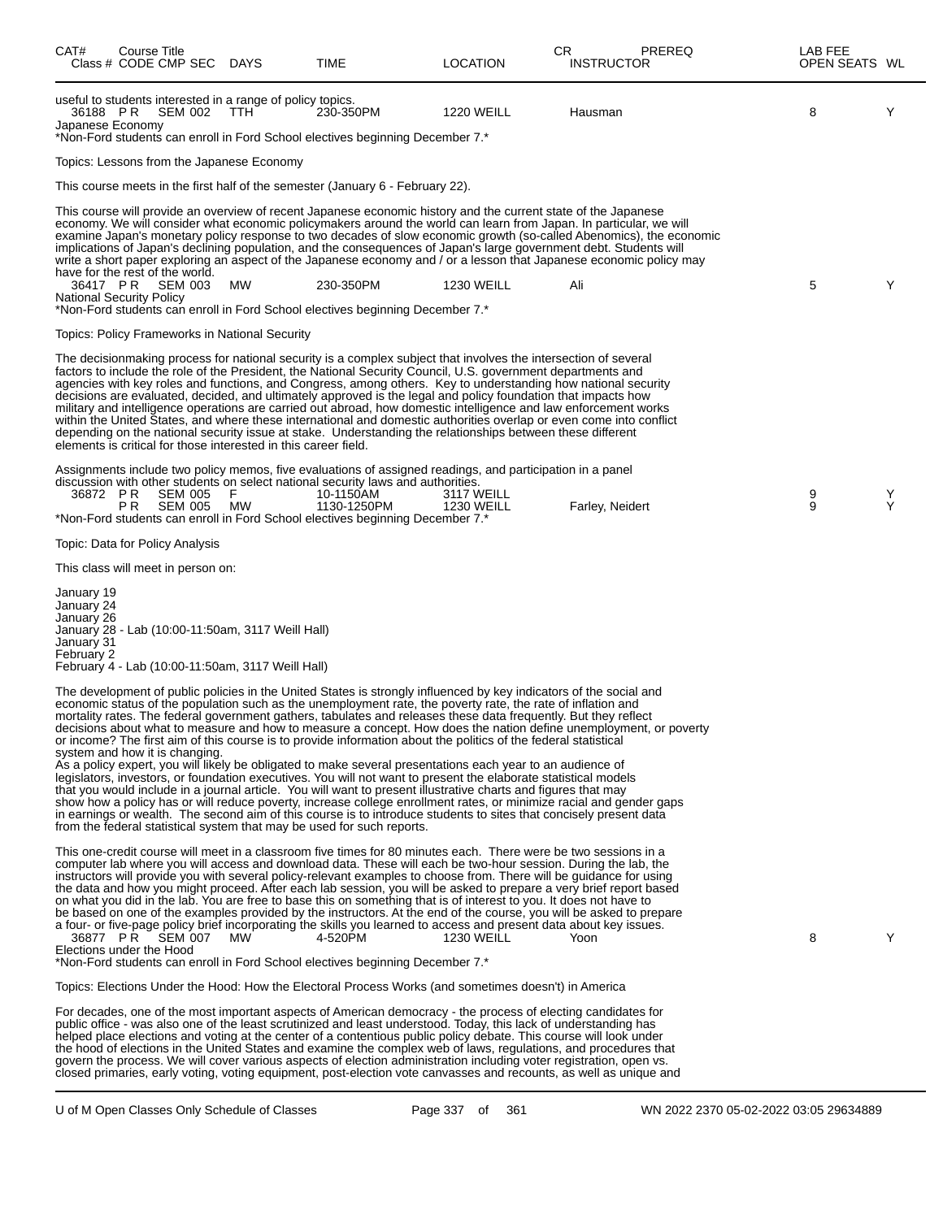| CAT# Class # | Course Title CODE CMP SEC | DAYS | TIME | LOCATION | CR INSTRUCTOR | PREREQ | LAB FEE OPEN SEATS | WL |
|---|---|---|---|---|---|---|---|---|

useful to students interested in a range of policy topics.

| 36188 | P R SEM 002 | TTH | 230-350PM | 1220 WEILL | Hausman | | 8 | Y |
|---|---|---|---|---|---|---|---|---|

Japanese Economy

*Non-Ford students can enroll in Ford School electives beginning December 7.*

Topics: Lessons from the Japanese Economy

This course meets in the first half of the semester (January 6 - February 22).

This course will provide an overview of recent Japanese economic history and the current state of the Japanese economy. We will consider what economic policymakers around the world can learn from Japan. In particular, we will examine Japan's monetary policy response to two decades of slow economic growth (so-called Abenomics), the economic implications of Japan's declining population, and the consequences of Japan's large government debt. Students will write a short paper exploring an aspect of the Japanese economy and / or a lesson that Japanese economic policy may have for the rest of the world.

| 36417 | P R SEM 003 | MW | 230-350PM | 1230 WEILL | Ali | | 5 | Y |
|---|---|---|---|---|---|---|---|---|

National Security Policy

*Non-Ford students can enroll in Ford School electives beginning December 7.*

Topics: Policy Frameworks in National Security

The decisionmaking process for national security is a complex subject that involves the intersection of several factors to include the role of the President, the National Security Council, U.S. government departments and agencies with key roles and functions, and Congress, among others. Key to understanding how national security decisions are evaluated, decided, and ultimately approved is the legal and policy foundation that impacts how military and intelligence operations are carried out abroad, how domestic intelligence and law enforcement works within the United States, and where these international and domestic authorities overlap or even come into conflict depending on the national security issue at stake. Understanding the relationships between these different elements is critical for those interested in this career field.

Assignments include two policy memos, five evaluations of assigned readings, and participation in a panel discussion with other students on select national security laws and authorities.

| 36872 | P R SEM 005 | F | 10-1150AM | 3117 WEILL | | | 9 | Y |
|---|---|---|---|---|---|---|---|---|
| | P R SEM 005 | MW | 1130-1250PM | 1230 WEILL | Farley, Neidert | | 9 | Y |

*Non-Ford students can enroll in Ford School electives beginning December 7.*

Topic: Data for Policy Analysis

This class will meet in person on:

January 19
January 24
January 26
January 28 - Lab (10:00-11:50am, 3117 Weill Hall)
January 31
February 2
February 4 - Lab (10:00-11:50am, 3117 Weill Hall)

The development of public policies in the United States is strongly influenced by key indicators of the social and economic status of the population such as the unemployment rate, the poverty rate, the rate of inflation and mortality rates. The federal government gathers, tabulates and releases these data frequently. But they reflect decisions about what to measure and how to measure a concept. How does the nation define unemployment, or poverty or income? The first aim of this course is to provide information about the politics of the federal statistical system and how it is changing.
As a policy expert, you will likely be obligated to make several presentations each year to an audience of legislators, investors, or foundation executives. You will not want to present the elaborate statistical models that you would include in a journal article. You will want to present illustrative charts and figures that may show how a policy has or will reduce poverty, increase college enrollment rates, or minimize racial and gender gaps in earnings or wealth. The second aim of this course is to introduce students to sites that concisely present data from the federal statistical system that may be used for such reports.

This one-credit course will meet in a classroom five times for 80 minutes each. There were be two sessions in a computer lab where you will access and download data. These will each be two-hour session. During the lab, the instructors will provide you with several policy-relevant examples to choose from. There will be guidance for using the data and how you might proceed. After each lab session, you will be asked to prepare a very brief report based on what you did in the lab. You are free to base this on something that is of interest to you. It does not have to be based on one of the examples provided by the instructors. At the end of the course, you will be asked to prepare a four- or five-page policy brief incorporating the skills you learned to access and present data about key issues.

| 36877 | P R SEM 007 | MW | 4-520PM | 1230 WEILL | Yoon | | 8 | Y |
|---|---|---|---|---|---|---|---|---|

Elections under the Hood

*Non-Ford students can enroll in Ford School electives beginning December 7.*

Topics: Elections Under the Hood: How the Electoral Process Works (and sometimes doesn't) in America

For decades, one of the most important aspects of American democracy - the process of electing candidates for public office - was also one of the least scrutinized and least understood. Today, this lack of understanding has helped place elections and voting at the center of a contentious public policy debate. This course will look under the hood of elections in the United States and examine the complex web of laws, regulations, and procedures that govern the process. We will cover various aspects of election administration including voter registration, open vs. closed primaries, early voting, voting equipment, post-election vote canvasses and recounts, as well as unique and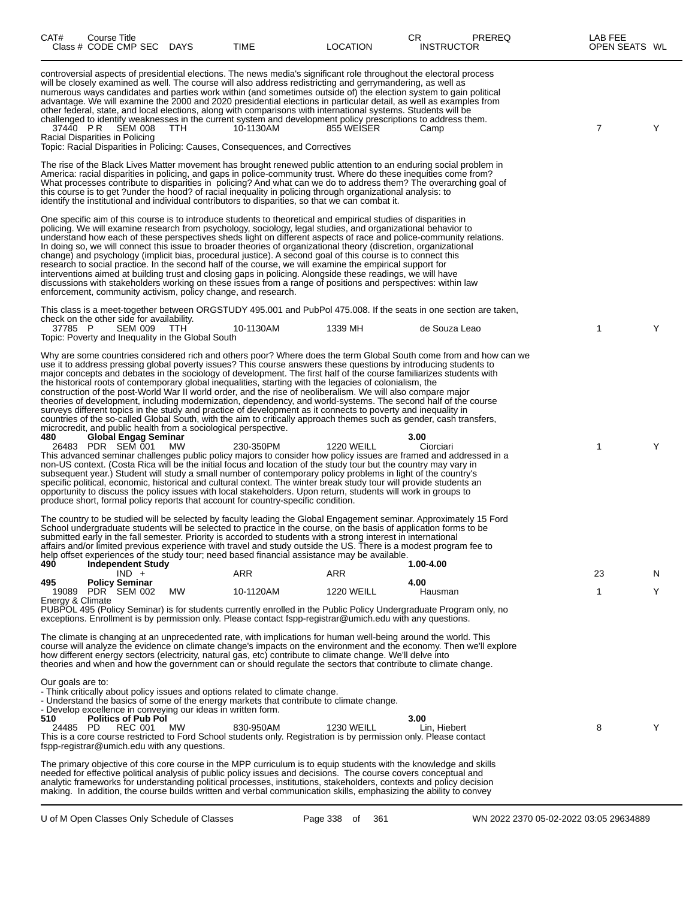| CAT# Class # | Course Title CODE CMP SEC | DAYS | TIME | LOCATION | CR INSTRUCTOR | PREREQ | LAB FEE OPEN SEATS | WL |
|---|---|---|---|---|---|---|---|---|

controversial aspects of presidential elections. The news media's significant role throughout the electoral process will be closely examined as well. The course will also address redistricting and gerrymandering, as well as numerous ways candidates and parties work within (and sometimes outside of) the election system to gain political advantage. We will examine the 2000 and 2020 presidential elections in particular detail, as well as examples from other federal, state, and local elections, along with comparisons with international systems. Students will be challenged to identify weaknesses in the current system and development policy prescriptions to address them.

| 37440 | P R SEM 008 | TTH | 10-1130AM | 855 WEISER | Camp | | 7 | Y |
|---|---|---|---|---|---|---|---|---|

Racial Disparities in Policing
Topic: Racial Disparities in Policing: Causes, Consequences, and Correctives

The rise of the Black Lives Matter movement has brought renewed public attention to an enduring social problem in America: racial disparities in policing, and gaps in police-community trust. Where do these inequities come from? What processes contribute to disparities in policing? And what can we do to address them? The overarching goal of this course is to get ?under the hood? of racial inequality in policing through organizational analysis: to identify the institutional and individual contributors to disparities, so that we can combat it.

One specific aim of this course is to introduce students to theoretical and empirical studies of disparities in policing. We will examine research from psychology, sociology, legal studies, and organizational behavior to understand how each of these perspectives sheds light on different aspects of race and police-community relations. In doing so, we will connect this issue to broader theories of organizational theory (discretion, organizational change) and psychology (implicit bias, procedural justice). A second goal of this course is to connect this research to social practice. In the second half of the course, we will examine the empirical support for interventions aimed at building trust and closing gaps in policing. Alongside these readings, we will have discussions with stakeholders working on these issues from a range of positions and perspectives: within law enforcement, community activism, policy change, and research.

This class is a meet-together between ORGSTUDY 495.001 and PubPol 475.008. If the seats in one section are taken, check on the other side for availability.

| 37785 | P SEM 009 | TTH | 10-1130AM | 1339 MH | de Souza Leao | | 1 | Y |
|---|---|---|---|---|---|---|---|---|

Topic: Poverty and Inequality in the Global South

Why are some countries considered rich and others poor? Where does the term Global South come from and how can we use it to address pressing global poverty issues? This course answers these questions by introducing students to major concepts and debates in the sociology of development. The first half of the course familiarizes students with the historical roots of contemporary global inequalities, starting with the legacies of colonialism, the construction of the post-World War II world order, and the rise of neoliberalism. We will also compare major theories of development, including modernization, dependency, and world-systems. The second half of the course surveys different topics in the study and practice of development as it connects to poverty and inequality in countries of the so-called Global South, with the aim to critically approach themes such as gender, cash transfers, microcredit, and public health from a sociological perspective.

**480 Global Engag Seminar** — **3.00**

| 26483 | PDR SEM 001 | MW | 230-350PM | 1220 WEILL | Ciorciari | | 1 | Y |
|---|---|---|---|---|---|---|---|---|

This advanced seminar challenges public policy majors to consider how policy issues are framed and addressed in a non-US context. (Costa Rica will be the initial focus and location of the study tour but the country may vary in subsequent year.) Student will study a small number of contemporary policy problems in light of the country's specific political, economic, historical and cultural context. The winter break study tour will provide students an opportunity to discuss the policy issues with local stakeholders. Upon return, students will work in groups to produce short, formal policy reports that account for country-specific condition.

The country to be studied will be selected by faculty leading the Global Engagement seminar. Approximately 15 Ford School undergraduate students will be selected to practice in the course, on the basis of application forms to be submitted early in the fall semester. Priority is accorded to students with a strong interest in international affairs and/or limited previous experience with travel and study outside the US. There is a modest program fee to help offset experiences of the study tour; need based financial assistance may be available.

**490 Independent Study** — **1.00-4.00**

| | IND + | | ARR | ARR | | | 23 | N |
|---|---|---|---|---|---|---|---|---|

**495 Policy Seminar** — **4.00**

| 19089 | PDR SEM 002 | MW | 10-1120AM | 1220 WEILL | Hausman | | 1 | Y |
|---|---|---|---|---|---|---|---|---|

Energy & Climate
PUBPOL 495 (Policy Seminar) is for students currently enrolled in the Public Policy Undergraduate Program only, no exceptions. Enrollment is by permission only. Please contact fspp-registrar@umich.edu with any questions.

The climate is changing at an unprecedented rate, with implications for human well-being around the world. This course will analyze the evidence on climate change's impacts on the environment and the economy. Then we'll explore how different energy sectors (electricity, natural gas, etc) contribute to climate change. We'll delve into theories and when and how the government can or should regulate the sectors that contribute to climate change.

Our goals are to:
- Think critically about policy issues and options related to climate change.
- Understand the basics of some of the energy markets that contribute to climate change.
- Develop excellence in conveying our ideas in written form.

**510 Politics of Pub Pol** — **3.00**

| 24485 | PD REC 001 | MW | 830-950AM | 1230 WEILL | Lin, Hiebert | | 8 | Y |
|---|---|---|---|---|---|---|---|---|

This is a core course restricted to Ford School students only. Registration is by permission only. Please contact fspp-registrar@umich.edu with any questions.

The primary objective of this core course in the MPP curriculum is to equip students with the knowledge and skills needed for effective political analysis of public policy issues and decisions. The course covers conceptual and analytic frameworks for understanding political processes, institutions, stakeholders, contexts and policy decision making. In addition, the course builds written and verbal communication skills, emphasizing the ability to convey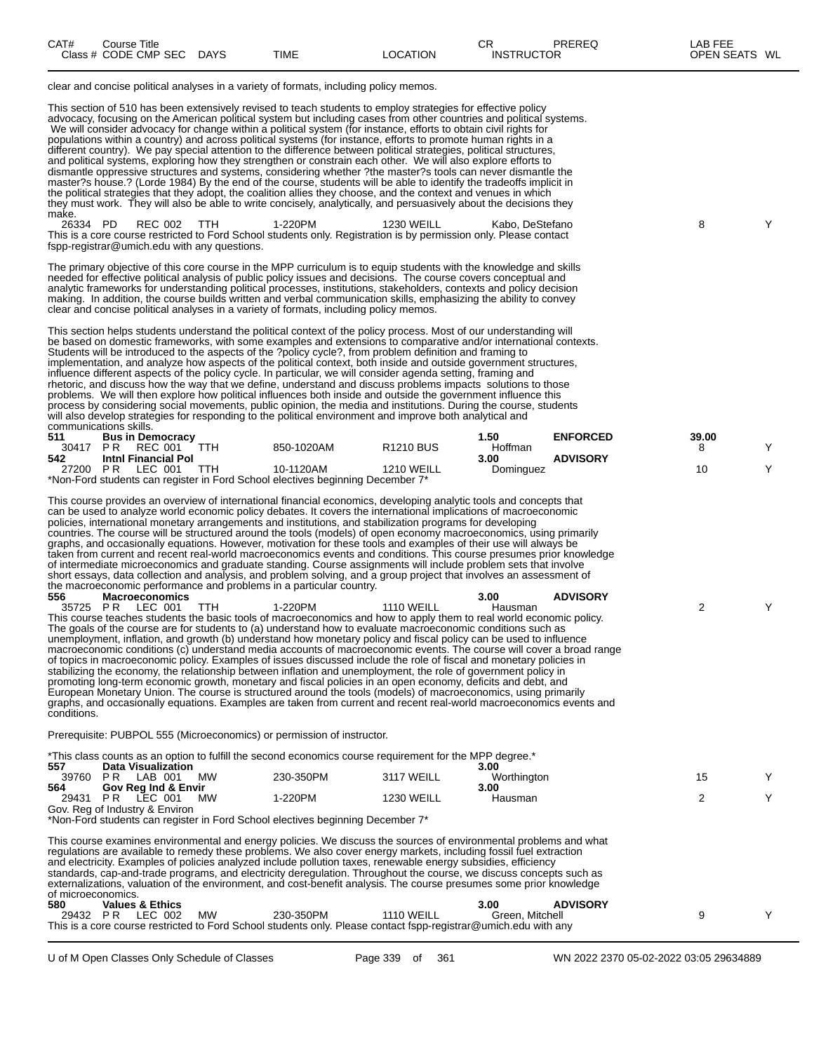clear and concise political analyses in a variety of formats, including policy memos.

This section of 510 has been extensively revised to teach students to employ strategies for effective policy advocacy, focusing on the American political system but including cases from other countries and political systems. We will consider advocacy for change within a political system (for instance, efforts to obtain civil rights for populations within a country) and across political systems (for instance, efforts to promote human rights in a different country). We pay special attention to the difference between political strategies, political structures, and political systems, exploring how they strengthen or constrain each other. We will also explore efforts to dismantle oppressive structures and systems, considering whether ?the master?s tools can never dismantle the master?s house.? (Lorde 1984) By the end of the course, students will be able to identify the tradeoffs implicit in the political strategies that they adopt, the coalition allies they choose, and the context and venues in which they must work. They will also be able to write concisely, analytically, and persuasively about the decisions they make.

| Class # | CODE | CMP | SEC | DAYS | TIME | LOCATION | INSTRUCTOR | OPEN SEATS | WL |
|---|---|---|---|---|---|---|---|---|---|
| 26334 | PD | REC | 002 | TTH | 1-220PM | 1230 WEILL | Kabo, DeStefano | 8 | Y |

This is a core course restricted to Ford School students only. Registration is by permission only. Please contact fspp-registrar@umich.edu with any questions.

The primary objective of this core course in the MPP curriculum is to equip students with the knowledge and skills needed for effective political analysis of public policy issues and decisions. The course covers conceptual and analytic frameworks for understanding political processes, institutions, stakeholders, contexts and policy decision making. In addition, the course builds written and verbal communication skills, emphasizing the ability to convey clear and concise political analyses in a variety of formats, including policy memos.

This section helps students understand the political context of the policy process. Most of our understanding will be based on domestic frameworks, with some examples and extensions to comparative and/or international contexts. Students will be introduced to the aspects of the ?policy cycle?, from problem definition and framing to implementation, and analyze how aspects of the political context, both inside and outside government structures, influence different aspects of the policy cycle. In particular, we will consider agenda setting, framing and rhetoric, and discuss how the way that we define, understand and discuss problems impacts solutions to those problems. We will then explore how political influences both inside and outside the government influence this process by considering social movements, public opinion, the media and institutions. During the course, students will also develop strategies for responding to the political environment and improve both analytical and communications skills.

| CAT# / Class # | Course Title / CODE CMP SEC | DAYS | TIME | LOCATION | CR / INSTRUCTOR | PREREQ | LAB FEE / OPEN SEATS | WL |
|---|---|---|---|---|---|---|---|---|
| **511** | **Bus in Democracy** | | | | **1.50** | **ENFORCED** | **39.00** | |
| 30417 | PR REC 001 | TTH | 850-1020AM | R1210 BUS | Hoffman | | 8 | Y |
| **542** | **Intnl Financial Pol** | | | | **3.00** | **ADVISORY** | | |
| 27200 | PR LEC 001 | TTH | 10-1120AM | 1210 WEILL | Dominguez | | 10 | Y |

*Non-Ford students can register in Ford School electives beginning December 7*

This course provides an overview of international financial economics, developing analytic tools and concepts that can be used to analyze world economic policy debates. It covers the international implications of macroeconomic policies, international monetary arrangements and institutions, and stabilization programs for developing countries. The course will be structured around the tools (models) of open economy macroeconomics, using primarily graphs, and occasionally equations. However, motivation for these tools and examples of their use will always be taken from current and recent real-world macroeconomics events and conditions. This course presumes prior knowledge of intermediate microeconomics and graduate standing. Course assignments will include problem sets that involve short essays, data collection and analysis, and problem solving, and a group project that involves an assessment of the macroeconomic performance and problems in a particular country.

| CAT# / Class # | Course Title / CODE CMP SEC | DAYS | TIME | LOCATION | CR / INSTRUCTOR | PREREQ | OPEN SEATS | WL |
|---|---|---|---|---|---|---|---|---|
| **556** | **Macroeconomics** | | | | **3.00** | **ADVISORY** | | |
| 35725 | PR LEC 001 | TTH | 1-220PM | 1110 WEILL | Hausman | | 2 | Y |

This course teaches students the basic tools of macroeconomics and how to apply them to real world economic policy. The goals of the course are for students to (a) understand how to evaluate macroeconomic conditions such as unemployment, inflation, and growth (b) understand how monetary policy and fiscal policy can be used to influence macroeconomic conditions (c) understand media accounts of macroeconomic events. The course will cover a broad range of topics in macroeconomic policy. Examples of issues discussed include the role of fiscal and monetary policies in stabilizing the economy, the relationship between inflation and unemployment, the role of government policy in promoting long-term economic growth, monetary and fiscal policies in an open economy, deficits and debt, and European Monetary Union. The course is structured around the tools (models) of macroeconomics, using primarily graphs, and occasionally equations. Examples are taken from current and recent real-world macroeconomics events and conditions.

Prerequisite: PUBPOL 555 (Microeconomics) or permission of instructor.

*This class counts as an option to fulfill the second economics course requirement for the MPP degree.*

| CAT# / Class # | Course Title / CODE CMP SEC | DAYS | TIME | LOCATION | CR / INSTRUCTOR | PREREQ | OPEN SEATS | WL |
|---|---|---|---|---|---|---|---|---|
| **557** | **Data Visualization** | | | | **3.00** | | | |
| 39760 | PR LAB 001 | MW | 230-350PM | 3117 WEILL | Worthington | | 15 | Y |
| **564** | **Gov Reg Ind & Envir** | | | | **3.00** | | | |
| 29431 | PR LEC 001 | MW | 1-220PM | 1230 WEILL | Hausman | | 2 | Y |

Gov. Reg of Industry & Environ

*Non-Ford students can register in Ford School electives beginning December 7*

This course examines environmental and energy policies. We discuss the sources of environmental problems and what regulations are available to remedy these problems. We also cover energy markets, including fossil fuel extraction and electricity. Examples of policies analyzed include pollution taxes, renewable energy subsidies, efficiency standards, cap-and-trade programs, and electricity deregulation. Throughout the course, we discuss concepts such as externalizations, valuation of the environment, and cost-benefit analysis. The course presumes some prior knowledge of microeconomics.

| CAT# / Class # | Course Title / CODE CMP SEC | DAYS | TIME | LOCATION | CR / INSTRUCTOR | PREREQ | OPEN SEATS | WL |
|---|---|---|---|---|---|---|---|---|
| **580** | **Values & Ethics** | | | | **3.00** | **ADVISORY** | | |
| 29432 | PR LEC 002 | MW | 230-350PM | 1110 WEILL | Green, Mitchell | | 9 | Y |

This is a core course restricted to Ford School students only. Please contact fspp-registrar@umich.edu with any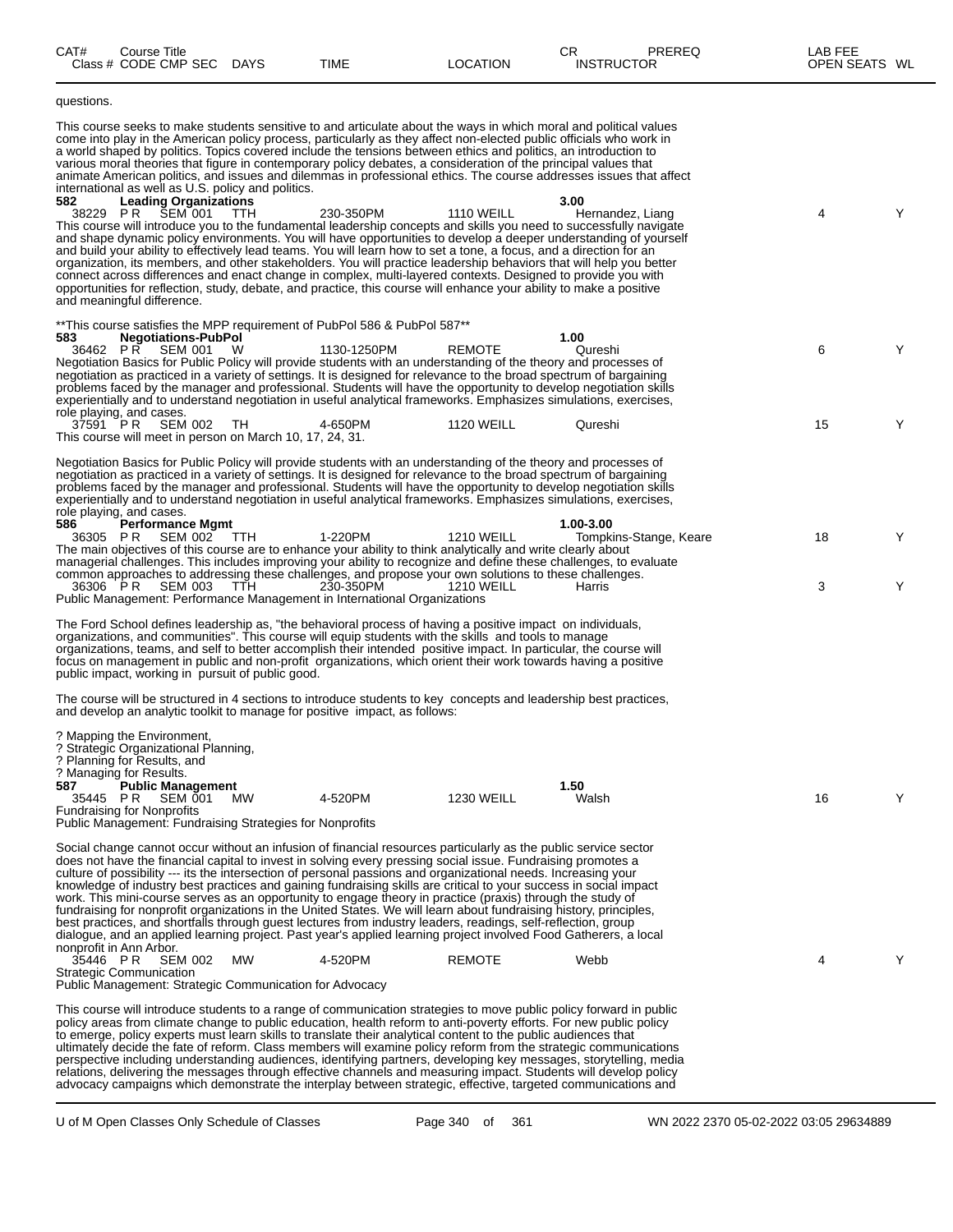questions.

This course seeks to make students sensitive to and articulate about the ways in which moral and political values come into play in the American policy process, particularly as they affect non-elected public officials who work in a world shaped by politics. Topics covered include the tensions between ethics and politics, an introduction to various moral theories that figure in contemporary policy debates, a consideration of the principal values that animate American politics, and issues and dilemmas in professional ethics. The course addresses issues that affect international as well as U.S. policy and politics.

**582 Leading Organizations** — 3.00

| Class # | CODE | CMP | SEC | DAYS | TIME | LOCATION | INSTRUCTOR | OPEN SEATS | WL |
|---|---|---|---|---|---|---|---|---|---|
| 38229 | P R | SEM | 001 | TTH | 230-350PM | 1110 WEILL | Hernandez, Liang | 4 | Y |

This course will introduce you to the fundamental leadership concepts and skills you need to successfully navigate and shape dynamic policy environments. You will have opportunities to develop a deeper understanding of yourself and build your ability to effectively lead teams. You will learn how to set a tone, a focus, and a direction for an organization, its members, and other stakeholders. You will practice leadership behaviors that will help you better connect across differences and enact change in complex, multi-layered contexts. Designed to provide you with opportunities for reflection, study, debate, and practice, this course will enhance your ability to make a positive and meaningful difference.

**This course satisfies the MPP requirement of PubPol 586 & PubPol 587**

**583 Negotiations-PubPol** — 1.00

| Class # | CODE | CMP | SEC | DAYS | TIME | LOCATION | INSTRUCTOR | OPEN SEATS | WL |
|---|---|---|---|---|---|---|---|---|---|
| 36462 | P R | SEM | 001 | W | 1130-1250PM | REMOTE | Qureshi | 6 | Y |

Negotiation Basics for Public Policy will provide students with an understanding of the theory and processes of negotiation as practiced in a variety of settings. It is designed for relevance to the broad spectrum of bargaining problems faced by the manager and professional. Students will have the opportunity to develop negotiation skills experientially and to understand negotiation in useful analytical frameworks. Emphasizes simulations, exercises, role playing, and cases.

| Class # | CODE | CMP | SEC | DAYS | TIME | LOCATION | INSTRUCTOR | OPEN SEATS | WL |
|---|---|---|---|---|---|---|---|---|---|
| 37591 | P R | SEM | 002 | TH | 4-650PM | 1120 WEILL | Qureshi | 15 | Y |

This course will meet in person on March 10, 17, 24, 31.

Negotiation Basics for Public Policy will provide students with an understanding of the theory and processes of negotiation as practiced in a variety of settings. It is designed for relevance to the broad spectrum of bargaining problems faced by the manager and professional. Students will have the opportunity to develop negotiation skills experientially and to understand negotiation in useful analytical frameworks. Emphasizes simulations, exercises, role playing, and cases.

**586 Performance Mgmt** — 1.00-3.00

| Class # | CODE | CMP | SEC | DAYS | TIME | LOCATION | INSTRUCTOR | OPEN SEATS | WL |
|---|---|---|---|---|---|---|---|---|---|
| 36305 | P R | SEM | 002 | TTH | 1-220PM | 1210 WEILL | Tompkins-Stange, Keare | 18 | Y |

The main objectives of this course are to enhance your ability to think analytically and write clearly about managerial challenges. This includes improving your ability to recognize and define these challenges, to evaluate common approaches to addressing these challenges, and propose your own solutions to these challenges.

| Class # | CODE | CMP | SEC | DAYS | TIME | LOCATION | INSTRUCTOR | OPEN SEATS | WL |
|---|---|---|---|---|---|---|---|---|---|
| 36306 | P R | SEM | 003 | TTH | 230-350PM | 1210 WEILL | Harris | 3 | Y |

Public Management: Performance Management in International Organizations

The Ford School defines leadership as, "the behavioral process of having a positive impact on individuals, organizations, and communities". This course will equip students with the skills and tools to manage organizations, teams, and self to better accomplish their intended positive impact. In particular, the course will focus on management in public and non-profit organizations, which orient their work towards having a positive public impact, working in pursuit of public good.

The course will be structured in 4 sections to introduce students to key concepts and leadership best practices, and develop an analytic toolkit to manage for positive impact, as follows:

? Mapping the Environment,
? Strategic Organizational Planning,
? Planning for Results, and
? Managing for Results.

**587 Public Management** — 1.50

| Class # | CODE | CMP | SEC | DAYS | TIME | LOCATION | INSTRUCTOR | OPEN SEATS | WL |
|---|---|---|---|---|---|---|---|---|---|
| 35445 | P R | SEM | 001 | MW | 4-520PM | 1230 WEILL | Walsh | 16 | Y |

Fundraising for Nonprofits
Public Management: Fundraising Strategies for Nonprofits

Social change cannot occur without an infusion of financial resources particularly as the public service sector does not have the financial capital to invest in solving every pressing social issue. Fundraising promotes a culture of possibility --- its the intersection of personal passions and organizational needs. Increasing your knowledge of industry best practices and gaining fundraising skills are critical to your success in social impact work. This mini-course serves as an opportunity to engage theory in practice (praxis) through the study of fundraising for nonprofit organizations in the United States. We will learn about fundraising history, principles, best practices, and shortfalls through guest lectures from industry leaders, readings, self-reflection, group dialogue, and an applied learning project. Past year's applied learning project involved Food Gatherers, a local nonprofit in Ann Arbor.

| Class # | CODE | CMP | SEC | DAYS | TIME | LOCATION | INSTRUCTOR | OPEN SEATS | WL |
|---|---|---|---|---|---|---|---|---|---|
| 35446 | P R | SEM | 002 | MW | 4-520PM | REMOTE | Webb | 4 | Y |

Strategic Communication
Public Management: Strategic Communication for Advocacy

This course will introduce students to a range of communication strategies to move public policy forward in public policy areas from climate change to public education, health reform to anti-poverty efforts. For new public policy to emerge, policy experts must learn skills to translate their analytical content to the public audiences that ultimately decide the fate of reform. Class members will examine policy reform from the strategic communications perspective including understanding audiences, identifying partners, developing key messages, storytelling, media relations, delivering the messages through effective channels and measuring impact. Students will develop policy advocacy campaigns which demonstrate the interplay between strategic, effective, targeted communications and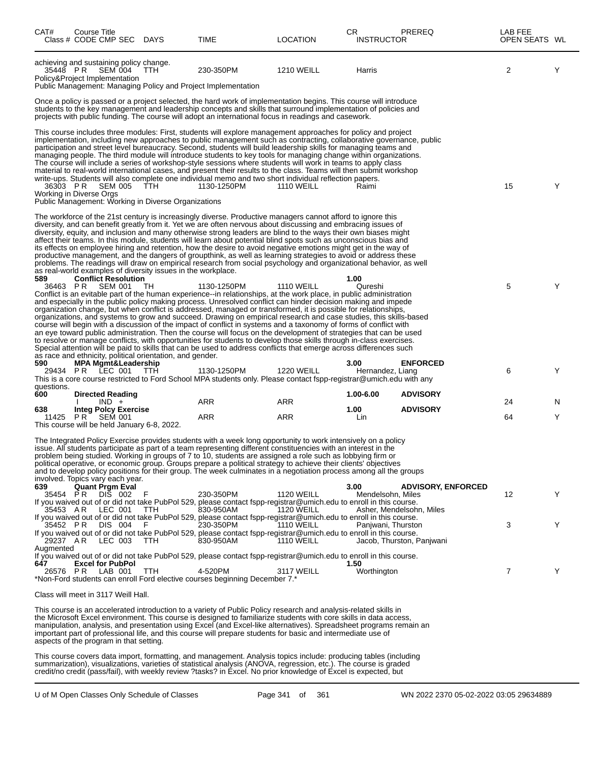| CAT# | Course Title<br>Class # CODE CMP SEC DAYS | TIME | LOCATION | CR<br>INSTRUCTOR | PREREQ | LAB FEE<br>OPEN SEATS | WL |
|---|---|---|---|---|---|---|---|

achieving and sustaining policy change.

| | 35448 PR SEM 004 TTH | 230-350PM | 1210 WEILL | Harris | | 2 | Y |
|---|---|---|---|---|---|---|---|

Policy&Project Implementation
Public Management: Managing Policy and Project Implementation

Once a policy is passed or a project selected, the hard work of implementation begins. This course will introduce students to the key management and leadership concepts and skills that surround implementation of policies and projects with public funding. The course will adopt an international focus in readings and casework.

This course includes three modules: First, students will explore management approaches for policy and project implementation, including new approaches to public management such as contracting, collaborative governance, public participation and street level bureaucracy. Second, students will build leadership skills for managing teams and managing people. The third module will introduce students to key tools for managing change within organizations. The course will include a series of workshop-style sessions where students will work in teams to apply class material to real-world international cases, and present their results to the class. Teams will then submit workshop write-ups. Students will also complete one individual memo and two short individual reflection papers.

| | 36303 PR SEM 005 TTH | 1130-1250PM | 1110 WEILL | Raimi | | 15 | Y |
|---|---|---|---|---|---|---|---|

Working in Diverse Orgs
Public Management: Working in Diverse Organizations

The workforce of the 21st century is increasingly diverse. Productive managers cannot afford to ignore this diversity, and can benefit greatly from it. Yet we are often nervous about discussing and embracing issues of diversity, equity, and inclusion and many otherwise strong leaders are blind to the ways their own biases might affect their teams. In this module, students will learn about potential blind spots such as unconscious bias and its effects on employee hiring and retention, how the desire to avoid negative emotions might get in the way of productive management, and the dangers of groupthink, as well as learning strategies to avoid or address these problems. The readings will draw on empirical research from social psychology and organizational behavior, as well as real-world examples of diversity issues in the workplace.

| 589 | **Conflict Resolution** | | | 1.00 | | | |
|---|---|---|---|---|---|---|---|
| | 36463 PR SEM 001 TH | 1130-1250PM | 1110 WEILL | Qureshi | | 5 | Y |

Conflict is an evitable part of the human experience--in relationships, at the work place, in public administration and especially in the public policy making process. Unresolved conflict can hinder decision making and impede organization change, but when conflict is addressed, managed or transformed, it is possible for relationships, organizations, and systems to grow and succeed. Drawing on empirical research and case studies, this skills-based course will begin with a discussion of the impact of conflict in systems and a taxonomy of forms of conflict with an eye toward public administration. Then the course will focus on the development of strategies that can be used to resolve or manage conflicts, with opportunities for students to develop those skills through in-class exercises. Special attention will be paid to skills that can be used to address conflicts that emerge across differences such as race and ethnicity, political orientation, and gender.

| 590 | **MPA Mgmt&Leadership** | | | 3.00 | **ENFORCED** | | |
|---|---|---|---|---|---|---|---|
| | 29434 PR LEC 001 TTH | 1130-1250PM | 1220 WEILL | Hernandez, Liang | | 6 | Y |

This is a core course restricted to Ford School MPA students only. Please contact fspp-registrar@umich.edu with any questions.

| 600 | **Directed Reading** | | | 1.00-6.00 | **ADVISORY** | | |
|---|---|---|---|---|---|---|---|
| | I IND + | ARR | ARR | | | 24 | N |
| 638 | **Integ Polcy Exercise** | | | 1.00 | **ADVISORY** | | |
| | 11425 PR SEM 001 | ARR | ARR | Lin | | 64 | Y |

This course will be held January 6-8, 2022.

The Integrated Policy Exercise provides students with a week long opportunity to work intensively on a policy issue. All students participate as part of a team representing different constituencies with an interest in the problem being studied. Working in groups of 7 to 10, students are assigned a role such as lobbying firm or political operative, or economic group. Groups prepare a political strategy to achieve their clients' objectives and to develop policy positions for their group. The week culminates in a negotiation process among all the groups involved. Topics vary each year.

| 639 | **Quant Prgm Eval** | | | 3.00 | **ADVISORY, ENFORCED** | | |
|---|---|---|---|---|---|---|---|
| | 35454 PR DIS 002 F | 230-350PM | 1120 WEILL | Mendelsohn, Miles | | 12 | Y |

If you waived out of or did not take PubPol 529, please contact fspp-registrar@umich.edu to enroll in this course.

| | 35453 AR LEC 001 TTH | 830-950AM | 1120 WEILL | Asher, Mendelsohn, Miles | | | |
|---|---|---|---|---|---|---|---|

If you waived out of or did not take PubPol 529, please contact fspp-registrar@umich.edu to enroll in this course.

| | 35452 PR DIS 004 F | 230-350PM | 1110 WEILL | Panjwani, Thurston | | 3 | Y |
|---|---|---|---|---|---|---|---|

If you waived out of or did not take PubPol 529, please contact fspp-registrar@umich.edu to enroll in this course.

| | 29237 AR LEC 003 TTH | 830-950AM | 1110 WEILL | Jacob, Thurston, Panjwani | | | |
|---|---|---|---|---|---|---|---|

Augmented
If you waived out of or did not take PubPol 529, please contact fspp-registrar@umich.edu to enroll in this course.

| 647 | **Excel for PubPol** | | | 1.50 | | | |
|---|---|---|---|---|---|---|---|
| | 26576 PR LAB 001 TTH | 4-520PM | 3117 WEILL | Worthington | | 7 | Y |

*Non-Ford students can enroll Ford elective courses beginning December 7.*

Class will meet in 3117 Weill Hall.

This course is an accelerated introduction to a variety of Public Policy research and analysis-related skills in the Microsoft Excel environment. This course is designed to familiarize students with core skills in data access, manipulation, analysis, and presentation using Excel (and Excel-like alternatives). Spreadsheet programs remain an important part of professional life, and this course will prepare students for basic and intermediate use of aspects of the program in that setting.

This course covers data import, formatting, and management. Analysis topics include: producing tables (including summarization), visualizations, varieties of statistical analysis (ANOVA, regression, etc.). The course is graded credit/no credit (pass/fail), with weekly review ?tasks? in Excel. No prior knowledge of Excel is expected, but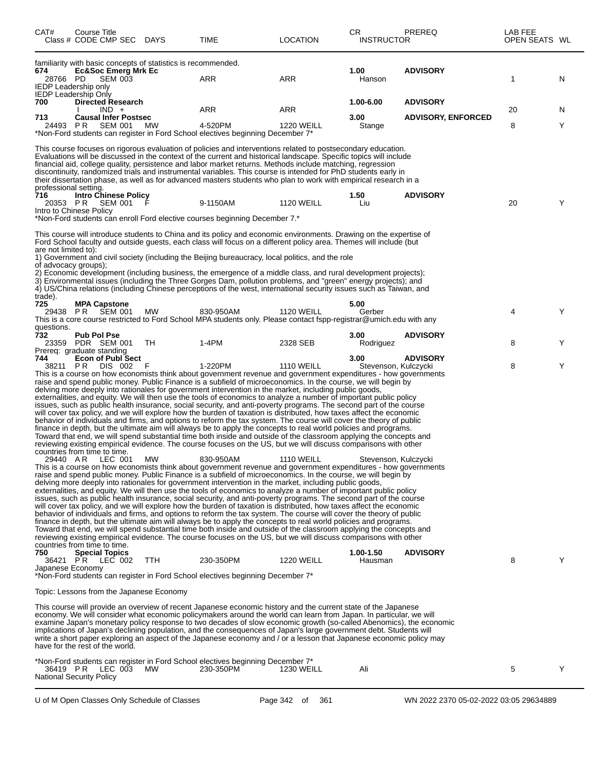| CAT# Class # | Course Title CODE CMP SEC | DAYS | TIME | LOCATION | CR INSTRUCTOR | PREREQ | LAB FEE OPEN SEATS | WL |
|---|---|---|---|---|---|---|---|---|

familiarity with basic concepts of statistics is recommended.

| CAT# Class # | Course Title CODE CMP SEC | DAYS | TIME | LOCATION | CR INSTRUCTOR | PREREQ | OPEN SEATS | WL |
|---|---|---|---|---|---|---|---|---|
| **674** | **Ec&Soc Emerg Mrk Ec** | | | | **1.00** | **ADVISORY** | | |
| 28766 | PD SEM 003 | | ARR | ARR | Hanson | | 1 | N |

IEDP Leadership only
IEDP Leadership Only

| CAT# Class # | Course Title CODE CMP SEC | DAYS | TIME | LOCATION | CR INSTRUCTOR | PREREQ | OPEN SEATS | WL |
|---|---|---|---|---|---|---|---|---|
| **700** | **Directed Research** | | | | **1.00-6.00** | **ADVISORY** | | |
| | I IND + | | ARR | ARR | | | 20 | N |
| **713** | **Causal Infer Postsec** | | | | **3.00** | **ADVISORY, ENFORCED** | | |
| 24493 | P R SEM 001 | MW | 4-520PM | 1220 WEILL | Stange | | 8 | Y |

*Non-Ford students can register in Ford School electives beginning December 7*

This course focuses on rigorous evaluation of policies and interventions related to postsecondary education. Evaluations will be discussed in the context of the current and historical landscape. Specific topics will include financial aid, college quality, persistence and labor market returns. Methods include matching, regression discontinuity, randomized trials and instrumental variables. This course is intended for PhD students early in their dissertation phase, as well as for advanced masters students who plan to work with empirical research in a professional setting.

| CAT# Class # | Course Title CODE CMP SEC | DAYS | TIME | LOCATION | CR INSTRUCTOR | PREREQ | OPEN SEATS | WL |
|---|---|---|---|---|---|---|---|---|
| **716** | **Intro Chinese Policy** | | | | **1.50** | **ADVISORY** | | |
| 20353 | P R SEM 001 | F | 9-1150AM | 1120 WEILL | Liu | | 20 | Y |

Intro to Chinese Policy
*Non-Ford students can enroll Ford elective courses beginning December 7.*

This course will introduce students to China and its policy and economic environments. Drawing on the expertise of Ford School faculty and outside guests, each class will focus on a different policy area. Themes will include (but are not limited to):
1) Government and civil society (including the Beijing bureaucracy, local politics, and the role of advocacy groups);
2) Economic development (including business, the emergence of a middle class, and rural development projects);
3) Environmental issues (including the Three Gorges Dam, pollution problems, and "green" energy projects); and
4) US/China relations (including Chinese perceptions of the west, international security issues such as Taiwan, and trade).

| CAT# Class # | Course Title CODE CMP SEC | DAYS | TIME | LOCATION | CR INSTRUCTOR | PREREQ | OPEN SEATS | WL |
|---|---|---|---|---|---|---|---|---|
| **725** | **MPA Capstone** | | | | **5.00** | | | |
| 29438 | P R SEM 001 | MW | 830-950AM | 1120 WEILL | Gerber | | 4 | Y |

This is a core course restricted to Ford School MPA students only. Please contact fspp-registrar@umich.edu with any questions.

| CAT# Class # | Course Title CODE CMP SEC | DAYS | TIME | LOCATION | CR INSTRUCTOR | PREREQ | OPEN SEATS | WL |
|---|---|---|---|---|---|---|---|---|
| **732** | **Pub Pol Pse** | | | | **3.00** | **ADVISORY** | | |
| 23359 | PDR SEM 001 | TH | 1-4PM | 2328 SEB | Rodriguez | | 8 | Y |

Prereq: graduate standing

| CAT# Class # | Course Title CODE CMP SEC | DAYS | TIME | LOCATION | CR INSTRUCTOR | PREREQ | OPEN SEATS | WL |
|---|---|---|---|---|---|---|---|---|
| **744** | **Econ of Publ Sect** | | | | **3.00** | **ADVISORY** | | |
| 38211 | P R DIS 002 | F | 1-220PM | 1110 WEILL | Stevenson, Kulczycki | | 8 | Y |

This is a course on how economists think about government revenue and government expenditures - how governments raise and spend public money. Public Finance is a subfield of microeconomics. In the course, we will begin by delving more deeply into rationales for government intervention in the market, including public goods, externalities, and equity. We will then use the tools of economics to analyze a number of important public policy issues, such as public health insurance, social security, and anti-poverty programs. The second part of the course will cover tax policy, and we will explore how the burden of taxation is distributed, how taxes affect the economic behavior of individuals and firms, and options to reform the tax system. The course will cover the theory of public finance in depth, but the ultimate aim will always be to apply the concepts to real world policies and programs. Toward that end, we will spend substantial time both inside and outside of the classroom applying the concepts and reviewing existing empirical evidence. The course focuses on the US, but we will discuss comparisons with other countries from time to time.

| Class # | CODE CMP SEC | DAYS | TIME | LOCATION | INSTRUCTOR |
|---|---|---|---|---|---|
| 29440 | A R LEC 001 | MW | 830-950AM | 1110 WEILL | Stevenson, Kulczycki |

This is a course on how economists think about government revenue and government expenditures - how governments raise and spend public money. Public Finance is a subfield of microeconomics. In the course, we will begin by delving more deeply into rationales for government intervention in the market, including public goods, externalities, and equity. We will then use the tools of economics to analyze a number of important public policy issues, such as public health insurance, social security, and anti-poverty programs. The second part of the course will cover tax policy, and we will explore how the burden of taxation is distributed, how taxes affect the economic behavior of individuals and firms, and options to reform the tax system. The course will cover the theory of public finance in depth, but the ultimate aim will always be to apply the concepts to real world policies and programs. Toward that end, we will spend substantial time both inside and outside of the classroom applying the concepts and reviewing existing empirical evidence. The course focuses on the US, but we will discuss comparisons with other countries from time to time.

| CAT# Class # | Course Title CODE CMP SEC | DAYS | TIME | LOCATION | CR INSTRUCTOR | PREREQ | OPEN SEATS | WL |
|---|---|---|---|---|---|---|---|---|
| **750** | **Special Topics** | | | | **1.00-1.50** | **ADVISORY** | | |
| 36421 | P R LEC 002 | TTH | 230-350PM | 1220 WEILL | Hausman | | 8 | Y |

Japanese Economy
*Non-Ford students can register in Ford School electives beginning December 7*

Topic: Lessons from the Japanese Economy

This course will provide an overview of recent Japanese economic history and the current state of the Japanese economy. We will consider what economic policymakers around the world can learn from Japan. In particular, we will examine Japan's monetary policy response to two decades of slow economic growth (so-called Abenomics), the economic implications of Japan's declining population, and the consequences of Japan's large government debt. Students will write a short paper exploring an aspect of the Japanese economy and / or a lesson that Japanese economic policy may have for the rest of the world.

*Non-Ford students can register in Ford School electives beginning December 7*

| Class # | CODE CMP SEC | DAYS | TIME | LOCATION | INSTRUCTOR | OPEN SEATS | WL |
|---|---|---|---|---|---|---|---|
| 36419 | P R LEC 003 | MW | 230-350PM | 1230 WEILL | Ali | 5 | Y |

National Security Policy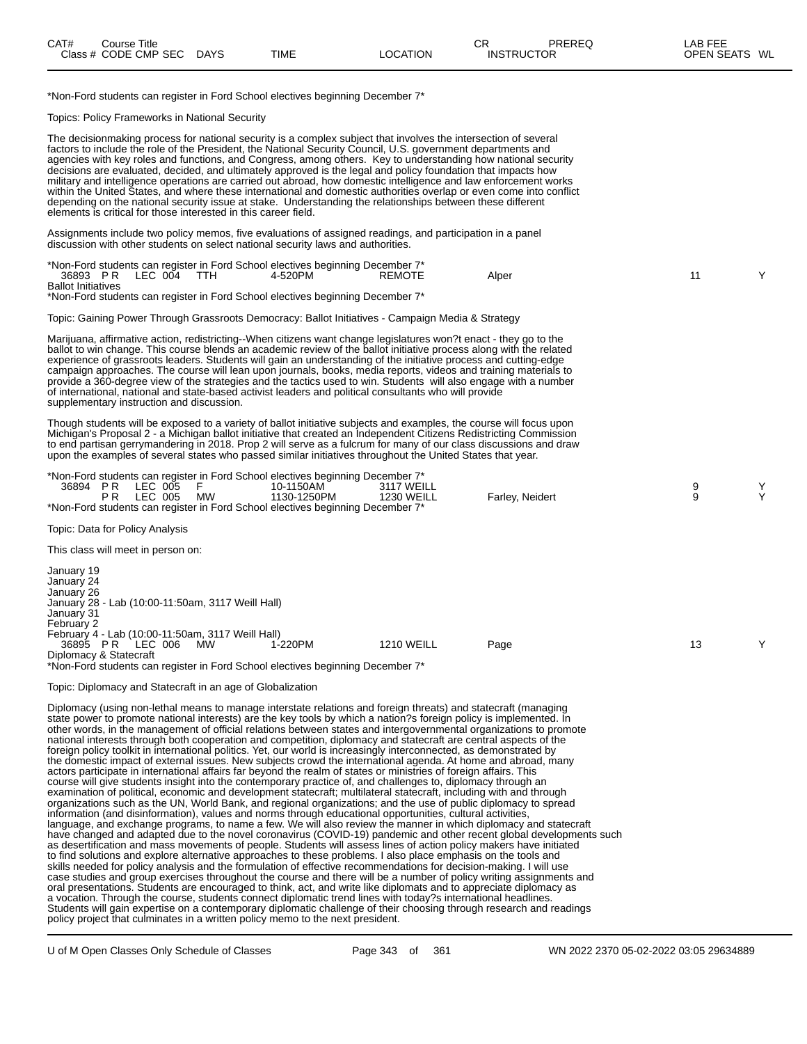| CAT# | Course Title | | | | | | CR | PREREQ | LAB FEE | |
|---|---|---|---|---|---|---|---|---|---|---|
| Class # | CODE | CMP | SEC | DAYS | TIME | LOCATION | INSTRUCTOR | | OPEN SEATS | WL |

*Non-Ford students can register in Ford School electives beginning December 7*

Topics: Policy Frameworks in National Security

The decisionmaking process for national security is a complex subject that involves the intersection of several factors to include the role of the President, the National Security Council, U.S. government departments and agencies with key roles and functions, and Congress, among others. Key to understanding how national security decisions are evaluated, decided, and ultimately approved is the legal and policy foundation that impacts how military and intelligence operations are carried out abroad, how domestic intelligence and law enforcement works within the United States, and where these international and domestic authorities overlap or even come into conflict depending on the national security issue at stake. Understanding the relationships between these different elements is critical for those interested in this career field.

Assignments include two policy memos, five evaluations of assigned readings, and participation in a panel discussion with other students on select national security laws and authorities.

*Non-Ford students can register in Ford School electives beginning December 7*

| Class # | CODE | CMP | SEC | DAYS | TIME | LOCATION | INSTRUCTOR | OPEN SEATS | WL |
|---|---|---|---|---|---|---|---|---|---|
| 36893 | P R | LEC | 004 | TTH | 4-520PM | REMOTE | Alper | 11 | Y |

Ballot Initiatives

*Non-Ford students can register in Ford School electives beginning December 7*

Topic: Gaining Power Through Grassroots Democracy: Ballot Initiatives - Campaign Media & Strategy

Marijuana, affirmative action, redistricting--When citizens want change legislatures won?t enact - they go to the ballot to win change. This course blends an academic review of the ballot initiative process along with the related experience of grassroots leaders. Students will gain an understanding of the initiative process and cutting-edge campaign approaches. The course will lean upon journals, books, media reports, videos and training materials to provide a 360-degree view of the strategies and the tactics used to win. Students will also engage with a number of international, national and state-based activist leaders and political consultants who will provide supplementary instruction and discussion.

Though students will be exposed to a variety of ballot initiative subjects and examples, the course will focus upon Michigan's Proposal 2 - a Michigan ballot initiative that created an Independent Citizens Redistricting Commission to end partisan gerrymandering in 2018. Prop 2 will serve as a fulcrum for many of our class discussions and draw upon the examples of several states who passed similar initiatives throughout the United States that year.

*Non-Ford students can register in Ford School electives beginning December 7*

| Class # | CODE | CMP | SEC | DAYS | TIME | LOCATION | INSTRUCTOR | OPEN SEATS | WL |
|---|---|---|---|---|---|---|---|---|---|
| 36894 | P R | LEC | 005 | F | 10-1150AM | 3117 WEILL | | 9 | Y |
| | P R | LEC | 005 | MW | 1130-1250PM | 1230 WEILL | Farley, Neidert | 9 | Y |

*Non-Ford students can register in Ford School electives beginning December 7*

Topic: Data for Policy Analysis

This class will meet in person on:

January 19
January 24
January 26
January 28 - Lab (10:00-11:50am, 3117 Weill Hall)
January 31
February 2
February 4 - Lab (10:00-11:50am, 3117 Weill Hall)

| Class # | CODE | CMP | SEC | DAYS | TIME | LOCATION | INSTRUCTOR | OPEN SEATS | WL |
|---|---|---|---|---|---|---|---|---|---|
| 36895 | P R | LEC | 006 | MW | 1-220PM | 1210 WEILL | Page | 13 | Y |

Diplomacy & Statecraft

*Non-Ford students can register in Ford School electives beginning December 7*

Topic: Diplomacy and Statecraft in an age of Globalization

Diplomacy (using non-lethal means to manage interstate relations and foreign threats) and statecraft (managing state power to promote national interests) are the key tools by which a nation?s foreign policy is implemented. In other words, in the management of official relations between states and intergovernmental organizations to promote national interests through both cooperation and competition, diplomacy and statecraft are central aspects of the foreign policy toolkit in international politics. Yet, our world is increasingly interconnected, as demonstrated by the domestic impact of external issues. New subjects crowd the international agenda. At home and abroad, many actors participate in international affairs far beyond the realm of states or ministries of foreign affairs. This course will give students insight into the contemporary practice of, and challenges to, diplomacy through an examination of political, economic and development statecraft; multilateral statecraft, including with and through organizations such as the UN, World Bank, and regional organizations; and the use of public diplomacy to spread information (and disinformation), values and norms through educational opportunities, cultural activities, language, and exchange programs, to name a few. We will also review the manner in which diplomacy and statecraft have changed and adapted due to the novel coronavirus (COVID-19) pandemic and other recent global developments such as desertification and mass movements of people. Students will assess lines of action policy makers have initiated to find solutions and explore alternative approaches to these problems. I also place emphasis on the tools and skills needed for policy analysis and the formulation of effective recommendations for decision-making. I will use case studies and group exercises throughout the course and there will be a number of policy writing assignments and oral presentations. Students are encouraged to think, act, and write like diplomats and to appreciate diplomacy as a vocation. Through the course, students connect diplomatic trend lines with today?s international headlines. Students will gain expertise on a contemporary diplomatic challenge of their choosing through research and readings policy project that culminates in a written policy memo to the next president.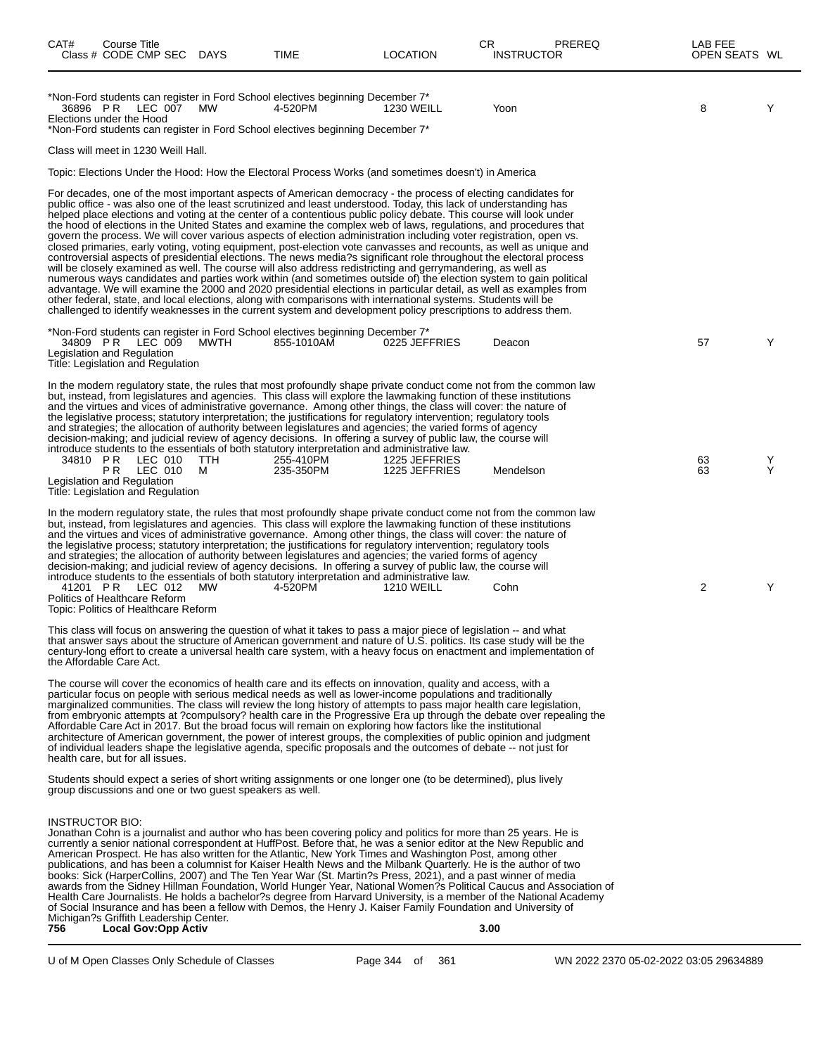| CAT# | Course Title<br>Class # CODE CMP SEC | DAYS | TIME | LOCATION | CR INSTRUCTOR | PREREQ | LAB FEE<br>OPEN SEATS | WL |
|---|---|---|---|---|---|---|---|---|

*Non-Ford students can register in Ford School electives beginning December 7*

| | | | | | | |
|---|---|---|---|---|---|---|
| 36896 | PR LEC 007 | MW | 4-520PM | 1230 WEILL | Yoon | 8 | Y |

Elections under the Hood

*Non-Ford students can register in Ford School electives beginning December 7*

Class will meet in 1230 Weill Hall.

Topic: Elections Under the Hood: How the Electoral Process Works (and sometimes doesn't) in America

For decades, one of the most important aspects of American democracy - the process of electing candidates for public office - was also one of the least scrutinized and least understood. Today, this lack of understanding has helped place elections and voting at the center of a contentious public policy debate. This course will look under the hood of elections in the United States and examine the complex web of laws, regulations, and procedures that govern the process. We will cover various aspects of election administration including voter registration, open vs. closed primaries, early voting, voting equipment, post-election vote canvasses and recounts, as well as unique and controversial aspects of presidential elections. The news media?s significant role throughout the electoral process will be closely examined as well. The course will also address redistricting and gerrymandering, as well as numerous ways candidates and parties work within (and sometimes outside of) the election system to gain political advantage. We will examine the 2000 and 2020 presidential elections in particular detail, as well as examples from other federal, state, and local elections, along with comparisons with international systems. Students will be challenged to identify weaknesses in the current system and development policy prescriptions to address them.

*Non-Ford students can register in Ford School electives beginning December 7*

| | | | | | | |
|---|---|---|---|---|---|---|
| 34809 | PR LEC 009 | MWTH | 855-1010AM | 0225 JEFFRIES | Deacon | 57 | Y |

Legislation and Regulation
Title: Legislation and Regulation

In the modern regulatory state, the rules that most profoundly shape private conduct come not from the common law but, instead, from legislatures and agencies. This class will explore the lawmaking function of these institutions and the virtues and vices of administrative governance. Among other things, the class will cover: the nature of the legislative process; statutory interpretation; the justifications for regulatory intervention; regulatory tools and strategies; the allocation of authority between legislatures and agencies; the varied forms of agency decision-making; and judicial review of agency decisions. In offering a survey of public law, the course will introduce students to the essentials of both statutory interpretation and administrative law.

| | | | | | | |
|---|---|---|---|---|---|---|
| 34810 | PR LEC 010 | TTH | 255-410PM | 1225 JEFFRIES | | 63 | Y |
| | PR LEC 010 | M | 235-350PM | 1225 JEFFRIES | Mendelson | 63 | Y |

Legislation and Regulation
Title: Legislation and Regulation

In the modern regulatory state, the rules that most profoundly shape private conduct come not from the common law but, instead, from legislatures and agencies. This class will explore the lawmaking function of these institutions and the virtues and vices of administrative governance. Among other things, the class will cover: the nature of the legislative process; statutory interpretation; the justifications for regulatory intervention; regulatory tools and strategies; the allocation of authority between legislatures and agencies; the varied forms of agency decision-making; and judicial review of agency decisions. In offering a survey of public law, the course will introduce students to the essentials of both statutory interpretation and administrative law.

| | | | | | | |
|---|---|---|---|---|---|---|
| 41201 | PR LEC 012 | MW | 4-520PM | 1210 WEILL | Cohn | 2 | Y |

Politics of Healthcare Reform
Topic: Politics of Healthcare Reform

This class will focus on answering the question of what it takes to pass a major piece of legislation -- and what that answer says about the structure of American government and nature of U.S. politics. Its case study will be the century-long effort to create a universal health care system, with a heavy focus on enactment and implementation of the Affordable Care Act.

The course will cover the economics of health care and its effects on innovation, quality and access, with a particular focus on people with serious medical needs as well as lower-income populations and traditionally marginalized communities. The class will review the long history of attempts to pass major health care legislation, from embryonic attempts at ?compulsory? health care in the Progressive Era up through the debate over repealing the Affordable Care Act in 2017. But the broad focus will remain on exploring how factors like the institutional architecture of American government, the power of interest groups, the complexities of public opinion and judgment of individual leaders shape the legislative agenda, specific proposals and the outcomes of debate -- not just for health care, but for all issues.

Students should expect a series of short writing assignments or one longer one (to be determined), plus lively group discussions and one or two guest speakers as well.

INSTRUCTOR BIO:
Jonathan Cohn is a journalist and author who has been covering policy and politics for more than 25 years. He is currently a senior national correspondent at HuffPost. Before that, he was a senior editor at the New Republic and American Prospect. He has also written for the Atlantic, New York Times and Washington Post, among other publications, and has been a columnist for Kaiser Health News and the Milbank Quarterly. He is the author of two books: Sick (HarperCollins, 2007) and The Ten Year War (St. Martin?s Press, 2021), and a past winner of media awards from the Sidney Hillman Foundation, World Hunger Year, National Women?s Political Caucus and Association of Health Care Journalists. He holds a bachelor?s degree from Harvard University, is a member of the National Academy of Social Insurance and has been a fellow with Demos, the Henry J. Kaiser Family Foundation and University of Michigan?s Griffith Leadership Center.

**756 Local Gov:Opp Activ 3.00**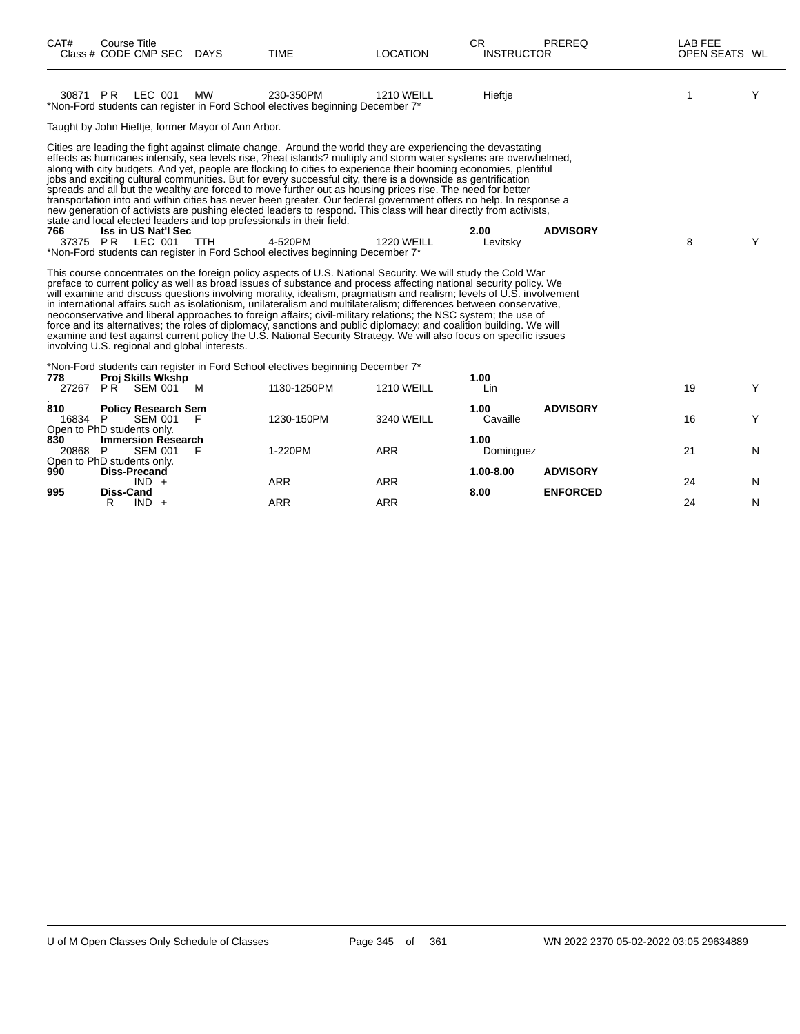| CAT# | Course Title Class # CODE CMP SEC | DAYS | TIME | LOCATION | CR INSTRUCTOR | PREREQ | LAB FEE OPEN SEATS | WL |
|---|---|---|---|---|---|---|---|---|
| 30871 | P R LEC 001 | MW | 230-350PM | 1210 WEILL | Hieftje | | 1 | Y |

*Non-Ford students can register in Ford School electives beginning December 7*

Taught by John Hieftje, former Mayor of Ann Arbor.

Cities are leading the fight against climate change. Around the world they are experiencing the devastating effects as hurricanes intensify, sea levels rise, ?heat islands? multiply and storm water systems are overwhelmed, along with city budgets. And yet, people are flocking to cities to experience their booming economies, plentiful jobs and exciting cultural communities. But for every successful city, there is a downside as gentrification spreads and all but the wealthy are forced to move further out as housing prices rise. The need for better transportation into and within cities has never been greater. Our federal government offers no help. In response a new generation of activists are pushing elected leaders to respond. This class will hear directly from activists, state and local elected leaders and top professionals in their field.

| CAT# | Course Title Class # CODE CMP SEC | DAYS | TIME | LOCATION | CR INSTRUCTOR | PREREQ | LAB FEE OPEN SEATS | WL |
|---|---|---|---|---|---|---|---|---|
| **766** | **Iss in US Nat'l Sec** | | | | **2.00** | **ADVISORY** | | |
| 37375 | P R LEC 001 | TTH | 4-520PM | 1220 WEILL | Levitsky | | 8 | Y |

*Non-Ford students can register in Ford School electives beginning December 7*

This course concentrates on the foreign policy aspects of U.S. National Security. We will study the Cold War preface to current policy as well as broad issues of substance and process affecting national security policy. We will examine and discuss questions involving morality, idealism, pragmatism and realism; levels of U.S. involvement in international affairs such as isolationism, unilateralism and multilateralism; differences between conservative, neoconservative and liberal approaches to foreign affairs; civil-military relations; the NSC system; the use of force and its alternatives; the roles of diplomacy, sanctions and public diplomacy; and coalition building. We will examine and test against current policy the U.S. National Security Strategy. We will also focus on specific issues involving U.S. regional and global interests.

*Non-Ford students can register in Ford School electives beginning December 7*

| CAT# | Course Title Class # CODE CMP SEC | DAYS | TIME | LOCATION | CR INSTRUCTOR | PREREQ | LAB FEE OPEN SEATS | WL |
|---|---|---|---|---|---|---|---|---|
| **778** | **Proj Skills Wkshp** | | | | **1.00** | | | |
| 27267 | P R SEM 001 | M | 1130-1250PM | 1210 WEILL | Lin | | 19 | Y |
| . | | | | | | | | |
| **810** | **Policy Research Sem** | | | | **1.00** | **ADVISORY** | | |
| 16834 | P SEM 001 | F | 1230-150PM | 3240 WEILL | Cavaille | | 16 | Y |
| Open to PhD students only. | | | | | | | | |
| **830** | **Immersion Research** | | | | **1.00** | | | |
| 20868 | P SEM 001 | F | 1-220PM | ARR | Dominguez | | 21 | N |
| Open to PhD students only. | | | | | | | | |
| **990** | **Diss-Precand** | | | | **1.00-8.00** | **ADVISORY** | | |
| | IND + | | ARR | ARR | | | 24 | N |
| **995** | **Diss-Cand** | | | | **8.00** | **ENFORCED** | | |
| | R IND + | | ARR | ARR | | | 24 | N |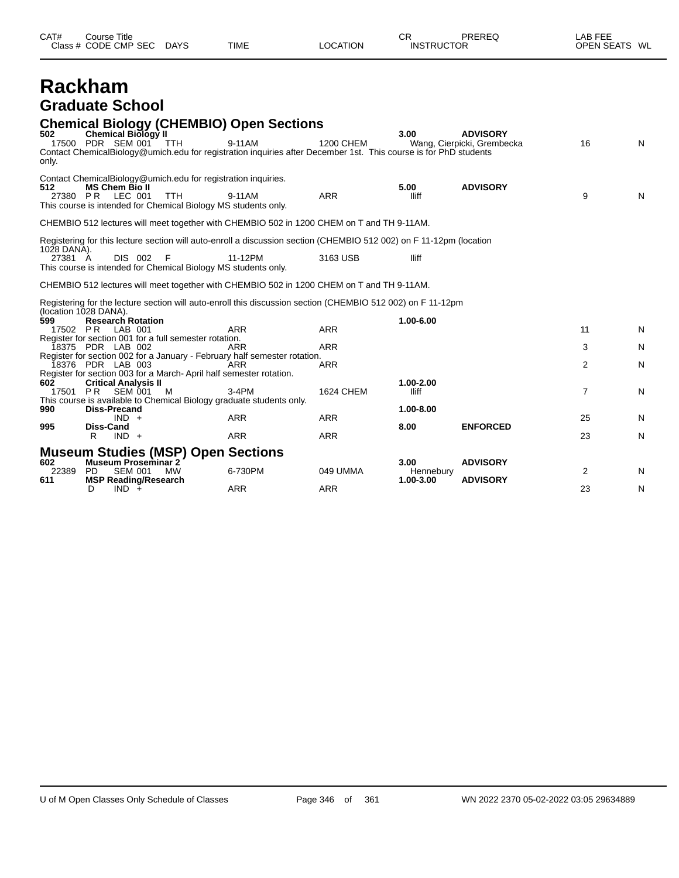# Rackham

## Graduate School

### Chemical Biology (CHEMBIO) Open Sections

| CAT# | Course Title | | | | | | CR | PREREQ | LAB FEE | | |
|---|---|---|---|---|---|---|---|---|---|---|---|
| Class # | CODE | CMP | SEC | DAYS | TIME | LOCATION | INSTRUCTOR | | | OPEN SEATS | WL |
| **502** | **Chemical Biology II** | | | | | | **3.00** | **ADVISORY** | | | |
| 17500 | PDR | SEM | 001 | TTH | 9-11AM | 1200 CHEM | Wang, Cierpicki, Grembecka | | | 16 | N |

Contact ChemicalBiology@umich.edu for registration inquiries after December 1st. This course is for PhD students only.

Contact ChemicalBiology@umich.edu for registration inquiries.

| CAT# | Course Title | | | | | | CR | PREREQ | LAB FEE | | |
|---|---|---|---|---|---|---|---|---|---|---|---|
| **512** | **MS Chem Bio II** | | | | | | **5.00** | **ADVISORY** | | | |
| 27380 | P R | LEC | 001 | TTH | 9-11AM | ARR | Iliff | | | 9 | N |

This course is intended for Chemical Biology MS students only.

CHEMBIO 512 lectures will meet together with CHEMBIO 502 in 1200 CHEM on T and TH 9-11AM.

Registering for this lecture section will auto-enroll a discussion section (CHEMBIO 512 002) on F 11-12pm (location 1028 DANA).

| Class # | CODE | CMP | SEC | DAYS | TIME | LOCATION | INSTRUCTOR |
|---|---|---|---|---|---|---|---|
| 27381 | A | DIS | 002 | F | 11-12PM | 3163 USB | Iliff |

This course is intended for Chemical Biology MS students only.

CHEMBIO 512 lectures will meet together with CHEMBIO 502 in 1200 CHEM on T and TH 9-11AM.

Registering for the lecture section will auto-enroll this discussion section (CHEMBIO 512 002) on F 11-12pm (location 1028 DANA).

| CAT# | Course Title | | | | | | CR | PREREQ | LAB FEE | | |
|---|---|---|---|---|---|---|---|---|---|---|---|
| **599** | **Research Rotation** | | | | | | **1.00-6.00** | | | | |
| 17502 | P R | LAB | 001 | | ARR | ARR | | | | 11 | N |

Register for section 001 for a full semester rotation.

| Class # | CODE | CMP | SEC | DAYS | TIME | LOCATION | INSTRUCTOR | | | OPEN SEATS | WL |
|---|---|---|---|---|---|---|---|---|---|---|---|
| 18375 | PDR | LAB | 002 | | ARR | ARR | | | | 3 | N |

Register for section 002 for a January - February half semester rotation.

| Class # | CODE | CMP | SEC | DAYS | TIME | LOCATION | INSTRUCTOR | | | OPEN SEATS | WL |
|---|---|---|---|---|---|---|---|---|---|---|---|
| 18376 | PDR | LAB | 003 | | ARR | ARR | | | | 2 | N |

Register for section 003 for a March- April half semester rotation.

| CAT# | Course Title | | | | | | CR | PREREQ | LAB FEE | | |
|---|---|---|---|---|---|---|---|---|---|---|---|
| **602** | **Critical Analysis II** | | | | | | **1.00-2.00** | | | | |
| 17501 | P R | SEM | 001 | M | 3-4PM | 1624 CHEM | Iliff | | | 7 | N |

This course is available to Chemical Biology graduate students only.

| CAT# | Course Title | | | | | | CR | PREREQ | LAB FEE | | |
|---|---|---|---|---|---|---|---|---|---|---|---|
| **990** | **Diss-Precand** | | | | | | **1.00-8.00** | | | | |
| | | IND | + | | ARR | ARR | | | | 25 | N |
| **995** | **Diss-Cand** | | | | | | **8.00** | **ENFORCED** | | | |
| | R | IND | + | | ARR | ARR | | | | 23 | N |

### Museum Studies (MSP) Open Sections

| CAT# | Course Title | | | | | | CR | PREREQ | LAB FEE | | |
|---|---|---|---|---|---|---|---|---|---|---|---|
| **602** | **Museum Proseminar 2** | | | | | | **3.00** | **ADVISORY** | | | |
| 22389 | PD | SEM | 001 | MW | 6-730PM | 049 UMMA | Hennebury | | | 2 | N |
| **611** | **MSP Reading/Research** | | | | | | **1.00-3.00** | **ADVISORY** | | | |
| | D | IND | + | | ARR | ARR | | | | 23 | N |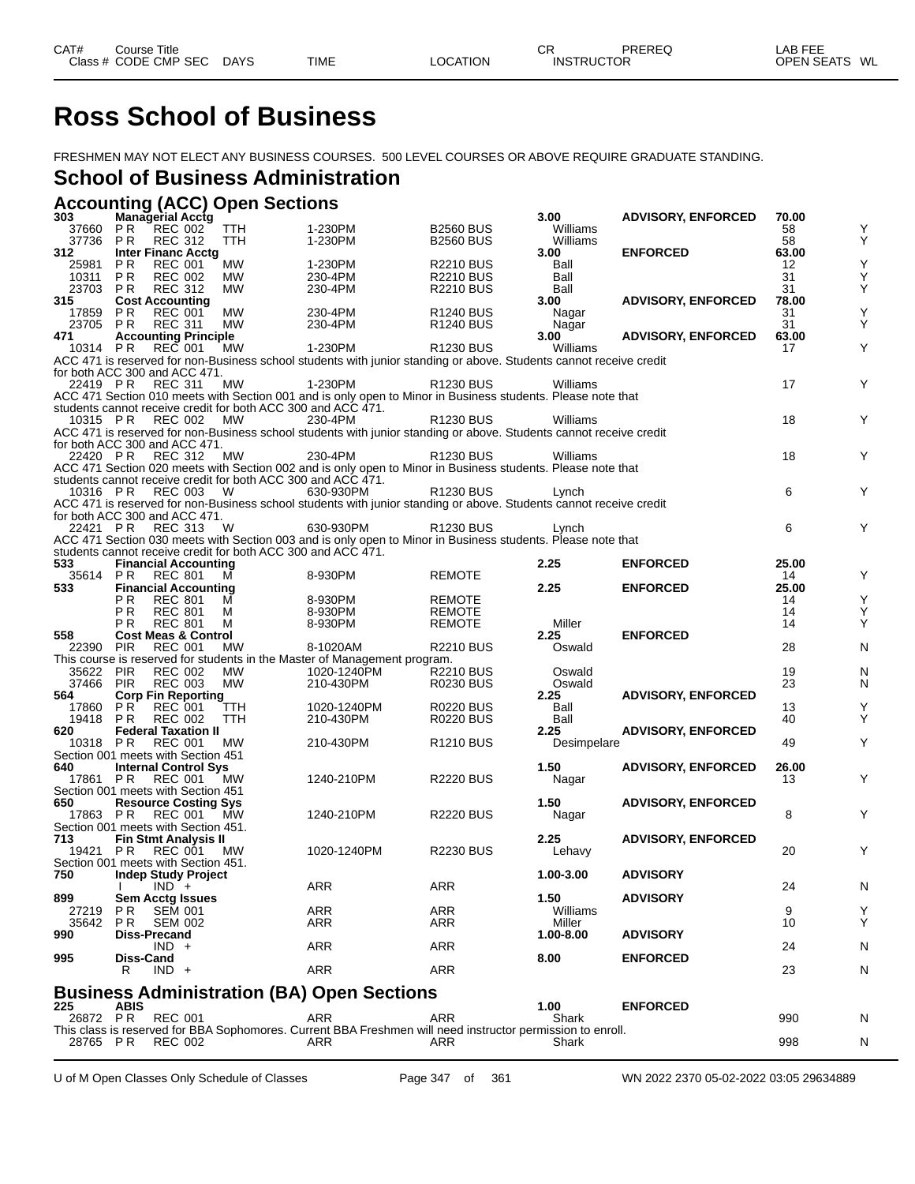# Ross School of Business

FRESHMEN MAY NOT ELECT ANY BUSINESS COURSES. 500 LEVEL COURSES OR ABOVE REQUIRE GRADUATE STANDING.

## School of Business Administration

### Accounting (ACC) Open Sections

| CAT# / Class # | CODE | CMP | SEC | Course Title / DAYS | TIME | LOCATION | CR / INSTRUCTOR | PREREQ | LAB FEE / OPEN SEATS | WL |
|---|---|---|---|---|---|---|---|---|---|---|
| **303** | | | | **Managerial Acctg** | | | **3.00** | **ADVISORY, ENFORCED** | **70.00** | |
| 37660 | P R | REC | 002 | TTH | 1-230PM | B2560 BUS | Williams | | 58 | Y |
| 37736 | P R | REC | 312 | TTH | 1-230PM | B2560 BUS | Williams | | 58 | Y |
| **312** | | | | **Inter Financ Acctg** | | | **3.00** | **ENFORCED** | **63.00** | |
| 25981 | P R | REC | 001 | MW | 1-230PM | R2210 BUS | Ball | | 12 | Y |
| 10311 | P R | REC | 002 | MW | 230-4PM | R2210 BUS | Ball | | 31 | Y |
| 23703 | P R | REC | 312 | MW | 230-4PM | R2210 BUS | Ball | | 31 | Y |
| **315** | | | | **Cost Accounting** | | | **3.00** | **ADVISORY, ENFORCED** | **78.00** | |
| 17859 | P R | REC | 001 | MW | 230-4PM | R1240 BUS | Nagar | | 31 | Y |
| 23705 | P R | REC | 311 | MW | 230-4PM | R1240 BUS | Nagar | | 31 | Y |
| **471** | | | | **Accounting Principle** | | | **3.00** | **ADVISORY, ENFORCED** | **63.00** | |
| 10314 | P R | REC | 001 | MW | 1-230PM | R1230 BUS | Williams | | 17 | Y |
| ACC 471 is reserved for non-Business school students with junior standing or above. Students cannot receive credit for both ACC 300 and ACC 471. | | | | | | | | | | |
| 22419 | P R | REC | 311 | MW | 1-230PM | R1230 BUS | Williams | | 17 | Y |
| ACC 471 Section 010 meets with Section 001 and is only open to Minor in Business students. Please note that students cannot receive credit for both ACC 300 and ACC 471. | | | | | | | | | | |
| 10315 | P R | REC | 002 | MW | 230-4PM | R1230 BUS | Williams | | 18 | Y |
| ACC 471 is reserved for non-Business school students with junior standing or above. Students cannot receive credit for both ACC 300 and ACC 471. | | | | | | | | | | |
| 22420 | P R | REC | 312 | MW | 230-4PM | R1230 BUS | Williams | | 18 | Y |
| ACC 471 Section 020 meets with Section 002 and is only open to Minor in Business students. Please note that students cannot receive credit for both ACC 300 and ACC 471. | | | | | | | | | | |
| 10316 | P R | REC | 003 | W | 630-930PM | R1230 BUS | Lynch | | 6 | Y |
| ACC 471 is reserved for non-Business school students with junior standing or above. Students cannot receive credit for both ACC 300 and ACC 471. | | | | | | | | | | |
| 22421 | P R | REC | 313 | W | 630-930PM | R1230 BUS | Lynch | | 6 | Y |
| ACC 471 Section 030 meets with Section 003 and is only open to Minor in Business students. Please note that students cannot receive credit for both ACC 300 and ACC 471. | | | | | | | | | | |
| **533** | | | | **Financial Accounting** | | | **2.25** | **ENFORCED** | **25.00** | |
| 35614 | P R | REC | 801 | M | 8-930PM | REMOTE | | | 14 | Y |
| **533** | | | | **Financial Accounting** | | | **2.25** | **ENFORCED** | **25.00** | |
| | P R | REC | 801 | M | 8-930PM | REMOTE | | | 14 | Y |
| | P R | REC | 801 | M | 8-930PM | REMOTE | | | 14 | Y |
| | P R | REC | 801 | M | 8-930PM | REMOTE | Miller | | 14 | Y |
| **558** | | | | **Cost Meas & Control** | | | **2.25** | **ENFORCED** | | |
| 22390 | PIR | REC | 001 | MW | 8-1020AM | R2210 BUS | Oswald | | 28 | N |
| This course is reserved for students in the Master of Management program. | | | | | | | | | | |
| 35622 | PIR | REC | 002 | MW | 1020-1240PM | R2210 BUS | Oswald | | 19 | N |
| 37466 | PIR | REC | 003 | MW | 210-430PM | R0230 BUS | Oswald | | 23 | N |
| **564** | | | | **Corp Fin Reporting** | | | **2.25** | **ADVISORY, ENFORCED** | | |
| 17860 | P R | REC | 001 | TTH | 1020-1240PM | R0220 BUS | Ball | | 13 | Y |
| 19418 | P R | REC | 002 | TTH | 210-430PM | R0220 BUS | Ball | | 40 | Y |
| **620** | | | | **Federal Taxation II** | | | **2.25** | **ADVISORY, ENFORCED** | | |
| 10318 | P R | REC | 001 | MW | 210-430PM | R1210 BUS | Desimpelare | | 49 | Y |
| Section 001 meets with Section 451 | | | | | | | | | | |
| **640** | | | | **Internal Control Sys** | | | **1.50** | **ADVISORY, ENFORCED** | **26.00** | |
| 17861 | P R | REC | 001 | MW | 1240-210PM | R2220 BUS | Nagar | | 13 | Y |
| Section 001 meets with Section 451 | | | | | | | | | | |
| **650** | | | | **Resource Costing Sys** | | | **1.50** | **ADVISORY, ENFORCED** | | |
| 17863 | P R | REC | 001 | MW | 1240-210PM | R2220 BUS | Nagar | | 8 | Y |
| Section 001 meets with Section 451. | | | | | | | | | | |
| **713** | | | | **Fin Stmt Analysis II** | | | **2.25** | **ADVISORY, ENFORCED** | | |
| 19421 | P R | REC | 001 | MW | 1020-1240PM | R2230 BUS | Lehavy | | 20 | Y |
| Section 001 meets with Section 451. | | | | | | | | | | |
| **750** | | | | **Indep Study Project** | | | **1.00-3.00** | **ADVISORY** | | |
| | I | IND | + | | ARR | ARR | | | 24 | N |
| **899** | | | | **Sem Acctg Issues** | | | **1.50** | **ADVISORY** | | |
| 27219 | P R | SEM | 001 | | ARR | ARR | Williams | | 9 | Y |
| 35642 | P R | SEM | 002 | | ARR | ARR | Miller | | 10 | Y |
| **990** | | | | **Diss-Precand** | | | **1.00-8.00** | **ADVISORY** | | |
| | | IND | + | | ARR | ARR | | | 24 | N |
| **995** | | | | **Diss-Cand** | | | **8.00** | **ENFORCED** | | |
| | R | IND | + | | ARR | ARR | | | 23 | N |

### Business Administration (BA) Open Sections

| CAT# / Class # | CODE | CMP | SEC | Course Title / DAYS | TIME | LOCATION | CR / INSTRUCTOR | PREREQ | LAB FEE / OPEN SEATS | WL |
|---|---|---|---|---|---|---|---|---|---|---|
| **225** | | | | **ABIS** | | | **1.00** | **ENFORCED** | | |
| 26872 | P R | REC | 001 | | ARR | ARR | Shark | | 990 | N |
| This class is reserved for BBA Sophomores. Current BBA Freshmen will need instructor permission to enroll. | | | | | | | | | | |
| 28765 | P R | REC | 002 | | ARR | ARR | Shark | | 998 | N |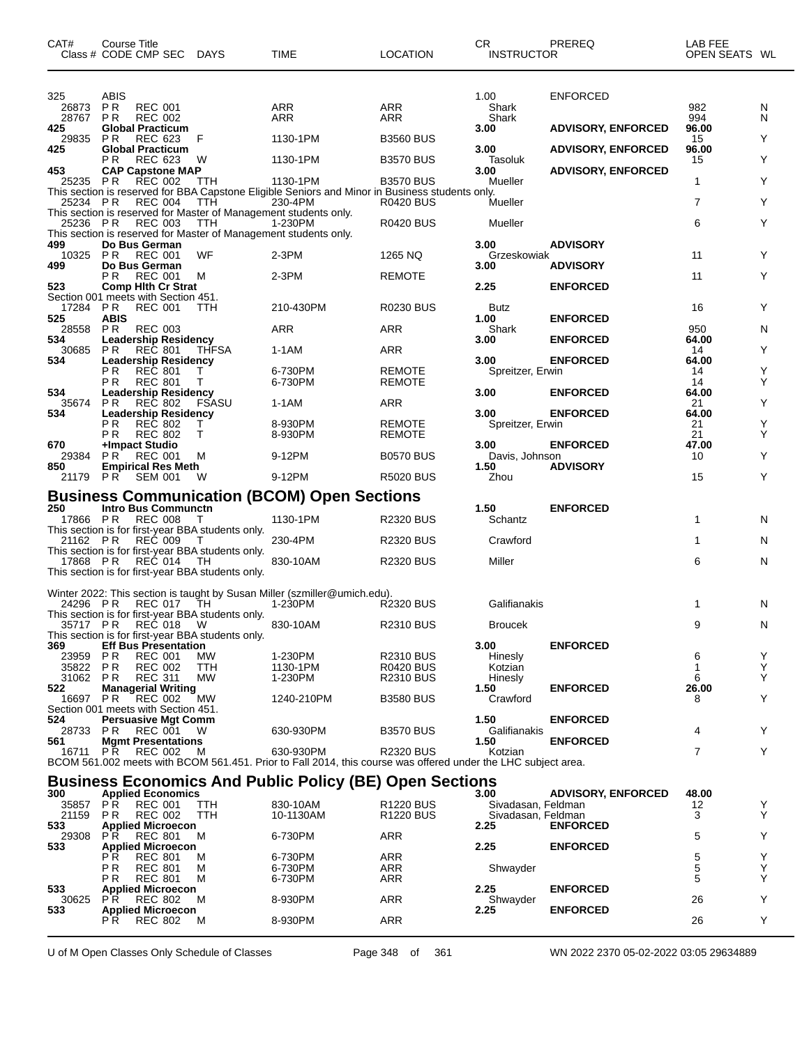| CAT# Class # | Course Title CODE | CMP SEC | DAYS | TIME | LOCATION | CR INSTRUCTOR | PREREQ | LAB FEE OPEN SEATS | WL |
|---|---|---|---|---|---|---|---|---|---|
| 325 | ABIS | | | | | 1.00 | ENFORCED | | |
| 26873 | P R | REC 001 | | ARR | ARR | Shark | | 982 | N |
| 28767 | P R | REC 002 | | ARR | ARR | Shark | | 994 | N |
| 425 | **Global Practicum** | | | | | **3.00** | **ADVISORY, ENFORCED** | **96.00** | |
| 29835 | P R | REC 623 | F | 1130-1PM | B3560 BUS | | | 15 | Y |
| 425 | **Global Practicum** | | | | | **3.00** | **ADVISORY, ENFORCED** | **96.00** | |
| | P R | REC 623 | W | 1130-1PM | B3570 BUS | Tasoluk | | 15 | Y |
| 453 | **CAP Capstone MAP** | | | | | **3.00** | **ADVISORY, ENFORCED** | | |
| 25235 | P R | REC 002 | TTH | 1130-1PM | B3570 BUS | Mueller | | 1 | Y |
| This section is reserved for BBA Capstone Eligible Seniors and Minor in Business students only. | | | | | | | | | |
| 25234 | P R | REC 004 | TTH | 230-4PM | R0420 BUS | Mueller | | 7 | Y |
| This section is reserved for Master of Management students only. | | | | | | | | | |
| 25236 | P R | REC 003 | TTH | 1-230PM | R0420 BUS | Mueller | | 6 | Y |
| This section is reserved for Master of Management students only. | | | | | | | | | |
| 499 | **Do Bus German** | | | | | **3.00** | **ADVISORY** | | |
| 10325 | P R | REC 001 | WF | 2-3PM | 1265 NQ | Grzeskowiak | | 11 | Y |
| 499 | **Do Bus German** | | | | | **3.00** | **ADVISORY** | | |
| | P R | REC 001 | M | 2-3PM | REMOTE | | | 11 | Y |
| 523 | **Comp Hlth Cr Strat** | | | | | **2.25** | **ENFORCED** | | |
| Section 001 meets with Section 451. | | | | | | | | | |
| 17284 | P R | REC 001 | TTH | 210-430PM | R0230 BUS | Butz | | 16 | Y |
| 525 | **ABIS** | | | | | **1.00** | **ENFORCED** | | |
| 28558 | P R | REC 003 | | ARR | ARR | Shark | | 950 | N |
| 534 | **Leadership Residency** | | | | | **3.00** | **ENFORCED** | **64.00** | |
| 30685 | P R | REC 801 | THFSA | 1-1AM | ARR | | | 14 | Y |
| 534 | **Leadership Residency** | | | | | **3.00** | **ENFORCED** | **64.00** | |
| | P R | REC 801 | T | 6-730PM | REMOTE | Spreitzer, Erwin | | 14 | Y |
| | P R | REC 801 | T | 6-730PM | REMOTE | | | 14 | Y |
| 534 | **Leadership Residency** | | | | | **3.00** | **ENFORCED** | **64.00** | |
| 35674 | P R | REC 802 | FSASU | 1-1AM | ARR | | | 21 | Y |
| 534 | **Leadership Residency** | | | | | **3.00** | **ENFORCED** | **64.00** | |
| | P R | REC 802 | T | 8-930PM | REMOTE | Spreitzer, Erwin | | 21 | Y |
| | P R | REC 802 | T | 8-930PM | REMOTE | | | 21 | Y |
| 670 | **+Impact Studio** | | | | | **3.00** | **ENFORCED** | **47.00** | |
| 29384 | P R | REC 001 | M | 9-12PM | B0570 BUS | Davis, Johnson | | 10 | Y |
| 850 | **Empirical Res Meth** | | | | | **1.50** | **ADVISORY** | | |
| 21179 | P R | SEM 001 | W | 9-12PM | R5020 BUS | Zhou | | 15 | Y |

## Business Communication (BCOM) Open Sections

| CAT# Class # | Course Title CODE | CMP SEC | DAYS | TIME | LOCATION | CR INSTRUCTOR | PREREQ | LAB FEE OPEN SEATS | WL |
|---|---|---|---|---|---|---|---|---|---|
| 250 | **Intro Bus Communctn** | | | | | **1.50** | **ENFORCED** | | |
| 17866 | P R | REC 008 | T | 1130-1PM | R2320 BUS | Schantz | | 1 | N |
| This section is for first-year BBA students only. | | | | | | | | | |
| 21162 | P R | REC 009 | T | 230-4PM | R2320 BUS | Crawford | | 1 | N |
| This section is for first-year BBA students only. | | | | | | | | | |
| 17868 | P R | REC 014 | TH | 830-10AM | R2320 BUS | Miller | | 6 | N |
| This section is for first-year BBA students only. | | | | | | | | | |
| Winter 2022: This section is taught by Susan Miller (szmiller@umich.edu). | | | | | | | | | |
| 24296 | P R | REC 017 | TH | 1-230PM | R2320 BUS | Galifianakis | | 1 | N |
| This section is for first-year BBA students only. | | | | | | | | | |
| 35717 | P R | REC 018 | W | 830-10AM | R2310 BUS | Broucek | | 9 | N |
| This section is for first-year BBA students only. | | | | | | | | | |
| 369 | **Eff Bus Presentation** | | | | | **3.00** | **ENFORCED** | | |
| 23959 | P R | REC 001 | MW | 1-230PM | R2310 BUS | Hinesly | | 6 | Y |
| 35822 | P R | REC 002 | TTH | 1130-1PM | R0420 BUS | Kotzian | | 1 | Y |
| 31062 | P R | REC 311 | MW | 1-230PM | R2310 BUS | Hinesly | | 6 | Y |
| 522 | **Managerial Writing** | | | | | **1.50** | **ENFORCED** | **26.00** | |
| 16697 | P R | REC 002 | MW | 1240-210PM | B3580 BUS | Crawford | | 8 | Y |
| Section 001 meets with Section 451. | | | | | | | | | |
| 524 | **Persuasive Mgt Comm** | | | | | **1.50** | **ENFORCED** | | |
| 28733 | P R | REC 001 | W | 630-930PM | B3570 BUS | Galifianakis | | 4 | Y |
| 561 | **Mgmt Presentations** | | | | | **1.50** | **ENFORCED** | | |
| 16711 | P R | REC 002 | M | 630-930PM | R2320 BUS | Kotzian | | 7 | Y |
| BCOM 561.002 meets with BCOM 561.451. Prior to Fall 2014, this course was offered under the LHC subject area. | | | | | | | | | |

## Business Economics And Public Policy (BE) Open Sections

| CAT# Class # | Course Title CODE | CMP SEC | DAYS | TIME | LOCATION | CR INSTRUCTOR | PREREQ | LAB FEE OPEN SEATS | WL |
|---|---|---|---|---|---|---|---|---|---|
| 300 | **Applied Economics** | | | | | **3.00** | **ADVISORY, ENFORCED** | **48.00** | |
| 35857 | P R | REC 001 | TTH | 830-10AM | R1220 BUS | Sivadasan, Feldman | | 12 | Y |
| 21159 | P R | REC 002 | TTH | 10-1130AM | R1220 BUS | Sivadasan, Feldman | | 3 | Y |
| 533 | **Applied Microecon** | | | | | **2.25** | **ENFORCED** | | |
| 29308 | P R | REC 801 | M | 6-730PM | ARR | | | 5 | Y |
| 533 | **Applied Microecon** | | | | | **2.25** | **ENFORCED** | | |
| | P R | REC 801 | M | 6-730PM | ARR | | | 5 | Y |
| | P R | REC 801 | M | 6-730PM | ARR | Shwayder | | 5 | Y |
| | P R | REC 801 | M | 6-730PM | ARR | | | 5 | Y |
| 533 | **Applied Microecon** | | | | | **2.25** | **ENFORCED** | | |
| 30625 | P R | REC 802 | M | 8-930PM | ARR | Shwayder | | 26 | Y |
| 533 | **Applied Microecon** | | | | | **2.25** | **ENFORCED** | | |
| | P R | REC 802 | M | 8-930PM | ARR | | | 26 | Y |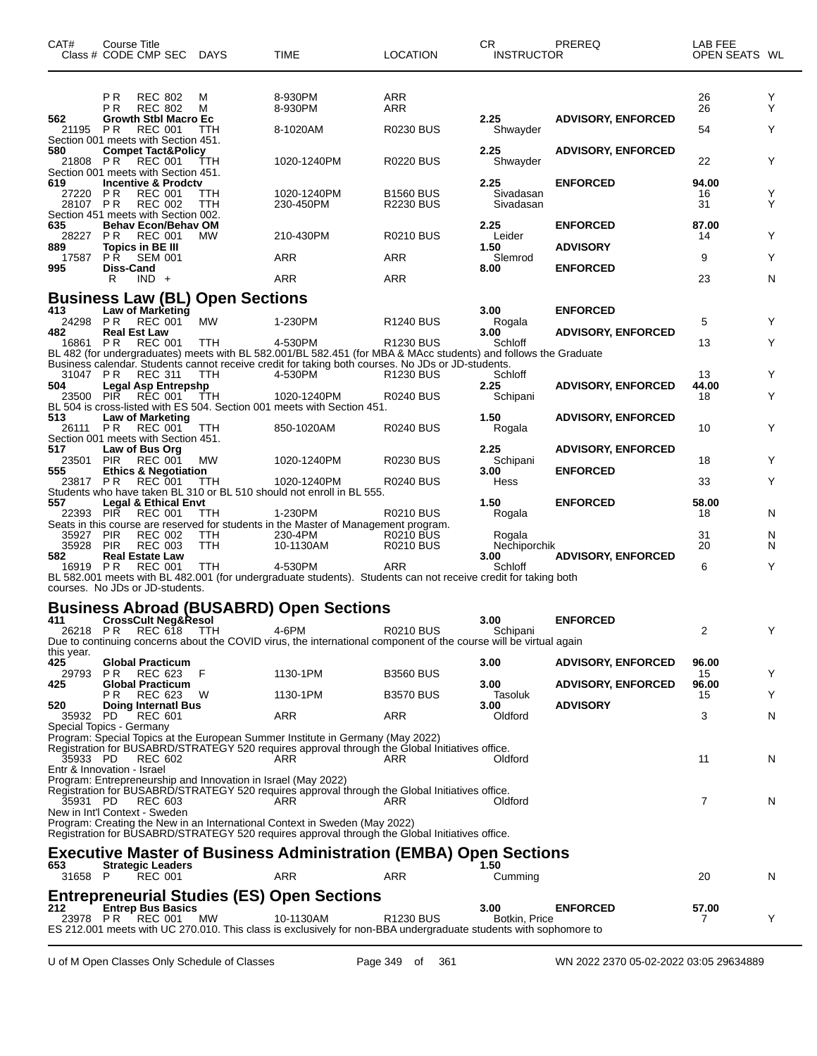| CAT# Class # | Course Title CODE | CMP | SEC | DAYS | TIME | LOCATION | CR INSTRUCTOR | PREREQ | LAB FEE OPEN SEATS | WL |
|---|---|---|---|---|---|---|---|---|---|---|
| | P R | REC | 802 | M | 8-930PM | ARR | | | 26 | Y |
| | P R | REC | 802 | M | 8-930PM | ARR | | | 26 | Y |
| 562 | **Growth Stbl Macro Ec** | | | | | | 2.25 | **ADVISORY, ENFORCED** | | |
| 21195 | P R | REC | 001 | TTH | 8-1020AM | R0230 BUS | Shwayder | | 54 | Y |
| Section 001 meets with Section 451. | | | | | | | | | | |
| 580 | **Compet Tact&Policy** | | | | | | 2.25 | **ADVISORY, ENFORCED** | | |
| 21808 | P R | REC | 001 | TTH | 1020-1240PM | R0220 BUS | Shwayder | | 22 | Y |
| Section 001 meets with Section 451. | | | | | | | | | | |
| 619 | **Incentive & Prodctv** | | | | | | 2.25 | **ENFORCED** | **94.00** | |
| 27220 | P R | REC | 001 | TTH | 1020-1240PM | B1560 BUS | Sivadasan | | 16 | Y |
| 28107 | P R | REC | 002 | TTH | 230-450PM | R2230 BUS | Sivadasan | | 31 | Y |
| Section 451 meets with Section 002. | | | | | | | | | | |
| 635 | **Behav Econ/Behav OM** | | | | | | 2.25 | **ENFORCED** | **87.00** | |
| 28227 | P R | REC | 001 | MW | 210-430PM | R0210 BUS | Leider | | 14 | Y |
| 889 | **Topics in BE III** | | | | | | 1.50 | **ADVISORY** | | |
| 17587 | P R | SEM | 001 | | ARR | ARR | Slemrod | | 9 | Y |
| 995 | **Diss-Cand** | | | | | | 8.00 | **ENFORCED** | | |
| | R | IND | + | | ARR | ARR | | | 23 | N |

## Business Law (BL) Open Sections

| CAT# Class # | Course Title CODE | CMP | SEC | DAYS | TIME | LOCATION | CR INSTRUCTOR | PREREQ | LAB FEE OPEN SEATS | WL |
|---|---|---|---|---|---|---|---|---|---|---|
| 413 | **Law of Marketing** | | | | | | 3.00 | **ENFORCED** | | |
| 24298 | P R | REC | 001 | MW | 1-230PM | R1240 BUS | Rogala | | 5 | Y |
| 482 | **Real Est Law** | | | | | | 3.00 | **ADVISORY, ENFORCED** | | |
| 16861 | P R | REC | 001 | TTH | 4-530PM | R1230 BUS | Schloff | | 13 | Y |
| BL 482 (for undergraduates) meets with BL 582.001/BL 582.451 (for MBA & MAcc students) and follows the Graduate Business calendar. Students cannot receive credit for taking both courses. No JDs or JD-students. | | | | | | | | | | |
| 31047 | P R | REC | 311 | TTH | 4-530PM | R1230 BUS | Schloff | | 13 | Y |
| 504 | **Legal Asp Entrepshp** | | | | | | 2.25 | **ADVISORY, ENFORCED** | **44.00** | |
| 23500 | PIR | REC | 001 | TTH | 1020-1240PM | R0240 BUS | Schipani | | 18 | Y |
| BL 504 is cross-listed with ES 504. Section 001 meets with Section 451. | | | | | | | | | | |
| 513 | **Law of Marketing** | | | | | | 1.50 | **ADVISORY, ENFORCED** | | |
| 26111 | P R | REC | 001 | TTH | 850-1020AM | R0240 BUS | Rogala | | 10 | Y |
| Section 001 meets with Section 451. | | | | | | | | | | |
| 517 | **Law of Bus Org** | | | | | | 2.25 | **ADVISORY, ENFORCED** | | |
| 23501 | PIR | REC | 001 | MW | 1020-1240PM | R0230 BUS | Schipani | | 18 | Y |
| 555 | **Ethics & Negotiation** | | | | | | 3.00 | **ENFORCED** | | |
| 23817 | P R | REC | 001 | TTH | 1020-1240PM | R0240 BUS | Hess | | 33 | Y |
| Students who have taken BL 310 or BL 510 should not enroll in BL 555. | | | | | | | | | | |
| 557 | **Legal & Ethical Envt** | | | | | | 1.50 | **ENFORCED** | **58.00** | |
| 22393 | PIR | REC | 001 | TTH | 1-230PM | R0210 BUS | Rogala | | 18 | N |
| Seats in this course are reserved for students in the Master of Management program. | | | | | | | | | | |
| 35927 | PIR | REC | 002 | TTH | 230-4PM | R0210 BUS | Rogala | | 31 | N |
| 35928 | PIR | REC | 003 | TTH | 10-1130AM | R0210 BUS | Nechiporchik | | 20 | N |
| 582 | **Real Estate Law** | | | | | | 3.00 | **ADVISORY, ENFORCED** | | |
| 16919 | P R | REC | 001 | TTH | 4-530PM | ARR | Schloff | | 6 | Y |
| BL 582.001 meets with BL 482.001 (for undergraduate students). Students can not receive credit for taking both courses. No JDs or JD-students. | | | | | | | | | | |

## Business Abroad (BUSABRD) Open Sections

| CAT# Class # | Course Title CODE | CMP | SEC | DAYS | TIME | LOCATION | CR INSTRUCTOR | PREREQ | LAB FEE OPEN SEATS | WL |
|---|---|---|---|---|---|---|---|---|---|---|
| 411 | **CrossCult Neg&Resol** | | | | | | 3.00 | **ENFORCED** | | |
| 26218 | P R | REC | 618 | TTH | 4-6PM | R0210 BUS | Schipani | | 2 | Y |
| Due to continuing concerns about the COVID virus, the international component of the course will be virtual again this year. | | | | | | | | | | |
| 425 | **Global Practicum** | | | | | | 3.00 | **ADVISORY, ENFORCED** | **96.00** | |
| 29793 | P R | REC | 623 | F | 1130-1PM | B3560 BUS | | | 15 | Y |
| 425 | **Global Practicum** | | | | | | 3.00 | **ADVISORY, ENFORCED** | **96.00** | |
| | P R | REC | 623 | W | 1130-1PM | B3570 BUS | Tasoluk | | 15 | Y |
| 520 | **Doing Internatl Bus** | | | | | | 3.00 | **ADVISORY** | | |
| 35932 | PD | REC | 601 | | ARR | ARR | Oldford | | 3 | N |
| Special Topics - Germany | | | | | | | | | | |
| Program: Special Topics at the European Summer Institute in Germany (May 2022) Registration for BUSABRD/STRATEGY 520 requires approval through the Global Initiatives office. | | | | | | | | | | |
| 35933 | PD | REC | 602 | | ARR | ARR | Oldford | | 11 | N |
| Entr & Innovation - Israel | | | | | | | | | | |
| Program: Entrepreneurship and Innovation in Israel (May 2022) Registration for BUSABRD/STRATEGY 520 requires approval through the Global Initiatives office. | | | | | | | | | | |
| 35931 | PD | REC | 603 | | ARR | ARR | Oldford | | 7 | N |
| New in Int'l Context - Sweden | | | | | | | | | | |
| Program: Creating the New in an International Context in Sweden (May 2022) Registration for BUSABRD/STRATEGY 520 requires approval through the Global Initiatives office. | | | | | | | | | | |

## Executive Master of Business Administration (EMBA) Open Sections

| CAT# Class # | Course Title CODE | CMP | SEC | DAYS | TIME | LOCATION | CR INSTRUCTOR | PREREQ | LAB FEE OPEN SEATS | WL |
|---|---|---|---|---|---|---|---|---|---|---|
| 653 | **Strategic Leaders** | | | | | | 1.50 | | | |
| 31658 | P | REC | 001 | | ARR | ARR | Cumming | | 20 | N |

## Entrepreneurial Studies (ES) Open Sections

| CAT# Class # | Course Title CODE | CMP | SEC | DAYS | TIME | LOCATION | CR INSTRUCTOR | PREREQ | LAB FEE OPEN SEATS | WL |
|---|---|---|---|---|---|---|---|---|---|---|
| 212 | **Entrep Bus Basics** | | | | | | 3.00 | **ENFORCED** | **57.00** | |
| 23978 | P R | REC | 001 | MW | 10-1130AM | R1230 BUS | Botkin, Price | | 7 | Y |
| ES 212.001 meets with UC 270.010. This class is exclusively for non-BBA undergraduate students with sophomore to | | | | | | | | | | |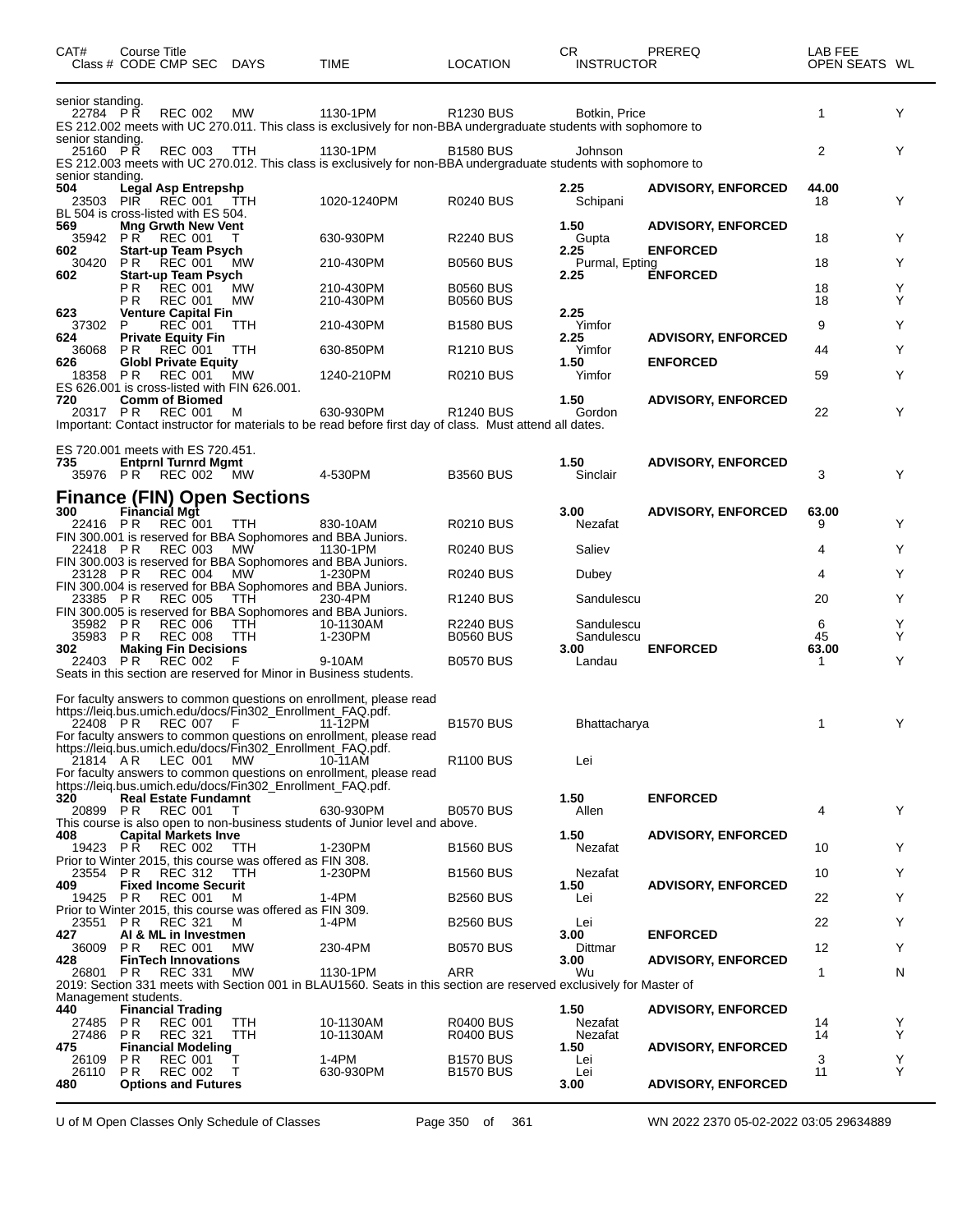| CAT# | Course Title<br>Class # CODE CMP SEC | DAYS | TIME | LOCATION | CR<br>INSTRUCTOR | PREREQ | LAB FEE<br>OPEN SEATS | WL |
|---|---|---|---|---|---|---|---|---|

senior standing.

| | | | | | | | | |
|---|---|---|---|---|---|---|---|---|
| 22784 | PR REC 002 | MW | 1130-1PM | R1230 BUS | Botkin, Price | | 1 | Y |

ES 212.002 meets with UC 270.011. This class is exclusively for non-BBA undergraduate students with sophomore to senior standing.

| | | | | | | | | |
|---|---|---|---|---|---|---|---|---|
| 25160 | PR REC 003 | TTH | 1130-1PM | B1580 BUS | Johnson | | 2 | Y |

ES 212.003 meets with UC 270.012. This class is exclusively for non-BBA undergraduate students with sophomore to senior standing.

| | | | | | | | | |
|---|---|---|---|---|---|---|---|---|
| **504** | **Legal Asp Entrepshp** | | | | **2.25** | **ADVISORY, ENFORCED** | **44.00** | |
| 23503 | PIR REC 001 | TTH | 1020-1240PM | R0240 BUS | Schipani | | 18 | Y |

BL 504 is cross-listed with ES 504.

| | | | | | | | | |
|---|---|---|---|---|---|---|---|---|
| **569** | **Mng Grwth New Vent** | | | | **1.50** | **ADVISORY, ENFORCED** | | |
| 35942 | PR REC 001 | T | 630-930PM | R2240 BUS | Gupta | | 18 | Y |
| **602** | **Start-up Team Psych** | | | | **2.25** | **ENFORCED** | | |
| 30420 | PR REC 001 | MW | 210-430PM | B0560 BUS | Purmal, Epting | | 18 | Y |
| **602** | **Start-up Team Psych** | | | | **2.25** | **ENFORCED** | | |
| | PR REC 001 | MW | 210-430PM | B0560 BUS | | | 18 | Y |
| | PR REC 001 | MW | 210-430PM | B0560 BUS | | | 18 | Y |
| **623** | **Venture Capital Fin** | | | | **2.25** | | | |
| 37302 | P REC 001 | TTH | 210-430PM | B1580 BUS | Yimfor | | 9 | Y |
| **624** | **Private Equity Fin** | | | | **2.25** | **ADVISORY, ENFORCED** | | |
| 36068 | PR REC 001 | TTH | 630-850PM | R1210 BUS | Yimfor | | 44 | Y |
| **626** | **Globl Private Equity** | | | | **1.50** | **ENFORCED** | | |
| 18358 | PR REC 001 | MW | 1240-210PM | R0210 BUS | Yimfor | | 59 | Y |

ES 626.001 is cross-listed with FIN 626.001.

| | | | | | | | | |
|---|---|---|---|---|---|---|---|---|
| **720** | **Comm of Biomed** | | | | **1.50** | **ADVISORY, ENFORCED** | | |
| 20317 | PR REC 001 | M | 630-930PM | R1240 BUS | Gordon | | 22 | Y |

Important: Contact instructor for materials to be read before first day of class. Must attend all dates.

ES 720.001 meets with ES 720.451.

| | | | | | | | | |
|---|---|---|---|---|---|---|---|---|
| **735** | **Entprnl Turnrd Mgmt** | | | | **1.50** | **ADVISORY, ENFORCED** | | |
| 35976 | PR REC 002 | MW | 4-530PM | B3560 BUS | Sinclair | | 3 | Y |

## Finance (FIN) Open Sections

| | | | | | | | | |
|---|---|---|---|---|---|---|---|---|
| **300** | **Financial Mgt** | | | | **3.00** | **ADVISORY, ENFORCED** | **63.00** | |
| 22416 | PR REC 001 | TTH | 830-10AM | R0210 BUS | Nezafat | | 9 | Y |

FIN 300.001 is reserved for BBA Sophomores and BBA Juniors.

| | | | | | | | | |
|---|---|---|---|---|---|---|---|---|
| 22418 | PR REC 003 | MW | 1130-1PM | R0240 BUS | Saliev | | 4 | Y |

FIN 300.003 is reserved for BBA Sophomores and BBA Juniors.

| | | | | | | | | |
|---|---|---|---|---|---|---|---|---|
| 23128 | PR REC 004 | MW | 1-230PM | R0240 BUS | Dubey | | 4 | Y |

FIN 300.004 is reserved for BBA Sophomores and BBA Juniors.

| | | | | | | | | |
|---|---|---|---|---|---|---|---|---|
| 23385 | PR REC 005 | TTH | 230-4PM | R1240 BUS | Sandulescu | | 20 | Y |

FIN 300.005 is reserved for BBA Sophomores and BBA Juniors.

| | | | | | | | | |
|---|---|---|---|---|---|---|---|---|
| 35982 | PR REC 006 | TTH | 10-1130AM | R2240 BUS | Sandulescu | | 6 | Y |
| 35983 | PR REC 008 | TTH | 1-230PM | B0560 BUS | Sandulescu | | 45 | Y |
| **302** | **Making Fin Decisions** | | | | **3.00** | **ENFORCED** | **63.00** | |
| 22403 | PR REC 002 | F | 9-10AM | B0570 BUS | Landau | | 1 | Y |

Seats in this section are reserved for Minor in Business students.

For faculty answers to common questions on enrollment, please read https://leiq.bus.umich.edu/docs/Fin302_Enrollment_FAQ.pdf.

| | | | | | | | | |
|---|---|---|---|---|---|---|---|---|
| 22408 | PR REC 007 | F | 11-12PM | B1570 BUS | Bhattacharya | | 1 | Y |

For faculty answers to common questions on enrollment, please read https://leiq.bus.umich.edu/docs/Fin302_Enrollment_FAQ.pdf.

| | | | | | | | | |
|---|---|---|---|---|---|---|---|---|
| 21814 | AR LEC 001 | MW | 10-11AM | R1100 BUS | Lei | | | |

For faculty answers to common questions on enrollment, please read https://leiq.bus.umich.edu/docs/Fin302_Enrollment_FAQ.pdf.

| | | | | | | | | |
|---|---|---|---|---|---|---|---|---|
| **320** | **Real Estate Fundamnt** | | | | **1.50** | **ENFORCED** | | |
| 20899 | PR REC 001 | T | 630-930PM | B0570 BUS | Allen | | 4 | Y |

This course is also open to non-business students of Junior level and above.

| | | | | | | | | |
|---|---|---|---|---|---|---|---|---|
| **408** | **Capital Markets Inve** | | | | **1.50** | **ADVISORY, ENFORCED** | | |
| 19423 | PR REC 002 | TTH | 1-230PM | B1560 BUS | Nezafat | | 10 | Y |

Prior to Winter 2015, this course was offered as FIN 308.

| | | | | | | | | |
|---|---|---|---|---|---|---|---|---|
| 23554 | PR REC 312 | TTH | 1-230PM | B1560 BUS | Nezafat | | 10 | Y |
| **409** | **Fixed Income Securit** | | | | **1.50** | **ADVISORY, ENFORCED** | | |
| 19425 | PR REC 001 | M | 1-4PM | B2560 BUS | Lei | | 22 | Y |

Prior to Winter 2015, this course was offered as FIN 309.

| | | | | | | | | |
|---|---|---|---|---|---|---|---|---|
| 23551 | PR REC 321 | M | 1-4PM | B2560 BUS | Lei | | 22 | Y |
| **427** | **AI & ML in Investmen** | | | | **3.00** | **ENFORCED** | | |
| 36009 | PR REC 001 | MW | 230-4PM | B0570 BUS | Dittmar | | 12 | Y |
| **428** | **FinTech Innovations** | | | | **3.00** | **ADVISORY, ENFORCED** | | |
| 26801 | PR REC 331 | MW | 1130-1PM | ARR | Wu | | 1 | N |

2019: Section 331 meets with Section 001 in BLAU1560. Seats in this section are reserved exclusively for Master of Management students.

| | | | | | | | | |
|---|---|---|---|---|---|---|---|---|
| **440** | **Financial Trading** | | | | **1.50** | **ADVISORY, ENFORCED** | | |
| 27485 | PR REC 001 | TTH | 10-1130AM | R0400 BUS | Nezafat | | 14 | Y |
| 27486 | PR REC 321 | TTH | 10-1130AM | R0400 BUS | Nezafat | | 14 | Y |
| **475** | **Financial Modeling** | | | | **1.50** | **ADVISORY, ENFORCED** | | |
| 26109 | PR REC 001 | T | 1-4PM | B1570 BUS | Lei | | 3 | Y |
| 26110 | PR REC 002 | T | 630-930PM | B1570 BUS | Lei | | 11 | Y |
| **480** | **Options and Futures** | | | | **3.00** | **ADVISORY, ENFORCED** | | |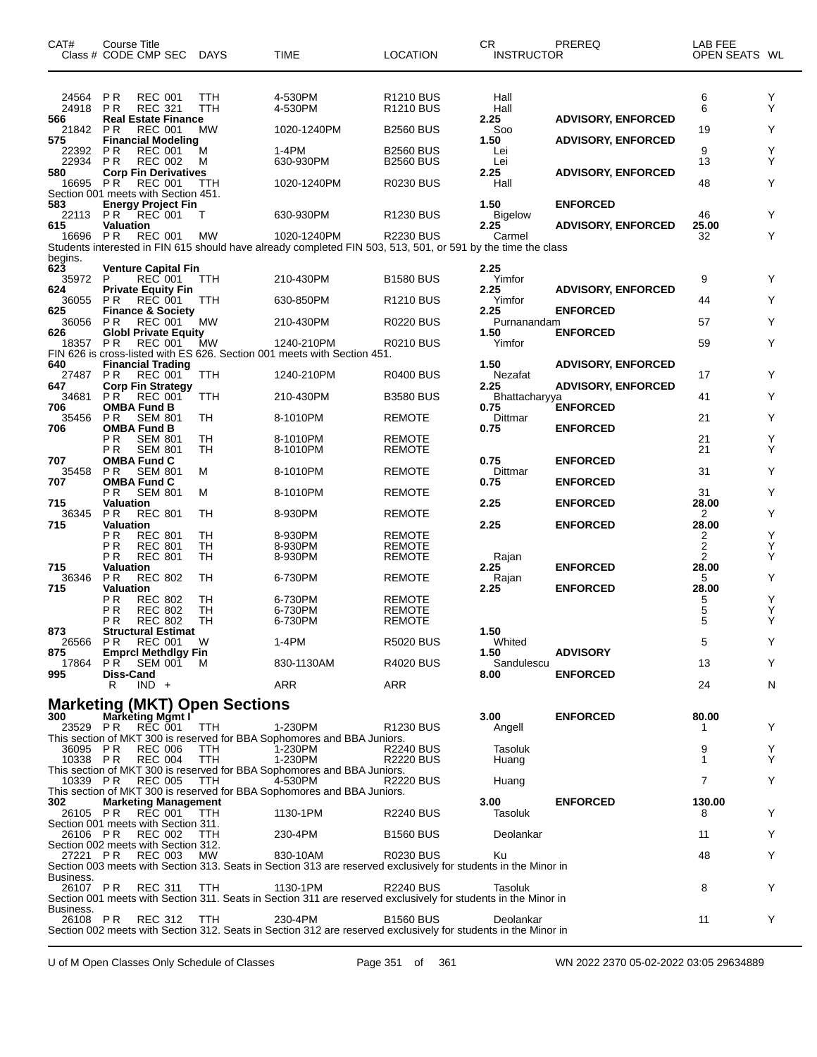| CAT# | Course Title Class # CODE CMP SEC | DAYS | TIME | LOCATION | CR INSTRUCTOR | PREREQ | LAB FEE OPEN SEATS | WL |
|---|---|---|---|---|---|---|---|---|
| 24564 | PR REC 001 | TTH | 4-530PM | R1210 BUS | Hall | | 6 | Y |
| 24918 | PR REC 321 | TTH | 4-530PM | R1210 BUS | Hall | | 6 | Y |
| 566 | Real Estate Finance | | | | 2.25 | ADVISORY, ENFORCED | | |
| 21842 | PR REC 001 | MW | 1020-1240PM | B2560 BUS | Soo | | 19 | Y |
| 575 | Financial Modeling | | | | 1.50 | ADVISORY, ENFORCED | | |
| 22392 | PR REC 001 | M | 1-4PM | B2560 BUS | Lei | | 9 | Y |
| 22934 | PR REC 002 | M | 630-930PM | B2560 BUS | Lei | | 13 | Y |
| 580 | Corp Fin Derivatives | | | | 2.25 | ADVISORY, ENFORCED | | |
| 16695 | PR REC 001 | TTH | 1020-1240PM | R0230 BUS | Hall | | 48 | Y |
| | Section 001 meets with Section 451. | | | | | | | |
| 583 | Energy Project Fin | | | | 1.50 | ENFORCED | | |
| 22113 | PR REC 001 | T | 630-930PM | R1230 BUS | Bigelow | | 46 | Y |
| 615 | Valuation | | | | 2.25 | ADVISORY, ENFORCED | 25.00 | |
| 16696 | PR REC 001 | MW | 1020-1240PM | R2230 BUS | Carmel | | 32 | Y |
| | Students interested in FIN 615 should have already completed FIN 503, 513, 501, or 591 by the time the class begins. | | | | | | | |
| 623 | Venture Capital Fin | | | | 2.25 | | | |
| 35972 | P REC 001 | TTH | 210-430PM | B1580 BUS | Yimfor | | 9 | Y |
| 624 | Private Equity Fin | | | | 2.25 | ADVISORY, ENFORCED | | |
| 36055 | PR REC 001 | TTH | 630-850PM | R1210 BUS | Yimfor | | 44 | Y |
| 625 | Finance & Society | | | | 2.25 | ENFORCED | | |
| 36056 | PR REC 001 | MW | 210-430PM | R0220 BUS | Purnanandam | | 57 | Y |
| 626 | Globl Private Equity | | | | 1.50 | ENFORCED | | |
| 18357 | PR REC 001 | MW | 1240-210PM | R0210 BUS | Yimfor | | 59 | Y |
| | FIN 626 is cross-listed with ES 626. Section 001 meets with Section 451. | | | | | | | |
| 640 | Financial Trading | | | | 1.50 | ADVISORY, ENFORCED | | |
| 27487 | PR REC 001 | TTH | 1240-210PM | R0400 BUS | Nezafat | | 17 | Y |
| 647 | Corp Fin Strategy | | | | 2.25 | ADVISORY, ENFORCED | | |
| 34681 | PR REC 001 | TTH | 210-430PM | B3580 BUS | Bhattacharyya | | 41 | Y |
| 706 | OMBA Fund B | | | | 0.75 | ENFORCED | | |
| 35456 | PR SEM 801 | TH | 8-1010PM | REMOTE | Dittmar | | 21 | Y |
| 706 | OMBA Fund B | | | | 0.75 | ENFORCED | | |
| | PR SEM 801 | TH | 8-1010PM | REMOTE | | | 21 | Y |
| | PR SEM 801 | TH | 8-1010PM | REMOTE | | | 21 | Y |
| 707 | OMBA Fund C | | | | 0.75 | ENFORCED | | |
| 35458 | PR SEM 801 | M | 8-1010PM | REMOTE | Dittmar | | 31 | Y |
| 707 | OMBA Fund C | | | | 0.75 | ENFORCED | | |
| | PR SEM 801 | M | 8-1010PM | REMOTE | | | 31 | Y |
| 715 | Valuation | | | | 2.25 | ENFORCED | 28.00 | |
| 36345 | PR REC 801 | TH | 8-930PM | REMOTE | | | 2 | Y |
| 715 | Valuation | | | | 2.25 | ENFORCED | 28.00 | |
| | PR REC 801 | TH | 8-930PM | REMOTE | | | 2 | Y |
| | PR REC 801 | TH | 8-930PM | REMOTE | | | 2 | Y |
| | PR REC 801 | TH | 8-930PM | REMOTE | Rajan | | 2 | Y |
| 715 | Valuation | | | | 2.25 | ENFORCED | 28.00 | |
| 36346 | PR REC 802 | TH | 6-730PM | REMOTE | Rajan | | 5 | Y |
| 715 | Valuation | | | | 2.25 | ENFORCED | 28.00 | |
| | PR REC 802 | TH | 6-730PM | REMOTE | | | 5 | Y |
| | PR REC 802 | TH | 6-730PM | REMOTE | | | 5 | Y |
| | PR REC 802 | TH | 6-730PM | REMOTE | | | 5 | Y |
| 873 | Structural Estimat | | | | 1.50 | | | |
| 26566 | PR REC 001 | W | 1-4PM | R5020 BUS | Whited | | 5 | Y |
| 875 | Emprcl Methdlgy Fin | | | | 1.50 | ADVISORY | | |
| 17864 | PR SEM 001 | M | 830-1130AM | R4020 BUS | Sandulescu | | 13 | Y |
| 995 | Diss-Cand | | | | 8.00 | ENFORCED | | |
| | R IND + | | ARR | ARR | | | 24 | N |

## Marketing (MKT) Open Sections

| CAT# | Course Title Class # CODE CMP SEC | DAYS | TIME | LOCATION | CR INSTRUCTOR | PREREQ | LAB FEE OPEN SEATS | WL |
|---|---|---|---|---|---|---|---|---|
| 300 | Marketing Mgmt I | | | | 3.00 | ENFORCED | 80.00 | |
| 23529 | PR REC 001 | TTH | 1-230PM | R1230 BUS | Angell | | 1 | Y |
| | This section of MKT 300 is reserved for BBA Sophomores and BBA Juniors. | | | | | | | |
| 36095 | PR REC 006 | TTH | 1-230PM | R2240 BUS | Tasoluk | | 9 | Y |
| 10338 | PR REC 004 | TTH | 1-230PM | R2220 BUS | Huang | | 1 | Y |
| | This section of MKT 300 is reserved for BBA Sophomores and BBA Juniors. | | | | | | | |
| 10339 | PR REC 005 | TTH | 4-530PM | R2220 BUS | Huang | | 7 | Y |
| | This section of MKT 300 is reserved for BBA Sophomores and BBA Juniors. | | | | | | | |
| 302 | Marketing Management | | | | 3.00 | ENFORCED | 130.00 | |
| 26105 | PR REC 001 | TTH | 1130-1PM | R2240 BUS | Tasoluk | | 8 | Y |
| | Section 001 meets with Section 311. | | | | | | | |
| 26106 | PR REC 002 | TTH | 230-4PM | B1560 BUS | Deolankar | | 11 | Y |
| | Section 002 meets with Section 312. | | | | | | | |
| 27221 | PR REC 003 | MW | 830-10AM | R0230 BUS | Ku | | 48 | Y |
| | Section 003 meets with Section 313. Seats in Section 313 are reserved exclusively for students in the Minor in Business. | | | | | | | |
| 26107 | PR REC 311 | TTH | 1130-1PM | R2240 BUS | Tasoluk | | 8 | Y |
| | Section 001 meets with Section 311. Seats in Section 311 are reserved exclusively for students in the Minor in Business. | | | | | | | |
| 26108 | PR REC 312 | TTH | 230-4PM | B1560 BUS | Deolankar | | 11 | Y |
| | Section 002 meets with Section 312. Seats in Section 312 are reserved exclusively for students in the Minor in | | | | | | | |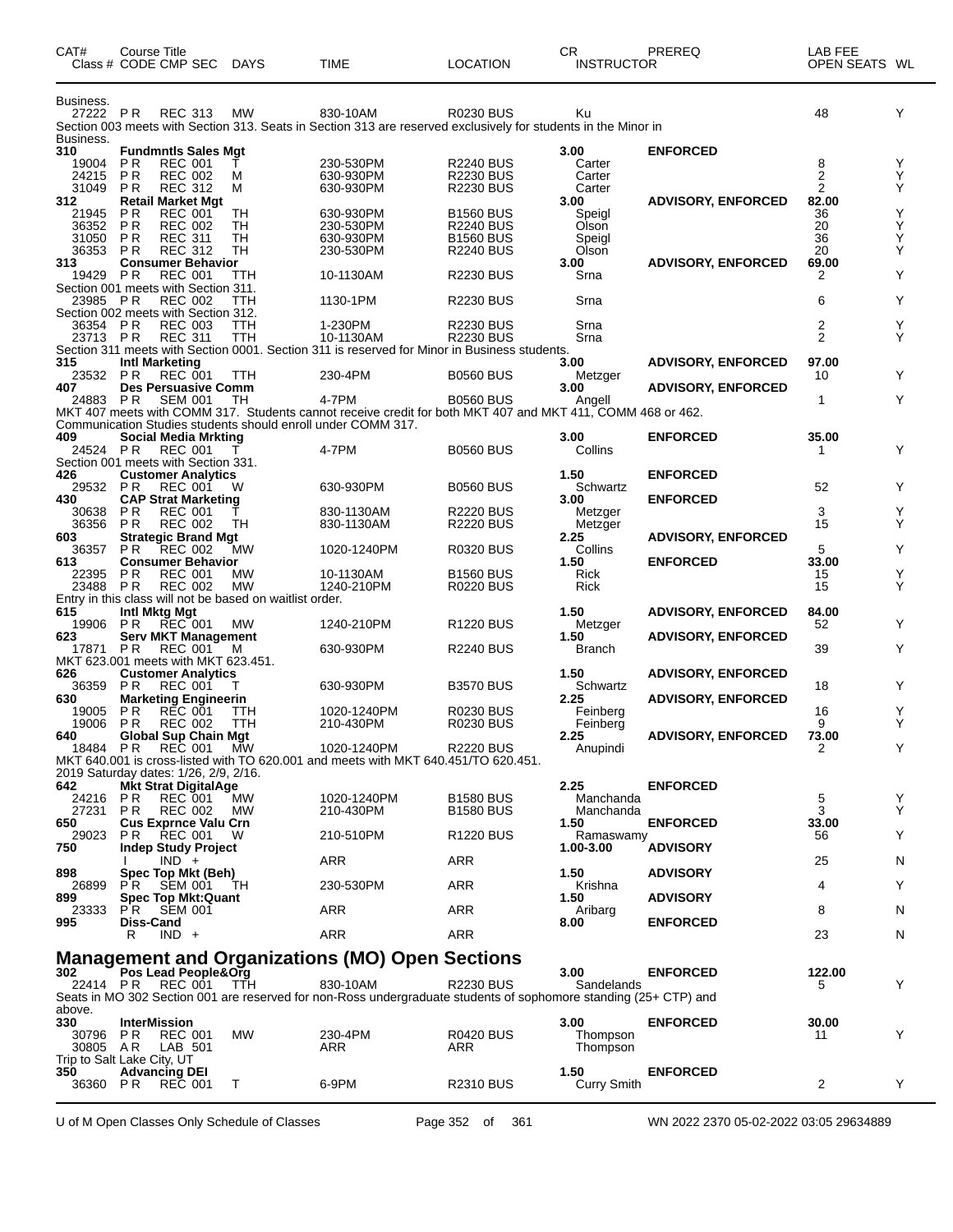| CAT# | Course Title Class # CODE CMP SEC | DAYS | TIME | LOCATION | CR INSTRUCTOR | PREREQ | LAB FEE OPEN SEATS | WL |
|---|---|---|---|---|---|---|---|---|
| Business. | | | | | | | | |
| 27222 | PR REC 313 | MW | 830-10AM | R0230 BUS | Ku | | 48 | Y |
| Section 003 meets with Section 313. Seats in Section 313 are reserved exclusively for students in the Minor in Business. | | | | | | | | |
| 310 | Fundmntls Sales Mgt | | | | 3.00 | ENFORCED | | |
| 19004 | PR REC 001 | T | 230-530PM | R2240 BUS | Carter | | 8 | Y |
| 24215 | PR REC 002 | M | 630-930PM | R2230 BUS | Carter | | 2 | Y |
| 31049 | PR REC 312 | M | 630-930PM | R2230 BUS | Carter | | 2 | Y |
| 312 | Retail Market Mgt | | | | 3.00 | ADVISORY, ENFORCED | 82.00 | |
| 21945 | PR REC 001 | TH | 630-930PM | B1560 BUS | Speigl | | 36 | Y |
| 36352 | PR REC 002 | TH | 230-530PM | R2240 BUS | Olson | | 20 | Y |
| 31050 | PR REC 311 | TH | 630-930PM | B1560 BUS | Speigl | | 36 | Y |
| 36353 | PR REC 312 | TH | 230-530PM | R2240 BUS | Olson | | 20 | Y |
| 313 | Consumer Behavior | | | | 3.00 | ADVISORY, ENFORCED | 69.00 | |
| 19429 | PR REC 001 | TTH | 10-1130AM | R2230 BUS | Srna | | 2 | Y |
| Section 001 meets with Section 311. | | | | | | | | |
| 23985 | PR REC 002 | TTH | 1130-1PM | R2230 BUS | Srna | | 6 | Y |
| Section 002 meets with Section 312. | | | | | | | | |
| 36354 | PR REC 003 | TTH | 1-230PM | R2230 BUS | Srna | | 2 | Y |
| 23713 | PR REC 311 | TTH | 10-1130AM | R2230 BUS | Srna | | 2 | Y |
| Section 311 meets with Section 0001. Section 311 is reserved for Minor in Business students. | | | | | | | | |
| 315 | Intl Marketing | | | | 3.00 | ADVISORY, ENFORCED | 97.00 | |
| 23532 | PR REC 001 | TTH | 230-4PM | B0560 BUS | Metzger | | 10 | Y |
| 407 | Des Persuasive Comm | | | | 3.00 | ADVISORY, ENFORCED | | |
| 24883 | PR SEM 001 | TH | 4-7PM | B0560 BUS | Angell | | 1 | Y |
| MKT 407 meets with COMM 317. Students cannot receive credit for both MKT 407 and MKT 411, COMM 468 or 462. Communication Studies students should enroll under COMM 317. | | | | | | | | |
| 409 | Social Media Mrkting | | | | 3.00 | ENFORCED | 35.00 | |
| 24524 | PR REC 001 | T | 4-7PM | B0560 BUS | Collins | | 1 | Y |
| Section 001 meets with Section 331. | | | | | | | | |
| 426 | Customer Analytics | | | | 1.50 | ENFORCED | | |
| 29532 | PR REC 001 | W | 630-930PM | B0560 BUS | Schwartz | | 52 | Y |
| 430 | CAP Strat Marketing | | | | 3.00 | ENFORCED | | |
| 30638 | PR REC 001 | T | 830-1130AM | R2220 BUS | Metzger | | 3 | Y |
| 36356 | PR REC 002 | TH | 830-1130AM | R2220 BUS | Metzger | | 15 | Y |
| 603 | Strategic Brand Mgt | | | | 2.25 | ADVISORY, ENFORCED | | |
| 36357 | PR REC 002 | MW | 1020-1240PM | R0320 BUS | Collins | | 5 | Y |
| 613 | Consumer Behavior | | | | 1.50 | ENFORCED | 33.00 | |
| 22395 | PR REC 001 | MW | 10-1130AM | B1560 BUS | Rick | | 15 | Y |
| 23488 | PR REC 002 | MW | 1240-210PM | R0220 BUS | Rick | | 15 | Y |
| Entry in this class will not be based on waitlist order. | | | | | | | | |
| 615 | Intl Mktg Mgt | | | | 1.50 | ADVISORY, ENFORCED | 84.00 | |
| 19906 | PR REC 001 | MW | 1240-210PM | R1220 BUS | Metzger | | 52 | Y |
| 623 | Serv MKT Management | | | | 1.50 | ADVISORY, ENFORCED | | |
| 17871 | PR REC 001 | M | 630-930PM | R2240 BUS | Branch | | 39 | Y |
| MKT 623.001 meets with MKT 623.451. | | | | | | | | |
| 626 | Customer Analytics | | | | 1.50 | ADVISORY, ENFORCED | | |
| 36359 | PR REC 001 | T | 630-930PM | B3570 BUS | Schwartz | | 18 | Y |
| 630 | Marketing Engineerin | | | | 2.25 | ADVISORY, ENFORCED | | |
| 19005 | PR REC 001 | TTH | 1020-1240PM | R0230 BUS | Feinberg | | 16 | Y |
| 19006 | PR REC 002 | TTH | 210-430PM | R0230 BUS | Feinberg | | 9 | Y |
| 640 | Global Sup Chain Mgt | | | | 2.25 | ADVISORY, ENFORCED | 73.00 | |
| 18484 | PR REC 001 | MW | 1020-1240PM | R2220 BUS | Anupindi | | 2 | Y |
| MKT 640.001 is cross-listed with TO 620.001 and meets with MKT 640.451/TO 620.451. 2019 Saturday dates: 1/26, 2/9, 2/16. | | | | | | | | |
| 642 | Mkt Strat DigitalAge | | | | 2.25 | ENFORCED | | |
| 24216 | PR REC 001 | MW | 1020-1240PM | B1580 BUS | Manchanda | | 5 | Y |
| 27231 | PR REC 002 | MW | 210-430PM | B1580 BUS | Manchanda | | 3 | Y |
| 650 | Cus Exprnce Valu Crn | | | | 1.50 | ENFORCED | 33.00 | |
| 29023 | PR REC 001 | W | 210-510PM | R1220 BUS | Ramaswamy | | 56 | Y |
| 750 | Indep Study Project | | | | 1.00-3.00 | ADVISORY | | |
| | I IND + | | ARR | ARR | | | 25 | N |
| 898 | Spec Top Mkt (Beh) | | | | 1.50 | ADVISORY | | |
| 26899 | PR SEM 001 | TH | 230-530PM | ARR | Krishna | | 4 | Y |
| 899 | Spec Top Mkt:Quant | | | | 1.50 | ADVISORY | | |
| 23333 | PR SEM 001 | | ARR | ARR | Aribarg | | 8 | N |
| 995 | Diss-Cand | | | | 8.00 | ENFORCED | | |
| | R IND + | | ARR | ARR | | | 23 | N |

## Management and Organizations (MO) Open Sections

| CAT# | Course Title Class # CODE CMP SEC | DAYS | TIME | LOCATION | CR INSTRUCTOR | PREREQ | LAB FEE OPEN SEATS | WL |
|---|---|---|---|---|---|---|---|---|
| 302 | Pos Lead People&Org | | | | 3.00 | ENFORCED | 122.00 | |
| 22414 | PR REC 001 | TTH | 830-10AM | R2230 BUS | Sandelands | | 5 | Y |
| Seats in MO 302 Section 001 are reserved for non-Ross undergraduate students of sophomore standing (25+ CTP) and above. | | | | | | | | |
| 330 | InterMission | | | | 3.00 | ENFORCED | 30.00 | |
| 30796 | PR REC 001 | MW | 230-4PM | R0420 BUS | Thompson | | 11 | Y |
| 30805 | AR LAB 501 | | ARR | ARR | Thompson | | | |
| Trip to Salt Lake City, UT | | | | | | | | |
| 350 | Advancing DEI | | | | 1.50 | ENFORCED | | |
| 36360 | PR REC 001 | T | 6-9PM | R2310 BUS | Curry Smith | | 2 | Y |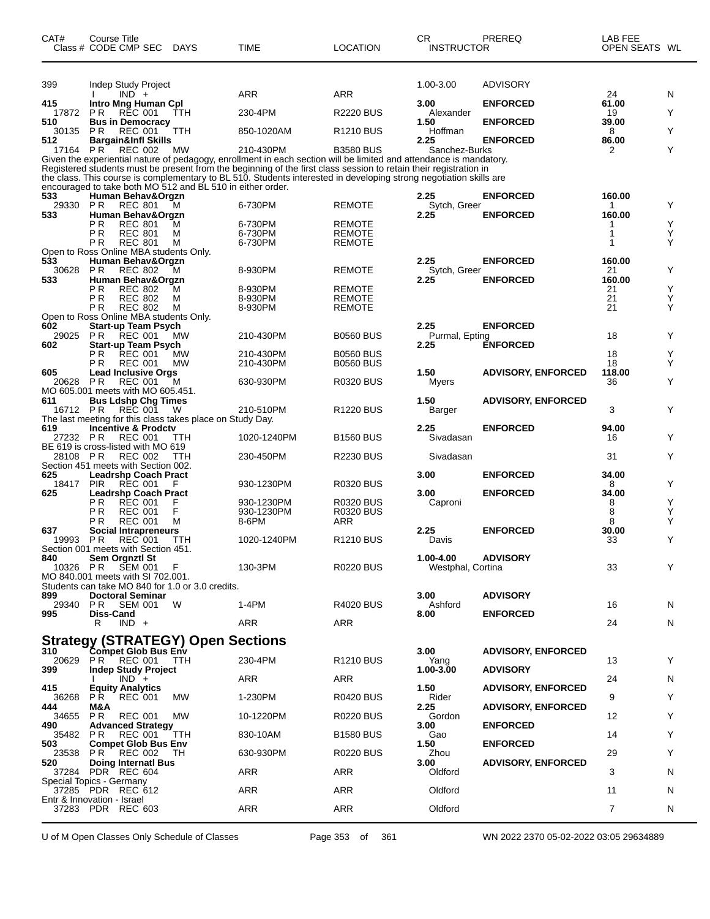| CAT# | Course Title Class # CODE CMP SEC | DAYS | TIME | LOCATION | CR INSTRUCTOR | PREREQ | LAB FEE OPEN SEATS | WL |
|---|---|---|---|---|---|---|---|---|
| 399 | Indep Study Project | | | | 1.00-3.00 | ADVISORY | | |
| | I IND + | | ARR | ARR | | | 24 | N |
| **415** | **Intro Mng Human Cpl** | | | | **3.00** | **ENFORCED** | **61.00** | |
| 17872 | P R REC 001 | TTH | 230-4PM | R2220 BUS | Alexander | | 19 | Y |
| **510** | **Bus in Democracy** | | | | **1.50** | **ENFORCED** | **39.00** | |
| 30135 | P R REC 001 | TTH | 850-1020AM | R1210 BUS | Hoffman | | 8 | Y |
| **512** | **Bargain&Infl Skills** | | | | **2.25** | **ENFORCED** | **86.00** | |
| 17164 | P R REC 002 | MW | 210-430PM | B3580 BUS | Sanchez-Burks | | 2 | Y |

Given the experiential nature of pedagogy, enrollment in each section will be limited and attendance is mandatory. Registered students must be present from the beginning of the first class session to retain their registration in the class. This course is complementary to BL 510. Students interested in developing strong negotiation skills are encouraged to take both MO 512 and BL 510 in either order.

| CAT# | Course Title Class # CODE CMP SEC | DAYS | TIME | LOCATION | CR INSTRUCTOR | PREREQ | LAB FEE OPEN SEATS | WL |
|---|---|---|---|---|---|---|---|---|
| **533** | **Human Behav&Orgzn** | | | | **2.25** | **ENFORCED** | **160.00** | |
| 29330 | P R REC 801 | M | 6-730PM | REMOTE | Sytch, Greer | | 1 | Y |
| **533** | **Human Behav&Orgzn** | | | | **2.25** | **ENFORCED** | **160.00** | |
| | P R REC 801 | M | 6-730PM | REMOTE | | | 1 | Y |
| | P R REC 801 | M | 6-730PM | REMOTE | | | 1 | Y |
| | P R REC 801 | M | 6-730PM | REMOTE | | | 1 | Y |

Open to Ross Online MBA students Only.

| CAT# | Course Title Class # CODE CMP SEC | DAYS | TIME | LOCATION | CR INSTRUCTOR | PREREQ | LAB FEE OPEN SEATS | WL |
|---|---|---|---|---|---|---|---|---|
| **533** | **Human Behav&Orgzn** | | | | **2.25** | **ENFORCED** | **160.00** | |
| 30628 | P R REC 802 | M | 8-930PM | REMOTE | Sytch, Greer | | 21 | Y |
| **533** | **Human Behav&Orgzn** | | | | **2.25** | **ENFORCED** | **160.00** | |
| | P R REC 802 | M | 8-930PM | REMOTE | | | 21 | Y |
| | P R REC 802 | M | 8-930PM | REMOTE | | | 21 | Y |
| | P R REC 802 | M | 8-930PM | REMOTE | | | 21 | Y |

Open to Ross Online MBA students Only.

| CAT# | Course Title Class # CODE CMP SEC | DAYS | TIME | LOCATION | CR INSTRUCTOR | PREREQ | LAB FEE OPEN SEATS | WL |
|---|---|---|---|---|---|---|---|---|
| **602** | **Start-up Team Psych** | | | | **2.25** | **ENFORCED** | | |
| 29025 | P R REC 001 | MW | 210-430PM | B0560 BUS | Purmal, Epting | | 18 | Y |
| **602** | **Start-up Team Psych** | | | | **2.25** | **ENFORCED** | | |
| | P R REC 001 | MW | 210-430PM | B0560 BUS | | | 18 | Y |
| | P R REC 001 | MW | 210-430PM | B0560 BUS | | | 18 | Y |
| **605** | **Lead Inclusive Orgs** | | | | **1.50** | **ADVISORY, ENFORCED** | **118.00** | |
| 20628 | P R REC 001 | M | 630-930PM | R0320 BUS | Myers | | 36 | Y |

MO 605.001 meets with MO 605.451.

| CAT# | Course Title Class # CODE CMP SEC | DAYS | TIME | LOCATION | CR INSTRUCTOR | PREREQ | LAB FEE OPEN SEATS | WL |
|---|---|---|---|---|---|---|---|---|
| **611** | **Bus Ldshp Chg Times** | | | | **1.50** | **ADVISORY, ENFORCED** | | |
| 16712 | P R REC 001 | W | 210-510PM | R1220 BUS | Barger | | 3 | Y |

The last meeting for this class takes place on Study Day.

| CAT# | Course Title Class # CODE CMP SEC | DAYS | TIME | LOCATION | CR INSTRUCTOR | PREREQ | LAB FEE OPEN SEATS | WL |
|---|---|---|---|---|---|---|---|---|
| **619** | **Incentive & Prodctv** | | | | **2.25** | **ENFORCED** | **94.00** | |
| 27232 | P R REC 001 | TTH | 1020-1240PM | B1560 BUS | Sivadasan | | 16 | Y |

BE 619 is cross-listed with MO 619

| CAT# | Course Title Class # CODE CMP SEC | DAYS | TIME | LOCATION | CR INSTRUCTOR | PREREQ | LAB FEE OPEN SEATS | WL |
|---|---|---|---|---|---|---|---|---|
| 28108 | P R REC 002 | TTH | 230-450PM | R2230 BUS | Sivadasan | | 31 | Y |

Section 451 meets with Section 002.

| CAT# | Course Title Class # CODE CMP SEC | DAYS | TIME | LOCATION | CR INSTRUCTOR | PREREQ | LAB FEE OPEN SEATS | WL |
|---|---|---|---|---|---|---|---|---|
| **625** | **Leadrshp Coach Pract** | | | | **3.00** | **ENFORCED** | **34.00** | |
| 18417 | PIR REC 001 | F | 930-1230PM | R0320 BUS | | | 8 | Y |
| **625** | **Leadrshp Coach Pract** | | | | **3.00** | **ENFORCED** | **34.00** | |
| | P R REC 001 | F | 930-1230PM | R0320 BUS | Caproni | | 8 | Y |
| | P R REC 001 | F | 930-1230PM | R0320 BUS | | | 8 | Y |
| | P R REC 001 | M | 8-6PM | ARR | | | 8 | Y |
| **637** | **Social Intrapreneurs** | | | | **2.25** | **ENFORCED** | **30.00** | |
| 19993 | P R REC 001 | TTH | 1020-1240PM | R1210 BUS | Davis | | 33 | Y |

Section 001 meets with Section 451.

| CAT# | Course Title Class # CODE CMP SEC | DAYS | TIME | LOCATION | CR INSTRUCTOR | PREREQ | LAB FEE OPEN SEATS | WL |
|---|---|---|---|---|---|---|---|---|
| **840** | **Sem Orgnztl St** | | | | **1.00-4.00** | **ADVISORY** | | |
| 10326 | P R SEM 001 | F | 130-3PM | R0220 BUS | Westphal, Cortina | | 33 | Y |

MO 840.001 meets with SI 702.001.
Students can take MO 840 for 1.0 or 3.0 credits.

| CAT# | Course Title Class # CODE CMP SEC | DAYS | TIME | LOCATION | CR INSTRUCTOR | PREREQ | LAB FEE OPEN SEATS | WL |
|---|---|---|---|---|---|---|---|---|
| **899** | **Doctoral Seminar** | | | | **3.00** | **ADVISORY** | | |
| 29340 | P R SEM 001 | W | 1-4PM | R4020 BUS | Ashford | | 16 | N |
| **995** | **Diss-Cand** | | | | **8.00** | **ENFORCED** | | |
| | R IND + | | ARR | ARR | | | 24 | N |

## Strategy (STRATEGY) Open Sections

| CAT# | Course Title Class # CODE CMP SEC | DAYS | TIME | LOCATION | CR INSTRUCTOR | PREREQ | LAB FEE OPEN SEATS | WL |
|---|---|---|---|---|---|---|---|---|
| **310** | **Compet Glob Bus Env** | | | | **3.00** | **ADVISORY, ENFORCED** | | |
| 20629 | P R REC 001 | TTH | 230-4PM | R1210 BUS | Yang | | 13 | Y |
| **399** | **Indep Study Project** | | | | **1.00-3.00** | **ADVISORY** | | |
| | I IND + | | ARR | ARR | | | 24 | N |
| **415** | **Equity Analytics** | | | | **1.50** | **ADVISORY, ENFORCED** | | |
| 36268 | P R REC 001 | MW | 1-230PM | R0420 BUS | Rider | | 9 | Y |
| **444** | **M&A** | | | | **2.25** | **ADVISORY, ENFORCED** | | |
| 34655 | P R REC 001 | MW | 10-1220PM | R0220 BUS | Gordon | | 12 | Y |
| **490** | **Advanced Strategy** | | | | **3.00** | **ENFORCED** | | |
| 35482 | P R REC 001 | TTH | 830-10AM | B1580 BUS | Gao | | 14 | Y |
| **503** | **Compet Glob Bus Env** | | | | **1.50** | **ENFORCED** | | |
| 23538 | P R REC 002 | TH | 630-930PM | R0220 BUS | Zhou | | 29 | Y |
| **520** | **Doing Internatl Bus** | | | | **3.00** | **ADVISORY, ENFORCED** | | |
| 37284 | PDR REC 604 | | ARR | ARR | Oldford | | 3 | N |

Special Topics - Germany

| CAT# | Course Title Class # CODE CMP SEC | DAYS | TIME | LOCATION | CR INSTRUCTOR | PREREQ | LAB FEE OPEN SEATS | WL |
|---|---|---|---|---|---|---|---|---|
| 37285 | PDR REC 612 | | ARR | ARR | Oldford | | 11 | N |

Entr & Innovation - Israel

| CAT# | Course Title Class # CODE CMP SEC | DAYS | TIME | LOCATION | CR INSTRUCTOR | PREREQ | LAB FEE OPEN SEATS | WL |
|---|---|---|---|---|---|---|---|---|
| 37283 | PDR REC 603 | | ARR | ARR | Oldford | | 7 | N |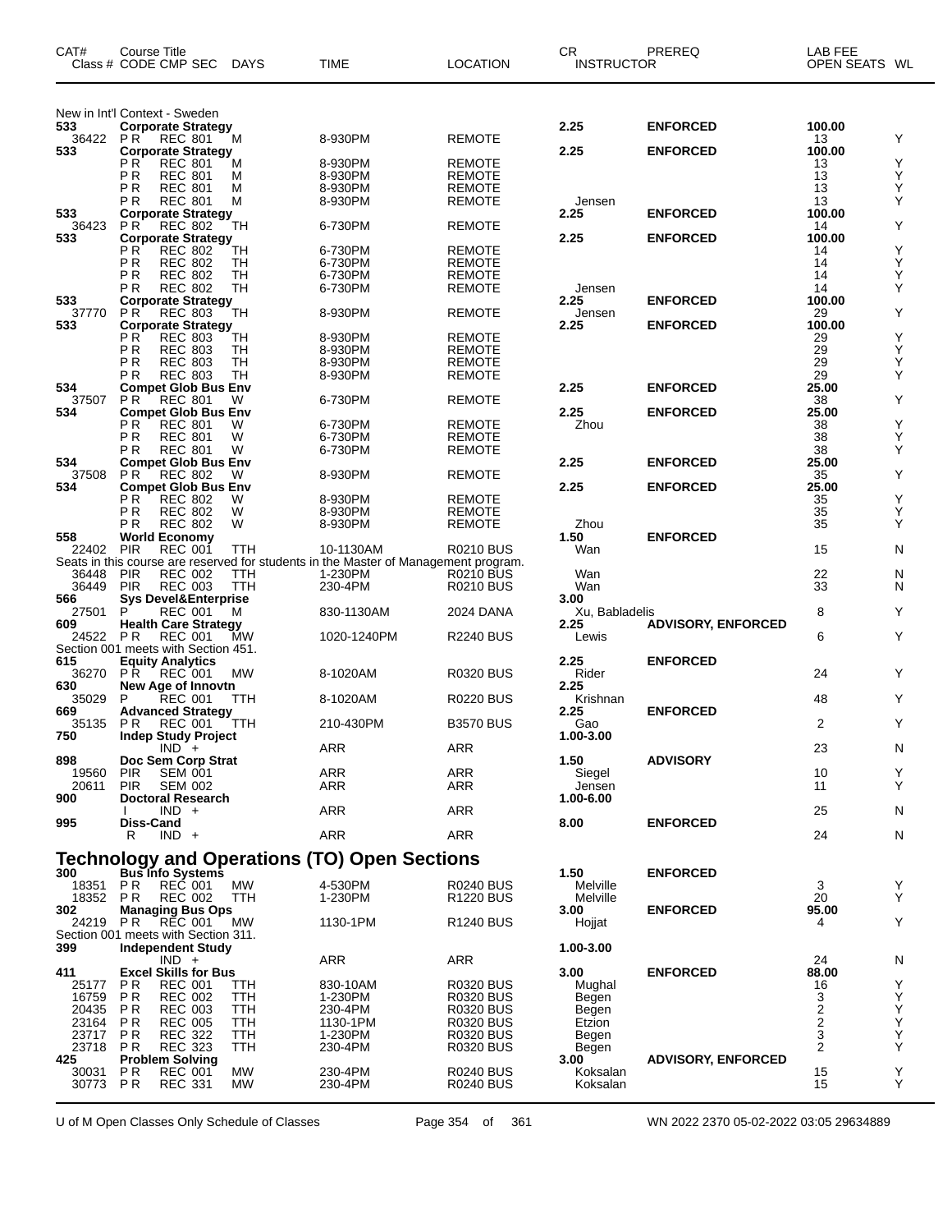| CAT# Class # | Course Title CODE CMP SEC | DAYS | TIME | LOCATION | CR INSTRUCTOR | PREREQ | LAB FEE OPEN SEATS | WL |
|---|---|---|---|---|---|---|---|---|
| New in Int'l Context - Sweden | | | | | | | | |
| **533** | **Corporate Strategy** | | | | **2.25** | **ENFORCED** | **100.00** | |
| 36422 | P R REC 801 | M | 8-930PM | REMOTE | | | 13 | Y |
| **533** | **Corporate Strategy** | | | | **2.25** | **ENFORCED** | **100.00** | |
| | P R REC 801 | M | 8-930PM | REMOTE | | | 13 | Y |
| | P R REC 801 | M | 8-930PM | REMOTE | | | 13 | Y |
| | P R REC 801 | M | 8-930PM | REMOTE | | | 13 | Y |
| | P R REC 801 | M | 8-930PM | REMOTE | Jensen | | 13 | Y |
| **533** | **Corporate Strategy** | | | | **2.25** | **ENFORCED** | **100.00** | |
| 36423 | P R REC 802 | TH | 6-730PM | REMOTE | | | 14 | Y |
| **533** | **Corporate Strategy** | | | | **2.25** | **ENFORCED** | **100.00** | |
| | P R REC 802 | TH | 6-730PM | REMOTE | | | 14 | Y |
| | P R REC 802 | TH | 6-730PM | REMOTE | | | 14 | Y |
| | P R REC 802 | TH | 6-730PM | REMOTE | | | 14 | Y |
| | P R REC 802 | TH | 6-730PM | REMOTE | Jensen | | 14 | Y |
| **533** | **Corporate Strategy** | | | | **2.25** | **ENFORCED** | **100.00** | |
| 37770 | P R REC 803 | TH | 8-930PM | REMOTE | Jensen | | 29 | Y |
| **533** | **Corporate Strategy** | | | | **2.25** | **ENFORCED** | **100.00** | |
| | P R REC 803 | TH | 8-930PM | REMOTE | | | 29 | Y |
| | P R REC 803 | TH | 8-930PM | REMOTE | | | 29 | Y |
| | P R REC 803 | TH | 8-930PM | REMOTE | | | 29 | Y |
| | P R REC 803 | TH | 8-930PM | REMOTE | | | 29 | Y |
| **534** | **Compet Glob Bus Env** | | | | **2.25** | **ENFORCED** | **25.00** | |
| 37507 | P R REC 801 | W | 6-730PM | REMOTE | | | 38 | Y |
| **534** | **Compet Glob Bus Env** | | | | **2.25** | **ENFORCED** | **25.00** | |
| | P R REC 801 | W | 6-730PM | REMOTE | Zhou | | 38 | Y |
| | P R REC 801 | W | 6-730PM | REMOTE | | | 38 | Y |
| | P R REC 801 | W | 6-730PM | REMOTE | | | 38 | Y |
| **534** | **Compet Glob Bus Env** | | | | **2.25** | **ENFORCED** | **25.00** | |
| 37508 | P R REC 802 | W | 8-930PM | REMOTE | | | 35 | Y |
| **534** | **Compet Glob Bus Env** | | | | **2.25** | **ENFORCED** | **25.00** | |
| | P R REC 802 | W | 8-930PM | REMOTE | | | 35 | Y |
| | P R REC 802 | W | 8-930PM | REMOTE | | | 35 | Y |
| | P R REC 802 | W | 8-930PM | REMOTE | Zhou | | 35 | Y |
| **558** | **World Economy** | | | | **1.50** | **ENFORCED** | | |
| 22402 | PIR REC 001 | TTH | 10-1130AM | R0210 BUS | Wan | | 15 | N |
| Seats in this course are reserved for students in the Master of Management program. | | | | | | | | |
| 36448 | PIR REC 002 | TTH | 1-230PM | R0210 BUS | Wan | | 22 | N |
| 36449 | PIR REC 003 | TTH | 230-4PM | R0210 BUS | Wan | | 33 | N |
| **566** | **Sys Devel&Enterprise** | | | | **3.00** | | | |
| 27501 | P REC 001 | M | 830-1130AM | 2024 DANA | Xu, Babladelis | | 8 | Y |
| **609** | **Health Care Strategy** | | | | **2.25** | **ADVISORY, ENFORCED** | | |
| 24522 | P R REC 001 | MW | 1020-1240PM | R2240 BUS | Lewis | | 6 | Y |
| Section 001 meets with Section 451. | | | | | | | | |
| **615** | **Equity Analytics** | | | | **2.25** | **ENFORCED** | | |
| 36270 | P R REC 001 | MW | 8-1020AM | R0320 BUS | Rider | | 24 | Y |
| **630** | **New Age of Innovtn** | | | | **2.25** | | | |
| 35029 | P REC 001 | TTH | 8-1020AM | R0220 BUS | Krishnan | | 48 | Y |
| **669** | **Advanced Strategy** | | | | **2.25** | **ENFORCED** | | |
| 35135 | P R REC 001 | TTH | 210-430PM | B3570 BUS | Gao | | 2 | Y |
| **750** | **Indep Study Project** | | | | **1.00-3.00** | | | |
| | IND + | | ARR | ARR | | | 23 | N |
| **898** | **Doc Sem Corp Strat** | | | | **1.50** | **ADVISORY** | | |
| 19560 | PIR SEM 001 | | ARR | ARR | Siegel | | 10 | Y |
| 20611 | PIR SEM 002 | | ARR | ARR | Jensen | | 11 | Y |
| **900** | **Doctoral Research** | | | | **1.00-6.00** | | | |
| | I IND + | | ARR | ARR | | | 25 | N |
| **995** | **Diss-Cand** | | | | **8.00** | **ENFORCED** | | |
| | R IND + | | ARR | ARR | | | 24 | N |

## Technology and Operations (TO) Open Sections

| CAT# Class # | Course Title CODE CMP SEC | DAYS | TIME | LOCATION | CR INSTRUCTOR | PREREQ | LAB FEE OPEN SEATS | WL |
|---|---|---|---|---|---|---|---|---|
| **300** | **Bus Info Systems** | | | | **1.50** | **ENFORCED** | | |
| 18351 | P R REC 001 | MW | 4-530PM | R0240 BUS | Melville | | 3 | Y |
| 18352 | P R REC 002 | TTH | 1-230PM | R1220 BUS | Melville | | 20 | Y |
| **302** | **Managing Bus Ops** | | | | **3.00** | **ENFORCED** | **95.00** | |
| 24219 | P R REC 001 | MW | 1130-1PM | R1240 BUS | Hojjat | | 4 | Y |
| Section 001 meets with Section 311. | | | | | | | | |
| **399** | **Independent Study** | | | | **1.00-3.00** | | | |
| | IND + | | ARR | ARR | | | 24 | N |
| **411** | **Excel Skills for Bus** | | | | **3.00** | **ENFORCED** | **88.00** | |
| 25177 | P R REC 001 | TTH | 830-10AM | R0320 BUS | Mughal | | 16 | Y |
| 16759 | P R REC 002 | TTH | 1-230PM | R0320 BUS | Begen | | 3 | Y |
| 20435 | P R REC 003 | TTH | 230-4PM | R0320 BUS | Begen | | 2 | Y |
| 23164 | P R REC 005 | TTH | 1130-1PM | R0320 BUS | Etzion | | 2 | Y |
| 23717 | P R REC 322 | TTH | 1-230PM | R0320 BUS | Begen | | 3 | Y |
| 23718 | P R REC 323 | TTH | 230-4PM | R0320 BUS | Begen | | 2 | Y |
| **425** | **Problem Solving** | | | | **3.00** | **ADVISORY, ENFORCED** | | |
| 30031 | P R REC 001 | MW | 230-4PM | R0240 BUS | Koksalan | | 15 | Y |
| 30773 | P R REC 331 | MW | 230-4PM | R0240 BUS | Koksalan | | 15 | Y |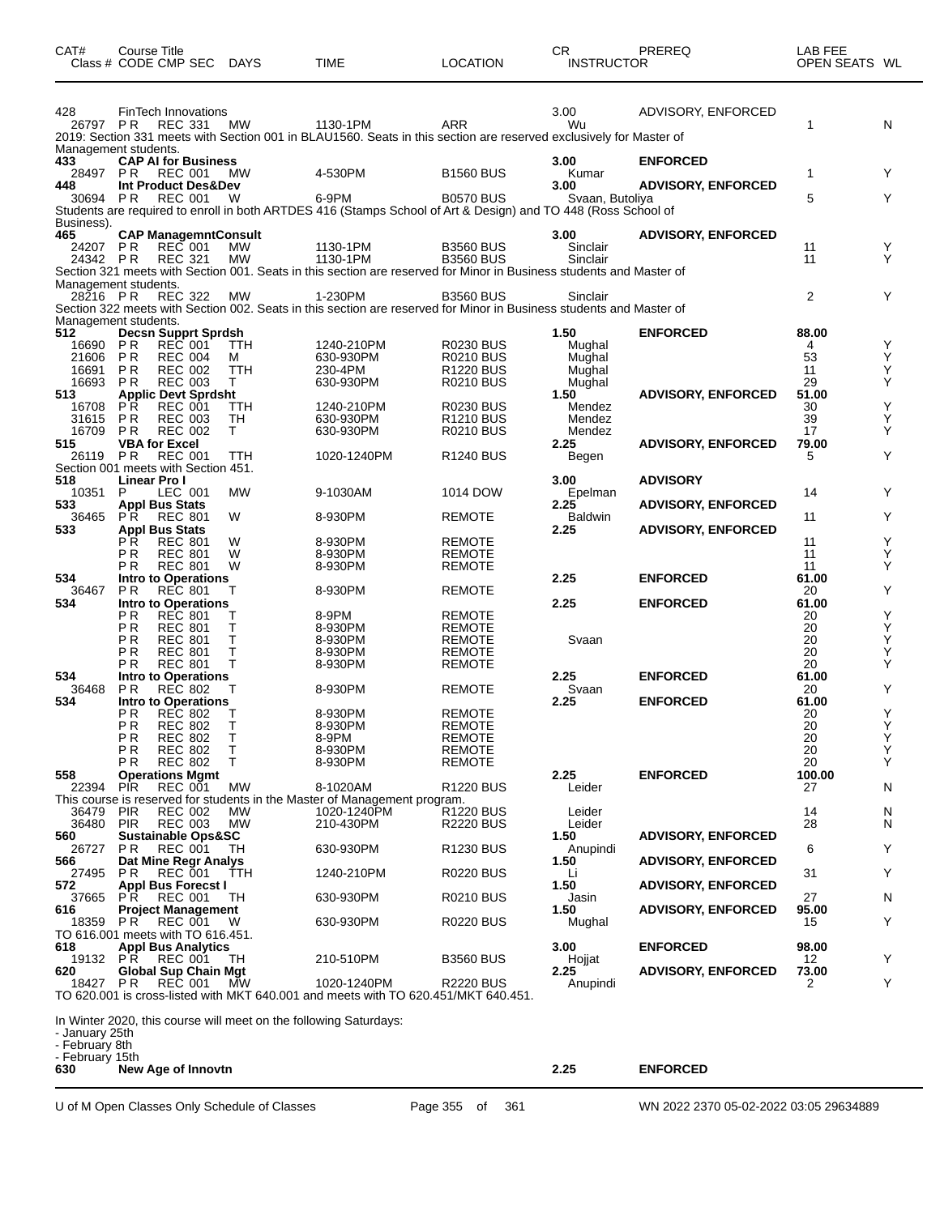| CAT# | Course Title Class # CODE CMP SEC | DAYS | TIME | LOCATION | CR INSTRUCTOR | PREREQ | LAB FEE OPEN SEATS | WL |
|---|---|---|---|---|---|---|---|---|
| 428 | FinTech Innovations | | | | 3.00 | ADVISORY, ENFORCED | | |
| 26797 | P R REC 331 | MW | 1130-1PM | ARR | Wu | | 1 | N |

2019: Section 331 meets with Section 001 in BLAU1560. Seats in this section are reserved exclusively for Master of Management students.

| CAT# | Course Title Class # CODE CMP SEC | DAYS | TIME | LOCATION | CR INSTRUCTOR | PREREQ | LAB FEE OPEN SEATS | WL |
|---|---|---|---|---|---|---|---|---|
| **433** | **CAP AI for Business** | | | | **3.00** | **ENFORCED** | | |
| 28497 | P R REC 001 | MW | 4-530PM | B1560 BUS | Kumar | | 1 | Y |
| **448** | **Int Product Des&Dev** | | | | **3.00** | **ADVISORY, ENFORCED** | | |
| 30694 | P R REC 001 | W | 6-9PM | B0570 BUS | Svaan, Butoliya | | 5 | Y |

Students are required to enroll in both ARTDES 416 (Stamps School of Art & Design) and TO 448 (Ross School of Business).

| CAT# | Course Title Class # CODE CMP SEC | DAYS | TIME | LOCATION | CR INSTRUCTOR | PREREQ | LAB FEE OPEN SEATS | WL |
|---|---|---|---|---|---|---|---|---|
| **465** | **CAP ManagemntConsult** | | | | **3.00** | **ADVISORY, ENFORCED** | | |
| 24207 | P R REC 001 | MW | 1130-1PM | B3560 BUS | Sinclair | | 11 | Y |
| 24342 | P R REC 321 | MW | 1130-1PM | B3560 BUS | Sinclair | | 11 | Y |

Section 321 meets with Section 001. Seats in this section are reserved for Minor in Business students and Master of Management students.

| CAT# | Course Title Class # CODE CMP SEC | DAYS | TIME | LOCATION | CR INSTRUCTOR | PREREQ | LAB FEE OPEN SEATS | WL |
|---|---|---|---|---|---|---|---|---|
| 28216 | P R REC 322 | MW | 1-230PM | B3560 BUS | Sinclair | | 2 | Y |

Section 322 meets with Section 002. Seats in this section are reserved for Minor in Business students and Master of Management students.

| CAT# | Course Title Class # CODE CMP SEC | DAYS | TIME | LOCATION | CR INSTRUCTOR | PREREQ | LAB FEE OPEN SEATS | WL |
|---|---|---|---|---|---|---|---|---|
| **512** | **Decsn Supprt Sprdsh** | | | | **1.50** | **ENFORCED** | **88.00** | |
| 16690 | P R REC 001 | TTH | 1240-210PM | R0230 BUS | Mughal | | 4 | Y |
| 21606 | P R REC 004 | M | 630-930PM | R0210 BUS | Mughal | | 53 | Y |
| 16691 | P R REC 002 | TTH | 230-4PM | R1220 BUS | Mughal | | 11 | Y |
| 16693 | P R REC 003 | T | 630-930PM | R0210 BUS | Mughal | | 29 | Y |
| **513** | **Applic Devt Sprdsht** | | | | **1.50** | **ADVISORY, ENFORCED** | **51.00** | |
| 16708 | P R REC 001 | TTH | 1240-210PM | R0230 BUS | Mendez | | 30 | Y |
| 31615 | P R REC 003 | TH | 630-930PM | R1210 BUS | Mendez | | 39 | Y |
| 16709 | P R REC 002 | T | 630-930PM | R0210 BUS | Mendez | | 17 | Y |
| **515** | **VBA for Excel** | | | | **2.25** | **ADVISORY, ENFORCED** | **79.00** | |
| 26119 | P R REC 001 | TTH | 1020-1240PM | R1240 BUS | Begen | | 5 | Y |

Section 001 meets with Section 451.

| CAT# | Course Title Class # CODE CMP SEC | DAYS | TIME | LOCATION | CR INSTRUCTOR | PREREQ | LAB FEE OPEN SEATS | WL |
|---|---|---|---|---|---|---|---|---|
| **518** | **Linear Pro I** | | | | **3.00** | **ADVISORY** | | |
| 10351 | P LEC 001 | MW | 9-1030AM | 1014 DOW | Epelman | | 14 | Y |
| **533** | **Appl Bus Stats** | | | | **2.25** | **ADVISORY, ENFORCED** | | |
| 36465 | P R REC 801 | W | 8-930PM | REMOTE | Baldwin | | 11 | Y |
| **533** | **Appl Bus Stats** | | | | **2.25** | **ADVISORY, ENFORCED** | | |
| | P R REC 801 | W | 8-930PM | REMOTE | | | 11 | Y |
| | P R REC 801 | W | 8-930PM | REMOTE | | | 11 | Y |
| | P R REC 801 | W | 8-930PM | REMOTE | | | 11 | Y |
| **534** | **Intro to Operations** | | | | **2.25** | **ENFORCED** | **61.00** | |
| 36467 | P R REC 801 | T | 8-930PM | REMOTE | | | 20 | Y |
| **534** | **Intro to Operations** | | | | **2.25** | **ENFORCED** | **61.00** | |
| | P R REC 801 | T | 8-9PM | REMOTE | | | 20 | Y |
| | P R REC 801 | T | 8-930PM | REMOTE | | | 20 | Y |
| | P R REC 801 | T | 8-930PM | REMOTE | Svaan | | 20 | Y |
| | P R REC 801 | T | 8-930PM | REMOTE | | | 20 | Y |
| | P R REC 801 | T | 8-930PM | REMOTE | | | 20 | Y |
| **534** | **Intro to Operations** | | | | **2.25** | **ENFORCED** | **61.00** | |
| 36468 | P R REC 802 | T | 8-930PM | REMOTE | Svaan | | 20 | Y |
| **534** | **Intro to Operations** | | | | **2.25** | **ENFORCED** | **61.00** | |
| | P R REC 802 | T | 8-930PM | REMOTE | | | 20 | Y |
| | P R REC 802 | T | 8-930PM | REMOTE | | | 20 | Y |
| | P R REC 802 | T | 8-9PM | REMOTE | | | 20 | Y |
| | P R REC 802 | T | 8-930PM | REMOTE | | | 20 | Y |
| | P R REC 802 | T | 8-930PM | REMOTE | | | 20 | Y |
| **558** | **Operations Mgmt** | | | | **2.25** | **ENFORCED** | **100.00** | |
| 22394 | PIR REC 001 | MW | 8-1020AM | R1220 BUS | Leider | | 27 | N |

This course is reserved for students in the Master of Management program.

| CAT# | Course Title Class # CODE CMP SEC | DAYS | TIME | LOCATION | CR INSTRUCTOR | PREREQ | LAB FEE OPEN SEATS | WL |
|---|---|---|---|---|---|---|---|---|
| 36479 | PIR REC 002 | MW | 1020-1240PM | R1220 BUS | Leider | | 14 | N |
| 36480 | PIR REC 003 | MW | 210-430PM | R2220 BUS | Leider | | 28 | N |
| **560** | **Sustainable Ops&SC** | | | | **1.50** | **ADVISORY, ENFORCED** | | |
| 26727 | P R REC 001 | TH | 630-930PM | R1230 BUS | Anupindi | | 6 | Y |
| **566** | **Dat Mine Regr Analys** | | | | **1.50** | **ADVISORY, ENFORCED** | | |
| 27495 | P R REC 001 | TTH | 1240-210PM | R0220 BUS | Li | | 31 | Y |
| **572** | **Appl Bus Forecst I** | | | | **1.50** | **ADVISORY, ENFORCED** | | |
| 37665 | P R REC 001 | TH | 630-930PM | R0210 BUS | Jasin | | 27 | N |
| **616** | **Project Management** | | | | **1.50** | **ADVISORY, ENFORCED** | **95.00** | |
| 18359 | P R REC 001 | W | 630-930PM | R0220 BUS | Mughal | | 15 | Y |

TO 616.001 meets with TO 616.451.

| CAT# | Course Title Class # CODE CMP SEC | DAYS | TIME | LOCATION | CR INSTRUCTOR | PREREQ | LAB FEE OPEN SEATS | WL |
|---|---|---|---|---|---|---|---|---|
| **618** | **Appl Bus Analytics** | | | | **3.00** | **ENFORCED** | **98.00** | |
| 19132 | P R REC 001 | TH | 210-510PM | B3560 BUS | Hojjat | | 12 | Y |
| **620** | **Global Sup Chain Mgt** | | | | **2.25** | **ADVISORY, ENFORCED** | **73.00** | |
| 18427 | P R REC 001 | MW | 1020-1240PM | R2220 BUS | Anupindi | | 2 | Y |

TO 620.001 is cross-listed with MKT 640.001 and meets with TO 620.451/MKT 640.451.

In Winter 2020, this course will meet on the following Saturdays:
- January 25th
- February 8th
- February 15th

| CAT# | Course Title | CR | PREREQ |
|---|---|---|---|
| **630** | **New Age of Innovtn** | **2.25** | **ENFORCED** |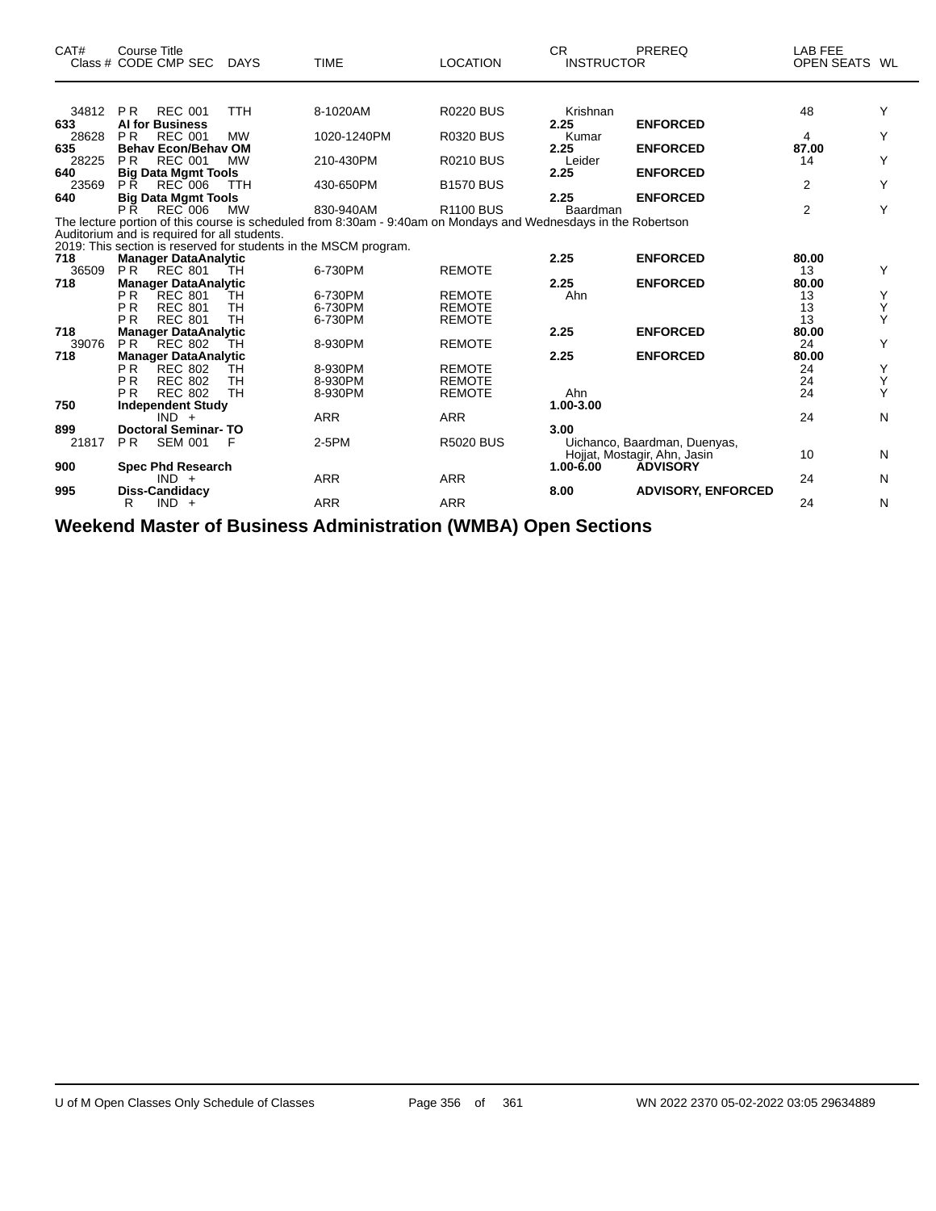| CAT# | Course Title Class # CODE CMP SEC | DAYS | TIME | LOCATION | CR INSTRUCTOR | PREREQ | LAB FEE OPEN SEATS | WL |
|---|---|---|---|---|---|---|---|---|
| 34812 | P R REC 001 | TTH | 8-1020AM | R0220 BUS | Krishnan | | 48 | Y |
| **633** | **AI for Business** | | | | **2.25** | **ENFORCED** | | |
| 28628 | P R REC 001 | MW | 1020-1240PM | R0320 BUS | Kumar | | 4 | Y |
| **635** | **Behav Econ/Behav OM** | | | | **2.25** | **ENFORCED** | **87.00** | |
| 28225 | P R REC 001 | MW | 210-430PM | R0210 BUS | Leider | | 14 | Y |
| **640** | **Big Data Mgmt Tools** | | | | **2.25** | **ENFORCED** | | |
| 23569 | P R REC 006 | TTH | 430-650PM | B1570 BUS | | | 2 | Y |
| **640** | **Big Data Mgmt Tools** | | | | **2.25** | **ENFORCED** | | |
| | P R REC 006 | MW | 830-940AM | R1100 BUS | Baardman | | 2 | Y |

The lecture portion of this course is scheduled from 8:30am - 9:40am on Mondays and Wednesdays in the Robertson Auditorium and is required for all students.
2019: This section is reserved for students in the MSCM program.

| CAT# | Course Title Class # CODE CMP SEC | DAYS | TIME | LOCATION | CR INSTRUCTOR | PREREQ | LAB FEE OPEN SEATS | WL |
|---|---|---|---|---|---|---|---|---|
| **718** | **Manager DataAnalytic** | | | | **2.25** | **ENFORCED** | **80.00** | |
| 36509 | P R REC 801 | TH | 6-730PM | REMOTE | | | 13 | Y |
| **718** | **Manager DataAnalytic** | | | | **2.25** | **ENFORCED** | **80.00** | |
| | P R REC 801 | TH | 6-730PM | REMOTE | Ahn | | 13 | Y |
| | P R REC 801 | TH | 6-730PM | REMOTE | | | 13 | Y |
| | P R REC 801 | TH | 6-730PM | REMOTE | | | 13 | Y |
| **718** | **Manager DataAnalytic** | | | | **2.25** | **ENFORCED** | **80.00** | |
| 39076 | P R REC 802 | TH | 8-930PM | REMOTE | | | 24 | Y |
| **718** | **Manager DataAnalytic** | | | | **2.25** | **ENFORCED** | **80.00** | |
| | P R REC 802 | TH | 8-930PM | REMOTE | | | 24 | Y |
| | P R REC 802 | TH | 8-930PM | REMOTE | | | 24 | Y |
| | P R REC 802 | TH | 8-930PM | REMOTE | Ahn | | 24 | Y |
| **750** | **Independent Study** | | | | **1.00-3.00** | | | |
| | IND + | | ARR | ARR | | | 24 | N |
| **899** | **Doctoral Seminar- TO** | | | | **3.00** | | | |
| 21817 | P R SEM 001 | F | 2-5PM | R5020 BUS | Uichanco, Baardman, Duenyas, Hojjat, Mostagir, Ahn, Jasin | | 10 | N |
| **900** | **Spec Phd Research** | | | | **1.00-6.00** | **ADVISORY** | | |
| | IND + | | ARR | ARR | | | 24 | N |
| **995** | **Diss-Candidacy** | | | | **8.00** | **ADVISORY, ENFORCED** | | |
| | R IND + | | ARR | ARR | | | 24 | N |

## Weekend Master of Business Administration (WMBA) Open Sections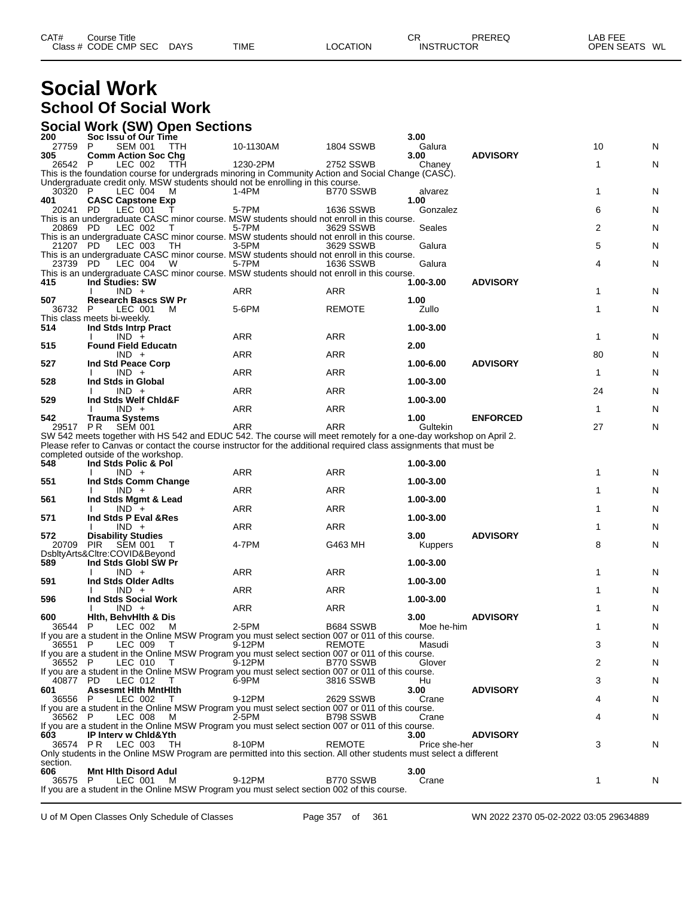| CAT# | Course Title | | | | | CR | PREREQ | LAB FEE |
|---|---|---|---|---|---|---|---|---|
| Class # | CODE CMP SEC | DAYS | TIME | LOCATION | INSTRUCTOR | | | OPEN SEATS WL |

# Social Work
## School Of Social Work
### Social Work (SW) Open Sections

| CAT# / Class # | CODE CMP SEC / Course Title | DAYS | TIME | LOCATION | CR / INSTRUCTOR | PREREQ | OPEN SEATS | WL |
|---|---|---|---|---|---|---|---|---|
| **200** | **Soc Issu of Our Time** | | | | **3.00** | | | |
| 27759 | P SEM 001 | TTH | 10-1130AM | 1804 SSWB | Galura | | 10 | N |
| **305** | **Comm Action Soc Chg** | | | | **3.00** | **ADVISORY** | | |
| 26542 | P LEC 002 | TTH | 1230-2PM | 2752 SSWB | Chaney | | 1 | N |

This is the foundation course for undergrads minoring in Community Action and Social Change (CASC).
Undergraduate credit only. MSW students should not be enrolling in this course.

| CAT# / Class # | CODE CMP SEC / Course Title | DAYS | TIME | LOCATION | CR / INSTRUCTOR | PREREQ | OPEN SEATS | WL |
|---|---|---|---|---|---|---|---|---|
| 30320 | P LEC 004 | M | 1-4PM | B770 SSWB | alvarez | | 1 | N |
| **401** | **CASC Capstone Exp** | | | | **1.00** | | | |
| 20241 | PD LEC 001 | T | 5-7PM | 1636 SSWB | Gonzalez | | 6 | N |

This is an undergraduate CASC minor course. MSW students should not enroll in this course.

| CAT# / Class # | CODE CMP SEC / Course Title | DAYS | TIME | LOCATION | CR / INSTRUCTOR | PREREQ | OPEN SEATS | WL |
|---|---|---|---|---|---|---|---|---|
| 20869 | PD LEC 002 | T | 5-7PM | 3629 SSWB | Seales | | 2 | N |

This is an undergraduate CASC minor course. MSW students should not enroll in this course.

| CAT# / Class # | CODE CMP SEC / Course Title | DAYS | TIME | LOCATION | CR / INSTRUCTOR | PREREQ | OPEN SEATS | WL |
|---|---|---|---|---|---|---|---|---|
| 21207 | PD LEC 003 | TH | 3-5PM | 3629 SSWB | Galura | | 5 | N |

This is an undergraduate CASC minor course. MSW students should not enroll in this course.

| CAT# / Class # | CODE CMP SEC / Course Title | DAYS | TIME | LOCATION | CR / INSTRUCTOR | PREREQ | OPEN SEATS | WL |
|---|---|---|---|---|---|---|---|---|
| 23739 | PD LEC 004 | W | 5-7PM | 1636 SSWB | Galura | | 4 | N |

This is an undergraduate CASC minor course. MSW students should not enroll in this course.

| CAT# / Class # | CODE CMP SEC / Course Title | DAYS | TIME | LOCATION | CR / INSTRUCTOR | PREREQ | OPEN SEATS | WL |
|---|---|---|---|---|---|---|---|---|
| **415** | **Ind Studies: SW** | | | | **1.00-3.00** | **ADVISORY** | | |
| | I IND + | | ARR | ARR | | | 1 | N |
| **507** | **Research Bascs SW Pr** | | | | **1.00** | | | |
| 36732 | P LEC 001 | M | 5-6PM | REMOTE | Zullo | | 1 | N |

This class meets bi-weekly.

| CAT# / Class # | CODE CMP SEC / Course Title | DAYS | TIME | LOCATION | CR / INSTRUCTOR | PREREQ | OPEN SEATS | WL |
|---|---|---|---|---|---|---|---|---|
| **514** | **Ind Stds Intrp Pract** | | | | **1.00-3.00** | | | |
| | I IND + | | ARR | ARR | | | 1 | N |
| **515** | **Found Field Educatn** | | | | **2.00** | | | |
| | IND + | | ARR | ARR | | | 80 | N |
| **527** | **Ind Std Peace Corp** | | | | **1.00-6.00** | **ADVISORY** | | |
| | I IND + | | ARR | ARR | | | 1 | N |
| **528** | **Ind Stds in Global** | | | | **1.00-3.00** | | | |
| | I IND + | | ARR | ARR | | | 24 | N |
| **529** | **Ind Stds Welf Chld&F** | | | | **1.00-3.00** | | | |
| | I IND + | | ARR | ARR | | | 1 | N |
| **542** | **Trauma Systems** | | | | **1.00** | **ENFORCED** | | |
| 29517 | P R SEM 001 | | ARR | ARR | Gultekin | | 27 | N |

SW 542 meets together with HS 542 and EDUC 542. The course will meet remotely for a one-day workshop on April 2.
Please refer to Canvas or contact the course instructor for the additional required class assignments that must be completed outside of the workshop.

| CAT# / Class # | CODE CMP SEC / Course Title | DAYS | TIME | LOCATION | CR / INSTRUCTOR | PREREQ | OPEN SEATS | WL |
|---|---|---|---|---|---|---|---|---|
| **548** | **Ind Stds Polic & Pol** | | | | **1.00-3.00** | | | |
| | I IND + | | ARR | ARR | | | 1 | N |
| **551** | **Ind Stds Comm Change** | | | | **1.00-3.00** | | | |
| | I IND + | | ARR | ARR | | | 1 | N |
| **561** | **Ind Stds Mgmt & Lead** | | | | **1.00-3.00** | | | |
| | I IND + | | ARR | ARR | | | 1 | N |
| **571** | **Ind Stds P Eval &Res** | | | | **1.00-3.00** | | | |
| | I IND + | | ARR | ARR | | | 1 | N |
| **572** | **Disability Studies** | | | | **3.00** | **ADVISORY** | | |
| 20709 | PIR SEM 001 | T | 4-7PM | G463 MH | Kuppers | | 8 | N |

DsbltyArts&Cltre:COVID&Beyond

| CAT# / Class # | CODE CMP SEC / Course Title | DAYS | TIME | LOCATION | CR / INSTRUCTOR | PREREQ | OPEN SEATS | WL |
|---|---|---|---|---|---|---|---|---|
| **589** | **Ind Stds Globl SW Pr** | | | | **1.00-3.00** | | | |
| | I IND + | | ARR | ARR | | | 1 | N |
| **591** | **Ind Stds Older Adlts** | | | | **1.00-3.00** | | | |
| | I IND + | | ARR | ARR | | | 1 | N |
| **596** | **Ind Stds Social Work** | | | | **1.00-3.00** | | | |
| | I IND + | | ARR | ARR | | | 1 | N |
| **600** | **Hlth, BehvHlth & Dis** | | | | **3.00** | **ADVISORY** | | |
| 36544 | P LEC 002 | M | 2-5PM | B684 SSWB | Moe he-him | | 1 | N |

If you are a student in the Online MSW Program you must select section 007 or 011 of this course.

| CAT# / Class # | CODE CMP SEC / Course Title | DAYS | TIME | LOCATION | CR / INSTRUCTOR | PREREQ | OPEN SEATS | WL |
|---|---|---|---|---|---|---|---|---|
| 36551 | P LEC 009 | T | 9-12PM | REMOTE | Masudi | | 3 | N |

If you are a student in the Online MSW Program you must select section 007 or 011 of this course.

| CAT# / Class # | CODE CMP SEC / Course Title | DAYS | TIME | LOCATION | CR / INSTRUCTOR | PREREQ | OPEN SEATS | WL |
|---|---|---|---|---|---|---|---|---|
| 36552 | P LEC 010 | T | 9-12PM | B770 SSWB | Glover | | 2 | N |

If you are a student in the Online MSW Program you must select section 007 or 011 of this course.

| CAT# / Class # | CODE CMP SEC / Course Title | DAYS | TIME | LOCATION | CR / INSTRUCTOR | PREREQ | OPEN SEATS | WL |
|---|---|---|---|---|---|---|---|---|
| 40877 | PD LEC 012 | T | 6-9PM | 3816 SSWB | Hu | | 3 | N |
| **601** | **Assesmt Hlth MntHlth** | | | | **3.00** | **ADVISORY** | | |
| 36556 | P LEC 002 | T | 9-12PM | 2629 SSWB | Crane | | 4 | N |

If you are a student in the Online MSW Program you must select section 007 or 011 of this course.

| CAT# / Class # | CODE CMP SEC / Course Title | DAYS | TIME | LOCATION | CR / INSTRUCTOR | PREREQ | OPEN SEATS | WL |
|---|---|---|---|---|---|---|---|---|
| 36562 | P LEC 008 | M | 2-5PM | B798 SSWB | Crane | | 4 | N |

If you are a student in the Online MSW Program you must select section 007 or 011 of this course.

| CAT# / Class # | CODE CMP SEC / Course Title | DAYS | TIME | LOCATION | CR / INSTRUCTOR | PREREQ | OPEN SEATS | WL |
|---|---|---|---|---|---|---|---|---|
| **603** | **IP Interv w Chld&Yth** | | | | **3.00** | **ADVISORY** | | |
| 36574 | P R LEC 003 | TH | 8-10PM | REMOTE | Price she-her | | 3 | N |

Only students in the Online MSW Program are permitted into this section. All other students must select a different section.

| CAT# / Class # | CODE CMP SEC / Course Title | DAYS | TIME | LOCATION | CR / INSTRUCTOR | PREREQ | OPEN SEATS | WL |
|---|---|---|---|---|---|---|---|---|
| **606** | **Mnt Hlth Disord Adul** | | | | **3.00** | | | |
| 36575 | P LEC 001 | M | 9-12PM | B770 SSWB | Crane | | 1 | N |

If you are a student in the Online MSW Program you must select section 002 of this course.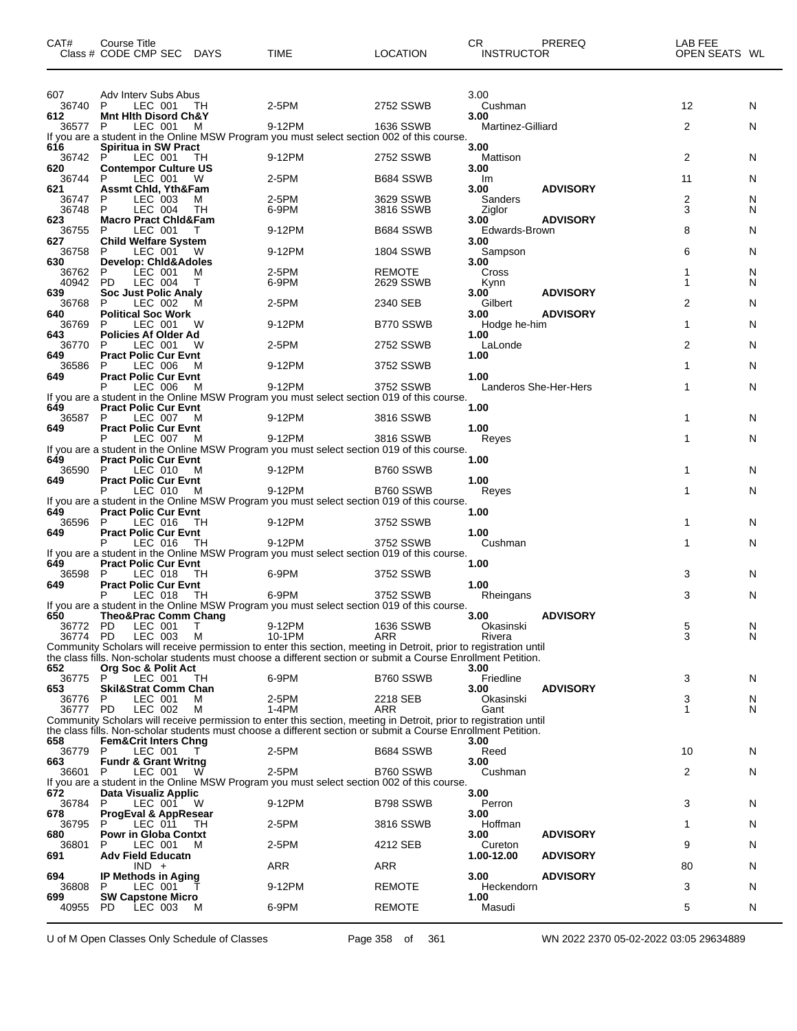| CAT# | Course Title Class # CODE CMP SEC DAYS | TIME | LOCATION | CR INSTRUCTOR | PREREQ | LAB FEE OPEN SEATS | WL |
|---|---|---|---|---|---|---|---|
| 607 | Adv Interv Subs Abus | | | 3.00 | | | |
| 36740 | P LEC 001 TH | 2-5PM | 2752 SSWB | Cushman | | 12 | N |
| 612 | **Mnt Hlth Disord Ch&Y** | | | **3.00** | | | |
| 36577 | P LEC 001 M | 9-12PM | 1636 SSWB | Martinez-Gilliard | | 2 | N |
| | If you are a student in the Online MSW Program you must select section 002 of this course. | | | | | | |
| 616 | **Spiritua in SW Pract** | | | **3.00** | | | |
| 36742 | P LEC 001 TH | 9-12PM | 2752 SSWB | Mattison | | 2 | N |
| 620 | **Contempor Culture US** | | | **3.00** | | | |
| 36744 | P LEC 001 W | 2-5PM | B684 SSWB | Im | | 11 | N |
| 621 | **Assmt Chld, Yth&Fam** | | | **3.00** | **ADVISORY** | | |
| 36747 | P LEC 003 M | 2-5PM | 3629 SSWB | Sanders | | 2 | N |
| 36748 | P LEC 004 TH | 6-9PM | 3816 SSWB | Ziglor | | 3 | N |
| 623 | **Macro Pract Chld&Fam** | | | **3.00** | **ADVISORY** | | |
| 36755 | P LEC 001 T | 9-12PM | B684 SSWB | Edwards-Brown | | 8 | N |
| 627 | **Child Welfare System** | | | **3.00** | | | |
| 36758 | P LEC 001 W | 9-12PM | 1804 SSWB | Sampson | | 6 | N |
| 630 | **Develop: Chld&Adoles** | | | **3.00** | | | |
| 36762 | P LEC 001 M | 2-5PM | REMOTE | Cross | | 1 | N |
| 40942 | PD LEC 004 T | 6-9PM | 2629 SSWB | Kynn | | 1 | N |
| 639 | **Soc Just Polic Analy** | | | **3.00** | **ADVISORY** | | |
| 36768 | P LEC 002 M | 2-5PM | 2340 SEB | Gilbert | | 2 | N |
| 640 | **Political Soc Work** | | | **3.00** | **ADVISORY** | | |
| 36769 | P LEC 001 W | 9-12PM | B770 SSWB | Hodge he-him | | 1 | N |
| 643 | **Policies Af Older Ad** | | | **1.00** | | | |
| 36770 | P LEC 001 W | 2-5PM | 2752 SSWB | LaLonde | | 2 | N |
| 649 | **Pract Polic Cur Evnt** | | | **1.00** | | | |
| 36586 | P LEC 006 M | 9-12PM | 3752 SSWB | | | 1 | N |
| 649 | **Pract Polic Cur Evnt** | | | **1.00** | | | |
| | P LEC 006 M | 9-12PM | 3752 SSWB | Landeros She-Her-Hers | | 1 | N |
| | If you are a student in the Online MSW Program you must select section 019 of this course. | | | | | | |
| 649 | **Pract Polic Cur Evnt** | | | **1.00** | | | |
| 36587 | P LEC 007 M | 9-12PM | 3816 SSWB | | | 1 | N |
| 649 | **Pract Polic Cur Evnt** | | | **1.00** | | | |
| | P LEC 007 M | 9-12PM | 3816 SSWB | Reyes | | 1 | N |
| | If you are a student in the Online MSW Program you must select section 019 of this course. | | | | | | |
| 649 | **Pract Polic Cur Evnt** | | | **1.00** | | | |
| 36590 | P LEC 010 M | 9-12PM | B760 SSWB | | | 1 | N |
| 649 | **Pract Polic Cur Evnt** | | | **1.00** | | | |
| | P LEC 010 M | 9-12PM | B760 SSWB | Reyes | | 1 | N |
| | If you are a student in the Online MSW Program you must select section 019 of this course. | | | | | | |
| 649 | **Pract Polic Cur Evnt** | | | **1.00** | | | |
| 36596 | P LEC 016 TH | 9-12PM | 3752 SSWB | | | 1 | N |
| 649 | **Pract Polic Cur Evnt** | | | **1.00** | | | |
| | P LEC 016 TH | 9-12PM | 3752 SSWB | Cushman | | 1 | N |
| | If you are a student in the Online MSW Program you must select section 019 of this course. | | | | | | |
| 649 | **Pract Polic Cur Evnt** | | | **1.00** | | | |
| 36598 | P LEC 018 TH | 6-9PM | 3752 SSWB | | | 3 | N |
| 649 | **Pract Polic Cur Evnt** | | | **1.00** | | | |
| | P LEC 018 TH | 6-9PM | 3752 SSWB | Rheingans | | 3 | N |
| | If you are a student in the Online MSW Program you must select section 019 of this course. | | | | | | |
| 650 | **Theo&Prac Comm Chang** | | | **3.00** | **ADVISORY** | | |
| 36772 | PD LEC 001 T | 9-12PM | 1636 SSWB | Okasinski | | 5 | N |
| 36774 | PD LEC 003 M | 10-1PM | ARR | Rivera | | 3 | N |
| | Community Scholars will receive permission to enter this section, meeting in Detroit, prior to registration until the class fills. Non-scholar students must choose a different section or submit a Course Enrollment Petition. | | | | | | |
| 652 | **Org Soc & Polit Act** | | | **3.00** | | | |
| 36775 | P LEC 001 TH | 6-9PM | B760 SSWB | Friedline | | 3 | N |
| 653 | **Skil&Strat Comm Chan** | | | **3.00** | **ADVISORY** | | |
| 36776 | P LEC 001 M | 2-5PM | 2218 SEB | Okasinski | | 3 | N |
| 36777 | PD LEC 002 M | 1-4PM | ARR | Gant | | 1 | N |
| | Community Scholars will receive permission to enter this section, meeting in Detroit, prior to registration until the class fills. Non-scholar students must choose a different section or submit a Course Enrollment Petition. | | | | | | |
| 658 | **Fem&Crit Inters Chng** | | | **3.00** | | | |
| 36779 | P LEC 001 T | 2-5PM | B684 SSWB | Reed | | 10 | N |
| 663 | **Fundr & Grant Writng** | | | **3.00** | | | |
| 36601 | P LEC 001 W | 2-5PM | B760 SSWB | Cushman | | 2 | N |
| | If you are a student in the Online MSW Program you must select section 002 of this course. | | | | | | |
| 672 | **Data Visualiz Applic** | | | **3.00** | | | |
| 36784 | P LEC 001 W | 9-12PM | B798 SSWB | Perron | | 3 | N |
| 678 | **ProgEval & AppResear** | | | **3.00** | | | |
| 36795 | P LEC 011 TH | 2-5PM | 3816 SSWB | Hoffman | | 1 | N |
| 680 | **Powr in Globa Contxt** | | | **3.00** | **ADVISORY** | | |
| 36801 | P LEC 001 M | 2-5PM | 4212 SEB | Cureton | | 9 | N |
| 691 | **Adv Field Educatn** | | | **1.00-12.00** | **ADVISORY** | | |
| | IND + | ARR | ARR | | | 80 | N |
| 694 | **IP Methods in Aging** | | | **3.00** | **ADVISORY** | | |
| 36808 | P LEC 001 T | 9-12PM | REMOTE | Heckendorn | | 3 | N |
| 699 | **SW Capstone Micro** | | | **1.00** | | | |
| 40955 | PD LEC 003 M | 6-9PM | REMOTE | Masudi | | 5 | N |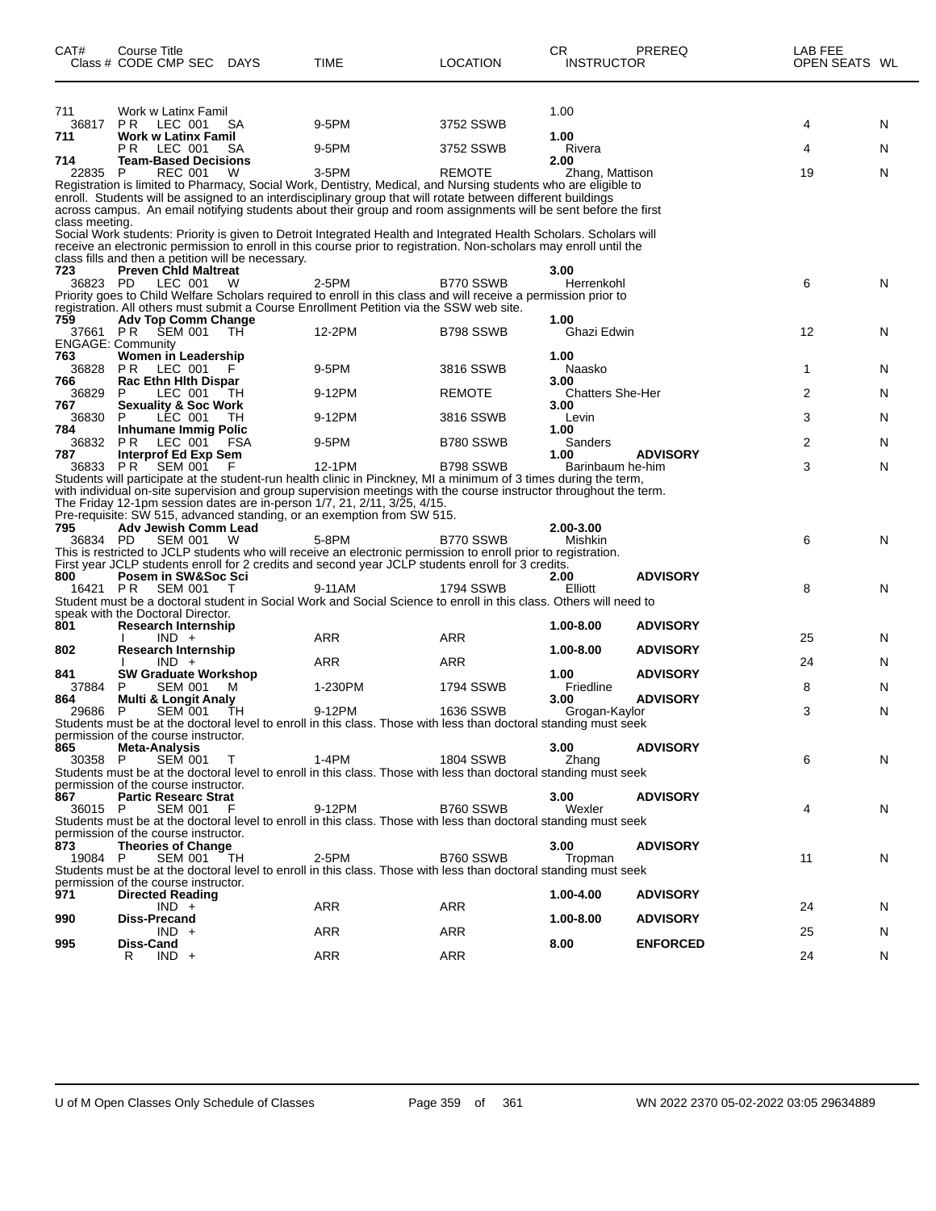| CAT# | Course Title | | | | | | CR | PREREQ | LAB FEE | |
|---|---|---|---|---|---|---|---|---|---|---|
| Class # | CODE CMP SEC | DAYS | TIME | LOCATION | INSTRUCTOR | | | | OPEN SEATS | WL |
| 711 | Work w Latinx Famil | | | | | | 1.00 | | | |
| 36817 | P R LEC 001 | SA | 9-5PM | 3752 SSWB | | | | | 4 | N |
| **711** | **Work w Latinx Famil** | | | | | | **1.00** | | | |
| | P R LEC 001 | SA | 9-5PM | 3752 SSWB | Rivera | | | | 4 | N |
| **714** | **Team-Based Decisions** | | | | | | **2.00** | | | |
| 22835 | P REC 001 | W | 3-5PM | REMOTE | Zhang, Mattison | | | | 19 | N |

Registration is limited to Pharmacy, Social Work, Dentistry, Medical, and Nursing students who are eligible to enroll. Students will be assigned to an interdisciplinary group that will rotate between different buildings across campus. An email notifying students about their group and room assignments will be sent before the first class meeting.
Social Work students: Priority is given to Detroit Integrated Health and Integrated Health Scholars. Scholars will receive an electronic permission to enroll in this course prior to registration. Non-scholars may enroll until the class fills and then a petition will be necessary.

| CAT# | Course Title | DAYS | TIME | LOCATION | INSTRUCTOR | CR | PREREQ | OPEN SEATS | WL |
|---|---|---|---|---|---|---|---|---|---|
| **723** | **Preven Chld Maltreat** | | | | | **3.00** | | | |
| 36823 | PD LEC 001 | W | 2-5PM | B770 SSWB | Herrenkohl | | | 6 | N |

Priority goes to Child Welfare Scholars required to enroll in this class and will receive a permission prior to registration. All others must submit a Course Enrollment Petition via the SSW web site.

| CAT# | Course Title | DAYS | TIME | LOCATION | INSTRUCTOR | CR | PREREQ | OPEN SEATS | WL |
|---|---|---|---|---|---|---|---|---|---|
| **759** | **Adv Top Comm Change** | | | | | **1.00** | | | |
| 37661 | P R SEM 001 | TH | 12-2PM | B798 SSWB | Ghazi Edwin | | | 12 | N |
| ENGAGE: Community | | | | | | | | | |
| **763** | **Women in Leadership** | | | | | **1.00** | | | |
| 36828 | P R LEC 001 | F | 9-5PM | 3816 SSWB | Naasko | | | 1 | N |
| **766** | **Rac Ethn Hlth Dispar** | | | | | **3.00** | | | |
| 36829 | P LEC 001 | TH | 9-12PM | REMOTE | Chatters She-Her | | | 2 | N |
| **767** | **Sexuality & Soc Work** | | | | | **3.00** | | | |
| 36830 | P LEC 001 | TH | 9-12PM | 3816 SSWB | Levin | | | 3 | N |
| **784** | **Inhumane Immig Polic** | | | | | **1.00** | | | |
| 36832 | P R LEC 001 | FSA | 9-5PM | B780 SSWB | Sanders | | | 2 | N |
| **787** | **Interprof Ed Exp Sem** | | | | | **1.00** | **ADVISORY** | | |
| 36833 | P R SEM 001 | F | 12-1PM | B798 SSWB | Barinbaum he-him | | | 3 | N |

Students will participate at the student-run health clinic in Pinckney, MI a minimum of 3 times during the term, with individual on-site supervision and group supervision meetings with the course instructor throughout the term. The Friday 12-1pm session dates are in-person 1/7, 21, 2/11, 3/25, 4/15.
Pre-requisite: SW 515, advanced standing, or an exemption from SW 515.

| CAT# | Course Title | DAYS | TIME | LOCATION | INSTRUCTOR | CR | PREREQ | OPEN SEATS | WL |
|---|---|---|---|---|---|---|---|---|---|
| **795** | **Adv Jewish Comm Lead** | | | | | **2.00-3.00** | | | |
| 36834 | PD SEM 001 | W | 5-8PM | B770 SSWB | Mishkin | | | 6 | N |

This is restricted to JCLP students who will receive an electronic permission to enroll prior to registration.
First year JCLP students enroll for 2 credits and second year JCLP students enroll for 3 credits.

| CAT# | Course Title | DAYS | TIME | LOCATION | INSTRUCTOR | CR | PREREQ | OPEN SEATS | WL |
|---|---|---|---|---|---|---|---|---|---|
| **800** | **Posem in SW&Soc Sci** | | | | | **2.00** | **ADVISORY** | | |
| 16421 | P R SEM 001 | T | 9-11AM | 1794 SSWB | Elliott | | | 8 | N |

Student must be a doctoral student in Social Work and Social Science to enroll in this class. Others will need to speak with the Doctoral Director.

| CAT# | Course Title | DAYS | TIME | LOCATION | INSTRUCTOR | CR | PREREQ | OPEN SEATS | WL |
|---|---|---|---|---|---|---|---|---|---|
| **801** | **Research Internship** | | | | | **1.00-8.00** | **ADVISORY** | | |
| | I IND + | | ARR | ARR | | | | 25 | N |
| **802** | **Research Internship** | | | | | **1.00-8.00** | **ADVISORY** | | |
| | I IND + | | ARR | ARR | | | | 24 | N |
| **841** | **SW Graduate Workshop** | | | | | **1.00** | **ADVISORY** | | |
| 37884 | P SEM 001 | M | 1-230PM | 1794 SSWB | Friedline | | | 8 | N |
| **864** | **Multi & Longit Analy** | | | | | **3.00** | **ADVISORY** | | |
| 29686 | P SEM 001 | TH | 9-12PM | 1636 SSWB | Grogan-Kaylor | | | 3 | N |

Students must be at the doctoral level to enroll in this class. Those with less than doctoral standing must seek permission of the course instructor.

| CAT# | Course Title | DAYS | TIME | LOCATION | INSTRUCTOR | CR | PREREQ | OPEN SEATS | WL |
|---|---|---|---|---|---|---|---|---|---|
| **865** | **Meta-Analysis** | | | | | **3.00** | **ADVISORY** | | |
| 30358 | P SEM 001 | T | 1-4PM | 1804 SSWB | Zhang | | | 6 | N |

Students must be at the doctoral level to enroll in this class. Those with less than doctoral standing must seek permission of the course instructor.

| CAT# | Course Title | DAYS | TIME | LOCATION | INSTRUCTOR | CR | PREREQ | OPEN SEATS | WL |
|---|---|---|---|---|---|---|---|---|---|
| **867** | **Partic Researc Strat** | | | | | **3.00** | **ADVISORY** | | |
| 36015 | P SEM 001 | F | 9-12PM | B760 SSWB | Wexler | | | 4 | N |

Students must be at the doctoral level to enroll in this class. Those with less than doctoral standing must seek permission of the course instructor.

| CAT# | Course Title | DAYS | TIME | LOCATION | INSTRUCTOR | CR | PREREQ | OPEN SEATS | WL |
|---|---|---|---|---|---|---|---|---|---|
| **873** | **Theories of Change** | | | | | **3.00** | **ADVISORY** | | |
| 19084 | P SEM 001 | TH | 2-5PM | B760 SSWB | Tropman | | | 11 | N |

Students must be at the doctoral level to enroll in this class. Those with less than doctoral standing must seek permission of the course instructor.

| CAT# | Course Title | DAYS | TIME | LOCATION | INSTRUCTOR | CR | PREREQ | OPEN SEATS | WL |
|---|---|---|---|---|---|---|---|---|---|
| **971** | **Directed Reading** | | | | | **1.00-4.00** | **ADVISORY** | | |
| | IND + | | ARR | ARR | | | | 24 | N |
| **990** | **Diss-Precand** | | | | | **1.00-8.00** | **ADVISORY** | | |
| | IND + | | ARR | ARR | | | | 25 | N |
| **995** | **Diss-Cand** | | | | | **8.00** | **ENFORCED** | | |
| | R IND + | | ARR | ARR | | | | 24 | N |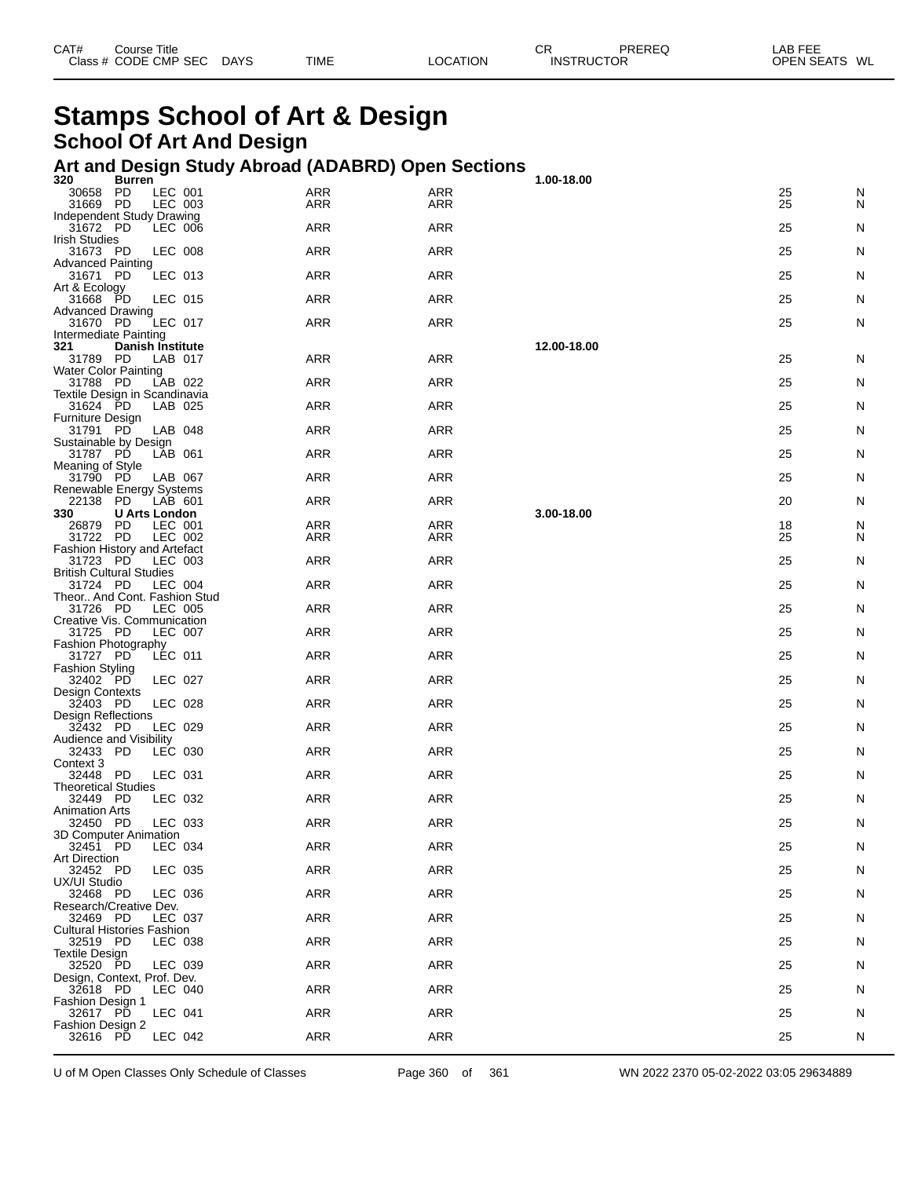# Stamps School of Art & Design

## School Of Art And Design

### Art and Design Study Abroad (ADABRD) Open Sections

| CAT# Class # | Course Title CODE | CMP | SEC | DAYS | TIME | LOCATION | CR INSTRUCTOR | PREREQ | LAB FEE OPEN SEATS | WL |
|---|---|---|---|---|---|---|---|---|---|---|
| **320** | **Burren** | | | | | | **1.00-18.00** | | | |
| 30658 | PD | LEC | 001 | | ARR | ARR | | | 25 | N |
| 31669 | PD | LEC | 003 | | ARR | ARR | | | 25 | N |
| Independent Study Drawing | | | | | | | | | | |
| 31672 | PD | LEC | 006 | | ARR | ARR | | | 25 | N |
| Irish Studies | | | | | | | | | | |
| 31673 | PD | LEC | 008 | | ARR | ARR | | | 25 | N |
| Advanced Painting | | | | | | | | | | |
| 31671 | PD | LEC | 013 | | ARR | ARR | | | 25 | N |
| Art & Ecology | | | | | | | | | | |
| 31668 | PD | LEC | 015 | | ARR | ARR | | | 25 | N |
| Advanced Drawing | | | | | | | | | | |
| 31670 | PD | LEC | 017 | | ARR | ARR | | | 25 | N |
| Intermediate Painting | | | | | | | | | | |
| **321** | **Danish Institute** | | | | | | **12.00-18.00** | | | |
| 31789 | PD | LAB | 017 | | ARR | ARR | | | 25 | N |
| Water Color Painting | | | | | | | | | | |
| 31788 | PD | LAB | 022 | | ARR | ARR | | | 25 | N |
| Textile Design in Scandinavia | | | | | | | | | | |
| 31624 | PD | LAB | 025 | | ARR | ARR | | | 25 | N |
| Furniture Design | | | | | | | | | | |
| 31791 | PD | LAB | 048 | | ARR | ARR | | | 25 | N |
| Sustainable by Design | | | | | | | | | | |
| 31787 | PD | LAB | 061 | | ARR | ARR | | | 25 | N |
| Meaning of Style | | | | | | | | | | |
| 31790 | PD | LAB | 067 | | ARR | ARR | | | 25 | N |
| Renewable Energy Systems | | | | | | | | | | |
| 22138 | PD | LAB | 601 | | ARR | ARR | | | 20 | N |
| **330** | **U Arts London** | | | | | | **3.00-18.00** | | | |
| 26879 | PD | LEC | 001 | | ARR | ARR | | | 18 | N |
| 31722 | PD | LEC | 002 | | ARR | ARR | | | 25 | N |
| Fashion History and Artefact | | | | | | | | | | |
| 31723 | PD | LEC | 003 | | ARR | ARR | | | 25 | N |
| British Cultural Studies | | | | | | | | | | |
| 31724 | PD | LEC | 004 | | ARR | ARR | | | 25 | N |
| Theor.. And Cont. Fashion Stud | | | | | | | | | | |
| 31726 | PD | LEC | 005 | | ARR | ARR | | | 25 | N |
| Creative Vis. Communication | | | | | | | | | | |
| 31725 | PD | LEC | 007 | | ARR | ARR | | | 25 | N |
| Fashion Photography | | | | | | | | | | |
| 31727 | PD | LEC | 011 | | ARR | ARR | | | 25 | N |
| Fashion Styling | | | | | | | | | | |
| 32402 | PD | LEC | 027 | | ARR | ARR | | | 25 | N |
| Design Contexts | | | | | | | | | | |
| 32403 | PD | LEC | 028 | | ARR | ARR | | | 25 | N |
| Design Reflections | | | | | | | | | | |
| 32432 | PD | LEC | 029 | | ARR | ARR | | | 25 | N |
| Audience and Visibility | | | | | | | | | | |
| 32433 | PD | LEC | 030 | | ARR | ARR | | | 25 | N |
| Context 3 | | | | | | | | | | |
| 32448 | PD | LEC | 031 | | ARR | ARR | | | 25 | N |
| Theoretical Studies | | | | | | | | | | |
| 32449 | PD | LEC | 032 | | ARR | ARR | | | 25 | N |
| Animation Arts | | | | | | | | | | |
| 32450 | PD | LEC | 033 | | ARR | ARR | | | 25 | N |
| 3D Computer Animation | | | | | | | | | | |
| 32451 | PD | LEC | 034 | | ARR | ARR | | | 25 | N |
| Art Direction | | | | | | | | | | |
| 32452 | PD | LEC | 035 | | ARR | ARR | | | 25 | N |
| UX/UI Studio | | | | | | | | | | |
| 32468 | PD | LEC | 036 | | ARR | ARR | | | 25 | N |
| Research/Creative Dev. | | | | | | | | | | |
| 32469 | PD | LEC | 037 | | ARR | ARR | | | 25 | N |
| Cultural Histories Fashion | | | | | | | | | | |
| 32519 | PD | LEC | 038 | | ARR | ARR | | | 25 | N |
| Textile Design | | | | | | | | | | |
| 32520 | PD | LEC | 039 | | ARR | ARR | | | 25 | N |
| Design, Context, Prof. Dev. | | | | | | | | | | |
| 32618 | PD | LEC | 040 | | ARR | ARR | | | 25 | N |
| Fashion Design 1 | | | | | | | | | | |
| 32617 | PD | LEC | 041 | | ARR | ARR | | | 25 | N |
| Fashion Design 2 | | | | | | | | | | |
| 32616 | PD | LEC | 042 | | ARR | ARR | | | 25 | N |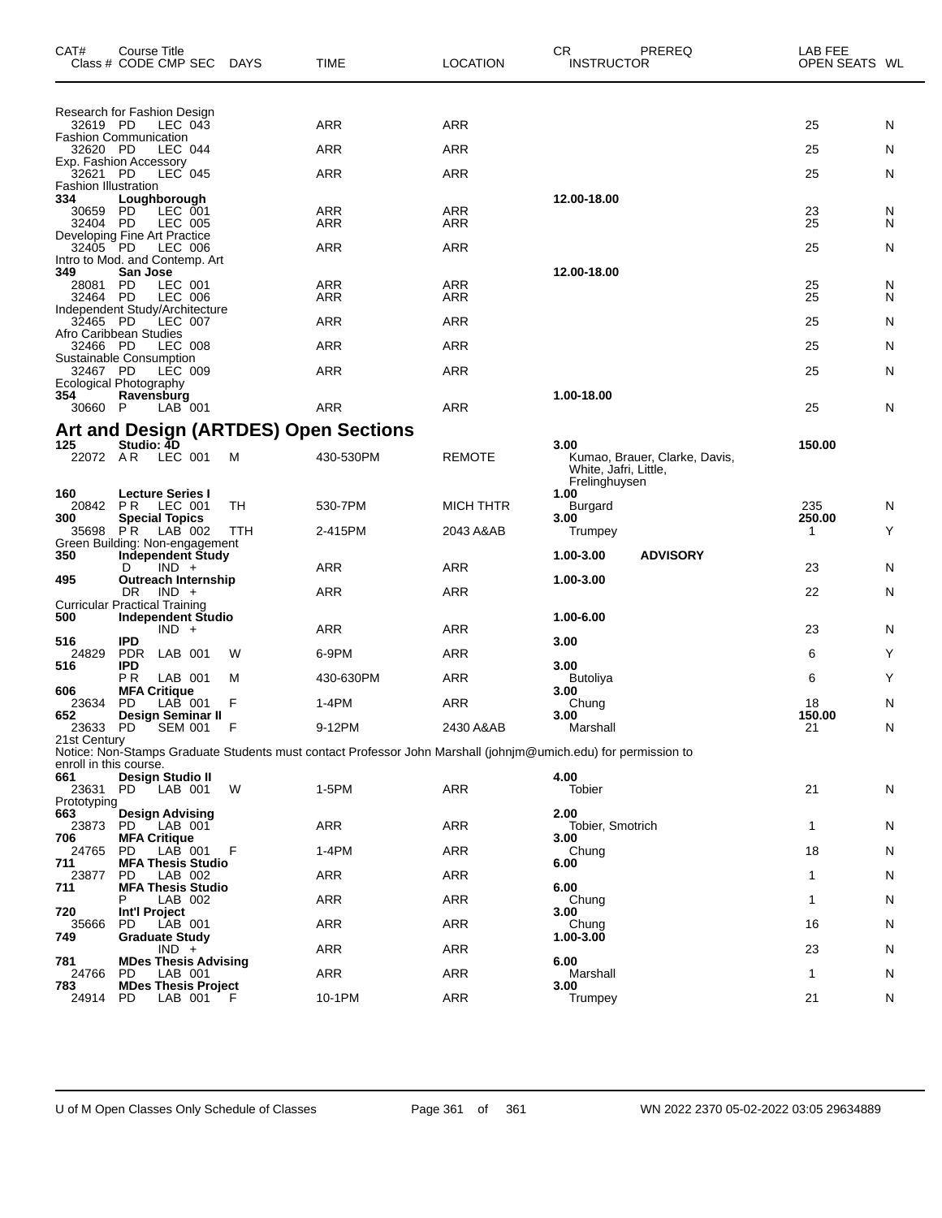| CAT# | Course Title Class # CODE CMP SEC | DAYS | TIME | LOCATION | CR INSTRUCTOR | PREREQ | LAB FEE OPEN SEATS | WL |
|---|---|---|---|---|---|---|---|---|
| | Research for Fashion Design | | | | | | | |
| | 32619 PD LEC 043 | | ARR | ARR | | | 25 | N |
| | Fashion Communication | | | | | | | |
| | 32620 PD LEC 044 | | ARR | ARR | | | 25 | N |
| | Exp. Fashion Accessory | | | | | | | |
| | 32621 PD LEC 045 | | ARR | ARR | | | 25 | N |
| | Fashion Illustration | | | | | | | |
| 334 | **Loughborough** | | | | **12.00-18.00** | | | |
| | 30659 PD LEC 001 | | ARR | ARR | | | 23 | N |
| | 32404 PD LEC 005 | | ARR | ARR | | | 25 | N |
| | Developing Fine Art Practice | | | | | | | |
| | 32405 PD LEC 006 | | ARR | ARR | | | 25 | N |
| | Intro to Mod. and Contemp. Art | | | | | | | |
| 349 | **San Jose** | | | | **12.00-18.00** | | | |
| | 28081 PD LEC 001 | | ARR | ARR | | | 25 | N |
| | 32464 PD LEC 006 | | ARR | ARR | | | 25 | N |
| | Independent Study/Architecture | | | | | | | |
| | 32465 PD LEC 007 | | ARR | ARR | | | 25 | N |
| | Afro Caribbean Studies | | | | | | | |
| | 32466 PD LEC 008 | | ARR | ARR | | | 25 | N |
| | Sustainable Consumption | | | | | | | |
| | 32467 PD LEC 009 | | ARR | ARR | | | 25 | N |
| | Ecological Photography | | | | | | | |
| 354 | **Ravensburg** | | | | **1.00-18.00** | | | |
| | 30660 P LAB 001 | | ARR | ARR | | | 25 | N |

## Art and Design (ARTDES) Open Sections

| CAT# | Course Title Class # CODE CMP SEC | DAYS | TIME | LOCATION | CR INSTRUCTOR | PREREQ | LAB FEE OPEN SEATS | WL |
|---|---|---|---|---|---|---|---|---|
| 125 | **Studio: 4D** | | | | **3.00** | | **150.00** | |
| | 22072 A R LEC 001 | M | 430-530PM | REMOTE | Kumao, Brauer, Clarke, Davis, White, Jafri, Little, Frelinghuysen | | | |
| 160 | **Lecture Series I** | | | | **1.00** | | | |
| | 20842 P R LEC 001 | TH | 530-7PM | MICH THTR | Burgard | | 235 | N |
| 300 | **Special Topics** | | | | **3.00** | | **250.00** | |
| | 35698 P R LAB 002 | TTH | 2-415PM | 2043 A&AB | Trumpey | | 1 | Y |
| | Green Building: Non-engagement | | | | | | | |
| 350 | **Independent Study** | | | | **1.00-3.00** | **ADVISORY** | | |
| | D IND + | | ARR | ARR | | | 23 | N |
| 495 | **Outreach Internship** | | | | **1.00-3.00** | | | |
| | DR IND + | | ARR | ARR | | | 22 | N |
| | Curricular Practical Training | | | | | | | |
| 500 | **Independent Studio** | | | | **1.00-6.00** | | | |
| | IND + | | ARR | ARR | | | 23 | N |
| 516 | **IPD** | | | | **3.00** | | | |
| | 24829 PDR LAB 001 | W | 6-9PM | ARR | | | 6 | Y |
| 516 | **IPD** | | | | **3.00** | | | |
| | P R LAB 001 | M | 430-630PM | ARR | Butoliya | | 6 | Y |
| 606 | **MFA Critique** | | | | **3.00** | | | |
| | 23634 PD LAB 001 | F | 1-4PM | ARR | Chung | | 18 | N |
| 652 | **Design Seminar II** | | | | **3.00** | | **150.00** | |
| | 23633 PD SEM 001 | F | 9-12PM | 2430 A&AB | Marshall | | 21 | N |
| | 21st Century | | | | | | | |
| | Notice: Non-Stamps Graduate Students must contact Professor John Marshall (johnjm@umich.edu) for permission to enroll in this course. | | | | | | | |
| 661 | **Design Studio II** | | | | **4.00** | | | |
| | 23631 PD LAB 001 | W | 1-5PM | ARR | Tobier | | 21 | N |
| | Prototyping | | | | | | | |
| 663 | **Design Advising** | | | | **2.00** | | | |
| | 23873 PD LAB 001 | | ARR | ARR | Tobier, Smotrich | | 1 | N |
| 706 | **MFA Critique** | | | | **3.00** | | | |
| | 24765 PD LAB 001 | F | 1-4PM | ARR | Chung | | 18 | N |
| 711 | **MFA Thesis Studio** | | | | **6.00** | | | |
| | 23877 PD LAB 002 | | ARR | ARR | | | 1 | N |
| 711 | **MFA Thesis Studio** | | | | **6.00** | | | |
| | P LAB 002 | | ARR | ARR | Chung | | 1 | N |
| 720 | **Int'l Project** | | | | **3.00** | | | |
| | 35666 PD LAB 001 | | ARR | ARR | Chung | | 16 | N |
| 749 | **Graduate Study** | | | | **1.00-3.00** | | | |
| | IND + | | ARR | ARR | | | 23 | N |
| 781 | **MDes Thesis Advising** | | | | **6.00** | | | |
| | 24766 PD LAB 001 | | ARR | ARR | Marshall | | 1 | N |
| 783 | **MDes Thesis Project** | | | | **3.00** | | | |
| | 24914 PD LAB 001 | F | 10-1PM | ARR | Trumpey | | 21 | N |